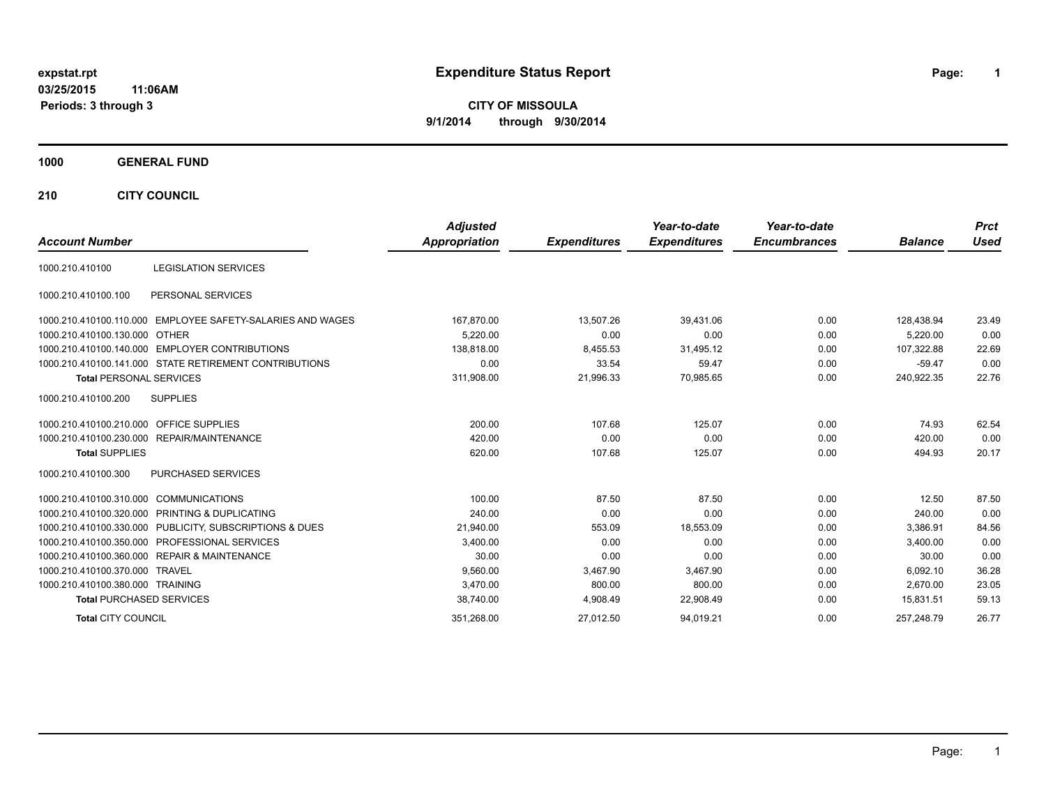expstat.rpt
03/25/2015 11:06AM
Periods: 3 through 3

# Expenditure Status Report

**CITY OF MISSOULA**
**9/1/2014 through 9/30/2014**

## 1000 GENERAL FUND

## 210 CITY COUNCIL

| Account Number | | Adjusted Appropriation | Expenditures | Year-to-date Expenditures | Year-to-date Encumbrances | Balance | Prct Used |
|---|---|---|---|---|---|---|---|
| 1000.210.410100 | LEGISLATION SERVICES | | | | | | |
| 1000.210.410100.100 | PERSONAL SERVICES | | | | | | |
| 1000.210.410100.110.000 | EMPLOYEE SAFETY-SALARIES AND WAGES | 167,870.00 | 13,507.26 | 39,431.06 | 0.00 | 128,438.94 | 23.49 |
| 1000.210.410100.130.000 | OTHER | 5,220.00 | 0.00 | 0.00 | 0.00 | 5,220.00 | 0.00 |
| 1000.210.410100.140.000 | EMPLOYER CONTRIBUTIONS | 138,818.00 | 8,455.53 | 31,495.12 | 0.00 | 107,322.88 | 22.69 |
| 1000.210.410100.141.000 | STATE RETIREMENT CONTRIBUTIONS | 0.00 | 33.54 | 59.47 | 0.00 | -59.47 | 0.00 |
| **Total** PERSONAL SERVICES | | 311,908.00 | 21,996.33 | 70,985.65 | 0.00 | 240,922.35 | 22.76 |
| 1000.210.410100.200 | SUPPLIES | | | | | | |
| 1000.210.410100.210.000 | OFFICE SUPPLIES | 200.00 | 107.68 | 125.07 | 0.00 | 74.93 | 62.54 |
| 1000.210.410100.230.000 | REPAIR/MAINTENANCE | 420.00 | 0.00 | 0.00 | 0.00 | 420.00 | 0.00 |
| **Total** SUPPLIES | | 620.00 | 107.68 | 125.07 | 0.00 | 494.93 | 20.17 |
| 1000.210.410100.300 | PURCHASED SERVICES | | | | | | |
| 1000.210.410100.310.000 | COMMUNICATIONS | 100.00 | 87.50 | 87.50 | 0.00 | 12.50 | 87.50 |
| 1000.210.410100.320.000 | PRINTING & DUPLICATING | 240.00 | 0.00 | 0.00 | 0.00 | 240.00 | 0.00 |
| 1000.210.410100.330.000 | PUBLICITY, SUBSCRIPTIONS & DUES | 21,940.00 | 553.09 | 18,553.09 | 0.00 | 3,386.91 | 84.56 |
| 1000.210.410100.350.000 | PROFESSIONAL SERVICES | 3,400.00 | 0.00 | 0.00 | 0.00 | 3,400.00 | 0.00 |
| 1000.210.410100.360.000 | REPAIR & MAINTENANCE | 30.00 | 0.00 | 0.00 | 0.00 | 30.00 | 0.00 |
| 1000.210.410100.370.000 | TRAVEL | 9,560.00 | 3,467.90 | 3,467.90 | 0.00 | 6,092.10 | 36.28 |
| 1000.210.410100.380.000 | TRAINING | 3,470.00 | 800.00 | 800.00 | 0.00 | 2,670.00 | 23.05 |
| **Total** PURCHASED SERVICES | | 38,740.00 | 4,908.49 | 22,908.49 | 0.00 | 15,831.51 | 59.13 |
| **Total** CITY COUNCIL | | 351,268.00 | 27,012.50 | 94,019.21 | 0.00 | 257,248.79 | 26.77 |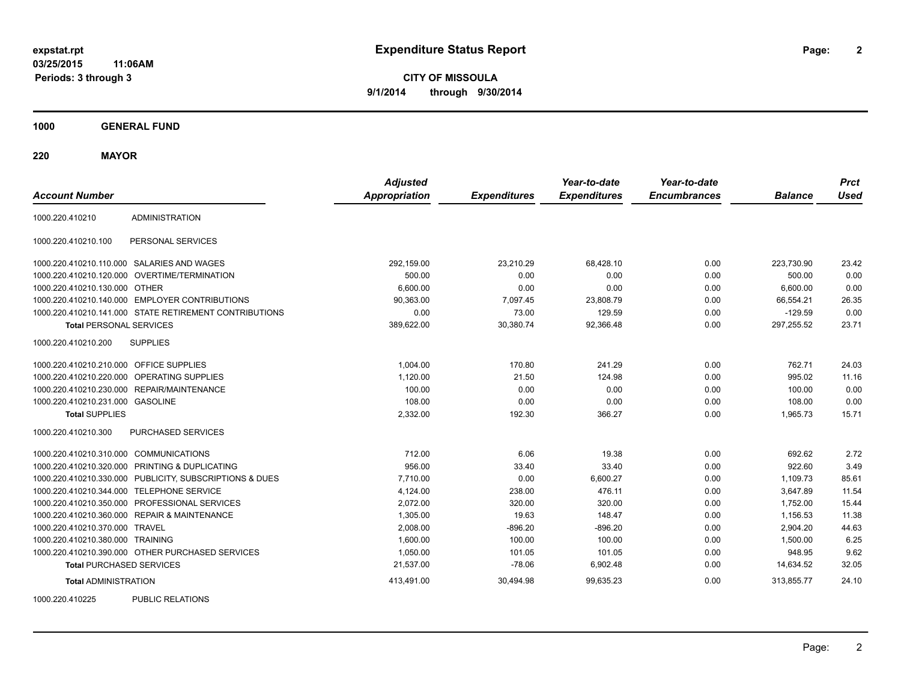**expstat.rpt**
**03/25/2015 11:06AM**
**Periods: 3 through 3**

# Expenditure Status Report

**CITY OF MISSOULA**
**9/1/2014 through 9/30/2014**

## 1000 GENERAL FUND

### 220 MAYOR

| Account Number | | Adjusted Appropriation | Expenditures | Year-to-date Expenditures | Year-to-date Encumbrances | Balance | Prct Used |
|---|---|---|---|---|---|---|---|
| 1000.220.410210 | ADMINISTRATION | | | | | | |
| 1000.220.410210.100 | PERSONAL SERVICES | | | | | | |
| 1000.220.410210.110.000 | SALARIES AND WAGES | 292,159.00 | 23,210.29 | 68,428.10 | 0.00 | 223,730.90 | 23.42 |
| 1000.220.410210.120.000 | OVERTIME/TERMINATION | 500.00 | 0.00 | 0.00 | 0.00 | 500.00 | 0.00 |
| 1000.220.410210.130.000 | OTHER | 6,600.00 | 0.00 | 0.00 | 0.00 | 6,600.00 | 0.00 |
| 1000.220.410210.140.000 | EMPLOYER CONTRIBUTIONS | 90,363.00 | 7,097.45 | 23,808.79 | 0.00 | 66,554.21 | 26.35 |
| 1000.220.410210.141.000 | STATE RETIREMENT CONTRIBUTIONS | 0.00 | 73.00 | 129.59 | 0.00 | -129.59 | 0.00 |
| **Total** PERSONAL SERVICES | | 389,622.00 | 30,380.74 | 92,366.48 | 0.00 | 297,255.52 | 23.71 |
| 1000.220.410210.200 | SUPPLIES | | | | | | |
| 1000.220.410210.210.000 | OFFICE SUPPLIES | 1,004.00 | 170.80 | 241.29 | 0.00 | 762.71 | 24.03 |
| 1000.220.410210.220.000 | OPERATING SUPPLIES | 1,120.00 | 21.50 | 124.98 | 0.00 | 995.02 | 11.16 |
| 1000.220.410210.230.000 | REPAIR/MAINTENANCE | 100.00 | 0.00 | 0.00 | 0.00 | 100.00 | 0.00 |
| 1000.220.410210.231.000 | GASOLINE | 108.00 | 0.00 | 0.00 | 0.00 | 108.00 | 0.00 |
| **Total** SUPPLIES | | 2,332.00 | 192.30 | 366.27 | 0.00 | 1,965.73 | 15.71 |
| 1000.220.410210.300 | PURCHASED SERVICES | | | | | | |
| 1000.220.410210.310.000 | COMMUNICATIONS | 712.00 | 6.06 | 19.38 | 0.00 | 692.62 | 2.72 |
| 1000.220.410210.320.000 | PRINTING & DUPLICATING | 956.00 | 33.40 | 33.40 | 0.00 | 922.60 | 3.49 |
| 1000.220.410210.330.000 | PUBLICITY, SUBSCRIPTIONS & DUES | 7,710.00 | 0.00 | 6,600.27 | 0.00 | 1,109.73 | 85.61 |
| 1000.220.410210.344.000 | TELEPHONE SERVICE | 4,124.00 | 238.00 | 476.11 | 0.00 | 3,647.89 | 11.54 |
| 1000.220.410210.350.000 | PROFESSIONAL SERVICES | 2,072.00 | 320.00 | 320.00 | 0.00 | 1,752.00 | 15.44 |
| 1000.220.410210.360.000 | REPAIR & MAINTENANCE | 1,305.00 | 19.63 | 148.47 | 0.00 | 1,156.53 | 11.38 |
| 1000.220.410210.370.000 | TRAVEL | 2,008.00 | -896.20 | -896.20 | 0.00 | 2,904.20 | 44.63 |
| 1000.220.410210.380.000 | TRAINING | 1,600.00 | 100.00 | 100.00 | 0.00 | 1,500.00 | 6.25 |
| 1000.220.410210.390.000 | OTHER PURCHASED SERVICES | 1,050.00 | 101.05 | 101.05 | 0.00 | 948.95 | 9.62 |
| **Total** PURCHASED SERVICES | | 21,537.00 | -78.06 | 6,902.48 | 0.00 | 14,634.52 | 32.05 |
| **Total** ADMINISTRATION | | 413,491.00 | 30,494.98 | 99,635.23 | 0.00 | 313,855.77 | 24.10 |
| 1000.220.410225 | PUBLIC RELATIONS | | | | | | |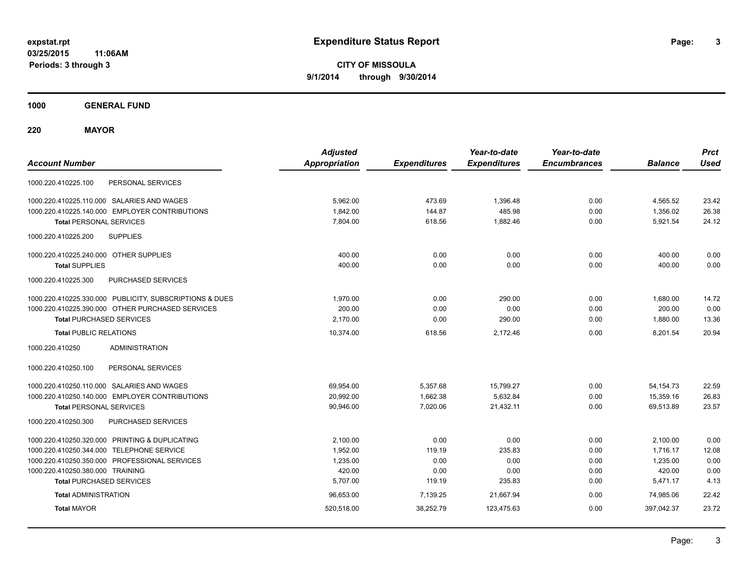# Expenditure Status Report

expstat.rpt
03/25/2015 11:06AM
Periods: 3 through 3

**CITY OF MISSOULA**
**9/1/2014 through 9/30/2014**

**1000 GENERAL FUND**

**220 MAYOR**

| Account Number | | Adjusted Appropriation | Expenditures | Year-to-date Expenditures | Year-to-date Encumbrances | Balance | Prct Used |
|---|---|---|---|---|---|---|---|
| 1000.220.410225.100 | PERSONAL SERVICES | | | | | | |
| 1000.220.410225.110.000 | SALARIES AND WAGES | 5,962.00 | 473.69 | 1,396.48 | 0.00 | 4,565.52 | 23.42 |
| 1000.220.410225.140.000 | EMPLOYER CONTRIBUTIONS | 1,842.00 | 144.87 | 485.98 | 0.00 | 1,356.02 | 26.38 |
| **Total** PERSONAL SERVICES | | 7,804.00 | 618.56 | 1,882.46 | 0.00 | 5,921.54 | 24.12 |
| 1000.220.410225.200 | SUPPLIES | | | | | | |
| 1000.220.410225.240.000 | OTHER SUPPLIES | 400.00 | 0.00 | 0.00 | 0.00 | 400.00 | 0.00 |
| **Total** SUPPLIES | | 400.00 | 0.00 | 0.00 | 0.00 | 400.00 | 0.00 |
| 1000.220.410225.300 | PURCHASED SERVICES | | | | | | |
| 1000.220.410225.330.000 | PUBLICITY, SUBSCRIPTIONS & DUES | 1,970.00 | 0.00 | 290.00 | 0.00 | 1,680.00 | 14.72 |
| 1000.220.410225.390.000 | OTHER PURCHASED SERVICES | 200.00 | 0.00 | 0.00 | 0.00 | 200.00 | 0.00 |
| **Total** PURCHASED SERVICES | | 2,170.00 | 0.00 | 290.00 | 0.00 | 1,880.00 | 13.36 |
| **Total** PUBLIC RELATIONS | | 10,374.00 | 618.56 | 2,172.46 | 0.00 | 8,201.54 | 20.94 |
| 1000.220.410250 | ADMINISTRATION | | | | | | |
| 1000.220.410250.100 | PERSONAL SERVICES | | | | | | |
| 1000.220.410250.110.000 | SALARIES AND WAGES | 69,954.00 | 5,357.68 | 15,799.27 | 0.00 | 54,154.73 | 22.59 |
| 1000.220.410250.140.000 | EMPLOYER CONTRIBUTIONS | 20,992.00 | 1,662.38 | 5,632.84 | 0.00 | 15,359.16 | 26.83 |
| **Total** PERSONAL SERVICES | | 90,946.00 | 7,020.06 | 21,432.11 | 0.00 | 69,513.89 | 23.57 |
| 1000.220.410250.300 | PURCHASED SERVICES | | | | | | |
| 1000.220.410250.320.000 | PRINTING & DUPLICATING | 2,100.00 | 0.00 | 0.00 | 0.00 | 2,100.00 | 0.00 |
| 1000.220.410250.344.000 | TELEPHONE SERVICE | 1,952.00 | 119.19 | 235.83 | 0.00 | 1,716.17 | 12.08 |
| 1000.220.410250.350.000 | PROFESSIONAL SERVICES | 1,235.00 | 0.00 | 0.00 | 0.00 | 1,235.00 | 0.00 |
| 1000.220.410250.380.000 | TRAINING | 420.00 | 0.00 | 0.00 | 0.00 | 420.00 | 0.00 |
| **Total** PURCHASED SERVICES | | 5,707.00 | 119.19 | 235.83 | 0.00 | 5,471.17 | 4.13 |
| **Total** ADMINISTRATION | | 96,653.00 | 7,139.25 | 21,667.94 | 0.00 | 74,985.06 | 22.42 |
| **Total** MAYOR | | 520,518.00 | 38,252.79 | 123,475.63 | 0.00 | 397,042.37 | 23.72 |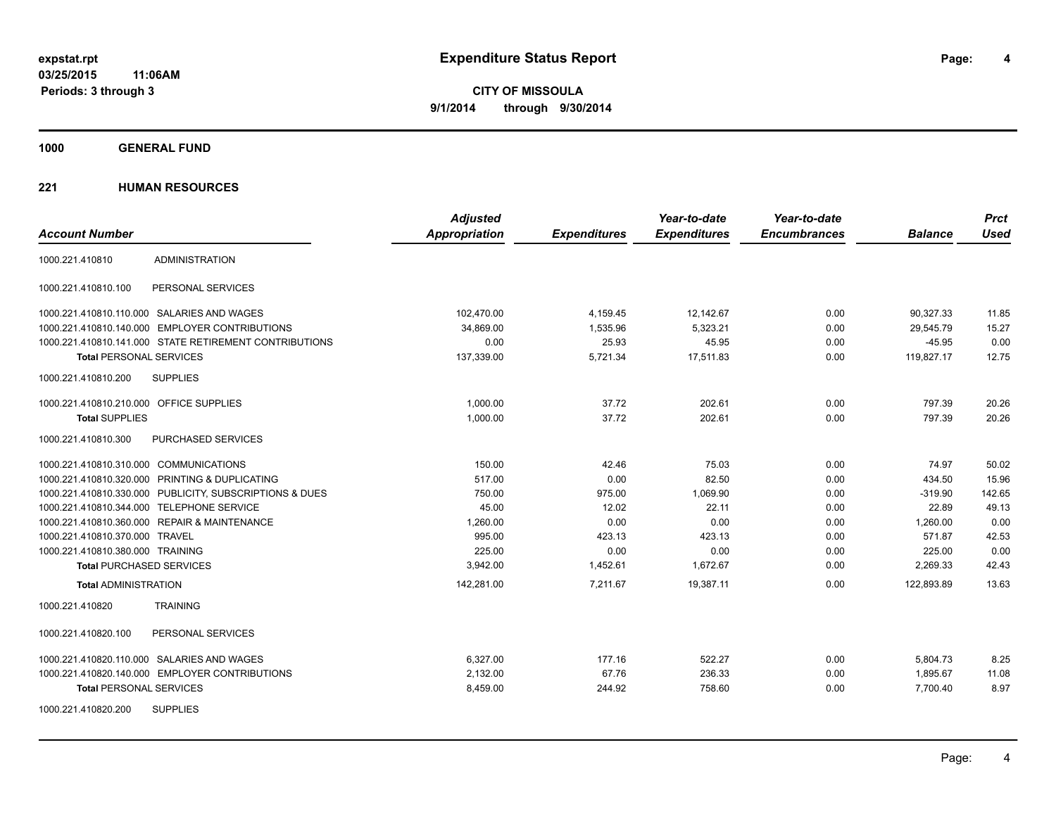**Expenditure Status Report**

**CITY OF MISSOULA**
**9/1/2014 through 9/30/2014**

expstat.rpt
03/25/2015 11:06AM
Periods: 3 through 3

## 1000 GENERAL FUND

## 221 HUMAN RESOURCES

| Account Number | | Adjusted Appropriation | Expenditures | Year-to-date Expenditures | Year-to-date Encumbrances | Balance | Prct Used |
|---|---|---|---|---|---|---|---|
| 1000.221.410810 | ADMINISTRATION | | | | | | |
| 1000.221.410810.100 | PERSONAL SERVICES | | | | | | |
| 1000.221.410810.110.000 | SALARIES AND WAGES | 102,470.00 | 4,159.45 | 12,142.67 | 0.00 | 90,327.33 | 11.85 |
| 1000.221.410810.140.000 | EMPLOYER CONTRIBUTIONS | 34,869.00 | 1,535.96 | 5,323.21 | 0.00 | 29,545.79 | 15.27 |
| 1000.221.410810.141.000 | STATE RETIREMENT CONTRIBUTIONS | 0.00 | 25.93 | 45.95 | 0.00 | -45.95 | 0.00 |
| **Total** PERSONAL SERVICES | | 137,339.00 | 5,721.34 | 17,511.83 | 0.00 | 119,827.17 | 12.75 |
| 1000.221.410810.200 | SUPPLIES | | | | | | |
| 1000.221.410810.210.000 | OFFICE SUPPLIES | 1,000.00 | 37.72 | 202.61 | 0.00 | 797.39 | 20.26 |
| **Total** SUPPLIES | | 1,000.00 | 37.72 | 202.61 | 0.00 | 797.39 | 20.26 |
| 1000.221.410810.300 | PURCHASED SERVICES | | | | | | |
| 1000.221.410810.310.000 | COMMUNICATIONS | 150.00 | 42.46 | 75.03 | 0.00 | 74.97 | 50.02 |
| 1000.221.410810.320.000 | PRINTING & DUPLICATING | 517.00 | 0.00 | 82.50 | 0.00 | 434.50 | 15.96 |
| 1000.221.410810.330.000 | PUBLICITY, SUBSCRIPTIONS & DUES | 750.00 | 975.00 | 1,069.90 | 0.00 | -319.90 | 142.65 |
| 1000.221.410810.344.000 | TELEPHONE SERVICE | 45.00 | 12.02 | 22.11 | 0.00 | 22.89 | 49.13 |
| 1000.221.410810.360.000 | REPAIR & MAINTENANCE | 1,260.00 | 0.00 | 0.00 | 0.00 | 1,260.00 | 0.00 |
| 1000.221.410810.370.000 | TRAVEL | 995.00 | 423.13 | 423.13 | 0.00 | 571.87 | 42.53 |
| 1000.221.410810.380.000 | TRAINING | 225.00 | 0.00 | 0.00 | 0.00 | 225.00 | 0.00 |
| **Total** PURCHASED SERVICES | | 3,942.00 | 1,452.61 | 1,672.67 | 0.00 | 2,269.33 | 42.43 |
| **Total** ADMINISTRATION | | 142,281.00 | 7,211.67 | 19,387.11 | 0.00 | 122,893.89 | 13.63 |
| 1000.221.410820 | TRAINING | | | | | | |
| 1000.221.410820.100 | PERSONAL SERVICES | | | | | | |
| 1000.221.410820.110.000 | SALARIES AND WAGES | 6,327.00 | 177.16 | 522.27 | 0.00 | 5,804.73 | 8.25 |
| 1000.221.410820.140.000 | EMPLOYER CONTRIBUTIONS | 2,132.00 | 67.76 | 236.33 | 0.00 | 1,895.67 | 11.08 |
| **Total** PERSONAL SERVICES | | 8,459.00 | 244.92 | 758.60 | 0.00 | 7,700.40 | 8.97 |
| 1000.221.410820.200 | SUPPLIES | | | | | | |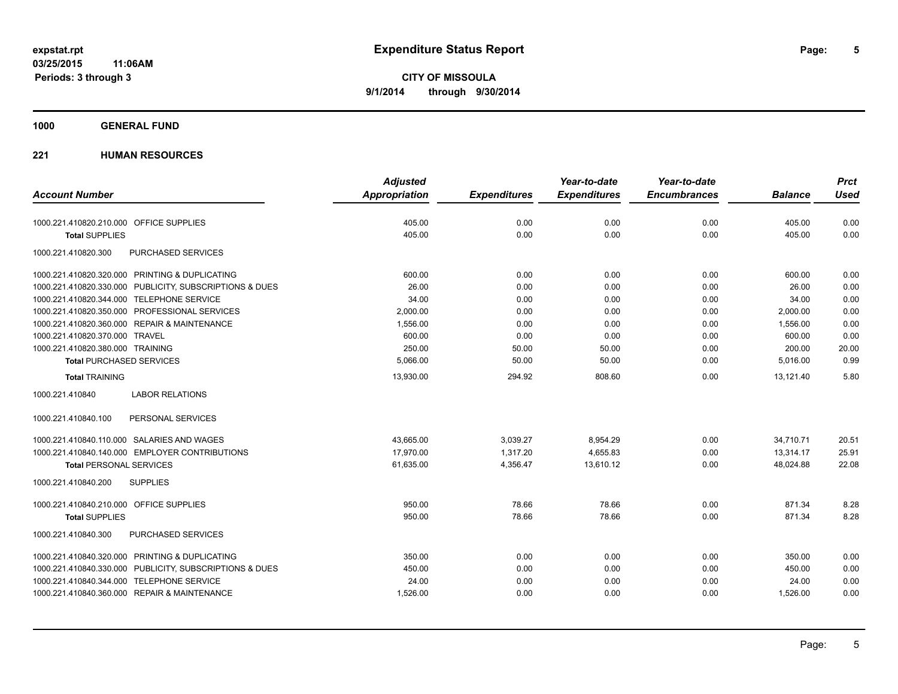# Expenditure Status Report

**CITY OF MISSOULA**
**9/1/2014 through 9/30/2014**

expstat.rpt
03/25/2015 11:06AM
Periods: 3 through 3

**1000 GENERAL FUND**

**221 HUMAN RESOURCES**

| Account Number | Adjusted Appropriation | Expenditures | Year-to-date Expenditures | Year-to-date Encumbrances | Balance | Prct Used |
|---|---|---|---|---|---|---|
| 1000.221.410820.210.000 OFFICE SUPPLIES | 405.00 | 0.00 | 0.00 | 0.00 | 405.00 | 0.00 |
| **Total** SUPPLIES | 405.00 | 0.00 | 0.00 | 0.00 | 405.00 | 0.00 |
| 1000.221.410820.300 PURCHASED SERVICES | | | | | | |
| 1000.221.410820.320.000 PRINTING & DUPLICATING | 600.00 | 0.00 | 0.00 | 0.00 | 600.00 | 0.00 |
| 1000.221.410820.330.000 PUBLICITY, SUBSCRIPTIONS & DUES | 26.00 | 0.00 | 0.00 | 0.00 | 26.00 | 0.00 |
| 1000.221.410820.344.000 TELEPHONE SERVICE | 34.00 | 0.00 | 0.00 | 0.00 | 34.00 | 0.00 |
| 1000.221.410820.350.000 PROFESSIONAL SERVICES | 2,000.00 | 0.00 | 0.00 | 0.00 | 2,000.00 | 0.00 |
| 1000.221.410820.360.000 REPAIR & MAINTENANCE | 1,556.00 | 0.00 | 0.00 | 0.00 | 1,556.00 | 0.00 |
| 1000.221.410820.370.000 TRAVEL | 600.00 | 0.00 | 0.00 | 0.00 | 600.00 | 0.00 |
| 1000.221.410820.380.000 TRAINING | 250.00 | 50.00 | 50.00 | 0.00 | 200.00 | 20.00 |
| **Total** PURCHASED SERVICES | 5,066.00 | 50.00 | 50.00 | 0.00 | 5,016.00 | 0.99 |
| **Total** TRAINING | 13,930.00 | 294.92 | 808.60 | 0.00 | 13,121.40 | 5.80 |
| 1000.221.410840 LABOR RELATIONS | | | | | | |
| 1000.221.410840.100 PERSONAL SERVICES | | | | | | |
| 1000.221.410840.110.000 SALARIES AND WAGES | 43,665.00 | 3,039.27 | 8,954.29 | 0.00 | 34,710.71 | 20.51 |
| 1000.221.410840.140.000 EMPLOYER CONTRIBUTIONS | 17,970.00 | 1,317.20 | 4,655.83 | 0.00 | 13,314.17 | 25.91 |
| **Total** PERSONAL SERVICES | 61,635.00 | 4,356.47 | 13,610.12 | 0.00 | 48,024.88 | 22.08 |
| 1000.221.410840.200 SUPPLIES | | | | | | |
| 1000.221.410840.210.000 OFFICE SUPPLIES | 950.00 | 78.66 | 78.66 | 0.00 | 871.34 | 8.28 |
| **Total** SUPPLIES | 950.00 | 78.66 | 78.66 | 0.00 | 871.34 | 8.28 |
| 1000.221.410840.300 PURCHASED SERVICES | | | | | | |
| 1000.221.410840.320.000 PRINTING & DUPLICATING | 350.00 | 0.00 | 0.00 | 0.00 | 350.00 | 0.00 |
| 1000.221.410840.330.000 PUBLICITY, SUBSCRIPTIONS & DUES | 450.00 | 0.00 | 0.00 | 0.00 | 450.00 | 0.00 |
| 1000.221.410840.344.000 TELEPHONE SERVICE | 24.00 | 0.00 | 0.00 | 0.00 | 24.00 | 0.00 |
| 1000.221.410840.360.000 REPAIR & MAINTENANCE | 1,526.00 | 0.00 | 0.00 | 0.00 | 1,526.00 | 0.00 |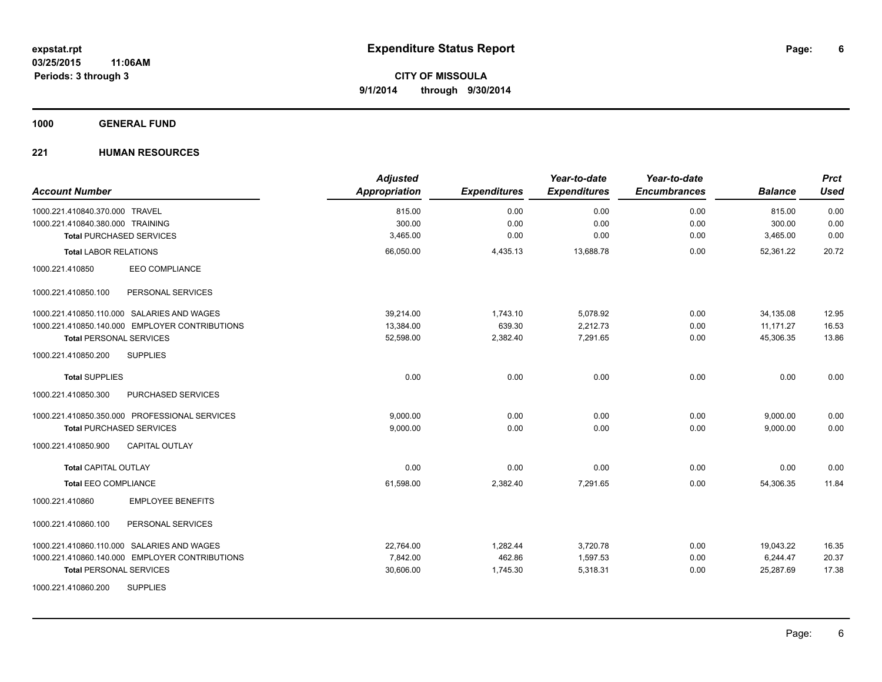**expstat.rpt**
**03/25/2015 11:06AM**
**Periods: 3 through 3**

# Expenditure Status Report

**CITY OF MISSOULA**
**9/1/2014 through 9/30/2014**

## 1000 GENERAL FUND

### 221 HUMAN RESOURCES

| Account Number | Adjusted Appropriation | Expenditures | Year-to-date Expenditures | Year-to-date Encumbrances | Balance | Prct Used |
|---|---|---|---|---|---|---|
| 1000.221.410840.370.000 TRAVEL | 815.00 | 0.00 | 0.00 | 0.00 | 815.00 | 0.00 |
| 1000.221.410840.380.000 TRAINING | 300.00 | 0.00 | 0.00 | 0.00 | 300.00 | 0.00 |
| **Total** PURCHASED SERVICES | 3,465.00 | 0.00 | 0.00 | 0.00 | 3,465.00 | 0.00 |
| **Total** LABOR RELATIONS | 66,050.00 | 4,435.13 | 13,688.78 | 0.00 | 52,361.22 | 20.72 |
| 1000.221.410850 EEO COMPLIANCE | | | | | | |
| 1000.221.410850.100 PERSONAL SERVICES | | | | | | |
| 1000.221.410850.110.000 SALARIES AND WAGES | 39,214.00 | 1,743.10 | 5,078.92 | 0.00 | 34,135.08 | 12.95 |
| 1000.221.410850.140.000 EMPLOYER CONTRIBUTIONS | 13,384.00 | 639.30 | 2,212.73 | 0.00 | 11,171.27 | 16.53 |
| **Total** PERSONAL SERVICES | 52,598.00 | 2,382.40 | 7,291.65 | 0.00 | 45,306.35 | 13.86 |
| 1000.221.410850.200 SUPPLIES | | | | | | |
| **Total** SUPPLIES | 0.00 | 0.00 | 0.00 | 0.00 | 0.00 | 0.00 |
| 1000.221.410850.300 PURCHASED SERVICES | | | | | | |
| 1000.221.410850.350.000 PROFESSIONAL SERVICES | 9,000.00 | 0.00 | 0.00 | 0.00 | 9,000.00 | 0.00 |
| **Total** PURCHASED SERVICES | 9,000.00 | 0.00 | 0.00 | 0.00 | 9,000.00 | 0.00 |
| 1000.221.410850.900 CAPITAL OUTLAY | | | | | | |
| **Total** CAPITAL OUTLAY | 0.00 | 0.00 | 0.00 | 0.00 | 0.00 | 0.00 |
| **Total** EEO COMPLIANCE | 61,598.00 | 2,382.40 | 7,291.65 | 0.00 | 54,306.35 | 11.84 |
| 1000.221.410860 EMPLOYEE BENEFITS | | | | | | |
| 1000.221.410860.100 PERSONAL SERVICES | | | | | | |
| 1000.221.410860.110.000 SALARIES AND WAGES | 22,764.00 | 1,282.44 | 3,720.78 | 0.00 | 19,043.22 | 16.35 |
| 1000.221.410860.140.000 EMPLOYER CONTRIBUTIONS | 7,842.00 | 462.86 | 1,597.53 | 0.00 | 6,244.47 | 20.37 |
| **Total** PERSONAL SERVICES | 30,606.00 | 1,745.30 | 5,318.31 | 0.00 | 25,287.69 | 17.38 |
| 1000.221.410860.200 SUPPLIES | | | | | | |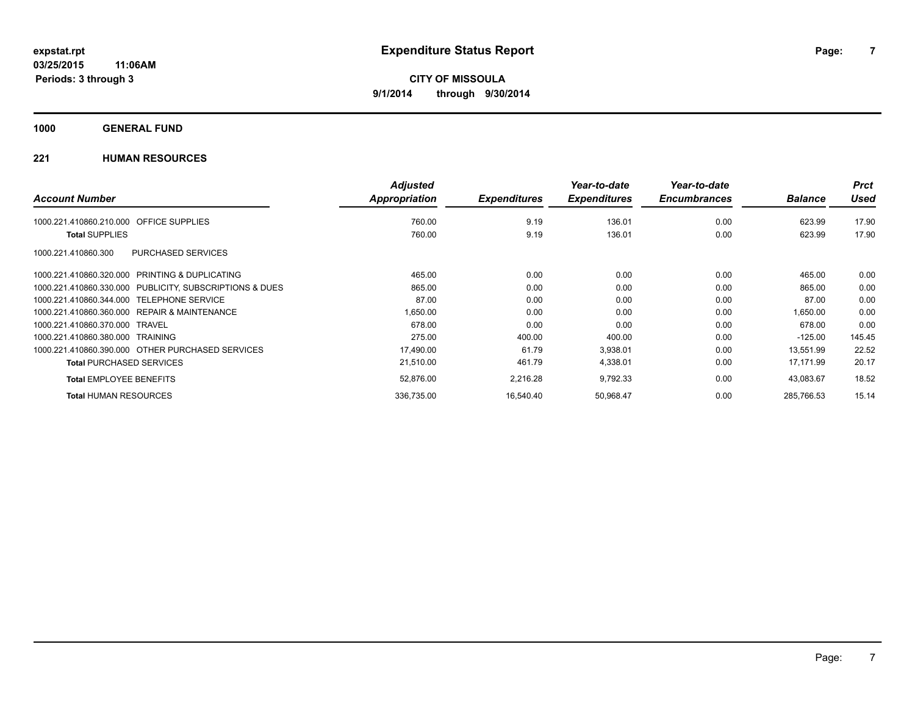# Expenditure Status Report

expstat.rpt
03/25/2015 11:06AM
Periods: 3 through 3

**CITY OF MISSOULA**
**9/1/2014 through 9/30/2014**

## 1000 GENERAL FUND

### 221 HUMAN RESOURCES

| Account Number | | Adjusted Appropriation | Expenditures | Year-to-date Expenditures | Year-to-date Encumbrances | Balance | Prct Used |
|---|---|---|---|---|---|---|---|
| 1000.221.410860.210.000 | OFFICE SUPPLIES | 760.00 | 9.19 | 136.01 | 0.00 | 623.99 | 17.90 |
| **Total** SUPPLIES | | 760.00 | 9.19 | 136.01 | 0.00 | 623.99 | 17.90 |
| 1000.221.410860.300 | PURCHASED SERVICES | | | | | | |
| 1000.221.410860.320.000 | PRINTING & DUPLICATING | 465.00 | 0.00 | 0.00 | 0.00 | 465.00 | 0.00 |
| 1000.221.410860.330.000 | PUBLICITY, SUBSCRIPTIONS & DUES | 865.00 | 0.00 | 0.00 | 0.00 | 865.00 | 0.00 |
| 1000.221.410860.344.000 | TELEPHONE SERVICE | 87.00 | 0.00 | 0.00 | 0.00 | 87.00 | 0.00 |
| 1000.221.410860.360.000 | REPAIR & MAINTENANCE | 1,650.00 | 0.00 | 0.00 | 0.00 | 1,650.00 | 0.00 |
| 1000.221.410860.370.000 | TRAVEL | 678.00 | 0.00 | 0.00 | 0.00 | 678.00 | 0.00 |
| 1000.221.410860.380.000 | TRAINING | 275.00 | 400.00 | 400.00 | 0.00 | -125.00 | 145.45 |
| 1000.221.410860.390.000 | OTHER PURCHASED SERVICES | 17,490.00 | 61.79 | 3,938.01 | 0.00 | 13,551.99 | 22.52 |
| **Total** PURCHASED SERVICES | | 21,510.00 | 461.79 | 4,338.01 | 0.00 | 17,171.99 | 20.17 |
| **Total** EMPLOYEE BENEFITS | | 52,876.00 | 2,216.28 | 9,792.33 | 0.00 | 43,083.67 | 18.52 |
| **Total** HUMAN RESOURCES | | 336,735.00 | 16,540.40 | 50,968.47 | 0.00 | 285,766.53 | 15.14 |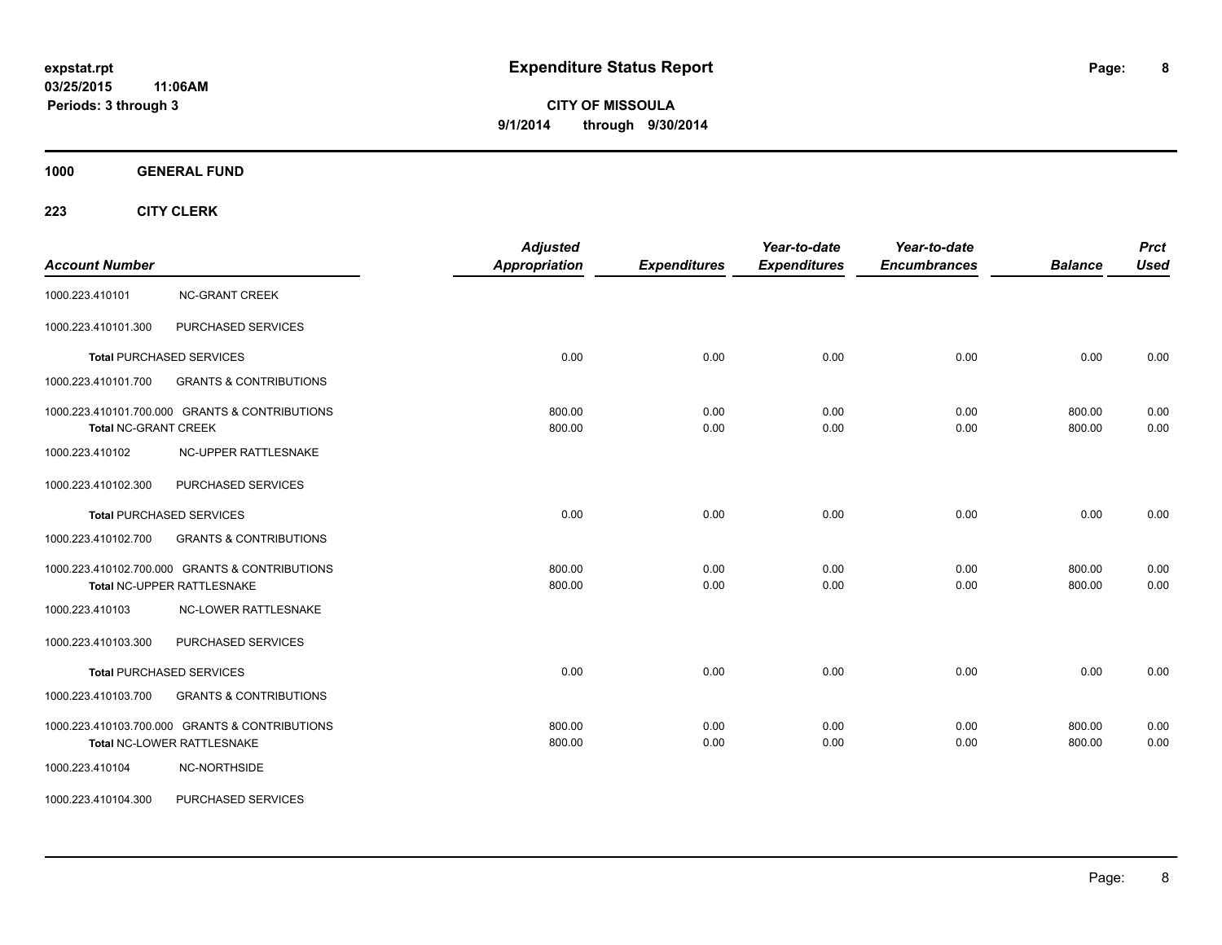**expstat.rpt**
**03/25/2015 11:06AM**
**Periods: 3 through 3**

# Expenditure Status Report

**CITY OF MISSOULA**
**9/1/2014 through 9/30/2014**

## 1000 GENERAL FUND

### 223 CITY CLERK

| Account Number | | Adjusted Appropriation | Expenditures | Year-to-date Expenditures | Year-to-date Encumbrances | Balance | Prct Used |
|---|---|---|---|---|---|---|---|
| 1000.223.410101 | NC-GRANT CREEK | | | | | | |
| 1000.223.410101.300 | PURCHASED SERVICES | | | | | | |
| **Total** PURCHASED SERVICES | | 0.00 | 0.00 | 0.00 | 0.00 | 0.00 | 0.00 |
| 1000.223.410101.700 | GRANTS & CONTRIBUTIONS | | | | | | |
| 1000.223.410101.700.000 | GRANTS & CONTRIBUTIONS | 800.00 | 0.00 | 0.00 | 0.00 | 800.00 | 0.00 |
| **Total** NC-GRANT CREEK | | 800.00 | 0.00 | 0.00 | 0.00 | 800.00 | 0.00 |
| 1000.223.410102 | NC-UPPER RATTLESNAKE | | | | | | |
| 1000.223.410102.300 | PURCHASED SERVICES | | | | | | |
| **Total** PURCHASED SERVICES | | 0.00 | 0.00 | 0.00 | 0.00 | 0.00 | 0.00 |
| 1000.223.410102.700 | GRANTS & CONTRIBUTIONS | | | | | | |
| 1000.223.410102.700.000 | GRANTS & CONTRIBUTIONS | 800.00 | 0.00 | 0.00 | 0.00 | 800.00 | 0.00 |
| **Total** NC-UPPER RATTLESNAKE | | 800.00 | 0.00 | 0.00 | 0.00 | 800.00 | 0.00 |
| 1000.223.410103 | NC-LOWER RATTLESNAKE | | | | | | |
| 1000.223.410103.300 | PURCHASED SERVICES | | | | | | |
| **Total** PURCHASED SERVICES | | 0.00 | 0.00 | 0.00 | 0.00 | 0.00 | 0.00 |
| 1000.223.410103.700 | GRANTS & CONTRIBUTIONS | | | | | | |
| 1000.223.410103.700.000 | GRANTS & CONTRIBUTIONS | 800.00 | 0.00 | 0.00 | 0.00 | 800.00 | 0.00 |
| **Total** NC-LOWER RATTLESNAKE | | 800.00 | 0.00 | 0.00 | 0.00 | 800.00 | 0.00 |
| 1000.223.410104 | NC-NORTHSIDE | | | | | | |
| 1000.223.410104.300 | PURCHASED SERVICES | | | | | | |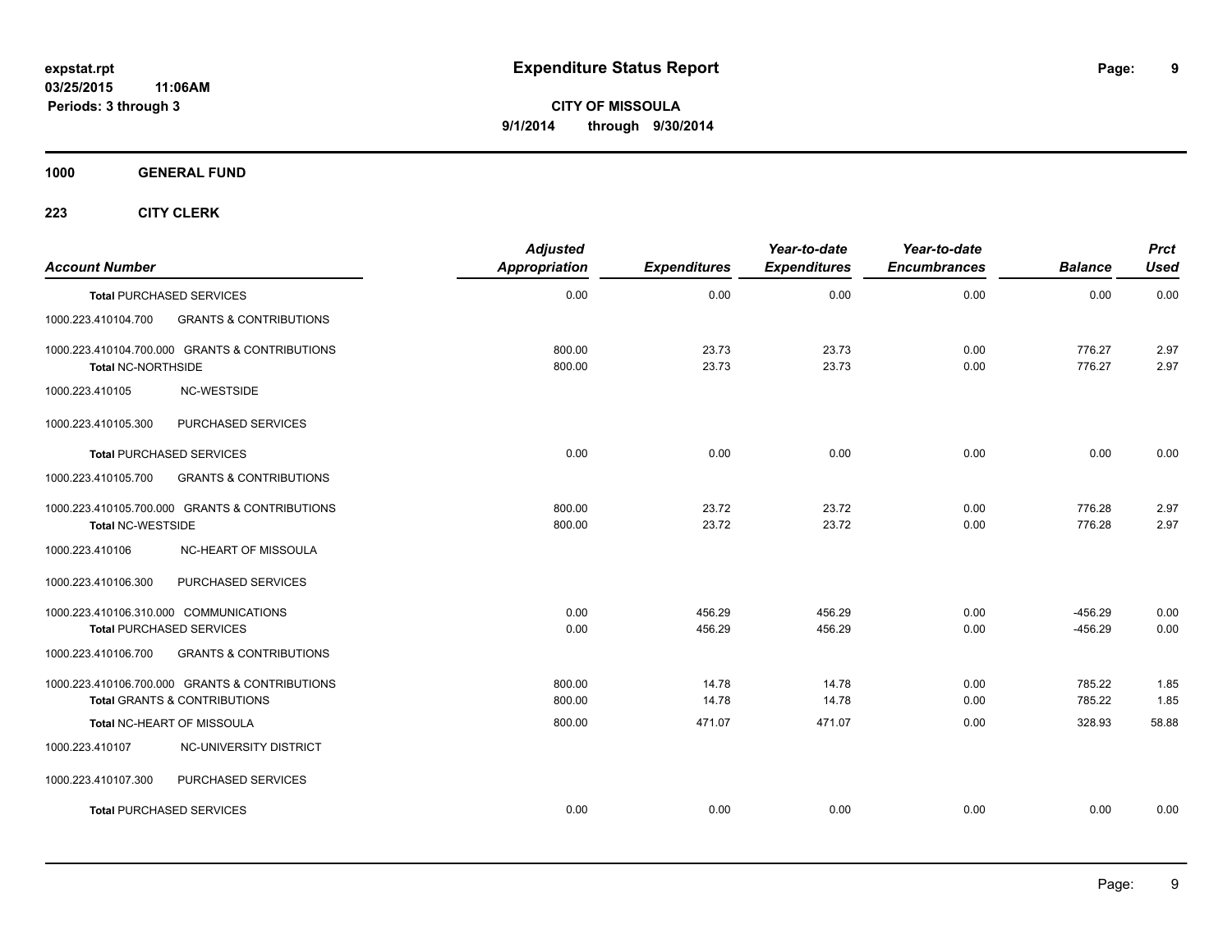**expstat.rpt**
**03/25/2015 11:06AM**
**Periods: 3 through 3**

# Expenditure Status Report

**CITY OF MISSOULA**
**9/1/2014 through 9/30/2014**

## 1000 GENERAL FUND

### 223 CITY CLERK

| Account Number | | Adjusted Appropriation | Expenditures | Year-to-date Expenditures | Year-to-date Encumbrances | Balance | Prct Used |
|---|---|---|---|---|---|---|---|
| **Total** PURCHASED SERVICES | | 0.00 | 0.00 | 0.00 | 0.00 | 0.00 | 0.00 |
| 1000.223.410104.700 | GRANTS & CONTRIBUTIONS | | | | | | |
| 1000.223.410104.700.000 GRANTS & CONTRIBUTIONS | | 800.00 | 23.73 | 23.73 | 0.00 | 776.27 | 2.97 |
| **Total** NC-NORTHSIDE | | 800.00 | 23.73 | 23.73 | 0.00 | 776.27 | 2.97 |
| 1000.223.410105 | NC-WESTSIDE | | | | | | |
| 1000.223.410105.300 | PURCHASED SERVICES | | | | | | |
| **Total** PURCHASED SERVICES | | 0.00 | 0.00 | 0.00 | 0.00 | 0.00 | 0.00 |
| 1000.223.410105.700 | GRANTS & CONTRIBUTIONS | | | | | | |
| 1000.223.410105.700.000 GRANTS & CONTRIBUTIONS | | 800.00 | 23.72 | 23.72 | 0.00 | 776.28 | 2.97 |
| **Total** NC-WESTSIDE | | 800.00 | 23.72 | 23.72 | 0.00 | 776.28 | 2.97 |
| 1000.223.410106 | NC-HEART OF MISSOULA | | | | | | |
| 1000.223.410106.300 | PURCHASED SERVICES | | | | | | |
| 1000.223.410106.310.000 COMMUNICATIONS | | 0.00 | 456.29 | 456.29 | 0.00 | -456.29 | 0.00 |
| **Total** PURCHASED SERVICES | | 0.00 | 456.29 | 456.29 | 0.00 | -456.29 | 0.00 |
| 1000.223.410106.700 | GRANTS & CONTRIBUTIONS | | | | | | |
| 1000.223.410106.700.000 GRANTS & CONTRIBUTIONS | | 800.00 | 14.78 | 14.78 | 0.00 | 785.22 | 1.85 |
| **Total** GRANTS & CONTRIBUTIONS | | 800.00 | 14.78 | 14.78 | 0.00 | 785.22 | 1.85 |
| **Total** NC-HEART OF MISSOULA | | 800.00 | 471.07 | 471.07 | 0.00 | 328.93 | 58.88 |
| 1000.223.410107 | NC-UNIVERSITY DISTRICT | | | | | | |
| 1000.223.410107.300 | PURCHASED SERVICES | | | | | | |
| **Total** PURCHASED SERVICES | | 0.00 | 0.00 | 0.00 | 0.00 | 0.00 | 0.00 |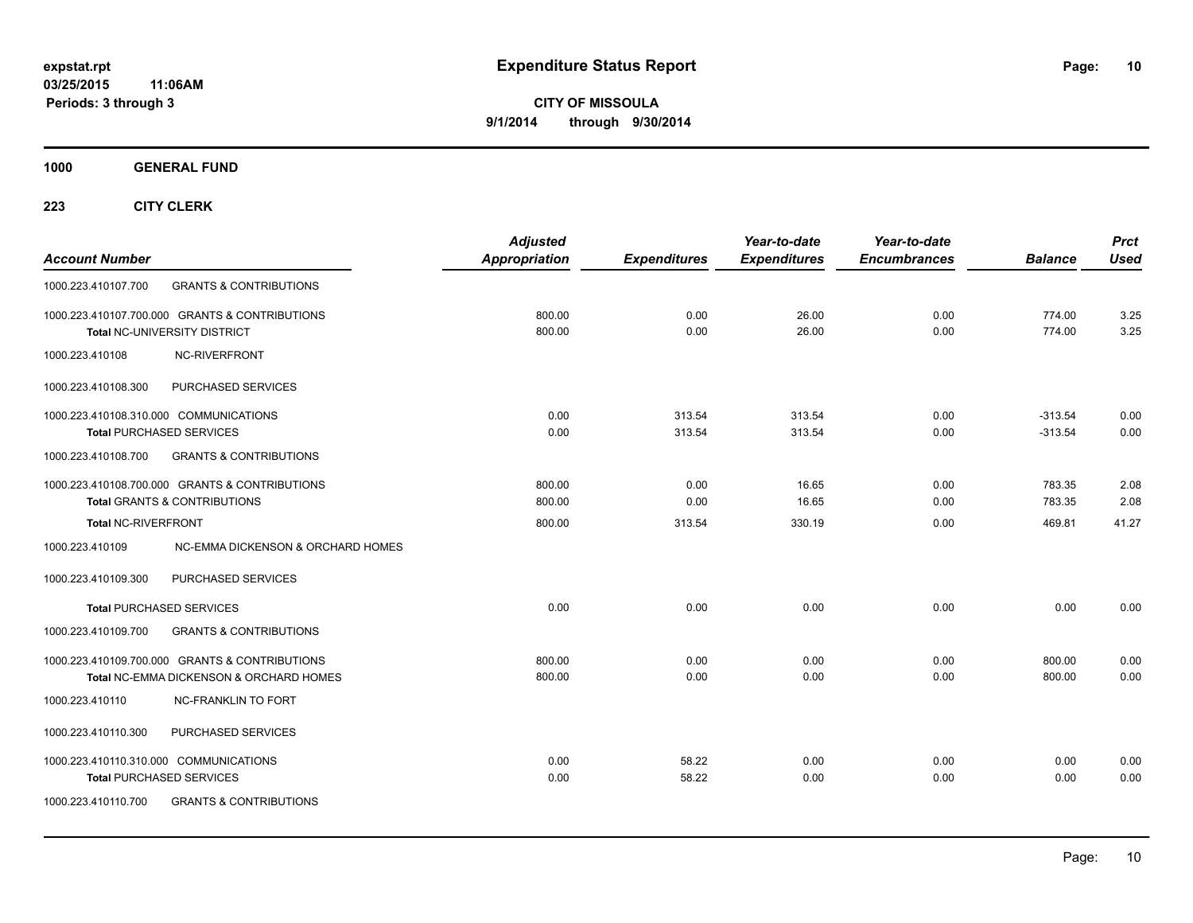# Expenditure Status Report

expstat.rpt
03/25/2015 11:06AM
Periods: 3 through 3

**CITY OF MISSOULA**
**9/1/2014 through 9/30/2014**

**1000 GENERAL FUND**

**223 CITY CLERK**

| Account Number | | Adjusted Appropriation | Expenditures | Year-to-date Expenditures | Year-to-date Encumbrances | Balance | Prct Used |
|---|---|---|---|---|---|---|---|
| 1000.223.410107.700 | GRANTS & CONTRIBUTIONS | | | | | | |
| 1000.223.410107.700.000 | GRANTS & CONTRIBUTIONS | 800.00 | 0.00 | 26.00 | 0.00 | 774.00 | 3.25 |
| **Total** NC-UNIVERSITY DISTRICT | | 800.00 | 0.00 | 26.00 | 0.00 | 774.00 | 3.25 |
| 1000.223.410108 | NC-RIVERFRONT | | | | | | |
| 1000.223.410108.300 | PURCHASED SERVICES | | | | | | |
| 1000.223.410108.310.000 | COMMUNICATIONS | 0.00 | 313.54 | 313.54 | 0.00 | -313.54 | 0.00 |
| **Total** PURCHASED SERVICES | | 0.00 | 313.54 | 313.54 | 0.00 | -313.54 | 0.00 |
| 1000.223.410108.700 | GRANTS & CONTRIBUTIONS | | | | | | |
| 1000.223.410108.700.000 | GRANTS & CONTRIBUTIONS | 800.00 | 0.00 | 16.65 | 0.00 | 783.35 | 2.08 |
| **Total** GRANTS & CONTRIBUTIONS | | 800.00 | 0.00 | 16.65 | 0.00 | 783.35 | 2.08 |
| **Total** NC-RIVERFRONT | | 800.00 | 313.54 | 330.19 | 0.00 | 469.81 | 41.27 |
| 1000.223.410109 | NC-EMMA DICKENSON & ORCHARD HOMES | | | | | | |
| 1000.223.410109.300 | PURCHASED SERVICES | | | | | | |
| **Total** PURCHASED SERVICES | | 0.00 | 0.00 | 0.00 | 0.00 | 0.00 | 0.00 |
| 1000.223.410109.700 | GRANTS & CONTRIBUTIONS | | | | | | |
| 1000.223.410109.700.000 | GRANTS & CONTRIBUTIONS | 800.00 | 0.00 | 0.00 | 0.00 | 800.00 | 0.00 |
| **Total** NC-EMMA DICKENSON & ORCHARD HOMES | | 800.00 | 0.00 | 0.00 | 0.00 | 800.00 | 0.00 |
| 1000.223.410110 | NC-FRANKLIN TO FORT | | | | | | |
| 1000.223.410110.300 | PURCHASED SERVICES | | | | | | |
| 1000.223.410110.310.000 | COMMUNICATIONS | 0.00 | 58.22 | 0.00 | 0.00 | 0.00 | 0.00 |
| **Total** PURCHASED SERVICES | | 0.00 | 58.22 | 0.00 | 0.00 | 0.00 | 0.00 |
| 1000.223.410110.700 | GRANTS & CONTRIBUTIONS | | | | | | |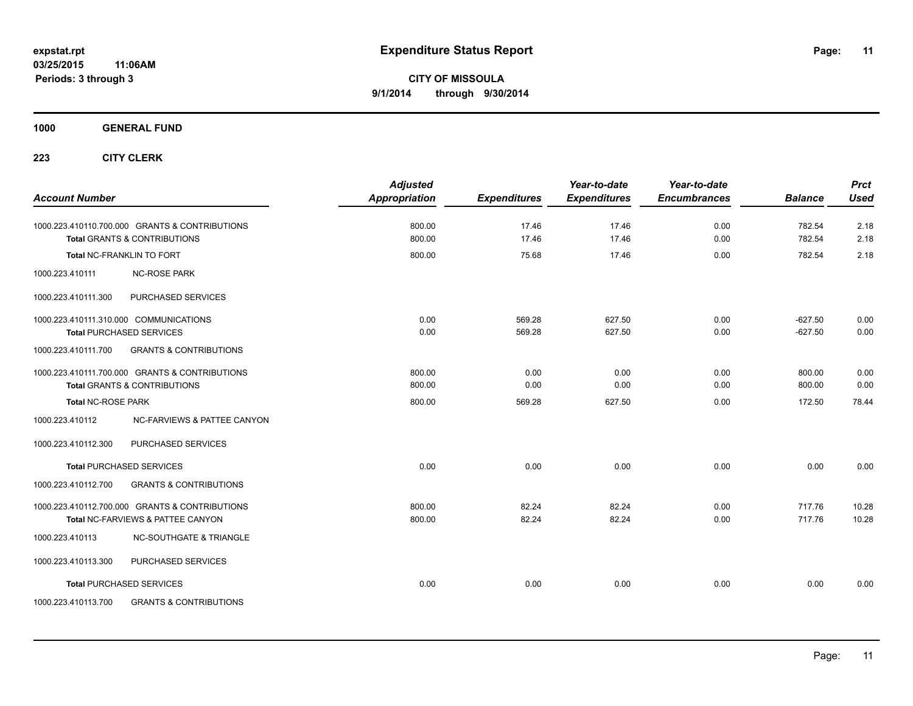**expstat.rpt**
**03/25/2015 11:06AM**
**Periods: 3 through 3**

# Expenditure Status Report

**CITY OF MISSOULA**
**9/1/2014 through 9/30/2014**

## 1000 GENERAL FUND

### 223 CITY CLERK

| Account Number | Adjusted Appropriation | Expenditures | Year-to-date Expenditures | Year-to-date Encumbrances | Balance | Prct Used |
|---|---|---|---|---|---|---|
| 1000.223.410110.700.000 GRANTS & CONTRIBUTIONS | 800.00 | 17.46 | 17.46 | 0.00 | 782.54 | 2.18 |
| **Total** GRANTS & CONTRIBUTIONS | 800.00 | 17.46 | 17.46 | 0.00 | 782.54 | 2.18 |
| **Total NC-FRANKLIN TO FORT** | 800.00 | 75.68 | 17.46 | 0.00 | 782.54 | 2.18 |
| 1000.223.410111 NC-ROSE PARK | | | | | | |
| 1000.223.410111.300 PURCHASED SERVICES | | | | | | |
| 1000.223.410111.310.000 COMMUNICATIONS | 0.00 | 569.28 | 627.50 | 0.00 | -627.50 | 0.00 |
| **Total** PURCHASED SERVICES | 0.00 | 569.28 | 627.50 | 0.00 | -627.50 | 0.00 |
| 1000.223.410111.700 GRANTS & CONTRIBUTIONS | | | | | | |
| 1000.223.410111.700.000 GRANTS & CONTRIBUTIONS | 800.00 | 0.00 | 0.00 | 0.00 | 800.00 | 0.00 |
| **Total** GRANTS & CONTRIBUTIONS | 800.00 | 0.00 | 0.00 | 0.00 | 800.00 | 0.00 |
| **Total NC-ROSE PARK** | 800.00 | 569.28 | 627.50 | 0.00 | 172.50 | 78.44 |
| 1000.223.410112 NC-FARVIEWS & PATTEE CANYON | | | | | | |
| 1000.223.410112.300 PURCHASED SERVICES | | | | | | |
| **Total** PURCHASED SERVICES | 0.00 | 0.00 | 0.00 | 0.00 | 0.00 | 0.00 |
| 1000.223.410112.700 GRANTS & CONTRIBUTIONS | | | | | | |
| 1000.223.410112.700.000 GRANTS & CONTRIBUTIONS | 800.00 | 82.24 | 82.24 | 0.00 | 717.76 | 10.28 |
| **Total** NC-FARVIEWS & PATTEE CANYON | 800.00 | 82.24 | 82.24 | 0.00 | 717.76 | 10.28 |
| 1000.223.410113 NC-SOUTHGATE & TRIANGLE | | | | | | |
| 1000.223.410113.300 PURCHASED SERVICES | | | | | | |
| **Total** PURCHASED SERVICES | 0.00 | 0.00 | 0.00 | 0.00 | 0.00 | 0.00 |
| 1000.223.410113.700 GRANTS & CONTRIBUTIONS | | | | | | |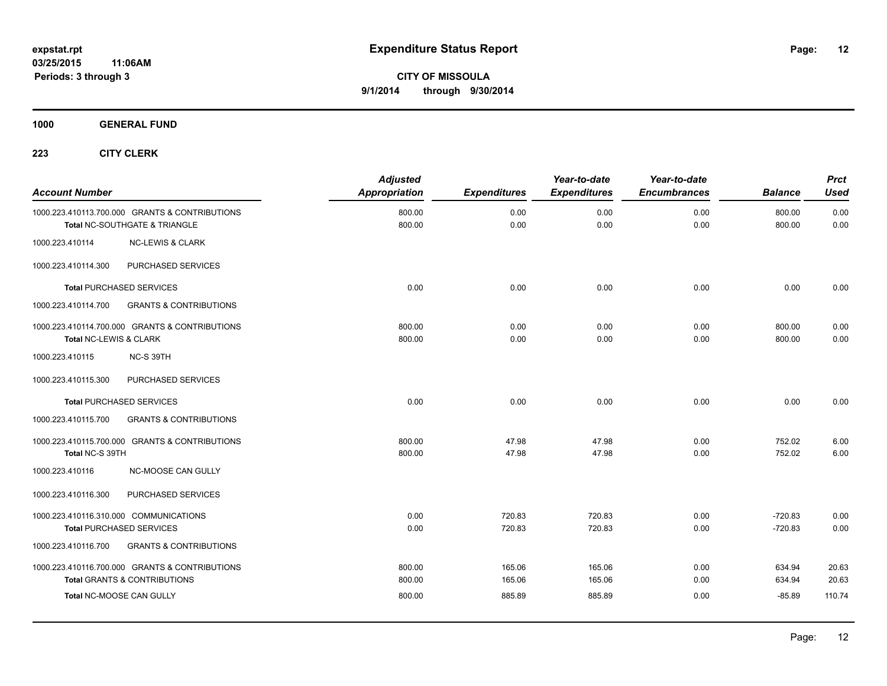# Expenditure Status Report

expstat.rpt
03/25/2015 11:06AM
Periods: 3 through 3

**CITY OF MISSOULA**
**9/1/2014 through 9/30/2014**

## 1000 GENERAL FUND

### 223 CITY CLERK

| Account Number | | Adjusted Appropriation | Expenditures | Year-to-date Expenditures | Year-to-date Encumbrances | Balance | Prct Used |
|---|---|---|---|---|---|---|---|
| 1000.223.410113.700.000 | GRANTS & CONTRIBUTIONS | 800.00 | 0.00 | 0.00 | 0.00 | 800.00 | 0.00 |
| **Total** NC-SOUTHGATE & TRIANGLE | | 800.00 | 0.00 | 0.00 | 0.00 | 800.00 | 0.00 |
| 1000.223.410114 | NC-LEWIS & CLARK | | | | | | |
| 1000.223.410114.300 | PURCHASED SERVICES | | | | | | |
| **Total** PURCHASED SERVICES | | 0.00 | 0.00 | 0.00 | 0.00 | 0.00 | 0.00 |
| 1000.223.410114.700 | GRANTS & CONTRIBUTIONS | | | | | | |
| 1000.223.410114.700.000 | GRANTS & CONTRIBUTIONS | 800.00 | 0.00 | 0.00 | 0.00 | 800.00 | 0.00 |
| **Total** NC-LEWIS & CLARK | | 800.00 | 0.00 | 0.00 | 0.00 | 800.00 | 0.00 |
| 1000.223.410115 | NC-S 39TH | | | | | | |
| 1000.223.410115.300 | PURCHASED SERVICES | | | | | | |
| **Total** PURCHASED SERVICES | | 0.00 | 0.00 | 0.00 | 0.00 | 0.00 | 0.00 |
| 1000.223.410115.700 | GRANTS & CONTRIBUTIONS | | | | | | |
| 1000.223.410115.700.000 | GRANTS & CONTRIBUTIONS | 800.00 | 47.98 | 47.98 | 0.00 | 752.02 | 6.00 |
| **Total** NC-S 39TH | | 800.00 | 47.98 | 47.98 | 0.00 | 752.02 | 6.00 |
| 1000.223.410116 | NC-MOOSE CAN GULLY | | | | | | |
| 1000.223.410116.300 | PURCHASED SERVICES | | | | | | |
| 1000.223.410116.310.000 | COMMUNICATIONS | 0.00 | 720.83 | 720.83 | 0.00 | -720.83 | 0.00 |
| **Total** PURCHASED SERVICES | | 0.00 | 720.83 | 720.83 | 0.00 | -720.83 | 0.00 |
| 1000.223.410116.700 | GRANTS & CONTRIBUTIONS | | | | | | |
| 1000.223.410116.700.000 | GRANTS & CONTRIBUTIONS | 800.00 | 165.06 | 165.06 | 0.00 | 634.94 | 20.63 |
| **Total** GRANTS & CONTRIBUTIONS | | 800.00 | 165.06 | 165.06 | 0.00 | 634.94 | 20.63 |
| **Total** NC-MOOSE CAN GULLY | | 800.00 | 885.89 | 885.89 | 0.00 | -85.89 | 110.74 |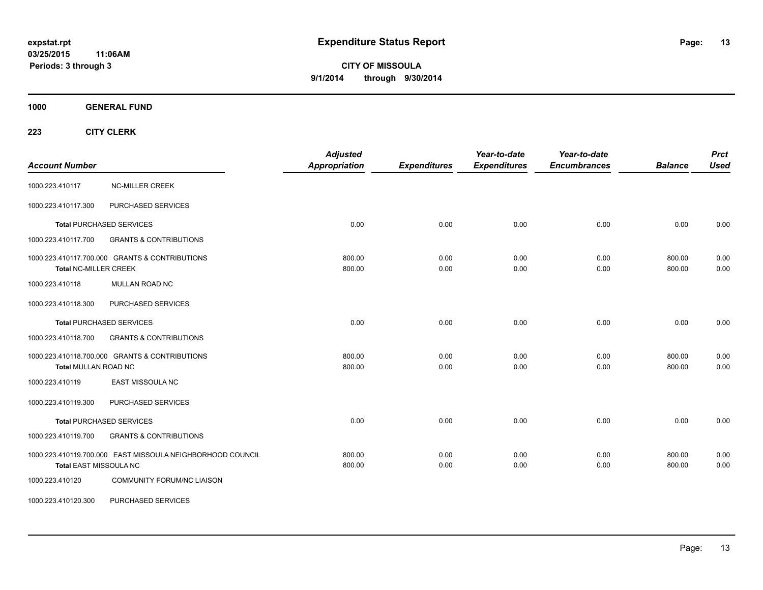# Expenditure Status Report

expstat.rpt
03/25/2015 11:06AM
Periods: 3 through 3

**CITY OF MISSOULA**
**9/1/2014 through 9/30/2014**

**1000 GENERAL FUND**

**223 CITY CLERK**

| Account Number | | Adjusted Appropriation | Expenditures | Year-to-date Expenditures | Year-to-date Encumbrances | Balance | Prct Used |
|---|---|---|---|---|---|---|---|
| 1000.223.410117 | NC-MILLER CREEK | | | | | | |
| 1000.223.410117.300 | PURCHASED SERVICES | | | | | | |
| **Total** PURCHASED SERVICES | | 0.00 | 0.00 | 0.00 | 0.00 | 0.00 | 0.00 |
| 1000.223.410117.700 | GRANTS & CONTRIBUTIONS | | | | | | |
| 1000.223.410117.700.000 | GRANTS & CONTRIBUTIONS | 800.00 | 0.00 | 0.00 | 0.00 | 800.00 | 0.00 |
| **Total** NC-MILLER CREEK | | 800.00 | 0.00 | 0.00 | 0.00 | 800.00 | 0.00 |
| 1000.223.410118 | MULLAN ROAD NC | | | | | | |
| 1000.223.410118.300 | PURCHASED SERVICES | | | | | | |
| **Total** PURCHASED SERVICES | | 0.00 | 0.00 | 0.00 | 0.00 | 0.00 | 0.00 |
| 1000.223.410118.700 | GRANTS & CONTRIBUTIONS | | | | | | |
| 1000.223.410118.700.000 | GRANTS & CONTRIBUTIONS | 800.00 | 0.00 | 0.00 | 0.00 | 800.00 | 0.00 |
| **Total** MULLAN ROAD NC | | 800.00 | 0.00 | 0.00 | 0.00 | 800.00 | 0.00 |
| 1000.223.410119 | EAST MISSOULA NC | | | | | | |
| 1000.223.410119.300 | PURCHASED SERVICES | | | | | | |
| **Total** PURCHASED SERVICES | | 0.00 | 0.00 | 0.00 | 0.00 | 0.00 | 0.00 |
| 1000.223.410119.700 | GRANTS & CONTRIBUTIONS | | | | | | |
| 1000.223.410119.700.000 | EAST MISSOULA NEIGHBORHOOD COUNCIL | 800.00 | 0.00 | 0.00 | 0.00 | 800.00 | 0.00 |
| **Total** EAST MISSOULA NC | | 800.00 | 0.00 | 0.00 | 0.00 | 800.00 | 0.00 |
| 1000.223.410120 | COMMUNITY FORUM/NC LIAISON | | | | | | |
| 1000.223.410120.300 | PURCHASED SERVICES | | | | | | |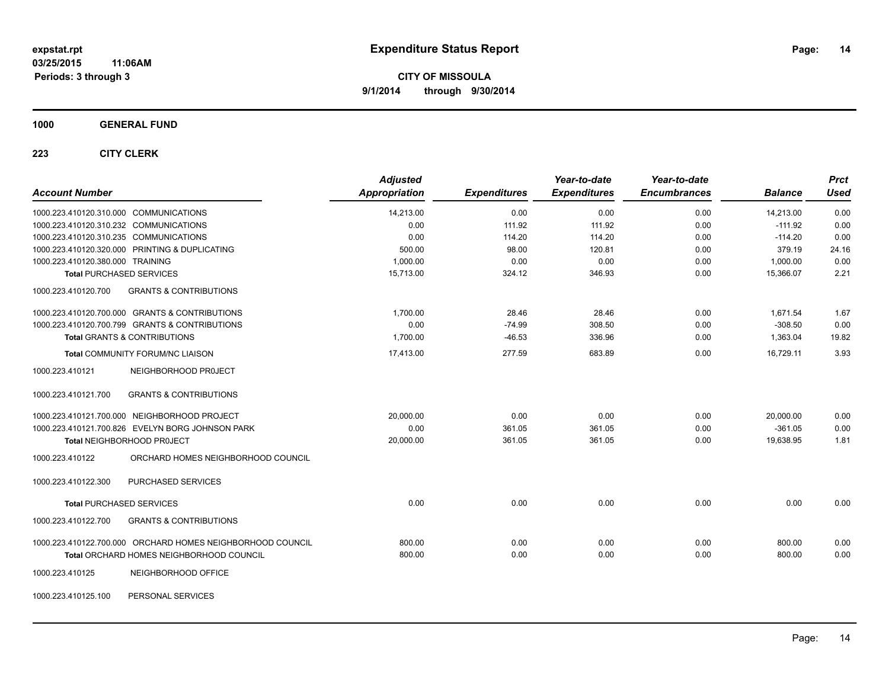**expstat.rpt**
**03/25/2015 11:06AM**
**Periods: 3 through 3**

# Expenditure Status Report

**CITY OF MISSOULA**
**9/1/2014 through 9/30/2014**

## 1000 GENERAL FUND

### 223 CITY CLERK

| Account Number | Adjusted Appropriation | Expenditures | Year-to-date Expenditures | Year-to-date Encumbrances | Balance | Prct Used |
|---|---|---|---|---|---|---|
| 1000.223.410120.310.000 COMMUNICATIONS | 14,213.00 | 0.00 | 0.00 | 0.00 | 14,213.00 | 0.00 |
| 1000.223.410120.310.232 COMMUNICATIONS | 0.00 | 111.92 | 111.92 | 0.00 | -111.92 | 0.00 |
| 1000.223.410120.310.235 COMMUNICATIONS | 0.00 | 114.20 | 114.20 | 0.00 | -114.20 | 0.00 |
| 1000.223.410120.320.000 PRINTING & DUPLICATING | 500.00 | 98.00 | 120.81 | 0.00 | 379.19 | 24.16 |
| 1000.223.410120.380.000 TRAINING | 1,000.00 | 0.00 | 0.00 | 0.00 | 1,000.00 | 0.00 |
| **Total** PURCHASED SERVICES | 15,713.00 | 324.12 | 346.93 | 0.00 | 15,366.07 | 2.21 |
| 1000.223.410120.700 GRANTS & CONTRIBUTIONS | | | | | | |
| 1000.223.410120.700.000 GRANTS & CONTRIBUTIONS | 1,700.00 | 28.46 | 28.46 | 0.00 | 1,671.54 | 1.67 |
| 1000.223.410120.700.799 GRANTS & CONTRIBUTIONS | 0.00 | -74.99 | 308.50 | 0.00 | -308.50 | 0.00 |
| **Total** GRANTS & CONTRIBUTIONS | 1,700.00 | -46.53 | 336.96 | 0.00 | 1,363.04 | 19.82 |
| **Total** COMMUNITY FORUM/NC LIAISON | 17,413.00 | 277.59 | 683.89 | 0.00 | 16,729.11 | 3.93 |
| 1000.223.410121 NEIGHBORHOOD PR0JECT | | | | | | |
| 1000.223.410121.700 GRANTS & CONTRIBUTIONS | | | | | | |
| 1000.223.410121.700.000 NEIGHBORHOOD PROJECT | 20,000.00 | 0.00 | 0.00 | 0.00 | 20,000.00 | 0.00 |
| 1000.223.410121.700.826 EVELYN BORG JOHNSON PARK | 0.00 | 361.05 | 361.05 | 0.00 | -361.05 | 0.00 |
| **Total** NEIGHBORHOOD PR0JECT | 20,000.00 | 361.05 | 361.05 | 0.00 | 19,638.95 | 1.81 |
| 1000.223.410122 ORCHARD HOMES NEIGHBORHOOD COUNCIL | | | | | | |
| 1000.223.410122.300 PURCHASED SERVICES | | | | | | |
| **Total** PURCHASED SERVICES | 0.00 | 0.00 | 0.00 | 0.00 | 0.00 | 0.00 |
| 1000.223.410122.700 GRANTS & CONTRIBUTIONS | | | | | | |
| 1000.223.410122.700.000 ORCHARD HOMES NEIGHBORHOOD COUNCIL | 800.00 | 0.00 | 0.00 | 0.00 | 800.00 | 0.00 |
| **Total** ORCHARD HOMES NEIGHBORHOOD COUNCIL | 800.00 | 0.00 | 0.00 | 0.00 | 800.00 | 0.00 |
| 1000.223.410125 NEIGHBORHOOD OFFICE | | | | | | |
| 1000.223.410125.100 PERSONAL SERVICES | | | | | | |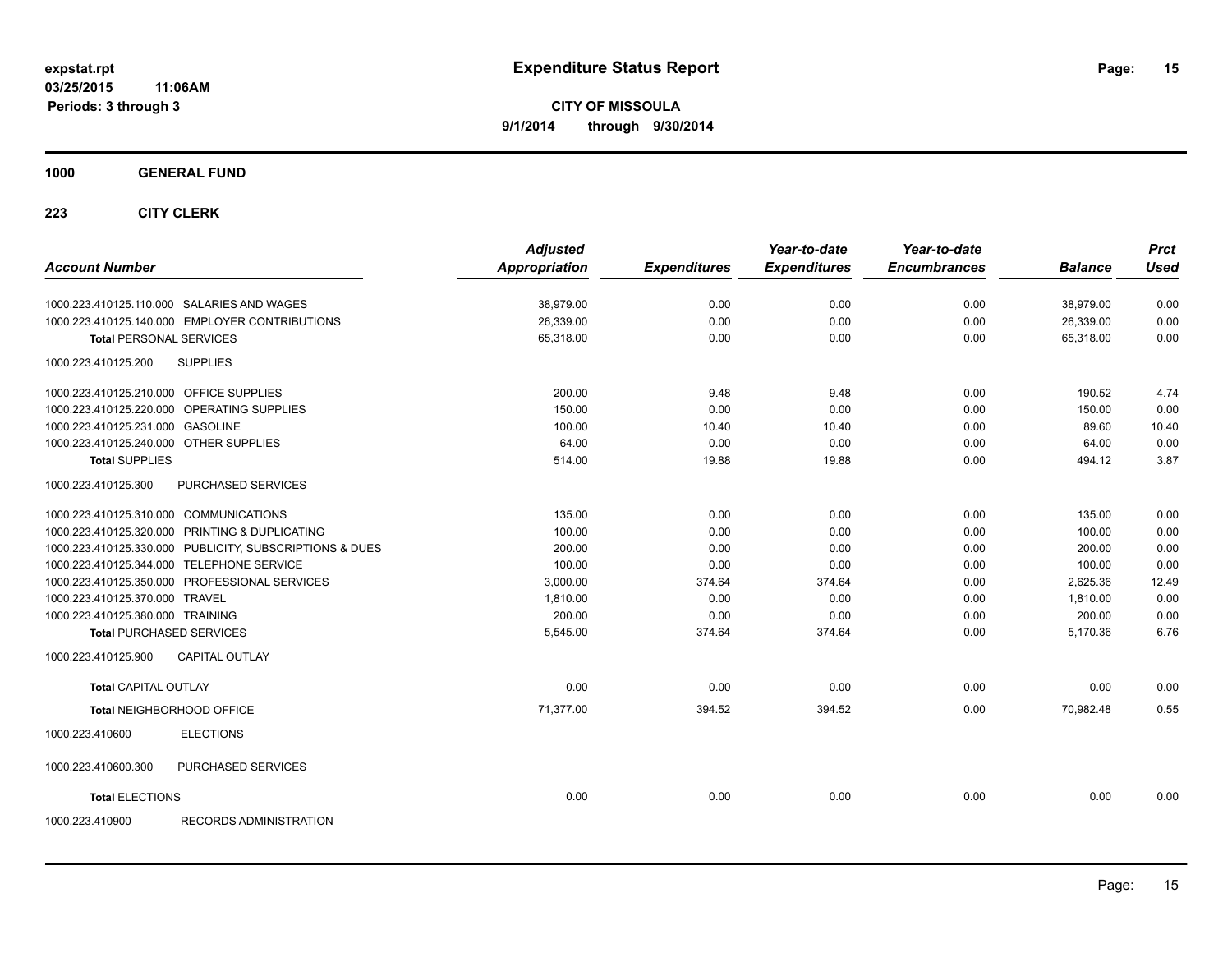# Expenditure Status Report

expstat.rpt
03/25/2015 11:06AM
Periods: 3 through 3

**CITY OF MISSOULA**
**9/1/2014 through 9/30/2014**

## 1000 GENERAL FUND

### 223 CITY CLERK

| Account Number | Adjusted Appropriation | Expenditures | Year-to-date Expenditures | Year-to-date Encumbrances | Balance | Prct Used |
|---|---|---|---|---|---|---|
| 1000.223.410125.110.000 SALARIES AND WAGES | 38,979.00 | 0.00 | 0.00 | 0.00 | 38,979.00 | 0.00 |
| 1000.223.410125.140.000 EMPLOYER CONTRIBUTIONS | 26,339.00 | 0.00 | 0.00 | 0.00 | 26,339.00 | 0.00 |
| **Total** PERSONAL SERVICES | 65,318.00 | 0.00 | 0.00 | 0.00 | 65,318.00 | 0.00 |
| 1000.223.410125.200 SUPPLIES | | | | | | |
| 1000.223.410125.210.000 OFFICE SUPPLIES | 200.00 | 9.48 | 9.48 | 0.00 | 190.52 | 4.74 |
| 1000.223.410125.220.000 OPERATING SUPPLIES | 150.00 | 0.00 | 0.00 | 0.00 | 150.00 | 0.00 |
| 1000.223.410125.231.000 GASOLINE | 100.00 | 10.40 | 10.40 | 0.00 | 89.60 | 10.40 |
| 1000.223.410125.240.000 OTHER SUPPLIES | 64.00 | 0.00 | 0.00 | 0.00 | 64.00 | 0.00 |
| **Total** SUPPLIES | 514.00 | 19.88 | 19.88 | 0.00 | 494.12 | 3.87 |
| 1000.223.410125.300 PURCHASED SERVICES | | | | | | |
| 1000.223.410125.310.000 COMMUNICATIONS | 135.00 | 0.00 | 0.00 | 0.00 | 135.00 | 0.00 |
| 1000.223.410125.320.000 PRINTING & DUPLICATING | 100.00 | 0.00 | 0.00 | 0.00 | 100.00 | 0.00 |
| 1000.223.410125.330.000 PUBLICITY, SUBSCRIPTIONS & DUES | 200.00 | 0.00 | 0.00 | 0.00 | 200.00 | 0.00 |
| 1000.223.410125.344.000 TELEPHONE SERVICE | 100.00 | 0.00 | 0.00 | 0.00 | 100.00 | 0.00 |
| 1000.223.410125.350.000 PROFESSIONAL SERVICES | 3,000.00 | 374.64 | 374.64 | 0.00 | 2,625.36 | 12.49 |
| 1000.223.410125.370.000 TRAVEL | 1,810.00 | 0.00 | 0.00 | 0.00 | 1,810.00 | 0.00 |
| 1000.223.410125.380.000 TRAINING | 200.00 | 0.00 | 0.00 | 0.00 | 200.00 | 0.00 |
| **Total** PURCHASED SERVICES | 5,545.00 | 374.64 | 374.64 | 0.00 | 5,170.36 | 6.76 |
| 1000.223.410125.900 CAPITAL OUTLAY | | | | | | |
| **Total** CAPITAL OUTLAY | 0.00 | 0.00 | 0.00 | 0.00 | 0.00 | 0.00 |
| **Total** NEIGHBORHOOD OFFICE | 71,377.00 | 394.52 | 394.52 | 0.00 | 70,982.48 | 0.55 |
| 1000.223.410600 ELECTIONS | | | | | | |
| 1000.223.410600.300 PURCHASED SERVICES | | | | | | |
| **Total** ELECTIONS | 0.00 | 0.00 | 0.00 | 0.00 | 0.00 | 0.00 |
| 1000.223.410900 RECORDS ADMINISTRATION | | | | | | |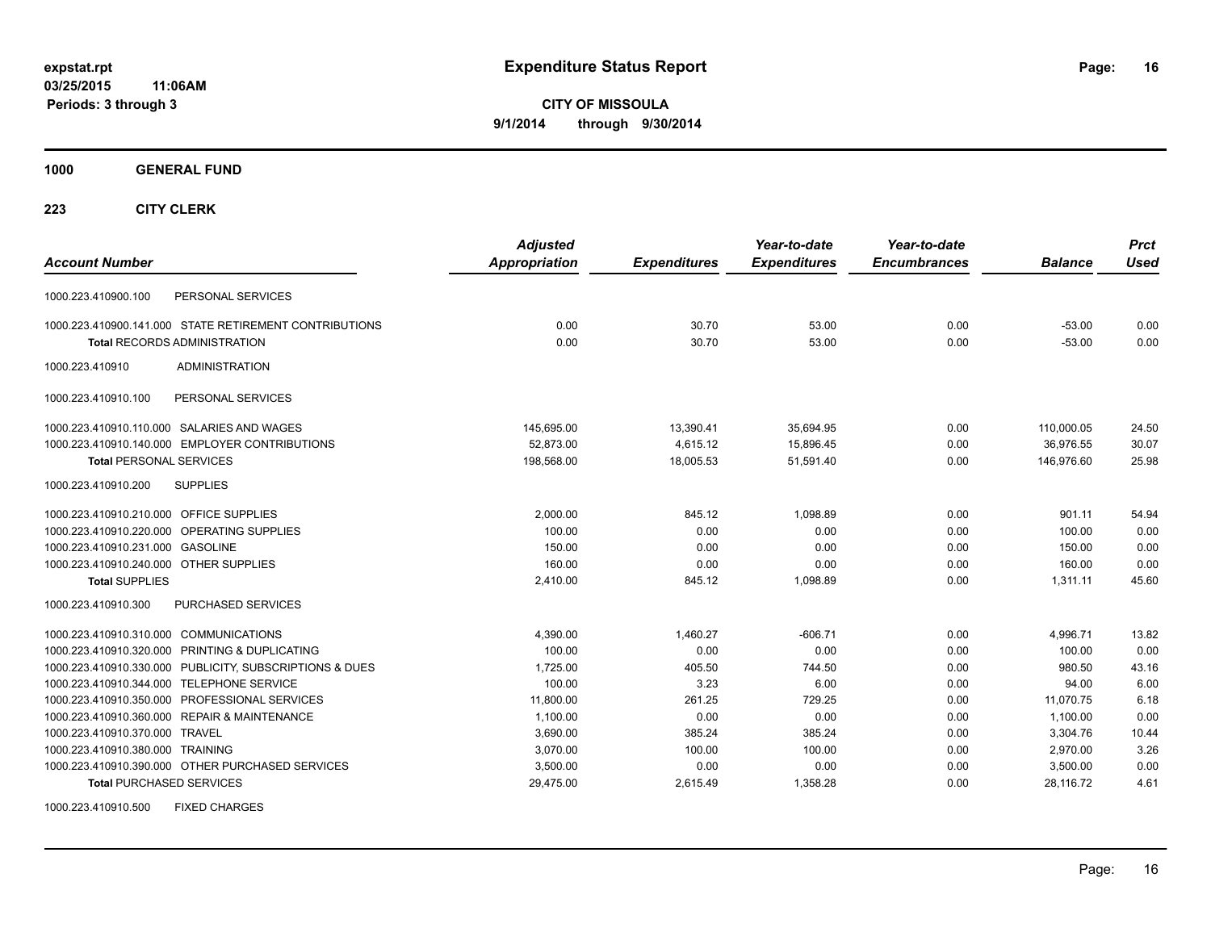**expstat.rpt**
**03/25/2015 11:06AM**
**Periods: 3 through 3**

# Expenditure Status Report

**CITY OF MISSOULA**
**9/1/2014 through 9/30/2014**

## 1000 GENERAL FUND

### 223 CITY CLERK

| Account Number | | Adjusted Appropriation | Expenditures | Year-to-date Expenditures | Year-to-date Encumbrances | Balance | Prct Used |
|---|---|---|---|---|---|---|---|
| 1000.223.410900.100 | PERSONAL SERVICES | | | | | | |
| 1000.223.410900.141.000 | STATE RETIREMENT CONTRIBUTIONS | 0.00 | 30.70 | 53.00 | 0.00 | -53.00 | 0.00 |
| **Total** RECORDS ADMINISTRATION | | 0.00 | 30.70 | 53.00 | 0.00 | -53.00 | 0.00 |
| 1000.223.410910 | ADMINISTRATION | | | | | | |
| 1000.223.410910.100 | PERSONAL SERVICES | | | | | | |
| 1000.223.410910.110.000 | SALARIES AND WAGES | 145,695.00 | 13,390.41 | 35,694.95 | 0.00 | 110,000.05 | 24.50 |
| 1000.223.410910.140.000 | EMPLOYER CONTRIBUTIONS | 52,873.00 | 4,615.12 | 15,896.45 | 0.00 | 36,976.55 | 30.07 |
| **Total** PERSONAL SERVICES | | 198,568.00 | 18,005.53 | 51,591.40 | 0.00 | 146,976.60 | 25.98 |
| 1000.223.410910.200 | SUPPLIES | | | | | | |
| 1000.223.410910.210.000 | OFFICE SUPPLIES | 2,000.00 | 845.12 | 1,098.89 | 0.00 | 901.11 | 54.94 |
| 1000.223.410910.220.000 | OPERATING SUPPLIES | 100.00 | 0.00 | 0.00 | 0.00 | 100.00 | 0.00 |
| 1000.223.410910.231.000 | GASOLINE | 150.00 | 0.00 | 0.00 | 0.00 | 150.00 | 0.00 |
| 1000.223.410910.240.000 | OTHER SUPPLIES | 160.00 | 0.00 | 0.00 | 0.00 | 160.00 | 0.00 |
| **Total** SUPPLIES | | 2,410.00 | 845.12 | 1,098.89 | 0.00 | 1,311.11 | 45.60 |
| 1000.223.410910.300 | PURCHASED SERVICES | | | | | | |
| 1000.223.410910.310.000 | COMMUNICATIONS | 4,390.00 | 1,460.27 | -606.71 | 0.00 | 4,996.71 | 13.82 |
| 1000.223.410910.320.000 | PRINTING & DUPLICATING | 100.00 | 0.00 | 0.00 | 0.00 | 100.00 | 0.00 |
| 1000.223.410910.330.000 | PUBLICITY, SUBSCRIPTIONS & DUES | 1,725.00 | 405.50 | 744.50 | 0.00 | 980.50 | 43.16 |
| 1000.223.410910.344.000 | TELEPHONE SERVICE | 100.00 | 3.23 | 6.00 | 0.00 | 94.00 | 6.00 |
| 1000.223.410910.350.000 | PROFESSIONAL SERVICES | 11,800.00 | 261.25 | 729.25 | 0.00 | 11,070.75 | 6.18 |
| 1000.223.410910.360.000 | REPAIR & MAINTENANCE | 1,100.00 | 0.00 | 0.00 | 0.00 | 1,100.00 | 0.00 |
| 1000.223.410910.370.000 | TRAVEL | 3,690.00 | 385.24 | 385.24 | 0.00 | 3,304.76 | 10.44 |
| 1000.223.410910.380.000 | TRAINING | 3,070.00 | 100.00 | 100.00 | 0.00 | 2,970.00 | 3.26 |
| 1000.223.410910.390.000 | OTHER PURCHASED SERVICES | 3,500.00 | 0.00 | 0.00 | 0.00 | 3,500.00 | 0.00 |
| **Total** PURCHASED SERVICES | | 29,475.00 | 2,615.49 | 1,358.28 | 0.00 | 28,116.72 | 4.61 |
| 1000.223.410910.500 | FIXED CHARGES | | | | | | |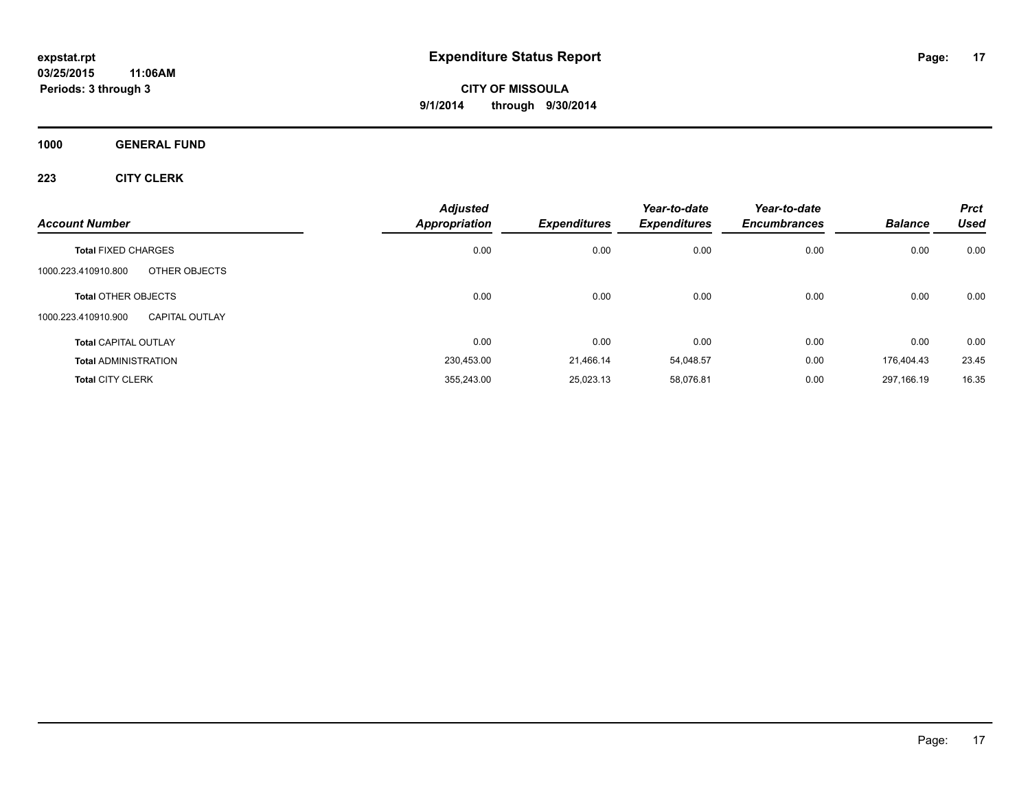# Expenditure Status Report

expstat.rpt
03/25/2015 11:06AM
Periods: 3 through 3

**CITY OF MISSOULA**
**9/1/2014 through 9/30/2014**

**1000 GENERAL FUND**

**223 CITY CLERK**

| Account Number | | Adjusted Appropriation | Expenditures | Year-to-date Expenditures | Year-to-date Encumbrances | Balance | Prct Used |
|---|---|---|---|---|---|---|---|
| Total FIXED CHARGES | | 0.00 | 0.00 | 0.00 | 0.00 | 0.00 | 0.00 |
| 1000.223.410910.800 | OTHER OBJECTS | | | | | | |
| Total OTHER OBJECTS | | 0.00 | 0.00 | 0.00 | 0.00 | 0.00 | 0.00 |
| 1000.223.410910.900 | CAPITAL OUTLAY | | | | | | |
| Total CAPITAL OUTLAY | | 0.00 | 0.00 | 0.00 | 0.00 | 0.00 | 0.00 |
| Total ADMINISTRATION | | 230,453.00 | 21,466.14 | 54,048.57 | 0.00 | 176,404.43 | 23.45 |
| Total CITY CLERK | | 355,243.00 | 25,023.13 | 58,076.81 | 0.00 | 297,166.19 | 16.35 |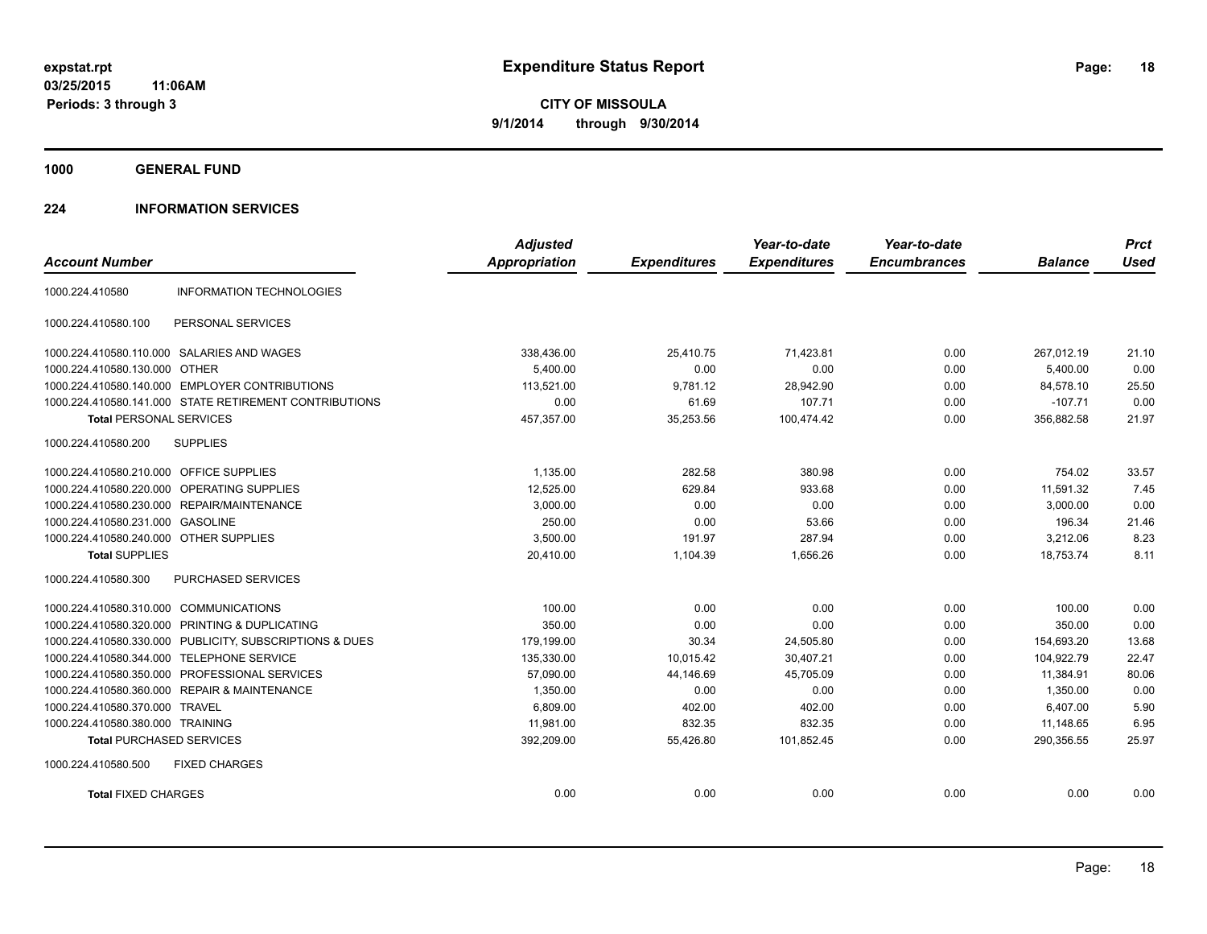expstat.rpt
03/25/2015 11:06AM
Periods: 3 through 3

# Expenditure Status Report

**CITY OF MISSOULA**
**9/1/2014 through 9/30/2014**

## 1000 GENERAL FUND

### 224 INFORMATION SERVICES

| Account Number | | Adjusted Appropriation | Expenditures | Year-to-date Expenditures | Year-to-date Encumbrances | Balance | Prct Used |
|---|---|---|---|---|---|---|---|
| 1000.224.410580 | INFORMATION TECHNOLOGIES | | | | | | |
| 1000.224.410580.100 | PERSONAL SERVICES | | | | | | |
| 1000.224.410580.110.000 | SALARIES AND WAGES | 338,436.00 | 25,410.75 | 71,423.81 | 0.00 | 267,012.19 | 21.10 |
| 1000.224.410580.130.000 | OTHER | 5,400.00 | 0.00 | 0.00 | 0.00 | 5,400.00 | 0.00 |
| 1000.224.410580.140.000 | EMPLOYER CONTRIBUTIONS | 113,521.00 | 9,781.12 | 28,942.90 | 0.00 | 84,578.10 | 25.50 |
| 1000.224.410580.141.000 | STATE RETIREMENT CONTRIBUTIONS | 0.00 | 61.69 | 107.71 | 0.00 | -107.71 | 0.00 |
| **Total** PERSONAL SERVICES | | 457,357.00 | 35,253.56 | 100,474.42 | 0.00 | 356,882.58 | 21.97 |
| 1000.224.410580.200 | SUPPLIES | | | | | | |
| 1000.224.410580.210.000 | OFFICE SUPPLIES | 1,135.00 | 282.58 | 380.98 | 0.00 | 754.02 | 33.57 |
| 1000.224.410580.220.000 | OPERATING SUPPLIES | 12,525.00 | 629.84 | 933.68 | 0.00 | 11,591.32 | 7.45 |
| 1000.224.410580.230.000 | REPAIR/MAINTENANCE | 3,000.00 | 0.00 | 0.00 | 0.00 | 3,000.00 | 0.00 |
| 1000.224.410580.231.000 | GASOLINE | 250.00 | 0.00 | 53.66 | 0.00 | 196.34 | 21.46 |
| 1000.224.410580.240.000 | OTHER SUPPLIES | 3,500.00 | 191.97 | 287.94 | 0.00 | 3,212.06 | 8.23 |
| **Total** SUPPLIES | | 20,410.00 | 1,104.39 | 1,656.26 | 0.00 | 18,753.74 | 8.11 |
| 1000.224.410580.300 | PURCHASED SERVICES | | | | | | |
| 1000.224.410580.310.000 | COMMUNICATIONS | 100.00 | 0.00 | 0.00 | 0.00 | 100.00 | 0.00 |
| 1000.224.410580.320.000 | PRINTING & DUPLICATING | 350.00 | 0.00 | 0.00 | 0.00 | 350.00 | 0.00 |
| 1000.224.410580.330.000 | PUBLICITY, SUBSCRIPTIONS & DUES | 179,199.00 | 30.34 | 24,505.80 | 0.00 | 154,693.20 | 13.68 |
| 1000.224.410580.344.000 | TELEPHONE SERVICE | 135,330.00 | 10,015.42 | 30,407.21 | 0.00 | 104,922.79 | 22.47 |
| 1000.224.410580.350.000 | PROFESSIONAL SERVICES | 57,090.00 | 44,146.69 | 45,705.09 | 0.00 | 11,384.91 | 80.06 |
| 1000.224.410580.360.000 | REPAIR & MAINTENANCE | 1,350.00 | 0.00 | 0.00 | 0.00 | 1,350.00 | 0.00 |
| 1000.224.410580.370.000 | TRAVEL | 6,809.00 | 402.00 | 402.00 | 0.00 | 6,407.00 | 5.90 |
| 1000.224.410580.380.000 | TRAINING | 11,981.00 | 832.35 | 832.35 | 0.00 | 11,148.65 | 6.95 |
| **Total** PURCHASED SERVICES | | 392,209.00 | 55,426.80 | 101,852.45 | 0.00 | 290,356.55 | 25.97 |
| 1000.224.410580.500 | FIXED CHARGES | | | | | | |
| **Total** FIXED CHARGES | | 0.00 | 0.00 | 0.00 | 0.00 | 0.00 | 0.00 |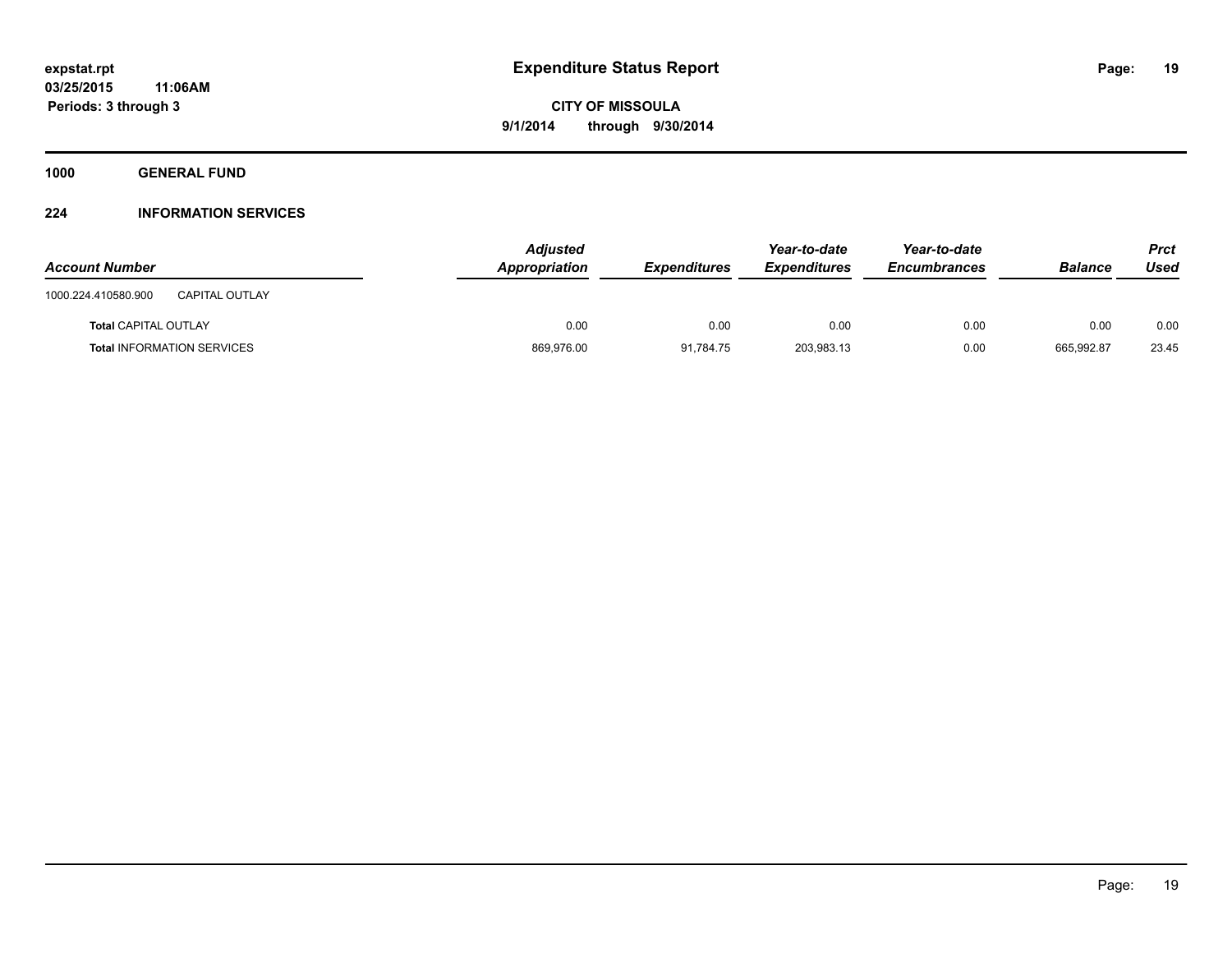# Expenditure Status Report

expstat.rpt
03/25/2015 11:06AM
Periods: 3 through 3

**CITY OF MISSOULA**
**9/1/2014 through 9/30/2014**

## 1000 GENERAL FUND

### 224 INFORMATION SERVICES

| Account Number | | Adjusted Appropriation | Expenditures | Year-to-date Expenditures | Year-to-date Encumbrances | Balance | Prct Used |
|---|---|---|---|---|---|---|---|
| 1000.224.410580.900 | CAPITAL OUTLAY | | | | | | |
| **Total** CAPITAL OUTLAY | | 0.00 | 0.00 | 0.00 | 0.00 | 0.00 | 0.00 |
| **Total** INFORMATION SERVICES | | 869,976.00 | 91,784.75 | 203,983.13 | 0.00 | 665,992.87 | 23.45 |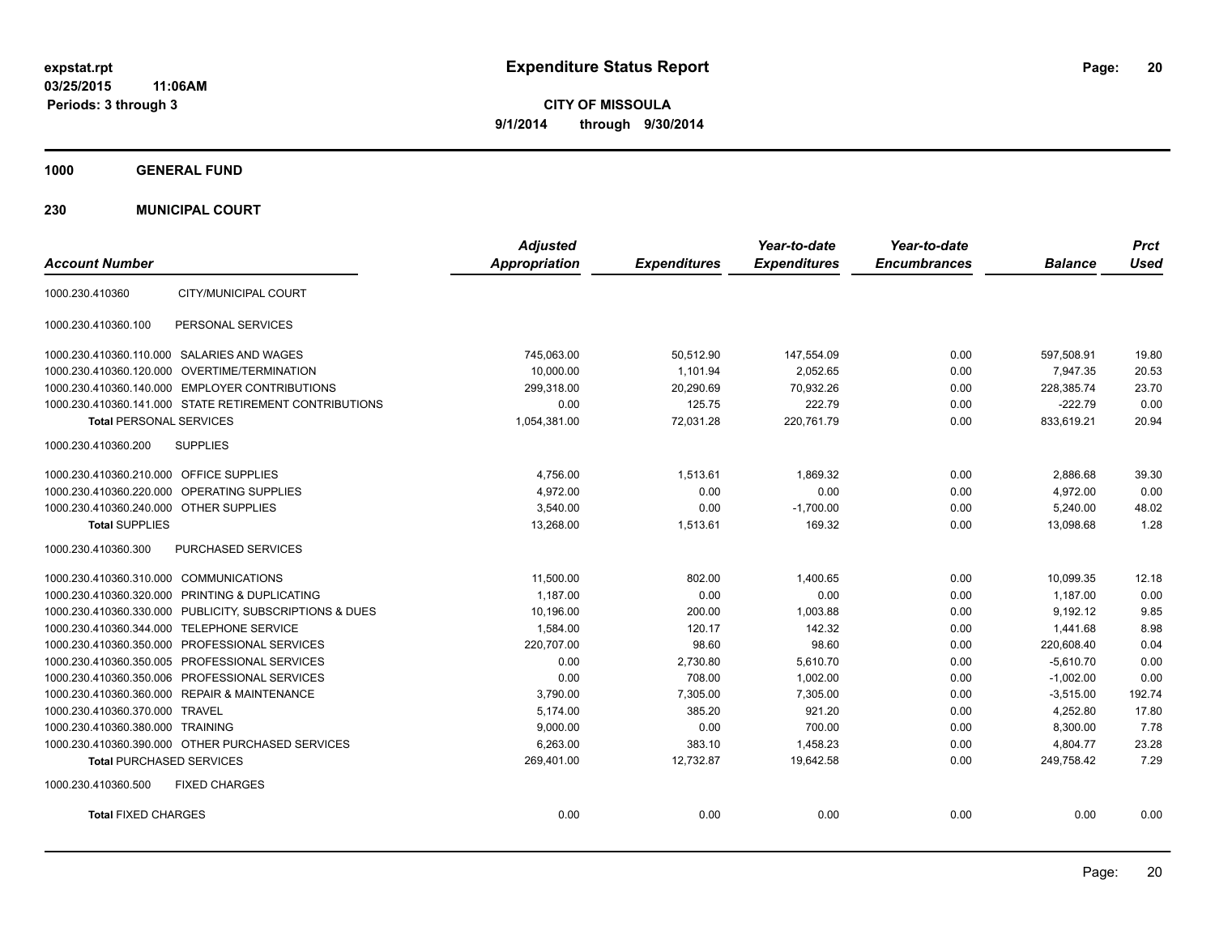**expstat.rpt**
**03/25/2015 11:06AM**
**Periods: 3 through 3**

# Expenditure Status Report

**CITY OF MISSOULA**
**9/1/2014 through 9/30/2014**

## 1000 GENERAL FUND

### 230 MUNICIPAL COURT

| Account Number | | Adjusted Appropriation | Expenditures | Year-to-date Expenditures | Year-to-date Encumbrances | Balance | Prct Used |
|---|---|---|---|---|---|---|---|
| 1000.230.410360 | CITY/MUNICIPAL COURT | | | | | | |
| 1000.230.410360.100 | PERSONAL SERVICES | | | | | | |
| 1000.230.410360.110.000 | SALARIES AND WAGES | 745,063.00 | 50,512.90 | 147,554.09 | 0.00 | 597,508.91 | 19.80 |
| 1000.230.410360.120.000 | OVERTIME/TERMINATION | 10,000.00 | 1,101.94 | 2,052.65 | 0.00 | 7,947.35 | 20.53 |
| 1000.230.410360.140.000 | EMPLOYER CONTRIBUTIONS | 299,318.00 | 20,290.69 | 70,932.26 | 0.00 | 228,385.74 | 23.70 |
| 1000.230.410360.141.000 | STATE RETIREMENT CONTRIBUTIONS | 0.00 | 125.75 | 222.79 | 0.00 | -222.79 | 0.00 |
| **Total** PERSONAL SERVICES | | 1,054,381.00 | 72,031.28 | 220,761.79 | 0.00 | 833,619.21 | 20.94 |
| 1000.230.410360.200 | SUPPLIES | | | | | | |
| 1000.230.410360.210.000 | OFFICE SUPPLIES | 4,756.00 | 1,513.61 | 1,869.32 | 0.00 | 2,886.68 | 39.30 |
| 1000.230.410360.220.000 | OPERATING SUPPLIES | 4,972.00 | 0.00 | 0.00 | 0.00 | 4,972.00 | 0.00 |
| 1000.230.410360.240.000 | OTHER SUPPLIES | 3,540.00 | 0.00 | -1,700.00 | 0.00 | 5,240.00 | 48.02 |
| **Total** SUPPLIES | | 13,268.00 | 1,513.61 | 169.32 | 0.00 | 13,098.68 | 1.28 |
| 1000.230.410360.300 | PURCHASED SERVICES | | | | | | |
| 1000.230.410360.310.000 | COMMUNICATIONS | 11,500.00 | 802.00 | 1,400.65 | 0.00 | 10,099.35 | 12.18 |
| 1000.230.410360.320.000 | PRINTING & DUPLICATING | 1,187.00 | 0.00 | 0.00 | 0.00 | 1,187.00 | 0.00 |
| 1000.230.410360.330.000 | PUBLICITY, SUBSCRIPTIONS & DUES | 10,196.00 | 200.00 | 1,003.88 | 0.00 | 9,192.12 | 9.85 |
| 1000.230.410360.344.000 | TELEPHONE SERVICE | 1,584.00 | 120.17 | 142.32 | 0.00 | 1,441.68 | 8.98 |
| 1000.230.410360.350.000 | PROFESSIONAL SERVICES | 220,707.00 | 98.60 | 98.60 | 0.00 | 220,608.40 | 0.04 |
| 1000.230.410360.350.005 | PROFESSIONAL SERVICES | 0.00 | 2,730.80 | 5,610.70 | 0.00 | -5,610.70 | 0.00 |
| 1000.230.410360.350.006 | PROFESSIONAL SERVICES | 0.00 | 708.00 | 1,002.00 | 0.00 | -1,002.00 | 0.00 |
| 1000.230.410360.360.000 | REPAIR & MAINTENANCE | 3,790.00 | 7,305.00 | 7,305.00 | 0.00 | -3,515.00 | 192.74 |
| 1000.230.410360.370.000 | TRAVEL | 5,174.00 | 385.20 | 921.20 | 0.00 | 4,252.80 | 17.80 |
| 1000.230.410360.380.000 | TRAINING | 9,000.00 | 0.00 | 700.00 | 0.00 | 8,300.00 | 7.78 |
| 1000.230.410360.390.000 | OTHER PURCHASED SERVICES | 6,263.00 | 383.10 | 1,458.23 | 0.00 | 4,804.77 | 23.28 |
| **Total** PURCHASED SERVICES | | 269,401.00 | 12,732.87 | 19,642.58 | 0.00 | 249,758.42 | 7.29 |
| 1000.230.410360.500 | FIXED CHARGES | | | | | | |
| **Total** FIXED CHARGES | | 0.00 | 0.00 | 0.00 | 0.00 | 0.00 | 0.00 |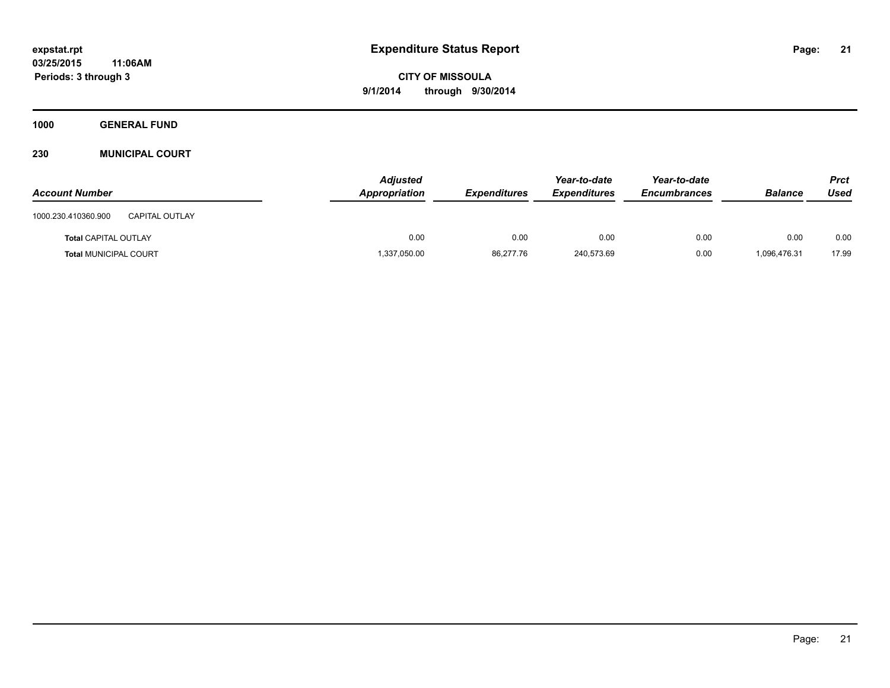# Expenditure Status Report

expstat.rpt
03/25/2015 11:06AM
Periods: 3 through 3

**CITY OF MISSOULA**
**9/1/2014 through 9/30/2014**

## 1000 GENERAL FUND

## 230 MUNICIPAL COURT

| Account Number | | Adjusted Appropriation | Expenditures | Year-to-date Expenditures | Year-to-date Encumbrances | Balance | Prct Used |
|---|---|---|---|---|---|---|---|
| 1000.230.410360.900 | CAPITAL OUTLAY | | | | | | |
| **Total** CAPITAL OUTLAY | | 0.00 | 0.00 | 0.00 | 0.00 | 0.00 | 0.00 |
| **Total** MUNICIPAL COURT | | 1,337,050.00 | 86,277.76 | 240,573.69 | 0.00 | 1,096,476.31 | 17.99 |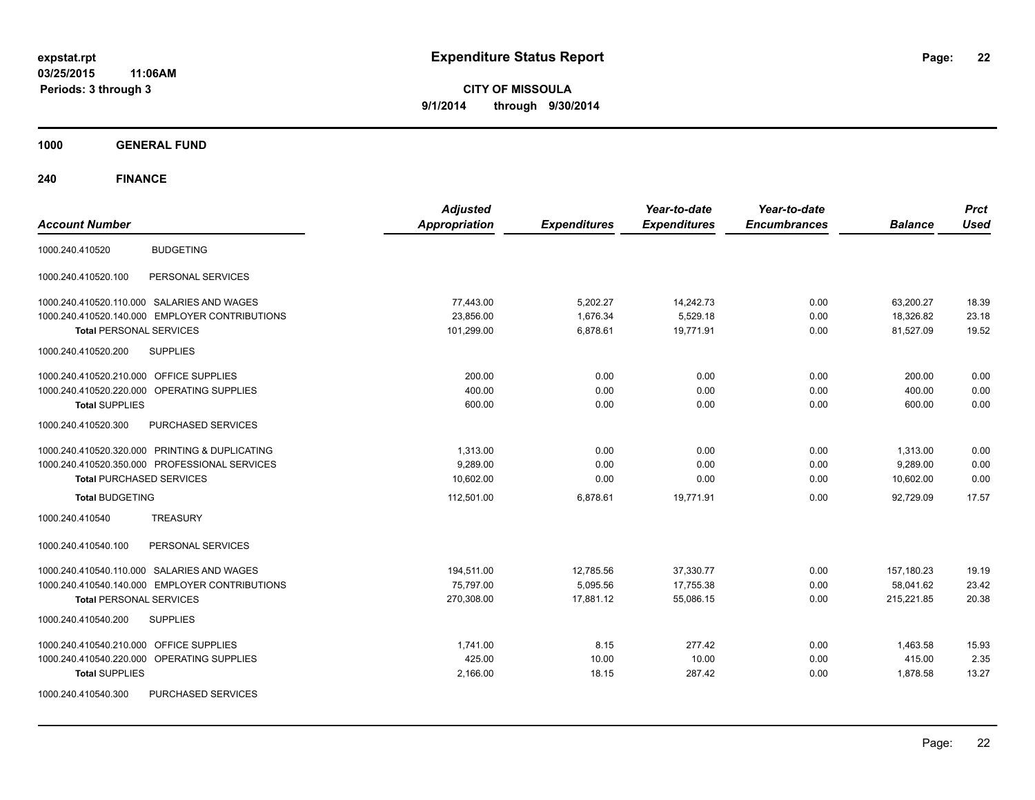**expstat.rpt**
**03/25/2015 11:06AM**
**Periods: 3 through 3**

# Expenditure Status Report

**CITY OF MISSOULA**
**9/1/2014 through 9/30/2014**

## 1000 GENERAL FUND

## 240 FINANCE

| Account Number | | Adjusted Appropriation | Expenditures | Year-to-date Expenditures | Year-to-date Encumbrances | Balance | Prct Used |
|---|---|---|---|---|---|---|---|
| 1000.240.410520 | BUDGETING | | | | | | |
| 1000.240.410520.100 | PERSONAL SERVICES | | | | | | |
| 1000.240.410520.110.000 | SALARIES AND WAGES | 77,443.00 | 5,202.27 | 14,242.73 | 0.00 | 63,200.27 | 18.39 |
| 1000.240.410520.140.000 | EMPLOYER CONTRIBUTIONS | 23,856.00 | 1,676.34 | 5,529.18 | 0.00 | 18,326.82 | 23.18 |
| **Total** PERSONAL SERVICES | | 101,299.00 | 6,878.61 | 19,771.91 | 0.00 | 81,527.09 | 19.52 |
| 1000.240.410520.200 | SUPPLIES | | | | | | |
| 1000.240.410520.210.000 | OFFICE SUPPLIES | 200.00 | 0.00 | 0.00 | 0.00 | 200.00 | 0.00 |
| 1000.240.410520.220.000 | OPERATING SUPPLIES | 400.00 | 0.00 | 0.00 | 0.00 | 400.00 | 0.00 |
| **Total** SUPPLIES | | 600.00 | 0.00 | 0.00 | 0.00 | 600.00 | 0.00 |
| 1000.240.410520.300 | PURCHASED SERVICES | | | | | | |
| 1000.240.410520.320.000 | PRINTING & DUPLICATING | 1,313.00 | 0.00 | 0.00 | 0.00 | 1,313.00 | 0.00 |
| 1000.240.410520.350.000 | PROFESSIONAL SERVICES | 9,289.00 | 0.00 | 0.00 | 0.00 | 9,289.00 | 0.00 |
| **Total** PURCHASED SERVICES | | 10,602.00 | 0.00 | 0.00 | 0.00 | 10,602.00 | 0.00 |
| **Total** BUDGETING | | 112,501.00 | 6,878.61 | 19,771.91 | 0.00 | 92,729.09 | 17.57 |
| 1000.240.410540 | TREASURY | | | | | | |
| 1000.240.410540.100 | PERSONAL SERVICES | | | | | | |
| 1000.240.410540.110.000 | SALARIES AND WAGES | 194,511.00 | 12,785.56 | 37,330.77 | 0.00 | 157,180.23 | 19.19 |
| 1000.240.410540.140.000 | EMPLOYER CONTRIBUTIONS | 75,797.00 | 5,095.56 | 17,755.38 | 0.00 | 58,041.62 | 23.42 |
| **Total** PERSONAL SERVICES | | 270,308.00 | 17,881.12 | 55,086.15 | 0.00 | 215,221.85 | 20.38 |
| 1000.240.410540.200 | SUPPLIES | | | | | | |
| 1000.240.410540.210.000 | OFFICE SUPPLIES | 1,741.00 | 8.15 | 277.42 | 0.00 | 1,463.58 | 15.93 |
| 1000.240.410540.220.000 | OPERATING SUPPLIES | 425.00 | 10.00 | 10.00 | 0.00 | 415.00 | 2.35 |
| **Total** SUPPLIES | | 2,166.00 | 18.15 | 287.42 | 0.00 | 1,878.58 | 13.27 |
| 1000.240.410540.300 | PURCHASED SERVICES | | | | | | |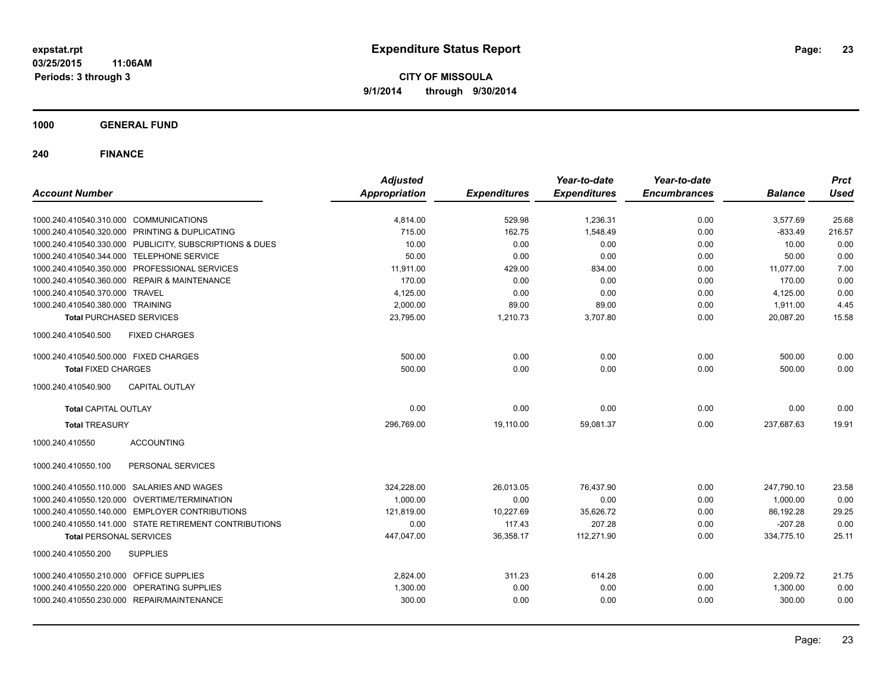**expstat.rpt**
**03/25/2015 11:06AM**
**Periods: 3 through 3**

# Expenditure Status Report

**CITY OF MISSOULA**
**9/1/2014 through 9/30/2014**

## 1000 GENERAL FUND

### 240 FINANCE

| Account Number | Adjusted Appropriation | Expenditures | Year-to-date Expenditures | Year-to-date Encumbrances | Balance | Prct Used |
|---|---|---|---|---|---|---|
| 1000.240.410540.310.000 COMMUNICATIONS | 4,814.00 | 529.98 | 1,236.31 | 0.00 | 3,577.69 | 25.68 |
| 1000.240.410540.320.000 PRINTING & DUPLICATING | 715.00 | 162.75 | 1,548.49 | 0.00 | -833.49 | 216.57 |
| 1000.240.410540.330.000 PUBLICITY, SUBSCRIPTIONS & DUES | 10.00 | 0.00 | 0.00 | 0.00 | 10.00 | 0.00 |
| 1000.240.410540.344.000 TELEPHONE SERVICE | 50.00 | 0.00 | 0.00 | 0.00 | 50.00 | 0.00 |
| 1000.240.410540.350.000 PROFESSIONAL SERVICES | 11,911.00 | 429.00 | 834.00 | 0.00 | 11,077.00 | 7.00 |
| 1000.240.410540.360.000 REPAIR & MAINTENANCE | 170.00 | 0.00 | 0.00 | 0.00 | 170.00 | 0.00 |
| 1000.240.410540.370.000 TRAVEL | 4,125.00 | 0.00 | 0.00 | 0.00 | 4,125.00 | 0.00 |
| 1000.240.410540.380.000 TRAINING | 2,000.00 | 89.00 | 89.00 | 0.00 | 1,911.00 | 4.45 |
| **Total** PURCHASED SERVICES | 23,795.00 | 1,210.73 | 3,707.80 | 0.00 | 20,087.20 | 15.58 |
| 1000.240.410540.500 FIXED CHARGES | | | | | | |
| 1000.240.410540.500.000 FIXED CHARGES | 500.00 | 0.00 | 0.00 | 0.00 | 500.00 | 0.00 |
| **Total** FIXED CHARGES | 500.00 | 0.00 | 0.00 | 0.00 | 500.00 | 0.00 |
| 1000.240.410540.900 CAPITAL OUTLAY | | | | | | |
| **Total** CAPITAL OUTLAY | 0.00 | 0.00 | 0.00 | 0.00 | 0.00 | 0.00 |
| **Total** TREASURY | 296,769.00 | 19,110.00 | 59,081.37 | 0.00 | 237,687.63 | 19.91 |
| 1000.240.410550 ACCOUNTING | | | | | | |
| 1000.240.410550.100 PERSONAL SERVICES | | | | | | |
| 1000.240.410550.110.000 SALARIES AND WAGES | 324,228.00 | 26,013.05 | 76,437.90 | 0.00 | 247,790.10 | 23.58 |
| 1000.240.410550.120.000 OVERTIME/TERMINATION | 1,000.00 | 0.00 | 0.00 | 0.00 | 1,000.00 | 0.00 |
| 1000.240.410550.140.000 EMPLOYER CONTRIBUTIONS | 121,819.00 | 10,227.69 | 35,626.72 | 0.00 | 86,192.28 | 29.25 |
| 1000.240.410550.141.000 STATE RETIREMENT CONTRIBUTIONS | 0.00 | 117.43 | 207.28 | 0.00 | -207.28 | 0.00 |
| **Total** PERSONAL SERVICES | 447,047.00 | 36,358.17 | 112,271.90 | 0.00 | 334,775.10 | 25.11 |
| 1000.240.410550.200 SUPPLIES | | | | | | |
| 1000.240.410550.210.000 OFFICE SUPPLIES | 2,824.00 | 311.23 | 614.28 | 0.00 | 2,209.72 | 21.75 |
| 1000.240.410550.220.000 OPERATING SUPPLIES | 1,300.00 | 0.00 | 0.00 | 0.00 | 1,300.00 | 0.00 |
| 1000.240.410550.230.000 REPAIR/MAINTENANCE | 300.00 | 0.00 | 0.00 | 0.00 | 300.00 | 0.00 |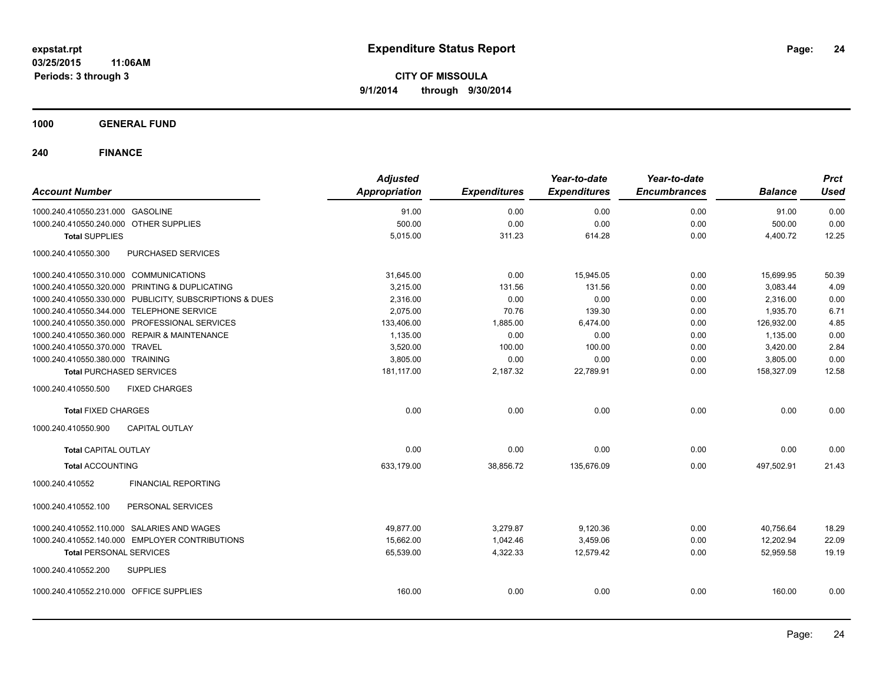# Expenditure Status Report

expstat.rpt
03/25/2015 11:06AM
Periods: 3 through 3

**CITY OF MISSOULA**
**9/1/2014 through 9/30/2014**

**1000 GENERAL FUND**

**240 FINANCE**

| Account Number | | Adjusted Appropriation | Expenditures | Year-to-date Expenditures | Year-to-date Encumbrances | Balance | Prct Used |
|---|---|---|---|---|---|---|---|
| 1000.240.410550.231.000 | GASOLINE | 91.00 | 0.00 | 0.00 | 0.00 | 91.00 | 0.00 |
| 1000.240.410550.240.000 | OTHER SUPPLIES | 500.00 | 0.00 | 0.00 | 0.00 | 500.00 | 0.00 |
| **Total** SUPPLIES | | 5,015.00 | 311.23 | 614.28 | 0.00 | 4,400.72 | 12.25 |
| 1000.240.410550.300 | PURCHASED SERVICES | | | | | | |
| 1000.240.410550.310.000 | COMMUNICATIONS | 31,645.00 | 0.00 | 15,945.05 | 0.00 | 15,699.95 | 50.39 |
| 1000.240.410550.320.000 | PRINTING & DUPLICATING | 3,215.00 | 131.56 | 131.56 | 0.00 | 3,083.44 | 4.09 |
| 1000.240.410550.330.000 | PUBLICITY, SUBSCRIPTIONS & DUES | 2,316.00 | 0.00 | 0.00 | 0.00 | 2,316.00 | 0.00 |
| 1000.240.410550.344.000 | TELEPHONE SERVICE | 2,075.00 | 70.76 | 139.30 | 0.00 | 1,935.70 | 6.71 |
| 1000.240.410550.350.000 | PROFESSIONAL SERVICES | 133,406.00 | 1,885.00 | 6,474.00 | 0.00 | 126,932.00 | 4.85 |
| 1000.240.410550.360.000 | REPAIR & MAINTENANCE | 1,135.00 | 0.00 | 0.00 | 0.00 | 1,135.00 | 0.00 |
| 1000.240.410550.370.000 | TRAVEL | 3,520.00 | 100.00 | 100.00 | 0.00 | 3,420.00 | 2.84 |
| 1000.240.410550.380.000 | TRAINING | 3,805.00 | 0.00 | 0.00 | 0.00 | 3,805.00 | 0.00 |
| **Total** PURCHASED SERVICES | | 181,117.00 | 2,187.32 | 22,789.91 | 0.00 | 158,327.09 | 12.58 |
| 1000.240.410550.500 | FIXED CHARGES | | | | | | |
| **Total** FIXED CHARGES | | 0.00 | 0.00 | 0.00 | 0.00 | 0.00 | 0.00 |
| 1000.240.410550.900 | CAPITAL OUTLAY | | | | | | |
| **Total** CAPITAL OUTLAY | | 0.00 | 0.00 | 0.00 | 0.00 | 0.00 | 0.00 |
| **Total** ACCOUNTING | | 633,179.00 | 38,856.72 | 135,676.09 | 0.00 | 497,502.91 | 21.43 |
| 1000.240.410552 | FINANCIAL REPORTING | | | | | | |
| 1000.240.410552.100 | PERSONAL SERVICES | | | | | | |
| 1000.240.410552.110.000 | SALARIES AND WAGES | 49,877.00 | 3,279.87 | 9,120.36 | 0.00 | 40,756.64 | 18.29 |
| 1000.240.410552.140.000 | EMPLOYER CONTRIBUTIONS | 15,662.00 | 1,042.46 | 3,459.06 | 0.00 | 12,202.94 | 22.09 |
| **Total** PERSONAL SERVICES | | 65,539.00 | 4,322.33 | 12,579.42 | 0.00 | 52,959.58 | 19.19 |
| 1000.240.410552.200 | SUPPLIES | | | | | | |
| 1000.240.410552.210.000 | OFFICE SUPPLIES | 160.00 | 0.00 | 0.00 | 0.00 | 160.00 | 0.00 |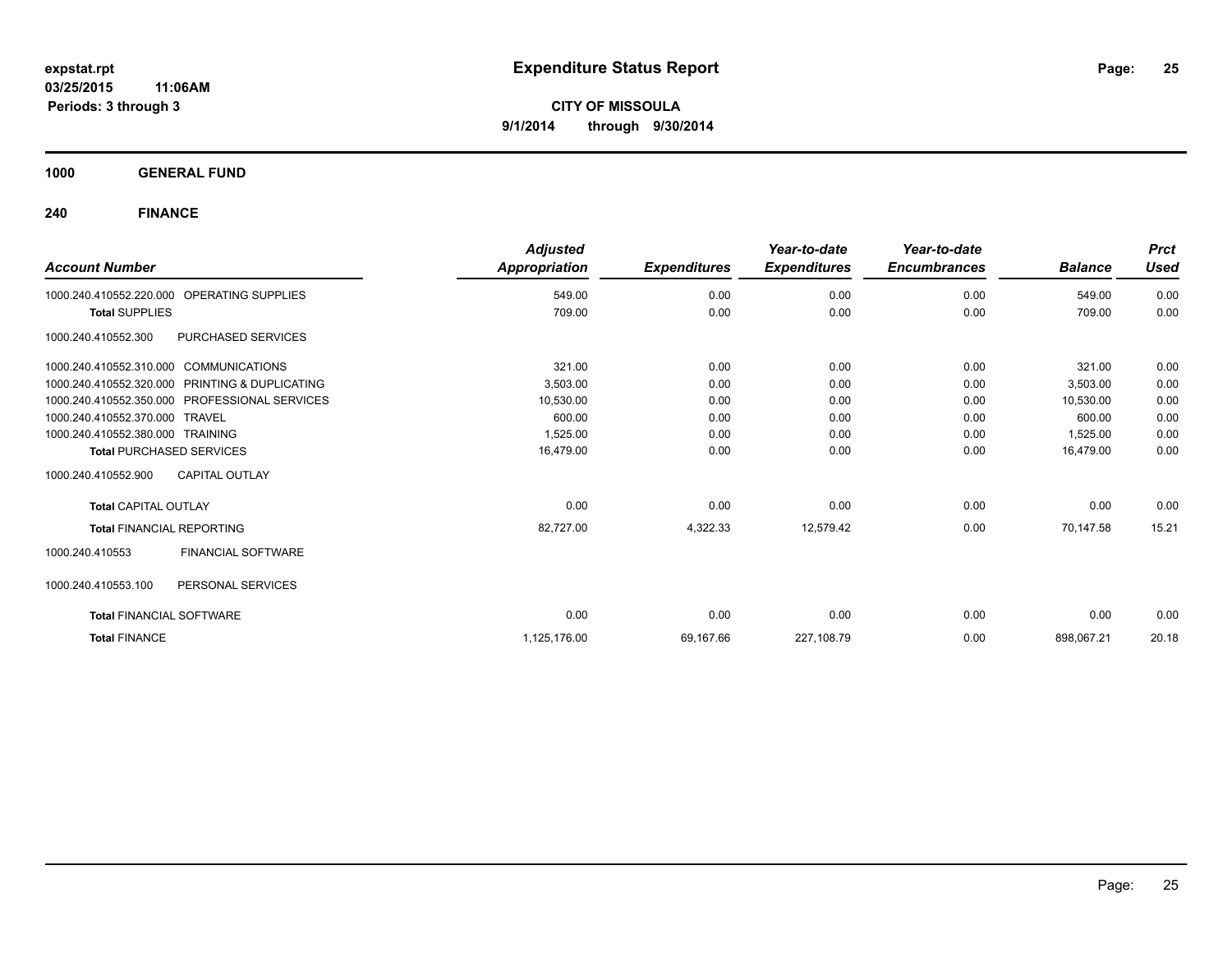**expstat.rpt**
**03/25/2015 11:06AM**
**Periods: 3 through 3**

# Expenditure Status Report

**CITY OF MISSOULA**
**9/1/2014 through 9/30/2014**

## 1000 GENERAL FUND

## 240 FINANCE

| Account Number | | Adjusted Appropriation | Expenditures | Year-to-date Expenditures | Year-to-date Encumbrances | Balance | Prct Used |
|---|---|---|---|---|---|---|---|
| 1000.240.410552.220.000 | OPERATING SUPPLIES | 549.00 | 0.00 | 0.00 | 0.00 | 549.00 | 0.00 |
| **Total** SUPPLIES | | 709.00 | 0.00 | 0.00 | 0.00 | 709.00 | 0.00 |
| 1000.240.410552.300 | PURCHASED SERVICES | | | | | | |
| 1000.240.410552.310.000 | COMMUNICATIONS | 321.00 | 0.00 | 0.00 | 0.00 | 321.00 | 0.00 |
| 1000.240.410552.320.000 | PRINTING & DUPLICATING | 3,503.00 | 0.00 | 0.00 | 0.00 | 3,503.00 | 0.00 |
| 1000.240.410552.350.000 | PROFESSIONAL SERVICES | 10,530.00 | 0.00 | 0.00 | 0.00 | 10,530.00 | 0.00 |
| 1000.240.410552.370.000 | TRAVEL | 600.00 | 0.00 | 0.00 | 0.00 | 600.00 | 0.00 |
| 1000.240.410552.380.000 | TRAINING | 1,525.00 | 0.00 | 0.00 | 0.00 | 1,525.00 | 0.00 |
| **Total** PURCHASED SERVICES | | 16,479.00 | 0.00 | 0.00 | 0.00 | 16,479.00 | 0.00 |
| 1000.240.410552.900 | CAPITAL OUTLAY | | | | | | |
| **Total** CAPITAL OUTLAY | | 0.00 | 0.00 | 0.00 | 0.00 | 0.00 | 0.00 |
| **Total** FINANCIAL REPORTING | | 82,727.00 | 4,322.33 | 12,579.42 | 0.00 | 70,147.58 | 15.21 |
| 1000.240.410553 | FINANCIAL SOFTWARE | | | | | | |
| 1000.240.410553.100 | PERSONAL SERVICES | | | | | | |
| **Total** FINANCIAL SOFTWARE | | 0.00 | 0.00 | 0.00 | 0.00 | 0.00 | 0.00 |
| **Total** FINANCE | | 1,125,176.00 | 69,167.66 | 227,108.79 | 0.00 | 898,067.21 | 20.18 |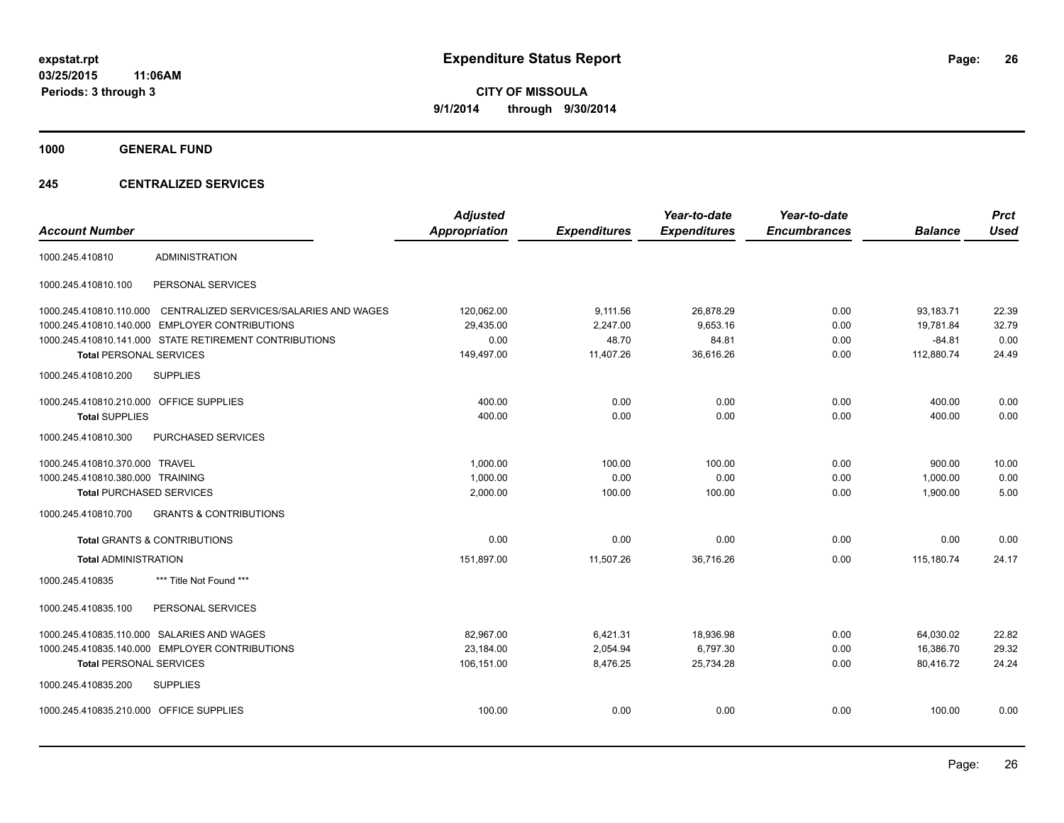**expstat.rpt**
**03/25/2015 11:06AM**
**Periods: 3 through 3**

# Expenditure Status Report

**CITY OF MISSOULA**
**9/1/2014 through 9/30/2014**

## 1000 GENERAL FUND

## 245 CENTRALIZED SERVICES

| Account Number | | Adjusted Appropriation | Expenditures | Year-to-date Expenditures | Year-to-date Encumbrances | Balance | Prct Used |
|---|---|---|---|---|---|---|---|
| 1000.245.410810 | ADMINISTRATION | | | | | | |
| 1000.245.410810.100 | PERSONAL SERVICES | | | | | | |
| 1000.245.410810.110.000 | CENTRALIZED SERVICES/SALARIES AND WAGES | 120,062.00 | 9,111.56 | 26,878.29 | 0.00 | 93,183.71 | 22.39 |
| 1000.245.410810.140.000 | EMPLOYER CONTRIBUTIONS | 29,435.00 | 2,247.00 | 9,653.16 | 0.00 | 19,781.84 | 32.79 |
| 1000.245.410810.141.000 | STATE RETIREMENT CONTRIBUTIONS | 0.00 | 48.70 | 84.81 | 0.00 | -84.81 | 0.00 |
| **Total** PERSONAL SERVICES | | 149,497.00 | 11,407.26 | 36,616.26 | 0.00 | 112,880.74 | 24.49 |
| 1000.245.410810.200 | SUPPLIES | | | | | | |
| 1000.245.410810.210.000 | OFFICE SUPPLIES | 400.00 | 0.00 | 0.00 | 0.00 | 400.00 | 0.00 |
| **Total** SUPPLIES | | 400.00 | 0.00 | 0.00 | 0.00 | 400.00 | 0.00 |
| 1000.245.410810.300 | PURCHASED SERVICES | | | | | | |
| 1000.245.410810.370.000 | TRAVEL | 1,000.00 | 100.00 | 100.00 | 0.00 | 900.00 | 10.00 |
| 1000.245.410810.380.000 | TRAINING | 1,000.00 | 0.00 | 0.00 | 0.00 | 1,000.00 | 0.00 |
| **Total** PURCHASED SERVICES | | 2,000.00 | 100.00 | 100.00 | 0.00 | 1,900.00 | 5.00 |
| 1000.245.410810.700 | GRANTS & CONTRIBUTIONS | | | | | | |
| **Total** GRANTS & CONTRIBUTIONS | | 0.00 | 0.00 | 0.00 | 0.00 | 0.00 | 0.00 |
| **Total** ADMINISTRATION | | 151,897.00 | 11,507.26 | 36,716.26 | 0.00 | 115,180.74 | 24.17 |
| 1000.245.410835 | *** Title Not Found *** | | | | | | |
| 1000.245.410835.100 | PERSONAL SERVICES | | | | | | |
| 1000.245.410835.110.000 | SALARIES AND WAGES | 82,967.00 | 6,421.31 | 18,936.98 | 0.00 | 64,030.02 | 22.82 |
| 1000.245.410835.140.000 | EMPLOYER CONTRIBUTIONS | 23,184.00 | 2,054.94 | 6,797.30 | 0.00 | 16,386.70 | 29.32 |
| **Total** PERSONAL SERVICES | | 106,151.00 | 8,476.25 | 25,734.28 | 0.00 | 80,416.72 | 24.24 |
| 1000.245.410835.200 | SUPPLIES | | | | | | |
| 1000.245.410835.210.000 | OFFICE SUPPLIES | 100.00 | 0.00 | 0.00 | 0.00 | 100.00 | 0.00 |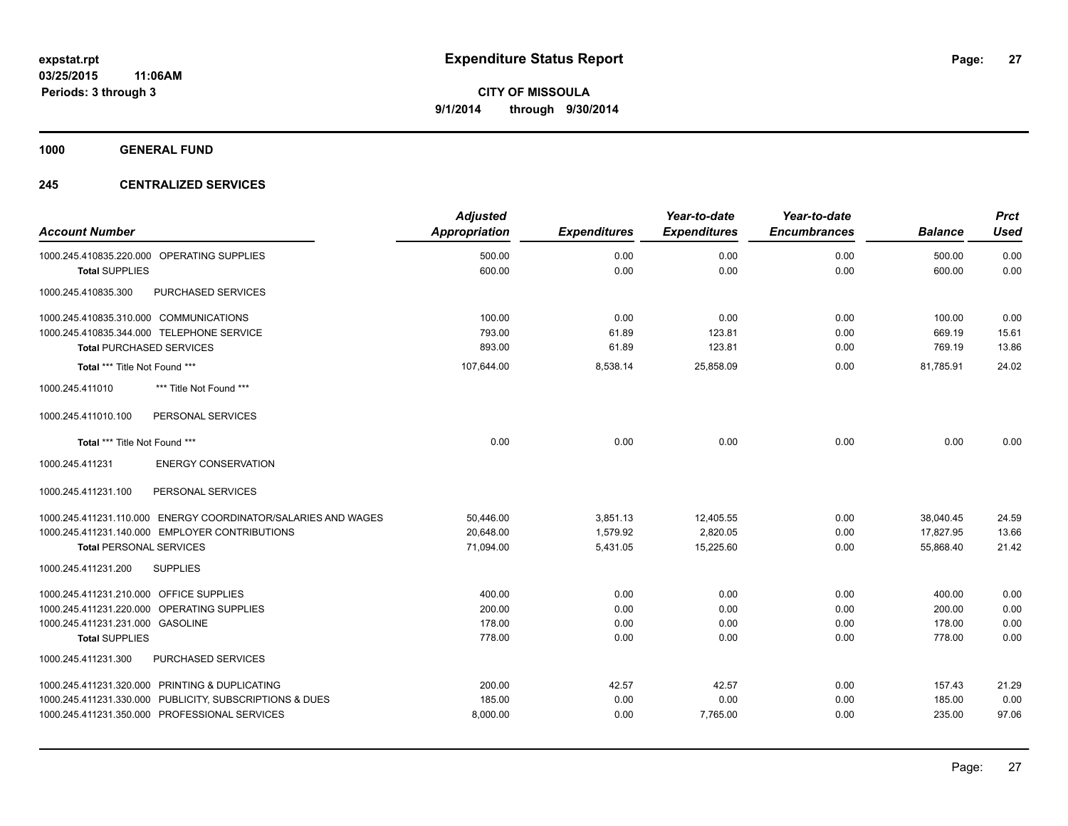**expstat.rpt**
**03/25/2015 11:06AM**
**Periods: 3 through 3**

# Expenditure Status Report

**CITY OF MISSOULA**
**9/1/2014 through 9/30/2014**

**1000 GENERAL FUND**

**245 CENTRALIZED SERVICES**

| Account Number | Adjusted Appropriation | Expenditures | Year-to-date Expenditures | Year-to-date Encumbrances | Balance | Prct Used |
|---|---|---|---|---|---|---|
| 1000.245.410835.220.000 OPERATING SUPPLIES | 500.00 | 0.00 | 0.00 | 0.00 | 500.00 | 0.00 |
| **Total** SUPPLIES | 600.00 | 0.00 | 0.00 | 0.00 | 600.00 | 0.00 |
| 1000.245.410835.300 PURCHASED SERVICES | | | | | | |
| 1000.245.410835.310.000 COMMUNICATIONS | 100.00 | 0.00 | 0.00 | 0.00 | 100.00 | 0.00 |
| 1000.245.410835.344.000 TELEPHONE SERVICE | 793.00 | 61.89 | 123.81 | 0.00 | 669.19 | 15.61 |
| **Total** PURCHASED SERVICES | 893.00 | 61.89 | 123.81 | 0.00 | 769.19 | 13.86 |
| **Total** *** Title Not Found *** | 107,644.00 | 8,538.14 | 25,858.09 | 0.00 | 81,785.91 | 24.02 |
| 1000.245.411010 *** Title Not Found *** | | | | | | |
| 1000.245.411010.100 PERSONAL SERVICES | | | | | | |
| **Total** *** Title Not Found *** | 0.00 | 0.00 | 0.00 | 0.00 | 0.00 | 0.00 |
| 1000.245.411231 ENERGY CONSERVATION | | | | | | |
| 1000.245.411231.100 PERSONAL SERVICES | | | | | | |
| 1000.245.411231.110.000 ENERGY COORDINATOR/SALARIES AND WAGES | 50,446.00 | 3,851.13 | 12,405.55 | 0.00 | 38,040.45 | 24.59 |
| 1000.245.411231.140.000 EMPLOYER CONTRIBUTIONS | 20,648.00 | 1,579.92 | 2,820.05 | 0.00 | 17,827.95 | 13.66 |
| **Total** PERSONAL SERVICES | 71,094.00 | 5,431.05 | 15,225.60 | 0.00 | 55,868.40 | 21.42 |
| 1000.245.411231.200 SUPPLIES | | | | | | |
| 1000.245.411231.210.000 OFFICE SUPPLIES | 400.00 | 0.00 | 0.00 | 0.00 | 400.00 | 0.00 |
| 1000.245.411231.220.000 OPERATING SUPPLIES | 200.00 | 0.00 | 0.00 | 0.00 | 200.00 | 0.00 |
| 1000.245.411231.231.000 GASOLINE | 178.00 | 0.00 | 0.00 | 0.00 | 178.00 | 0.00 |
| **Total** SUPPLIES | 778.00 | 0.00 | 0.00 | 0.00 | 778.00 | 0.00 |
| 1000.245.411231.300 PURCHASED SERVICES | | | | | | |
| 1000.245.411231.320.000 PRINTING & DUPLICATING | 200.00 | 42.57 | 42.57 | 0.00 | 157.43 | 21.29 |
| 1000.245.411231.330.000 PUBLICITY, SUBSCRIPTIONS & DUES | 185.00 | 0.00 | 0.00 | 0.00 | 185.00 | 0.00 |
| 1000.245.411231.350.000 PROFESSIONAL SERVICES | 8,000.00 | 0.00 | 7,765.00 | 0.00 | 235.00 | 97.06 |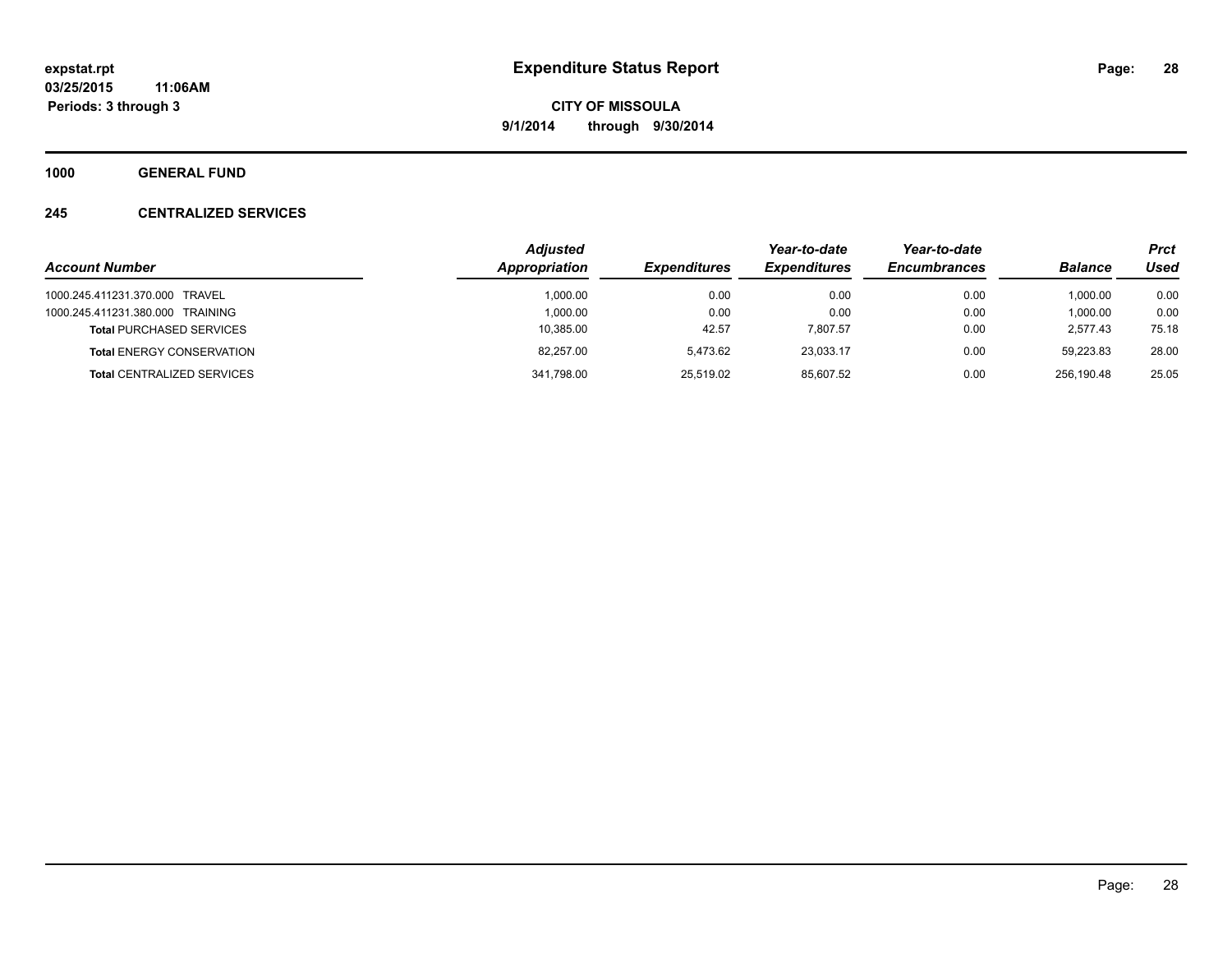# Expenditure Status Report

expstat.rpt
03/25/2015 11:06AM
Periods: 3 through 3

**CITY OF MISSOULA**
**9/1/2014 through 9/30/2014**

## 1000 GENERAL FUND

### 245 CENTRALIZED SERVICES

| Account Number | Adjusted Appropriation | Expenditures | Year-to-date Expenditures | Year-to-date Encumbrances | Balance | Prct Used |
|---|---|---|---|---|---|---|
| 1000.245.411231.370.000 TRAVEL | 1,000.00 | 0.00 | 0.00 | 0.00 | 1,000.00 | 0.00 |
| 1000.245.411231.380.000 TRAINING | 1,000.00 | 0.00 | 0.00 | 0.00 | 1,000.00 | 0.00 |
| **Total** PURCHASED SERVICES | 10,385.00 | 42.57 | 7,807.57 | 0.00 | 2,577.43 | 75.18 |
| **Total** ENERGY CONSERVATION | 82,257.00 | 5,473.62 | 23,033.17 | 0.00 | 59,223.83 | 28.00 |
| **Total** CENTRALIZED SERVICES | 341,798.00 | 25,519.02 | 85,607.52 | 0.00 | 256,190.48 | 25.05 |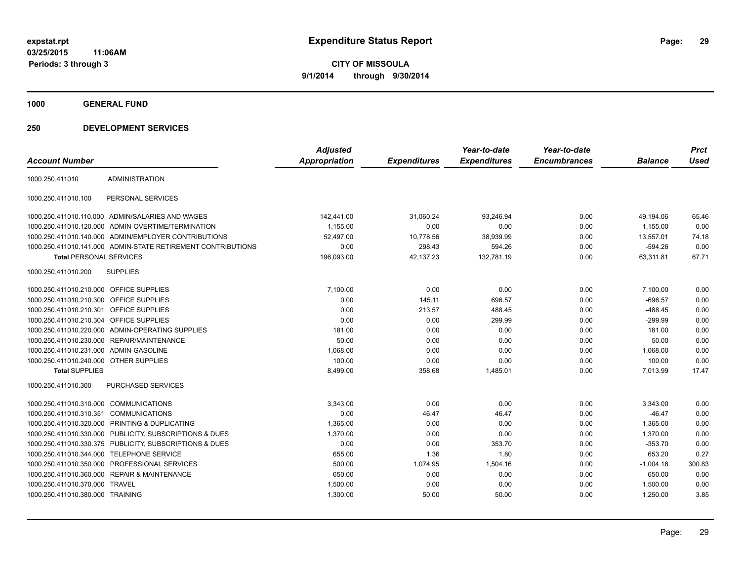**Expenditure Status Report**

**CITY OF MISSOULA**
**9/1/2014 through 9/30/2014**

expstat.rpt
03/25/2015 11:06AM
Periods: 3 through 3

## 1000 GENERAL FUND

## 250 DEVELOPMENT SERVICES

| Account Number | | Adjusted Appropriation | Expenditures | Year-to-date Expenditures | Year-to-date Encumbrances | Balance | Prct Used |
|---|---|---|---|---|---|---|---|
| 1000.250.411010 | ADMINISTRATION | | | | | | |
| 1000.250.411010.100 | PERSONAL SERVICES | | | | | | |
| 1000.250.411010.110.000 | ADMIN/SALARIES AND WAGES | 142,441.00 | 31,060.24 | 93,246.94 | 0.00 | 49,194.06 | 65.46 |
| 1000.250.411010.120.000 | ADMIN-OVERTIME/TERMINATION | 1,155.00 | 0.00 | 0.00 | 0.00 | 1,155.00 | 0.00 |
| 1000.250.411010.140.000 | ADMIN/EMPLOYER CONTRIBUTIONS | 52,497.00 | 10,778.56 | 38,939.99 | 0.00 | 13,557.01 | 74.18 |
| 1000.250.411010.141.000 | ADMIN-STATE RETIREMENT CONTRIBUTIONS | 0.00 | 298.43 | 594.26 | 0.00 | -594.26 | 0.00 |
| **Total** PERSONAL SERVICES | | 196,093.00 | 42,137.23 | 132,781.19 | 0.00 | 63,311.81 | 67.71 |
| 1000.250.411010.200 | SUPPLIES | | | | | | |
| 1000.250.411010.210.000 | OFFICE SUPPLIES | 7,100.00 | 0.00 | 0.00 | 0.00 | 7,100.00 | 0.00 |
| 1000.250.411010.210.300 | OFFICE SUPPLIES | 0.00 | 145.11 | 696.57 | 0.00 | -696.57 | 0.00 |
| 1000.250.411010.210.301 | OFFICE SUPPLIES | 0.00 | 213.57 | 488.45 | 0.00 | -488.45 | 0.00 |
| 1000.250.411010.210.304 | OFFICE SUPPLIES | 0.00 | 0.00 | 299.99 | 0.00 | -299.99 | 0.00 |
| 1000.250.411010.220.000 | ADMIN-OPERATING SUPPLIES | 181.00 | 0.00 | 0.00 | 0.00 | 181.00 | 0.00 |
| 1000.250.411010.230.000 | REPAIR/MAINTENANCE | 50.00 | 0.00 | 0.00 | 0.00 | 50.00 | 0.00 |
| 1000.250.411010.231.000 | ADMIN-GASOLINE | 1,068.00 | 0.00 | 0.00 | 0.00 | 1,068.00 | 0.00 |
| 1000.250.411010.240.000 | OTHER SUPPLIES | 100.00 | 0.00 | 0.00 | 0.00 | 100.00 | 0.00 |
| **Total** SUPPLIES | | 8,499.00 | 358.68 | 1,485.01 | 0.00 | 7,013.99 | 17.47 |
| 1000.250.411010.300 | PURCHASED SERVICES | | | | | | |
| 1000.250.411010.310.000 | COMMUNICATIONS | 3,343.00 | 0.00 | 0.00 | 0.00 | 3,343.00 | 0.00 |
| 1000.250.411010.310.351 | COMMUNICATIONS | 0.00 | 46.47 | 46.47 | 0.00 | -46.47 | 0.00 |
| 1000.250.411010.320.000 | PRINTING & DUPLICATING | 1,365.00 | 0.00 | 0.00 | 0.00 | 1,365.00 | 0.00 |
| 1000.250.411010.330.000 | PUBLICITY, SUBSCRIPTIONS & DUES | 1,370.00 | 0.00 | 0.00 | 0.00 | 1,370.00 | 0.00 |
| 1000.250.411010.330.375 | PUBLICITY, SUBSCRIPTIONS & DUES | 0.00 | 0.00 | 353.70 | 0.00 | -353.70 | 0.00 |
| 1000.250.411010.344.000 | TELEPHONE SERVICE | 655.00 | 1.36 | 1.80 | 0.00 | 653.20 | 0.27 |
| 1000.250.411010.350.000 | PROFESSIONAL SERVICES | 500.00 | 1,074.95 | 1,504.16 | 0.00 | -1,004.16 | 300.83 |
| 1000.250.411010.360.000 | REPAIR & MAINTENANCE | 650.00 | 0.00 | 0.00 | 0.00 | 650.00 | 0.00 |
| 1000.250.411010.370.000 | TRAVEL | 1,500.00 | 0.00 | 0.00 | 0.00 | 1,500.00 | 0.00 |
| 1000.250.411010.380.000 | TRAINING | 1,300.00 | 50.00 | 50.00 | 0.00 | 1,250.00 | 3.85 |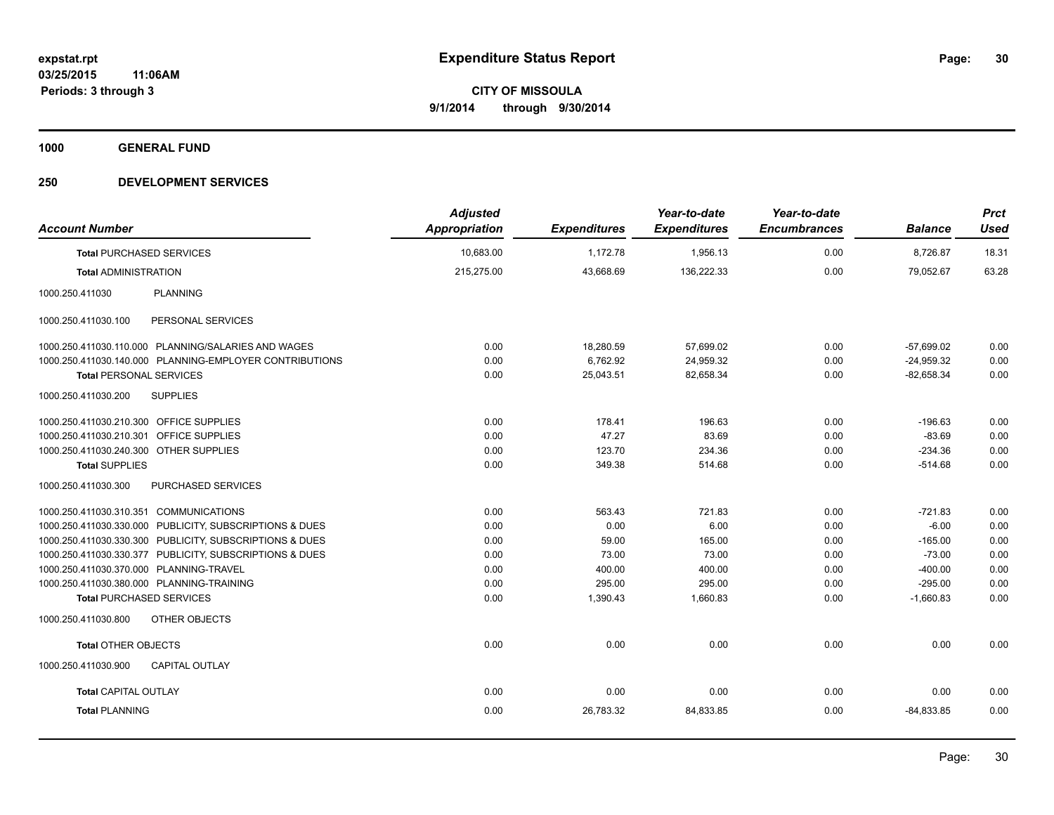**expstat.rpt**
**03/25/2015 11:06AM**
**Periods: 3 through 3**

# Expenditure Status Report

**CITY OF MISSOULA**
**9/1/2014 through 9/30/2014**

## 1000 GENERAL FUND

## 250 DEVELOPMENT SERVICES

| Account Number | Adjusted Appropriation | Expenditures | Year-to-date Expenditures | Year-to-date Encumbrances | Balance | Prct Used |
|---|---|---|---|---|---|---|
| **Total** PURCHASED SERVICES | 10,683.00 | 1,172.78 | 1,956.13 | 0.00 | 8,726.87 | 18.31 |
| **Total** ADMINISTRATION | 215,275.00 | 43,668.69 | 136,222.33 | 0.00 | 79,052.67 | 63.28 |
| 1000.250.411030 PLANNING | | | | | | |
| 1000.250.411030.100 PERSONAL SERVICES | | | | | | |
| 1000.250.411030.110.000 PLANNING/SALARIES AND WAGES | 0.00 | 18,280.59 | 57,699.02 | 0.00 | -57,699.02 | 0.00 |
| 1000.250.411030.140.000 PLANNING-EMPLOYER CONTRIBUTIONS | 0.00 | 6,762.92 | 24,959.32 | 0.00 | -24,959.32 | 0.00 |
| **Total** PERSONAL SERVICES | 0.00 | 25,043.51 | 82,658.34 | 0.00 | -82,658.34 | 0.00 |
| 1000.250.411030.200 SUPPLIES | | | | | | |
| 1000.250.411030.210.300 OFFICE SUPPLIES | 0.00 | 178.41 | 196.63 | 0.00 | -196.63 | 0.00 |
| 1000.250.411030.210.301 OFFICE SUPPLIES | 0.00 | 47.27 | 83.69 | 0.00 | -83.69 | 0.00 |
| 1000.250.411030.240.300 OTHER SUPPLIES | 0.00 | 123.70 | 234.36 | 0.00 | -234.36 | 0.00 |
| **Total** SUPPLIES | 0.00 | 349.38 | 514.68 | 0.00 | -514.68 | 0.00 |
| 1000.250.411030.300 PURCHASED SERVICES | | | | | | |
| 1000.250.411030.310.351 COMMUNICATIONS | 0.00 | 563.43 | 721.83 | 0.00 | -721.83 | 0.00 |
| 1000.250.411030.330.000 PUBLICITY, SUBSCRIPTIONS & DUES | 0.00 | 0.00 | 6.00 | 0.00 | -6.00 | 0.00 |
| 1000.250.411030.330.300 PUBLICITY, SUBSCRIPTIONS & DUES | 0.00 | 59.00 | 165.00 | 0.00 | -165.00 | 0.00 |
| 1000.250.411030.330.377 PUBLICITY, SUBSCRIPTIONS & DUES | 0.00 | 73.00 | 73.00 | 0.00 | -73.00 | 0.00 |
| 1000.250.411030.370.000 PLANNING-TRAVEL | 0.00 | 400.00 | 400.00 | 0.00 | -400.00 | 0.00 |
| 1000.250.411030.380.000 PLANNING-TRAINING | 0.00 | 295.00 | 295.00 | 0.00 | -295.00 | 0.00 |
| **Total** PURCHASED SERVICES | 0.00 | 1,390.43 | 1,660.83 | 0.00 | -1,660.83 | 0.00 |
| 1000.250.411030.800 OTHER OBJECTS | | | | | | |
| **Total** OTHER OBJECTS | 0.00 | 0.00 | 0.00 | 0.00 | 0.00 | 0.00 |
| 1000.250.411030.900 CAPITAL OUTLAY | | | | | | |
| **Total** CAPITAL OUTLAY | 0.00 | 0.00 | 0.00 | 0.00 | 0.00 | 0.00 |
| **Total** PLANNING | 0.00 | 26,783.32 | 84,833.85 | 0.00 | -84,833.85 | 0.00 |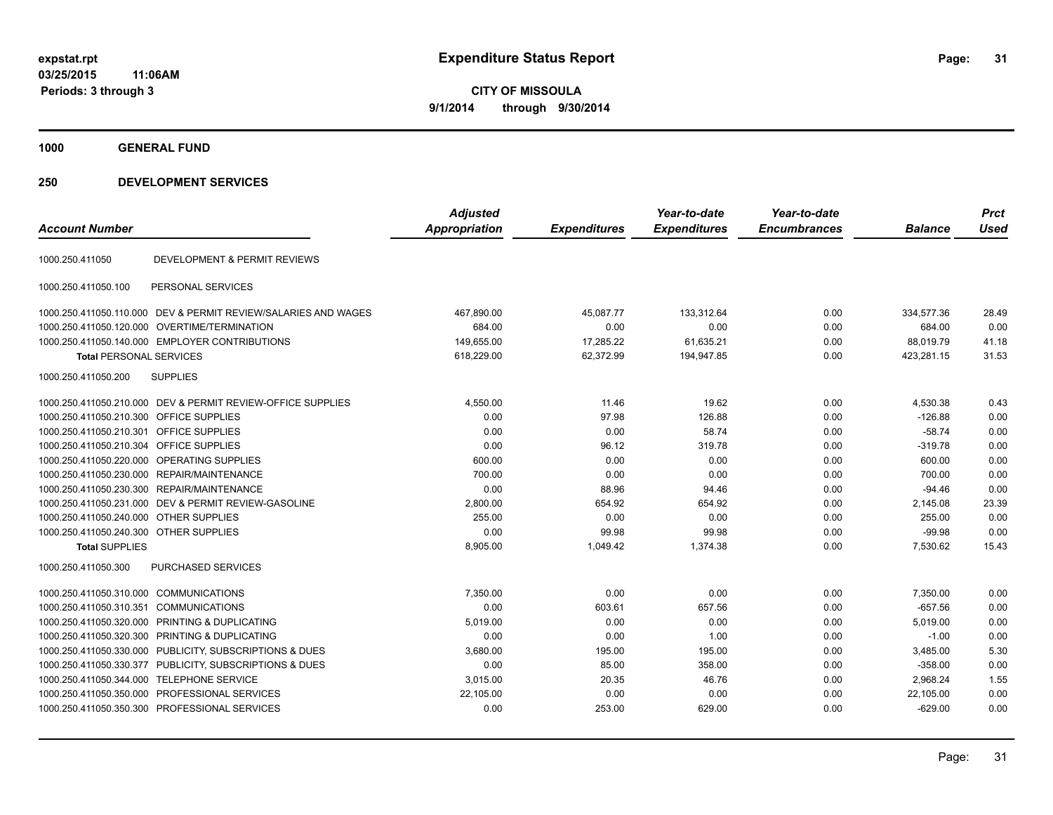**expstat.rpt**
**03/25/2015 11:06AM**
**Periods: 3 through 3**

# Expenditure Status Report

**CITY OF MISSOULA**
**9/1/2014 through 9/30/2014**

## 1000 GENERAL FUND

## 250 DEVELOPMENT SERVICES

| Account Number | | Adjusted Appropriation | Expenditures | Year-to-date Expenditures | Year-to-date Encumbrances | Balance | Prct Used |
|---|---|---|---|---|---|---|---|
| 1000.250.411050 | DEVELOPMENT & PERMIT REVIEWS | | | | | | |
| 1000.250.411050.100 | PERSONAL SERVICES | | | | | | |
| 1000.250.411050.110.000 | DEV & PERMIT REVIEW/SALARIES AND WAGES | 467,890.00 | 45,087.77 | 133,312.64 | 0.00 | 334,577.36 | 28.49 |
| 1000.250.411050.120.000 | OVERTIME/TERMINATION | 684.00 | 0.00 | 0.00 | 0.00 | 684.00 | 0.00 |
| 1000.250.411050.140.000 | EMPLOYER CONTRIBUTIONS | 149,655.00 | 17,285.22 | 61,635.21 | 0.00 | 88,019.79 | 41.18 |
| **Total** PERSONAL SERVICES | | 618,229.00 | 62,372.99 | 194,947.85 | 0.00 | 423,281.15 | 31.53 |
| 1000.250.411050.200 | SUPPLIES | | | | | | |
| 1000.250.411050.210.000 | DEV & PERMIT REVIEW-OFFICE SUPPLIES | 4,550.00 | 11.46 | 19.62 | 0.00 | 4,530.38 | 0.43 |
| 1000.250.411050.210.300 | OFFICE SUPPLIES | 0.00 | 97.98 | 126.88 | 0.00 | -126.88 | 0.00 |
| 1000.250.411050.210.301 | OFFICE SUPPLIES | 0.00 | 0.00 | 58.74 | 0.00 | -58.74 | 0.00 |
| 1000.250.411050.210.304 | OFFICE SUPPLIES | 0.00 | 96.12 | 319.78 | 0.00 | -319.78 | 0.00 |
| 1000.250.411050.220.000 | OPERATING SUPPLIES | 600.00 | 0.00 | 0.00 | 0.00 | 600.00 | 0.00 |
| 1000.250.411050.230.000 | REPAIR/MAINTENANCE | 700.00 | 0.00 | 0.00 | 0.00 | 700.00 | 0.00 |
| 1000.250.411050.230.300 | REPAIR/MAINTENANCE | 0.00 | 88.96 | 94.46 | 0.00 | -94.46 | 0.00 |
| 1000.250.411050.231.000 | DEV & PERMIT REVIEW-GASOLINE | 2,800.00 | 654.92 | 654.92 | 0.00 | 2,145.08 | 23.39 |
| 1000.250.411050.240.000 | OTHER SUPPLIES | 255.00 | 0.00 | 0.00 | 0.00 | 255.00 | 0.00 |
| 1000.250.411050.240.300 | OTHER SUPPLIES | 0.00 | 99.98 | 99.98 | 0.00 | -99.98 | 0.00 |
| **Total** SUPPLIES | | 8,905.00 | 1,049.42 | 1,374.38 | 0.00 | 7,530.62 | 15.43 |
| 1000.250.411050.300 | PURCHASED SERVICES | | | | | | |
| 1000.250.411050.310.000 | COMMUNICATIONS | 7,350.00 | 0.00 | 0.00 | 0.00 | 7,350.00 | 0.00 |
| 1000.250.411050.310.351 | COMMUNICATIONS | 0.00 | 603.61 | 657.56 | 0.00 | -657.56 | 0.00 |
| 1000.250.411050.320.000 | PRINTING & DUPLICATING | 5,019.00 | 0.00 | 0.00 | 0.00 | 5,019.00 | 0.00 |
| 1000.250.411050.320.300 | PRINTING & DUPLICATING | 0.00 | 0.00 | 1.00 | 0.00 | -1.00 | 0.00 |
| 1000.250.411050.330.000 | PUBLICITY, SUBSCRIPTIONS & DUES | 3,680.00 | 195.00 | 195.00 | 0.00 | 3,485.00 | 5.30 |
| 1000.250.411050.330.377 | PUBLICITY, SUBSCRIPTIONS & DUES | 0.00 | 85.00 | 358.00 | 0.00 | -358.00 | 0.00 |
| 1000.250.411050.344.000 | TELEPHONE SERVICE | 3,015.00 | 20.35 | 46.76 | 0.00 | 2,968.24 | 1.55 |
| 1000.250.411050.350.000 | PROFESSIONAL SERVICES | 22,105.00 | 0.00 | 0.00 | 0.00 | 22,105.00 | 0.00 |
| 1000.250.411050.350.300 | PROFESSIONAL SERVICES | 0.00 | 253.00 | 629.00 | 0.00 | -629.00 | 0.00 |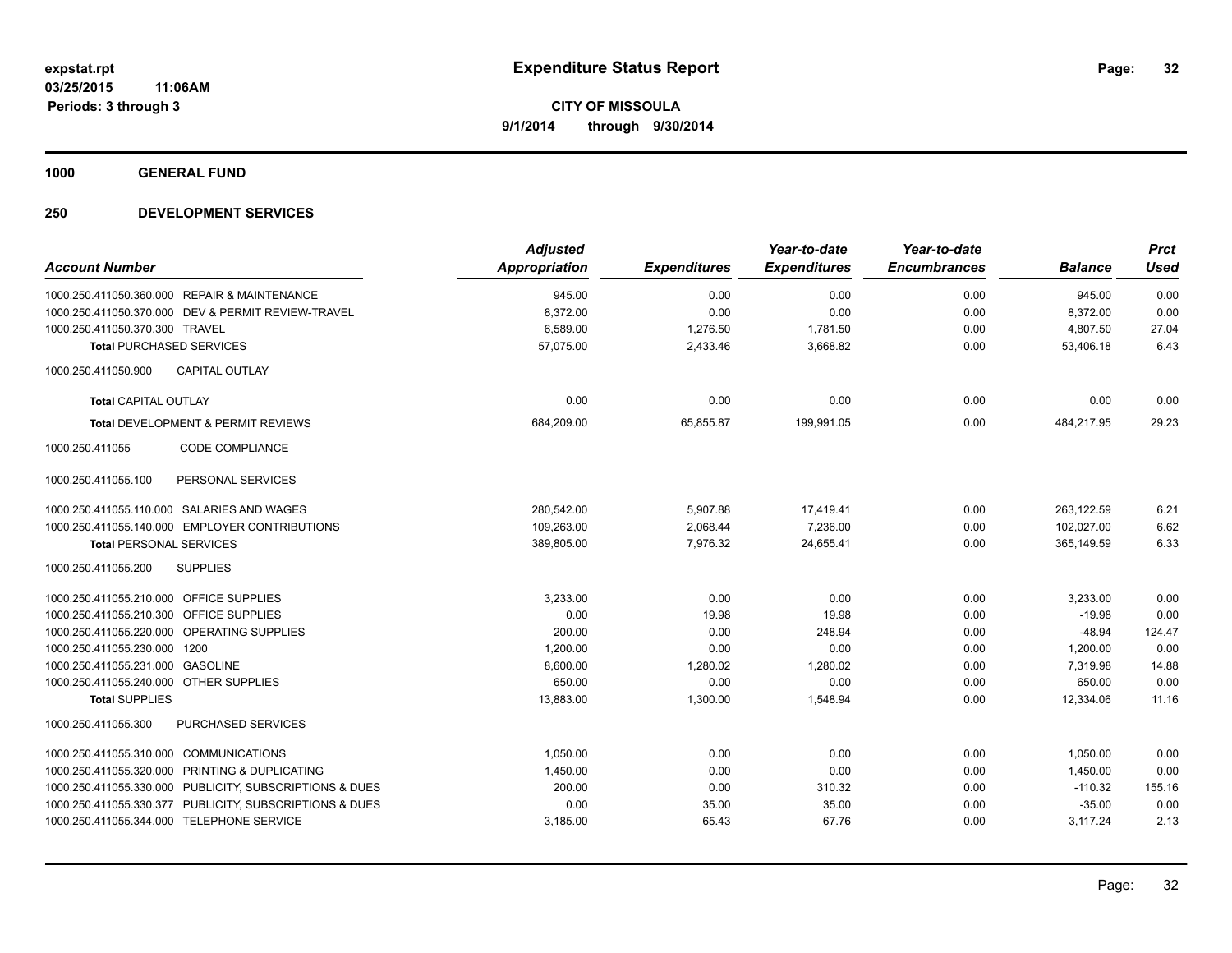**expstat.rpt**
**03/25/2015 11:06AM**
**Periods: 3 through 3**

# Expenditure Status Report

**CITY OF MISSOULA**
**9/1/2014 through 9/30/2014**

## 1000 GENERAL FUND

## 250 DEVELOPMENT SERVICES

| Account Number | Adjusted Appropriation | Expenditures | Year-to-date Expenditures | Year-to-date Encumbrances | Balance | Prct Used |
|---|---|---|---|---|---|---|
| 1000.250.411050.360.000 REPAIR & MAINTENANCE | 945.00 | 0.00 | 0.00 | 0.00 | 945.00 | 0.00 |
| 1000.250.411050.370.000 DEV & PERMIT REVIEW-TRAVEL | 8,372.00 | 0.00 | 0.00 | 0.00 | 8,372.00 | 0.00 |
| 1000.250.411050.370.300 TRAVEL | 6,589.00 | 1,276.50 | 1,781.50 | 0.00 | 4,807.50 | 27.04 |
| **Total** PURCHASED SERVICES | 57,075.00 | 2,433.46 | 3,668.82 | 0.00 | 53,406.18 | 6.43 |
| 1000.250.411050.900 CAPITAL OUTLAY | | | | | | |
| **Total** CAPITAL OUTLAY | 0.00 | 0.00 | 0.00 | 0.00 | 0.00 | 0.00 |
| **Total** DEVELOPMENT & PERMIT REVIEWS | 684,209.00 | 65,855.87 | 199,991.05 | 0.00 | 484,217.95 | 29.23 |
| 1000.250.411055 CODE COMPLIANCE | | | | | | |
| 1000.250.411055.100 PERSONAL SERVICES | | | | | | |
| 1000.250.411055.110.000 SALARIES AND WAGES | 280,542.00 | 5,907.88 | 17,419.41 | 0.00 | 263,122.59 | 6.21 |
| 1000.250.411055.140.000 EMPLOYER CONTRIBUTIONS | 109,263.00 | 2,068.44 | 7,236.00 | 0.00 | 102,027.00 | 6.62 |
| **Total** PERSONAL SERVICES | 389,805.00 | 7,976.32 | 24,655.41 | 0.00 | 365,149.59 | 6.33 |
| 1000.250.411055.200 SUPPLIES | | | | | | |
| 1000.250.411055.210.000 OFFICE SUPPLIES | 3,233.00 | 0.00 | 0.00 | 0.00 | 3,233.00 | 0.00 |
| 1000.250.411055.210.300 OFFICE SUPPLIES | 0.00 | 19.98 | 19.98 | 0.00 | -19.98 | 0.00 |
| 1000.250.411055.220.000 OPERATING SUPPLIES | 200.00 | 0.00 | 248.94 | 0.00 | -48.94 | 124.47 |
| 1000.250.411055.230.000 1200 | 1,200.00 | 0.00 | 0.00 | 0.00 | 1,200.00 | 0.00 |
| 1000.250.411055.231.000 GASOLINE | 8,600.00 | 1,280.02 | 1,280.02 | 0.00 | 7,319.98 | 14.88 |
| 1000.250.411055.240.000 OTHER SUPPLIES | 650.00 | 0.00 | 0.00 | 0.00 | 650.00 | 0.00 |
| **Total** SUPPLIES | 13,883.00 | 1,300.00 | 1,548.94 | 0.00 | 12,334.06 | 11.16 |
| 1000.250.411055.300 PURCHASED SERVICES | | | | | | |
| 1000.250.411055.310.000 COMMUNICATIONS | 1,050.00 | 0.00 | 0.00 | 0.00 | 1,050.00 | 0.00 |
| 1000.250.411055.320.000 PRINTING & DUPLICATING | 1,450.00 | 0.00 | 0.00 | 0.00 | 1,450.00 | 0.00 |
| 1000.250.411055.330.000 PUBLICITY, SUBSCRIPTIONS & DUES | 200.00 | 0.00 | 310.32 | 0.00 | -110.32 | 155.16 |
| 1000.250.411055.330.377 PUBLICITY, SUBSCRIPTIONS & DUES | 0.00 | 35.00 | 35.00 | 0.00 | -35.00 | 0.00 |
| 1000.250.411055.344.000 TELEPHONE SERVICE | 3,185.00 | 65.43 | 67.76 | 0.00 | 3,117.24 | 2.13 |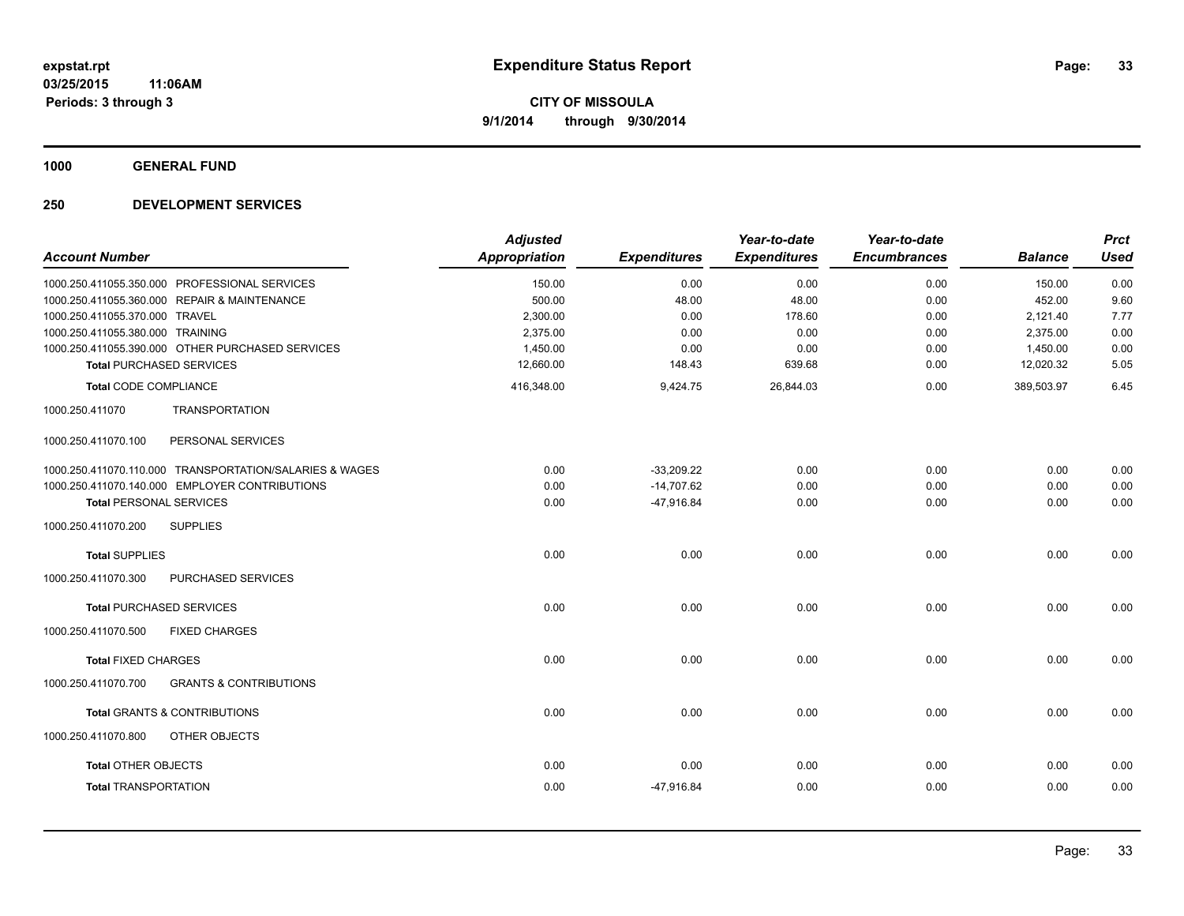**expstat.rpt**
**03/25/2015 11:06AM**
**Periods: 3 through 3**

# Expenditure Status Report

**CITY OF MISSOULA**
**9/1/2014 through 9/30/2014**

## 1000 GENERAL FUND

### 250 DEVELOPMENT SERVICES

| Account Number | Adjusted Appropriation | Expenditures | Year-to-date Expenditures | Year-to-date Encumbrances | Balance | Prct Used |
|---|---|---|---|---|---|---|
| 1000.250.411055.350.000 PROFESSIONAL SERVICES | 150.00 | 0.00 | 0.00 | 0.00 | 150.00 | 0.00 |
| 1000.250.411055.360.000 REPAIR & MAINTENANCE | 500.00 | 48.00 | 48.00 | 0.00 | 452.00 | 9.60 |
| 1000.250.411055.370.000 TRAVEL | 2,300.00 | 0.00 | 178.60 | 0.00 | 2,121.40 | 7.77 |
| 1000.250.411055.380.000 TRAINING | 2,375.00 | 0.00 | 0.00 | 0.00 | 2,375.00 | 0.00 |
| 1000.250.411055.390.000 OTHER PURCHASED SERVICES | 1,450.00 | 0.00 | 0.00 | 0.00 | 1,450.00 | 0.00 |
| **Total** PURCHASED SERVICES | 12,660.00 | 148.43 | 639.68 | 0.00 | 12,020.32 | 5.05 |
| **Total** CODE COMPLIANCE | 416,348.00 | 9,424.75 | 26,844.03 | 0.00 | 389,503.97 | 6.45 |
| 1000.250.411070 TRANSPORTATION | | | | | | |
| 1000.250.411070.100 PERSONAL SERVICES | | | | | | |
| 1000.250.411070.110.000 TRANSPORTATION/SALARIES & WAGES | 0.00 | -33,209.22 | 0.00 | 0.00 | 0.00 | 0.00 |
| 1000.250.411070.140.000 EMPLOYER CONTRIBUTIONS | 0.00 | -14,707.62 | 0.00 | 0.00 | 0.00 | 0.00 |
| **Total** PERSONAL SERVICES | 0.00 | -47,916.84 | 0.00 | 0.00 | 0.00 | 0.00 |
| 1000.250.411070.200 SUPPLIES | | | | | | |
| **Total** SUPPLIES | 0.00 | 0.00 | 0.00 | 0.00 | 0.00 | 0.00 |
| 1000.250.411070.300 PURCHASED SERVICES | | | | | | |
| **Total** PURCHASED SERVICES | 0.00 | 0.00 | 0.00 | 0.00 | 0.00 | 0.00 |
| 1000.250.411070.500 FIXED CHARGES | | | | | | |
| **Total** FIXED CHARGES | 0.00 | 0.00 | 0.00 | 0.00 | 0.00 | 0.00 |
| 1000.250.411070.700 GRANTS & CONTRIBUTIONS | | | | | | |
| **Total** GRANTS & CONTRIBUTIONS | 0.00 | 0.00 | 0.00 | 0.00 | 0.00 | 0.00 |
| 1000.250.411070.800 OTHER OBJECTS | | | | | | |
| **Total** OTHER OBJECTS | 0.00 | 0.00 | 0.00 | 0.00 | 0.00 | 0.00 |
| **Total** TRANSPORTATION | 0.00 | -47,916.84 | 0.00 | 0.00 | 0.00 | 0.00 |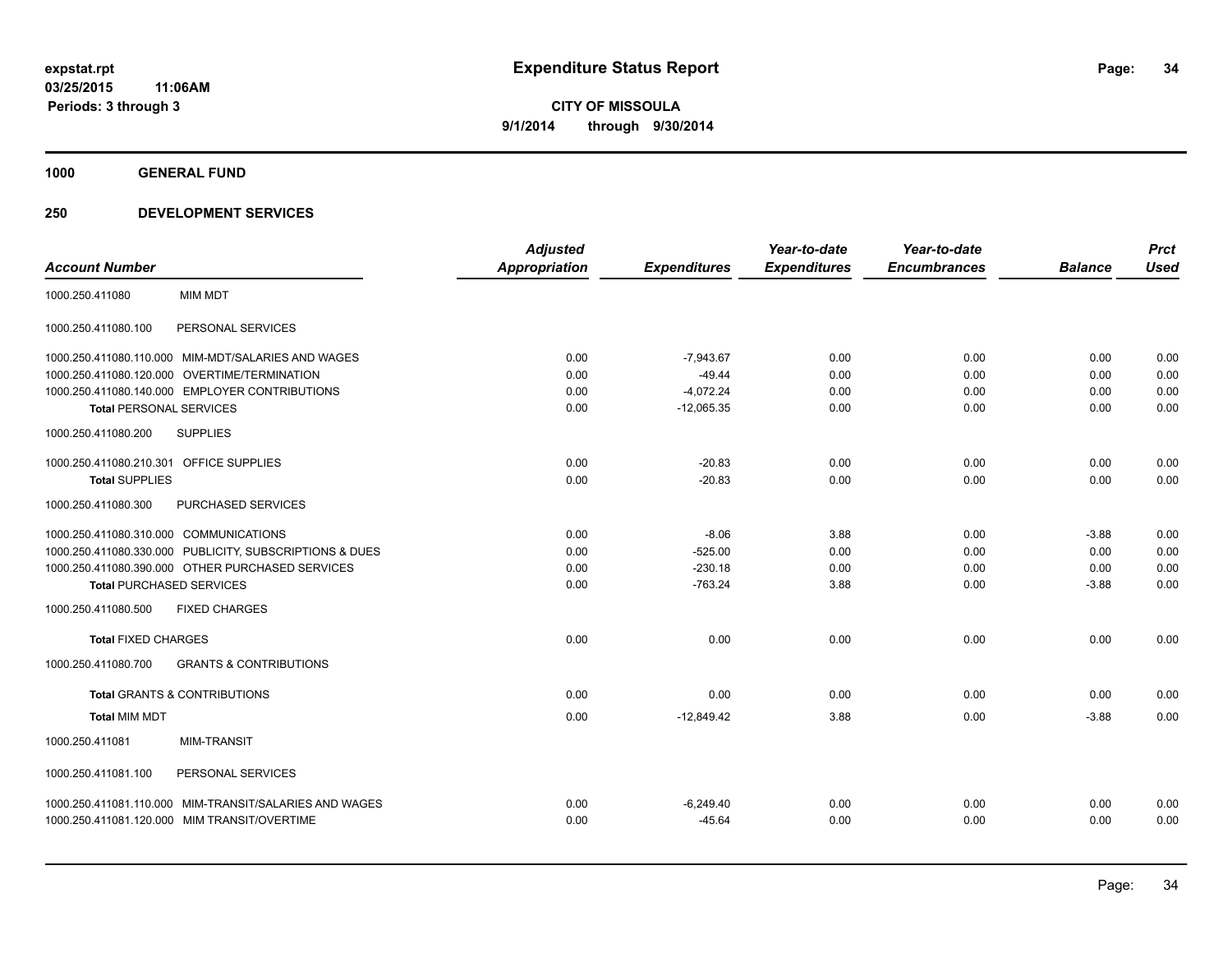**expstat.rpt**
**03/25/2015 11:06AM**
**Periods: 3 through 3**

# Expenditure Status Report

**CITY OF MISSOULA**
**9/1/2014 through 9/30/2014**

## 1000 GENERAL FUND

## 250 DEVELOPMENT SERVICES

| Account Number | | Adjusted Appropriation | Expenditures | Year-to-date Expenditures | Year-to-date Encumbrances | Balance | Prct Used |
|---|---|---|---|---|---|---|---|
| 1000.250.411080 | MIM MDT | | | | | | |
| 1000.250.411080.100 | PERSONAL SERVICES | | | | | | |
| 1000.250.411080.110.000 | MIM-MDT/SALARIES AND WAGES | 0.00 | -7,943.67 | 0.00 | 0.00 | 0.00 | 0.00 |
| 1000.250.411080.120.000 | OVERTIME/TERMINATION | 0.00 | -49.44 | 0.00 | 0.00 | 0.00 | 0.00 |
| 1000.250.411080.140.000 | EMPLOYER CONTRIBUTIONS | 0.00 | -4,072.24 | 0.00 | 0.00 | 0.00 | 0.00 |
| **Total** PERSONAL SERVICES | | 0.00 | -12,065.35 | 0.00 | 0.00 | 0.00 | 0.00 |
| 1000.250.411080.200 | SUPPLIES | | | | | | |
| 1000.250.411080.210.301 | OFFICE SUPPLIES | 0.00 | -20.83 | 0.00 | 0.00 | 0.00 | 0.00 |
| **Total** SUPPLIES | | 0.00 | -20.83 | 0.00 | 0.00 | 0.00 | 0.00 |
| 1000.250.411080.300 | PURCHASED SERVICES | | | | | | |
| 1000.250.411080.310.000 | COMMUNICATIONS | 0.00 | -8.06 | 3.88 | 0.00 | -3.88 | 0.00 |
| 1000.250.411080.330.000 | PUBLICITY, SUBSCRIPTIONS & DUES | 0.00 | -525.00 | 0.00 | 0.00 | 0.00 | 0.00 |
| 1000.250.411080.390.000 | OTHER PURCHASED SERVICES | 0.00 | -230.18 | 0.00 | 0.00 | 0.00 | 0.00 |
| **Total** PURCHASED SERVICES | | 0.00 | -763.24 | 3.88 | 0.00 | -3.88 | 0.00 |
| 1000.250.411080.500 | FIXED CHARGES | | | | | | |
| **Total** FIXED CHARGES | | 0.00 | 0.00 | 0.00 | 0.00 | 0.00 | 0.00 |
| 1000.250.411080.700 | GRANTS & CONTRIBUTIONS | | | | | | |
| **Total** GRANTS & CONTRIBUTIONS | | 0.00 | 0.00 | 0.00 | 0.00 | 0.00 | 0.00 |
| **Total** MIM MDT | | 0.00 | -12,849.42 | 3.88 | 0.00 | -3.88 | 0.00 |
| 1000.250.411081 | MIM-TRANSIT | | | | | | |
| 1000.250.411081.100 | PERSONAL SERVICES | | | | | | |
| 1000.250.411081.110.000 | MIM-TRANSIT/SALARIES AND WAGES | 0.00 | -6,249.40 | 0.00 | 0.00 | 0.00 | 0.00 |
| 1000.250.411081.120.000 | MIM TRANSIT/OVERTIME | 0.00 | -45.64 | 0.00 | 0.00 | 0.00 | 0.00 |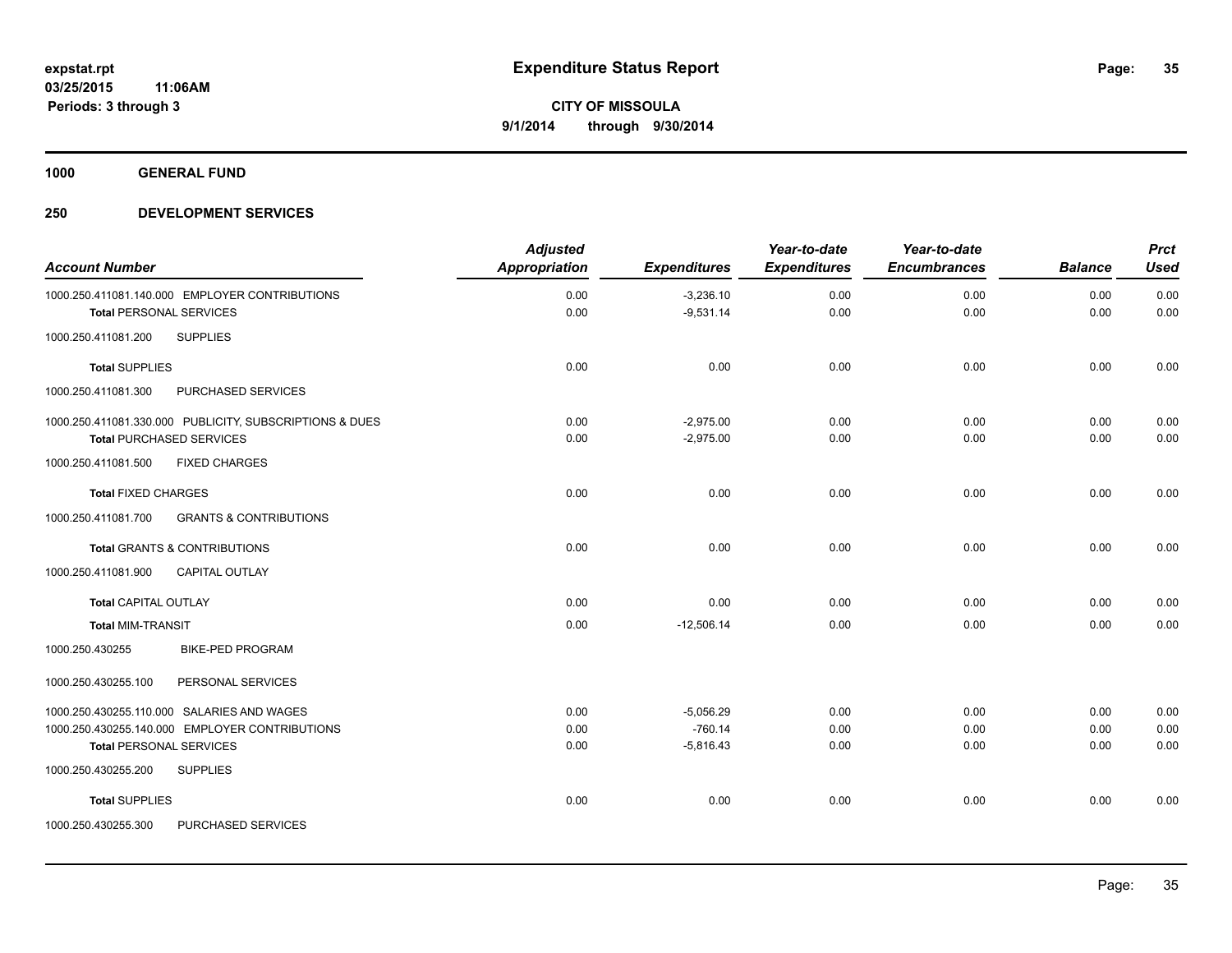# Expenditure Status Report

**CITY OF MISSOULA**
**9/1/2014 through 9/30/2014**

expstat.rpt
03/25/2015 11:06AM
Periods: 3 through 3

**1000 GENERAL FUND**

**250 DEVELOPMENT SERVICES**

| Account Number | Adjusted Appropriation | Expenditures | Year-to-date Expenditures | Year-to-date Encumbrances | Balance | Prct Used |
|---|---|---|---|---|---|---|
| 1000.250.411081.140.000 EMPLOYER CONTRIBUTIONS | 0.00 | -3,236.10 | 0.00 | 0.00 | 0.00 | 0.00 |
| **Total** PERSONAL SERVICES | 0.00 | -9,531.14 | 0.00 | 0.00 | 0.00 | 0.00 |
| 1000.250.411081.200 SUPPLIES | | | | | | |
| **Total** SUPPLIES | 0.00 | 0.00 | 0.00 | 0.00 | 0.00 | 0.00 |
| 1000.250.411081.300 PURCHASED SERVICES | | | | | | |
| 1000.250.411081.330.000 PUBLICITY, SUBSCRIPTIONS & DUES | 0.00 | -2,975.00 | 0.00 | 0.00 | 0.00 | 0.00 |
| **Total** PURCHASED SERVICES | 0.00 | -2,975.00 | 0.00 | 0.00 | 0.00 | 0.00 |
| 1000.250.411081.500 FIXED CHARGES | | | | | | |
| **Total** FIXED CHARGES | 0.00 | 0.00 | 0.00 | 0.00 | 0.00 | 0.00 |
| 1000.250.411081.700 GRANTS & CONTRIBUTIONS | | | | | | |
| **Total** GRANTS & CONTRIBUTIONS | 0.00 | 0.00 | 0.00 | 0.00 | 0.00 | 0.00 |
| 1000.250.411081.900 CAPITAL OUTLAY | | | | | | |
| **Total** CAPITAL OUTLAY | 0.00 | 0.00 | 0.00 | 0.00 | 0.00 | 0.00 |
| **Total** MIM-TRANSIT | 0.00 | -12,506.14 | 0.00 | 0.00 | 0.00 | 0.00 |
| 1000.250.430255 BIKE-PED PROGRAM | | | | | | |
| 1000.250.430255.100 PERSONAL SERVICES | | | | | | |
| 1000.250.430255.110.000 SALARIES AND WAGES | 0.00 | -5,056.29 | 0.00 | 0.00 | 0.00 | 0.00 |
| 1000.250.430255.140.000 EMPLOYER CONTRIBUTIONS | 0.00 | -760.14 | 0.00 | 0.00 | 0.00 | 0.00 |
| **Total** PERSONAL SERVICES | 0.00 | -5,816.43 | 0.00 | 0.00 | 0.00 | 0.00 |
| 1000.250.430255.200 SUPPLIES | | | | | | |
| **Total** SUPPLIES | 0.00 | 0.00 | 0.00 | 0.00 | 0.00 | 0.00 |
| 1000.250.430255.300 PURCHASED SERVICES | | | | | | |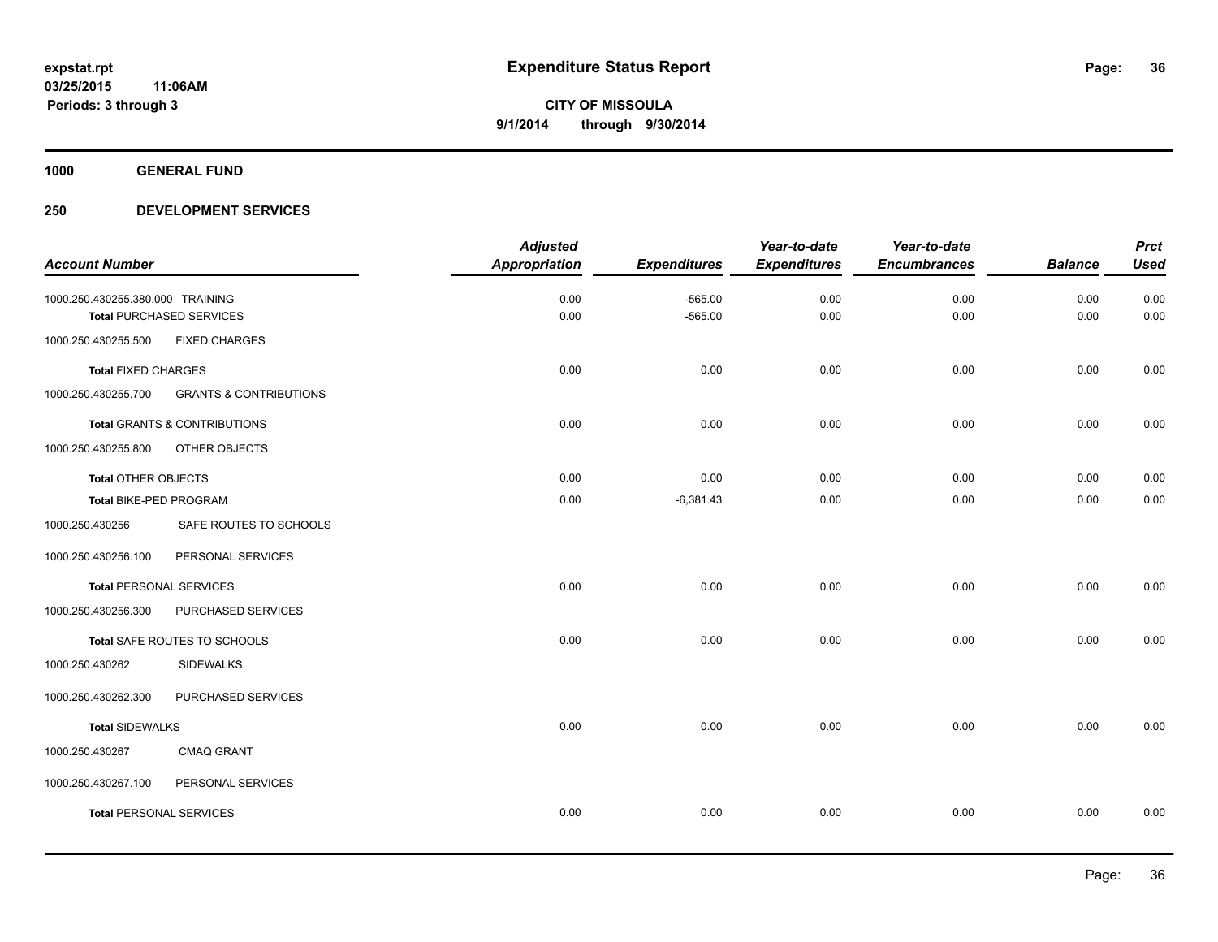# Expenditure Status Report

expstat.rpt
03/25/2015 11:06AM
Periods: 3 through 3

**CITY OF MISSOULA**
**9/1/2014 through 9/30/2014**

## 1000 GENERAL FUND

### 250 DEVELOPMENT SERVICES

| Account Number | | Adjusted Appropriation | Expenditures | Year-to-date Expenditures | Year-to-date Encumbrances | Balance | Prct Used |
|---|---|---|---|---|---|---|---|
| 1000.250.430255.380.000 | TRAINING | 0.00 | -565.00 | 0.00 | 0.00 | 0.00 | 0.00 |
| **Total** PURCHASED SERVICES | | 0.00 | -565.00 | 0.00 | 0.00 | 0.00 | 0.00 |
| 1000.250.430255.500 | FIXED CHARGES | | | | | | |
| **Total** FIXED CHARGES | | 0.00 | 0.00 | 0.00 | 0.00 | 0.00 | 0.00 |
| 1000.250.430255.700 | GRANTS & CONTRIBUTIONS | | | | | | |
| **Total** GRANTS & CONTRIBUTIONS | | 0.00 | 0.00 | 0.00 | 0.00 | 0.00 | 0.00 |
| 1000.250.430255.800 | OTHER OBJECTS | | | | | | |
| **Total** OTHER OBJECTS | | 0.00 | 0.00 | 0.00 | 0.00 | 0.00 | 0.00 |
| **Total** BIKE-PED PROGRAM | | 0.00 | -6,381.43 | 0.00 | 0.00 | 0.00 | 0.00 |
| 1000.250.430256 | SAFE ROUTES TO SCHOOLS | | | | | | |
| 1000.250.430256.100 | PERSONAL SERVICES | | | | | | |
| **Total** PERSONAL SERVICES | | 0.00 | 0.00 | 0.00 | 0.00 | 0.00 | 0.00 |
| 1000.250.430256.300 | PURCHASED SERVICES | | | | | | |
| **Total** SAFE ROUTES TO SCHOOLS | | 0.00 | 0.00 | 0.00 | 0.00 | 0.00 | 0.00 |
| 1000.250.430262 | SIDEWALKS | | | | | | |
| 1000.250.430262.300 | PURCHASED SERVICES | | | | | | |
| **Total** SIDEWALKS | | 0.00 | 0.00 | 0.00 | 0.00 | 0.00 | 0.00 |
| 1000.250.430267 | CMAQ GRANT | | | | | | |
| 1000.250.430267.100 | PERSONAL SERVICES | | | | | | |
| **Total** PERSONAL SERVICES | | 0.00 | 0.00 | 0.00 | 0.00 | 0.00 | 0.00 |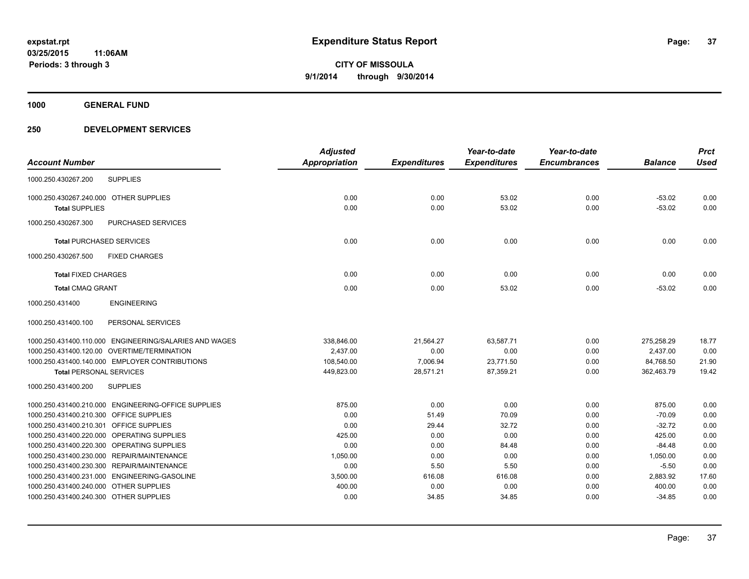**expstat.rpt**
**03/25/2015 11:06AM**
**Periods: 3 through 3**

# Expenditure Status Report

**CITY OF MISSOULA**
**9/1/2014 through 9/30/2014**

## 1000 GENERAL FUND

## 250 DEVELOPMENT SERVICES

| Account Number | | Adjusted Appropriation | Expenditures | Year-to-date Expenditures | Year-to-date Encumbrances | Balance | Prct Used |
|---|---|---|---|---|---|---|---|
| 1000.250.430267.200 | SUPPLIES | | | | | | |
| 1000.250.430267.240.000 | OTHER SUPPLIES | 0.00 | 0.00 | 53.02 | 0.00 | -53.02 | 0.00 |
| **Total** SUPPLIES | | 0.00 | 0.00 | 53.02 | 0.00 | -53.02 | 0.00 |
| 1000.250.430267.300 | PURCHASED SERVICES | | | | | | |
| **Total** PURCHASED SERVICES | | 0.00 | 0.00 | 0.00 | 0.00 | 0.00 | 0.00 |
| 1000.250.430267.500 | FIXED CHARGES | | | | | | |
| **Total** FIXED CHARGES | | 0.00 | 0.00 | 0.00 | 0.00 | 0.00 | 0.00 |
| **Total** CMAQ GRANT | | 0.00 | 0.00 | 53.02 | 0.00 | -53.02 | 0.00 |
| 1000.250.431400 | ENGINEERING | | | | | | |
| 1000.250.431400.100 | PERSONAL SERVICES | | | | | | |
| 1000.250.431400.110.000 | ENGINEERING/SALARIES AND WAGES | 338,846.00 | 21,564.27 | 63,587.71 | 0.00 | 275,258.29 | 18.77 |
| 1000.250.431400.120.00 | OVERTIME/TERMINATION | 2,437.00 | 0.00 | 0.00 | 0.00 | 2,437.00 | 0.00 |
| 1000.250.431400.140.000 | EMPLOYER CONTRIBUTIONS | 108,540.00 | 7,006.94 | 23,771.50 | 0.00 | 84,768.50 | 21.90 |
| **Total** PERSONAL SERVICES | | 449,823.00 | 28,571.21 | 87,359.21 | 0.00 | 362,463.79 | 19.42 |
| 1000.250.431400.200 | SUPPLIES | | | | | | |
| 1000.250.431400.210.000 | ENGINEERING-OFFICE SUPPLIES | 875.00 | 0.00 | 0.00 | 0.00 | 875.00 | 0.00 |
| 1000.250.431400.210.300 | OFFICE SUPPLIES | 0.00 | 51.49 | 70.09 | 0.00 | -70.09 | 0.00 |
| 1000.250.431400.210.301 | OFFICE SUPPLIES | 0.00 | 29.44 | 32.72 | 0.00 | -32.72 | 0.00 |
| 1000.250.431400.220.000 | OPERATING SUPPLIES | 425.00 | 0.00 | 0.00 | 0.00 | 425.00 | 0.00 |
| 1000.250.431400.220.300 | OPERATING SUPPLIES | 0.00 | 0.00 | 84.48 | 0.00 | -84.48 | 0.00 |
| 1000.250.431400.230.000 | REPAIR/MAINTENANCE | 1,050.00 | 0.00 | 0.00 | 0.00 | 1,050.00 | 0.00 |
| 1000.250.431400.230.300 | REPAIR/MAINTENANCE | 0.00 | 5.50 | 5.50 | 0.00 | -5.50 | 0.00 |
| 1000.250.431400.231.000 | ENGINEERING-GASOLINE | 3,500.00 | 616.08 | 616.08 | 0.00 | 2,883.92 | 17.60 |
| 1000.250.431400.240.000 | OTHER SUPPLIES | 400.00 | 0.00 | 0.00 | 0.00 | 400.00 | 0.00 |
| 1000.250.431400.240.300 | OTHER SUPPLIES | 0.00 | 34.85 | 34.85 | 0.00 | -34.85 | 0.00 |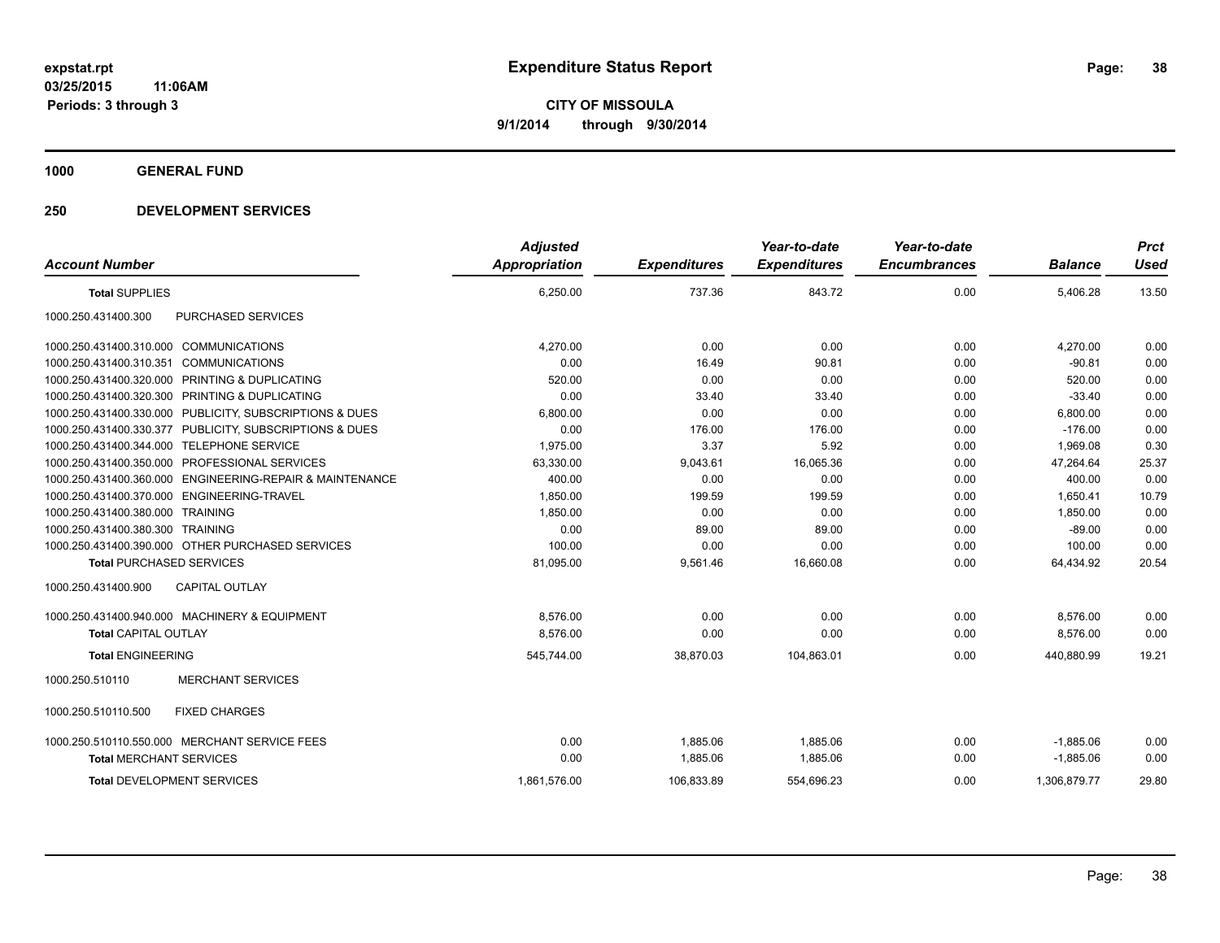**expstat.rpt**
**03/25/2015 11:06AM**
**Periods: 3 through 3**

# Expenditure Status Report

**CITY OF MISSOULA**
**9/1/2014 through 9/30/2014**

## 1000 GENERAL FUND

## 250 DEVELOPMENT SERVICES

| Account Number | | Adjusted Appropriation | Expenditures | Year-to-date Expenditures | Year-to-date Encumbrances | Balance | Prct Used |
|---|---|---|---|---|---|---|---|
| **Total** SUPPLIES | | 6,250.00 | 737.36 | 843.72 | 0.00 | 5,406.28 | 13.50 |
| 1000.250.431400.300 | PURCHASED SERVICES | | | | | | |
| 1000.250.431400.310.000 | COMMUNICATIONS | 4,270.00 | 0.00 | 0.00 | 0.00 | 4,270.00 | 0.00 |
| 1000.250.431400.310.351 | COMMUNICATIONS | 0.00 | 16.49 | 90.81 | 0.00 | -90.81 | 0.00 |
| 1000.250.431400.320.000 | PRINTING & DUPLICATING | 520.00 | 0.00 | 0.00 | 0.00 | 520.00 | 0.00 |
| 1000.250.431400.320.300 | PRINTING & DUPLICATING | 0.00 | 33.40 | 33.40 | 0.00 | -33.40 | 0.00 |
| 1000.250.431400.330.000 | PUBLICITY, SUBSCRIPTIONS & DUES | 6,800.00 | 0.00 | 0.00 | 0.00 | 6,800.00 | 0.00 |
| 1000.250.431400.330.377 | PUBLICITY, SUBSCRIPTIONS & DUES | 0.00 | 176.00 | 176.00 | 0.00 | -176.00 | 0.00 |
| 1000.250.431400.344.000 | TELEPHONE SERVICE | 1,975.00 | 3.37 | 5.92 | 0.00 | 1,969.08 | 0.30 |
| 1000.250.431400.350.000 | PROFESSIONAL SERVICES | 63,330.00 | 9,043.61 | 16,065.36 | 0.00 | 47,264.64 | 25.37 |
| 1000.250.431400.360.000 | ENGINEERING-REPAIR & MAINTENANCE | 400.00 | 0.00 | 0.00 | 0.00 | 400.00 | 0.00 |
| 1000.250.431400.370.000 | ENGINEERING-TRAVEL | 1,850.00 | 199.59 | 199.59 | 0.00 | 1,650.41 | 10.79 |
| 1000.250.431400.380.000 | TRAINING | 1,850.00 | 0.00 | 0.00 | 0.00 | 1,850.00 | 0.00 |
| 1000.250.431400.380.300 | TRAINING | 0.00 | 89.00 | 89.00 | 0.00 | -89.00 | 0.00 |
| 1000.250.431400.390.000 | OTHER PURCHASED SERVICES | 100.00 | 0.00 | 0.00 | 0.00 | 100.00 | 0.00 |
| **Total** PURCHASED SERVICES | | 81,095.00 | 9,561.46 | 16,660.08 | 0.00 | 64,434.92 | 20.54 |
| 1000.250.431400.900 | CAPITAL OUTLAY | | | | | | |
| 1000.250.431400.940.000 | MACHINERY & EQUIPMENT | 8,576.00 | 0.00 | 0.00 | 0.00 | 8,576.00 | 0.00 |
| **Total** CAPITAL OUTLAY | | 8,576.00 | 0.00 | 0.00 | 0.00 | 8,576.00 | 0.00 |
| **Total** ENGINEERING | | 545,744.00 | 38,870.03 | 104,863.01 | 0.00 | 440,880.99 | 19.21 |
| 1000.250.510110 | MERCHANT SERVICES | | | | | | |
| 1000.250.510110.500 | FIXED CHARGES | | | | | | |
| 1000.250.510110.550.000 | MERCHANT SERVICE FEES | 0.00 | 1,885.06 | 1,885.06 | 0.00 | -1,885.06 | 0.00 |
| **Total** MERCHANT SERVICES | | 0.00 | 1,885.06 | 1,885.06 | 0.00 | -1,885.06 | 0.00 |
| **Total** DEVELOPMENT SERVICES | | 1,861,576.00 | 106,833.89 | 554,696.23 | 0.00 | 1,306,879.77 | 29.80 |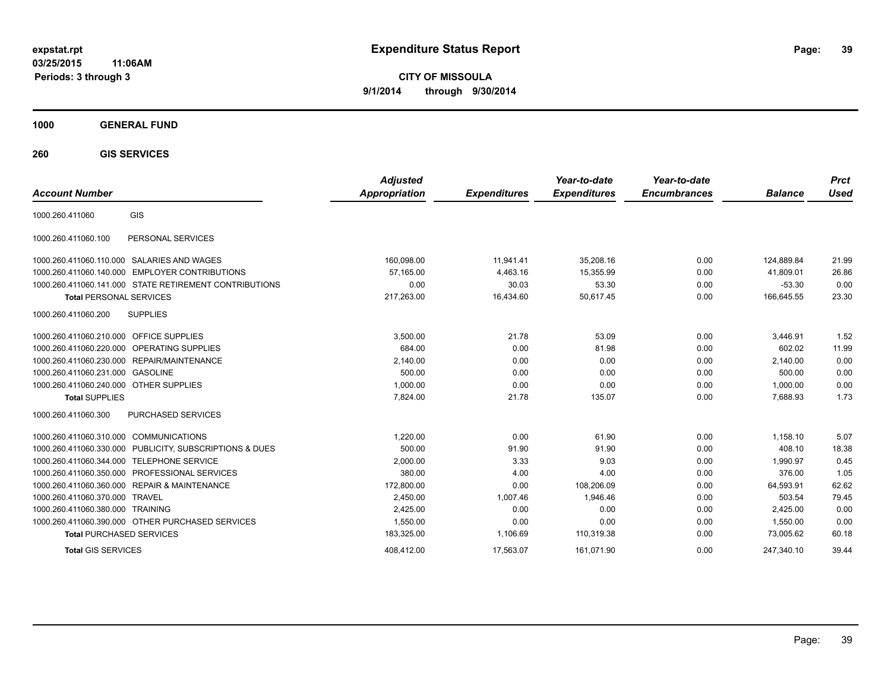# Expenditure Status Report

**CITY OF MISSOULA**

**9/1/2014 through 9/30/2014**

expstat.rpt
03/25/2015 11:06AM
Periods: 3 through 3

**1000 GENERAL FUND**

**260 GIS SERVICES**

| Account Number | | Adjusted Appropriation | Expenditures | Year-to-date Expenditures | Year-to-date Encumbrances | Balance | Prct Used |
|---|---|---|---|---|---|---|---|
| 1000.260.411060 | GIS | | | | | | |
| 1000.260.411060.100 | PERSONAL SERVICES | | | | | | |
| 1000.260.411060.110.000 | SALARIES AND WAGES | 160,098.00 | 11,941.41 | 35,208.16 | 0.00 | 124,889.84 | 21.99 |
| 1000.260.411060.140.000 | EMPLOYER CONTRIBUTIONS | 57,165.00 | 4,463.16 | 15,355.99 | 0.00 | 41,809.01 | 26.86 |
| 1000.260.411060.141.000 | STATE RETIREMENT CONTRIBUTIONS | 0.00 | 30.03 | 53.30 | 0.00 | -53.30 | 0.00 |
| **Total** PERSONAL SERVICES | | 217,263.00 | 16,434.60 | 50,617.45 | 0.00 | 166,645.55 | 23.30 |
| 1000.260.411060.200 | SUPPLIES | | | | | | |
| 1000.260.411060.210.000 | OFFICE SUPPLIES | 3,500.00 | 21.78 | 53.09 | 0.00 | 3,446.91 | 1.52 |
| 1000.260.411060.220.000 | OPERATING SUPPLIES | 684.00 | 0.00 | 81.98 | 0.00 | 602.02 | 11.99 |
| 1000.260.411060.230.000 | REPAIR/MAINTENANCE | 2,140.00 | 0.00 | 0.00 | 0.00 | 2,140.00 | 0.00 |
| 1000.260.411060.231.000 | GASOLINE | 500.00 | 0.00 | 0.00 | 0.00 | 500.00 | 0.00 |
| 1000.260.411060.240.000 | OTHER SUPPLIES | 1,000.00 | 0.00 | 0.00 | 0.00 | 1,000.00 | 0.00 |
| **Total** SUPPLIES | | 7,824.00 | 21.78 | 135.07 | 0.00 | 7,688.93 | 1.73 |
| 1000.260.411060.300 | PURCHASED SERVICES | | | | | | |
| 1000.260.411060.310.000 | COMMUNICATIONS | 1,220.00 | 0.00 | 61.90 | 0.00 | 1,158.10 | 5.07 |
| 1000.260.411060.330.000 | PUBLICITY, SUBSCRIPTIONS & DUES | 500.00 | 91.90 | 91.90 | 0.00 | 408.10 | 18.38 |
| 1000.260.411060.344.000 | TELEPHONE SERVICE | 2,000.00 | 3.33 | 9.03 | 0.00 | 1,990.97 | 0.45 |
| 1000.260.411060.350.000 | PROFESSIONAL SERVICES | 380.00 | 4.00 | 4.00 | 0.00 | 376.00 | 1.05 |
| 1000.260.411060.360.000 | REPAIR & MAINTENANCE | 172,800.00 | 0.00 | 108,206.09 | 0.00 | 64,593.91 | 62.62 |
| 1000.260.411060.370.000 | TRAVEL | 2,450.00 | 1,007.46 | 1,946.46 | 0.00 | 503.54 | 79.45 |
| 1000.260.411060.380.000 | TRAINING | 2,425.00 | 0.00 | 0.00 | 0.00 | 2,425.00 | 0.00 |
| 1000.260.411060.390.000 | OTHER PURCHASED SERVICES | 1,550.00 | 0.00 | 0.00 | 0.00 | 1,550.00 | 0.00 |
| **Total** PURCHASED SERVICES | | 183,325.00 | 1,106.69 | 110,319.38 | 0.00 | 73,005.62 | 60.18 |
| **Total** GIS SERVICES | | 408,412.00 | 17,563.07 | 161,071.90 | 0.00 | 247,340.10 | 39.44 |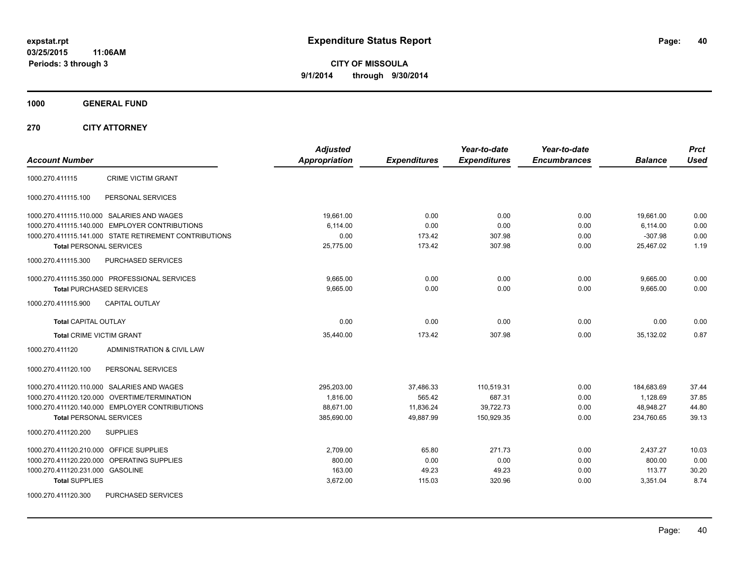**expstat.rpt**
**03/25/2015 11:06AM**
**Periods: 3 through 3**

# Expenditure Status Report

**CITY OF MISSOULA**
**9/1/2014 through 9/30/2014**

## 1000 GENERAL FUND

## 270 CITY ATTORNEY

| Account Number | | Adjusted Appropriation | Expenditures | Year-to-date Expenditures | Year-to-date Encumbrances | Balance | Prct Used |
|---|---|---|---|---|---|---|---|
| 1000.270.411115 | CRIME VICTIM GRANT | | | | | | |
| 1000.270.411115.100 | PERSONAL SERVICES | | | | | | |
| 1000.270.411115.110.000 | SALARIES AND WAGES | 19,661.00 | 0.00 | 0.00 | 0.00 | 19,661.00 | 0.00 |
| 1000.270.411115.140.000 | EMPLOYER CONTRIBUTIONS | 6,114.00 | 0.00 | 0.00 | 0.00 | 6,114.00 | 0.00 |
| 1000.270.411115.141.000 | STATE RETIREMENT CONTRIBUTIONS | 0.00 | 173.42 | 307.98 | 0.00 | -307.98 | 0.00 |
| **Total** PERSONAL SERVICES | | 25,775.00 | 173.42 | 307.98 | 0.00 | 25,467.02 | 1.19 |
| 1000.270.411115.300 | PURCHASED SERVICES | | | | | | |
| 1000.270.411115.350.000 | PROFESSIONAL SERVICES | 9,665.00 | 0.00 | 0.00 | 0.00 | 9,665.00 | 0.00 |
| **Total** PURCHASED SERVICES | | 9,665.00 | 0.00 | 0.00 | 0.00 | 9,665.00 | 0.00 |
| 1000.270.411115.900 | CAPITAL OUTLAY | | | | | | |
| **Total** CAPITAL OUTLAY | | 0.00 | 0.00 | 0.00 | 0.00 | 0.00 | 0.00 |
| **Total** CRIME VICTIM GRANT | | 35,440.00 | 173.42 | 307.98 | 0.00 | 35,132.02 | 0.87 |
| 1000.270.411120 | ADMINISTRATION & CIVIL LAW | | | | | | |
| 1000.270.411120.100 | PERSONAL SERVICES | | | | | | |
| 1000.270.411120.110.000 | SALARIES AND WAGES | 295,203.00 | 37,486.33 | 110,519.31 | 0.00 | 184,683.69 | 37.44 |
| 1000.270.411120.120.000 | OVERTIME/TERMINATION | 1,816.00 | 565.42 | 687.31 | 0.00 | 1,128.69 | 37.85 |
| 1000.270.411120.140.000 | EMPLOYER CONTRIBUTIONS | 88,671.00 | 11,836.24 | 39,722.73 | 0.00 | 48,948.27 | 44.80 |
| **Total** PERSONAL SERVICES | | 385,690.00 | 49,887.99 | 150,929.35 | 0.00 | 234,760.65 | 39.13 |
| 1000.270.411120.200 | SUPPLIES | | | | | | |
| 1000.270.411120.210.000 | OFFICE SUPPLIES | 2,709.00 | 65.80 | 271.73 | 0.00 | 2,437.27 | 10.03 |
| 1000.270.411120.220.000 | OPERATING SUPPLIES | 800.00 | 0.00 | 0.00 | 0.00 | 800.00 | 0.00 |
| 1000.270.411120.231.000 | GASOLINE | 163.00 | 49.23 | 49.23 | 0.00 | 113.77 | 30.20 |
| **Total** SUPPLIES | | 3,672.00 | 115.03 | 320.96 | 0.00 | 3,351.04 | 8.74 |
| 1000.270.411120.300 | PURCHASED SERVICES | | | | | | |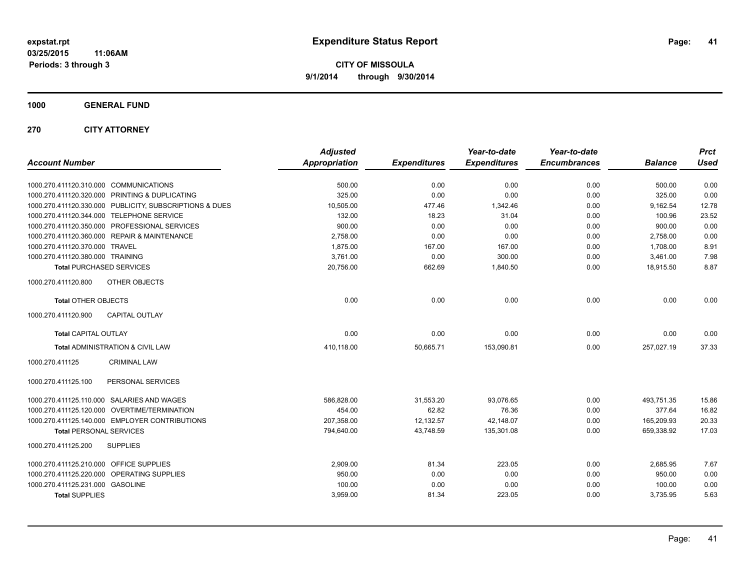**expstat.rpt**
**03/25/2015 11:06AM**
**Periods: 3 through 3**

# Expenditure Status Report

**CITY OF MISSOULA**
**9/1/2014 through 9/30/2014**

## 1000 GENERAL FUND

## 270 CITY ATTORNEY

| Account Number | Adjusted Appropriation | Expenditures | Year-to-date Expenditures | Year-to-date Encumbrances | Balance | Prct Used |
|---|---|---|---|---|---|---|
| 1000.270.411120.310.000 COMMUNICATIONS | 500.00 | 0.00 | 0.00 | 0.00 | 500.00 | 0.00 |
| 1000.270.411120.320.000 PRINTING & DUPLICATING | 325.00 | 0.00 | 0.00 | 0.00 | 325.00 | 0.00 |
| 1000.270.411120.330.000 PUBLICITY, SUBSCRIPTIONS & DUES | 10,505.00 | 477.46 | 1,342.46 | 0.00 | 9,162.54 | 12.78 |
| 1000.270.411120.344.000 TELEPHONE SERVICE | 132.00 | 18.23 | 31.04 | 0.00 | 100.96 | 23.52 |
| 1000.270.411120.350.000 PROFESSIONAL SERVICES | 900.00 | 0.00 | 0.00 | 0.00 | 900.00 | 0.00 |
| 1000.270.411120.360.000 REPAIR & MAINTENANCE | 2,758.00 | 0.00 | 0.00 | 0.00 | 2,758.00 | 0.00 |
| 1000.270.411120.370.000 TRAVEL | 1,875.00 | 167.00 | 167.00 | 0.00 | 1,708.00 | 8.91 |
| 1000.270.411120.380.000 TRAINING | 3,761.00 | 0.00 | 300.00 | 0.00 | 3,461.00 | 7.98 |
| **Total** PURCHASED SERVICES | 20,756.00 | 662.69 | 1,840.50 | 0.00 | 18,915.50 | 8.87 |
| 1000.270.411120.800 OTHER OBJECTS | | | | | | |
| **Total** OTHER OBJECTS | 0.00 | 0.00 | 0.00 | 0.00 | 0.00 | 0.00 |
| 1000.270.411120.900 CAPITAL OUTLAY | | | | | | |
| **Total** CAPITAL OUTLAY | 0.00 | 0.00 | 0.00 | 0.00 | 0.00 | 0.00 |
| **Total** ADMINISTRATION & CIVIL LAW | 410,118.00 | 50,665.71 | 153,090.81 | 0.00 | 257,027.19 | 37.33 |
| 1000.270.411125 CRIMINAL LAW | | | | | | |
| 1000.270.411125.100 PERSONAL SERVICES | | | | | | |
| 1000.270.411125.110.000 SALARIES AND WAGES | 586,828.00 | 31,553.20 | 93,076.65 | 0.00 | 493,751.35 | 15.86 |
| 1000.270.411125.120.000 OVERTIME/TERMINATION | 454.00 | 62.82 | 76.36 | 0.00 | 377.64 | 16.82 |
| 1000.270.411125.140.000 EMPLOYER CONTRIBUTIONS | 207,358.00 | 12,132.57 | 42,148.07 | 0.00 | 165,209.93 | 20.33 |
| **Total** PERSONAL SERVICES | 794,640.00 | 43,748.59 | 135,301.08 | 0.00 | 659,338.92 | 17.03 |
| 1000.270.411125.200 SUPPLIES | | | | | | |
| 1000.270.411125.210.000 OFFICE SUPPLIES | 2,909.00 | 81.34 | 223.05 | 0.00 | 2,685.95 | 7.67 |
| 1000.270.411125.220.000 OPERATING SUPPLIES | 950.00 | 0.00 | 0.00 | 0.00 | 950.00 | 0.00 |
| 1000.270.411125.231.000 GASOLINE | 100.00 | 0.00 | 0.00 | 0.00 | 100.00 | 0.00 |
| **Total** SUPPLIES | 3,959.00 | 81.34 | 223.05 | 0.00 | 3,735.95 | 5.63 |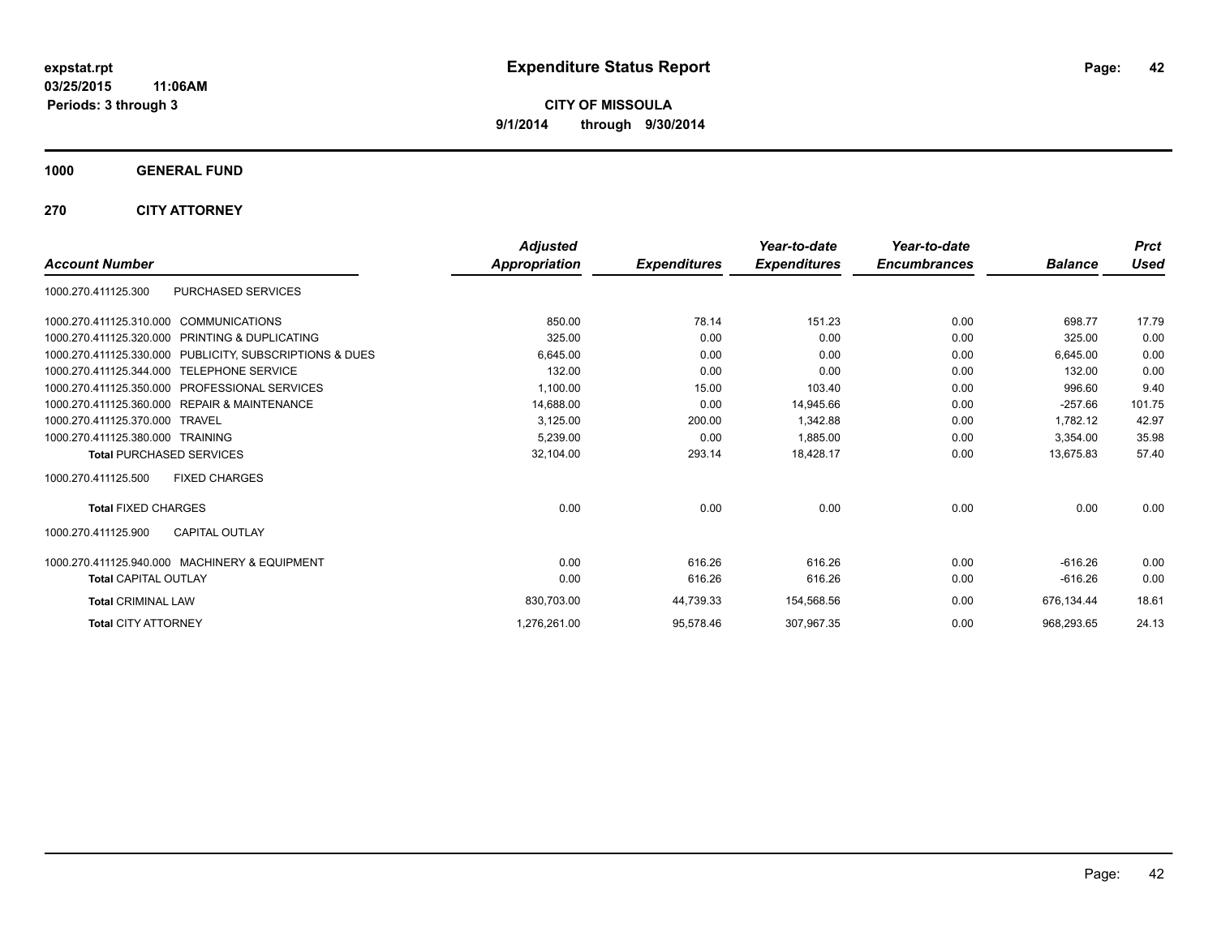**expstat.rpt**
**03/25/2015 11:06AM**
**Periods: 3 through 3**

# Expenditure Status Report

**CITY OF MISSOULA**
**9/1/2014 through 9/30/2014**

**1000 GENERAL FUND**

**270 CITY ATTORNEY**

| Account Number | | Adjusted Appropriation | Expenditures | Year-to-date Expenditures | Year-to-date Encumbrances | Balance | Prct Used |
|---|---|---|---|---|---|---|---|
| 1000.270.411125.300 | PURCHASED SERVICES | | | | | | |
| 1000.270.411125.310.000 | COMMUNICATIONS | 850.00 | 78.14 | 151.23 | 0.00 | 698.77 | 17.79 |
| 1000.270.411125.320.000 | PRINTING & DUPLICATING | 325.00 | 0.00 | 0.00 | 0.00 | 325.00 | 0.00 |
| 1000.270.411125.330.000 | PUBLICITY, SUBSCRIPTIONS & DUES | 6,645.00 | 0.00 | 0.00 | 0.00 | 6,645.00 | 0.00 |
| 1000.270.411125.344.000 | TELEPHONE SERVICE | 132.00 | 0.00 | 0.00 | 0.00 | 132.00 | 0.00 |
| 1000.270.411125.350.000 | PROFESSIONAL SERVICES | 1,100.00 | 15.00 | 103.40 | 0.00 | 996.60 | 9.40 |
| 1000.270.411125.360.000 | REPAIR & MAINTENANCE | 14,688.00 | 0.00 | 14,945.66 | 0.00 | -257.66 | 101.75 |
| 1000.270.411125.370.000 | TRAVEL | 3,125.00 | 200.00 | 1,342.88 | 0.00 | 1,782.12 | 42.97 |
| 1000.270.411125.380.000 | TRAINING | 5,239.00 | 0.00 | 1,885.00 | 0.00 | 3,354.00 | 35.98 |
| **Total** PURCHASED SERVICES | | 32,104.00 | 293.14 | 18,428.17 | 0.00 | 13,675.83 | 57.40 |
| 1000.270.411125.500 | FIXED CHARGES | | | | | | |
| **Total** FIXED CHARGES | | 0.00 | 0.00 | 0.00 | 0.00 | 0.00 | 0.00 |
| 1000.270.411125.900 | CAPITAL OUTLAY | | | | | | |
| 1000.270.411125.940.000 | MACHINERY & EQUIPMENT | 0.00 | 616.26 | 616.26 | 0.00 | -616.26 | 0.00 |
| **Total** CAPITAL OUTLAY | | 0.00 | 616.26 | 616.26 | 0.00 | -616.26 | 0.00 |
| **Total** CRIMINAL LAW | | 830,703.00 | 44,739.33 | 154,568.56 | 0.00 | 676,134.44 | 18.61 |
| **Total** CITY ATTORNEY | | 1,276,261.00 | 95,578.46 | 307,967.35 | 0.00 | 968,293.65 | 24.13 |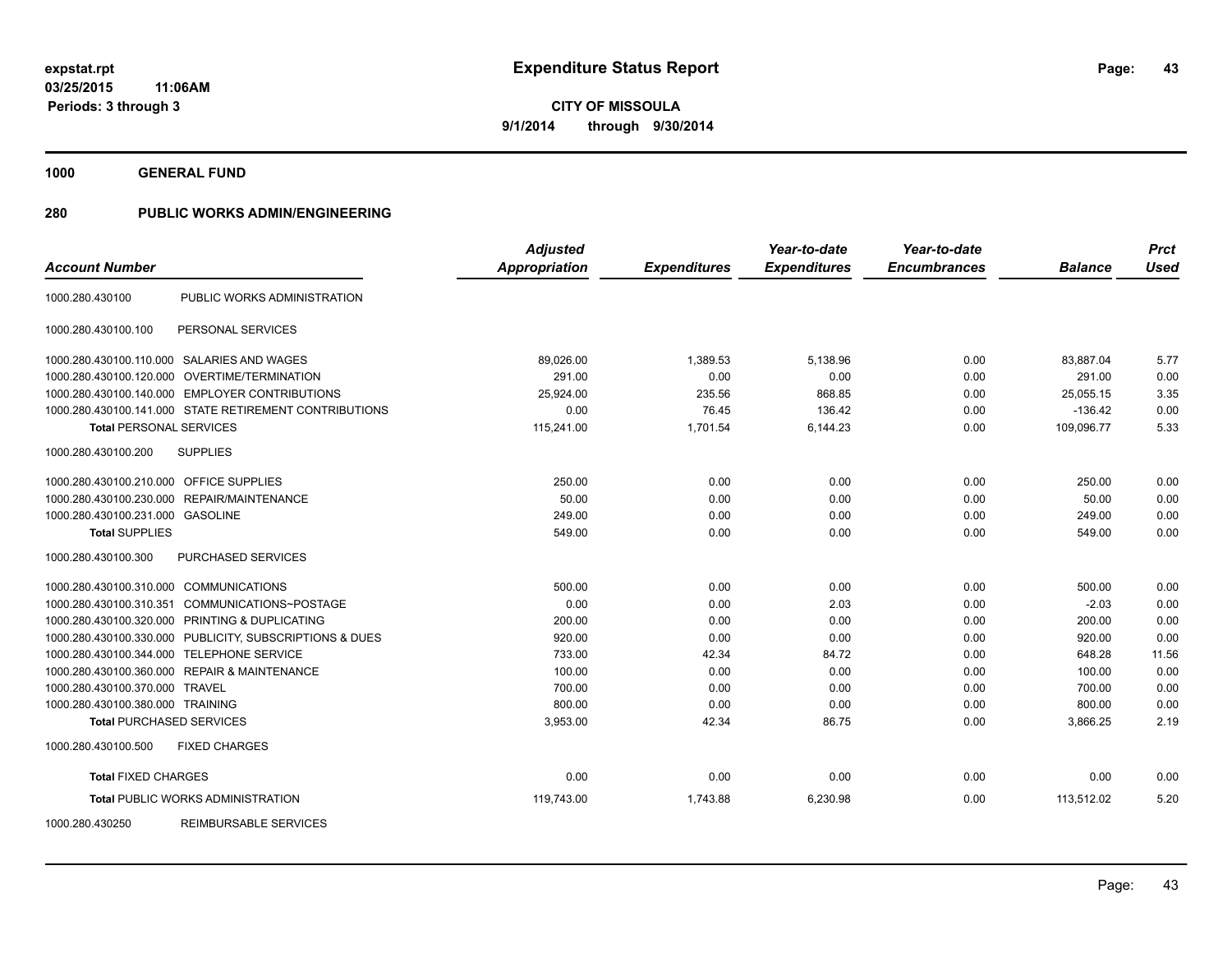**expstat.rpt**
**03/25/2015 11:06AM**
**Periods: 3 through 3**

# Expenditure Status Report

**CITY OF MISSOULA**
**9/1/2014 through 9/30/2014**

## 1000 GENERAL FUND

## 280 PUBLIC WORKS ADMIN/ENGINEERING

| Account Number | | Adjusted Appropriation | Expenditures | Year-to-date Expenditures | Year-to-date Encumbrances | Balance | Prct Used |
|---|---|---|---|---|---|---|---|
| 1000.280.430100 | PUBLIC WORKS ADMINISTRATION | | | | | | |
| 1000.280.430100.100 | PERSONAL SERVICES | | | | | | |
| 1000.280.430100.110.000 | SALARIES AND WAGES | 89,026.00 | 1,389.53 | 5,138.96 | 0.00 | 83,887.04 | 5.77 |
| 1000.280.430100.120.000 | OVERTIME/TERMINATION | 291.00 | 0.00 | 0.00 | 0.00 | 291.00 | 0.00 |
| 1000.280.430100.140.000 | EMPLOYER CONTRIBUTIONS | 25,924.00 | 235.56 | 868.85 | 0.00 | 25,055.15 | 3.35 |
| 1000.280.430100.141.000 | STATE RETIREMENT CONTRIBUTIONS | 0.00 | 76.45 | 136.42 | 0.00 | -136.42 | 0.00 |
| **Total** PERSONAL SERVICES | | 115,241.00 | 1,701.54 | 6,144.23 | 0.00 | 109,096.77 | 5.33 |
| 1000.280.430100.200 | SUPPLIES | | | | | | |
| 1000.280.430100.210.000 | OFFICE SUPPLIES | 250.00 | 0.00 | 0.00 | 0.00 | 250.00 | 0.00 |
| 1000.280.430100.230.000 | REPAIR/MAINTENANCE | 50.00 | 0.00 | 0.00 | 0.00 | 50.00 | 0.00 |
| 1000.280.430100.231.000 | GASOLINE | 249.00 | 0.00 | 0.00 | 0.00 | 249.00 | 0.00 |
| **Total SUPPLIES** | | 549.00 | 0.00 | 0.00 | 0.00 | 549.00 | 0.00 |
| 1000.280.430100.300 | PURCHASED SERVICES | | | | | | |
| 1000.280.430100.310.000 | COMMUNICATIONS | 500.00 | 0.00 | 0.00 | 0.00 | 500.00 | 0.00 |
| 1000.280.430100.310.351 | COMMUNICATIONS~POSTAGE | 0.00 | 0.00 | 2.03 | 0.00 | -2.03 | 0.00 |
| 1000.280.430100.320.000 | PRINTING & DUPLICATING | 200.00 | 0.00 | 0.00 | 0.00 | 200.00 | 0.00 |
| 1000.280.430100.330.000 | PUBLICITY, SUBSCRIPTIONS & DUES | 920.00 | 0.00 | 0.00 | 0.00 | 920.00 | 0.00 |
| 1000.280.430100.344.000 | TELEPHONE SERVICE | 733.00 | 42.34 | 84.72 | 0.00 | 648.28 | 11.56 |
| 1000.280.430100.360.000 | REPAIR & MAINTENANCE | 100.00 | 0.00 | 0.00 | 0.00 | 100.00 | 0.00 |
| 1000.280.430100.370.000 | TRAVEL | 700.00 | 0.00 | 0.00 | 0.00 | 700.00 | 0.00 |
| 1000.280.430100.380.000 | TRAINING | 800.00 | 0.00 | 0.00 | 0.00 | 800.00 | 0.00 |
| **Total** PURCHASED SERVICES | | 3,953.00 | 42.34 | 86.75 | 0.00 | 3,866.25 | 2.19 |
| 1000.280.430100.500 | FIXED CHARGES | | | | | | |
| **Total** FIXED CHARGES | | 0.00 | 0.00 | 0.00 | 0.00 | 0.00 | 0.00 |
| **Total** PUBLIC WORKS ADMINISTRATION | | 119,743.00 | 1,743.88 | 6,230.98 | 0.00 | 113,512.02 | 5.20 |
| 1000.280.430250 | REIMBURSABLE SERVICES | | | | | | |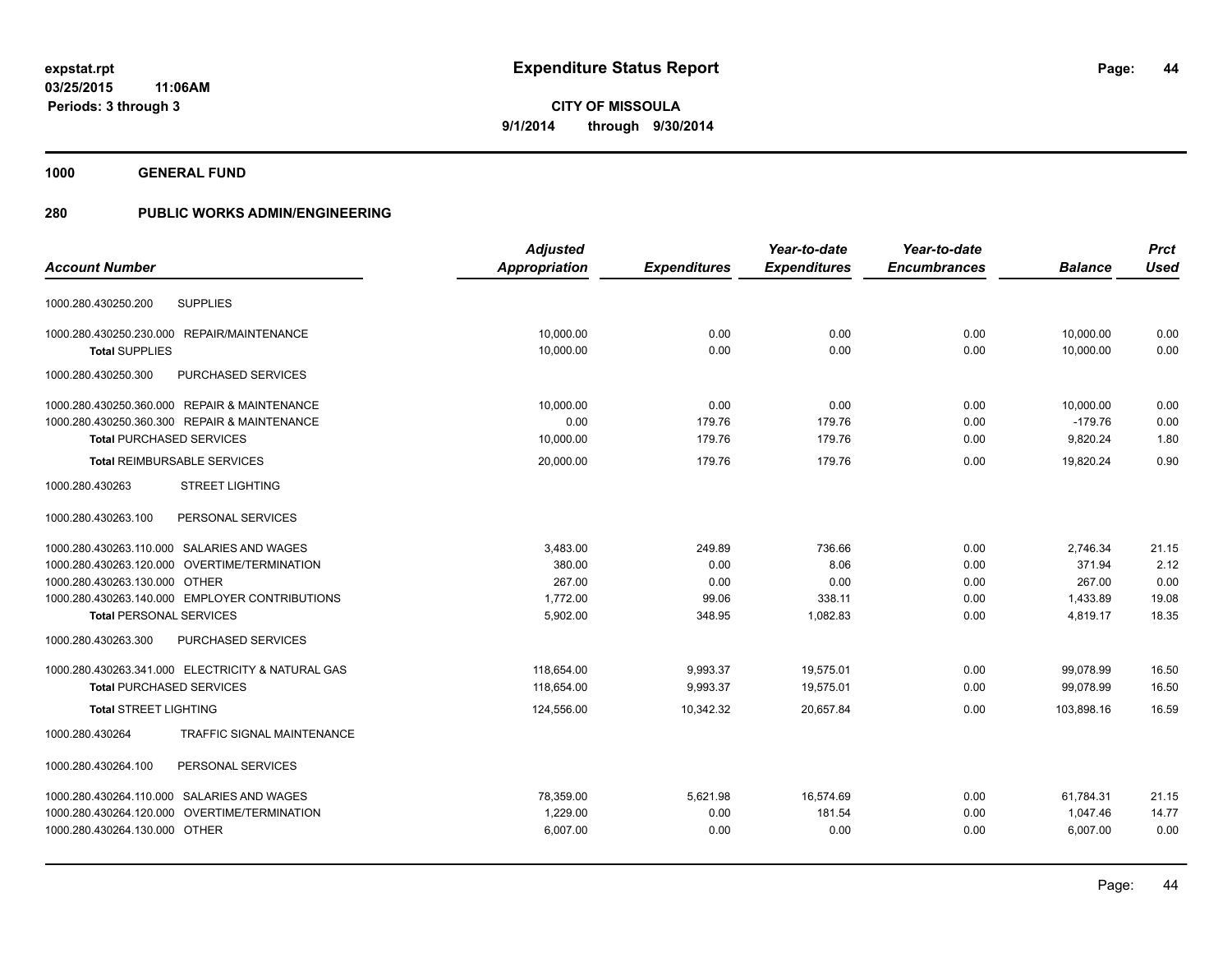# Expenditure Status Report

expstat.rpt
03/25/2015 11:06AM
Periods: 3 through 3

**CITY OF MISSOULA**
**9/1/2014 through 9/30/2014**

## 1000 GENERAL FUND

## 280 PUBLIC WORKS ADMIN/ENGINEERING

| Account Number | | Adjusted Appropriation | Expenditures | Year-to-date Expenditures | Year-to-date Encumbrances | Balance | Prct Used |
|---|---|---|---|---|---|---|---|
| 1000.280.430250.200 | SUPPLIES | | | | | | |
| 1000.280.430250.230.000 | REPAIR/MAINTENANCE | 10,000.00 | 0.00 | 0.00 | 0.00 | 10,000.00 | 0.00 |
| **Total** SUPPLIES | | 10,000.00 | 0.00 | 0.00 | 0.00 | 10,000.00 | 0.00 |
| 1000.280.430250.300 | PURCHASED SERVICES | | | | | | |
| 1000.280.430250.360.000 | REPAIR & MAINTENANCE | 10,000.00 | 0.00 | 0.00 | 0.00 | 10,000.00 | 0.00 |
| 1000.280.430250.360.300 | REPAIR & MAINTENANCE | 0.00 | 179.76 | 179.76 | 0.00 | -179.76 | 0.00 |
| **Total** PURCHASED SERVICES | | 10,000.00 | 179.76 | 179.76 | 0.00 | 9,820.24 | 1.80 |
| **Total** REIMBURSABLE SERVICES | | 20,000.00 | 179.76 | 179.76 | 0.00 | 19,820.24 | 0.90 |
| 1000.280.430263 | STREET LIGHTING | | | | | | |
| 1000.280.430263.100 | PERSONAL SERVICES | | | | | | |
| 1000.280.430263.110.000 | SALARIES AND WAGES | 3,483.00 | 249.89 | 736.66 | 0.00 | 2,746.34 | 21.15 |
| 1000.280.430263.120.000 | OVERTIME/TERMINATION | 380.00 | 0.00 | 8.06 | 0.00 | 371.94 | 2.12 |
| 1000.280.430263.130.000 | OTHER | 267.00 | 0.00 | 0.00 | 0.00 | 267.00 | 0.00 |
| 1000.280.430263.140.000 | EMPLOYER CONTRIBUTIONS | 1,772.00 | 99.06 | 338.11 | 0.00 | 1,433.89 | 19.08 |
| **Total** PERSONAL SERVICES | | 5,902.00 | 348.95 | 1,082.83 | 0.00 | 4,819.17 | 18.35 |
| 1000.280.430263.300 | PURCHASED SERVICES | | | | | | |
| 1000.280.430263.341.000 | ELECTRICITY & NATURAL GAS | 118,654.00 | 9,993.37 | 19,575.01 | 0.00 | 99,078.99 | 16.50 |
| **Total** PURCHASED SERVICES | | 118,654.00 | 9,993.37 | 19,575.01 | 0.00 | 99,078.99 | 16.50 |
| **Total** STREET LIGHTING | | 124,556.00 | 10,342.32 | 20,657.84 | 0.00 | 103,898.16 | 16.59 |
| 1000.280.430264 | TRAFFIC SIGNAL MAINTENANCE | | | | | | |
| 1000.280.430264.100 | PERSONAL SERVICES | | | | | | |
| 1000.280.430264.110.000 | SALARIES AND WAGES | 78,359.00 | 5,621.98 | 16,574.69 | 0.00 | 61,784.31 | 21.15 |
| 1000.280.430264.120.000 | OVERTIME/TERMINATION | 1,229.00 | 0.00 | 181.54 | 0.00 | 1,047.46 | 14.77 |
| 1000.280.430264.130.000 | OTHER | 6,007.00 | 0.00 | 0.00 | 0.00 | 6,007.00 | 0.00 |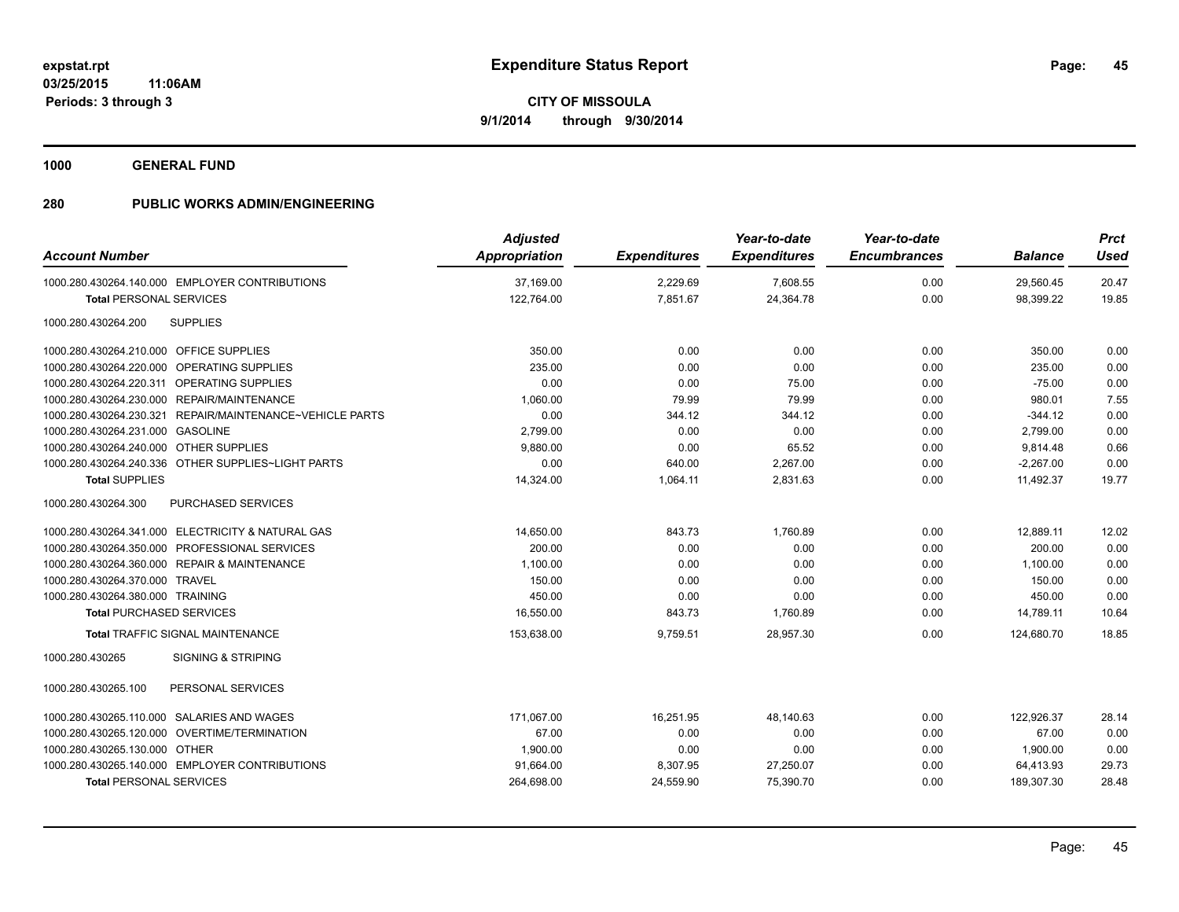**expstat.rpt**
**03/25/2015 11:06AM**
**Periods: 3 through 3**

# Expenditure Status Report

**CITY OF MISSOULA**
**9/1/2014 through 9/30/2014**

## 1000 GENERAL FUND

## 280 PUBLIC WORKS ADMIN/ENGINEERING

| Account Number | Adjusted Appropriation | Expenditures | Year-to-date Expenditures | Year-to-date Encumbrances | Balance | Prct Used |
|---|---|---|---|---|---|---|
| 1000.280.430264.140.000 EMPLOYER CONTRIBUTIONS | 37,169.00 | 2,229.69 | 7,608.55 | 0.00 | 29,560.45 | 20.47 |
| **Total** PERSONAL SERVICES | 122,764.00 | 7,851.67 | 24,364.78 | 0.00 | 98,399.22 | 19.85 |
| 1000.280.430264.200 SUPPLIES | | | | | | |
| 1000.280.430264.210.000 OFFICE SUPPLIES | 350.00 | 0.00 | 0.00 | 0.00 | 350.00 | 0.00 |
| 1000.280.430264.220.000 OPERATING SUPPLIES | 235.00 | 0.00 | 0.00 | 0.00 | 235.00 | 0.00 |
| 1000.280.430264.220.311 OPERATING SUPPLIES | 0.00 | 0.00 | 75.00 | 0.00 | -75.00 | 0.00 |
| 1000.280.430264.230.000 REPAIR/MAINTENANCE | 1,060.00 | 79.99 | 79.99 | 0.00 | 980.01 | 7.55 |
| 1000.280.430264.230.321 REPAIR/MAINTENANCE~VEHICLE PARTS | 0.00 | 344.12 | 344.12 | 0.00 | -344.12 | 0.00 |
| 1000.280.430264.231.000 GASOLINE | 2,799.00 | 0.00 | 0.00 | 0.00 | 2,799.00 | 0.00 |
| 1000.280.430264.240.000 OTHER SUPPLIES | 9,880.00 | 0.00 | 65.52 | 0.00 | 9,814.48 | 0.66 |
| 1000.280.430264.240.336 OTHER SUPPLIES~LIGHT PARTS | 0.00 | 640.00 | 2,267.00 | 0.00 | -2,267.00 | 0.00 |
| **Total** SUPPLIES | 14,324.00 | 1,064.11 | 2,831.63 | 0.00 | 11,492.37 | 19.77 |
| 1000.280.430264.300 PURCHASED SERVICES | | | | | | |
| 1000.280.430264.341.000 ELECTRICITY & NATURAL GAS | 14,650.00 | 843.73 | 1,760.89 | 0.00 | 12,889.11 | 12.02 |
| 1000.280.430264.350.000 PROFESSIONAL SERVICES | 200.00 | 0.00 | 0.00 | 0.00 | 200.00 | 0.00 |
| 1000.280.430264.360.000 REPAIR & MAINTENANCE | 1,100.00 | 0.00 | 0.00 | 0.00 | 1,100.00 | 0.00 |
| 1000.280.430264.370.000 TRAVEL | 150.00 | 0.00 | 0.00 | 0.00 | 150.00 | 0.00 |
| 1000.280.430264.380.000 TRAINING | 450.00 | 0.00 | 0.00 | 0.00 | 450.00 | 0.00 |
| **Total** PURCHASED SERVICES | 16,550.00 | 843.73 | 1,760.89 | 0.00 | 14,789.11 | 10.64 |
| **Total** TRAFFIC SIGNAL MAINTENANCE | 153,638.00 | 9,759.51 | 28,957.30 | 0.00 | 124,680.70 | 18.85 |
| 1000.280.430265 SIGNING & STRIPING | | | | | | |
| 1000.280.430265.100 PERSONAL SERVICES | | | | | | |
| 1000.280.430265.110.000 SALARIES AND WAGES | 171,067.00 | 16,251.95 | 48,140.63 | 0.00 | 122,926.37 | 28.14 |
| 1000.280.430265.120.000 OVERTIME/TERMINATION | 67.00 | 0.00 | 0.00 | 0.00 | 67.00 | 0.00 |
| 1000.280.430265.130.000 OTHER | 1,900.00 | 0.00 | 0.00 | 0.00 | 1,900.00 | 0.00 |
| 1000.280.430265.140.000 EMPLOYER CONTRIBUTIONS | 91,664.00 | 8,307.95 | 27,250.07 | 0.00 | 64,413.93 | 29.73 |
| **Total** PERSONAL SERVICES | 264,698.00 | 24,559.90 | 75,390.70 | 0.00 | 189,307.30 | 28.48 |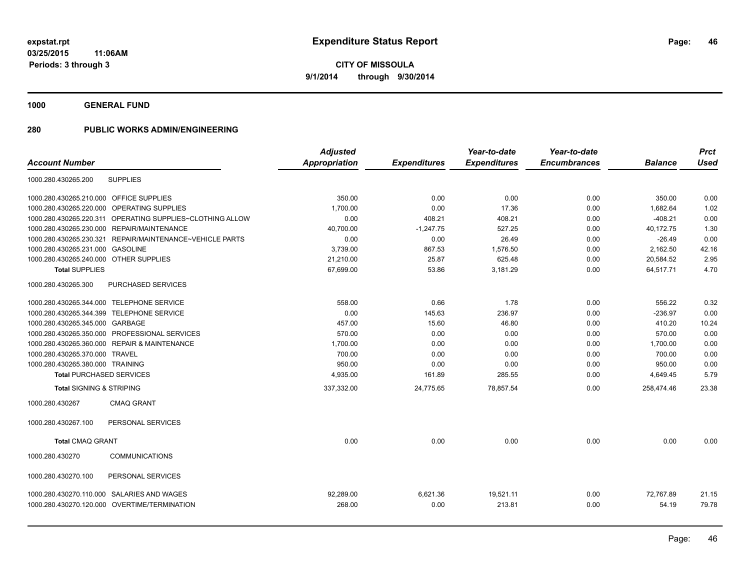**expstat.rpt**
**03/25/2015 11:06AM**
**Periods: 3 through 3**

# Expenditure Status Report

**CITY OF MISSOULA**
**9/1/2014 through 9/30/2014**

## 1000 GENERAL FUND

## 280 PUBLIC WORKS ADMIN/ENGINEERING

| Account Number | | Adjusted Appropriation | Expenditures | Year-to-date Expenditures | Year-to-date Encumbrances | Balance | Prct Used |
|---|---|---|---|---|---|---|---|
| 1000.280.430265.200 | SUPPLIES | | | | | | |
| 1000.280.430265.210.000 | OFFICE SUPPLIES | 350.00 | 0.00 | 0.00 | 0.00 | 350.00 | 0.00 |
| 1000.280.430265.220.000 | OPERATING SUPPLIES | 1,700.00 | 0.00 | 17.36 | 0.00 | 1,682.64 | 1.02 |
| 1000.280.430265.220.311 | OPERATING SUPPLIES~CLOTHING ALLOW | 0.00 | 408.21 | 408.21 | 0.00 | -408.21 | 0.00 |
| 1000.280.430265.230.000 | REPAIR/MAINTENANCE | 40,700.00 | -1,247.75 | 527.25 | 0.00 | 40,172.75 | 1.30 |
| 1000.280.430265.230.321 | REPAIR/MAINTENANCE~VEHICLE PARTS | 0.00 | 0.00 | 26.49 | 0.00 | -26.49 | 0.00 |
| 1000.280.430265.231.000 | GASOLINE | 3,739.00 | 867.53 | 1,576.50 | 0.00 | 2,162.50 | 42.16 |
| 1000.280.430265.240.000 | OTHER SUPPLIES | 21,210.00 | 25.87 | 625.48 | 0.00 | 20,584.52 | 2.95 |
| **Total SUPPLIES** | | 67,699.00 | 53.86 | 3,181.29 | 0.00 | 64,517.71 | 4.70 |
| 1000.280.430265.300 | PURCHASED SERVICES | | | | | | |
| 1000.280.430265.344.000 | TELEPHONE SERVICE | 558.00 | 0.66 | 1.78 | 0.00 | 556.22 | 0.32 |
| 1000.280.430265.344.399 | TELEPHONE SERVICE | 0.00 | 145.63 | 236.97 | 0.00 | -236.97 | 0.00 |
| 1000.280.430265.345.000 | GARBAGE | 457.00 | 15.60 | 46.80 | 0.00 | 410.20 | 10.24 |
| 1000.280.430265.350.000 | PROFESSIONAL SERVICES | 570.00 | 0.00 | 0.00 | 0.00 | 570.00 | 0.00 |
| 1000.280.430265.360.000 | REPAIR & MAINTENANCE | 1,700.00 | 0.00 | 0.00 | 0.00 | 1,700.00 | 0.00 |
| 1000.280.430265.370.000 | TRAVEL | 700.00 | 0.00 | 0.00 | 0.00 | 700.00 | 0.00 |
| 1000.280.430265.380.000 | TRAINING | 950.00 | 0.00 | 0.00 | 0.00 | 950.00 | 0.00 |
| **Total PURCHASED SERVICES** | | 4,935.00 | 161.89 | 285.55 | 0.00 | 4,649.45 | 5.79 |
| **Total SIGNING & STRIPING** | | 337,332.00 | 24,775.65 | 78,857.54 | 0.00 | 258,474.46 | 23.38 |
| 1000.280.430267 | CMAQ GRANT | | | | | | |
| 1000.280.430267.100 | PERSONAL SERVICES | | | | | | |
| **Total CMAQ GRANT** | | 0.00 | 0.00 | 0.00 | 0.00 | 0.00 | 0.00 |
| 1000.280.430270 | COMMUNICATIONS | | | | | | |
| 1000.280.430270.100 | PERSONAL SERVICES | | | | | | |
| 1000.280.430270.110.000 | SALARIES AND WAGES | 92,289.00 | 6,621.36 | 19,521.11 | 0.00 | 72,767.89 | 21.15 |
| 1000.280.430270.120.000 | OVERTIME/TERMINATION | 268.00 | 0.00 | 213.81 | 0.00 | 54.19 | 79.78 |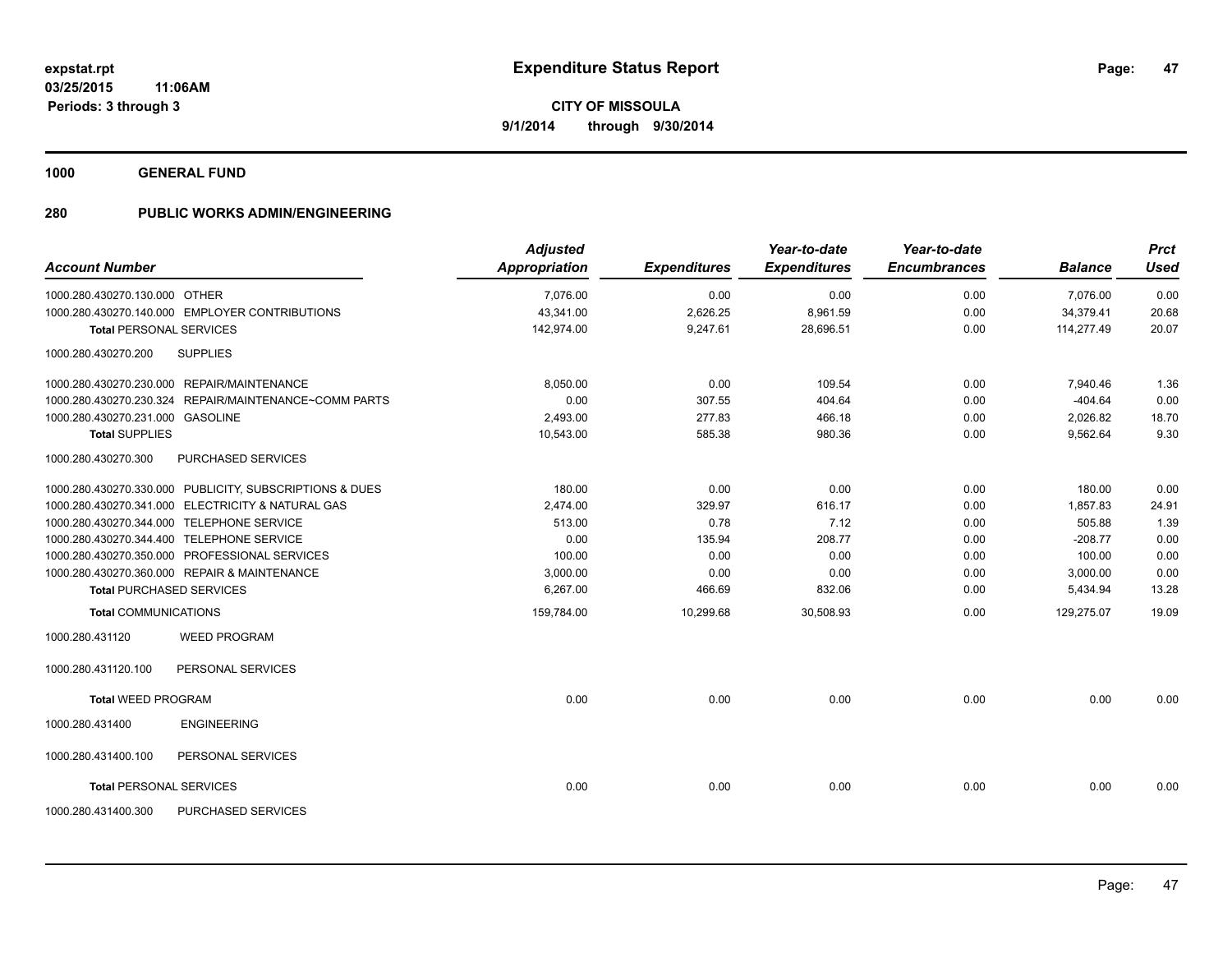**expstat.rpt**
**03/25/2015 11:06AM**
**Periods: 3 through 3**

# Expenditure Status Report

**CITY OF MISSOULA**
**9/1/2014 through 9/30/2014**

## 1000 GENERAL FUND

## 280 PUBLIC WORKS ADMIN/ENGINEERING

| Account Number | | Adjusted Appropriation | Expenditures | Year-to-date Expenditures | Year-to-date Encumbrances | Balance | Prct Used |
|---|---|---|---|---|---|---|---|
| 1000.280.430270.130.000 | OTHER | 7,076.00 | 0.00 | 0.00 | 0.00 | 7,076.00 | 0.00 |
| 1000.280.430270.140.000 | EMPLOYER CONTRIBUTIONS | 43,341.00 | 2,626.25 | 8,961.59 | 0.00 | 34,379.41 | 20.68 |
| **Total** PERSONAL SERVICES | | 142,974.00 | 9,247.61 | 28,696.51 | 0.00 | 114,277.49 | 20.07 |
| 1000.280.430270.200 | SUPPLIES | | | | | | |
| 1000.280.430270.230.000 | REPAIR/MAINTENANCE | 8,050.00 | 0.00 | 109.54 | 0.00 | 7,940.46 | 1.36 |
| 1000.280.430270.230.324 | REPAIR/MAINTENANCE~COMM PARTS | 0.00 | 307.55 | 404.64 | 0.00 | -404.64 | 0.00 |
| 1000.280.430270.231.000 | GASOLINE | 2,493.00 | 277.83 | 466.18 | 0.00 | 2,026.82 | 18.70 |
| **Total** SUPPLIES | | 10,543.00 | 585.38 | 980.36 | 0.00 | 9,562.64 | 9.30 |
| 1000.280.430270.300 | PURCHASED SERVICES | | | | | | |
| 1000.280.430270.330.000 | PUBLICITY, SUBSCRIPTIONS & DUES | 180.00 | 0.00 | 0.00 | 0.00 | 180.00 | 0.00 |
| 1000.280.430270.341.000 | ELECTRICITY & NATURAL GAS | 2,474.00 | 329.97 | 616.17 | 0.00 | 1,857.83 | 24.91 |
| 1000.280.430270.344.000 | TELEPHONE SERVICE | 513.00 | 0.78 | 7.12 | 0.00 | 505.88 | 1.39 |
| 1000.280.430270.344.400 | TELEPHONE SERVICE | 0.00 | 135.94 | 208.77 | 0.00 | -208.77 | 0.00 |
| 1000.280.430270.350.000 | PROFESSIONAL SERVICES | 100.00 | 0.00 | 0.00 | 0.00 | 100.00 | 0.00 |
| 1000.280.430270.360.000 | REPAIR & MAINTENANCE | 3,000.00 | 0.00 | 0.00 | 0.00 | 3,000.00 | 0.00 |
| **Total** PURCHASED SERVICES | | 6,267.00 | 466.69 | 832.06 | 0.00 | 5,434.94 | 13.28 |
| **Total** COMMUNICATIONS | | 159,784.00 | 10,299.68 | 30,508.93 | 0.00 | 129,275.07 | 19.09 |
| 1000.280.431120 | WEED PROGRAM | | | | | | |
| 1000.280.431120.100 | PERSONAL SERVICES | | | | | | |
| **Total** WEED PROGRAM | | 0.00 | 0.00 | 0.00 | 0.00 | 0.00 | 0.00 |
| 1000.280.431400 | ENGINEERING | | | | | | |
| 1000.280.431400.100 | PERSONAL SERVICES | | | | | | |
| **Total** PERSONAL SERVICES | | 0.00 | 0.00 | 0.00 | 0.00 | 0.00 | 0.00 |
| 1000.280.431400.300 | PURCHASED SERVICES | | | | | | |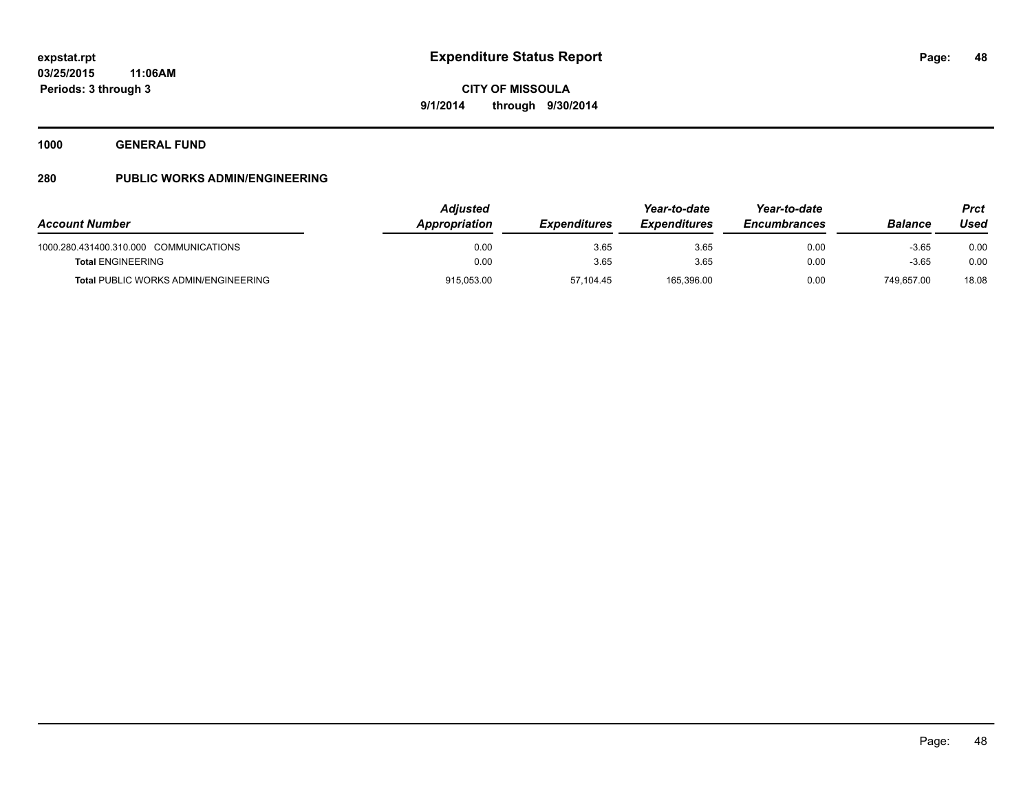**expstat.rpt**
**03/25/2015 11:06AM**
**Periods: 3 through 3**

# Expenditure Status Report

**CITY OF MISSOULA**
**9/1/2014 through 9/30/2014**

## 1000 GENERAL FUND

### 280 PUBLIC WORKS ADMIN/ENGINEERING

| *Account Number* | *Adjusted Appropriation* | *Expenditures* | *Year-to-date Expenditures* | *Year-to-date Encumbrances* | *Balance* | *Prct Used* |
|---|---|---|---|---|---|---|
| 1000.280.431400.310.000 COMMUNICATIONS | 0.00 | 3.65 | 3.65 | 0.00 | -3.65 | 0.00 |
| **Total** ENGINEERING | 0.00 | 3.65 | 3.65 | 0.00 | -3.65 | 0.00 |
| **Total** PUBLIC WORKS ADMIN/ENGINEERING | 915,053.00 | 57,104.45 | 165,396.00 | 0.00 | 749,657.00 | 18.08 |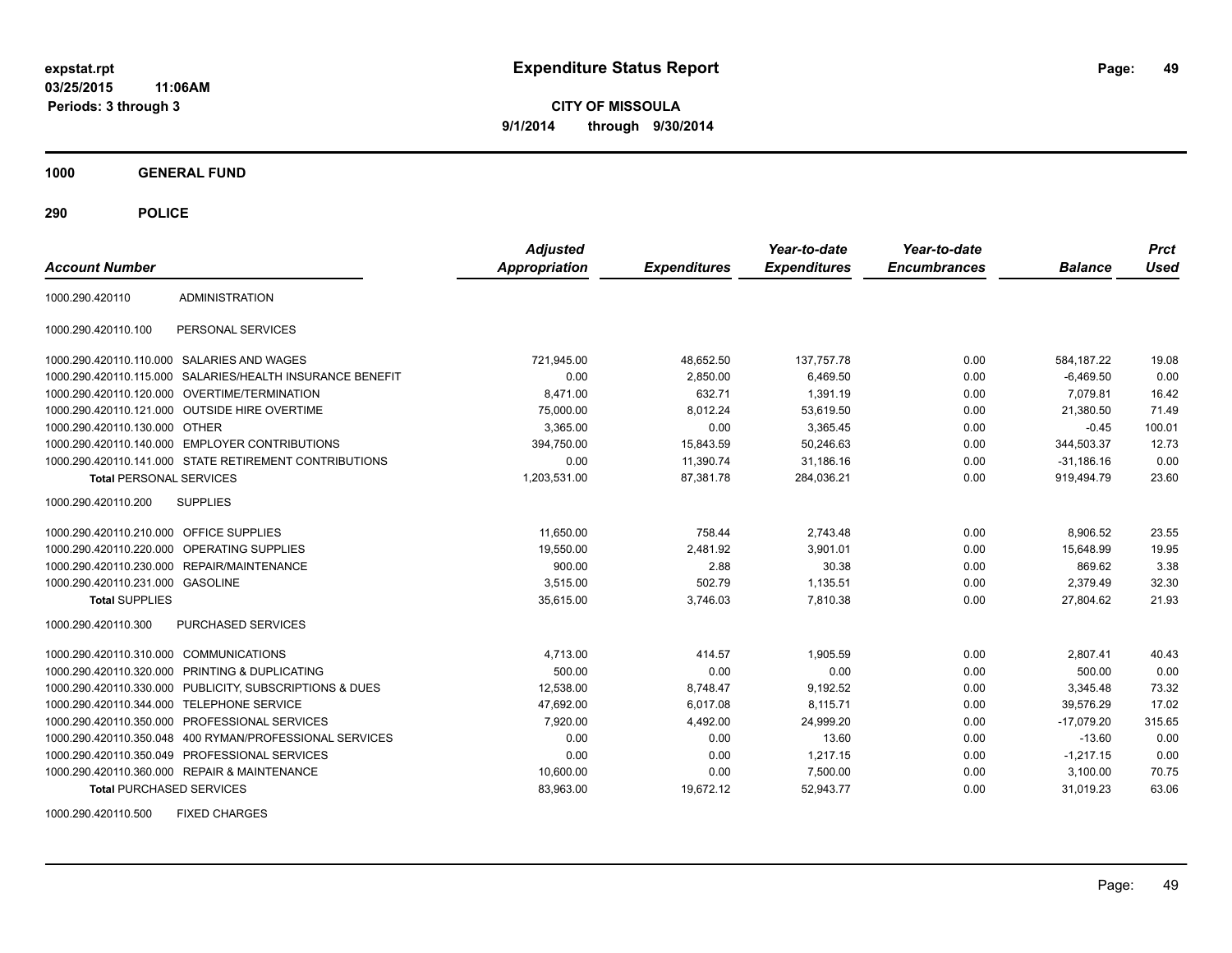**expstat.rpt**
**03/25/2015 11:06AM**
**Periods: 3 through 3**

# Expenditure Status Report

**CITY OF MISSOULA**
**9/1/2014 through 9/30/2014**

## 1000 GENERAL FUND

## 290 POLICE

| Account Number | | Adjusted Appropriation | Expenditures | Year-to-date Expenditures | Year-to-date Encumbrances | Balance | Prct Used |
|---|---|---|---|---|---|---|---|
| 1000.290.420110 | ADMINISTRATION | | | | | | |
| 1000.290.420110.100 | PERSONAL SERVICES | | | | | | |
| 1000.290.420110.110.000 | SALARIES AND WAGES | 721,945.00 | 48,652.50 | 137,757.78 | 0.00 | 584,187.22 | 19.08 |
| 1000.290.420110.115.000 | SALARIES/HEALTH INSURANCE BENEFIT | 0.00 | 2,850.00 | 6,469.50 | 0.00 | -6,469.50 | 0.00 |
| 1000.290.420110.120.000 | OVERTIME/TERMINATION | 8,471.00 | 632.71 | 1,391.19 | 0.00 | 7,079.81 | 16.42 |
| 1000.290.420110.121.000 | OUTSIDE HIRE OVERTIME | 75,000.00 | 8,012.24 | 53,619.50 | 0.00 | 21,380.50 | 71.49 |
| 1000.290.420110.130.000 | OTHER | 3,365.00 | 0.00 | 3,365.45 | 0.00 | -0.45 | 100.01 |
| 1000.290.420110.140.000 | EMPLOYER CONTRIBUTIONS | 394,750.00 | 15,843.59 | 50,246.63 | 0.00 | 344,503.37 | 12.73 |
| 1000.290.420110.141.000 | STATE RETIREMENT CONTRIBUTIONS | 0.00 | 11,390.74 | 31,186.16 | 0.00 | -31,186.16 | 0.00 |
| **Total** PERSONAL SERVICES | | 1,203,531.00 | 87,381.78 | 284,036.21 | 0.00 | 919,494.79 | 23.60 |
| 1000.290.420110.200 | SUPPLIES | | | | | | |
| 1000.290.420110.210.000 | OFFICE SUPPLIES | 11,650.00 | 758.44 | 2,743.48 | 0.00 | 8,906.52 | 23.55 |
| 1000.290.420110.220.000 | OPERATING SUPPLIES | 19,550.00 | 2,481.92 | 3,901.01 | 0.00 | 15,648.99 | 19.95 |
| 1000.290.420110.230.000 | REPAIR/MAINTENANCE | 900.00 | 2.88 | 30.38 | 0.00 | 869.62 | 3.38 |
| 1000.290.420110.231.000 | GASOLINE | 3,515.00 | 502.79 | 1,135.51 | 0.00 | 2,379.49 | 32.30 |
| **Total** SUPPLIES | | 35,615.00 | 3,746.03 | 7,810.38 | 0.00 | 27,804.62 | 21.93 |
| 1000.290.420110.300 | PURCHASED SERVICES | | | | | | |
| 1000.290.420110.310.000 | COMMUNICATIONS | 4,713.00 | 414.57 | 1,905.59 | 0.00 | 2,807.41 | 40.43 |
| 1000.290.420110.320.000 | PRINTING & DUPLICATING | 500.00 | 0.00 | 0.00 | 0.00 | 500.00 | 0.00 |
| 1000.290.420110.330.000 | PUBLICITY, SUBSCRIPTIONS & DUES | 12,538.00 | 8,748.47 | 9,192.52 | 0.00 | 3,345.48 | 73.32 |
| 1000.290.420110.344.000 | TELEPHONE SERVICE | 47,692.00 | 6,017.08 | 8,115.71 | 0.00 | 39,576.29 | 17.02 |
| 1000.290.420110.350.000 | PROFESSIONAL SERVICES | 7,920.00 | 4,492.00 | 24,999.20 | 0.00 | -17,079.20 | 315.65 |
| 1000.290.420110.350.048 | 400 RYMAN/PROFESSIONAL SERVICES | 0.00 | 0.00 | 13.60 | 0.00 | -13.60 | 0.00 |
| 1000.290.420110.350.049 | PROFESSIONAL SERVICES | 0.00 | 0.00 | 1,217.15 | 0.00 | -1,217.15 | 0.00 |
| 1000.290.420110.360.000 | REPAIR & MAINTENANCE | 10,600.00 | 0.00 | 7,500.00 | 0.00 | 3,100.00 | 70.75 |
| **Total** PURCHASED SERVICES | | 83,963.00 | 19,672.12 | 52,943.77 | 0.00 | 31,019.23 | 63.06 |
| 1000.290.420110.500 | FIXED CHARGES | | | | | | |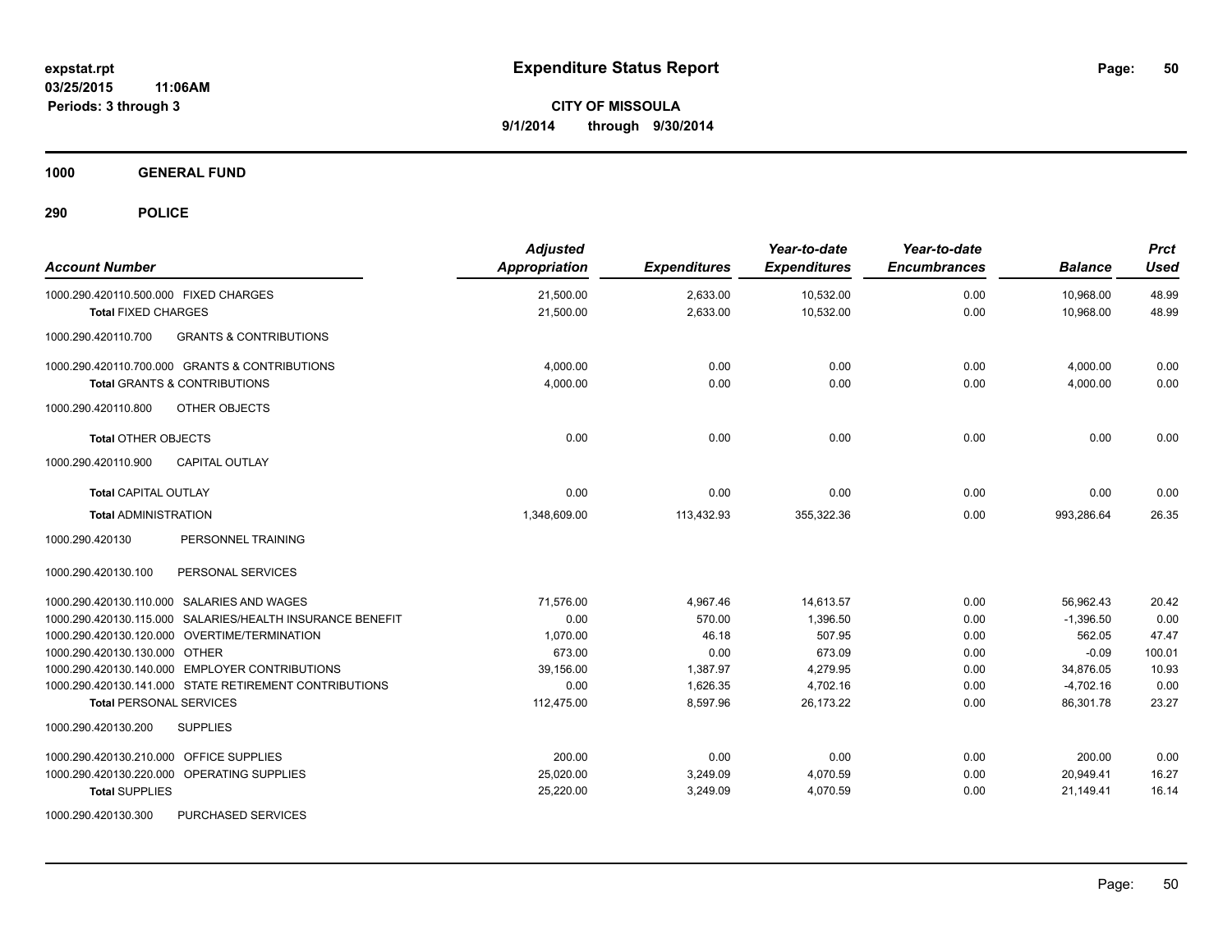# Expenditure Status Report

**CITY OF MISSOULA**
**9/1/2014 through 9/30/2014**

expstat.rpt
03/25/2015 11:06AM
Periods: 3 through 3

**1000 GENERAL FUND**

**290 POLICE**

| Account Number | Adjusted Appropriation | Expenditures | Year-to-date Expenditures | Year-to-date Encumbrances | Balance | Prct Used |
|---|---|---|---|---|---|---|
| 1000.290.420110.500.000 FIXED CHARGES | 21,500.00 | 2,633.00 | 10,532.00 | 0.00 | 10,968.00 | 48.99 |
| **Total** FIXED CHARGES | 21,500.00 | 2,633.00 | 10,532.00 | 0.00 | 10,968.00 | 48.99 |
| 1000.290.420110.700 GRANTS & CONTRIBUTIONS | | | | | | |
| 1000.290.420110.700.000 GRANTS & CONTRIBUTIONS | 4,000.00 | 0.00 | 0.00 | 0.00 | 4,000.00 | 0.00 |
| **Total** GRANTS & CONTRIBUTIONS | 4,000.00 | 0.00 | 0.00 | 0.00 | 4,000.00 | 0.00 |
| 1000.290.420110.800 OTHER OBJECTS | | | | | | |
| **Total** OTHER OBJECTS | 0.00 | 0.00 | 0.00 | 0.00 | 0.00 | 0.00 |
| 1000.290.420110.900 CAPITAL OUTLAY | | | | | | |
| **Total** CAPITAL OUTLAY | 0.00 | 0.00 | 0.00 | 0.00 | 0.00 | 0.00 |
| **Total** ADMINISTRATION | 1,348,609.00 | 113,432.93 | 355,322.36 | 0.00 | 993,286.64 | 26.35 |
| 1000.290.420130 PERSONNEL TRAINING | | | | | | |
| 1000.290.420130.100 PERSONAL SERVICES | | | | | | |
| 1000.290.420130.110.000 SALARIES AND WAGES | 71,576.00 | 4,967.46 | 14,613.57 | 0.00 | 56,962.43 | 20.42 |
| 1000.290.420130.115.000 SALARIES/HEALTH INSURANCE BENEFIT | 0.00 | 570.00 | 1,396.50 | 0.00 | -1,396.50 | 0.00 |
| 1000.290.420130.120.000 OVERTIME/TERMINATION | 1,070.00 | 46.18 | 507.95 | 0.00 | 562.05 | 47.47 |
| 1000.290.420130.130.000 OTHER | 673.00 | 0.00 | 673.09 | 0.00 | -0.09 | 100.01 |
| 1000.290.420130.140.000 EMPLOYER CONTRIBUTIONS | 39,156.00 | 1,387.97 | 4,279.95 | 0.00 | 34,876.05 | 10.93 |
| 1000.290.420130.141.000 STATE RETIREMENT CONTRIBUTIONS | 0.00 | 1,626.35 | 4,702.16 | 0.00 | -4,702.16 | 0.00 |
| **Total** PERSONAL SERVICES | 112,475.00 | 8,597.96 | 26,173.22 | 0.00 | 86,301.78 | 23.27 |
| 1000.290.420130.200 SUPPLIES | | | | | | |
| 1000.290.420130.210.000 OFFICE SUPPLIES | 200.00 | 0.00 | 0.00 | 0.00 | 200.00 | 0.00 |
| 1000.290.420130.220.000 OPERATING SUPPLIES | 25,020.00 | 3,249.09 | 4,070.59 | 0.00 | 20,949.41 | 16.27 |
| **Total** SUPPLIES | 25,220.00 | 3,249.09 | 4,070.59 | 0.00 | 21,149.41 | 16.14 |
| 1000.290.420130.300 PURCHASED SERVICES | | | | | | |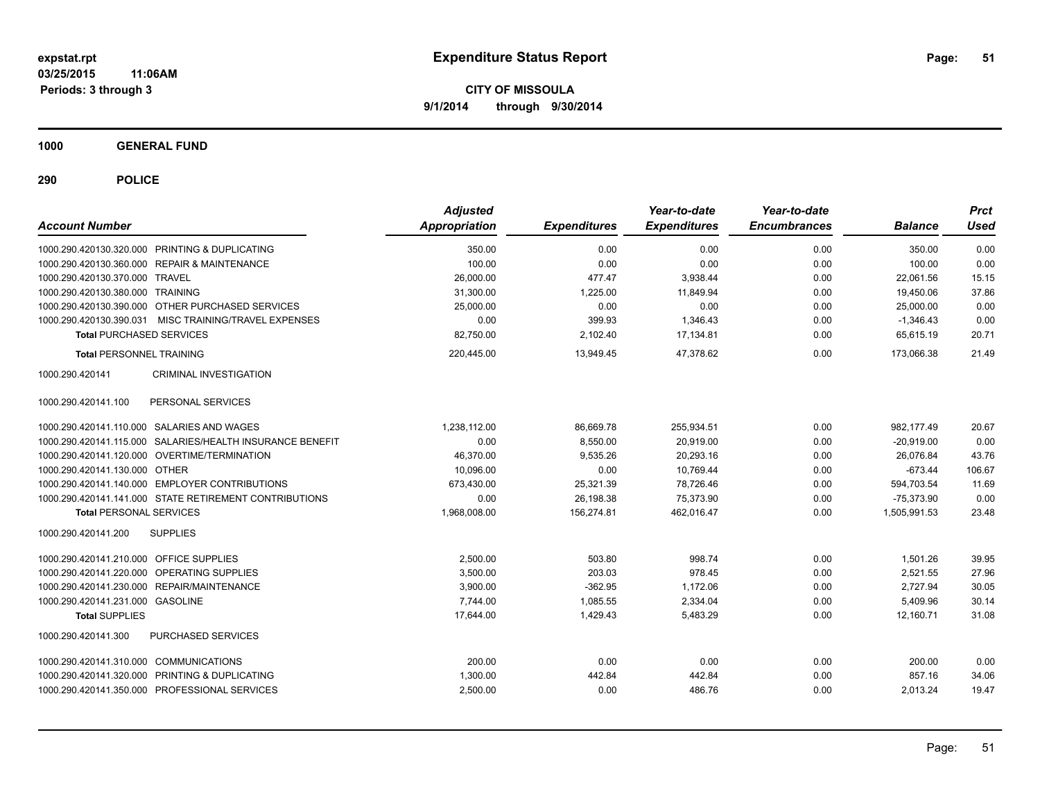**expstat.rpt**
**03/25/2015 11:06AM**
**Periods: 3 through 3**

# Expenditure Status Report

**CITY OF MISSOULA**
**9/1/2014 through 9/30/2014**

## 1000 GENERAL FUND

## 290 POLICE

| Account Number | | Adjusted Appropriation | Expenditures | Year-to-date Expenditures | Year-to-date Encumbrances | Balance | Prct Used |
|---|---|---|---|---|---|---|---|
| 1000.290.420130.320.000 | PRINTING & DUPLICATING | 350.00 | 0.00 | 0.00 | 0.00 | 350.00 | 0.00 |
| 1000.290.420130.360.000 | REPAIR & MAINTENANCE | 100.00 | 0.00 | 0.00 | 0.00 | 100.00 | 0.00 |
| 1000.290.420130.370.000 | TRAVEL | 26,000.00 | 477.47 | 3,938.44 | 0.00 | 22,061.56 | 15.15 |
| 1000.290.420130.380.000 | TRAINING | 31,300.00 | 1,225.00 | 11,849.94 | 0.00 | 19,450.06 | 37.86 |
| 1000.290.420130.390.000 | OTHER PURCHASED SERVICES | 25,000.00 | 0.00 | 0.00 | 0.00 | 25,000.00 | 0.00 |
| 1000.290.420130.390.031 | MISC TRAINING/TRAVEL EXPENSES | 0.00 | 399.93 | 1,346.43 | 0.00 | -1,346.43 | 0.00 |
| **Total** PURCHASED SERVICES | | 82,750.00 | 2,102.40 | 17,134.81 | 0.00 | 65,615.19 | 20.71 |
| **Total** PERSONNEL TRAINING | | 220,445.00 | 13,949.45 | 47,378.62 | 0.00 | 173,066.38 | 21.49 |
| 1000.290.420141 | CRIMINAL INVESTIGATION | | | | | | |
| 1000.290.420141.100 | PERSONAL SERVICES | | | | | | |
| 1000.290.420141.110.000 | SALARIES AND WAGES | 1,238,112.00 | 86,669.78 | 255,934.51 | 0.00 | 982,177.49 | 20.67 |
| 1000.290.420141.115.000 | SALARIES/HEALTH INSURANCE BENEFIT | 0.00 | 8,550.00 | 20,919.00 | 0.00 | -20,919.00 | 0.00 |
| 1000.290.420141.120.000 | OVERTIME/TERMINATION | 46,370.00 | 9,535.26 | 20,293.16 | 0.00 | 26,076.84 | 43.76 |
| 1000.290.420141.130.000 | OTHER | 10,096.00 | 0.00 | 10,769.44 | 0.00 | -673.44 | 106.67 |
| 1000.290.420141.140.000 | EMPLOYER CONTRIBUTIONS | 673,430.00 | 25,321.39 | 78,726.46 | 0.00 | 594,703.54 | 11.69 |
| 1000.290.420141.141.000 | STATE RETIREMENT CONTRIBUTIONS | 0.00 | 26,198.38 | 75,373.90 | 0.00 | -75,373.90 | 0.00 |
| **Total** PERSONAL SERVICES | | 1,968,008.00 | 156,274.81 | 462,016.47 | 0.00 | 1,505,991.53 | 23.48 |
| 1000.290.420141.200 | SUPPLIES | | | | | | |
| 1000.290.420141.210.000 | OFFICE SUPPLIES | 2,500.00 | 503.80 | 998.74 | 0.00 | 1,501.26 | 39.95 |
| 1000.290.420141.220.000 | OPERATING SUPPLIES | 3,500.00 | 203.03 | 978.45 | 0.00 | 2,521.55 | 27.96 |
| 1000.290.420141.230.000 | REPAIR/MAINTENANCE | 3,900.00 | -362.95 | 1,172.06 | 0.00 | 2,727.94 | 30.05 |
| 1000.290.420141.231.000 | GASOLINE | 7,744.00 | 1,085.55 | 2,334.04 | 0.00 | 5,409.96 | 30.14 |
| **Total** SUPPLIES | | 17,644.00 | 1,429.43 | 5,483.29 | 0.00 | 12,160.71 | 31.08 |
| 1000.290.420141.300 | PURCHASED SERVICES | | | | | | |
| 1000.290.420141.310.000 | COMMUNICATIONS | 200.00 | 0.00 | 0.00 | 0.00 | 200.00 | 0.00 |
| 1000.290.420141.320.000 | PRINTING & DUPLICATING | 1,300.00 | 442.84 | 442.84 | 0.00 | 857.16 | 34.06 |
| 1000.290.420141.350.000 | PROFESSIONAL SERVICES | 2,500.00 | 0.00 | 486.76 | 0.00 | 2,013.24 | 19.47 |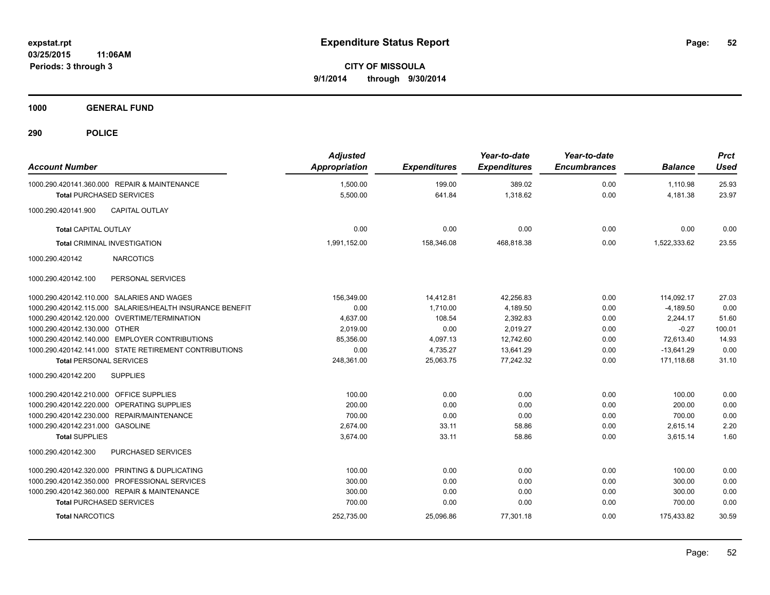# Expenditure Status Report

**CITY OF MISSOULA**

**9/1/2014 through 9/30/2014**

expstat.rpt
03/25/2015 11:06AM
Periods: 3 through 3

## 1000 GENERAL FUND

## 290 POLICE

| Account Number | Adjusted Appropriation | Expenditures | Year-to-date Expenditures | Year-to-date Encumbrances | Balance | Prct Used |
|---|---|---|---|---|---|---|
| 1000.290.420141.360.000 REPAIR & MAINTENANCE | 1,500.00 | 199.00 | 389.02 | 0.00 | 1,110.98 | 25.93 |
| **Total** PURCHASED SERVICES | 5,500.00 | 641.84 | 1,318.62 | 0.00 | 4,181.38 | 23.97 |
| 1000.290.420141.900 CAPITAL OUTLAY | | | | | | |
| **Total CAPITAL OUTLAY** | 0.00 | 0.00 | 0.00 | 0.00 | 0.00 | 0.00 |
| **Total** CRIMINAL INVESTIGATION | 1,991,152.00 | 158,346.08 | 468,818.38 | 0.00 | 1,522,333.62 | 23.55 |
| 1000.290.420142 NARCOTICS | | | | | | |
| 1000.290.420142.100 PERSONAL SERVICES | | | | | | |
| 1000.290.420142.110.000 SALARIES AND WAGES | 156,349.00 | 14,412.81 | 42,256.83 | 0.00 | 114,092.17 | 27.03 |
| 1000.290.420142.115.000 SALARIES/HEALTH INSURANCE BENEFIT | 0.00 | 1,710.00 | 4,189.50 | 0.00 | -4,189.50 | 0.00 |
| 1000.290.420142.120.000 OVERTIME/TERMINATION | 4,637.00 | 108.54 | 2,392.83 | 0.00 | 2,244.17 | 51.60 |
| 1000.290.420142.130.000 OTHER | 2,019.00 | 0.00 | 2,019.27 | 0.00 | -0.27 | 100.01 |
| 1000.290.420142.140.000 EMPLOYER CONTRIBUTIONS | 85,356.00 | 4,097.13 | 12,742.60 | 0.00 | 72,613.40 | 14.93 |
| 1000.290.420142.141.000 STATE RETIREMENT CONTRIBUTIONS | 0.00 | 4,735.27 | 13,641.29 | 0.00 | -13,641.29 | 0.00 |
| **Total** PERSONAL SERVICES | 248,361.00 | 25,063.75 | 77,242.32 | 0.00 | 171,118.68 | 31.10 |
| 1000.290.420142.200 SUPPLIES | | | | | | |
| 1000.290.420142.210.000 OFFICE SUPPLIES | 100.00 | 0.00 | 0.00 | 0.00 | 100.00 | 0.00 |
| 1000.290.420142.220.000 OPERATING SUPPLIES | 200.00 | 0.00 | 0.00 | 0.00 | 200.00 | 0.00 |
| 1000.290.420142.230.000 REPAIR/MAINTENANCE | 700.00 | 0.00 | 0.00 | 0.00 | 700.00 | 0.00 |
| 1000.290.420142.231.000 GASOLINE | 2,674.00 | 33.11 | 58.86 | 0.00 | 2,615.14 | 2.20 |
| **Total SUPPLIES** | 3,674.00 | 33.11 | 58.86 | 0.00 | 3,615.14 | 1.60 |
| 1000.290.420142.300 PURCHASED SERVICES | | | | | | |
| 1000.290.420142.320.000 PRINTING & DUPLICATING | 100.00 | 0.00 | 0.00 | 0.00 | 100.00 | 0.00 |
| 1000.290.420142.350.000 PROFESSIONAL SERVICES | 300.00 | 0.00 | 0.00 | 0.00 | 300.00 | 0.00 |
| 1000.290.420142.360.000 REPAIR & MAINTENANCE | 300.00 | 0.00 | 0.00 | 0.00 | 300.00 | 0.00 |
| **Total** PURCHASED SERVICES | 700.00 | 0.00 | 0.00 | 0.00 | 700.00 | 0.00 |
| **Total** NARCOTICS | 252,735.00 | 25,096.86 | 77,301.18 | 0.00 | 175,433.82 | 30.59 |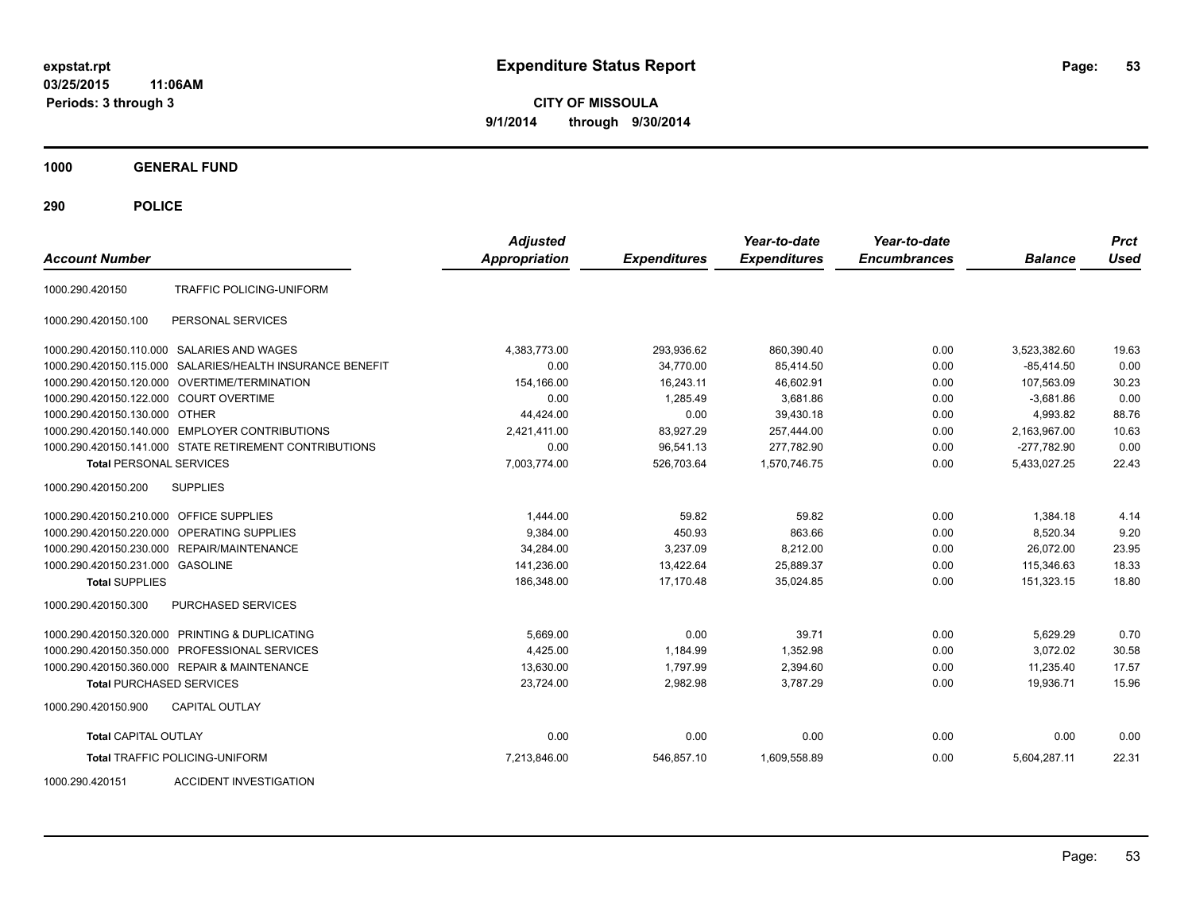expstat.rpt
03/25/2015 11:06AM
Periods: 3 through 3

# Expenditure Status Report

**CITY OF MISSOULA**
**9/1/2014 through 9/30/2014**

## 1000 GENERAL FUND

## 290 POLICE

| Account Number | | Adjusted Appropriation | Expenditures | Year-to-date Expenditures | Year-to-date Encumbrances | Balance | Prct Used |
|---|---|---|---|---|---|---|---|
| 1000.290.420150 | TRAFFIC POLICING-UNIFORM | | | | | | |
| 1000.290.420150.100 | PERSONAL SERVICES | | | | | | |
| 1000.290.420150.110.000 | SALARIES AND WAGES | 4,383,773.00 | 293,936.62 | 860,390.40 | 0.00 | 3,523,382.60 | 19.63 |
| 1000.290.420150.115.000 | SALARIES/HEALTH INSURANCE BENEFIT | 0.00 | 34,770.00 | 85,414.50 | 0.00 | -85,414.50 | 0.00 |
| 1000.290.420150.120.000 | OVERTIME/TERMINATION | 154,166.00 | 16,243.11 | 46,602.91 | 0.00 | 107,563.09 | 30.23 |
| 1000.290.420150.122.000 | COURT OVERTIME | 0.00 | 1,285.49 | 3,681.86 | 0.00 | -3,681.86 | 0.00 |
| 1000.290.420150.130.000 | OTHER | 44,424.00 | 0.00 | 39,430.18 | 0.00 | 4,993.82 | 88.76 |
| 1000.290.420150.140.000 | EMPLOYER CONTRIBUTIONS | 2,421,411.00 | 83,927.29 | 257,444.00 | 0.00 | 2,163,967.00 | 10.63 |
| 1000.290.420150.141.000 | STATE RETIREMENT CONTRIBUTIONS | 0.00 | 96,541.13 | 277,782.90 | 0.00 | -277,782.90 | 0.00 |
| **Total** PERSONAL SERVICES | | 7,003,774.00 | 526,703.64 | 1,570,746.75 | 0.00 | 5,433,027.25 | 22.43 |
| 1000.290.420150.200 | SUPPLIES | | | | | | |
| 1000.290.420150.210.000 | OFFICE SUPPLIES | 1,444.00 | 59.82 | 59.82 | 0.00 | 1,384.18 | 4.14 |
| 1000.290.420150.220.000 | OPERATING SUPPLIES | 9,384.00 | 450.93 | 863.66 | 0.00 | 8,520.34 | 9.20 |
| 1000.290.420150.230.000 | REPAIR/MAINTENANCE | 34,284.00 | 3,237.09 | 8,212.00 | 0.00 | 26,072.00 | 23.95 |
| 1000.290.420150.231.000 | GASOLINE | 141,236.00 | 13,422.64 | 25,889.37 | 0.00 | 115,346.63 | 18.33 |
| **Total** SUPPLIES | | 186,348.00 | 17,170.48 | 35,024.85 | 0.00 | 151,323.15 | 18.80 |
| 1000.290.420150.300 | PURCHASED SERVICES | | | | | | |
| 1000.290.420150.320.000 | PRINTING & DUPLICATING | 5,669.00 | 0.00 | 39.71 | 0.00 | 5,629.29 | 0.70 |
| 1000.290.420150.350.000 | PROFESSIONAL SERVICES | 4,425.00 | 1,184.99 | 1,352.98 | 0.00 | 3,072.02 | 30.58 |
| 1000.290.420150.360.000 | REPAIR & MAINTENANCE | 13,630.00 | 1,797.99 | 2,394.60 | 0.00 | 11,235.40 | 17.57 |
| **Total** PURCHASED SERVICES | | 23,724.00 | 2,982.98 | 3,787.29 | 0.00 | 19,936.71 | 15.96 |
| 1000.290.420150.900 | CAPITAL OUTLAY | | | | | | |
| **Total** CAPITAL OUTLAY | | 0.00 | 0.00 | 0.00 | 0.00 | 0.00 | 0.00 |
| **Total** TRAFFIC POLICING-UNIFORM | | 7,213,846.00 | 546,857.10 | 1,609,558.89 | 0.00 | 5,604,287.11 | 22.31 |
| 1000.290.420151 | ACCIDENT INVESTIGATION | | | | | | |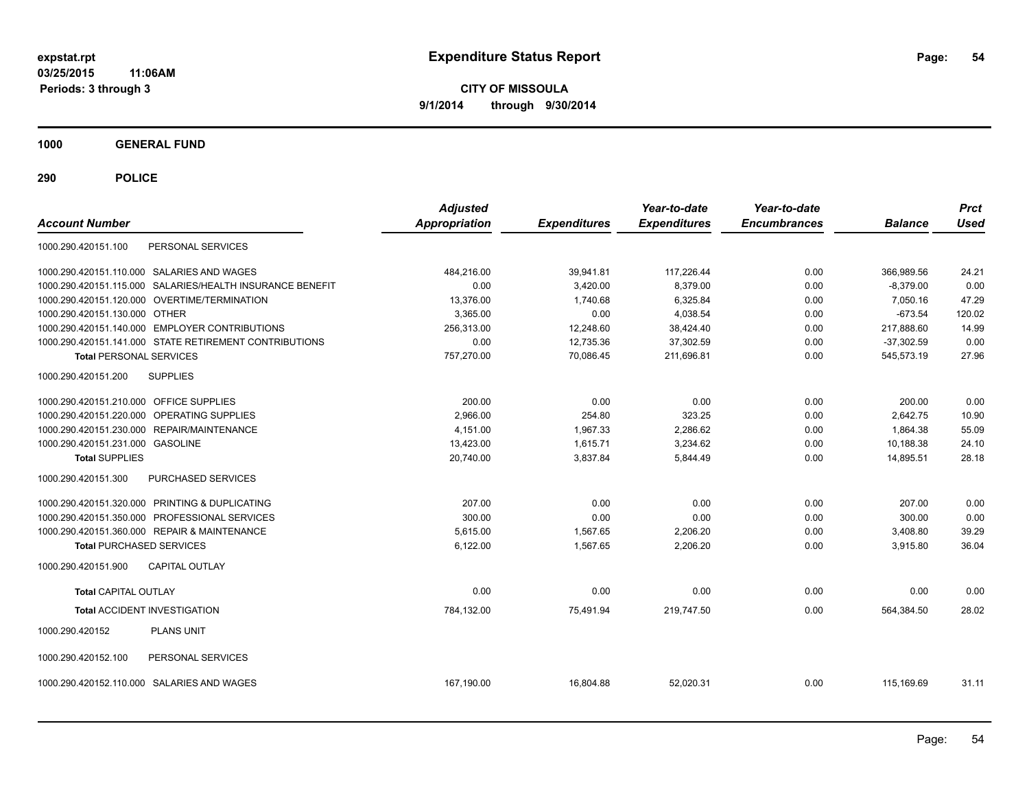**expstat.rpt**
**03/25/2015 11:06AM**
**Periods: 3 through 3**

# Expenditure Status Report

**CITY OF MISSOULA**
**9/1/2014 through 9/30/2014**

## 1000 GENERAL FUND

## 290 POLICE

| Account Number | | Adjusted Appropriation | Expenditures | Year-to-date Expenditures | Year-to-date Encumbrances | Balance | Prct Used |
|---|---|---|---|---|---|---|---|
| 1000.290.420151.100 | PERSONAL SERVICES | | | | | | |
| 1000.290.420151.110.000 | SALARIES AND WAGES | 484,216.00 | 39,941.81 | 117,226.44 | 0.00 | 366,989.56 | 24.21 |
| 1000.290.420151.115.000 | SALARIES/HEALTH INSURANCE BENEFIT | 0.00 | 3,420.00 | 8,379.00 | 0.00 | -8,379.00 | 0.00 |
| 1000.290.420151.120.000 | OVERTIME/TERMINATION | 13,376.00 | 1,740.68 | 6,325.84 | 0.00 | 7,050.16 | 47.29 |
| 1000.290.420151.130.000 | OTHER | 3,365.00 | 0.00 | 4,038.54 | 0.00 | -673.54 | 120.02 |
| 1000.290.420151.140.000 | EMPLOYER CONTRIBUTIONS | 256,313.00 | 12,248.60 | 38,424.40 | 0.00 | 217,888.60 | 14.99 |
| 1000.290.420151.141.000 | STATE RETIREMENT CONTRIBUTIONS | 0.00 | 12,735.36 | 37,302.59 | 0.00 | -37,302.59 | 0.00 |
| **Total** PERSONAL SERVICES | | 757,270.00 | 70,086.45 | 211,696.81 | 0.00 | 545,573.19 | 27.96 |
| 1000.290.420151.200 | SUPPLIES | | | | | | |
| 1000.290.420151.210.000 | OFFICE SUPPLIES | 200.00 | 0.00 | 0.00 | 0.00 | 200.00 | 0.00 |
| 1000.290.420151.220.000 | OPERATING SUPPLIES | 2,966.00 | 254.80 | 323.25 | 0.00 | 2,642.75 | 10.90 |
| 1000.290.420151.230.000 | REPAIR/MAINTENANCE | 4,151.00 | 1,967.33 | 2,286.62 | 0.00 | 1,864.38 | 55.09 |
| 1000.290.420151.231.000 | GASOLINE | 13,423.00 | 1,615.71 | 3,234.62 | 0.00 | 10,188.38 | 24.10 |
| **Total** SUPPLIES | | 20,740.00 | 3,837.84 | 5,844.49 | 0.00 | 14,895.51 | 28.18 |
| 1000.290.420151.300 | PURCHASED SERVICES | | | | | | |
| 1000.290.420151.320.000 | PRINTING & DUPLICATING | 207.00 | 0.00 | 0.00 | 0.00 | 207.00 | 0.00 |
| 1000.290.420151.350.000 | PROFESSIONAL SERVICES | 300.00 | 0.00 | 0.00 | 0.00 | 300.00 | 0.00 |
| 1000.290.420151.360.000 | REPAIR & MAINTENANCE | 5,615.00 | 1,567.65 | 2,206.20 | 0.00 | 3,408.80 | 39.29 |
| **Total** PURCHASED SERVICES | | 6,122.00 | 1,567.65 | 2,206.20 | 0.00 | 3,915.80 | 36.04 |
| 1000.290.420151.900 | CAPITAL OUTLAY | | | | | | |
| **Total** CAPITAL OUTLAY | | 0.00 | 0.00 | 0.00 | 0.00 | 0.00 | 0.00 |
| **Total** ACCIDENT INVESTIGATION | | 784,132.00 | 75,491.94 | 219,747.50 | 0.00 | 564,384.50 | 28.02 |
| 1000.290.420152 | PLANS UNIT | | | | | | |
| 1000.290.420152.100 | PERSONAL SERVICES | | | | | | |
| 1000.290.420152.110.000 | SALARIES AND WAGES | 167,190.00 | 16,804.88 | 52,020.31 | 0.00 | 115,169.69 | 31.11 |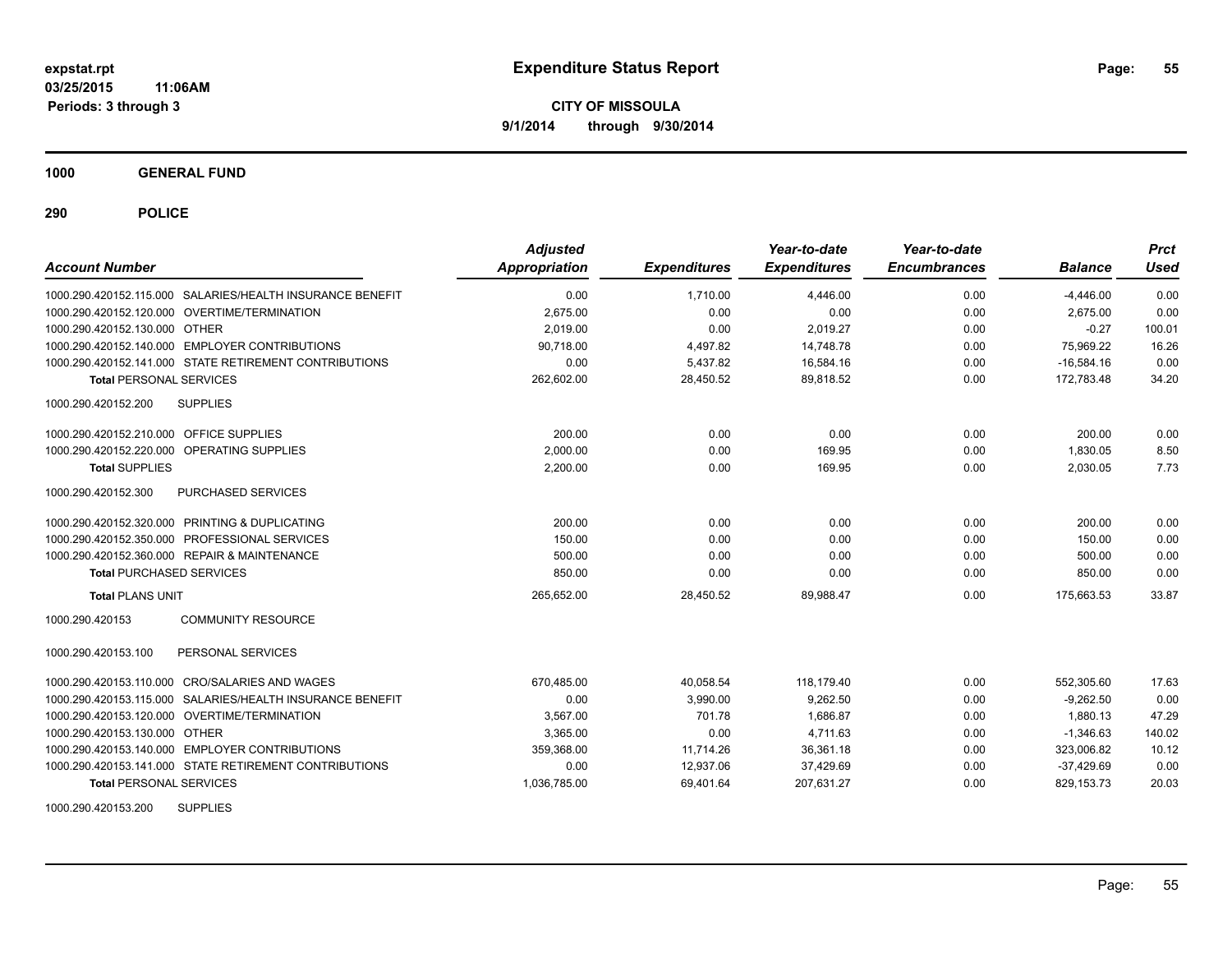# Expenditure Status Report

expstat.rpt
03/25/2015 11:06AM
Periods: 3 through 3

**CITY OF MISSOULA**
**9/1/2014 through 9/30/2014**

## 1000 GENERAL FUND

### 290 POLICE

| Account Number | Adjusted Appropriation | Expenditures | Year-to-date Expenditures | Year-to-date Encumbrances | Balance | Prct Used |
|---|---|---|---|---|---|---|
| 1000.290.420152.115.000 SALARIES/HEALTH INSURANCE BENEFIT | 0.00 | 1,710.00 | 4,446.00 | 0.00 | -4,446.00 | 0.00 |
| 1000.290.420152.120.000 OVERTIME/TERMINATION | 2,675.00 | 0.00 | 0.00 | 0.00 | 2,675.00 | 0.00 |
| 1000.290.420152.130.000 OTHER | 2,019.00 | 0.00 | 2,019.27 | 0.00 | -0.27 | 100.01 |
| 1000.290.420152.140.000 EMPLOYER CONTRIBUTIONS | 90,718.00 | 4,497.82 | 14,748.78 | 0.00 | 75,969.22 | 16.26 |
| 1000.290.420152.141.000 STATE RETIREMENT CONTRIBUTIONS | 0.00 | 5,437.82 | 16,584.16 | 0.00 | -16,584.16 | 0.00 |
| **Total** PERSONAL SERVICES | 262,602.00 | 28,450.52 | 89,818.52 | 0.00 | 172,783.48 | 34.20 |
| 1000.290.420152.200 SUPPLIES | | | | | | |
| 1000.290.420152.210.000 OFFICE SUPPLIES | 200.00 | 0.00 | 0.00 | 0.00 | 200.00 | 0.00 |
| 1000.290.420152.220.000 OPERATING SUPPLIES | 2,000.00 | 0.00 | 169.95 | 0.00 | 1,830.05 | 8.50 |
| **Total** SUPPLIES | 2,200.00 | 0.00 | 169.95 | 0.00 | 2,030.05 | 7.73 |
| 1000.290.420152.300 PURCHASED SERVICES | | | | | | |
| 1000.290.420152.320.000 PRINTING & DUPLICATING | 200.00 | 0.00 | 0.00 | 0.00 | 200.00 | 0.00 |
| 1000.290.420152.350.000 PROFESSIONAL SERVICES | 150.00 | 0.00 | 0.00 | 0.00 | 150.00 | 0.00 |
| 1000.290.420152.360.000 REPAIR & MAINTENANCE | 500.00 | 0.00 | 0.00 | 0.00 | 500.00 | 0.00 |
| **Total** PURCHASED SERVICES | 850.00 | 0.00 | 0.00 | 0.00 | 850.00 | 0.00 |
| **Total** PLANS UNIT | 265,652.00 | 28,450.52 | 89,988.47 | 0.00 | 175,663.53 | 33.87 |
| 1000.290.420153 COMMUNITY RESOURCE | | | | | | |
| 1000.290.420153.100 PERSONAL SERVICES | | | | | | |
| 1000.290.420153.110.000 CRO/SALARIES AND WAGES | 670,485.00 | 40,058.54 | 118,179.40 | 0.00 | 552,305.60 | 17.63 |
| 1000.290.420153.115.000 SALARIES/HEALTH INSURANCE BENEFIT | 0.00 | 3,990.00 | 9,262.50 | 0.00 | -9,262.50 | 0.00 |
| 1000.290.420153.120.000 OVERTIME/TERMINATION | 3,567.00 | 701.78 | 1,686.87 | 0.00 | 1,880.13 | 47.29 |
| 1000.290.420153.130.000 OTHER | 3,365.00 | 0.00 | 4,711.63 | 0.00 | -1,346.63 | 140.02 |
| 1000.290.420153.140.000 EMPLOYER CONTRIBUTIONS | 359,368.00 | 11,714.26 | 36,361.18 | 0.00 | 323,006.82 | 10.12 |
| 1000.290.420153.141.000 STATE RETIREMENT CONTRIBUTIONS | 0.00 | 12,937.06 | 37,429.69 | 0.00 | -37,429.69 | 0.00 |
| **Total** PERSONAL SERVICES | 1,036,785.00 | 69,401.64 | 207,631.27 | 0.00 | 829,153.73 | 20.03 |
| 1000.290.420153.200 SUPPLIES | | | | | | |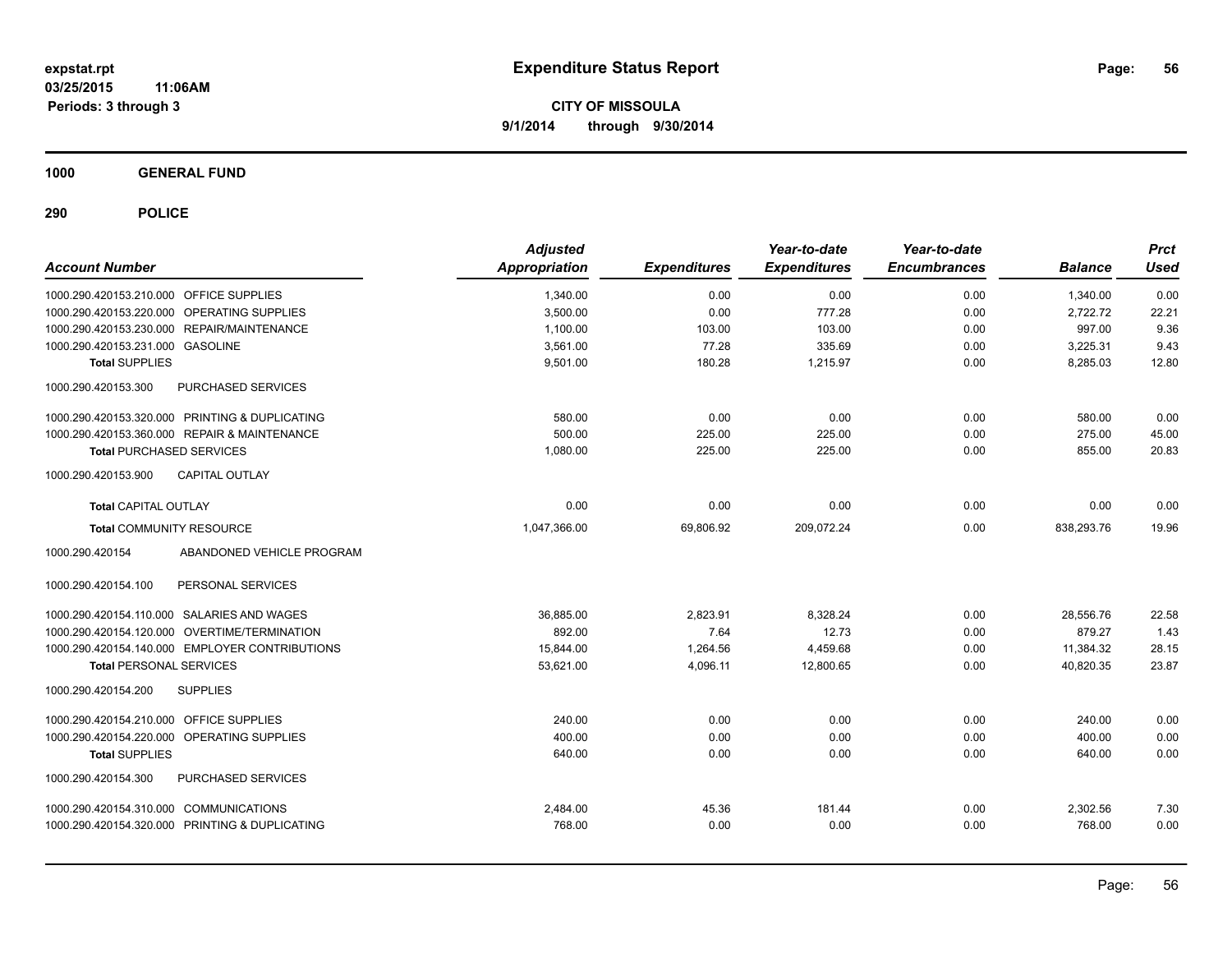expstat.rpt
03/25/2015 11:06AM
Periods: 3 through 3

# Expenditure Status Report

**CITY OF MISSOULA**
**9/1/2014 through 9/30/2014**

## 1000 GENERAL FUND

## 290 POLICE

| Account Number | | Adjusted Appropriation | Expenditures | Year-to-date Expenditures | Year-to-date Encumbrances | Balance | Prct Used |
|---|---|---|---|---|---|---|---|
| 1000.290.420153.210.000 | OFFICE SUPPLIES | 1,340.00 | 0.00 | 0.00 | 0.00 | 1,340.00 | 0.00 |
| 1000.290.420153.220.000 | OPERATING SUPPLIES | 3,500.00 | 0.00 | 777.28 | 0.00 | 2,722.72 | 22.21 |
| 1000.290.420153.230.000 | REPAIR/MAINTENANCE | 1,100.00 | 103.00 | 103.00 | 0.00 | 997.00 | 9.36 |
| 1000.290.420153.231.000 | GASOLINE | 3,561.00 | 77.28 | 335.69 | 0.00 | 3,225.31 | 9.43 |
| **Total SUPPLIES** | | 9,501.00 | 180.28 | 1,215.97 | 0.00 | 8,285.03 | 12.80 |
| 1000.290.420153.300 | PURCHASED SERVICES | | | | | | |
| 1000.290.420153.320.000 | PRINTING & DUPLICATING | 580.00 | 0.00 | 0.00 | 0.00 | 580.00 | 0.00 |
| 1000.290.420153.360.000 | REPAIR & MAINTENANCE | 500.00 | 225.00 | 225.00 | 0.00 | 275.00 | 45.00 |
| **Total PURCHASED SERVICES** | | 1,080.00 | 225.00 | 225.00 | 0.00 | 855.00 | 20.83 |
| 1000.290.420153.900 | CAPITAL OUTLAY | | | | | | |
| **Total CAPITAL OUTLAY** | | 0.00 | 0.00 | 0.00 | 0.00 | 0.00 | 0.00 |
| **Total COMMUNITY RESOURCE** | | 1,047,366.00 | 69,806.92 | 209,072.24 | 0.00 | 838,293.76 | 19.96 |
| 1000.290.420154 | ABANDONED VEHICLE PROGRAM | | | | | | |
| 1000.290.420154.100 | PERSONAL SERVICES | | | | | | |
| 1000.290.420154.110.000 | SALARIES AND WAGES | 36,885.00 | 2,823.91 | 8,328.24 | 0.00 | 28,556.76 | 22.58 |
| 1000.290.420154.120.000 | OVERTIME/TERMINATION | 892.00 | 7.64 | 12.73 | 0.00 | 879.27 | 1.43 |
| 1000.290.420154.140.000 | EMPLOYER CONTRIBUTIONS | 15,844.00 | 1,264.56 | 4,459.68 | 0.00 | 11,384.32 | 28.15 |
| **Total PERSONAL SERVICES** | | 53,621.00 | 4,096.11 | 12,800.65 | 0.00 | 40,820.35 | 23.87 |
| 1000.290.420154.200 | SUPPLIES | | | | | | |
| 1000.290.420154.210.000 | OFFICE SUPPLIES | 240.00 | 0.00 | 0.00 | 0.00 | 240.00 | 0.00 |
| 1000.290.420154.220.000 | OPERATING SUPPLIES | 400.00 | 0.00 | 0.00 | 0.00 | 400.00 | 0.00 |
| **Total SUPPLIES** | | 640.00 | 0.00 | 0.00 | 0.00 | 640.00 | 0.00 |
| 1000.290.420154.300 | PURCHASED SERVICES | | | | | | |
| 1000.290.420154.310.000 | COMMUNICATIONS | 2,484.00 | 45.36 | 181.44 | 0.00 | 2,302.56 | 7.30 |
| 1000.290.420154.320.000 | PRINTING & DUPLICATING | 768.00 | 0.00 | 0.00 | 0.00 | 768.00 | 0.00 |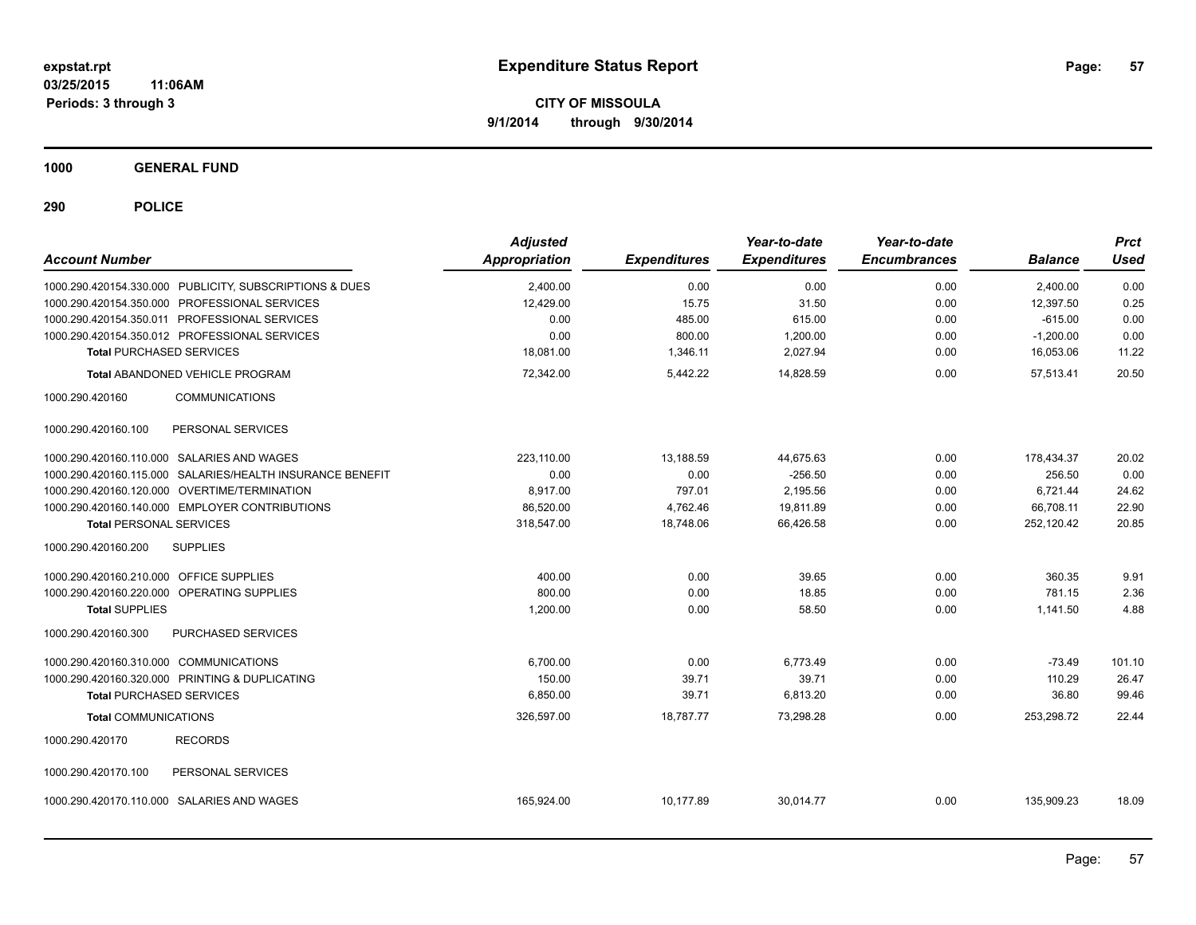**Expenditure Status Report**

**CITY OF MISSOULA**

**9/1/2014 through 9/30/2014**

expstat.rpt
03/25/2015 11:06AM
Periods: 3 through 3

## 1000 GENERAL FUND

### 290 POLICE

| Account Number | Adjusted Appropriation | Expenditures | Year-to-date Expenditures | Year-to-date Encumbrances | Balance | Prct Used |
|---|---|---|---|---|---|---|
| 1000.290.420154.330.000 PUBLICITY, SUBSCRIPTIONS & DUES | 2,400.00 | 0.00 | 0.00 | 0.00 | 2,400.00 | 0.00 |
| 1000.290.420154.350.000 PROFESSIONAL SERVICES | 12,429.00 | 15.75 | 31.50 | 0.00 | 12,397.50 | 0.25 |
| 1000.290.420154.350.011 PROFESSIONAL SERVICES | 0.00 | 485.00 | 615.00 | 0.00 | -615.00 | 0.00 |
| 1000.290.420154.350.012 PROFESSIONAL SERVICES | 0.00 | 800.00 | 1,200.00 | 0.00 | -1,200.00 | 0.00 |
| **Total** PURCHASED SERVICES | 18,081.00 | 1,346.11 | 2,027.94 | 0.00 | 16,053.06 | 11.22 |
| **Total** ABANDONED VEHICLE PROGRAM | 72,342.00 | 5,442.22 | 14,828.59 | 0.00 | 57,513.41 | 20.50 |
| 1000.290.420160 COMMUNICATIONS | | | | | | |
| 1000.290.420160.100 PERSONAL SERVICES | | | | | | |
| 1000.290.420160.110.000 SALARIES AND WAGES | 223,110.00 | 13,188.59 | 44,675.63 | 0.00 | 178,434.37 | 20.02 |
| 1000.290.420160.115.000 SALARIES/HEALTH INSURANCE BENEFIT | 0.00 | 0.00 | -256.50 | 0.00 | 256.50 | 0.00 |
| 1000.290.420160.120.000 OVERTIME/TERMINATION | 8,917.00 | 797.01 | 2,195.56 | 0.00 | 6,721.44 | 24.62 |
| 1000.290.420160.140.000 EMPLOYER CONTRIBUTIONS | 86,520.00 | 4,762.46 | 19,811.89 | 0.00 | 66,708.11 | 22.90 |
| **Total** PERSONAL SERVICES | 318,547.00 | 18,748.06 | 66,426.58 | 0.00 | 252,120.42 | 20.85 |
| 1000.290.420160.200 SUPPLIES | | | | | | |
| 1000.290.420160.210.000 OFFICE SUPPLIES | 400.00 | 0.00 | 39.65 | 0.00 | 360.35 | 9.91 |
| 1000.290.420160.220.000 OPERATING SUPPLIES | 800.00 | 0.00 | 18.85 | 0.00 | 781.15 | 2.36 |
| **Total** SUPPLIES | 1,200.00 | 0.00 | 58.50 | 0.00 | 1,141.50 | 4.88 |
| 1000.290.420160.300 PURCHASED SERVICES | | | | | | |
| 1000.290.420160.310.000 COMMUNICATIONS | 6,700.00 | 0.00 | 6,773.49 | 0.00 | -73.49 | 101.10 |
| 1000.290.420160.320.000 PRINTING & DUPLICATING | 150.00 | 39.71 | 39.71 | 0.00 | 110.29 | 26.47 |
| **Total** PURCHASED SERVICES | 6,850.00 | 39.71 | 6,813.20 | 0.00 | 36.80 | 99.46 |
| **Total** COMMUNICATIONS | 326,597.00 | 18,787.77 | 73,298.28 | 0.00 | 253,298.72 | 22.44 |
| 1000.290.420170 RECORDS | | | | | | |
| 1000.290.420170.100 PERSONAL SERVICES | | | | | | |
| 1000.290.420170.110.000 SALARIES AND WAGES | 165,924.00 | 10,177.89 | 30,014.77 | 0.00 | 135,909.23 | 18.09 |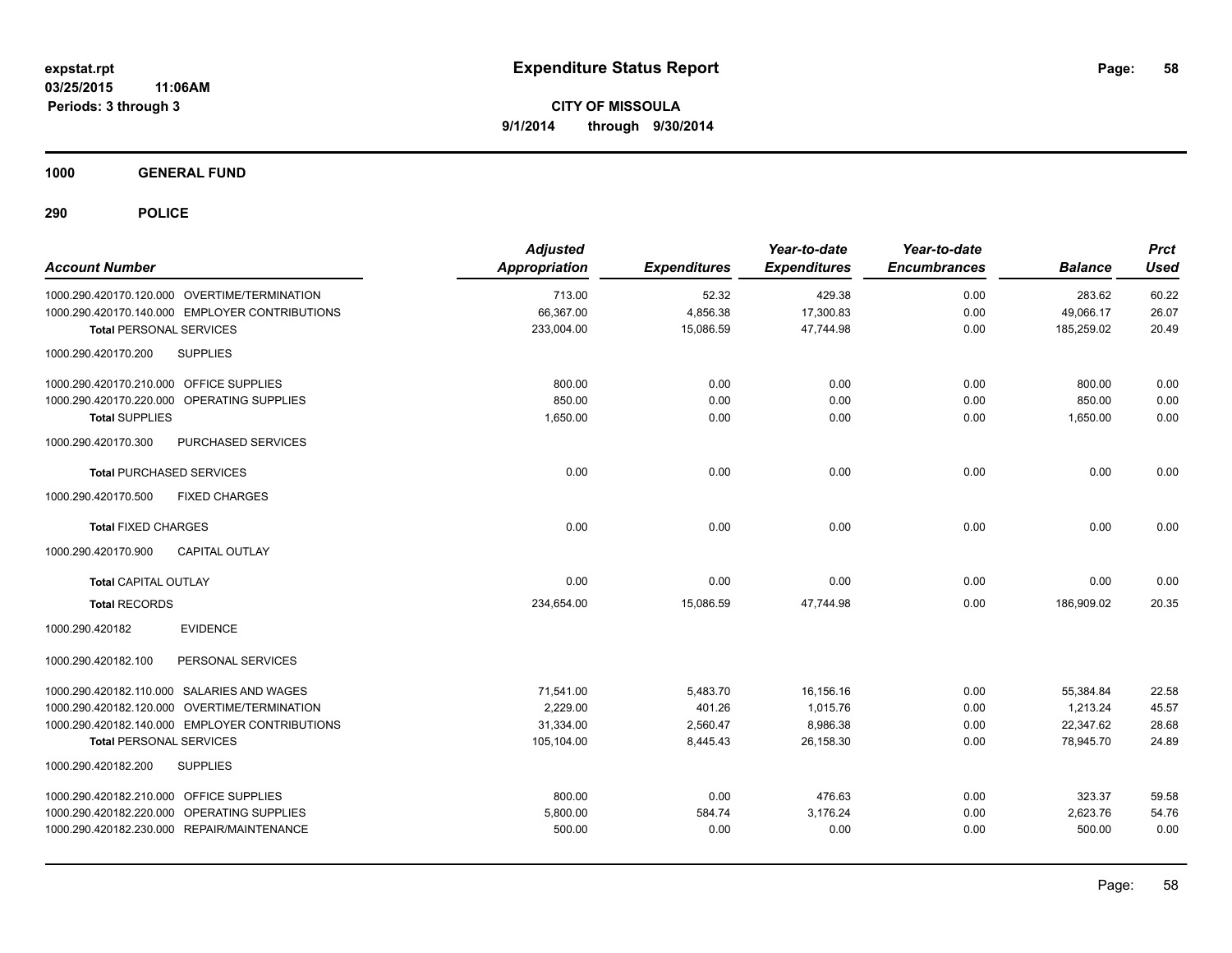# Expenditure Status Report

expstat.rpt
03/25/2015 11:06AM
Periods: 3 through 3

**CITY OF MISSOULA**
**9/1/2014 through 9/30/2014**

## 1000 GENERAL FUND

## 290 POLICE

| Account Number | Adjusted Appropriation | Expenditures | Year-to-date Expenditures | Year-to-date Encumbrances | Balance | Prct Used |
|---|---|---|---|---|---|---|
| 1000.290.420170.120.000 OVERTIME/TERMINATION | 713.00 | 52.32 | 429.38 | 0.00 | 283.62 | 60.22 |
| 1000.290.420170.140.000 EMPLOYER CONTRIBUTIONS | 66,367.00 | 4,856.38 | 17,300.83 | 0.00 | 49,066.17 | 26.07 |
| **Total** PERSONAL SERVICES | 233,004.00 | 15,086.59 | 47,744.98 | 0.00 | 185,259.02 | 20.49 |
| 1000.290.420170.200 SUPPLIES | | | | | | |
| 1000.290.420170.210.000 OFFICE SUPPLIES | 800.00 | 0.00 | 0.00 | 0.00 | 800.00 | 0.00 |
| 1000.290.420170.220.000 OPERATING SUPPLIES | 850.00 | 0.00 | 0.00 | 0.00 | 850.00 | 0.00 |
| **Total SUPPLIES** | 1,650.00 | 0.00 | 0.00 | 0.00 | 1,650.00 | 0.00 |
| 1000.290.420170.300 PURCHASED SERVICES | | | | | | |
| **Total** PURCHASED SERVICES | 0.00 | 0.00 | 0.00 | 0.00 | 0.00 | 0.00 |
| 1000.290.420170.500 FIXED CHARGES | | | | | | |
| **Total** FIXED CHARGES | 0.00 | 0.00 | 0.00 | 0.00 | 0.00 | 0.00 |
| 1000.290.420170.900 CAPITAL OUTLAY | | | | | | |
| **Total** CAPITAL OUTLAY | 0.00 | 0.00 | 0.00 | 0.00 | 0.00 | 0.00 |
| **Total** RECORDS | 234,654.00 | 15,086.59 | 47,744.98 | 0.00 | 186,909.02 | 20.35 |
| 1000.290.420182 EVIDENCE | | | | | | |
| 1000.290.420182.100 PERSONAL SERVICES | | | | | | |
| 1000.290.420182.110.000 SALARIES AND WAGES | 71,541.00 | 5,483.70 | 16,156.16 | 0.00 | 55,384.84 | 22.58 |
| 1000.290.420182.120.000 OVERTIME/TERMINATION | 2,229.00 | 401.26 | 1,015.76 | 0.00 | 1,213.24 | 45.57 |
| 1000.290.420182.140.000 EMPLOYER CONTRIBUTIONS | 31,334.00 | 2,560.47 | 8,986.38 | 0.00 | 22,347.62 | 28.68 |
| **Total** PERSONAL SERVICES | 105,104.00 | 8,445.43 | 26,158.30 | 0.00 | 78,945.70 | 24.89 |
| 1000.290.420182.200 SUPPLIES | | | | | | |
| 1000.290.420182.210.000 OFFICE SUPPLIES | 800.00 | 0.00 | 476.63 | 0.00 | 323.37 | 59.58 |
| 1000.290.420182.220.000 OPERATING SUPPLIES | 5,800.00 | 584.74 | 3,176.24 | 0.00 | 2,623.76 | 54.76 |
| 1000.290.420182.230.000 REPAIR/MAINTENANCE | 500.00 | 0.00 | 0.00 | 0.00 | 500.00 | 0.00 |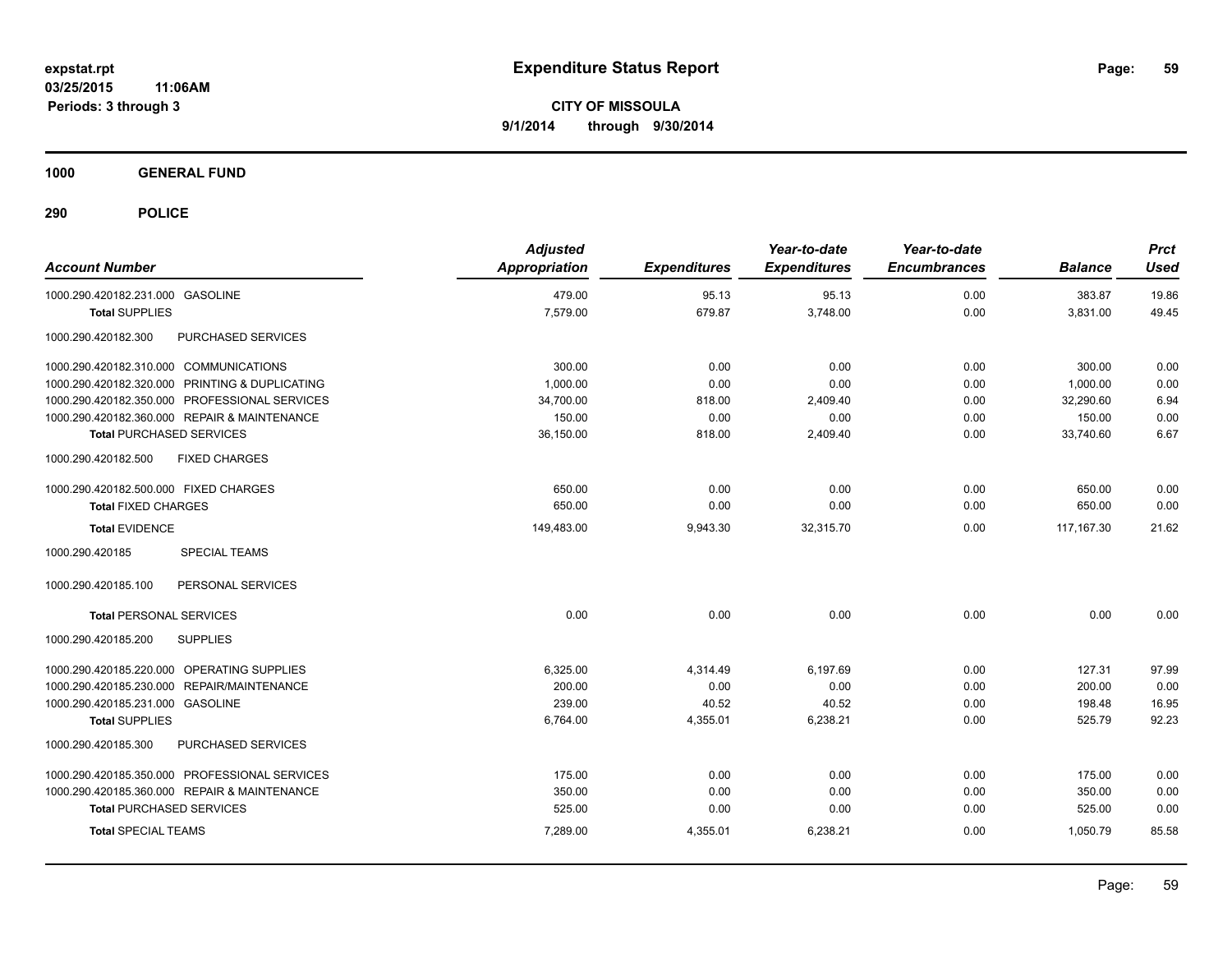**expstat.rpt**
**03/25/2015 11:06AM**
**Periods: 3 through 3**

# Expenditure Status Report

**CITY OF MISSOULA**
**9/1/2014 through 9/30/2014**

## 1000 GENERAL FUND

## 290 POLICE

| Account Number | | Adjusted Appropriation | Expenditures | Year-to-date Expenditures | Year-to-date Encumbrances | Balance | Prct Used |
|---|---|---|---|---|---|---|---|
| 1000.290.420182.231.000 | GASOLINE | 479.00 | 95.13 | 95.13 | 0.00 | 383.87 | 19.86 |
| **Total** SUPPLIES | | 7,579.00 | 679.87 | 3,748.00 | 0.00 | 3,831.00 | 49.45 |
| 1000.290.420182.300 | PURCHASED SERVICES | | | | | | |
| 1000.290.420182.310.000 | COMMUNICATIONS | 300.00 | 0.00 | 0.00 | 0.00 | 300.00 | 0.00 |
| 1000.290.420182.320.000 | PRINTING & DUPLICATING | 1,000.00 | 0.00 | 0.00 | 0.00 | 1,000.00 | 0.00 |
| 1000.290.420182.350.000 | PROFESSIONAL SERVICES | 34,700.00 | 818.00 | 2,409.40 | 0.00 | 32,290.60 | 6.94 |
| 1000.290.420182.360.000 | REPAIR & MAINTENANCE | 150.00 | 0.00 | 0.00 | 0.00 | 150.00 | 0.00 |
| **Total** PURCHASED SERVICES | | 36,150.00 | 818.00 | 2,409.40 | 0.00 | 33,740.60 | 6.67 |
| 1000.290.420182.500 | FIXED CHARGES | | | | | | |
| 1000.290.420182.500.000 | FIXED CHARGES | 650.00 | 0.00 | 0.00 | 0.00 | 650.00 | 0.00 |
| **Total** FIXED CHARGES | | 650.00 | 0.00 | 0.00 | 0.00 | 650.00 | 0.00 |
| **Total** EVIDENCE | | 149,483.00 | 9,943.30 | 32,315.70 | 0.00 | 117,167.30 | 21.62 |
| 1000.290.420185 | SPECIAL TEAMS | | | | | | |
| 1000.290.420185.100 | PERSONAL SERVICES | | | | | | |
| **Total** PERSONAL SERVICES | | 0.00 | 0.00 | 0.00 | 0.00 | 0.00 | 0.00 |
| 1000.290.420185.200 | SUPPLIES | | | | | | |
| 1000.290.420185.220.000 | OPERATING SUPPLIES | 6,325.00 | 4,314.49 | 6,197.69 | 0.00 | 127.31 | 97.99 |
| 1000.290.420185.230.000 | REPAIR/MAINTENANCE | 200.00 | 0.00 | 0.00 | 0.00 | 200.00 | 0.00 |
| 1000.290.420185.231.000 | GASOLINE | 239.00 | 40.52 | 40.52 | 0.00 | 198.48 | 16.95 |
| **Total** SUPPLIES | | 6,764.00 | 4,355.01 | 6,238.21 | 0.00 | 525.79 | 92.23 |
| 1000.290.420185.300 | PURCHASED SERVICES | | | | | | |
| 1000.290.420185.350.000 | PROFESSIONAL SERVICES | 175.00 | 0.00 | 0.00 | 0.00 | 175.00 | 0.00 |
| 1000.290.420185.360.000 | REPAIR & MAINTENANCE | 350.00 | 0.00 | 0.00 | 0.00 | 350.00 | 0.00 |
| **Total** PURCHASED SERVICES | | 525.00 | 0.00 | 0.00 | 0.00 | 525.00 | 0.00 |
| **Total** SPECIAL TEAMS | | 7,289.00 | 4,355.01 | 6,238.21 | 0.00 | 1,050.79 | 85.58 |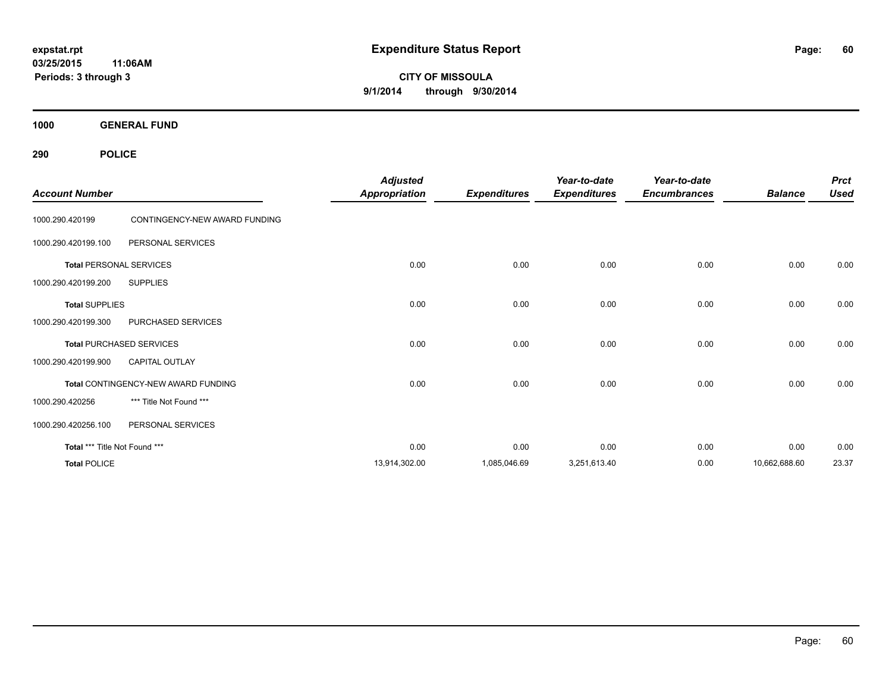**expstat.rpt**
**03/25/2015 11:06AM**
**Periods: 3 through 3**

# Expenditure Status Report

**CITY OF MISSOULA**
**9/1/2014 through 9/30/2014**

## 1000 GENERAL FUND

## 290 POLICE

| Account Number | | Adjusted Appropriation | Expenditures | Year-to-date Expenditures | Year-to-date Encumbrances | Balance | Prct Used |
|---|---|---|---|---|---|---|---|
| 1000.290.420199 | CONTINGENCY-NEW AWARD FUNDING | | | | | | |
| 1000.290.420199.100 | PERSONAL SERVICES | | | | | | |
| **Total** PERSONAL SERVICES | | 0.00 | 0.00 | 0.00 | 0.00 | 0.00 | 0.00 |
| 1000.290.420199.200 | SUPPLIES | | | | | | |
| **Total** SUPPLIES | | 0.00 | 0.00 | 0.00 | 0.00 | 0.00 | 0.00 |
| 1000.290.420199.300 | PURCHASED SERVICES | | | | | | |
| **Total** PURCHASED SERVICES | | 0.00 | 0.00 | 0.00 | 0.00 | 0.00 | 0.00 |
| 1000.290.420199.900 | CAPITAL OUTLAY | | | | | | |
| **Total** CONTINGENCY-NEW AWARD FUNDING | | 0.00 | 0.00 | 0.00 | 0.00 | 0.00 | 0.00 |
| 1000.290.420256 | *** Title Not Found *** | | | | | | |
| 1000.290.420256.100 | PERSONAL SERVICES | | | | | | |
| **Total** *** Title Not Found *** | | 0.00 | 0.00 | 0.00 | 0.00 | 0.00 | 0.00 |
| **Total** POLICE | | 13,914,302.00 | 1,085,046.69 | 3,251,613.40 | 0.00 | 10,662,688.60 | 23.37 |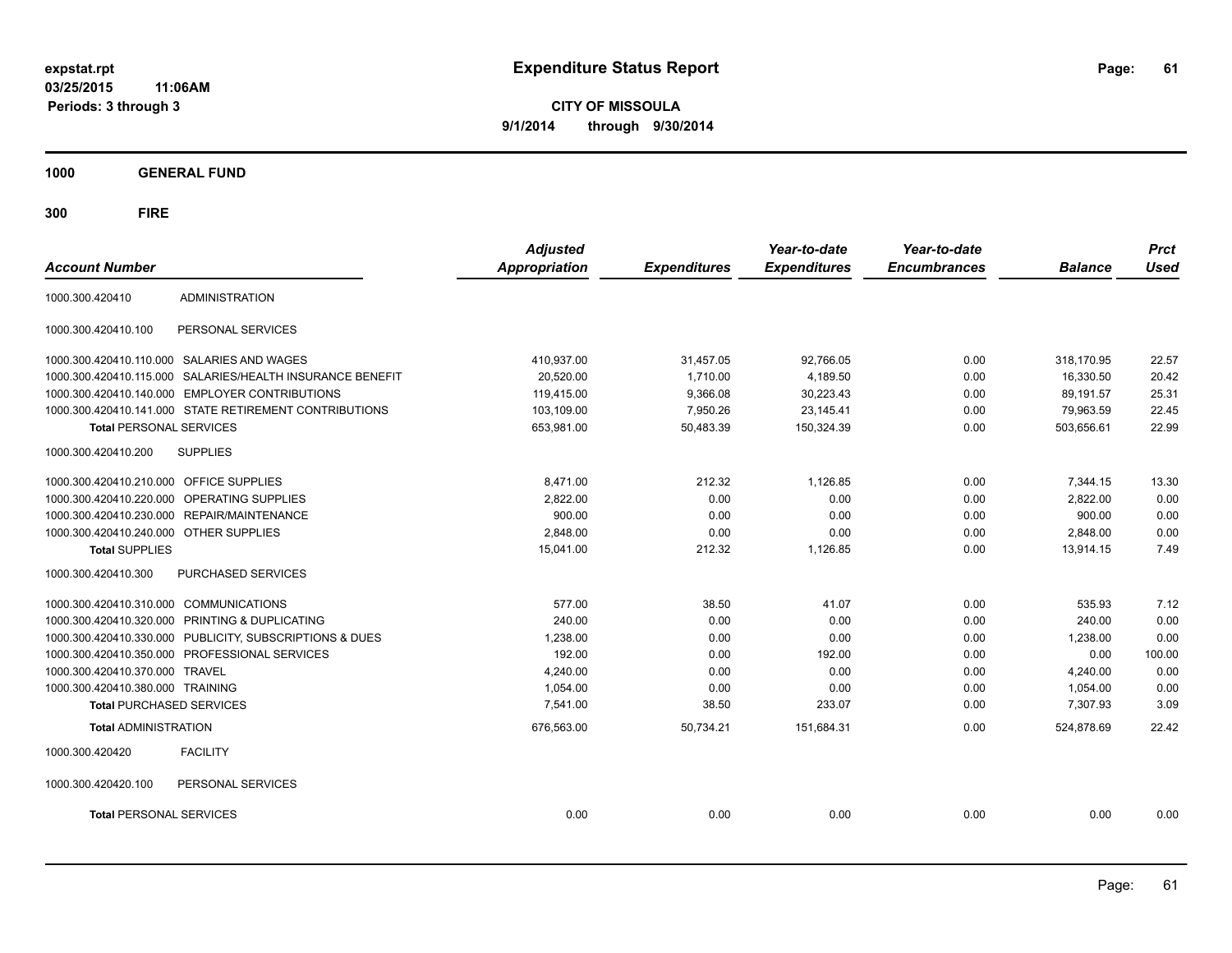**expstat.rpt**
**03/25/2015 11:06AM**
**Periods: 3 through 3**

# Expenditure Status Report

**CITY OF MISSOULA**
**9/1/2014 through 9/30/2014**

## 1000 GENERAL FUND

## 300 FIRE

| Account Number | | Adjusted Appropriation | Expenditures | Year-to-date Expenditures | Year-to-date Encumbrances | Balance | Prct Used |
|---|---|---|---|---|---|---|---|
| 1000.300.420410 | ADMINISTRATION | | | | | | |
| 1000.300.420410.100 | PERSONAL SERVICES | | | | | | |
| 1000.300.420410.110.000 | SALARIES AND WAGES | 410,937.00 | 31,457.05 | 92,766.05 | 0.00 | 318,170.95 | 22.57 |
| 1000.300.420410.115.000 | SALARIES/HEALTH INSURANCE BENEFIT | 20,520.00 | 1,710.00 | 4,189.50 | 0.00 | 16,330.50 | 20.42 |
| 1000.300.420410.140.000 | EMPLOYER CONTRIBUTIONS | 119,415.00 | 9,366.08 | 30,223.43 | 0.00 | 89,191.57 | 25.31 |
| 1000.300.420410.141.000 | STATE RETIREMENT CONTRIBUTIONS | 103,109.00 | 7,950.26 | 23,145.41 | 0.00 | 79,963.59 | 22.45 |
| **Total** PERSONAL SERVICES | | 653,981.00 | 50,483.39 | 150,324.39 | 0.00 | 503,656.61 | 22.99 |
| 1000.300.420410.200 | SUPPLIES | | | | | | |
| 1000.300.420410.210.000 | OFFICE SUPPLIES | 8,471.00 | 212.32 | 1,126.85 | 0.00 | 7,344.15 | 13.30 |
| 1000.300.420410.220.000 | OPERATING SUPPLIES | 2,822.00 | 0.00 | 0.00 | 0.00 | 2,822.00 | 0.00 |
| 1000.300.420410.230.000 | REPAIR/MAINTENANCE | 900.00 | 0.00 | 0.00 | 0.00 | 900.00 | 0.00 |
| 1000.300.420410.240.000 | OTHER SUPPLIES | 2,848.00 | 0.00 | 0.00 | 0.00 | 2,848.00 | 0.00 |
| **Total** SUPPLIES | | 15,041.00 | 212.32 | 1,126.85 | 0.00 | 13,914.15 | 7.49 |
| 1000.300.420410.300 | PURCHASED SERVICES | | | | | | |
| 1000.300.420410.310.000 | COMMUNICATIONS | 577.00 | 38.50 | 41.07 | 0.00 | 535.93 | 7.12 |
| 1000.300.420410.320.000 | PRINTING & DUPLICATING | 240.00 | 0.00 | 0.00 | 0.00 | 240.00 | 0.00 |
| 1000.300.420410.330.000 | PUBLICITY, SUBSCRIPTIONS & DUES | 1,238.00 | 0.00 | 0.00 | 0.00 | 1,238.00 | 0.00 |
| 1000.300.420410.350.000 | PROFESSIONAL SERVICES | 192.00 | 0.00 | 192.00 | 0.00 | 0.00 | 100.00 |
| 1000.300.420410.370.000 | TRAVEL | 4,240.00 | 0.00 | 0.00 | 0.00 | 4,240.00 | 0.00 |
| 1000.300.420410.380.000 | TRAINING | 1,054.00 | 0.00 | 0.00 | 0.00 | 1,054.00 | 0.00 |
| **Total** PURCHASED SERVICES | | 7,541.00 | 38.50 | 233.07 | 0.00 | 7,307.93 | 3.09 |
| **Total** ADMINISTRATION | | 676,563.00 | 50,734.21 | 151,684.31 | 0.00 | 524,878.69 | 22.42 |
| 1000.300.420420 | FACILITY | | | | | | |
| 1000.300.420420.100 | PERSONAL SERVICES | | | | | | |
| **Total** PERSONAL SERVICES | | 0.00 | 0.00 | 0.00 | 0.00 | 0.00 | 0.00 |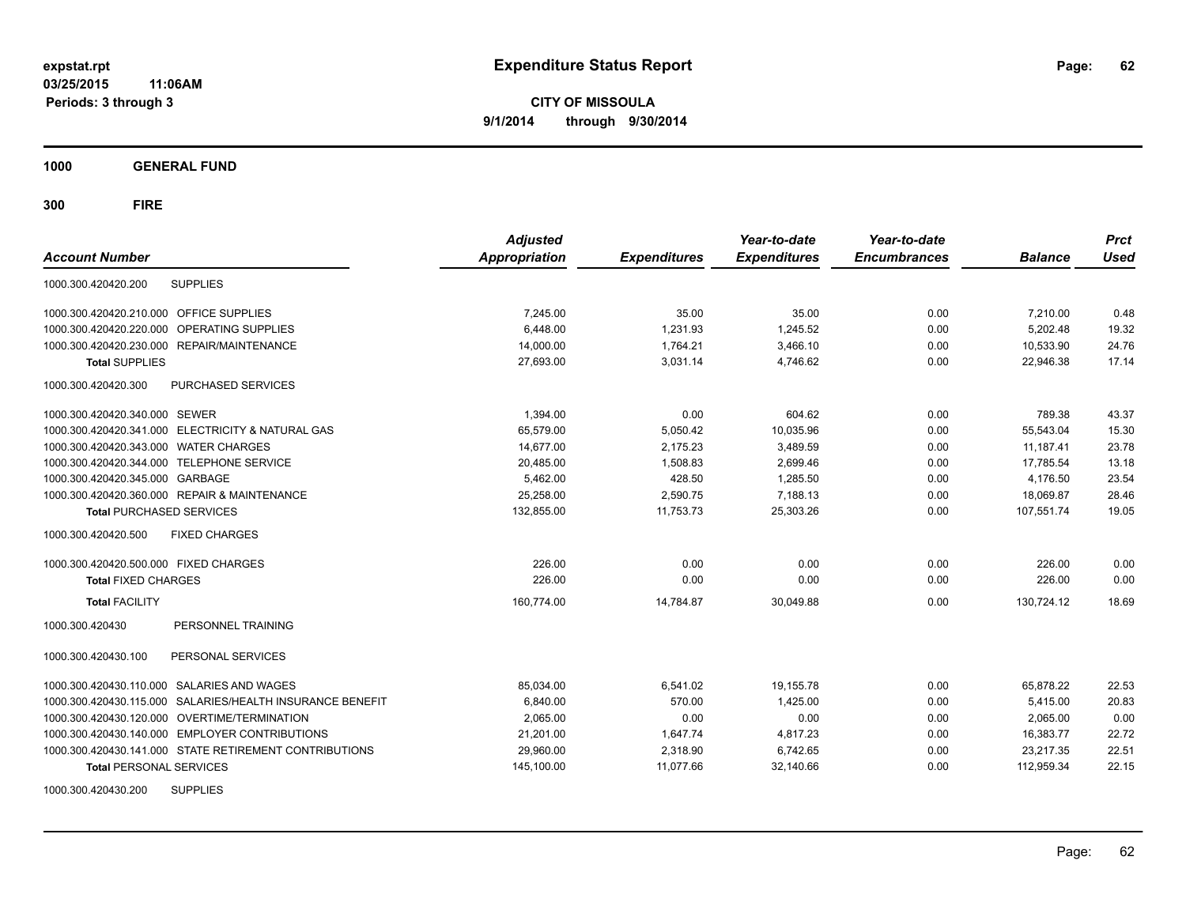**expstat.rpt**
**03/25/2015 11:06AM**
**Periods: 3 through 3**

# Expenditure Status Report

**CITY OF MISSOULA**
**9/1/2014 through 9/30/2014**

## 1000 GENERAL FUND

## 300 FIRE

| Account Number | | Adjusted Appropriation | Expenditures | Year-to-date Expenditures | Year-to-date Encumbrances | Balance | Prct Used |
|---|---|---|---|---|---|---|---|
| 1000.300.420420.200 | SUPPLIES | | | | | | |
| 1000.300.420420.210.000 | OFFICE SUPPLIES | 7,245.00 | 35.00 | 35.00 | 0.00 | 7,210.00 | 0.48 |
| 1000.300.420420.220.000 | OPERATING SUPPLIES | 6,448.00 | 1,231.93 | 1,245.52 | 0.00 | 5,202.48 | 19.32 |
| 1000.300.420420.230.000 | REPAIR/MAINTENANCE | 14,000.00 | 1,764.21 | 3,466.10 | 0.00 | 10,533.90 | 24.76 |
| **Total** SUPPLIES | | 27,693.00 | 3,031.14 | 4,746.62 | 0.00 | 22,946.38 | 17.14 |
| 1000.300.420420.300 | PURCHASED SERVICES | | | | | | |
| 1000.300.420420.340.000 | SEWER | 1,394.00 | 0.00 | 604.62 | 0.00 | 789.38 | 43.37 |
| 1000.300.420420.341.000 | ELECTRICITY & NATURAL GAS | 65,579.00 | 5,050.42 | 10,035.96 | 0.00 | 55,543.04 | 15.30 |
| 1000.300.420420.343.000 | WATER CHARGES | 14,677.00 | 2,175.23 | 3,489.59 | 0.00 | 11,187.41 | 23.78 |
| 1000.300.420420.344.000 | TELEPHONE SERVICE | 20,485.00 | 1,508.83 | 2,699.46 | 0.00 | 17,785.54 | 13.18 |
| 1000.300.420420.345.000 | GARBAGE | 5,462.00 | 428.50 | 1,285.50 | 0.00 | 4,176.50 | 23.54 |
| 1000.300.420420.360.000 | REPAIR & MAINTENANCE | 25,258.00 | 2,590.75 | 7,188.13 | 0.00 | 18,069.87 | 28.46 |
| **Total** PURCHASED SERVICES | | 132,855.00 | 11,753.73 | 25,303.26 | 0.00 | 107,551.74 | 19.05 |
| 1000.300.420420.500 | FIXED CHARGES | | | | | | |
| 1000.300.420420.500.000 | FIXED CHARGES | 226.00 | 0.00 | 0.00 | 0.00 | 226.00 | 0.00 |
| **Total** FIXED CHARGES | | 226.00 | 0.00 | 0.00 | 0.00 | 226.00 | 0.00 |
| **Total** FACILITY | | 160,774.00 | 14,784.87 | 30,049.88 | 0.00 | 130,724.12 | 18.69 |
| 1000.300.420430 | PERSONNEL TRAINING | | | | | | |
| 1000.300.420430.100 | PERSONAL SERVICES | | | | | | |
| 1000.300.420430.110.000 | SALARIES AND WAGES | 85,034.00 | 6,541.02 | 19,155.78 | 0.00 | 65,878.22 | 22.53 |
| 1000.300.420430.115.000 | SALARIES/HEALTH INSURANCE BENEFIT | 6,840.00 | 570.00 | 1,425.00 | 0.00 | 5,415.00 | 20.83 |
| 1000.300.420430.120.000 | OVERTIME/TERMINATION | 2,065.00 | 0.00 | 0.00 | 0.00 | 2,065.00 | 0.00 |
| 1000.300.420430.140.000 | EMPLOYER CONTRIBUTIONS | 21,201.00 | 1,647.74 | 4,817.23 | 0.00 | 16,383.77 | 22.72 |
| 1000.300.420430.141.000 | STATE RETIREMENT CONTRIBUTIONS | 29,960.00 | 2,318.90 | 6,742.65 | 0.00 | 23,217.35 | 22.51 |
| **Total** PERSONAL SERVICES | | 145,100.00 | 11,077.66 | 32,140.66 | 0.00 | 112,959.34 | 22.15 |
| 1000.300.420430.200 | SUPPLIES | | | | | | |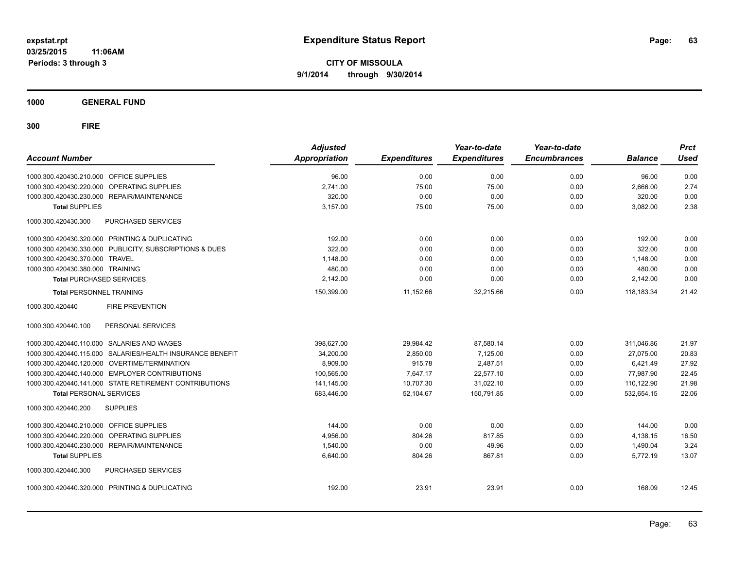expstat.rpt
03/25/2015 11:06AM
Periods: 3 through 3

# Expenditure Status Report

**CITY OF MISSOULA**
**9/1/2014 through 9/30/2014**

**1000 GENERAL FUND**

**300 FIRE**

| Account Number | Adjusted Appropriation | Expenditures | Year-to-date Expenditures | Year-to-date Encumbrances | Balance | Prct Used |
|---|---|---|---|---|---|---|
| 1000.300.420430.210.000 OFFICE SUPPLIES | 96.00 | 0.00 | 0.00 | 0.00 | 96.00 | 0.00 |
| 1000.300.420430.220.000 OPERATING SUPPLIES | 2,741.00 | 75.00 | 75.00 | 0.00 | 2,666.00 | 2.74 |
| 1000.300.420430.230.000 REPAIR/MAINTENANCE | 320.00 | 0.00 | 0.00 | 0.00 | 320.00 | 0.00 |
| **Total SUPPLIES** | 3,157.00 | 75.00 | 75.00 | 0.00 | 3,082.00 | 2.38 |
| 1000.300.420430.300 PURCHASED SERVICES | | | | | | |
| 1000.300.420430.320.000 PRINTING & DUPLICATING | 192.00 | 0.00 | 0.00 | 0.00 | 192.00 | 0.00 |
| 1000.300.420430.330.000 PUBLICITY, SUBSCRIPTIONS & DUES | 322.00 | 0.00 | 0.00 | 0.00 | 322.00 | 0.00 |
| 1000.300.420430.370.000 TRAVEL | 1,148.00 | 0.00 | 0.00 | 0.00 | 1,148.00 | 0.00 |
| 1000.300.420430.380.000 TRAINING | 480.00 | 0.00 | 0.00 | 0.00 | 480.00 | 0.00 |
| **Total PURCHASED SERVICES** | 2,142.00 | 0.00 | 0.00 | 0.00 | 2,142.00 | 0.00 |
| **Total PERSONNEL TRAINING** | 150,399.00 | 11,152.66 | 32,215.66 | 0.00 | 118,183.34 | 21.42 |
| 1000.300.420440 FIRE PREVENTION | | | | | | |
| 1000.300.420440.100 PERSONAL SERVICES | | | | | | |
| 1000.300.420440.110.000 SALARIES AND WAGES | 398,627.00 | 29,984.42 | 87,580.14 | 0.00 | 311,046.86 | 21.97 |
| 1000.300.420440.115.000 SALARIES/HEALTH INSURANCE BENEFIT | 34,200.00 | 2,850.00 | 7,125.00 | 0.00 | 27,075.00 | 20.83 |
| 1000.300.420440.120.000 OVERTIME/TERMINATION | 8,909.00 | 915.78 | 2,487.51 | 0.00 | 6,421.49 | 27.92 |
| 1000.300.420440.140.000 EMPLOYER CONTRIBUTIONS | 100,565.00 | 7,647.17 | 22,577.10 | 0.00 | 77,987.90 | 22.45 |
| 1000.300.420440.141.000 STATE RETIREMENT CONTRIBUTIONS | 141,145.00 | 10,707.30 | 31,022.10 | 0.00 | 110,122.90 | 21.98 |
| **Total PERSONAL SERVICES** | 683,446.00 | 52,104.67 | 150,791.85 | 0.00 | 532,654.15 | 22.06 |
| 1000.300.420440.200 SUPPLIES | | | | | | |
| 1000.300.420440.210.000 OFFICE SUPPLIES | 144.00 | 0.00 | 0.00 | 0.00 | 144.00 | 0.00 |
| 1000.300.420440.220.000 OPERATING SUPPLIES | 4,956.00 | 804.26 | 817.85 | 0.00 | 4,138.15 | 16.50 |
| 1000.300.420440.230.000 REPAIR/MAINTENANCE | 1,540.00 | 0.00 | 49.96 | 0.00 | 1,490.04 | 3.24 |
| **Total SUPPLIES** | 6,640.00 | 804.26 | 867.81 | 0.00 | 5,772.19 | 13.07 |
| 1000.300.420440.300 PURCHASED SERVICES | | | | | | |
| 1000.300.420440.320.000 PRINTING & DUPLICATING | 192.00 | 23.91 | 23.91 | 0.00 | 168.09 | 12.45 |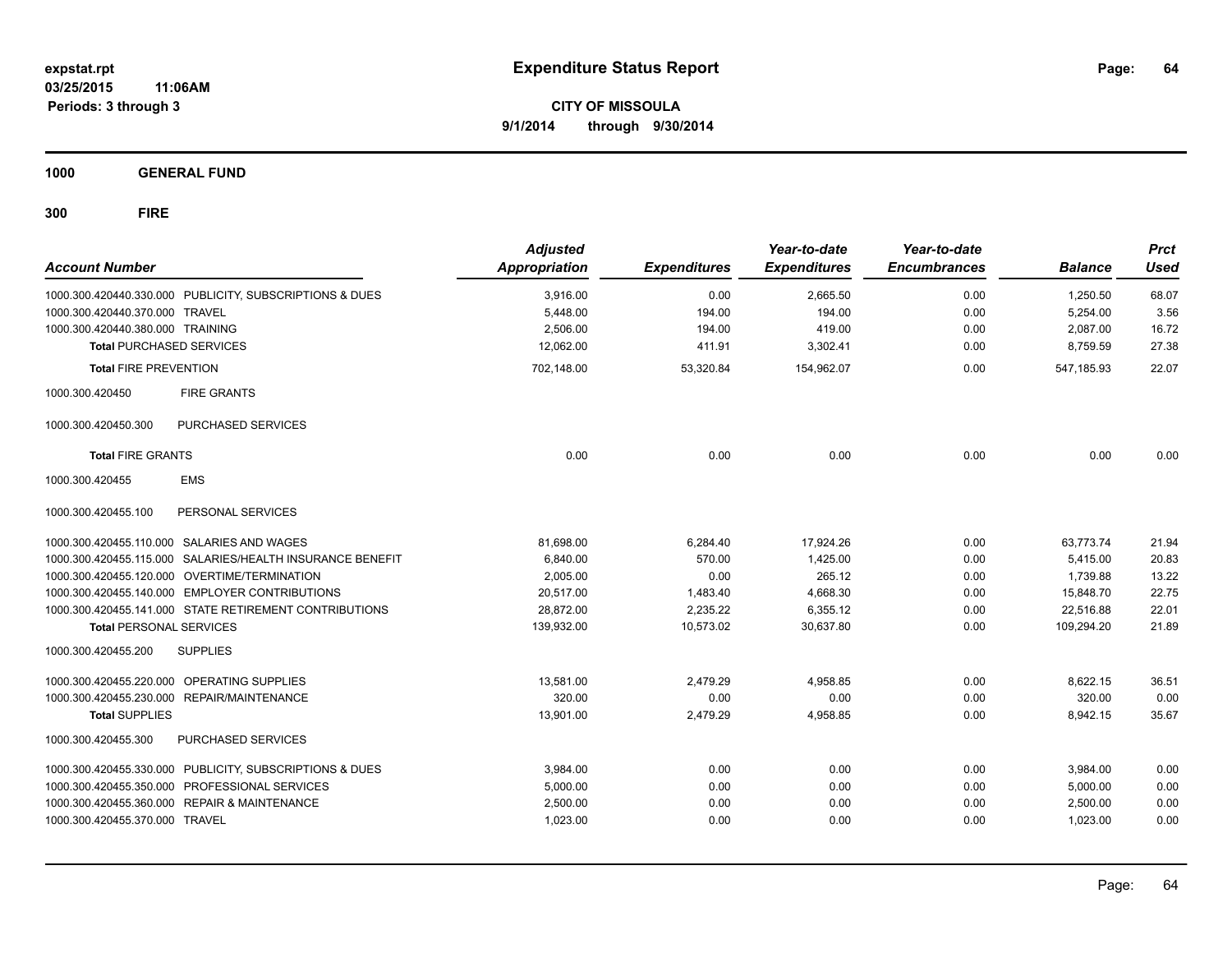expstat.rpt
03/25/2015 11:06AM
Periods: 3 through 3

# Expenditure Status Report

**CITY OF MISSOULA**
**9/1/2014 through 9/30/2014**

## 1000 GENERAL FUND

## 300 FIRE

| Account Number | Adjusted Appropriation | Expenditures | Year-to-date Expenditures | Year-to-date Encumbrances | Balance | Prct Used |
|---|---|---|---|---|---|---|
| 1000.300.420440.330.000 PUBLICITY, SUBSCRIPTIONS & DUES | 3,916.00 | 0.00 | 2,665.50 | 0.00 | 1,250.50 | 68.07 |
| 1000.300.420440.370.000 TRAVEL | 5,448.00 | 194.00 | 194.00 | 0.00 | 5,254.00 | 3.56 |
| 1000.300.420440.380.000 TRAINING | 2,506.00 | 194.00 | 419.00 | 0.00 | 2,087.00 | 16.72 |
| **Total** PURCHASED SERVICES | 12,062.00 | 411.91 | 3,302.41 | 0.00 | 8,759.59 | 27.38 |
| **Total** FIRE PREVENTION | 702,148.00 | 53,320.84 | 154,962.07 | 0.00 | 547,185.93 | 22.07 |
| 1000.300.420450 FIRE GRANTS | | | | | | |
| 1000.300.420450.300 PURCHASED SERVICES | | | | | | |
| **Total** FIRE GRANTS | 0.00 | 0.00 | 0.00 | 0.00 | 0.00 | 0.00 |
| 1000.300.420455 EMS | | | | | | |
| 1000.300.420455.100 PERSONAL SERVICES | | | | | | |
| 1000.300.420455.110.000 SALARIES AND WAGES | 81,698.00 | 6,284.40 | 17,924.26 | 0.00 | 63,773.74 | 21.94 |
| 1000.300.420455.115.000 SALARIES/HEALTH INSURANCE BENEFIT | 6,840.00 | 570.00 | 1,425.00 | 0.00 | 5,415.00 | 20.83 |
| 1000.300.420455.120.000 OVERTIME/TERMINATION | 2,005.00 | 0.00 | 265.12 | 0.00 | 1,739.88 | 13.22 |
| 1000.300.420455.140.000 EMPLOYER CONTRIBUTIONS | 20,517.00 | 1,483.40 | 4,668.30 | 0.00 | 15,848.70 | 22.75 |
| 1000.300.420455.141.000 STATE RETIREMENT CONTRIBUTIONS | 28,872.00 | 2,235.22 | 6,355.12 | 0.00 | 22,516.88 | 22.01 |
| **Total** PERSONAL SERVICES | 139,932.00 | 10,573.02 | 30,637.80 | 0.00 | 109,294.20 | 21.89 |
| 1000.300.420455.200 SUPPLIES | | | | | | |
| 1000.300.420455.220.000 OPERATING SUPPLIES | 13,581.00 | 2,479.29 | 4,958.85 | 0.00 | 8,622.15 | 36.51 |
| 1000.300.420455.230.000 REPAIR/MAINTENANCE | 320.00 | 0.00 | 0.00 | 0.00 | 320.00 | 0.00 |
| **Total** SUPPLIES | 13,901.00 | 2,479.29 | 4,958.85 | 0.00 | 8,942.15 | 35.67 |
| 1000.300.420455.300 PURCHASED SERVICES | | | | | | |
| 1000.300.420455.330.000 PUBLICITY, SUBSCRIPTIONS & DUES | 3,984.00 | 0.00 | 0.00 | 0.00 | 3,984.00 | 0.00 |
| 1000.300.420455.350.000 PROFESSIONAL SERVICES | 5,000.00 | 0.00 | 0.00 | 0.00 | 5,000.00 | 0.00 |
| 1000.300.420455.360.000 REPAIR & MAINTENANCE | 2,500.00 | 0.00 | 0.00 | 0.00 | 2,500.00 | 0.00 |
| 1000.300.420455.370.000 TRAVEL | 1,023.00 | 0.00 | 0.00 | 0.00 | 1,023.00 | 0.00 |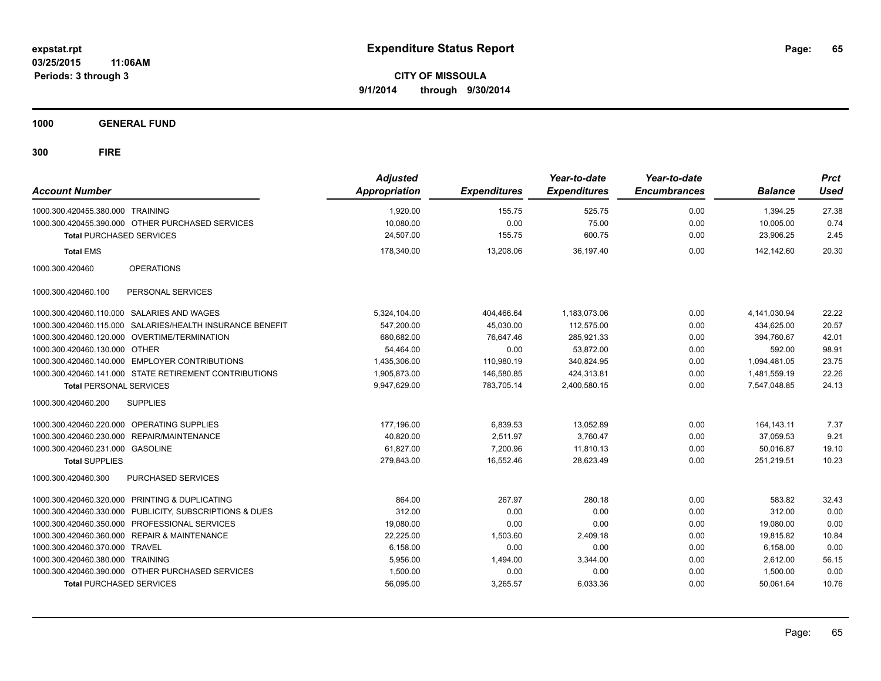**expstat.rpt**
**03/25/2015 11:06AM**
**Periods: 3 through 3**

# Expenditure Status Report

**CITY OF MISSOULA**
**9/1/2014 through 9/30/2014**

## 1000 GENERAL FUND

## 300 FIRE

| Account Number | Adjusted Appropriation | Expenditures | Year-to-date Expenditures | Year-to-date Encumbrances | Balance | Prct Used |
|---|---|---|---|---|---|---|
| 1000.300.420455.380.000 TRAINING | 1,920.00 | 155.75 | 525.75 | 0.00 | 1,394.25 | 27.38 |
| 1000.300.420455.390.000 OTHER PURCHASED SERVICES | 10,080.00 | 0.00 | 75.00 | 0.00 | 10,005.00 | 0.74 |
| **Total** PURCHASED SERVICES | 24,507.00 | 155.75 | 600.75 | 0.00 | 23,906.25 | 2.45 |
| **Total** EMS | 178,340.00 | 13,208.06 | 36,197.40 | 0.00 | 142,142.60 | 20.30 |
| 1000.300.420460 OPERATIONS | | | | | | |
| 1000.300.420460.100 PERSONAL SERVICES | | | | | | |
| 1000.300.420460.110.000 SALARIES AND WAGES | 5,324,104.00 | 404,466.64 | 1,183,073.06 | 0.00 | 4,141,030.94 | 22.22 |
| 1000.300.420460.115.000 SALARIES/HEALTH INSURANCE BENEFIT | 547,200.00 | 45,030.00 | 112,575.00 | 0.00 | 434,625.00 | 20.57 |
| 1000.300.420460.120.000 OVERTIME/TERMINATION | 680,682.00 | 76,647.46 | 285,921.33 | 0.00 | 394,760.67 | 42.01 |
| 1000.300.420460.130.000 OTHER | 54,464.00 | 0.00 | 53,872.00 | 0.00 | 592.00 | 98.91 |
| 1000.300.420460.140.000 EMPLOYER CONTRIBUTIONS | 1,435,306.00 | 110,980.19 | 340,824.95 | 0.00 | 1,094,481.05 | 23.75 |
| 1000.300.420460.141.000 STATE RETIREMENT CONTRIBUTIONS | 1,905,873.00 | 146,580.85 | 424,313.81 | 0.00 | 1,481,559.19 | 22.26 |
| **Total** PERSONAL SERVICES | 9,947,629.00 | 783,705.14 | 2,400,580.15 | 0.00 | 7,547,048.85 | 24.13 |
| 1000.300.420460.200 SUPPLIES | | | | | | |
| 1000.300.420460.220.000 OPERATING SUPPLIES | 177,196.00 | 6,839.53 | 13,052.89 | 0.00 | 164,143.11 | 7.37 |
| 1000.300.420460.230.000 REPAIR/MAINTENANCE | 40,820.00 | 2,511.97 | 3,760.47 | 0.00 | 37,059.53 | 9.21 |
| 1000.300.420460.231.000 GASOLINE | 61,827.00 | 7,200.96 | 11,810.13 | 0.00 | 50,016.87 | 19.10 |
| **Total** SUPPLIES | 279,843.00 | 16,552.46 | 28,623.49 | 0.00 | 251,219.51 | 10.23 |
| 1000.300.420460.300 PURCHASED SERVICES | | | | | | |
| 1000.300.420460.320.000 PRINTING & DUPLICATING | 864.00 | 267.97 | 280.18 | 0.00 | 583.82 | 32.43 |
| 1000.300.420460.330.000 PUBLICITY, SUBSCRIPTIONS & DUES | 312.00 | 0.00 | 0.00 | 0.00 | 312.00 | 0.00 |
| 1000.300.420460.350.000 PROFESSIONAL SERVICES | 19,080.00 | 0.00 | 0.00 | 0.00 | 19,080.00 | 0.00 |
| 1000.300.420460.360.000 REPAIR & MAINTENANCE | 22,225.00 | 1,503.60 | 2,409.18 | 0.00 | 19,815.82 | 10.84 |
| 1000.300.420460.370.000 TRAVEL | 6,158.00 | 0.00 | 0.00 | 0.00 | 6,158.00 | 0.00 |
| 1000.300.420460.380.000 TRAINING | 5,956.00 | 1,494.00 | 3,344.00 | 0.00 | 2,612.00 | 56.15 |
| 1000.300.420460.390.000 OTHER PURCHASED SERVICES | 1,500.00 | 0.00 | 0.00 | 0.00 | 1,500.00 | 0.00 |
| **Total** PURCHASED SERVICES | 56,095.00 | 3,265.57 | 6,033.36 | 0.00 | 50,061.64 | 10.76 |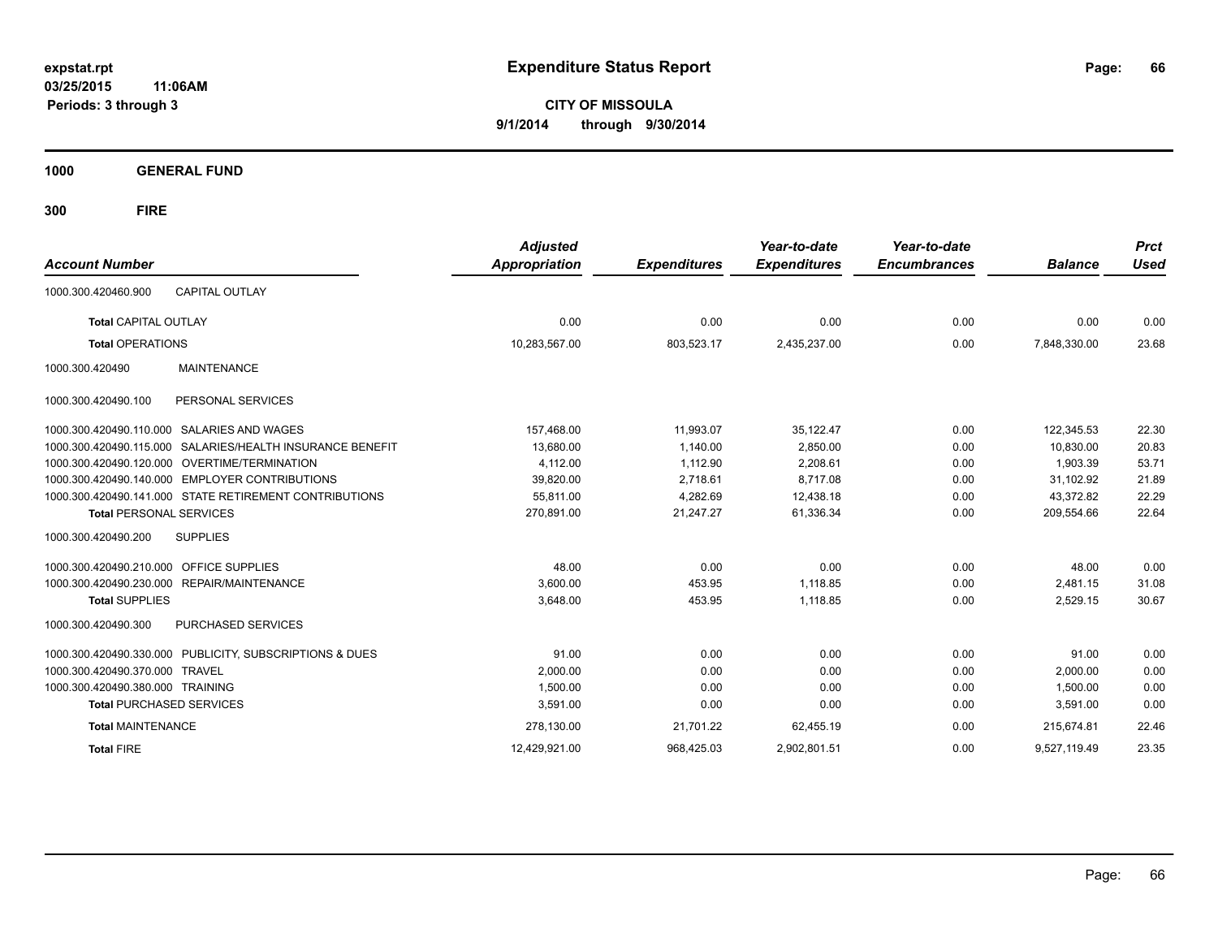# Expenditure Status Report

expstat.rpt
03/25/2015 11:06AM
Periods: 3 through 3

**CITY OF MISSOULA**
**9/1/2014 through 9/30/2014**

**1000 GENERAL FUND**

**300 FIRE**

| Account Number | | Adjusted Appropriation | Expenditures | Year-to-date Expenditures | Year-to-date Encumbrances | Balance | Prct Used |
|---|---|---|---|---|---|---|---|
| 1000.300.420460.900 | CAPITAL OUTLAY | | | | | | |
| **Total** CAPITAL OUTLAY | | 0.00 | 0.00 | 0.00 | 0.00 | 0.00 | 0.00 |
| **Total** OPERATIONS | | 10,283,567.00 | 803,523.17 | 2,435,237.00 | 0.00 | 7,848,330.00 | 23.68 |
| 1000.300.420490 | MAINTENANCE | | | | | | |
| 1000.300.420490.100 | PERSONAL SERVICES | | | | | | |
| 1000.300.420490.110.000 | SALARIES AND WAGES | 157,468.00 | 11,993.07 | 35,122.47 | 0.00 | 122,345.53 | 22.30 |
| 1000.300.420490.115.000 | SALARIES/HEALTH INSURANCE BENEFIT | 13,680.00 | 1,140.00 | 2,850.00 | 0.00 | 10,830.00 | 20.83 |
| 1000.300.420490.120.000 | OVERTIME/TERMINATION | 4,112.00 | 1,112.90 | 2,208.61 | 0.00 | 1,903.39 | 53.71 |
| 1000.300.420490.140.000 | EMPLOYER CONTRIBUTIONS | 39,820.00 | 2,718.61 | 8,717.08 | 0.00 | 31,102.92 | 21.89 |
| 1000.300.420490.141.000 | STATE RETIREMENT CONTRIBUTIONS | 55,811.00 | 4,282.69 | 12,438.18 | 0.00 | 43,372.82 | 22.29 |
| **Total** PERSONAL SERVICES | | 270,891.00 | 21,247.27 | 61,336.34 | 0.00 | 209,554.66 | 22.64 |
| 1000.300.420490.200 | SUPPLIES | | | | | | |
| 1000.300.420490.210.000 | OFFICE SUPPLIES | 48.00 | 0.00 | 0.00 | 0.00 | 48.00 | 0.00 |
| 1000.300.420490.230.000 | REPAIR/MAINTENANCE | 3,600.00 | 453.95 | 1,118.85 | 0.00 | 2,481.15 | 31.08 |
| **Total** SUPPLIES | | 3,648.00 | 453.95 | 1,118.85 | 0.00 | 2,529.15 | 30.67 |
| 1000.300.420490.300 | PURCHASED SERVICES | | | | | | |
| 1000.300.420490.330.000 | PUBLICITY, SUBSCRIPTIONS & DUES | 91.00 | 0.00 | 0.00 | 0.00 | 91.00 | 0.00 |
| 1000.300.420490.370.000 | TRAVEL | 2,000.00 | 0.00 | 0.00 | 0.00 | 2,000.00 | 0.00 |
| 1000.300.420490.380.000 | TRAINING | 1,500.00 | 0.00 | 0.00 | 0.00 | 1,500.00 | 0.00 |
| **Total** PURCHASED SERVICES | | 3,591.00 | 0.00 | 0.00 | 0.00 | 3,591.00 | 0.00 |
| **Total** MAINTENANCE | | 278,130.00 | 21,701.22 | 62,455.19 | 0.00 | 215,674.81 | 22.46 |
| **Total** FIRE | | 12,429,921.00 | 968,425.03 | 2,902,801.51 | 0.00 | 9,527,119.49 | 23.35 |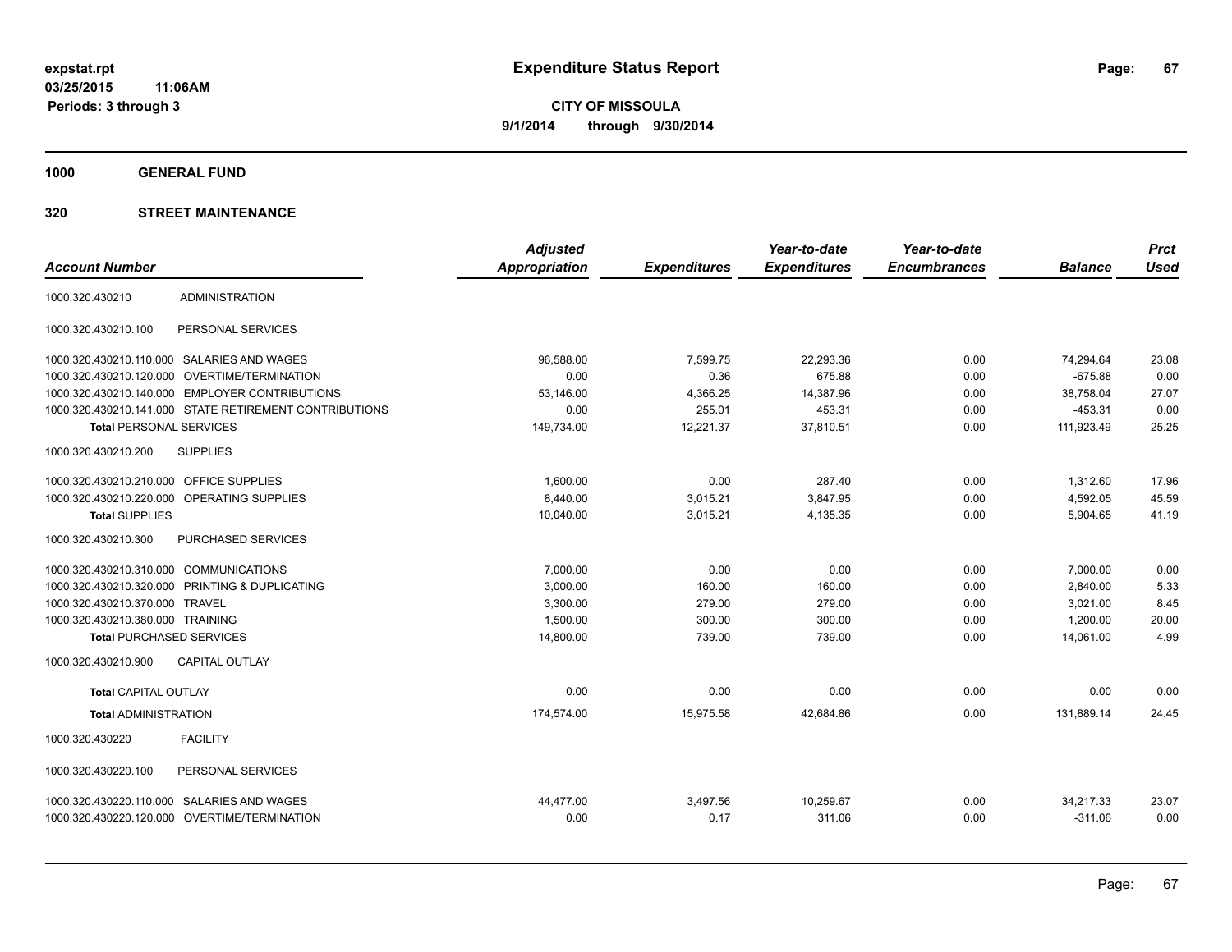# Expenditure Status Report

expstat.rpt
03/25/2015 11:06AM
Periods: 3 through 3

**CITY OF MISSOULA**
**9/1/2014 through 9/30/2014**

**1000 GENERAL FUND**

**320 STREET MAINTENANCE**

| Account Number | | Adjusted Appropriation | Expenditures | Year-to-date Expenditures | Year-to-date Encumbrances | Balance | Prct Used |
|---|---|---|---|---|---|---|---|
| 1000.320.430210 | ADMINISTRATION | | | | | | |
| 1000.320.430210.100 | PERSONAL SERVICES | | | | | | |
| 1000.320.430210.110.000 | SALARIES AND WAGES | 96,588.00 | 7,599.75 | 22,293.36 | 0.00 | 74,294.64 | 23.08 |
| 1000.320.430210.120.000 | OVERTIME/TERMINATION | 0.00 | 0.36 | 675.88 | 0.00 | -675.88 | 0.00 |
| 1000.320.430210.140.000 | EMPLOYER CONTRIBUTIONS | 53,146.00 | 4,366.25 | 14,387.96 | 0.00 | 38,758.04 | 27.07 |
| 1000.320.430210.141.000 | STATE RETIREMENT CONTRIBUTIONS | 0.00 | 255.01 | 453.31 | 0.00 | -453.31 | 0.00 |
| **Total** PERSONAL SERVICES | | 149,734.00 | 12,221.37 | 37,810.51 | 0.00 | 111,923.49 | 25.25 |
| 1000.320.430210.200 | SUPPLIES | | | | | | |
| 1000.320.430210.210.000 | OFFICE SUPPLIES | 1,600.00 | 0.00 | 287.40 | 0.00 | 1,312.60 | 17.96 |
| 1000.320.430210.220.000 | OPERATING SUPPLIES | 8,440.00 | 3,015.21 | 3,847.95 | 0.00 | 4,592.05 | 45.59 |
| **Total** SUPPLIES | | 10,040.00 | 3,015.21 | 4,135.35 | 0.00 | 5,904.65 | 41.19 |
| 1000.320.430210.300 | PURCHASED SERVICES | | | | | | |
| 1000.320.430210.310.000 | COMMUNICATIONS | 7,000.00 | 0.00 | 0.00 | 0.00 | 7,000.00 | 0.00 |
| 1000.320.430210.320.000 | PRINTING & DUPLICATING | 3,000.00 | 160.00 | 160.00 | 0.00 | 2,840.00 | 5.33 |
| 1000.320.430210.370.000 | TRAVEL | 3,300.00 | 279.00 | 279.00 | 0.00 | 3,021.00 | 8.45 |
| 1000.320.430210.380.000 | TRAINING | 1,500.00 | 300.00 | 300.00 | 0.00 | 1,200.00 | 20.00 |
| **Total** PURCHASED SERVICES | | 14,800.00 | 739.00 | 739.00 | 0.00 | 14,061.00 | 4.99 |
| 1000.320.430210.900 | CAPITAL OUTLAY | | | | | | |
| **Total** CAPITAL OUTLAY | | 0.00 | 0.00 | 0.00 | 0.00 | 0.00 | 0.00 |
| **Total** ADMINISTRATION | | 174,574.00 | 15,975.58 | 42,684.86 | 0.00 | 131,889.14 | 24.45 |
| 1000.320.430220 | FACILITY | | | | | | |
| 1000.320.430220.100 | PERSONAL SERVICES | | | | | | |
| 1000.320.430220.110.000 | SALARIES AND WAGES | 44,477.00 | 3,497.56 | 10,259.67 | 0.00 | 34,217.33 | 23.07 |
| 1000.320.430220.120.000 | OVERTIME/TERMINATION | 0.00 | 0.17 | 311.06 | 0.00 | -311.06 | 0.00 |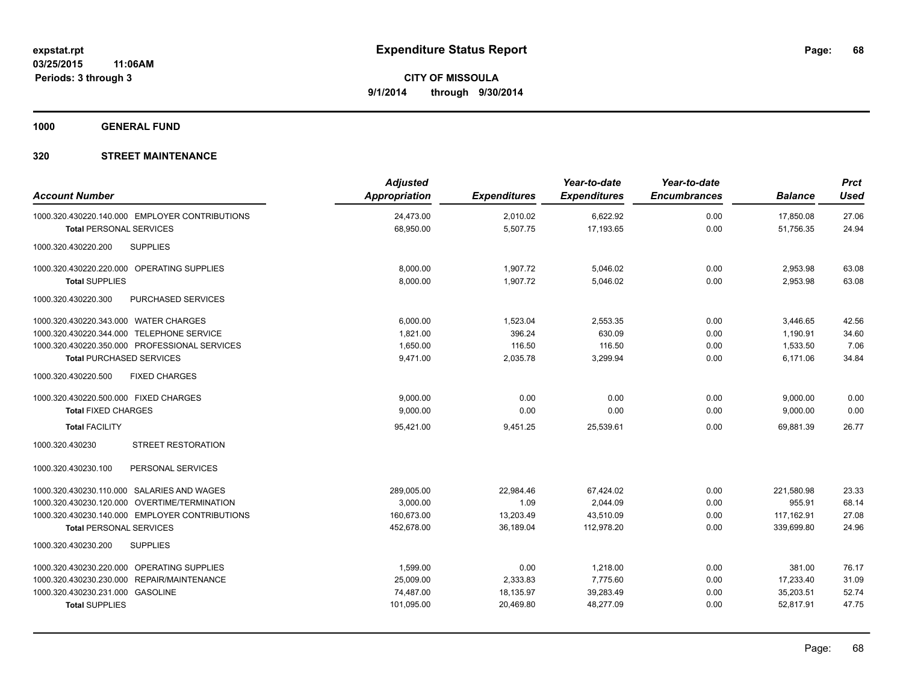# Expenditure Status Report

**CITY OF MISSOULA**

**9/1/2014 through 9/30/2014**

expstat.rpt
03/25/2015 11:06AM
Periods: 3 through 3

**1000 GENERAL FUND**

**320 STREET MAINTENANCE**

| Account Number | Adjusted Appropriation | Expenditures | Year-to-date Expenditures | Year-to-date Encumbrances | Balance | Prct Used |
|---|---|---|---|---|---|---|
| 1000.320.430220.140.000 EMPLOYER CONTRIBUTIONS | 24,473.00 | 2,010.02 | 6,622.92 | 0.00 | 17,850.08 | 27.06 |
| **Total** PERSONAL SERVICES | 68,950.00 | 5,507.75 | 17,193.65 | 0.00 | 51,756.35 | 24.94 |
| 1000.320.430220.200 SUPPLIES | | | | | | |
| 1000.320.430220.220.000 OPERATING SUPPLIES | 8,000.00 | 1,907.72 | 5,046.02 | 0.00 | 2,953.98 | 63.08 |
| **Total** SUPPLIES | 8,000.00 | 1,907.72 | 5,046.02 | 0.00 | 2,953.98 | 63.08 |
| 1000.320.430220.300 PURCHASED SERVICES | | | | | | |
| 1000.320.430220.343.000 WATER CHARGES | 6,000.00 | 1,523.04 | 2,553.35 | 0.00 | 3,446.65 | 42.56 |
| 1000.320.430220.344.000 TELEPHONE SERVICE | 1,821.00 | 396.24 | 630.09 | 0.00 | 1,190.91 | 34.60 |
| 1000.320.430220.350.000 PROFESSIONAL SERVICES | 1,650.00 | 116.50 | 116.50 | 0.00 | 1,533.50 | 7.06 |
| **Total** PURCHASED SERVICES | 9,471.00 | 2,035.78 | 3,299.94 | 0.00 | 6,171.06 | 34.84 |
| 1000.320.430220.500 FIXED CHARGES | | | | | | |
| 1000.320.430220.500.000 FIXED CHARGES | 9,000.00 | 0.00 | 0.00 | 0.00 | 9,000.00 | 0.00 |
| **Total** FIXED CHARGES | 9,000.00 | 0.00 | 0.00 | 0.00 | 9,000.00 | 0.00 |
| **Total** FACILITY | 95,421.00 | 9,451.25 | 25,539.61 | 0.00 | 69,881.39 | 26.77 |
| 1000.320.430230 STREET RESTORATION | | | | | | |
| 1000.320.430230.100 PERSONAL SERVICES | | | | | | |
| 1000.320.430230.110.000 SALARIES AND WAGES | 289,005.00 | 22,984.46 | 67,424.02 | 0.00 | 221,580.98 | 23.33 |
| 1000.320.430230.120.000 OVERTIME/TERMINATION | 3,000.00 | 1.09 | 2,044.09 | 0.00 | 955.91 | 68.14 |
| 1000.320.430230.140.000 EMPLOYER CONTRIBUTIONS | 160,673.00 | 13,203.49 | 43,510.09 | 0.00 | 117,162.91 | 27.08 |
| **Total** PERSONAL SERVICES | 452,678.00 | 36,189.04 | 112,978.20 | 0.00 | 339,699.80 | 24.96 |
| 1000.320.430230.200 SUPPLIES | | | | | | |
| 1000.320.430230.220.000 OPERATING SUPPLIES | 1,599.00 | 0.00 | 1,218.00 | 0.00 | 381.00 | 76.17 |
| 1000.320.430230.230.000 REPAIR/MAINTENANCE | 25,009.00 | 2,333.83 | 7,775.60 | 0.00 | 17,233.40 | 31.09 |
| 1000.320.430230.231.000 GASOLINE | 74,487.00 | 18,135.97 | 39,283.49 | 0.00 | 35,203.51 | 52.74 |
| **Total** SUPPLIES | 101,095.00 | 20,469.80 | 48,277.09 | 0.00 | 52,817.91 | 47.75 |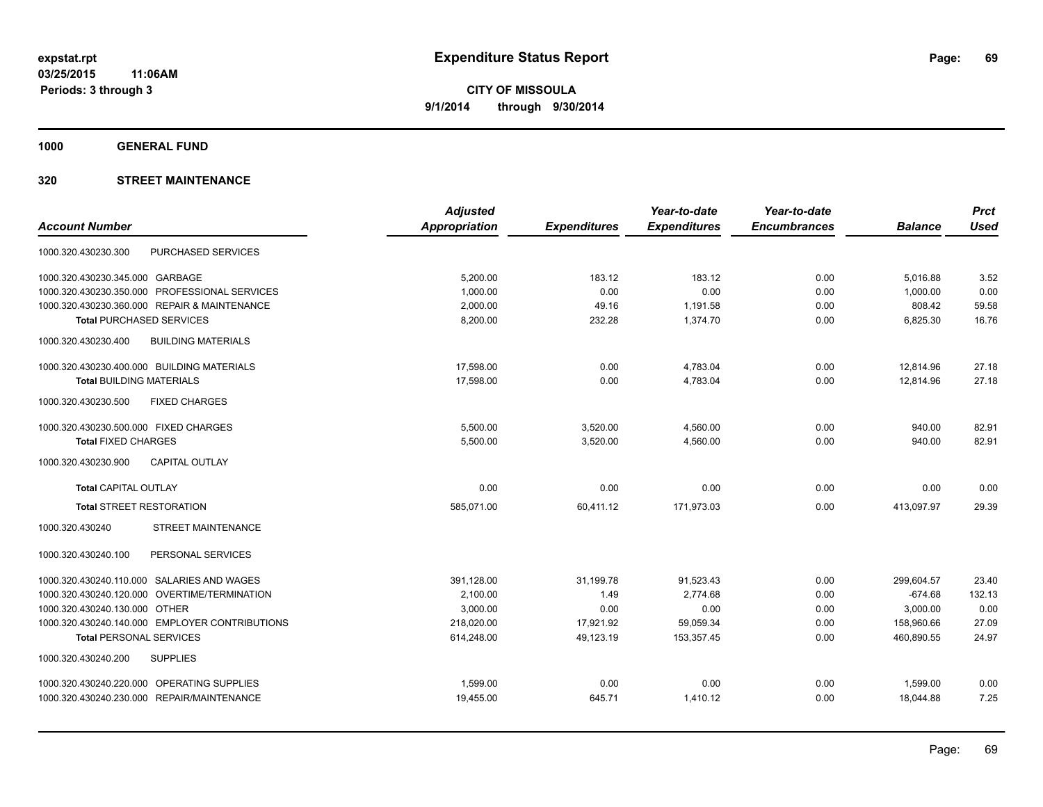**expstat.rpt**
**03/25/2015 11:06AM**
**Periods: 3 through 3**

# Expenditure Status Report

**CITY OF MISSOULA**
**9/1/2014 through 9/30/2014**

## 1000 GENERAL FUND

## 320 STREET MAINTENANCE

| Account Number | | Adjusted Appropriation | Expenditures | Year-to-date Expenditures | Year-to-date Encumbrances | Balance | Prct Used |
|---|---|---|---|---|---|---|---|
| 1000.320.430230.300 | PURCHASED SERVICES | | | | | | |
| 1000.320.430230.345.000 | GARBAGE | 5,200.00 | 183.12 | 183.12 | 0.00 | 5,016.88 | 3.52 |
| 1000.320.430230.350.000 | PROFESSIONAL SERVICES | 1,000.00 | 0.00 | 0.00 | 0.00 | 1,000.00 | 0.00 |
| 1000.320.430230.360.000 | REPAIR & MAINTENANCE | 2,000.00 | 49.16 | 1,191.58 | 0.00 | 808.42 | 59.58 |
| **Total** PURCHASED SERVICES | | 8,200.00 | 232.28 | 1,374.70 | 0.00 | 6,825.30 | 16.76 |
| 1000.320.430230.400 | BUILDING MATERIALS | | | | | | |
| 1000.320.430230.400.000 | BUILDING MATERIALS | 17,598.00 | 0.00 | 4,783.04 | 0.00 | 12,814.96 | 27.18 |
| **Total** BUILDING MATERIALS | | 17,598.00 | 0.00 | 4,783.04 | 0.00 | 12,814.96 | 27.18 |
| 1000.320.430230.500 | FIXED CHARGES | | | | | | |
| 1000.320.430230.500.000 | FIXED CHARGES | 5,500.00 | 3,520.00 | 4,560.00 | 0.00 | 940.00 | 82.91 |
| **Total** FIXED CHARGES | | 5,500.00 | 3,520.00 | 4,560.00 | 0.00 | 940.00 | 82.91 |
| 1000.320.430230.900 | CAPITAL OUTLAY | | | | | | |
| **Total** CAPITAL OUTLAY | | 0.00 | 0.00 | 0.00 | 0.00 | 0.00 | 0.00 |
| **Total** STREET RESTORATION | | 585,071.00 | 60,411.12 | 171,973.03 | 0.00 | 413,097.97 | 29.39 |
| 1000.320.430240 | STREET MAINTENANCE | | | | | | |
| 1000.320.430240.100 | PERSONAL SERVICES | | | | | | |
| 1000.320.430240.110.000 | SALARIES AND WAGES | 391,128.00 | 31,199.78 | 91,523.43 | 0.00 | 299,604.57 | 23.40 |
| 1000.320.430240.120.000 | OVERTIME/TERMINATION | 2,100.00 | 1.49 | 2,774.68 | 0.00 | -674.68 | 132.13 |
| 1000.320.430240.130.000 | OTHER | 3,000.00 | 0.00 | 0.00 | 0.00 | 3,000.00 | 0.00 |
| 1000.320.430240.140.000 | EMPLOYER CONTRIBUTIONS | 218,020.00 | 17,921.92 | 59,059.34 | 0.00 | 158,960.66 | 27.09 |
| **Total** PERSONAL SERVICES | | 614,248.00 | 49,123.19 | 153,357.45 | 0.00 | 460,890.55 | 24.97 |
| 1000.320.430240.200 | SUPPLIES | | | | | | |
| 1000.320.430240.220.000 | OPERATING SUPPLIES | 1,599.00 | 0.00 | 0.00 | 0.00 | 1,599.00 | 0.00 |
| 1000.320.430240.230.000 | REPAIR/MAINTENANCE | 19,455.00 | 645.71 | 1,410.12 | 0.00 | 18,044.88 | 7.25 |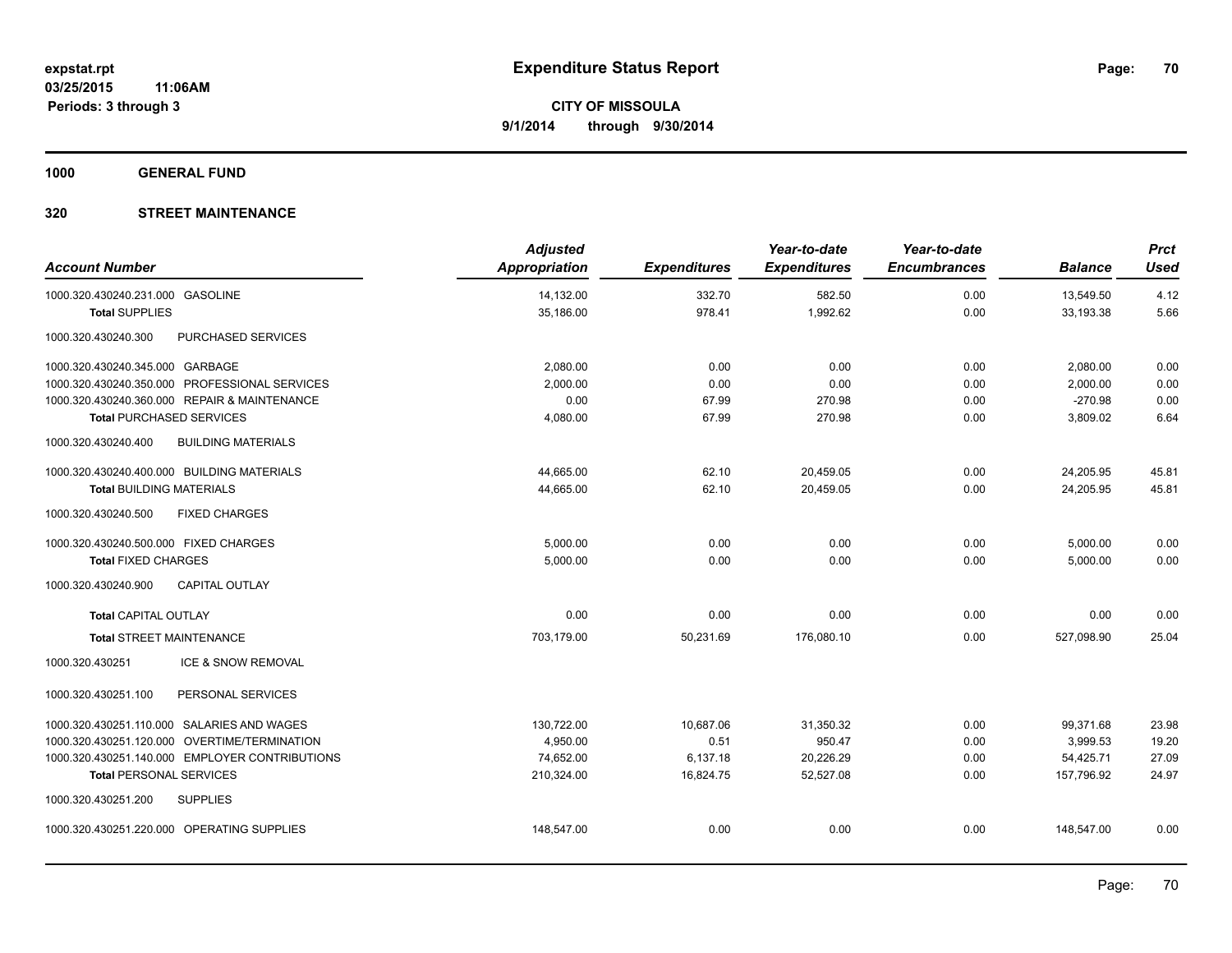**expstat.rpt**
**03/25/2015 11:06AM**
**Periods: 3 through 3**

# Expenditure Status Report

**CITY OF MISSOULA**
**9/1/2014 through 9/30/2014**

## 1000 GENERAL FUND

## 320 STREET MAINTENANCE

| Account Number | Adjusted Appropriation | Expenditures | Year-to-date Expenditures | Year-to-date Encumbrances | Balance | Prct Used |
|---|---|---|---|---|---|---|
| 1000.320.430240.231.000 GASOLINE | 14,132.00 | 332.70 | 582.50 | 0.00 | 13,549.50 | 4.12 |
| **Total** SUPPLIES | 35,186.00 | 978.41 | 1,992.62 | 0.00 | 33,193.38 | 5.66 |
| 1000.320.430240.300 PURCHASED SERVICES | | | | | | |
| 1000.320.430240.345.000 GARBAGE | 2,080.00 | 0.00 | 0.00 | 0.00 | 2,080.00 | 0.00 |
| 1000.320.430240.350.000 PROFESSIONAL SERVICES | 2,000.00 | 0.00 | 0.00 | 0.00 | 2,000.00 | 0.00 |
| 1000.320.430240.360.000 REPAIR & MAINTENANCE | 0.00 | 67.99 | 270.98 | 0.00 | -270.98 | 0.00 |
| **Total** PURCHASED SERVICES | 4,080.00 | 67.99 | 270.98 | 0.00 | 3,809.02 | 6.64 |
| 1000.320.430240.400 BUILDING MATERIALS | | | | | | |
| 1000.320.430240.400.000 BUILDING MATERIALS | 44,665.00 | 62.10 | 20,459.05 | 0.00 | 24,205.95 | 45.81 |
| **Total** BUILDING MATERIALS | 44,665.00 | 62.10 | 20,459.05 | 0.00 | 24,205.95 | 45.81 |
| 1000.320.430240.500 FIXED CHARGES | | | | | | |
| 1000.320.430240.500.000 FIXED CHARGES | 5,000.00 | 0.00 | 0.00 | 0.00 | 5,000.00 | 0.00 |
| **Total** FIXED CHARGES | 5,000.00 | 0.00 | 0.00 | 0.00 | 5,000.00 | 0.00 |
| 1000.320.430240.900 CAPITAL OUTLAY | | | | | | |
| **Total** CAPITAL OUTLAY | 0.00 | 0.00 | 0.00 | 0.00 | 0.00 | 0.00 |
| **Total** STREET MAINTENANCE | 703,179.00 | 50,231.69 | 176,080.10 | 0.00 | 527,098.90 | 25.04 |
| 1000.320.430251 ICE & SNOW REMOVAL | | | | | | |
| 1000.320.430251.100 PERSONAL SERVICES | | | | | | |
| 1000.320.430251.110.000 SALARIES AND WAGES | 130,722.00 | 10,687.06 | 31,350.32 | 0.00 | 99,371.68 | 23.98 |
| 1000.320.430251.120.000 OVERTIME/TERMINATION | 4,950.00 | 0.51 | 950.47 | 0.00 | 3,999.53 | 19.20 |
| 1000.320.430251.140.000 EMPLOYER CONTRIBUTIONS | 74,652.00 | 6,137.18 | 20,226.29 | 0.00 | 54,425.71 | 27.09 |
| **Total** PERSONAL SERVICES | 210,324.00 | 16,824.75 | 52,527.08 | 0.00 | 157,796.92 | 24.97 |
| 1000.320.430251.200 SUPPLIES | | | | | | |
| 1000.320.430251.220.000 OPERATING SUPPLIES | 148,547.00 | 0.00 | 0.00 | 0.00 | 148,547.00 | 0.00 |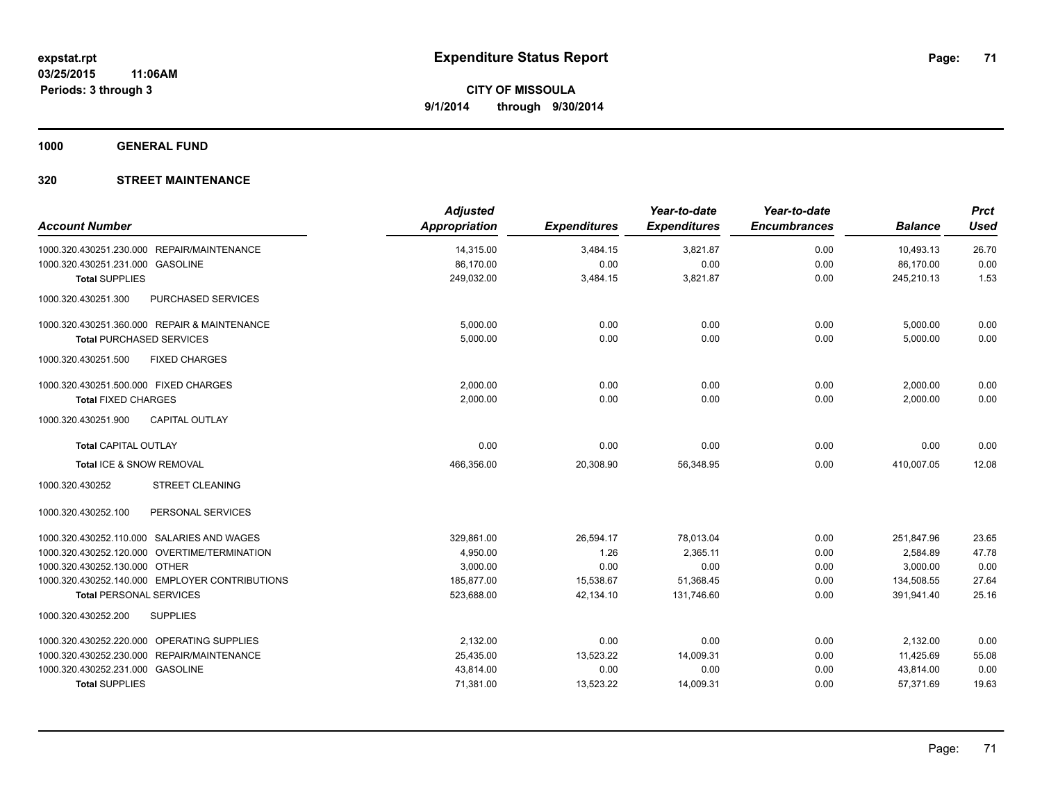expstat.rpt
03/25/2015 11:06AM
Periods: 3 through 3

# Expenditure Status Report

**CITY OF MISSOULA**
**9/1/2014 through 9/30/2014**

**1000 GENERAL FUND**

**320 STREET MAINTENANCE**

| Account Number | Adjusted Appropriation | Expenditures | Year-to-date Expenditures | Year-to-date Encumbrances | Balance | Prct Used |
|---|---|---|---|---|---|---|
| 1000.320.430251.230.000 REPAIR/MAINTENANCE | 14,315.00 | 3,484.15 | 3,821.87 | 0.00 | 10,493.13 | 26.70 |
| 1000.320.430251.231.000 GASOLINE | 86,170.00 | 0.00 | 0.00 | 0.00 | 86,170.00 | 0.00 |
| **Total** SUPPLIES | 249,032.00 | 3,484.15 | 3,821.87 | 0.00 | 245,210.13 | 1.53 |
| 1000.320.430251.300 PURCHASED SERVICES | | | | | | |
| 1000.320.430251.360.000 REPAIR & MAINTENANCE | 5,000.00 | 0.00 | 0.00 | 0.00 | 5,000.00 | 0.00 |
| **Total** PURCHASED SERVICES | 5,000.00 | 0.00 | 0.00 | 0.00 | 5,000.00 | 0.00 |
| 1000.320.430251.500 FIXED CHARGES | | | | | | |
| 1000.320.430251.500.000 FIXED CHARGES | 2,000.00 | 0.00 | 0.00 | 0.00 | 2,000.00 | 0.00 |
| **Total** FIXED CHARGES | 2,000.00 | 0.00 | 0.00 | 0.00 | 2,000.00 | 0.00 |
| 1000.320.430251.900 CAPITAL OUTLAY | | | | | | |
| **Total** CAPITAL OUTLAY | 0.00 | 0.00 | 0.00 | 0.00 | 0.00 | 0.00 |
| **Total** ICE & SNOW REMOVAL | 466,356.00 | 20,308.90 | 56,348.95 | 0.00 | 410,007.05 | 12.08 |
| 1000.320.430252 STREET CLEANING | | | | | | |
| 1000.320.430252.100 PERSONAL SERVICES | | | | | | |
| 1000.320.430252.110.000 SALARIES AND WAGES | 329,861.00 | 26,594.17 | 78,013.04 | 0.00 | 251,847.96 | 23.65 |
| 1000.320.430252.120.000 OVERTIME/TERMINATION | 4,950.00 | 1.26 | 2,365.11 | 0.00 | 2,584.89 | 47.78 |
| 1000.320.430252.130.000 OTHER | 3,000.00 | 0.00 | 0.00 | 0.00 | 3,000.00 | 0.00 |
| 1000.320.430252.140.000 EMPLOYER CONTRIBUTIONS | 185,877.00 | 15,538.67 | 51,368.45 | 0.00 | 134,508.55 | 27.64 |
| **Total** PERSONAL SERVICES | 523,688.00 | 42,134.10 | 131,746.60 | 0.00 | 391,941.40 | 25.16 |
| 1000.320.430252.200 SUPPLIES | | | | | | |
| 1000.320.430252.220.000 OPERATING SUPPLIES | 2,132.00 | 0.00 | 0.00 | 0.00 | 2,132.00 | 0.00 |
| 1000.320.430252.230.000 REPAIR/MAINTENANCE | 25,435.00 | 13,523.22 | 14,009.31 | 0.00 | 11,425.69 | 55.08 |
| 1000.320.430252.231.000 GASOLINE | 43,814.00 | 0.00 | 0.00 | 0.00 | 43,814.00 | 0.00 |
| **Total** SUPPLIES | 71,381.00 | 13,523.22 | 14,009.31 | 0.00 | 57,371.69 | 19.63 |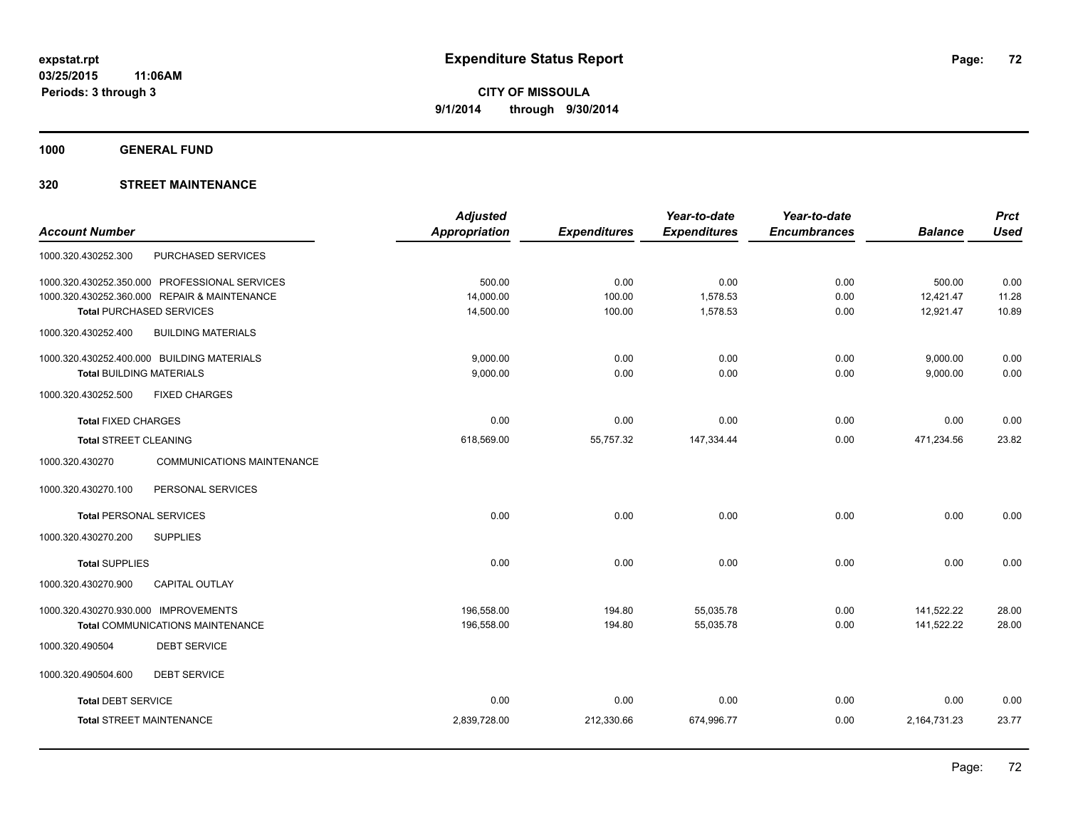expstat.rpt
03/25/2015 11:06AM
Periods: 3 through 3

# Expenditure Status Report

**CITY OF MISSOULA**
**9/1/2014 through 9/30/2014**

## 1000 GENERAL FUND

## 320 STREET MAINTENANCE

| Account Number | | Adjusted Appropriation | Expenditures | Year-to-date Expenditures | Year-to-date Encumbrances | Balance | Prct Used |
|---|---|---|---|---|---|---|---|
| 1000.320.430252.300 | PURCHASED SERVICES | | | | | | |
| 1000.320.430252.350.000 | PROFESSIONAL SERVICES | 500.00 | 0.00 | 0.00 | 0.00 | 500.00 | 0.00 |
| 1000.320.430252.360.000 | REPAIR & MAINTENANCE | 14,000.00 | 100.00 | 1,578.53 | 0.00 | 12,421.47 | 11.28 |
| Total PURCHASED SERVICES | | 14,500.00 | 100.00 | 1,578.53 | 0.00 | 12,921.47 | 10.89 |
| 1000.320.430252.400 | BUILDING MATERIALS | | | | | | |
| 1000.320.430252.400.000 | BUILDING MATERIALS | 9,000.00 | 0.00 | 0.00 | 0.00 | 9,000.00 | 0.00 |
| Total BUILDING MATERIALS | | 9,000.00 | 0.00 | 0.00 | 0.00 | 9,000.00 | 0.00 |
| 1000.320.430252.500 | FIXED CHARGES | | | | | | |
| Total FIXED CHARGES | | 0.00 | 0.00 | 0.00 | 0.00 | 0.00 | 0.00 |
| Total STREET CLEANING | | 618,569.00 | 55,757.32 | 147,334.44 | 0.00 | 471,234.56 | 23.82 |
| 1000.320.430270 | COMMUNICATIONS MAINTENANCE | | | | | | |
| 1000.320.430270.100 | PERSONAL SERVICES | | | | | | |
| Total PERSONAL SERVICES | | 0.00 | 0.00 | 0.00 | 0.00 | 0.00 | 0.00 |
| 1000.320.430270.200 | SUPPLIES | | | | | | |
| Total SUPPLIES | | 0.00 | 0.00 | 0.00 | 0.00 | 0.00 | 0.00 |
| 1000.320.430270.900 | CAPITAL OUTLAY | | | | | | |
| 1000.320.430270.930.000 | IMPROVEMENTS | 196,558.00 | 194.80 | 55,035.78 | 0.00 | 141,522.22 | 28.00 |
| Total COMMUNICATIONS MAINTENANCE | | 196,558.00 | 194.80 | 55,035.78 | 0.00 | 141,522.22 | 28.00 |
| 1000.320.490504 | DEBT SERVICE | | | | | | |
| 1000.320.490504.600 | DEBT SERVICE | | | | | | |
| Total DEBT SERVICE | | 0.00 | 0.00 | 0.00 | 0.00 | 0.00 | 0.00 |
| Total STREET MAINTENANCE | | 2,839,728.00 | 212,330.66 | 674,996.77 | 0.00 | 2,164,731.23 | 23.77 |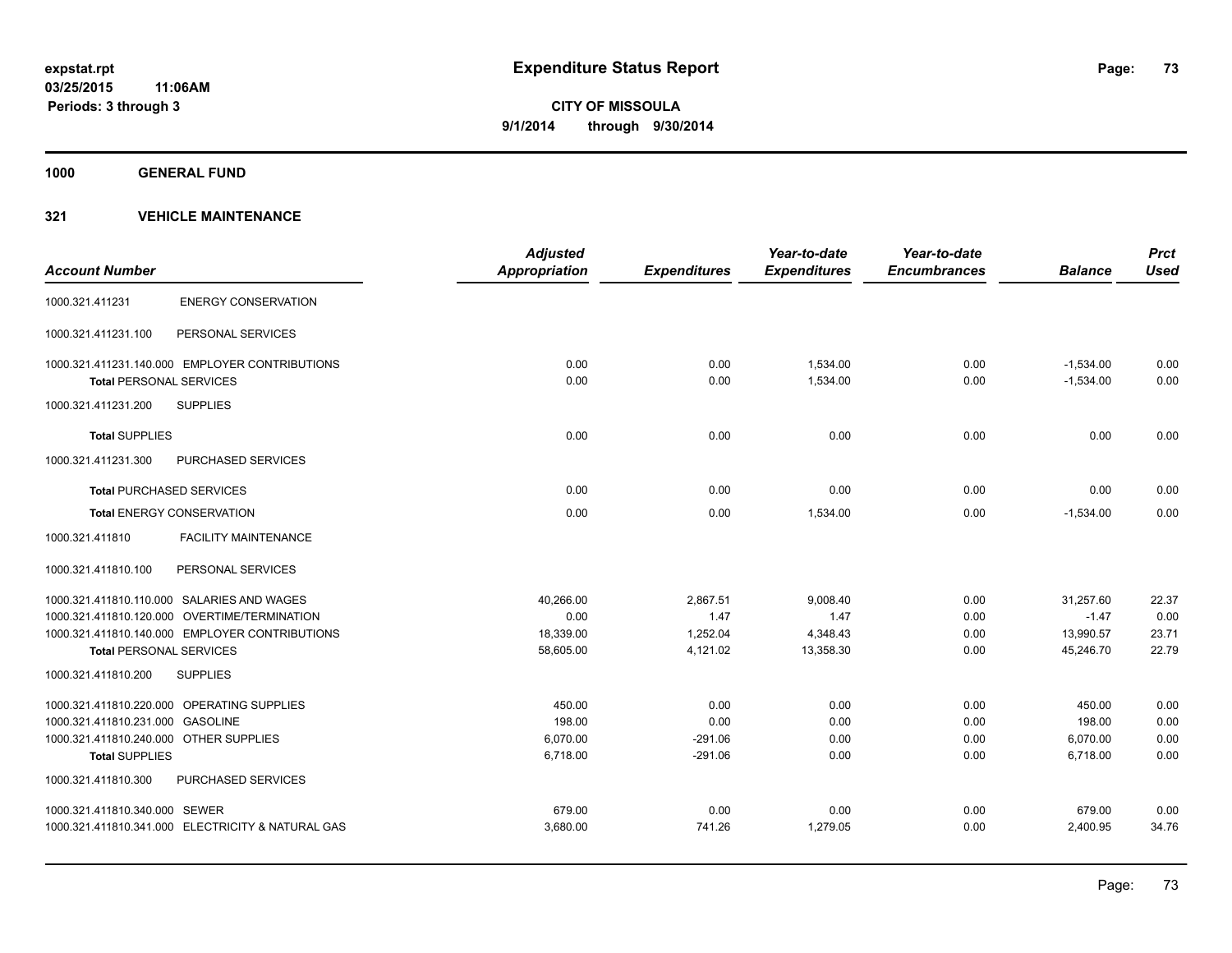expstat.rpt
03/25/2015 11:06AM
Periods: 3 through 3

# Expenditure Status Report

CITY OF MISSOULA
9/1/2014 through 9/30/2014

## 1000 GENERAL FUND

### 321 VEHICLE MAINTENANCE

| Account Number | | Adjusted Appropriation | Expenditures | Year-to-date Expenditures | Year-to-date Encumbrances | Balance | Prct Used |
|---|---|---|---|---|---|---|---|
| 1000.321.411231 | ENERGY CONSERVATION | | | | | | |
| 1000.321.411231.100 | PERSONAL SERVICES | | | | | | |
| 1000.321.411231.140.000 | EMPLOYER CONTRIBUTIONS | 0.00 | 0.00 | 1,534.00 | 0.00 | -1,534.00 | 0.00 |
| **Total** PERSONAL SERVICES | | 0.00 | 0.00 | 1,534.00 | 0.00 | -1,534.00 | 0.00 |
| 1000.321.411231.200 | SUPPLIES | | | | | | |
| **Total** SUPPLIES | | 0.00 | 0.00 | 0.00 | 0.00 | 0.00 | 0.00 |
| 1000.321.411231.300 | PURCHASED SERVICES | | | | | | |
| **Total** PURCHASED SERVICES | | 0.00 | 0.00 | 0.00 | 0.00 | 0.00 | 0.00 |
| **Total** ENERGY CONSERVATION | | 0.00 | 0.00 | 1,534.00 | 0.00 | -1,534.00 | 0.00 |
| 1000.321.411810 | FACILITY MAINTENANCE | | | | | | |
| 1000.321.411810.100 | PERSONAL SERVICES | | | | | | |
| 1000.321.411810.110.000 | SALARIES AND WAGES | 40,266.00 | 2,867.51 | 9,008.40 | 0.00 | 31,257.60 | 22.37 |
| 1000.321.411810.120.000 | OVERTIME/TERMINATION | 0.00 | 1.47 | 1.47 | 0.00 | -1.47 | 0.00 |
| 1000.321.411810.140.000 | EMPLOYER CONTRIBUTIONS | 18,339.00 | 1,252.04 | 4,348.43 | 0.00 | 13,990.57 | 23.71 |
| **Total** PERSONAL SERVICES | | 58,605.00 | 4,121.02 | 13,358.30 | 0.00 | 45,246.70 | 22.79 |
| 1000.321.411810.200 | SUPPLIES | | | | | | |
| 1000.321.411810.220.000 | OPERATING SUPPLIES | 450.00 | 0.00 | 0.00 | 0.00 | 450.00 | 0.00 |
| 1000.321.411810.231.000 | GASOLINE | 198.00 | 0.00 | 0.00 | 0.00 | 198.00 | 0.00 |
| 1000.321.411810.240.000 | OTHER SUPPLIES | 6,070.00 | -291.06 | 0.00 | 0.00 | 6,070.00 | 0.00 |
| **Total** SUPPLIES | | 6,718.00 | -291.06 | 0.00 | 0.00 | 6,718.00 | 0.00 |
| 1000.321.411810.300 | PURCHASED SERVICES | | | | | | |
| 1000.321.411810.340.000 | SEWER | 679.00 | 0.00 | 0.00 | 0.00 | 679.00 | 0.00 |
| 1000.321.411810.341.000 | ELECTRICITY & NATURAL GAS | 3,680.00 | 741.26 | 1,279.05 | 0.00 | 2,400.95 | 34.76 |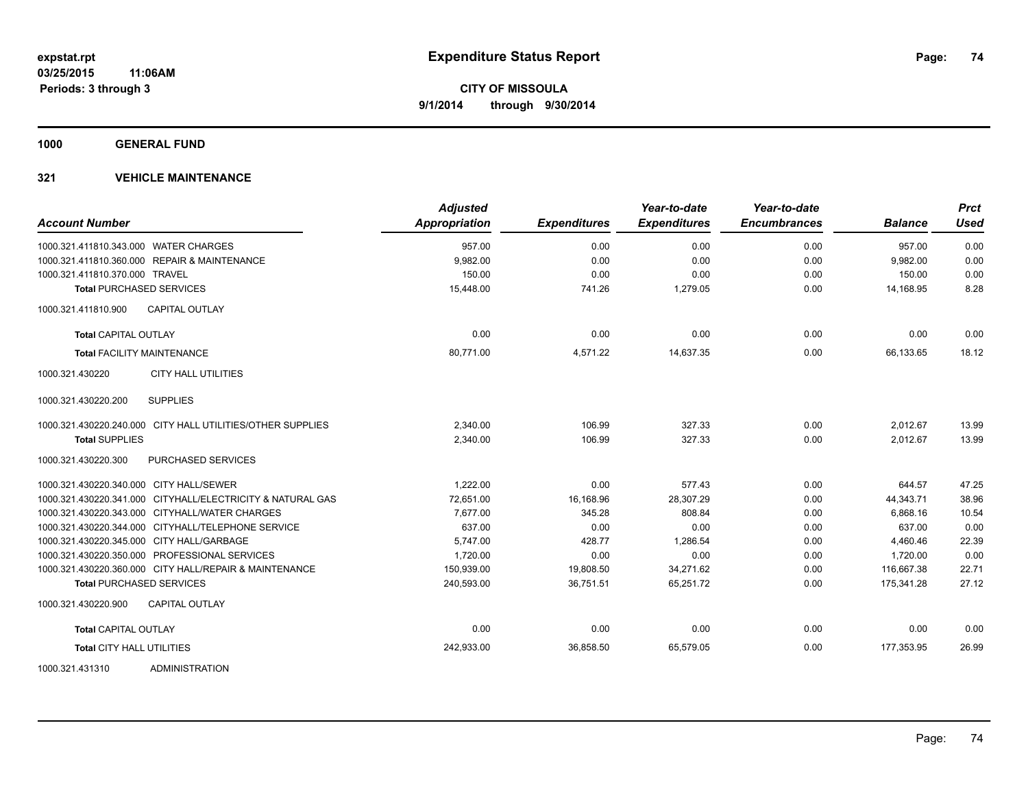**expstat.rpt**
**03/25/2015 11:06AM**
**Periods: 3 through 3**

# Expenditure Status Report

**CITY OF MISSOULA**
**9/1/2014 through 9/30/2014**

## 1000 GENERAL FUND

## 321 VEHICLE MAINTENANCE

| Account Number | Adjusted Appropriation | Expenditures | Year-to-date Expenditures | Year-to-date Encumbrances | Balance | Prct Used |
|---|---|---|---|---|---|---|
| 1000.321.411810.343.000 WATER CHARGES | 957.00 | 0.00 | 0.00 | 0.00 | 957.00 | 0.00 |
| 1000.321.411810.360.000 REPAIR & MAINTENANCE | 9,982.00 | 0.00 | 0.00 | 0.00 | 9,982.00 | 0.00 |
| 1000.321.411810.370.000 TRAVEL | 150.00 | 0.00 | 0.00 | 0.00 | 150.00 | 0.00 |
| **Total** PURCHASED SERVICES | 15,448.00 | 741.26 | 1,279.05 | 0.00 | 14,168.95 | 8.28 |
| 1000.321.411810.900 CAPITAL OUTLAY | | | | | | |
| **Total** CAPITAL OUTLAY | 0.00 | 0.00 | 0.00 | 0.00 | 0.00 | 0.00 |
| **Total** FACILITY MAINTENANCE | 80,771.00 | 4,571.22 | 14,637.35 | 0.00 | 66,133.65 | 18.12 |
| 1000.321.430220 CITY HALL UTILITIES | | | | | | |
| 1000.321.430220.200 SUPPLIES | | | | | | |
| 1000.321.430220.240.000 CITY HALL UTILITIES/OTHER SUPPLIES | 2,340.00 | 106.99 | 327.33 | 0.00 | 2,012.67 | 13.99 |
| **Total** SUPPLIES | 2,340.00 | 106.99 | 327.33 | 0.00 | 2,012.67 | 13.99 |
| 1000.321.430220.300 PURCHASED SERVICES | | | | | | |
| 1000.321.430220.340.000 CITY HALL/SEWER | 1,222.00 | 0.00 | 577.43 | 0.00 | 644.57 | 47.25 |
| 1000.321.430220.341.000 CITYHALL/ELECTRICITY & NATURAL GAS | 72,651.00 | 16,168.96 | 28,307.29 | 0.00 | 44,343.71 | 38.96 |
| 1000.321.430220.343.000 CITYHALL/WATER CHARGES | 7,677.00 | 345.28 | 808.84 | 0.00 | 6,868.16 | 10.54 |
| 1000.321.430220.344.000 CITYHALL/TELEPHONE SERVICE | 637.00 | 0.00 | 0.00 | 0.00 | 637.00 | 0.00 |
| 1000.321.430220.345.000 CITY HALL/GARBAGE | 5,747.00 | 428.77 | 1,286.54 | 0.00 | 4,460.46 | 22.39 |
| 1000.321.430220.350.000 PROFESSIONAL SERVICES | 1,720.00 | 0.00 | 0.00 | 0.00 | 1,720.00 | 0.00 |
| 1000.321.430220.360.000 CITY HALL/REPAIR & MAINTENANCE | 150,939.00 | 19,808.50 | 34,271.62 | 0.00 | 116,667.38 | 22.71 |
| **Total** PURCHASED SERVICES | 240,593.00 | 36,751.51 | 65,251.72 | 0.00 | 175,341.28 | 27.12 |
| 1000.321.430220.900 CAPITAL OUTLAY | | | | | | |
| **Total** CAPITAL OUTLAY | 0.00 | 0.00 | 0.00 | 0.00 | 0.00 | 0.00 |
| **Total** CITY HALL UTILITIES | 242,933.00 | 36,858.50 | 65,579.05 | 0.00 | 177,353.95 | 26.99 |
| 1000.321.431310 ADMINISTRATION | | | | | | |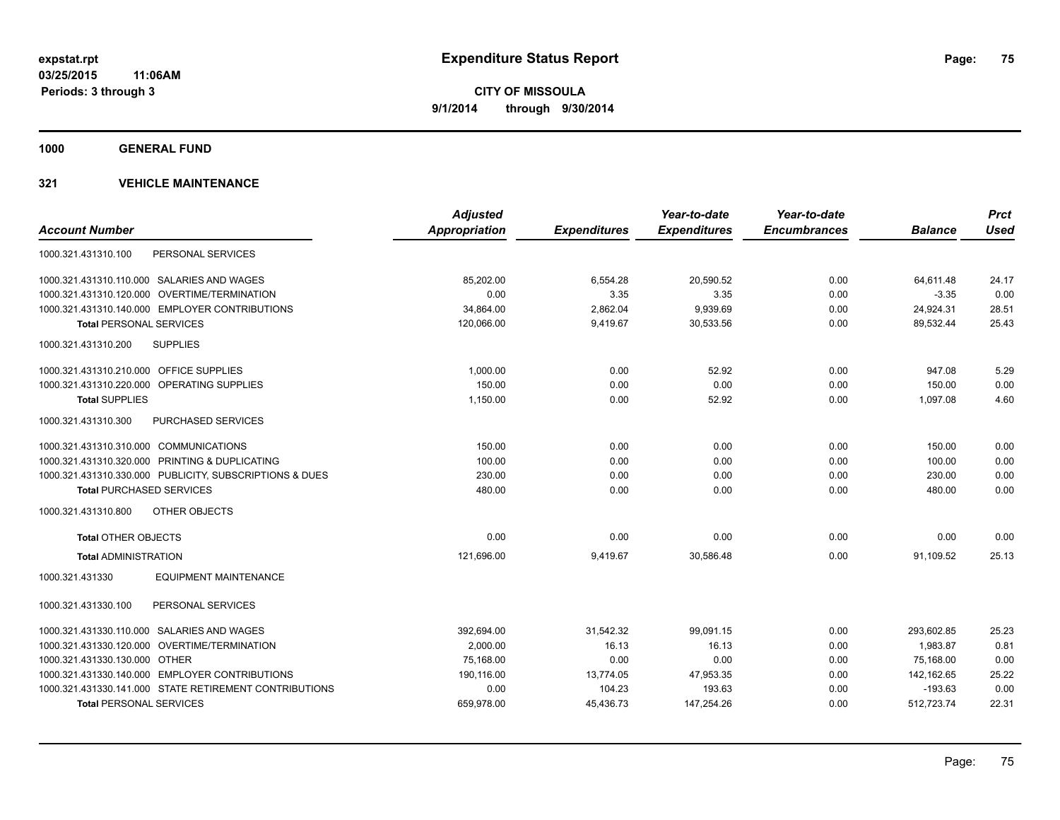# Expenditure Status Report

expstat.rpt
03/25/2015 11:06AM
Periods: 3 through 3

**CITY OF MISSOULA**
**9/1/2014 through 9/30/2014**

## 1000 GENERAL FUND

### 321 VEHICLE MAINTENANCE

| Account Number | Adjusted Appropriation | Expenditures | Year-to-date Expenditures | Year-to-date Encumbrances | Balance | Prct Used |
|---|---|---|---|---|---|---|
| 1000.321.431310.100 PERSONAL SERVICES | | | | | | |
| 1000.321.431310.110.000 SALARIES AND WAGES | 85,202.00 | 6,554.28 | 20,590.52 | 0.00 | 64,611.48 | 24.17 |
| 1000.321.431310.120.000 OVERTIME/TERMINATION | 0.00 | 3.35 | 3.35 | 0.00 | -3.35 | 0.00 |
| 1000.321.431310.140.000 EMPLOYER CONTRIBUTIONS | 34,864.00 | 2,862.04 | 9,939.69 | 0.00 | 24,924.31 | 28.51 |
| **Total** PERSONAL SERVICES | 120,066.00 | 9,419.67 | 30,533.56 | 0.00 | 89,532.44 | 25.43 |
| 1000.321.431310.200 SUPPLIES | | | | | | |
| 1000.321.431310.210.000 OFFICE SUPPLIES | 1,000.00 | 0.00 | 52.92 | 0.00 | 947.08 | 5.29 |
| 1000.321.431310.220.000 OPERATING SUPPLIES | 150.00 | 0.00 | 0.00 | 0.00 | 150.00 | 0.00 |
| **Total SUPPLIES** | 1,150.00 | 0.00 | 52.92 | 0.00 | 1,097.08 | 4.60 |
| 1000.321.431310.300 PURCHASED SERVICES | | | | | | |
| 1000.321.431310.310.000 COMMUNICATIONS | 150.00 | 0.00 | 0.00 | 0.00 | 150.00 | 0.00 |
| 1000.321.431310.320.000 PRINTING & DUPLICATING | 100.00 | 0.00 | 0.00 | 0.00 | 100.00 | 0.00 |
| 1000.321.431310.330.000 PUBLICITY, SUBSCRIPTIONS & DUES | 230.00 | 0.00 | 0.00 | 0.00 | 230.00 | 0.00 |
| **Total** PURCHASED SERVICES | 480.00 | 0.00 | 0.00 | 0.00 | 480.00 | 0.00 |
| 1000.321.431310.800 OTHER OBJECTS | | | | | | |
| **Total** OTHER OBJECTS | 0.00 | 0.00 | 0.00 | 0.00 | 0.00 | 0.00 |
| **Total** ADMINISTRATION | 121,696.00 | 9,419.67 | 30,586.48 | 0.00 | 91,109.52 | 25.13 |
| 1000.321.431330 EQUIPMENT MAINTENANCE | | | | | | |
| 1000.321.431330.100 PERSONAL SERVICES | | | | | | |
| 1000.321.431330.110.000 SALARIES AND WAGES | 392,694.00 | 31,542.32 | 99,091.15 | 0.00 | 293,602.85 | 25.23 |
| 1000.321.431330.120.000 OVERTIME/TERMINATION | 2,000.00 | 16.13 | 16.13 | 0.00 | 1,983.87 | 0.81 |
| 1000.321.431330.130.000 OTHER | 75,168.00 | 0.00 | 0.00 | 0.00 | 75,168.00 | 0.00 |
| 1000.321.431330.140.000 EMPLOYER CONTRIBUTIONS | 190,116.00 | 13,774.05 | 47,953.35 | 0.00 | 142,162.65 | 25.22 |
| 1000.321.431330.141.000 STATE RETIREMENT CONTRIBUTIONS | 0.00 | 104.23 | 193.63 | 0.00 | -193.63 | 0.00 |
| **Total** PERSONAL SERVICES | 659,978.00 | 45,436.73 | 147,254.26 | 0.00 | 512,723.74 | 22.31 |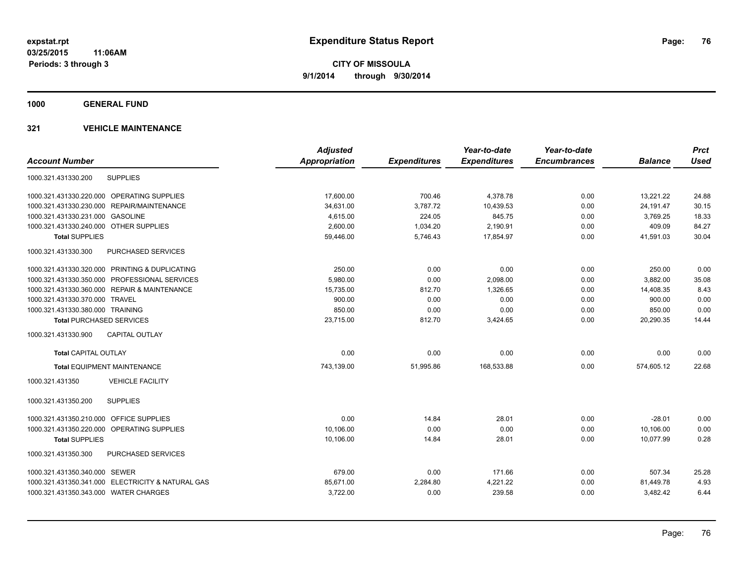**expstat.rpt**
**03/25/2015 11:06AM**
**Periods: 3 through 3**

# Expenditure Status Report

**CITY OF MISSOULA**
**9/1/2014 through 9/30/2014**

## 1000 GENERAL FUND

## 321 VEHICLE MAINTENANCE

| Account Number | | Adjusted Appropriation | Expenditures | Year-to-date Expenditures | Year-to-date Encumbrances | Balance | Prct Used |
|---|---|---|---|---|---|---|---|
| 1000.321.431330.200 | SUPPLIES | | | | | | |
| 1000.321.431330.220.000 | OPERATING SUPPLIES | 17,600.00 | 700.46 | 4,378.78 | 0.00 | 13,221.22 | 24.88 |
| 1000.321.431330.230.000 | REPAIR/MAINTENANCE | 34,631.00 | 3,787.72 | 10,439.53 | 0.00 | 24,191.47 | 30.15 |
| 1000.321.431330.231.000 | GASOLINE | 4,615.00 | 224.05 | 845.75 | 0.00 | 3,769.25 | 18.33 |
| 1000.321.431330.240.000 | OTHER SUPPLIES | 2,600.00 | 1,034.20 | 2,190.91 | 0.00 | 409.09 | 84.27 |
| **Total** SUPPLIES | | 59,446.00 | 5,746.43 | 17,854.97 | 0.00 | 41,591.03 | 30.04 |
| 1000.321.431330.300 | PURCHASED SERVICES | | | | | | |
| 1000.321.431330.320.000 | PRINTING & DUPLICATING | 250.00 | 0.00 | 0.00 | 0.00 | 250.00 | 0.00 |
| 1000.321.431330.350.000 | PROFESSIONAL SERVICES | 5,980.00 | 0.00 | 2,098.00 | 0.00 | 3,882.00 | 35.08 |
| 1000.321.431330.360.000 | REPAIR & MAINTENANCE | 15,735.00 | 812.70 | 1,326.65 | 0.00 | 14,408.35 | 8.43 |
| 1000.321.431330.370.000 | TRAVEL | 900.00 | 0.00 | 0.00 | 0.00 | 900.00 | 0.00 |
| 1000.321.431330.380.000 | TRAINING | 850.00 | 0.00 | 0.00 | 0.00 | 850.00 | 0.00 |
| **Total** PURCHASED SERVICES | | 23,715.00 | 812.70 | 3,424.65 | 0.00 | 20,290.35 | 14.44 |
| 1000.321.431330.900 | CAPITAL OUTLAY | | | | | | |
| **Total** CAPITAL OUTLAY | | 0.00 | 0.00 | 0.00 | 0.00 | 0.00 | 0.00 |
| **Total** EQUIPMENT MAINTENANCE | | 743,139.00 | 51,995.86 | 168,533.88 | 0.00 | 574,605.12 | 22.68 |
| 1000.321.431350 | VEHICLE FACILITY | | | | | | |
| 1000.321.431350.200 | SUPPLIES | | | | | | |
| 1000.321.431350.210.000 | OFFICE SUPPLIES | 0.00 | 14.84 | 28.01 | 0.00 | -28.01 | 0.00 |
| 1000.321.431350.220.000 | OPERATING SUPPLIES | 10,106.00 | 0.00 | 0.00 | 0.00 | 10,106.00 | 0.00 |
| **Total** SUPPLIES | | 10,106.00 | 14.84 | 28.01 | 0.00 | 10,077.99 | 0.28 |
| 1000.321.431350.300 | PURCHASED SERVICES | | | | | | |
| 1000.321.431350.340.000 | SEWER | 679.00 | 0.00 | 171.66 | 0.00 | 507.34 | 25.28 |
| 1000.321.431350.341.000 | ELECTRICITY & NATURAL GAS | 85,671.00 | 2,284.80 | 4,221.22 | 0.00 | 81,449.78 | 4.93 |
| 1000.321.431350.343.000 | WATER CHARGES | 3,722.00 | 0.00 | 239.58 | 0.00 | 3,482.42 | 6.44 |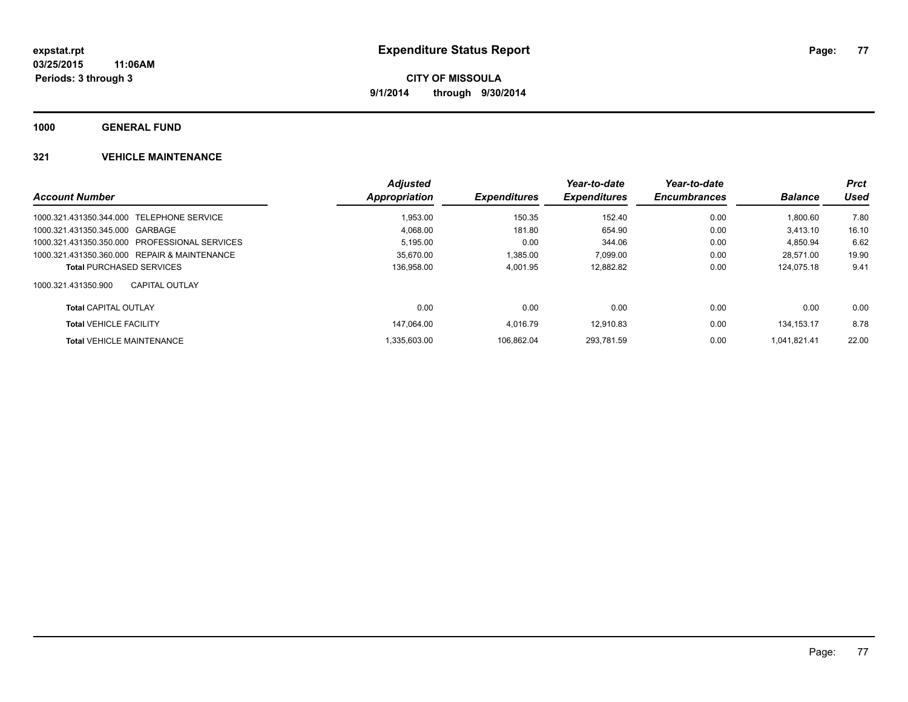**expstat.rpt**
**03/25/2015 11:06AM**
**Periods: 3 through 3**

# Expenditure Status Report

**CITY OF MISSOULA**
**9/1/2014 through 9/30/2014**

## 1000 GENERAL FUND

### 321 VEHICLE MAINTENANCE

| Account Number | Adjusted Appropriation | Expenditures | Year-to-date Expenditures | Year-to-date Encumbrances | Balance | Prct Used |
|---|---|---|---|---|---|---|
| 1000.321.431350.344.000 TELEPHONE SERVICE | 1,953.00 | 150.35 | 152.40 | 0.00 | 1,800.60 | 7.80 |
| 1000.321.431350.345.000 GARBAGE | 4,068.00 | 181.80 | 654.90 | 0.00 | 3,413.10 | 16.10 |
| 1000.321.431350.350.000 PROFESSIONAL SERVICES | 5,195.00 | 0.00 | 344.06 | 0.00 | 4,850.94 | 6.62 |
| 1000.321.431350.360.000 REPAIR & MAINTENANCE | 35,670.00 | 1,385.00 | 7,099.00 | 0.00 | 28,571.00 | 19.90 |
| **Total** PURCHASED SERVICES | 136,958.00 | 4,001.95 | 12,882.82 | 0.00 | 124,075.18 | 9.41 |
| 1000.321.431350.900 CAPITAL OUTLAY | | | | | | |
| **Total** CAPITAL OUTLAY | 0.00 | 0.00 | 0.00 | 0.00 | 0.00 | 0.00 |
| **Total** VEHICLE FACILITY | 147,064.00 | 4,016.79 | 12,910.83 | 0.00 | 134,153.17 | 8.78 |
| **Total** VEHICLE MAINTENANCE | 1,335,603.00 | 106,862.04 | 293,781.59 | 0.00 | 1,041,821.41 | 22.00 |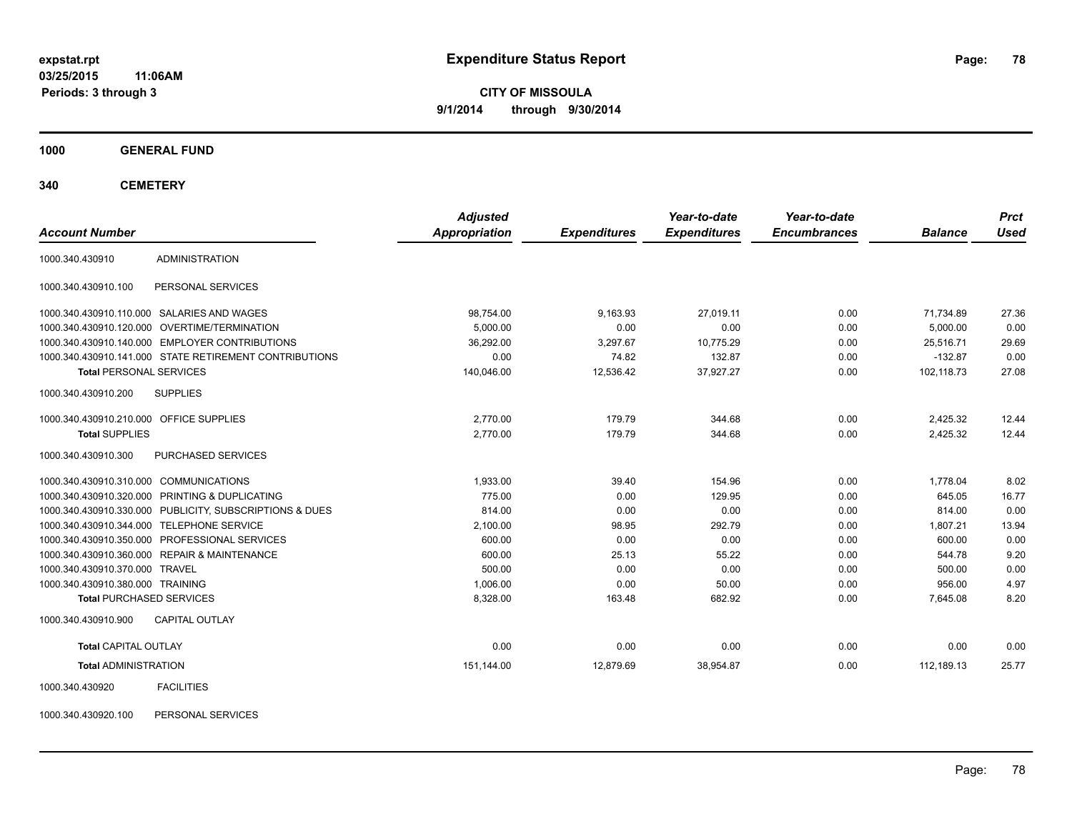# Expenditure Status Report

**CITY OF MISSOULA**
**9/1/2014 through 9/30/2014**

expstat.rpt
03/25/2015 11:06AM
Periods: 3 through 3

**1000 GENERAL FUND**

**340 CEMETERY**

| Account Number | | Adjusted Appropriation | Expenditures | Year-to-date Expenditures | Year-to-date Encumbrances | Balance | Prct Used |
|---|---|---|---|---|---|---|---|
| 1000.340.430910 | ADMINISTRATION | | | | | | |
| 1000.340.430910.100 | PERSONAL SERVICES | | | | | | |
| 1000.340.430910.110.000 | SALARIES AND WAGES | 98,754.00 | 9,163.93 | 27,019.11 | 0.00 | 71,734.89 | 27.36 |
| 1000.340.430910.120.000 | OVERTIME/TERMINATION | 5,000.00 | 0.00 | 0.00 | 0.00 | 5,000.00 | 0.00 |
| 1000.340.430910.140.000 | EMPLOYER CONTRIBUTIONS | 36,292.00 | 3,297.67 | 10,775.29 | 0.00 | 25,516.71 | 29.69 |
| 1000.340.430910.141.000 | STATE RETIREMENT CONTRIBUTIONS | 0.00 | 74.82 | 132.87 | 0.00 | -132.87 | 0.00 |
| **Total** PERSONAL SERVICES | | 140,046.00 | 12,536.42 | 37,927.27 | 0.00 | 102,118.73 | 27.08 |
| 1000.340.430910.200 | SUPPLIES | | | | | | |
| 1000.340.430910.210.000 | OFFICE SUPPLIES | 2,770.00 | 179.79 | 344.68 | 0.00 | 2,425.32 | 12.44 |
| **Total** SUPPLIES | | 2,770.00 | 179.79 | 344.68 | 0.00 | 2,425.32 | 12.44 |
| 1000.340.430910.300 | PURCHASED SERVICES | | | | | | |
| 1000.340.430910.310.000 | COMMUNICATIONS | 1,933.00 | 39.40 | 154.96 | 0.00 | 1,778.04 | 8.02 |
| 1000.340.430910.320.000 | PRINTING & DUPLICATING | 775.00 | 0.00 | 129.95 | 0.00 | 645.05 | 16.77 |
| 1000.340.430910.330.000 | PUBLICITY, SUBSCRIPTIONS & DUES | 814.00 | 0.00 | 0.00 | 0.00 | 814.00 | 0.00 |
| 1000.340.430910.344.000 | TELEPHONE SERVICE | 2,100.00 | 98.95 | 292.79 | 0.00 | 1,807.21 | 13.94 |
| 1000.340.430910.350.000 | PROFESSIONAL SERVICES | 600.00 | 0.00 | 0.00 | 0.00 | 600.00 | 0.00 |
| 1000.340.430910.360.000 | REPAIR & MAINTENANCE | 600.00 | 25.13 | 55.22 | 0.00 | 544.78 | 9.20 |
| 1000.340.430910.370.000 | TRAVEL | 500.00 | 0.00 | 0.00 | 0.00 | 500.00 | 0.00 |
| 1000.340.430910.380.000 | TRAINING | 1,006.00 | 0.00 | 50.00 | 0.00 | 956.00 | 4.97 |
| **Total** PURCHASED SERVICES | | 8,328.00 | 163.48 | 682.92 | 0.00 | 7,645.08 | 8.20 |
| 1000.340.430910.900 | CAPITAL OUTLAY | | | | | | |
| **Total** CAPITAL OUTLAY | | 0.00 | 0.00 | 0.00 | 0.00 | 0.00 | 0.00 |
| **Total** ADMINISTRATION | | 151,144.00 | 12,879.69 | 38,954.87 | 0.00 | 112,189.13 | 25.77 |
| 1000.340.430920 | FACILITIES | | | | | | |
| 1000.340.430920.100 | PERSONAL SERVICES | | | | | | |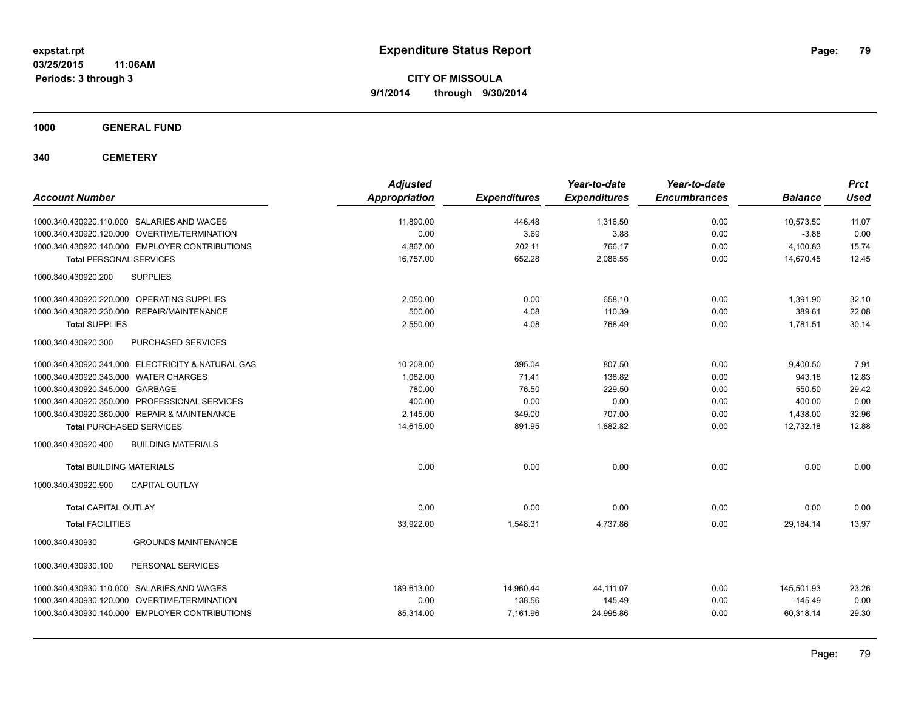# Expenditure Status Report

expstat.rpt
03/25/2015 11:06AM
Periods: 3 through 3

**CITY OF MISSOULA**
**9/1/2014 through 9/30/2014**

## 1000 GENERAL FUND

## 340 CEMETERY

| Account Number | Adjusted Appropriation | Expenditures | Year-to-date Expenditures | Year-to-date Encumbrances | Balance | Prct Used |
|---|---|---|---|---|---|---|
| 1000.340.430920.110.000 SALARIES AND WAGES | 11,890.00 | 446.48 | 1,316.50 | 0.00 | 10,573.50 | 11.07 |
| 1000.340.430920.120.000 OVERTIME/TERMINATION | 0.00 | 3.69 | 3.88 | 0.00 | -3.88 | 0.00 |
| 1000.340.430920.140.000 EMPLOYER CONTRIBUTIONS | 4,867.00 | 202.11 | 766.17 | 0.00 | 4,100.83 | 15.74 |
| **Total** PERSONAL SERVICES | 16,757.00 | 652.28 | 2,086.55 | 0.00 | 14,670.45 | 12.45 |
| 1000.340.430920.200 SUPPLIES | | | | | | |
| 1000.340.430920.220.000 OPERATING SUPPLIES | 2,050.00 | 0.00 | 658.10 | 0.00 | 1,391.90 | 32.10 |
| 1000.340.430920.230.000 REPAIR/MAINTENANCE | 500.00 | 4.08 | 110.39 | 0.00 | 389.61 | 22.08 |
| **Total** SUPPLIES | 2,550.00 | 4.08 | 768.49 | 0.00 | 1,781.51 | 30.14 |
| 1000.340.430920.300 PURCHASED SERVICES | | | | | | |
| 1000.340.430920.341.000 ELECTRICITY & NATURAL GAS | 10,208.00 | 395.04 | 807.50 | 0.00 | 9,400.50 | 7.91 |
| 1000.340.430920.343.000 WATER CHARGES | 1,082.00 | 71.41 | 138.82 | 0.00 | 943.18 | 12.83 |
| 1000.340.430920.345.000 GARBAGE | 780.00 | 76.50 | 229.50 | 0.00 | 550.50 | 29.42 |
| 1000.340.430920.350.000 PROFESSIONAL SERVICES | 400.00 | 0.00 | 0.00 | 0.00 | 400.00 | 0.00 |
| 1000.340.430920.360.000 REPAIR & MAINTENANCE | 2,145.00 | 349.00 | 707.00 | 0.00 | 1,438.00 | 32.96 |
| **Total** PURCHASED SERVICES | 14,615.00 | 891.95 | 1,882.82 | 0.00 | 12,732.18 | 12.88 |
| 1000.340.430920.400 BUILDING MATERIALS | | | | | | |
| **Total** BUILDING MATERIALS | 0.00 | 0.00 | 0.00 | 0.00 | 0.00 | 0.00 |
| 1000.340.430920.900 CAPITAL OUTLAY | | | | | | |
| **Total** CAPITAL OUTLAY | 0.00 | 0.00 | 0.00 | 0.00 | 0.00 | 0.00 |
| **Total** FACILITIES | 33,922.00 | 1,548.31 | 4,737.86 | 0.00 | 29,184.14 | 13.97 |
| 1000.340.430930 GROUNDS MAINTENANCE | | | | | | |
| 1000.340.430930.100 PERSONAL SERVICES | | | | | | |
| 1000.340.430930.110.000 SALARIES AND WAGES | 189,613.00 | 14,960.44 | 44,111.07 | 0.00 | 145,501.93 | 23.26 |
| 1000.340.430930.120.000 OVERTIME/TERMINATION | 0.00 | 138.56 | 145.49 | 0.00 | -145.49 | 0.00 |
| 1000.340.430930.140.000 EMPLOYER CONTRIBUTIONS | 85,314.00 | 7,161.96 | 24,995.86 | 0.00 | 60,318.14 | 29.30 |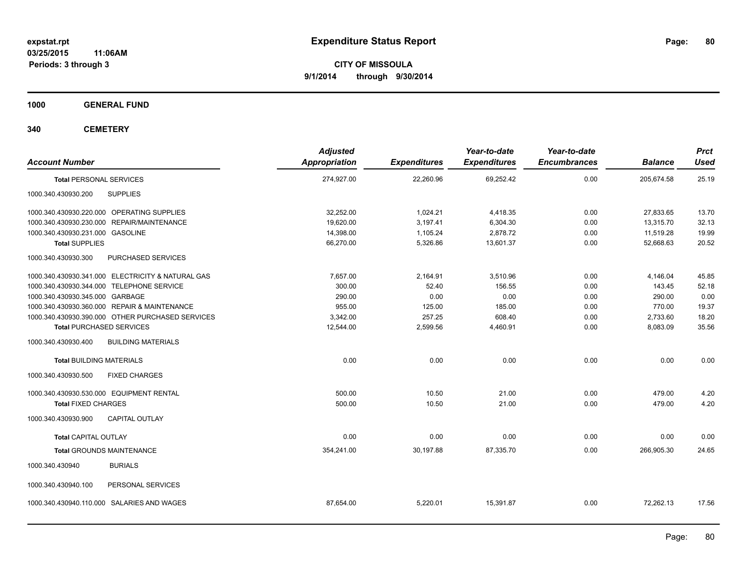expstat.rpt
03/25/2015 11:06AM
Periods: 3 through 3

# Expenditure Status Report

**CITY OF MISSOULA**
**9/1/2014 through 9/30/2014**

**1000 GENERAL FUND**

**340 CEMETERY**

| Account Number | | Adjusted Appropriation | Expenditures | Year-to-date Expenditures | Year-to-date Encumbrances | Balance | Prct Used |
|---|---|---|---|---|---|---|---|
| **Total** PERSONAL SERVICES | | 274,927.00 | 22,260.96 | 69,252.42 | 0.00 | 205,674.58 | 25.19 |
| 1000.340.430930.200 | SUPPLIES | | | | | | |
| 1000.340.430930.220.000 | OPERATING SUPPLIES | 32,252.00 | 1,024.21 | 4,418.35 | 0.00 | 27,833.65 | 13.70 |
| 1000.340.430930.230.000 | REPAIR/MAINTENANCE | 19,620.00 | 3,197.41 | 6,304.30 | 0.00 | 13,315.70 | 32.13 |
| 1000.340.430930.231.000 | GASOLINE | 14,398.00 | 1,105.24 | 2,878.72 | 0.00 | 11,519.28 | 19.99 |
| **Total** SUPPLIES | | 66,270.00 | 5,326.86 | 13,601.37 | 0.00 | 52,668.63 | 20.52 |
| 1000.340.430930.300 | PURCHASED SERVICES | | | | | | |
| 1000.340.430930.341.000 | ELECTRICITY & NATURAL GAS | 7,657.00 | 2,164.91 | 3,510.96 | 0.00 | 4,146.04 | 45.85 |
| 1000.340.430930.344.000 | TELEPHONE SERVICE | 300.00 | 52.40 | 156.55 | 0.00 | 143.45 | 52.18 |
| 1000.340.430930.345.000 | GARBAGE | 290.00 | 0.00 | 0.00 | 0.00 | 290.00 | 0.00 |
| 1000.340.430930.360.000 | REPAIR & MAINTENANCE | 955.00 | 125.00 | 185.00 | 0.00 | 770.00 | 19.37 |
| 1000.340.430930.390.000 | OTHER PURCHASED SERVICES | 3,342.00 | 257.25 | 608.40 | 0.00 | 2,733.60 | 18.20 |
| **Total** PURCHASED SERVICES | | 12,544.00 | 2,599.56 | 4,460.91 | 0.00 | 8,083.09 | 35.56 |
| 1000.340.430930.400 | BUILDING MATERIALS | | | | | | |
| **Total** BUILDING MATERIALS | | 0.00 | 0.00 | 0.00 | 0.00 | 0.00 | 0.00 |
| 1000.340.430930.500 | FIXED CHARGES | | | | | | |
| 1000.340.430930.530.000 | EQUIPMENT RENTAL | 500.00 | 10.50 | 21.00 | 0.00 | 479.00 | 4.20 |
| **Total** FIXED CHARGES | | 500.00 | 10.50 | 21.00 | 0.00 | 479.00 | 4.20 |
| 1000.340.430930.900 | CAPITAL OUTLAY | | | | | | |
| **Total** CAPITAL OUTLAY | | 0.00 | 0.00 | 0.00 | 0.00 | 0.00 | 0.00 |
| **Total** GROUNDS MAINTENANCE | | 354,241.00 | 30,197.88 | 87,335.70 | 0.00 | 266,905.30 | 24.65 |
| 1000.340.430940 | BURIALS | | | | | | |
| 1000.340.430940.100 | PERSONAL SERVICES | | | | | | |
| 1000.340.430940.110.000 | SALARIES AND WAGES | 87,654.00 | 5,220.01 | 15,391.87 | 0.00 | 72,262.13 | 17.56 |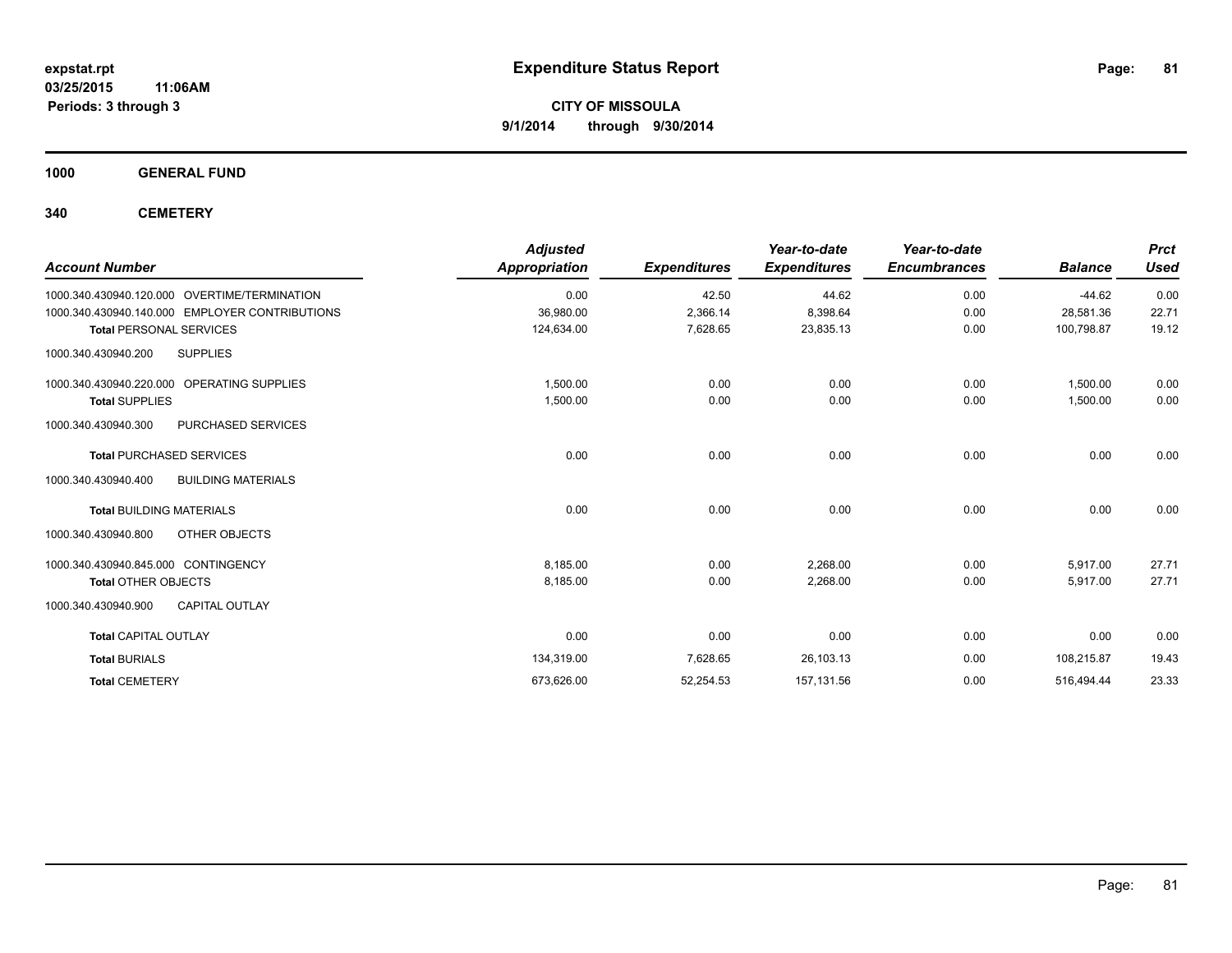# Expenditure Status Report

expstat.rpt
03/25/2015 11:06AM
Periods: 3 through 3

**CITY OF MISSOULA**
**9/1/2014 through 9/30/2014**

## 1000 GENERAL FUND

## 340 CEMETERY

| Account Number | Adjusted Appropriation | Expenditures | Year-to-date Expenditures | Year-to-date Encumbrances | Balance | Prct Used |
|---|---|---|---|---|---|---|
| 1000.340.430940.120.000 OVERTIME/TERMINATION | 0.00 | 42.50 | 44.62 | 0.00 | -44.62 | 0.00 |
| 1000.340.430940.140.000 EMPLOYER CONTRIBUTIONS | 36,980.00 | 2,366.14 | 8,398.64 | 0.00 | 28,581.36 | 22.71 |
| **Total** PERSONAL SERVICES | 124,634.00 | 7,628.65 | 23,835.13 | 0.00 | 100,798.87 | 19.12 |
| 1000.340.430940.200 SUPPLIES | | | | | | |
| 1000.340.430940.220.000 OPERATING SUPPLIES | 1,500.00 | 0.00 | 0.00 | 0.00 | 1,500.00 | 0.00 |
| **Total** SUPPLIES | 1,500.00 | 0.00 | 0.00 | 0.00 | 1,500.00 | 0.00 |
| 1000.340.430940.300 PURCHASED SERVICES | | | | | | |
| **Total** PURCHASED SERVICES | 0.00 | 0.00 | 0.00 | 0.00 | 0.00 | 0.00 |
| 1000.340.430940.400 BUILDING MATERIALS | | | | | | |
| **Total** BUILDING MATERIALS | 0.00 | 0.00 | 0.00 | 0.00 | 0.00 | 0.00 |
| 1000.340.430940.800 OTHER OBJECTS | | | | | | |
| 1000.340.430940.845.000 CONTINGENCY | 8,185.00 | 0.00 | 2,268.00 | 0.00 | 5,917.00 | 27.71 |
| **Total** OTHER OBJECTS | 8,185.00 | 0.00 | 2,268.00 | 0.00 | 5,917.00 | 27.71 |
| 1000.340.430940.900 CAPITAL OUTLAY | | | | | | |
| **Total** CAPITAL OUTLAY | 0.00 | 0.00 | 0.00 | 0.00 | 0.00 | 0.00 |
| **Total** BURIALS | 134,319.00 | 7,628.65 | 26,103.13 | 0.00 | 108,215.87 | 19.43 |
| **Total** CEMETERY | 673,626.00 | 52,254.53 | 157,131.56 | 0.00 | 516,494.44 | 23.33 |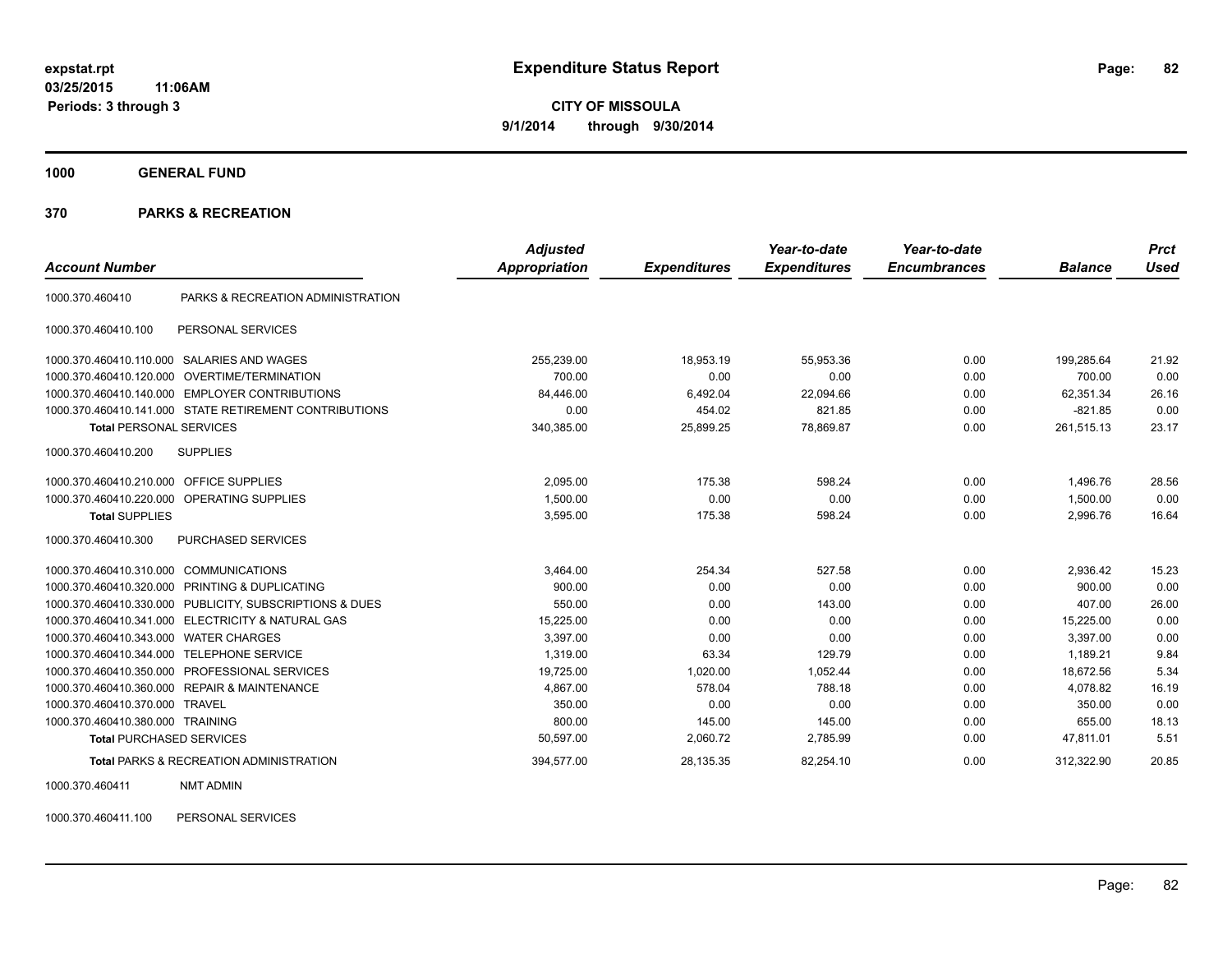**expstat.rpt**
**03/25/2015 11:06AM**
**Periods: 3 through 3**

# Expenditure Status Report

**CITY OF MISSOULA**
**9/1/2014 through 9/30/2014**

## 1000 GENERAL FUND

## 370 PARKS & RECREATION

| Account Number | | Adjusted Appropriation | Expenditures | Year-to-date Expenditures | Year-to-date Encumbrances | Balance | Prct Used |
|---|---|---|---|---|---|---|---|
| 1000.370.460410 | PARKS & RECREATION ADMINISTRATION | | | | | | |
| 1000.370.460410.100 | PERSONAL SERVICES | | | | | | |
| 1000.370.460410.110.000 | SALARIES AND WAGES | 255,239.00 | 18,953.19 | 55,953.36 | 0.00 | 199,285.64 | 21.92 |
| 1000.370.460410.120.000 | OVERTIME/TERMINATION | 700.00 | 0.00 | 0.00 | 0.00 | 700.00 | 0.00 |
| 1000.370.460410.140.000 | EMPLOYER CONTRIBUTIONS | 84,446.00 | 6,492.04 | 22,094.66 | 0.00 | 62,351.34 | 26.16 |
| 1000.370.460410.141.000 | STATE RETIREMENT CONTRIBUTIONS | 0.00 | 454.02 | 821.85 | 0.00 | -821.85 | 0.00 |
| **Total** PERSONAL SERVICES | | 340,385.00 | 25,899.25 | 78,869.87 | 0.00 | 261,515.13 | 23.17 |
| 1000.370.460410.200 | SUPPLIES | | | | | | |
| 1000.370.460410.210.000 | OFFICE SUPPLIES | 2,095.00 | 175.38 | 598.24 | 0.00 | 1,496.76 | 28.56 |
| 1000.370.460410.220.000 | OPERATING SUPPLIES | 1,500.00 | 0.00 | 0.00 | 0.00 | 1,500.00 | 0.00 |
| **Total** SUPPLIES | | 3,595.00 | 175.38 | 598.24 | 0.00 | 2,996.76 | 16.64 |
| 1000.370.460410.300 | PURCHASED SERVICES | | | | | | |
| 1000.370.460410.310.000 | COMMUNICATIONS | 3,464.00 | 254.34 | 527.58 | 0.00 | 2,936.42 | 15.23 |
| 1000.370.460410.320.000 | PRINTING & DUPLICATING | 900.00 | 0.00 | 0.00 | 0.00 | 900.00 | 0.00 |
| 1000.370.460410.330.000 | PUBLICITY, SUBSCRIPTIONS & DUES | 550.00 | 0.00 | 143.00 | 0.00 | 407.00 | 26.00 |
| 1000.370.460410.341.000 | ELECTRICITY & NATURAL GAS | 15,225.00 | 0.00 | 0.00 | 0.00 | 15,225.00 | 0.00 |
| 1000.370.460410.343.000 | WATER CHARGES | 3,397.00 | 0.00 | 0.00 | 0.00 | 3,397.00 | 0.00 |
| 1000.370.460410.344.000 | TELEPHONE SERVICE | 1,319.00 | 63.34 | 129.79 | 0.00 | 1,189.21 | 9.84 |
| 1000.370.460410.350.000 | PROFESSIONAL SERVICES | 19,725.00 | 1,020.00 | 1,052.44 | 0.00 | 18,672.56 | 5.34 |
| 1000.370.460410.360.000 | REPAIR & MAINTENANCE | 4,867.00 | 578.04 | 788.18 | 0.00 | 4,078.82 | 16.19 |
| 1000.370.460410.370.000 | TRAVEL | 350.00 | 0.00 | 0.00 | 0.00 | 350.00 | 0.00 |
| 1000.370.460410.380.000 | TRAINING | 800.00 | 145.00 | 145.00 | 0.00 | 655.00 | 18.13 |
| **Total** PURCHASED SERVICES | | 50,597.00 | 2,060.72 | 2,785.99 | 0.00 | 47,811.01 | 5.51 |
| **Total** PARKS & RECREATION ADMINISTRATION | | 394,577.00 | 28,135.35 | 82,254.10 | 0.00 | 312,322.90 | 20.85 |
| 1000.370.460411 | NMT ADMIN | | | | | | |
| 1000.370.460411.100 | PERSONAL SERVICES | | | | | | |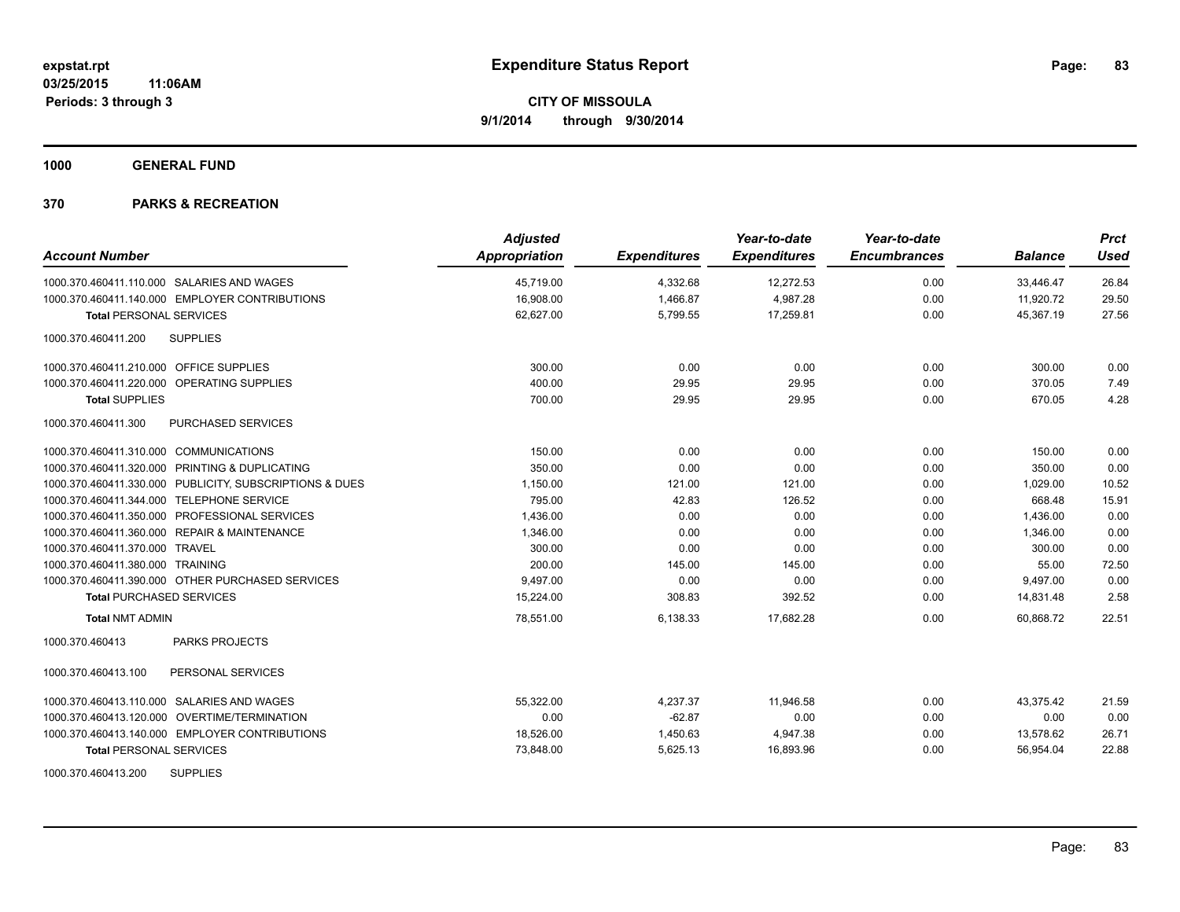**expstat.rpt**
**03/25/2015 11:06AM**
**Periods: 3 through 3**

# Expenditure Status Report

**CITY OF MISSOULA**
**9/1/2014 through 9/30/2014**

## 1000 GENERAL FUND

## 370 PARKS & RECREATION

| Account Number | Adjusted Appropriation | Expenditures | Year-to-date Expenditures | Year-to-date Encumbrances | Balance | Prct Used |
|---|---|---|---|---|---|---|
| 1000.370.460411.110.000 SALARIES AND WAGES | 45,719.00 | 4,332.68 | 12,272.53 | 0.00 | 33,446.47 | 26.84 |
| 1000.370.460411.140.000 EMPLOYER CONTRIBUTIONS | 16,908.00 | 1,466.87 | 4,987.28 | 0.00 | 11,920.72 | 29.50 |
| **Total** PERSONAL SERVICES | 62,627.00 | 5,799.55 | 17,259.81 | 0.00 | 45,367.19 | 27.56 |
| 1000.370.460411.200 SUPPLIES | | | | | | |
| 1000.370.460411.210.000 OFFICE SUPPLIES | 300.00 | 0.00 | 0.00 | 0.00 | 300.00 | 0.00 |
| 1000.370.460411.220.000 OPERATING SUPPLIES | 400.00 | 29.95 | 29.95 | 0.00 | 370.05 | 7.49 |
| **Total SUPPLIES** | 700.00 | 29.95 | 29.95 | 0.00 | 670.05 | 4.28 |
| 1000.370.460411.300 PURCHASED SERVICES | | | | | | |
| 1000.370.460411.310.000 COMMUNICATIONS | 150.00 | 0.00 | 0.00 | 0.00 | 150.00 | 0.00 |
| 1000.370.460411.320.000 PRINTING & DUPLICATING | 350.00 | 0.00 | 0.00 | 0.00 | 350.00 | 0.00 |
| 1000.370.460411.330.000 PUBLICITY, SUBSCRIPTIONS & DUES | 1,150.00 | 121.00 | 121.00 | 0.00 | 1,029.00 | 10.52 |
| 1000.370.460411.344.000 TELEPHONE SERVICE | 795.00 | 42.83 | 126.52 | 0.00 | 668.48 | 15.91 |
| 1000.370.460411.350.000 PROFESSIONAL SERVICES | 1,436.00 | 0.00 | 0.00 | 0.00 | 1,436.00 | 0.00 |
| 1000.370.460411.360.000 REPAIR & MAINTENANCE | 1,346.00 | 0.00 | 0.00 | 0.00 | 1,346.00 | 0.00 |
| 1000.370.460411.370.000 TRAVEL | 300.00 | 0.00 | 0.00 | 0.00 | 300.00 | 0.00 |
| 1000.370.460411.380.000 TRAINING | 200.00 | 145.00 | 145.00 | 0.00 | 55.00 | 72.50 |
| 1000.370.460411.390.000 OTHER PURCHASED SERVICES | 9,497.00 | 0.00 | 0.00 | 0.00 | 9,497.00 | 0.00 |
| **Total** PURCHASED SERVICES | 15,224.00 | 308.83 | 392.52 | 0.00 | 14,831.48 | 2.58 |
| **Total** NMT ADMIN | 78,551.00 | 6,138.33 | 17,682.28 | 0.00 | 60,868.72 | 22.51 |
| 1000.370.460413 PARKS PROJECTS | | | | | | |
| 1000.370.460413.100 PERSONAL SERVICES | | | | | | |
| 1000.370.460413.110.000 SALARIES AND WAGES | 55,322.00 | 4,237.37 | 11,946.58 | 0.00 | 43,375.42 | 21.59 |
| 1000.370.460413.120.000 OVERTIME/TERMINATION | 0.00 | -62.87 | 0.00 | 0.00 | 0.00 | 0.00 |
| 1000.370.460413.140.000 EMPLOYER CONTRIBUTIONS | 18,526.00 | 1,450.63 | 4,947.38 | 0.00 | 13,578.62 | 26.71 |
| **Total** PERSONAL SERVICES | 73,848.00 | 5,625.13 | 16,893.96 | 0.00 | 56,954.04 | 22.88 |
| 1000.370.460413.200 SUPPLIES | | | | | | |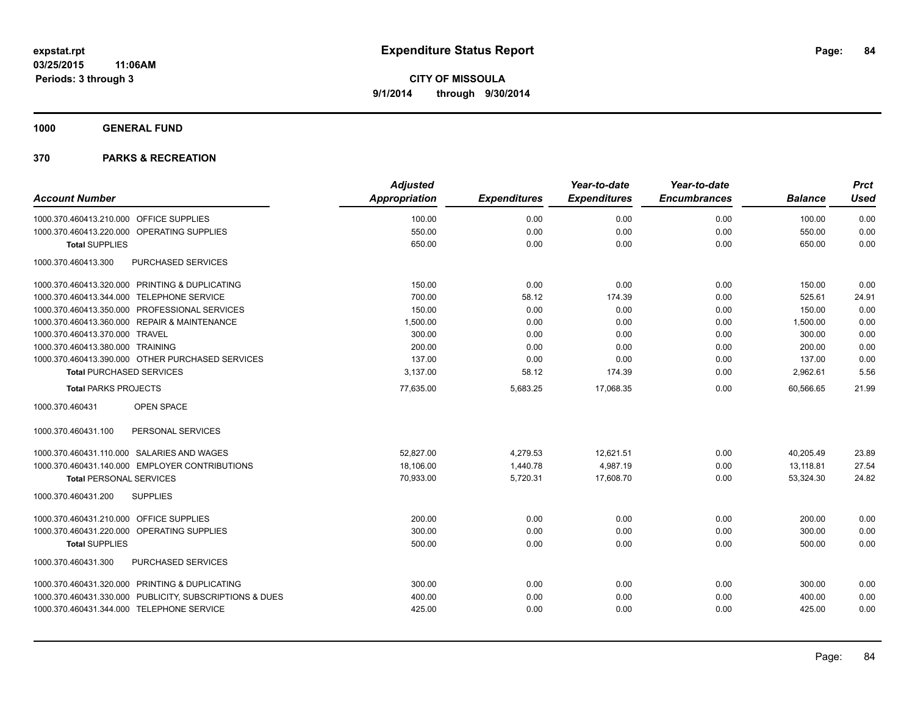**expstat.rpt**
**03/25/2015 11:06AM**
**Periods: 3 through 3**

# Expenditure Status Report

**CITY OF MISSOULA**
**9/1/2014 through 9/30/2014**

## 1000 GENERAL FUND

## 370 PARKS & RECREATION

| Account Number | Adjusted Appropriation | Expenditures | Year-to-date Expenditures | Year-to-date Encumbrances | Balance | Prct Used |
|---|---|---|---|---|---|---|
| 1000.370.460413.210.000 OFFICE SUPPLIES | 100.00 | 0.00 | 0.00 | 0.00 | 100.00 | 0.00 |
| 1000.370.460413.220.000 OPERATING SUPPLIES | 550.00 | 0.00 | 0.00 | 0.00 | 550.00 | 0.00 |
| **Total SUPPLIES** | 650.00 | 0.00 | 0.00 | 0.00 | 650.00 | 0.00 |
| 1000.370.460413.300 PURCHASED SERVICES | | | | | | |
| 1000.370.460413.320.000 PRINTING & DUPLICATING | 150.00 | 0.00 | 0.00 | 0.00 | 150.00 | 0.00 |
| 1000.370.460413.344.000 TELEPHONE SERVICE | 700.00 | 58.12 | 174.39 | 0.00 | 525.61 | 24.91 |
| 1000.370.460413.350.000 PROFESSIONAL SERVICES | 150.00 | 0.00 | 0.00 | 0.00 | 150.00 | 0.00 |
| 1000.370.460413.360.000 REPAIR & MAINTENANCE | 1,500.00 | 0.00 | 0.00 | 0.00 | 1,500.00 | 0.00 |
| 1000.370.460413.370.000 TRAVEL | 300.00 | 0.00 | 0.00 | 0.00 | 300.00 | 0.00 |
| 1000.370.460413.380.000 TRAINING | 200.00 | 0.00 | 0.00 | 0.00 | 200.00 | 0.00 |
| 1000.370.460413.390.000 OTHER PURCHASED SERVICES | 137.00 | 0.00 | 0.00 | 0.00 | 137.00 | 0.00 |
| **Total PURCHASED SERVICES** | 3,137.00 | 58.12 | 174.39 | 0.00 | 2,962.61 | 5.56 |
| **Total PARKS PROJECTS** | 77,635.00 | 5,683.25 | 17,068.35 | 0.00 | 60,566.65 | 21.99 |
| 1000.370.460431 OPEN SPACE | | | | | | |
| 1000.370.460431.100 PERSONAL SERVICES | | | | | | |
| 1000.370.460431.110.000 SALARIES AND WAGES | 52,827.00 | 4,279.53 | 12,621.51 | 0.00 | 40,205.49 | 23.89 |
| 1000.370.460431.140.000 EMPLOYER CONTRIBUTIONS | 18,106.00 | 1,440.78 | 4,987.19 | 0.00 | 13,118.81 | 27.54 |
| **Total PERSONAL SERVICES** | 70,933.00 | 5,720.31 | 17,608.70 | 0.00 | 53,324.30 | 24.82 |
| 1000.370.460431.200 SUPPLIES | | | | | | |
| 1000.370.460431.210.000 OFFICE SUPPLIES | 200.00 | 0.00 | 0.00 | 0.00 | 200.00 | 0.00 |
| 1000.370.460431.220.000 OPERATING SUPPLIES | 300.00 | 0.00 | 0.00 | 0.00 | 300.00 | 0.00 |
| **Total SUPPLIES** | 500.00 | 0.00 | 0.00 | 0.00 | 500.00 | 0.00 |
| 1000.370.460431.300 PURCHASED SERVICES | | | | | | |
| 1000.370.460431.320.000 PRINTING & DUPLICATING | 300.00 | 0.00 | 0.00 | 0.00 | 300.00 | 0.00 |
| 1000.370.460431.330.000 PUBLICITY, SUBSCRIPTIONS & DUES | 400.00 | 0.00 | 0.00 | 0.00 | 400.00 | 0.00 |
| 1000.370.460431.344.000 TELEPHONE SERVICE | 425.00 | 0.00 | 0.00 | 0.00 | 425.00 | 0.00 |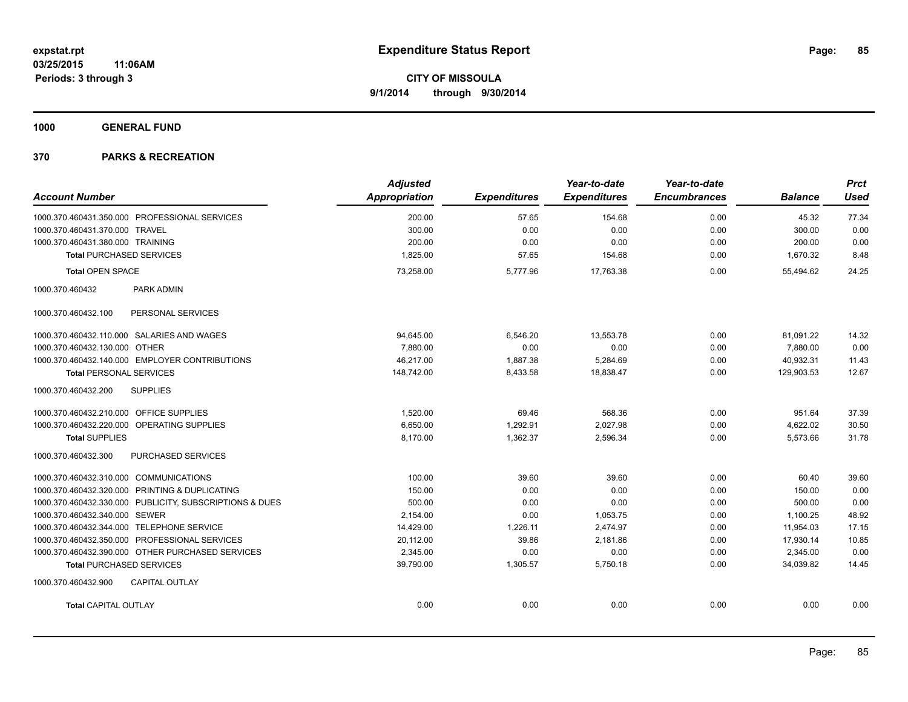**expstat.rpt**
**03/25/2015 11:06AM**
**Periods: 3 through 3**

# Expenditure Status Report

**CITY OF MISSOULA**
**9/1/2014 through 9/30/2014**

## 1000 GENERAL FUND

## 370 PARKS & RECREATION

| Account Number | | Adjusted Appropriation | Expenditures | Year-to-date Expenditures | Year-to-date Encumbrances | Balance | Prct Used |
|---|---|---|---|---|---|---|---|
| 1000.370.460431.350.000 | PROFESSIONAL SERVICES | 200.00 | 57.65 | 154.68 | 0.00 | 45.32 | 77.34 |
| 1000.370.460431.370.000 | TRAVEL | 300.00 | 0.00 | 0.00 | 0.00 | 300.00 | 0.00 |
| 1000.370.460431.380.000 | TRAINING | 200.00 | 0.00 | 0.00 | 0.00 | 200.00 | 0.00 |
| **Total** PURCHASED SERVICES | | 1,825.00 | 57.65 | 154.68 | 0.00 | 1,670.32 | 8.48 |
| **Total** OPEN SPACE | | 73,258.00 | 5,777.96 | 17,763.38 | 0.00 | 55,494.62 | 24.25 |
| 1000.370.460432 | PARK ADMIN | | | | | | |
| 1000.370.460432.100 | PERSONAL SERVICES | | | | | | |
| 1000.370.460432.110.000 | SALARIES AND WAGES | 94,645.00 | 6,546.20 | 13,553.78 | 0.00 | 81,091.22 | 14.32 |
| 1000.370.460432.130.000 | OTHER | 7,880.00 | 0.00 | 0.00 | 0.00 | 7,880.00 | 0.00 |
| 1000.370.460432.140.000 | EMPLOYER CONTRIBUTIONS | 46,217.00 | 1,887.38 | 5,284.69 | 0.00 | 40,932.31 | 11.43 |
| **Total** PERSONAL SERVICES | | 148,742.00 | 8,433.58 | 18,838.47 | 0.00 | 129,903.53 | 12.67 |
| 1000.370.460432.200 | SUPPLIES | | | | | | |
| 1000.370.460432.210.000 | OFFICE SUPPLIES | 1,520.00 | 69.46 | 568.36 | 0.00 | 951.64 | 37.39 |
| 1000.370.460432.220.000 | OPERATING SUPPLIES | 6,650.00 | 1,292.91 | 2,027.98 | 0.00 | 4,622.02 | 30.50 |
| **Total** SUPPLIES | | 8,170.00 | 1,362.37 | 2,596.34 | 0.00 | 5,573.66 | 31.78 |
| 1000.370.460432.300 | PURCHASED SERVICES | | | | | | |
| 1000.370.460432.310.000 | COMMUNICATIONS | 100.00 | 39.60 | 39.60 | 0.00 | 60.40 | 39.60 |
| 1000.370.460432.320.000 | PRINTING & DUPLICATING | 150.00 | 0.00 | 0.00 | 0.00 | 150.00 | 0.00 |
| 1000.370.460432.330.000 | PUBLICITY, SUBSCRIPTIONS & DUES | 500.00 | 0.00 | 0.00 | 0.00 | 500.00 | 0.00 |
| 1000.370.460432.340.000 | SEWER | 2,154.00 | 0.00 | 1,053.75 | 0.00 | 1,100.25 | 48.92 |
| 1000.370.460432.344.000 | TELEPHONE SERVICE | 14,429.00 | 1,226.11 | 2,474.97 | 0.00 | 11,954.03 | 17.15 |
| 1000.370.460432.350.000 | PROFESSIONAL SERVICES | 20,112.00 | 39.86 | 2,181.86 | 0.00 | 17,930.14 | 10.85 |
| 1000.370.460432.390.000 | OTHER PURCHASED SERVICES | 2,345.00 | 0.00 | 0.00 | 0.00 | 2,345.00 | 0.00 |
| **Total** PURCHASED SERVICES | | 39,790.00 | 1,305.57 | 5,750.18 | 0.00 | 34,039.82 | 14.45 |
| 1000.370.460432.900 | CAPITAL OUTLAY | | | | | | |
| **Total** CAPITAL OUTLAY | | 0.00 | 0.00 | 0.00 | 0.00 | 0.00 | 0.00 |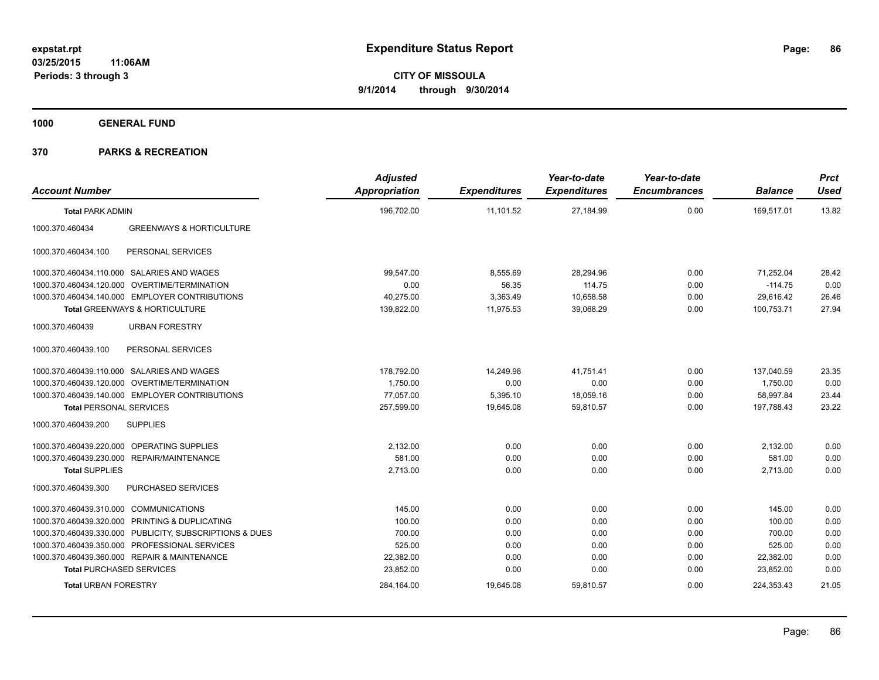**expstat.rpt**
**03/25/2015 11:06AM**
**Periods: 3 through 3**

# Expenditure Status Report

**CITY OF MISSOULA**
**9/1/2014 through 9/30/2014**

## 1000 GENERAL FUND

## 370 PARKS & RECREATION

| Account Number | | Adjusted Appropriation | Expenditures | Year-to-date Expenditures | Year-to-date Encumbrances | Balance | Prct Used |
|---|---|---|---|---|---|---|---|
| **Total PARK ADMIN** | | 196,702.00 | 11,101.52 | 27,184.99 | 0.00 | 169,517.01 | 13.82 |
| 1000.370.460434 | GREENWAYS & HORTICULTURE | | | | | | |
| 1000.370.460434.100 | PERSONAL SERVICES | | | | | | |
| 1000.370.460434.110.000 | SALARIES AND WAGES | 99,547.00 | 8,555.69 | 28,294.96 | 0.00 | 71,252.04 | 28.42 |
| 1000.370.460434.120.000 | OVERTIME/TERMINATION | 0.00 | 56.35 | 114.75 | 0.00 | -114.75 | 0.00 |
| 1000.370.460434.140.000 | EMPLOYER CONTRIBUTIONS | 40,275.00 | 3,363.49 | 10,658.58 | 0.00 | 29,616.42 | 26.46 |
| **Total GREENWAYS & HORTICULTURE** | | 139,822.00 | 11,975.53 | 39,068.29 | 0.00 | 100,753.71 | 27.94 |
| 1000.370.460439 | URBAN FORESTRY | | | | | | |
| 1000.370.460439.100 | PERSONAL SERVICES | | | | | | |
| 1000.370.460439.110.000 | SALARIES AND WAGES | 178,792.00 | 14,249.98 | 41,751.41 | 0.00 | 137,040.59 | 23.35 |
| 1000.370.460439.120.000 | OVERTIME/TERMINATION | 1,750.00 | 0.00 | 0.00 | 0.00 | 1,750.00 | 0.00 |
| 1000.370.460439.140.000 | EMPLOYER CONTRIBUTIONS | 77,057.00 | 5,395.10 | 18,059.16 | 0.00 | 58,997.84 | 23.44 |
| **Total PERSONAL SERVICES** | | 257,599.00 | 19,645.08 | 59,810.57 | 0.00 | 197,788.43 | 23.22 |
| 1000.370.460439.200 | SUPPLIES | | | | | | |
| 1000.370.460439.220.000 | OPERATING SUPPLIES | 2,132.00 | 0.00 | 0.00 | 0.00 | 2,132.00 | 0.00 |
| 1000.370.460439.230.000 | REPAIR/MAINTENANCE | 581.00 | 0.00 | 0.00 | 0.00 | 581.00 | 0.00 |
| **Total SUPPLIES** | | 2,713.00 | 0.00 | 0.00 | 0.00 | 2,713.00 | 0.00 |
| 1000.370.460439.300 | PURCHASED SERVICES | | | | | | |
| 1000.370.460439.310.000 | COMMUNICATIONS | 145.00 | 0.00 | 0.00 | 0.00 | 145.00 | 0.00 |
| 1000.370.460439.320.000 | PRINTING & DUPLICATING | 100.00 | 0.00 | 0.00 | 0.00 | 100.00 | 0.00 |
| 1000.370.460439.330.000 | PUBLICITY, SUBSCRIPTIONS & DUES | 700.00 | 0.00 | 0.00 | 0.00 | 700.00 | 0.00 |
| 1000.370.460439.350.000 | PROFESSIONAL SERVICES | 525.00 | 0.00 | 0.00 | 0.00 | 525.00 | 0.00 |
| 1000.370.460439.360.000 | REPAIR & MAINTENANCE | 22,382.00 | 0.00 | 0.00 | 0.00 | 22,382.00 | 0.00 |
| **Total PURCHASED SERVICES** | | 23,852.00 | 0.00 | 0.00 | 0.00 | 23,852.00 | 0.00 |
| **Total URBAN FORESTRY** | | 284,164.00 | 19,645.08 | 59,810.57 | 0.00 | 224,353.43 | 21.05 |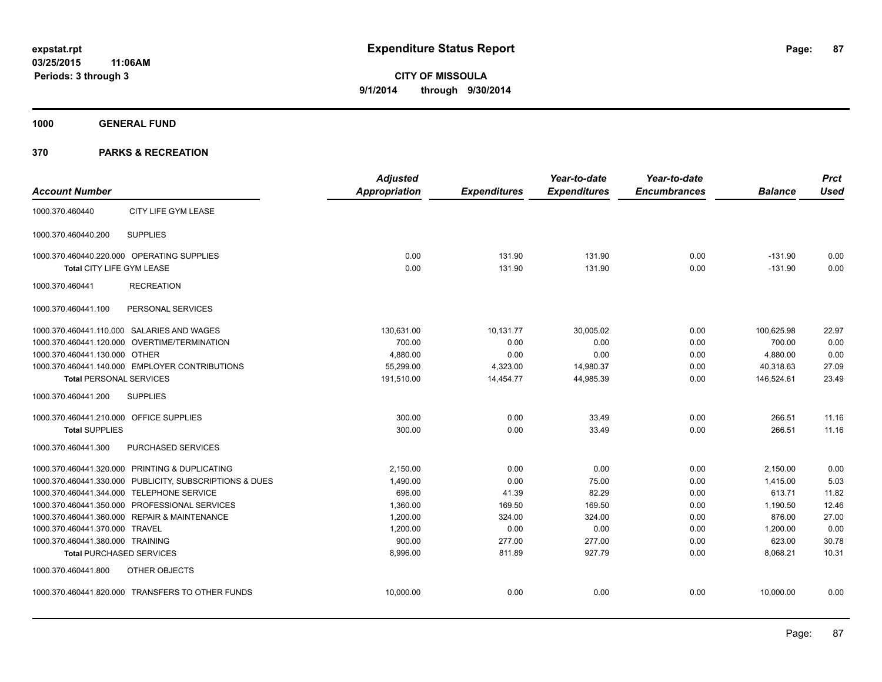# Expenditure Status Report

**CITY OF MISSOULA**

**9/1/2014 through 9/30/2014**

expstat.rpt
03/25/2015 11:06AM
Periods: 3 through 3

**1000 GENERAL FUND**

**370 PARKS & RECREATION**

| Account Number | | Adjusted Appropriation | Expenditures | Year-to-date Expenditures | Year-to-date Encumbrances | Balance | Prct Used |
|---|---|---|---|---|---|---|---|
| 1000.370.460440 | CITY LIFE GYM LEASE | | | | | | |
| 1000.370.460440.200 | SUPPLIES | | | | | | |
| 1000.370.460440.220.000 | OPERATING SUPPLIES | 0.00 | 131.90 | 131.90 | 0.00 | -131.90 | 0.00 |
| Total CITY LIFE GYM LEASE | | 0.00 | 131.90 | 131.90 | 0.00 | -131.90 | 0.00 |
| 1000.370.460441 | RECREATION | | | | | | |
| 1000.370.460441.100 | PERSONAL SERVICES | | | | | | |
| 1000.370.460441.110.000 | SALARIES AND WAGES | 130,631.00 | 10,131.77 | 30,005.02 | 0.00 | 100,625.98 | 22.97 |
| 1000.370.460441.120.000 | OVERTIME/TERMINATION | 700.00 | 0.00 | 0.00 | 0.00 | 700.00 | 0.00 |
| 1000.370.460441.130.000 | OTHER | 4,880.00 | 0.00 | 0.00 | 0.00 | 4,880.00 | 0.00 |
| 1000.370.460441.140.000 | EMPLOYER CONTRIBUTIONS | 55,299.00 | 4,323.00 | 14,980.37 | 0.00 | 40,318.63 | 27.09 |
| Total PERSONAL SERVICES | | 191,510.00 | 14,454.77 | 44,985.39 | 0.00 | 146,524.61 | 23.49 |
| 1000.370.460441.200 | SUPPLIES | | | | | | |
| 1000.370.460441.210.000 | OFFICE SUPPLIES | 300.00 | 0.00 | 33.49 | 0.00 | 266.51 | 11.16 |
| Total SUPPLIES | | 300.00 | 0.00 | 33.49 | 0.00 | 266.51 | 11.16 |
| 1000.370.460441.300 | PURCHASED SERVICES | | | | | | |
| 1000.370.460441.320.000 | PRINTING & DUPLICATING | 2,150.00 | 0.00 | 0.00 | 0.00 | 2,150.00 | 0.00 |
| 1000.370.460441.330.000 | PUBLICITY, SUBSCRIPTIONS & DUES | 1,490.00 | 0.00 | 75.00 | 0.00 | 1,415.00 | 5.03 |
| 1000.370.460441.344.000 | TELEPHONE SERVICE | 696.00 | 41.39 | 82.29 | 0.00 | 613.71 | 11.82 |
| 1000.370.460441.350.000 | PROFESSIONAL SERVICES | 1,360.00 | 169.50 | 169.50 | 0.00 | 1,190.50 | 12.46 |
| 1000.370.460441.360.000 | REPAIR & MAINTENANCE | 1,200.00 | 324.00 | 324.00 | 0.00 | 876.00 | 27.00 |
| 1000.370.460441.370.000 | TRAVEL | 1,200.00 | 0.00 | 0.00 | 0.00 | 1,200.00 | 0.00 |
| 1000.370.460441.380.000 | TRAINING | 900.00 | 277.00 | 277.00 | 0.00 | 623.00 | 30.78 |
| Total PURCHASED SERVICES | | 8,996.00 | 811.89 | 927.79 | 0.00 | 8,068.21 | 10.31 |
| 1000.370.460441.800 | OTHER OBJECTS | | | | | | |
| 1000.370.460441.820.000 | TRANSFERS TO OTHER FUNDS | 10,000.00 | 0.00 | 0.00 | 0.00 | 10,000.00 | 0.00 |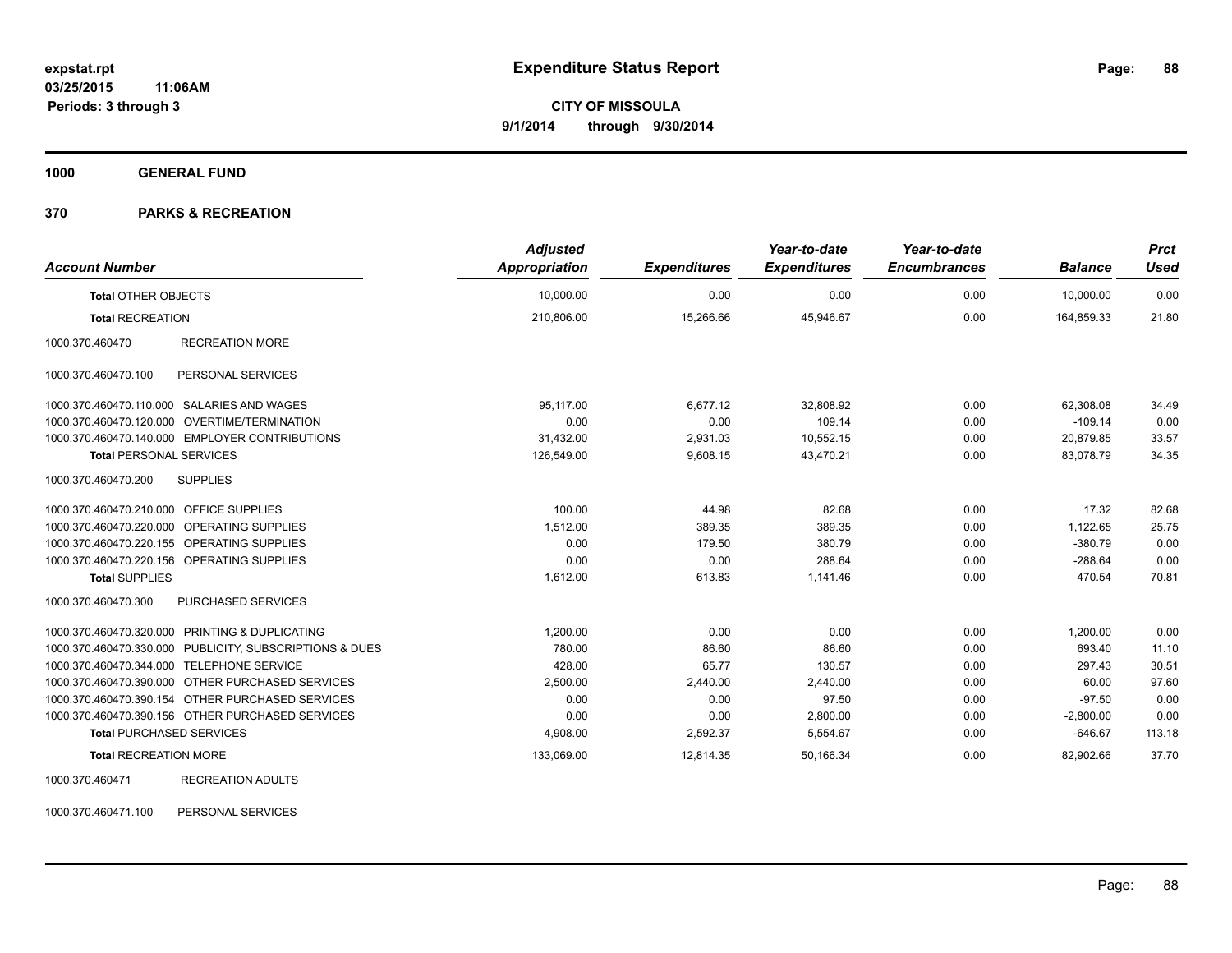**Expenditure Status Report**

**CITY OF MISSOULA**
**9/1/2014 through 9/30/2014**

expstat.rpt
03/25/2015 11:06AM
Periods: 3 through 3

**1000 GENERAL FUND**

**370 PARKS & RECREATION**

| Account Number | | Adjusted Appropriation | Expenditures | Year-to-date Expenditures | Year-to-date Encumbrances | Balance | Prct Used |
|---|---|---|---|---|---|---|---|
| **Total** OTHER OBJECTS | | 10,000.00 | 0.00 | 0.00 | 0.00 | 10,000.00 | 0.00 |
| **Total** RECREATION | | 210,806.00 | 15,266.66 | 45,946.67 | 0.00 | 164,859.33 | 21.80 |
| 1000.370.460470 | RECREATION MORE | | | | | | |
| 1000.370.460470.100 | PERSONAL SERVICES | | | | | | |
| 1000.370.460470.110.000 | SALARIES AND WAGES | 95,117.00 | 6,677.12 | 32,808.92 | 0.00 | 62,308.08 | 34.49 |
| 1000.370.460470.120.000 | OVERTIME/TERMINATION | 0.00 | 0.00 | 109.14 | 0.00 | -109.14 | 0.00 |
| 1000.370.460470.140.000 | EMPLOYER CONTRIBUTIONS | 31,432.00 | 2,931.03 | 10,552.15 | 0.00 | 20,879.85 | 33.57 |
| **Total** PERSONAL SERVICES | | 126,549.00 | 9,608.15 | 43,470.21 | 0.00 | 83,078.79 | 34.35 |
| 1000.370.460470.200 | SUPPLIES | | | | | | |
| 1000.370.460470.210.000 | OFFICE SUPPLIES | 100.00 | 44.98 | 82.68 | 0.00 | 17.32 | 82.68 |
| 1000.370.460470.220.000 | OPERATING SUPPLIES | 1,512.00 | 389.35 | 389.35 | 0.00 | 1,122.65 | 25.75 |
| 1000.370.460470.220.155 | OPERATING SUPPLIES | 0.00 | 179.50 | 380.79 | 0.00 | -380.79 | 0.00 |
| 1000.370.460470.220.156 | OPERATING SUPPLIES | 0.00 | 0.00 | 288.64 | 0.00 | -288.64 | 0.00 |
| **Total** SUPPLIES | | 1,612.00 | 613.83 | 1,141.46 | 0.00 | 470.54 | 70.81 |
| 1000.370.460470.300 | PURCHASED SERVICES | | | | | | |
| 1000.370.460470.320.000 | PRINTING & DUPLICATING | 1,200.00 | 0.00 | 0.00 | 0.00 | 1,200.00 | 0.00 |
| 1000.370.460470.330.000 | PUBLICITY, SUBSCRIPTIONS & DUES | 780.00 | 86.60 | 86.60 | 0.00 | 693.40 | 11.10 |
| 1000.370.460470.344.000 | TELEPHONE SERVICE | 428.00 | 65.77 | 130.57 | 0.00 | 297.43 | 30.51 |
| 1000.370.460470.390.000 | OTHER PURCHASED SERVICES | 2,500.00 | 2,440.00 | 2,440.00 | 0.00 | 60.00 | 97.60 |
| 1000.370.460470.390.154 | OTHER PURCHASED SERVICES | 0.00 | 0.00 | 97.50 | 0.00 | -97.50 | 0.00 |
| 1000.370.460470.390.156 | OTHER PURCHASED SERVICES | 0.00 | 0.00 | 2,800.00 | 0.00 | -2,800.00 | 0.00 |
| **Total** PURCHASED SERVICES | | 4,908.00 | 2,592.37 | 5,554.67 | 0.00 | -646.67 | 113.18 |
| **Total** RECREATION MORE | | 133,069.00 | 12,814.35 | 50,166.34 | 0.00 | 82,902.66 | 37.70 |
| 1000.370.460471 | RECREATION ADULTS | | | | | | |
| 1000.370.460471.100 | PERSONAL SERVICES | | | | | | |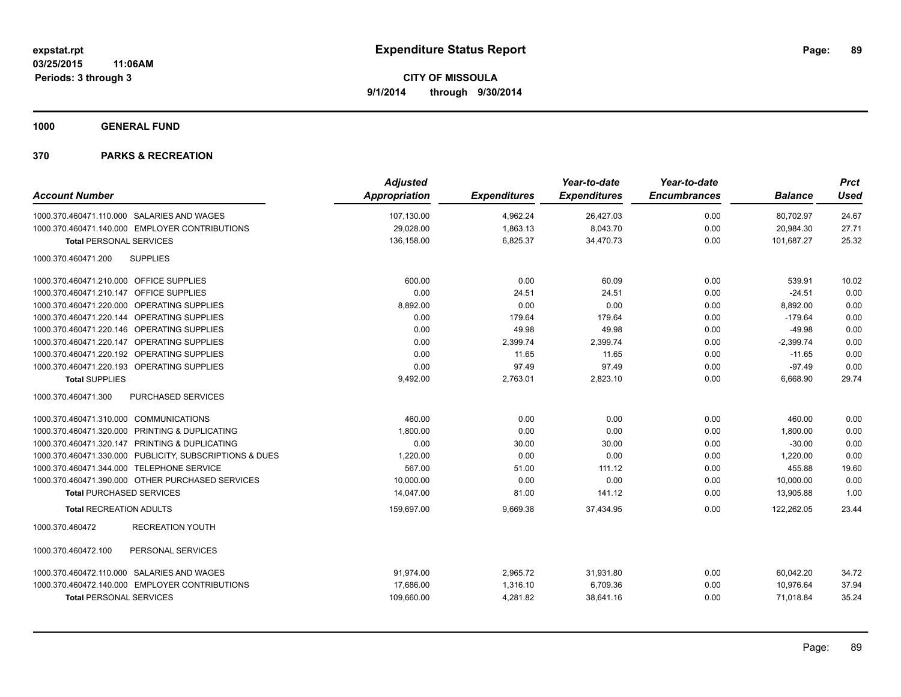**expstat.rpt**
**03/25/2015 11:06AM**
**Periods: 3 through 3**

# Expenditure Status Report

**CITY OF MISSOULA**
**9/1/2014 through 9/30/2014**

## 1000 GENERAL FUND

## 370 PARKS & RECREATION

| Account Number | Adjusted Appropriation | Expenditures | Year-to-date Expenditures | Year-to-date Encumbrances | Balance | Prct Used |
|---|---|---|---|---|---|---|
| 1000.370.460471.110.000 SALARIES AND WAGES | 107,130.00 | 4,962.24 | 26,427.03 | 0.00 | 80,702.97 | 24.67 |
| 1000.370.460471.140.000 EMPLOYER CONTRIBUTIONS | 29,028.00 | 1,863.13 | 8,043.70 | 0.00 | 20,984.30 | 27.71 |
| **Total** PERSONAL SERVICES | 136,158.00 | 6,825.37 | 34,470.73 | 0.00 | 101,687.27 | 25.32 |
| 1000.370.460471.200 SUPPLIES | | | | | | |
| 1000.370.460471.210.000 OFFICE SUPPLIES | 600.00 | 0.00 | 60.09 | 0.00 | 539.91 | 10.02 |
| 1000.370.460471.210.147 OFFICE SUPPLIES | 0.00 | 24.51 | 24.51 | 0.00 | -24.51 | 0.00 |
| 1000.370.460471.220.000 OPERATING SUPPLIES | 8,892.00 | 0.00 | 0.00 | 0.00 | 8,892.00 | 0.00 |
| 1000.370.460471.220.144 OPERATING SUPPLIES | 0.00 | 179.64 | 179.64 | 0.00 | -179.64 | 0.00 |
| 1000.370.460471.220.146 OPERATING SUPPLIES | 0.00 | 49.98 | 49.98 | 0.00 | -49.98 | 0.00 |
| 1000.370.460471.220.147 OPERATING SUPPLIES | 0.00 | 2,399.74 | 2,399.74 | 0.00 | -2,399.74 | 0.00 |
| 1000.370.460471.220.192 OPERATING SUPPLIES | 0.00 | 11.65 | 11.65 | 0.00 | -11.65 | 0.00 |
| 1000.370.460471.220.193 OPERATING SUPPLIES | 0.00 | 97.49 | 97.49 | 0.00 | -97.49 | 0.00 |
| **Total** SUPPLIES | 9,492.00 | 2,763.01 | 2,823.10 | 0.00 | 6,668.90 | 29.74 |
| 1000.370.460471.300 PURCHASED SERVICES | | | | | | |
| 1000.370.460471.310.000 COMMUNICATIONS | 460.00 | 0.00 | 0.00 | 0.00 | 460.00 | 0.00 |
| 1000.370.460471.320.000 PRINTING & DUPLICATING | 1,800.00 | 0.00 | 0.00 | 0.00 | 1,800.00 | 0.00 |
| 1000.370.460471.320.147 PRINTING & DUPLICATING | 0.00 | 30.00 | 30.00 | 0.00 | -30.00 | 0.00 |
| 1000.370.460471.330.000 PUBLICITY, SUBSCRIPTIONS & DUES | 1,220.00 | 0.00 | 0.00 | 0.00 | 1,220.00 | 0.00 |
| 1000.370.460471.344.000 TELEPHONE SERVICE | 567.00 | 51.00 | 111.12 | 0.00 | 455.88 | 19.60 |
| 1000.370.460471.390.000 OTHER PURCHASED SERVICES | 10,000.00 | 0.00 | 0.00 | 0.00 | 10,000.00 | 0.00 |
| **Total** PURCHASED SERVICES | 14,047.00 | 81.00 | 141.12 | 0.00 | 13,905.88 | 1.00 |
| **Total** RECREATION ADULTS | 159,697.00 | 9,669.38 | 37,434.95 | 0.00 | 122,262.05 | 23.44 |
| 1000.370.460472 RECREATION YOUTH | | | | | | |
| 1000.370.460472.100 PERSONAL SERVICES | | | | | | |
| 1000.370.460472.110.000 SALARIES AND WAGES | 91,974.00 | 2,965.72 | 31,931.80 | 0.00 | 60,042.20 | 34.72 |
| 1000.370.460472.140.000 EMPLOYER CONTRIBUTIONS | 17,686.00 | 1,316.10 | 6,709.36 | 0.00 | 10,976.64 | 37.94 |
| **Total** PERSONAL SERVICES | 109,660.00 | 4,281.82 | 38,641.16 | 0.00 | 71,018.84 | 35.24 |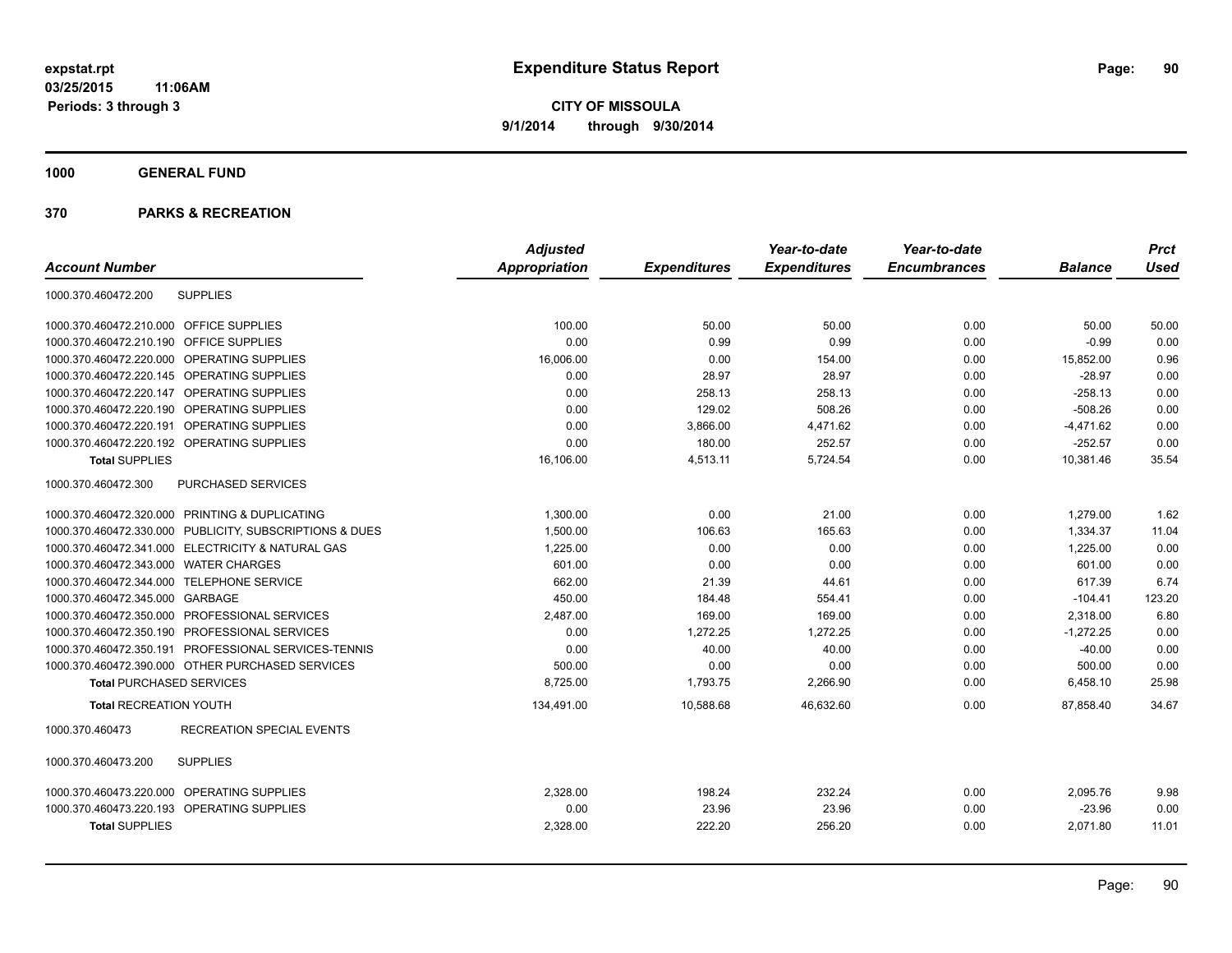**expstat.rpt**
**03/25/2015 11:06AM**
**Periods: 3 through 3**

# Expenditure Status Report

**CITY OF MISSOULA**
**9/1/2014 through 9/30/2014**

## 1000 GENERAL FUND

### 370 PARKS & RECREATION

| Account Number | | Adjusted Appropriation | Expenditures | Year-to-date Expenditures | Year-to-date Encumbrances | Balance | Prct Used |
|---|---|---|---|---|---|---|---|
| 1000.370.460472.200 | SUPPLIES | | | | | | |
| 1000.370.460472.210.000 | OFFICE SUPPLIES | 100.00 | 50.00 | 50.00 | 0.00 | 50.00 | 50.00 |
| 1000.370.460472.210.190 | OFFICE SUPPLIES | 0.00 | 0.99 | 0.99 | 0.00 | -0.99 | 0.00 |
| 1000.370.460472.220.000 | OPERATING SUPPLIES | 16,006.00 | 0.00 | 154.00 | 0.00 | 15,852.00 | 0.96 |
| 1000.370.460472.220.145 | OPERATING SUPPLIES | 0.00 | 28.97 | 28.97 | 0.00 | -28.97 | 0.00 |
| 1000.370.460472.220.147 | OPERATING SUPPLIES | 0.00 | 258.13 | 258.13 | 0.00 | -258.13 | 0.00 |
| 1000.370.460472.220.190 | OPERATING SUPPLIES | 0.00 | 129.02 | 508.26 | 0.00 | -508.26 | 0.00 |
| 1000.370.460472.220.191 | OPERATING SUPPLIES | 0.00 | 3,866.00 | 4,471.62 | 0.00 | -4,471.62 | 0.00 |
| 1000.370.460472.220.192 | OPERATING SUPPLIES | 0.00 | 180.00 | 252.57 | 0.00 | -252.57 | 0.00 |
| **Total** SUPPLIES | | 16,106.00 | 4,513.11 | 5,724.54 | 0.00 | 10,381.46 | 35.54 |
| 1000.370.460472.300 | PURCHASED SERVICES | | | | | | |
| 1000.370.460472.320.000 | PRINTING & DUPLICATING | 1,300.00 | 0.00 | 21.00 | 0.00 | 1,279.00 | 1.62 |
| 1000.370.460472.330.000 | PUBLICITY, SUBSCRIPTIONS & DUES | 1,500.00 | 106.63 | 165.63 | 0.00 | 1,334.37 | 11.04 |
| 1000.370.460472.341.000 | ELECTRICITY & NATURAL GAS | 1,225.00 | 0.00 | 0.00 | 0.00 | 1,225.00 | 0.00 |
| 1000.370.460472.343.000 | WATER CHARGES | 601.00 | 0.00 | 0.00 | 0.00 | 601.00 | 0.00 |
| 1000.370.460472.344.000 | TELEPHONE SERVICE | 662.00 | 21.39 | 44.61 | 0.00 | 617.39 | 6.74 |
| 1000.370.460472.345.000 | GARBAGE | 450.00 | 184.48 | 554.41 | 0.00 | -104.41 | 123.20 |
| 1000.370.460472.350.000 | PROFESSIONAL SERVICES | 2,487.00 | 169.00 | 169.00 | 0.00 | 2,318.00 | 6.80 |
| 1000.370.460472.350.190 | PROFESSIONAL SERVICES | 0.00 | 1,272.25 | 1,272.25 | 0.00 | -1,272.25 | 0.00 |
| 1000.370.460472.350.191 | PROFESSIONAL SERVICES-TENNIS | 0.00 | 40.00 | 40.00 | 0.00 | -40.00 | 0.00 |
| 1000.370.460472.390.000 | OTHER PURCHASED SERVICES | 500.00 | 0.00 | 0.00 | 0.00 | 500.00 | 0.00 |
| **Total** PURCHASED SERVICES | | 8,725.00 | 1,793.75 | 2,266.90 | 0.00 | 6,458.10 | 25.98 |
| **Total** RECREATION YOUTH | | 134,491.00 | 10,588.68 | 46,632.60 | 0.00 | 87,858.40 | 34.67 |
| 1000.370.460473 | RECREATION SPECIAL EVENTS | | | | | | |
| 1000.370.460473.200 | SUPPLIES | | | | | | |
| 1000.370.460473.220.000 | OPERATING SUPPLIES | 2,328.00 | 198.24 | 232.24 | 0.00 | 2,095.76 | 9.98 |
| 1000.370.460473.220.193 | OPERATING SUPPLIES | 0.00 | 23.96 | 23.96 | 0.00 | -23.96 | 0.00 |
| **Total** SUPPLIES | | 2,328.00 | 222.20 | 256.20 | 0.00 | 2,071.80 | 11.01 |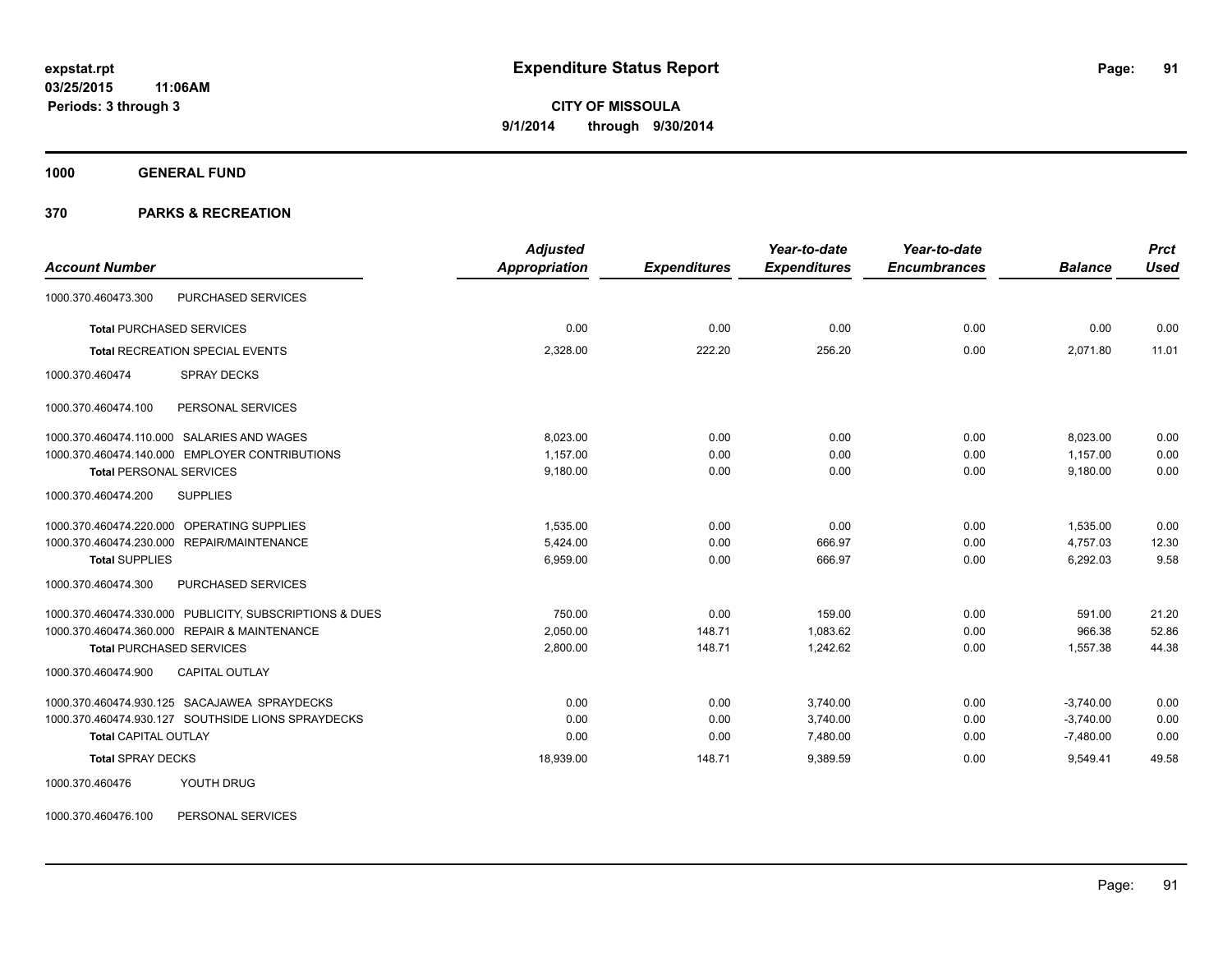**expstat.rpt**
**03/25/2015 11:06AM**
**Periods: 3 through 3**

# Expenditure Status Report

**CITY OF MISSOULA**
**9/1/2014 through 9/30/2014**

## 1000 GENERAL FUND

## 370 PARKS & RECREATION

| Account Number | | Adjusted Appropriation | Expenditures | Year-to-date Expenditures | Year-to-date Encumbrances | Balance | Prct Used |
|---|---|---|---|---|---|---|---|
| 1000.370.460473.300 | PURCHASED SERVICES | | | | | | |
| **Total** PURCHASED SERVICES | | 0.00 | 0.00 | 0.00 | 0.00 | 0.00 | 0.00 |
| **Total** RECREATION SPECIAL EVENTS | | 2,328.00 | 222.20 | 256.20 | 0.00 | 2,071.80 | 11.01 |
| 1000.370.460474 | SPRAY DECKS | | | | | | |
| 1000.370.460474.100 | PERSONAL SERVICES | | | | | | |
| 1000.370.460474.110.000 | SALARIES AND WAGES | 8,023.00 | 0.00 | 0.00 | 0.00 | 8,023.00 | 0.00 |
| 1000.370.460474.140.000 | EMPLOYER CONTRIBUTIONS | 1,157.00 | 0.00 | 0.00 | 0.00 | 1,157.00 | 0.00 |
| **Total** PERSONAL SERVICES | | 9,180.00 | 0.00 | 0.00 | 0.00 | 9,180.00 | 0.00 |
| 1000.370.460474.200 | SUPPLIES | | | | | | |
| 1000.370.460474.220.000 | OPERATING SUPPLIES | 1,535.00 | 0.00 | 0.00 | 0.00 | 1,535.00 | 0.00 |
| 1000.370.460474.230.000 | REPAIR/MAINTENANCE | 5,424.00 | 0.00 | 666.97 | 0.00 | 4,757.03 | 12.30 |
| **Total** SUPPLIES | | 6,959.00 | 0.00 | 666.97 | 0.00 | 6,292.03 | 9.58 |
| 1000.370.460474.300 | PURCHASED SERVICES | | | | | | |
| 1000.370.460474.330.000 | PUBLICITY, SUBSCRIPTIONS & DUES | 750.00 | 0.00 | 159.00 | 0.00 | 591.00 | 21.20 |
| 1000.370.460474.360.000 | REPAIR & MAINTENANCE | 2,050.00 | 148.71 | 1,083.62 | 0.00 | 966.38 | 52.86 |
| **Total** PURCHASED SERVICES | | 2,800.00 | 148.71 | 1,242.62 | 0.00 | 1,557.38 | 44.38 |
| 1000.370.460474.900 | CAPITAL OUTLAY | | | | | | |
| 1000.370.460474.930.125 | SACAJAWEA SPRAYDECKS | 0.00 | 0.00 | 3,740.00 | 0.00 | -3,740.00 | 0.00 |
| 1000.370.460474.930.127 | SOUTHSIDE LIONS SPRAYDECKS | 0.00 | 0.00 | 3,740.00 | 0.00 | -3,740.00 | 0.00 |
| **Total** CAPITAL OUTLAY | | 0.00 | 0.00 | 7,480.00 | 0.00 | -7,480.00 | 0.00 |
| **Total** SPRAY DECKS | | 18,939.00 | 148.71 | 9,389.59 | 0.00 | 9,549.41 | 49.58 |
| 1000.370.460476 | YOUTH DRUG | | | | | | |
| 1000.370.460476.100 | PERSONAL SERVICES | | | | | | |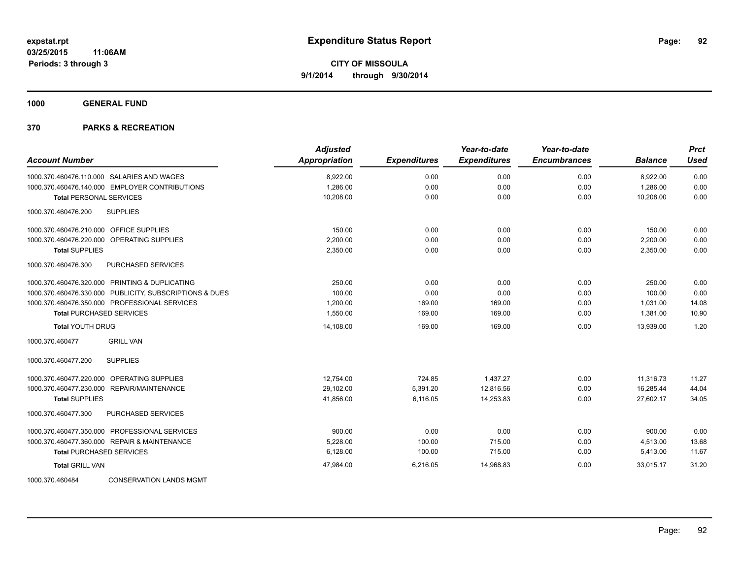**expstat.rpt**
**03/25/2015 11:06AM**
**Periods: 3 through 3**

# Expenditure Status Report

**CITY OF MISSOULA**
**9/1/2014 through 9/30/2014**

## 1000 GENERAL FUND

## 370 PARKS & RECREATION

| Account Number | Adjusted Appropriation | Expenditures | Year-to-date Expenditures | Year-to-date Encumbrances | Balance | Prct Used |
|---|---|---|---|---|---|---|
| 1000.370.460476.110.000 SALARIES AND WAGES | 8,922.00 | 0.00 | 0.00 | 0.00 | 8,922.00 | 0.00 |
| 1000.370.460476.140.000 EMPLOYER CONTRIBUTIONS | 1,286.00 | 0.00 | 0.00 | 0.00 | 1,286.00 | 0.00 |
| **Total** PERSONAL SERVICES | 10,208.00 | 0.00 | 0.00 | 0.00 | 10,208.00 | 0.00 |
| 1000.370.460476.200 SUPPLIES | | | | | | |
| 1000.370.460476.210.000 OFFICE SUPPLIES | 150.00 | 0.00 | 0.00 | 0.00 | 150.00 | 0.00 |
| 1000.370.460476.220.000 OPERATING SUPPLIES | 2,200.00 | 0.00 | 0.00 | 0.00 | 2,200.00 | 0.00 |
| **Total** SUPPLIES | 2,350.00 | 0.00 | 0.00 | 0.00 | 2,350.00 | 0.00 |
| 1000.370.460476.300 PURCHASED SERVICES | | | | | | |
| 1000.370.460476.320.000 PRINTING & DUPLICATING | 250.00 | 0.00 | 0.00 | 0.00 | 250.00 | 0.00 |
| 1000.370.460476.330.000 PUBLICITY, SUBSCRIPTIONS & DUES | 100.00 | 0.00 | 0.00 | 0.00 | 100.00 | 0.00 |
| 1000.370.460476.350.000 PROFESSIONAL SERVICES | 1,200.00 | 169.00 | 169.00 | 0.00 | 1,031.00 | 14.08 |
| **Total** PURCHASED SERVICES | 1,550.00 | 169.00 | 169.00 | 0.00 | 1,381.00 | 10.90 |
| **Total** YOUTH DRUG | 14,108.00 | 169.00 | 169.00 | 0.00 | 13,939.00 | 1.20 |
| 1000.370.460477 GRILL VAN | | | | | | |
| 1000.370.460477.200 SUPPLIES | | | | | | |
| 1000.370.460477.220.000 OPERATING SUPPLIES | 12,754.00 | 724.85 | 1,437.27 | 0.00 | 11,316.73 | 11.27 |
| 1000.370.460477.230.000 REPAIR/MAINTENANCE | 29,102.00 | 5,391.20 | 12,816.56 | 0.00 | 16,285.44 | 44.04 |
| **Total** SUPPLIES | 41,856.00 | 6,116.05 | 14,253.83 | 0.00 | 27,602.17 | 34.05 |
| 1000.370.460477.300 PURCHASED SERVICES | | | | | | |
| 1000.370.460477.350.000 PROFESSIONAL SERVICES | 900.00 | 0.00 | 0.00 | 0.00 | 900.00 | 0.00 |
| 1000.370.460477.360.000 REPAIR & MAINTENANCE | 5,228.00 | 100.00 | 715.00 | 0.00 | 4,513.00 | 13.68 |
| **Total** PURCHASED SERVICES | 6,128.00 | 100.00 | 715.00 | 0.00 | 5,413.00 | 11.67 |
| **Total** GRILL VAN | 47,984.00 | 6,216.05 | 14,968.83 | 0.00 | 33,015.17 | 31.20 |
| 1000.370.460484 CONSERVATION LANDS MGMT | | | | | | |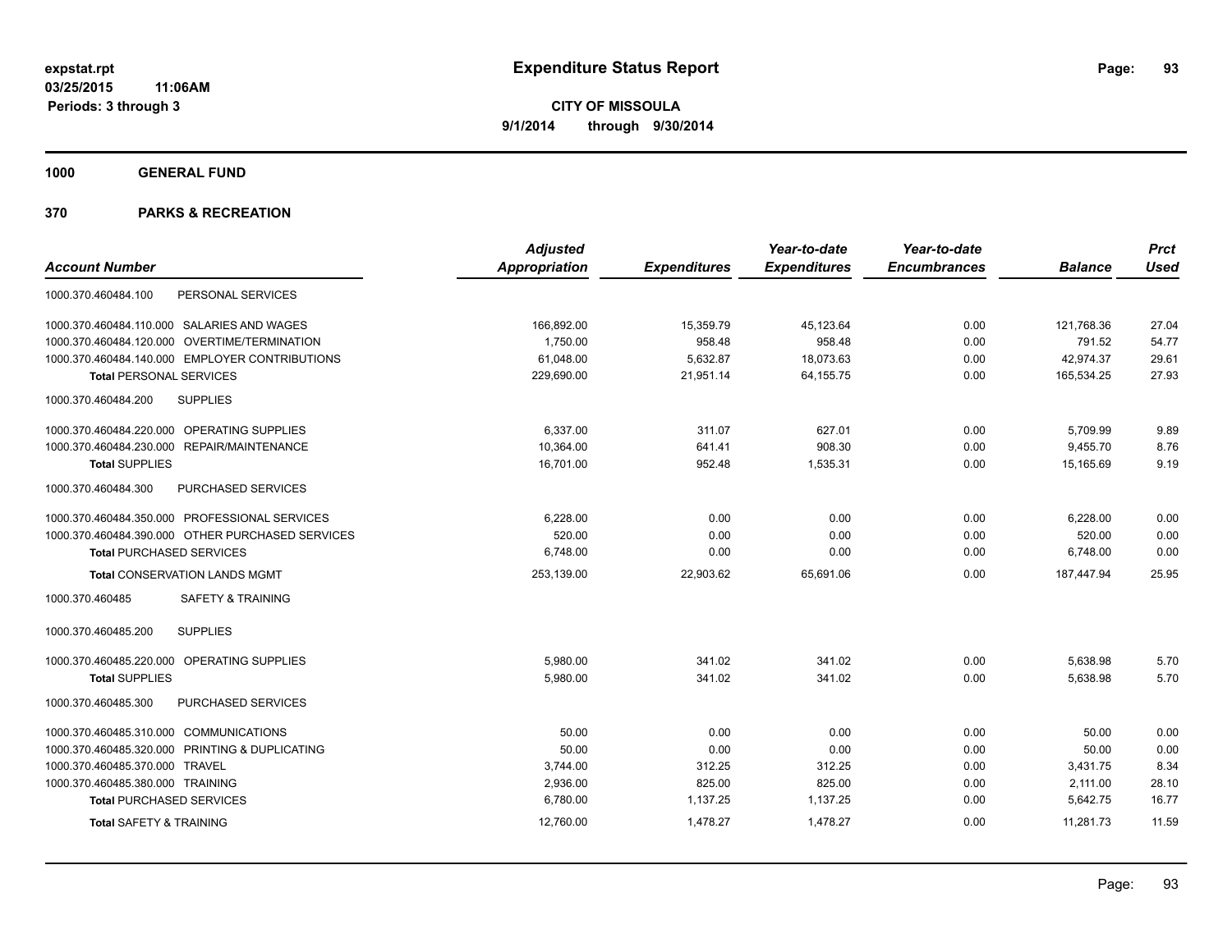**expstat.rpt**
**03/25/2015 11:06AM**
**Periods: 3 through 3**

# Expenditure Status Report

**CITY OF MISSOULA**
**9/1/2014 through 9/30/2014**

## 1000 GENERAL FUND

## 370 PARKS & RECREATION

| Account Number | Adjusted Appropriation | Expenditures | Year-to-date Expenditures | Year-to-date Encumbrances | Balance | Prct Used |
|---|---|---|---|---|---|---|
| 1000.370.460484.100 PERSONAL SERVICES | | | | | | |
| 1000.370.460484.110.000 SALARIES AND WAGES | 166,892.00 | 15,359.79 | 45,123.64 | 0.00 | 121,768.36 | 27.04 |
| 1000.370.460484.120.000 OVERTIME/TERMINATION | 1,750.00 | 958.48 | 958.48 | 0.00 | 791.52 | 54.77 |
| 1000.370.460484.140.000 EMPLOYER CONTRIBUTIONS | 61,048.00 | 5,632.87 | 18,073.63 | 0.00 | 42,974.37 | 29.61 |
| **Total** PERSONAL SERVICES | 229,690.00 | 21,951.14 | 64,155.75 | 0.00 | 165,534.25 | 27.93 |
| 1000.370.460484.200 SUPPLIES | | | | | | |
| 1000.370.460484.220.000 OPERATING SUPPLIES | 6,337.00 | 311.07 | 627.01 | 0.00 | 5,709.99 | 9.89 |
| 1000.370.460484.230.000 REPAIR/MAINTENANCE | 10,364.00 | 641.41 | 908.30 | 0.00 | 9,455.70 | 8.76 |
| **Total** SUPPLIES | 16,701.00 | 952.48 | 1,535.31 | 0.00 | 15,165.69 | 9.19 |
| 1000.370.460484.300 PURCHASED SERVICES | | | | | | |
| 1000.370.460484.350.000 PROFESSIONAL SERVICES | 6,228.00 | 0.00 | 0.00 | 0.00 | 6,228.00 | 0.00 |
| 1000.370.460484.390.000 OTHER PURCHASED SERVICES | 520.00 | 0.00 | 0.00 | 0.00 | 520.00 | 0.00 |
| **Total** PURCHASED SERVICES | 6,748.00 | 0.00 | 0.00 | 0.00 | 6,748.00 | 0.00 |
| **Total** CONSERVATION LANDS MGMT | 253,139.00 | 22,903.62 | 65,691.06 | 0.00 | 187,447.94 | 25.95 |
| 1000.370.460485 SAFETY & TRAINING | | | | | | |
| 1000.370.460485.200 SUPPLIES | | | | | | |
| 1000.370.460485.220.000 OPERATING SUPPLIES | 5,980.00 | 341.02 | 341.02 | 0.00 | 5,638.98 | 5.70 |
| **Total** SUPPLIES | 5,980.00 | 341.02 | 341.02 | 0.00 | 5,638.98 | 5.70 |
| 1000.370.460485.300 PURCHASED SERVICES | | | | | | |
| 1000.370.460485.310.000 COMMUNICATIONS | 50.00 | 0.00 | 0.00 | 0.00 | 50.00 | 0.00 |
| 1000.370.460485.320.000 PRINTING & DUPLICATING | 50.00 | 0.00 | 0.00 | 0.00 | 50.00 | 0.00 |
| 1000.370.460485.370.000 TRAVEL | 3,744.00 | 312.25 | 312.25 | 0.00 | 3,431.75 | 8.34 |
| 1000.370.460485.380.000 TRAINING | 2,936.00 | 825.00 | 825.00 | 0.00 | 2,111.00 | 28.10 |
| **Total** PURCHASED SERVICES | 6,780.00 | 1,137.25 | 1,137.25 | 0.00 | 5,642.75 | 16.77 |
| **Total** SAFETY & TRAINING | 12,760.00 | 1,478.27 | 1,478.27 | 0.00 | 11,281.73 | 11.59 |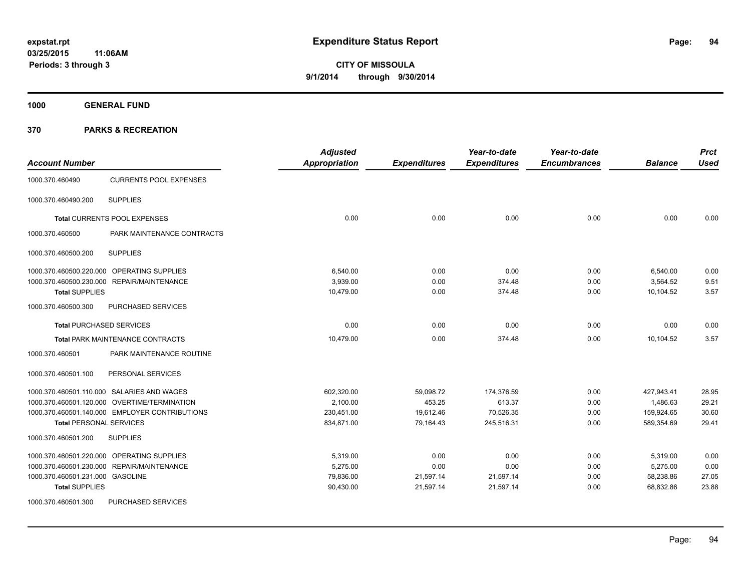# Expenditure Status Report

**expstat.rpt**
**03/25/2015 11:06AM**
**Periods: 3 through 3**

**CITY OF MISSOULA**
**9/1/2014 through 9/30/2014**

## 1000 GENERAL FUND

## 370 PARKS & RECREATION

| Account Number | | Adjusted Appropriation | Expenditures | Year-to-date Expenditures | Year-to-date Encumbrances | Balance | Prct Used |
|---|---|---|---|---|---|---|---|
| 1000.370.460490 | CURRENTS POOL EXPENSES | | | | | | |
| 1000.370.460490.200 | SUPPLIES | | | | | | |
| **Total** CURRENTS POOL EXPENSES | | 0.00 | 0.00 | 0.00 | 0.00 | 0.00 | 0.00 |
| 1000.370.460500 | PARK MAINTENANCE CONTRACTS | | | | | | |
| 1000.370.460500.200 | SUPPLIES | | | | | | |
| 1000.370.460500.220.000 | OPERATING SUPPLIES | 6,540.00 | 0.00 | 0.00 | 0.00 | 6,540.00 | 0.00 |
| 1000.370.460500.230.000 | REPAIR/MAINTENANCE | 3,939.00 | 0.00 | 374.48 | 0.00 | 3,564.52 | 9.51 |
| **Total** SUPPLIES | | 10,479.00 | 0.00 | 374.48 | 0.00 | 10,104.52 | 3.57 |
| 1000.370.460500.300 | PURCHASED SERVICES | | | | | | |
| **Total** PURCHASED SERVICES | | 0.00 | 0.00 | 0.00 | 0.00 | 0.00 | 0.00 |
| **Total** PARK MAINTENANCE CONTRACTS | | 10,479.00 | 0.00 | 374.48 | 0.00 | 10,104.52 | 3.57 |
| 1000.370.460501 | PARK MAINTENANCE ROUTINE | | | | | | |
| 1000.370.460501.100 | PERSONAL SERVICES | | | | | | |
| 1000.370.460501.110.000 | SALARIES AND WAGES | 602,320.00 | 59,098.72 | 174,376.59 | 0.00 | 427,943.41 | 28.95 |
| 1000.370.460501.120.000 | OVERTIME/TERMINATION | 2,100.00 | 453.25 | 613.37 | 0.00 | 1,486.63 | 29.21 |
| 1000.370.460501.140.000 | EMPLOYER CONTRIBUTIONS | 230,451.00 | 19,612.46 | 70,526.35 | 0.00 | 159,924.65 | 30.60 |
| **Total** PERSONAL SERVICES | | 834,871.00 | 79,164.43 | 245,516.31 | 0.00 | 589,354.69 | 29.41 |
| 1000.370.460501.200 | SUPPLIES | | | | | | |
| 1000.370.460501.220.000 | OPERATING SUPPLIES | 5,319.00 | 0.00 | 0.00 | 0.00 | 5,319.00 | 0.00 |
| 1000.370.460501.230.000 | REPAIR/MAINTENANCE | 5,275.00 | 0.00 | 0.00 | 0.00 | 5,275.00 | 0.00 |
| 1000.370.460501.231.000 | GASOLINE | 79,836.00 | 21,597.14 | 21,597.14 | 0.00 | 58,238.86 | 27.05 |
| **Total** SUPPLIES | | 90,430.00 | 21,597.14 | 21,597.14 | 0.00 | 68,832.86 | 23.88 |
| 1000.370.460501.300 | PURCHASED SERVICES | | | | | | |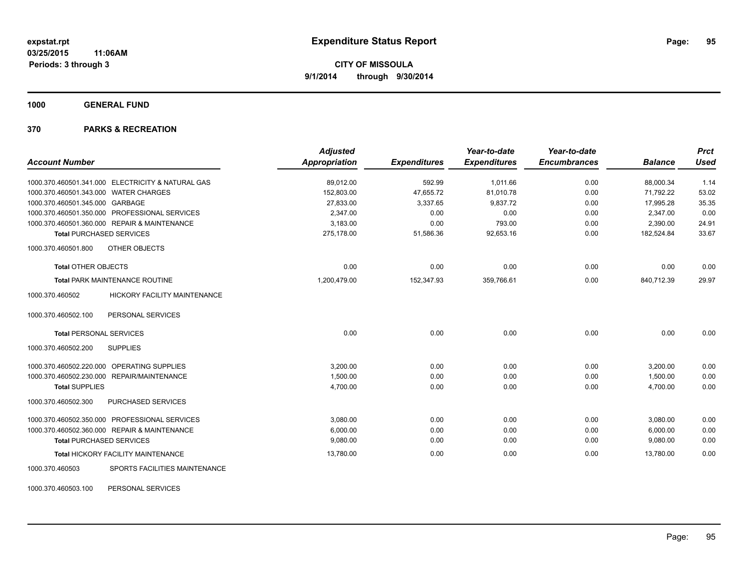**expstat.rpt**
**03/25/2015 11:06AM**
**Periods: 3 through 3**

# Expenditure Status Report

**CITY OF MISSOULA**
**9/1/2014 through 9/30/2014**

## 1000 GENERAL FUND

## 370 PARKS & RECREATION

| Account Number | | Adjusted Appropriation | Expenditures | Year-to-date Expenditures | Year-to-date Encumbrances | Balance | Prct Used |
|---|---|---|---|---|---|---|---|
| 1000.370.460501.341.000 | ELECTRICITY & NATURAL GAS | 89,012.00 | 592.99 | 1,011.66 | 0.00 | 88,000.34 | 1.14 |
| 1000.370.460501.343.000 | WATER CHARGES | 152,803.00 | 47,655.72 | 81,010.78 | 0.00 | 71,792.22 | 53.02 |
| 1000.370.460501.345.000 | GARBAGE | 27,833.00 | 3,337.65 | 9,837.72 | 0.00 | 17,995.28 | 35.35 |
| 1000.370.460501.350.000 | PROFESSIONAL SERVICES | 2,347.00 | 0.00 | 0.00 | 0.00 | 2,347.00 | 0.00 |
| 1000.370.460501.360.000 | REPAIR & MAINTENANCE | 3,183.00 | 0.00 | 793.00 | 0.00 | 2,390.00 | 24.91 |
| **Total** PURCHASED SERVICES | | 275,178.00 | 51,586.36 | 92,653.16 | 0.00 | 182,524.84 | 33.67 |
| 1000.370.460501.800 | OTHER OBJECTS | | | | | | |
| **Total** OTHER OBJECTS | | 0.00 | 0.00 | 0.00 | 0.00 | 0.00 | 0.00 |
| **Total** PARK MAINTENANCE ROUTINE | | 1,200,479.00 | 152,347.93 | 359,766.61 | 0.00 | 840,712.39 | 29.97 |
| 1000.370.460502 | HICKORY FACILITY MAINTENANCE | | | | | | |
| 1000.370.460502.100 | PERSONAL SERVICES | | | | | | |
| **Total** PERSONAL SERVICES | | 0.00 | 0.00 | 0.00 | 0.00 | 0.00 | 0.00 |
| 1000.370.460502.200 | SUPPLIES | | | | | | |
| 1000.370.460502.220.000 | OPERATING SUPPLIES | 3,200.00 | 0.00 | 0.00 | 0.00 | 3,200.00 | 0.00 |
| 1000.370.460502.230.000 | REPAIR/MAINTENANCE | 1,500.00 | 0.00 | 0.00 | 0.00 | 1,500.00 | 0.00 |
| **Total** SUPPLIES | | 4,700.00 | 0.00 | 0.00 | 0.00 | 4,700.00 | 0.00 |
| 1000.370.460502.300 | PURCHASED SERVICES | | | | | | |
| 1000.370.460502.350.000 | PROFESSIONAL SERVICES | 3,080.00 | 0.00 | 0.00 | 0.00 | 3,080.00 | 0.00 |
| 1000.370.460502.360.000 | REPAIR & MAINTENANCE | 6,000.00 | 0.00 | 0.00 | 0.00 | 6,000.00 | 0.00 |
| **Total** PURCHASED SERVICES | | 9,080.00 | 0.00 | 0.00 | 0.00 | 9,080.00 | 0.00 |
| **Total** HICKORY FACILITY MAINTENANCE | | 13,780.00 | 0.00 | 0.00 | 0.00 | 13,780.00 | 0.00 |
| 1000.370.460503 | SPORTS FACILITIES MAINTENANCE | | | | | | |
| 1000.370.460503.100 | PERSONAL SERVICES | | | | | | |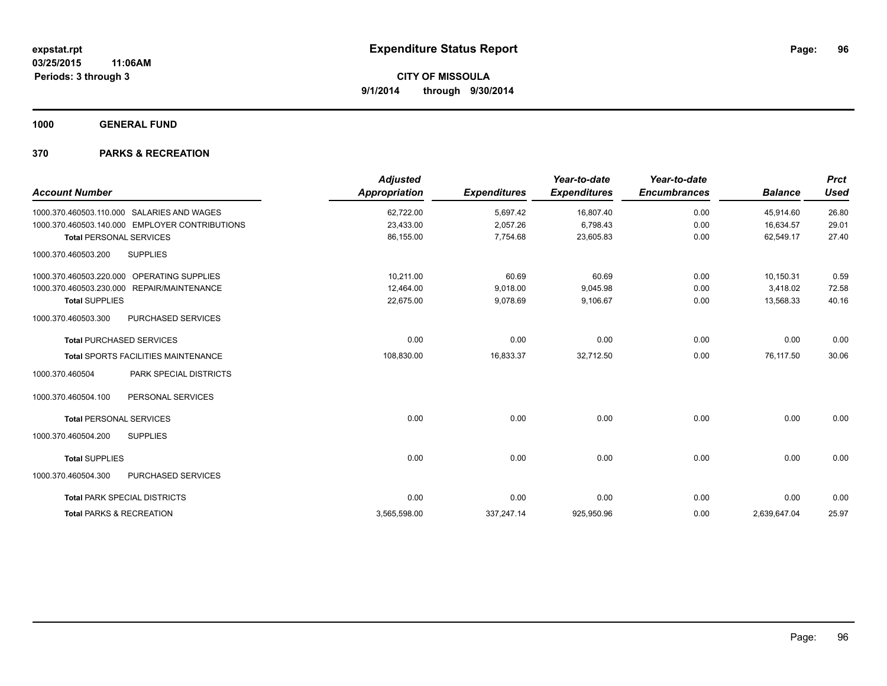**expstat.rpt**
**03/25/2015 11:06AM**
**Periods: 3 through 3**

# Expenditure Status Report

**CITY OF MISSOULA**
**9/1/2014 through 9/30/2014**

## 1000 GENERAL FUND

## 370 PARKS & RECREATION

| Account Number | Adjusted Appropriation | Expenditures | Year-to-date Expenditures | Year-to-date Encumbrances | Balance | Prct Used |
|---|---|---|---|---|---|---|
| 1000.370.460503.110.000 SALARIES AND WAGES | 62,722.00 | 5,697.42 | 16,807.40 | 0.00 | 45,914.60 | 26.80 |
| 1000.370.460503.140.000 EMPLOYER CONTRIBUTIONS | 23,433.00 | 2,057.26 | 6,798.43 | 0.00 | 16,634.57 | 29.01 |
| **Total** PERSONAL SERVICES | 86,155.00 | 7,754.68 | 23,605.83 | 0.00 | 62,549.17 | 27.40 |
| 1000.370.460503.200 SUPPLIES | | | | | | |
| 1000.370.460503.220.000 OPERATING SUPPLIES | 10,211.00 | 60.69 | 60.69 | 0.00 | 10,150.31 | 0.59 |
| 1000.370.460503.230.000 REPAIR/MAINTENANCE | 12,464.00 | 9,018.00 | 9,045.98 | 0.00 | 3,418.02 | 72.58 |
| **Total** SUPPLIES | 22,675.00 | 9,078.69 | 9,106.67 | 0.00 | 13,568.33 | 40.16 |
| 1000.370.460503.300 PURCHASED SERVICES | | | | | | |
| **Total** PURCHASED SERVICES | 0.00 | 0.00 | 0.00 | 0.00 | 0.00 | 0.00 |
| **Total** SPORTS FACILITIES MAINTENANCE | 108,830.00 | 16,833.37 | 32,712.50 | 0.00 | 76,117.50 | 30.06 |
| 1000.370.460504 PARK SPECIAL DISTRICTS | | | | | | |
| 1000.370.460504.100 PERSONAL SERVICES | | | | | | |
| **Total** PERSONAL SERVICES | 0.00 | 0.00 | 0.00 | 0.00 | 0.00 | 0.00 |
| 1000.370.460504.200 SUPPLIES | | | | | | |
| **Total** SUPPLIES | 0.00 | 0.00 | 0.00 | 0.00 | 0.00 | 0.00 |
| 1000.370.460504.300 PURCHASED SERVICES | | | | | | |
| **Total** PARK SPECIAL DISTRICTS | 0.00 | 0.00 | 0.00 | 0.00 | 0.00 | 0.00 |
| **Total** PARKS & RECREATION | 3,565,598.00 | 337,247.14 | 925,950.96 | 0.00 | 2,639,647.04 | 25.97 |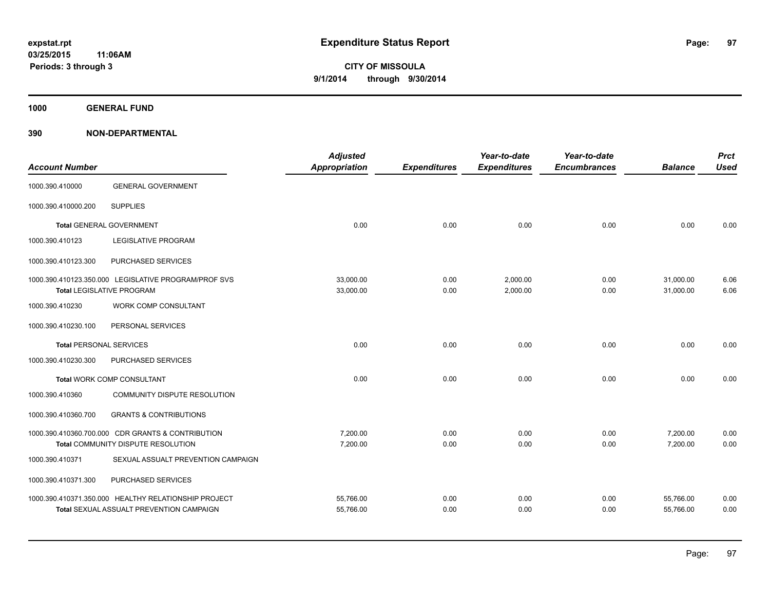**expstat.rpt**
**03/25/2015 11:06AM**
**Periods: 3 through 3**

# Expenditure Status Report

**CITY OF MISSOULA**
**9/1/2014 through 9/30/2014**

## 1000 GENERAL FUND

## 390 NON-DEPARTMENTAL

| Account Number | | Adjusted Appropriation | Expenditures | Year-to-date Expenditures | Year-to-date Encumbrances | Balance | Prct Used |
|---|---|---|---|---|---|---|---|
| 1000.390.410000 | GENERAL GOVERNMENT | | | | | | |
| 1000.390.410000.200 | SUPPLIES | | | | | | |
| **Total** GENERAL GOVERNMENT | | 0.00 | 0.00 | 0.00 | 0.00 | 0.00 | 0.00 |
| 1000.390.410123 | LEGISLATIVE PROGRAM | | | | | | |
| 1000.390.410123.300 | PURCHASED SERVICES | | | | | | |
| 1000.390.410123.350.000 | LEGISLATIVE PROGRAM/PROF SVS | 33,000.00 | 0.00 | 2,000.00 | 0.00 | 31,000.00 | 6.06 |
| **Total** LEGISLATIVE PROGRAM | | 33,000.00 | 0.00 | 2,000.00 | 0.00 | 31,000.00 | 6.06 |
| 1000.390.410230 | WORK COMP CONSULTANT | | | | | | |
| 1000.390.410230.100 | PERSONAL SERVICES | | | | | | |
| **Total** PERSONAL SERVICES | | 0.00 | 0.00 | 0.00 | 0.00 | 0.00 | 0.00 |
| 1000.390.410230.300 | PURCHASED SERVICES | | | | | | |
| **Total** WORK COMP CONSULTANT | | 0.00 | 0.00 | 0.00 | 0.00 | 0.00 | 0.00 |
| 1000.390.410360 | COMMUNITY DISPUTE RESOLUTION | | | | | | |
| 1000.390.410360.700 | GRANTS & CONTRIBUTIONS | | | | | | |
| 1000.390.410360.700.000 | CDR GRANTS & CONTRIBUTION | 7,200.00 | 0.00 | 0.00 | 0.00 | 7,200.00 | 0.00 |
| **Total** COMMUNITY DISPUTE RESOLUTION | | 7,200.00 | 0.00 | 0.00 | 0.00 | 7,200.00 | 0.00 |
| 1000.390.410371 | SEXUAL ASSUALT PREVENTION CAMPAIGN | | | | | | |
| 1000.390.410371.300 | PURCHASED SERVICES | | | | | | |
| 1000.390.410371.350.000 | HEALTHY RELATIONSHIP PROJECT | 55,766.00 | 0.00 | 0.00 | 0.00 | 55,766.00 | 0.00 |
| **Total** SEXUAL ASSUALT PREVENTION CAMPAIGN | | 55,766.00 | 0.00 | 0.00 | 0.00 | 55,766.00 | 0.00 |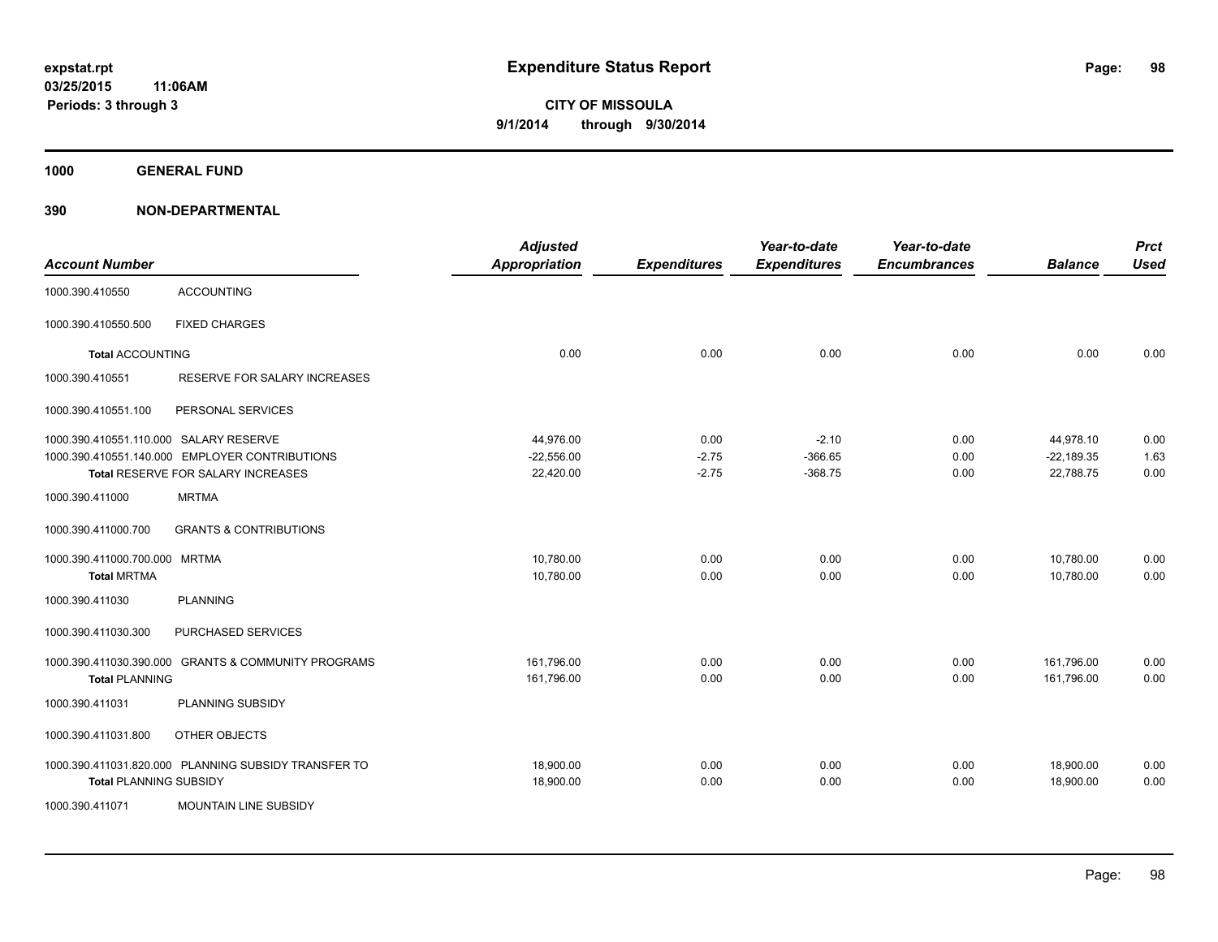# Expenditure Status Report

expstat.rpt
03/25/2015 11:06AM
Periods: 3 through 3

**CITY OF MISSOULA**
**9/1/2014 through 9/30/2014**

## 1000 GENERAL FUND

## 390 NON-DEPARTMENTAL

| Account Number | | Adjusted Appropriation | Expenditures | Year-to-date Expenditures | Year-to-date Encumbrances | Balance | Prct Used |
|---|---|---|---|---|---|---|---|
| 1000.390.410550 | ACCOUNTING | | | | | | |
| 1000.390.410550.500 | FIXED CHARGES | | | | | | |
| **Total** ACCOUNTING | | 0.00 | 0.00 | 0.00 | 0.00 | 0.00 | 0.00 |
| 1000.390.410551 | RESERVE FOR SALARY INCREASES | | | | | | |
| 1000.390.410551.100 | PERSONAL SERVICES | | | | | | |
| 1000.390.410551.110.000 | SALARY RESERVE | 44,976.00 | 0.00 | -2.10 | 0.00 | 44,978.10 | 0.00 |
| 1000.390.410551.140.000 | EMPLOYER CONTRIBUTIONS | -22,556.00 | -2.75 | -366.65 | 0.00 | -22,189.35 | 1.63 |
| **Total** RESERVE FOR SALARY INCREASES | | 22,420.00 | -2.75 | -368.75 | 0.00 | 22,788.75 | 0.00 |
| 1000.390.411000 | MRTMA | | | | | | |
| 1000.390.411000.700 | GRANTS & CONTRIBUTIONS | | | | | | |
| 1000.390.411000.700.000 | MRTMA | 10,780.00 | 0.00 | 0.00 | 0.00 | 10,780.00 | 0.00 |
| **Total** MRTMA | | 10,780.00 | 0.00 | 0.00 | 0.00 | 10,780.00 | 0.00 |
| 1000.390.411030 | PLANNING | | | | | | |
| 1000.390.411030.300 | PURCHASED SERVICES | | | | | | |
| 1000.390.411030.390.000 | GRANTS & COMMUNITY PROGRAMS | 161,796.00 | 0.00 | 0.00 | 0.00 | 161,796.00 | 0.00 |
| **Total** PLANNING | | 161,796.00 | 0.00 | 0.00 | 0.00 | 161,796.00 | 0.00 |
| 1000.390.411031 | PLANNING SUBSIDY | | | | | | |
| 1000.390.411031.800 | OTHER OBJECTS | | | | | | |
| 1000.390.411031.820.000 | PLANNING SUBSIDY TRANSFER TO | 18,900.00 | 0.00 | 0.00 | 0.00 | 18,900.00 | 0.00 |
| **Total** PLANNING SUBSIDY | | 18,900.00 | 0.00 | 0.00 | 0.00 | 18,900.00 | 0.00 |
| 1000.390.411071 | MOUNTAIN LINE SUBSIDY | | | | | | |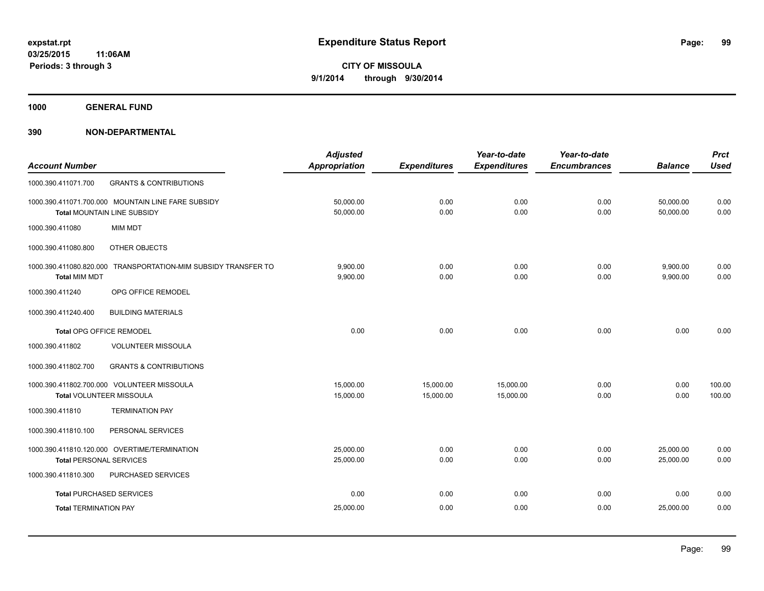# Expenditure Status Report

expstat.rpt
03/25/2015 11:06AM
Periods: 3 through 3

**CITY OF MISSOULA**
**9/1/2014 through 9/30/2014**

**1000 GENERAL FUND**

**390 NON-DEPARTMENTAL**

| Account Number | | Adjusted Appropriation | Expenditures | Year-to-date Expenditures | Year-to-date Encumbrances | Balance | Prct Used |
|---|---|---|---|---|---|---|---|
| 1000.390.411071.700 | GRANTS & CONTRIBUTIONS | | | | | | |
| 1000.390.411071.700.000 | MOUNTAIN LINE FARE SUBSIDY | 50,000.00 | 0.00 | 0.00 | 0.00 | 50,000.00 | 0.00 |
| Total MOUNTAIN LINE SUBSIDY | | 50,000.00 | 0.00 | 0.00 | 0.00 | 50,000.00 | 0.00 |
| 1000.390.411080 | MIM MDT | | | | | | |
| 1000.390.411080.800 | OTHER OBJECTS | | | | | | |
| 1000.390.411080.820.000 | TRANSPORTATION-MIM SUBSIDY TRANSFER TO | 9,900.00 | 0.00 | 0.00 | 0.00 | 9,900.00 | 0.00 |
| Total MIM MDT | | 9,900.00 | 0.00 | 0.00 | 0.00 | 9,900.00 | 0.00 |
| 1000.390.411240 | OPG OFFICE REMODEL | | | | | | |
| 1000.390.411240.400 | BUILDING MATERIALS | | | | | | |
| Total OPG OFFICE REMODEL | | 0.00 | 0.00 | 0.00 | 0.00 | 0.00 | 0.00 |
| 1000.390.411802 | VOLUNTEER MISSOULA | | | | | | |
| 1000.390.411802.700 | GRANTS & CONTRIBUTIONS | | | | | | |
| 1000.390.411802.700.000 | VOLUNTEER MISSOULA | 15,000.00 | 15,000.00 | 15,000.00 | 0.00 | 0.00 | 100.00 |
| Total VOLUNTEER MISSOULA | | 15,000.00 | 15,000.00 | 15,000.00 | 0.00 | 0.00 | 100.00 |
| 1000.390.411810 | TERMINATION PAY | | | | | | |
| 1000.390.411810.100 | PERSONAL SERVICES | | | | | | |
| 1000.390.411810.120.000 | OVERTIME/TERMINATION | 25,000.00 | 0.00 | 0.00 | 0.00 | 25,000.00 | 0.00 |
| Total PERSONAL SERVICES | | 25,000.00 | 0.00 | 0.00 | 0.00 | 25,000.00 | 0.00 |
| 1000.390.411810.300 | PURCHASED SERVICES | | | | | | |
| Total PURCHASED SERVICES | | 0.00 | 0.00 | 0.00 | 0.00 | 0.00 | 0.00 |
| Total TERMINATION PAY | | 25,000.00 | 0.00 | 0.00 | 0.00 | 25,000.00 | 0.00 |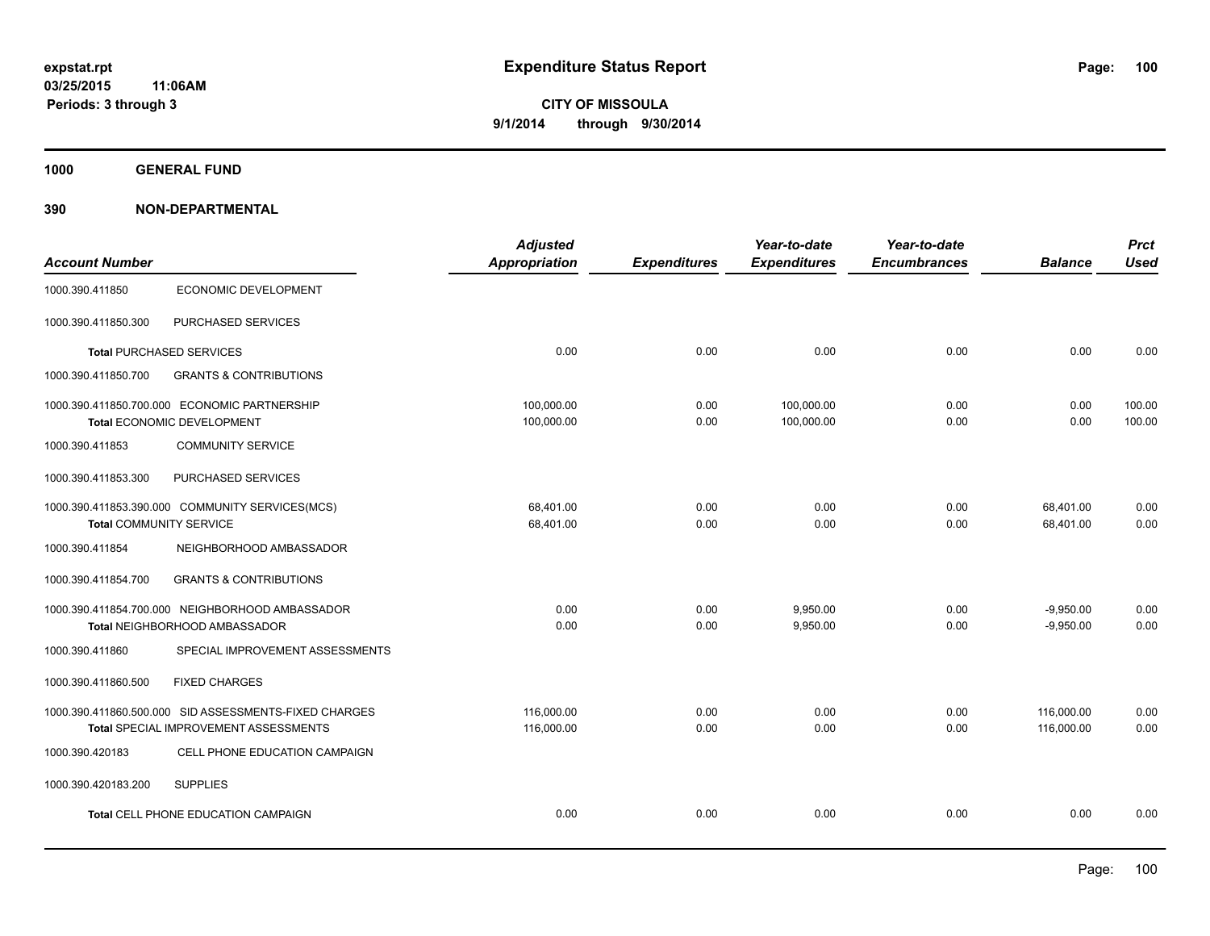expstat.rpt
03/25/2015 11:06AM
Periods: 3 through 3

# Expenditure Status Report

**CITY OF MISSOULA**
**9/1/2014 through 9/30/2014**

**1000 GENERAL FUND**

**390 NON-DEPARTMENTAL**

| Account Number | | Adjusted Appropriation | Expenditures | Year-to-date Expenditures | Year-to-date Encumbrances | Balance | Prct Used |
|---|---|---|---|---|---|---|---|
| 1000.390.411850 | ECONOMIC DEVELOPMENT | | | | | | |
| 1000.390.411850.300 | PURCHASED SERVICES | | | | | | |
| **Total** PURCHASED SERVICES | | 0.00 | 0.00 | 0.00 | 0.00 | 0.00 | 0.00 |
| 1000.390.411850.700 | GRANTS & CONTRIBUTIONS | | | | | | |
| 1000.390.411850.700.000 | ECONOMIC PARTNERSHIP | 100,000.00 | 0.00 | 100,000.00 | 0.00 | 0.00 | 100.00 |
| **Total** ECONOMIC DEVELOPMENT | | 100,000.00 | 0.00 | 100,000.00 | 0.00 | 0.00 | 100.00 |
| 1000.390.411853 | COMMUNITY SERVICE | | | | | | |
| 1000.390.411853.300 | PURCHASED SERVICES | | | | | | |
| 1000.390.411853.390.000 | COMMUNITY SERVICES(MCS) | 68,401.00 | 0.00 | 0.00 | 0.00 | 68,401.00 | 0.00 |
| **Total** COMMUNITY SERVICE | | 68,401.00 | 0.00 | 0.00 | 0.00 | 68,401.00 | 0.00 |
| 1000.390.411854 | NEIGHBORHOOD AMBASSADOR | | | | | | |
| 1000.390.411854.700 | GRANTS & CONTRIBUTIONS | | | | | | |
| 1000.390.411854.700.000 | NEIGHBORHOOD AMBASSADOR | 0.00 | 0.00 | 9,950.00 | 0.00 | -9,950.00 | 0.00 |
| **Total** NEIGHBORHOOD AMBASSADOR | | 0.00 | 0.00 | 9,950.00 | 0.00 | -9,950.00 | 0.00 |
| 1000.390.411860 | SPECIAL IMPROVEMENT ASSESSMENTS | | | | | | |
| 1000.390.411860.500 | FIXED CHARGES | | | | | | |
| 1000.390.411860.500.000 | SID ASSESSMENTS-FIXED CHARGES | 116,000.00 | 0.00 | 0.00 | 0.00 | 116,000.00 | 0.00 |
| **Total** SPECIAL IMPROVEMENT ASSESSMENTS | | 116,000.00 | 0.00 | 0.00 | 0.00 | 116,000.00 | 0.00 |
| 1000.390.420183 | CELL PHONE EDUCATION CAMPAIGN | | | | | | |
| 1000.390.420183.200 | SUPPLIES | | | | | | |
| **Total** CELL PHONE EDUCATION CAMPAIGN | | 0.00 | 0.00 | 0.00 | 0.00 | 0.00 | 0.00 |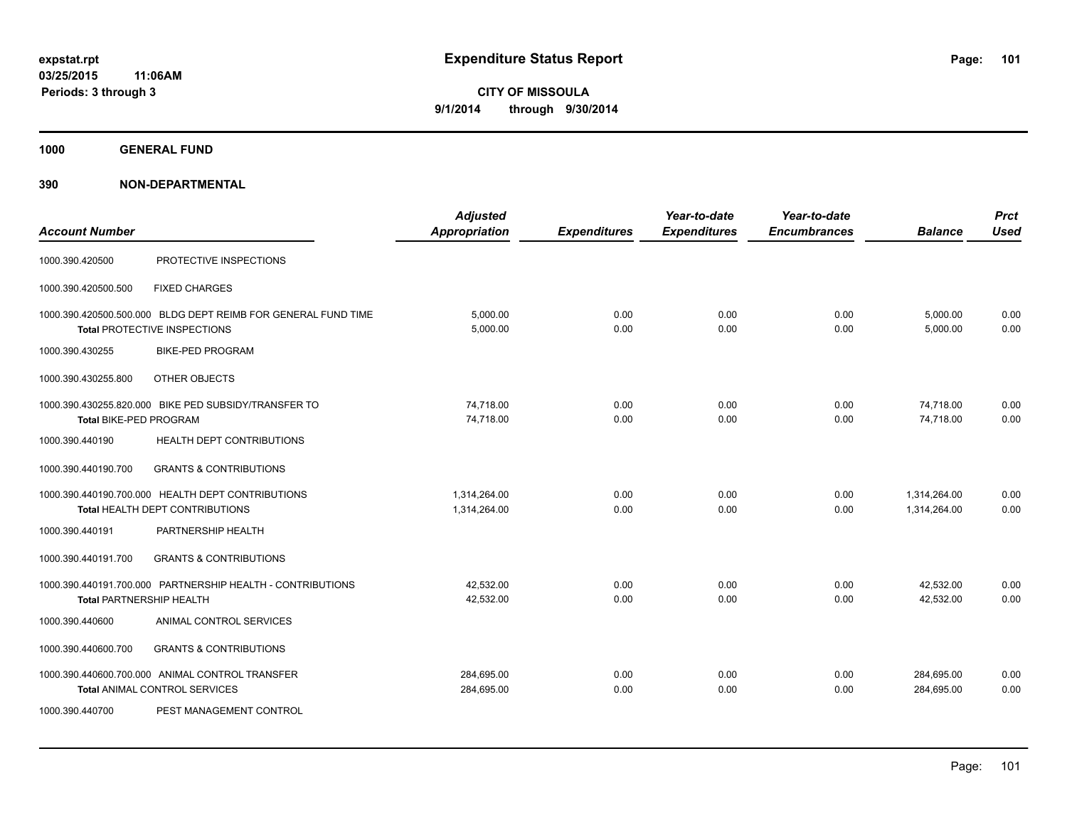# Expenditure Status Report

expstat.rpt
03/25/2015 11:06AM
Periods: 3 through 3

**CITY OF MISSOULA**
**9/1/2014 through 9/30/2014**

**1000 GENERAL FUND**

**390 NON-DEPARTMENTAL**

| Account Number | | Adjusted Appropriation | Expenditures | Year-to-date Expenditures | Year-to-date Encumbrances | Balance | Prct Used |
|---|---|---|---|---|---|---|---|
| 1000.390.420500 | PROTECTIVE INSPECTIONS | | | | | | |
| 1000.390.420500.500 | FIXED CHARGES | | | | | | |
| 1000.390.420500.500.000 | BLDG DEPT REIMB FOR GENERAL FUND TIME | 5,000.00 | 0.00 | 0.00 | 0.00 | 5,000.00 | 0.00 |
| **Total** PROTECTIVE INSPECTIONS | | 5,000.00 | 0.00 | 0.00 | 0.00 | 5,000.00 | 0.00 |
| 1000.390.430255 | BIKE-PED PROGRAM | | | | | | |
| 1000.390.430255.800 | OTHER OBJECTS | | | | | | |
| 1000.390.430255.820.000 | BIKE PED SUBSIDY/TRANSFER TO | 74,718.00 | 0.00 | 0.00 | 0.00 | 74,718.00 | 0.00 |
| **Total** BIKE-PED PROGRAM | | 74,718.00 | 0.00 | 0.00 | 0.00 | 74,718.00 | 0.00 |
| 1000.390.440190 | HEALTH DEPT CONTRIBUTIONS | | | | | | |
| 1000.390.440190.700 | GRANTS & CONTRIBUTIONS | | | | | | |
| 1000.390.440190.700.000 | HEALTH DEPT CONTRIBUTIONS | 1,314,264.00 | 0.00 | 0.00 | 0.00 | 1,314,264.00 | 0.00 |
| **Total** HEALTH DEPT CONTRIBUTIONS | | 1,314,264.00 | 0.00 | 0.00 | 0.00 | 1,314,264.00 | 0.00 |
| 1000.390.440191 | PARTNERSHIP HEALTH | | | | | | |
| 1000.390.440191.700 | GRANTS & CONTRIBUTIONS | | | | | | |
| 1000.390.440191.700.000 | PARTNERSHIP HEALTH - CONTRIBUTIONS | 42,532.00 | 0.00 | 0.00 | 0.00 | 42,532.00 | 0.00 |
| **Total** PARTNERSHIP HEALTH | | 42,532.00 | 0.00 | 0.00 | 0.00 | 42,532.00 | 0.00 |
| 1000.390.440600 | ANIMAL CONTROL SERVICES | | | | | | |
| 1000.390.440600.700 | GRANTS & CONTRIBUTIONS | | | | | | |
| 1000.390.440600.700.000 | ANIMAL CONTROL TRANSFER | 284,695.00 | 0.00 | 0.00 | 0.00 | 284,695.00 | 0.00 |
| **Total** ANIMAL CONTROL SERVICES | | 284,695.00 | 0.00 | 0.00 | 0.00 | 284,695.00 | 0.00 |
| 1000.390.440700 | PEST MANAGEMENT CONTROL | | | | | | |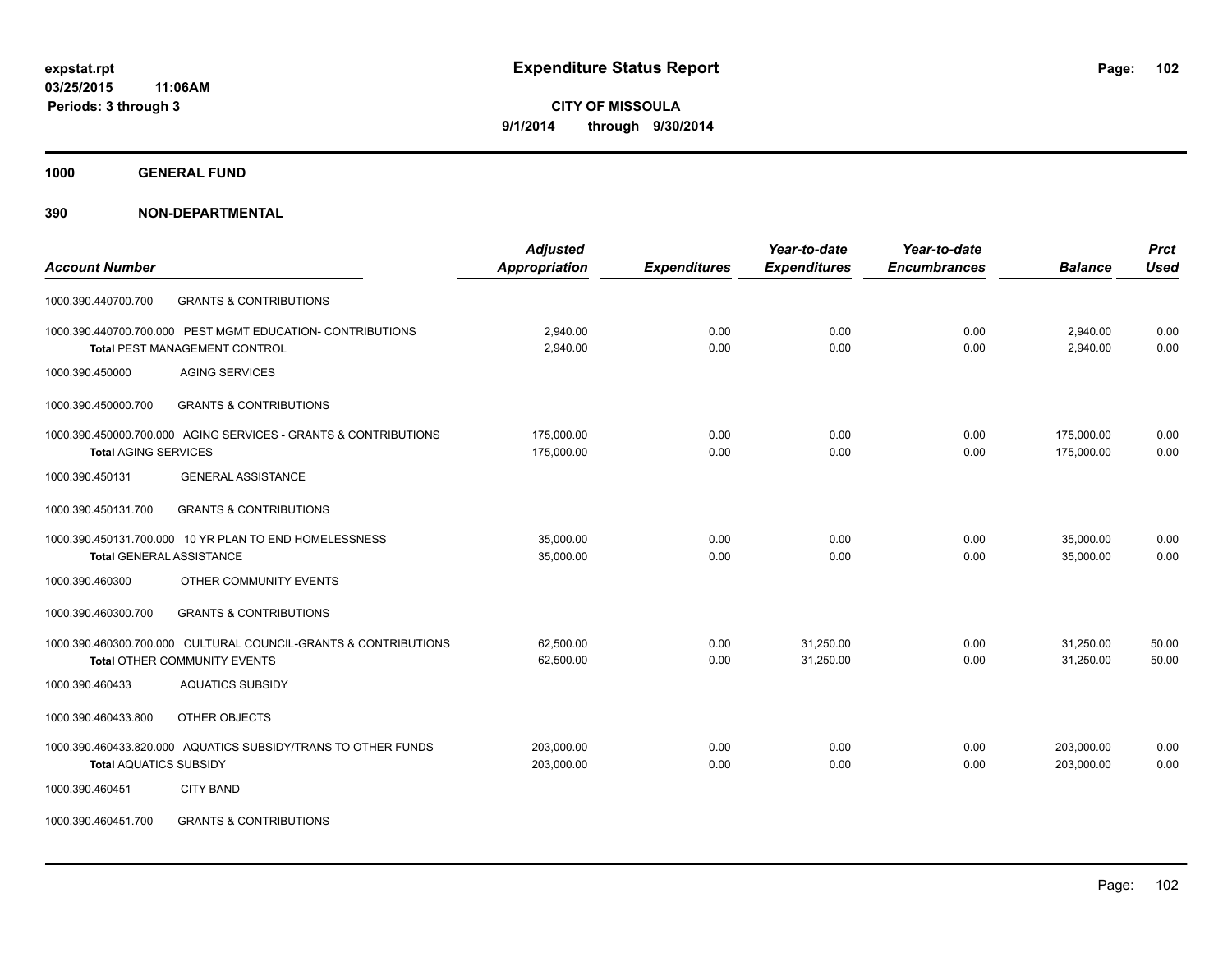**expstat.rpt**
**03/25/2015 11:06AM**
**Periods: 3 through 3**

# Expenditure Status Report

**CITY OF MISSOULA**
**9/1/2014 through 9/30/2014**

## 1000 GENERAL FUND

## 390 NON-DEPARTMENTAL

| Account Number | | Adjusted Appropriation | Expenditures | Year-to-date Expenditures | Year-to-date Encumbrances | Balance | Prct Used |
|---|---|---|---|---|---|---|---|
| 1000.390.440700.700 | GRANTS & CONTRIBUTIONS | | | | | | |
| 1000.390.440700.700.000 | PEST MGMT EDUCATION- CONTRIBUTIONS | 2,940.00 | 0.00 | 0.00 | 0.00 | 2,940.00 | 0.00 |
| **Total** PEST MANAGEMENT CONTROL | | 2,940.00 | 0.00 | 0.00 | 0.00 | 2,940.00 | 0.00 |
| 1000.390.450000 | AGING SERVICES | | | | | | |
| 1000.390.450000.700 | GRANTS & CONTRIBUTIONS | | | | | | |
| 1000.390.450000.700.000 | AGING SERVICES - GRANTS & CONTRIBUTIONS | 175,000.00 | 0.00 | 0.00 | 0.00 | 175,000.00 | 0.00 |
| **Total** AGING SERVICES | | 175,000.00 | 0.00 | 0.00 | 0.00 | 175,000.00 | 0.00 |
| 1000.390.450131 | GENERAL ASSISTANCE | | | | | | |
| 1000.390.450131.700 | GRANTS & CONTRIBUTIONS | | | | | | |
| 1000.390.450131.700.000 | 10 YR PLAN TO END HOMELESSNESS | 35,000.00 | 0.00 | 0.00 | 0.00 | 35,000.00 | 0.00 |
| **Total** GENERAL ASSISTANCE | | 35,000.00 | 0.00 | 0.00 | 0.00 | 35,000.00 | 0.00 |
| 1000.390.460300 | OTHER COMMUNITY EVENTS | | | | | | |
| 1000.390.460300.700 | GRANTS & CONTRIBUTIONS | | | | | | |
| 1000.390.460300.700.000 | CULTURAL COUNCIL-GRANTS & CONTRIBUTIONS | 62,500.00 | 0.00 | 31,250.00 | 0.00 | 31,250.00 | 50.00 |
| **Total** OTHER COMMUNITY EVENTS | | 62,500.00 | 0.00 | 31,250.00 | 0.00 | 31,250.00 | 50.00 |
| 1000.390.460433 | AQUATICS SUBSIDY | | | | | | |
| 1000.390.460433.800 | OTHER OBJECTS | | | | | | |
| 1000.390.460433.820.000 | AQUATICS SUBSIDY/TRANS TO OTHER FUNDS | 203,000.00 | 0.00 | 0.00 | 0.00 | 203,000.00 | 0.00 |
| **Total** AQUATICS SUBSIDY | | 203,000.00 | 0.00 | 0.00 | 0.00 | 203,000.00 | 0.00 |
| 1000.390.460451 | CITY BAND | | | | | | |
| 1000.390.460451.700 | GRANTS & CONTRIBUTIONS | | | | | | |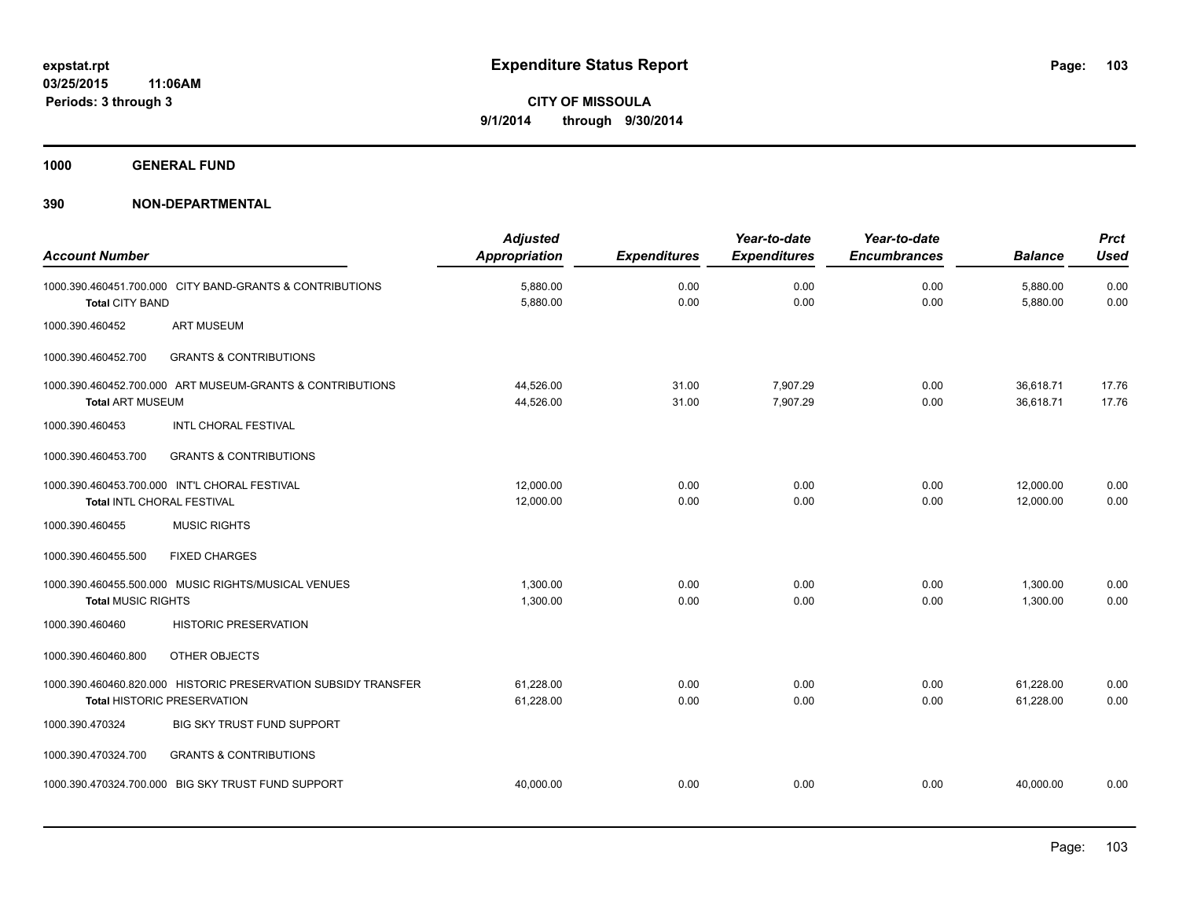**expstat.rpt**
**03/25/2015 11:06AM**
**Periods: 3 through 3**

# Expenditure Status Report

**CITY OF MISSOULA**
**9/1/2014 through 9/30/2014**

## 1000 GENERAL FUND

## 390 NON-DEPARTMENTAL

| Account Number | | Adjusted Appropriation | Expenditures | Year-to-date Expenditures | Year-to-date Encumbrances | Balance | Prct Used |
|---|---|---|---|---|---|---|---|
| 1000.390.460451.700.000 | CITY BAND-GRANTS & CONTRIBUTIONS | 5,880.00 | 0.00 | 0.00 | 0.00 | 5,880.00 | 0.00 |
| **Total** CITY BAND | | 5,880.00 | 0.00 | 0.00 | 0.00 | 5,880.00 | 0.00 |
| 1000.390.460452 | ART MUSEUM | | | | | | |
| 1000.390.460452.700 | GRANTS & CONTRIBUTIONS | | | | | | |
| 1000.390.460452.700.000 | ART MUSEUM-GRANTS & CONTRIBUTIONS | 44,526.00 | 31.00 | 7,907.29 | 0.00 | 36,618.71 | 17.76 |
| **Total** ART MUSEUM | | 44,526.00 | 31.00 | 7,907.29 | 0.00 | 36,618.71 | 17.76 |
| 1000.390.460453 | INTL CHORAL FESTIVAL | | | | | | |
| 1000.390.460453.700 | GRANTS & CONTRIBUTIONS | | | | | | |
| 1000.390.460453.700.000 | INT'L CHORAL FESTIVAL | 12,000.00 | 0.00 | 0.00 | 0.00 | 12,000.00 | 0.00 |
| **Total** INTL CHORAL FESTIVAL | | 12,000.00 | 0.00 | 0.00 | 0.00 | 12,000.00 | 0.00 |
| 1000.390.460455 | MUSIC RIGHTS | | | | | | |
| 1000.390.460455.500 | FIXED CHARGES | | | | | | |
| 1000.390.460455.500.000 | MUSIC RIGHTS/MUSICAL VENUES | 1,300.00 | 0.00 | 0.00 | 0.00 | 1,300.00 | 0.00 |
| **Total** MUSIC RIGHTS | | 1,300.00 | 0.00 | 0.00 | 0.00 | 1,300.00 | 0.00 |
| 1000.390.460460 | HISTORIC PRESERVATION | | | | | | |
| 1000.390.460460.800 | OTHER OBJECTS | | | | | | |
| 1000.390.460460.820.000 | HISTORIC PRESERVATION SUBSIDY TRANSFER | 61,228.00 | 0.00 | 0.00 | 0.00 | 61,228.00 | 0.00 |
| **Total** HISTORIC PRESERVATION | | 61,228.00 | 0.00 | 0.00 | 0.00 | 61,228.00 | 0.00 |
| 1000.390.470324 | BIG SKY TRUST FUND SUPPORT | | | | | | |
| 1000.390.470324.700 | GRANTS & CONTRIBUTIONS | | | | | | |
| 1000.390.470324.700.000 | BIG SKY TRUST FUND SUPPORT | 40,000.00 | 0.00 | 0.00 | 0.00 | 40,000.00 | 0.00 |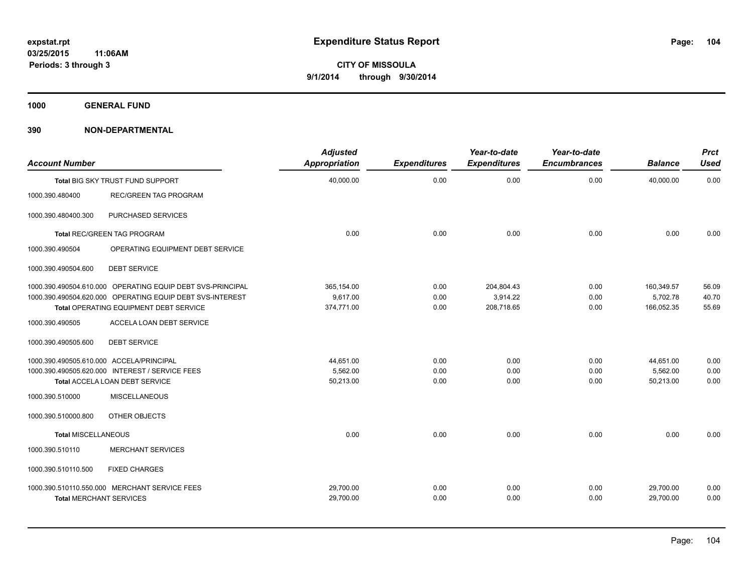**expstat.rpt**
**03/25/2015 11:06AM**
**Periods: 3 through 3**

# Expenditure Status Report

**CITY OF MISSOULA**
**9/1/2014 through 9/30/2014**

## 1000 GENERAL FUND

## 390 NON-DEPARTMENTAL

| Account Number | | Adjusted Appropriation | Expenditures | Year-to-date Expenditures | Year-to-date Encumbrances | Balance | Prct Used |
|---|---|---|---|---|---|---|---|
| **Total** BIG SKY TRUST FUND SUPPORT | | 40,000.00 | 0.00 | 0.00 | 0.00 | 40,000.00 | 0.00 |
| 1000.390.480400 | REC/GREEN TAG PROGRAM | | | | | | |
| 1000.390.480400.300 | PURCHASED SERVICES | | | | | | |
| **Total** REC/GREEN TAG PROGRAM | | 0.00 | 0.00 | 0.00 | 0.00 | 0.00 | 0.00 |
| 1000.390.490504 | OPERATING EQUIPMENT DEBT SERVICE | | | | | | |
| 1000.390.490504.600 | DEBT SERVICE | | | | | | |
| 1000.390.490504.610.000 | OPERATING EQUIP DEBT SVS-PRINCIPAL | 365,154.00 | 0.00 | 204,804.43 | 0.00 | 160,349.57 | 56.09 |
| 1000.390.490504.620.000 | OPERATING EQUIP DEBT SVS-INTEREST | 9,617.00 | 0.00 | 3,914.22 | 0.00 | 5,702.78 | 40.70 |
| **Total** OPERATING EQUIPMENT DEBT SERVICE | | 374,771.00 | 0.00 | 208,718.65 | 0.00 | 166,052.35 | 55.69 |
| 1000.390.490505 | ACCELA LOAN DEBT SERVICE | | | | | | |
| 1000.390.490505.600 | DEBT SERVICE | | | | | | |
| 1000.390.490505.610.000 | ACCELA/PRINCIPAL | 44,651.00 | 0.00 | 0.00 | 0.00 | 44,651.00 | 0.00 |
| 1000.390.490505.620.000 | INTEREST / SERVICE FEES | 5,562.00 | 0.00 | 0.00 | 0.00 | 5,562.00 | 0.00 |
| **Total** ACCELA LOAN DEBT SERVICE | | 50,213.00 | 0.00 | 0.00 | 0.00 | 50,213.00 | 0.00 |
| 1000.390.510000 | MISCELLANEOUS | | | | | | |
| 1000.390.510000.800 | OTHER OBJECTS | | | | | | |
| **Total MISCELLANEOUS** | | 0.00 | 0.00 | 0.00 | 0.00 | 0.00 | 0.00 |
| 1000.390.510110 | MERCHANT SERVICES | | | | | | |
| 1000.390.510110.500 | FIXED CHARGES | | | | | | |
| 1000.390.510110.550.000 | MERCHANT SERVICE FEES | 29,700.00 | 0.00 | 0.00 | 0.00 | 29,700.00 | 0.00 |
| **Total** MERCHANT SERVICES | | 29,700.00 | 0.00 | 0.00 | 0.00 | 29,700.00 | 0.00 |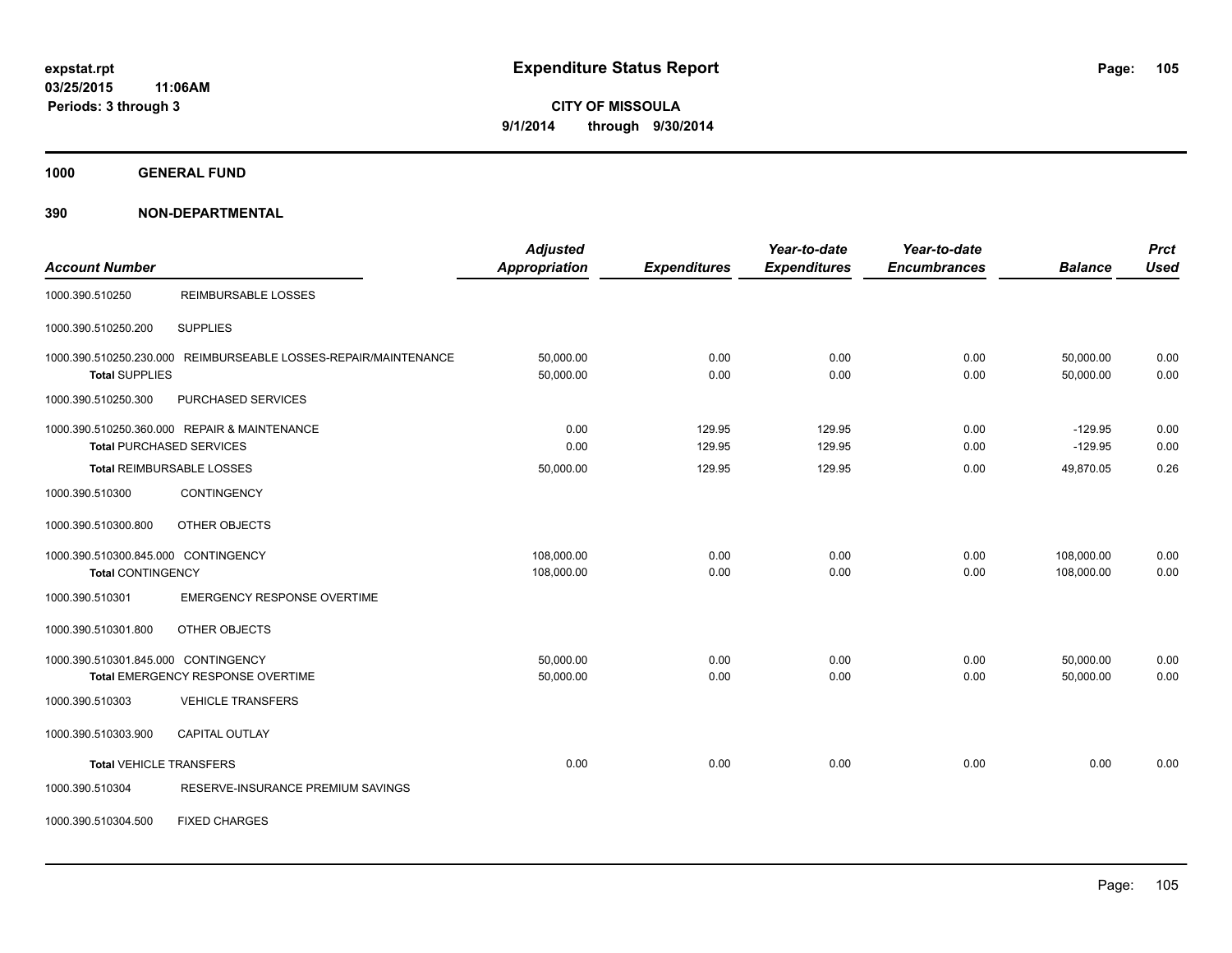# Expenditure Status Report

**CITY OF MISSOULA**

**9/1/2014 through 9/30/2014**

expstat.rpt
03/25/2015 11:06AM
Periods: 3 through 3

## 1000 GENERAL FUND

## 390 NON-DEPARTMENTAL

| Account Number | | Adjusted Appropriation | Expenditures | Year-to-date Expenditures | Year-to-date Encumbrances | Balance | Prct Used |
|---|---|---|---|---|---|---|---|
| 1000.390.510250 | REIMBURSABLE LOSSES | | | | | | |
| 1000.390.510250.200 | SUPPLIES | | | | | | |
| 1000.390.510250.230.000 | REIMBURSEABLE LOSSES-REPAIR/MAINTENANCE | 50,000.00 | 0.00 | 0.00 | 0.00 | 50,000.00 | 0.00 |
| **Total** SUPPLIES | | 50,000.00 | 0.00 | 0.00 | 0.00 | 50,000.00 | 0.00 |
| 1000.390.510250.300 | PURCHASED SERVICES | | | | | | |
| 1000.390.510250.360.000 | REPAIR & MAINTENANCE | 0.00 | 129.95 | 129.95 | 0.00 | -129.95 | 0.00 |
| **Total** PURCHASED SERVICES | | 0.00 | 129.95 | 129.95 | 0.00 | -129.95 | 0.00 |
| **Total** REIMBURSABLE LOSSES | | 50,000.00 | 129.95 | 129.95 | 0.00 | 49,870.05 | 0.26 |
| 1000.390.510300 | CONTINGENCY | | | | | | |
| 1000.390.510300.800 | OTHER OBJECTS | | | | | | |
| 1000.390.510300.845.000 | CONTINGENCY | 108,000.00 | 0.00 | 0.00 | 0.00 | 108,000.00 | 0.00 |
| **Total** CONTINGENCY | | 108,000.00 | 0.00 | 0.00 | 0.00 | 108,000.00 | 0.00 |
| 1000.390.510301 | EMERGENCY RESPONSE OVERTIME | | | | | | |
| 1000.390.510301.800 | OTHER OBJECTS | | | | | | |
| 1000.390.510301.845.000 | CONTINGENCY | 50,000.00 | 0.00 | 0.00 | 0.00 | 50,000.00 | 0.00 |
| **Total** EMERGENCY RESPONSE OVERTIME | | 50,000.00 | 0.00 | 0.00 | 0.00 | 50,000.00 | 0.00 |
| 1000.390.510303 | VEHICLE TRANSFERS | | | | | | |
| 1000.390.510303.900 | CAPITAL OUTLAY | | | | | | |
| **Total** VEHICLE TRANSFERS | | 0.00 | 0.00 | 0.00 | 0.00 | 0.00 | 0.00 |
| 1000.390.510304 | RESERVE-INSURANCE PREMIUM SAVINGS | | | | | | |
| 1000.390.510304.500 | FIXED CHARGES | | | | | | |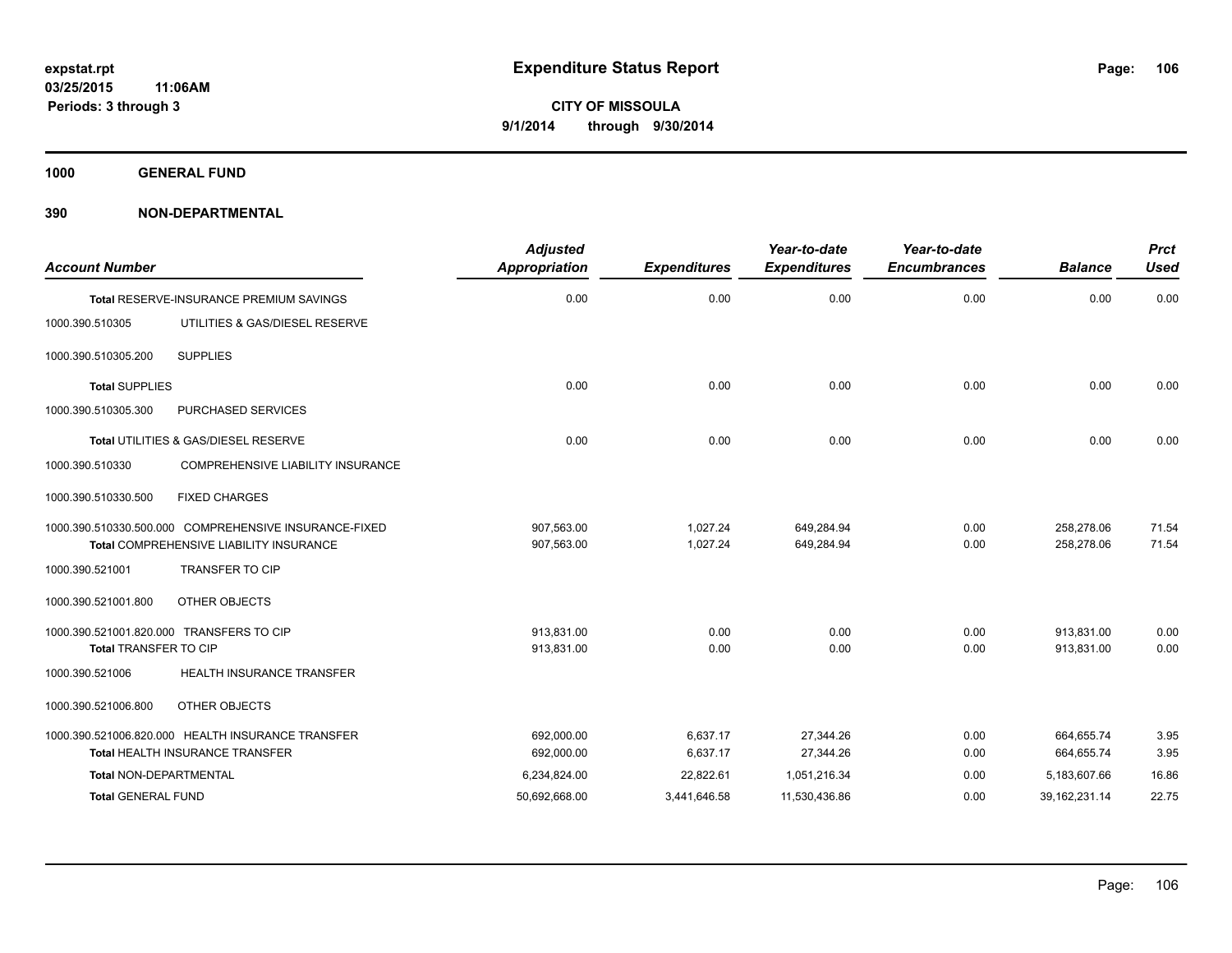# Expenditure Status Report

expstat.rpt
03/25/2015 11:06AM
Periods: 3 through 3

**CITY OF MISSOULA**
**9/1/2014 through 9/30/2014**

**1000 GENERAL FUND**

**390 NON-DEPARTMENTAL**

| Account Number | | Adjusted Appropriation | Expenditures | Year-to-date Expenditures | Year-to-date Encumbrances | Balance | Prct Used |
|---|---|---|---|---|---|---|---|
| Total RESERVE-INSURANCE PREMIUM SAVINGS | | 0.00 | 0.00 | 0.00 | 0.00 | 0.00 | 0.00 |
| 1000.390.510305 | UTILITIES & GAS/DIESEL RESERVE | | | | | | |
| 1000.390.510305.200 | SUPPLIES | | | | | | |
| Total SUPPLIES | | 0.00 | 0.00 | 0.00 | 0.00 | 0.00 | 0.00 |
| 1000.390.510305.300 | PURCHASED SERVICES | | | | | | |
| Total UTILITIES & GAS/DIESEL RESERVE | | 0.00 | 0.00 | 0.00 | 0.00 | 0.00 | 0.00 |
| 1000.390.510330 | COMPREHENSIVE LIABILITY INSURANCE | | | | | | |
| 1000.390.510330.500 | FIXED CHARGES | | | | | | |
| 1000.390.510330.500.000 | COMPREHENSIVE INSURANCE-FIXED | 907,563.00 | 1,027.24 | 649,284.94 | 0.00 | 258,278.06 | 71.54 |
| Total COMPREHENSIVE LIABILITY INSURANCE | | 907,563.00 | 1,027.24 | 649,284.94 | 0.00 | 258,278.06 | 71.54 |
| 1000.390.521001 | TRANSFER TO CIP | | | | | | |
| 1000.390.521001.800 | OTHER OBJECTS | | | | | | |
| 1000.390.521001.820.000 | TRANSFERS TO CIP | 913,831.00 | 0.00 | 0.00 | 0.00 | 913,831.00 | 0.00 |
| Total TRANSFER TO CIP | | 913,831.00 | 0.00 | 0.00 | 0.00 | 913,831.00 | 0.00 |
| 1000.390.521006 | HEALTH INSURANCE TRANSFER | | | | | | |
| 1000.390.521006.800 | OTHER OBJECTS | | | | | | |
| 1000.390.521006.820.000 | HEALTH INSURANCE TRANSFER | 692,000.00 | 6,637.17 | 27,344.26 | 0.00 | 664,655.74 | 3.95 |
| Total HEALTH INSURANCE TRANSFER | | 692,000.00 | 6,637.17 | 27,344.26 | 0.00 | 664,655.74 | 3.95 |
| Total NON-DEPARTMENTAL | | 6,234,824.00 | 22,822.61 | 1,051,216.34 | 0.00 | 5,183,607.66 | 16.86 |
| Total GENERAL FUND | | 50,692,668.00 | 3,441,646.58 | 11,530,436.86 | 0.00 | 39,162,231.14 | 22.75 |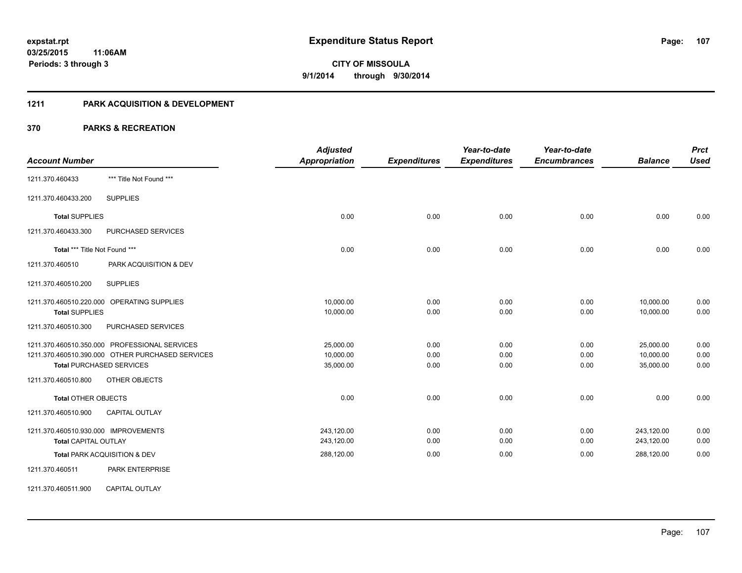**expstat.rpt**
**03/25/2015 11:06AM**
**Periods: 3 through 3**

# Expenditure Status Report

**CITY OF MISSOULA**
**9/1/2014 through 9/30/2014**

## 1211 PARK ACQUISITION & DEVELOPMENT

## 370 PARKS & RECREATION

| Account Number | | Adjusted Appropriation | Expenditures | Year-to-date Expenditures | Year-to-date Encumbrances | Balance | Prct Used |
|---|---|---|---|---|---|---|---|
| 1211.370.460433 | *** Title Not Found *** | | | | | | |
| 1211.370.460433.200 | SUPPLIES | | | | | | |
| **Total** SUPPLIES | | 0.00 | 0.00 | 0.00 | 0.00 | 0.00 | 0.00 |
| 1211.370.460433.300 | PURCHASED SERVICES | | | | | | |
| **Total** *** Title Not Found *** | | 0.00 | 0.00 | 0.00 | 0.00 | 0.00 | 0.00 |
| 1211.370.460510 | PARK ACQUISITION & DEV | | | | | | |
| 1211.370.460510.200 | SUPPLIES | | | | | | |
| 1211.370.460510.220.000 | OPERATING SUPPLIES | 10,000.00 | 0.00 | 0.00 | 0.00 | 10,000.00 | 0.00 |
| **Total** SUPPLIES | | 10,000.00 | 0.00 | 0.00 | 0.00 | 10,000.00 | 0.00 |
| 1211.370.460510.300 | PURCHASED SERVICES | | | | | | |
| 1211.370.460510.350.000 | PROFESSIONAL SERVICES | 25,000.00 | 0.00 | 0.00 | 0.00 | 25,000.00 | 0.00 |
| 1211.370.460510.390.000 | OTHER PURCHASED SERVICES | 10,000.00 | 0.00 | 0.00 | 0.00 | 10,000.00 | 0.00 |
| **Total** PURCHASED SERVICES | | 35,000.00 | 0.00 | 0.00 | 0.00 | 35,000.00 | 0.00 |
| 1211.370.460510.800 | OTHER OBJECTS | | | | | | |
| **Total** OTHER OBJECTS | | 0.00 | 0.00 | 0.00 | 0.00 | 0.00 | 0.00 |
| 1211.370.460510.900 | CAPITAL OUTLAY | | | | | | |
| 1211.370.460510.930.000 | IMPROVEMENTS | 243,120.00 | 0.00 | 0.00 | 0.00 | 243,120.00 | 0.00 |
| **Total** CAPITAL OUTLAY | | 243,120.00 | 0.00 | 0.00 | 0.00 | 243,120.00 | 0.00 |
| **Total** PARK ACQUISITION & DEV | | 288,120.00 | 0.00 | 0.00 | 0.00 | 288,120.00 | 0.00 |
| 1211.370.460511 | PARK ENTERPRISE | | | | | | |
| 1211.370.460511.900 | CAPITAL OUTLAY | | | | | | |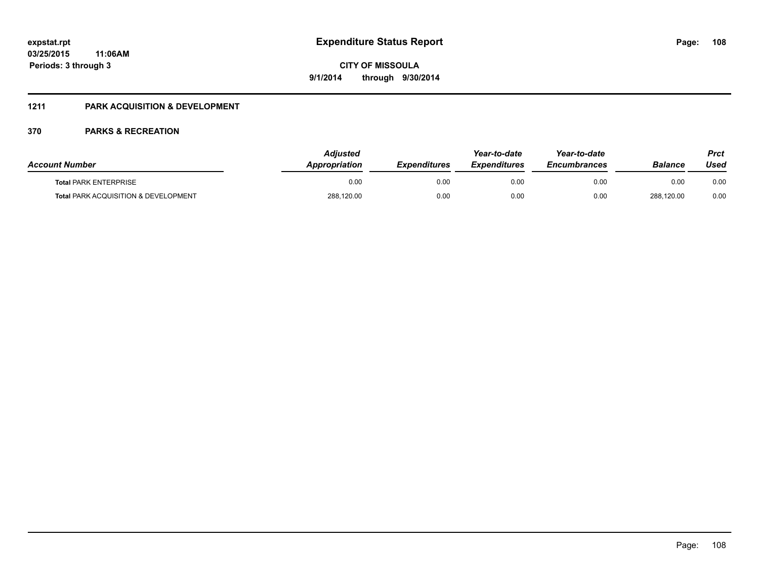expstat.rpt
03/25/2015 11:06AM
Periods: 3 through 3

# Expenditure Status Report

CITY OF MISSOULA
9/1/2014 through 9/30/2014

## 1211 PARK ACQUISITION & DEVELOPMENT

## 370 PARKS & RECREATION

| Account Number | Adjusted Appropriation | Expenditures | Year-to-date Expenditures | Year-to-date Encumbrances | Balance | Prct Used |
|---|---|---|---|---|---|---|
| **Total** PARK ENTERPRISE | 0.00 | 0.00 | 0.00 | 0.00 | 0.00 | 0.00 |
| **Total** PARK ACQUISITION & DEVELOPMENT | 288,120.00 | 0.00 | 0.00 | 0.00 | 288,120.00 | 0.00 |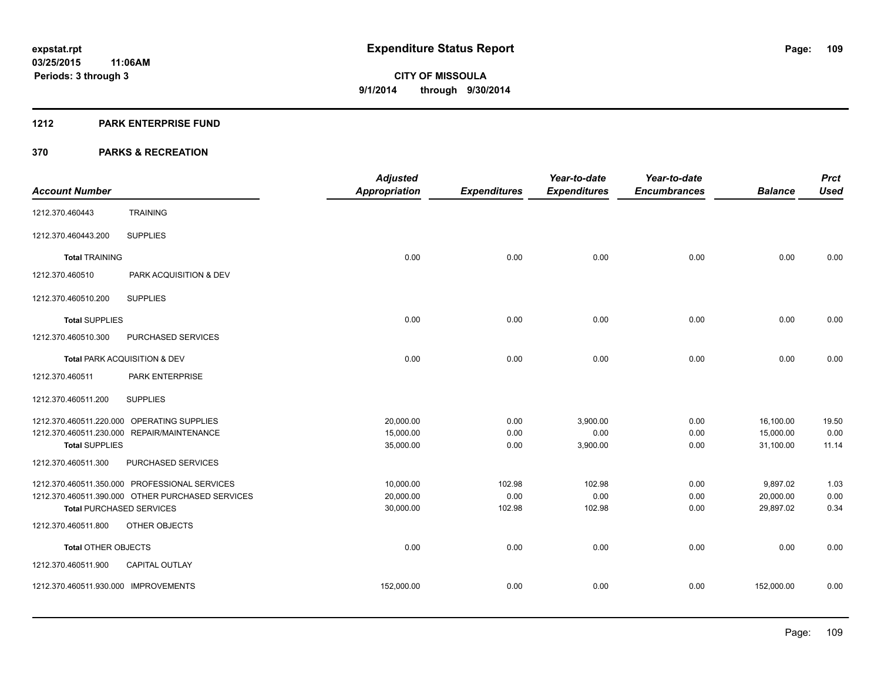**expstat.rpt**
**03/25/2015 11:06AM**
**Periods: 3 through 3**

# Expenditure Status Report

**CITY OF MISSOULA**
**9/1/2014 through 9/30/2014**

## 1212 PARK ENTERPRISE FUND

## 370 PARKS & RECREATION

| Account Number | | Adjusted Appropriation | Expenditures | Year-to-date Expenditures | Year-to-date Encumbrances | Balance | Prct Used |
|---|---|---|---|---|---|---|---|
| 1212.370.460443 | TRAINING | | | | | | |
| 1212.370.460443.200 | SUPPLIES | | | | | | |
| **Total** TRAINING | | 0.00 | 0.00 | 0.00 | 0.00 | 0.00 | 0.00 |
| 1212.370.460510 | PARK ACQUISITION & DEV | | | | | | |
| 1212.370.460510.200 | SUPPLIES | | | | | | |
| **Total** SUPPLIES | | 0.00 | 0.00 | 0.00 | 0.00 | 0.00 | 0.00 |
| 1212.370.460510.300 | PURCHASED SERVICES | | | | | | |
| **Total** PARK ACQUISITION & DEV | | 0.00 | 0.00 | 0.00 | 0.00 | 0.00 | 0.00 |
| 1212.370.460511 | PARK ENTERPRISE | | | | | | |
| 1212.370.460511.200 | SUPPLIES | | | | | | |
| 1212.370.460511.220.000 | OPERATING SUPPLIES | 20,000.00 | 0.00 | 3,900.00 | 0.00 | 16,100.00 | 19.50 |
| 1212.370.460511.230.000 | REPAIR/MAINTENANCE | 15,000.00 | 0.00 | 0.00 | 0.00 | 15,000.00 | 0.00 |
| **Total** SUPPLIES | | 35,000.00 | 0.00 | 3,900.00 | 0.00 | 31,100.00 | 11.14 |
| 1212.370.460511.300 | PURCHASED SERVICES | | | | | | |
| 1212.370.460511.350.000 | PROFESSIONAL SERVICES | 10,000.00 | 102.98 | 102.98 | 0.00 | 9,897.02 | 1.03 |
| 1212.370.460511.390.000 | OTHER PURCHASED SERVICES | 20,000.00 | 0.00 | 0.00 | 0.00 | 20,000.00 | 0.00 |
| **Total** PURCHASED SERVICES | | 30,000.00 | 102.98 | 102.98 | 0.00 | 29,897.02 | 0.34 |
| 1212.370.460511.800 | OTHER OBJECTS | | | | | | |
| **Total** OTHER OBJECTS | | 0.00 | 0.00 | 0.00 | 0.00 | 0.00 | 0.00 |
| 1212.370.460511.900 | CAPITAL OUTLAY | | | | | | |
| 1212.370.460511.930.000 | IMPROVEMENTS | 152,000.00 | 0.00 | 0.00 | 0.00 | 152,000.00 | 0.00 |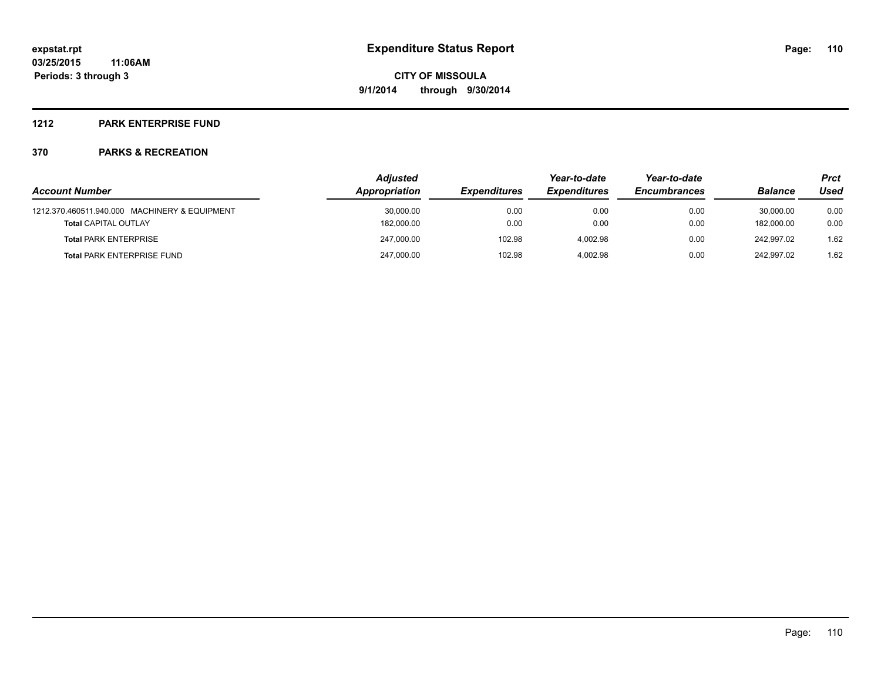# Expenditure Status Report

**expstat.rpt**
**03/25/2015 11:06AM**
**Periods: 3 through 3**

**CITY OF MISSOULA**
**9/1/2014 through 9/30/2014**

## 1212 PARK ENTERPRISE FUND

## 370 PARKS & RECREATION

| Account Number | Adjusted Appropriation | Expenditures | Year-to-date Expenditures | Year-to-date Encumbrances | Balance | Prct Used |
|---|---|---|---|---|---|---|
| 1212.370.460511.940.000 MACHINERY & EQUIPMENT | 30,000.00 | 0.00 | 0.00 | 0.00 | 30,000.00 | 0.00 |
| **Total** CAPITAL OUTLAY | 182,000.00 | 0.00 | 0.00 | 0.00 | 182,000.00 | 0.00 |
| **Total** PARK ENTERPRISE | 247,000.00 | 102.98 | 4,002.98 | 0.00 | 242,997.02 | 1.62 |
| **Total** PARK ENTERPRISE FUND | 247,000.00 | 102.98 | 4,002.98 | 0.00 | 242,997.02 | 1.62 |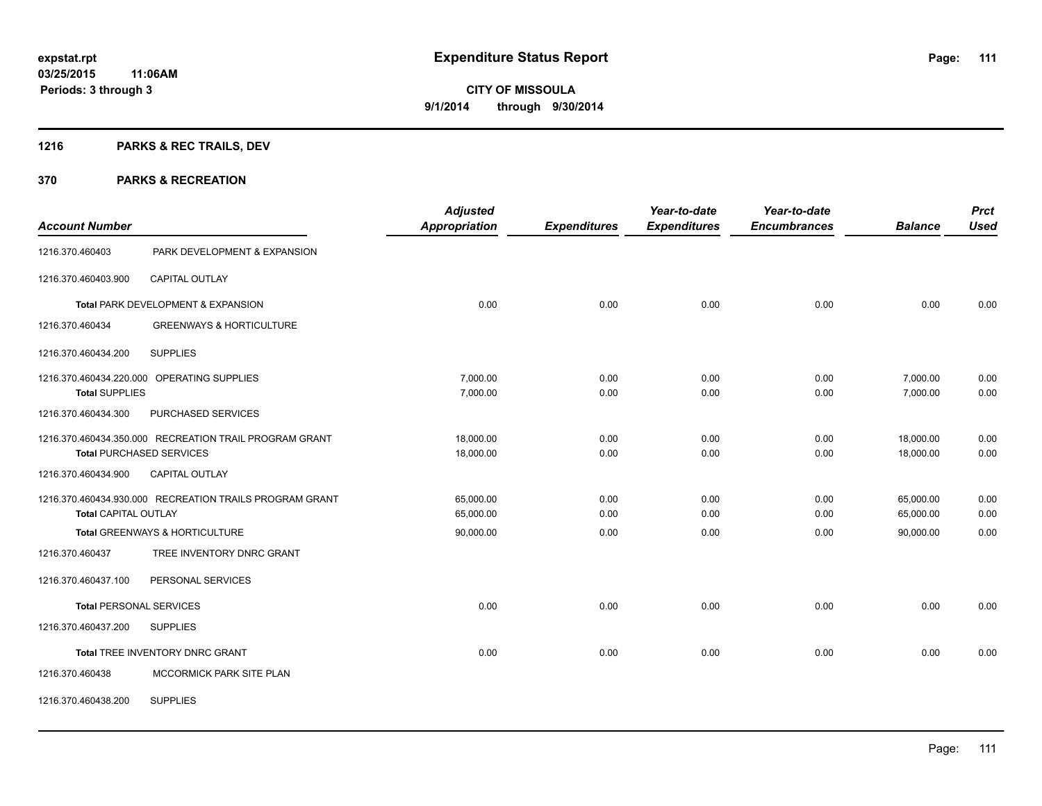expstat.rpt
03/25/2015 11:06AM
Periods: 3 through 3

# Expenditure Status Report

**CITY OF MISSOULA**
**9/1/2014 through 9/30/2014**

## 1216 PARKS & REC TRAILS, DEV

## 370 PARKS & RECREATION

| Account Number | | Adjusted Appropriation | Expenditures | Year-to-date Expenditures | Year-to-date Encumbrances | Balance | Prct Used |
|---|---|---|---|---|---|---|---|
| 1216.370.460403 | PARK DEVELOPMENT & EXPANSION | | | | | | |
| 1216.370.460403.900 | CAPITAL OUTLAY | | | | | | |
| Total PARK DEVELOPMENT & EXPANSION | | 0.00 | 0.00 | 0.00 | 0.00 | 0.00 | 0.00 |
| 1216.370.460434 | GREENWAYS & HORTICULTURE | | | | | | |
| 1216.370.460434.200 | SUPPLIES | | | | | | |
| 1216.370.460434.220.000 | OPERATING SUPPLIES | 7,000.00 | 0.00 | 0.00 | 0.00 | 7,000.00 | 0.00 |
| Total SUPPLIES | | 7,000.00 | 0.00 | 0.00 | 0.00 | 7,000.00 | 0.00 |
| 1216.370.460434.300 | PURCHASED SERVICES | | | | | | |
| 1216.370.460434.350.000 | RECREATION TRAIL PROGRAM GRANT | 18,000.00 | 0.00 | 0.00 | 0.00 | 18,000.00 | 0.00 |
| Total PURCHASED SERVICES | | 18,000.00 | 0.00 | 0.00 | 0.00 | 18,000.00 | 0.00 |
| 1216.370.460434.900 | CAPITAL OUTLAY | | | | | | |
| 1216.370.460434.930.000 | RECREATION TRAILS PROGRAM GRANT | 65,000.00 | 0.00 | 0.00 | 0.00 | 65,000.00 | 0.00 |
| Total CAPITAL OUTLAY | | 65,000.00 | 0.00 | 0.00 | 0.00 | 65,000.00 | 0.00 |
| Total GREENWAYS & HORTICULTURE | | 90,000.00 | 0.00 | 0.00 | 0.00 | 90,000.00 | 0.00 |
| 1216.370.460437 | TREE INVENTORY DNRC GRANT | | | | | | |
| 1216.370.460437.100 | PERSONAL SERVICES | | | | | | |
| Total PERSONAL SERVICES | | 0.00 | 0.00 | 0.00 | 0.00 | 0.00 | 0.00 |
| 1216.370.460437.200 | SUPPLIES | | | | | | |
| Total TREE INVENTORY DNRC GRANT | | 0.00 | 0.00 | 0.00 | 0.00 | 0.00 | 0.00 |
| 1216.370.460438 | MCCORMICK PARK SITE PLAN | | | | | | |
| 1216.370.460438.200 | SUPPLIES | | | | | | |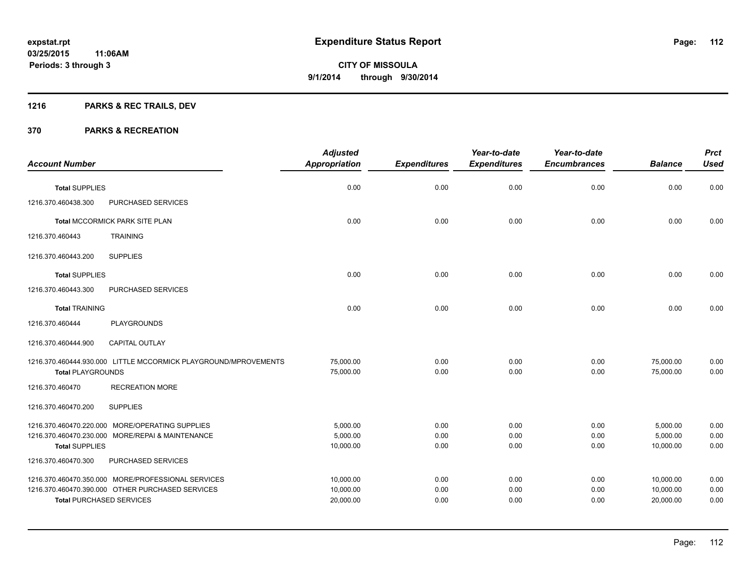**expstat.rpt**
**03/25/2015 11:06AM**
**Periods: 3 through 3**

# Expenditure Status Report

**CITY OF MISSOULA**
**9/1/2014 through 9/30/2014**

## 1216 PARKS & REC TRAILS, DEV

## 370 PARKS & RECREATION

| Account Number | | Adjusted Appropriation | Expenditures | Year-to-date Expenditures | Year-to-date Encumbrances | Balance | Prct Used |
|---|---|---|---|---|---|---|---|
| **Total** SUPPLIES | | 0.00 | 0.00 | 0.00 | 0.00 | 0.00 | 0.00 |
| 1216.370.460438.300 | PURCHASED SERVICES | | | | | | |
| **Total** MCCORMICK PARK SITE PLAN | | 0.00 | 0.00 | 0.00 | 0.00 | 0.00 | 0.00 |
| 1216.370.460443 | TRAINING | | | | | | |
| 1216.370.460443.200 | SUPPLIES | | | | | | |
| **Total** SUPPLIES | | 0.00 | 0.00 | 0.00 | 0.00 | 0.00 | 0.00 |
| 1216.370.460443.300 | PURCHASED SERVICES | | | | | | |
| **Total** TRAINING | | 0.00 | 0.00 | 0.00 | 0.00 | 0.00 | 0.00 |
| 1216.370.460444 | PLAYGROUNDS | | | | | | |
| 1216.370.460444.900 | CAPITAL OUTLAY | | | | | | |
| 1216.370.460444.930.000 | LITTLE MCCORMICK PLAYGROUND/MPROVEMENTS | 75,000.00 | 0.00 | 0.00 | 0.00 | 75,000.00 | 0.00 |
| **Total** PLAYGROUNDS | | 75,000.00 | 0.00 | 0.00 | 0.00 | 75,000.00 | 0.00 |
| 1216.370.460470 | RECREATION MORE | | | | | | |
| 1216.370.460470.200 | SUPPLIES | | | | | | |
| 1216.370.460470.220.000 | MORE/OPERATING SUPPLIES | 5,000.00 | 0.00 | 0.00 | 0.00 | 5,000.00 | 0.00 |
| 1216.370.460470.230.000 | MORE/REPAI & MAINTENANCE | 5,000.00 | 0.00 | 0.00 | 0.00 | 5,000.00 | 0.00 |
| **Total** SUPPLIES | | 10,000.00 | 0.00 | 0.00 | 0.00 | 10,000.00 | 0.00 |
| 1216.370.460470.300 | PURCHASED SERVICES | | | | | | |
| 1216.370.460470.350.000 | MORE/PROFESSIONAL SERVICES | 10,000.00 | 0.00 | 0.00 | 0.00 | 10,000.00 | 0.00 |
| 1216.370.460470.390.000 | OTHER PURCHASED SERVICES | 10,000.00 | 0.00 | 0.00 | 0.00 | 10,000.00 | 0.00 |
| **Total** PURCHASED SERVICES | | 20,000.00 | 0.00 | 0.00 | 0.00 | 20,000.00 | 0.00 |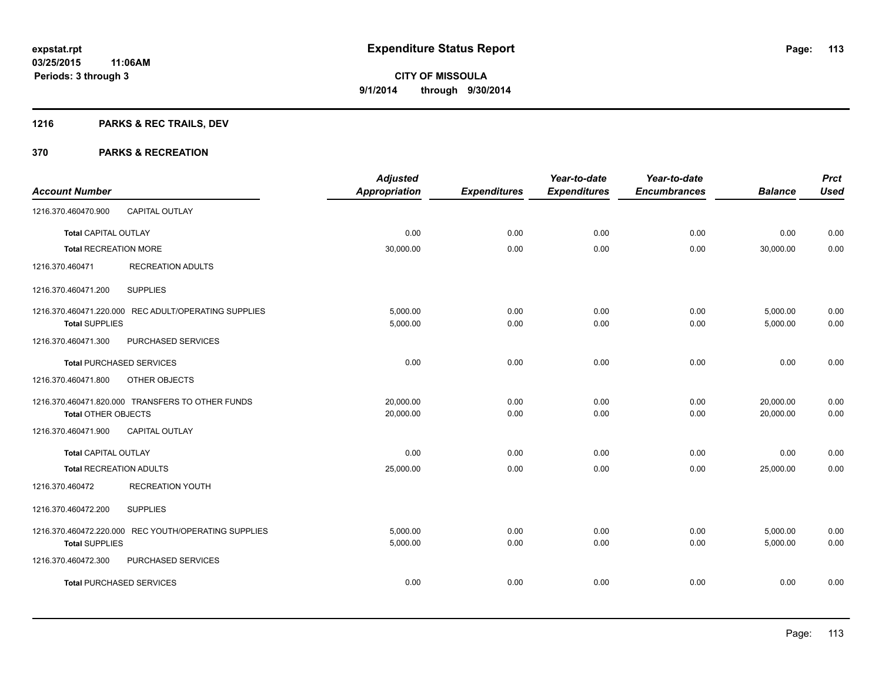# Expenditure Status Report

**CITY OF MISSOULA**
**9/1/2014 through 9/30/2014**

expstat.rpt
03/25/2015 11:06AM
Periods: 3 through 3

## 1216 PARKS & REC TRAILS, DEV

## 370 PARKS & RECREATION

| Account Number | | Adjusted Appropriation | Expenditures | Year-to-date Expenditures | Year-to-date Encumbrances | Balance | Prct Used |
|---|---|---|---|---|---|---|---|
| 1216.370.460470.900 | CAPITAL OUTLAY | | | | | | |
| Total CAPITAL OUTLAY | | 0.00 | 0.00 | 0.00 | 0.00 | 0.00 | 0.00 |
| Total RECREATION MORE | | 30,000.00 | 0.00 | 0.00 | 0.00 | 30,000.00 | 0.00 |
| 1216.370.460471 | RECREATION ADULTS | | | | | | |
| 1216.370.460471.200 | SUPPLIES | | | | | | |
| 1216.370.460471.220.000 | REC ADULT/OPERATING SUPPLIES | 5,000.00 | 0.00 | 0.00 | 0.00 | 5,000.00 | 0.00 |
| Total SUPPLIES | | 5,000.00 | 0.00 | 0.00 | 0.00 | 5,000.00 | 0.00 |
| 1216.370.460471.300 | PURCHASED SERVICES | | | | | | |
| Total PURCHASED SERVICES | | 0.00 | 0.00 | 0.00 | 0.00 | 0.00 | 0.00 |
| 1216.370.460471.800 | OTHER OBJECTS | | | | | | |
| 1216.370.460471.820.000 | TRANSFERS TO OTHER FUNDS | 20,000.00 | 0.00 | 0.00 | 0.00 | 20,000.00 | 0.00 |
| Total OTHER OBJECTS | | 20,000.00 | 0.00 | 0.00 | 0.00 | 20,000.00 | 0.00 |
| 1216.370.460471.900 | CAPITAL OUTLAY | | | | | | |
| Total CAPITAL OUTLAY | | 0.00 | 0.00 | 0.00 | 0.00 | 0.00 | 0.00 |
| Total RECREATION ADULTS | | 25,000.00 | 0.00 | 0.00 | 0.00 | 25,000.00 | 0.00 |
| 1216.370.460472 | RECREATION YOUTH | | | | | | |
| 1216.370.460472.200 | SUPPLIES | | | | | | |
| 1216.370.460472.220.000 | REC YOUTH/OPERATING SUPPLIES | 5,000.00 | 0.00 | 0.00 | 0.00 | 5,000.00 | 0.00 |
| Total SUPPLIES | | 5,000.00 | 0.00 | 0.00 | 0.00 | 5,000.00 | 0.00 |
| 1216.370.460472.300 | PURCHASED SERVICES | | | | | | |
| Total PURCHASED SERVICES | | 0.00 | 0.00 | 0.00 | 0.00 | 0.00 | 0.00 |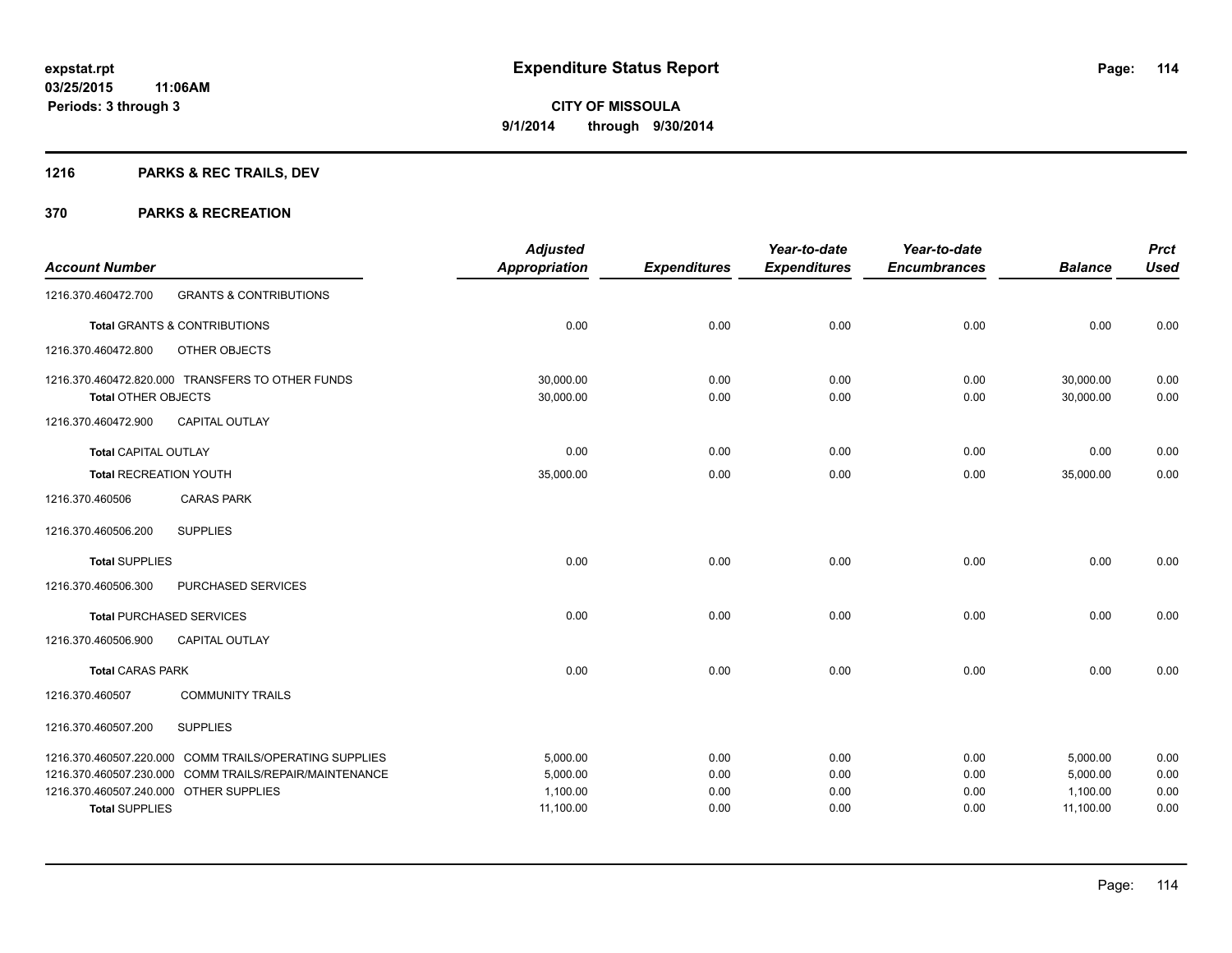# Expenditure Status Report

expstat.rpt
03/25/2015 11:06AM
Periods: 3 through 3

**CITY OF MISSOULA**
**9/1/2014 through 9/30/2014**

## 1216 PARKS & REC TRAILS, DEV

### 370 PARKS & RECREATION

| Account Number | | Adjusted Appropriation | Expenditures | Year-to-date Expenditures | Year-to-date Encumbrances | Balance | Prct Used |
|---|---|---|---|---|---|---|---|
| 1216.370.460472.700 | GRANTS & CONTRIBUTIONS | | | | | | |
| **Total** GRANTS & CONTRIBUTIONS | | 0.00 | 0.00 | 0.00 | 0.00 | 0.00 | 0.00 |
| 1216.370.460472.800 | OTHER OBJECTS | | | | | | |
| 1216.370.460472.820.000 | TRANSFERS TO OTHER FUNDS | 30,000.00 | 0.00 | 0.00 | 0.00 | 30,000.00 | 0.00 |
| **Total** OTHER OBJECTS | | 30,000.00 | 0.00 | 0.00 | 0.00 | 30,000.00 | 0.00 |
| 1216.370.460472.900 | CAPITAL OUTLAY | | | | | | |
| **Total** CAPITAL OUTLAY | | 0.00 | 0.00 | 0.00 | 0.00 | 0.00 | 0.00 |
| **Total** RECREATION YOUTH | | 35,000.00 | 0.00 | 0.00 | 0.00 | 35,000.00 | 0.00 |
| 1216.370.460506 | CARAS PARK | | | | | | |
| 1216.370.460506.200 | SUPPLIES | | | | | | |
| **Total** SUPPLIES | | 0.00 | 0.00 | 0.00 | 0.00 | 0.00 | 0.00 |
| 1216.370.460506.300 | PURCHASED SERVICES | | | | | | |
| **Total** PURCHASED SERVICES | | 0.00 | 0.00 | 0.00 | 0.00 | 0.00 | 0.00 |
| 1216.370.460506.900 | CAPITAL OUTLAY | | | | | | |
| **Total** CARAS PARK | | 0.00 | 0.00 | 0.00 | 0.00 | 0.00 | 0.00 |
| 1216.370.460507 | COMMUNITY TRAILS | | | | | | |
| 1216.370.460507.200 | SUPPLIES | | | | | | |
| 1216.370.460507.220.000 | COMM TRAILS/OPERATING SUPPLIES | 5,000.00 | 0.00 | 0.00 | 0.00 | 5,000.00 | 0.00 |
| 1216.370.460507.230.000 | COMM TRAILS/REPAIR/MAINTENANCE | 5,000.00 | 0.00 | 0.00 | 0.00 | 5,000.00 | 0.00 |
| 1216.370.460507.240.000 | OTHER SUPPLIES | 1,100.00 | 0.00 | 0.00 | 0.00 | 1,100.00 | 0.00 |
| **Total** SUPPLIES | | 11,100.00 | 0.00 | 0.00 | 0.00 | 11,100.00 | 0.00 |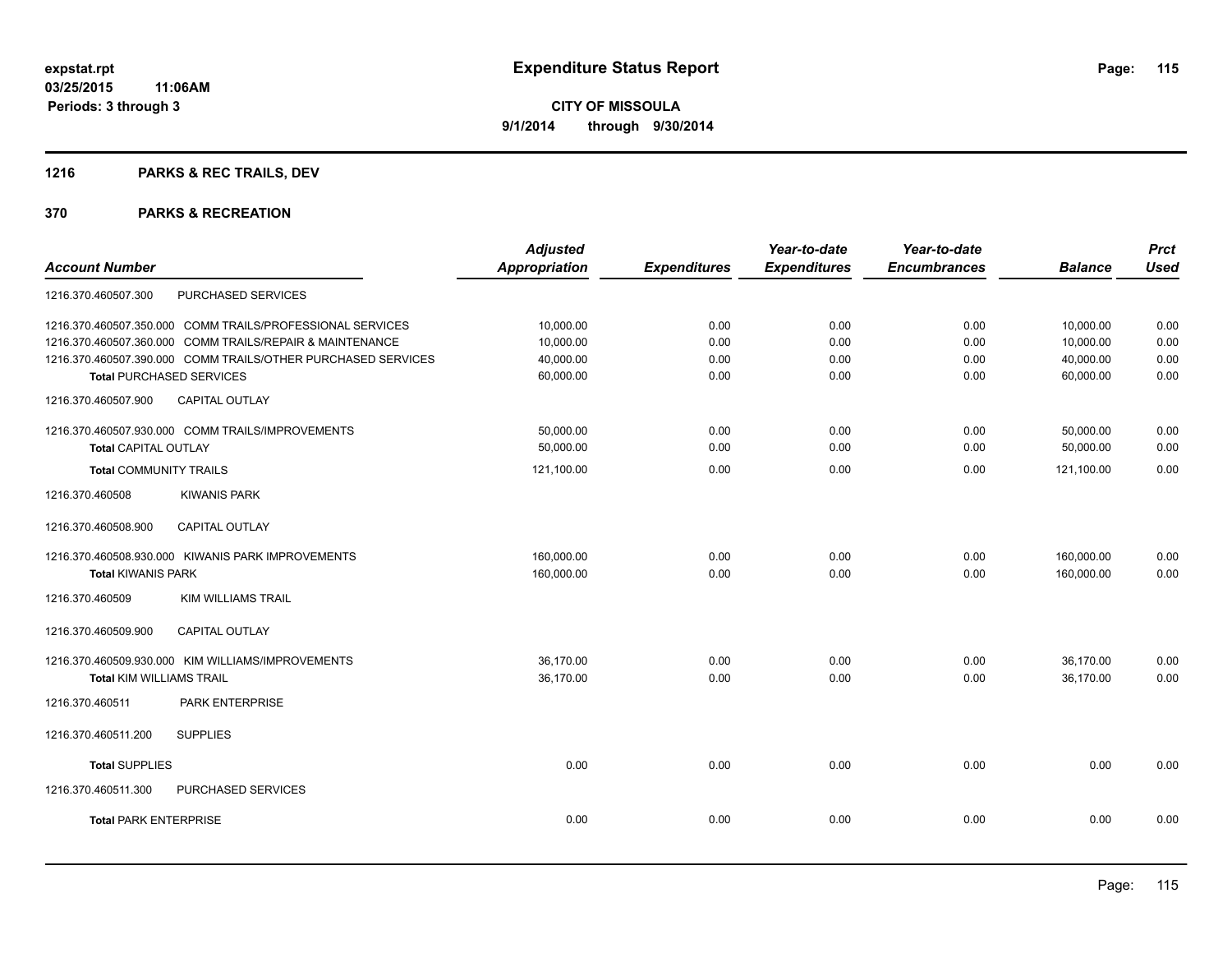**Expenditure Status Report**

**CITY OF MISSOULA**

**9/1/2014 through 9/30/2014**

expstat.rpt
03/25/2015 11:06AM
Periods: 3 through 3

## 1216 PARKS & REC TRAILS, DEV

## 370 PARKS & RECREATION

| Account Number | | Adjusted Appropriation | Expenditures | Year-to-date Expenditures | Year-to-date Encumbrances | Balance | Prct Used |
|---|---|---|---|---|---|---|---|
| 1216.370.460507.300 | PURCHASED SERVICES | | | | | | |
| 1216.370.460507.350.000 | COMM TRAILS/PROFESSIONAL SERVICES | 10,000.00 | 0.00 | 0.00 | 0.00 | 10,000.00 | 0.00 |
| 1216.370.460507.360.000 | COMM TRAILS/REPAIR & MAINTENANCE | 10,000.00 | 0.00 | 0.00 | 0.00 | 10,000.00 | 0.00 |
| 1216.370.460507.390.000 | COMM TRAILS/OTHER PURCHASED SERVICES | 40,000.00 | 0.00 | 0.00 | 0.00 | 40,000.00 | 0.00 |
| **Total** PURCHASED SERVICES | | 60,000.00 | 0.00 | 0.00 | 0.00 | 60,000.00 | 0.00 |
| 1216.370.460507.900 | CAPITAL OUTLAY | | | | | | |
| 1216.370.460507.930.000 | COMM TRAILS/IMPROVEMENTS | 50,000.00 | 0.00 | 0.00 | 0.00 | 50,000.00 | 0.00 |
| **Total** CAPITAL OUTLAY | | 50,000.00 | 0.00 | 0.00 | 0.00 | 50,000.00 | 0.00 |
| **Total** COMMUNITY TRAILS | | 121,100.00 | 0.00 | 0.00 | 0.00 | 121,100.00 | 0.00 |
| 1216.370.460508 | KIWANIS PARK | | | | | | |
| 1216.370.460508.900 | CAPITAL OUTLAY | | | | | | |
| 1216.370.460508.930.000 | KIWANIS PARK IMPROVEMENTS | 160,000.00 | 0.00 | 0.00 | 0.00 | 160,000.00 | 0.00 |
| **Total** KIWANIS PARK | | 160,000.00 | 0.00 | 0.00 | 0.00 | 160,000.00 | 0.00 |
| 1216.370.460509 | KIM WILLIAMS TRAIL | | | | | | |
| 1216.370.460509.900 | CAPITAL OUTLAY | | | | | | |
| 1216.370.460509.930.000 | KIM WILLIAMS/IMPROVEMENTS | 36,170.00 | 0.00 | 0.00 | 0.00 | 36,170.00 | 0.00 |
| **Total** KIM WILLIAMS TRAIL | | 36,170.00 | 0.00 | 0.00 | 0.00 | 36,170.00 | 0.00 |
| 1216.370.460511 | PARK ENTERPRISE | | | | | | |
| 1216.370.460511.200 | SUPPLIES | | | | | | |
| **Total** SUPPLIES | | 0.00 | 0.00 | 0.00 | 0.00 | 0.00 | 0.00 |
| 1216.370.460511.300 | PURCHASED SERVICES | | | | | | |
| **Total** PARK ENTERPRISE | | 0.00 | 0.00 | 0.00 | 0.00 | 0.00 | 0.00 |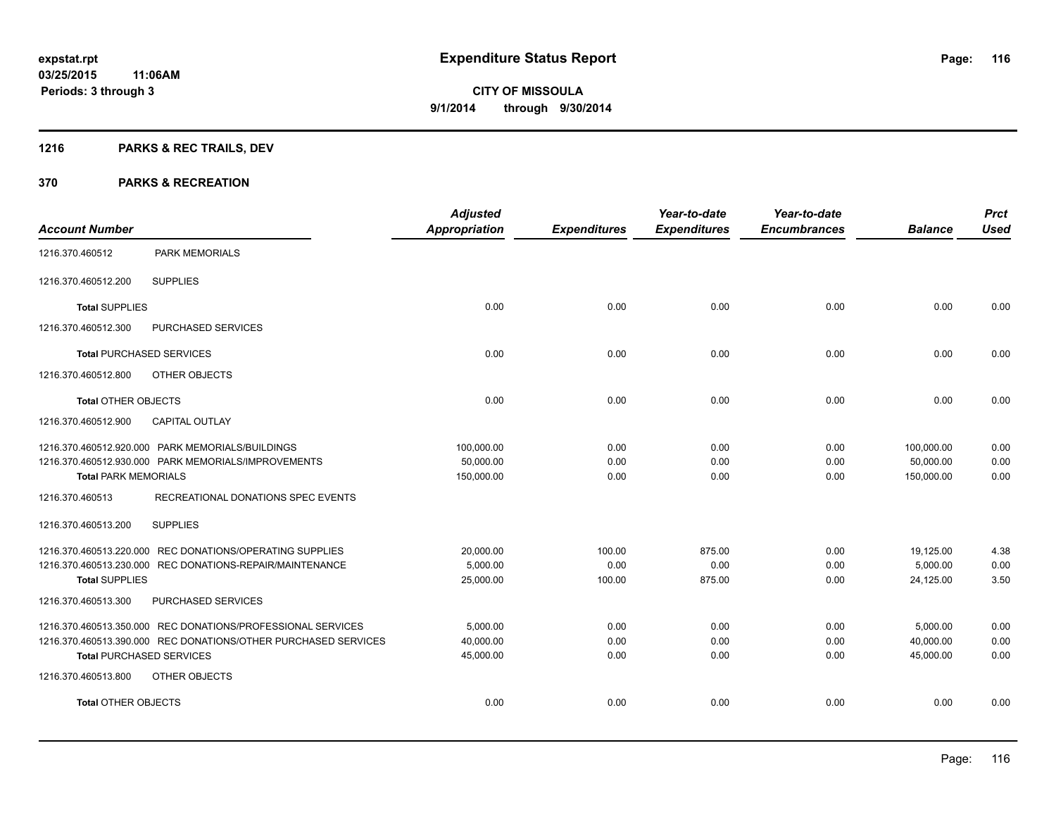**expstat.rpt**
**03/25/2015 11:06AM**
**Periods: 3 through 3**

# Expenditure Status Report

**CITY OF MISSOULA**
**9/1/2014 through 9/30/2014**

## 1216 PARKS & REC TRAILS, DEV

## 370 PARKS & RECREATION

| Account Number | | Adjusted Appropriation | Expenditures | Year-to-date Expenditures | Year-to-date Encumbrances | Balance | Prct Used |
|---|---|---|---|---|---|---|---|
| 1216.370.460512 | PARK MEMORIALS | | | | | | |
| 1216.370.460512.200 | SUPPLIES | | | | | | |
| **Total** SUPPLIES | | 0.00 | 0.00 | 0.00 | 0.00 | 0.00 | 0.00 |
| 1216.370.460512.300 | PURCHASED SERVICES | | | | | | |
| **Total** PURCHASED SERVICES | | 0.00 | 0.00 | 0.00 | 0.00 | 0.00 | 0.00 |
| 1216.370.460512.800 | OTHER OBJECTS | | | | | | |
| **Total** OTHER OBJECTS | | 0.00 | 0.00 | 0.00 | 0.00 | 0.00 | 0.00 |
| 1216.370.460512.900 | CAPITAL OUTLAY | | | | | | |
| 1216.370.460512.920.000 | PARK MEMORIALS/BUILDINGS | 100,000.00 | 0.00 | 0.00 | 0.00 | 100,000.00 | 0.00 |
| 1216.370.460512.930.000 | PARK MEMORIALS/IMPROVEMENTS | 50,000.00 | 0.00 | 0.00 | 0.00 | 50,000.00 | 0.00 |
| **Total** PARK MEMORIALS | | 150,000.00 | 0.00 | 0.00 | 0.00 | 150,000.00 | 0.00 |
| 1216.370.460513 | RECREATIONAL DONATIONS SPEC EVENTS | | | | | | |
| 1216.370.460513.200 | SUPPLIES | | | | | | |
| 1216.370.460513.220.000 | REC DONATIONS/OPERATING SUPPLIES | 20,000.00 | 100.00 | 875.00 | 0.00 | 19,125.00 | 4.38 |
| 1216.370.460513.230.000 | REC DONATIONS-REPAIR/MAINTENANCE | 5,000.00 | 0.00 | 0.00 | 0.00 | 5,000.00 | 0.00 |
| **Total** SUPPLIES | | 25,000.00 | 100.00 | 875.00 | 0.00 | 24,125.00 | 3.50 |
| 1216.370.460513.300 | PURCHASED SERVICES | | | | | | |
| 1216.370.460513.350.000 | REC DONATIONS/PROFESSIONAL SERVICES | 5,000.00 | 0.00 | 0.00 | 0.00 | 5,000.00 | 0.00 |
| 1216.370.460513.390.000 | REC DONATIONS/OTHER PURCHASED SERVICES | 40,000.00 | 0.00 | 0.00 | 0.00 | 40,000.00 | 0.00 |
| **Total** PURCHASED SERVICES | | 45,000.00 | 0.00 | 0.00 | 0.00 | 45,000.00 | 0.00 |
| 1216.370.460513.800 | OTHER OBJECTS | | | | | | |
| **Total** OTHER OBJECTS | | 0.00 | 0.00 | 0.00 | 0.00 | 0.00 | 0.00 |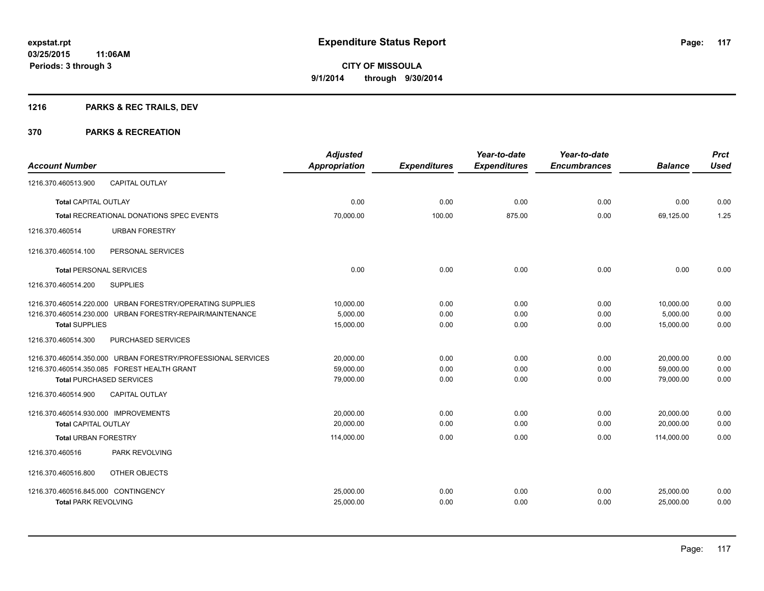**expstat.rpt**
**03/25/2015 11:06AM**
**Periods: 3 through 3**

# Expenditure Status Report

**CITY OF MISSOULA**
**9/1/2014 through 9/30/2014**

## 1216 PARKS & REC TRAILS, DEV

## 370 PARKS & RECREATION

| Account Number | | Adjusted Appropriation | Expenditures | Year-to-date Expenditures | Year-to-date Encumbrances | Balance | Prct Used |
|---|---|---|---|---|---|---|---|
| 1216.370.460513.900 | CAPITAL OUTLAY | | | | | | |
| **Total** CAPITAL OUTLAY | | 0.00 | 0.00 | 0.00 | 0.00 | 0.00 | 0.00 |
| **Total** RECREATIONAL DONATIONS SPEC EVENTS | | 70,000.00 | 100.00 | 875.00 | 0.00 | 69,125.00 | 1.25 |
| 1216.370.460514 | URBAN FORESTRY | | | | | | |
| 1216.370.460514.100 | PERSONAL SERVICES | | | | | | |
| **Total** PERSONAL SERVICES | | 0.00 | 0.00 | 0.00 | 0.00 | 0.00 | 0.00 |
| 1216.370.460514.200 | SUPPLIES | | | | | | |
| 1216.370.460514.220.000 | URBAN FORESTRY/OPERATING SUPPLIES | 10,000.00 | 0.00 | 0.00 | 0.00 | 10,000.00 | 0.00 |
| 1216.370.460514.230.000 | URBAN FORESTRY-REPAIR/MAINTENANCE | 5,000.00 | 0.00 | 0.00 | 0.00 | 5,000.00 | 0.00 |
| **Total** SUPPLIES | | 15,000.00 | 0.00 | 0.00 | 0.00 | 15,000.00 | 0.00 |
| 1216.370.460514.300 | PURCHASED SERVICES | | | | | | |
| 1216.370.460514.350.000 | URBAN FORESTRY/PROFESSIONAL SERVICES | 20,000.00 | 0.00 | 0.00 | 0.00 | 20,000.00 | 0.00 |
| 1216.370.460514.350.085 | FOREST HEALTH GRANT | 59,000.00 | 0.00 | 0.00 | 0.00 | 59,000.00 | 0.00 |
| **Total** PURCHASED SERVICES | | 79,000.00 | 0.00 | 0.00 | 0.00 | 79,000.00 | 0.00 |
| 1216.370.460514.900 | CAPITAL OUTLAY | | | | | | |
| 1216.370.460514.930.000 | IMPROVEMENTS | 20,000.00 | 0.00 | 0.00 | 0.00 | 20,000.00 | 0.00 |
| **Total** CAPITAL OUTLAY | | 20,000.00 | 0.00 | 0.00 | 0.00 | 20,000.00 | 0.00 |
| **Total** URBAN FORESTRY | | 114,000.00 | 0.00 | 0.00 | 0.00 | 114,000.00 | 0.00 |
| 1216.370.460516 | PARK REVOLVING | | | | | | |
| 1216.370.460516.800 | OTHER OBJECTS | | | | | | |
| 1216.370.460516.845.000 | CONTINGENCY | 25,000.00 | 0.00 | 0.00 | 0.00 | 25,000.00 | 0.00 |
| **Total** PARK REVOLVING | | 25,000.00 | 0.00 | 0.00 | 0.00 | 25,000.00 | 0.00 |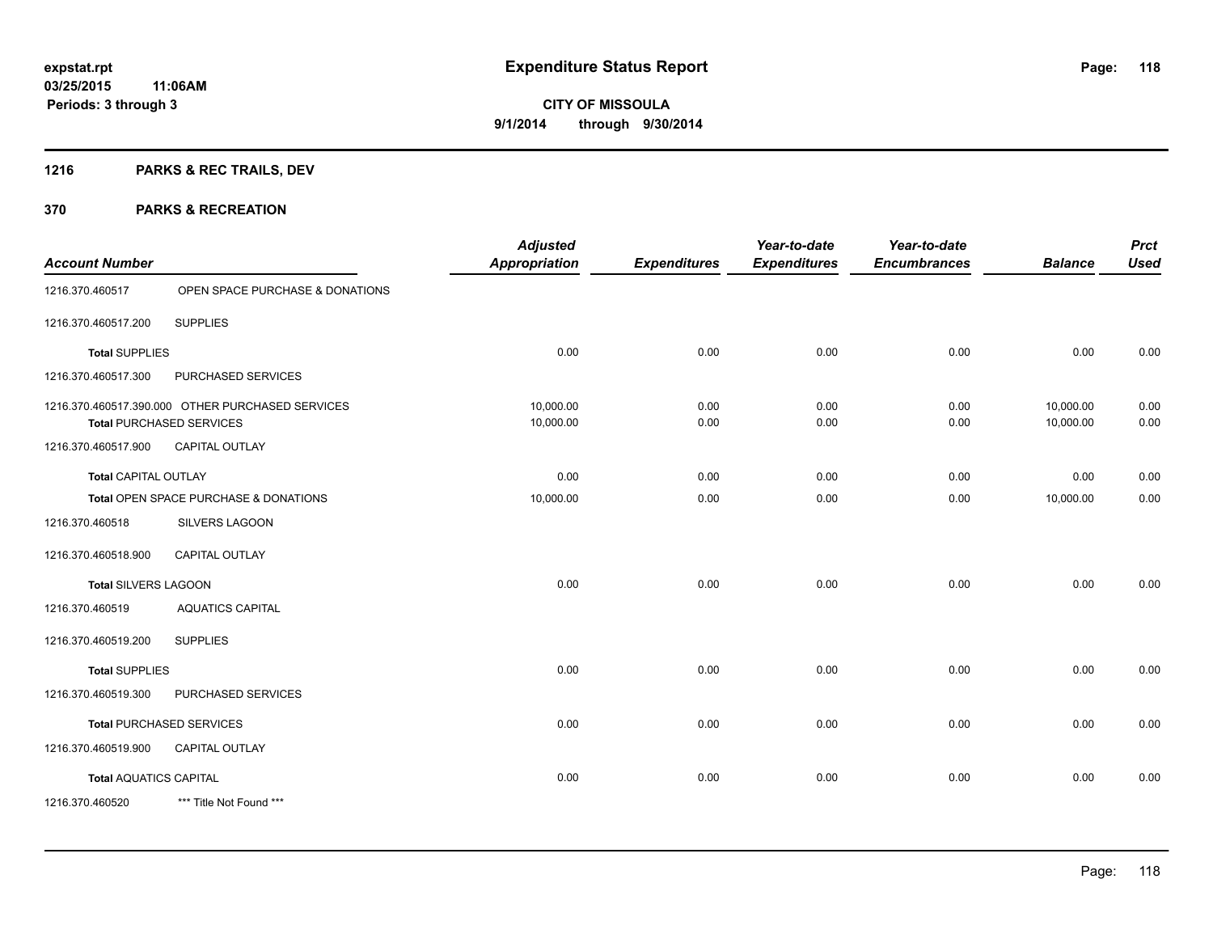**expstat.rpt**
**03/25/2015 11:06AM**
**Periods: 3 through 3**

# Expenditure Status Report

**CITY OF MISSOULA**
**9/1/2014 through 9/30/2014**

## 1216 PARKS & REC TRAILS, DEV

## 370 PARKS & RECREATION

| Account Number | | Adjusted Appropriation | Expenditures | Year-to-date Expenditures | Year-to-date Encumbrances | Balance | Prct Used |
|---|---|---|---|---|---|---|---|
| 1216.370.460517 | OPEN SPACE PURCHASE & DONATIONS | | | | | | |
| 1216.370.460517.200 | SUPPLIES | | | | | | |
| **Total** SUPPLIES | | 0.00 | 0.00 | 0.00 | 0.00 | 0.00 | 0.00 |
| 1216.370.460517.300 | PURCHASED SERVICES | | | | | | |
| 1216.370.460517.390.000 | OTHER PURCHASED SERVICES | 10,000.00 | 0.00 | 0.00 | 0.00 | 10,000.00 | 0.00 |
| **Total** PURCHASED SERVICES | | 10,000.00 | 0.00 | 0.00 | 0.00 | 10,000.00 | 0.00 |
| 1216.370.460517.900 | CAPITAL OUTLAY | | | | | | |
| **Total** CAPITAL OUTLAY | | 0.00 | 0.00 | 0.00 | 0.00 | 0.00 | 0.00 |
| **Total** OPEN SPACE PURCHASE & DONATIONS | | 10,000.00 | 0.00 | 0.00 | 0.00 | 10,000.00 | 0.00 |
| 1216.370.460518 | SILVERS LAGOON | | | | | | |
| 1216.370.460518.900 | CAPITAL OUTLAY | | | | | | |
| **Total** SILVERS LAGOON | | 0.00 | 0.00 | 0.00 | 0.00 | 0.00 | 0.00 |
| 1216.370.460519 | AQUATICS CAPITAL | | | | | | |
| 1216.370.460519.200 | SUPPLIES | | | | | | |
| **Total** SUPPLIES | | 0.00 | 0.00 | 0.00 | 0.00 | 0.00 | 0.00 |
| 1216.370.460519.300 | PURCHASED SERVICES | | | | | | |
| **Total** PURCHASED SERVICES | | 0.00 | 0.00 | 0.00 | 0.00 | 0.00 | 0.00 |
| 1216.370.460519.900 | CAPITAL OUTLAY | | | | | | |
| **Total** AQUATICS CAPITAL | | 0.00 | 0.00 | 0.00 | 0.00 | 0.00 | 0.00 |
| 1216.370.460520 | *** Title Not Found *** | | | | | | |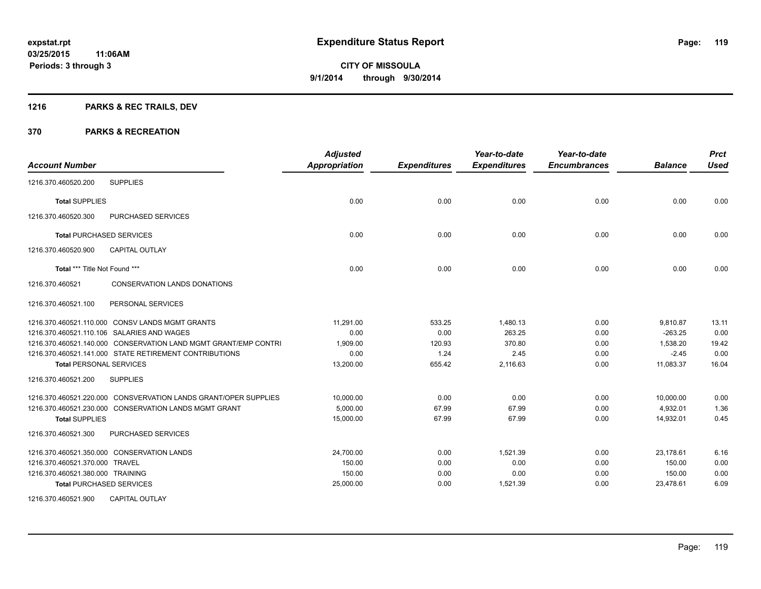**expstat.rpt**
**03/25/2015 11:06AM**
**Periods: 3 through 3**

# Expenditure Status Report

**CITY OF MISSOULA**
**9/1/2014 through 9/30/2014**

## 1216 PARKS & REC TRAILS, DEV

## 370 PARKS & RECREATION

| Account Number | | Adjusted Appropriation | Expenditures | Year-to-date Expenditures | Year-to-date Encumbrances | Balance | Prct Used |
|---|---|---|---|---|---|---|---|
| 1216.370.460520.200 | SUPPLIES | | | | | | |
| **Total** SUPPLIES | | 0.00 | 0.00 | 0.00 | 0.00 | 0.00 | 0.00 |
| 1216.370.460520.300 | PURCHASED SERVICES | | | | | | |
| **Total** PURCHASED SERVICES | | 0.00 | 0.00 | 0.00 | 0.00 | 0.00 | 0.00 |
| 1216.370.460520.900 | CAPITAL OUTLAY | | | | | | |
| **Total** *** Title Not Found *** | | 0.00 | 0.00 | 0.00 | 0.00 | 0.00 | 0.00 |
| 1216.370.460521 | CONSERVATION LANDS DONATIONS | | | | | | |
| 1216.370.460521.100 | PERSONAL SERVICES | | | | | | |
| 1216.370.460521.110.000 | CONSV LANDS MGMT GRANTS | 11,291.00 | 533.25 | 1,480.13 | 0.00 | 9,810.87 | 13.11 |
| 1216.370.460521.110.106 | SALARIES AND WAGES | 0.00 | 0.00 | 263.25 | 0.00 | -263.25 | 0.00 |
| 1216.370.460521.140.000 | CONSERVATION LAND MGMT GRANT/EMP CONTRI | 1,909.00 | 120.93 | 370.80 | 0.00 | 1,538.20 | 19.42 |
| 1216.370.460521.141.000 | STATE RETIREMENT CONTRIBUTIONS | 0.00 | 1.24 | 2.45 | 0.00 | -2.45 | 0.00 |
| **Total** PERSONAL SERVICES | | 13,200.00 | 655.42 | 2,116.63 | 0.00 | 11,083.37 | 16.04 |
| 1216.370.460521.200 | SUPPLIES | | | | | | |
| 1216.370.460521.220.000 | CONSVERVATION LANDS GRANT/OPER SUPPLIES | 10,000.00 | 0.00 | 0.00 | 0.00 | 10,000.00 | 0.00 |
| 1216.370.460521.230.000 | CONSERVATION LANDS MGMT GRANT | 5,000.00 | 67.99 | 67.99 | 0.00 | 4,932.01 | 1.36 |
| **Total** SUPPLIES | | 15,000.00 | 67.99 | 67.99 | 0.00 | 14,932.01 | 0.45 |
| 1216.370.460521.300 | PURCHASED SERVICES | | | | | | |
| 1216.370.460521.350.000 | CONSERVATION LANDS | 24,700.00 | 0.00 | 1,521.39 | 0.00 | 23,178.61 | 6.16 |
| 1216.370.460521.370.000 | TRAVEL | 150.00 | 0.00 | 0.00 | 0.00 | 150.00 | 0.00 |
| 1216.370.460521.380.000 | TRAINING | 150.00 | 0.00 | 0.00 | 0.00 | 150.00 | 0.00 |
| **Total** PURCHASED SERVICES | | 25,000.00 | 0.00 | 1,521.39 | 0.00 | 23,478.61 | 6.09 |
| 1216.370.460521.900 | CAPITAL OUTLAY | | | | | | |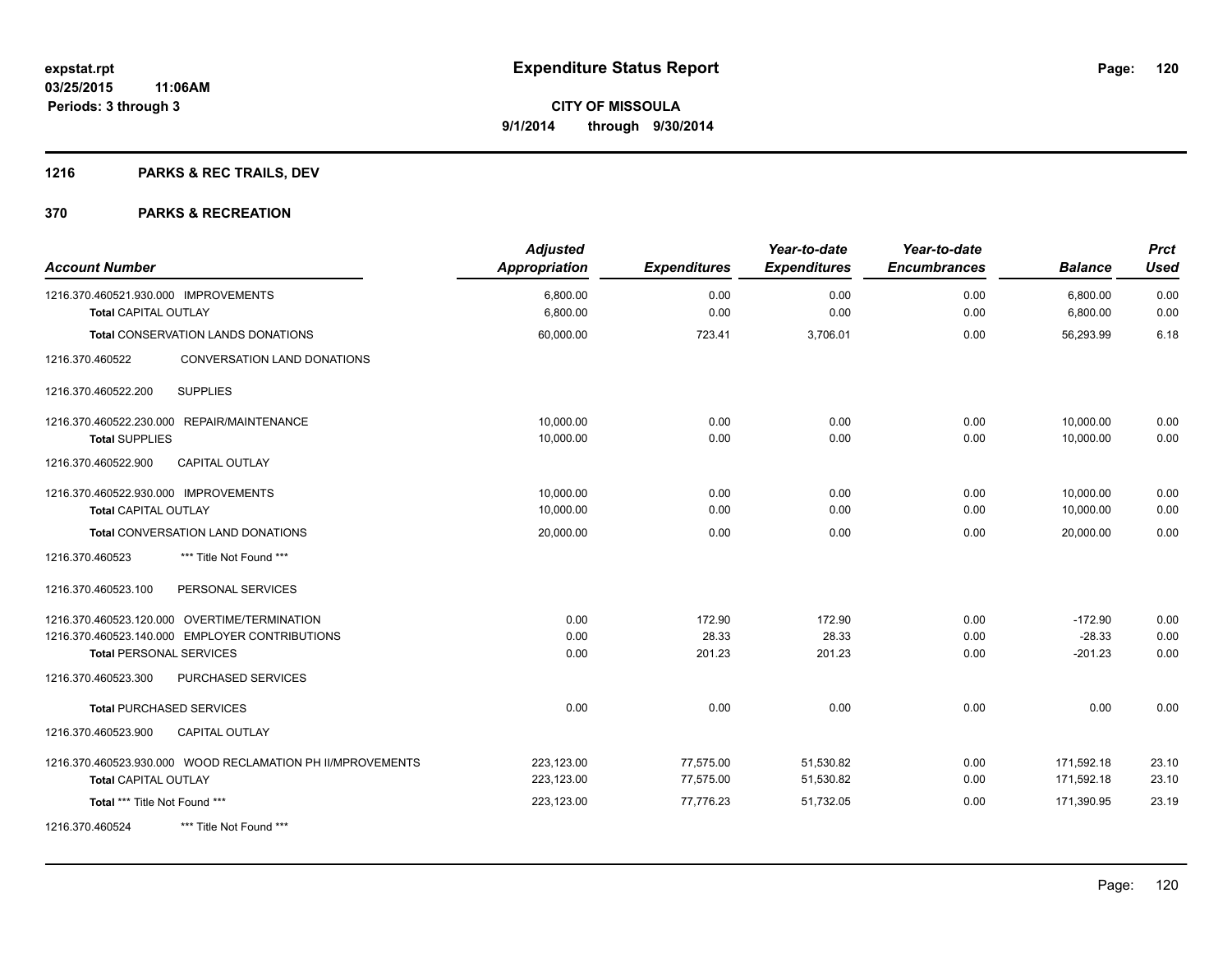# Expenditure Status Report

expstat.rpt
03/25/2015 11:06AM
Periods: 3 through 3

**CITY OF MISSOULA**
**9/1/2014 through 9/30/2014**

## 1216 PARKS & REC TRAILS, DEV

## 370 PARKS & RECREATION

| Account Number | Adjusted Appropriation | Expenditures | Year-to-date Expenditures | Year-to-date Encumbrances | Balance | Prct Used |
|---|---|---|---|---|---|---|
| 1216.370.460521.930.000 IMPROVEMENTS | 6,800.00 | 0.00 | 0.00 | 0.00 | 6,800.00 | 0.00 |
| **Total** CAPITAL OUTLAY | 6,800.00 | 0.00 | 0.00 | 0.00 | 6,800.00 | 0.00 |
| **Total** CONSERVATION LANDS DONATIONS | 60,000.00 | 723.41 | 3,706.01 | 0.00 | 56,293.99 | 6.18 |
| 1216.370.460522 CONVERSATION LAND DONATIONS | | | | | | |
| 1216.370.460522.200 SUPPLIES | | | | | | |
| 1216.370.460522.230.000 REPAIR/MAINTENANCE | 10,000.00 | 0.00 | 0.00 | 0.00 | 10,000.00 | 0.00 |
| **Total** SUPPLIES | 10,000.00 | 0.00 | 0.00 | 0.00 | 10,000.00 | 0.00 |
| 1216.370.460522.900 CAPITAL OUTLAY | | | | | | |
| 1216.370.460522.930.000 IMPROVEMENTS | 10,000.00 | 0.00 | 0.00 | 0.00 | 10,000.00 | 0.00 |
| **Total** CAPITAL OUTLAY | 10,000.00 | 0.00 | 0.00 | 0.00 | 10,000.00 | 0.00 |
| **Total** CONVERSATION LAND DONATIONS | 20,000.00 | 0.00 | 0.00 | 0.00 | 20,000.00 | 0.00 |
| 1216.370.460523 *** Title Not Found *** | | | | | | |
| 1216.370.460523.100 PERSONAL SERVICES | | | | | | |
| 1216.370.460523.120.000 OVERTIME/TERMINATION | 0.00 | 172.90 | 172.90 | 0.00 | -172.90 | 0.00 |
| 1216.370.460523.140.000 EMPLOYER CONTRIBUTIONS | 0.00 | 28.33 | 28.33 | 0.00 | -28.33 | 0.00 |
| **Total** PERSONAL SERVICES | 0.00 | 201.23 | 201.23 | 0.00 | -201.23 | 0.00 |
| 1216.370.460523.300 PURCHASED SERVICES | | | | | | |
| **Total** PURCHASED SERVICES | 0.00 | 0.00 | 0.00 | 0.00 | 0.00 | 0.00 |
| 1216.370.460523.900 CAPITAL OUTLAY | | | | | | |
| 1216.370.460523.930.000 WOOD RECLAMATION PH II/MPROVEMENTS | 223,123.00 | 77,575.00 | 51,530.82 | 0.00 | 171,592.18 | 23.10 |
| **Total** CAPITAL OUTLAY | 223,123.00 | 77,575.00 | 51,530.82 | 0.00 | 171,592.18 | 23.10 |
| **Total** *** Title Not Found *** | 223,123.00 | 77,776.23 | 51,732.05 | 0.00 | 171,390.95 | 23.19 |
| 1216.370.460524 *** Title Not Found *** | | | | | | |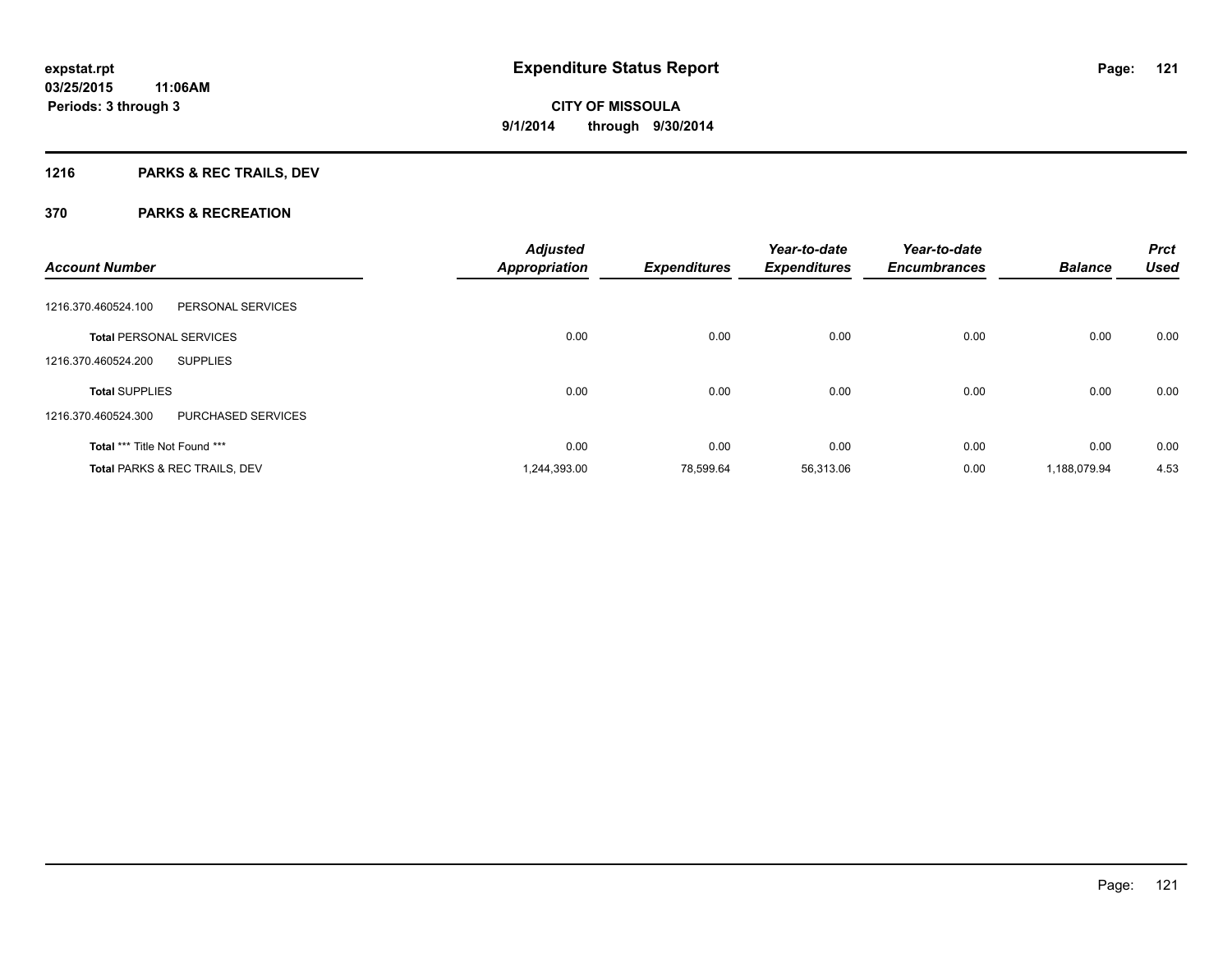# Expenditure Status Report

**expstat.rpt**
**03/25/2015 11:06AM**
**Periods: 3 through 3**

**CITY OF MISSOULA**
**9/1/2014 through 9/30/2014**

## 1216 PARKS & REC TRAILS, DEV

### 370 PARKS & RECREATION

| Account Number | | Adjusted Appropriation | Expenditures | Year-to-date Expenditures | Year-to-date Encumbrances | Balance | Prct Used |
|---|---|---|---|---|---|---|---|
| 1216.370.460524.100 | PERSONAL SERVICES | | | | | | |
| **Total** PERSONAL SERVICES | | 0.00 | 0.00 | 0.00 | 0.00 | 0.00 | 0.00 |
| 1216.370.460524.200 | SUPPLIES | | | | | | |
| **Total** SUPPLIES | | 0.00 | 0.00 | 0.00 | 0.00 | 0.00 | 0.00 |
| 1216.370.460524.300 | PURCHASED SERVICES | | | | | | |
| **Total** *** Title Not Found *** | | 0.00 | 0.00 | 0.00 | 0.00 | 0.00 | 0.00 |
| **Total** PARKS & REC TRAILS, DEV | | 1,244,393.00 | 78,599.64 | 56,313.06 | 0.00 | 1,188,079.94 | 4.53 |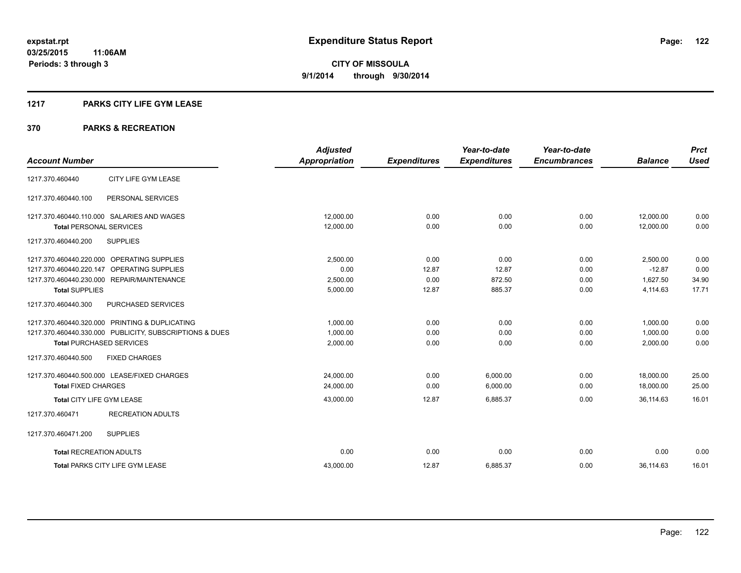**expstat.rpt**
**03/25/2015 11:06AM**
**Periods: 3 through 3**

# Expenditure Status Report

**CITY OF MISSOULA**
**9/1/2014 through 9/30/2014**

## 1217 PARKS CITY LIFE GYM LEASE

## 370 PARKS & RECREATION

| Account Number | | Adjusted Appropriation | Expenditures | Year-to-date Expenditures | Year-to-date Encumbrances | Balance | Prct Used |
|---|---|---|---|---|---|---|---|
| 1217.370.460440 | CITY LIFE GYM LEASE | | | | | | |
| 1217.370.460440.100 | PERSONAL SERVICES | | | | | | |
| 1217.370.460440.110.000 | SALARIES AND WAGES | 12,000.00 | 0.00 | 0.00 | 0.00 | 12,000.00 | 0.00 |
| **Total** PERSONAL SERVICES | | 12,000.00 | 0.00 | 0.00 | 0.00 | 12,000.00 | 0.00 |
| 1217.370.460440.200 | SUPPLIES | | | | | | |
| 1217.370.460440.220.000 | OPERATING SUPPLIES | 2,500.00 | 0.00 | 0.00 | 0.00 | 2,500.00 | 0.00 |
| 1217.370.460440.220.147 | OPERATING SUPPLIES | 0.00 | 12.87 | 12.87 | 0.00 | -12.87 | 0.00 |
| 1217.370.460440.230.000 | REPAIR/MAINTENANCE | 2,500.00 | 0.00 | 872.50 | 0.00 | 1,627.50 | 34.90 |
| **Total** SUPPLIES | | 5,000.00 | 12.87 | 885.37 | 0.00 | 4,114.63 | 17.71 |
| 1217.370.460440.300 | PURCHASED SERVICES | | | | | | |
| 1217.370.460440.320.000 | PRINTING & DUPLICATING | 1,000.00 | 0.00 | 0.00 | 0.00 | 1,000.00 | 0.00 |
| 1217.370.460440.330.000 | PUBLICITY, SUBSCRIPTIONS & DUES | 1,000.00 | 0.00 | 0.00 | 0.00 | 1,000.00 | 0.00 |
| **Total** PURCHASED SERVICES | | 2,000.00 | 0.00 | 0.00 | 0.00 | 2,000.00 | 0.00 |
| 1217.370.460440.500 | FIXED CHARGES | | | | | | |
| 1217.370.460440.500.000 | LEASE/FIXED CHARGES | 24,000.00 | 0.00 | 6,000.00 | 0.00 | 18,000.00 | 25.00 |
| **Total** FIXED CHARGES | | 24,000.00 | 0.00 | 6,000.00 | 0.00 | 18,000.00 | 25.00 |
| **Total** CITY LIFE GYM LEASE | | 43,000.00 | 12.87 | 6,885.37 | 0.00 | 36,114.63 | 16.01 |
| 1217.370.460471 | RECREATION ADULTS | | | | | | |
| 1217.370.460471.200 | SUPPLIES | | | | | | |
| **Total** RECREATION ADULTS | | 0.00 | 0.00 | 0.00 | 0.00 | 0.00 | 0.00 |
| **Total** PARKS CITY LIFE GYM LEASE | | 43,000.00 | 12.87 | 6,885.37 | 0.00 | 36,114.63 | 16.01 |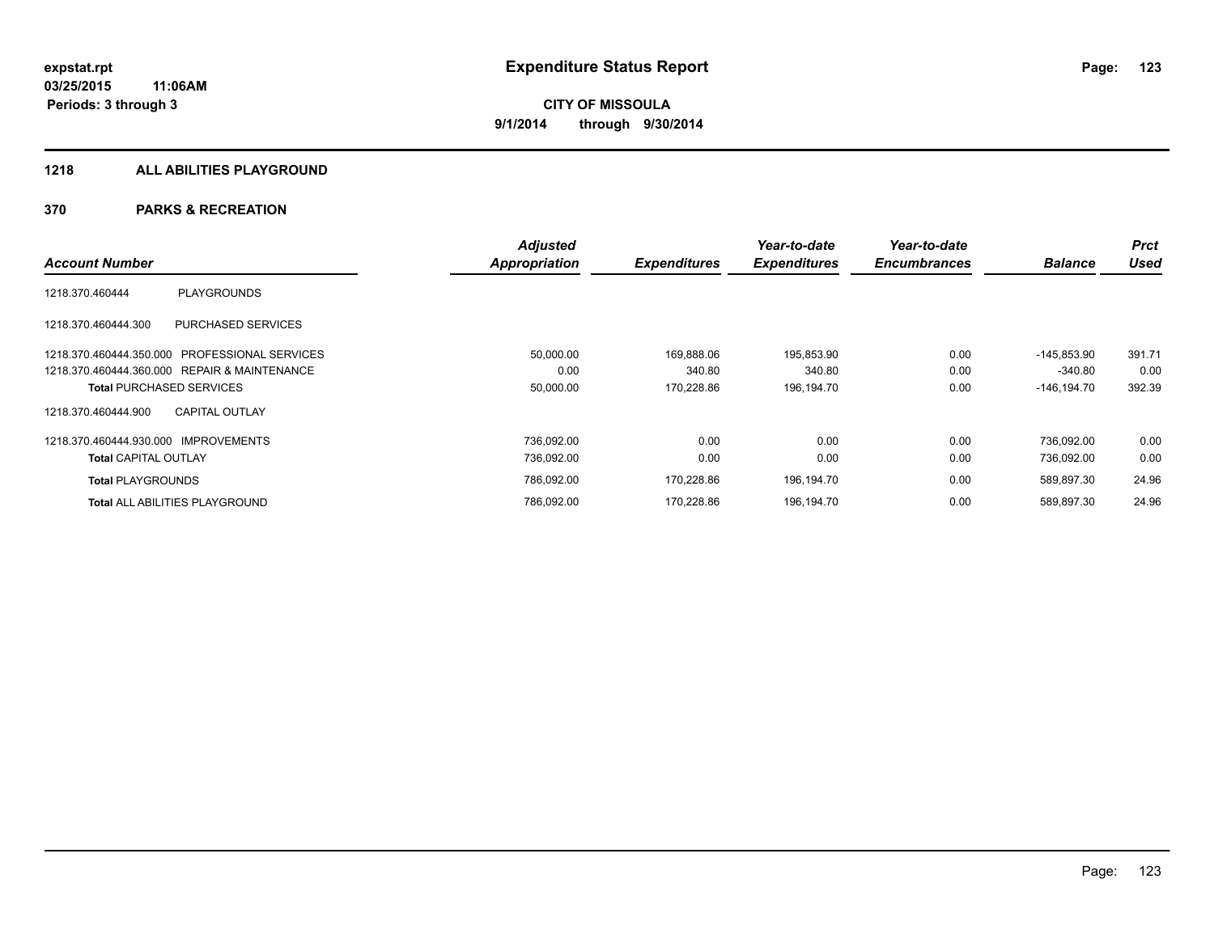# Expenditure Status Report

expstat.rpt
03/25/2015 11:06AM
Periods: 3 through 3

**CITY OF MISSOULA**
**9/1/2014 through 9/30/2014**

## 1218 ALL ABILITIES PLAYGROUND

### 370 PARKS & RECREATION

| Account Number | | Adjusted Appropriation | Expenditures | Year-to-date Expenditures | Year-to-date Encumbrances | Balance | Prct Used |
|---|---|---|---|---|---|---|---|
| 1218.370.460444 | PLAYGROUNDS | | | | | | |
| 1218.370.460444.300 | PURCHASED SERVICES | | | | | | |
| 1218.370.460444.350.000 | PROFESSIONAL SERVICES | 50,000.00 | 169,888.06 | 195,853.90 | 0.00 | -145,853.90 | 391.71 |
| 1218.370.460444.360.000 | REPAIR & MAINTENANCE | 0.00 | 340.80 | 340.80 | 0.00 | -340.80 | 0.00 |
| **Total** PURCHASED SERVICES | | 50,000.00 | 170,228.86 | 196,194.70 | 0.00 | -146,194.70 | 392.39 |
| 1218.370.460444.900 | CAPITAL OUTLAY | | | | | | |
| 1218.370.460444.930.000 | IMPROVEMENTS | 736,092.00 | 0.00 | 0.00 | 0.00 | 736,092.00 | 0.00 |
| **Total** CAPITAL OUTLAY | | 736,092.00 | 0.00 | 0.00 | 0.00 | 736,092.00 | 0.00 |
| **Total** PLAYGROUNDS | | 786,092.00 | 170,228.86 | 196,194.70 | 0.00 | 589,897.30 | 24.96 |
| **Total** ALL ABILITIES PLAYGROUND | | 786,092.00 | 170,228.86 | 196,194.70 | 0.00 | 589,897.30 | 24.96 |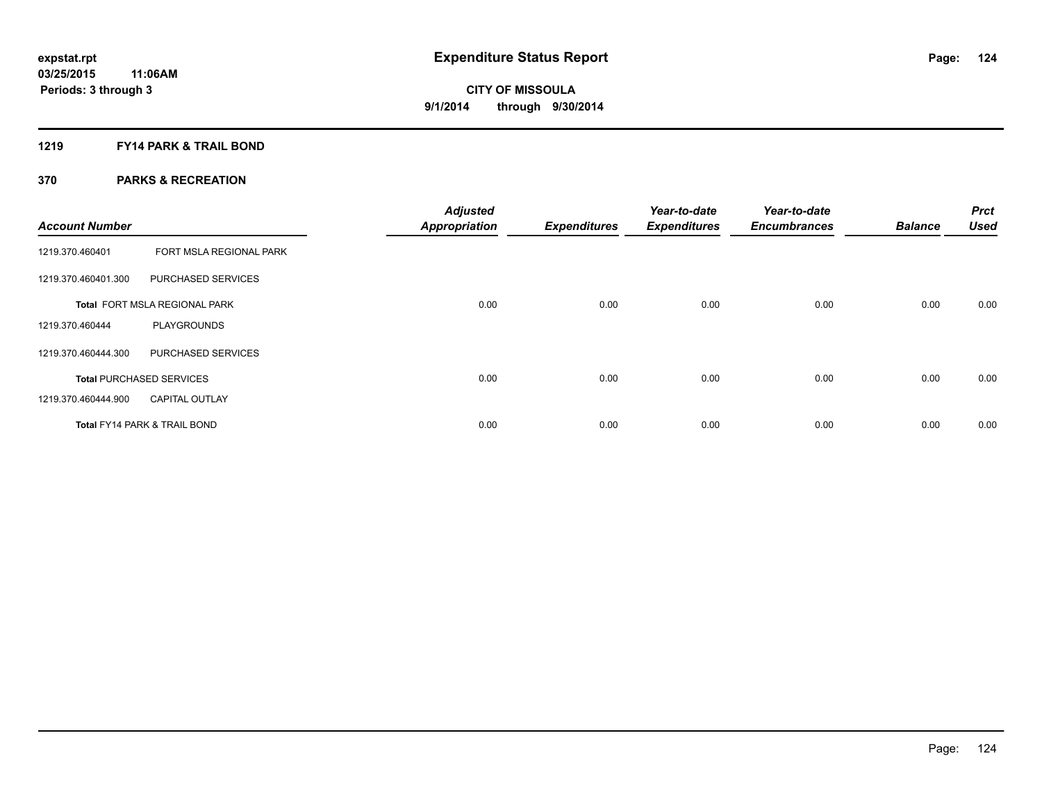**expstat.rpt**
**03/25/2015 11:06AM**
**Periods: 3 through 3**

# Expenditure Status Report

**CITY OF MISSOULA**
**9/1/2014 through 9/30/2014**

## 1219 FY14 PARK & TRAIL BOND

### 370 PARKS & RECREATION

| Account Number | | Adjusted Appropriation | Expenditures | Year-to-date Expenditures | Year-to-date Encumbrances | Balance | Prct Used |
|---|---|---|---|---|---|---|---|
| 1219.370.460401 | FORT MSLA REGIONAL PARK | | | | | | |
| 1219.370.460401.300 | PURCHASED SERVICES | | | | | | |
| **Total** FORT MSLA REGIONAL PARK | | 0.00 | 0.00 | 0.00 | 0.00 | 0.00 | 0.00 |
| 1219.370.460444 | PLAYGROUNDS | | | | | | |
| 1219.370.460444.300 | PURCHASED SERVICES | | | | | | |
| **Total** PURCHASED SERVICES | | 0.00 | 0.00 | 0.00 | 0.00 | 0.00 | 0.00 |
| 1219.370.460444.900 | CAPITAL OUTLAY | | | | | | |
| **Total** FY14 PARK & TRAIL BOND | | 0.00 | 0.00 | 0.00 | 0.00 | 0.00 | 0.00 |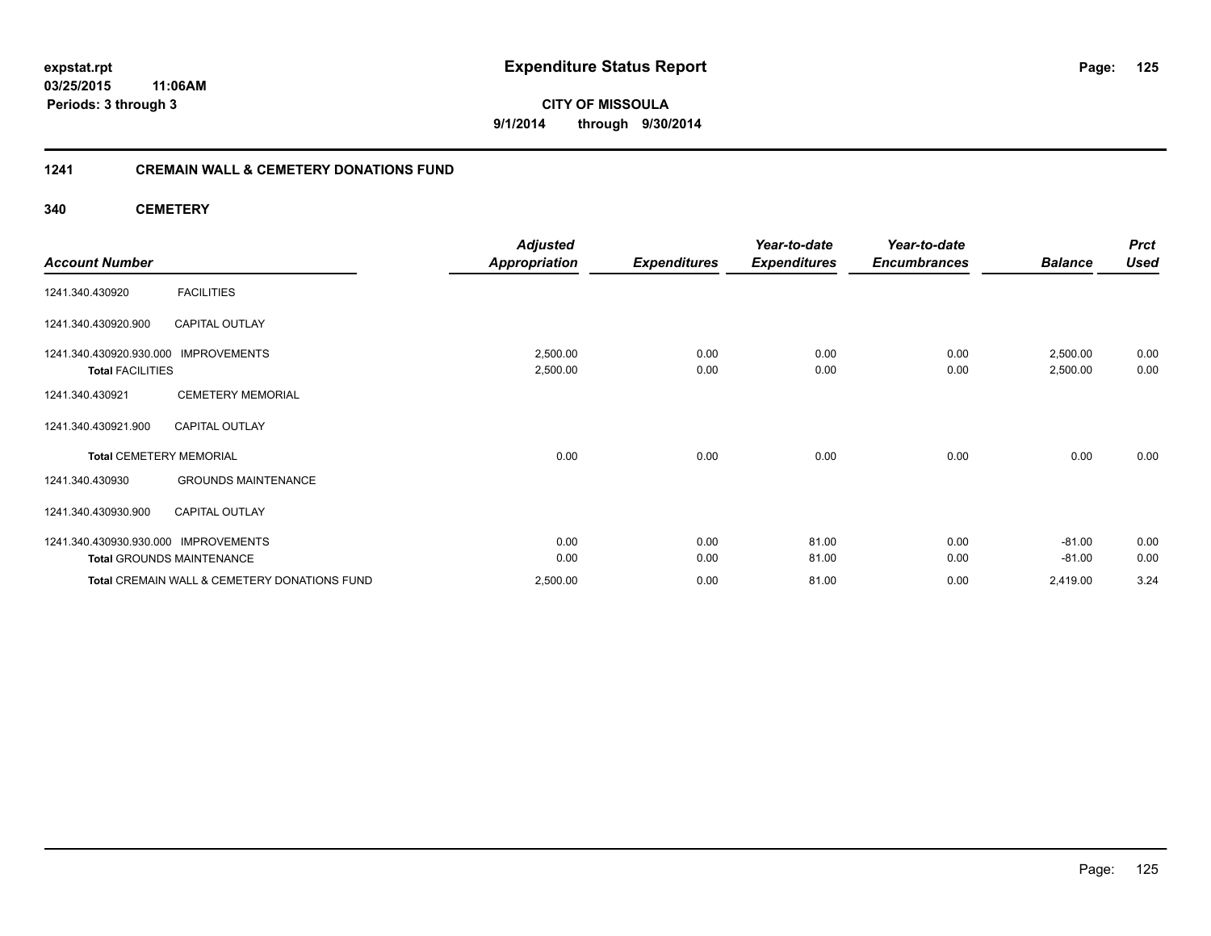# Expenditure Status Report

expstat.rpt
03/25/2015 11:06AM
Periods: 3 through 3

**CITY OF MISSOULA**
**9/1/2014 through 9/30/2014**

## 1241 CREMAIN WALL & CEMETERY DONATIONS FUND

### 340 CEMETERY

| Account Number | | Adjusted Appropriation | Expenditures | Year-to-date Expenditures | Year-to-date Encumbrances | Balance | Prct Used |
|---|---|---|---|---|---|---|---|
| 1241.340.430920 | FACILITIES | | | | | | |
| 1241.340.430920.900 | CAPITAL OUTLAY | | | | | | |
| 1241.340.430920.930.000 | IMPROVEMENTS | 2,500.00 | 0.00 | 0.00 | 0.00 | 2,500.00 | 0.00 |
| **Total** FACILITIES | | 2,500.00 | 0.00 | 0.00 | 0.00 | 2,500.00 | 0.00 |
| 1241.340.430921 | CEMETERY MEMORIAL | | | | | | |
| 1241.340.430921.900 | CAPITAL OUTLAY | | | | | | |
| **Total** CEMETERY MEMORIAL | | 0.00 | 0.00 | 0.00 | 0.00 | 0.00 | 0.00 |
| 1241.340.430930 | GROUNDS MAINTENANCE | | | | | | |
| 1241.340.430930.900 | CAPITAL OUTLAY | | | | | | |
| 1241.340.430930.930.000 | IMPROVEMENTS | 0.00 | 0.00 | 81.00 | 0.00 | -81.00 | 0.00 |
| **Total** GROUNDS MAINTENANCE | | 0.00 | 0.00 | 81.00 | 0.00 | -81.00 | 0.00 |
| **Total** CREMAIN WALL & CEMETERY DONATIONS FUND | | 2,500.00 | 0.00 | 81.00 | 0.00 | 2,419.00 | 3.24 |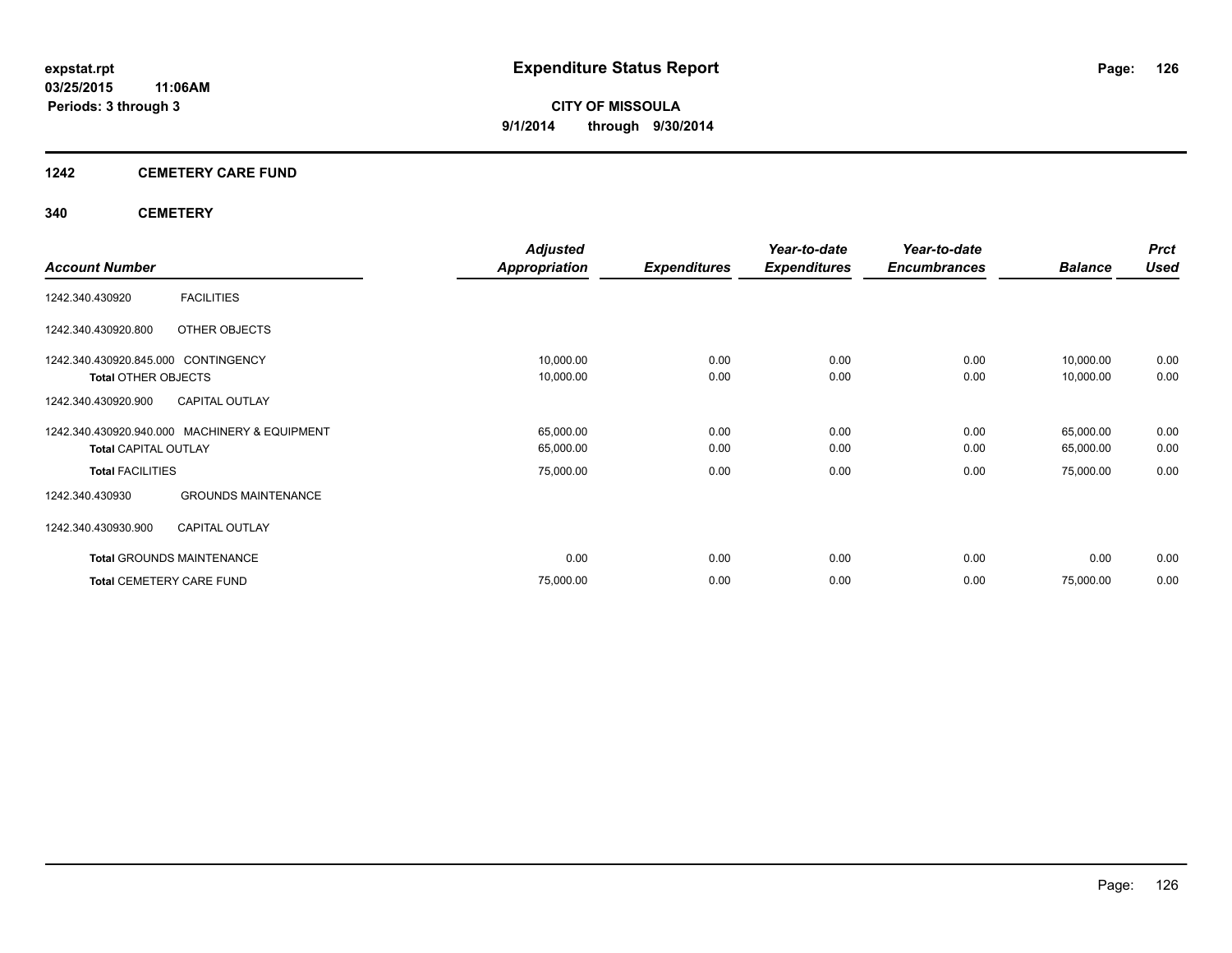# Expenditure Status Report

expstat.rpt
03/25/2015 11:06AM
Periods: 3 through 3

**CITY OF MISSOULA**
**9/1/2014 through 9/30/2014**

## 1242 CEMETERY CARE FUND

### 340 CEMETERY

| Account Number | | Adjusted Appropriation | Expenditures | Year-to-date Expenditures | Year-to-date Encumbrances | Balance | Prct Used |
|---|---|---|---|---|---|---|---|
| 1242.340.430920 | FACILITIES | | | | | | |
| 1242.340.430920.800 | OTHER OBJECTS | | | | | | |
| 1242.340.430920.845.000 | CONTINGENCY | 10,000.00 | 0.00 | 0.00 | 0.00 | 10,000.00 | 0.00 |
| **Total** OTHER OBJECTS | | 10,000.00 | 0.00 | 0.00 | 0.00 | 10,000.00 | 0.00 |
| 1242.340.430920.900 | CAPITAL OUTLAY | | | | | | |
| 1242.340.430920.940.000 | MACHINERY & EQUIPMENT | 65,000.00 | 0.00 | 0.00 | 0.00 | 65,000.00 | 0.00 |
| **Total** CAPITAL OUTLAY | | 65,000.00 | 0.00 | 0.00 | 0.00 | 65,000.00 | 0.00 |
| **Total** FACILITIES | | 75,000.00 | 0.00 | 0.00 | 0.00 | 75,000.00 | 0.00 |
| 1242.340.430930 | GROUNDS MAINTENANCE | | | | | | |
| 1242.340.430930.900 | CAPITAL OUTLAY | | | | | | |
| **Total** GROUNDS MAINTENANCE | | 0.00 | 0.00 | 0.00 | 0.00 | 0.00 | 0.00 |
| **Total** CEMETERY CARE FUND | | 75,000.00 | 0.00 | 0.00 | 0.00 | 75,000.00 | 0.00 |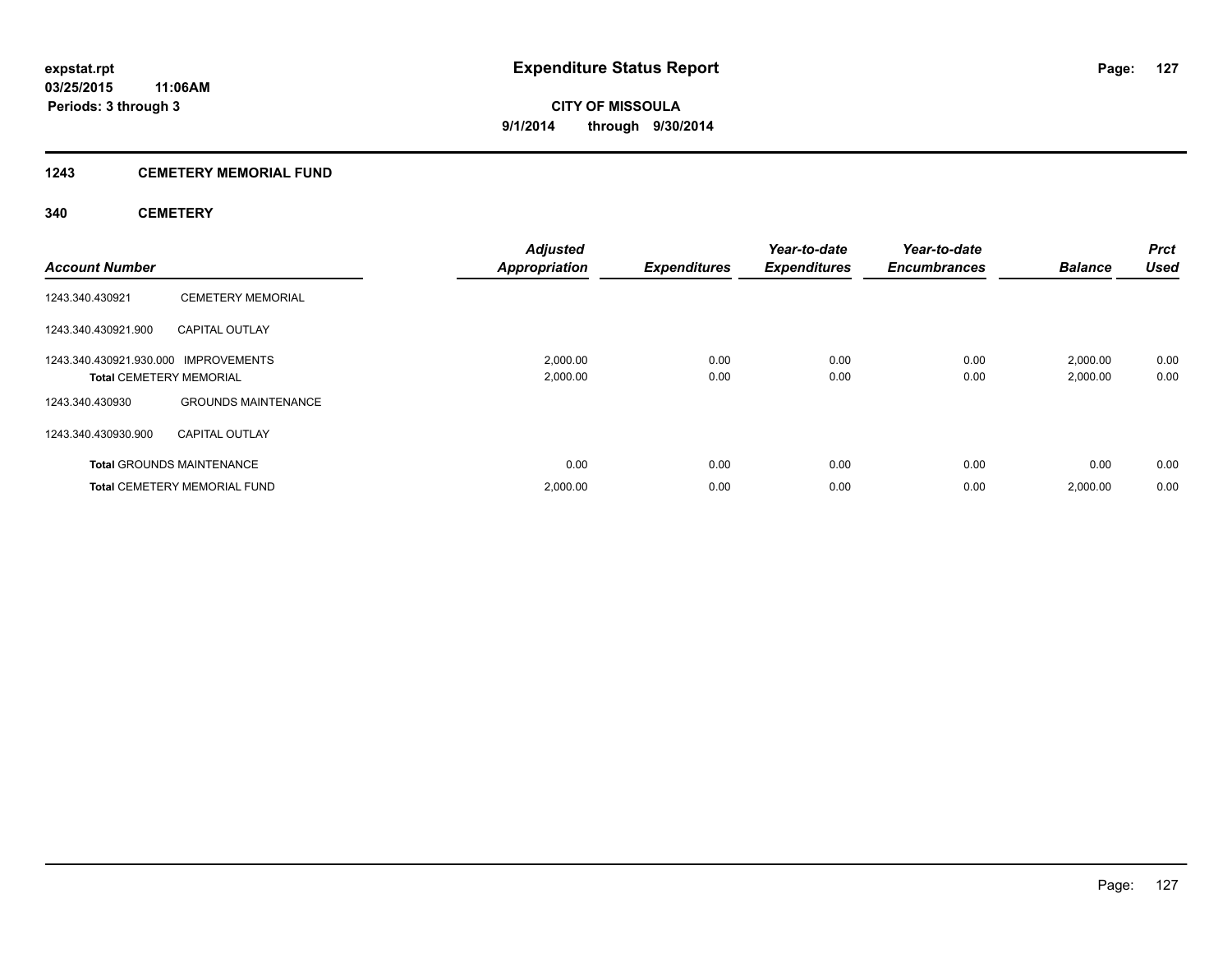# Expenditure Status Report

expstat.rpt
03/25/2015 11:06AM
Periods: 3 through 3

**CITY OF MISSOULA**
**9/1/2014 through 9/30/2014**

## 1243 CEMETERY MEMORIAL FUND

### 340 CEMETERY

| Account Number | | Adjusted Appropriation | Expenditures | Year-to-date Expenditures | Year-to-date Encumbrances | Balance | Prct Used |
|---|---|---|---|---|---|---|---|
| 1243.340.430921 | CEMETERY MEMORIAL | | | | | | |
| 1243.340.430921.900 | CAPITAL OUTLAY | | | | | | |
| 1243.340.430921.930.000 | IMPROVEMENTS | 2,000.00 | 0.00 | 0.00 | 0.00 | 2,000.00 | 0.00 |
| **Total** CEMETERY MEMORIAL | | 2,000.00 | 0.00 | 0.00 | 0.00 | 2,000.00 | 0.00 |
| 1243.340.430930 | GROUNDS MAINTENANCE | | | | | | |
| 1243.340.430930.900 | CAPITAL OUTLAY | | | | | | |
| **Total** GROUNDS MAINTENANCE | | 0.00 | 0.00 | 0.00 | 0.00 | 0.00 | 0.00 |
| **Total** CEMETERY MEMORIAL FUND | | 2,000.00 | 0.00 | 0.00 | 0.00 | 2,000.00 | 0.00 |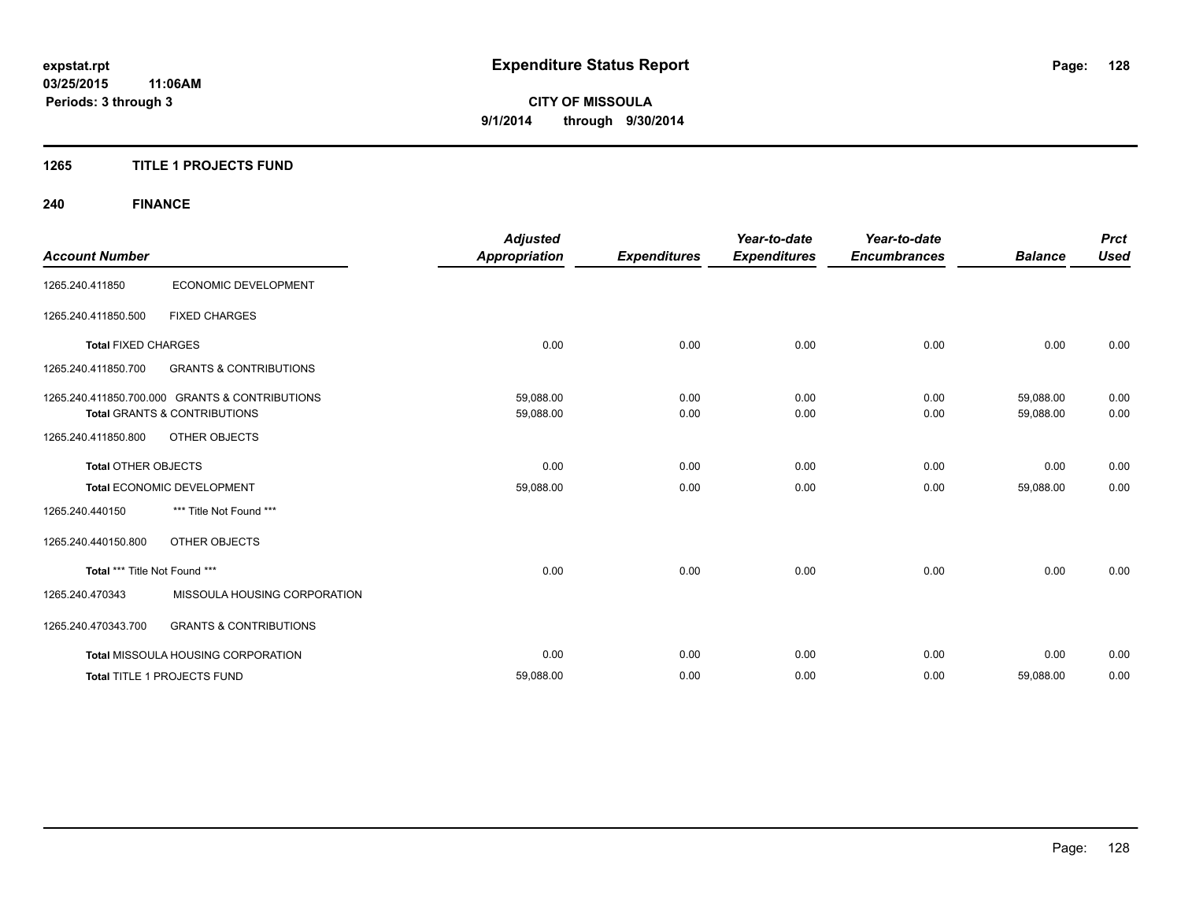# Expenditure Status Report

expstat.rpt
03/25/2015 11:06AM
Periods: 3 through 3

**CITY OF MISSOULA**
**9/1/2014 through 9/30/2014**

## 1265 TITLE 1 PROJECTS FUND

### 240 FINANCE

| Account Number | | Adjusted Appropriation | Expenditures | Year-to-date Expenditures | Year-to-date Encumbrances | Balance | Prct Used |
|---|---|---|---|---|---|---|---|
| 1265.240.411850 | ECONOMIC DEVELOPMENT | | | | | | |
| 1265.240.411850.500 | FIXED CHARGES | | | | | | |
| **Total** FIXED CHARGES | | 0.00 | 0.00 | 0.00 | 0.00 | 0.00 | 0.00 |
| 1265.240.411850.700 | GRANTS & CONTRIBUTIONS | | | | | | |
| 1265.240.411850.700.000 | GRANTS & CONTRIBUTIONS | 59,088.00 | 0.00 | 0.00 | 0.00 | 59,088.00 | 0.00 |
| **Total** GRANTS & CONTRIBUTIONS | | 59,088.00 | 0.00 | 0.00 | 0.00 | 59,088.00 | 0.00 |
| 1265.240.411850.800 | OTHER OBJECTS | | | | | | |
| **Total** OTHER OBJECTS | | 0.00 | 0.00 | 0.00 | 0.00 | 0.00 | 0.00 |
| **Total** ECONOMIC DEVELOPMENT | | 59,088.00 | 0.00 | 0.00 | 0.00 | 59,088.00 | 0.00 |
| 1265.240.440150 | *** Title Not Found *** | | | | | | |
| 1265.240.440150.800 | OTHER OBJECTS | | | | | | |
| **Total** *** Title Not Found *** | | 0.00 | 0.00 | 0.00 | 0.00 | 0.00 | 0.00 |
| 1265.240.470343 | MISSOULA HOUSING CORPORATION | | | | | | |
| 1265.240.470343.700 | GRANTS & CONTRIBUTIONS | | | | | | |
| **Total** MISSOULA HOUSING CORPORATION | | 0.00 | 0.00 | 0.00 | 0.00 | 0.00 | 0.00 |
| **Total** TITLE 1 PROJECTS FUND | | 59,088.00 | 0.00 | 0.00 | 0.00 | 59,088.00 | 0.00 |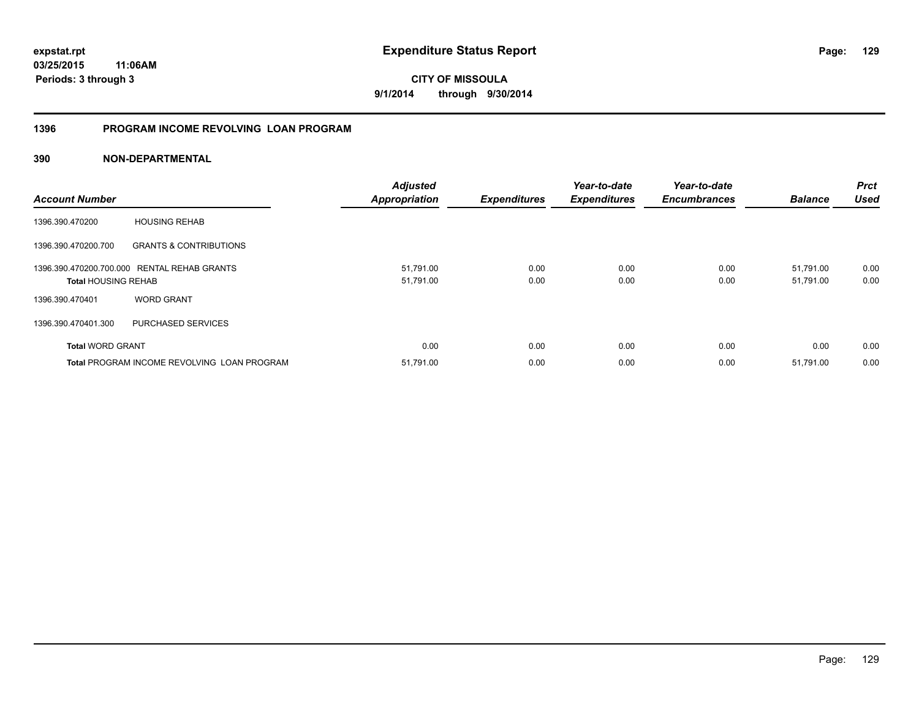**expstat.rpt**
**03/25/2015 11:06AM**
**Periods: 3 through 3**

# Expenditure Status Report

**CITY OF MISSOULA**
**9/1/2014 through 9/30/2014**

## 1396 PROGRAM INCOME REVOLVING LOAN PROGRAM

### 390 NON-DEPARTMENTAL

| Account Number | | Adjusted Appropriation | Expenditures | Year-to-date Expenditures | Year-to-date Encumbrances | Balance | Prct Used |
|---|---|---|---|---|---|---|---|
| 1396.390.470200 | HOUSING REHAB | | | | | | |
| 1396.390.470200.700 | GRANTS & CONTRIBUTIONS | | | | | | |
| 1396.390.470200.700.000 | RENTAL REHAB GRANTS | 51,791.00 | 0.00 | 0.00 | 0.00 | 51,791.00 | 0.00 |
| **Total** HOUSING REHAB | | 51,791.00 | 0.00 | 0.00 | 0.00 | 51,791.00 | 0.00 |
| 1396.390.470401 | WORD GRANT | | | | | | |
| 1396.390.470401.300 | PURCHASED SERVICES | | | | | | |
| **Total** WORD GRANT | | 0.00 | 0.00 | 0.00 | 0.00 | 0.00 | 0.00 |
| **Total** PROGRAM INCOME REVOLVING LOAN PROGRAM | | 51,791.00 | 0.00 | 0.00 | 0.00 | 51,791.00 | 0.00 |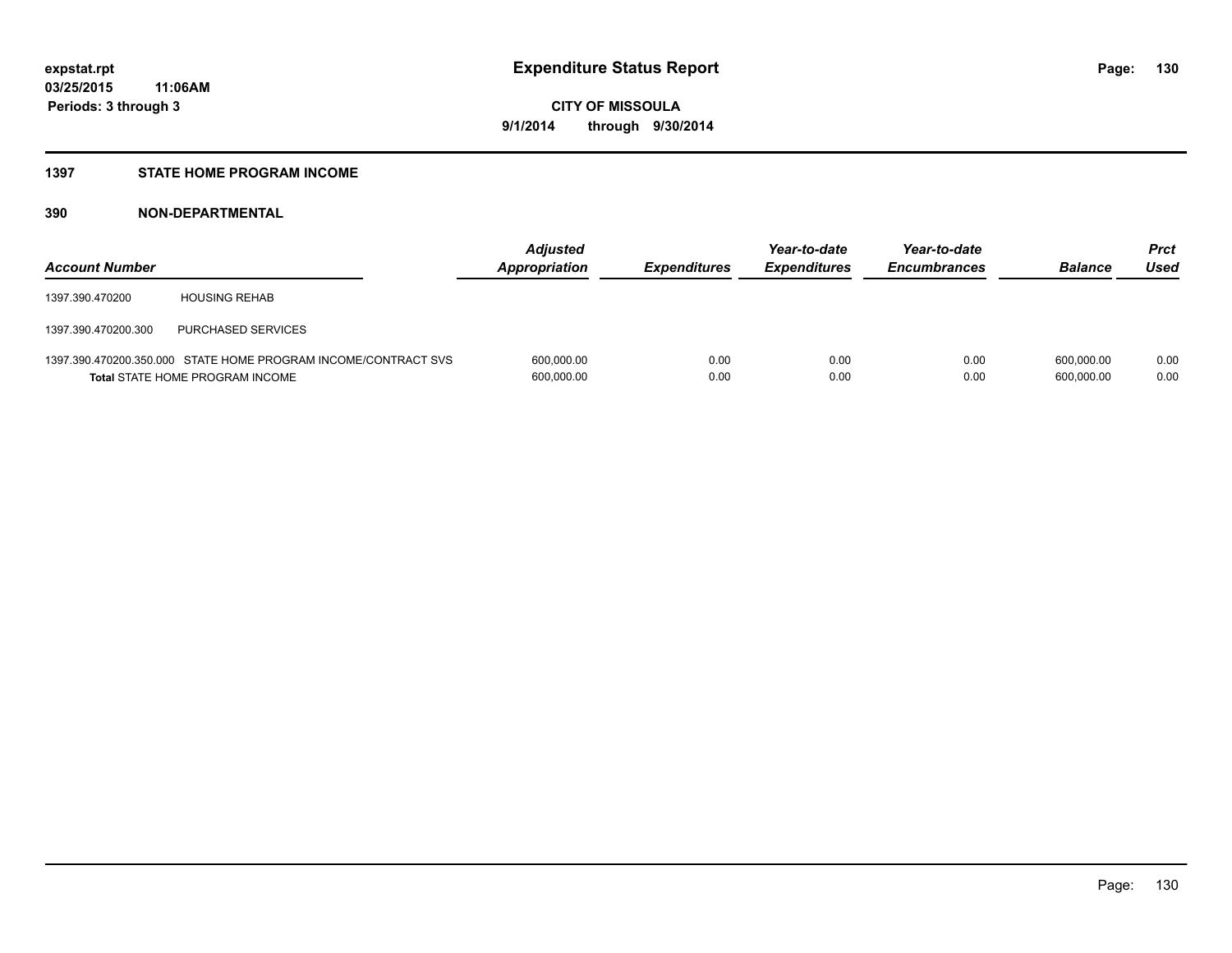**expstat.rpt**
**03/25/2015 11:06AM**
**Periods: 3 through 3**

# Expenditure Status Report

**CITY OF MISSOULA**
**9/1/2014 through 9/30/2014**

## 1397 STATE HOME PROGRAM INCOME

## 390 NON-DEPARTMENTAL

| Account Number | | Adjusted Appropriation | Expenditures | Year-to-date Expenditures | Year-to-date Encumbrances | Balance | Prct Used |
|---|---|---|---|---|---|---|---|
| 1397.390.470200 | HOUSING REHAB | | | | | | |
| 1397.390.470200.300 | PURCHASED SERVICES | | | | | | |
| 1397.390.470200.350.000 | STATE HOME PROGRAM INCOME/CONTRACT SVS | 600,000.00 | 0.00 | 0.00 | 0.00 | 600,000.00 | 0.00 |
| **Total** STATE HOME PROGRAM INCOME | | 600,000.00 | 0.00 | 0.00 | 0.00 | 600,000.00 | 0.00 |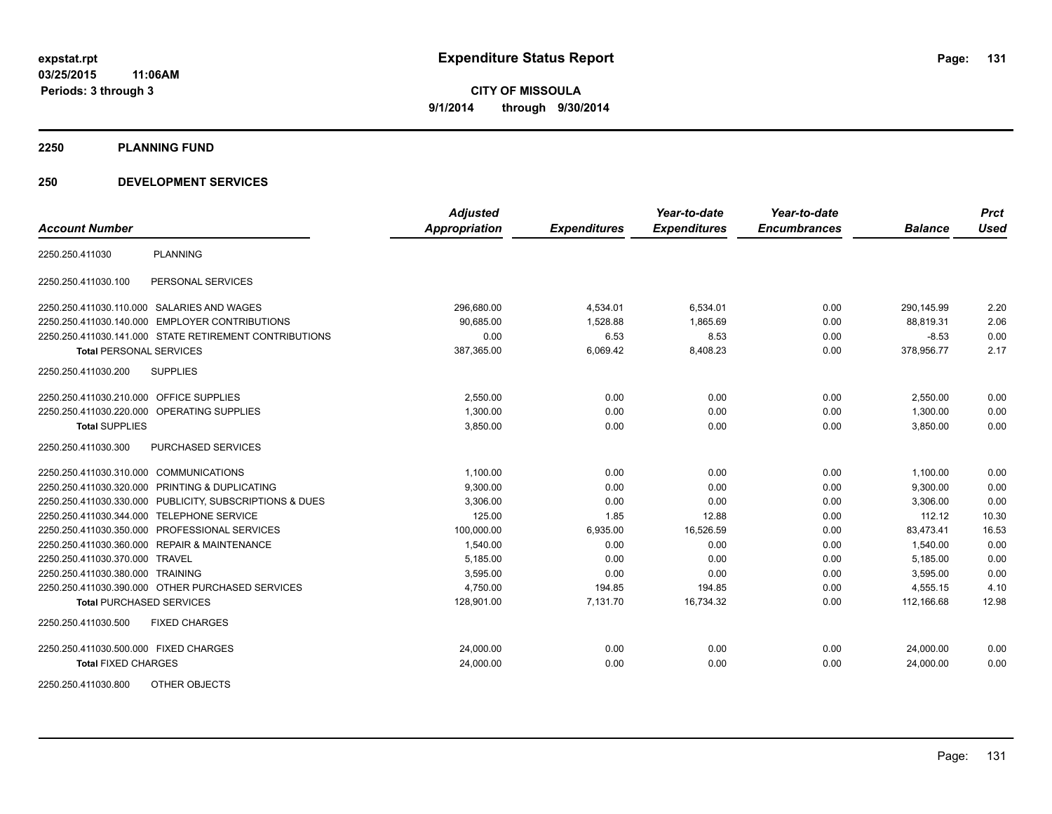**expstat.rpt**
**03/25/2015 11:06AM**
**Periods: 3 through 3**

# Expenditure Status Report

**CITY OF MISSOULA**
**9/1/2014 through 9/30/2014**

## 2250 PLANNING FUND

## 250 DEVELOPMENT SERVICES

| Account Number | | Adjusted Appropriation | Expenditures | Year-to-date Expenditures | Year-to-date Encumbrances | Balance | Prct Used |
|---|---|---|---|---|---|---|---|
| 2250.250.411030 | PLANNING | | | | | | |
| 2250.250.411030.100 | PERSONAL SERVICES | | | | | | |
| 2250.250.411030.110.000 | SALARIES AND WAGES | 296,680.00 | 4,534.01 | 6,534.01 | 0.00 | 290,145.99 | 2.20 |
| 2250.250.411030.140.000 | EMPLOYER CONTRIBUTIONS | 90,685.00 | 1,528.88 | 1,865.69 | 0.00 | 88,819.31 | 2.06 |
| 2250.250.411030.141.000 | STATE RETIREMENT CONTRIBUTIONS | 0.00 | 6.53 | 8.53 | 0.00 | -8.53 | 0.00 |
| **Total** PERSONAL SERVICES | | 387,365.00 | 6,069.42 | 8,408.23 | 0.00 | 378,956.77 | 2.17 |
| 2250.250.411030.200 | SUPPLIES | | | | | | |
| 2250.250.411030.210.000 | OFFICE SUPPLIES | 2,550.00 | 0.00 | 0.00 | 0.00 | 2,550.00 | 0.00 |
| 2250.250.411030.220.000 | OPERATING SUPPLIES | 1,300.00 | 0.00 | 0.00 | 0.00 | 1,300.00 | 0.00 |
| **Total** SUPPLIES | | 3,850.00 | 0.00 | 0.00 | 0.00 | 3,850.00 | 0.00 |
| 2250.250.411030.300 | PURCHASED SERVICES | | | | | | |
| 2250.250.411030.310.000 | COMMUNICATIONS | 1,100.00 | 0.00 | 0.00 | 0.00 | 1,100.00 | 0.00 |
| 2250.250.411030.320.000 | PRINTING & DUPLICATING | 9,300.00 | 0.00 | 0.00 | 0.00 | 9,300.00 | 0.00 |
| 2250.250.411030.330.000 | PUBLICITY, SUBSCRIPTIONS & DUES | 3,306.00 | 0.00 | 0.00 | 0.00 | 3,306.00 | 0.00 |
| 2250.250.411030.344.000 | TELEPHONE SERVICE | 125.00 | 1.85 | 12.88 | 0.00 | 112.12 | 10.30 |
| 2250.250.411030.350.000 | PROFESSIONAL SERVICES | 100,000.00 | 6,935.00 | 16,526.59 | 0.00 | 83,473.41 | 16.53 |
| 2250.250.411030.360.000 | REPAIR & MAINTENANCE | 1,540.00 | 0.00 | 0.00 | 0.00 | 1,540.00 | 0.00 |
| 2250.250.411030.370.000 | TRAVEL | 5,185.00 | 0.00 | 0.00 | 0.00 | 5,185.00 | 0.00 |
| 2250.250.411030.380.000 | TRAINING | 3,595.00 | 0.00 | 0.00 | 0.00 | 3,595.00 | 0.00 |
| 2250.250.411030.390.000 | OTHER PURCHASED SERVICES | 4,750.00 | 194.85 | 194.85 | 0.00 | 4,555.15 | 4.10 |
| **Total** PURCHASED SERVICES | | 128,901.00 | 7,131.70 | 16,734.32 | 0.00 | 112,166.68 | 12.98 |
| 2250.250.411030.500 | FIXED CHARGES | | | | | | |
| 2250.250.411030.500.000 | FIXED CHARGES | 24,000.00 | 0.00 | 0.00 | 0.00 | 24,000.00 | 0.00 |
| **Total** FIXED CHARGES | | 24,000.00 | 0.00 | 0.00 | 0.00 | 24,000.00 | 0.00 |
| 2250.250.411030.800 | OTHER OBJECTS | | | | | | |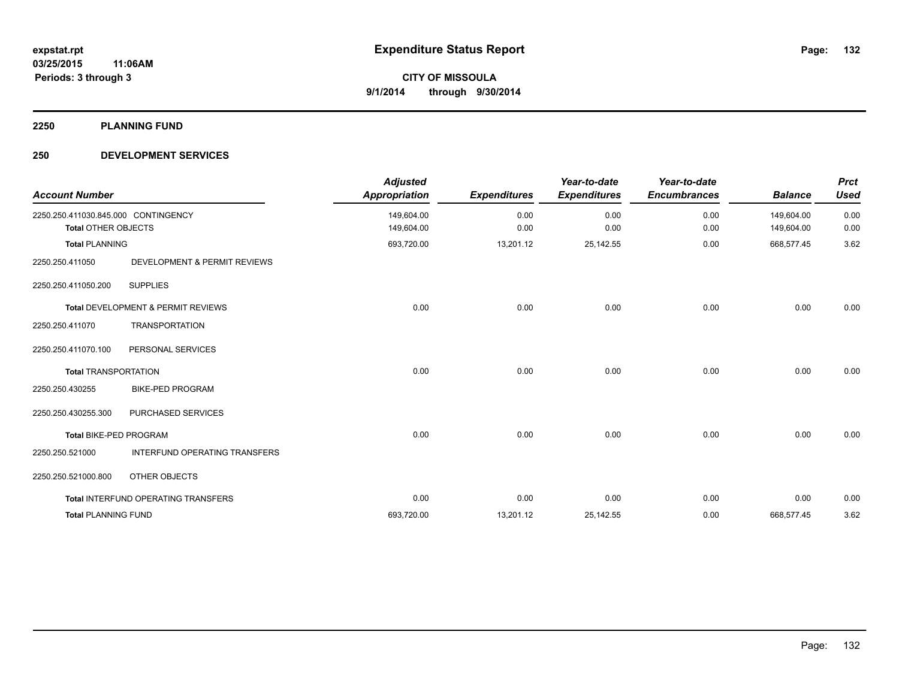**Expenditure Status Report**

**CITY OF MISSOULA**
**9/1/2014 through 9/30/2014**

expstat.rpt
03/25/2015 11:06AM
Periods: 3 through 3

## 2250 PLANNING FUND

## 250 DEVELOPMENT SERVICES

| Account Number | | Adjusted Appropriation | Expenditures | Year-to-date Expenditures | Year-to-date Encumbrances | Balance | Prct Used |
|---|---|---|---|---|---|---|---|
| 2250.250.411030.845.000 | CONTINGENCY | 149,604.00 | 0.00 | 0.00 | 0.00 | 149,604.00 | 0.00 |
| **Total** OTHER OBJECTS | | 149,604.00 | 0.00 | 0.00 | 0.00 | 149,604.00 | 0.00 |
| **Total** PLANNING | | 693,720.00 | 13,201.12 | 25,142.55 | 0.00 | 668,577.45 | 3.62 |
| 2250.250.411050 | DEVELOPMENT & PERMIT REVIEWS | | | | | | |
| 2250.250.411050.200 | SUPPLIES | | | | | | |
| **Total** DEVELOPMENT & PERMIT REVIEWS | | 0.00 | 0.00 | 0.00 | 0.00 | 0.00 | 0.00 |
| 2250.250.411070 | TRANSPORTATION | | | | | | |
| 2250.250.411070.100 | PERSONAL SERVICES | | | | | | |
| **Total** TRANSPORTATION | | 0.00 | 0.00 | 0.00 | 0.00 | 0.00 | 0.00 |
| 2250.250.430255 | BIKE-PED PROGRAM | | | | | | |
| 2250.250.430255.300 | PURCHASED SERVICES | | | | | | |
| **Total** BIKE-PED PROGRAM | | 0.00 | 0.00 | 0.00 | 0.00 | 0.00 | 0.00 |
| 2250.250.521000 | INTERFUND OPERATING TRANSFERS | | | | | | |
| 2250.250.521000.800 | OTHER OBJECTS | | | | | | |
| **Total** INTERFUND OPERATING TRANSFERS | | 0.00 | 0.00 | 0.00 | 0.00 | 0.00 | 0.00 |
| **Total** PLANNING FUND | | 693,720.00 | 13,201.12 | 25,142.55 | 0.00 | 668,577.45 | 3.62 |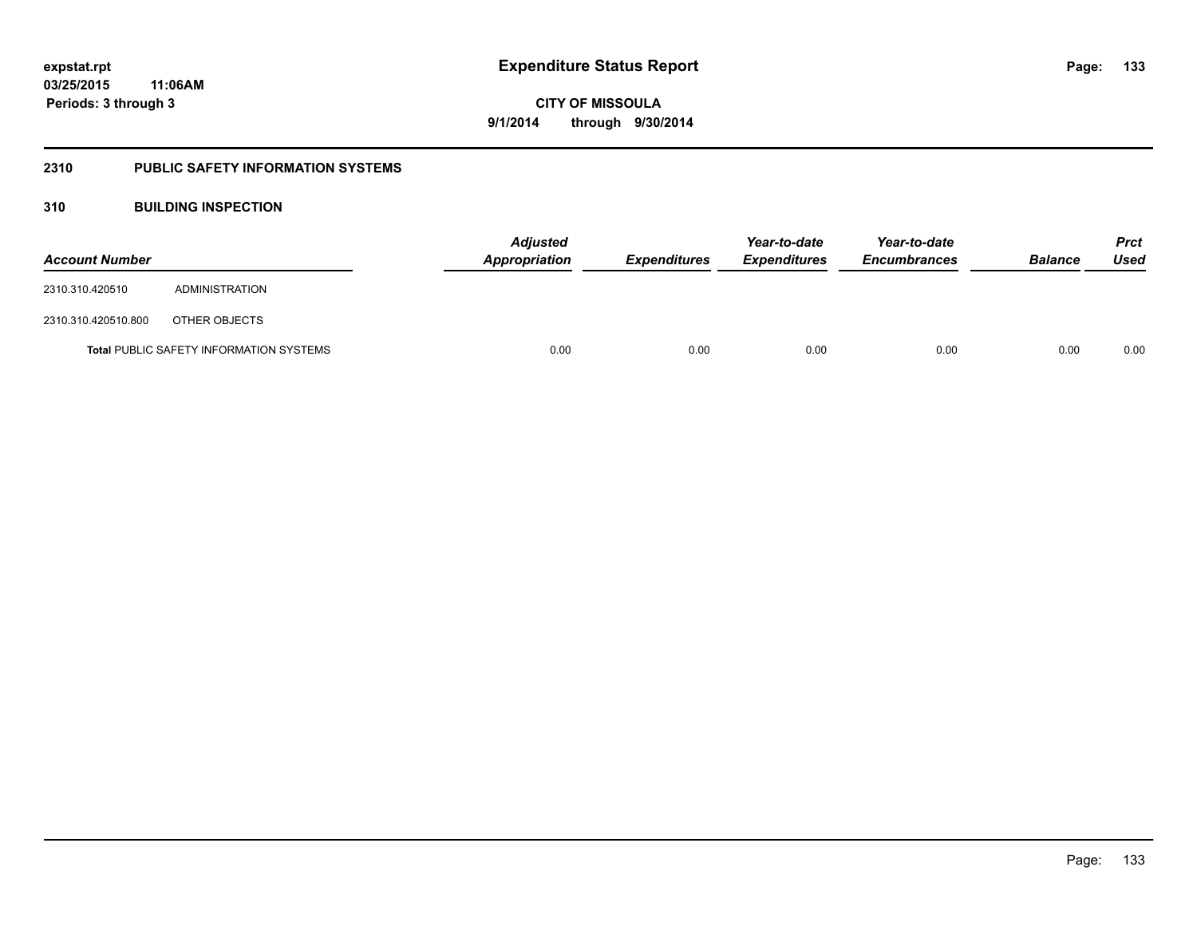# Expenditure Status Report

**CITY OF MISSOULA**

**9/1/2014 through 9/30/2014**

expstat.rpt
03/25/2015 11:06AM
Periods: 3 through 3

## 2310 PUBLIC SAFETY INFORMATION SYSTEMS

## 310 BUILDING INSPECTION

| Account Number | | Adjusted Appropriation | Expenditures | Year-to-date Expenditures | Year-to-date Encumbrances | Balance | Prct Used |
|---|---|---|---|---|---|---|---|
| 2310.310.420510 | ADMINISTRATION | | | | | | |
| 2310.310.420510.800 | OTHER OBJECTS | | | | | | |
| **Total** PUBLIC SAFETY INFORMATION SYSTEMS | | 0.00 | 0.00 | 0.00 | 0.00 | 0.00 | 0.00 |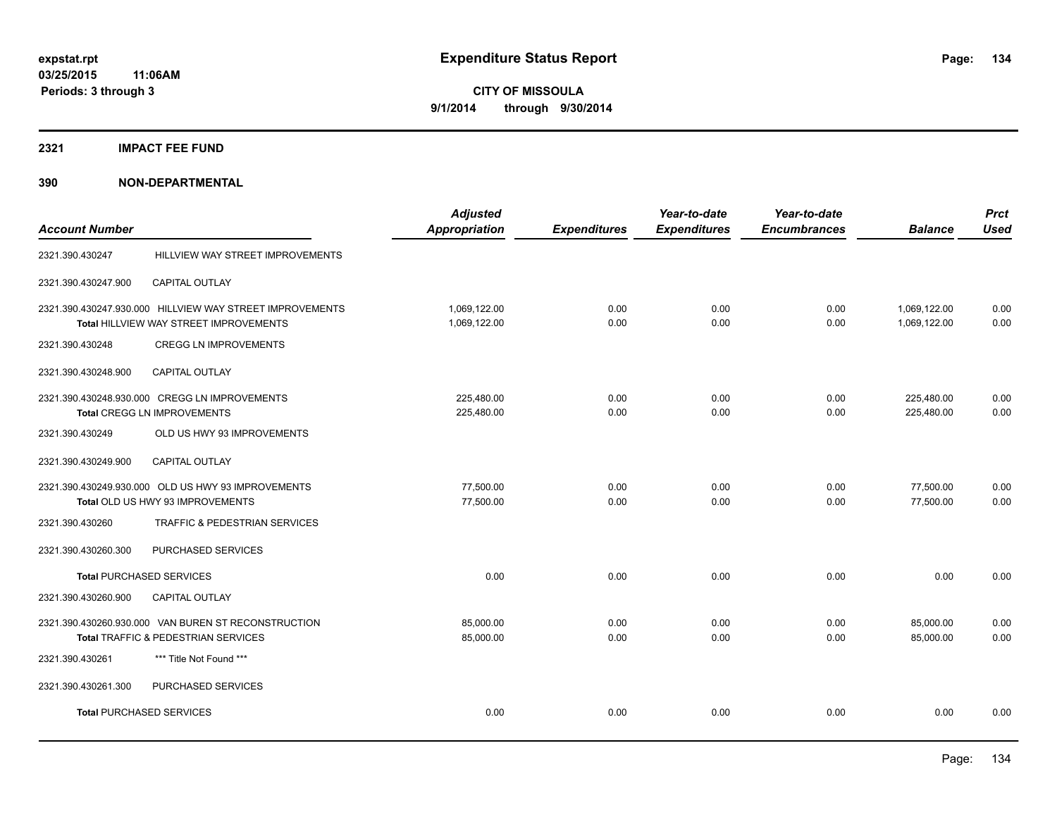**expstat.rpt**
**03/25/2015 11:06AM**
**Periods: 3 through 3**

# Expenditure Status Report

**CITY OF MISSOULA**
**9/1/2014 through 9/30/2014**

## 2321 IMPACT FEE FUND

## 390 NON-DEPARTMENTAL

| Account Number | | Adjusted Appropriation | Expenditures | Year-to-date Expenditures | Year-to-date Encumbrances | Balance | Prct Used |
|---|---|---|---|---|---|---|---|
| 2321.390.430247 | HILLVIEW WAY STREET IMPROVEMENTS | | | | | | |
| 2321.390.430247.900 | CAPITAL OUTLAY | | | | | | |
| 2321.390.430247.930.000 | HILLVIEW WAY STREET IMPROVEMENTS | 1,069,122.00 | 0.00 | 0.00 | 0.00 | 1,069,122.00 | 0.00 |
| | **Total** HILLVIEW WAY STREET IMPROVEMENTS | 1,069,122.00 | 0.00 | 0.00 | 0.00 | 1,069,122.00 | 0.00 |
| 2321.390.430248 | CREGG LN IMPROVEMENTS | | | | | | |
| 2321.390.430248.900 | CAPITAL OUTLAY | | | | | | |
| 2321.390.430248.930.000 | CREGG LN IMPROVEMENTS | 225,480.00 | 0.00 | 0.00 | 0.00 | 225,480.00 | 0.00 |
| | **Total** CREGG LN IMPROVEMENTS | 225,480.00 | 0.00 | 0.00 | 0.00 | 225,480.00 | 0.00 |
| 2321.390.430249 | OLD US HWY 93 IMPROVEMENTS | | | | | | |
| 2321.390.430249.900 | CAPITAL OUTLAY | | | | | | |
| 2321.390.430249.930.000 | OLD US HWY 93 IMPROVEMENTS | 77,500.00 | 0.00 | 0.00 | 0.00 | 77,500.00 | 0.00 |
| | **Total** OLD US HWY 93 IMPROVEMENTS | 77,500.00 | 0.00 | 0.00 | 0.00 | 77,500.00 | 0.00 |
| 2321.390.430260 | TRAFFIC & PEDESTRIAN SERVICES | | | | | | |
| 2321.390.430260.300 | PURCHASED SERVICES | | | | | | |
| | **Total PURCHASED SERVICES** | 0.00 | 0.00 | 0.00 | 0.00 | 0.00 | 0.00 |
| 2321.390.430260.900 | CAPITAL OUTLAY | | | | | | |
| 2321.390.430260.930.000 | VAN BUREN ST RECONSTRUCTION | 85,000.00 | 0.00 | 0.00 | 0.00 | 85,000.00 | 0.00 |
| | **Total** TRAFFIC & PEDESTRIAN SERVICES | 85,000.00 | 0.00 | 0.00 | 0.00 | 85,000.00 | 0.00 |
| 2321.390.430261 | *** Title Not Found *** | | | | | | |
| 2321.390.430261.300 | PURCHASED SERVICES | | | | | | |
| | **Total PURCHASED SERVICES** | 0.00 | 0.00 | 0.00 | 0.00 | 0.00 | 0.00 |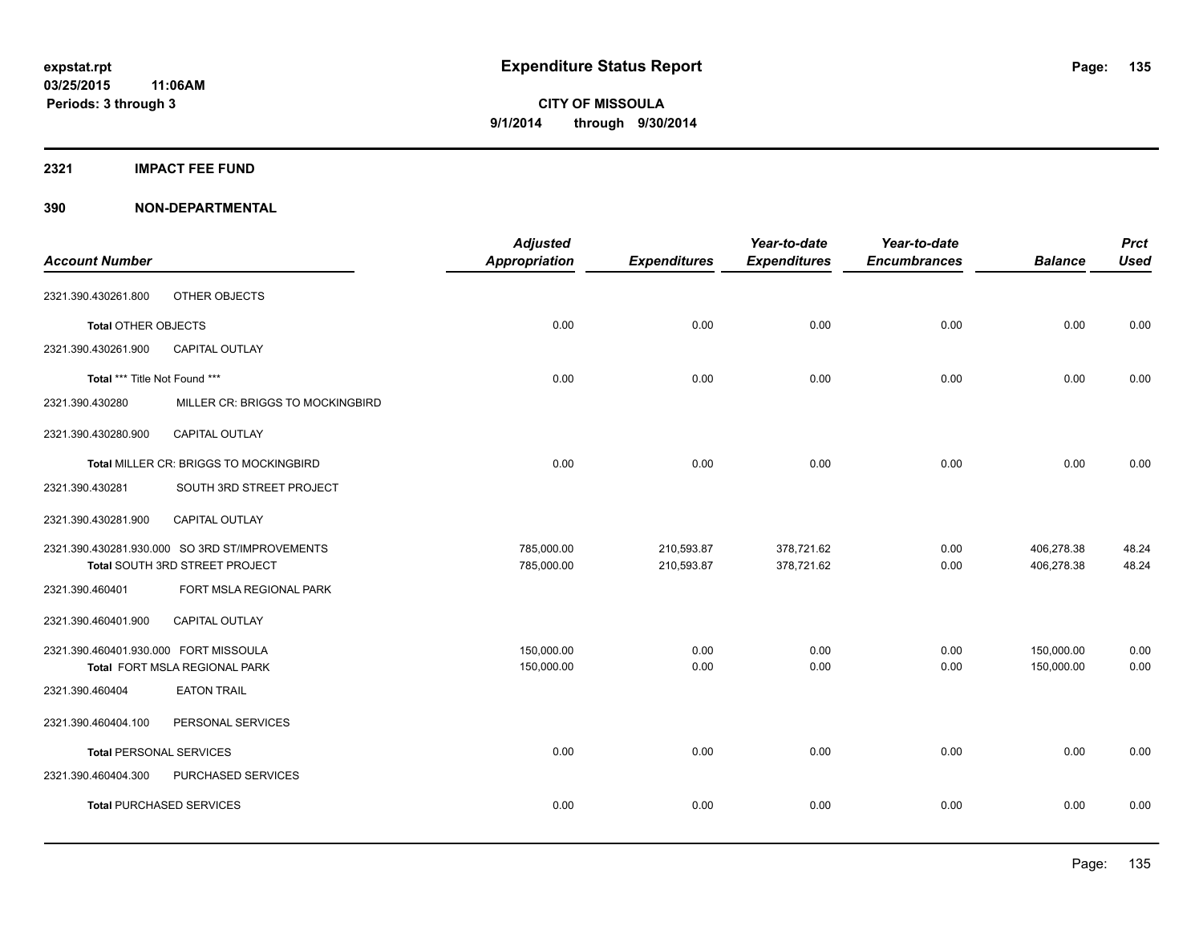# Expenditure Status Report

**CITY OF MISSOULA**

**9/1/2014 through 9/30/2014**

expstat.rpt
03/25/2015 11:06AM
Periods: 3 through 3

## 2321 IMPACT FEE FUND

## 390 NON-DEPARTMENTAL

| Account Number | | Adjusted Appropriation | Expenditures | Year-to-date Expenditures | Year-to-date Encumbrances | Balance | Prct Used |
|---|---|---|---|---|---|---|---|
| 2321.390.430261.800 | OTHER OBJECTS | | | | | | |
| **Total** OTHER OBJECTS | | 0.00 | 0.00 | 0.00 | 0.00 | 0.00 | 0.00 |
| 2321.390.430261.900 | CAPITAL OUTLAY | | | | | | |
| **Total** *** Title Not Found *** | | 0.00 | 0.00 | 0.00 | 0.00 | 0.00 | 0.00 |
| 2321.390.430280 | MILLER CR: BRIGGS TO MOCKINGBIRD | | | | | | |
| 2321.390.430280.900 | CAPITAL OUTLAY | | | | | | |
| **Total** MILLER CR: BRIGGS TO MOCKINGBIRD | | 0.00 | 0.00 | 0.00 | 0.00 | 0.00 | 0.00 |
| 2321.390.430281 | SOUTH 3RD STREET PROJECT | | | | | | |
| 2321.390.430281.900 | CAPITAL OUTLAY | | | | | | |
| 2321.390.430281.930.000 | SO 3RD ST/IMPROVEMENTS | 785,000.00 | 210,593.87 | 378,721.62 | 0.00 | 406,278.38 | 48.24 |
| **Total** SOUTH 3RD STREET PROJECT | | 785,000.00 | 210,593.87 | 378,721.62 | 0.00 | 406,278.38 | 48.24 |
| 2321.390.460401 | FORT MSLA REGIONAL PARK | | | | | | |
| 2321.390.460401.900 | CAPITAL OUTLAY | | | | | | |
| 2321.390.460401.930.000 | FORT MISSOULA | 150,000.00 | 0.00 | 0.00 | 0.00 | 150,000.00 | 0.00 |
| **Total** FORT MSLA REGIONAL PARK | | 150,000.00 | 0.00 | 0.00 | 0.00 | 150,000.00 | 0.00 |
| 2321.390.460404 | EATON TRAIL | | | | | | |
| 2321.390.460404.100 | PERSONAL SERVICES | | | | | | |
| **Total** PERSONAL SERVICES | | 0.00 | 0.00 | 0.00 | 0.00 | 0.00 | 0.00 |
| 2321.390.460404.300 | PURCHASED SERVICES | | | | | | |
| **Total** PURCHASED SERVICES | | 0.00 | 0.00 | 0.00 | 0.00 | 0.00 | 0.00 |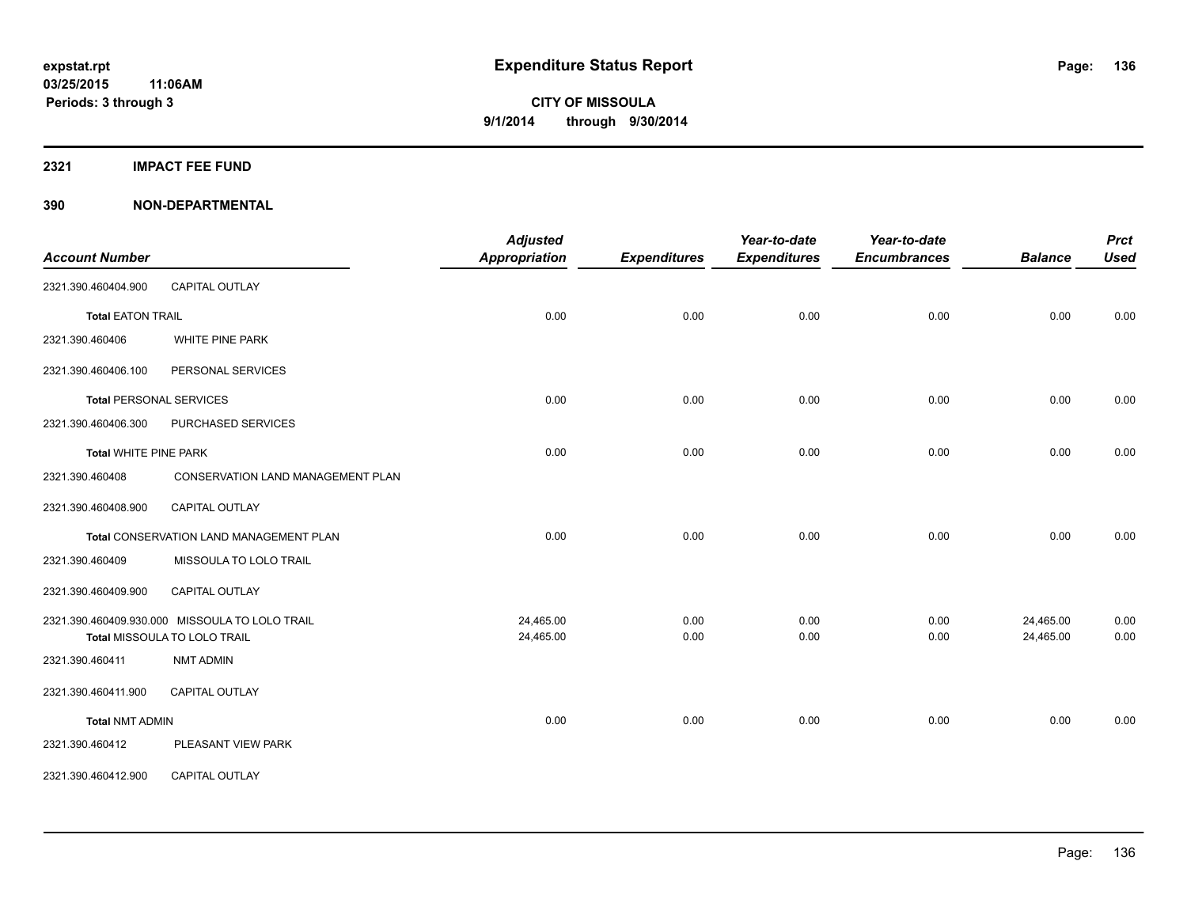# Expenditure Status Report

expstat.rpt
03/25/2015 11:06AM
Periods: 3 through 3

**CITY OF MISSOULA**
**9/1/2014 through 9/30/2014**

## 2321 IMPACT FEE FUND

### 390 NON-DEPARTMENTAL

| Account Number | | Adjusted Appropriation | Expenditures | Year-to-date Expenditures | Year-to-date Encumbrances | Balance | Prct Used |
|---|---|---|---|---|---|---|---|
| 2321.390.460404.900 | CAPITAL OUTLAY | | | | | | |
| **Total** EATON TRAIL | | 0.00 | 0.00 | 0.00 | 0.00 | 0.00 | 0.00 |
| 2321.390.460406 | WHITE PINE PARK | | | | | | |
| 2321.390.460406.100 | PERSONAL SERVICES | | | | | | |
| **Total** PERSONAL SERVICES | | 0.00 | 0.00 | 0.00 | 0.00 | 0.00 | 0.00 |
| 2321.390.460406.300 | PURCHASED SERVICES | | | | | | |
| **Total** WHITE PINE PARK | | 0.00 | 0.00 | 0.00 | 0.00 | 0.00 | 0.00 |
| 2321.390.460408 | CONSERVATION LAND MANAGEMENT PLAN | | | | | | |
| 2321.390.460408.900 | CAPITAL OUTLAY | | | | | | |
| **Total** CONSERVATION LAND MANAGEMENT PLAN | | 0.00 | 0.00 | 0.00 | 0.00 | 0.00 | 0.00 |
| 2321.390.460409 | MISSOULA TO LOLO TRAIL | | | | | | |
| 2321.390.460409.900 | CAPITAL OUTLAY | | | | | | |
| 2321.390.460409.930.000 | MISSOULA TO LOLO TRAIL | 24,465.00 | 0.00 | 0.00 | 0.00 | 24,465.00 | 0.00 |
| **Total** MISSOULA TO LOLO TRAIL | | 24,465.00 | 0.00 | 0.00 | 0.00 | 24,465.00 | 0.00 |
| 2321.390.460411 | NMT ADMIN | | | | | | |
| 2321.390.460411.900 | CAPITAL OUTLAY | | | | | | |
| **Total** NMT ADMIN | | 0.00 | 0.00 | 0.00 | 0.00 | 0.00 | 0.00 |
| 2321.390.460412 | PLEASANT VIEW PARK | | | | | | |
| 2321.390.460412.900 | CAPITAL OUTLAY | | | | | | |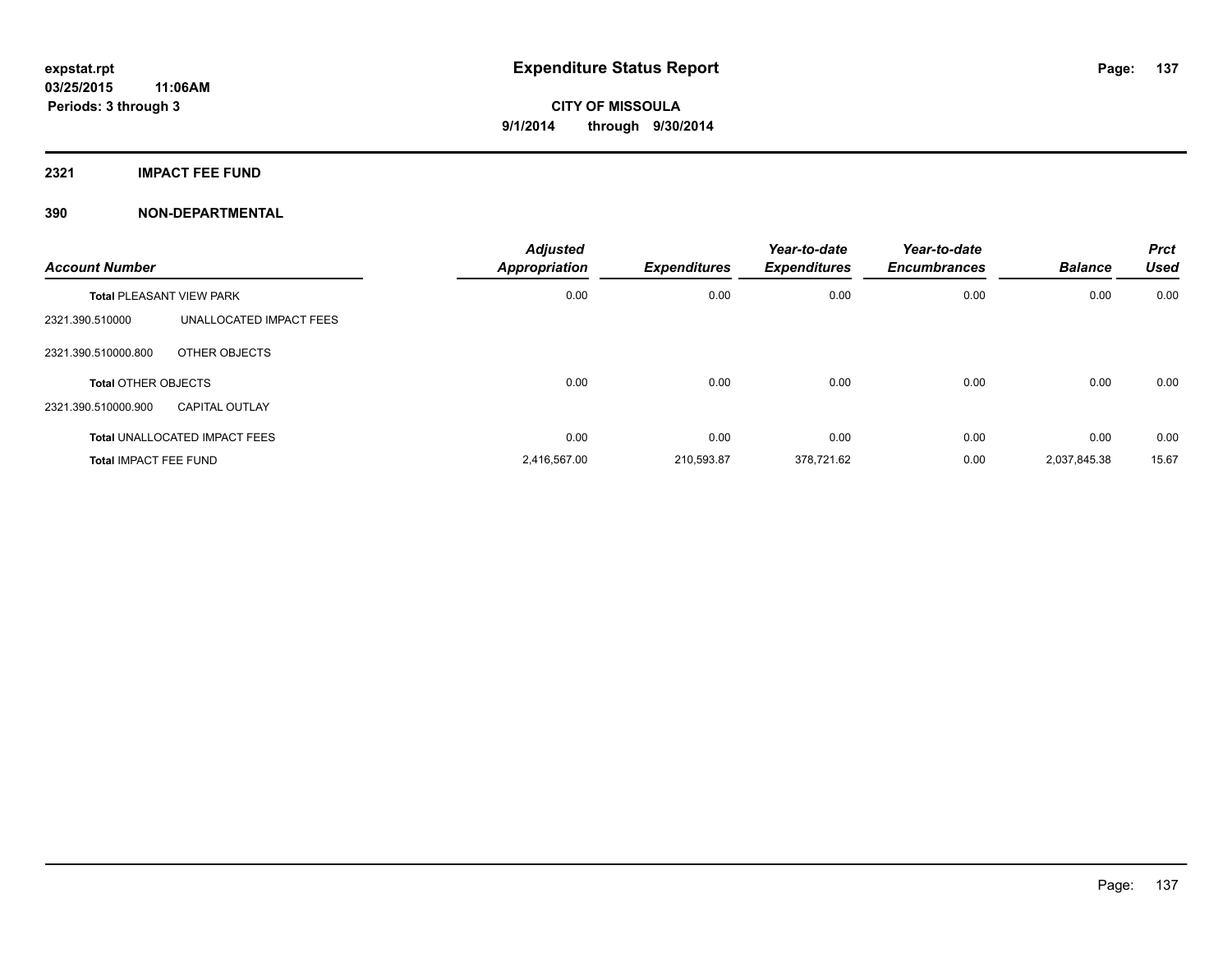# Expenditure Status Report

expstat.rpt
03/25/2015 11:06AM
Periods: 3 through 3

**CITY OF MISSOULA**
**9/1/2014 through 9/30/2014**

## 2321 IMPACT FEE FUND

## 390 NON-DEPARTMENTAL

| Account Number | | Adjusted Appropriation | Expenditures | Year-to-date Expenditures | Year-to-date Encumbrances | Balance | Prct Used |
|---|---|---|---|---|---|---|---|
| **Total** PLEASANT VIEW PARK | | 0.00 | 0.00 | 0.00 | 0.00 | 0.00 | 0.00 |
| 2321.390.510000 | UNALLOCATED IMPACT FEES | | | | | | |
| 2321.390.510000.800 | OTHER OBJECTS | | | | | | |
| **Total** OTHER OBJECTS | | 0.00 | 0.00 | 0.00 | 0.00 | 0.00 | 0.00 |
| 2321.390.510000.900 | CAPITAL OUTLAY | | | | | | |
| **Total** UNALLOCATED IMPACT FEES | | 0.00 | 0.00 | 0.00 | 0.00 | 0.00 | 0.00 |
| **Total** IMPACT FEE FUND | | 2,416,567.00 | 210,593.87 | 378,721.62 | 0.00 | 2,037,845.38 | 15.67 |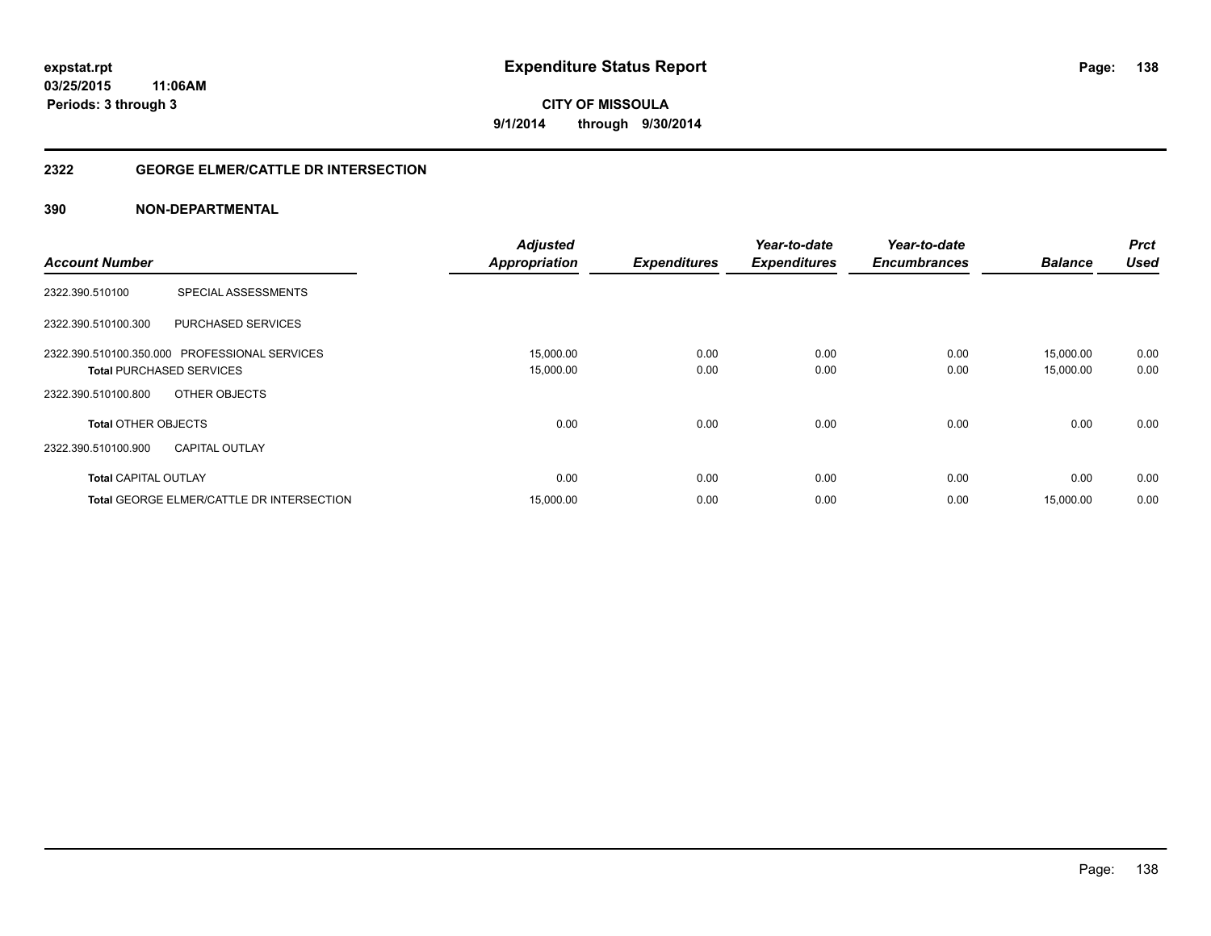expstat.rpt
03/25/2015 11:06AM
Periods: 3 through 3

# Expenditure Status Report

CITY OF MISSOULA
9/1/2014 through 9/30/2014

## 2322 GEORGE ELMER/CATTLE DR INTERSECTION

## 390 NON-DEPARTMENTAL

| Account Number | | Adjusted Appropriation | Expenditures | Year-to-date Expenditures | Year-to-date Encumbrances | Balance | Prct Used |
|---|---|---|---|---|---|---|---|
| 2322.390.510100 | SPECIAL ASSESSMENTS | | | | | | |
| 2322.390.510100.300 | PURCHASED SERVICES | | | | | | |
| 2322.390.510100.350.000 | PROFESSIONAL SERVICES | 15,000.00 | 0.00 | 0.00 | 0.00 | 15,000.00 | 0.00 |
| **Total** PURCHASED SERVICES | | 15,000.00 | 0.00 | 0.00 | 0.00 | 15,000.00 | 0.00 |
| 2322.390.510100.800 | OTHER OBJECTS | | | | | | |
| **Total** OTHER OBJECTS | | 0.00 | 0.00 | 0.00 | 0.00 | 0.00 | 0.00 |
| 2322.390.510100.900 | CAPITAL OUTLAY | | | | | | |
| **Total** CAPITAL OUTLAY | | 0.00 | 0.00 | 0.00 | 0.00 | 0.00 | 0.00 |
| **Total** GEORGE ELMER/CATTLE DR INTERSECTION | | 15,000.00 | 0.00 | 0.00 | 0.00 | 15,000.00 | 0.00 |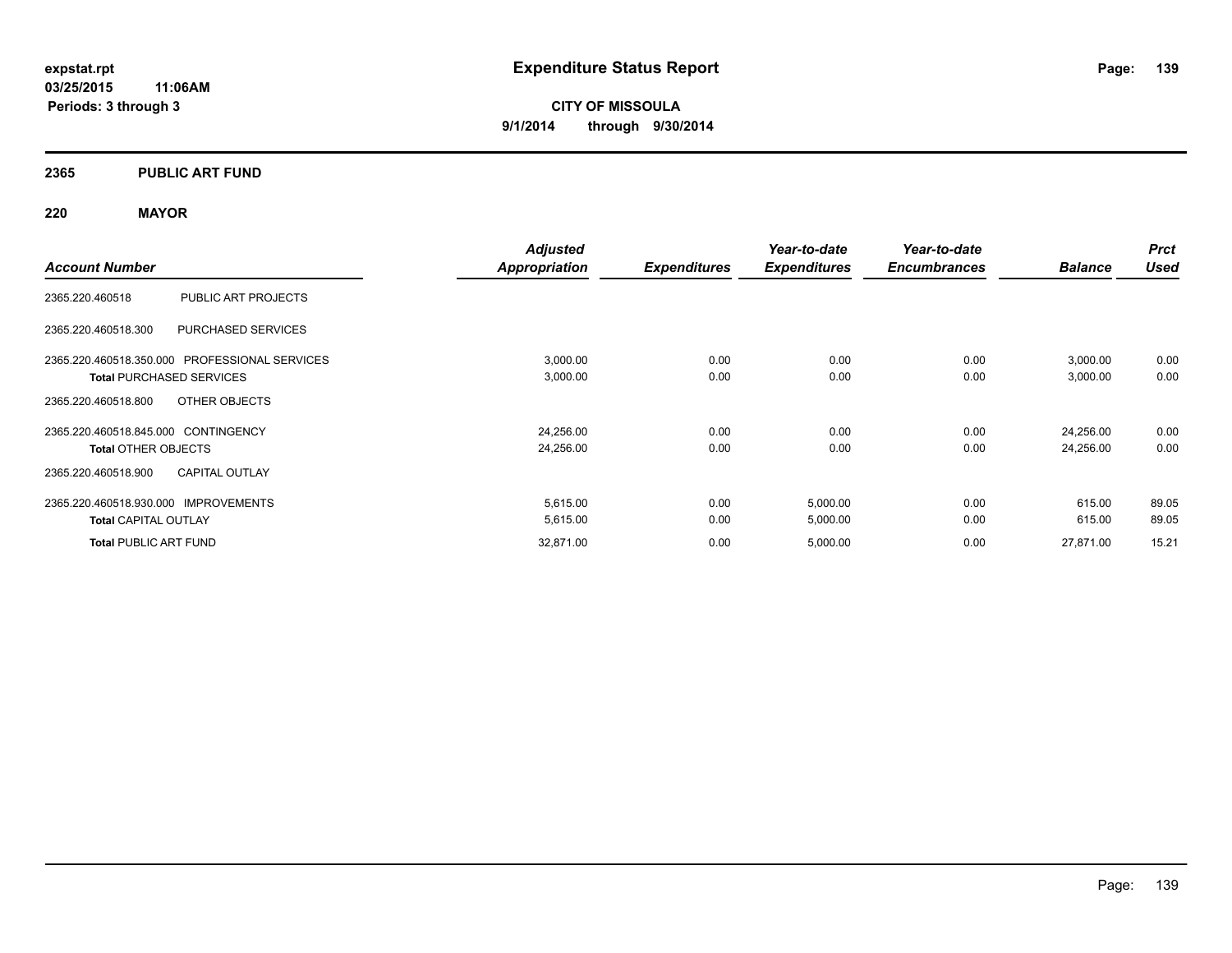**expstat.rpt**
**03/25/2015 11:06AM**
**Periods: 3 through 3**

# Expenditure Status Report

**CITY OF MISSOULA**
**9/1/2014 through 9/30/2014**

## 2365 PUBLIC ART FUND

## 220 MAYOR

| Account Number | | Adjusted Appropriation | Expenditures | Year-to-date Expenditures | Year-to-date Encumbrances | Balance | Prct Used |
|---|---|---|---|---|---|---|---|
| 2365.220.460518 | PUBLIC ART PROJECTS | | | | | | |
| 2365.220.460518.300 | PURCHASED SERVICES | | | | | | |
| 2365.220.460518.350.000 | PROFESSIONAL SERVICES | 3,000.00 | 0.00 | 0.00 | 0.00 | 3,000.00 | 0.00 |
| **Total** PURCHASED SERVICES | | 3,000.00 | 0.00 | 0.00 | 0.00 | 3,000.00 | 0.00 |
| 2365.220.460518.800 | OTHER OBJECTS | | | | | | |
| 2365.220.460518.845.000 | CONTINGENCY | 24,256.00 | 0.00 | 0.00 | 0.00 | 24,256.00 | 0.00 |
| **Total** OTHER OBJECTS | | 24,256.00 | 0.00 | 0.00 | 0.00 | 24,256.00 | 0.00 |
| 2365.220.460518.900 | CAPITAL OUTLAY | | | | | | |
| 2365.220.460518.930.000 | IMPROVEMENTS | 5,615.00 | 0.00 | 5,000.00 | 0.00 | 615.00 | 89.05 |
| **Total** CAPITAL OUTLAY | | 5,615.00 | 0.00 | 5,000.00 | 0.00 | 615.00 | 89.05 |
| **Total** PUBLIC ART FUND | | 32,871.00 | 0.00 | 5,000.00 | 0.00 | 27,871.00 | 15.21 |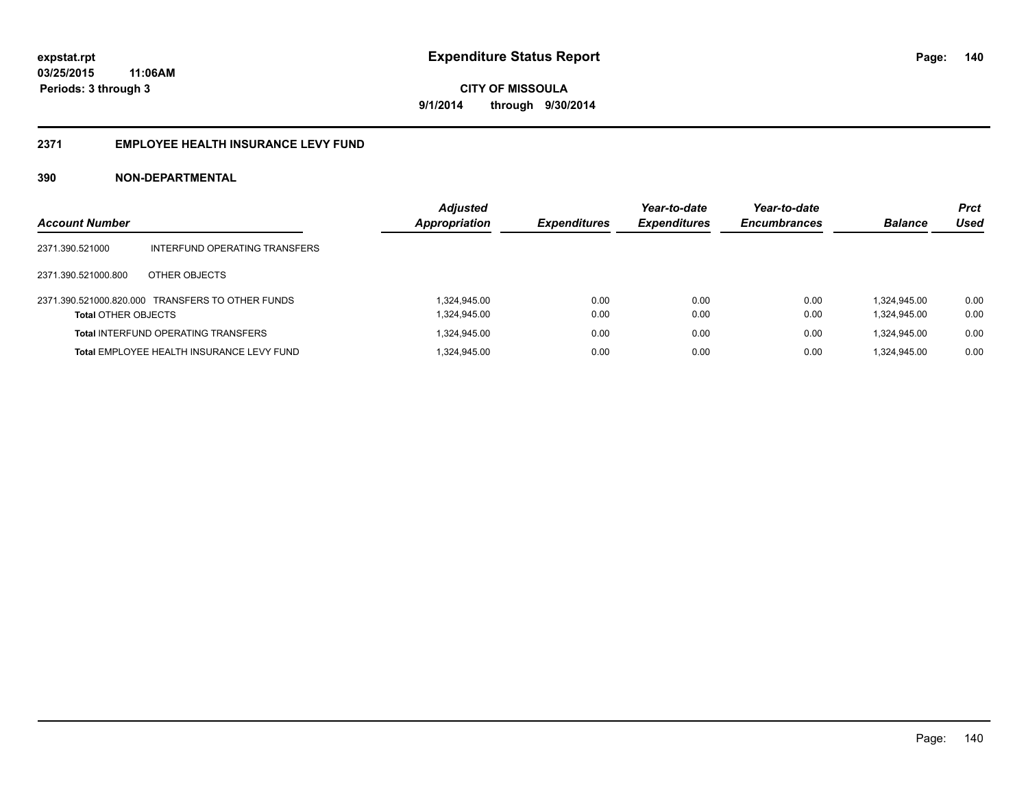# Expenditure Status Report

expstat.rpt
03/25/2015 11:06AM
Periods: 3 through 3

CITY OF MISSOULA
9/1/2014 through 9/30/2014

## 2371 EMPLOYEE HEALTH INSURANCE LEVY FUND

### 390 NON-DEPARTMENTAL

| Account Number | | Adjusted Appropriation | Expenditures | Year-to-date Expenditures | Year-to-date Encumbrances | Balance | Prct Used |
|---|---|---|---|---|---|---|---|
| 2371.390.521000 | INTERFUND OPERATING TRANSFERS | | | | | | |
| 2371.390.521000.800 | OTHER OBJECTS | | | | | | |
| 2371.390.521000.820.000 | TRANSFERS TO OTHER FUNDS | 1,324,945.00 | 0.00 | 0.00 | 0.00 | 1,324,945.00 | 0.00 |
| **Total** OTHER OBJECTS | | 1,324,945.00 | 0.00 | 0.00 | 0.00 | 1,324,945.00 | 0.00 |
| **Total** INTERFUND OPERATING TRANSFERS | | 1,324,945.00 | 0.00 | 0.00 | 0.00 | 1,324,945.00 | 0.00 |
| **Total** EMPLOYEE HEALTH INSURANCE LEVY FUND | | 1,324,945.00 | 0.00 | 0.00 | 0.00 | 1,324,945.00 | 0.00 |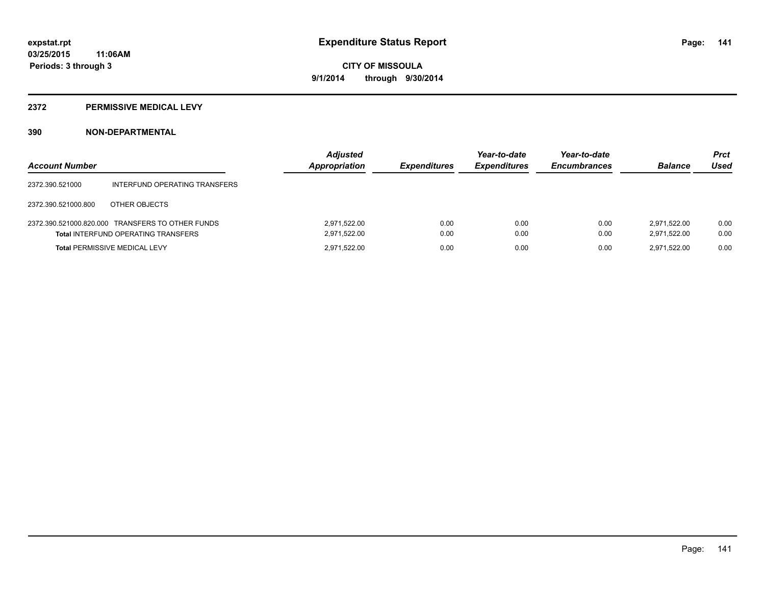# Expenditure Status Report

**CITY OF MISSOULA**

**9/1/2014 through 9/30/2014**

expstat.rpt
03/25/2015 11:06AM
Periods: 3 through 3

## 2372 PERMISSIVE MEDICAL LEVY

## 390 NON-DEPARTMENTAL

| Account Number | | Adjusted Appropriation | Expenditures | Year-to-date Expenditures | Year-to-date Encumbrances | Balance | Prct Used |
|---|---|---|---|---|---|---|---|
| 2372.390.521000 | INTERFUND OPERATING TRANSFERS | | | | | | |
| 2372.390.521000.800 | OTHER OBJECTS | | | | | | |
| 2372.390.521000.820.000 | TRANSFERS TO OTHER FUNDS | 2,971,522.00 | 0.00 | 0.00 | 0.00 | 2,971,522.00 | 0.00 |
| **Total** INTERFUND OPERATING TRANSFERS | | 2,971,522.00 | 0.00 | 0.00 | 0.00 | 2,971,522.00 | 0.00 |
| **Total** PERMISSIVE MEDICAL LEVY | | 2,971,522.00 | 0.00 | 0.00 | 0.00 | 2,971,522.00 | 0.00 |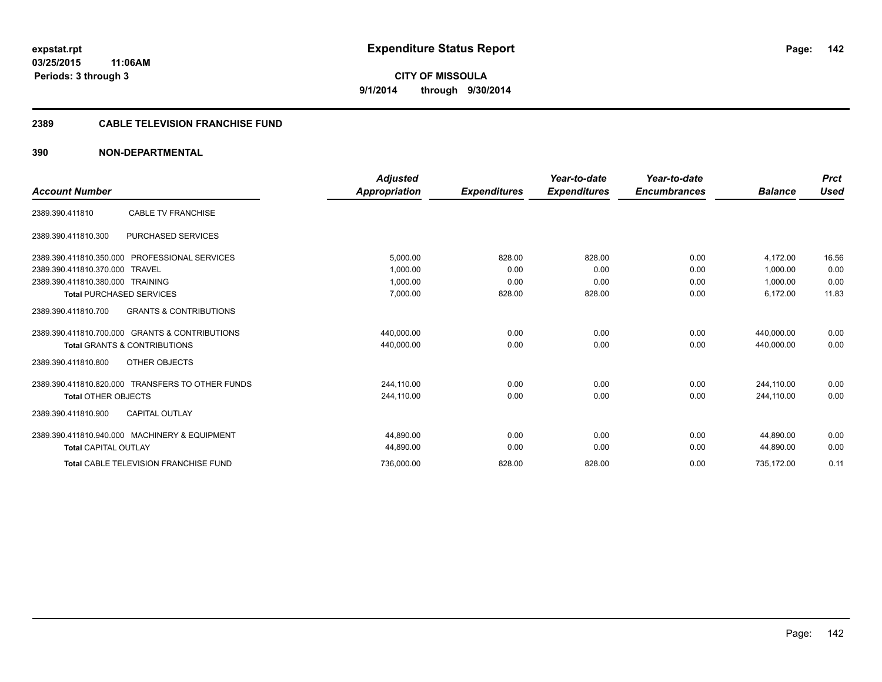**expstat.rpt**
**03/25/2015 11:06AM**
**Periods: 3 through 3**

# Expenditure Status Report

**CITY OF MISSOULA**
**9/1/2014 through 9/30/2014**

## 2389 CABLE TELEVISION FRANCHISE FUND

## 390 NON-DEPARTMENTAL

| Account Number | | Adjusted Appropriation | Expenditures | Year-to-date Expenditures | Year-to-date Encumbrances | Balance | Prct Used |
|---|---|---|---|---|---|---|---|
| 2389.390.411810 | CABLE TV FRANCHISE | | | | | | |
| 2389.390.411810.300 | PURCHASED SERVICES | | | | | | |
| 2389.390.411810.350.000 | PROFESSIONAL SERVICES | 5,000.00 | 828.00 | 828.00 | 0.00 | 4,172.00 | 16.56 |
| 2389.390.411810.370.000 | TRAVEL | 1,000.00 | 0.00 | 0.00 | 0.00 | 1,000.00 | 0.00 |
| 2389.390.411810.380.000 | TRAINING | 1,000.00 | 0.00 | 0.00 | 0.00 | 1,000.00 | 0.00 |
| **Total** PURCHASED SERVICES | | 7,000.00 | 828.00 | 828.00 | 0.00 | 6,172.00 | 11.83 |
| 2389.390.411810.700 | GRANTS & CONTRIBUTIONS | | | | | | |
| 2389.390.411810.700.000 | GRANTS & CONTRIBUTIONS | 440,000.00 | 0.00 | 0.00 | 0.00 | 440,000.00 | 0.00 |
| **Total** GRANTS & CONTRIBUTIONS | | 440,000.00 | 0.00 | 0.00 | 0.00 | 440,000.00 | 0.00 |
| 2389.390.411810.800 | OTHER OBJECTS | | | | | | |
| 2389.390.411810.820.000 | TRANSFERS TO OTHER FUNDS | 244,110.00 | 0.00 | 0.00 | 0.00 | 244,110.00 | 0.00 |
| **Total** OTHER OBJECTS | | 244,110.00 | 0.00 | 0.00 | 0.00 | 244,110.00 | 0.00 |
| 2389.390.411810.900 | CAPITAL OUTLAY | | | | | | |
| 2389.390.411810.940.000 | MACHINERY & EQUIPMENT | 44,890.00 | 0.00 | 0.00 | 0.00 | 44,890.00 | 0.00 |
| **Total** CAPITAL OUTLAY | | 44,890.00 | 0.00 | 0.00 | 0.00 | 44,890.00 | 0.00 |
| **Total** CABLE TELEVISION FRANCHISE FUND | | 736,000.00 | 828.00 | 828.00 | 0.00 | 735,172.00 | 0.11 |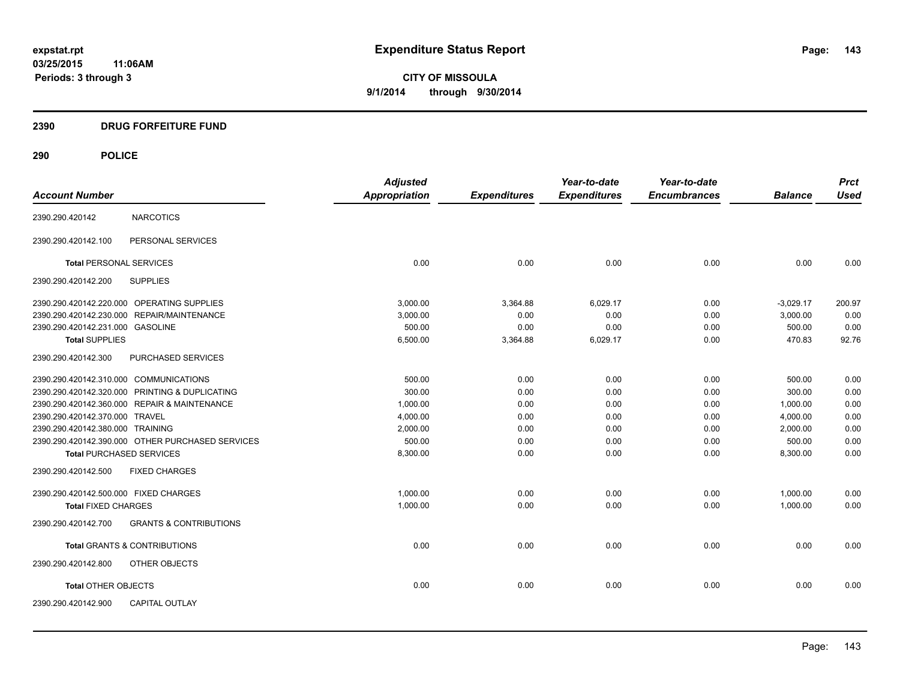**expstat.rpt**
**03/25/2015 11:06AM**
**Periods: 3 through 3**

# Expenditure Status Report

**CITY OF MISSOULA**
**9/1/2014 through 9/30/2014**

## 2390 DRUG FORFEITURE FUND

## 290 POLICE

| Account Number | | Adjusted Appropriation | Expenditures | Year-to-date Expenditures | Year-to-date Encumbrances | Balance | Prct Used |
|---|---|---|---|---|---|---|---|
| 2390.290.420142 | NARCOTICS | | | | | | |
| 2390.290.420142.100 | PERSONAL SERVICES | | | | | | |
| **Total** PERSONAL SERVICES | | 0.00 | 0.00 | 0.00 | 0.00 | 0.00 | 0.00 |
| 2390.290.420142.200 | SUPPLIES | | | | | | |
| 2390.290.420142.220.000 | OPERATING SUPPLIES | 3,000.00 | 3,364.88 | 6,029.17 | 0.00 | -3,029.17 | 200.97 |
| 2390.290.420142.230.000 | REPAIR/MAINTENANCE | 3,000.00 | 0.00 | 0.00 | 0.00 | 3,000.00 | 0.00 |
| 2390.290.420142.231.000 | GASOLINE | 500.00 | 0.00 | 0.00 | 0.00 | 500.00 | 0.00 |
| **Total SUPPLIES** | | 6,500.00 | 3,364.88 | 6,029.17 | 0.00 | 470.83 | 92.76 |
| 2390.290.420142.300 | PURCHASED SERVICES | | | | | | |
| 2390.290.420142.310.000 | COMMUNICATIONS | 500.00 | 0.00 | 0.00 | 0.00 | 500.00 | 0.00 |
| 2390.290.420142.320.000 | PRINTING & DUPLICATING | 300.00 | 0.00 | 0.00 | 0.00 | 300.00 | 0.00 |
| 2390.290.420142.360.000 | REPAIR & MAINTENANCE | 1,000.00 | 0.00 | 0.00 | 0.00 | 1,000.00 | 0.00 |
| 2390.290.420142.370.000 | TRAVEL | 4,000.00 | 0.00 | 0.00 | 0.00 | 4,000.00 | 0.00 |
| 2390.290.420142.380.000 | TRAINING | 2,000.00 | 0.00 | 0.00 | 0.00 | 2,000.00 | 0.00 |
| 2390.290.420142.390.000 | OTHER PURCHASED SERVICES | 500.00 | 0.00 | 0.00 | 0.00 | 500.00 | 0.00 |
| **Total PURCHASED SERVICES** | | 8,300.00 | 0.00 | 0.00 | 0.00 | 8,300.00 | 0.00 |
| 2390.290.420142.500 | FIXED CHARGES | | | | | | |
| 2390.290.420142.500.000 | FIXED CHARGES | 1,000.00 | 0.00 | 0.00 | 0.00 | 1,000.00 | 0.00 |
| **Total FIXED CHARGES** | | 1,000.00 | 0.00 | 0.00 | 0.00 | 1,000.00 | 0.00 |
| 2390.290.420142.700 | GRANTS & CONTRIBUTIONS | | | | | | |
| **Total** GRANTS & CONTRIBUTIONS | | 0.00 | 0.00 | 0.00 | 0.00 | 0.00 | 0.00 |
| 2390.290.420142.800 | OTHER OBJECTS | | | | | | |
| **Total** OTHER OBJECTS | | 0.00 | 0.00 | 0.00 | 0.00 | 0.00 | 0.00 |
| 2390.290.420142.900 | CAPITAL OUTLAY | | | | | | |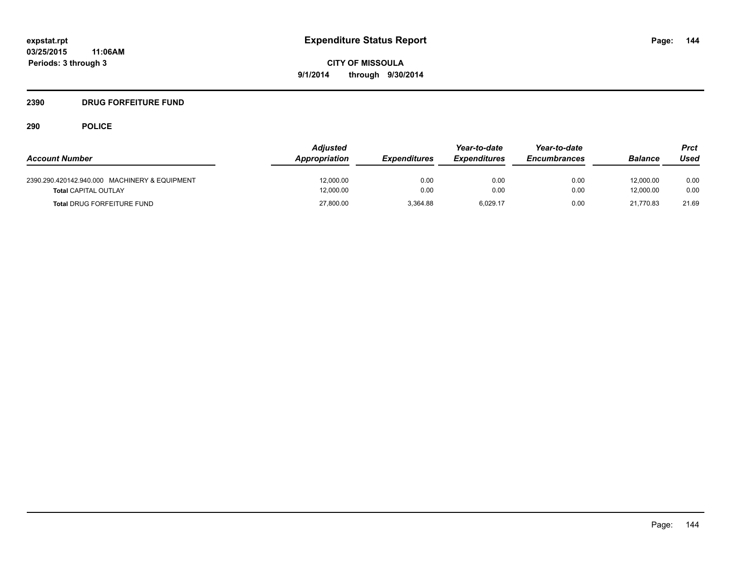**expstat.rpt**
**03/25/2015 11:06AM**
**Periods: 3 through 3**

# Expenditure Status Report

**CITY OF MISSOULA**
**9/1/2014 through 9/30/2014**

## 2390 DRUG FORFEITURE FUND

### 290 POLICE

| Account Number | Adjusted Appropriation | Expenditures | Year-to-date Expenditures | Year-to-date Encumbrances | Balance | Prct Used |
|---|---|---|---|---|---|---|
| 2390.290.420142.940.000 MACHINERY & EQUIPMENT | 12,000.00 | 0.00 | 0.00 | 0.00 | 12,000.00 | 0.00 |
| **Total** CAPITAL OUTLAY | 12,000.00 | 0.00 | 0.00 | 0.00 | 12,000.00 | 0.00 |
| **Total** DRUG FORFEITURE FUND | 27,800.00 | 3,364.88 | 6,029.17 | 0.00 | 21,770.83 | 21.69 |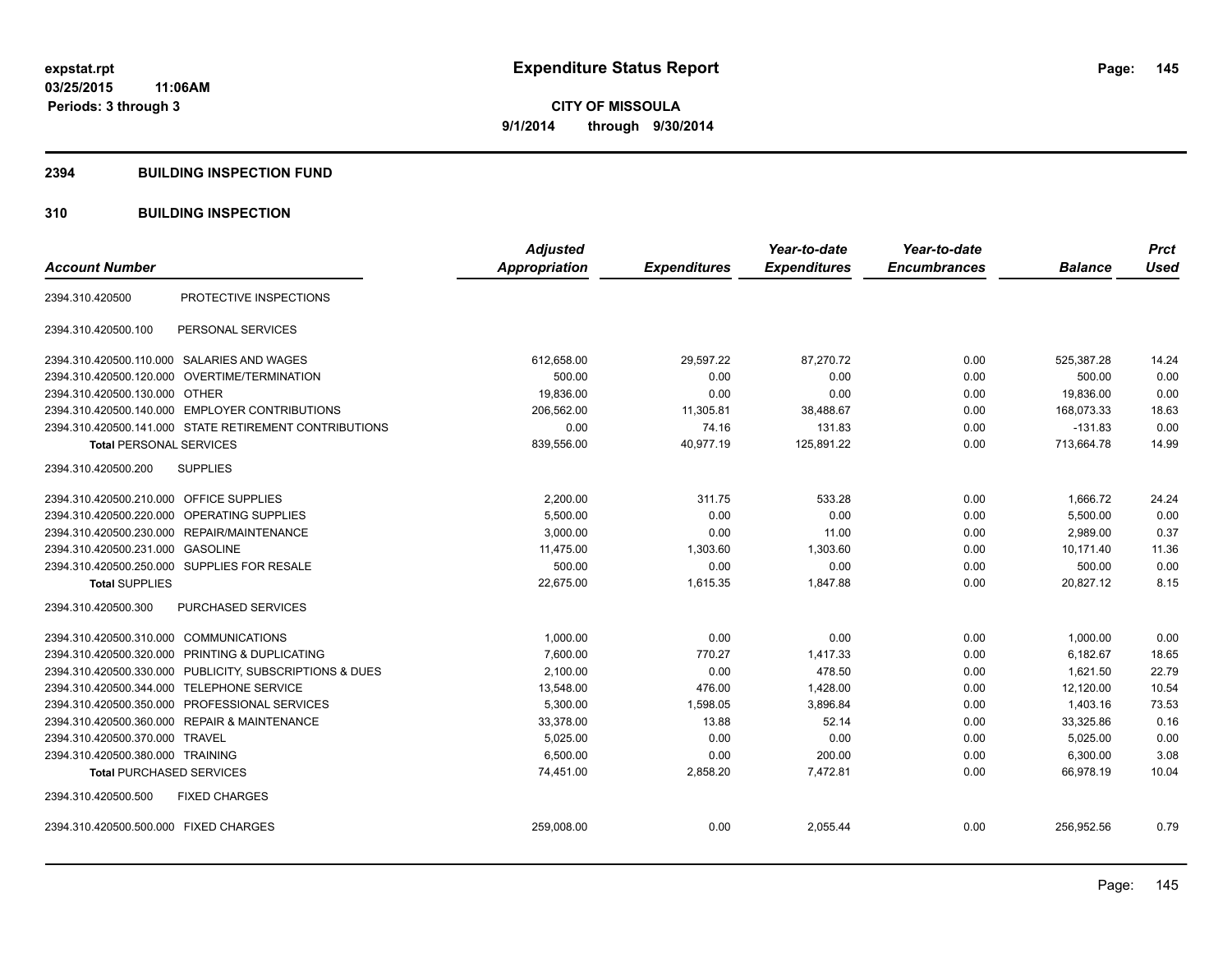expstat.rpt
03/25/2015 11:06AM
Periods: 3 through 3

# Expenditure Status Report

**CITY OF MISSOULA**
**9/1/2014 through 9/30/2014**

## 2394 BUILDING INSPECTION FUND

## 310 BUILDING INSPECTION

| Account Number | | Adjusted Appropriation | Expenditures | Year-to-date Expenditures | Year-to-date Encumbrances | Balance | Prct Used |
|---|---|---|---|---|---|---|---|
| 2394.310.420500 | PROTECTIVE INSPECTIONS | | | | | | |
| 2394.310.420500.100 | PERSONAL SERVICES | | | | | | |
| 2394.310.420500.110.000 | SALARIES AND WAGES | 612,658.00 | 29,597.22 | 87,270.72 | 0.00 | 525,387.28 | 14.24 |
| 2394.310.420500.120.000 | OVERTIME/TERMINATION | 500.00 | 0.00 | 0.00 | 0.00 | 500.00 | 0.00 |
| 2394.310.420500.130.000 | OTHER | 19,836.00 | 0.00 | 0.00 | 0.00 | 19,836.00 | 0.00 |
| 2394.310.420500.140.000 | EMPLOYER CONTRIBUTIONS | 206,562.00 | 11,305.81 | 38,488.67 | 0.00 | 168,073.33 | 18.63 |
| 2394.310.420500.141.000 | STATE RETIREMENT CONTRIBUTIONS | 0.00 | 74.16 | 131.83 | 0.00 | -131.83 | 0.00 |
| **Total** PERSONAL SERVICES | | 839,556.00 | 40,977.19 | 125,891.22 | 0.00 | 713,664.78 | 14.99 |
| 2394.310.420500.200 | SUPPLIES | | | | | | |
| 2394.310.420500.210.000 | OFFICE SUPPLIES | 2,200.00 | 311.75 | 533.28 | 0.00 | 1,666.72 | 24.24 |
| 2394.310.420500.220.000 | OPERATING SUPPLIES | 5,500.00 | 0.00 | 0.00 | 0.00 | 5,500.00 | 0.00 |
| 2394.310.420500.230.000 | REPAIR/MAINTENANCE | 3,000.00 | 0.00 | 11.00 | 0.00 | 2,989.00 | 0.37 |
| 2394.310.420500.231.000 | GASOLINE | 11,475.00 | 1,303.60 | 1,303.60 | 0.00 | 10,171.40 | 11.36 |
| 2394.310.420500.250.000 | SUPPLIES FOR RESALE | 500.00 | 0.00 | 0.00 | 0.00 | 500.00 | 0.00 |
| **Total** SUPPLIES | | 22,675.00 | 1,615.35 | 1,847.88 | 0.00 | 20,827.12 | 8.15 |
| 2394.310.420500.300 | PURCHASED SERVICES | | | | | | |
| 2394.310.420500.310.000 | COMMUNICATIONS | 1,000.00 | 0.00 | 0.00 | 0.00 | 1,000.00 | 0.00 |
| 2394.310.420500.320.000 | PRINTING & DUPLICATING | 7,600.00 | 770.27 | 1,417.33 | 0.00 | 6,182.67 | 18.65 |
| 2394.310.420500.330.000 | PUBLICITY, SUBSCRIPTIONS & DUES | 2,100.00 | 0.00 | 478.50 | 0.00 | 1,621.50 | 22.79 |
| 2394.310.420500.344.000 | TELEPHONE SERVICE | 13,548.00 | 476.00 | 1,428.00 | 0.00 | 12,120.00 | 10.54 |
| 2394.310.420500.350.000 | PROFESSIONAL SERVICES | 5,300.00 | 1,598.05 | 3,896.84 | 0.00 | 1,403.16 | 73.53 |
| 2394.310.420500.360.000 | REPAIR & MAINTENANCE | 33,378.00 | 13.88 | 52.14 | 0.00 | 33,325.86 | 0.16 |
| 2394.310.420500.370.000 | TRAVEL | 5,025.00 | 0.00 | 0.00 | 0.00 | 5,025.00 | 0.00 |
| 2394.310.420500.380.000 | TRAINING | 6,500.00 | 0.00 | 200.00 | 0.00 | 6,300.00 | 3.08 |
| **Total** PURCHASED SERVICES | | 74,451.00 | 2,858.20 | 7,472.81 | 0.00 | 66,978.19 | 10.04 |
| 2394.310.420500.500 | FIXED CHARGES | | | | | | |
| 2394.310.420500.500.000 | FIXED CHARGES | 259,008.00 | 0.00 | 2,055.44 | 0.00 | 256,952.56 | 0.79 |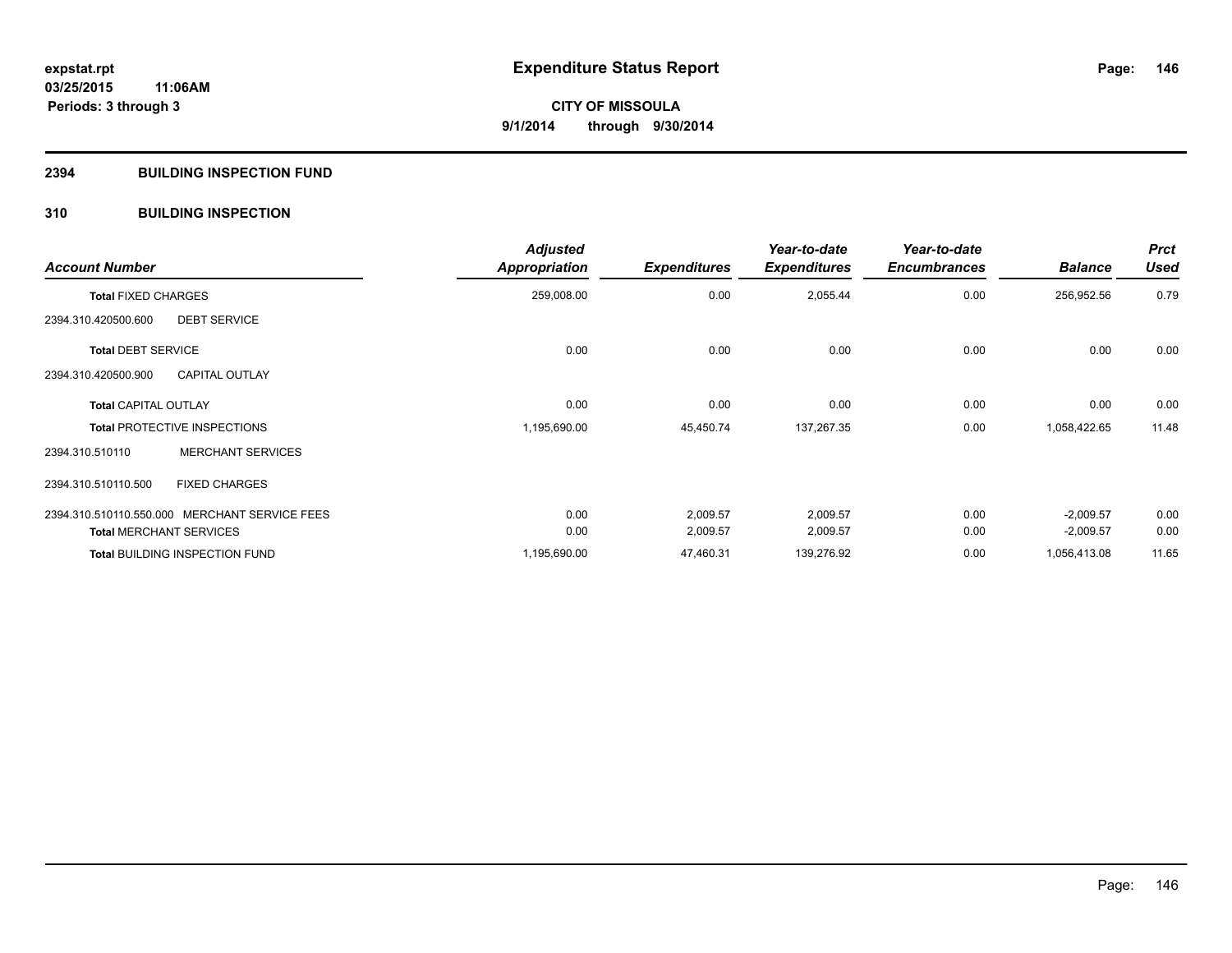# Expenditure Status Report

expstat.rpt
03/25/2015 11:06AM
Periods: 3 through 3

**CITY OF MISSOULA**
**9/1/2014 through 9/30/2014**

## 2394 BUILDING INSPECTION FUND

### 310 BUILDING INSPECTION

| Account Number | | Adjusted Appropriation | Expenditures | Year-to-date Expenditures | Year-to-date Encumbrances | Balance | Prct Used |
|---|---|---|---|---|---|---|---|
| **Total** FIXED CHARGES | | 259,008.00 | 0.00 | 2,055.44 | 0.00 | 256,952.56 | 0.79 |
| 2394.310.420500.600 | DEBT SERVICE | | | | | | |
| **Total** DEBT SERVICE | | 0.00 | 0.00 | 0.00 | 0.00 | 0.00 | 0.00 |
| 2394.310.420500.900 | CAPITAL OUTLAY | | | | | | |
| **Total** CAPITAL OUTLAY | | 0.00 | 0.00 | 0.00 | 0.00 | 0.00 | 0.00 |
| **Total** PROTECTIVE INSPECTIONS | | 1,195,690.00 | 45,450.74 | 137,267.35 | 0.00 | 1,058,422.65 | 11.48 |
| 2394.310.510110 | MERCHANT SERVICES | | | | | | |
| 2394.310.510110.500 | FIXED CHARGES | | | | | | |
| 2394.310.510110.550.000 | MERCHANT SERVICE FEES | 0.00 | 2,009.57 | 2,009.57 | 0.00 | -2,009.57 | 0.00 |
| **Total** MERCHANT SERVICES | | 0.00 | 2,009.57 | 2,009.57 | 0.00 | -2,009.57 | 0.00 |
| **Total** BUILDING INSPECTION FUND | | 1,195,690.00 | 47,460.31 | 139,276.92 | 0.00 | 1,056,413.08 | 11.65 |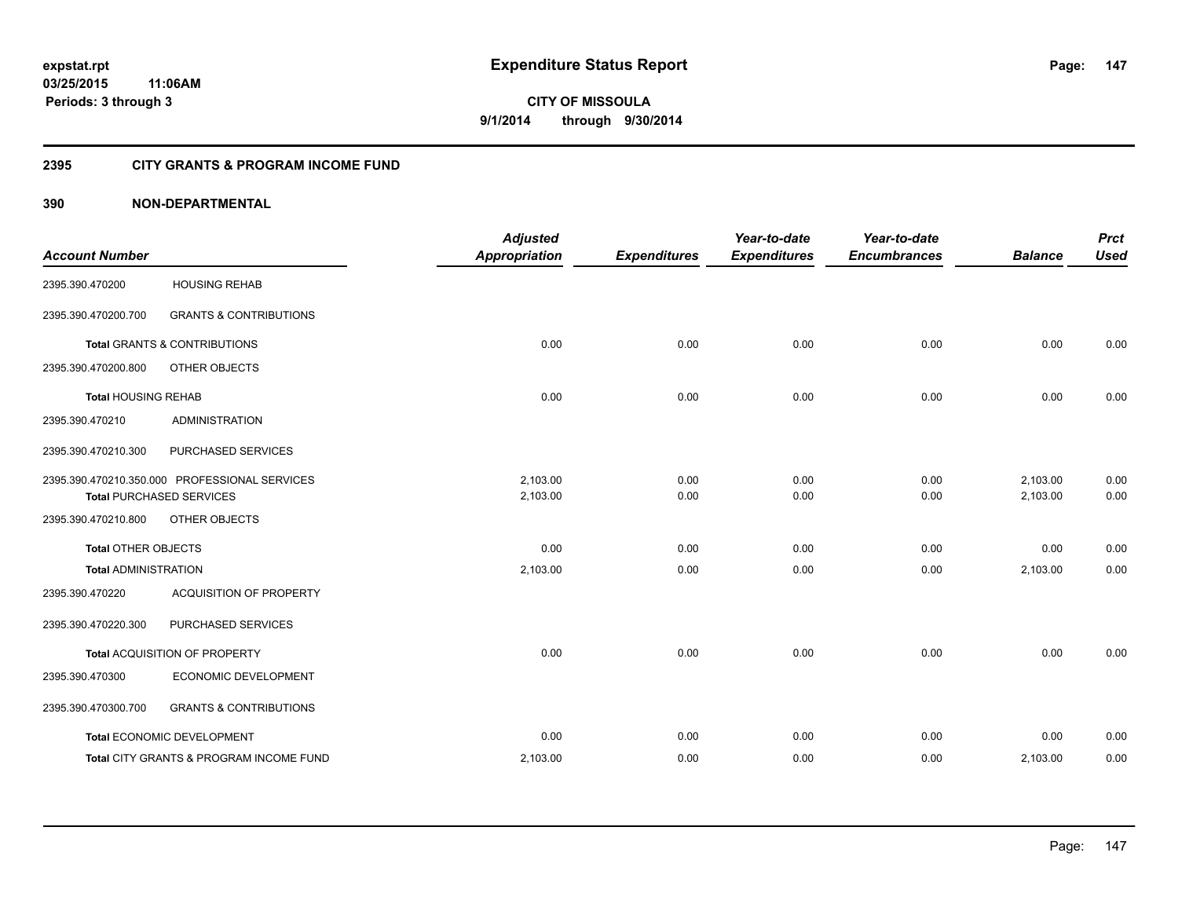**expstat.rpt**
**03/25/2015 11:06AM**
**Periods: 3 through 3**

# Expenditure Status Report

**CITY OF MISSOULA**
**9/1/2014 through 9/30/2014**

## 2395 CITY GRANTS & PROGRAM INCOME FUND

### 390 NON-DEPARTMENTAL

| Account Number | | Adjusted Appropriation | Expenditures | Year-to-date Expenditures | Year-to-date Encumbrances | Balance | Prct Used |
|---|---|---|---|---|---|---|---|
| 2395.390.470200 | HOUSING REHAB | | | | | | |
| 2395.390.470200.700 | GRANTS & CONTRIBUTIONS | | | | | | |
| **Total** GRANTS & CONTRIBUTIONS | | 0.00 | 0.00 | 0.00 | 0.00 | 0.00 | 0.00 |
| 2395.390.470200.800 | OTHER OBJECTS | | | | | | |
| **Total** HOUSING REHAB | | 0.00 | 0.00 | 0.00 | 0.00 | 0.00 | 0.00 |
| 2395.390.470210 | ADMINISTRATION | | | | | | |
| 2395.390.470210.300 | PURCHASED SERVICES | | | | | | |
| 2395.390.470210.350.000 | PROFESSIONAL SERVICES | 2,103.00 | 0.00 | 0.00 | 0.00 | 2,103.00 | 0.00 |
| **Total** PURCHASED SERVICES | | 2,103.00 | 0.00 | 0.00 | 0.00 | 2,103.00 | 0.00 |
| 2395.390.470210.800 | OTHER OBJECTS | | | | | | |
| **Total** OTHER OBJECTS | | 0.00 | 0.00 | 0.00 | 0.00 | 0.00 | 0.00 |
| **Total** ADMINISTRATION | | 2,103.00 | 0.00 | 0.00 | 0.00 | 2,103.00 | 0.00 |
| 2395.390.470220 | ACQUISITION OF PROPERTY | | | | | | |
| 2395.390.470220.300 | PURCHASED SERVICES | | | | | | |
| **Total** ACQUISITION OF PROPERTY | | 0.00 | 0.00 | 0.00 | 0.00 | 0.00 | 0.00 |
| 2395.390.470300 | ECONOMIC DEVELOPMENT | | | | | | |
| 2395.390.470300.700 | GRANTS & CONTRIBUTIONS | | | | | | |
| **Total** ECONOMIC DEVELOPMENT | | 0.00 | 0.00 | 0.00 | 0.00 | 0.00 | 0.00 |
| **Total** CITY GRANTS & PROGRAM INCOME FUND | | 2,103.00 | 0.00 | 0.00 | 0.00 | 2,103.00 | 0.00 |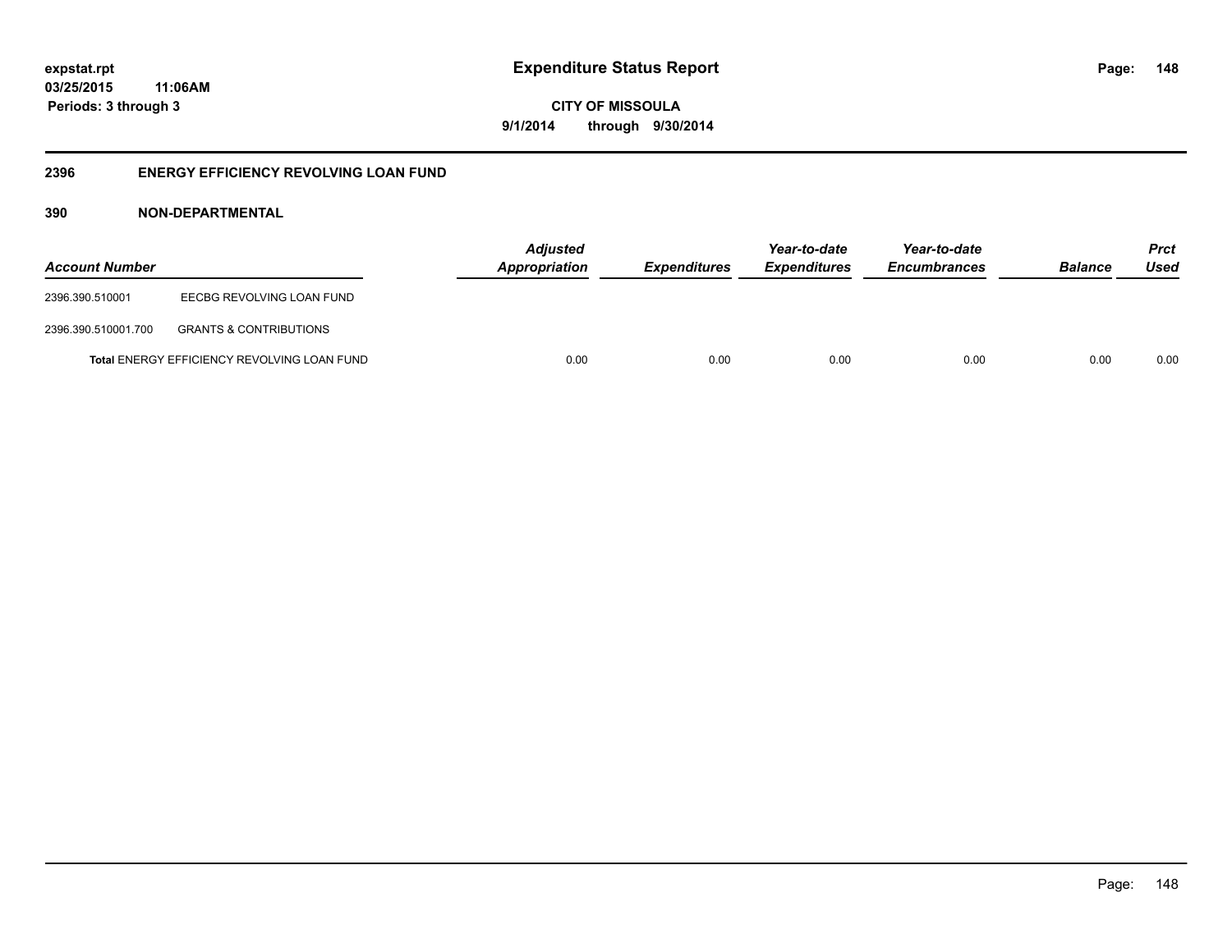expstat.rpt
03/25/2015 11:06AM
Periods: 3 through 3

# Expenditure Status Report

CITY OF MISSOULA
9/1/2014 through 9/30/2014

## 2396 ENERGY EFFICIENCY REVOLVING LOAN FUND

### 390 NON-DEPARTMENTAL

| Account Number | | Adjusted Appropriation | Expenditures | Year-to-date Expenditures | Year-to-date Encumbrances | Balance | Prct Used |
|---|---|---|---|---|---|---|---|
| 2396.390.510001 | EECBG REVOLVING LOAN FUND | | | | | | |
| 2396.390.510001.700 | GRANTS & CONTRIBUTIONS | | | | | | |
| **Total** ENERGY EFFICIENCY REVOLVING LOAN FUND | | 0.00 | 0.00 | 0.00 | 0.00 | 0.00 | 0.00 |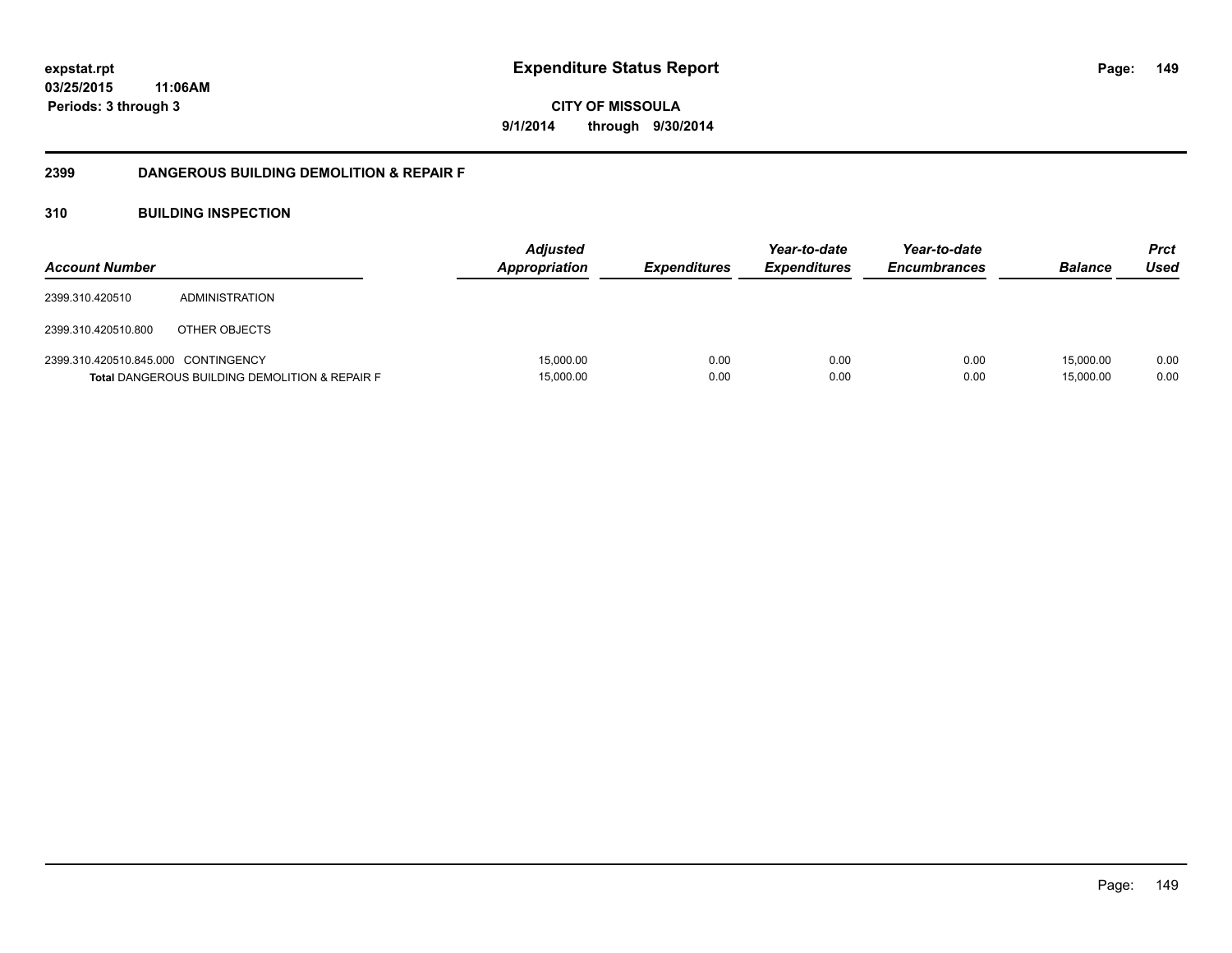expstat.rpt
03/25/2015 11:06AM
Periods: 3 through 3

# Expenditure Status Report

CITY OF MISSOULA
9/1/2014 through 9/30/2014

## 2399 DANGEROUS BUILDING DEMOLITION & REPAIR F

## 310 BUILDING INSPECTION

| Account Number | | Adjusted Appropriation | Expenditures | Year-to-date Expenditures | Year-to-date Encumbrances | Balance | Prct Used |
|---|---|---|---|---|---|---|---|
| 2399.310.420510 | ADMINISTRATION | | | | | | |
| 2399.310.420510.800 | OTHER OBJECTS | | | | | | |
| 2399.310.420510.845.000 | CONTINGENCY | 15,000.00 | 0.00 | 0.00 | 0.00 | 15,000.00 | 0.00 |
| **Total** DANGEROUS BUILDING DEMOLITION & REPAIR F | | 15,000.00 | 0.00 | 0.00 | 0.00 | 15,000.00 | 0.00 |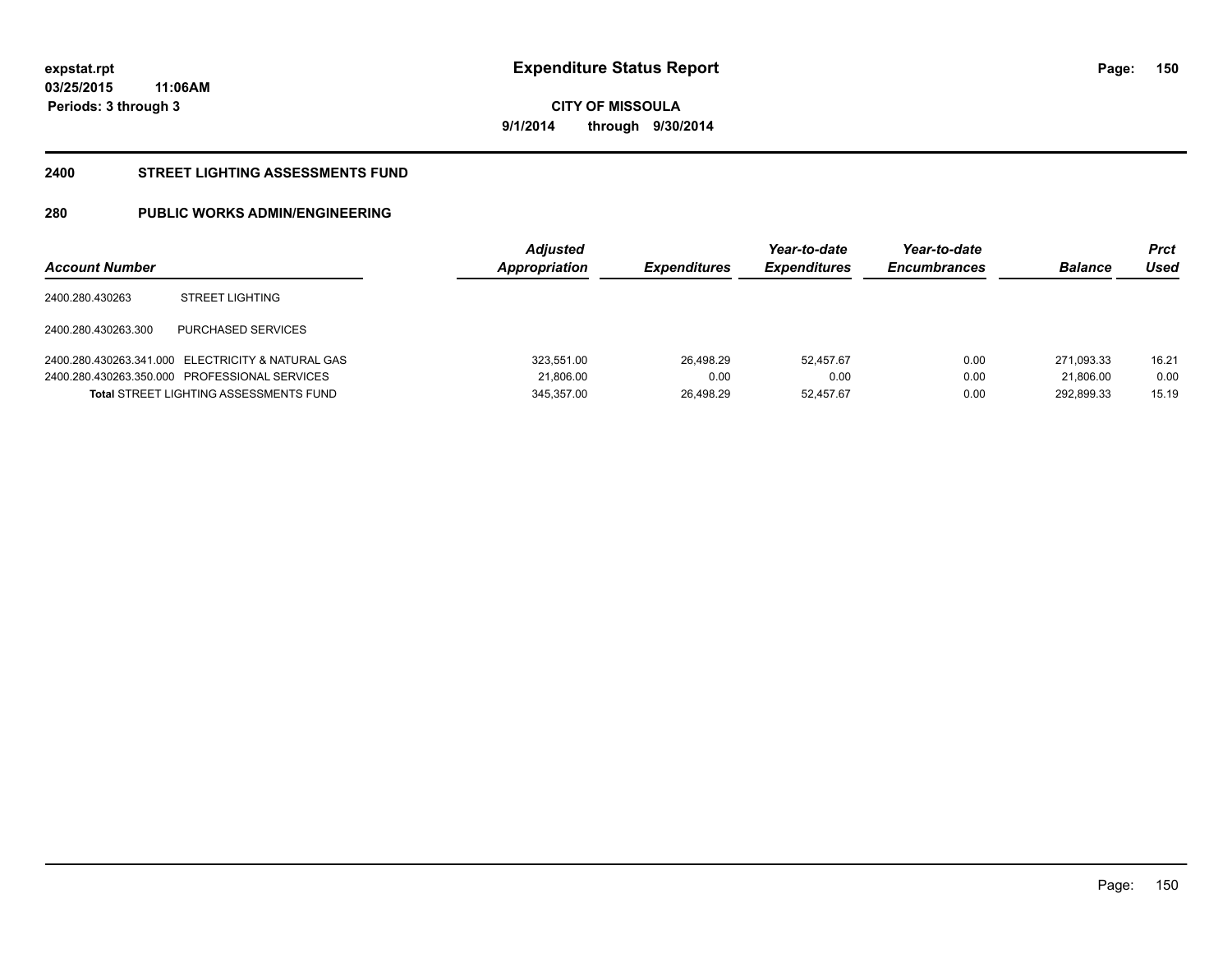**expstat.rpt**
**03/25/2015 11:06AM**
**Periods: 3 through 3**

# Expenditure Status Report

**CITY OF MISSOULA**
**9/1/2014 through 9/30/2014**

## 2400 STREET LIGHTING ASSESSMENTS FUND

## 280 PUBLIC WORKS ADMIN/ENGINEERING

| Account Number | | Adjusted Appropriation | Expenditures | Year-to-date Expenditures | Year-to-date Encumbrances | Balance | Prct Used |
|---|---|---|---|---|---|---|---|
| 2400.280.430263 | STREET LIGHTING | | | | | | |
| 2400.280.430263.300 | PURCHASED SERVICES | | | | | | |
| 2400.280.430263.341.000 | ELECTRICITY & NATURAL GAS | 323,551.00 | 26,498.29 | 52,457.67 | 0.00 | 271,093.33 | 16.21 |
| 2400.280.430263.350.000 | PROFESSIONAL SERVICES | 21,806.00 | 0.00 | 0.00 | 0.00 | 21,806.00 | 0.00 |
| **Total** STREET LIGHTING ASSESSMENTS FUND | | 345,357.00 | 26,498.29 | 52,457.67 | 0.00 | 292,899.33 | 15.19 |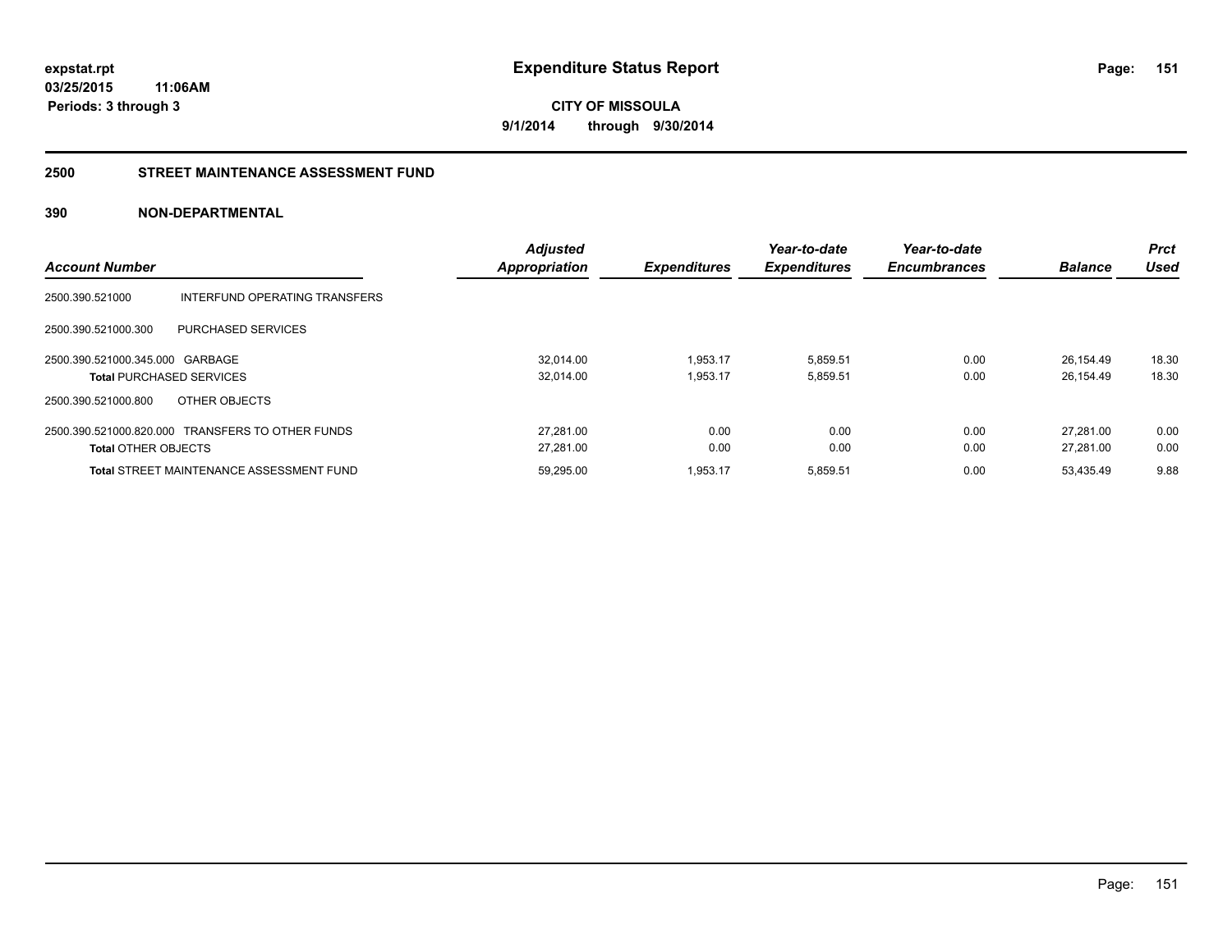**expstat.rpt**
**03/25/2015 11:06AM**
**Periods: 3 through 3**

# Expenditure Status Report

**CITY OF MISSOULA**
**9/1/2014 through 9/30/2014**

## 2500 STREET MAINTENANCE ASSESSMENT FUND

### 390 NON-DEPARTMENTAL

| Account Number | | Adjusted Appropriation | Expenditures | Year-to-date Expenditures | Year-to-date Encumbrances | Balance | Prct Used |
|---|---|---|---|---|---|---|---|
| 2500.390.521000 | INTERFUND OPERATING TRANSFERS | | | | | | |
| 2500.390.521000.300 | PURCHASED SERVICES | | | | | | |
| 2500.390.521000.345.000 | GARBAGE | 32,014.00 | 1,953.17 | 5,859.51 | 0.00 | 26,154.49 | 18.30 |
| **Total** PURCHASED SERVICES | | 32,014.00 | 1,953.17 | 5,859.51 | 0.00 | 26,154.49 | 18.30 |
| 2500.390.521000.800 | OTHER OBJECTS | | | | | | |
| 2500.390.521000.820.000 | TRANSFERS TO OTHER FUNDS | 27,281.00 | 0.00 | 0.00 | 0.00 | 27,281.00 | 0.00 |
| **Total** OTHER OBJECTS | | 27,281.00 | 0.00 | 0.00 | 0.00 | 27,281.00 | 0.00 |
| **Total** STREET MAINTENANCE ASSESSMENT FUND | | 59,295.00 | 1,953.17 | 5,859.51 | 0.00 | 53,435.49 | 9.88 |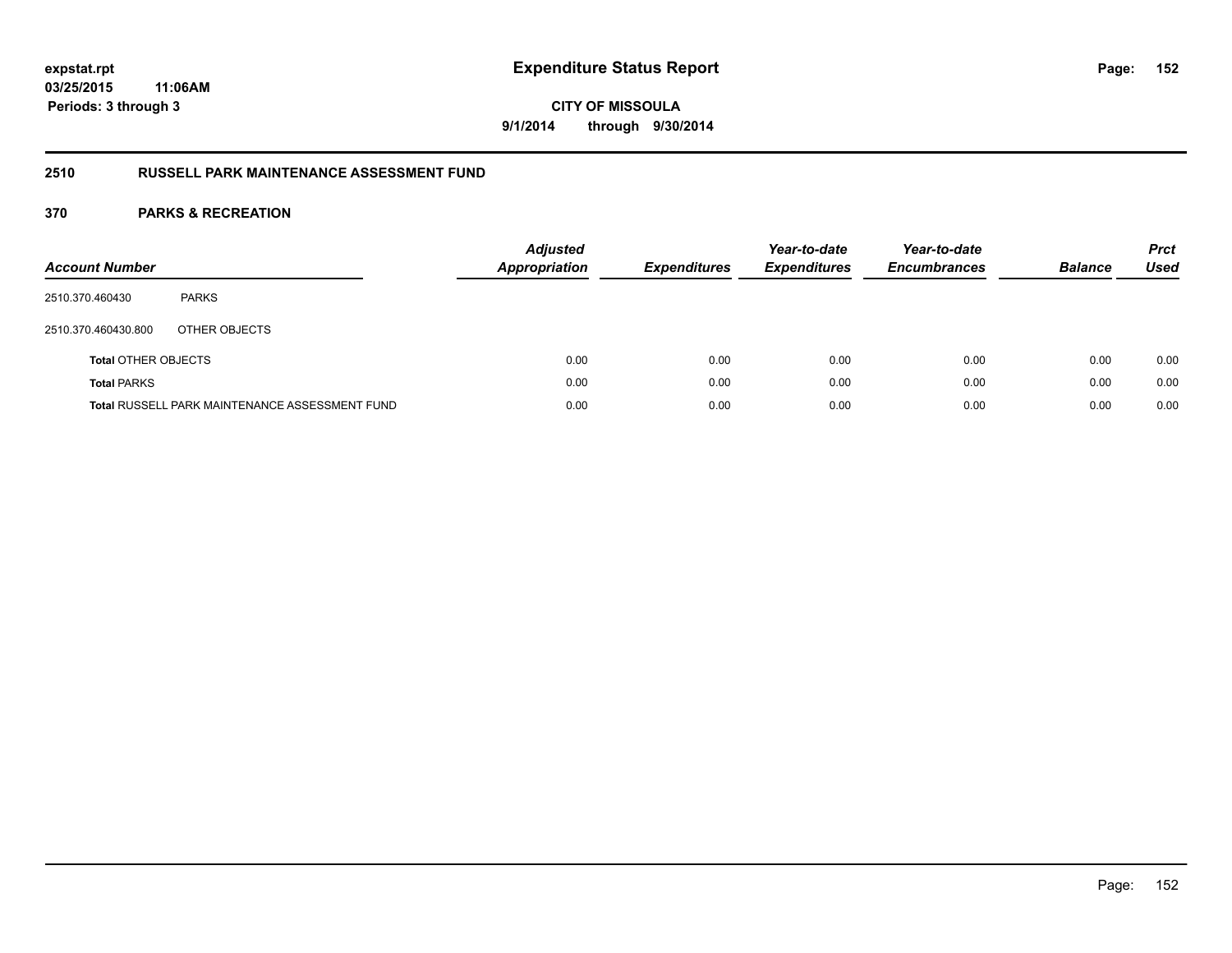**expstat.rpt**
**03/25/2015 11:06AM**
**Periods: 3 through 3**

# Expenditure Status Report

**CITY OF MISSOULA**
**9/1/2014 through 9/30/2014**

## 2510 RUSSELL PARK MAINTENANCE ASSESSMENT FUND

### 370 PARKS & RECREATION

| Account Number | | Adjusted Appropriation | Expenditures | Year-to-date Expenditures | Year-to-date Encumbrances | Balance | Prct Used |
|---|---|---|---|---|---|---|---|
| 2510.370.460430 | PARKS | | | | | | |
| 2510.370.460430.800 | OTHER OBJECTS | | | | | | |
| **Total** OTHER OBJECTS | | 0.00 | 0.00 | 0.00 | 0.00 | 0.00 | 0.00 |
| **Total** PARKS | | 0.00 | 0.00 | 0.00 | 0.00 | 0.00 | 0.00 |
| **Total** RUSSELL PARK MAINTENANCE ASSESSMENT FUND | | 0.00 | 0.00 | 0.00 | 0.00 | 0.00 | 0.00 |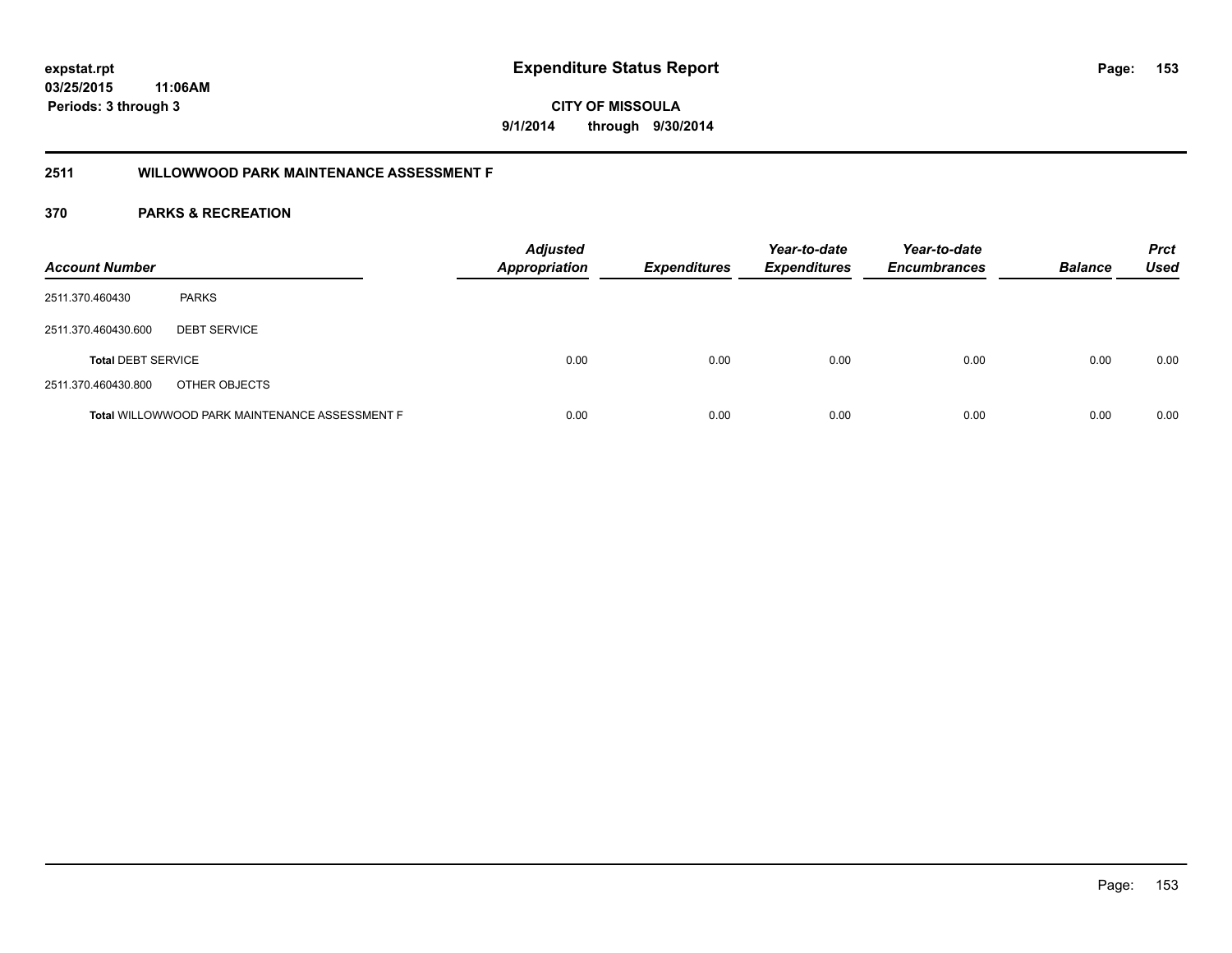# Expenditure Status Report

expstat.rpt
03/25/2015 11:06AM
Periods: 3 through 3

**CITY OF MISSOULA**
**9/1/2014 through 9/30/2014**

## 2511 WILLOWWOOD PARK MAINTENANCE ASSESSMENT F

## 370 PARKS & RECREATION

| Account Number | | Adjusted Appropriation | Expenditures | Year-to-date Expenditures | Year-to-date Encumbrances | Balance | Prct Used |
|---|---|---|---|---|---|---|---|
| 2511.370.460430 | PARKS | | | | | | |
| 2511.370.460430.600 | DEBT SERVICE | | | | | | |
| **Total** DEBT SERVICE | | 0.00 | 0.00 | 0.00 | 0.00 | 0.00 | 0.00 |
| 2511.370.460430.800 | OTHER OBJECTS | | | | | | |
| **Total** WILLOWWOOD PARK MAINTENANCE ASSESSMENT F | | 0.00 | 0.00 | 0.00 | 0.00 | 0.00 | 0.00 |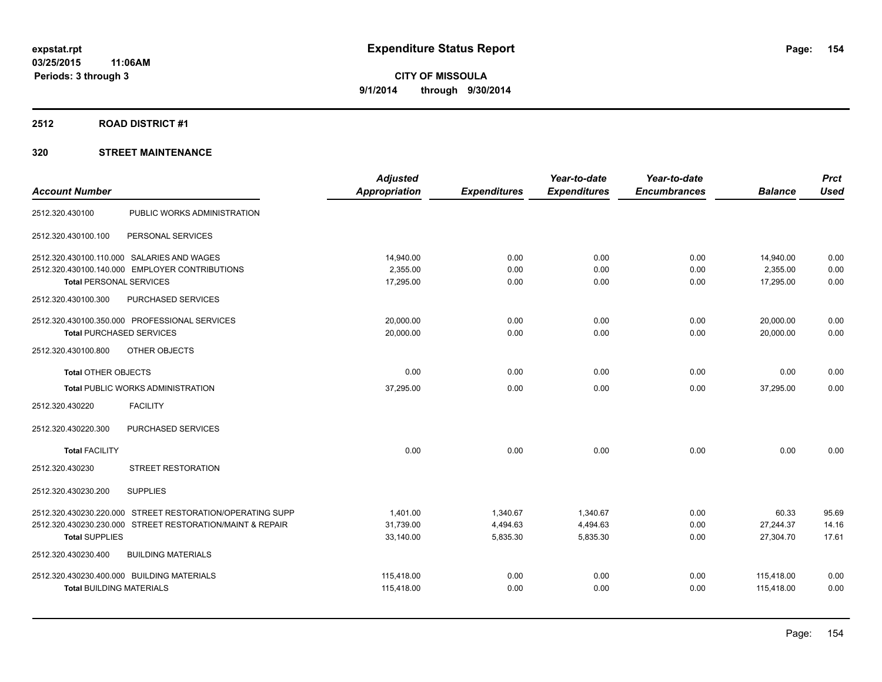expstat.rpt
03/25/2015 11:06AM
Periods: 3 through 3

# Expenditure Status Report

**CITY OF MISSOULA**
**9/1/2014 through 9/30/2014**

## 2512 ROAD DISTRICT #1

### 320 STREET MAINTENANCE

| Account Number | | Adjusted Appropriation | Expenditures | Year-to-date Expenditures | Year-to-date Encumbrances | Balance | Prct Used |
|---|---|---|---|---|---|---|---|
| 2512.320.430100 | PUBLIC WORKS ADMINISTRATION | | | | | | |
| 2512.320.430100.100 | PERSONAL SERVICES | | | | | | |
| 2512.320.430100.110.000 | SALARIES AND WAGES | 14,940.00 | 0.00 | 0.00 | 0.00 | 14,940.00 | 0.00 |
| 2512.320.430100.140.000 | EMPLOYER CONTRIBUTIONS | 2,355.00 | 0.00 | 0.00 | 0.00 | 2,355.00 | 0.00 |
| **Total** PERSONAL SERVICES | | 17,295.00 | 0.00 | 0.00 | 0.00 | 17,295.00 | 0.00 |
| 2512.320.430100.300 | PURCHASED SERVICES | | | | | | |
| 2512.320.430100.350.000 | PROFESSIONAL SERVICES | 20,000.00 | 0.00 | 0.00 | 0.00 | 20,000.00 | 0.00 |
| **Total** PURCHASED SERVICES | | 20,000.00 | 0.00 | 0.00 | 0.00 | 20,000.00 | 0.00 |
| 2512.320.430100.800 | OTHER OBJECTS | | | | | | |
| **Total** OTHER OBJECTS | | 0.00 | 0.00 | 0.00 | 0.00 | 0.00 | 0.00 |
| **Total** PUBLIC WORKS ADMINISTRATION | | 37,295.00 | 0.00 | 0.00 | 0.00 | 37,295.00 | 0.00 |
| 2512.320.430220 | FACILITY | | | | | | |
| 2512.320.430220.300 | PURCHASED SERVICES | | | | | | |
| **Total** FACILITY | | 0.00 | 0.00 | 0.00 | 0.00 | 0.00 | 0.00 |
| 2512.320.430230 | STREET RESTORATION | | | | | | |
| 2512.320.430230.200 | SUPPLIES | | | | | | |
| 2512.320.430230.220.000 | STREET RESTORATION/OPERATING SUPP | 1,401.00 | 1,340.67 | 1,340.67 | 0.00 | 60.33 | 95.69 |
| 2512.320.430230.230.000 | STREET RESTORATION/MAINT & REPAIR | 31,739.00 | 4,494.63 | 4,494.63 | 0.00 | 27,244.37 | 14.16 |
| **Total** SUPPLIES | | 33,140.00 | 5,835.30 | 5,835.30 | 0.00 | 27,304.70 | 17.61 |
| 2512.320.430230.400 | BUILDING MATERIALS | | | | | | |
| 2512.320.430230.400.000 | BUILDING MATERIALS | 115,418.00 | 0.00 | 0.00 | 0.00 | 115,418.00 | 0.00 |
| **Total** BUILDING MATERIALS | | 115,418.00 | 0.00 | 0.00 | 0.00 | 115,418.00 | 0.00 |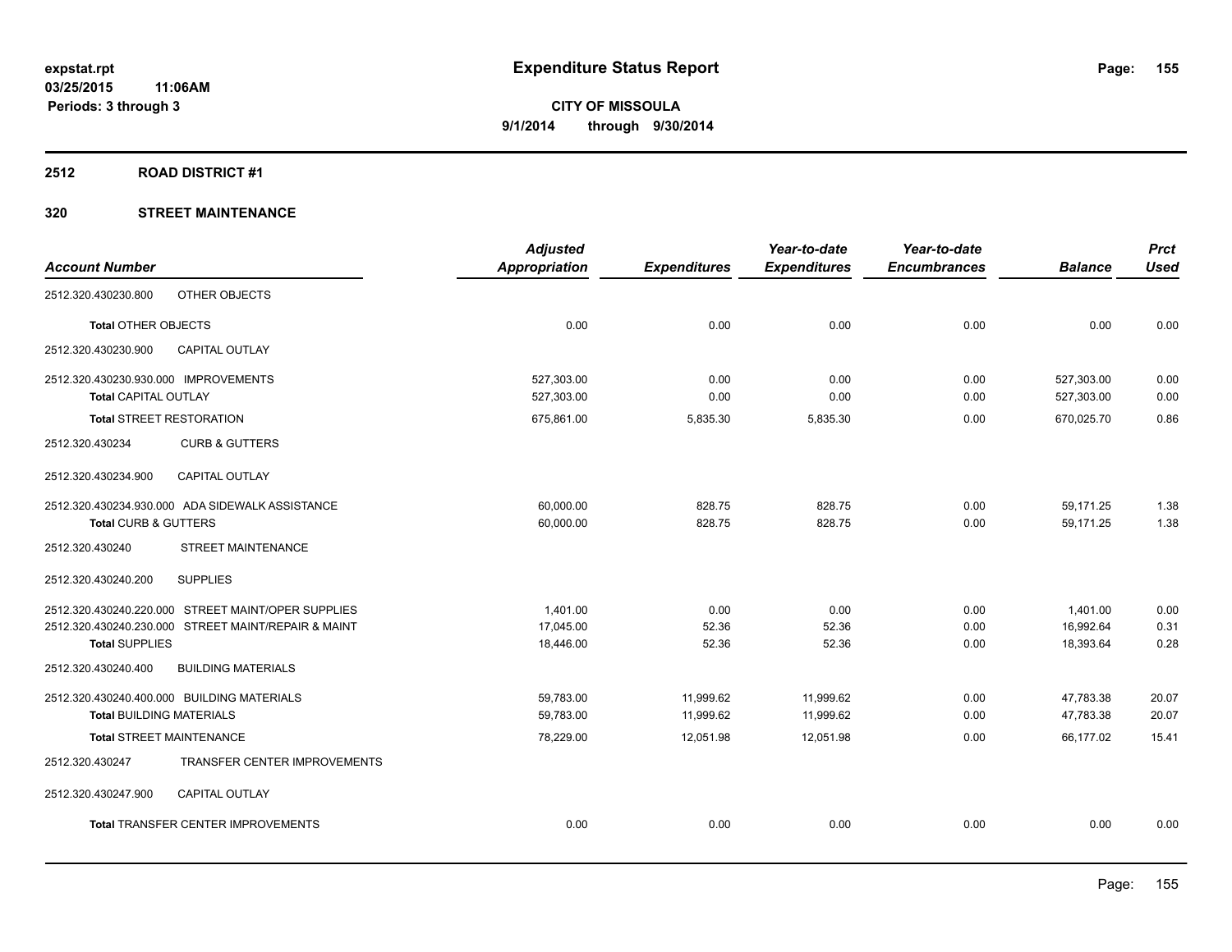**expstat.rpt**
**03/25/2015 11:06AM**
**Periods: 3 through 3**

# Expenditure Status Report

**CITY OF MISSOULA**
**9/1/2014 through 9/30/2014**

## 2512 ROAD DISTRICT #1

## 320 STREET MAINTENANCE

| Account Number | | Adjusted Appropriation | Expenditures | Year-to-date Expenditures | Year-to-date Encumbrances | Balance | Prct Used |
|---|---|---|---|---|---|---|---|
| 2512.320.430230.800 | OTHER OBJECTS | | | | | | |
| **Total** OTHER OBJECTS | | 0.00 | 0.00 | 0.00 | 0.00 | 0.00 | 0.00 |
| 2512.320.430230.900 | CAPITAL OUTLAY | | | | | | |
| 2512.320.430230.930.000 | IMPROVEMENTS | 527,303.00 | 0.00 | 0.00 | 0.00 | 527,303.00 | 0.00 |
| **Total** CAPITAL OUTLAY | | 527,303.00 | 0.00 | 0.00 | 0.00 | 527,303.00 | 0.00 |
| **Total** STREET RESTORATION | | 675,861.00 | 5,835.30 | 5,835.30 | 0.00 | 670,025.70 | 0.86 |
| 2512.320.430234 | CURB & GUTTERS | | | | | | |
| 2512.320.430234.900 | CAPITAL OUTLAY | | | | | | |
| 2512.320.430234.930.000 | ADA SIDEWALK ASSISTANCE | 60,000.00 | 828.75 | 828.75 | 0.00 | 59,171.25 | 1.38 |
| **Total** CURB & GUTTERS | | 60,000.00 | 828.75 | 828.75 | 0.00 | 59,171.25 | 1.38 |
| 2512.320.430240 | STREET MAINTENANCE | | | | | | |
| 2512.320.430240.200 | SUPPLIES | | | | | | |
| 2512.320.430240.220.000 | STREET MAINT/OPER SUPPLIES | 1,401.00 | 0.00 | 0.00 | 0.00 | 1,401.00 | 0.00 |
| 2512.320.430240.230.000 | STREET MAINT/REPAIR & MAINT | 17,045.00 | 52.36 | 52.36 | 0.00 | 16,992.64 | 0.31 |
| **Total** SUPPLIES | | 18,446.00 | 52.36 | 52.36 | 0.00 | 18,393.64 | 0.28 |
| 2512.320.430240.400 | BUILDING MATERIALS | | | | | | |
| 2512.320.430240.400.000 | BUILDING MATERIALS | 59,783.00 | 11,999.62 | 11,999.62 | 0.00 | 47,783.38 | 20.07 |
| **Total** BUILDING MATERIALS | | 59,783.00 | 11,999.62 | 11,999.62 | 0.00 | 47,783.38 | 20.07 |
| **Total** STREET MAINTENANCE | | 78,229.00 | 12,051.98 | 12,051.98 | 0.00 | 66,177.02 | 15.41 |
| 2512.320.430247 | TRANSFER CENTER IMPROVEMENTS | | | | | | |
| 2512.320.430247.900 | CAPITAL OUTLAY | | | | | | |
| **Total** TRANSFER CENTER IMPROVEMENTS | | 0.00 | 0.00 | 0.00 | 0.00 | 0.00 | 0.00 |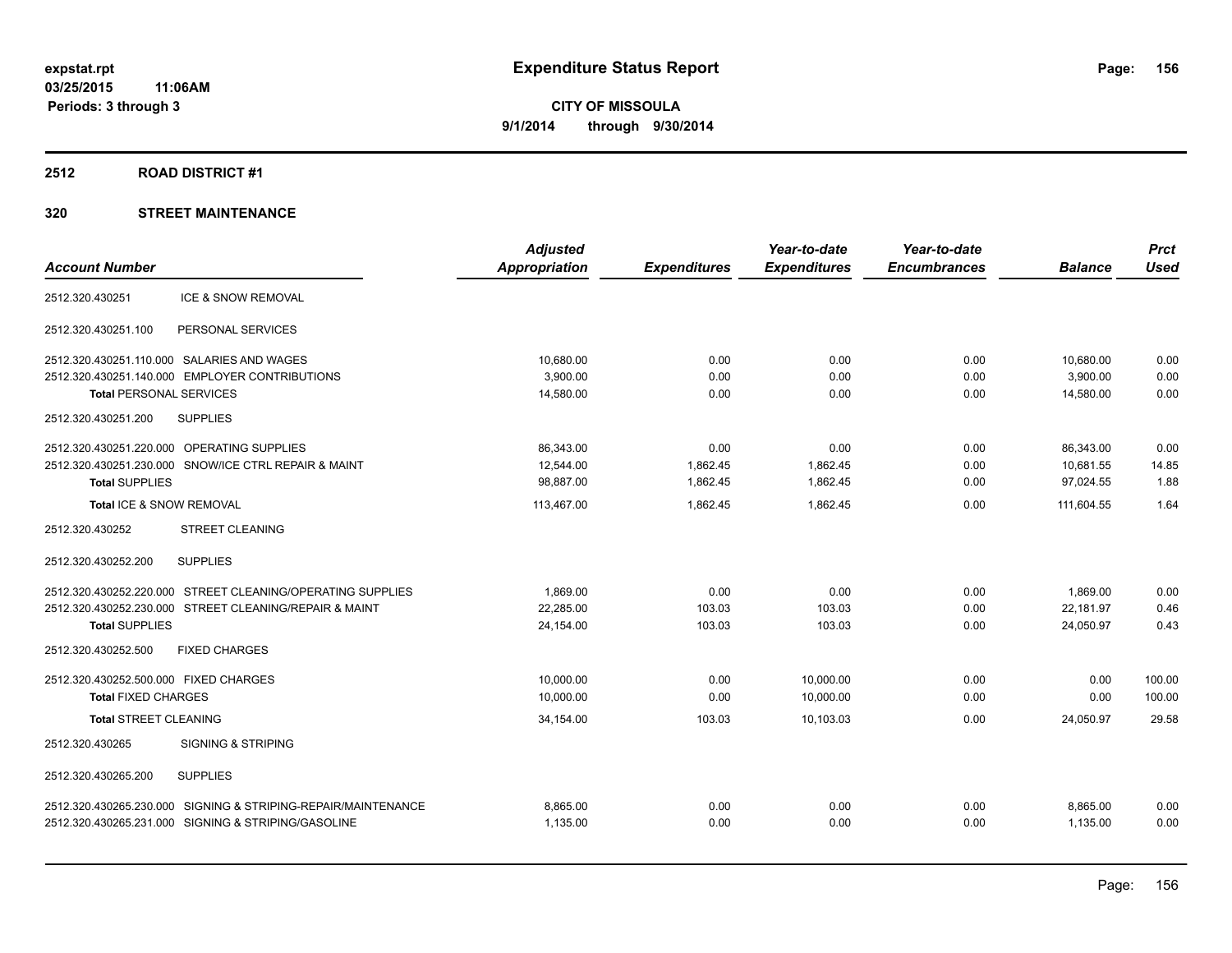**expstat.rpt**
**03/25/2015 11:06AM**
**Periods: 3 through 3**

# Expenditure Status Report

**CITY OF MISSOULA**
**9/1/2014 through 9/30/2014**

## 2512 ROAD DISTRICT #1

## 320 STREET MAINTENANCE

| Account Number | | Adjusted Appropriation | Expenditures | Year-to-date Expenditures | Year-to-date Encumbrances | Balance | Prct Used |
|---|---|---|---|---|---|---|---|
| 2512.320.430251 | ICE & SNOW REMOVAL | | | | | | |
| 2512.320.430251.100 | PERSONAL SERVICES | | | | | | |
| 2512.320.430251.110.000 | SALARIES AND WAGES | 10,680.00 | 0.00 | 0.00 | 0.00 | 10,680.00 | 0.00 |
| 2512.320.430251.140.000 | EMPLOYER CONTRIBUTIONS | 3,900.00 | 0.00 | 0.00 | 0.00 | 3,900.00 | 0.00 |
| **Total** PERSONAL SERVICES | | 14,580.00 | 0.00 | 0.00 | 0.00 | 14,580.00 | 0.00 |
| 2512.320.430251.200 | SUPPLIES | | | | | | |
| 2512.320.430251.220.000 | OPERATING SUPPLIES | 86,343.00 | 0.00 | 0.00 | 0.00 | 86,343.00 | 0.00 |
| 2512.320.430251.230.000 | SNOW/ICE CTRL REPAIR & MAINT | 12,544.00 | 1,862.45 | 1,862.45 | 0.00 | 10,681.55 | 14.85 |
| **Total SUPPLIES** | | 98,887.00 | 1,862.45 | 1,862.45 | 0.00 | 97,024.55 | 1.88 |
| **Total** ICE & SNOW REMOVAL | | 113,467.00 | 1,862.45 | 1,862.45 | 0.00 | 111,604.55 | 1.64 |
| 2512.320.430252 | STREET CLEANING | | | | | | |
| 2512.320.430252.200 | SUPPLIES | | | | | | |
| 2512.320.430252.220.000 | STREET CLEANING/OPERATING SUPPLIES | 1,869.00 | 0.00 | 0.00 | 0.00 | 1,869.00 | 0.00 |
| 2512.320.430252.230.000 | STREET CLEANING/REPAIR & MAINT | 22,285.00 | 103.03 | 103.03 | 0.00 | 22,181.97 | 0.46 |
| **Total SUPPLIES** | | 24,154.00 | 103.03 | 103.03 | 0.00 | 24,050.97 | 0.43 |
| 2512.320.430252.500 | FIXED CHARGES | | | | | | |
| 2512.320.430252.500.000 | FIXED CHARGES | 10,000.00 | 0.00 | 10,000.00 | 0.00 | 0.00 | 100.00 |
| **Total** FIXED CHARGES | | 10,000.00 | 0.00 | 10,000.00 | 0.00 | 0.00 | 100.00 |
| **Total** STREET CLEANING | | 34,154.00 | 103.03 | 10,103.03 | 0.00 | 24,050.97 | 29.58 |
| 2512.320.430265 | SIGNING & STRIPING | | | | | | |
| 2512.320.430265.200 | SUPPLIES | | | | | | |
| 2512.320.430265.230.000 | SIGNING & STRIPING-REPAIR/MAINTENANCE | 8,865.00 | 0.00 | 0.00 | 0.00 | 8,865.00 | 0.00 |
| 2512.320.430265.231.000 | SIGNING & STRIPING/GASOLINE | 1,135.00 | 0.00 | 0.00 | 0.00 | 1,135.00 | 0.00 |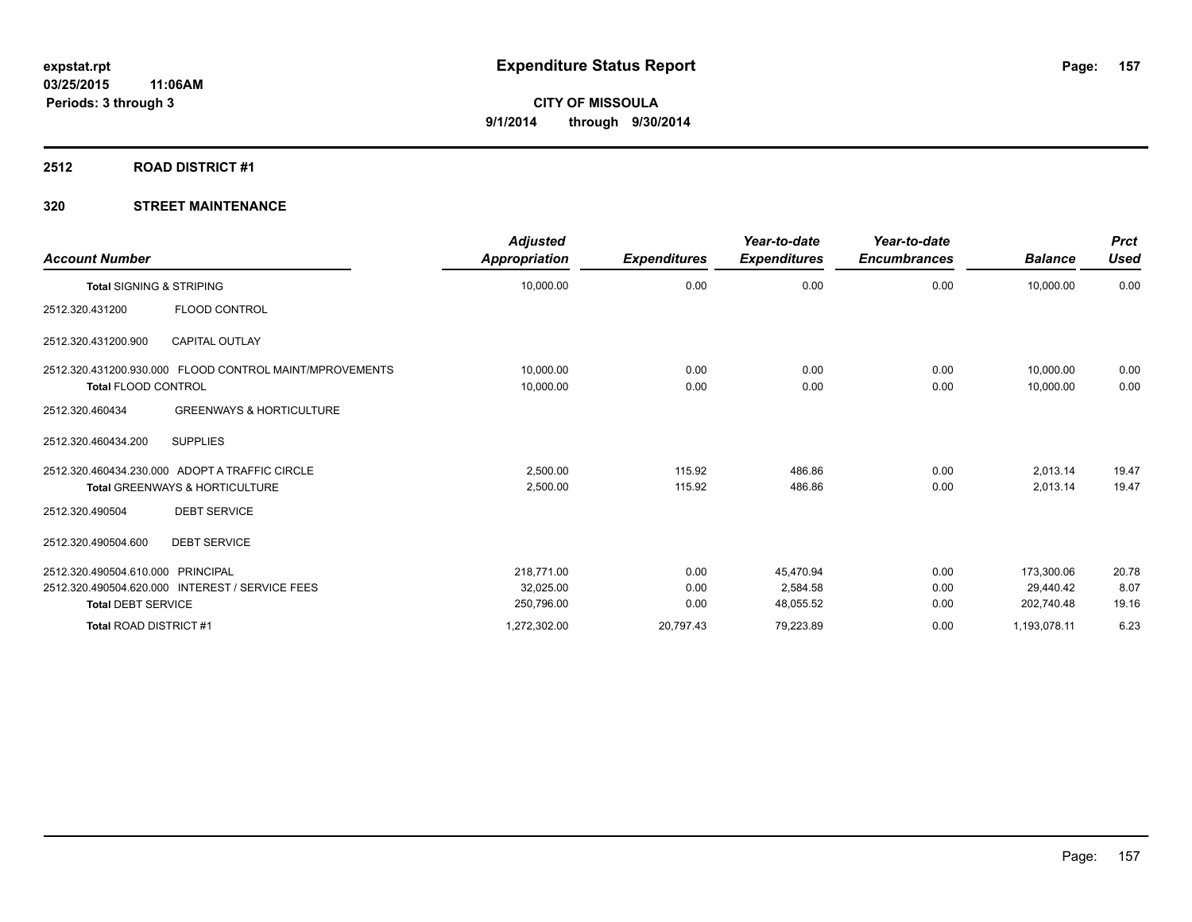**expstat.rpt**
**03/25/2015 11:06AM**
**Periods: 3 through 3**

# Expenditure Status Report

**CITY OF MISSOULA**
**9/1/2014 through 9/30/2014**

## 2512 ROAD DISTRICT #1

## 320 STREET MAINTENANCE

| Account Number | | Adjusted Appropriation | Expenditures | Year-to-date Expenditures | Year-to-date Encumbrances | Balance | Prct Used |
|---|---|---|---|---|---|---|---|
| **Total** SIGNING & STRIPING | | 10,000.00 | 0.00 | 0.00 | 0.00 | 10,000.00 | 0.00 |
| 2512.320.431200 | FLOOD CONTROL | | | | | | |
| 2512.320.431200.900 | CAPITAL OUTLAY | | | | | | |
| 2512.320.431200.930.000 | FLOOD CONTROL MAINT/MPROVEMENTS | 10,000.00 | 0.00 | 0.00 | 0.00 | 10,000.00 | 0.00 |
| **Total** FLOOD CONTROL | | 10,000.00 | 0.00 | 0.00 | 0.00 | 10,000.00 | 0.00 |
| 2512.320.460434 | GREENWAYS & HORTICULTURE | | | | | | |
| 2512.320.460434.200 | SUPPLIES | | | | | | |
| 2512.320.460434.230.000 | ADOPT A TRAFFIC CIRCLE | 2,500.00 | 115.92 | 486.86 | 0.00 | 2,013.14 | 19.47 |
| **Total** GREENWAYS & HORTICULTURE | | 2,500.00 | 115.92 | 486.86 | 0.00 | 2,013.14 | 19.47 |
| 2512.320.490504 | DEBT SERVICE | | | | | | |
| 2512.320.490504.600 | DEBT SERVICE | | | | | | |
| 2512.320.490504.610.000 | PRINCIPAL | 218,771.00 | 0.00 | 45,470.94 | 0.00 | 173,300.06 | 20.78 |
| 2512.320.490504.620.000 | INTEREST / SERVICE FEES | 32,025.00 | 0.00 | 2,584.58 | 0.00 | 29,440.42 | 8.07 |
| **Total** DEBT SERVICE | | 250,796.00 | 0.00 | 48,055.52 | 0.00 | 202,740.48 | 19.16 |
| **Total** ROAD DISTRICT #1 | | 1,272,302.00 | 20,797.43 | 79,223.89 | 0.00 | 1,193,078.11 | 6.23 |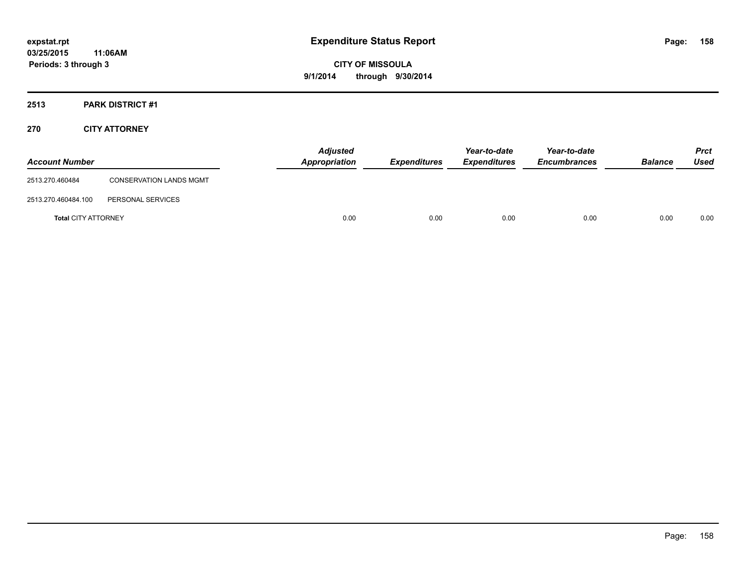expstat.rpt
03/25/2015 11:06AM
Periods: 3 through 3

# Expenditure Status Report

CITY OF MISSOULA
9/1/2014 through 9/30/2014

## 2513 PARK DISTRICT #1

## 270 CITY ATTORNEY

| Account Number | | Adjusted Appropriation | Expenditures | Year-to-date Expenditures | Year-to-date Encumbrances | Balance | Prct Used |
|---|---|---|---|---|---|---|---|
| 2513.270.460484 | CONSERVATION LANDS MGMT | | | | | | |
| 2513.270.460484.100 | PERSONAL SERVICES | | | | | | |
| **Total** CITY ATTORNEY | | 0.00 | 0.00 | 0.00 | 0.00 | 0.00 | 0.00 |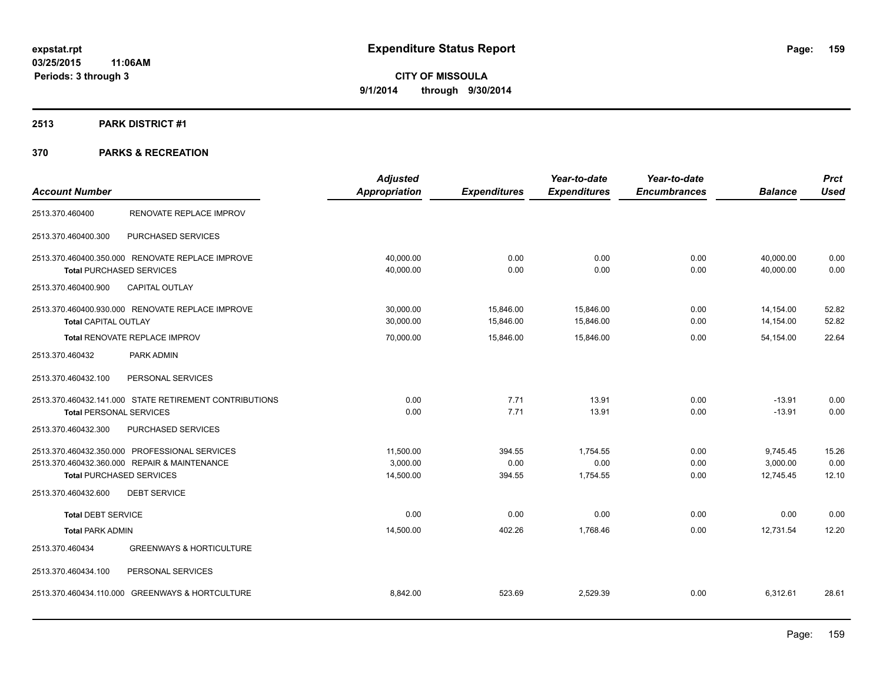expstat.rpt
03/25/2015 11:06AM
Periods: 3 through 3

# Expenditure Status Report

CITY OF MISSOULA
9/1/2014 through 9/30/2014

## 2513 PARK DISTRICT #1

## 370 PARKS & RECREATION

| Account Number | | Adjusted Appropriation | Expenditures | Year-to-date Expenditures | Year-to-date Encumbrances | Balance | Prct Used |
|---|---|---|---|---|---|---|---|
| 2513.370.460400 | RENOVATE REPLACE IMPROV | | | | | | |
| 2513.370.460400.300 | PURCHASED SERVICES | | | | | | |
| 2513.370.460400.350.000 | RENOVATE REPLACE IMPROVE | 40,000.00 | 0.00 | 0.00 | 0.00 | 40,000.00 | 0.00 |
| **Total** PURCHASED SERVICES | | 40,000.00 | 0.00 | 0.00 | 0.00 | 40,000.00 | 0.00 |
| 2513.370.460400.900 | CAPITAL OUTLAY | | | | | | |
| 2513.370.460400.930.000 | RENOVATE REPLACE IMPROVE | 30,000.00 | 15,846.00 | 15,846.00 | 0.00 | 14,154.00 | 52.82 |
| **Total** CAPITAL OUTLAY | | 30,000.00 | 15,846.00 | 15,846.00 | 0.00 | 14,154.00 | 52.82 |
| **Total** RENOVATE REPLACE IMPROV | | 70,000.00 | 15,846.00 | 15,846.00 | 0.00 | 54,154.00 | 22.64 |
| 2513.370.460432 | PARK ADMIN | | | | | | |
| 2513.370.460432.100 | PERSONAL SERVICES | | | | | | |
| 2513.370.460432.141.000 | STATE RETIREMENT CONTRIBUTIONS | 0.00 | 7.71 | 13.91 | 0.00 | -13.91 | 0.00 |
| **Total** PERSONAL SERVICES | | 0.00 | 7.71 | 13.91 | 0.00 | -13.91 | 0.00 |
| 2513.370.460432.300 | PURCHASED SERVICES | | | | | | |
| 2513.370.460432.350.000 | PROFESSIONAL SERVICES | 11,500.00 | 394.55 | 1,754.55 | 0.00 | 9,745.45 | 15.26 |
| 2513.370.460432.360.000 | REPAIR & MAINTENANCE | 3,000.00 | 0.00 | 0.00 | 0.00 | 3,000.00 | 0.00 |
| **Total** PURCHASED SERVICES | | 14,500.00 | 394.55 | 1,754.55 | 0.00 | 12,745.45 | 12.10 |
| 2513.370.460432.600 | DEBT SERVICE | | | | | | |
| **Total** DEBT SERVICE | | 0.00 | 0.00 | 0.00 | 0.00 | 0.00 | 0.00 |
| **Total** PARK ADMIN | | 14,500.00 | 402.26 | 1,768.46 | 0.00 | 12,731.54 | 12.20 |
| 2513.370.460434 | GREENWAYS & HORTICULTURE | | | | | | |
| 2513.370.460434.100 | PERSONAL SERVICES | | | | | | |
| 2513.370.460434.110.000 | GREENWAYS & HORTCULTURE | 8,842.00 | 523.69 | 2,529.39 | 0.00 | 6,312.61 | 28.61 |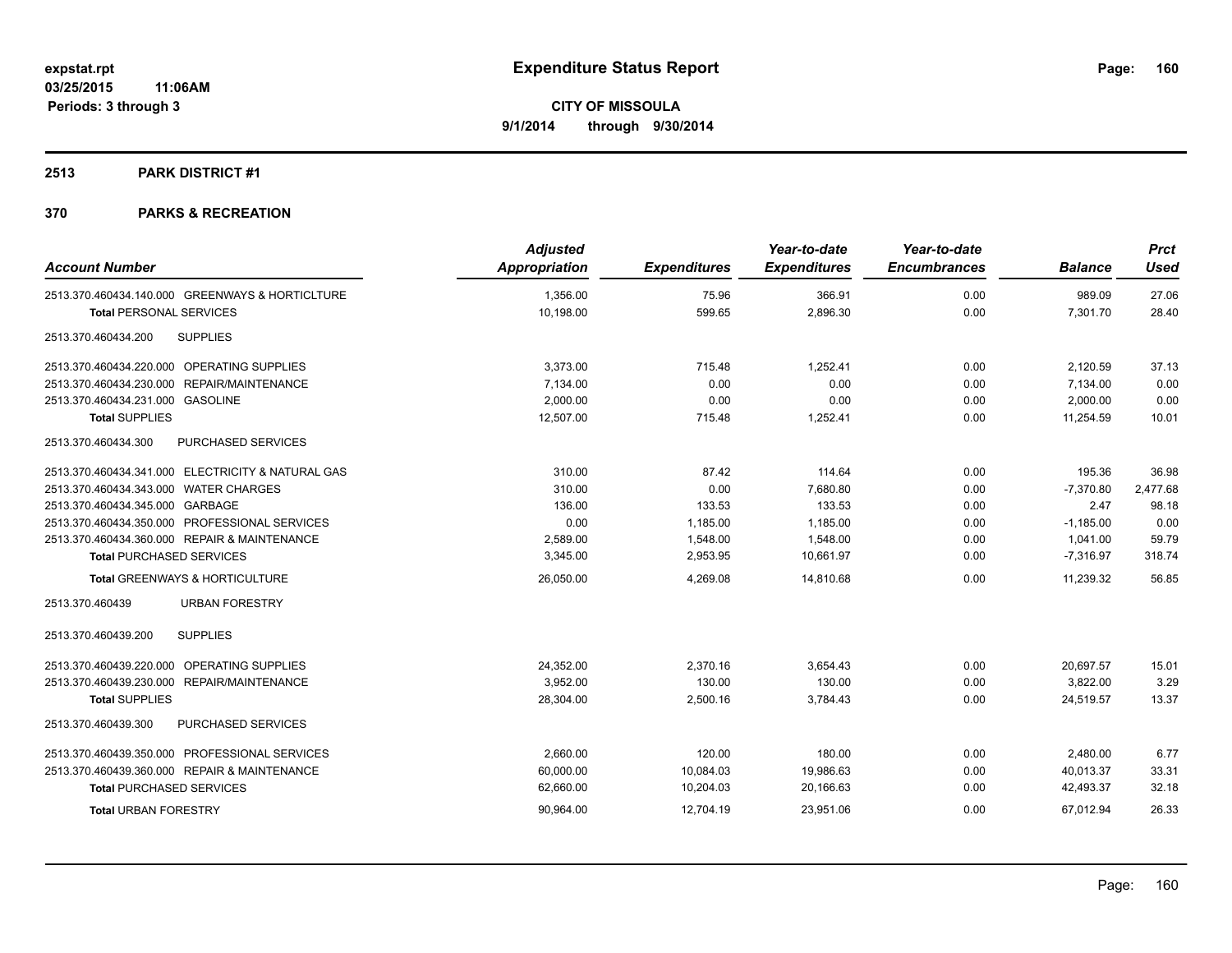**expstat.rpt**
**03/25/2015 11:06AM**
**Periods: 3 through 3**

# Expenditure Status Report

**CITY OF MISSOULA**
**9/1/2014 through 9/30/2014**

## 2513 PARK DISTRICT #1

## 370 PARKS & RECREATION

| Account Number | Adjusted Appropriation | Expenditures | Year-to-date Expenditures | Year-to-date Encumbrances | Balance | Prct Used |
|---|---|---|---|---|---|---|
| 2513.370.460434.140.000 GREENWAYS & HORTICLTURE | 1,356.00 | 75.96 | 366.91 | 0.00 | 989.09 | 27.06 |
| **Total** PERSONAL SERVICES | 10,198.00 | 599.65 | 2,896.30 | 0.00 | 7,301.70 | 28.40 |
| 2513.370.460434.200 SUPPLIES | | | | | | |
| 2513.370.460434.220.000 OPERATING SUPPLIES | 3,373.00 | 715.48 | 1,252.41 | 0.00 | 2,120.59 | 37.13 |
| 2513.370.460434.230.000 REPAIR/MAINTENANCE | 7,134.00 | 0.00 | 0.00 | 0.00 | 7,134.00 | 0.00 |
| 2513.370.460434.231.000 GASOLINE | 2,000.00 | 0.00 | 0.00 | 0.00 | 2,000.00 | 0.00 |
| **Total** SUPPLIES | 12,507.00 | 715.48 | 1,252.41 | 0.00 | 11,254.59 | 10.01 |
| 2513.370.460434.300 PURCHASED SERVICES | | | | | | |
| 2513.370.460434.341.000 ELECTRICITY & NATURAL GAS | 310.00 | 87.42 | 114.64 | 0.00 | 195.36 | 36.98 |
| 2513.370.460434.343.000 WATER CHARGES | 310.00 | 0.00 | 7,680.80 | 0.00 | -7,370.80 | 2,477.68 |
| 2513.370.460434.345.000 GARBAGE | 136.00 | 133.53 | 133.53 | 0.00 | 2.47 | 98.18 |
| 2513.370.460434.350.000 PROFESSIONAL SERVICES | 0.00 | 1,185.00 | 1,185.00 | 0.00 | -1,185.00 | 0.00 |
| 2513.370.460434.360.000 REPAIR & MAINTENANCE | 2,589.00 | 1,548.00 | 1,548.00 | 0.00 | 1,041.00 | 59.79 |
| **Total** PURCHASED SERVICES | 3,345.00 | 2,953.95 | 10,661.97 | 0.00 | -7,316.97 | 318.74 |
| **Total** GREENWAYS & HORTICULTURE | 26,050.00 | 4,269.08 | 14,810.68 | 0.00 | 11,239.32 | 56.85 |
| 2513.370.460439 URBAN FORESTRY | | | | | | |
| 2513.370.460439.200 SUPPLIES | | | | | | |
| 2513.370.460439.220.000 OPERATING SUPPLIES | 24,352.00 | 2,370.16 | 3,654.43 | 0.00 | 20,697.57 | 15.01 |
| 2513.370.460439.230.000 REPAIR/MAINTENANCE | 3,952.00 | 130.00 | 130.00 | 0.00 | 3,822.00 | 3.29 |
| **Total** SUPPLIES | 28,304.00 | 2,500.16 | 3,784.43 | 0.00 | 24,519.57 | 13.37 |
| 2513.370.460439.300 PURCHASED SERVICES | | | | | | |
| 2513.370.460439.350.000 PROFESSIONAL SERVICES | 2,660.00 | 120.00 | 180.00 | 0.00 | 2,480.00 | 6.77 |
| 2513.370.460439.360.000 REPAIR & MAINTENANCE | 60,000.00 | 10,084.03 | 19,986.63 | 0.00 | 40,013.37 | 33.31 |
| **Total** PURCHASED SERVICES | 62,660.00 | 10,204.03 | 20,166.63 | 0.00 | 42,493.37 | 32.18 |
| **Total** URBAN FORESTRY | 90,964.00 | 12,704.19 | 23,951.06 | 0.00 | 67,012.94 | 26.33 |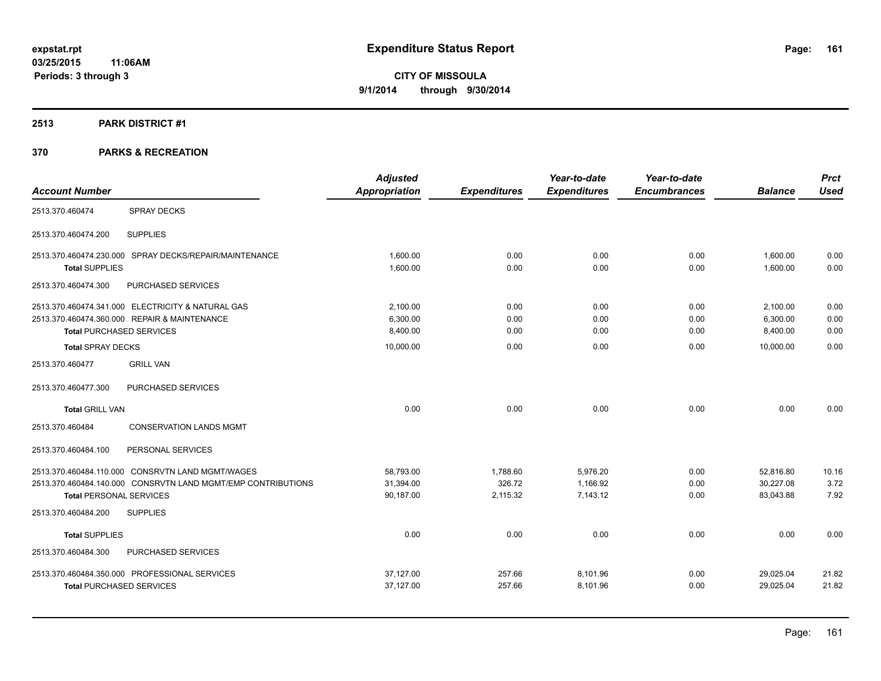# Expenditure Status Report

expstat.rpt
03/25/2015 11:06AM
Periods: 3 through 3

**CITY OF MISSOULA**
**9/1/2014 through 9/30/2014**

## 2513 PARK DISTRICT #1

## 370 PARKS & RECREATION

| Account Number | | Adjusted Appropriation | Expenditures | Year-to-date Expenditures | Year-to-date Encumbrances | Balance | Prct Used |
|---|---|---|---|---|---|---|---|
| 2513.370.460474 | SPRAY DECKS | | | | | | |
| 2513.370.460474.200 | SUPPLIES | | | | | | |
| 2513.370.460474.230.000 | SPRAY DECKS/REPAIR/MAINTENANCE | 1,600.00 | 0.00 | 0.00 | 0.00 | 1,600.00 | 0.00 |
| **Total** SUPPLIES | | 1,600.00 | 0.00 | 0.00 | 0.00 | 1,600.00 | 0.00 |
| 2513.370.460474.300 | PURCHASED SERVICES | | | | | | |
| 2513.370.460474.341.000 | ELECTRICITY & NATURAL GAS | 2,100.00 | 0.00 | 0.00 | 0.00 | 2,100.00 | 0.00 |
| 2513.370.460474.360.000 | REPAIR & MAINTENANCE | 6,300.00 | 0.00 | 0.00 | 0.00 | 6,300.00 | 0.00 |
| **Total** PURCHASED SERVICES | | 8,400.00 | 0.00 | 0.00 | 0.00 | 8,400.00 | 0.00 |
| **Total** SPRAY DECKS | | 10,000.00 | 0.00 | 0.00 | 0.00 | 10,000.00 | 0.00 |
| 2513.370.460477 | GRILL VAN | | | | | | |
| 2513.370.460477.300 | PURCHASED SERVICES | | | | | | |
| **Total** GRILL VAN | | 0.00 | 0.00 | 0.00 | 0.00 | 0.00 | 0.00 |
| 2513.370.460484 | CONSERVATION LANDS MGMT | | | | | | |
| 2513.370.460484.100 | PERSONAL SERVICES | | | | | | |
| 2513.370.460484.110.000 | CONSRVTN LAND MGMT/WAGES | 58,793.00 | 1,788.60 | 5,976.20 | 0.00 | 52,816.80 | 10.16 |
| 2513.370.460484.140.000 | CONSRVTN LAND MGMT/EMP CONTRIBUTIONS | 31,394.00 | 326.72 | 1,166.92 | 0.00 | 30,227.08 | 3.72 |
| **Total** PERSONAL SERVICES | | 90,187.00 | 2,115.32 | 7,143.12 | 0.00 | 83,043.88 | 7.92 |
| 2513.370.460484.200 | SUPPLIES | | | | | | |
| **Total** SUPPLIES | | 0.00 | 0.00 | 0.00 | 0.00 | 0.00 | 0.00 |
| 2513.370.460484.300 | PURCHASED SERVICES | | | | | | |
| 2513.370.460484.350.000 | PROFESSIONAL SERVICES | 37,127.00 | 257.66 | 8,101.96 | 0.00 | 29,025.04 | 21.82 |
| **Total** PURCHASED SERVICES | | 37,127.00 | 257.66 | 8,101.96 | 0.00 | 29,025.04 | 21.82 |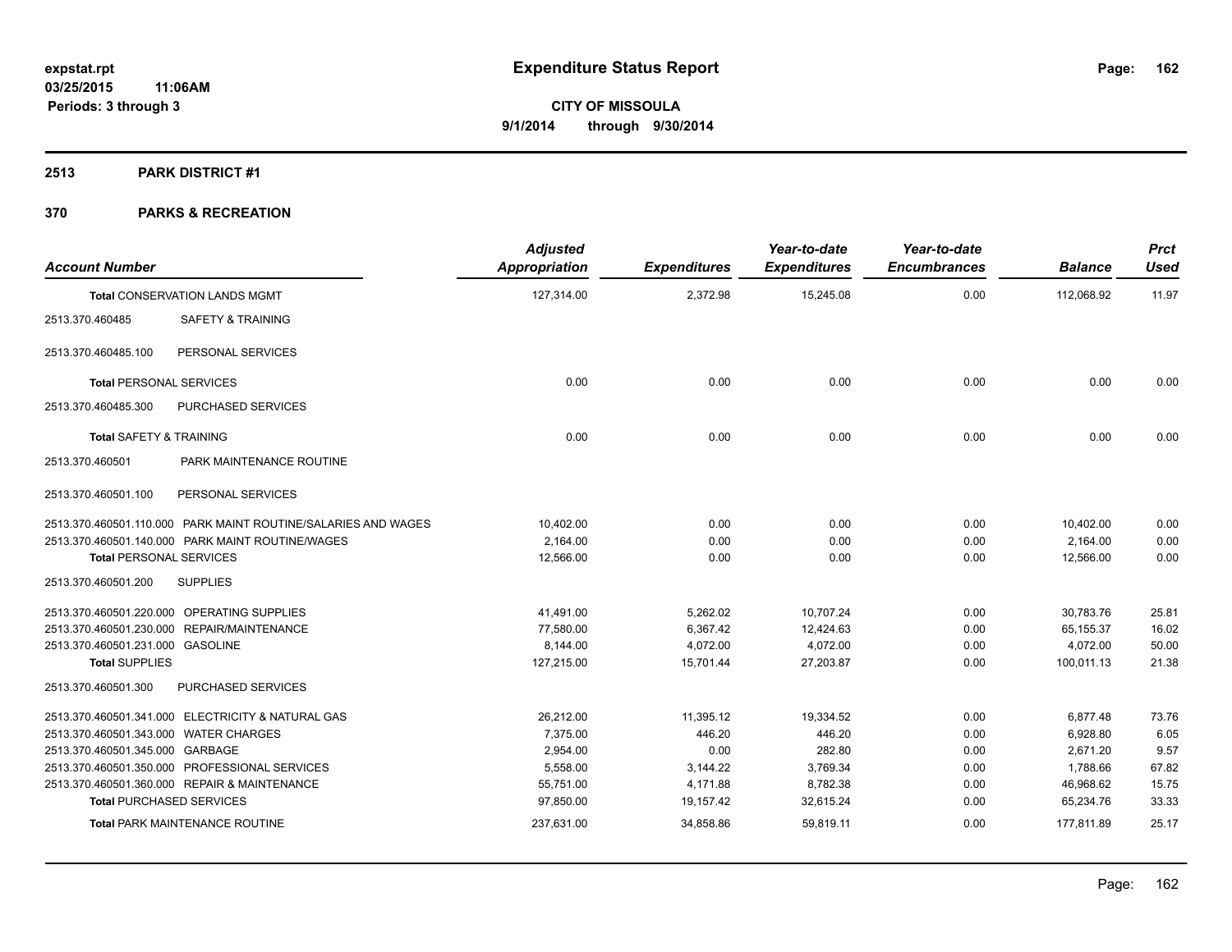**expstat.rpt**
**03/25/2015 11:06AM**
**Periods: 3 through 3**

# Expenditure Status Report

**CITY OF MISSOULA**
**9/1/2014 through 9/30/2014**

## 2513 PARK DISTRICT #1

## 370 PARKS & RECREATION

| Account Number | | Adjusted Appropriation | Expenditures | Year-to-date Expenditures | Year-to-date Encumbrances | Balance | Prct Used |
|---|---|---|---|---|---|---|---|
| **Total** CONSERVATION LANDS MGMT | | 127,314.00 | 2,372.98 | 15,245.08 | 0.00 | 112,068.92 | 11.97 |
| 2513.370.460485 | SAFETY & TRAINING | | | | | | |
| 2513.370.460485.100 | PERSONAL SERVICES | | | | | | |
| **Total** PERSONAL SERVICES | | 0.00 | 0.00 | 0.00 | 0.00 | 0.00 | 0.00 |
| 2513.370.460485.300 | PURCHASED SERVICES | | | | | | |
| **Total** SAFETY & TRAINING | | 0.00 | 0.00 | 0.00 | 0.00 | 0.00 | 0.00 |
| 2513.370.460501 | PARK MAINTENANCE ROUTINE | | | | | | |
| 2513.370.460501.100 | PERSONAL SERVICES | | | | | | |
| 2513.370.460501.110.000 | PARK MAINT ROUTINE/SALARIES AND WAGES | 10,402.00 | 0.00 | 0.00 | 0.00 | 10,402.00 | 0.00 |
| 2513.370.460501.140.000 | PARK MAINT ROUTINE/WAGES | 2,164.00 | 0.00 | 0.00 | 0.00 | 2,164.00 | 0.00 |
| **Total** PERSONAL SERVICES | | 12,566.00 | 0.00 | 0.00 | 0.00 | 12,566.00 | 0.00 |
| 2513.370.460501.200 | SUPPLIES | | | | | | |
| 2513.370.460501.220.000 | OPERATING SUPPLIES | 41,491.00 | 5,262.02 | 10,707.24 | 0.00 | 30,783.76 | 25.81 |
| 2513.370.460501.230.000 | REPAIR/MAINTENANCE | 77,580.00 | 6,367.42 | 12,424.63 | 0.00 | 65,155.37 | 16.02 |
| 2513.370.460501.231.000 | GASOLINE | 8,144.00 | 4,072.00 | 4,072.00 | 0.00 | 4,072.00 | 50.00 |
| **Total** SUPPLIES | | 127,215.00 | 15,701.44 | 27,203.87 | 0.00 | 100,011.13 | 21.38 |
| 2513.370.460501.300 | PURCHASED SERVICES | | | | | | |
| 2513.370.460501.341.000 | ELECTRICITY & NATURAL GAS | 26,212.00 | 11,395.12 | 19,334.52 | 0.00 | 6,877.48 | 73.76 |
| 2513.370.460501.343.000 | WATER CHARGES | 7,375.00 | 446.20 | 446.20 | 0.00 | 6,928.80 | 6.05 |
| 2513.370.460501.345.000 | GARBAGE | 2,954.00 | 0.00 | 282.80 | 0.00 | 2,671.20 | 9.57 |
| 2513.370.460501.350.000 | PROFESSIONAL SERVICES | 5,558.00 | 3,144.22 | 3,769.34 | 0.00 | 1,788.66 | 67.82 |
| 2513.370.460501.360.000 | REPAIR & MAINTENANCE | 55,751.00 | 4,171.88 | 8,782.38 | 0.00 | 46,968.62 | 15.75 |
| **Total** PURCHASED SERVICES | | 97,850.00 | 19,157.42 | 32,615.24 | 0.00 | 65,234.76 | 33.33 |
| **Total** PARK MAINTENANCE ROUTINE | | 237,631.00 | 34,858.86 | 59,819.11 | 0.00 | 177,811.89 | 25.17 |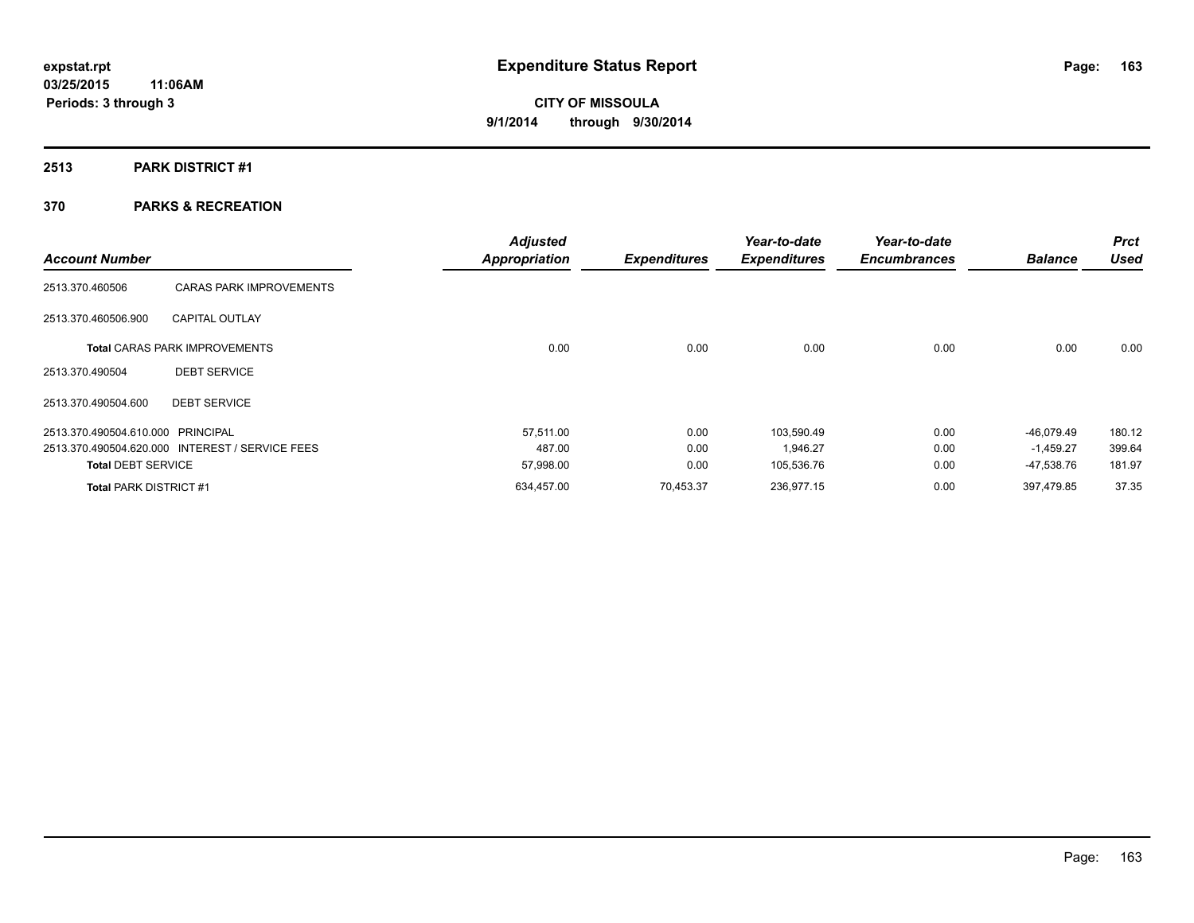# Expenditure Status Report

expstat.rpt
03/25/2015 11:06AM
Periods: 3 through 3

CITY OF MISSOULA
9/1/2014 through 9/30/2014

## 2513 PARK DISTRICT #1

## 370 PARKS & RECREATION

| Account Number | | Adjusted Appropriation | Expenditures | Year-to-date Expenditures | Year-to-date Encumbrances | Balance | Prct Used |
|---|---|---|---|---|---|---|---|
| 2513.370.460506 | CARAS PARK IMPROVEMENTS | | | | | | |
| 2513.370.460506.900 | CAPITAL OUTLAY | | | | | | |
| **Total** CARAS PARK IMPROVEMENTS | | 0.00 | 0.00 | 0.00 | 0.00 | 0.00 | 0.00 |
| 2513.370.490504 | DEBT SERVICE | | | | | | |
| 2513.370.490504.600 | DEBT SERVICE | | | | | | |
| 2513.370.490504.610.000 | PRINCIPAL | 57,511.00 | 0.00 | 103,590.49 | 0.00 | -46,079.49 | 180.12 |
| 2513.370.490504.620.000 | INTEREST / SERVICE FEES | 487.00 | 0.00 | 1,946.27 | 0.00 | -1,459.27 | 399.64 |
| **Total** DEBT SERVICE | | 57,998.00 | 0.00 | 105,536.76 | 0.00 | -47,538.76 | 181.97 |
| **Total** PARK DISTRICT #1 | | 634,457.00 | 70,453.37 | 236,977.15 | 0.00 | 397,479.85 | 37.35 |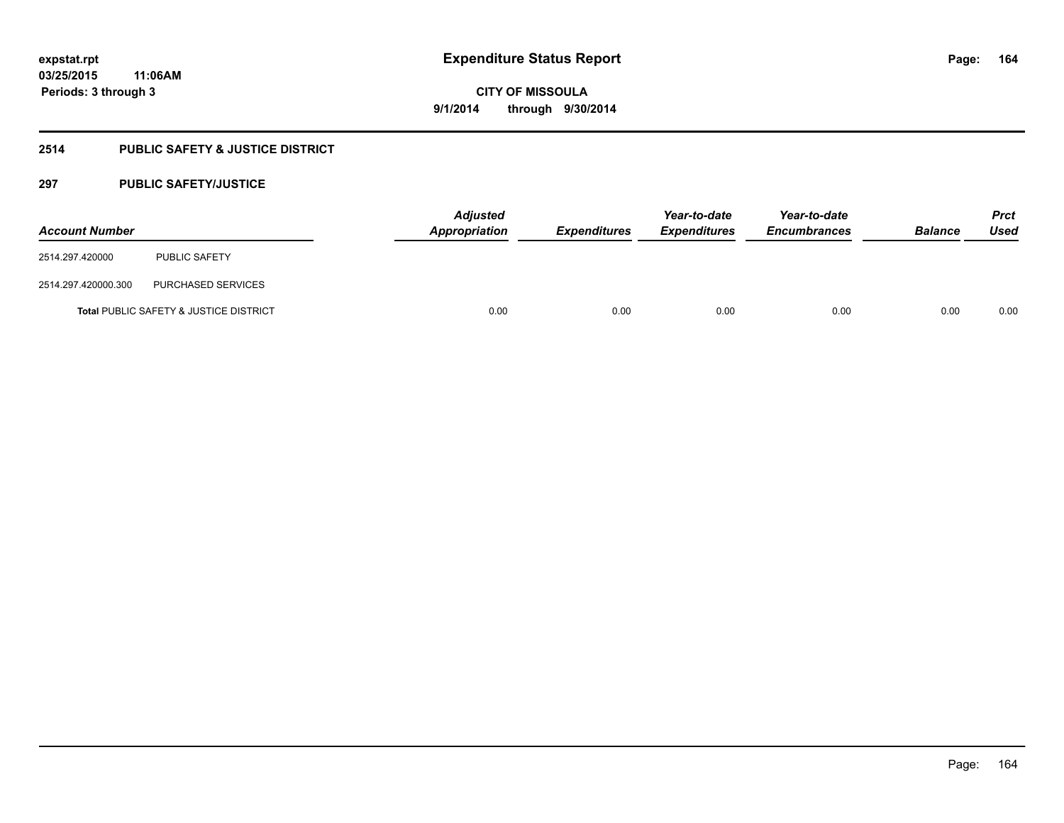# Expenditure Status Report

expstat.rpt
03/25/2015 11:06AM
Periods: 3 through 3

CITY OF MISSOULA
9/1/2014 through 9/30/2014

## 2514 PUBLIC SAFETY & JUSTICE DISTRICT

### 297 PUBLIC SAFETY/JUSTICE

| Account Number | | Adjusted Appropriation | Expenditures | Year-to-date Expenditures | Year-to-date Encumbrances | Balance | Prct Used |
|---|---|---|---|---|---|---|---|
| 2514.297.420000 | PUBLIC SAFETY | | | | | | |
| 2514.297.420000.300 | PURCHASED SERVICES | | | | | | |
| **Total** PUBLIC SAFETY & JUSTICE DISTRICT | | 0.00 | 0.00 | 0.00 | 0.00 | 0.00 | 0.00 |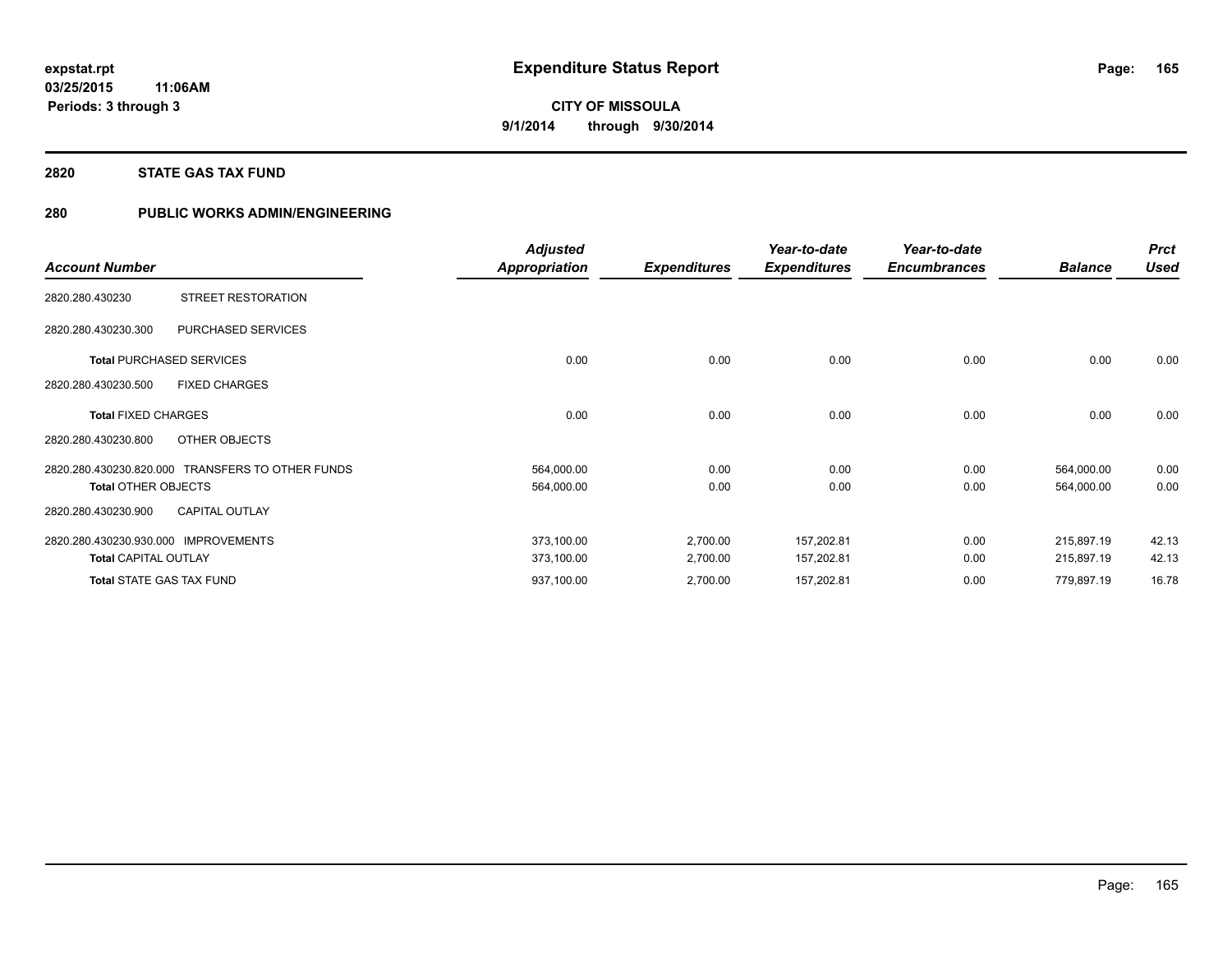**expstat.rpt**
**03/25/2015 11:06AM**
**Periods: 3 through 3**

# Expenditure Status Report

**CITY OF MISSOULA**
**9/1/2014 through 9/30/2014**

## 2820 STATE GAS TAX FUND

## 280 PUBLIC WORKS ADMIN/ENGINEERING

| Account Number | | Adjusted Appropriation | Expenditures | Year-to-date Expenditures | Year-to-date Encumbrances | Balance | Prct Used |
|---|---|---|---|---|---|---|---|
| 2820.280.430230 | STREET RESTORATION | | | | | | |
| 2820.280.430230.300 | PURCHASED SERVICES | | | | | | |
| **Total** PURCHASED SERVICES | | 0.00 | 0.00 | 0.00 | 0.00 | 0.00 | 0.00 |
| 2820.280.430230.500 | FIXED CHARGES | | | | | | |
| **Total** FIXED CHARGES | | 0.00 | 0.00 | 0.00 | 0.00 | 0.00 | 0.00 |
| 2820.280.430230.800 | OTHER OBJECTS | | | | | | |
| 2820.280.430230.820.000 | TRANSFERS TO OTHER FUNDS | 564,000.00 | 0.00 | 0.00 | 0.00 | 564,000.00 | 0.00 |
| **Total** OTHER OBJECTS | | 564,000.00 | 0.00 | 0.00 | 0.00 | 564,000.00 | 0.00 |
| 2820.280.430230.900 | CAPITAL OUTLAY | | | | | | |
| 2820.280.430230.930.000 | IMPROVEMENTS | 373,100.00 | 2,700.00 | 157,202.81 | 0.00 | 215,897.19 | 42.13 |
| **Total** CAPITAL OUTLAY | | 373,100.00 | 2,700.00 | 157,202.81 | 0.00 | 215,897.19 | 42.13 |
| **Total** STATE GAS TAX FUND | | 937,100.00 | 2,700.00 | 157,202.81 | 0.00 | 779,897.19 | 16.78 |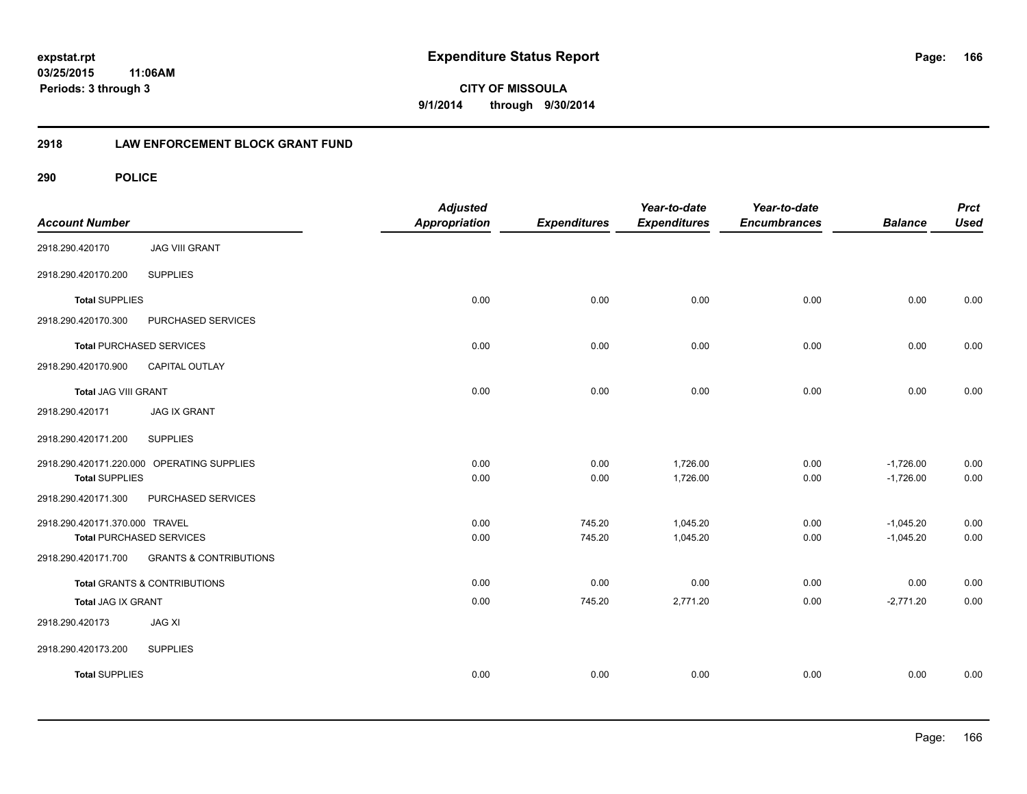# Expenditure Status Report

expstat.rpt
03/25/2015 11:06AM
Periods: 3 through 3

**CITY OF MISSOULA**
**9/1/2014 through 9/30/2014**

## 2918 LAW ENFORCEMENT BLOCK GRANT FUND

### 290 POLICE

| Account Number | | Adjusted Appropriation | Expenditures | Year-to-date Expenditures | Year-to-date Encumbrances | Balance | Prct Used |
|---|---|---|---|---|---|---|---|
| 2918.290.420170 | JAG VIII GRANT | | | | | | |
| 2918.290.420170.200 | SUPPLIES | | | | | | |
| **Total** SUPPLIES | | 0.00 | 0.00 | 0.00 | 0.00 | 0.00 | 0.00 |
| 2918.290.420170.300 | PURCHASED SERVICES | | | | | | |
| **Total** PURCHASED SERVICES | | 0.00 | 0.00 | 0.00 | 0.00 | 0.00 | 0.00 |
| 2918.290.420170.900 | CAPITAL OUTLAY | | | | | | |
| **Total** JAG VIII GRANT | | 0.00 | 0.00 | 0.00 | 0.00 | 0.00 | 0.00 |
| 2918.290.420171 | JAG IX GRANT | | | | | | |
| 2918.290.420171.200 | SUPPLIES | | | | | | |
| 2918.290.420171.220.000 | OPERATING SUPPLIES | 0.00 | 0.00 | 1,726.00 | 0.00 | -1,726.00 | 0.00 |
| **Total** SUPPLIES | | 0.00 | 0.00 | 1,726.00 | 0.00 | -1,726.00 | 0.00 |
| 2918.290.420171.300 | PURCHASED SERVICES | | | | | | |
| 2918.290.420171.370.000 | TRAVEL | 0.00 | 745.20 | 1,045.20 | 0.00 | -1,045.20 | 0.00 |
| **Total** PURCHASED SERVICES | | 0.00 | 745.20 | 1,045.20 | 0.00 | -1,045.20 | 0.00 |
| 2918.290.420171.700 | GRANTS & CONTRIBUTIONS | | | | | | |
| **Total** GRANTS & CONTRIBUTIONS | | 0.00 | 0.00 | 0.00 | 0.00 | 0.00 | 0.00 |
| **Total** JAG IX GRANT | | 0.00 | 745.20 | 2,771.20 | 0.00 | -2,771.20 | 0.00 |
| 2918.290.420173 | JAG XI | | | | | | |
| 2918.290.420173.200 | SUPPLIES | | | | | | |
| **Total** SUPPLIES | | 0.00 | 0.00 | 0.00 | 0.00 | 0.00 | 0.00 |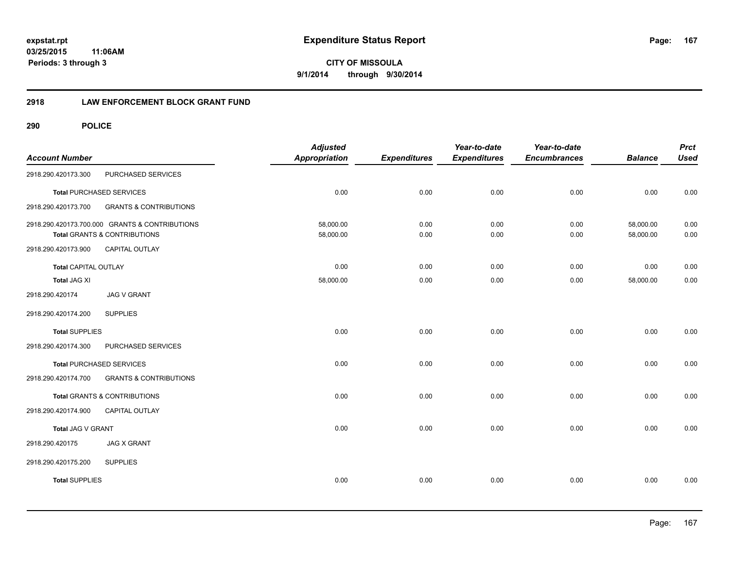# Expenditure Status Report

expstat.rpt
03/25/2015 11:06AM
Periods: 3 through 3

**CITY OF MISSOULA**
**9/1/2014 through 9/30/2014**

## 2918 LAW ENFORCEMENT BLOCK GRANT FUND

### 290 POLICE

| Account Number | | Adjusted Appropriation | Expenditures | Year-to-date Expenditures | Year-to-date Encumbrances | Balance | Prct Used |
|---|---|---|---|---|---|---|---|
| 2918.290.420173.300 | PURCHASED SERVICES | | | | | | |
| **Total** PURCHASED SERVICES | | 0.00 | 0.00 | 0.00 | 0.00 | 0.00 | 0.00 |
| 2918.290.420173.700 | GRANTS & CONTRIBUTIONS | | | | | | |
| 2918.290.420173.700.000 | GRANTS & CONTRIBUTIONS | 58,000.00 | 0.00 | 0.00 | 0.00 | 58,000.00 | 0.00 |
| **Total** GRANTS & CONTRIBUTIONS | | 58,000.00 | 0.00 | 0.00 | 0.00 | 58,000.00 | 0.00 |
| 2918.290.420173.900 | CAPITAL OUTLAY | | | | | | |
| **Total** CAPITAL OUTLAY | | 0.00 | 0.00 | 0.00 | 0.00 | 0.00 | 0.00 |
| **Total** JAG XI | | 58,000.00 | 0.00 | 0.00 | 0.00 | 58,000.00 | 0.00 |
| 2918.290.420174 | JAG V GRANT | | | | | | |
| 2918.290.420174.200 | SUPPLIES | | | | | | |
| **Total** SUPPLIES | | 0.00 | 0.00 | 0.00 | 0.00 | 0.00 | 0.00 |
| 2918.290.420174.300 | PURCHASED SERVICES | | | | | | |
| **Total** PURCHASED SERVICES | | 0.00 | 0.00 | 0.00 | 0.00 | 0.00 | 0.00 |
| 2918.290.420174.700 | GRANTS & CONTRIBUTIONS | | | | | | |
| **Total** GRANTS & CONTRIBUTIONS | | 0.00 | 0.00 | 0.00 | 0.00 | 0.00 | 0.00 |
| 2918.290.420174.900 | CAPITAL OUTLAY | | | | | | |
| **Total** JAG V GRANT | | 0.00 | 0.00 | 0.00 | 0.00 | 0.00 | 0.00 |
| 2918.290.420175 | JAG X GRANT | | | | | | |
| 2918.290.420175.200 | SUPPLIES | | | | | | |
| **Total** SUPPLIES | | 0.00 | 0.00 | 0.00 | 0.00 | 0.00 | 0.00 |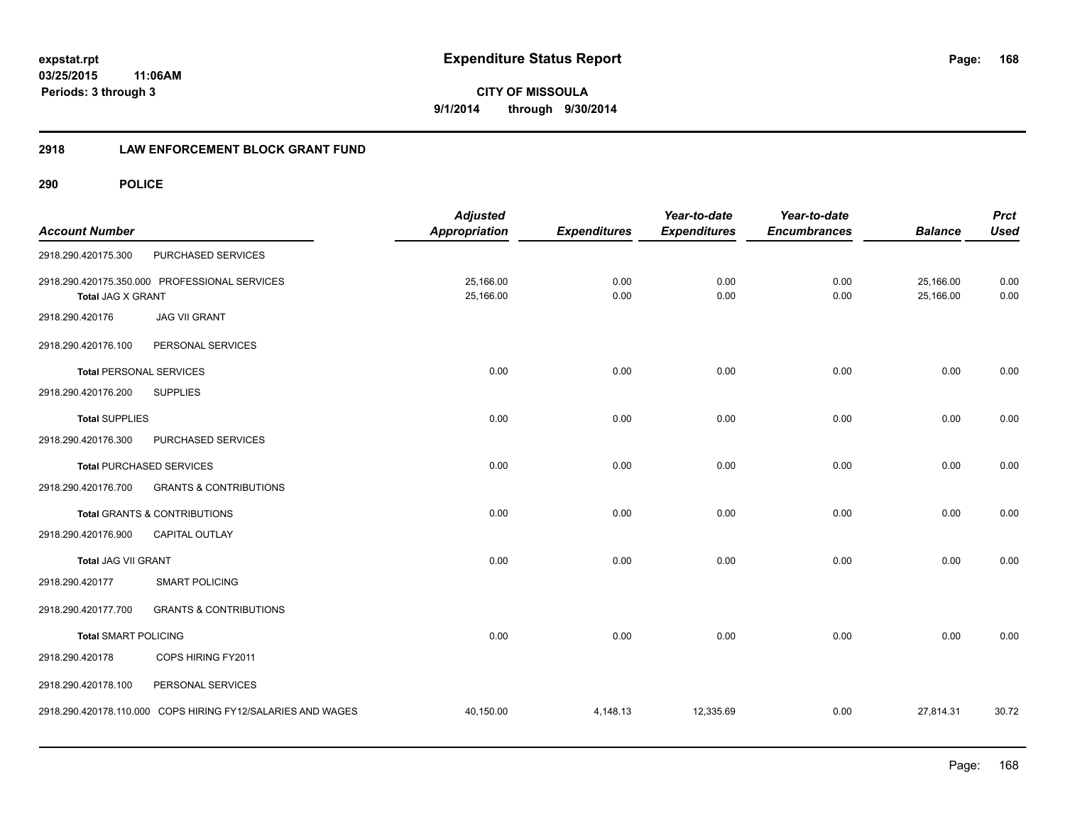# Expenditure Status Report

expstat.rpt
03/25/2015 11:06AM
Periods: 3 through 3

**CITY OF MISSOULA**
**9/1/2014 through 9/30/2014**

## 2918 LAW ENFORCEMENT BLOCK GRANT FUND

### 290 POLICE

| Account Number | | Adjusted Appropriation | Expenditures | Year-to-date Expenditures | Year-to-date Encumbrances | Balance | Prct Used |
|---|---|---|---|---|---|---|---|
| 2918.290.420175.300 | PURCHASED SERVICES | | | | | | |
| 2918.290.420175.350.000 PROFESSIONAL SERVICES | | 25,166.00 | 0.00 | 0.00 | 0.00 | 25,166.00 | 0.00 |
| Total JAG X GRANT | | 25,166.00 | 0.00 | 0.00 | 0.00 | 25,166.00 | 0.00 |
| 2918.290.420176 | JAG VII GRANT | | | | | | |
| 2918.290.420176.100 | PERSONAL SERVICES | | | | | | |
| Total PERSONAL SERVICES | | 0.00 | 0.00 | 0.00 | 0.00 | 0.00 | 0.00 |
| 2918.290.420176.200 | SUPPLIES | | | | | | |
| Total SUPPLIES | | 0.00 | 0.00 | 0.00 | 0.00 | 0.00 | 0.00 |
| 2918.290.420176.300 | PURCHASED SERVICES | | | | | | |
| Total PURCHASED SERVICES | | 0.00 | 0.00 | 0.00 | 0.00 | 0.00 | 0.00 |
| 2918.290.420176.700 | GRANTS & CONTRIBUTIONS | | | | | | |
| Total GRANTS & CONTRIBUTIONS | | 0.00 | 0.00 | 0.00 | 0.00 | 0.00 | 0.00 |
| 2918.290.420176.900 | CAPITAL OUTLAY | | | | | | |
| Total JAG VII GRANT | | 0.00 | 0.00 | 0.00 | 0.00 | 0.00 | 0.00 |
| 2918.290.420177 | SMART POLICING | | | | | | |
| 2918.290.420177.700 | GRANTS & CONTRIBUTIONS | | | | | | |
| Total SMART POLICING | | 0.00 | 0.00 | 0.00 | 0.00 | 0.00 | 0.00 |
| 2918.290.420178 | COPS HIRING FY2011 | | | | | | |
| 2918.290.420178.100 | PERSONAL SERVICES | | | | | | |
| 2918.290.420178.110.000 COPS HIRING FY12/SALARIES AND WAGES | | 40,150.00 | 4,148.13 | 12,335.69 | 0.00 | 27,814.31 | 30.72 |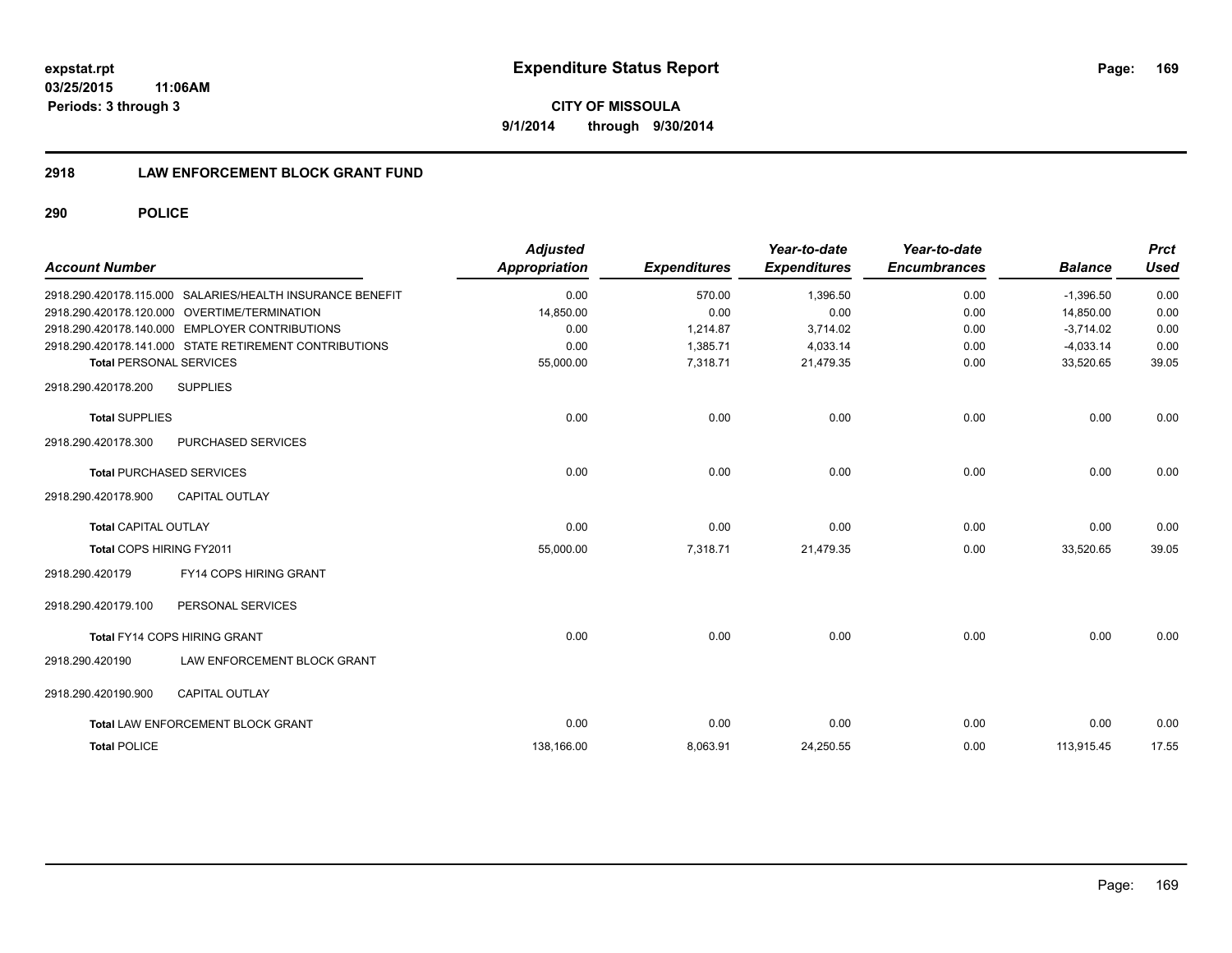**expstat.rpt**
**03/25/2015 11:06AM**
**Periods: 3 through 3**

# Expenditure Status Report

**CITY OF MISSOULA**
**9/1/2014 through 9/30/2014**

## 2918 LAW ENFORCEMENT BLOCK GRANT FUND

### 290 POLICE

| Account Number | Adjusted Appropriation | Expenditures | Year-to-date Expenditures | Year-to-date Encumbrances | Balance | Prct Used |
|---|---|---|---|---|---|---|
| 2918.290.420178.115.000 SALARIES/HEALTH INSURANCE BENEFIT | 0.00 | 570.00 | 1,396.50 | 0.00 | -1,396.50 | 0.00 |
| 2918.290.420178.120.000 OVERTIME/TERMINATION | 14,850.00 | 0.00 | 0.00 | 0.00 | 14,850.00 | 0.00 |
| 2918.290.420178.140.000 EMPLOYER CONTRIBUTIONS | 0.00 | 1,214.87 | 3,714.02 | 0.00 | -3,714.02 | 0.00 |
| 2918.290.420178.141.000 STATE RETIREMENT CONTRIBUTIONS | 0.00 | 1,385.71 | 4,033.14 | 0.00 | -4,033.14 | 0.00 |
| **Total** PERSONAL SERVICES | 55,000.00 | 7,318.71 | 21,479.35 | 0.00 | 33,520.65 | 39.05 |
| 2918.290.420178.200 SUPPLIES | | | | | | |
| **Total** SUPPLIES | 0.00 | 0.00 | 0.00 | 0.00 | 0.00 | 0.00 |
| 2918.290.420178.300 PURCHASED SERVICES | | | | | | |
| **Total** PURCHASED SERVICES | 0.00 | 0.00 | 0.00 | 0.00 | 0.00 | 0.00 |
| 2918.290.420178.900 CAPITAL OUTLAY | | | | | | |
| **Total** CAPITAL OUTLAY | 0.00 | 0.00 | 0.00 | 0.00 | 0.00 | 0.00 |
| **Total** COPS HIRING FY2011 | 55,000.00 | 7,318.71 | 21,479.35 | 0.00 | 33,520.65 | 39.05 |
| 2918.290.420179 FY14 COPS HIRING GRANT | | | | | | |
| 2918.290.420179.100 PERSONAL SERVICES | | | | | | |
| **Total** FY14 COPS HIRING GRANT | 0.00 | 0.00 | 0.00 | 0.00 | 0.00 | 0.00 |
| 2918.290.420190 LAW ENFORCEMENT BLOCK GRANT | | | | | | |
| 2918.290.420190.900 CAPITAL OUTLAY | | | | | | |
| **Total** LAW ENFORCEMENT BLOCK GRANT | 0.00 | 0.00 | 0.00 | 0.00 | 0.00 | 0.00 |
| **Total** POLICE | 138,166.00 | 8,063.91 | 24,250.55 | 0.00 | 113,915.45 | 17.55 |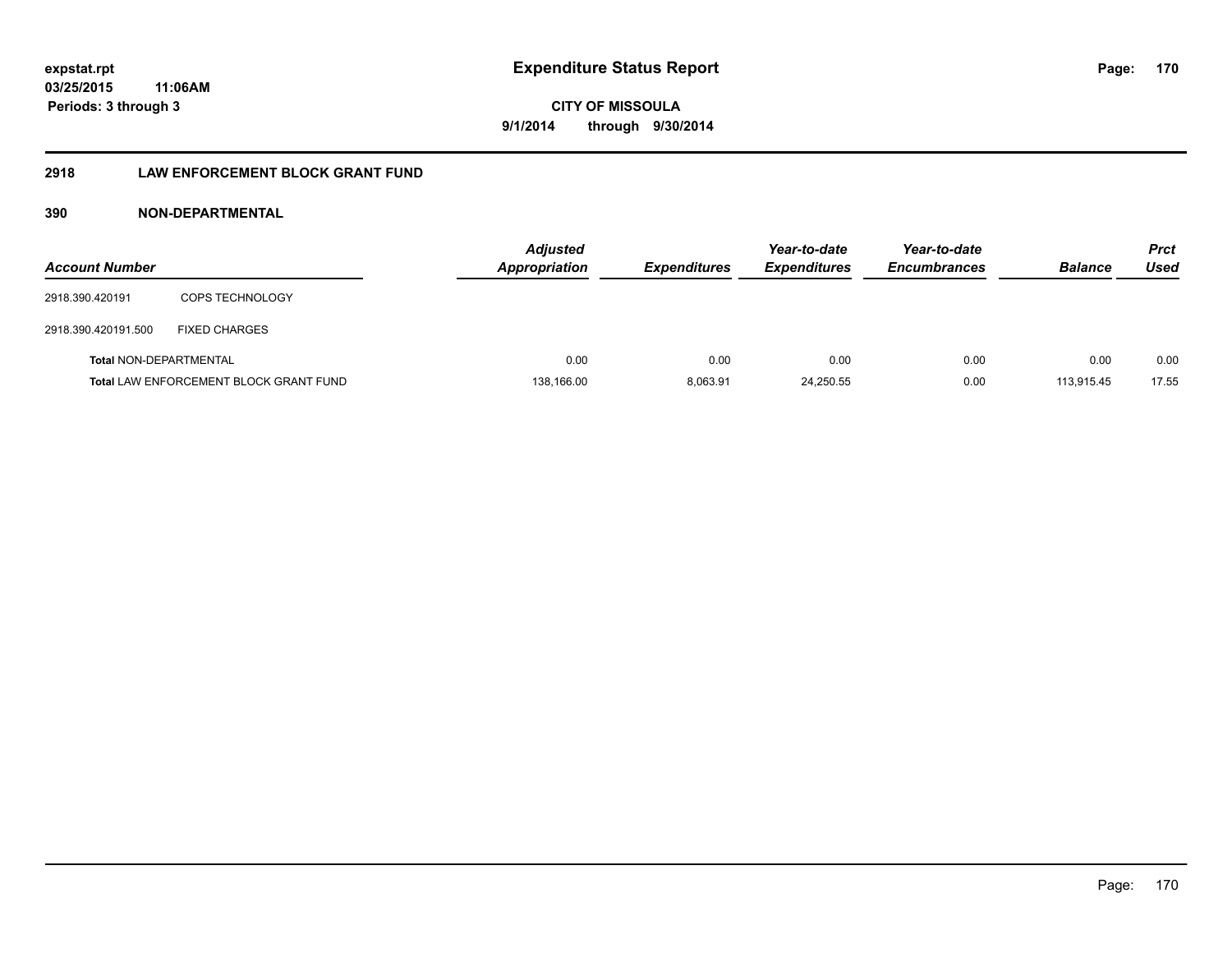# Expenditure Status Report

expstat.rpt
03/25/2015 11:06AM
Periods: 3 through 3

CITY OF MISSOULA
9/1/2014 through 9/30/2014

## 2918 LAW ENFORCEMENT BLOCK GRANT FUND

### 390 NON-DEPARTMENTAL

| Account Number | | Adjusted Appropriation | Expenditures | Year-to-date Expenditures | Year-to-date Encumbrances | Balance | Prct Used |
|---|---|---|---|---|---|---|---|
| 2918.390.420191 | COPS TECHNOLOGY | | | | | | |
| 2918.390.420191.500 | FIXED CHARGES | | | | | | |
| **Total** NON-DEPARTMENTAL | | 0.00 | 0.00 | 0.00 | 0.00 | 0.00 | 0.00 |
| **Total** LAW ENFORCEMENT BLOCK GRANT FUND | | 138,166.00 | 8,063.91 | 24,250.55 | 0.00 | 113,915.45 | 17.55 |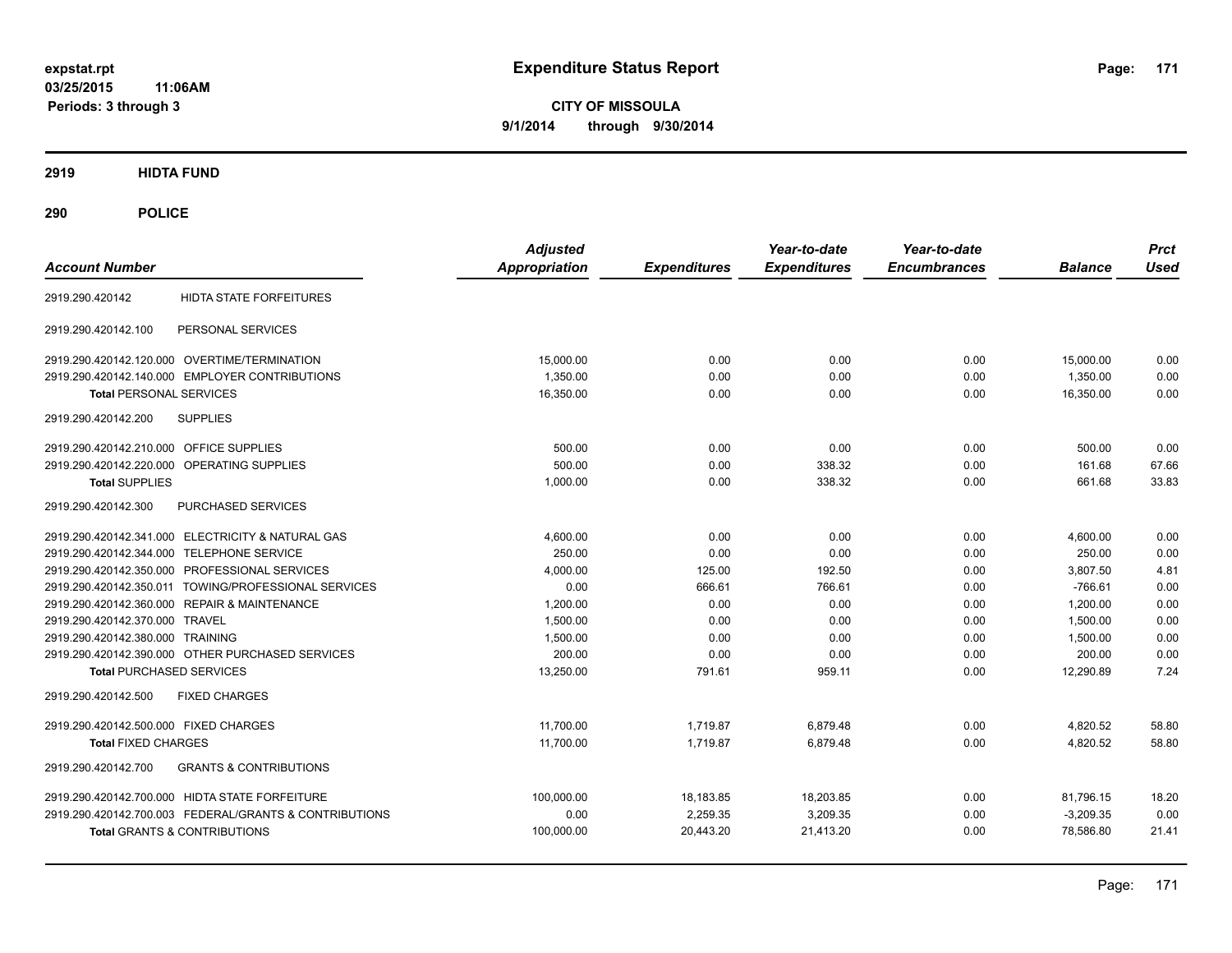# Expenditure Status Report

expstat.rpt
03/25/2015 11:06AM
Periods: 3 through 3

**CITY OF MISSOULA**
**9/1/2014 through 9/30/2014**

## 2919 HIDTA FUND

## 290 POLICE

| Account Number | | Adjusted Appropriation | Expenditures | Year-to-date Expenditures | Year-to-date Encumbrances | Balance | Prct Used |
|---|---|---|---|---|---|---|---|
| 2919.290.420142 | HIDTA STATE FORFEITURES | | | | | | |
| 2919.290.420142.100 | PERSONAL SERVICES | | | | | | |
| 2919.290.420142.120.000 | OVERTIME/TERMINATION | 15,000.00 | 0.00 | 0.00 | 0.00 | 15,000.00 | 0.00 |
| 2919.290.420142.140.000 | EMPLOYER CONTRIBUTIONS | 1,350.00 | 0.00 | 0.00 | 0.00 | 1,350.00 | 0.00 |
| **Total** PERSONAL SERVICES | | 16,350.00 | 0.00 | 0.00 | 0.00 | 16,350.00 | 0.00 |
| 2919.290.420142.200 | SUPPLIES | | | | | | |
| 2919.290.420142.210.000 | OFFICE SUPPLIES | 500.00 | 0.00 | 0.00 | 0.00 | 500.00 | 0.00 |
| 2919.290.420142.220.000 | OPERATING SUPPLIES | 500.00 | 0.00 | 338.32 | 0.00 | 161.68 | 67.66 |
| **Total** SUPPLIES | | 1,000.00 | 0.00 | 338.32 | 0.00 | 661.68 | 33.83 |
| 2919.290.420142.300 | PURCHASED SERVICES | | | | | | |
| 2919.290.420142.341.000 | ELECTRICITY & NATURAL GAS | 4,600.00 | 0.00 | 0.00 | 0.00 | 4,600.00 | 0.00 |
| 2919.290.420142.344.000 | TELEPHONE SERVICE | 250.00 | 0.00 | 0.00 | 0.00 | 250.00 | 0.00 |
| 2919.290.420142.350.000 | PROFESSIONAL SERVICES | 4,000.00 | 125.00 | 192.50 | 0.00 | 3,807.50 | 4.81 |
| 2919.290.420142.350.011 | TOWING/PROFESSIONAL SERVICES | 0.00 | 666.61 | 766.61 | 0.00 | -766.61 | 0.00 |
| 2919.290.420142.360.000 | REPAIR & MAINTENANCE | 1,200.00 | 0.00 | 0.00 | 0.00 | 1,200.00 | 0.00 |
| 2919.290.420142.370.000 | TRAVEL | 1,500.00 | 0.00 | 0.00 | 0.00 | 1,500.00 | 0.00 |
| 2919.290.420142.380.000 | TRAINING | 1,500.00 | 0.00 | 0.00 | 0.00 | 1,500.00 | 0.00 |
| 2919.290.420142.390.000 | OTHER PURCHASED SERVICES | 200.00 | 0.00 | 0.00 | 0.00 | 200.00 | 0.00 |
| **Total** PURCHASED SERVICES | | 13,250.00 | 791.61 | 959.11 | 0.00 | 12,290.89 | 7.24 |
| 2919.290.420142.500 | FIXED CHARGES | | | | | | |
| 2919.290.420142.500.000 | FIXED CHARGES | 11,700.00 | 1,719.87 | 6,879.48 | 0.00 | 4,820.52 | 58.80 |
| **Total** FIXED CHARGES | | 11,700.00 | 1,719.87 | 6,879.48 | 0.00 | 4,820.52 | 58.80 |
| 2919.290.420142.700 | GRANTS & CONTRIBUTIONS | | | | | | |
| 2919.290.420142.700.000 | HIDTA STATE FORFEITURE | 100,000.00 | 18,183.85 | 18,203.85 | 0.00 | 81,796.15 | 18.20 |
| 2919.290.420142.700.003 | FEDERAL/GRANTS & CONTRIBUTIONS | 0.00 | 2,259.35 | 3,209.35 | 0.00 | -3,209.35 | 0.00 |
| **Total** GRANTS & CONTRIBUTIONS | | 100,000.00 | 20,443.20 | 21,413.20 | 0.00 | 78,586.80 | 21.41 |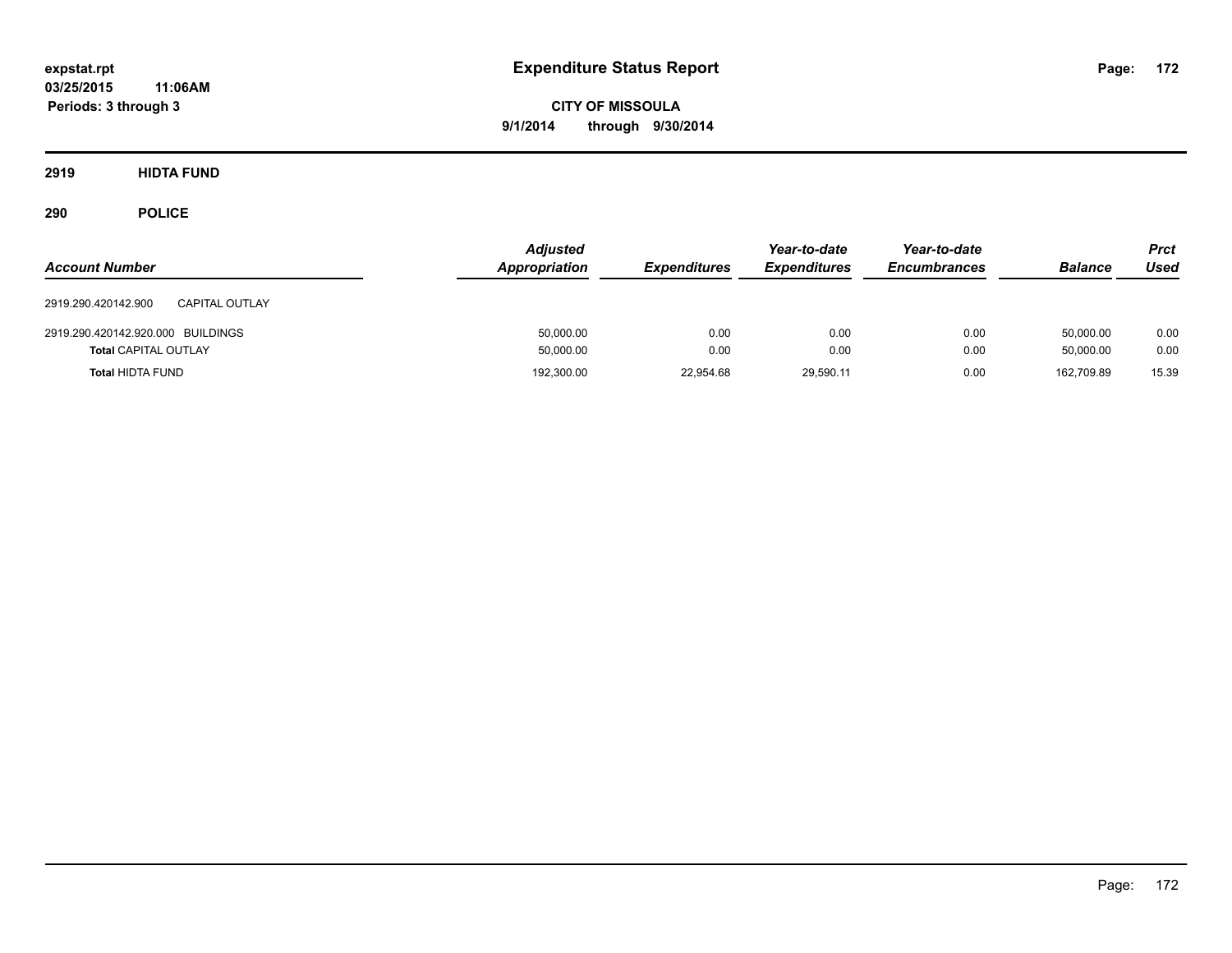**expstat.rpt**
**03/25/2015 11:06AM**
**Periods: 3 through 3**

# Expenditure Status Report

**CITY OF MISSOULA**
**9/1/2014 through 9/30/2014**

## 2919 HIDTA FUND

## 290 POLICE

| Account Number | | Adjusted Appropriation | Expenditures | Year-to-date Expenditures | Year-to-date Encumbrances | Balance | Prct Used |
|---|---|---|---|---|---|---|---|
| 2919.290.420142.900 | CAPITAL OUTLAY | | | | | | |
| 2919.290.420142.920.000 | BUILDINGS | 50,000.00 | 0.00 | 0.00 | 0.00 | 50,000.00 | 0.00 |
| **Total** CAPITAL OUTLAY | | 50,000.00 | 0.00 | 0.00 | 0.00 | 50,000.00 | 0.00 |
| **Total** HIDTA FUND | | 192,300.00 | 22,954.68 | 29,590.11 | 0.00 | 162,709.89 | 15.39 |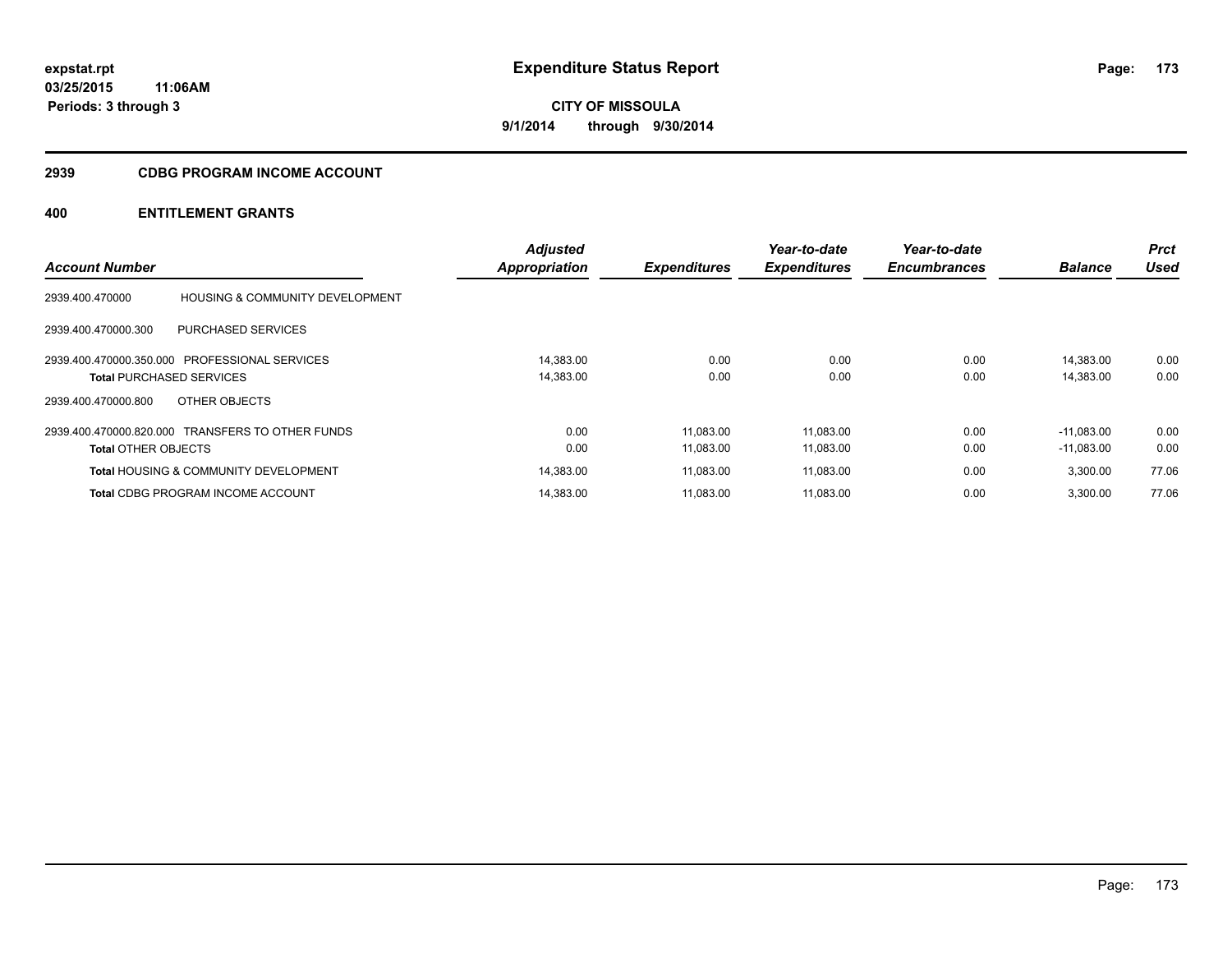# Expenditure Status Report

expstat.rpt
03/25/2015 11:06AM
Periods: 3 through 3

**CITY OF MISSOULA**
**9/1/2014 through 9/30/2014**

## 2939 CDBG PROGRAM INCOME ACCOUNT

## 400 ENTITLEMENT GRANTS

| Account Number | | Adjusted Appropriation | Expenditures | Year-to-date Expenditures | Year-to-date Encumbrances | Balance | Prct Used |
|---|---|---|---|---|---|---|---|
| 2939.400.470000 | HOUSING & COMMUNITY DEVELOPMENT | | | | | | |
| 2939.400.470000.300 | PURCHASED SERVICES | | | | | | |
| 2939.400.470000.350.000 | PROFESSIONAL SERVICES | 14,383.00 | 0.00 | 0.00 | 0.00 | 14,383.00 | 0.00 |
| **Total** PURCHASED SERVICES | | 14,383.00 | 0.00 | 0.00 | 0.00 | 14,383.00 | 0.00 |
| 2939.400.470000.800 | OTHER OBJECTS | | | | | | |
| 2939.400.470000.820.000 | TRANSFERS TO OTHER FUNDS | 0.00 | 11,083.00 | 11,083.00 | 0.00 | -11,083.00 | 0.00 |
| **Total** OTHER OBJECTS | | 0.00 | 11,083.00 | 11,083.00 | 0.00 | -11,083.00 | 0.00 |
| **Total** HOUSING & COMMUNITY DEVELOPMENT | | 14,383.00 | 11,083.00 | 11,083.00 | 0.00 | 3,300.00 | 77.06 |
| **Total** CDBG PROGRAM INCOME ACCOUNT | | 14,383.00 | 11,083.00 | 11,083.00 | 0.00 | 3,300.00 | 77.06 |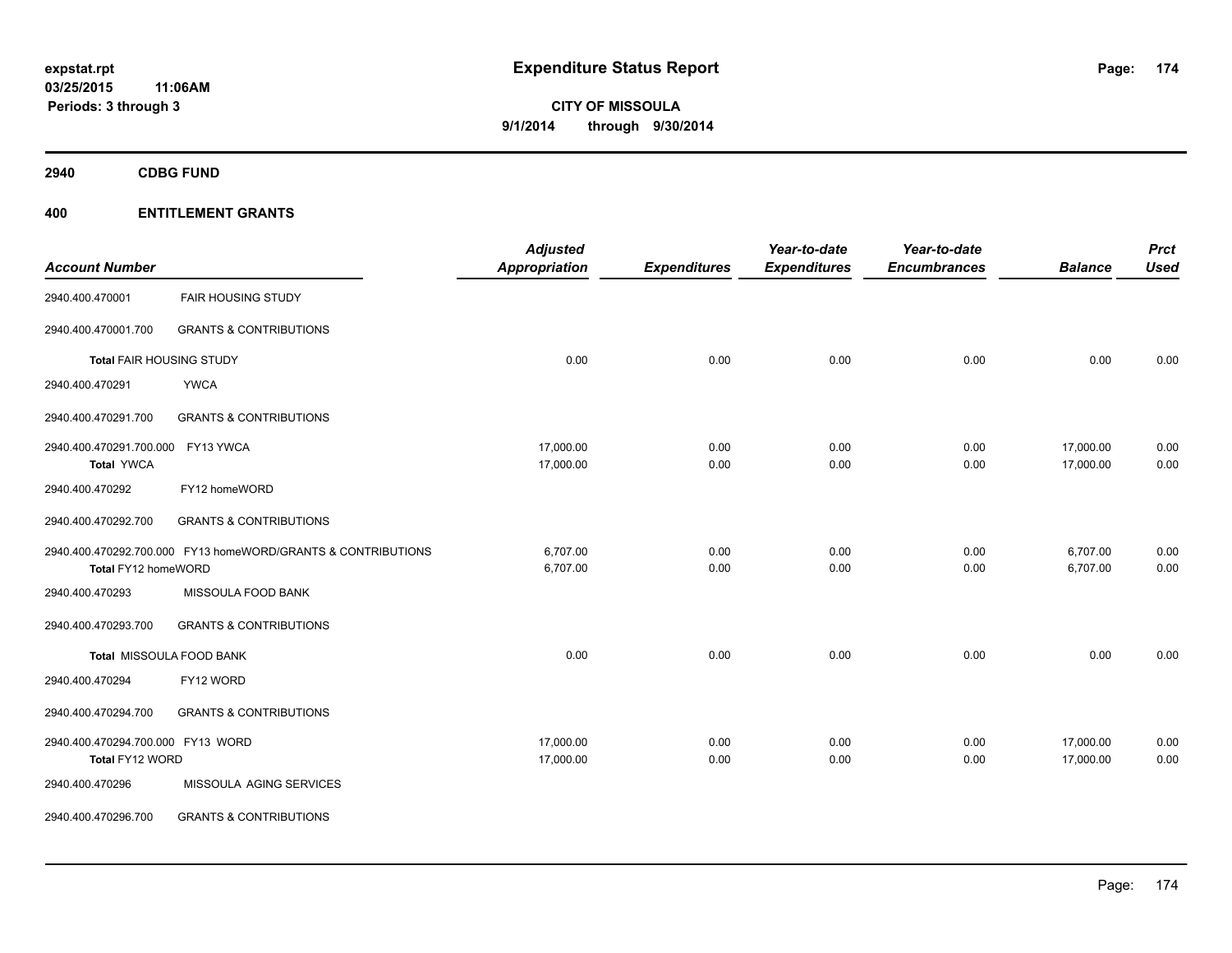**expstat.rpt**
**03/25/2015 11:06AM**
**Periods: 3 through 3**

# Expenditure Status Report

**CITY OF MISSOULA**
**9/1/2014 through 9/30/2014**

## 2940 CDBG FUND

## 400 ENTITLEMENT GRANTS

| Account Number | | Adjusted Appropriation | Expenditures | Year-to-date Expenditures | Year-to-date Encumbrances | Balance | Prct Used |
|---|---|---|---|---|---|---|---|
| 2940.400.470001 | FAIR HOUSING STUDY | | | | | | |
| 2940.400.470001.700 | GRANTS & CONTRIBUTIONS | | | | | | |
| **Total** FAIR HOUSING STUDY | | 0.00 | 0.00 | 0.00 | 0.00 | 0.00 | 0.00 |
| 2940.400.470291 | YWCA | | | | | | |
| 2940.400.470291.700 | GRANTS & CONTRIBUTIONS | | | | | | |
| 2940.400.470291.700.000 | FY13 YWCA | 17,000.00 | 0.00 | 0.00 | 0.00 | 17,000.00 | 0.00 |
| **Total** YWCA | | 17,000.00 | 0.00 | 0.00 | 0.00 | 17,000.00 | 0.00 |
| 2940.400.470292 | FY12 homeWORD | | | | | | |
| 2940.400.470292.700 | GRANTS & CONTRIBUTIONS | | | | | | |
| 2940.400.470292.700.000 | FY13 homeWORD/GRANTS & CONTRIBUTIONS | 6,707.00 | 0.00 | 0.00 | 0.00 | 6,707.00 | 0.00 |
| **Total** FY12 homeWORD | | 6,707.00 | 0.00 | 0.00 | 0.00 | 6,707.00 | 0.00 |
| 2940.400.470293 | MISSOULA FOOD BANK | | | | | | |
| 2940.400.470293.700 | GRANTS & CONTRIBUTIONS | | | | | | |
| **Total** MISSOULA FOOD BANK | | 0.00 | 0.00 | 0.00 | 0.00 | 0.00 | 0.00 |
| 2940.400.470294 | FY12 WORD | | | | | | |
| 2940.400.470294.700 | GRANTS & CONTRIBUTIONS | | | | | | |
| 2940.400.470294.700.000 | FY13 WORD | 17,000.00 | 0.00 | 0.00 | 0.00 | 17,000.00 | 0.00 |
| **Total** FY12 WORD | | 17,000.00 | 0.00 | 0.00 | 0.00 | 17,000.00 | 0.00 |
| 2940.400.470296 | MISSOULA AGING SERVICES | | | | | | |
| 2940.400.470296.700 | GRANTS & CONTRIBUTIONS | | | | | | |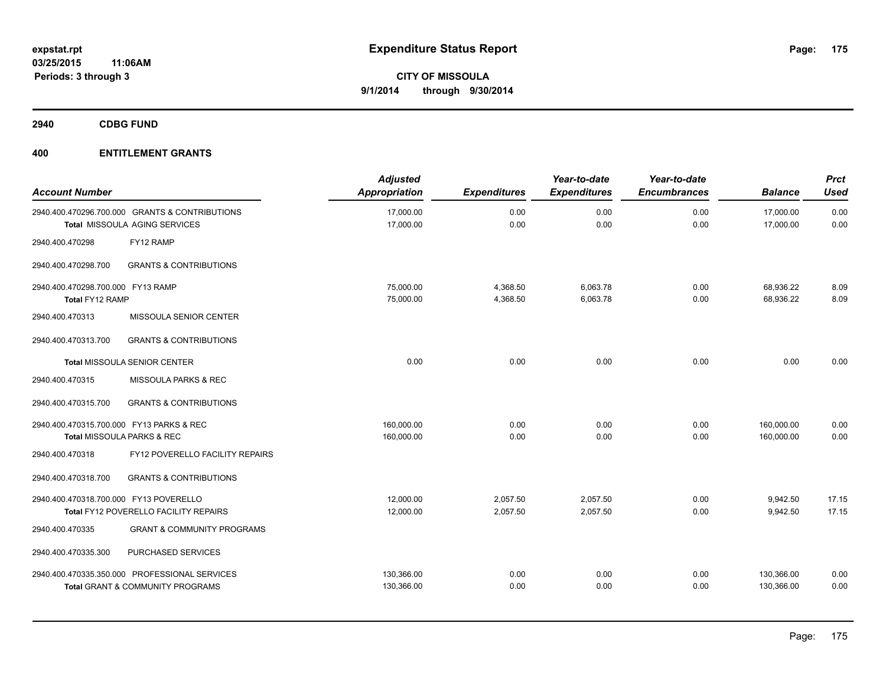expstat.rpt
03/25/2015 11:06AM
Periods: 3 through 3

# Expenditure Status Report

**CITY OF MISSOULA**
**9/1/2014 through 9/30/2014**

## 2940 CDBG FUND

## 400 ENTITLEMENT GRANTS

| Account Number | | Adjusted Appropriation | Expenditures | Year-to-date Expenditures | Year-to-date Encumbrances | Balance | Prct Used |
|---|---|---|---|---|---|---|---|
| 2940.400.470296.700.000 | GRANTS & CONTRIBUTIONS | 17,000.00 | 0.00 | 0.00 | 0.00 | 17,000.00 | 0.00 |
| **Total** MISSOULA AGING SERVICES | | 17,000.00 | 0.00 | 0.00 | 0.00 | 17,000.00 | 0.00 |
| 2940.400.470298 | FY12 RAMP | | | | | | |
| 2940.400.470298.700 | GRANTS & CONTRIBUTIONS | | | | | | |
| 2940.400.470298.700.000 | FY13 RAMP | 75,000.00 | 4,368.50 | 6,063.78 | 0.00 | 68,936.22 | 8.09 |
| **Total** FY12 RAMP | | 75,000.00 | 4,368.50 | 6,063.78 | 0.00 | 68,936.22 | 8.09 |
| 2940.400.470313 | MISSOULA SENIOR CENTER | | | | | | |
| 2940.400.470313.700 | GRANTS & CONTRIBUTIONS | | | | | | |
| **Total** MISSOULA SENIOR CENTER | | 0.00 | 0.00 | 0.00 | 0.00 | 0.00 | 0.00 |
| 2940.400.470315 | MISSOULA PARKS & REC | | | | | | |
| 2940.400.470315.700 | GRANTS & CONTRIBUTIONS | | | | | | |
| 2940.400.470315.700.000 | FY13 PARKS & REC | 160,000.00 | 0.00 | 0.00 | 0.00 | 160,000.00 | 0.00 |
| **Total** MISSOULA PARKS & REC | | 160,000.00 | 0.00 | 0.00 | 0.00 | 160,000.00 | 0.00 |
| 2940.400.470318 | FY12 POVERELLO FACILITY REPAIRS | | | | | | |
| 2940.400.470318.700 | GRANTS & CONTRIBUTIONS | | | | | | |
| 2940.400.470318.700.000 | FY13 POVERELLO | 12,000.00 | 2,057.50 | 2,057.50 | 0.00 | 9,942.50 | 17.15 |
| **Total** FY12 POVERELLO FACILITY REPAIRS | | 12,000.00 | 2,057.50 | 2,057.50 | 0.00 | 9,942.50 | 17.15 |
| 2940.400.470335 | GRANT & COMMUNITY PROGRAMS | | | | | | |
| 2940.400.470335.300 | PURCHASED SERVICES | | | | | | |
| 2940.400.470335.350.000 | PROFESSIONAL SERVICES | 130,366.00 | 0.00 | 0.00 | 0.00 | 130,366.00 | 0.00 |
| **Total** GRANT & COMMUNITY PROGRAMS | | 130,366.00 | 0.00 | 0.00 | 0.00 | 130,366.00 | 0.00 |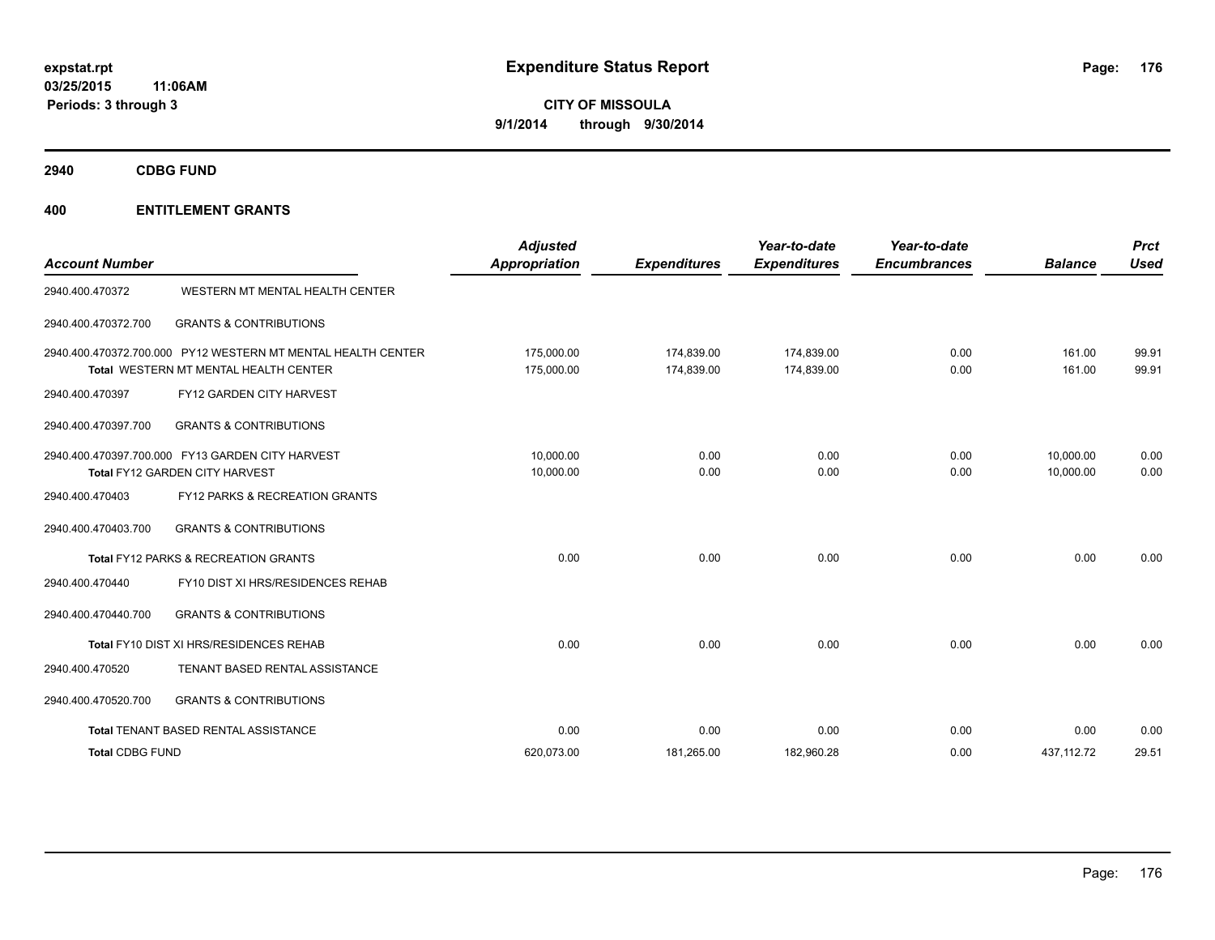# Expenditure Status Report

**CITY OF MISSOULA**
**9/1/2014 through 9/30/2014**

expstat.rpt
03/25/2015 11:06AM
Periods: 3 through 3

## 2940 CDBG FUND

## 400 ENTITLEMENT GRANTS

| Account Number | | Adjusted Appropriation | Expenditures | Year-to-date Expenditures | Year-to-date Encumbrances | Balance | Prct Used |
|---|---|---|---|---|---|---|---|
| 2940.400.470372 | WESTERN MT MENTAL HEALTH CENTER | | | | | | |
| 2940.400.470372.700 | GRANTS & CONTRIBUTIONS | | | | | | |
| 2940.400.470372.700.000 | PY12 WESTERN MT MENTAL HEALTH CENTER | 175,000.00 | 174,839.00 | 174,839.00 | 0.00 | 161.00 | 99.91 |
| Total | WESTERN MT MENTAL HEALTH CENTER | 175,000.00 | 174,839.00 | 174,839.00 | 0.00 | 161.00 | 99.91 |
| 2940.400.470397 | FY12 GARDEN CITY HARVEST | | | | | | |
| 2940.400.470397.700 | GRANTS & CONTRIBUTIONS | | | | | | |
| 2940.400.470397.700.000 | FY13 GARDEN CITY HARVEST | 10,000.00 | 0.00 | 0.00 | 0.00 | 10,000.00 | 0.00 |
| Total | FY12 GARDEN CITY HARVEST | 10,000.00 | 0.00 | 0.00 | 0.00 | 10,000.00 | 0.00 |
| 2940.400.470403 | FY12 PARKS & RECREATION GRANTS | | | | | | |
| 2940.400.470403.700 | GRANTS & CONTRIBUTIONS | | | | | | |
| Total | FY12 PARKS & RECREATION GRANTS | 0.00 | 0.00 | 0.00 | 0.00 | 0.00 | 0.00 |
| 2940.400.470440 | FY10 DIST XI HRS/RESIDENCES REHAB | | | | | | |
| 2940.400.470440.700 | GRANTS & CONTRIBUTIONS | | | | | | |
| Total | FY10 DIST XI HRS/RESIDENCES REHAB | 0.00 | 0.00 | 0.00 | 0.00 | 0.00 | 0.00 |
| 2940.400.470520 | TENANT BASED RENTAL ASSISTANCE | | | | | | |
| 2940.400.470520.700 | GRANTS & CONTRIBUTIONS | | | | | | |
| Total | TENANT BASED RENTAL ASSISTANCE | 0.00 | 0.00 | 0.00 | 0.00 | 0.00 | 0.00 |
| Total CDBG FUND | | 620,073.00 | 181,265.00 | 182,960.28 | 0.00 | 437,112.72 | 29.51 |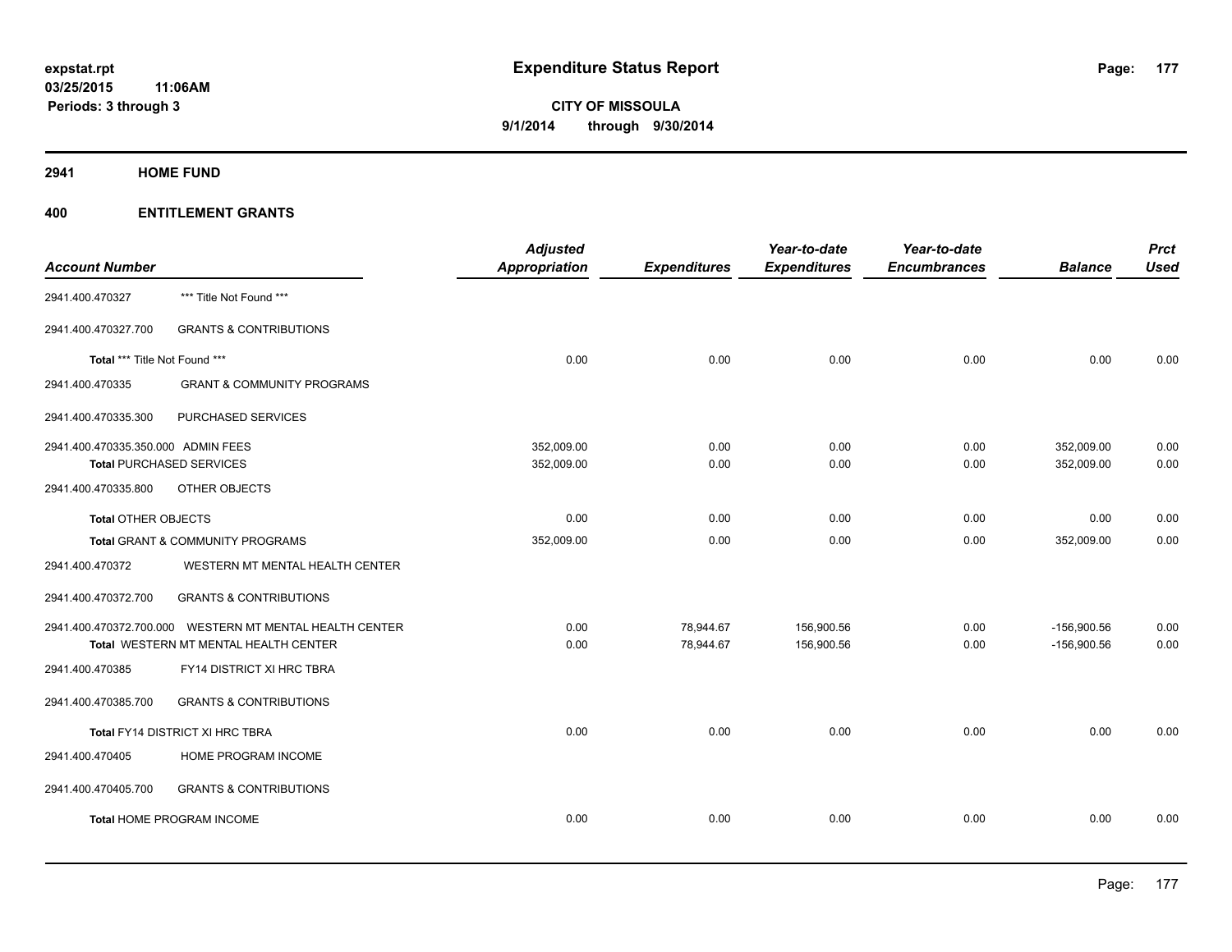**expstat.rpt**
**03/25/2015 11:06AM**
**Periods: 3 through 3**

# Expenditure Status Report

**CITY OF MISSOULA**
**9/1/2014 through 9/30/2014**

## 2941 HOME FUND

## 400 ENTITLEMENT GRANTS

| Account Number | | Adjusted Appropriation | Expenditures | Year-to-date Expenditures | Year-to-date Encumbrances | Balance | Prct Used |
|---|---|---|---|---|---|---|---|
| 2941.400.470327 | *** Title Not Found *** | | | | | | |
| 2941.400.470327.700 | GRANTS & CONTRIBUTIONS | | | | | | |
| **Total** *** Title Not Found *** | | 0.00 | 0.00 | 0.00 | 0.00 | 0.00 | 0.00 |
| 2941.400.470335 | GRANT & COMMUNITY PROGRAMS | | | | | | |
| 2941.400.470335.300 | PURCHASED SERVICES | | | | | | |
| 2941.400.470335.350.000 | ADMIN FEES | 352,009.00 | 0.00 | 0.00 | 0.00 | 352,009.00 | 0.00 |
| **Total** PURCHASED SERVICES | | 352,009.00 | 0.00 | 0.00 | 0.00 | 352,009.00 | 0.00 |
| 2941.400.470335.800 | OTHER OBJECTS | | | | | | |
| **Total** OTHER OBJECTS | | 0.00 | 0.00 | 0.00 | 0.00 | 0.00 | 0.00 |
| **Total** GRANT & COMMUNITY PROGRAMS | | 352,009.00 | 0.00 | 0.00 | 0.00 | 352,009.00 | 0.00 |
| 2941.400.470372 | WESTERN MT MENTAL HEALTH CENTER | | | | | | |
| 2941.400.470372.700 | GRANTS & CONTRIBUTIONS | | | | | | |
| 2941.400.470372.700.000 | WESTERN MT MENTAL HEALTH CENTER | 0.00 | 78,944.67 | 156,900.56 | 0.00 | -156,900.56 | 0.00 |
| **Total** WESTERN MT MENTAL HEALTH CENTER | | 0.00 | 78,944.67 | 156,900.56 | 0.00 | -156,900.56 | 0.00 |
| 2941.400.470385 | FY14 DISTRICT XI HRC TBRA | | | | | | |
| 2941.400.470385.700 | GRANTS & CONTRIBUTIONS | | | | | | |
| **Total** FY14 DISTRICT XI HRC TBRA | | 0.00 | 0.00 | 0.00 | 0.00 | 0.00 | 0.00 |
| 2941.400.470405 | HOME PROGRAM INCOME | | | | | | |
| 2941.400.470405.700 | GRANTS & CONTRIBUTIONS | | | | | | |
| **Total** HOME PROGRAM INCOME | | 0.00 | 0.00 | 0.00 | 0.00 | 0.00 | 0.00 |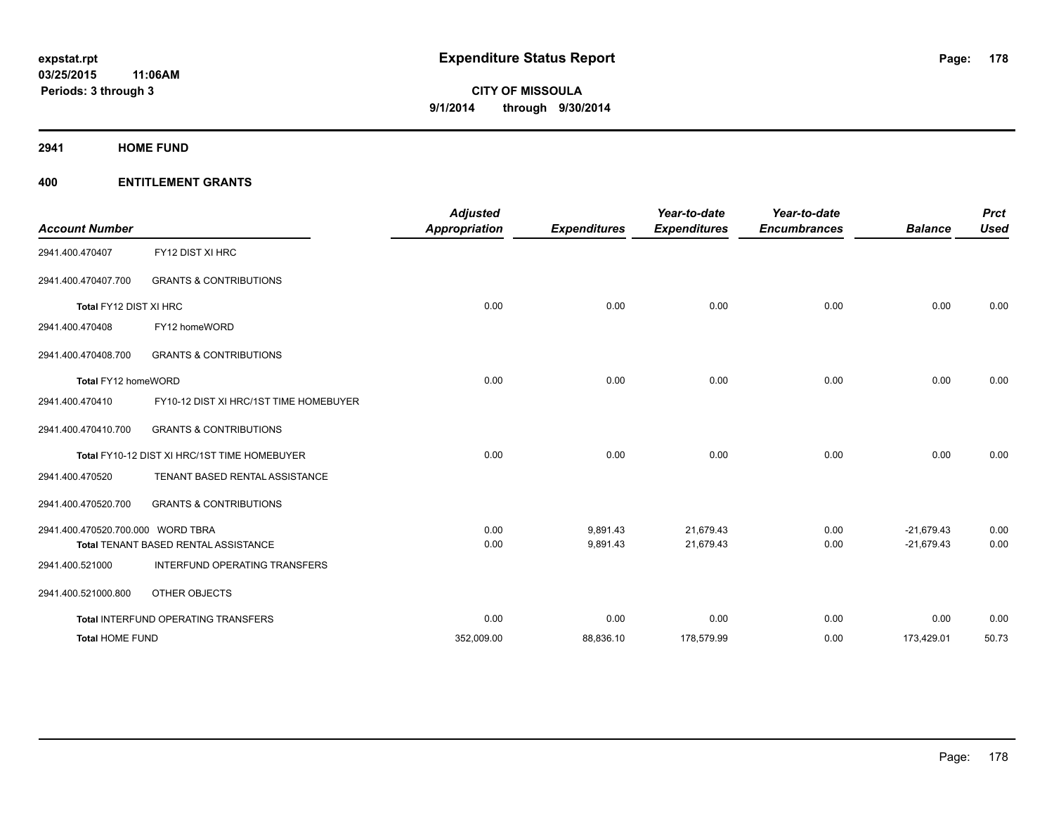**expstat.rpt**
**03/25/2015 11:06AM**
**Periods: 3 through 3**

# Expenditure Status Report

**CITY OF MISSOULA**
**9/1/2014 through 9/30/2014**

## 2941 HOME FUND

## 400 ENTITLEMENT GRANTS

| Account Number | | Adjusted Appropriation | Expenditures | Year-to-date Expenditures | Year-to-date Encumbrances | Balance | Prct Used |
|---|---|---|---|---|---|---|---|
| 2941.400.470407 | FY12 DIST XI HRC | | | | | | |
| 2941.400.470407.700 | GRANTS & CONTRIBUTIONS | | | | | | |
| **Total** FY12 DIST XI HRC | | 0.00 | 0.00 | 0.00 | 0.00 | 0.00 | 0.00 |
| 2941.400.470408 | FY12 homeWORD | | | | | | |
| 2941.400.470408.700 | GRANTS & CONTRIBUTIONS | | | | | | |
| **Total** FY12 homeWORD | | 0.00 | 0.00 | 0.00 | 0.00 | 0.00 | 0.00 |
| 2941.400.470410 | FY10-12 DIST XI HRC/1ST TIME HOMEBUYER | | | | | | |
| 2941.400.470410.700 | GRANTS & CONTRIBUTIONS | | | | | | |
| **Total** FY10-12 DIST XI HRC/1ST TIME HOMEBUYER | | 0.00 | 0.00 | 0.00 | 0.00 | 0.00 | 0.00 |
| 2941.400.470520 | TENANT BASED RENTAL ASSISTANCE | | | | | | |
| 2941.400.470520.700 | GRANTS & CONTRIBUTIONS | | | | | | |
| 2941.400.470520.700.000 | WORD TBRA | 0.00 | 9,891.43 | 21,679.43 | 0.00 | -21,679.43 | 0.00 |
| **Total** TENANT BASED RENTAL ASSISTANCE | | 0.00 | 9,891.43 | 21,679.43 | 0.00 | -21,679.43 | 0.00 |
| 2941.400.521000 | INTERFUND OPERATING TRANSFERS | | | | | | |
| 2941.400.521000.800 | OTHER OBJECTS | | | | | | |
| **Total** INTERFUND OPERATING TRANSFERS | | 0.00 | 0.00 | 0.00 | 0.00 | 0.00 | 0.00 |
| **Total HOME FUND** | | 352,009.00 | 88,836.10 | 178,579.99 | 0.00 | 173,429.01 | 50.73 |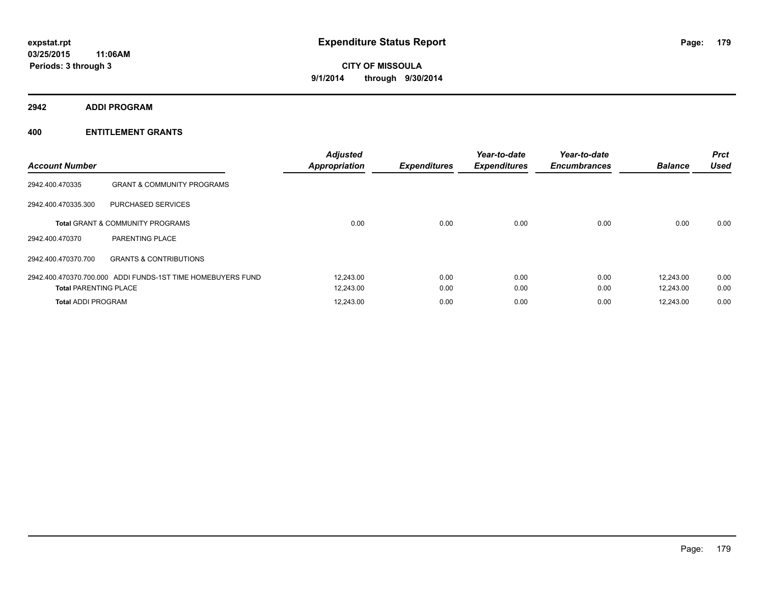# Expenditure Status Report

expstat.rpt
03/25/2015 11:06AM
Periods: 3 through 3

**CITY OF MISSOULA**
**9/1/2014 through 9/30/2014**

## 2942 ADDI PROGRAM

### 400 ENTITLEMENT GRANTS

| Account Number | | Adjusted Appropriation | Expenditures | Year-to-date Expenditures | Year-to-date Encumbrances | Balance | Prct Used |
|---|---|---|---|---|---|---|---|
| 2942.400.470335 | GRANT & COMMUNITY PROGRAMS | | | | | | |
| 2942.400.470335.300 | PURCHASED SERVICES | | | | | | |
| **Total** GRANT & COMMUNITY PROGRAMS | | 0.00 | 0.00 | 0.00 | 0.00 | 0.00 | 0.00 |
| 2942.400.470370 | PARENTING PLACE | | | | | | |
| 2942.400.470370.700 | GRANTS & CONTRIBUTIONS | | | | | | |
| 2942.400.470370.700.000 | ADDI FUNDS-1ST TIME HOMEBUYERS FUND | 12,243.00 | 0.00 | 0.00 | 0.00 | 12,243.00 | 0.00 |
| **Total** PARENTING PLACE | | 12,243.00 | 0.00 | 0.00 | 0.00 | 12,243.00 | 0.00 |
| **Total** ADDI PROGRAM | | 12,243.00 | 0.00 | 0.00 | 0.00 | 12,243.00 | 0.00 |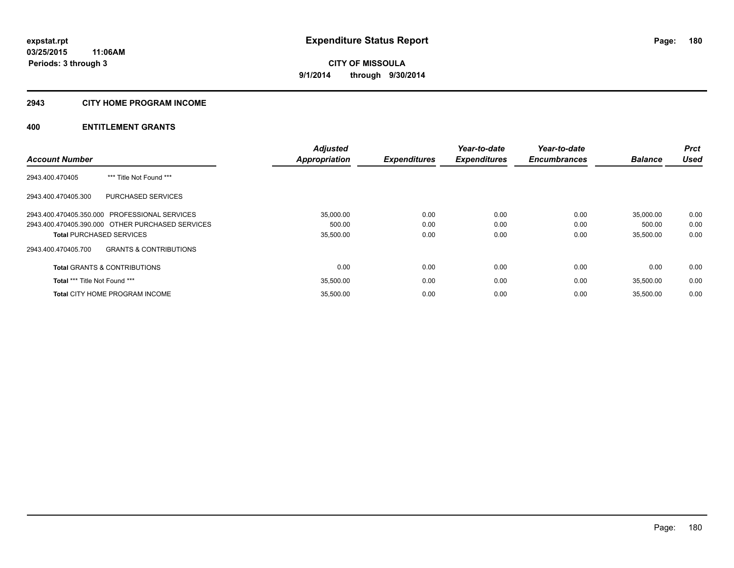**expstat.rpt**
**03/25/2015 11:06AM**
**Periods: 3 through 3**

# Expenditure Status Report

**CITY OF MISSOULA**
**9/1/2014 through 9/30/2014**

## 2943 CITY HOME PROGRAM INCOME

## 400 ENTITLEMENT GRANTS

| Account Number | | Adjusted Appropriation | Expenditures | Year-to-date Expenditures | Year-to-date Encumbrances | Balance | Prct Used |
|---|---|---|---|---|---|---|---|
| 2943.400.470405 | *** Title Not Found *** | | | | | | |
| 2943.400.470405.300 | PURCHASED SERVICES | | | | | | |
| 2943.400.470405.350.000 | PROFESSIONAL SERVICES | 35,000.00 | 0.00 | 0.00 | 0.00 | 35,000.00 | 0.00 |
| 2943.400.470405.390.000 | OTHER PURCHASED SERVICES | 500.00 | 0.00 | 0.00 | 0.00 | 500.00 | 0.00 |
| **Total** PURCHASED SERVICES | | 35,500.00 | 0.00 | 0.00 | 0.00 | 35,500.00 | 0.00 |
| 2943.400.470405.700 | GRANTS & CONTRIBUTIONS | | | | | | |
| **Total** GRANTS & CONTRIBUTIONS | | 0.00 | 0.00 | 0.00 | 0.00 | 0.00 | 0.00 |
| **Total** *** Title Not Found *** | | 35,500.00 | 0.00 | 0.00 | 0.00 | 35,500.00 | 0.00 |
| **Total** CITY HOME PROGRAM INCOME | | 35,500.00 | 0.00 | 0.00 | 0.00 | 35,500.00 | 0.00 |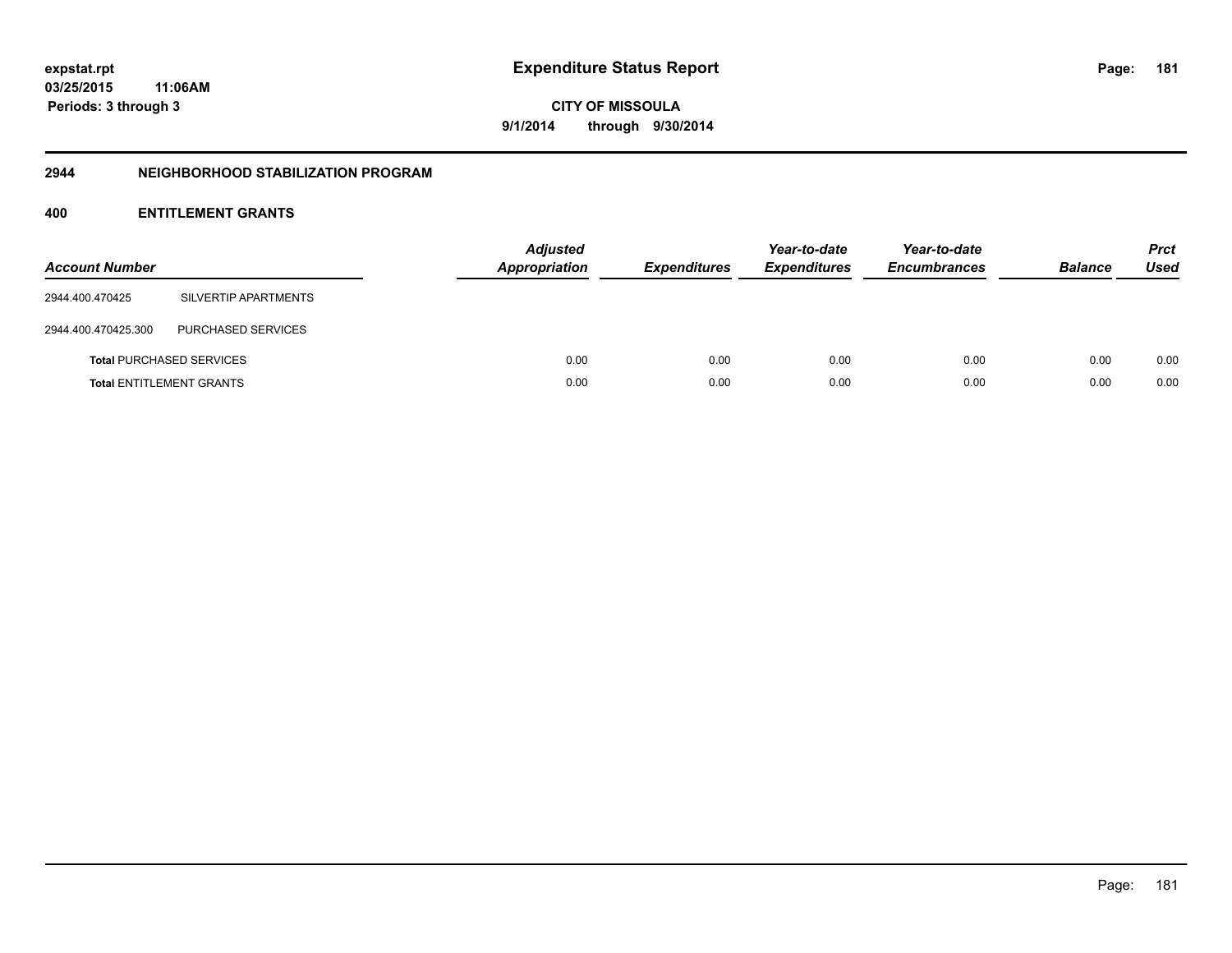# Expenditure Status Report

expstat.rpt
03/25/2015 11:06AM
Periods: 3 through 3

CITY OF MISSOULA
9/1/2014 through 9/30/2014

## 2944 NEIGHBORHOOD STABILIZATION PROGRAM

### 400 ENTITLEMENT GRANTS

| Account Number | | Adjusted Appropriation | Expenditures | Year-to-date Expenditures | Year-to-date Encumbrances | Balance | Prct Used |
|---|---|---|---|---|---|---|---|
| 2944.400.470425 | SILVERTIP APARTMENTS | | | | | | |
| 2944.400.470425.300 | PURCHASED SERVICES | | | | | | |
| **Total** PURCHASED SERVICES | | 0.00 | 0.00 | 0.00 | 0.00 | 0.00 | 0.00 |
| **Total** ENTITLEMENT GRANTS | | 0.00 | 0.00 | 0.00 | 0.00 | 0.00 | 0.00 |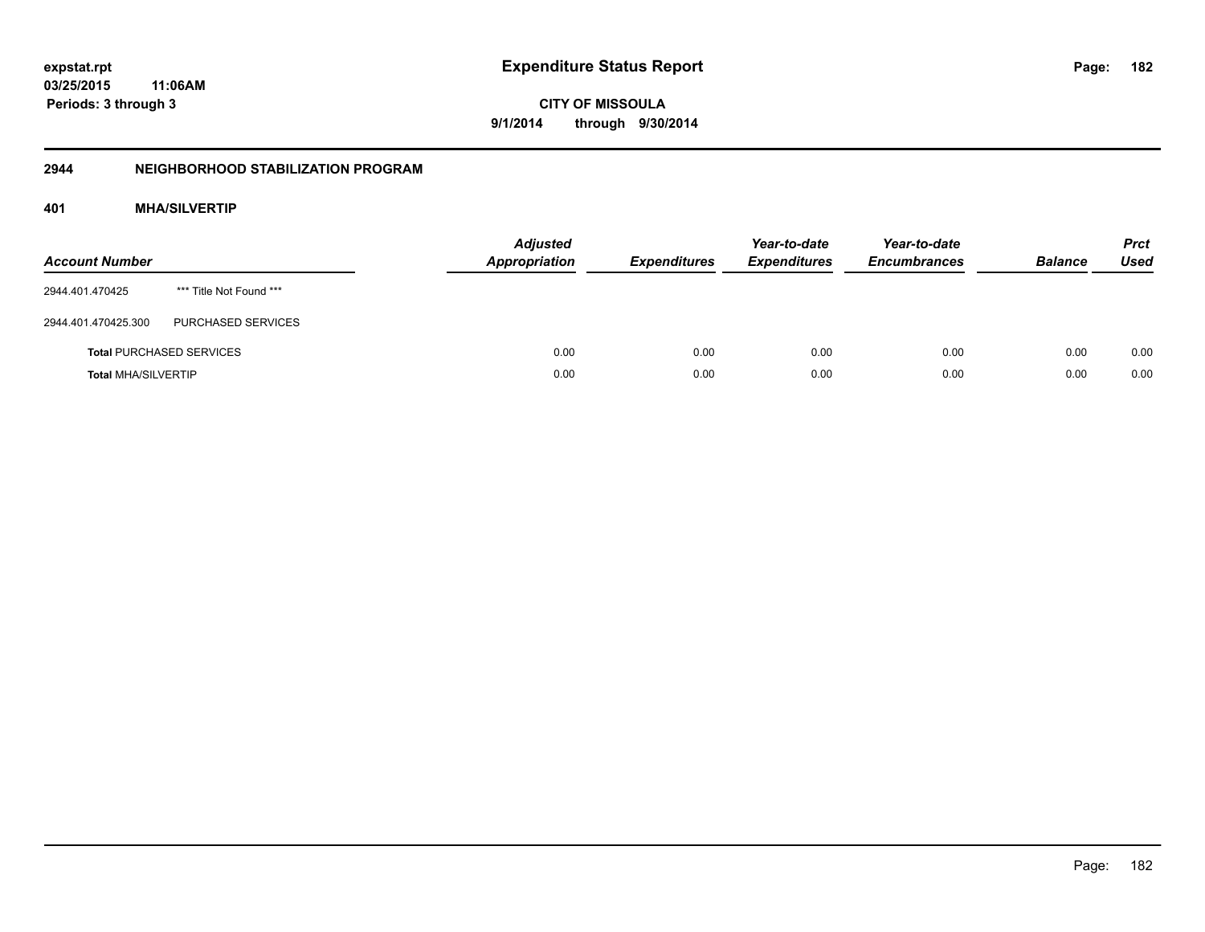# Expenditure Status Report

**CITY OF MISSOULA**

**9/1/2014 through 9/30/2014**

expstat.rpt
03/25/2015 11:06AM
Periods: 3 through 3

## 2944 NEIGHBORHOOD STABILIZATION PROGRAM

### 401 MHA/SILVERTIP

| Account Number | | Adjusted Appropriation | Expenditures | Year-to-date Expenditures | Year-to-date Encumbrances | Balance | Prct Used |
|---|---|---|---|---|---|---|---|
| 2944.401.470425 | *** Title Not Found *** | | | | | | |
| 2944.401.470425.300 | PURCHASED SERVICES | | | | | | |
| **Total** PURCHASED SERVICES | | 0.00 | 0.00 | 0.00 | 0.00 | 0.00 | 0.00 |
| **Total** MHA/SILVERTIP | | 0.00 | 0.00 | 0.00 | 0.00 | 0.00 | 0.00 |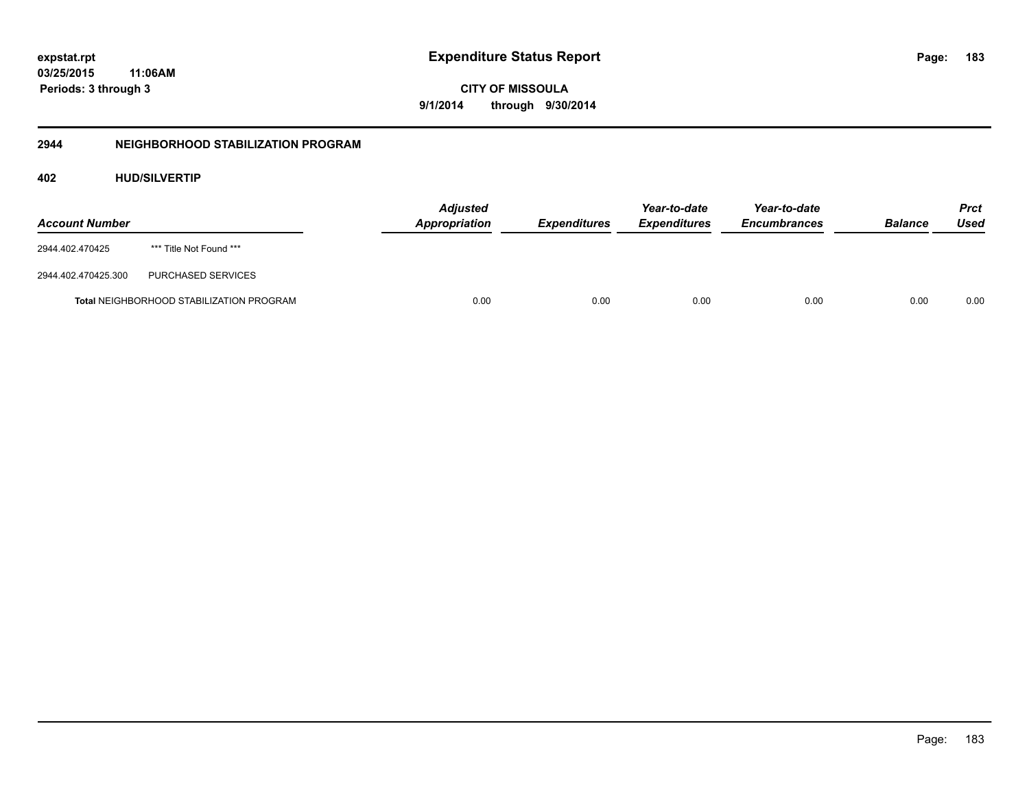# Expenditure Status Report

**CITY OF MISSOULA**

**9/1/2014 through 9/30/2014**

expstat.rpt
03/25/2015 11:06AM
Periods: 3 through 3

## 2944 NEIGHBORHOOD STABILIZATION PROGRAM

### 402 HUD/SILVERTIP

| Account Number | | Adjusted Appropriation | Expenditures | Year-to-date Expenditures | Year-to-date Encumbrances | Balance | Prct Used |
|---|---|---|---|---|---|---|---|
| 2944.402.470425 | *** Title Not Found *** | | | | | | |
| 2944.402.470425.300 | PURCHASED SERVICES | | | | | | |
| **Total** NEIGHBORHOOD STABILIZATION PROGRAM | | 0.00 | 0.00 | 0.00 | 0.00 | 0.00 | 0.00 |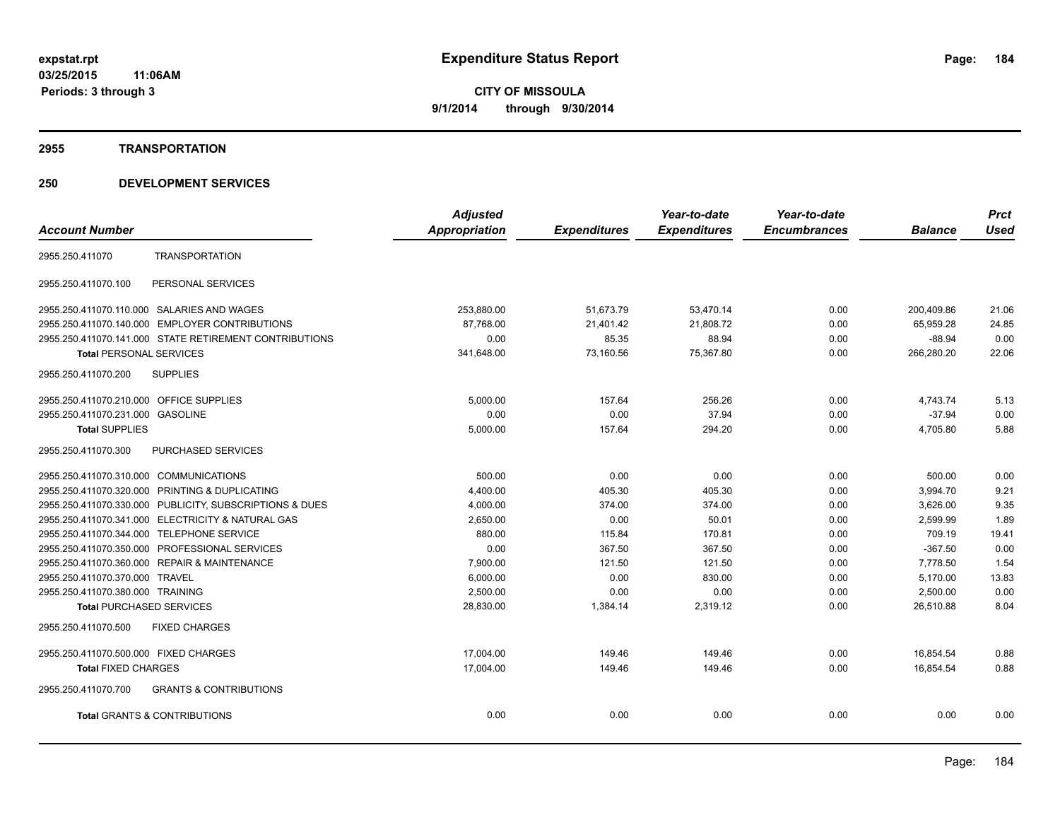**expstat.rpt**
**03/25/2015 11:06AM**
**Periods: 3 through 3**

# Expenditure Status Report

**CITY OF MISSOULA**
**9/1/2014 through 9/30/2014**

## 2955 TRANSPORTATION

## 250 DEVELOPMENT SERVICES

| Account Number | | Adjusted Appropriation | Expenditures | Year-to-date Expenditures | Year-to-date Encumbrances | Balance | Prct Used |
|---|---|---|---|---|---|---|---|
| 2955.250.411070 | TRANSPORTATION | | | | | | |
| 2955.250.411070.100 | PERSONAL SERVICES | | | | | | |
| 2955.250.411070.110.000 | SALARIES AND WAGES | 253,880.00 | 51,673.79 | 53,470.14 | 0.00 | 200,409.86 | 21.06 |
| 2955.250.411070.140.000 | EMPLOYER CONTRIBUTIONS | 87,768.00 | 21,401.42 | 21,808.72 | 0.00 | 65,959.28 | 24.85 |
| 2955.250.411070.141.000 | STATE RETIREMENT CONTRIBUTIONS | 0.00 | 85.35 | 88.94 | 0.00 | -88.94 | 0.00 |
| **Total** PERSONAL SERVICES | | 341,648.00 | 73,160.56 | 75,367.80 | 0.00 | 266,280.20 | 22.06 |
| 2955.250.411070.200 | SUPPLIES | | | | | | |
| 2955.250.411070.210.000 | OFFICE SUPPLIES | 5,000.00 | 157.64 | 256.26 | 0.00 | 4,743.74 | 5.13 |
| 2955.250.411070.231.000 | GASOLINE | 0.00 | 0.00 | 37.94 | 0.00 | -37.94 | 0.00 |
| **Total** SUPPLIES | | 5,000.00 | 157.64 | 294.20 | 0.00 | 4,705.80 | 5.88 |
| 2955.250.411070.300 | PURCHASED SERVICES | | | | | | |
| 2955.250.411070.310.000 | COMMUNICATIONS | 500.00 | 0.00 | 0.00 | 0.00 | 500.00 | 0.00 |
| 2955.250.411070.320.000 | PRINTING & DUPLICATING | 4,400.00 | 405.30 | 405.30 | 0.00 | 3,994.70 | 9.21 |
| 2955.250.411070.330.000 | PUBLICITY, SUBSCRIPTIONS & DUES | 4,000.00 | 374.00 | 374.00 | 0.00 | 3,626.00 | 9.35 |
| 2955.250.411070.341.000 | ELECTRICITY & NATURAL GAS | 2,650.00 | 0.00 | 50.01 | 0.00 | 2,599.99 | 1.89 |
| 2955.250.411070.344.000 | TELEPHONE SERVICE | 880.00 | 115.84 | 170.81 | 0.00 | 709.19 | 19.41 |
| 2955.250.411070.350.000 | PROFESSIONAL SERVICES | 0.00 | 367.50 | 367.50 | 0.00 | -367.50 | 0.00 |
| 2955.250.411070.360.000 | REPAIR & MAINTENANCE | 7,900.00 | 121.50 | 121.50 | 0.00 | 7,778.50 | 1.54 |
| 2955.250.411070.370.000 | TRAVEL | 6,000.00 | 0.00 | 830.00 | 0.00 | 5,170.00 | 13.83 |
| 2955.250.411070.380.000 | TRAINING | 2,500.00 | 0.00 | 0.00 | 0.00 | 2,500.00 | 0.00 |
| **Total** PURCHASED SERVICES | | 28,830.00 | 1,384.14 | 2,319.12 | 0.00 | 26,510.88 | 8.04 |
| 2955.250.411070.500 | FIXED CHARGES | | | | | | |
| 2955.250.411070.500.000 | FIXED CHARGES | 17,004.00 | 149.46 | 149.46 | 0.00 | 16,854.54 | 0.88 |
| **Total** FIXED CHARGES | | 17,004.00 | 149.46 | 149.46 | 0.00 | 16,854.54 | 0.88 |
| 2955.250.411070.700 | GRANTS & CONTRIBUTIONS | | | | | | |
| **Total** GRANTS & CONTRIBUTIONS | | 0.00 | 0.00 | 0.00 | 0.00 | 0.00 | 0.00 |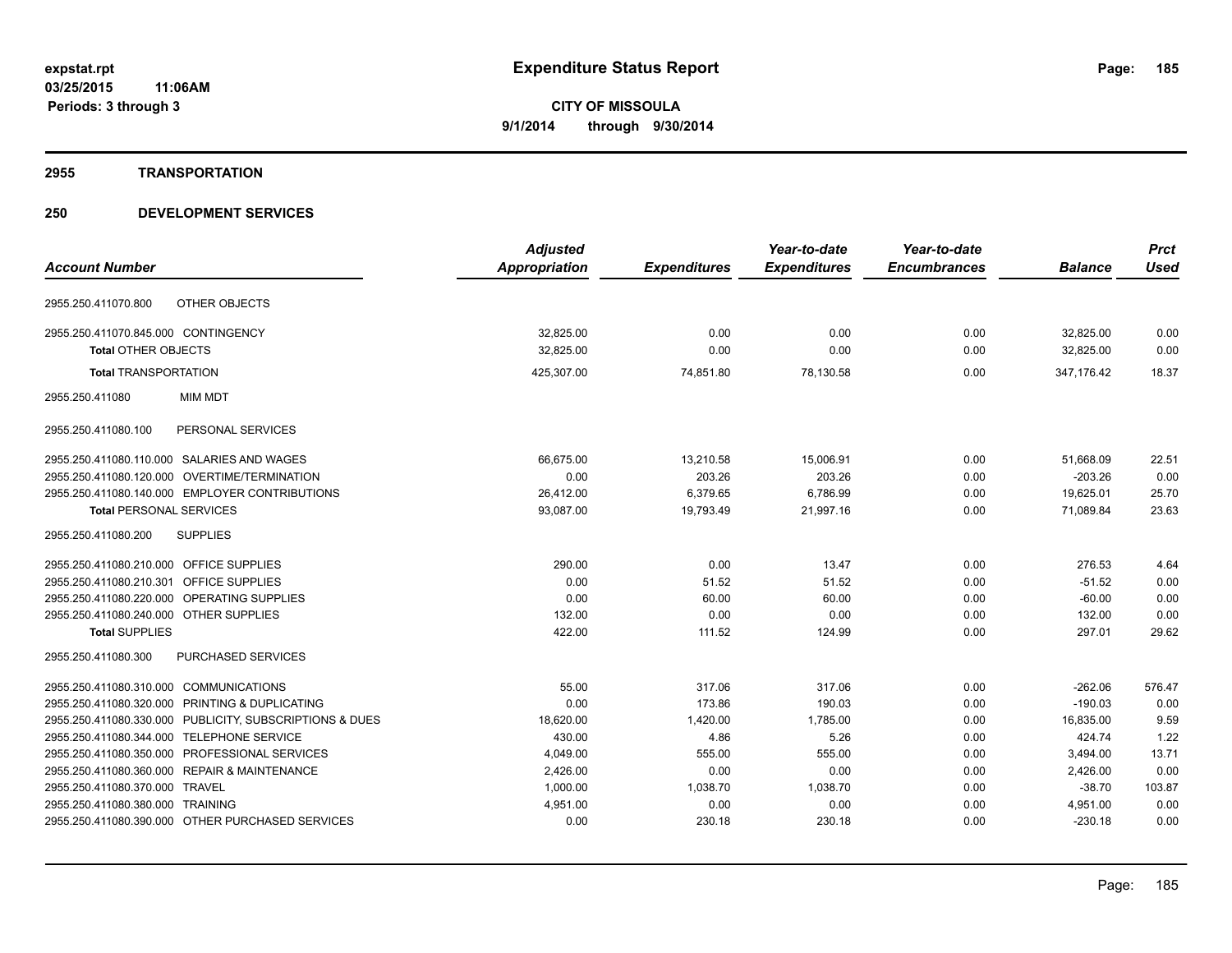**expstat.rpt**
**03/25/2015 11:06AM**
**Periods: 3 through 3**

# Expenditure Status Report

**CITY OF MISSOULA**
**9/1/2014 through 9/30/2014**

## 2955 TRANSPORTATION

## 250 DEVELOPMENT SERVICES

| Account Number | | Adjusted Appropriation | Expenditures | Year-to-date Expenditures | Year-to-date Encumbrances | Balance | Prct Used |
|---|---|---|---|---|---|---|---|
| 2955.250.411070.800 | OTHER OBJECTS | | | | | | |
| 2955.250.411070.845.000 | CONTINGENCY | 32,825.00 | 0.00 | 0.00 | 0.00 | 32,825.00 | 0.00 |
| **Total** OTHER OBJECTS | | 32,825.00 | 0.00 | 0.00 | 0.00 | 32,825.00 | 0.00 |
| **Total** TRANSPORTATION | | 425,307.00 | 74,851.80 | 78,130.58 | 0.00 | 347,176.42 | 18.37 |
| 2955.250.411080 | MIM MDT | | | | | | |
| 2955.250.411080.100 | PERSONAL SERVICES | | | | | | |
| 2955.250.411080.110.000 | SALARIES AND WAGES | 66,675.00 | 13,210.58 | 15,006.91 | 0.00 | 51,668.09 | 22.51 |
| 2955.250.411080.120.000 | OVERTIME/TERMINATION | 0.00 | 203.26 | 203.26 | 0.00 | -203.26 | 0.00 |
| 2955.250.411080.140.000 | EMPLOYER CONTRIBUTIONS | 26,412.00 | 6,379.65 | 6,786.99 | 0.00 | 19,625.01 | 25.70 |
| **Total** PERSONAL SERVICES | | 93,087.00 | 19,793.49 | 21,997.16 | 0.00 | 71,089.84 | 23.63 |
| 2955.250.411080.200 | SUPPLIES | | | | | | |
| 2955.250.411080.210.000 | OFFICE SUPPLIES | 290.00 | 0.00 | 13.47 | 0.00 | 276.53 | 4.64 |
| 2955.250.411080.210.301 | OFFICE SUPPLIES | 0.00 | 51.52 | 51.52 | 0.00 | -51.52 | 0.00 |
| 2955.250.411080.220.000 | OPERATING SUPPLIES | 0.00 | 60.00 | 60.00 | 0.00 | -60.00 | 0.00 |
| 2955.250.411080.240.000 | OTHER SUPPLIES | 132.00 | 0.00 | 0.00 | 0.00 | 132.00 | 0.00 |
| **Total** SUPPLIES | | 422.00 | 111.52 | 124.99 | 0.00 | 297.01 | 29.62 |
| 2955.250.411080.300 | PURCHASED SERVICES | | | | | | |
| 2955.250.411080.310.000 | COMMUNICATIONS | 55.00 | 317.06 | 317.06 | 0.00 | -262.06 | 576.47 |
| 2955.250.411080.320.000 | PRINTING & DUPLICATING | 0.00 | 173.86 | 190.03 | 0.00 | -190.03 | 0.00 |
| 2955.250.411080.330.000 | PUBLICITY, SUBSCRIPTIONS & DUES | 18,620.00 | 1,420.00 | 1,785.00 | 0.00 | 16,835.00 | 9.59 |
| 2955.250.411080.344.000 | TELEPHONE SERVICE | 430.00 | 4.86 | 5.26 | 0.00 | 424.74 | 1.22 |
| 2955.250.411080.350.000 | PROFESSIONAL SERVICES | 4,049.00 | 555.00 | 555.00 | 0.00 | 3,494.00 | 13.71 |
| 2955.250.411080.360.000 | REPAIR & MAINTENANCE | 2,426.00 | 0.00 | 0.00 | 0.00 | 2,426.00 | 0.00 |
| 2955.250.411080.370.000 | TRAVEL | 1,000.00 | 1,038.70 | 1,038.70 | 0.00 | -38.70 | 103.87 |
| 2955.250.411080.380.000 | TRAINING | 4,951.00 | 0.00 | 0.00 | 0.00 | 4,951.00 | 0.00 |
| 2955.250.411080.390.000 | OTHER PURCHASED SERVICES | 0.00 | 230.18 | 230.18 | 0.00 | -230.18 | 0.00 |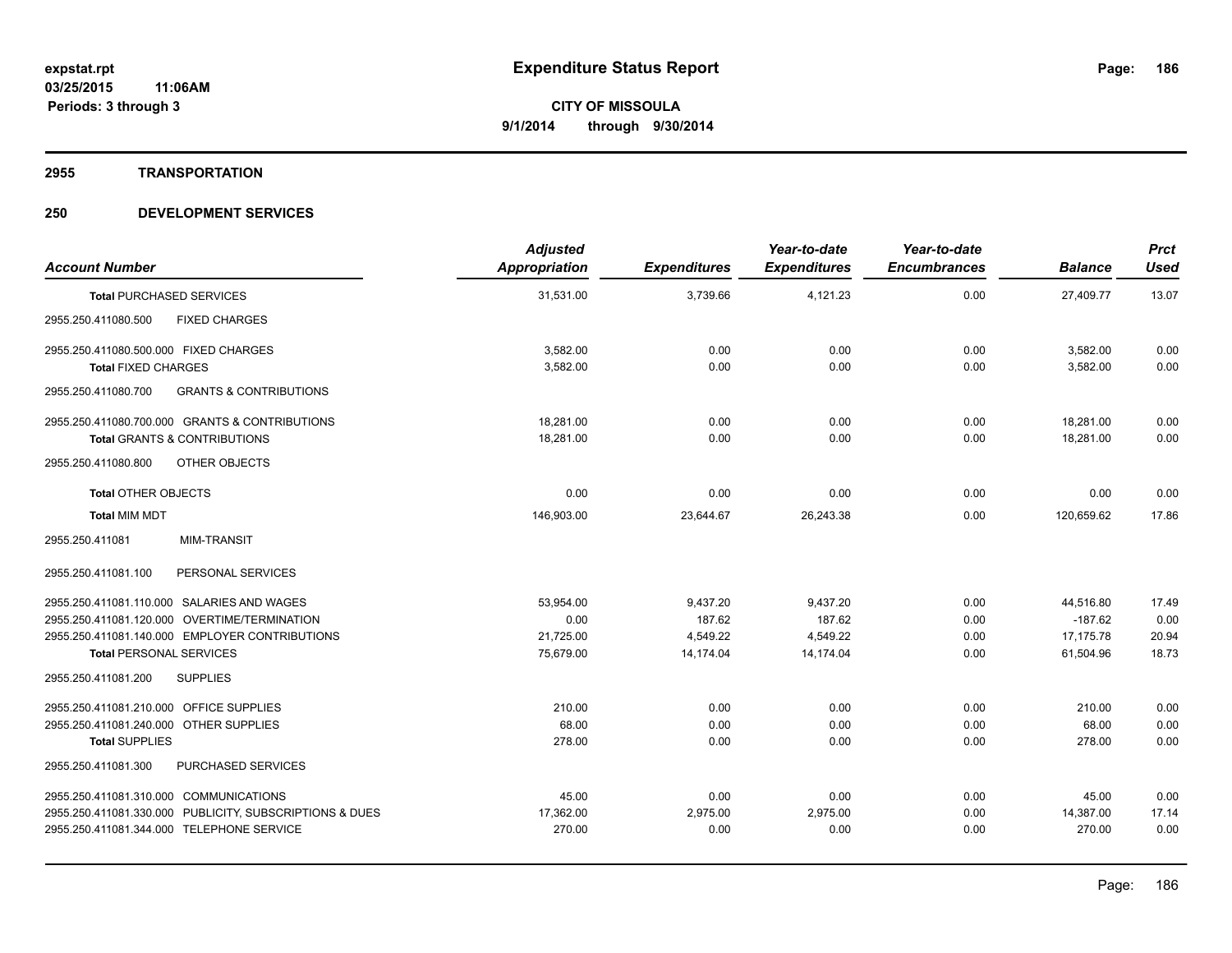**expstat.rpt**
**03/25/2015 11:06AM**
**Periods: 3 through 3**

# Expenditure Status Report

**CITY OF MISSOULA**
**9/1/2014 through 9/30/2014**

## 2955 TRANSPORTATION

## 250 DEVELOPMENT SERVICES

| Account Number | Adjusted Appropriation | Expenditures | Year-to-date Expenditures | Year-to-date Encumbrances | Balance | Prct Used |
|---|---|---|---|---|---|---|
| **Total** PURCHASED SERVICES | 31,531.00 | 3,739.66 | 4,121.23 | 0.00 | 27,409.77 | 13.07 |
| 2955.250.411080.500 FIXED CHARGES | | | | | | |
| 2955.250.411080.500.000 FIXED CHARGES | 3,582.00 | 0.00 | 0.00 | 0.00 | 3,582.00 | 0.00 |
| **Total** FIXED CHARGES | 3,582.00 | 0.00 | 0.00 | 0.00 | 3,582.00 | 0.00 |
| 2955.250.411080.700 GRANTS & CONTRIBUTIONS | | | | | | |
| 2955.250.411080.700.000 GRANTS & CONTRIBUTIONS | 18,281.00 | 0.00 | 0.00 | 0.00 | 18,281.00 | 0.00 |
| **Total** GRANTS & CONTRIBUTIONS | 18,281.00 | 0.00 | 0.00 | 0.00 | 18,281.00 | 0.00 |
| 2955.250.411080.800 OTHER OBJECTS | | | | | | |
| **Total** OTHER OBJECTS | 0.00 | 0.00 | 0.00 | 0.00 | 0.00 | 0.00 |
| **Total** MIM MDT | 146,903.00 | 23,644.67 | 26,243.38 | 0.00 | 120,659.62 | 17.86 |
| 2955.250.411081 MIM-TRANSIT | | | | | | |
| 2955.250.411081.100 PERSONAL SERVICES | | | | | | |
| 2955.250.411081.110.000 SALARIES AND WAGES | 53,954.00 | 9,437.20 | 9,437.20 | 0.00 | 44,516.80 | 17.49 |
| 2955.250.411081.120.000 OVERTIME/TERMINATION | 0.00 | 187.62 | 187.62 | 0.00 | -187.62 | 0.00 |
| 2955.250.411081.140.000 EMPLOYER CONTRIBUTIONS | 21,725.00 | 4,549.22 | 4,549.22 | 0.00 | 17,175.78 | 20.94 |
| **Total** PERSONAL SERVICES | 75,679.00 | 14,174.04 | 14,174.04 | 0.00 | 61,504.96 | 18.73 |
| 2955.250.411081.200 SUPPLIES | | | | | | |
| 2955.250.411081.210.000 OFFICE SUPPLIES | 210.00 | 0.00 | 0.00 | 0.00 | 210.00 | 0.00 |
| 2955.250.411081.240.000 OTHER SUPPLIES | 68.00 | 0.00 | 0.00 | 0.00 | 68.00 | 0.00 |
| **Total** SUPPLIES | 278.00 | 0.00 | 0.00 | 0.00 | 278.00 | 0.00 |
| 2955.250.411081.300 PURCHASED SERVICES | | | | | | |
| 2955.250.411081.310.000 COMMUNICATIONS | 45.00 | 0.00 | 0.00 | 0.00 | 45.00 | 0.00 |
| 2955.250.411081.330.000 PUBLICITY, SUBSCRIPTIONS & DUES | 17,362.00 | 2,975.00 | 2,975.00 | 0.00 | 14,387.00 | 17.14 |
| 2955.250.411081.344.000 TELEPHONE SERVICE | 270.00 | 0.00 | 0.00 | 0.00 | 270.00 | 0.00 |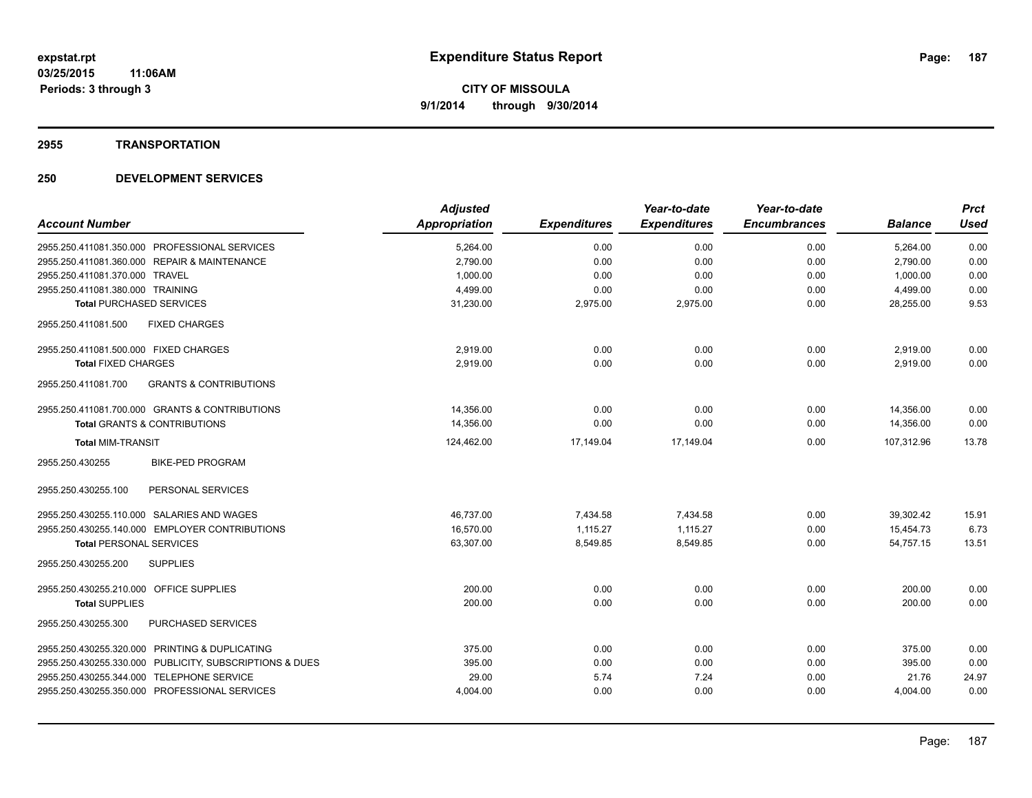**expstat.rpt**
**03/25/2015 11:06AM**
**Periods: 3 through 3**

# Expenditure Status Report

**CITY OF MISSOULA**
**9/1/2014 through 9/30/2014**

## 2955 TRANSPORTATION

## 250 DEVELOPMENT SERVICES

| Account Number | Adjusted Appropriation | Expenditures | Year-to-date Expenditures | Year-to-date Encumbrances | Balance | Prct Used |
|---|---|---|---|---|---|---|
| 2955.250.411081.350.000 PROFESSIONAL SERVICES | 5,264.00 | 0.00 | 0.00 | 0.00 | 5,264.00 | 0.00 |
| 2955.250.411081.360.000 REPAIR & MAINTENANCE | 2,790.00 | 0.00 | 0.00 | 0.00 | 2,790.00 | 0.00 |
| 2955.250.411081.370.000 TRAVEL | 1,000.00 | 0.00 | 0.00 | 0.00 | 1,000.00 | 0.00 |
| 2955.250.411081.380.000 TRAINING | 4,499.00 | 0.00 | 0.00 | 0.00 | 4,499.00 | 0.00 |
| **Total** PURCHASED SERVICES | 31,230.00 | 2,975.00 | 2,975.00 | 0.00 | 28,255.00 | 9.53 |
| 2955.250.411081.500 FIXED CHARGES | | | | | | |
| 2955.250.411081.500.000 FIXED CHARGES | 2,919.00 | 0.00 | 0.00 | 0.00 | 2,919.00 | 0.00 |
| **Total** FIXED CHARGES | 2,919.00 | 0.00 | 0.00 | 0.00 | 2,919.00 | 0.00 |
| 2955.250.411081.700 GRANTS & CONTRIBUTIONS | | | | | | |
| 2955.250.411081.700.000 GRANTS & CONTRIBUTIONS | 14,356.00 | 0.00 | 0.00 | 0.00 | 14,356.00 | 0.00 |
| **Total** GRANTS & CONTRIBUTIONS | 14,356.00 | 0.00 | 0.00 | 0.00 | 14,356.00 | 0.00 |
| **Total** MIM-TRANSIT | 124,462.00 | 17,149.04 | 17,149.04 | 0.00 | 107,312.96 | 13.78 |
| 2955.250.430255 BIKE-PED PROGRAM | | | | | | |
| 2955.250.430255.100 PERSONAL SERVICES | | | | | | |
| 2955.250.430255.110.000 SALARIES AND WAGES | 46,737.00 | 7,434.58 | 7,434.58 | 0.00 | 39,302.42 | 15.91 |
| 2955.250.430255.140.000 EMPLOYER CONTRIBUTIONS | 16,570.00 | 1,115.27 | 1,115.27 | 0.00 | 15,454.73 | 6.73 |
| **Total** PERSONAL SERVICES | 63,307.00 | 8,549.85 | 8,549.85 | 0.00 | 54,757.15 | 13.51 |
| 2955.250.430255.200 SUPPLIES | | | | | | |
| 2955.250.430255.210.000 OFFICE SUPPLIES | 200.00 | 0.00 | 0.00 | 0.00 | 200.00 | 0.00 |
| **Total** SUPPLIES | 200.00 | 0.00 | 0.00 | 0.00 | 200.00 | 0.00 |
| 2955.250.430255.300 PURCHASED SERVICES | | | | | | |
| 2955.250.430255.320.000 PRINTING & DUPLICATING | 375.00 | 0.00 | 0.00 | 0.00 | 375.00 | 0.00 |
| 2955.250.430255.330.000 PUBLICITY, SUBSCRIPTIONS & DUES | 395.00 | 0.00 | 0.00 | 0.00 | 395.00 | 0.00 |
| 2955.250.430255.344.000 TELEPHONE SERVICE | 29.00 | 5.74 | 7.24 | 0.00 | 21.76 | 24.97 |
| 2955.250.430255.350.000 PROFESSIONAL SERVICES | 4,004.00 | 0.00 | 0.00 | 0.00 | 4,004.00 | 0.00 |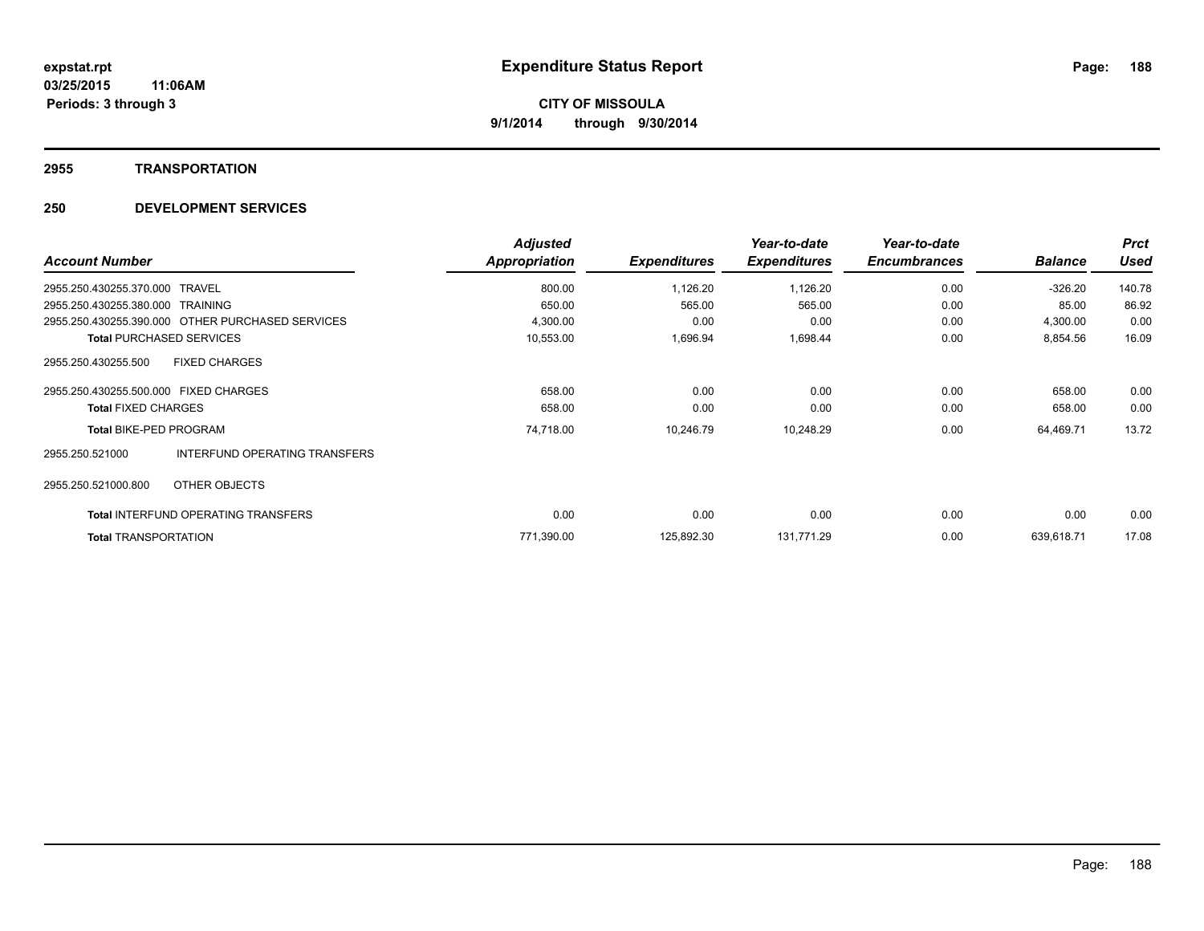# Expenditure Status Report

expstat.rpt
03/25/2015 11:06AM
Periods: 3 through 3

**CITY OF MISSOULA**
**9/1/2014 through 9/30/2014**

## 2955 TRANSPORTATION

## 250 DEVELOPMENT SERVICES

| Account Number | Adjusted Appropriation | Expenditures | Year-to-date Expenditures | Year-to-date Encumbrances | Balance | Prct Used |
|---|---|---|---|---|---|---|
| 2955.250.430255.370.000 TRAVEL | 800.00 | 1,126.20 | 1,126.20 | 0.00 | -326.20 | 140.78 |
| 2955.250.430255.380.000 TRAINING | 650.00 | 565.00 | 565.00 | 0.00 | 85.00 | 86.92 |
| 2955.250.430255.390.000 OTHER PURCHASED SERVICES | 4,300.00 | 0.00 | 0.00 | 0.00 | 4,300.00 | 0.00 |
| **Total** PURCHASED SERVICES | 10,553.00 | 1,696.94 | 1,698.44 | 0.00 | 8,854.56 | 16.09 |
| 2955.250.430255.500 FIXED CHARGES | | | | | | |
| 2955.250.430255.500.000 FIXED CHARGES | 658.00 | 0.00 | 0.00 | 0.00 | 658.00 | 0.00 |
| **Total** FIXED CHARGES | 658.00 | 0.00 | 0.00 | 0.00 | 658.00 | 0.00 |
| **Total** BIKE-PED PROGRAM | 74,718.00 | 10,246.79 | 10,248.29 | 0.00 | 64,469.71 | 13.72 |
| 2955.250.521000 INTERFUND OPERATING TRANSFERS | | | | | | |
| 2955.250.521000.800 OTHER OBJECTS | | | | | | |
| **Total** INTERFUND OPERATING TRANSFERS | 0.00 | 0.00 | 0.00 | 0.00 | 0.00 | 0.00 |
| **Total** TRANSPORTATION | 771,390.00 | 125,892.30 | 131,771.29 | 0.00 | 639,618.71 | 17.08 |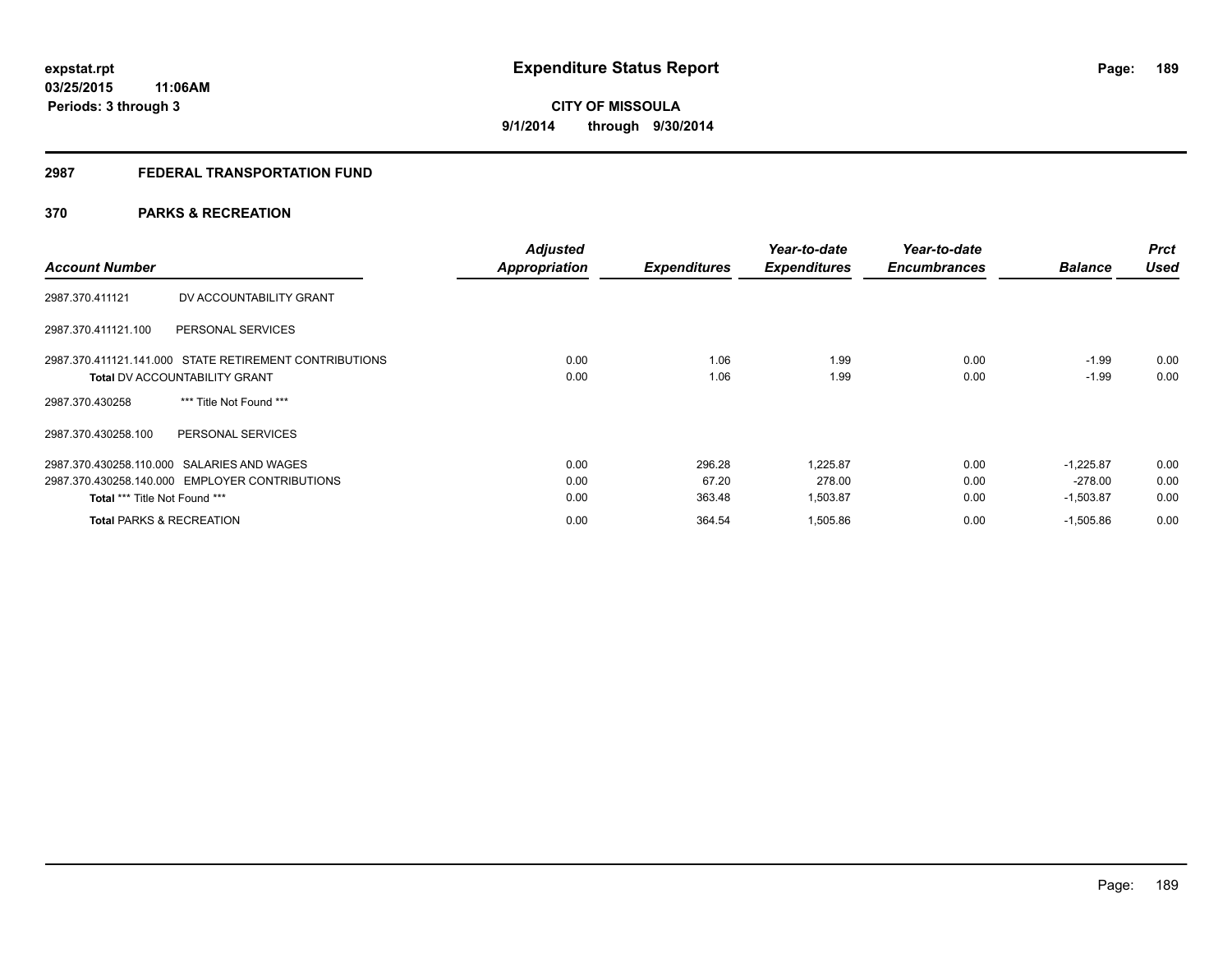**expstat.rpt**
**03/25/2015 11:06AM**
**Periods: 3 through 3**

# Expenditure Status Report

**CITY OF MISSOULA**
**9/1/2014 through 9/30/2014**

## 2987 FEDERAL TRANSPORTATION FUND

### 370 PARKS & RECREATION

| Account Number | | Adjusted Appropriation | Expenditures | Year-to-date Expenditures | Year-to-date Encumbrances | Balance | Prct Used |
|---|---|---|---|---|---|---|---|
| 2987.370.411121 | DV ACCOUNTABILITY GRANT | | | | | | |
| 2987.370.411121.100 | PERSONAL SERVICES | | | | | | |
| 2987.370.411121.141.000 | STATE RETIREMENT CONTRIBUTIONS | 0.00 | 1.06 | 1.99 | 0.00 | -1.99 | 0.00 |
| **Total** DV ACCOUNTABILITY GRANT | | 0.00 | 1.06 | 1.99 | 0.00 | -1.99 | 0.00 |
| 2987.370.430258 | *** Title Not Found *** | | | | | | |
| 2987.370.430258.100 | PERSONAL SERVICES | | | | | | |
| 2987.370.430258.110.000 | SALARIES AND WAGES | 0.00 | 296.28 | 1,225.87 | 0.00 | -1,225.87 | 0.00 |
| 2987.370.430258.140.000 | EMPLOYER CONTRIBUTIONS | 0.00 | 67.20 | 278.00 | 0.00 | -278.00 | 0.00 |
| **Total** *** Title Not Found *** | | 0.00 | 363.48 | 1,503.87 | 0.00 | -1,503.87 | 0.00 |
| **Total** PARKS & RECREATION | | 0.00 | 364.54 | 1,505.86 | 0.00 | -1,505.86 | 0.00 |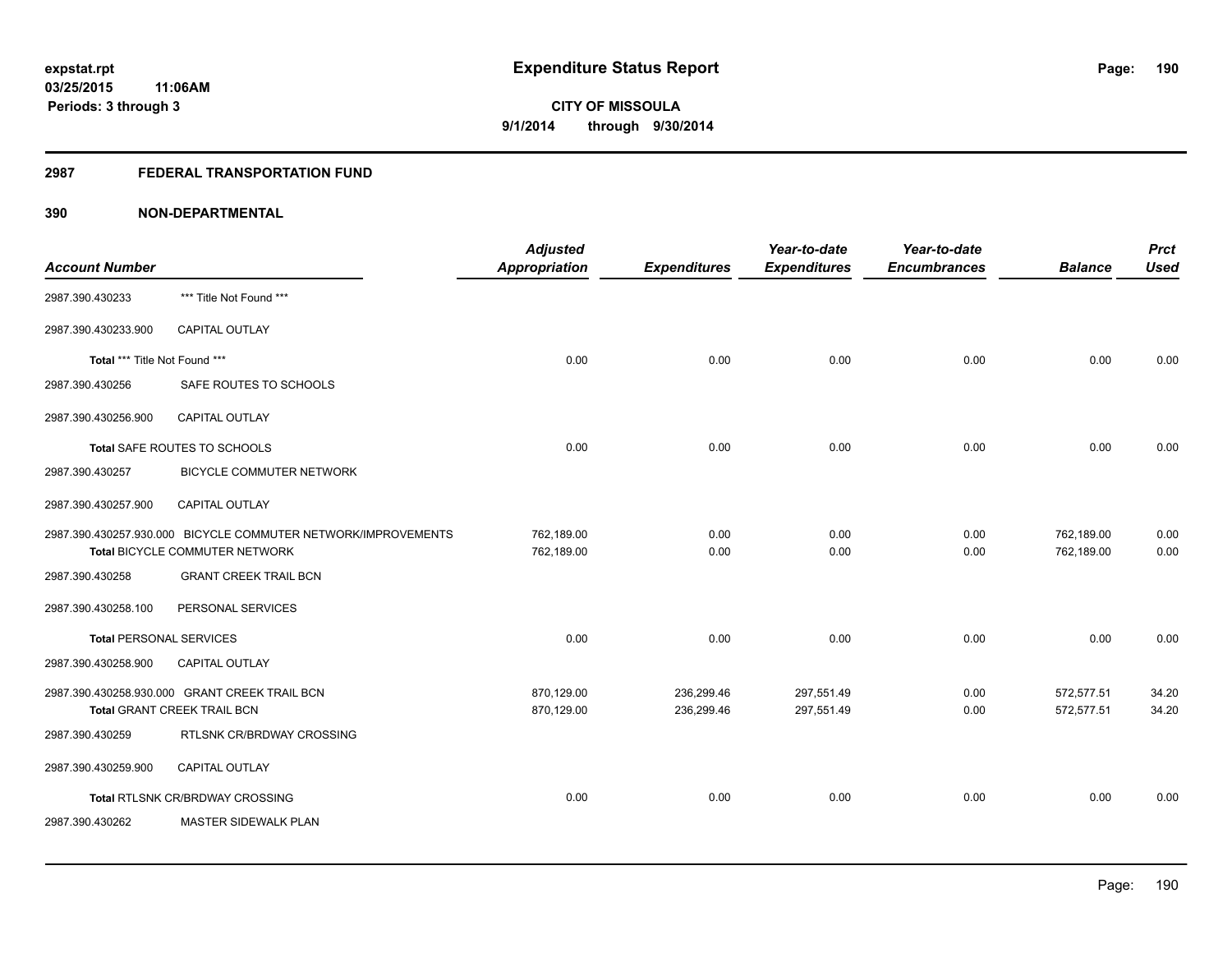expstat.rpt
03/25/2015 11:06AM
Periods: 3 through 3

# Expenditure Status Report

**CITY OF MISSOULA**
**9/1/2014 through 9/30/2014**

## 2987 FEDERAL TRANSPORTATION FUND

## 390 NON-DEPARTMENTAL

| Account Number | | Adjusted Appropriation | Expenditures | Year-to-date Expenditures | Year-to-date Encumbrances | Balance | Prct Used |
|---|---|---|---|---|---|---|---|
| 2987.390.430233 | *** Title Not Found *** | | | | | | |
| 2987.390.430233.900 | CAPITAL OUTLAY | | | | | | |
| **Total** *** Title Not Found *** | | 0.00 | 0.00 | 0.00 | 0.00 | 0.00 | 0.00 |
| 2987.390.430256 | SAFE ROUTES TO SCHOOLS | | | | | | |
| 2987.390.430256.900 | CAPITAL OUTLAY | | | | | | |
| **Total** SAFE ROUTES TO SCHOOLS | | 0.00 | 0.00 | 0.00 | 0.00 | 0.00 | 0.00 |
| 2987.390.430257 | BICYCLE COMMUTER NETWORK | | | | | | |
| 2987.390.430257.900 | CAPITAL OUTLAY | | | | | | |
| 2987.390.430257.930.000 | BICYCLE COMMUTER NETWORK/IMPROVEMENTS | 762,189.00 | 0.00 | 0.00 | 0.00 | 762,189.00 | 0.00 |
| **Total** BICYCLE COMMUTER NETWORK | | 762,189.00 | 0.00 | 0.00 | 0.00 | 762,189.00 | 0.00 |
| 2987.390.430258 | GRANT CREEK TRAIL BCN | | | | | | |
| 2987.390.430258.100 | PERSONAL SERVICES | | | | | | |
| **Total** PERSONAL SERVICES | | 0.00 | 0.00 | 0.00 | 0.00 | 0.00 | 0.00 |
| 2987.390.430258.900 | CAPITAL OUTLAY | | | | | | |
| 2987.390.430258.930.000 | GRANT CREEK TRAIL BCN | 870,129.00 | 236,299.46 | 297,551.49 | 0.00 | 572,577.51 | 34.20 |
| **Total** GRANT CREEK TRAIL BCN | | 870,129.00 | 236,299.46 | 297,551.49 | 0.00 | 572,577.51 | 34.20 |
| 2987.390.430259 | RTLSNK CR/BRDWAY CROSSING | | | | | | |
| 2987.390.430259.900 | CAPITAL OUTLAY | | | | | | |
| **Total** RTLSNK CR/BRDWAY CROSSING | | 0.00 | 0.00 | 0.00 | 0.00 | 0.00 | 0.00 |
| 2987.390.430262 | MASTER SIDEWALK PLAN | | | | | | |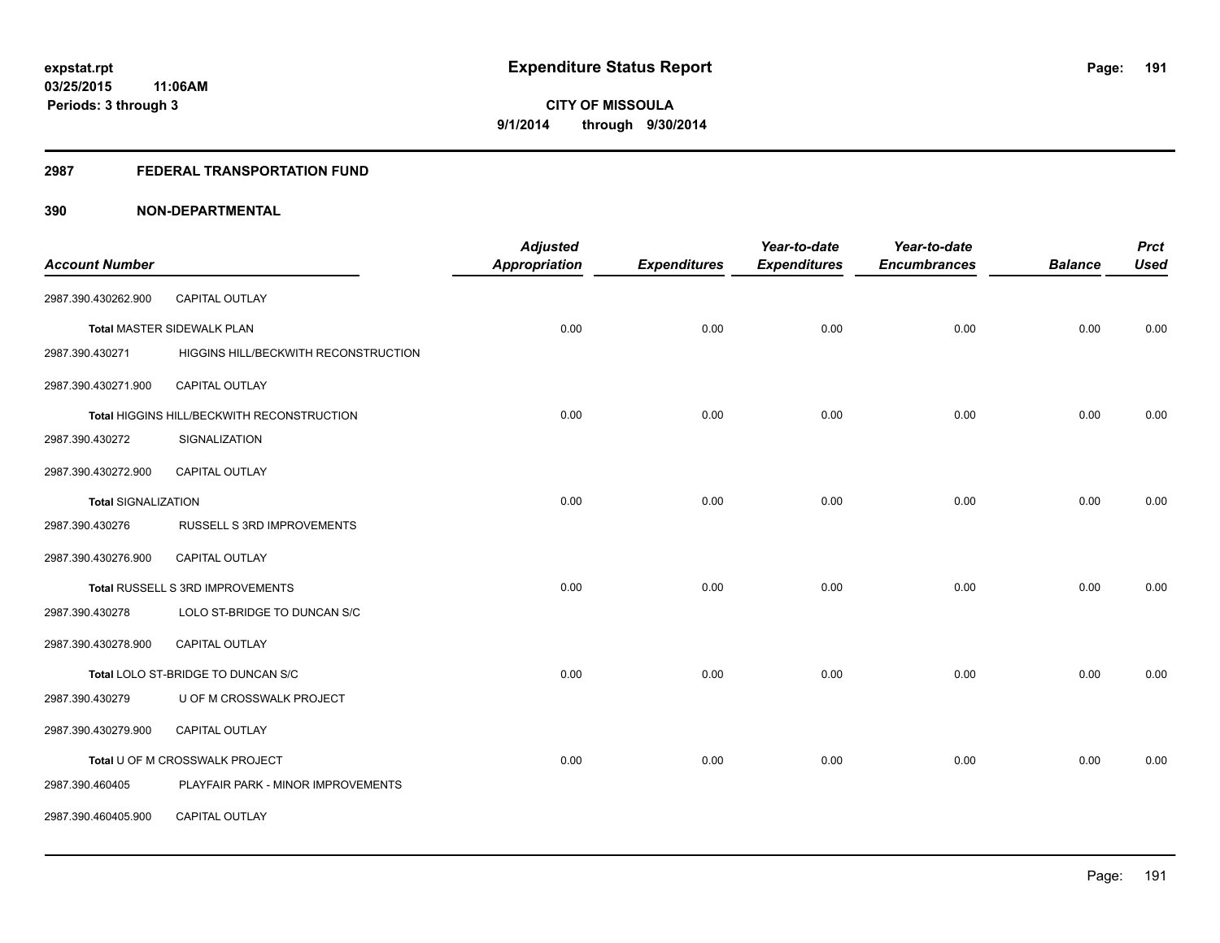**expstat.rpt**
**03/25/2015 11:06AM**
**Periods: 3 through 3**

# Expenditure Status Report

**CITY OF MISSOULA**
**9/1/2014 through 9/30/2014**

## 2987 FEDERAL TRANSPORTATION FUND

## 390 NON-DEPARTMENTAL

| Account Number | | Adjusted Appropriation | Expenditures | Year-to-date Expenditures | Year-to-date Encumbrances | Balance | Prct Used |
|---|---|---|---|---|---|---|---|
| 2987.390.430262.900 | CAPITAL OUTLAY | | | | | | |
| Total MASTER SIDEWALK PLAN | | 0.00 | 0.00 | 0.00 | 0.00 | 0.00 | 0.00 |
| 2987.390.430271 | HIGGINS HILL/BECKWITH RECONSTRUCTION | | | | | | |
| 2987.390.430271.900 | CAPITAL OUTLAY | | | | | | |
| Total HIGGINS HILL/BECKWITH RECONSTRUCTION | | 0.00 | 0.00 | 0.00 | 0.00 | 0.00 | 0.00 |
| 2987.390.430272 | SIGNALIZATION | | | | | | |
| 2987.390.430272.900 | CAPITAL OUTLAY | | | | | | |
| Total SIGNALIZATION | | 0.00 | 0.00 | 0.00 | 0.00 | 0.00 | 0.00 |
| 2987.390.430276 | RUSSELL S 3RD IMPROVEMENTS | | | | | | |
| 2987.390.430276.900 | CAPITAL OUTLAY | | | | | | |
| Total RUSSELL S 3RD IMPROVEMENTS | | 0.00 | 0.00 | 0.00 | 0.00 | 0.00 | 0.00 |
| 2987.390.430278 | LOLO ST-BRIDGE TO DUNCAN S/C | | | | | | |
| 2987.390.430278.900 | CAPITAL OUTLAY | | | | | | |
| Total LOLO ST-BRIDGE TO DUNCAN S/C | | 0.00 | 0.00 | 0.00 | 0.00 | 0.00 | 0.00 |
| 2987.390.430279 | U OF M CROSSWALK PROJECT | | | | | | |
| 2987.390.430279.900 | CAPITAL OUTLAY | | | | | | |
| Total U OF M CROSSWALK PROJECT | | 0.00 | 0.00 | 0.00 | 0.00 | 0.00 | 0.00 |
| 2987.390.460405 | PLAYFAIR PARK - MINOR IMPROVEMENTS | | | | | | |
| 2987.390.460405.900 | CAPITAL OUTLAY | | | | | | |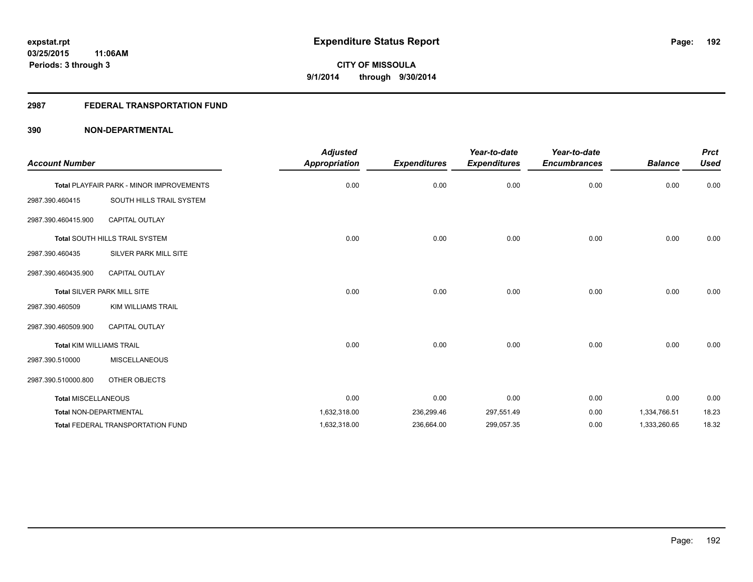**expstat.rpt**
**03/25/2015 11:06AM**
**Periods: 3 through 3**

# Expenditure Status Report

**CITY OF MISSOULA**
**9/1/2014 through 9/30/2014**

## 2987 FEDERAL TRANSPORTATION FUND

### 390 NON-DEPARTMENTAL

| Account Number | | Adjusted Appropriation | Expenditures | Year-to-date Expenditures | Year-to-date Encumbrances | Balance | Prct Used |
|---|---|---|---|---|---|---|---|
| **Total** PLAYFAIR PARK - MINOR IMPROVEMENTS | | 0.00 | 0.00 | 0.00 | 0.00 | 0.00 | 0.00 |
| 2987.390.460415 | SOUTH HILLS TRAIL SYSTEM | | | | | | |
| 2987.390.460415.900 | CAPITAL OUTLAY | | | | | | |
| **Total** SOUTH HILLS TRAIL SYSTEM | | 0.00 | 0.00 | 0.00 | 0.00 | 0.00 | 0.00 |
| 2987.390.460435 | SILVER PARK MILL SITE | | | | | | |
| 2987.390.460435.900 | CAPITAL OUTLAY | | | | | | |
| **Total** SILVER PARK MILL SITE | | 0.00 | 0.00 | 0.00 | 0.00 | 0.00 | 0.00 |
| 2987.390.460509 | KIM WILLIAMS TRAIL | | | | | | |
| 2987.390.460509.900 | CAPITAL OUTLAY | | | | | | |
| **Total** KIM WILLIAMS TRAIL | | 0.00 | 0.00 | 0.00 | 0.00 | 0.00 | 0.00 |
| 2987.390.510000 | MISCELLANEOUS | | | | | | |
| 2987.390.510000.800 | OTHER OBJECTS | | | | | | |
| **Total** MISCELLANEOUS | | 0.00 | 0.00 | 0.00 | 0.00 | 0.00 | 0.00 |
| **Total** NON-DEPARTMENTAL | | 1,632,318.00 | 236,299.46 | 297,551.49 | 0.00 | 1,334,766.51 | 18.23 |
| **Total** FEDERAL TRANSPORTATION FUND | | 1,632,318.00 | 236,664.00 | 299,057.35 | 0.00 | 1,333,260.65 | 18.32 |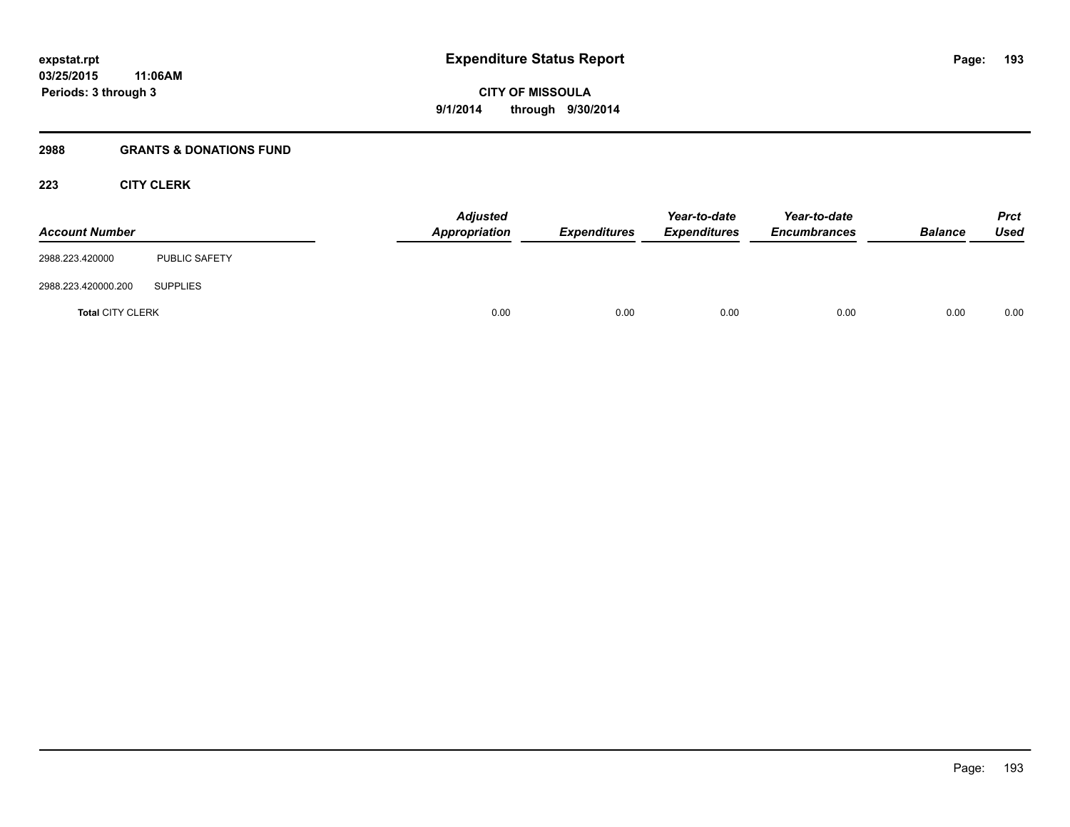# Expenditure Status Report

expstat.rpt
03/25/2015 11:06AM
Periods: 3 through 3

CITY OF MISSOULA
9/1/2014 through 9/30/2014

## 2988 GRANTS & DONATIONS FUND

### 223 CITY CLERK

| Account Number | | Adjusted Appropriation | Expenditures | Year-to-date Expenditures | Year-to-date Encumbrances | Balance | Prct Used |
|---|---|---|---|---|---|---|---|
| 2988.223.420000 | PUBLIC SAFETY | | | | | | |
| 2988.223.420000.200 | SUPPLIES | | | | | | |
| **Total** CITY CLERK | | 0.00 | 0.00 | 0.00 | 0.00 | 0.00 | 0.00 |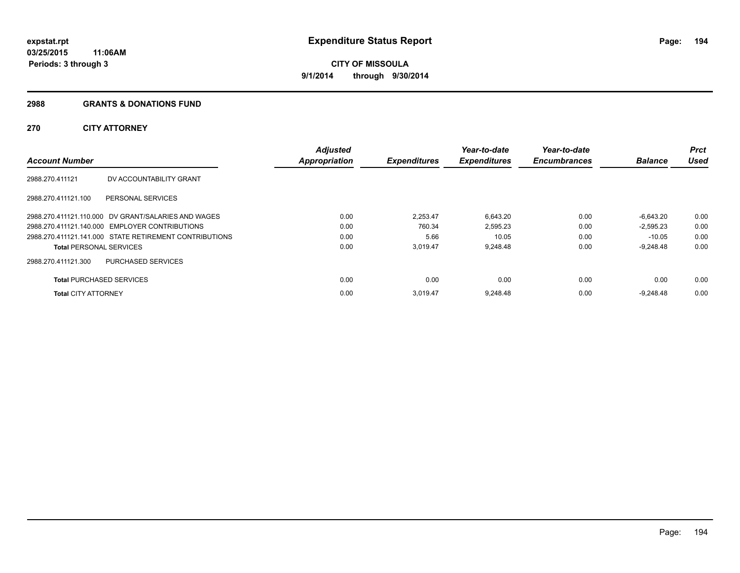**expstat.rpt**
**03/25/2015 11:06AM**
**Periods: 3 through 3**

# Expenditure Status Report

**CITY OF MISSOULA**
**9/1/2014 through 9/30/2014**

## 2988 GRANTS & DONATIONS FUND

### 270 CITY ATTORNEY

| Account Number | | Adjusted Appropriation | Expenditures | Year-to-date Expenditures | Year-to-date Encumbrances | Balance | Prct Used |
|---|---|---|---|---|---|---|---|
| 2988.270.411121 | DV ACCOUNTABILITY GRANT | | | | | | |
| 2988.270.411121.100 | PERSONAL SERVICES | | | | | | |
| 2988.270.411121.110.000 | DV GRANT/SALARIES AND WAGES | 0.00 | 2,253.47 | 6,643.20 | 0.00 | -6,643.20 | 0.00 |
| 2988.270.411121.140.000 | EMPLOYER CONTRIBUTIONS | 0.00 | 760.34 | 2,595.23 | 0.00 | -2,595.23 | 0.00 |
| 2988.270.411121.141.000 | STATE RETIREMENT CONTRIBUTIONS | 0.00 | 5.66 | 10.05 | 0.00 | -10.05 | 0.00 |
| **Total** PERSONAL SERVICES | | 0.00 | 3,019.47 | 9,248.48 | 0.00 | -9,248.48 | 0.00 |
| 2988.270.411121.300 | PURCHASED SERVICES | | | | | | |
| **Total** PURCHASED SERVICES | | 0.00 | 0.00 | 0.00 | 0.00 | 0.00 | 0.00 |
| **Total** CITY ATTORNEY | | 0.00 | 3,019.47 | 9,248.48 | 0.00 | -9,248.48 | 0.00 |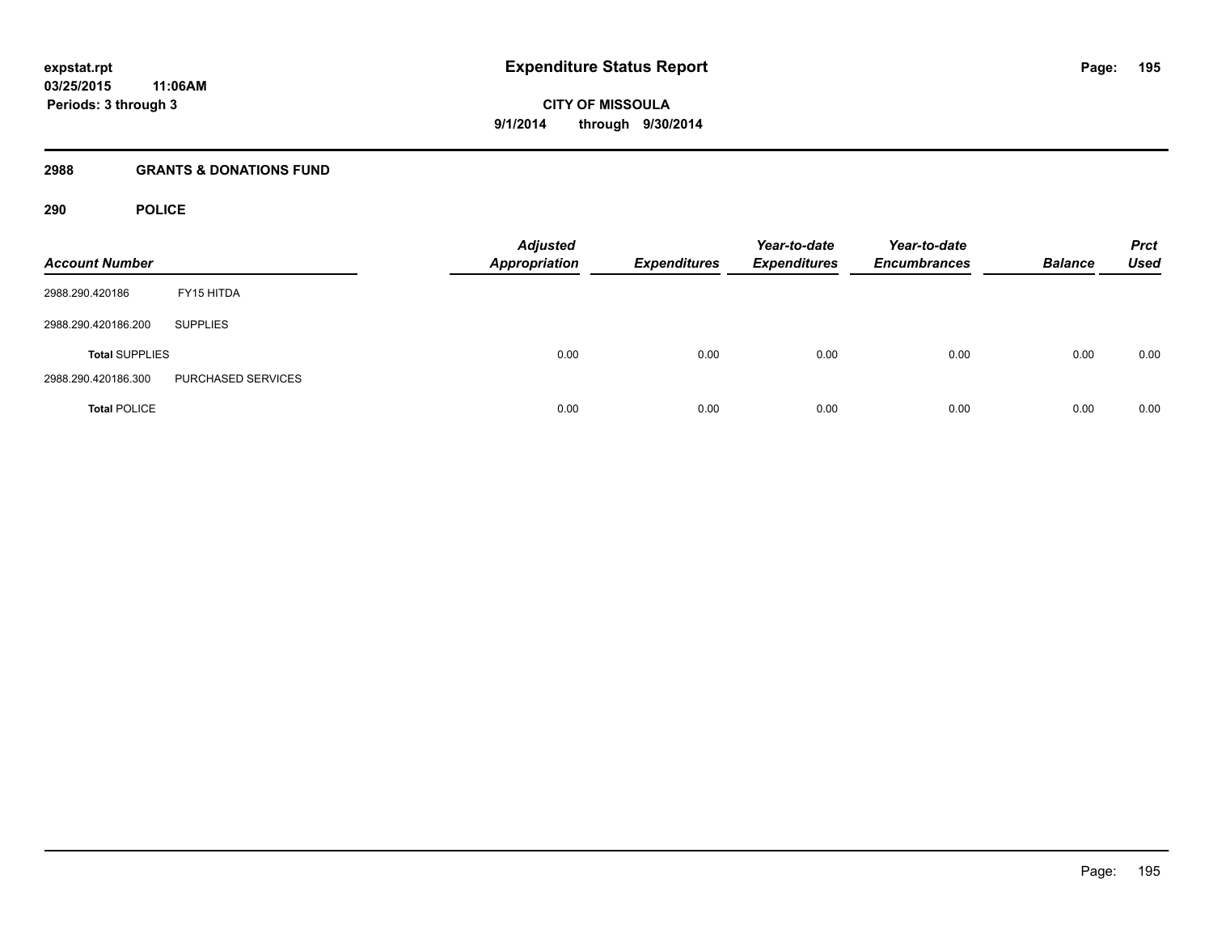# Expenditure Status Report

expstat.rpt
03/25/2015 11:06AM
Periods: 3 through 3

CITY OF MISSOULA
9/1/2014 through 9/30/2014

## 2988 GRANTS & DONATIONS FUND

### 290 POLICE

| Account Number | | Adjusted Appropriation | Expenditures | Year-to-date Expenditures | Year-to-date Encumbrances | Balance | Prct Used |
|---|---|---|---|---|---|---|---|
| 2988.290.420186 | FY15 HITDA | | | | | | |
| 2988.290.420186.200 | SUPPLIES | | | | | | |
| **Total** SUPPLIES | | 0.00 | 0.00 | 0.00 | 0.00 | 0.00 | 0.00 |
| 2988.290.420186.300 | PURCHASED SERVICES | | | | | | |
| **Total** POLICE | | 0.00 | 0.00 | 0.00 | 0.00 | 0.00 | 0.00 |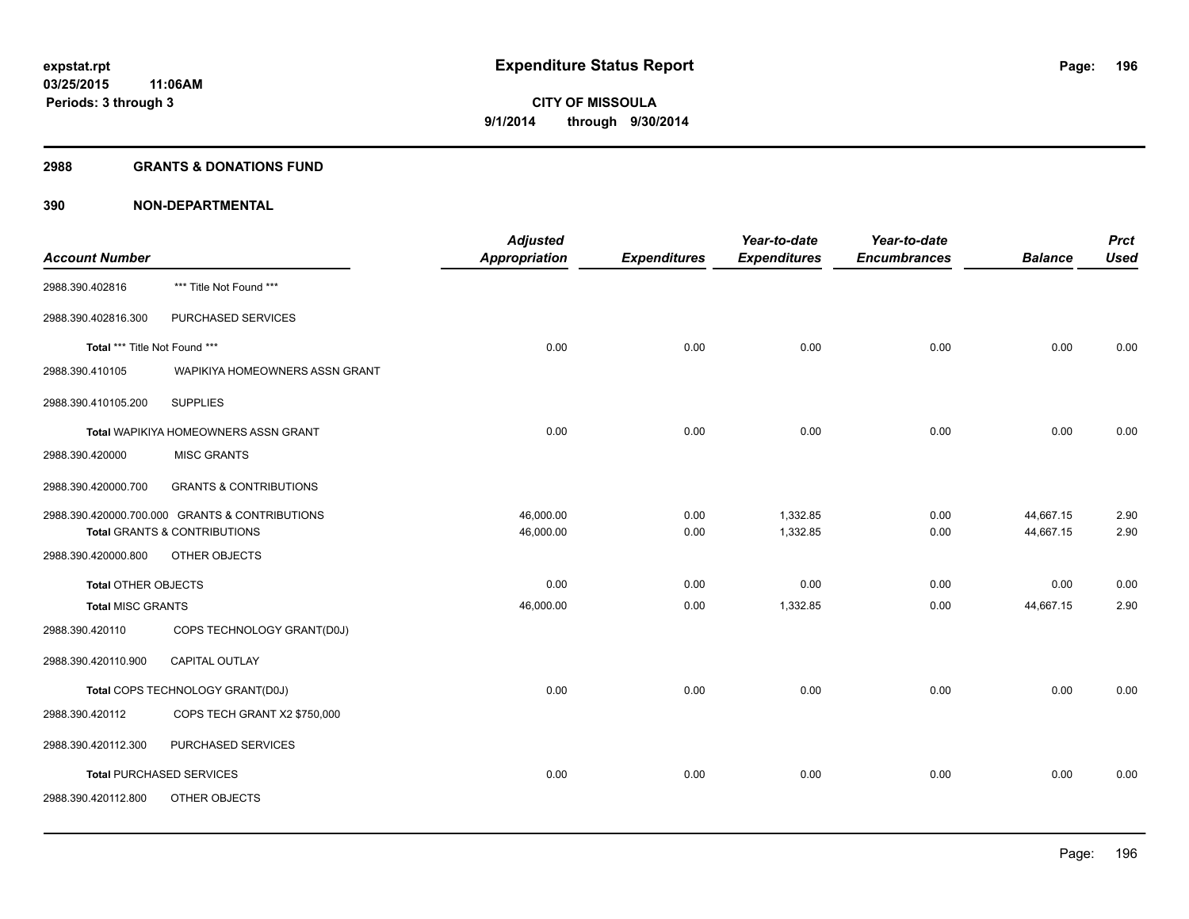**expstat.rpt**
**03/25/2015 11:06AM**
**Periods: 3 through 3**

# Expenditure Status Report

**CITY OF MISSOULA**
**9/1/2014 through 9/30/2014**

## 2988 GRANTS & DONATIONS FUND

## 390 NON-DEPARTMENTAL

| Account Number | | Adjusted Appropriation | Expenditures | Year-to-date Expenditures | Year-to-date Encumbrances | Balance | Prct Used |
|---|---|---|---|---|---|---|---|
| 2988.390.402816 | *** Title Not Found *** | | | | | | |
| 2988.390.402816.300 | PURCHASED SERVICES | | | | | | |
| Total *** Title Not Found *** | | 0.00 | 0.00 | 0.00 | 0.00 | 0.00 | 0.00 |
| 2988.390.410105 | WAPIKIYA HOMEOWNERS ASSN GRANT | | | | | | |
| 2988.390.410105.200 | SUPPLIES | | | | | | |
| Total WAPIKIYA HOMEOWNERS ASSN GRANT | | 0.00 | 0.00 | 0.00 | 0.00 | 0.00 | 0.00 |
| 2988.390.420000 | MISC GRANTS | | | | | | |
| 2988.390.420000.700 | GRANTS & CONTRIBUTIONS | | | | | | |
| 2988.390.420000.700.000 | GRANTS & CONTRIBUTIONS | 46,000.00 | 0.00 | 1,332.85 | 0.00 | 44,667.15 | 2.90 |
| **Total** GRANTS & CONTRIBUTIONS | | 46,000.00 | 0.00 | 1,332.85 | 0.00 | 44,667.15 | 2.90 |
| 2988.390.420000.800 | OTHER OBJECTS | | | | | | |
| **Total** OTHER OBJECTS | | 0.00 | 0.00 | 0.00 | 0.00 | 0.00 | 0.00 |
| **Total** MISC GRANTS | | 46,000.00 | 0.00 | 1,332.85 | 0.00 | 44,667.15 | 2.90 |
| 2988.390.420110 | COPS TECHNOLOGY GRANT(D0J) | | | | | | |
| 2988.390.420110.900 | CAPITAL OUTLAY | | | | | | |
| Total COPS TECHNOLOGY GRANT(D0J) | | 0.00 | 0.00 | 0.00 | 0.00 | 0.00 | 0.00 |
| 2988.390.420112 | COPS TECH GRANT X2 $750,000 | | | | | | |
| 2988.390.420112.300 | PURCHASED SERVICES | | | | | | |
| **Total** PURCHASED SERVICES | | 0.00 | 0.00 | 0.00 | 0.00 | 0.00 | 0.00 |
| 2988.390.420112.800 | OTHER OBJECTS | | | | | | |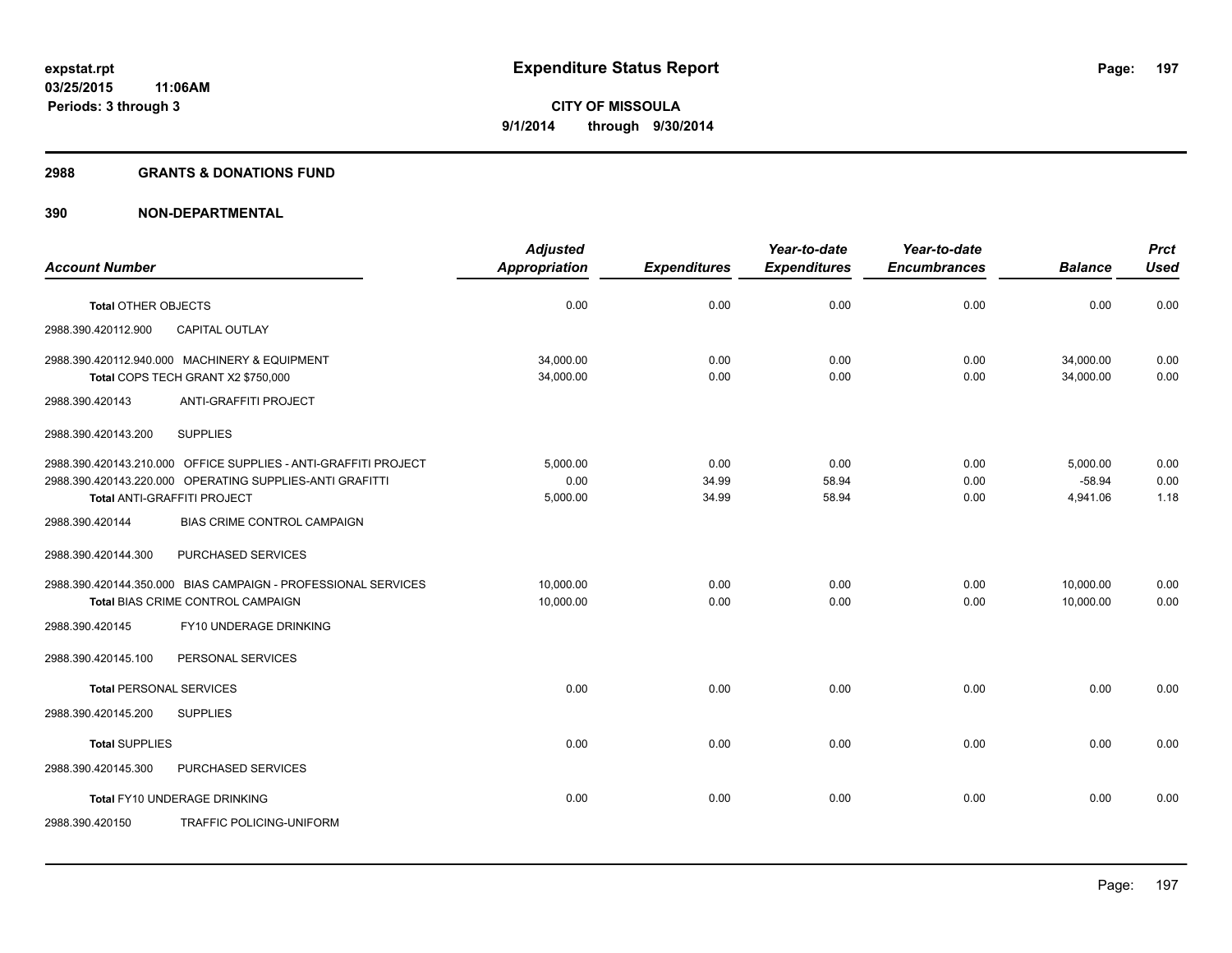# Expenditure Status Report

**expstat.rpt**
**03/25/2015 11:06AM**
**Periods: 3 through 3**

**CITY OF MISSOULA**
**9/1/2014 through 9/30/2014**

## 2988 GRANTS & DONATIONS FUND

## 390 NON-DEPARTMENTAL

| Account Number | Adjusted Appropriation | Expenditures | Year-to-date Expenditures | Year-to-date Encumbrances | Balance | Prct Used |
|---|---|---|---|---|---|---|
| **Total** OTHER OBJECTS | 0.00 | 0.00 | 0.00 | 0.00 | 0.00 | 0.00 |
| 2988.390.420112.900 CAPITAL OUTLAY | | | | | | |
| 2988.390.420112.940.000 MACHINERY & EQUIPMENT | 34,000.00 | 0.00 | 0.00 | 0.00 | 34,000.00 | 0.00 |
| **Total** COPS TECH GRANT X2 $750,000 | 34,000.00 | 0.00 | 0.00 | 0.00 | 34,000.00 | 0.00 |
| 2988.390.420143 ANTI-GRAFFITI PROJECT | | | | | | |
| 2988.390.420143.200 SUPPLIES | | | | | | |
| 2988.390.420143.210.000 OFFICE SUPPLIES - ANTI-GRAFFITI PROJECT | 5,000.00 | 0.00 | 0.00 | 0.00 | 5,000.00 | 0.00 |
| 2988.390.420143.220.000 OPERATING SUPPLIES-ANTI GRAFITTI | 0.00 | 34.99 | 58.94 | 0.00 | -58.94 | 0.00 |
| **Total** ANTI-GRAFFITI PROJECT | 5,000.00 | 34.99 | 58.94 | 0.00 | 4,941.06 | 1.18 |
| 2988.390.420144 BIAS CRIME CONTROL CAMPAIGN | | | | | | |
| 2988.390.420144.300 PURCHASED SERVICES | | | | | | |
| 2988.390.420144.350.000 BIAS CAMPAIGN - PROFESSIONAL SERVICES | 10,000.00 | 0.00 | 0.00 | 0.00 | 10,000.00 | 0.00 |
| **Total** BIAS CRIME CONTROL CAMPAIGN | 10,000.00 | 0.00 | 0.00 | 0.00 | 10,000.00 | 0.00 |
| 2988.390.420145 FY10 UNDERAGE DRINKING | | | | | | |
| 2988.390.420145.100 PERSONAL SERVICES | | | | | | |
| **Total** PERSONAL SERVICES | 0.00 | 0.00 | 0.00 | 0.00 | 0.00 | 0.00 |
| 2988.390.420145.200 SUPPLIES | | | | | | |
| **Total** SUPPLIES | 0.00 | 0.00 | 0.00 | 0.00 | 0.00 | 0.00 |
| 2988.390.420145.300 PURCHASED SERVICES | | | | | | |
| **Total** FY10 UNDERAGE DRINKING | 0.00 | 0.00 | 0.00 | 0.00 | 0.00 | 0.00 |
| 2988.390.420150 TRAFFIC POLICING-UNIFORM | | | | | | |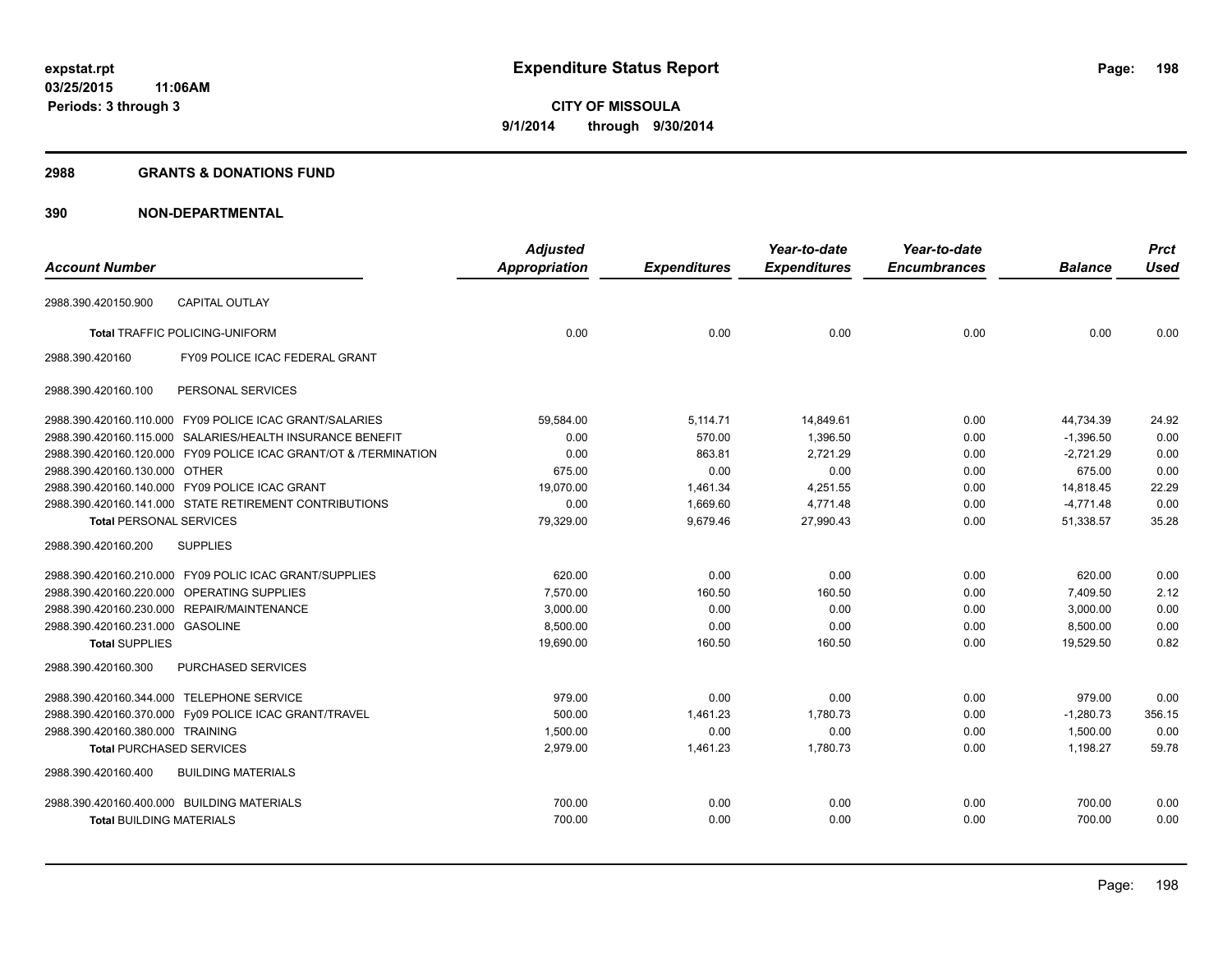# Expenditure Status Report

**CITY OF MISSOULA**

**9/1/2014 through 9/30/2014**

expstat.rpt
03/25/2015 11:06AM
Periods: 3 through 3

## 2988 GRANTS & DONATIONS FUND

## 390 NON-DEPARTMENTAL

| Account Number | Adjusted Appropriation | Expenditures | Year-to-date Expenditures | Year-to-date Encumbrances | Balance | Prct Used |
|---|---|---|---|---|---|---|
| 2988.390.420150.900 CAPITAL OUTLAY | | | | | | |
| **Total** TRAFFIC POLICING-UNIFORM | 0.00 | 0.00 | 0.00 | 0.00 | 0.00 | 0.00 |
| 2988.390.420160 FY09 POLICE ICAC FEDERAL GRANT | | | | | | |
| 2988.390.420160.100 PERSONAL SERVICES | | | | | | |
| 2988.390.420160.110.000 FY09 POLICE ICAC GRANT/SALARIES | 59,584.00 | 5,114.71 | 14,849.61 | 0.00 | 44,734.39 | 24.92 |
| 2988.390.420160.115.000 SALARIES/HEALTH INSURANCE BENEFIT | 0.00 | 570.00 | 1,396.50 | 0.00 | -1,396.50 | 0.00 |
| 2988.390.420160.120.000 FY09 POLICE ICAC GRANT/OT & /TERMINATION | 0.00 | 863.81 | 2,721.29 | 0.00 | -2,721.29 | 0.00 |
| 2988.390.420160.130.000 OTHER | 675.00 | 0.00 | 0.00 | 0.00 | 675.00 | 0.00 |
| 2988.390.420160.140.000 FY09 POLICE ICAC GRANT | 19,070.00 | 1,461.34 | 4,251.55 | 0.00 | 14,818.45 | 22.29 |
| 2988.390.420160.141.000 STATE RETIREMENT CONTRIBUTIONS | 0.00 | 1,669.60 | 4,771.48 | 0.00 | -4,771.48 | 0.00 |
| **Total** PERSONAL SERVICES | 79,329.00 | 9,679.46 | 27,990.43 | 0.00 | 51,338.57 | 35.28 |
| 2988.390.420160.200 SUPPLIES | | | | | | |
| 2988.390.420160.210.000 FY09 POLIC ICAC GRANT/SUPPLIES | 620.00 | 0.00 | 0.00 | 0.00 | 620.00 | 0.00 |
| 2988.390.420160.220.000 OPERATING SUPPLIES | 7,570.00 | 160.50 | 160.50 | 0.00 | 7,409.50 | 2.12 |
| 2988.390.420160.230.000 REPAIR/MAINTENANCE | 3,000.00 | 0.00 | 0.00 | 0.00 | 3,000.00 | 0.00 |
| 2988.390.420160.231.000 GASOLINE | 8,500.00 | 0.00 | 0.00 | 0.00 | 8,500.00 | 0.00 |
| **Total** SUPPLIES | 19,690.00 | 160.50 | 160.50 | 0.00 | 19,529.50 | 0.82 |
| 2988.390.420160.300 PURCHASED SERVICES | | | | | | |
| 2988.390.420160.344.000 TELEPHONE SERVICE | 979.00 | 0.00 | 0.00 | 0.00 | 979.00 | 0.00 |
| 2988.390.420160.370.000 Fy09 POLICE ICAC GRANT/TRAVEL | 500.00 | 1,461.23 | 1,780.73 | 0.00 | -1,280.73 | 356.15 |
| 2988.390.420160.380.000 TRAINING | 1,500.00 | 0.00 | 0.00 | 0.00 | 1,500.00 | 0.00 |
| **Total** PURCHASED SERVICES | 2,979.00 | 1,461.23 | 1,780.73 | 0.00 | 1,198.27 | 59.78 |
| 2988.390.420160.400 BUILDING MATERIALS | | | | | | |
| 2988.390.420160.400.000 BUILDING MATERIALS | 700.00 | 0.00 | 0.00 | 0.00 | 700.00 | 0.00 |
| **Total** BUILDING MATERIALS | 700.00 | 0.00 | 0.00 | 0.00 | 700.00 | 0.00 |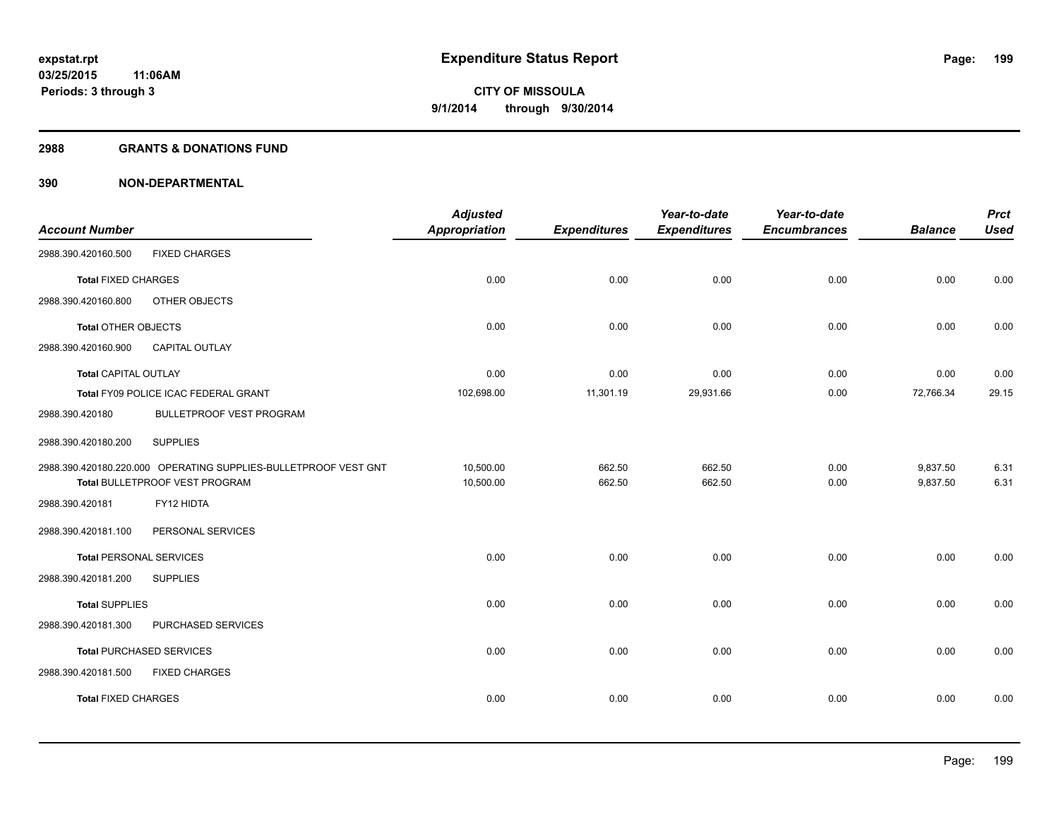# Expenditure Status Report

expstat.rpt
03/25/2015 11:06AM
Periods: 3 through 3

CITY OF MISSOULA
9/1/2014 through 9/30/2014

## 2988 GRANTS & DONATIONS FUND

## 390 NON-DEPARTMENTAL

| Account Number | | Adjusted Appropriation | Expenditures | Year-to-date Expenditures | Year-to-date Encumbrances | Balance | Prct Used |
|---|---|---|---|---|---|---|---|
| 2988.390.420160.500 | FIXED CHARGES | | | | | | |
| **Total** FIXED CHARGES | | 0.00 | 0.00 | 0.00 | 0.00 | 0.00 | 0.00 |
| 2988.390.420160.800 | OTHER OBJECTS | | | | | | |
| **Total** OTHER OBJECTS | | 0.00 | 0.00 | 0.00 | 0.00 | 0.00 | 0.00 |
| 2988.390.420160.900 | CAPITAL OUTLAY | | | | | | |
| **Total** CAPITAL OUTLAY | | 0.00 | 0.00 | 0.00 | 0.00 | 0.00 | 0.00 |
| Total FY09 POLICE ICAC FEDERAL GRANT | | 102,698.00 | 11,301.19 | 29,931.66 | 0.00 | 72,766.34 | 29.15 |
| 2988.390.420180 | BULLETPROOF VEST PROGRAM | | | | | | |
| 2988.390.420180.200 | SUPPLIES | | | | | | |
| 2988.390.420180.220.000 | OPERATING SUPPLIES-BULLETPROOF VEST GNT | 10,500.00 | 662.50 | 662.50 | 0.00 | 9,837.50 | 6.31 |
| Total BULLETPROOF VEST PROGRAM | | 10,500.00 | 662.50 | 662.50 | 0.00 | 9,837.50 | 6.31 |
| 2988.390.420181 | FY12 HIDTA | | | | | | |
| 2988.390.420181.100 | PERSONAL SERVICES | | | | | | |
| **Total** PERSONAL SERVICES | | 0.00 | 0.00 | 0.00 | 0.00 | 0.00 | 0.00 |
| 2988.390.420181.200 | SUPPLIES | | | | | | |
| **Total** SUPPLIES | | 0.00 | 0.00 | 0.00 | 0.00 | 0.00 | 0.00 |
| 2988.390.420181.300 | PURCHASED SERVICES | | | | | | |
| **Total** PURCHASED SERVICES | | 0.00 | 0.00 | 0.00 | 0.00 | 0.00 | 0.00 |
| 2988.390.420181.500 | FIXED CHARGES | | | | | | |
| **Total** FIXED CHARGES | | 0.00 | 0.00 | 0.00 | 0.00 | 0.00 | 0.00 |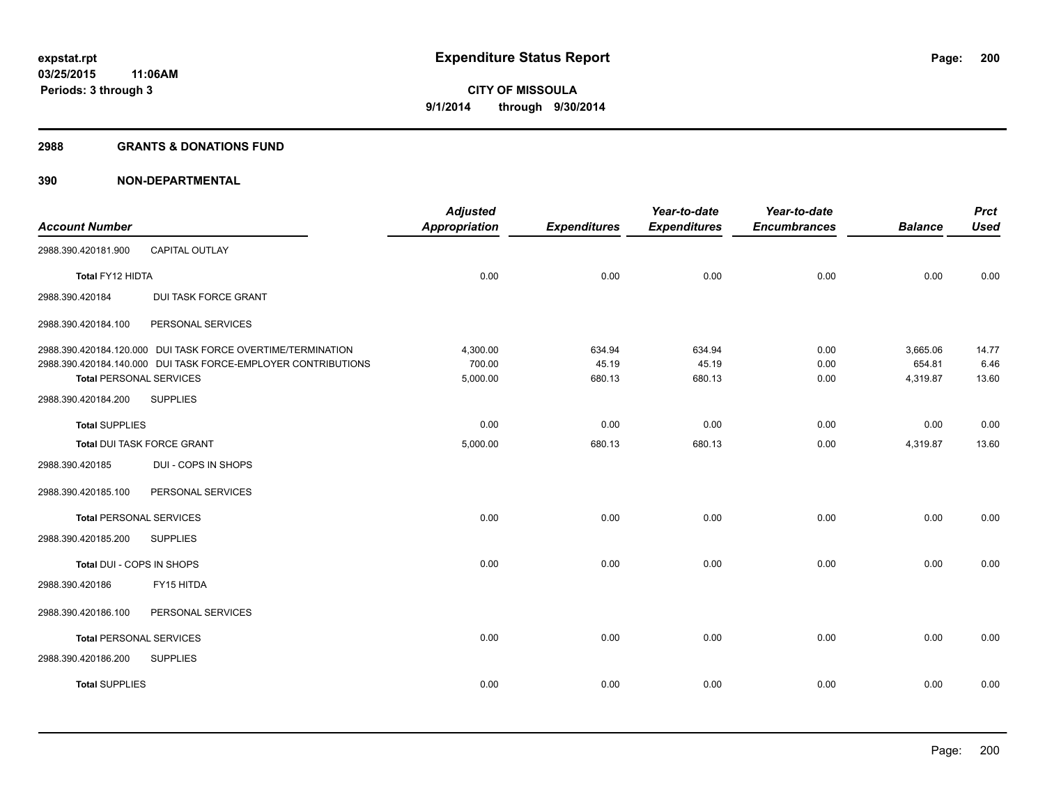# Expenditure Status Report

expstat.rpt
03/25/2015 11:06AM
Periods: 3 through 3

**CITY OF MISSOULA**
**9/1/2014 through 9/30/2014**

## 2988 GRANTS & DONATIONS FUND

### 390 NON-DEPARTMENTAL

| Account Number | | Adjusted Appropriation | Expenditures | Year-to-date Expenditures | Year-to-date Encumbrances | Balance | Prct Used |
|---|---|---|---|---|---|---|---|
| 2988.390.420181.900 | CAPITAL OUTLAY | | | | | | |
| **Total** FY12 HIDTA | | 0.00 | 0.00 | 0.00 | 0.00 | 0.00 | 0.00 |
| 2988.390.420184 | DUI TASK FORCE GRANT | | | | | | |
| 2988.390.420184.100 | PERSONAL SERVICES | | | | | | |
| 2988.390.420184.120.000 | DUI TASK FORCE OVERTIME/TERMINATION | 4,300.00 | 634.94 | 634.94 | 0.00 | 3,665.06 | 14.77 |
| 2988.390.420184.140.000 | DUI TASK FORCE-EMPLOYER CONTRIBUTIONS | 700.00 | 45.19 | 45.19 | 0.00 | 654.81 | 6.46 |
| **Total** PERSONAL SERVICES | | 5,000.00 | 680.13 | 680.13 | 0.00 | 4,319.87 | 13.60 |
| 2988.390.420184.200 | SUPPLIES | | | | | | |
| **Total** SUPPLIES | | 0.00 | 0.00 | 0.00 | 0.00 | 0.00 | 0.00 |
| **Total** DUI TASK FORCE GRANT | | 5,000.00 | 680.13 | 680.13 | 0.00 | 4,319.87 | 13.60 |
| 2988.390.420185 | DUI - COPS IN SHOPS | | | | | | |
| 2988.390.420185.100 | PERSONAL SERVICES | | | | | | |
| **Total** PERSONAL SERVICES | | 0.00 | 0.00 | 0.00 | 0.00 | 0.00 | 0.00 |
| 2988.390.420185.200 | SUPPLIES | | | | | | |
| **Total** DUI - COPS IN SHOPS | | 0.00 | 0.00 | 0.00 | 0.00 | 0.00 | 0.00 |
| 2988.390.420186 | FY15 HITDA | | | | | | |
| 2988.390.420186.100 | PERSONAL SERVICES | | | | | | |
| **Total** PERSONAL SERVICES | | 0.00 | 0.00 | 0.00 | 0.00 | 0.00 | 0.00 |
| 2988.390.420186.200 | SUPPLIES | | | | | | |
| **Total** SUPPLIES | | 0.00 | 0.00 | 0.00 | 0.00 | 0.00 | 0.00 |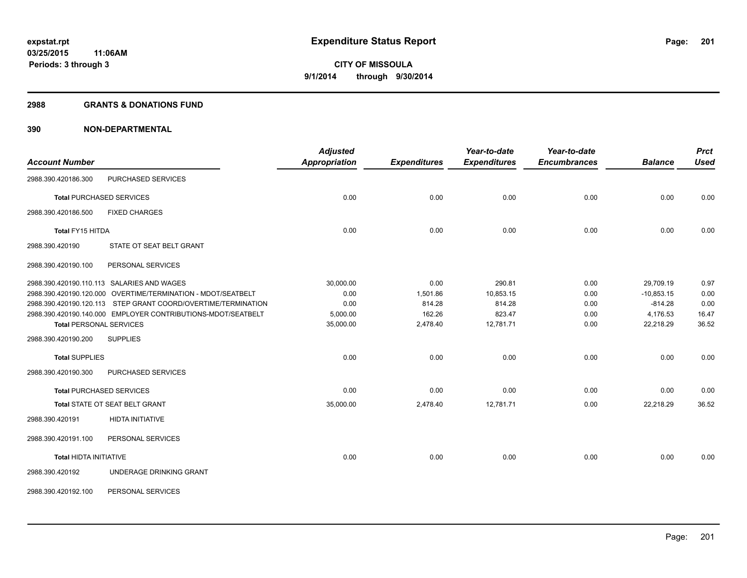**expstat.rpt**
**03/25/2015 11:06AM**
**Periods: 3 through 3**

# Expenditure Status Report

**CITY OF MISSOULA**
**9/1/2014 through 9/30/2014**

## 2988 GRANTS & DONATIONS FUND

## 390 NON-DEPARTMENTAL

| Account Number | | Adjusted Appropriation | Expenditures | Year-to-date Expenditures | Year-to-date Encumbrances | Balance | Prct Used |
|---|---|---|---|---|---|---|---|
| 2988.390.420186.300 | PURCHASED SERVICES | | | | | | |
| **Total** PURCHASED SERVICES | | 0.00 | 0.00 | 0.00 | 0.00 | 0.00 | 0.00 |
| 2988.390.420186.500 | FIXED CHARGES | | | | | | |
| **Total** FY15 HITDA | | 0.00 | 0.00 | 0.00 | 0.00 | 0.00 | 0.00 |
| 2988.390.420190 | STATE OT SEAT BELT GRANT | | | | | | |
| 2988.390.420190.100 | PERSONAL SERVICES | | | | | | |
| 2988.390.420190.110.113 | SALARIES AND WAGES | 30,000.00 | 0.00 | 290.81 | 0.00 | 29,709.19 | 0.97 |
| 2988.390.420190.120.000 | OVERTIME/TERMINATION - MDOT/SEATBELT | 0.00 | 1,501.86 | 10,853.15 | 0.00 | -10,853.15 | 0.00 |
| 2988.390.420190.120.113 | STEP GRANT COORD/OVERTIME/TERMINATION | 0.00 | 814.28 | 814.28 | 0.00 | -814.28 | 0.00 |
| 2988.390.420190.140.000 | EMPLOYER CONTRIBUTIONS-MDOT/SEATBELT | 5,000.00 | 162.26 | 823.47 | 0.00 | 4,176.53 | 16.47 |
| **Total** PERSONAL SERVICES | | 35,000.00 | 2,478.40 | 12,781.71 | 0.00 | 22,218.29 | 36.52 |
| 2988.390.420190.200 | SUPPLIES | | | | | | |
| **Total** SUPPLIES | | 0.00 | 0.00 | 0.00 | 0.00 | 0.00 | 0.00 |
| 2988.390.420190.300 | PURCHASED SERVICES | | | | | | |
| **Total** PURCHASED SERVICES | | 0.00 | 0.00 | 0.00 | 0.00 | 0.00 | 0.00 |
| **Total** STATE OT SEAT BELT GRANT | | 35,000.00 | 2,478.40 | 12,781.71 | 0.00 | 22,218.29 | 36.52 |
| 2988.390.420191 | HIDTA INITIATIVE | | | | | | |
| 2988.390.420191.100 | PERSONAL SERVICES | | | | | | |
| **Total** HIDTA INITIATIVE | | 0.00 | 0.00 | 0.00 | 0.00 | 0.00 | 0.00 |
| 2988.390.420192 | UNDERAGE DRINKING GRANT | | | | | | |
| 2988.390.420192.100 | PERSONAL SERVICES | | | | | | |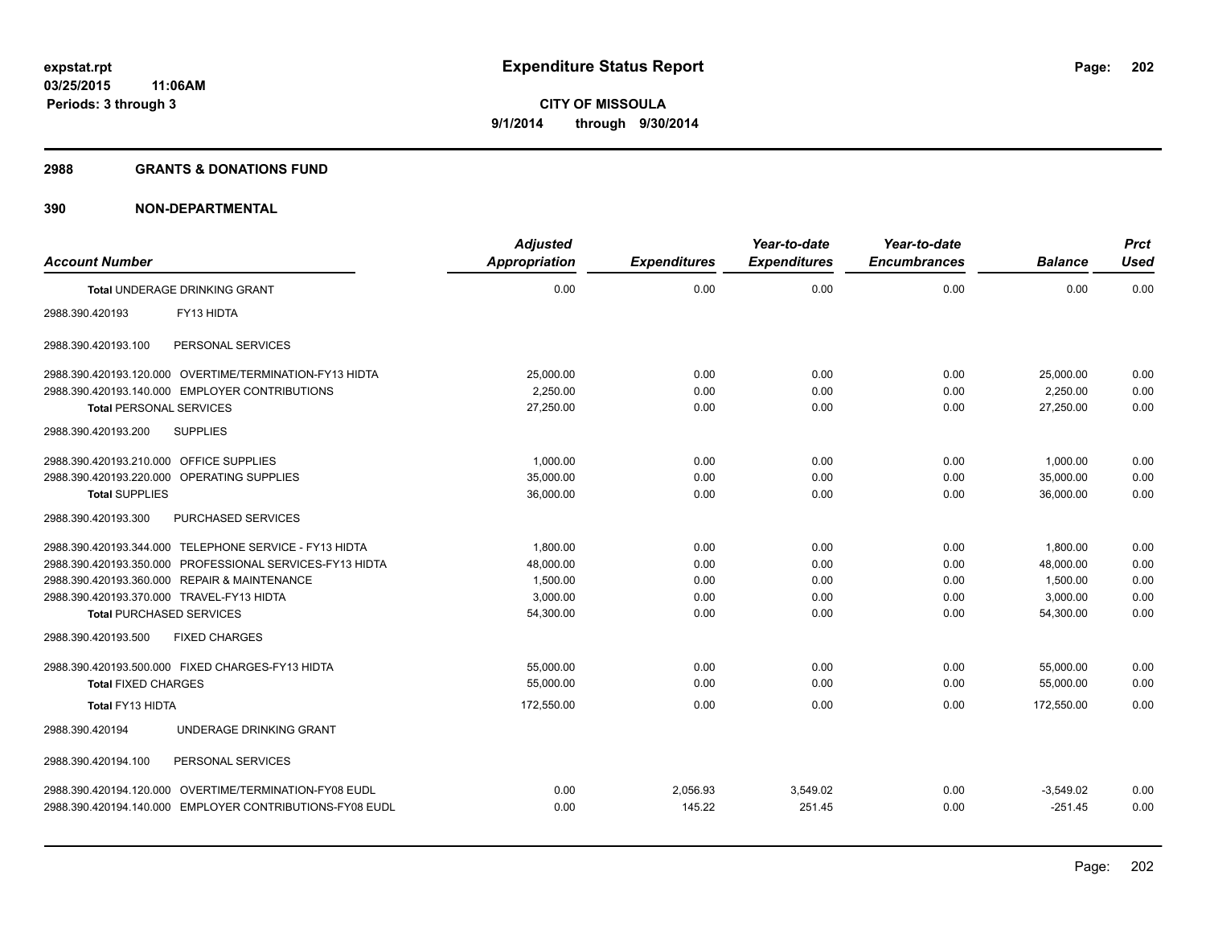# Expenditure Status Report

expstat.rpt
03/25/2015 11:06AM
Periods: 3 through 3

**CITY OF MISSOULA**
**9/1/2014 through 9/30/2014**

## 2988 GRANTS & DONATIONS FUND

### 390 NON-DEPARTMENTAL

| Account Number | Adjusted Appropriation | Expenditures | Year-to-date Expenditures | Year-to-date Encumbrances | Balance | Prct Used |
|---|---|---|---|---|---|---|
| **Total** UNDERAGE DRINKING GRANT | 0.00 | 0.00 | 0.00 | 0.00 | 0.00 | 0.00 |
| 2988.390.420193 FY13 HIDTA | | | | | | |
| 2988.390.420193.100 PERSONAL SERVICES | | | | | | |
| 2988.390.420193.120.000 OVERTIME/TERMINATION-FY13 HIDTA | 25,000.00 | 0.00 | 0.00 | 0.00 | 25,000.00 | 0.00 |
| 2988.390.420193.140.000 EMPLOYER CONTRIBUTIONS | 2,250.00 | 0.00 | 0.00 | 0.00 | 2,250.00 | 0.00 |
| **Total** PERSONAL SERVICES | 27,250.00 | 0.00 | 0.00 | 0.00 | 27,250.00 | 0.00 |
| 2988.390.420193.200 SUPPLIES | | | | | | |
| 2988.390.420193.210.000 OFFICE SUPPLIES | 1,000.00 | 0.00 | 0.00 | 0.00 | 1,000.00 | 0.00 |
| 2988.390.420193.220.000 OPERATING SUPPLIES | 35,000.00 | 0.00 | 0.00 | 0.00 | 35,000.00 | 0.00 |
| **Total** SUPPLIES | 36,000.00 | 0.00 | 0.00 | 0.00 | 36,000.00 | 0.00 |
| 2988.390.420193.300 PURCHASED SERVICES | | | | | | |
| 2988.390.420193.344.000 TELEPHONE SERVICE - FY13 HIDTA | 1,800.00 | 0.00 | 0.00 | 0.00 | 1,800.00 | 0.00 |
| 2988.390.420193.350.000 PROFESSIONAL SERVICES-FY13 HIDTA | 48,000.00 | 0.00 | 0.00 | 0.00 | 48,000.00 | 0.00 |
| 2988.390.420193.360.000 REPAIR & MAINTENANCE | 1,500.00 | 0.00 | 0.00 | 0.00 | 1,500.00 | 0.00 |
| 2988.390.420193.370.000 TRAVEL-FY13 HIDTA | 3,000.00 | 0.00 | 0.00 | 0.00 | 3,000.00 | 0.00 |
| **Total** PURCHASED SERVICES | 54,300.00 | 0.00 | 0.00 | 0.00 | 54,300.00 | 0.00 |
| 2988.390.420193.500 FIXED CHARGES | | | | | | |
| 2988.390.420193.500.000 FIXED CHARGES-FY13 HIDTA | 55,000.00 | 0.00 | 0.00 | 0.00 | 55,000.00 | 0.00 |
| **Total** FIXED CHARGES | 55,000.00 | 0.00 | 0.00 | 0.00 | 55,000.00 | 0.00 |
| **Total** FY13 HIDTA | 172,550.00 | 0.00 | 0.00 | 0.00 | 172,550.00 | 0.00 |
| 2988.390.420194 UNDERAGE DRINKING GRANT | | | | | | |
| 2988.390.420194.100 PERSONAL SERVICES | | | | | | |
| 2988.390.420194.120.000 OVERTIME/TERMINATION-FY08 EUDL | 0.00 | 2,056.93 | 3,549.02 | 0.00 | -3,549.02 | 0.00 |
| 2988.390.420194.140.000 EMPLOYER CONTRIBUTIONS-FY08 EUDL | 0.00 | 145.22 | 251.45 | 0.00 | -251.45 | 0.00 |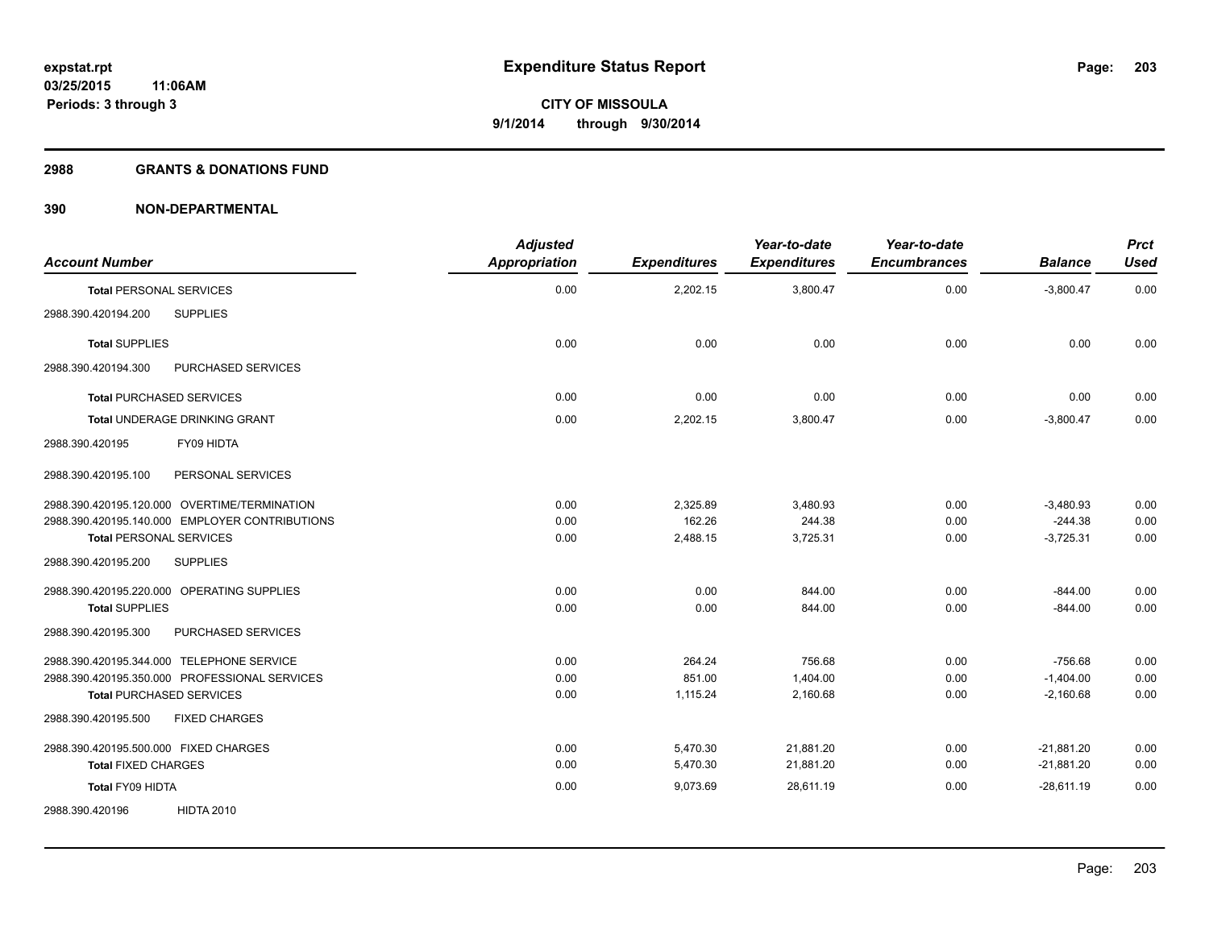**Expenditure Status Report**

**CITY OF MISSOULA**
**9/1/2014 through 9/30/2014**

expstat.rpt
03/25/2015 11:06AM
Periods: 3 through 3

## 2988 GRANTS & DONATIONS FUND

### 390 NON-DEPARTMENTAL

| Account Number | | Adjusted Appropriation | Expenditures | Year-to-date Expenditures | Year-to-date Encumbrances | Balance | Prct Used |
|---|---|---|---|---|---|---|---|
| **Total** PERSONAL SERVICES | | 0.00 | 2,202.15 | 3,800.47 | 0.00 | -3,800.47 | 0.00 |
| 2988.390.420194.200 | SUPPLIES | | | | | | |
| **Total** SUPPLIES | | 0.00 | 0.00 | 0.00 | 0.00 | 0.00 | 0.00 |
| 2988.390.420194.300 | PURCHASED SERVICES | | | | | | |
| **Total** PURCHASED SERVICES | | 0.00 | 0.00 | 0.00 | 0.00 | 0.00 | 0.00 |
| **Total** UNDERAGE DRINKING GRANT | | 0.00 | 2,202.15 | 3,800.47 | 0.00 | -3,800.47 | 0.00 |
| 2988.390.420195 | FY09 HIDTA | | | | | | |
| 2988.390.420195.100 | PERSONAL SERVICES | | | | | | |
| 2988.390.420195.120.000 | OVERTIME/TERMINATION | 0.00 | 2,325.89 | 3,480.93 | 0.00 | -3,480.93 | 0.00 |
| 2988.390.420195.140.000 | EMPLOYER CONTRIBUTIONS | 0.00 | 162.26 | 244.38 | 0.00 | -244.38 | 0.00 |
| **Total** PERSONAL SERVICES | | 0.00 | 2,488.15 | 3,725.31 | 0.00 | -3,725.31 | 0.00 |
| 2988.390.420195.200 | SUPPLIES | | | | | | |
| 2988.390.420195.220.000 | OPERATING SUPPLIES | 0.00 | 0.00 | 844.00 | 0.00 | -844.00 | 0.00 |
| **Total** SUPPLIES | | 0.00 | 0.00 | 844.00 | 0.00 | -844.00 | 0.00 |
| 2988.390.420195.300 | PURCHASED SERVICES | | | | | | |
| 2988.390.420195.344.000 | TELEPHONE SERVICE | 0.00 | 264.24 | 756.68 | 0.00 | -756.68 | 0.00 |
| 2988.390.420195.350.000 | PROFESSIONAL SERVICES | 0.00 | 851.00 | 1,404.00 | 0.00 | -1,404.00 | 0.00 |
| **Total** PURCHASED SERVICES | | 0.00 | 1,115.24 | 2,160.68 | 0.00 | -2,160.68 | 0.00 |
| 2988.390.420195.500 | FIXED CHARGES | | | | | | |
| 2988.390.420195.500.000 | FIXED CHARGES | 0.00 | 5,470.30 | 21,881.20 | 0.00 | -21,881.20 | 0.00 |
| **Total** FIXED CHARGES | | 0.00 | 5,470.30 | 21,881.20 | 0.00 | -21,881.20 | 0.00 |
| **Total** FY09 HIDTA | | 0.00 | 9,073.69 | 28,611.19 | 0.00 | -28,611.19 | 0.00 |
| 2988.390.420196 | HIDTA 2010 | | | | | | |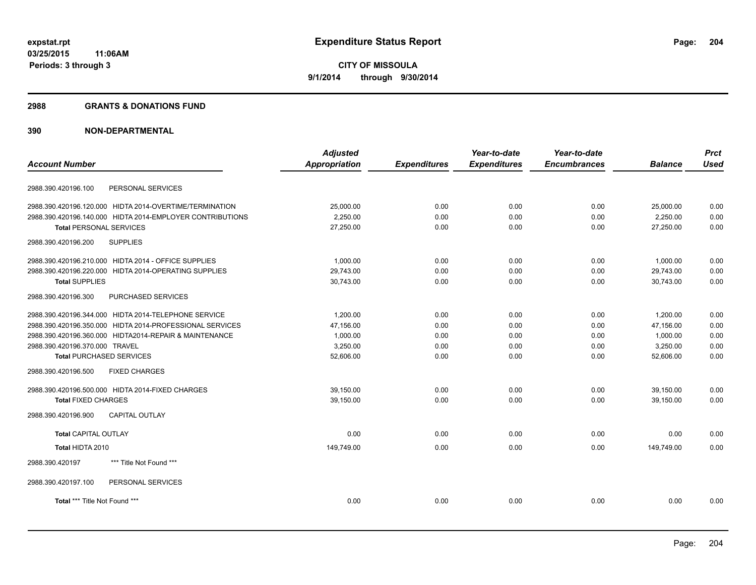**expstat.rpt**
**03/25/2015 11:06AM**
**Periods: 3 through 3**

# Expenditure Status Report

**CITY OF MISSOULA**
**9/1/2014 through 9/30/2014**

## 2988 GRANTS & DONATIONS FUND

## 390 NON-DEPARTMENTAL

| Account Number | Adjusted Appropriation | Expenditures | Year-to-date Expenditures | Year-to-date Encumbrances | Balance | Prct Used |
|---|---|---|---|---|---|---|
| 2988.390.420196.100 PERSONAL SERVICES | | | | | | |
| 2988.390.420196.120.000 HIDTA 2014-OVERTIME/TERMINATION | 25,000.00 | 0.00 | 0.00 | 0.00 | 25,000.00 | 0.00 |
| 2988.390.420196.140.000 HIDTA 2014-EMPLOYER CONTRIBUTIONS | 2,250.00 | 0.00 | 0.00 | 0.00 | 2,250.00 | 0.00 |
| **Total** PERSONAL SERVICES | 27,250.00 | 0.00 | 0.00 | 0.00 | 27,250.00 | 0.00 |
| 2988.390.420196.200 SUPPLIES | | | | | | |
| 2988.390.420196.210.000 HIDTA 2014 - OFFICE SUPPLIES | 1,000.00 | 0.00 | 0.00 | 0.00 | 1,000.00 | 0.00 |
| 2988.390.420196.220.000 HIDTA 2014-OPERATING SUPPLIES | 29,743.00 | 0.00 | 0.00 | 0.00 | 29,743.00 | 0.00 |
| **Total** SUPPLIES | 30,743.00 | 0.00 | 0.00 | 0.00 | 30,743.00 | 0.00 |
| 2988.390.420196.300 PURCHASED SERVICES | | | | | | |
| 2988.390.420196.344.000 HIDTA 2014-TELEPHONE SERVICE | 1,200.00 | 0.00 | 0.00 | 0.00 | 1,200.00 | 0.00 |
| 2988.390.420196.350.000 HIDTA 2014-PROFESSIONAL SERVICES | 47,156.00 | 0.00 | 0.00 | 0.00 | 47,156.00 | 0.00 |
| 2988.390.420196.360.000 HIDTA2014-REPAIR & MAINTENANCE | 1,000.00 | 0.00 | 0.00 | 0.00 | 1,000.00 | 0.00 |
| 2988.390.420196.370.000 TRAVEL | 3,250.00 | 0.00 | 0.00 | 0.00 | 3,250.00 | 0.00 |
| **Total** PURCHASED SERVICES | 52,606.00 | 0.00 | 0.00 | 0.00 | 52,606.00 | 0.00 |
| 2988.390.420196.500 FIXED CHARGES | | | | | | |
| 2988.390.420196.500.000 HIDTA 2014-FIXED CHARGES | 39,150.00 | 0.00 | 0.00 | 0.00 | 39,150.00 | 0.00 |
| **Total** FIXED CHARGES | 39,150.00 | 0.00 | 0.00 | 0.00 | 39,150.00 | 0.00 |
| 2988.390.420196.900 CAPITAL OUTLAY | | | | | | |
| **Total** CAPITAL OUTLAY | 0.00 | 0.00 | 0.00 | 0.00 | 0.00 | 0.00 |
| **Total HIDTA 2010** | 149,749.00 | 0.00 | 0.00 | 0.00 | 149,749.00 | 0.00 |
| 2988.390.420197 *** Title Not Found *** | | | | | | |
| 2988.390.420197.100 PERSONAL SERVICES | | | | | | |
| **Total** *** Title Not Found *** | 0.00 | 0.00 | 0.00 | 0.00 | 0.00 | 0.00 |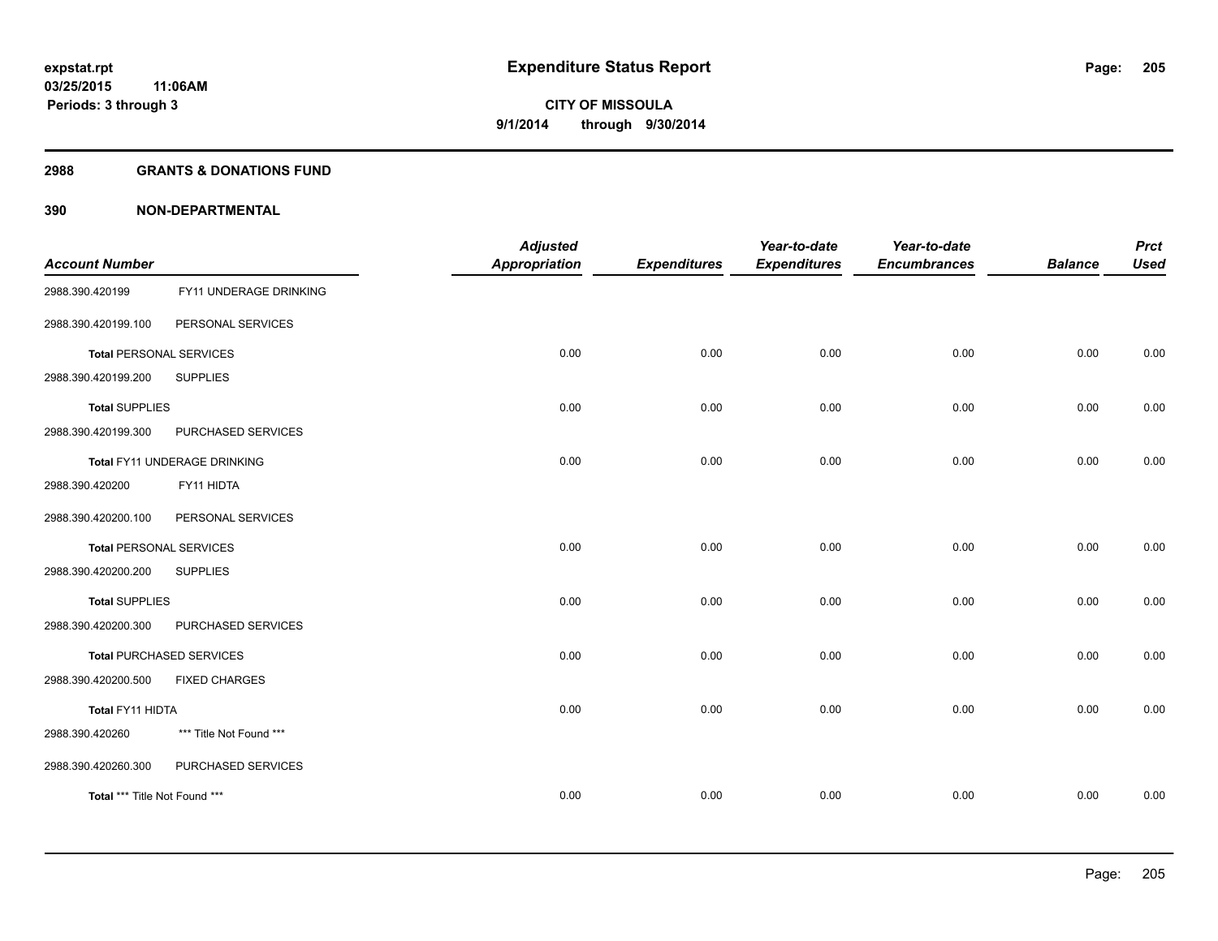# Expenditure Status Report

expstat.rpt
03/25/2015 11:06AM
Periods: 3 through 3

**CITY OF MISSOULA**
**9/1/2014 through 9/30/2014**

## 2988 GRANTS & DONATIONS FUND

## 390 NON-DEPARTMENTAL

| Account Number | | Adjusted Appropriation | Expenditures | Year-to-date Expenditures | Year-to-date Encumbrances | Balance | Prct Used |
|---|---|---|---|---|---|---|---|
| 2988.390.420199 | FY11 UNDERAGE DRINKING | | | | | | |
| 2988.390.420199.100 | PERSONAL SERVICES | | | | | | |
| **Total** PERSONAL SERVICES | | 0.00 | 0.00 | 0.00 | 0.00 | 0.00 | 0.00 |
| 2988.390.420199.200 | SUPPLIES | | | | | | |
| **Total** SUPPLIES | | 0.00 | 0.00 | 0.00 | 0.00 | 0.00 | 0.00 |
| 2988.390.420199.300 | PURCHASED SERVICES | | | | | | |
| **Total** FY11 UNDERAGE DRINKING | | 0.00 | 0.00 | 0.00 | 0.00 | 0.00 | 0.00 |
| 2988.390.420200 | FY11 HIDTA | | | | | | |
| 2988.390.420200.100 | PERSONAL SERVICES | | | | | | |
| **Total** PERSONAL SERVICES | | 0.00 | 0.00 | 0.00 | 0.00 | 0.00 | 0.00 |
| 2988.390.420200.200 | SUPPLIES | | | | | | |
| **Total** SUPPLIES | | 0.00 | 0.00 | 0.00 | 0.00 | 0.00 | 0.00 |
| 2988.390.420200.300 | PURCHASED SERVICES | | | | | | |
| **Total** PURCHASED SERVICES | | 0.00 | 0.00 | 0.00 | 0.00 | 0.00 | 0.00 |
| 2988.390.420200.500 | FIXED CHARGES | | | | | | |
| **Total** FY11 HIDTA | | 0.00 | 0.00 | 0.00 | 0.00 | 0.00 | 0.00 |
| 2988.390.420260 | *** Title Not Found *** | | | | | | |
| 2988.390.420260.300 | PURCHASED SERVICES | | | | | | |
| **Total** *** Title Not Found *** | | 0.00 | 0.00 | 0.00 | 0.00 | 0.00 | 0.00 |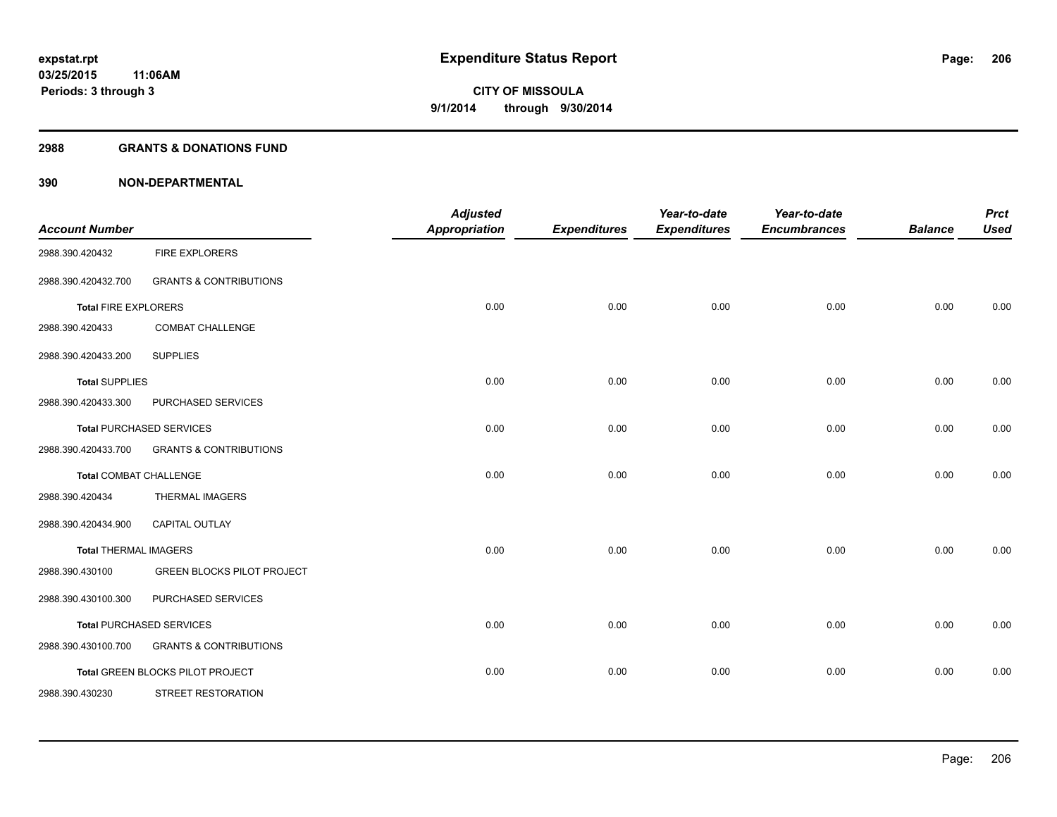# Expenditure Status Report

expstat.rpt
03/25/2015 11:06AM
Periods: 3 through 3

CITY OF MISSOULA
9/1/2014 through 9/30/2014

## 2988 GRANTS & DONATIONS FUND

## 390 NON-DEPARTMENTAL

| Account Number | | Adjusted Appropriation | Expenditures | Year-to-date Expenditures | Year-to-date Encumbrances | Balance | Prct Used |
|---|---|---|---|---|---|---|---|
| 2988.390.420432 | FIRE EXPLORERS | | | | | | |
| 2988.390.420432.700 | GRANTS & CONTRIBUTIONS | | | | | | |
| **Total** FIRE EXPLORERS | | 0.00 | 0.00 | 0.00 | 0.00 | 0.00 | 0.00 |
| 2988.390.420433 | COMBAT CHALLENGE | | | | | | |
| 2988.390.420433.200 | SUPPLIES | | | | | | |
| **Total** SUPPLIES | | 0.00 | 0.00 | 0.00 | 0.00 | 0.00 | 0.00 |
| 2988.390.420433.300 | PURCHASED SERVICES | | | | | | |
| **Total** PURCHASED SERVICES | | 0.00 | 0.00 | 0.00 | 0.00 | 0.00 | 0.00 |
| 2988.390.420433.700 | GRANTS & CONTRIBUTIONS | | | | | | |
| **Total** COMBAT CHALLENGE | | 0.00 | 0.00 | 0.00 | 0.00 | 0.00 | 0.00 |
| 2988.390.420434 | THERMAL IMAGERS | | | | | | |
| 2988.390.420434.900 | CAPITAL OUTLAY | | | | | | |
| **Total** THERMAL IMAGERS | | 0.00 | 0.00 | 0.00 | 0.00 | 0.00 | 0.00 |
| 2988.390.430100 | GREEN BLOCKS PILOT PROJECT | | | | | | |
| 2988.390.430100.300 | PURCHASED SERVICES | | | | | | |
| **Total** PURCHASED SERVICES | | 0.00 | 0.00 | 0.00 | 0.00 | 0.00 | 0.00 |
| 2988.390.430100.700 | GRANTS & CONTRIBUTIONS | | | | | | |
| **Total** GREEN BLOCKS PILOT PROJECT | | 0.00 | 0.00 | 0.00 | 0.00 | 0.00 | 0.00 |
| 2988.390.430230 | STREET RESTORATION | | | | | | |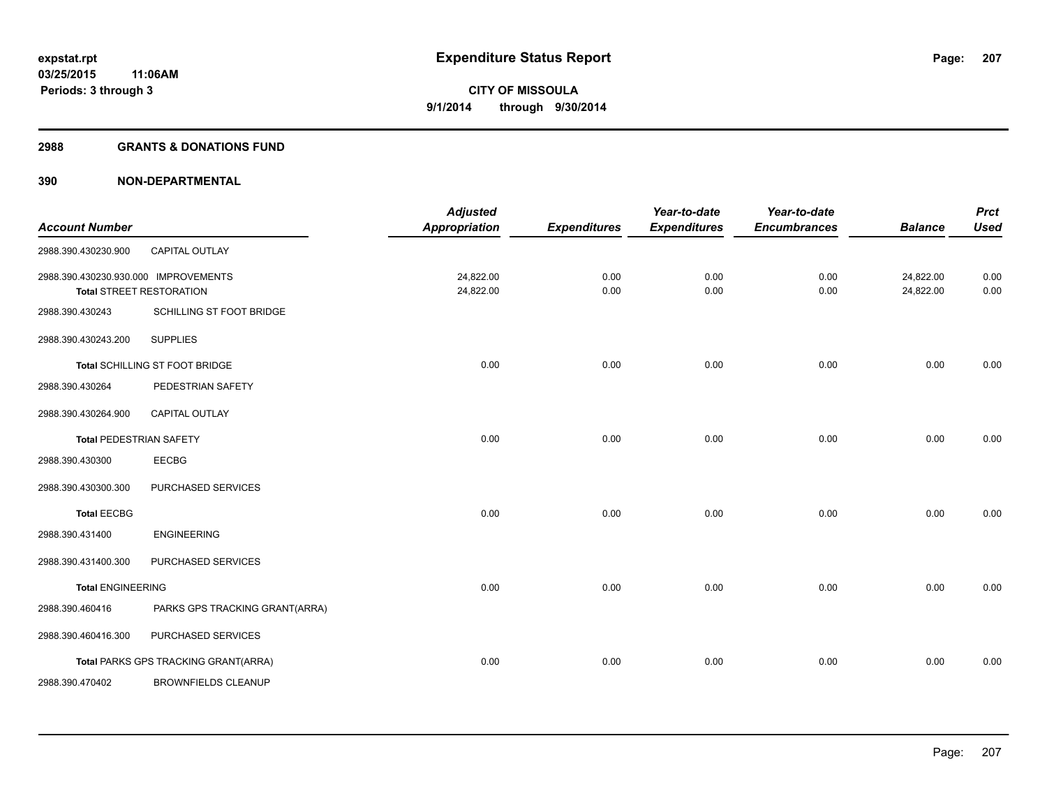# Expenditure Status Report

expstat.rpt
03/25/2015 11:06AM
Periods: 3 through 3

CITY OF MISSOULA
9/1/2014 through 9/30/2014

## 2988 GRANTS & DONATIONS FUND

## 390 NON-DEPARTMENTAL

| Account Number | | Adjusted Appropriation | Expenditures | Year-to-date Expenditures | Year-to-date Encumbrances | Balance | Prct Used |
|---|---|---|---|---|---|---|---|
| 2988.390.430230.900 | CAPITAL OUTLAY | | | | | | |
| 2988.390.430230.930.000 | IMPROVEMENTS | 24,822.00 | 0.00 | 0.00 | 0.00 | 24,822.00 | 0.00 |
| **Total** STREET RESTORATION | | 24,822.00 | 0.00 | 0.00 | 0.00 | 24,822.00 | 0.00 |
| 2988.390.430243 | SCHILLING ST FOOT BRIDGE | | | | | | |
| 2988.390.430243.200 | SUPPLIES | | | | | | |
| **Total** SCHILLING ST FOOT BRIDGE | | 0.00 | 0.00 | 0.00 | 0.00 | 0.00 | 0.00 |
| 2988.390.430264 | PEDESTRIAN SAFETY | | | | | | |
| 2988.390.430264.900 | CAPITAL OUTLAY | | | | | | |
| **Total** PEDESTRIAN SAFETY | | 0.00 | 0.00 | 0.00 | 0.00 | 0.00 | 0.00 |
| 2988.390.430300 | EECBG | | | | | | |
| 2988.390.430300.300 | PURCHASED SERVICES | | | | | | |
| **Total** EECBG | | 0.00 | 0.00 | 0.00 | 0.00 | 0.00 | 0.00 |
| 2988.390.431400 | ENGINEERING | | | | | | |
| 2988.390.431400.300 | PURCHASED SERVICES | | | | | | |
| **Total** ENGINEERING | | 0.00 | 0.00 | 0.00 | 0.00 | 0.00 | 0.00 |
| 2988.390.460416 | PARKS GPS TRACKING GRANT(ARRA) | | | | | | |
| 2988.390.460416.300 | PURCHASED SERVICES | | | | | | |
| **Total** PARKS GPS TRACKING GRANT(ARRA) | | 0.00 | 0.00 | 0.00 | 0.00 | 0.00 | 0.00 |
| 2988.390.470402 | BROWNFIELDS CLEANUP | | | | | | |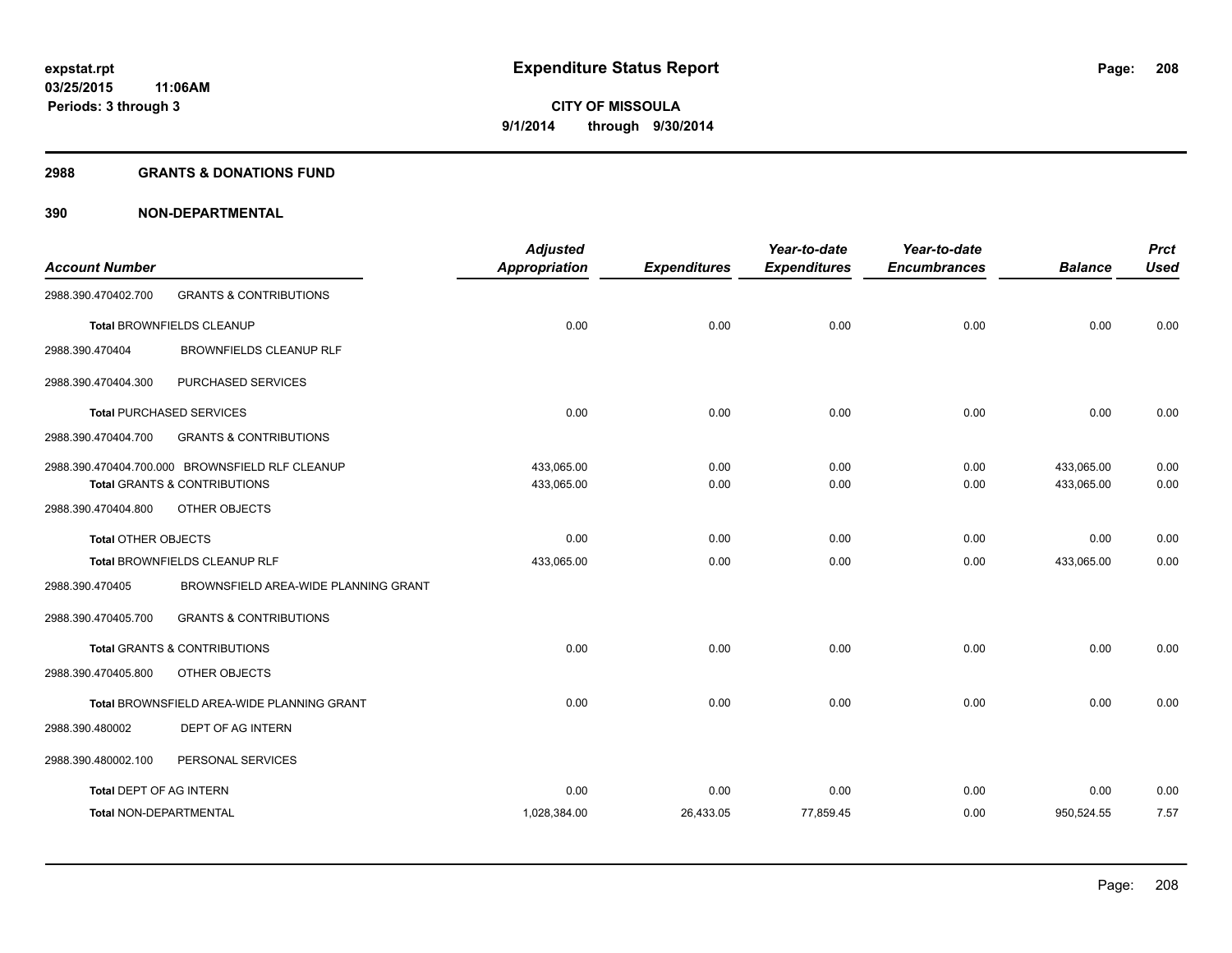**expstat.rpt**
**03/25/2015 11:06AM**
**Periods: 3 through 3**

# Expenditure Status Report

**CITY OF MISSOULA**
**9/1/2014 through 9/30/2014**

## 2988 GRANTS & DONATIONS FUND

## 390 NON-DEPARTMENTAL

| Account Number | | Adjusted Appropriation | Expenditures | Year-to-date Expenditures | Year-to-date Encumbrances | Balance | Prct Used |
|---|---|---|---|---|---|---|---|
| 2988.390.470402.700 | GRANTS & CONTRIBUTIONS | | | | | | |
| Total BROWNFIELDS CLEANUP | | 0.00 | 0.00 | 0.00 | 0.00 | 0.00 | 0.00 |
| 2988.390.470404 | BROWNFIELDS CLEANUP RLF | | | | | | |
| 2988.390.470404.300 | PURCHASED SERVICES | | | | | | |
| Total PURCHASED SERVICES | | 0.00 | 0.00 | 0.00 | 0.00 | 0.00 | 0.00 |
| 2988.390.470404.700 | GRANTS & CONTRIBUTIONS | | | | | | |
| 2988.390.470404.700.000 | BROWNSFIELD RLF CLEANUP | 433,065.00 | 0.00 | 0.00 | 0.00 | 433,065.00 | 0.00 |
| Total GRANTS & CONTRIBUTIONS | | 433,065.00 | 0.00 | 0.00 | 0.00 | 433,065.00 | 0.00 |
| 2988.390.470404.800 | OTHER OBJECTS | | | | | | |
| Total OTHER OBJECTS | | 0.00 | 0.00 | 0.00 | 0.00 | 0.00 | 0.00 |
| Total BROWNFIELDS CLEANUP RLF | | 433,065.00 | 0.00 | 0.00 | 0.00 | 433,065.00 | 0.00 |
| 2988.390.470405 | BROWNSFIELD AREA-WIDE PLANNING GRANT | | | | | | |
| 2988.390.470405.700 | GRANTS & CONTRIBUTIONS | | | | | | |
| Total GRANTS & CONTRIBUTIONS | | 0.00 | 0.00 | 0.00 | 0.00 | 0.00 | 0.00 |
| 2988.390.470405.800 | OTHER OBJECTS | | | | | | |
| Total BROWNSFIELD AREA-WIDE PLANNING GRANT | | 0.00 | 0.00 | 0.00 | 0.00 | 0.00 | 0.00 |
| 2988.390.480002 | DEPT OF AG INTERN | | | | | | |
| 2988.390.480002.100 | PERSONAL SERVICES | | | | | | |
| Total DEPT OF AG INTERN | | 0.00 | 0.00 | 0.00 | 0.00 | 0.00 | 0.00 |
| Total NON-DEPARTMENTAL | | 1,028,384.00 | 26,433.05 | 77,859.45 | 0.00 | 950,524.55 | 7.57 |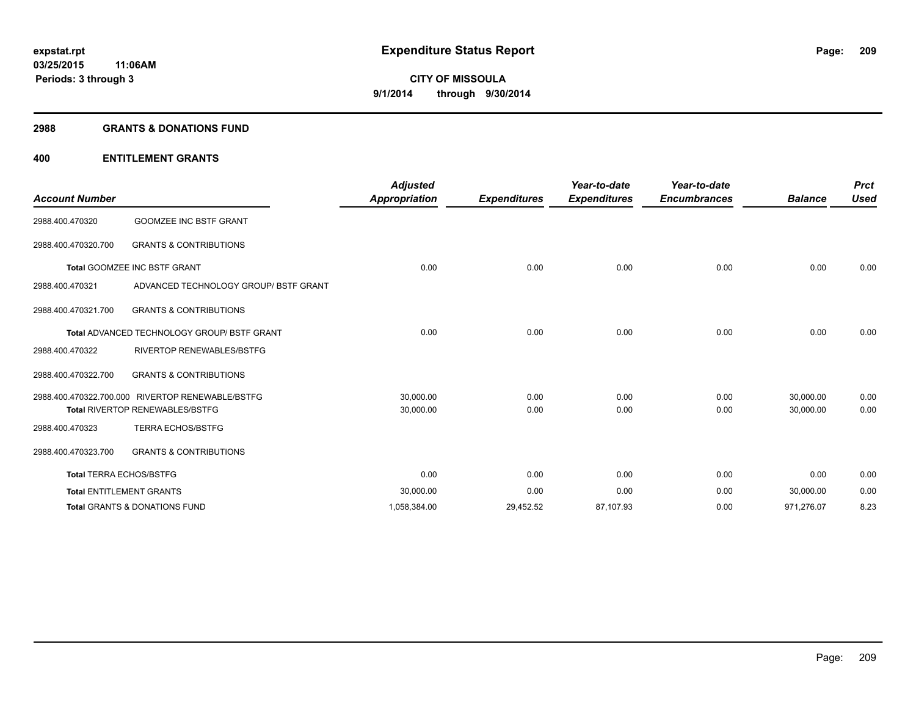**Expenditure Status Report**

**CITY OF MISSOULA**

**9/1/2014 through 9/30/2014**

expstat.rpt
03/25/2015 11:06AM
Periods: 3 through 3

## 2988 GRANTS & DONATIONS FUND

### 400 ENTITLEMENT GRANTS

| Account Number | | Adjusted Appropriation | Expenditures | Year-to-date Expenditures | Year-to-date Encumbrances | Balance | Prct Used |
|---|---|---|---|---|---|---|---|
| 2988.400.470320 | GOOMZEE INC BSTF GRANT | | | | | | |
| 2988.400.470320.700 | GRANTS & CONTRIBUTIONS | | | | | | |
| **Total** GOOMZEE INC BSTF GRANT | | 0.00 | 0.00 | 0.00 | 0.00 | 0.00 | 0.00 |
| 2988.400.470321 | ADVANCED TECHNOLOGY GROUP/ BSTF GRANT | | | | | | |
| 2988.400.470321.700 | GRANTS & CONTRIBUTIONS | | | | | | |
| **Total** ADVANCED TECHNOLOGY GROUP/ BSTF GRANT | | 0.00 | 0.00 | 0.00 | 0.00 | 0.00 | 0.00 |
| 2988.400.470322 | RIVERTOP RENEWABLES/BSTFG | | | | | | |
| 2988.400.470322.700 | GRANTS & CONTRIBUTIONS | | | | | | |
| 2988.400.470322.700.000 | RIVERTOP RENEWABLE/BSTFG | 30,000.00 | 0.00 | 0.00 | 0.00 | 30,000.00 | 0.00 |
| **Total** RIVERTOP RENEWABLES/BSTFG | | 30,000.00 | 0.00 | 0.00 | 0.00 | 30,000.00 | 0.00 |
| 2988.400.470323 | TERRA ECHOS/BSTFG | | | | | | |
| 2988.400.470323.700 | GRANTS & CONTRIBUTIONS | | | | | | |
| **Total** TERRA ECHOS/BSTFG | | 0.00 | 0.00 | 0.00 | 0.00 | 0.00 | 0.00 |
| **Total** ENTITLEMENT GRANTS | | 30,000.00 | 0.00 | 0.00 | 0.00 | 30,000.00 | 0.00 |
| **Total** GRANTS & DONATIONS FUND | | 1,058,384.00 | 29,452.52 | 87,107.93 | 0.00 | 971,276.07 | 8.23 |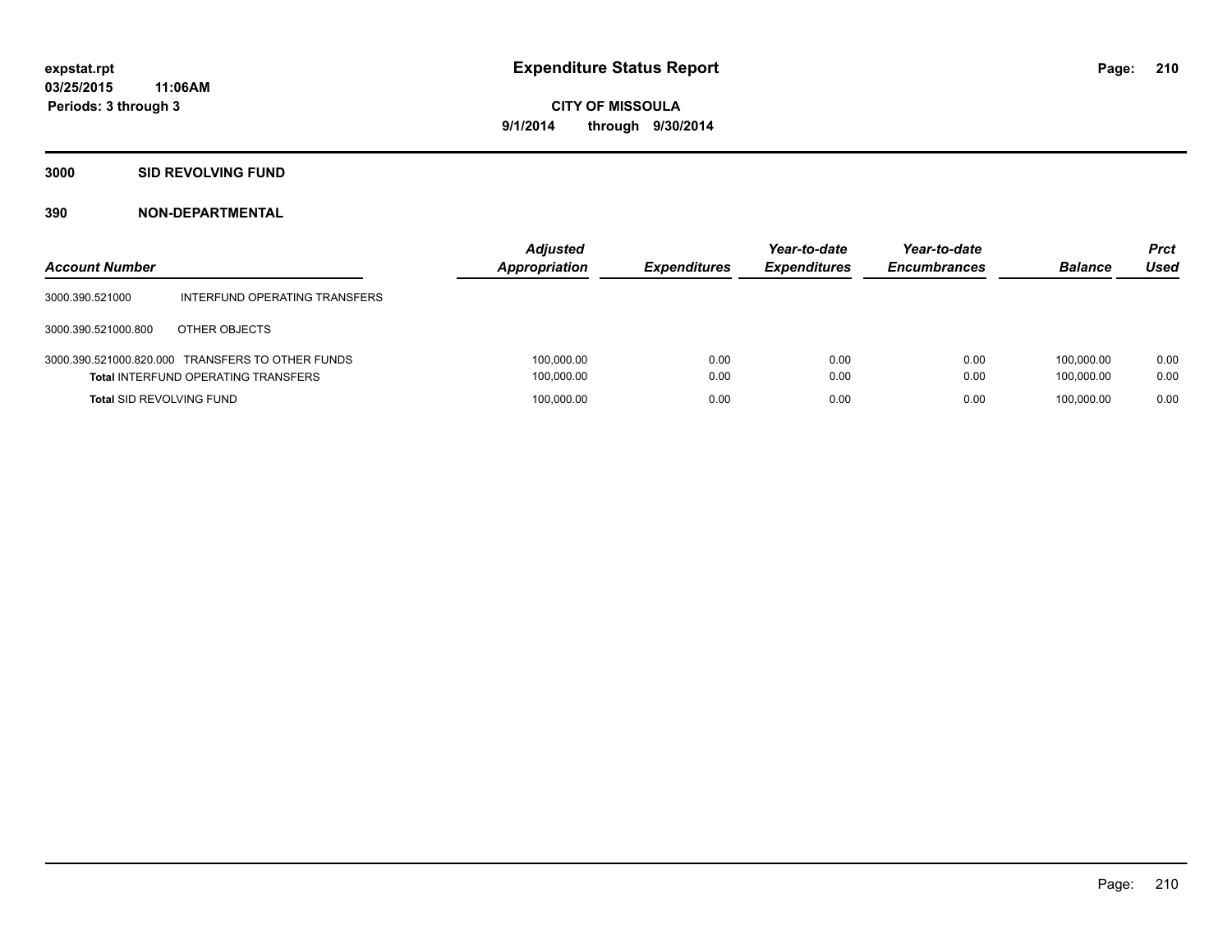**expstat.rpt**
**03/25/2015 11:06AM**
**Periods: 3 through 3**

# Expenditure Status Report

**CITY OF MISSOULA**
**9/1/2014 through 9/30/2014**

## 3000 SID REVOLVING FUND

### 390 NON-DEPARTMENTAL

| Account Number | | Adjusted Appropriation | Expenditures | Year-to-date Expenditures | Year-to-date Encumbrances | Balance | Prct Used |
|---|---|---|---|---|---|---|---|
| 3000.390.521000 | INTERFUND OPERATING TRANSFERS | | | | | | |
| 3000.390.521000.800 | OTHER OBJECTS | | | | | | |
| 3000.390.521000.820.000 | TRANSFERS TO OTHER FUNDS | 100,000.00 | 0.00 | 0.00 | 0.00 | 100,000.00 | 0.00 |
| **Total** INTERFUND OPERATING TRANSFERS | | 100,000.00 | 0.00 | 0.00 | 0.00 | 100,000.00 | 0.00 |
| **Total** SID REVOLVING FUND | | 100,000.00 | 0.00 | 0.00 | 0.00 | 100,000.00 | 0.00 |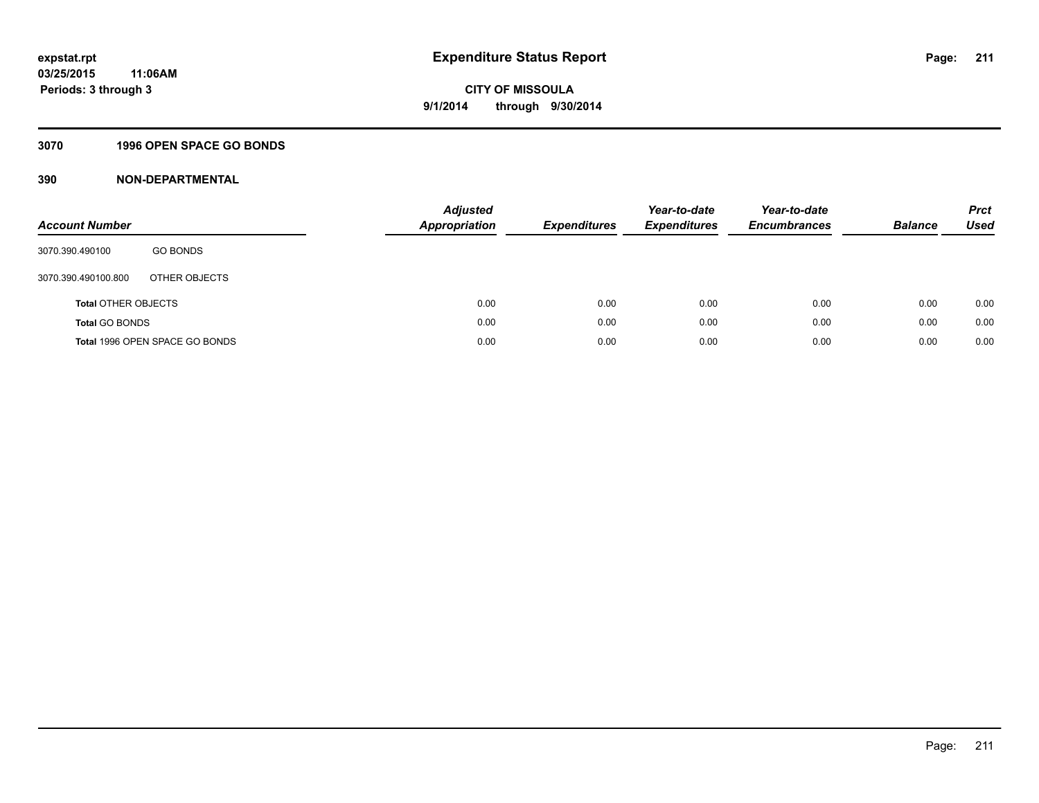expstat.rpt
03/25/2015 11:06AM
Periods: 3 through 3

# Expenditure Status Report

**CITY OF MISSOULA**
**9/1/2014 through 9/30/2014**

## 3070 1996 OPEN SPACE GO BONDS

## 390 NON-DEPARTMENTAL

| Account Number | | Adjusted Appropriation | Expenditures | Year-to-date Expenditures | Year-to-date Encumbrances | Balance | Prct Used |
|---|---|---|---|---|---|---|---|
| 3070.390.490100 | GO BONDS | | | | | | |
| 3070.390.490100.800 | OTHER OBJECTS | | | | | | |
| **Total** OTHER OBJECTS | | 0.00 | 0.00 | 0.00 | 0.00 | 0.00 | 0.00 |
| **Total** GO BONDS | | 0.00 | 0.00 | 0.00 | 0.00 | 0.00 | 0.00 |
| **Total** 1996 OPEN SPACE GO BONDS | | 0.00 | 0.00 | 0.00 | 0.00 | 0.00 | 0.00 |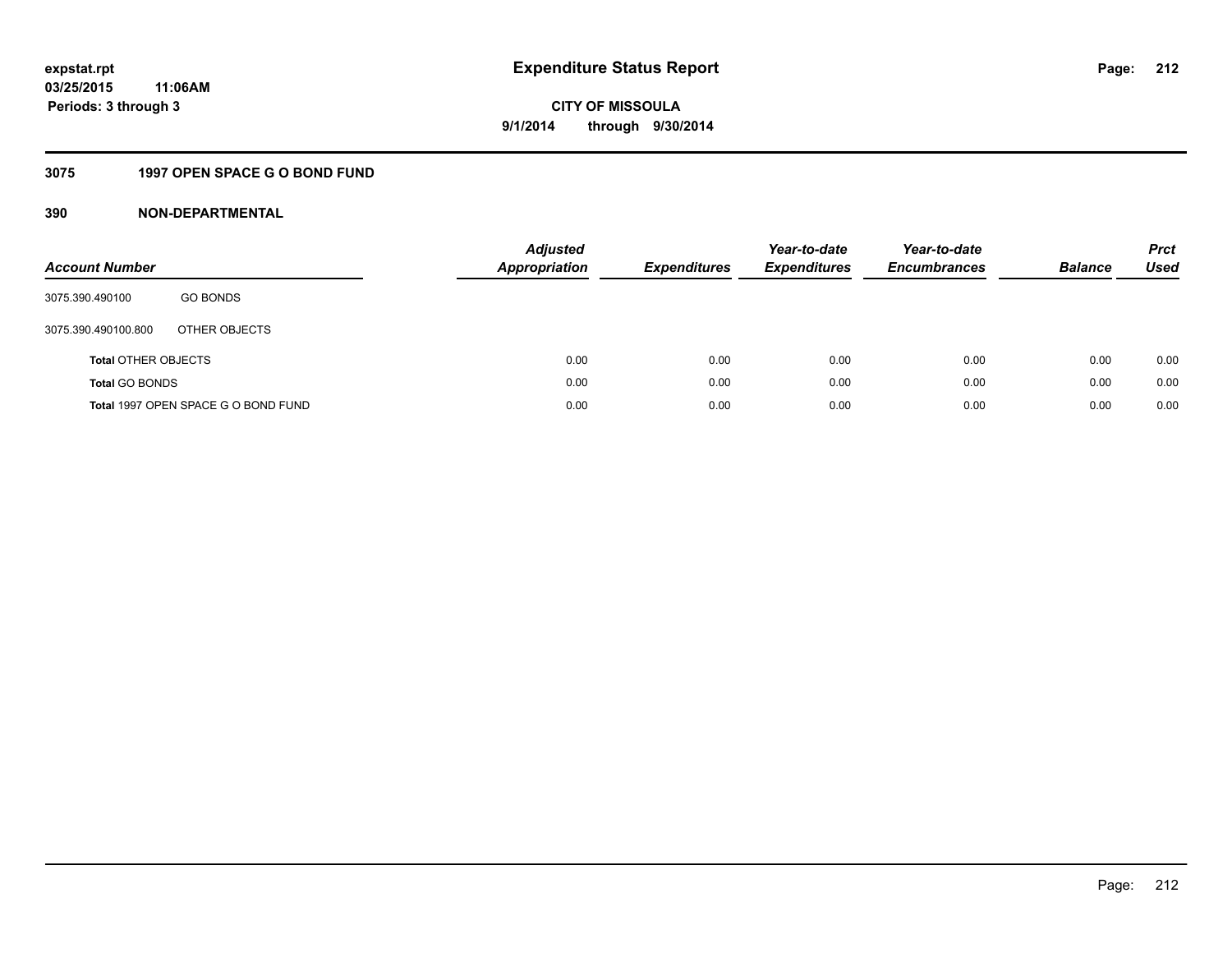# Expenditure Status Report

expstat.rpt
03/25/2015 11:06AM
Periods: 3 through 3

CITY OF MISSOULA
9/1/2014 through 9/30/2014

## 3075 1997 OPEN SPACE G O BOND FUND

### 390 NON-DEPARTMENTAL

| Account Number | | Adjusted Appropriation | Expenditures | Year-to-date Expenditures | Year-to-date Encumbrances | Balance | Prct Used |
|---|---|---|---|---|---|---|---|
| 3075.390.490100 | GO BONDS | | | | | | |
| 3075.390.490100.800 | OTHER OBJECTS | | | | | | |
| **Total** OTHER OBJECTS | | 0.00 | 0.00 | 0.00 | 0.00 | 0.00 | 0.00 |
| **Total** GO BONDS | | 0.00 | 0.00 | 0.00 | 0.00 | 0.00 | 0.00 |
| **Total** 1997 OPEN SPACE G O BOND FUND | | 0.00 | 0.00 | 0.00 | 0.00 | 0.00 | 0.00 |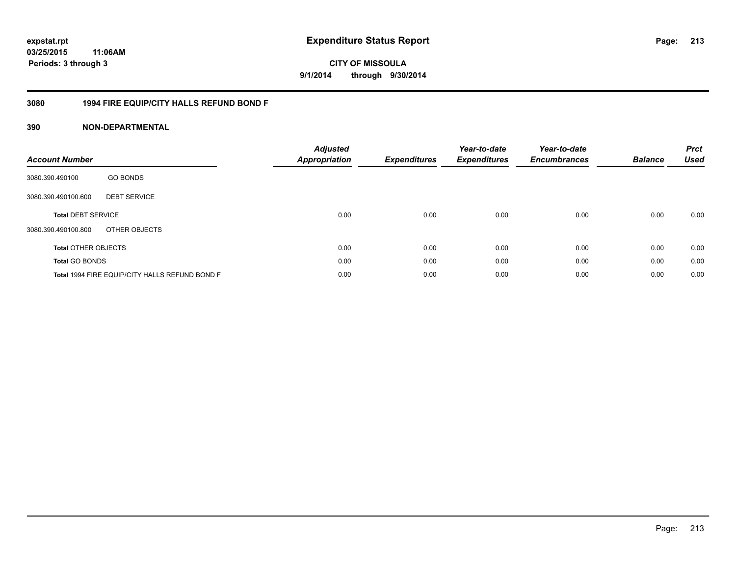# Expenditure Status Report

expstat.rpt
03/25/2015 11:06AM
Periods: 3 through 3

**CITY OF MISSOULA**
**9/1/2014 through 9/30/2014**

## 3080 1994 FIRE EQUIP/CITY HALLS REFUND BOND F

## 390 NON-DEPARTMENTAL

| Account Number | | Adjusted Appropriation | Expenditures | Year-to-date Expenditures | Year-to-date Encumbrances | Balance | Prct Used |
|---|---|---|---|---|---|---|---|
| 3080.390.490100 | GO BONDS | | | | | | |
| 3080.390.490100.600 | DEBT SERVICE | | | | | | |
| **Total** DEBT SERVICE | | 0.00 | 0.00 | 0.00 | 0.00 | 0.00 | 0.00 |
| 3080.390.490100.800 | OTHER OBJECTS | | | | | | |
| **Total** OTHER OBJECTS | | 0.00 | 0.00 | 0.00 | 0.00 | 0.00 | 0.00 |
| **Total** GO BONDS | | 0.00 | 0.00 | 0.00 | 0.00 | 0.00 | 0.00 |
| **Total** 1994 FIRE EQUIP/CITY HALLS REFUND BOND F | | 0.00 | 0.00 | 0.00 | 0.00 | 0.00 | 0.00 |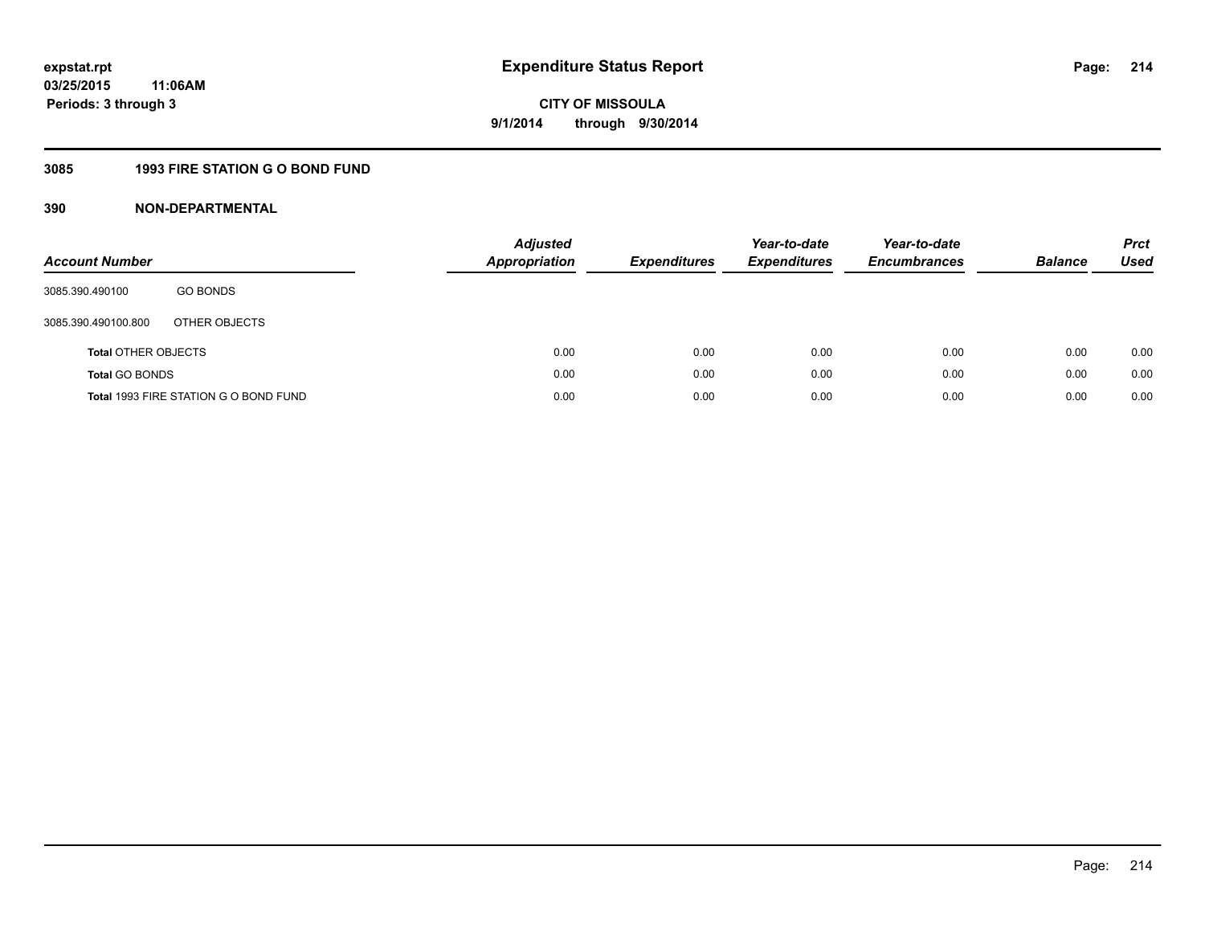# Expenditure Status Report

expstat.rpt
03/25/2015 11:06AM
Periods: 3 through 3

CITY OF MISSOULA
9/1/2014 through 9/30/2014

## 3085 1993 FIRE STATION G O BOND FUND

## 390 NON-DEPARTMENTAL

| Account Number | | Adjusted Appropriation | Expenditures | Year-to-date Expenditures | Year-to-date Encumbrances | Balance | Prct Used |
|---|---|---|---|---|---|---|---|
| 3085.390.490100 | GO BONDS | | | | | | |
| 3085.390.490100.800 | OTHER OBJECTS | | | | | | |
| **Total** OTHER OBJECTS | | 0.00 | 0.00 | 0.00 | 0.00 | 0.00 | 0.00 |
| **Total** GO BONDS | | 0.00 | 0.00 | 0.00 | 0.00 | 0.00 | 0.00 |
| **Total** 1993 FIRE STATION G O BOND FUND | | 0.00 | 0.00 | 0.00 | 0.00 | 0.00 | 0.00 |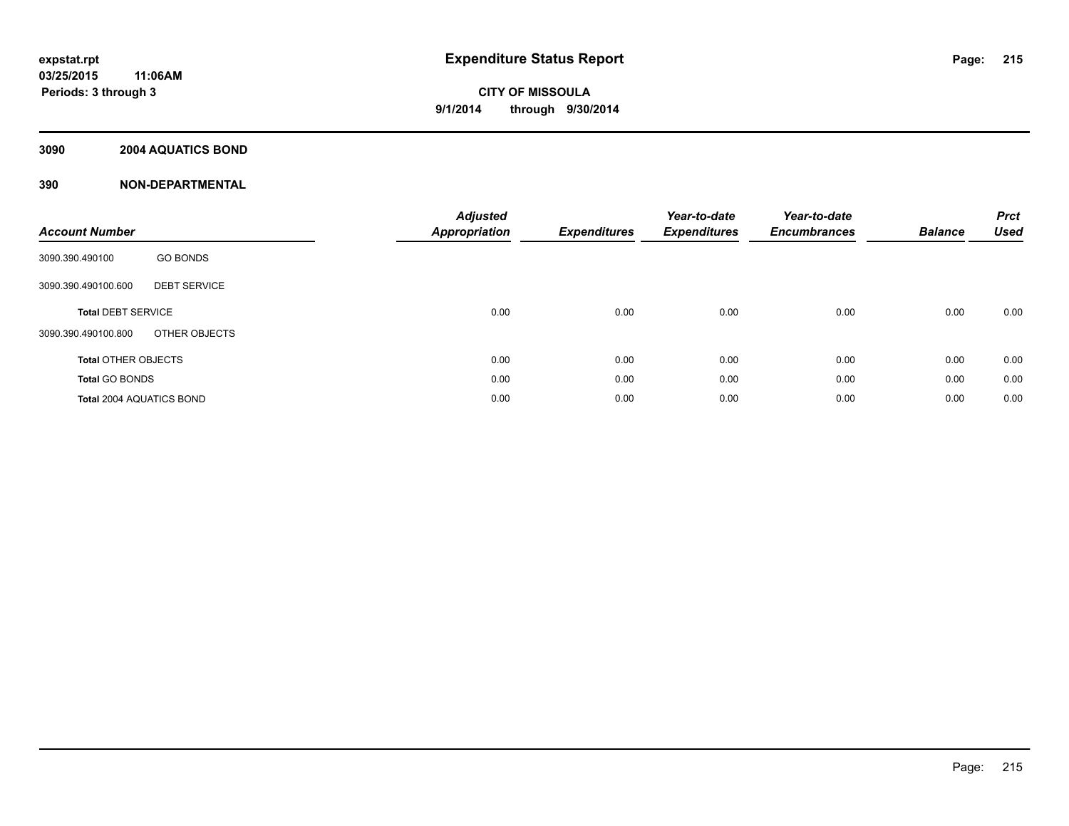**expstat.rpt**
**03/25/2015 11:06AM**
**Periods: 3 through 3**

# Expenditure Status Report

**CITY OF MISSOULA**
**9/1/2014 through 9/30/2014**

## 3090 2004 AQUATICS BOND

## 390 NON-DEPARTMENTAL

| Account Number | | Adjusted Appropriation | Expenditures | Year-to-date Expenditures | Year-to-date Encumbrances | Balance | Prct Used |
|---|---|---|---|---|---|---|---|
| 3090.390.490100 | GO BONDS | | | | | | |
| 3090.390.490100.600 | DEBT SERVICE | | | | | | |
| **Total** DEBT SERVICE | | 0.00 | 0.00 | 0.00 | 0.00 | 0.00 | 0.00 |
| 3090.390.490100.800 | OTHER OBJECTS | | | | | | |
| **Total** OTHER OBJECTS | | 0.00 | 0.00 | 0.00 | 0.00 | 0.00 | 0.00 |
| **Total** GO BONDS | | 0.00 | 0.00 | 0.00 | 0.00 | 0.00 | 0.00 |
| **Total** 2004 AQUATICS BOND | | 0.00 | 0.00 | 0.00 | 0.00 | 0.00 | 0.00 |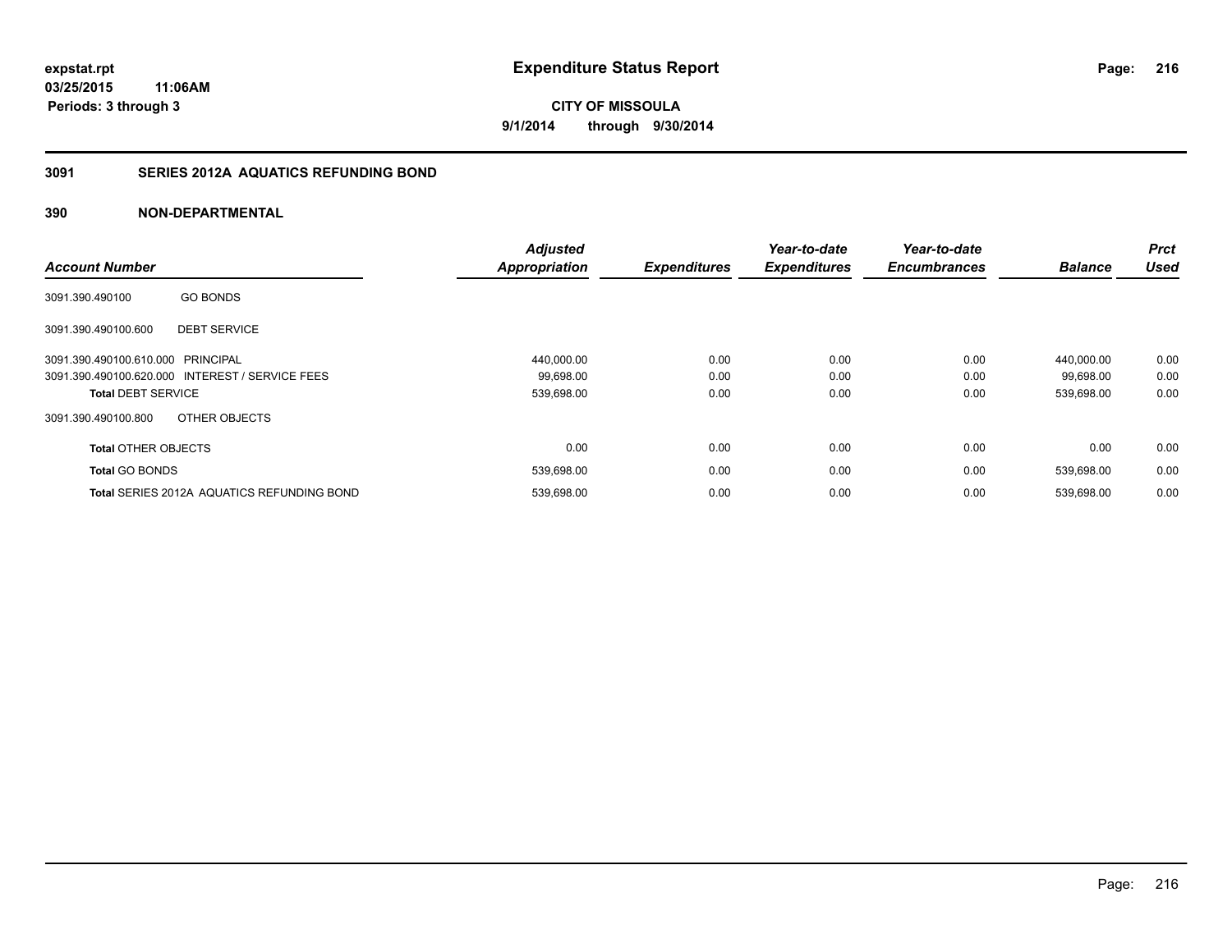expstat.rpt
03/25/2015 11:06AM
Periods: 3 through 3

# Expenditure Status Report

CITY OF MISSOULA
9/1/2014 through 9/30/2014

## 3091 SERIES 2012A AQUATICS REFUNDING BOND

## 390 NON-DEPARTMENTAL

| Account Number | | Adjusted Appropriation | Expenditures | Year-to-date Expenditures | Year-to-date Encumbrances | Balance | Prct Used |
|---|---|---|---|---|---|---|---|
| 3091.390.490100 | GO BONDS | | | | | | |
| 3091.390.490100.600 | DEBT SERVICE | | | | | | |
| 3091.390.490100.610.000 | PRINCIPAL | 440,000.00 | 0.00 | 0.00 | 0.00 | 440,000.00 | 0.00 |
| 3091.390.490100.620.000 | INTEREST / SERVICE FEES | 99,698.00 | 0.00 | 0.00 | 0.00 | 99,698.00 | 0.00 |
| **Total** DEBT SERVICE | | 539,698.00 | 0.00 | 0.00 | 0.00 | 539,698.00 | 0.00 |
| 3091.390.490100.800 | OTHER OBJECTS | | | | | | |
| **Total** OTHER OBJECTS | | 0.00 | 0.00 | 0.00 | 0.00 | 0.00 | 0.00 |
| **Total** GO BONDS | | 539,698.00 | 0.00 | 0.00 | 0.00 | 539,698.00 | 0.00 |
| **Total** SERIES 2012A AQUATICS REFUNDING BOND | | 539,698.00 | 0.00 | 0.00 | 0.00 | 539,698.00 | 0.00 |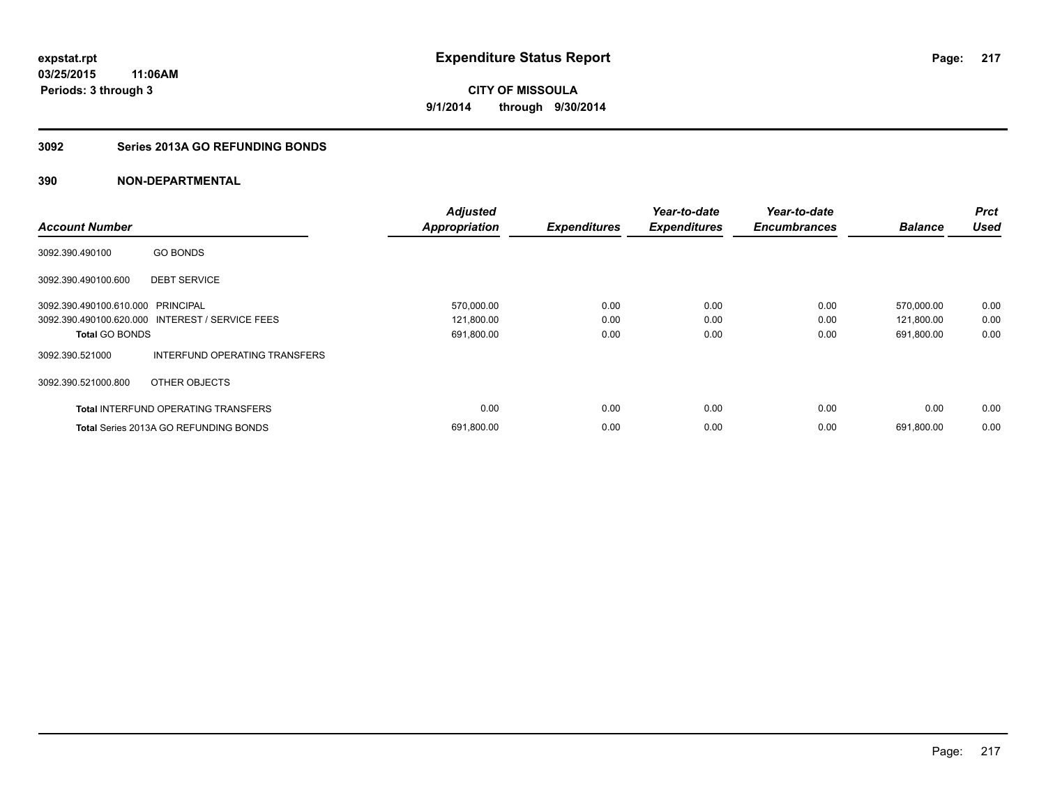**expstat.rpt**
**03/25/2015 11:06AM**
**Periods: 3 through 3**

# Expenditure Status Report

**CITY OF MISSOULA**
**9/1/2014 through 9/30/2014**

## 3092 Series 2013A GO REFUNDING BONDS

### 390 NON-DEPARTMENTAL

| Account Number | | Adjusted Appropriation | Expenditures | Year-to-date Expenditures | Year-to-date Encumbrances | Balance | Prct Used |
|---|---|---|---|---|---|---|---|
| 3092.390.490100 | GO BONDS | | | | | | |
| 3092.390.490100.600 | DEBT SERVICE | | | | | | |
| 3092.390.490100.610.000 | PRINCIPAL | 570,000.00 | 0.00 | 0.00 | 0.00 | 570,000.00 | 0.00 |
| 3092.390.490100.620.000 | INTEREST / SERVICE FEES | 121,800.00 | 0.00 | 0.00 | 0.00 | 121,800.00 | 0.00 |
| **Total** GO BONDS | | 691,800.00 | 0.00 | 0.00 | 0.00 | 691,800.00 | 0.00 |
| 3092.390.521000 | INTERFUND OPERATING TRANSFERS | | | | | | |
| 3092.390.521000.800 | OTHER OBJECTS | | | | | | |
| **Total** INTERFUND OPERATING TRANSFERS | | 0.00 | 0.00 | 0.00 | 0.00 | 0.00 | 0.00 |
| **Total** Series 2013A GO REFUNDING BONDS | | 691,800.00 | 0.00 | 0.00 | 0.00 | 691,800.00 | 0.00 |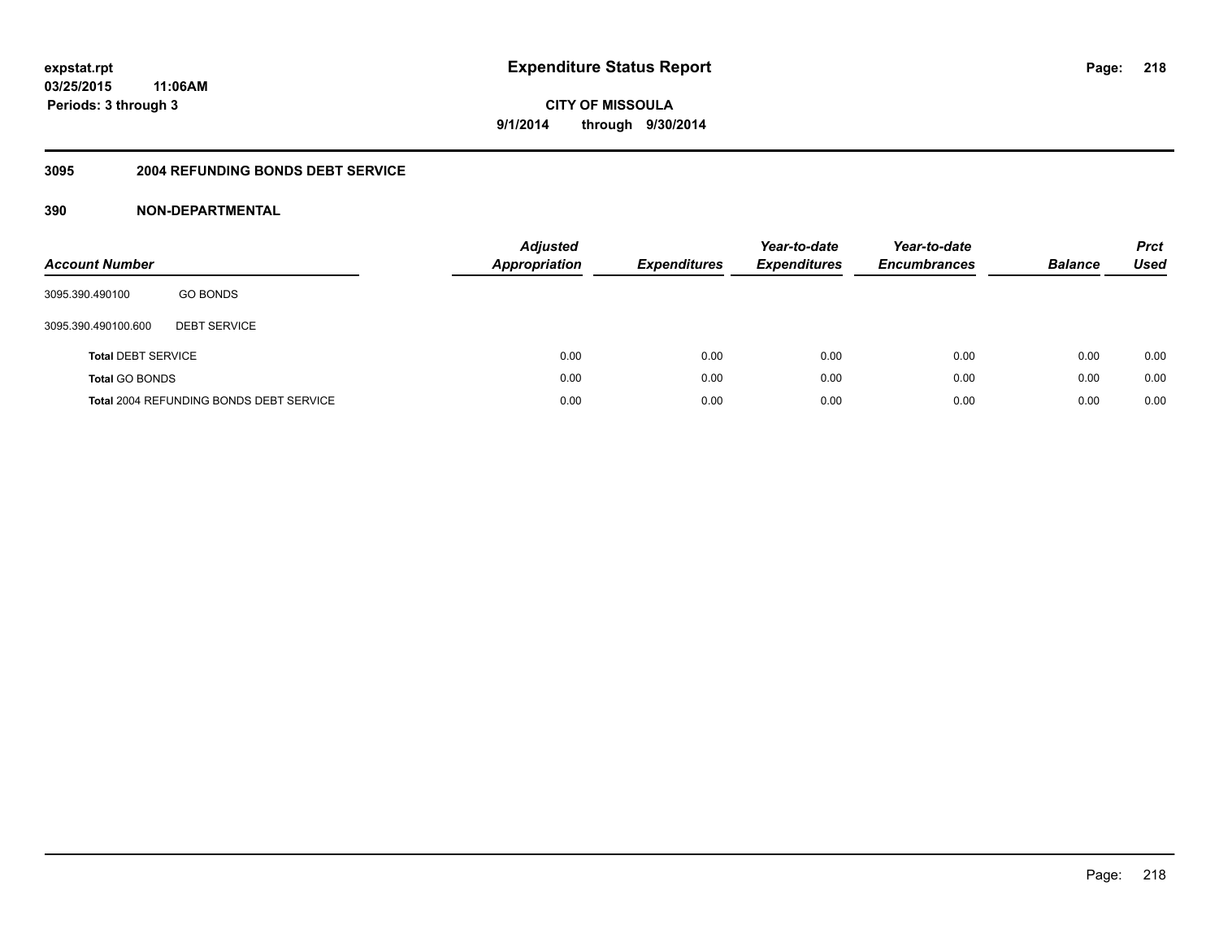# Expenditure Status Report

expstat.rpt
03/25/2015 11:06AM
Periods: 3 through 3

**CITY OF MISSOULA**
**9/1/2014 through 9/30/2014**

## 3095 2004 REFUNDING BONDS DEBT SERVICE

### 390 NON-DEPARTMENTAL

| Account Number | | Adjusted Appropriation | Expenditures | Year-to-date Expenditures | Year-to-date Encumbrances | Balance | Prct Used |
|---|---|---|---|---|---|---|---|
| 3095.390.490100 | GO BONDS | | | | | | |
| 3095.390.490100.600 | DEBT SERVICE | | | | | | |
| **Total** DEBT SERVICE | | 0.00 | 0.00 | 0.00 | 0.00 | 0.00 | 0.00 |
| **Total** GO BONDS | | 0.00 | 0.00 | 0.00 | 0.00 | 0.00 | 0.00 |
| **Total** 2004 REFUNDING BONDS DEBT SERVICE | | 0.00 | 0.00 | 0.00 | 0.00 | 0.00 | 0.00 |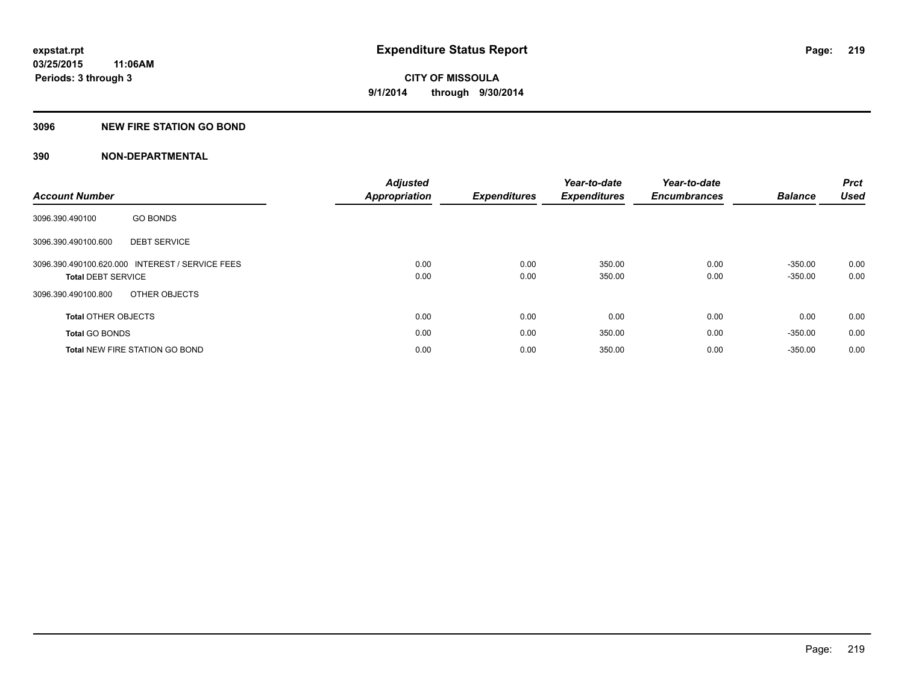# Expenditure Status Report

expstat.rpt
03/25/2015 11:06AM
Periods: 3 through 3

**CITY OF MISSOULA**
**9/1/2014 through 9/30/2014**

## 3096 NEW FIRE STATION GO BOND

## 390 NON-DEPARTMENTAL

| Account Number | | Adjusted Appropriation | Expenditures | Year-to-date Expenditures | Year-to-date Encumbrances | Balance | Prct Used |
|---|---|---|---|---|---|---|---|
| 3096.390.490100 | GO BONDS | | | | | | |
| 3096.390.490100.600 | DEBT SERVICE | | | | | | |
| 3096.390.490100.620.000 | INTEREST / SERVICE FEES | 0.00 | 0.00 | 350.00 | 0.00 | -350.00 | 0.00 |
| **Total** DEBT SERVICE | | 0.00 | 0.00 | 350.00 | 0.00 | -350.00 | 0.00 |
| 3096.390.490100.800 | OTHER OBJECTS | | | | | | |
| **Total** OTHER OBJECTS | | 0.00 | 0.00 | 0.00 | 0.00 | 0.00 | 0.00 |
| **Total** GO BONDS | | 0.00 | 0.00 | 350.00 | 0.00 | -350.00 | 0.00 |
| **Total** NEW FIRE STATION GO BOND | | 0.00 | 0.00 | 350.00 | 0.00 | -350.00 | 0.00 |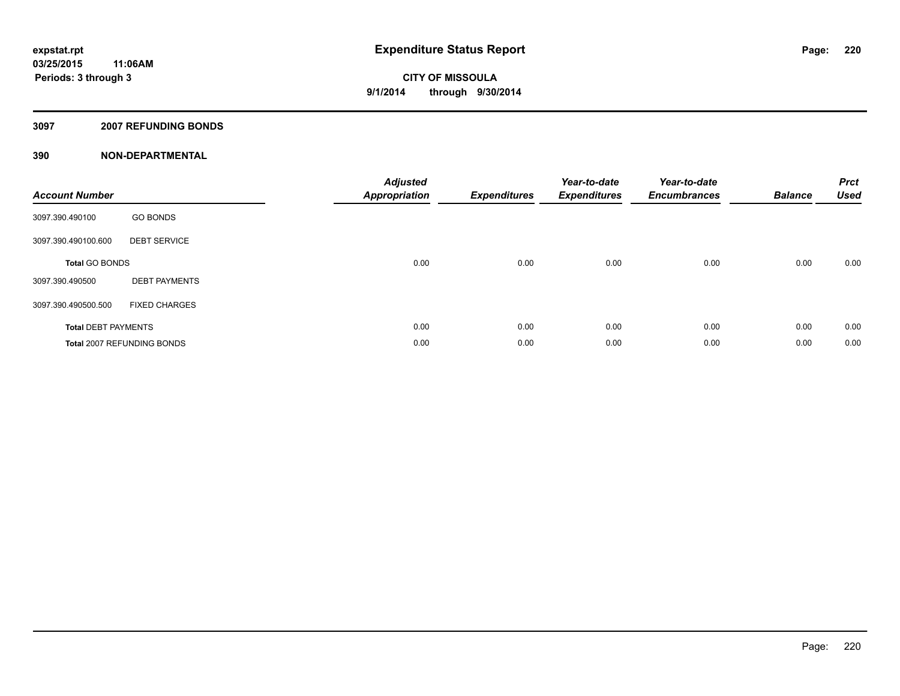**expstat.rpt**
**03/25/2015 11:06AM**
**Periods: 3 through 3**

# Expenditure Status Report

**CITY OF MISSOULA**
**9/1/2014 through 9/30/2014**

## 3097 2007 REFUNDING BONDS

## 390 NON-DEPARTMENTAL

| Account Number | | Adjusted Appropriation | Expenditures | Year-to-date Expenditures | Year-to-date Encumbrances | Balance | Prct Used |
|---|---|---|---|---|---|---|---|
| 3097.390.490100 | GO BONDS | | | | | | |
| 3097.390.490100.600 | DEBT SERVICE | | | | | | |
| **Total** GO BONDS | | 0.00 | 0.00 | 0.00 | 0.00 | 0.00 | 0.00 |
| 3097.390.490500 | DEBT PAYMENTS | | | | | | |
| 3097.390.490500.500 | FIXED CHARGES | | | | | | |
| **Total** DEBT PAYMENTS | | 0.00 | 0.00 | 0.00 | 0.00 | 0.00 | 0.00 |
| **Total** 2007 REFUNDING BONDS | | 0.00 | 0.00 | 0.00 | 0.00 | 0.00 | 0.00 |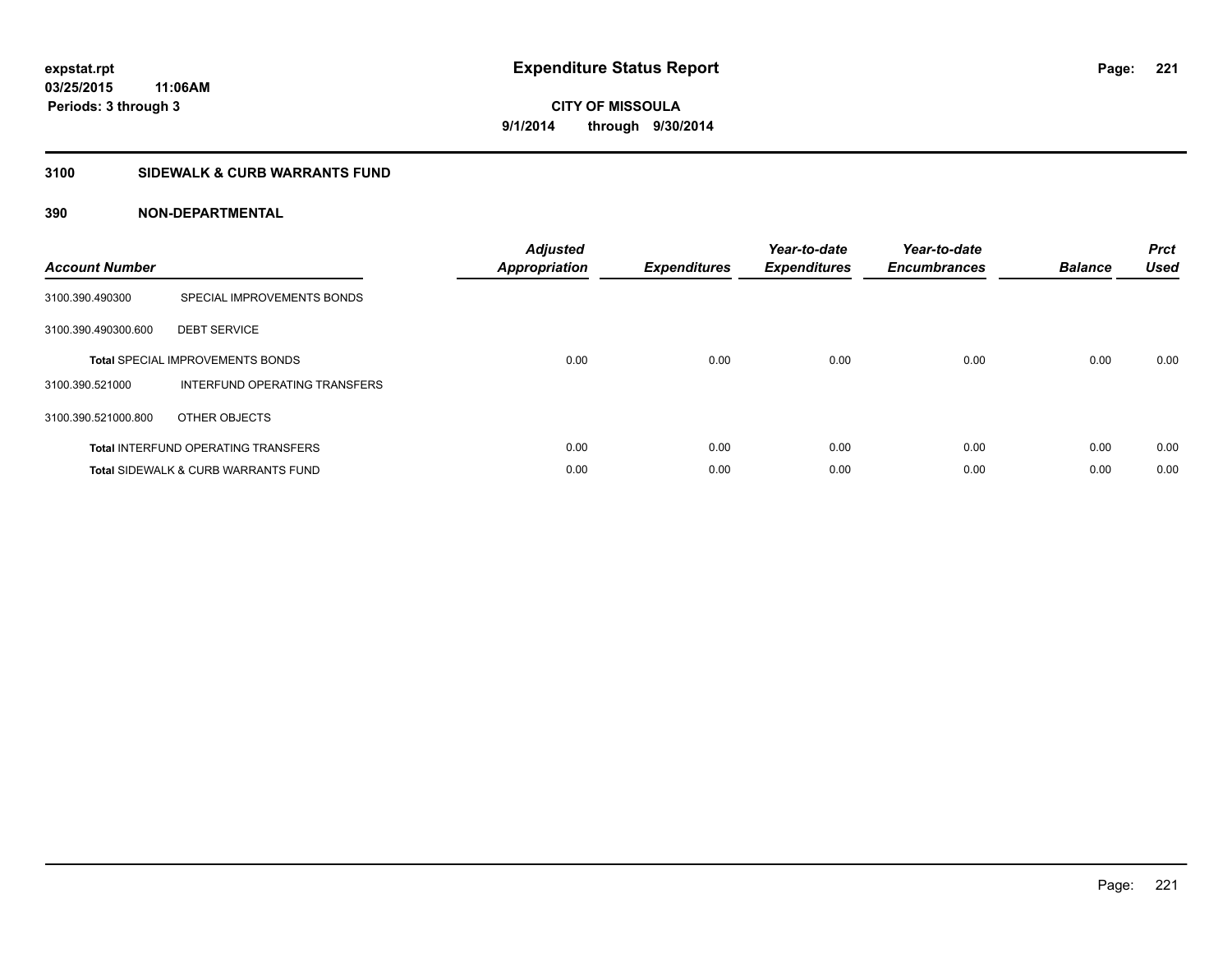# Expenditure Status Report

**expstat.rpt**
**03/25/2015 11:06AM**
**Periods: 3 through 3**

**CITY OF MISSOULA**
**9/1/2014 through 9/30/2014**

## 3100 SIDEWALK & CURB WARRANTS FUND

### 390 NON-DEPARTMENTAL

| Account Number | | Adjusted Appropriation | Expenditures | Year-to-date Expenditures | Year-to-date Encumbrances | Balance | Prct Used |
|---|---|---|---|---|---|---|---|
| 3100.390.490300 | SPECIAL IMPROVEMENTS BONDS | | | | | | |
| 3100.390.490300.600 | DEBT SERVICE | | | | | | |
| | **Total** SPECIAL IMPROVEMENTS BONDS | 0.00 | 0.00 | 0.00 | 0.00 | 0.00 | 0.00 |
| 3100.390.521000 | INTERFUND OPERATING TRANSFERS | | | | | | |
| 3100.390.521000.800 | OTHER OBJECTS | | | | | | |
| | **Total** INTERFUND OPERATING TRANSFERS | 0.00 | 0.00 | 0.00 | 0.00 | 0.00 | 0.00 |
| | **Total** SIDEWALK & CURB WARRANTS FUND | 0.00 | 0.00 | 0.00 | 0.00 | 0.00 | 0.00 |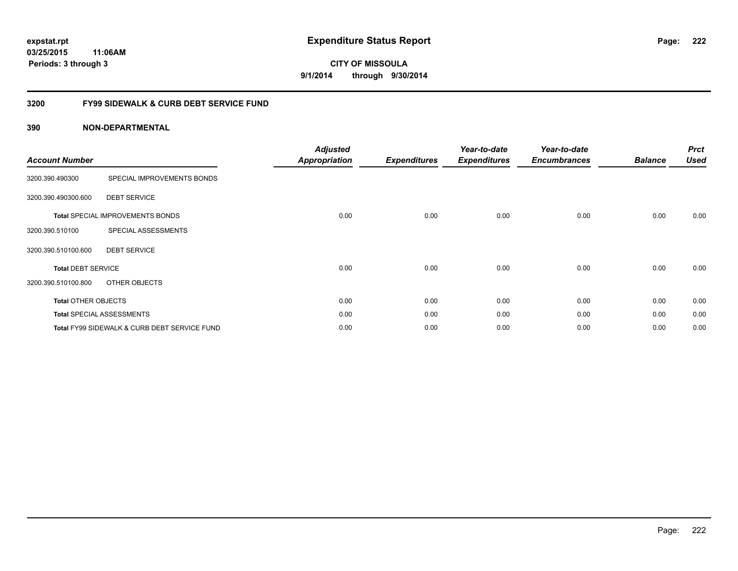# Expenditure Status Report

expstat.rpt
03/25/2015 11:06AM
Periods: 3 through 3

**CITY OF MISSOULA**
**9/1/2014 through 9/30/2014**

## 3200 FY99 SIDEWALK & CURB DEBT SERVICE FUND

### 390 NON-DEPARTMENTAL

| Account Number | | Adjusted Appropriation | Expenditures | Year-to-date Expenditures | Year-to-date Encumbrances | Balance | Prct Used |
|---|---|---|---|---|---|---|---|
| 3200.390.490300 | SPECIAL IMPROVEMENTS BONDS | | | | | | |
| 3200.390.490300.600 | DEBT SERVICE | | | | | | |
| **Total** SPECIAL IMPROVEMENTS BONDS | | 0.00 | 0.00 | 0.00 | 0.00 | 0.00 | 0.00 |
| 3200.390.510100 | SPECIAL ASSESSMENTS | | | | | | |
| 3200.390.510100.600 | DEBT SERVICE | | | | | | |
| **Total** DEBT SERVICE | | 0.00 | 0.00 | 0.00 | 0.00 | 0.00 | 0.00 |
| 3200.390.510100.800 | OTHER OBJECTS | | | | | | |
| **Total** OTHER OBJECTS | | 0.00 | 0.00 | 0.00 | 0.00 | 0.00 | 0.00 |
| **Total** SPECIAL ASSESSMENTS | | 0.00 | 0.00 | 0.00 | 0.00 | 0.00 | 0.00 |
| **Total** FY99 SIDEWALK & CURB DEBT SERVICE FUND | | 0.00 | 0.00 | 0.00 | 0.00 | 0.00 | 0.00 |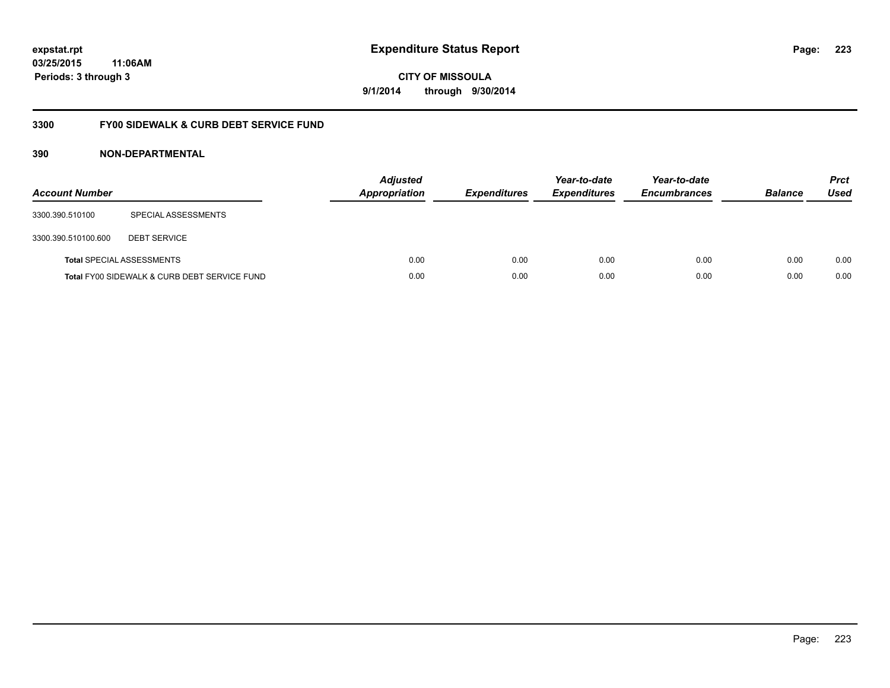# Expenditure Status Report

expstat.rpt
03/25/2015 11:06AM
Periods: 3 through 3

CITY OF MISSOULA
9/1/2014 through 9/30/2014

## 3300 FY00 SIDEWALK & CURB DEBT SERVICE FUND

### 390 NON-DEPARTMENTAL

| Account Number | | Adjusted Appropriation | Expenditures | Year-to-date Expenditures | Year-to-date Encumbrances | Balance | Prct Used |
|---|---|---|---|---|---|---|---|
| 3300.390.510100 | SPECIAL ASSESSMENTS | | | | | | |
| 3300.390.510100.600 | DEBT SERVICE | | | | | | |
| **Total** SPECIAL ASSESSMENTS | | 0.00 | 0.00 | 0.00 | 0.00 | 0.00 | 0.00 |
| **Total** FY00 SIDEWALK & CURB DEBT SERVICE FUND | | 0.00 | 0.00 | 0.00 | 0.00 | 0.00 | 0.00 |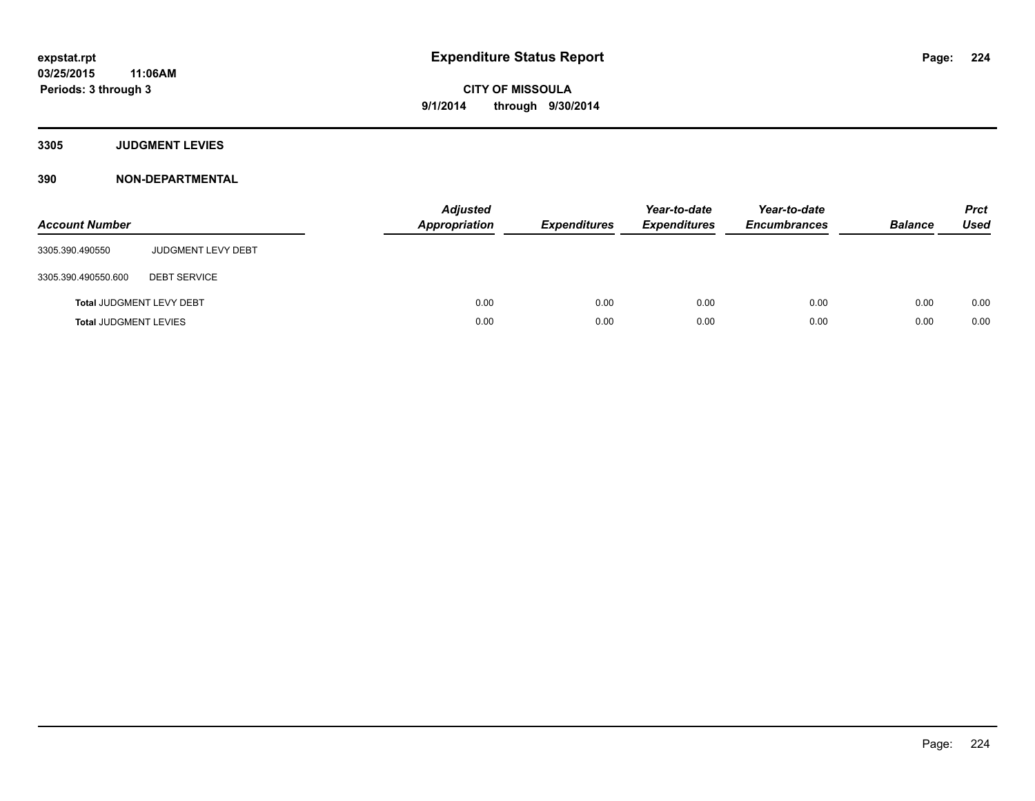# Expenditure Status Report

expstat.rpt
03/25/2015 11:06AM
Periods: 3 through 3

**CITY OF MISSOULA**
**9/1/2014 through 9/30/2014**

## 3305 JUDGMENT LEVIES

## 390 NON-DEPARTMENTAL

| Account Number | | Adjusted Appropriation | Expenditures | Year-to-date Expenditures | Year-to-date Encumbrances | Balance | Prct Used |
|---|---|---|---|---|---|---|---|
| 3305.390.490550 | JUDGMENT LEVY DEBT | | | | | | |
| 3305.390.490550.600 | DEBT SERVICE | | | | | | |
| **Total** JUDGMENT LEVY DEBT | | 0.00 | 0.00 | 0.00 | 0.00 | 0.00 | 0.00 |
| **Total** JUDGMENT LEVIES | | 0.00 | 0.00 | 0.00 | 0.00 | 0.00 | 0.00 |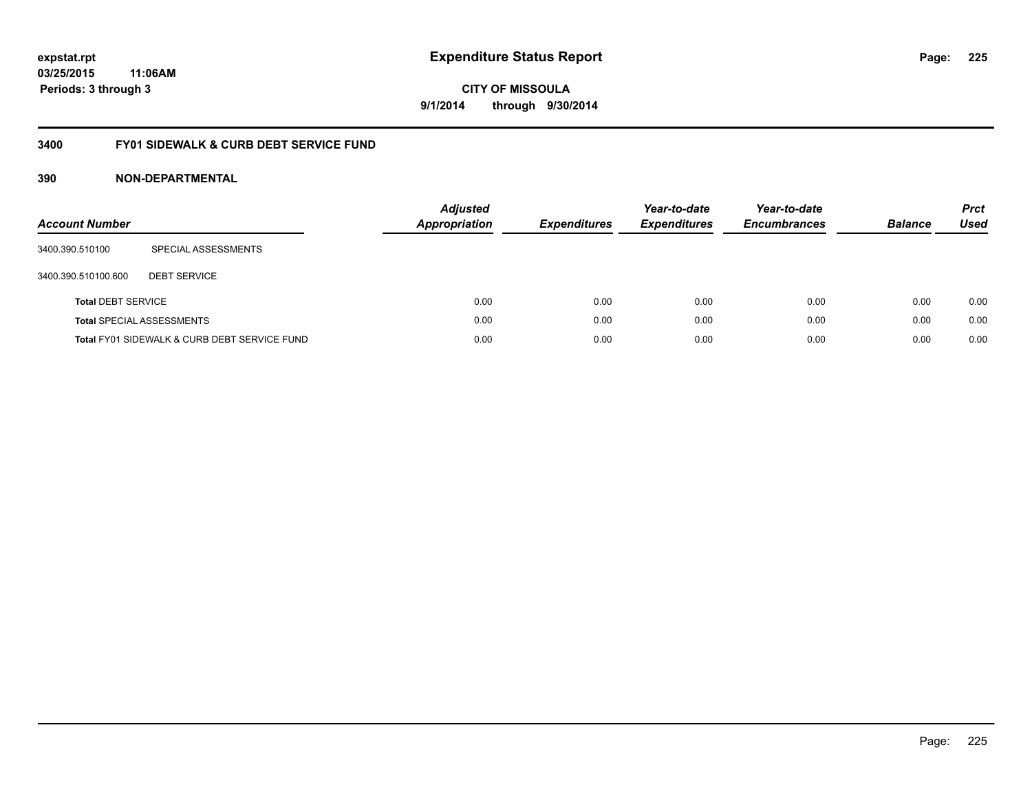# Expenditure Status Report

expstat.rpt
03/25/2015 11:06AM
Periods: 3 through 3

**CITY OF MISSOULA**
**9/1/2014 through 9/30/2014**

## 3400 FY01 SIDEWALK & CURB DEBT SERVICE FUND

### 390 NON-DEPARTMENTAL

| Account Number | | Adjusted Appropriation | Expenditures | Year-to-date Expenditures | Year-to-date Encumbrances | Balance | Prct Used |
|---|---|---|---|---|---|---|---|
| 3400.390.510100 | SPECIAL ASSESSMENTS | | | | | | |
| 3400.390.510100.600 | DEBT SERVICE | | | | | | |
| **Total** DEBT SERVICE | | 0.00 | 0.00 | 0.00 | 0.00 | 0.00 | 0.00 |
| **Total** SPECIAL ASSESSMENTS | | 0.00 | 0.00 | 0.00 | 0.00 | 0.00 | 0.00 |
| **Total** FY01 SIDEWALK & CURB DEBT SERVICE FUND | | 0.00 | 0.00 | 0.00 | 0.00 | 0.00 | 0.00 |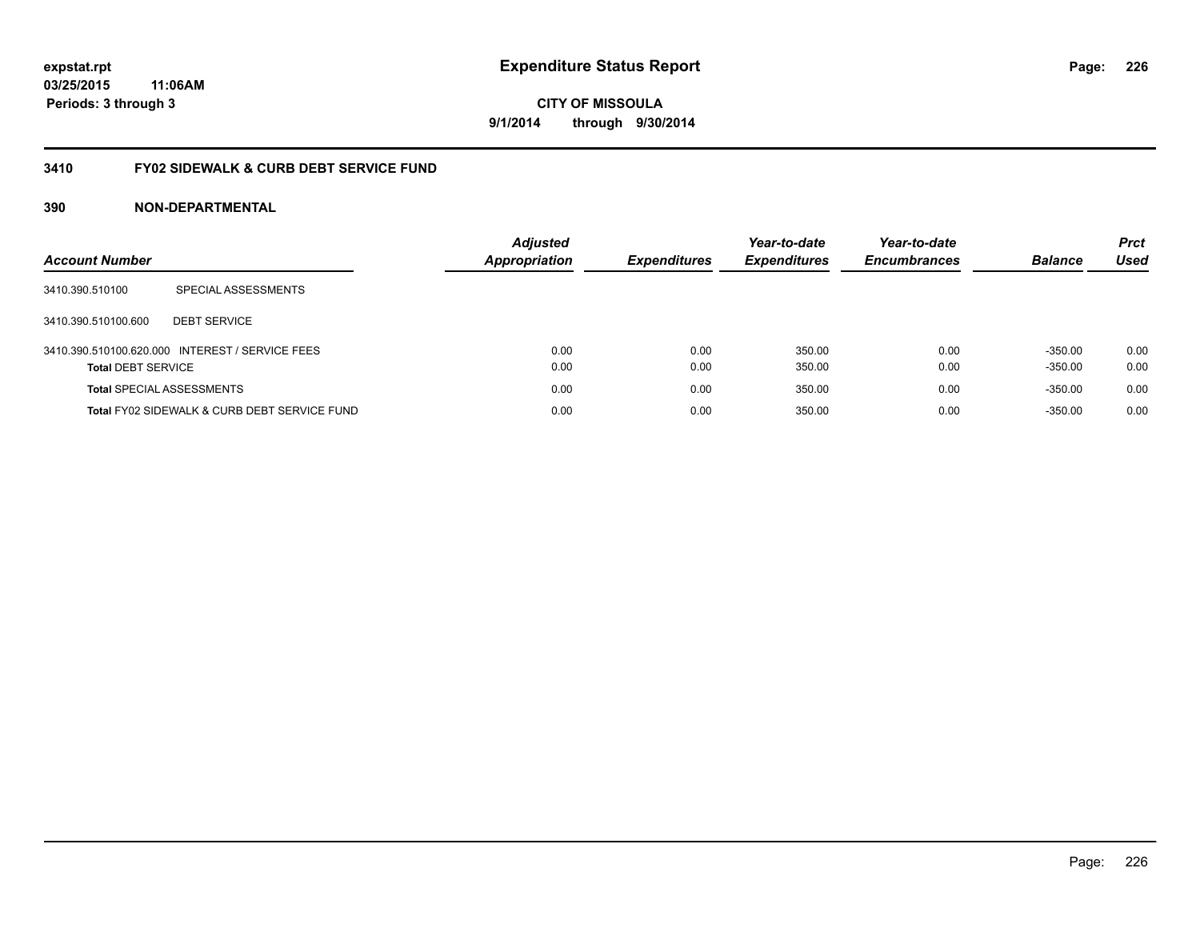**expstat.rpt**
**03/25/2015 11:06AM**
**Periods: 3 through 3**

# Expenditure Status Report

**CITY OF MISSOULA**
**9/1/2014 through 9/30/2014**

## 3410 FY02 SIDEWALK & CURB DEBT SERVICE FUND

### 390 NON-DEPARTMENTAL

| Account Number | | Adjusted Appropriation | Expenditures | Year-to-date Expenditures | Year-to-date Encumbrances | Balance | Prct Used |
|---|---|---|---|---|---|---|---|
| 3410.390.510100 | SPECIAL ASSESSMENTS | | | | | | |
| 3410.390.510100.600 | DEBT SERVICE | | | | | | |
| 3410.390.510100.620.000 | INTEREST / SERVICE FEES | 0.00 | 0.00 | 350.00 | 0.00 | -350.00 | 0.00 |
| **Total** DEBT SERVICE | | 0.00 | 0.00 | 350.00 | 0.00 | -350.00 | 0.00 |
| **Total** SPECIAL ASSESSMENTS | | 0.00 | 0.00 | 350.00 | 0.00 | -350.00 | 0.00 |
| **Total** FY02 SIDEWALK & CURB DEBT SERVICE FUND | | 0.00 | 0.00 | 350.00 | 0.00 | -350.00 | 0.00 |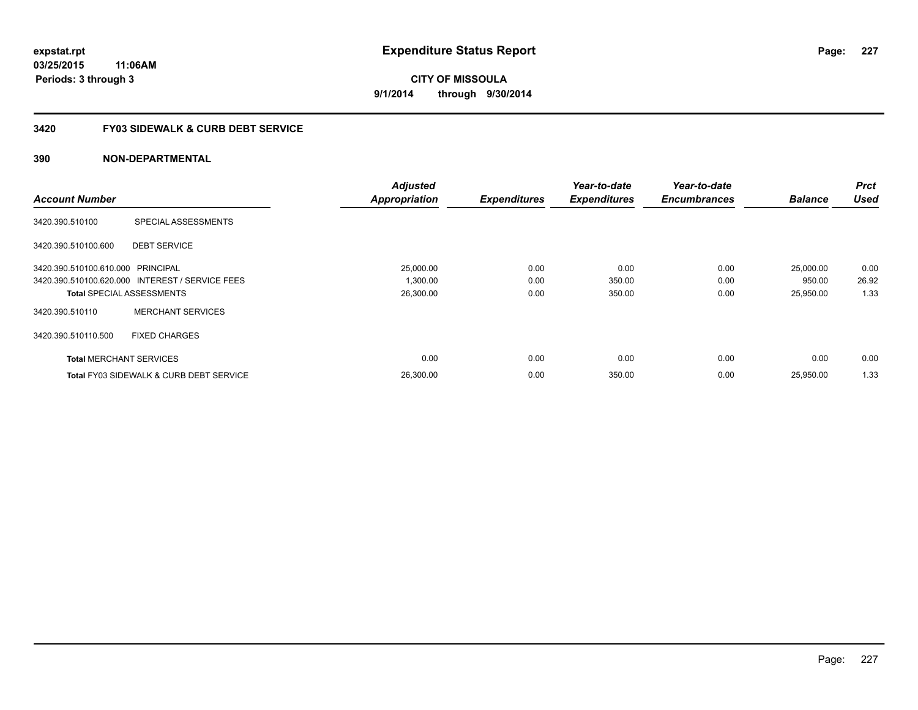**expstat.rpt**
**03/25/2015 11:06AM**
**Periods: 3 through 3**

# Expenditure Status Report

**CITY OF MISSOULA**
**9/1/2014 through 9/30/2014**

## 3420 FY03 SIDEWALK & CURB DEBT SERVICE

### 390 NON-DEPARTMENTAL

| Account Number | | Adjusted Appropriation | Expenditures | Year-to-date Expenditures | Year-to-date Encumbrances | Balance | Prct Used |
|---|---|---|---|---|---|---|---|
| 3420.390.510100 | SPECIAL ASSESSMENTS | | | | | | |
| 3420.390.510100.600 | DEBT SERVICE | | | | | | |
| 3420.390.510100.610.000 | PRINCIPAL | 25,000.00 | 0.00 | 0.00 | 0.00 | 25,000.00 | 0.00 |
| 3420.390.510100.620.000 | INTEREST / SERVICE FEES | 1,300.00 | 0.00 | 350.00 | 0.00 | 950.00 | 26.92 |
| **Total** SPECIAL ASSESSMENTS | | 26,300.00 | 0.00 | 350.00 | 0.00 | 25,950.00 | 1.33 |
| 3420.390.510110 | MERCHANT SERVICES | | | | | | |
| 3420.390.510110.500 | FIXED CHARGES | | | | | | |
| **Total** MERCHANT SERVICES | | 0.00 | 0.00 | 0.00 | 0.00 | 0.00 | 0.00 |
| **Total** FY03 SIDEWALK & CURB DEBT SERVICE | | 26,300.00 | 0.00 | 350.00 | 0.00 | 25,950.00 | 1.33 |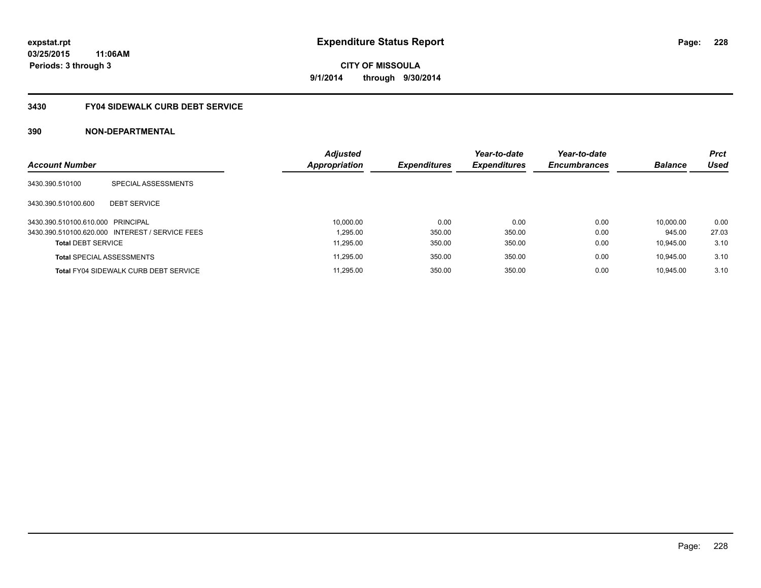**expstat.rpt**
**03/25/2015 11:06AM**
**Periods: 3 through 3**

# Expenditure Status Report

**CITY OF MISSOULA**
**9/1/2014 through 9/30/2014**

## 3430 FY04 SIDEWALK CURB DEBT SERVICE

## 390 NON-DEPARTMENTAL

| Account Number | | Adjusted Appropriation | Expenditures | Year-to-date Expenditures | Year-to-date Encumbrances | Balance | Prct Used |
|---|---|---|---|---|---|---|---|
| 3430.390.510100 | SPECIAL ASSESSMENTS | | | | | | |
| 3430.390.510100.600 | DEBT SERVICE | | | | | | |
| 3430.390.510100.610.000 | PRINCIPAL | 10,000.00 | 0.00 | 0.00 | 0.00 | 10,000.00 | 0.00 |
| 3430.390.510100.620.000 | INTEREST / SERVICE FEES | 1,295.00 | 350.00 | 350.00 | 0.00 | 945.00 | 27.03 |
| **Total** DEBT SERVICE | | 11,295.00 | 350.00 | 350.00 | 0.00 | 10,945.00 | 3.10 |
| **Total** SPECIAL ASSESSMENTS | | 11,295.00 | 350.00 | 350.00 | 0.00 | 10,945.00 | 3.10 |
| **Total** FY04 SIDEWALK CURB DEBT SERVICE | | 11,295.00 | 350.00 | 350.00 | 0.00 | 10,945.00 | 3.10 |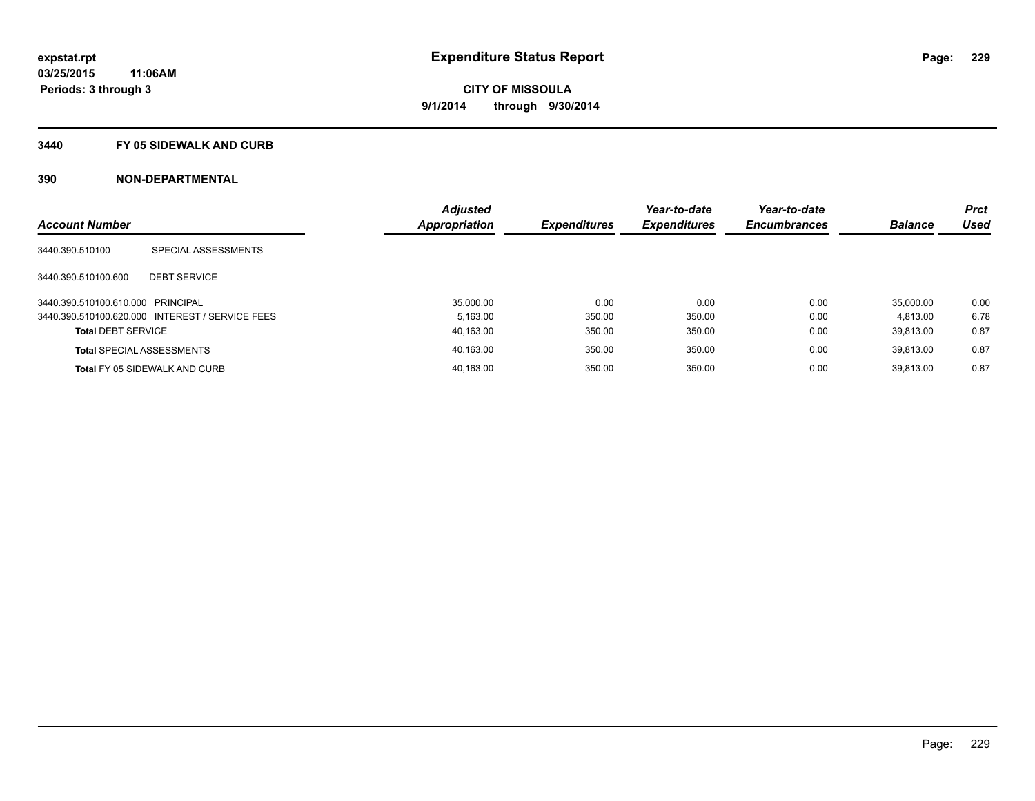**expstat.rpt**
**03/25/2015 11:06AM**
**Periods: 3 through 3**

# Expenditure Status Report

**CITY OF MISSOULA**
**9/1/2014 through 9/30/2014**

## 3440 FY 05 SIDEWALK AND CURB

## 390 NON-DEPARTMENTAL

| Account Number | | Adjusted Appropriation | Expenditures | Year-to-date Expenditures | Year-to-date Encumbrances | Balance | Prct Used |
|---|---|---|---|---|---|---|---|
| 3440.390.510100 | SPECIAL ASSESSMENTS | | | | | | |
| 3440.390.510100.600 | DEBT SERVICE | | | | | | |
| 3440.390.510100.610.000 | PRINCIPAL | 35,000.00 | 0.00 | 0.00 | 0.00 | 35,000.00 | 0.00 |
| 3440.390.510100.620.000 | INTEREST / SERVICE FEES | 5,163.00 | 350.00 | 350.00 | 0.00 | 4,813.00 | 6.78 |
| **Total** DEBT SERVICE | | 40,163.00 | 350.00 | 350.00 | 0.00 | 39,813.00 | 0.87 |
| **Total** SPECIAL ASSESSMENTS | | 40,163.00 | 350.00 | 350.00 | 0.00 | 39,813.00 | 0.87 |
| **Total** FY 05 SIDEWALK AND CURB | | 40,163.00 | 350.00 | 350.00 | 0.00 | 39,813.00 | 0.87 |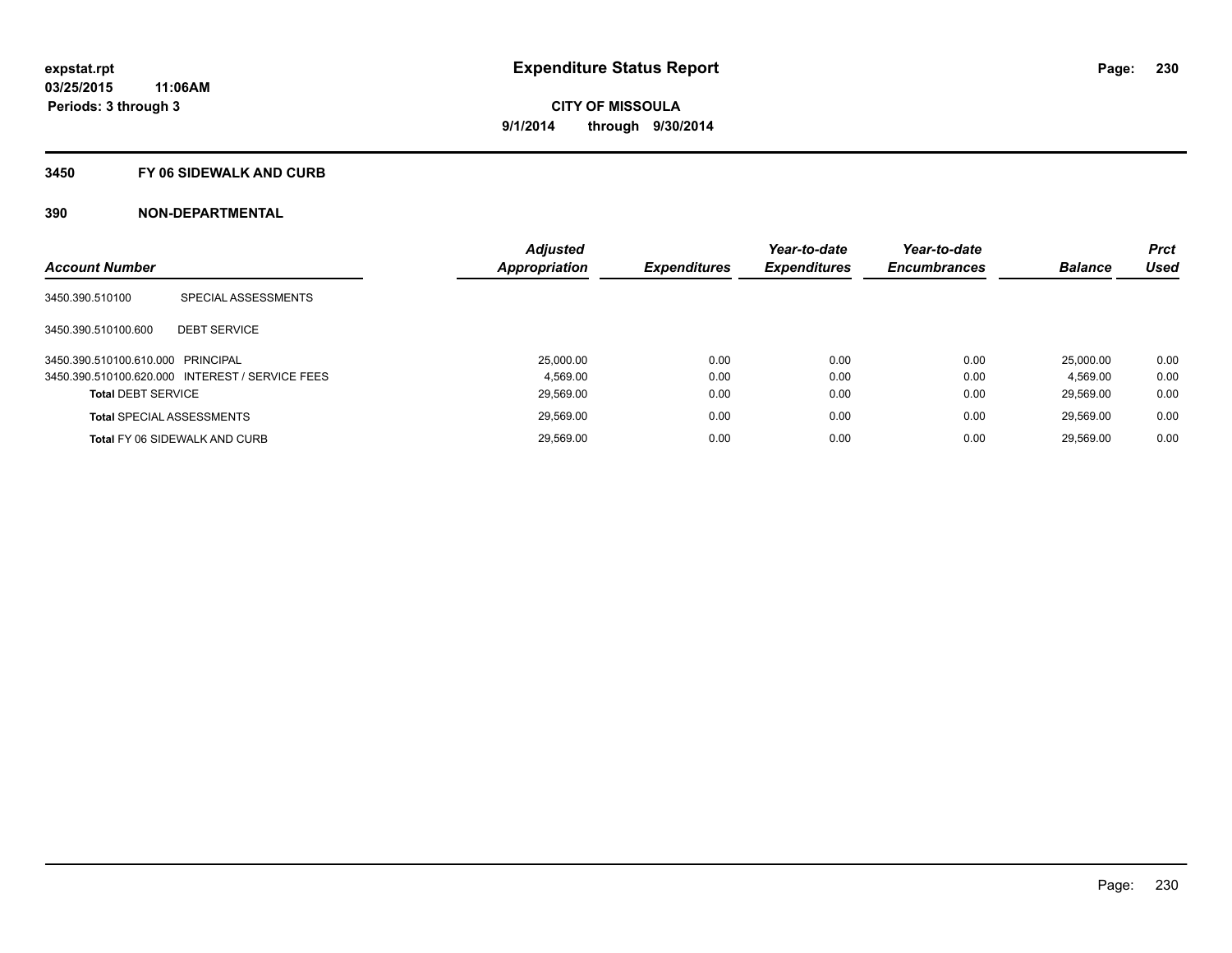# Expenditure Status Report

expstat.rpt
03/25/2015 11:06AM
Periods: 3 through 3

**CITY OF MISSOULA**
**9/1/2014 through 9/30/2014**

## 3450 FY 06 SIDEWALK AND CURB

## 390 NON-DEPARTMENTAL

| Account Number | | Adjusted Appropriation | Expenditures | Year-to-date Expenditures | Year-to-date Encumbrances | Balance | Prct Used |
|---|---|---|---|---|---|---|---|
| 3450.390.510100 | SPECIAL ASSESSMENTS | | | | | | |
| 3450.390.510100.600 | DEBT SERVICE | | | | | | |
| 3450.390.510100.610.000 | PRINCIPAL | 25,000.00 | 0.00 | 0.00 | 0.00 | 25,000.00 | 0.00 |
| 3450.390.510100.620.000 | INTEREST / SERVICE FEES | 4,569.00 | 0.00 | 0.00 | 0.00 | 4,569.00 | 0.00 |
| **Total** DEBT SERVICE | | 29,569.00 | 0.00 | 0.00 | 0.00 | 29,569.00 | 0.00 |
| **Total** SPECIAL ASSESSMENTS | | 29,569.00 | 0.00 | 0.00 | 0.00 | 29,569.00 | 0.00 |
| **Total** FY 06 SIDEWALK AND CURB | | 29,569.00 | 0.00 | 0.00 | 0.00 | 29,569.00 | 0.00 |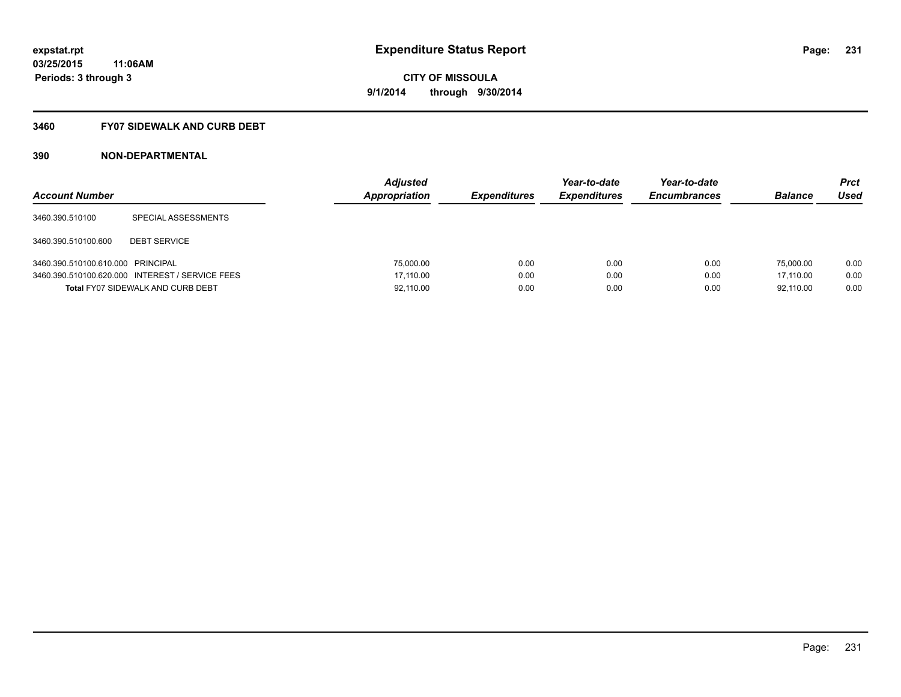# Expenditure Status Report

**expstat.rpt**
**03/25/2015 11:06AM**
**Periods: 3 through 3**

**CITY OF MISSOULA**
**9/1/2014 through 9/30/2014**

## 3460 FY07 SIDEWALK AND CURB DEBT

## 390 NON-DEPARTMENTAL

| Account Number | | Adjusted Appropriation | Expenditures | Year-to-date Expenditures | Year-to-date Encumbrances | Balance | Prct Used |
|---|---|---|---|---|---|---|---|
| 3460.390.510100 | SPECIAL ASSESSMENTS | | | | | | |
| 3460.390.510100.600 | DEBT SERVICE | | | | | | |
| 3460.390.510100.610.000 | PRINCIPAL | 75,000.00 | 0.00 | 0.00 | 0.00 | 75,000.00 | 0.00 |
| 3460.390.510100.620.000 | INTEREST / SERVICE FEES | 17,110.00 | 0.00 | 0.00 | 0.00 | 17,110.00 | 0.00 |
| **Total** FY07 SIDEWALK AND CURB DEBT | | 92,110.00 | 0.00 | 0.00 | 0.00 | 92,110.00 | 0.00 |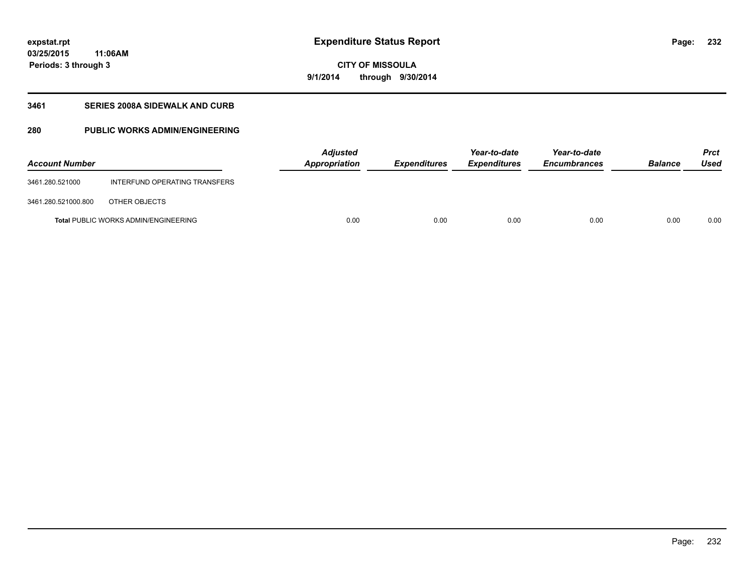**expstat.rpt**
**03/25/2015 11:06AM**
**Periods: 3 through 3**

# Expenditure Status Report

**CITY OF MISSOULA**
**9/1/2014 through 9/30/2014**

## 3461 SERIES 2008A SIDEWALK AND CURB

## 280 PUBLIC WORKS ADMIN/ENGINEERING

| Account Number | | Adjusted Appropriation | Expenditures | Year-to-date Expenditures | Year-to-date Encumbrances | Balance | Prct Used |
|---|---|---|---|---|---|---|---|
| 3461.280.521000 | INTERFUND OPERATING TRANSFERS | | | | | | |
| 3461.280.521000.800 | OTHER OBJECTS | | | | | | |
| **Total** PUBLIC WORKS ADMIN/ENGINEERING | | 0.00 | 0.00 | 0.00 | 0.00 | 0.00 | 0.00 |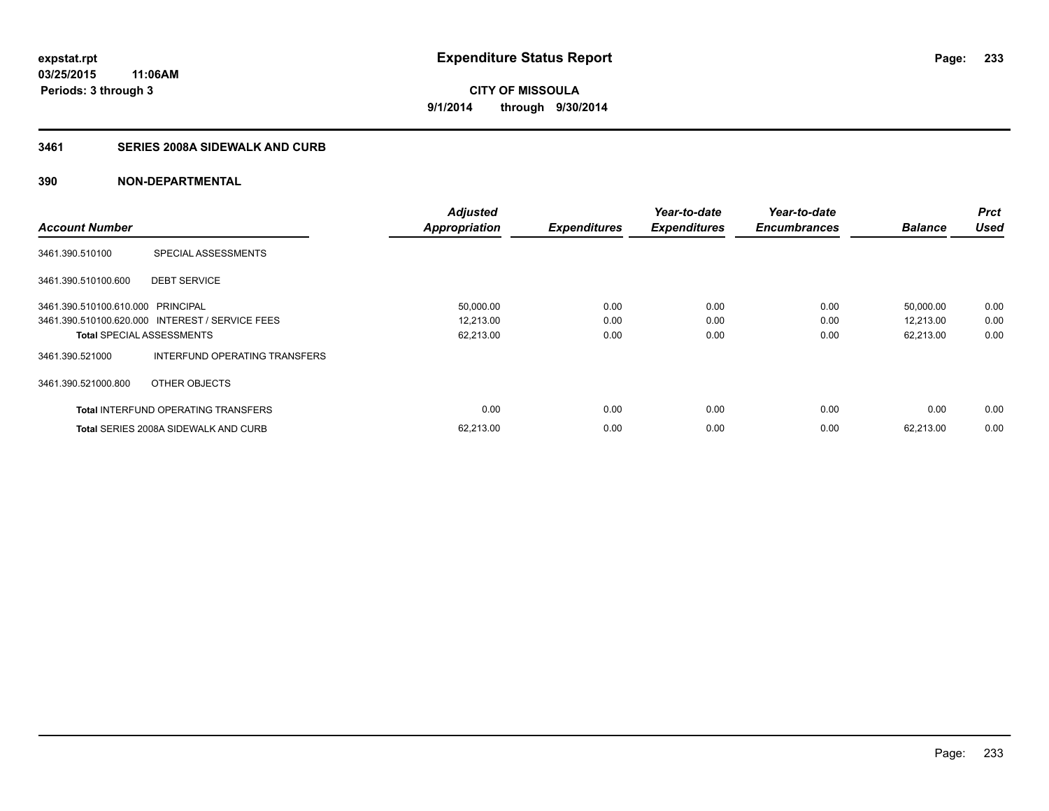**expstat.rpt**
**03/25/2015 11:06AM**
**Periods: 3 through 3**

# Expenditure Status Report

**CITY OF MISSOULA**
**9/1/2014 through 9/30/2014**

## 3461 SERIES 2008A SIDEWALK AND CURB

### 390 NON-DEPARTMENTAL

| Account Number | | Adjusted Appropriation | Expenditures | Year-to-date Expenditures | Year-to-date Encumbrances | Balance | Prct Used |
|---|---|---|---|---|---|---|---|
| 3461.390.510100 | SPECIAL ASSESSMENTS | | | | | | |
| 3461.390.510100.600 | DEBT SERVICE | | | | | | |
| 3461.390.510100.610.000 | PRINCIPAL | 50,000.00 | 0.00 | 0.00 | 0.00 | 50,000.00 | 0.00 |
| 3461.390.510100.620.000 | INTEREST / SERVICE FEES | 12,213.00 | 0.00 | 0.00 | 0.00 | 12,213.00 | 0.00 |
| **Total** SPECIAL ASSESSMENTS | | 62,213.00 | 0.00 | 0.00 | 0.00 | 62,213.00 | 0.00 |
| 3461.390.521000 | INTERFUND OPERATING TRANSFERS | | | | | | |
| 3461.390.521000.800 | OTHER OBJECTS | | | | | | |
| **Total** INTERFUND OPERATING TRANSFERS | | 0.00 | 0.00 | 0.00 | 0.00 | 0.00 | 0.00 |
| **Total** SERIES 2008A SIDEWALK AND CURB | | 62,213.00 | 0.00 | 0.00 | 0.00 | 62,213.00 | 0.00 |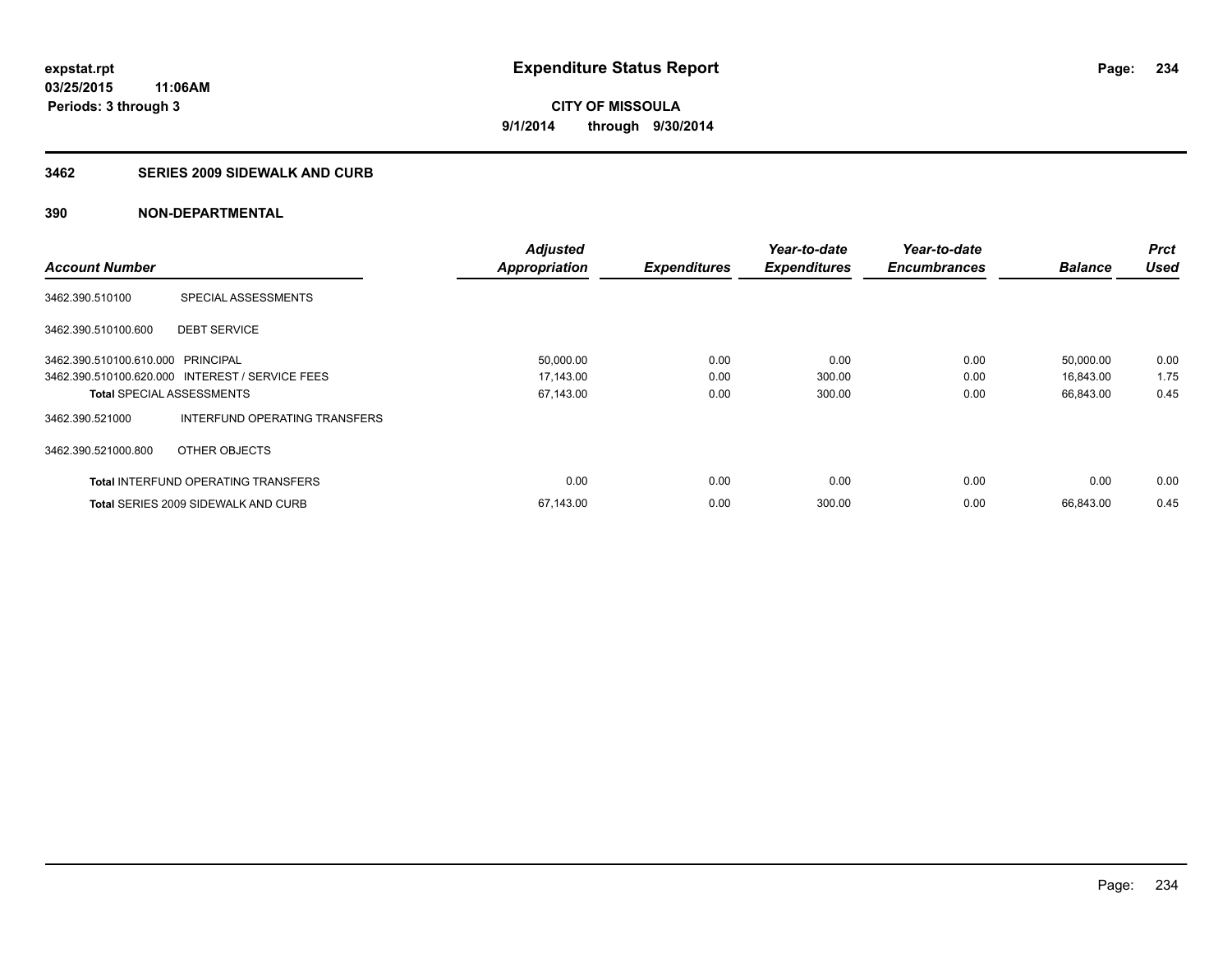**expstat.rpt**
**03/25/2015 11:06AM**
**Periods: 3 through 3**

# Expenditure Status Report

**CITY OF MISSOULA**
**9/1/2014 through 9/30/2014**

## 3462 SERIES 2009 SIDEWALK AND CURB

## 390 NON-DEPARTMENTAL

| Account Number | | Adjusted Appropriation | Expenditures | Year-to-date Expenditures | Year-to-date Encumbrances | Balance | Prct Used |
|---|---|---|---|---|---|---|---|
| 3462.390.510100 | SPECIAL ASSESSMENTS | | | | | | |
| 3462.390.510100.600 | DEBT SERVICE | | | | | | |
| 3462.390.510100.610.000 | PRINCIPAL | 50,000.00 | 0.00 | 0.00 | 0.00 | 50,000.00 | 0.00 |
| 3462.390.510100.620.000 | INTEREST / SERVICE FEES | 17,143.00 | 0.00 | 300.00 | 0.00 | 16,843.00 | 1.75 |
| **Total** SPECIAL ASSESSMENTS | | 67,143.00 | 0.00 | 300.00 | 0.00 | 66,843.00 | 0.45 |
| 3462.390.521000 | INTERFUND OPERATING TRANSFERS | | | | | | |
| 3462.390.521000.800 | OTHER OBJECTS | | | | | | |
| **Total** INTERFUND OPERATING TRANSFERS | | 0.00 | 0.00 | 0.00 | 0.00 | 0.00 | 0.00 |
| **Total** SERIES 2009 SIDEWALK AND CURB | | 67,143.00 | 0.00 | 300.00 | 0.00 | 66,843.00 | 0.45 |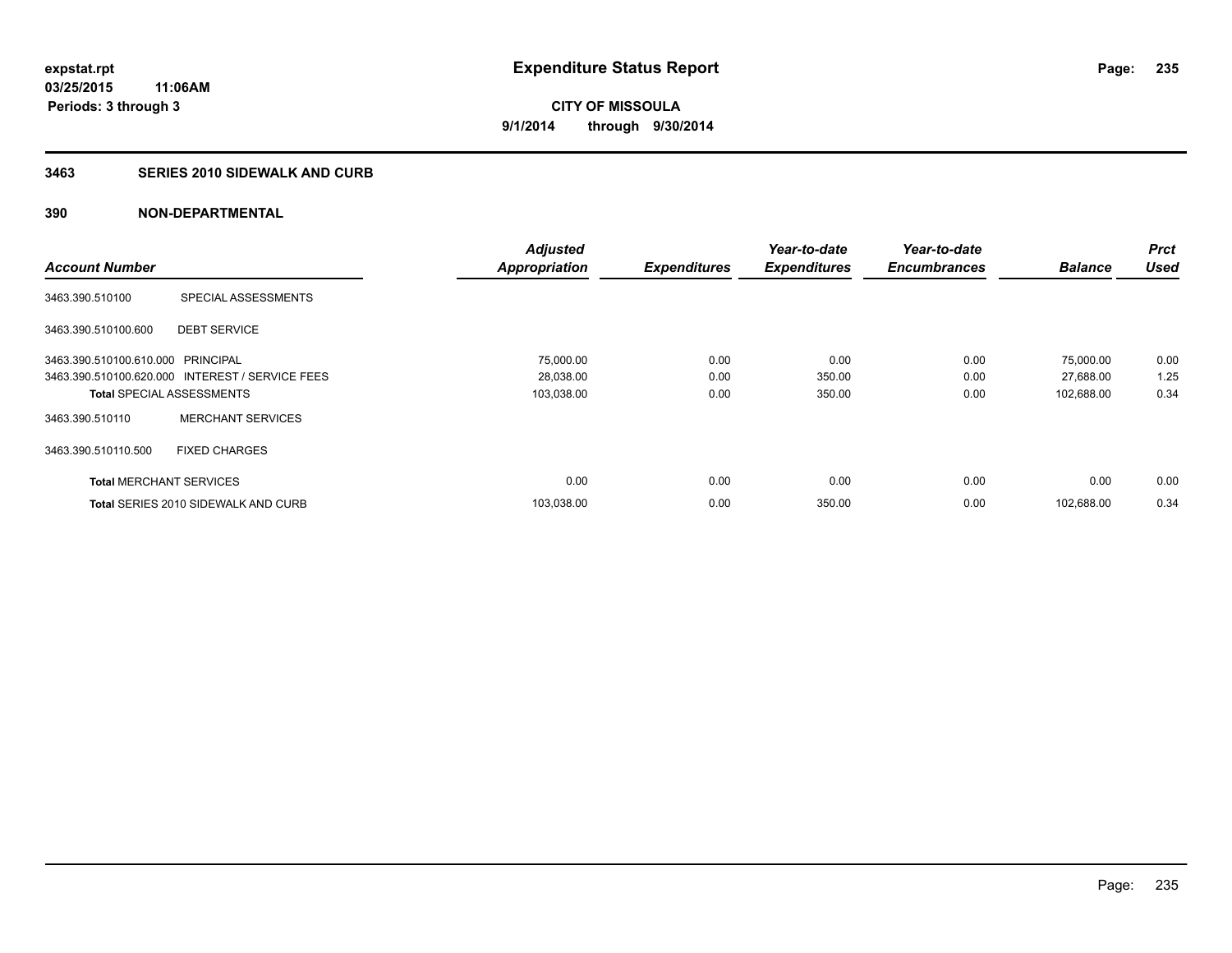expstat.rpt
03/25/2015 11:06AM
Periods: 3 through 3

# Expenditure Status Report

CITY OF MISSOULA
9/1/2014 through 9/30/2014

## 3463 SERIES 2010 SIDEWALK AND CURB

## 390 NON-DEPARTMENTAL

| Account Number | | Adjusted Appropriation | Expenditures | Year-to-date Expenditures | Year-to-date Encumbrances | Balance | Prct Used |
|---|---|---|---|---|---|---|---|
| 3463.390.510100 | SPECIAL ASSESSMENTS | | | | | | |
| 3463.390.510100.600 | DEBT SERVICE | | | | | | |
| 3463.390.510100.610.000 | PRINCIPAL | 75,000.00 | 0.00 | 0.00 | 0.00 | 75,000.00 | 0.00 |
| 3463.390.510100.620.000 | INTEREST / SERVICE FEES | 28,038.00 | 0.00 | 350.00 | 0.00 | 27,688.00 | 1.25 |
| **Total** SPECIAL ASSESSMENTS | | 103,038.00 | 0.00 | 350.00 | 0.00 | 102,688.00 | 0.34 |
| 3463.390.510110 | MERCHANT SERVICES | | | | | | |
| 3463.390.510110.500 | FIXED CHARGES | | | | | | |
| **Total** MERCHANT SERVICES | | 0.00 | 0.00 | 0.00 | 0.00 | 0.00 | 0.00 |
| **Total** SERIES 2010 SIDEWALK AND CURB | | 103,038.00 | 0.00 | 350.00 | 0.00 | 102,688.00 | 0.34 |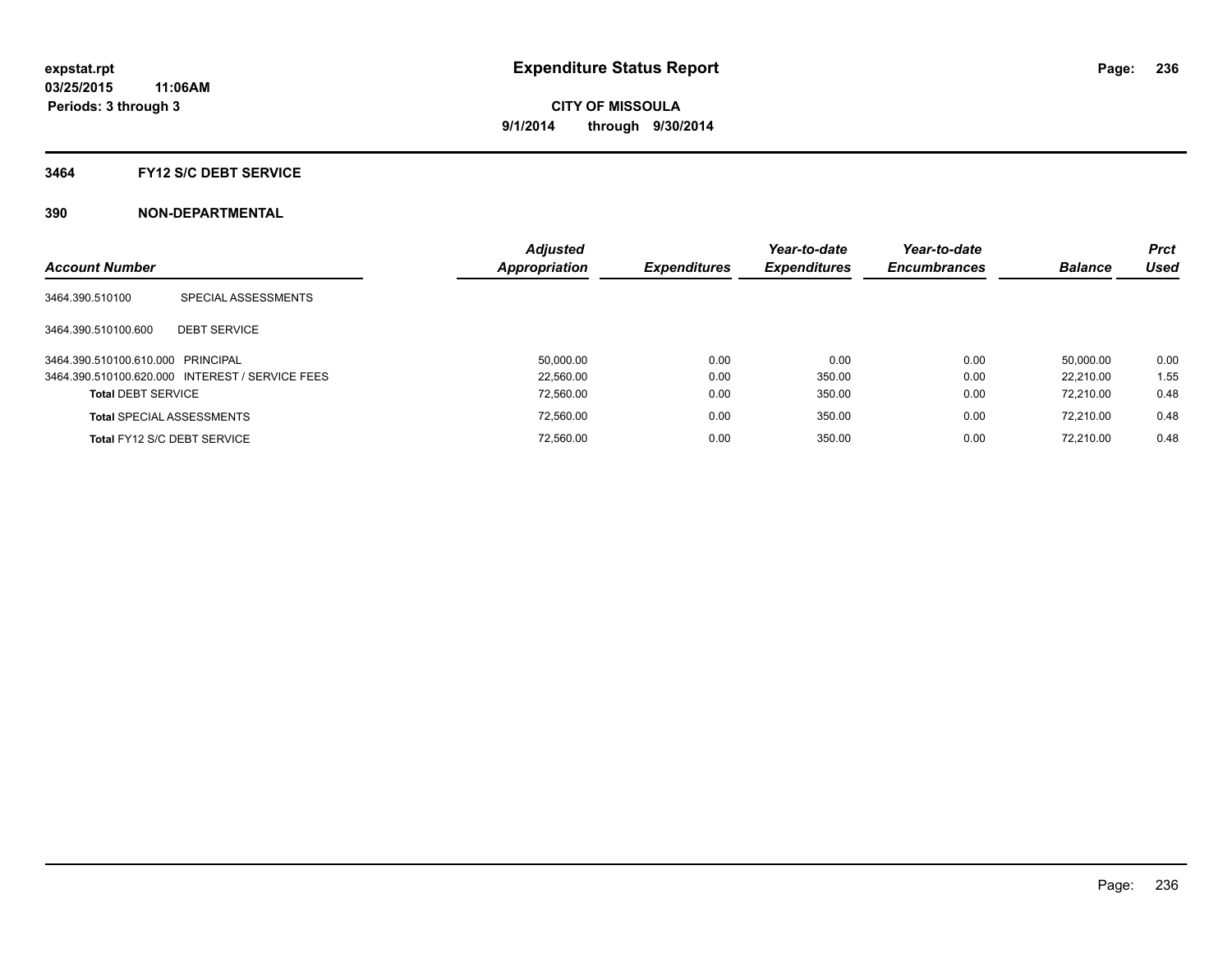**expstat.rpt**
**03/25/2015 11:06AM**
**Periods: 3 through 3**

# Expenditure Status Report

**CITY OF MISSOULA**
**9/1/2014 through 9/30/2014**

## 3464 FY12 S/C DEBT SERVICE

## 390 NON-DEPARTMENTAL

| Account Number | | Adjusted Appropriation | Expenditures | Year-to-date Expenditures | Year-to-date Encumbrances | Balance | Prct Used |
|---|---|---|---|---|---|---|---|
| 3464.390.510100 | SPECIAL ASSESSMENTS | | | | | | |
| 3464.390.510100.600 | DEBT SERVICE | | | | | | |
| 3464.390.510100.610.000 | PRINCIPAL | 50,000.00 | 0.00 | 0.00 | 0.00 | 50,000.00 | 0.00 |
| 3464.390.510100.620.000 | INTEREST / SERVICE FEES | 22,560.00 | 0.00 | 350.00 | 0.00 | 22,210.00 | 1.55 |
| **Total** DEBT SERVICE | | 72,560.00 | 0.00 | 350.00 | 0.00 | 72,210.00 | 0.48 |
| **Total** SPECIAL ASSESSMENTS | | 72,560.00 | 0.00 | 350.00 | 0.00 | 72,210.00 | 0.48 |
| **Total** FY12 S/C DEBT SERVICE | | 72,560.00 | 0.00 | 350.00 | 0.00 | 72,210.00 | 0.48 |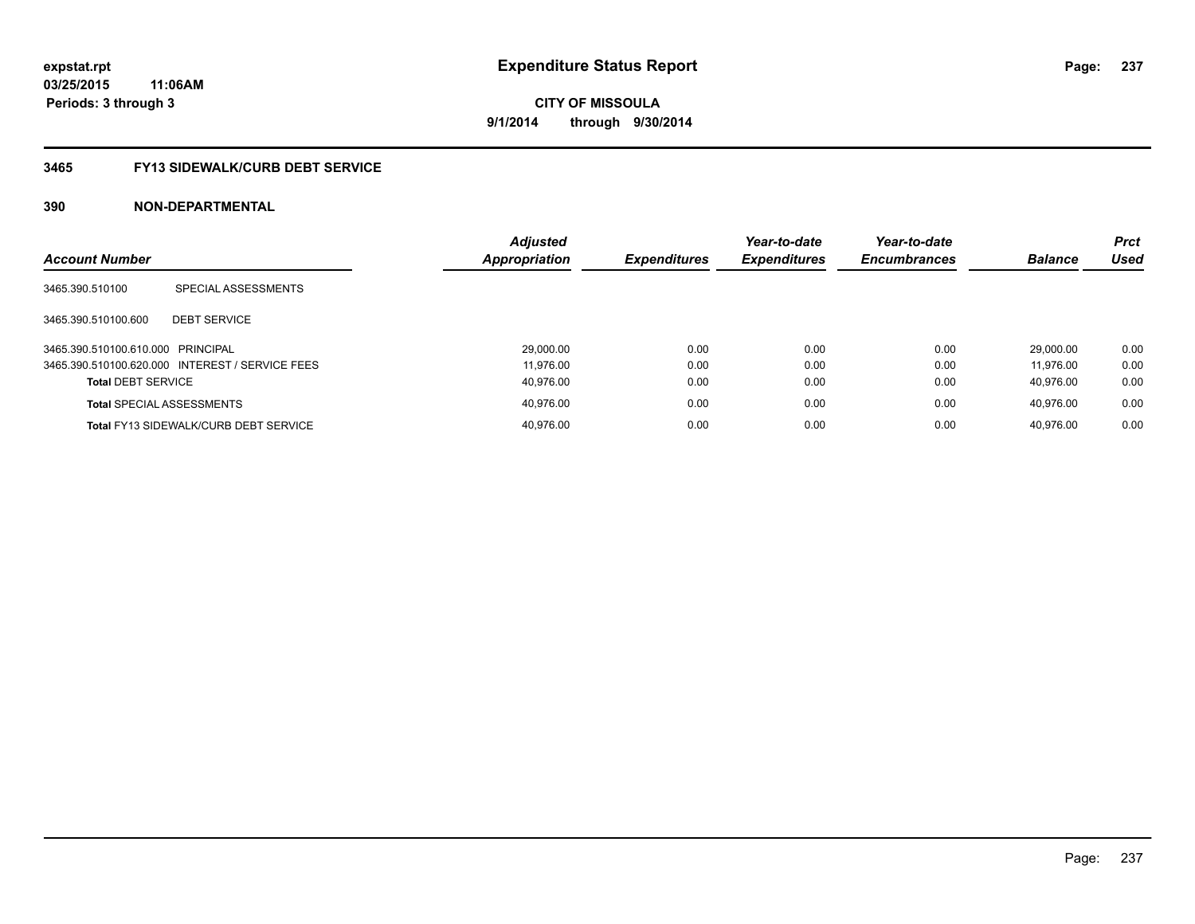# Expenditure Status Report

expstat.rpt
03/25/2015 11:06AM
Periods: 3 through 3

**CITY OF MISSOULA**
**9/1/2014 through 9/30/2014**

## 3465 FY13 SIDEWALK/CURB DEBT SERVICE

### 390 NON-DEPARTMENTAL

| Account Number | | Adjusted Appropriation | Expenditures | Year-to-date Expenditures | Year-to-date Encumbrances | Balance | Prct Used |
|---|---|---|---|---|---|---|---|
| 3465.390.510100 | SPECIAL ASSESSMENTS | | | | | | |
| 3465.390.510100.600 | DEBT SERVICE | | | | | | |
| 3465.390.510100.610.000 | PRINCIPAL | 29,000.00 | 0.00 | 0.00 | 0.00 | 29,000.00 | 0.00 |
| 3465.390.510100.620.000 | INTEREST / SERVICE FEES | 11,976.00 | 0.00 | 0.00 | 0.00 | 11,976.00 | 0.00 |
| **Total** DEBT SERVICE | | 40,976.00 | 0.00 | 0.00 | 0.00 | 40,976.00 | 0.00 |
| **Total** SPECIAL ASSESSMENTS | | 40,976.00 | 0.00 | 0.00 | 0.00 | 40,976.00 | 0.00 |
| **Total** FY13 SIDEWALK/CURB DEBT SERVICE | | 40,976.00 | 0.00 | 0.00 | 0.00 | 40,976.00 | 0.00 |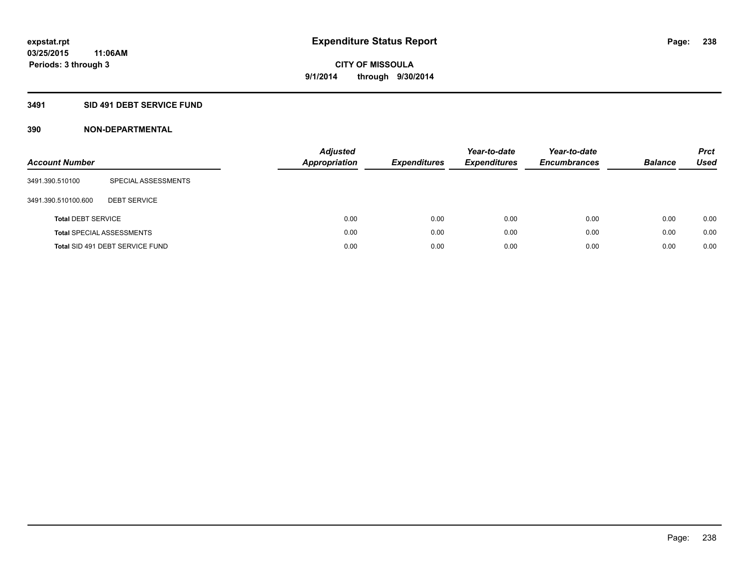expstat.rpt
03/25/2015 11:06AM
Periods: 3 through 3

# Expenditure Status Report

CITY OF MISSOULA
9/1/2014 through 9/30/2014

## 3491 SID 491 DEBT SERVICE FUND

## 390 NON-DEPARTMENTAL

| Account Number | | *Adjusted Appropriation* | *Expenditures* | *Year-to-date Expenditures* | *Year-to-date Encumbrances* | *Balance* | *Prct Used* |
|---|---|---|---|---|---|---|---|
| 3491.390.510100 | SPECIAL ASSESSMENTS | | | | | | |
| 3491.390.510100.600 | DEBT SERVICE | | | | | | |
| **Total** DEBT SERVICE | | 0.00 | 0.00 | 0.00 | 0.00 | 0.00 | 0.00 |
| **Total** SPECIAL ASSESSMENTS | | 0.00 | 0.00 | 0.00 | 0.00 | 0.00 | 0.00 |
| **Total** SID 491 DEBT SERVICE FUND | | 0.00 | 0.00 | 0.00 | 0.00 | 0.00 | 0.00 |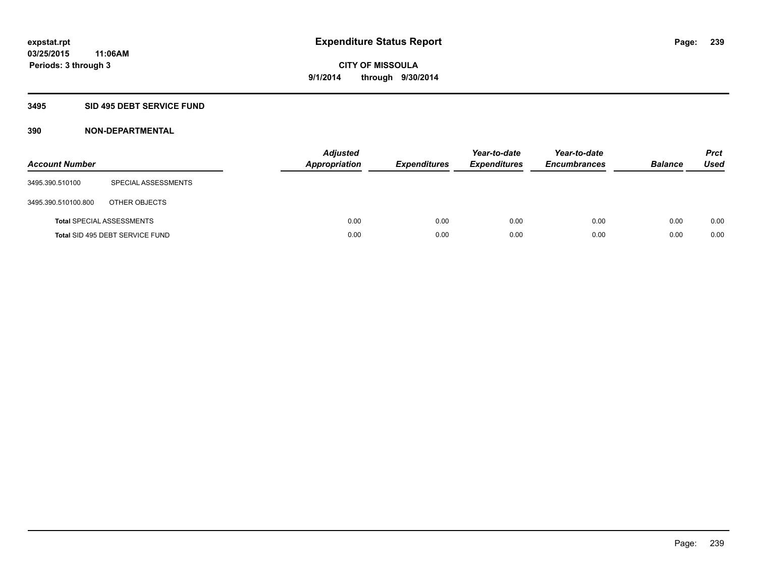# Expenditure Status Report

expstat.rpt
03/25/2015 11:06AM
Periods: 3 through 3

**CITY OF MISSOULA**
**9/1/2014 through 9/30/2014**

## 3495 SID 495 DEBT SERVICE FUND

### 390 NON-DEPARTMENTAL

| Account Number | | Adjusted Appropriation | Expenditures | Year-to-date Expenditures | Year-to-date Encumbrances | Balance | Prct Used |
|---|---|---|---|---|---|---|---|
| 3495.390.510100 | SPECIAL ASSESSMENTS | | | | | | |
| 3495.390.510100.800 | OTHER OBJECTS | | | | | | |
| **Total** SPECIAL ASSESSMENTS | | 0.00 | 0.00 | 0.00 | 0.00 | 0.00 | 0.00 |
| **Total** SID 495 DEBT SERVICE FUND | | 0.00 | 0.00 | 0.00 | 0.00 | 0.00 | 0.00 |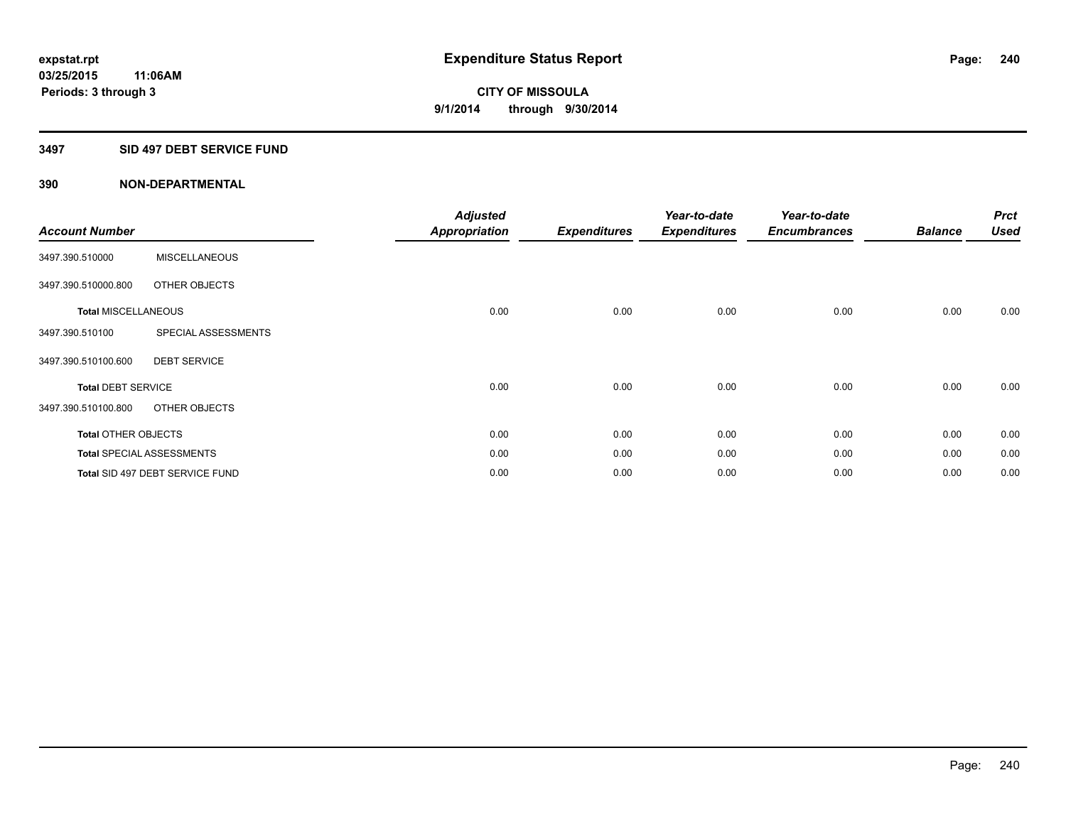# Expenditure Status Report

**CITY OF MISSOULA**
**9/1/2014 through 9/30/2014**

expstat.rpt
03/25/2015 11:06AM
Periods: 3 through 3

## 3497 SID 497 DEBT SERVICE FUND

### 390 NON-DEPARTMENTAL

| Account Number | | Adjusted Appropriation | Expenditures | Year-to-date Expenditures | Year-to-date Encumbrances | Balance | Prct Used |
|---|---|---|---|---|---|---|---|
| 3497.390.510000 | MISCELLANEOUS | | | | | | |
| 3497.390.510000.800 | OTHER OBJECTS | | | | | | |
| **Total** MISCELLANEOUS | | 0.00 | 0.00 | 0.00 | 0.00 | 0.00 | 0.00 |
| 3497.390.510100 | SPECIAL ASSESSMENTS | | | | | | |
| 3497.390.510100.600 | DEBT SERVICE | | | | | | |
| **Total** DEBT SERVICE | | 0.00 | 0.00 | 0.00 | 0.00 | 0.00 | 0.00 |
| 3497.390.510100.800 | OTHER OBJECTS | | | | | | |
| **Total** OTHER OBJECTS | | 0.00 | 0.00 | 0.00 | 0.00 | 0.00 | 0.00 |
| **Total** SPECIAL ASSESSMENTS | | 0.00 | 0.00 | 0.00 | 0.00 | 0.00 | 0.00 |
| **Total** SID 497 DEBT SERVICE FUND | | 0.00 | 0.00 | 0.00 | 0.00 | 0.00 | 0.00 |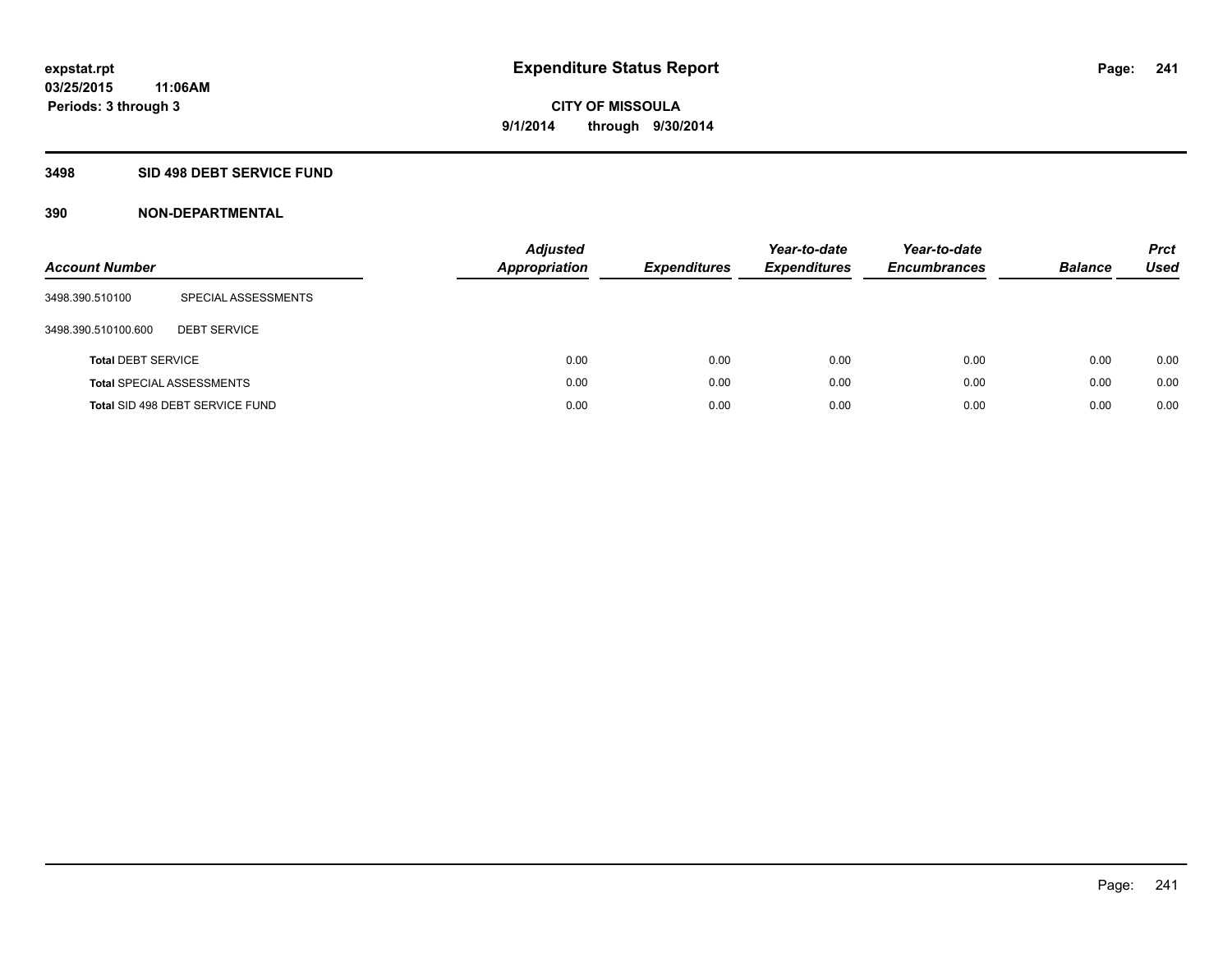# Expenditure Status Report

**expstat.rpt**
**03/25/2015 11:06AM**
**Periods: 3 through 3**

**CITY OF MISSOULA**
**9/1/2014 through 9/30/2014**

## 3498 SID 498 DEBT SERVICE FUND

### 390 NON-DEPARTMENTAL

| Account Number | | Adjusted Appropriation | Expenditures | Year-to-date Expenditures | Year-to-date Encumbrances | Balance | Prct Used |
|---|---|---|---|---|---|---|---|
| 3498.390.510100 | SPECIAL ASSESSMENTS | | | | | | |
| 3498.390.510100.600 | DEBT SERVICE | | | | | | |
| **Total** DEBT SERVICE | | 0.00 | 0.00 | 0.00 | 0.00 | 0.00 | 0.00 |
| **Total** SPECIAL ASSESSMENTS | | 0.00 | 0.00 | 0.00 | 0.00 | 0.00 | 0.00 |
| **Total** SID 498 DEBT SERVICE FUND | | 0.00 | 0.00 | 0.00 | 0.00 | 0.00 | 0.00 |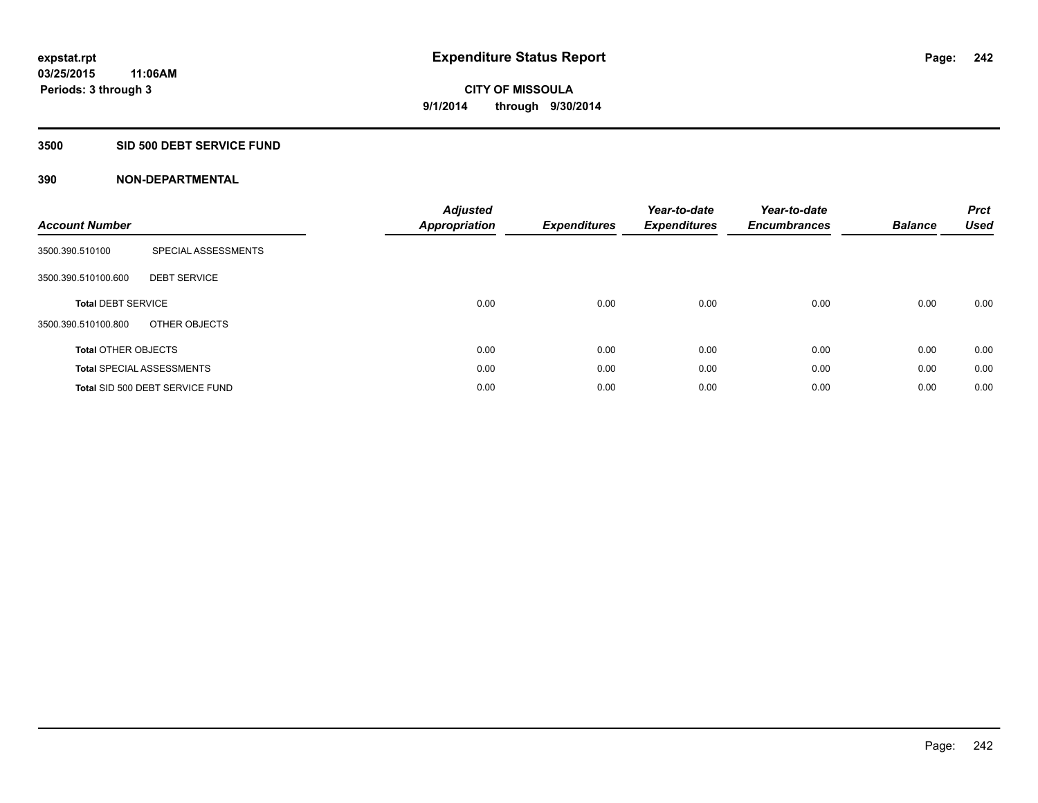# Expenditure Status Report

expstat.rpt
03/25/2015 11:06AM
Periods: 3 through 3

**CITY OF MISSOULA**
**9/1/2014 through 9/30/2014**

## 3500 SID 500 DEBT SERVICE FUND

## 390 NON-DEPARTMENTAL

| Account Number | | Adjusted Appropriation | Expenditures | Year-to-date Expenditures | Year-to-date Encumbrances | Balance | Prct Used |
|---|---|---|---|---|---|---|---|
| 3500.390.510100 | SPECIAL ASSESSMENTS | | | | | | |
| 3500.390.510100.600 | DEBT SERVICE | | | | | | |
| **Total** DEBT SERVICE | | 0.00 | 0.00 | 0.00 | 0.00 | 0.00 | 0.00 |
| 3500.390.510100.800 | OTHER OBJECTS | | | | | | |
| **Total** OTHER OBJECTS | | 0.00 | 0.00 | 0.00 | 0.00 | 0.00 | 0.00 |
| **Total** SPECIAL ASSESSMENTS | | 0.00 | 0.00 | 0.00 | 0.00 | 0.00 | 0.00 |
| **Total** SID 500 DEBT SERVICE FUND | | 0.00 | 0.00 | 0.00 | 0.00 | 0.00 | 0.00 |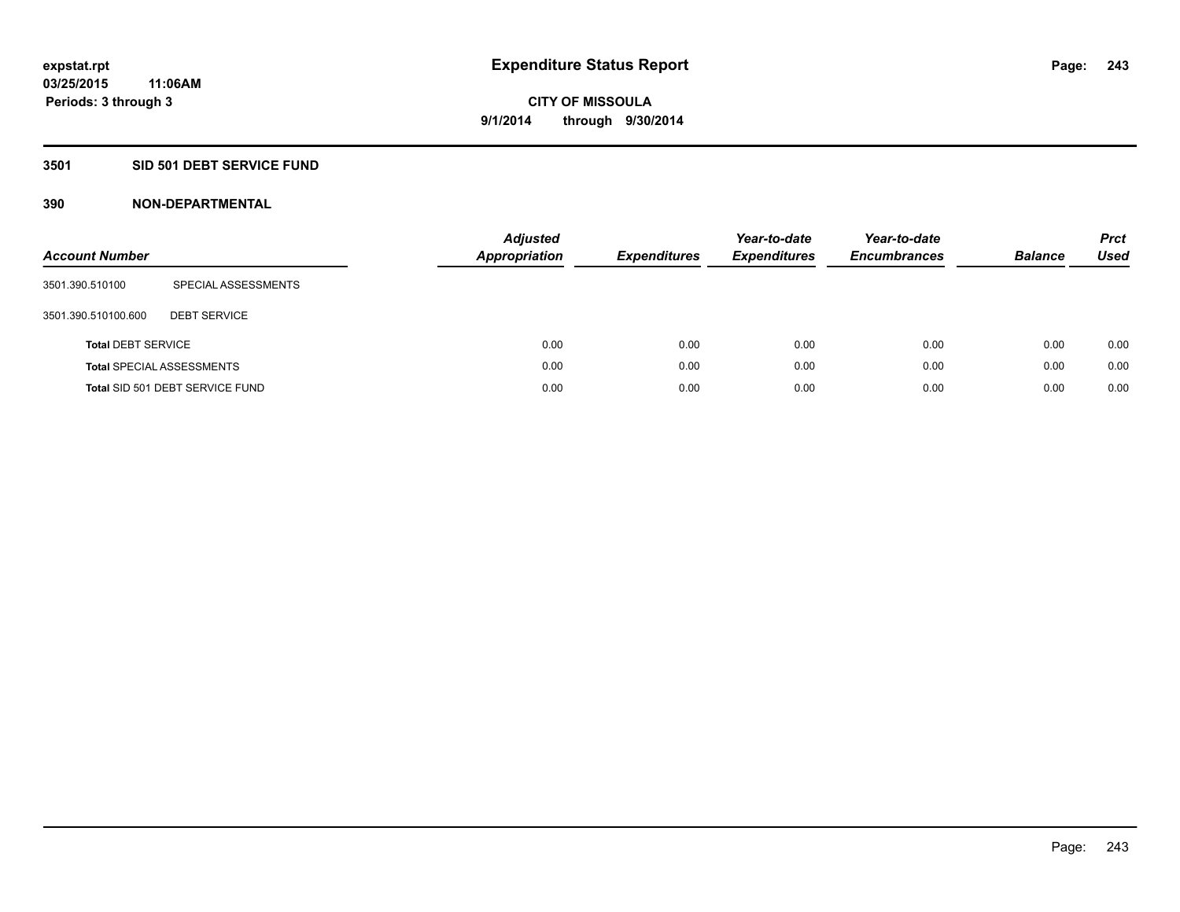# Expenditure Status Report

**expstat.rpt**
**03/25/2015 11:06AM**
**Periods: 3 through 3**

**CITY OF MISSOULA**
**9/1/2014 through 9/30/2014**

## 3501 SID 501 DEBT SERVICE FUND

### 390 NON-DEPARTMENTAL

| Account Number | | *Adjusted Appropriation* | *Expenditures* | *Year-to-date Expenditures* | *Year-to-date Encumbrances* | *Balance* | *Prct Used* |
|---|---|---|---|---|---|---|---|
| 3501.390.510100 | SPECIAL ASSESSMENTS | | | | | | |
| 3501.390.510100.600 | DEBT SERVICE | | | | | | |
| **Total** DEBT SERVICE | | 0.00 | 0.00 | 0.00 | 0.00 | 0.00 | 0.00 |
| **Total** SPECIAL ASSESSMENTS | | 0.00 | 0.00 | 0.00 | 0.00 | 0.00 | 0.00 |
| **Total** SID 501 DEBT SERVICE FUND | | 0.00 | 0.00 | 0.00 | 0.00 | 0.00 | 0.00 |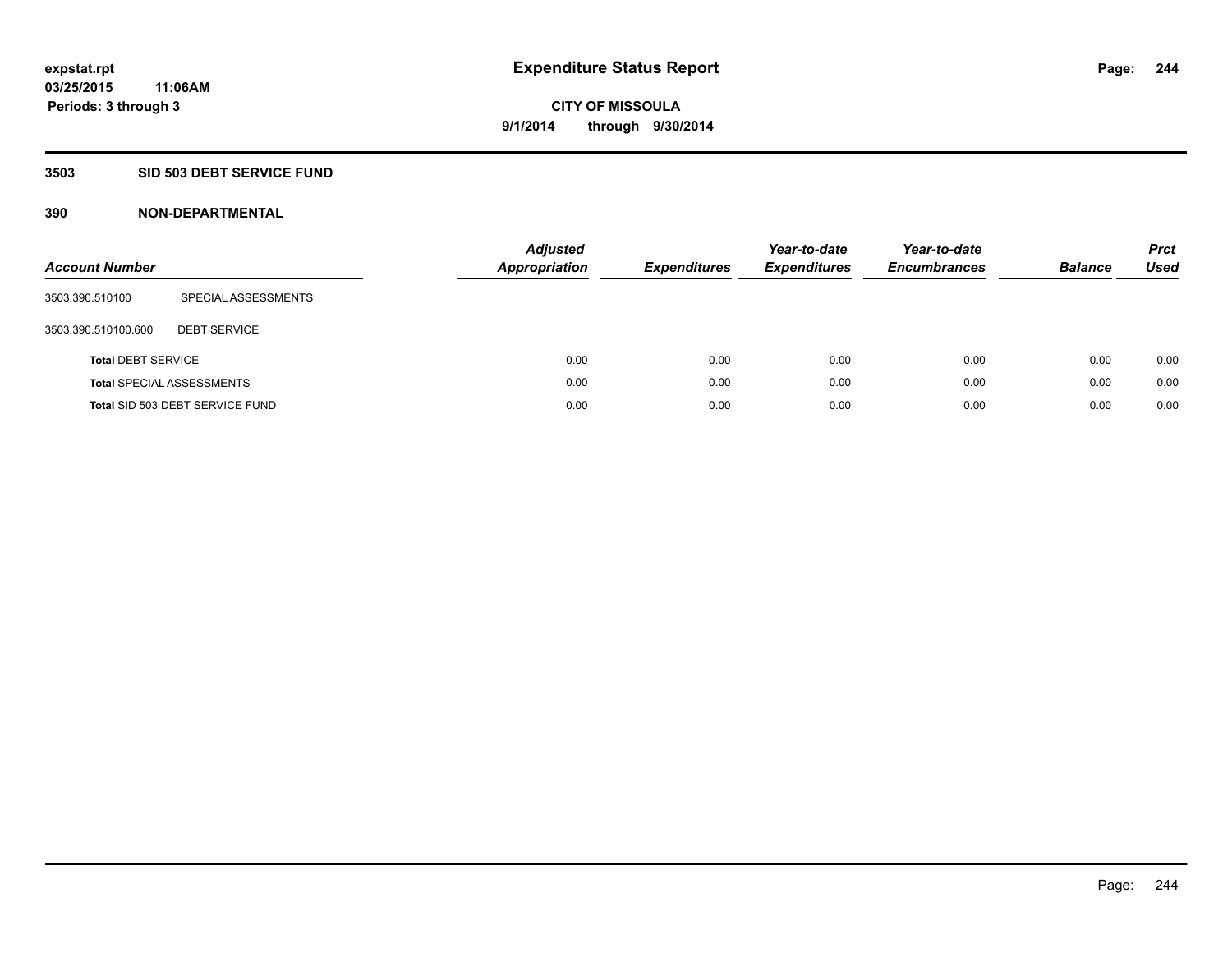# Expenditure Status Report

expstat.rpt
03/25/2015 11:06AM
Periods: 3 through 3

CITY OF MISSOULA
9/1/2014 through 9/30/2014

## 3503 SID 503 DEBT SERVICE FUND

### 390 NON-DEPARTMENTAL

| Account Number | | Adjusted Appropriation | Expenditures | Year-to-date Expenditures | Year-to-date Encumbrances | Balance | Prct Used |
|---|---|---|---|---|---|---|---|
| 3503.390.510100 | SPECIAL ASSESSMENTS | | | | | | |
| 3503.390.510100.600 | DEBT SERVICE | | | | | | |
| **Total** DEBT SERVICE | | 0.00 | 0.00 | 0.00 | 0.00 | 0.00 | 0.00 |
| **Total** SPECIAL ASSESSMENTS | | 0.00 | 0.00 | 0.00 | 0.00 | 0.00 | 0.00 |
| **Total** SID 503 DEBT SERVICE FUND | | 0.00 | 0.00 | 0.00 | 0.00 | 0.00 | 0.00 |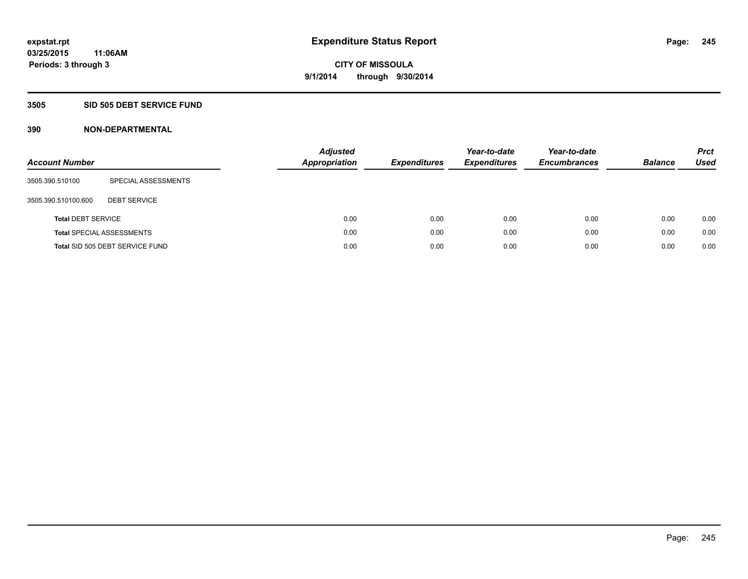**Expenditure Status Report**

**CITY OF MISSOULA**

**9/1/2014 through 9/30/2014**

expstat.rpt
03/25/2015 11:06AM
Periods: 3 through 3

## 3505 SID 505 DEBT SERVICE FUND

### 390 NON-DEPARTMENTAL

| Account Number | | Adjusted Appropriation | Expenditures | Year-to-date Expenditures | Year-to-date Encumbrances | Balance | Prct Used |
|---|---|---|---|---|---|---|---|
| 3505.390.510100 | SPECIAL ASSESSMENTS | | | | | | |
| 3505.390.510100.600 | DEBT SERVICE | | | | | | |
| **Total** DEBT SERVICE | | 0.00 | 0.00 | 0.00 | 0.00 | 0.00 | 0.00 |
| **Total** SPECIAL ASSESSMENTS | | 0.00 | 0.00 | 0.00 | 0.00 | 0.00 | 0.00 |
| **Total** SID 505 DEBT SERVICE FUND | | 0.00 | 0.00 | 0.00 | 0.00 | 0.00 | 0.00 |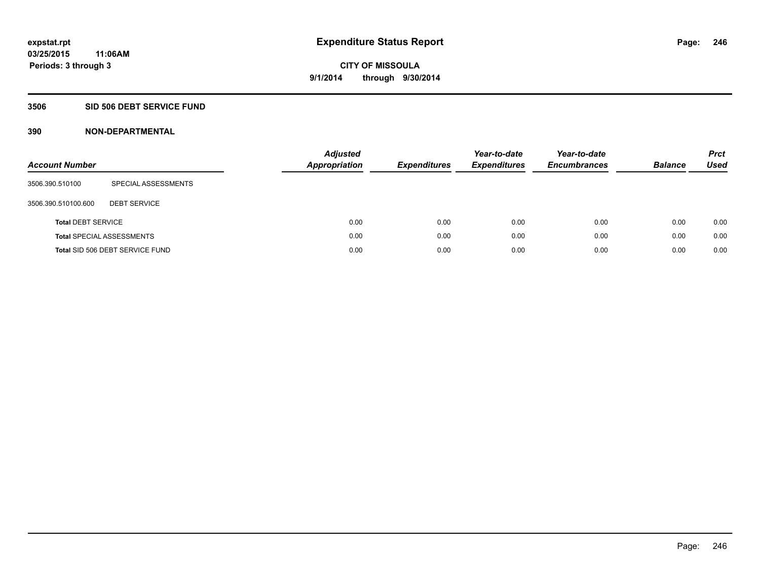expstat.rpt
03/25/2015 11:06AM
Periods: 3 through 3

# Expenditure Status Report

CITY OF MISSOULA
9/1/2014 through 9/30/2014

## 3506 SID 506 DEBT SERVICE FUND

## 390 NON-DEPARTMENTAL

| Account Number | | Adjusted Appropriation | Expenditures | Year-to-date Expenditures | Year-to-date Encumbrances | Balance | Prct Used |
|---|---|---|---|---|---|---|---|
| 3506.390.510100 | SPECIAL ASSESSMENTS | | | | | | |
| 3506.390.510100.600 | DEBT SERVICE | | | | | | |
| **Total** DEBT SERVICE | | 0.00 | 0.00 | 0.00 | 0.00 | 0.00 | 0.00 |
| **Total** SPECIAL ASSESSMENTS | | 0.00 | 0.00 | 0.00 | 0.00 | 0.00 | 0.00 |
| **Total** SID 506 DEBT SERVICE FUND | | 0.00 | 0.00 | 0.00 | 0.00 | 0.00 | 0.00 |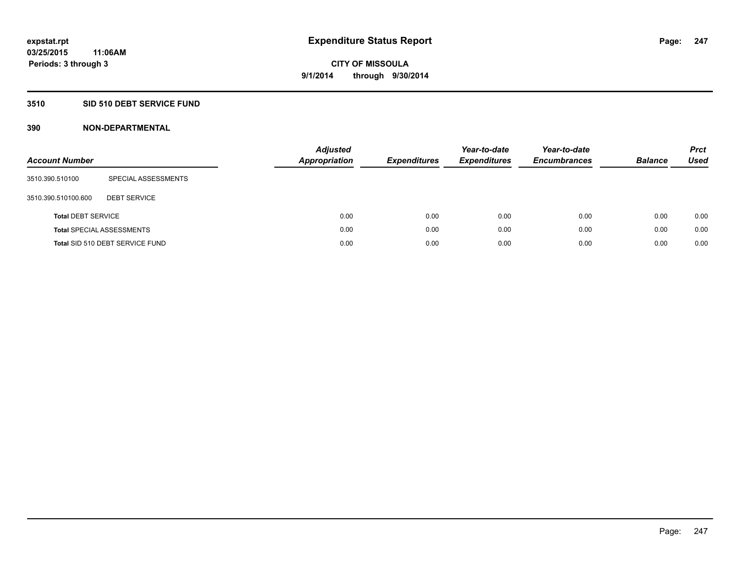# Expenditure Status Report

expstat.rpt
03/25/2015 11:06AM
Periods: 3 through 3

CITY OF MISSOULA
9/1/2014 through 9/30/2014

## 3510 SID 510 DEBT SERVICE FUND

### 390 NON-DEPARTMENTAL

| Account Number | | Adjusted Appropriation | Expenditures | Year-to-date Expenditures | Year-to-date Encumbrances | Balance | Prct Used |
|---|---|---|---|---|---|---|---|
| 3510.390.510100 | SPECIAL ASSESSMENTS | | | | | | |
| 3510.390.510100.600 | DEBT SERVICE | | | | | | |
| **Total** DEBT SERVICE | | 0.00 | 0.00 | 0.00 | 0.00 | 0.00 | 0.00 |
| **Total** SPECIAL ASSESSMENTS | | 0.00 | 0.00 | 0.00 | 0.00 | 0.00 | 0.00 |
| **Total** SID 510 DEBT SERVICE FUND | | 0.00 | 0.00 | 0.00 | 0.00 | 0.00 | 0.00 |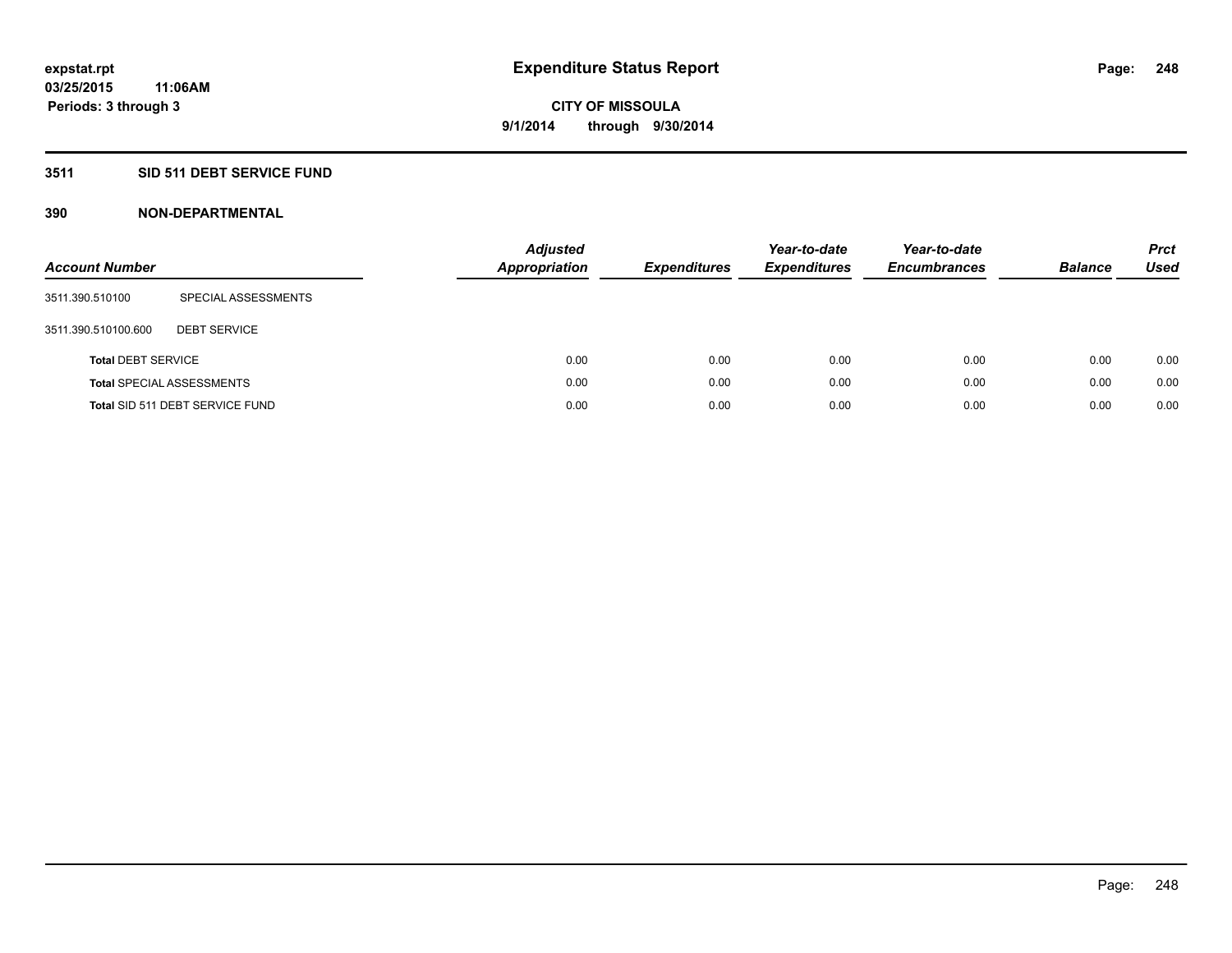# Expenditure Status Report

**expstat.rpt**
**03/25/2015 11:06AM**
**Periods: 3 through 3**

**CITY OF MISSOULA**
**9/1/2014 through 9/30/2014**

## 3511 SID 511 DEBT SERVICE FUND

### 390 NON-DEPARTMENTAL

| Account Number | | Adjusted Appropriation | Expenditures | Year-to-date Expenditures | Year-to-date Encumbrances | Balance | Prct Used |
|---|---|---|---|---|---|---|---|
| 3511.390.510100 | SPECIAL ASSESSMENTS | | | | | | |
| 3511.390.510100.600 | DEBT SERVICE | | | | | | |
| **Total** DEBT SERVICE | | 0.00 | 0.00 | 0.00 | 0.00 | 0.00 | 0.00 |
| **Total** SPECIAL ASSESSMENTS | | 0.00 | 0.00 | 0.00 | 0.00 | 0.00 | 0.00 |
| **Total** SID 511 DEBT SERVICE FUND | | 0.00 | 0.00 | 0.00 | 0.00 | 0.00 | 0.00 |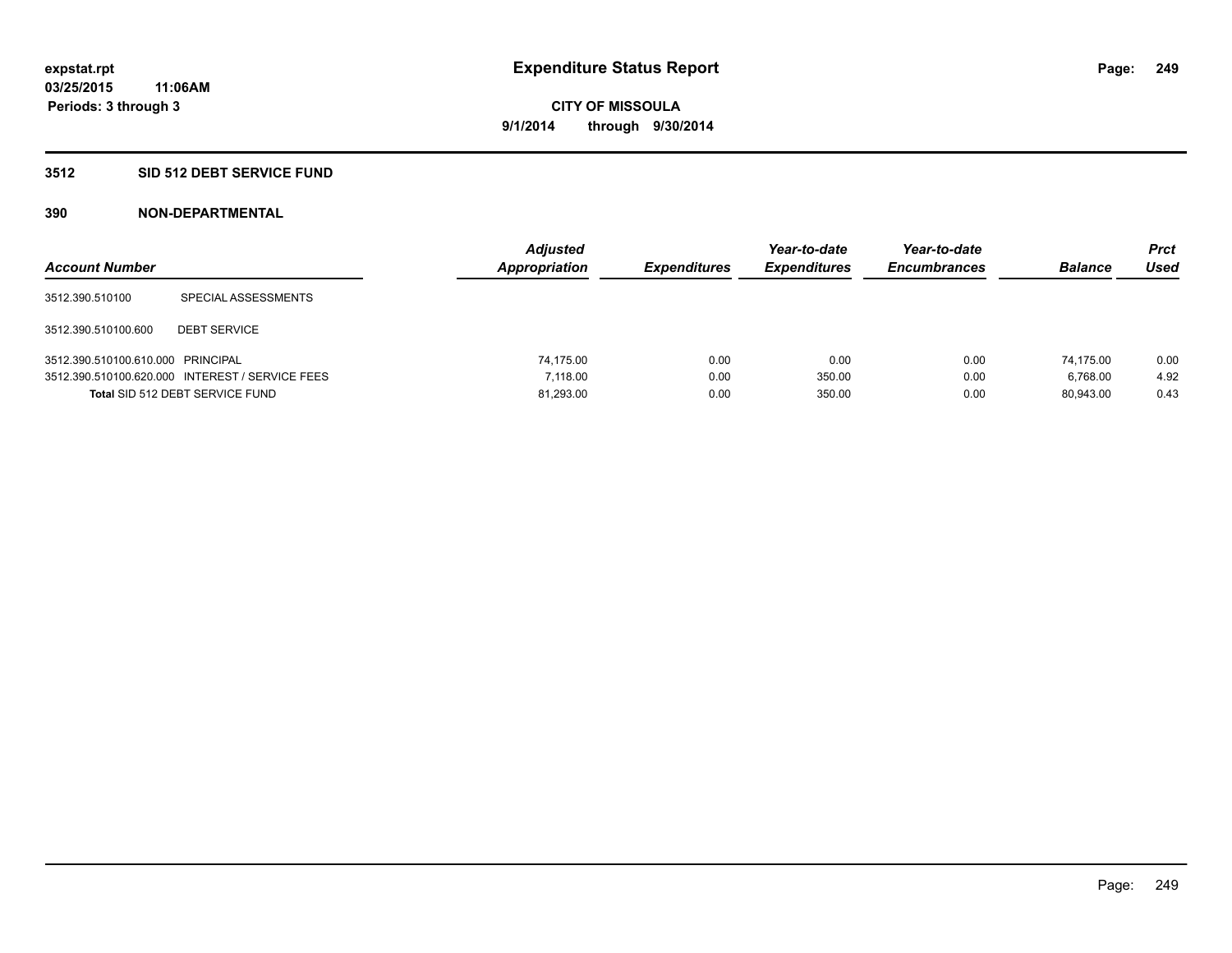# Expenditure Status Report

expstat.rpt
03/25/2015 11:06AM
Periods: 3 through 3

**CITY OF MISSOULA**
**9/1/2014 through 9/30/2014**

## 3512 SID 512 DEBT SERVICE FUND

## 390 NON-DEPARTMENTAL

| Account Number | | Adjusted Appropriation | Expenditures | Year-to-date Expenditures | Year-to-date Encumbrances | Balance | Prct Used |
|---|---|---|---|---|---|---|---|
| 3512.390.510100 | SPECIAL ASSESSMENTS | | | | | | |
| 3512.390.510100.600 | DEBT SERVICE | | | | | | |
| 3512.390.510100.610.000 | PRINCIPAL | 74,175.00 | 0.00 | 0.00 | 0.00 | 74,175.00 | 0.00 |
| 3512.390.510100.620.000 | INTEREST / SERVICE FEES | 7,118.00 | 0.00 | 350.00 | 0.00 | 6,768.00 | 4.92 |
| **Total** SID 512 DEBT SERVICE FUND | | 81,293.00 | 0.00 | 350.00 | 0.00 | 80,943.00 | 0.43 |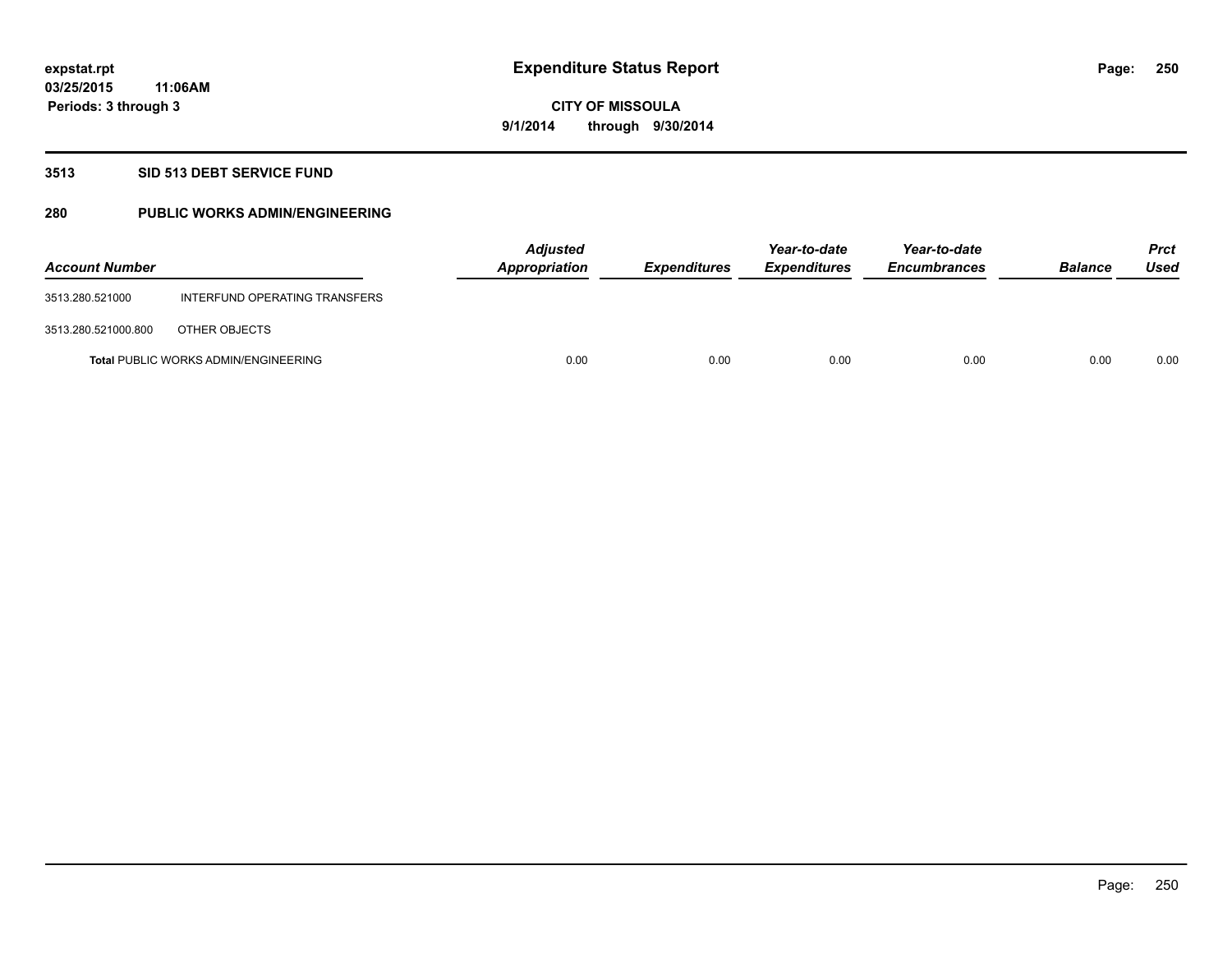# Expenditure Status Report

expstat.rpt
03/25/2015 11:06AM
Periods: 3 through 3

**CITY OF MISSOULA**
**9/1/2014 through 9/30/2014**

## 3513 SID 513 DEBT SERVICE FUND

### 280 PUBLIC WORKS ADMIN/ENGINEERING

| Account Number | | Adjusted Appropriation | Expenditures | Year-to-date Expenditures | Year-to-date Encumbrances | Balance | Prct Used |
|---|---|---|---|---|---|---|---|
| 3513.280.521000 | INTERFUND OPERATING TRANSFERS | | | | | | |
| 3513.280.521000.800 | OTHER OBJECTS | | | | | | |
| **Total** PUBLIC WORKS ADMIN/ENGINEERING | | 0.00 | 0.00 | 0.00 | 0.00 | 0.00 | 0.00 |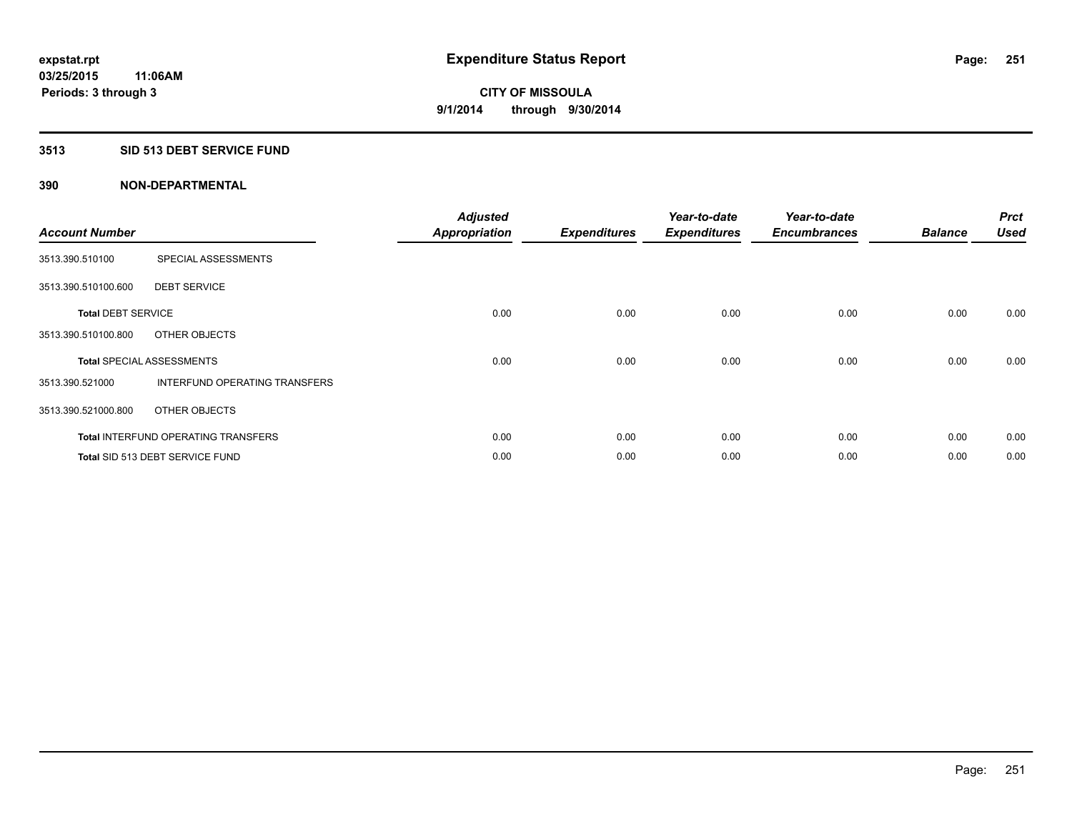**expstat.rpt**
**03/25/2015 11:06AM**
**Periods: 3 through 3**

# Expenditure Status Report

**CITY OF MISSOULA**
**9/1/2014 through 9/30/2014**

## 3513 SID 513 DEBT SERVICE FUND

## 390 NON-DEPARTMENTAL

| Account Number | | Adjusted Appropriation | Expenditures | Year-to-date Expenditures | Year-to-date Encumbrances | Balance | Prct Used |
|---|---|---|---|---|---|---|---|
| 3513.390.510100 | SPECIAL ASSESSMENTS | | | | | | |
| 3513.390.510100.600 | DEBT SERVICE | | | | | | |
| **Total** DEBT SERVICE | | 0.00 | 0.00 | 0.00 | 0.00 | 0.00 | 0.00 |
| 3513.390.510100.800 | OTHER OBJECTS | | | | | | |
| **Total** SPECIAL ASSESSMENTS | | 0.00 | 0.00 | 0.00 | 0.00 | 0.00 | 0.00 |
| 3513.390.521000 | INTERFUND OPERATING TRANSFERS | | | | | | |
| 3513.390.521000.800 | OTHER OBJECTS | | | | | | |
| **Total** INTERFUND OPERATING TRANSFERS | | 0.00 | 0.00 | 0.00 | 0.00 | 0.00 | 0.00 |
| **Total** SID 513 DEBT SERVICE FUND | | 0.00 | 0.00 | 0.00 | 0.00 | 0.00 | 0.00 |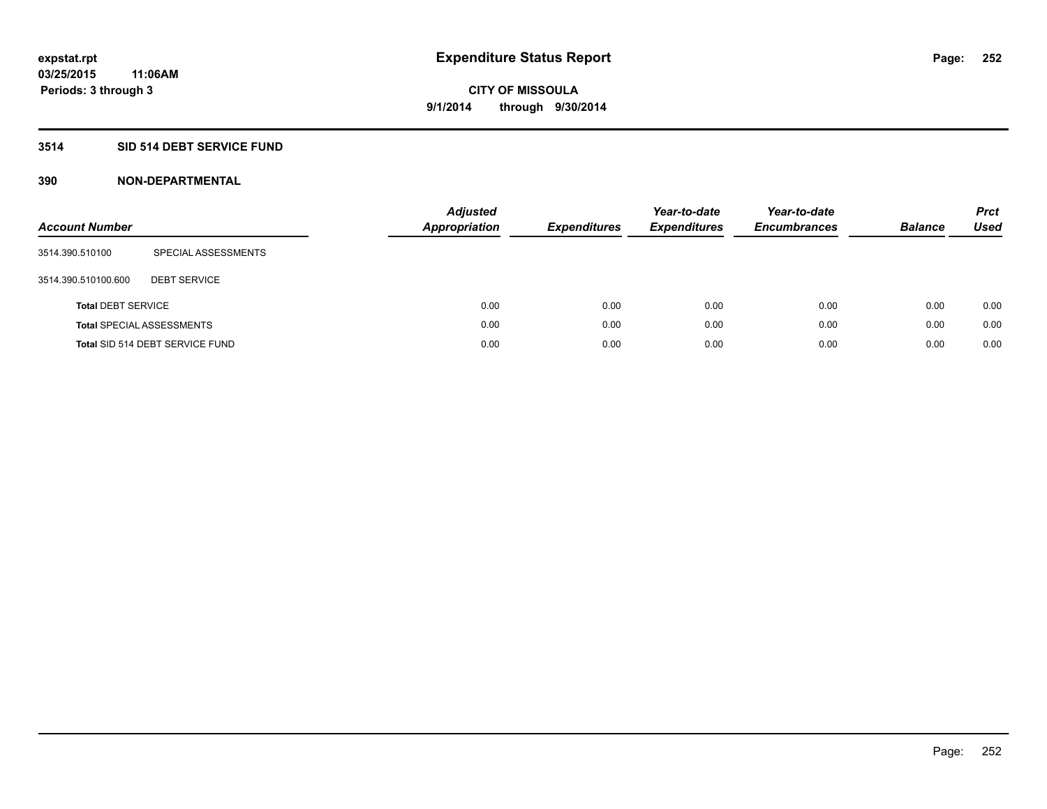# Expenditure Status Report

expstat.rpt
03/25/2015 11:06AM
Periods: 3 through 3

CITY OF MISSOULA
9/1/2014 through 9/30/2014

## 3514 SID 514 DEBT SERVICE FUND

## 390 NON-DEPARTMENTAL

| Account Number | | Adjusted Appropriation | Expenditures | Year-to-date Expenditures | Year-to-date Encumbrances | Balance | Prct Used |
|---|---|---|---|---|---|---|---|
| 3514.390.510100 | SPECIAL ASSESSMENTS | | | | | | |
| 3514.390.510100.600 | DEBT SERVICE | | | | | | |
| **Total** DEBT SERVICE | | 0.00 | 0.00 | 0.00 | 0.00 | 0.00 | 0.00 |
| **Total** SPECIAL ASSESSMENTS | | 0.00 | 0.00 | 0.00 | 0.00 | 0.00 | 0.00 |
| **Total** SID 514 DEBT SERVICE FUND | | 0.00 | 0.00 | 0.00 | 0.00 | 0.00 | 0.00 |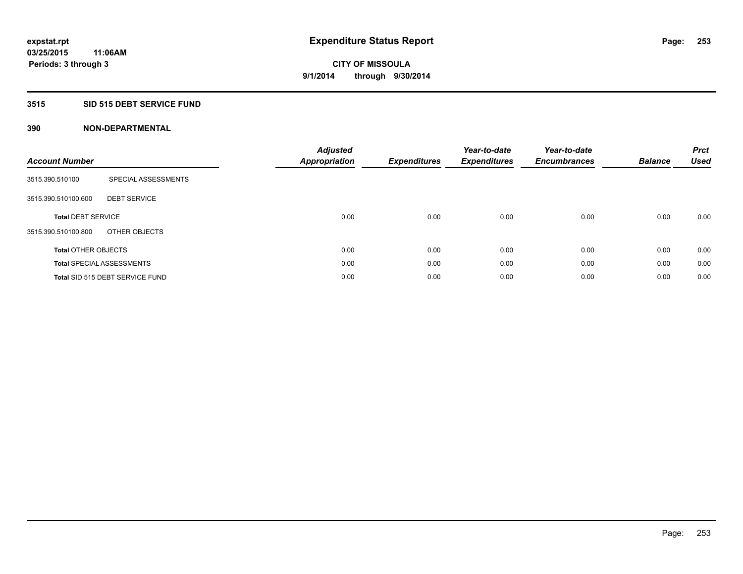**expstat.rpt**
**03/25/2015 11:06AM**
**Periods: 3 through 3**

# Expenditure Status Report

**CITY OF MISSOULA**
**9/1/2014 through 9/30/2014**

## 3515 SID 515 DEBT SERVICE FUND

## 390 NON-DEPARTMENTAL

| Account Number | | Adjusted Appropriation | Expenditures | Year-to-date Expenditures | Year-to-date Encumbrances | Balance | Prct Used |
|---|---|---|---|---|---|---|---|
| 3515.390.510100 | SPECIAL ASSESSMENTS | | | | | | |
| 3515.390.510100.600 | DEBT SERVICE | | | | | | |
| **Total** DEBT SERVICE | | 0.00 | 0.00 | 0.00 | 0.00 | 0.00 | 0.00 |
| 3515.390.510100.800 | OTHER OBJECTS | | | | | | |
| **Total** OTHER OBJECTS | | 0.00 | 0.00 | 0.00 | 0.00 | 0.00 | 0.00 |
| **Total** SPECIAL ASSESSMENTS | | 0.00 | 0.00 | 0.00 | 0.00 | 0.00 | 0.00 |
| **Total** SID 515 DEBT SERVICE FUND | | 0.00 | 0.00 | 0.00 | 0.00 | 0.00 | 0.00 |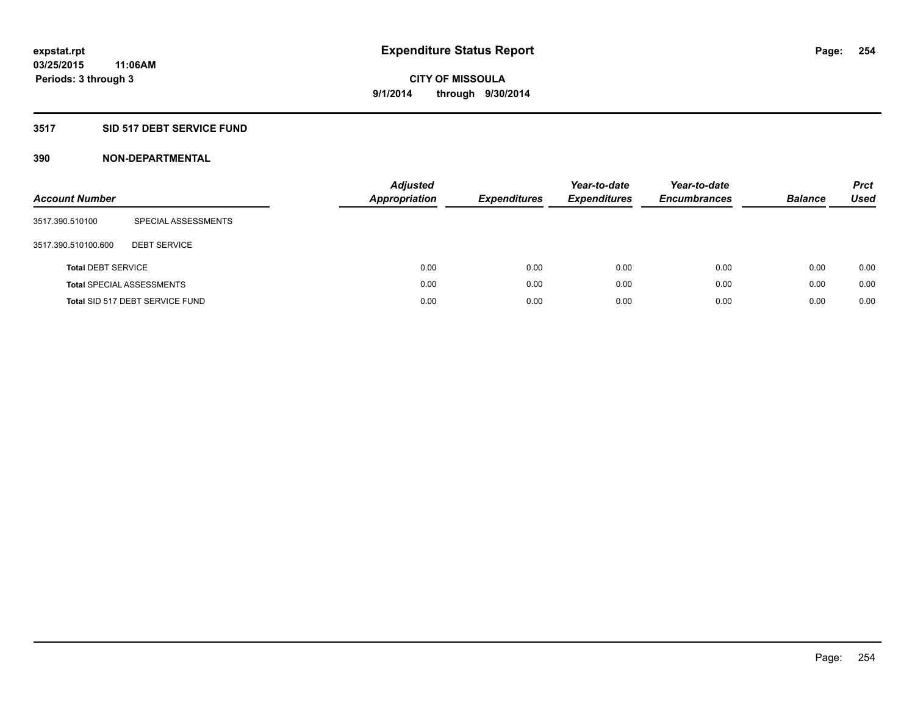# Expenditure Status Report

expstat.rpt
03/25/2015 11:06AM
Periods: 3 through 3

CITY OF MISSOULA
9/1/2014 through 9/30/2014

## 3517 SID 517 DEBT SERVICE FUND

### 390 NON-DEPARTMENTAL

| Account Number | | Adjusted Appropriation | Expenditures | Year-to-date Expenditures | Year-to-date Encumbrances | Balance | Prct Used |
|---|---|---|---|---|---|---|---|
| 3517.390.510100 | SPECIAL ASSESSMENTS | | | | | | |
| 3517.390.510100.600 | DEBT SERVICE | | | | | | |
| **Total** DEBT SERVICE | | 0.00 | 0.00 | 0.00 | 0.00 | 0.00 | 0.00 |
| **Total** SPECIAL ASSESSMENTS | | 0.00 | 0.00 | 0.00 | 0.00 | 0.00 | 0.00 |
| **Total** SID 517 DEBT SERVICE FUND | | 0.00 | 0.00 | 0.00 | 0.00 | 0.00 | 0.00 |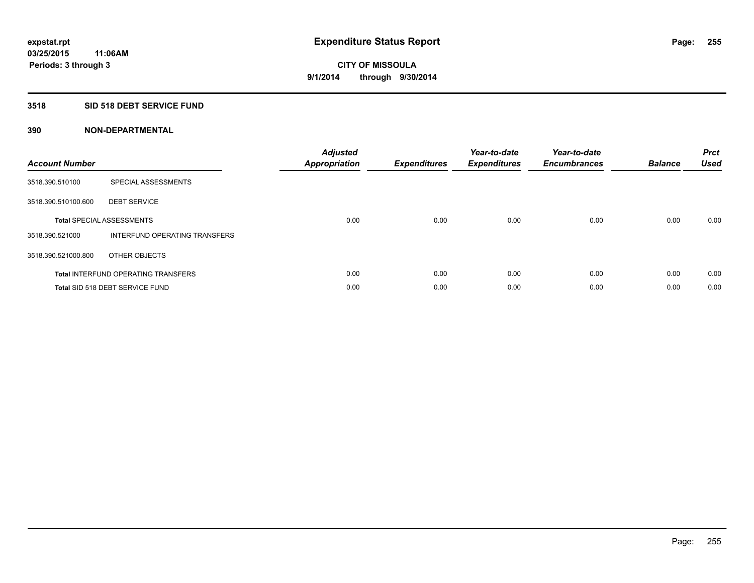expstat.rpt
03/25/2015 11:06AM
Periods: 3 through 3

# Expenditure Status Report

CITY OF MISSOULA
9/1/2014 through 9/30/2014

## 3518 SID 518 DEBT SERVICE FUND

## 390 NON-DEPARTMENTAL

| Account Number | | Adjusted Appropriation | Expenditures | Year-to-date Expenditures | Year-to-date Encumbrances | Balance | Prct Used |
|---|---|---|---|---|---|---|---|
| 3518.390.510100 | SPECIAL ASSESSMENTS | | | | | | |
| 3518.390.510100.600 | DEBT SERVICE | | | | | | |
| **Total** SPECIAL ASSESSMENTS | | 0.00 | 0.00 | 0.00 | 0.00 | 0.00 | 0.00 |
| 3518.390.521000 | INTERFUND OPERATING TRANSFERS | | | | | | |
| 3518.390.521000.800 | OTHER OBJECTS | | | | | | |
| **Total** INTERFUND OPERATING TRANSFERS | | 0.00 | 0.00 | 0.00 | 0.00 | 0.00 | 0.00 |
| **Total** SID 518 DEBT SERVICE FUND | | 0.00 | 0.00 | 0.00 | 0.00 | 0.00 | 0.00 |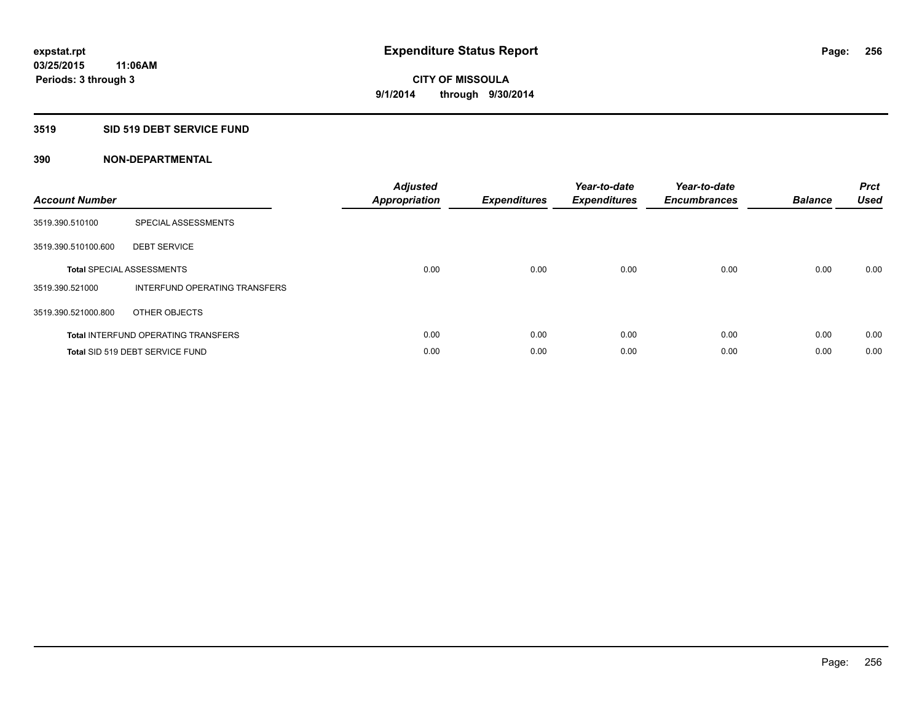**expstat.rpt**
**03/25/2015 11:06AM**
**Periods: 3 through 3**

# Expenditure Status Report

**CITY OF MISSOULA**
**9/1/2014 through 9/30/2014**

## 3519 SID 519 DEBT SERVICE FUND

### 390 NON-DEPARTMENTAL

| Account Number | | Adjusted Appropriation | Expenditures | Year-to-date Expenditures | Year-to-date Encumbrances | Balance | Prct Used |
|---|---|---|---|---|---|---|---|
| 3519.390.510100 | SPECIAL ASSESSMENTS | | | | | | |
| 3519.390.510100.600 | DEBT SERVICE | | | | | | |
| **Total** SPECIAL ASSESSMENTS | | 0.00 | 0.00 | 0.00 | 0.00 | 0.00 | 0.00 |
| 3519.390.521000 | INTERFUND OPERATING TRANSFERS | | | | | | |
| 3519.390.521000.800 | OTHER OBJECTS | | | | | | |
| **Total** INTERFUND OPERATING TRANSFERS | | 0.00 | 0.00 | 0.00 | 0.00 | 0.00 | 0.00 |
| **Total** SID 519 DEBT SERVICE FUND | | 0.00 | 0.00 | 0.00 | 0.00 | 0.00 | 0.00 |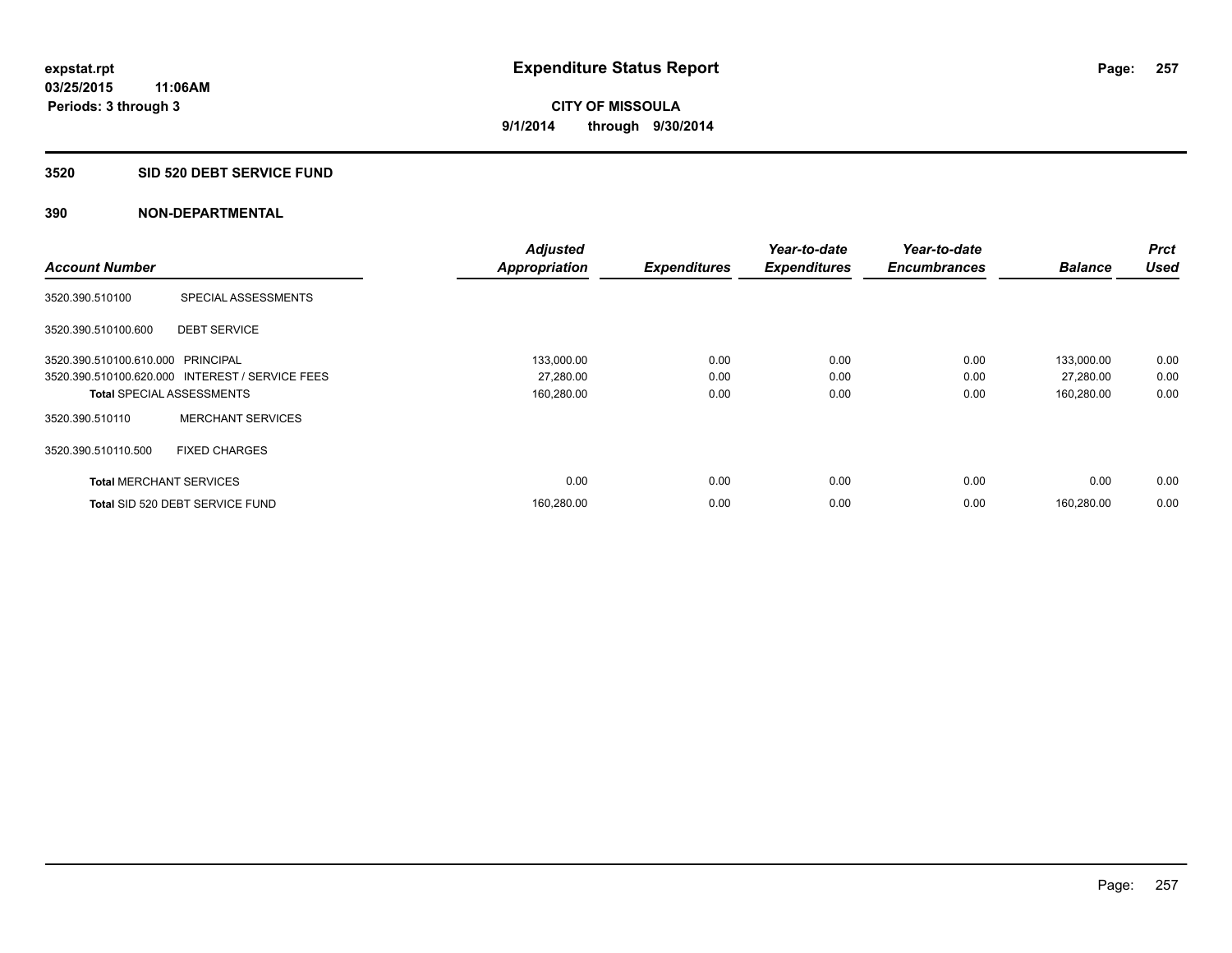# Expenditure Status Report

expstat.rpt
03/25/2015 11:06AM
Periods: 3 through 3

**CITY OF MISSOULA**
**9/1/2014 through 9/30/2014**

## 3520 SID 520 DEBT SERVICE FUND

### 390 NON-DEPARTMENTAL

| Account Number | | Adjusted Appropriation | Expenditures | Year-to-date Expenditures | Year-to-date Encumbrances | Balance | Prct Used |
|---|---|---|---|---|---|---|---|
| 3520.390.510100 | SPECIAL ASSESSMENTS | | | | | | |
| 3520.390.510100.600 | DEBT SERVICE | | | | | | |
| 3520.390.510100.610.000 | PRINCIPAL | 133,000.00 | 0.00 | 0.00 | 0.00 | 133,000.00 | 0.00 |
| 3520.390.510100.620.000 | INTEREST / SERVICE FEES | 27,280.00 | 0.00 | 0.00 | 0.00 | 27,280.00 | 0.00 |
| **Total** SPECIAL ASSESSMENTS | | 160,280.00 | 0.00 | 0.00 | 0.00 | 160,280.00 | 0.00 |
| 3520.390.510110 | MERCHANT SERVICES | | | | | | |
| 3520.390.510110.500 | FIXED CHARGES | | | | | | |
| **Total** MERCHANT SERVICES | | 0.00 | 0.00 | 0.00 | 0.00 | 0.00 | 0.00 |
| **Total** SID 520 DEBT SERVICE FUND | | 160,280.00 | 0.00 | 0.00 | 0.00 | 160,280.00 | 0.00 |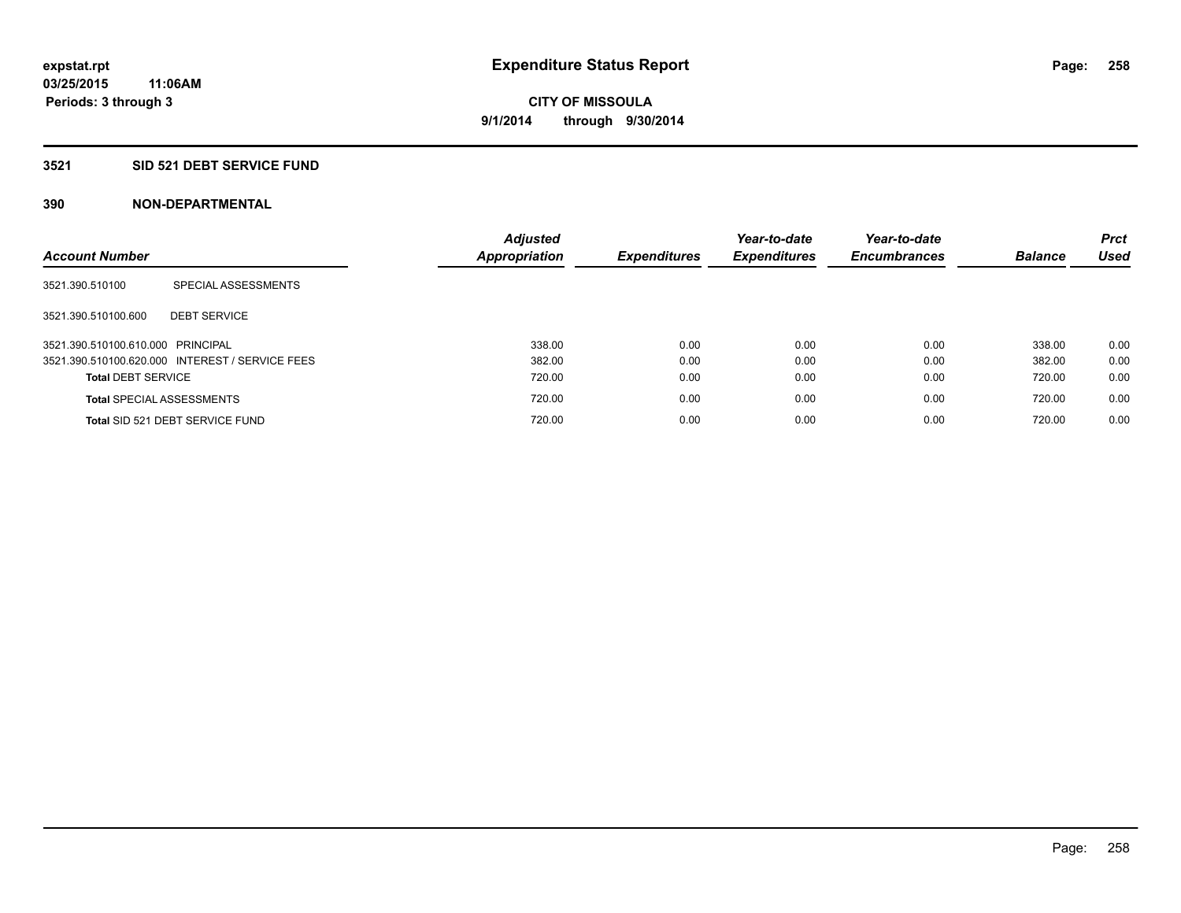**expstat.rpt**
**03/25/2015 11:06AM**
**Periods: 3 through 3**

# Expenditure Status Report

**CITY OF MISSOULA**
**9/1/2014 through 9/30/2014**

## 3521 SID 521 DEBT SERVICE FUND

## 390 NON-DEPARTMENTAL

| Account Number | | Adjusted Appropriation | Expenditures | Year-to-date Expenditures | Year-to-date Encumbrances | Balance | Prct Used |
|---|---|---|---|---|---|---|---|
| 3521.390.510100 | SPECIAL ASSESSMENTS | | | | | | |
| 3521.390.510100.600 | DEBT SERVICE | | | | | | |
| 3521.390.510100.610.000 | PRINCIPAL | 338.00 | 0.00 | 0.00 | 0.00 | 338.00 | 0.00 |
| 3521.390.510100.620.000 | INTEREST / SERVICE FEES | 382.00 | 0.00 | 0.00 | 0.00 | 382.00 | 0.00 |
| **Total** DEBT SERVICE | | 720.00 | 0.00 | 0.00 | 0.00 | 720.00 | 0.00 |
| **Total** SPECIAL ASSESSMENTS | | 720.00 | 0.00 | 0.00 | 0.00 | 720.00 | 0.00 |
| **Total** SID 521 DEBT SERVICE FUND | | 720.00 | 0.00 | 0.00 | 0.00 | 720.00 | 0.00 |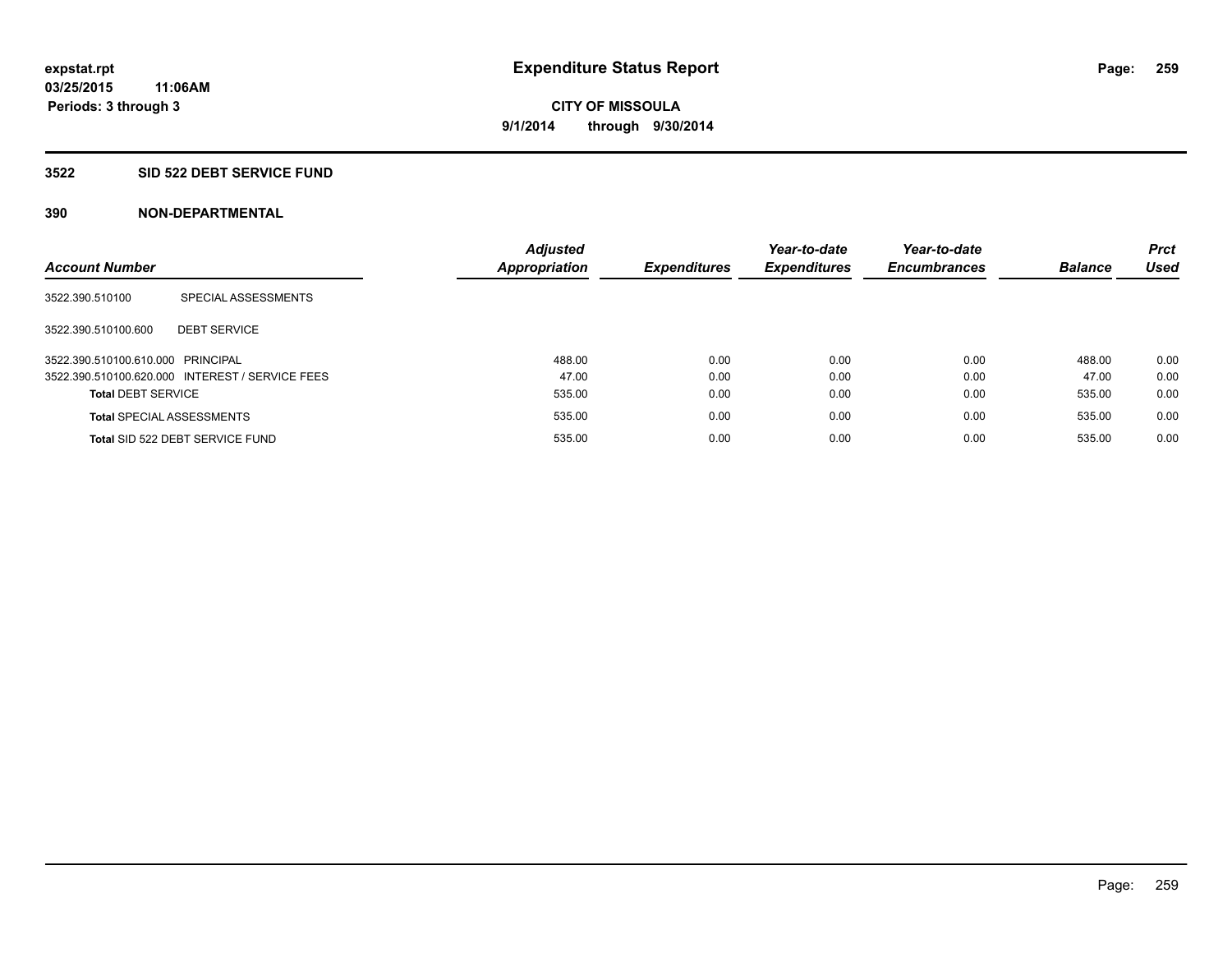# Expenditure Status Report

**expstat.rpt**
**03/25/2015 11:06AM**
**Periods: 3 through 3**

**CITY OF MISSOULA**
**9/1/2014 through 9/30/2014**

## 3522 SID 522 DEBT SERVICE FUND

### 390 NON-DEPARTMENTAL

| Account Number | | Adjusted Appropriation | Expenditures | Year-to-date Expenditures | Year-to-date Encumbrances | Balance | Prct Used |
|---|---|---|---|---|---|---|---|
| 3522.390.510100 | SPECIAL ASSESSMENTS | | | | | | |
| 3522.390.510100.600 | DEBT SERVICE | | | | | | |
| 3522.390.510100.610.000 | PRINCIPAL | 488.00 | 0.00 | 0.00 | 0.00 | 488.00 | 0.00 |
| 3522.390.510100.620.000 | INTEREST / SERVICE FEES | 47.00 | 0.00 | 0.00 | 0.00 | 47.00 | 0.00 |
| **Total** DEBT SERVICE | | 535.00 | 0.00 | 0.00 | 0.00 | 535.00 | 0.00 |
| **Total** SPECIAL ASSESSMENTS | | 535.00 | 0.00 | 0.00 | 0.00 | 535.00 | 0.00 |
| **Total** SID 522 DEBT SERVICE FUND | | 535.00 | 0.00 | 0.00 | 0.00 | 535.00 | 0.00 |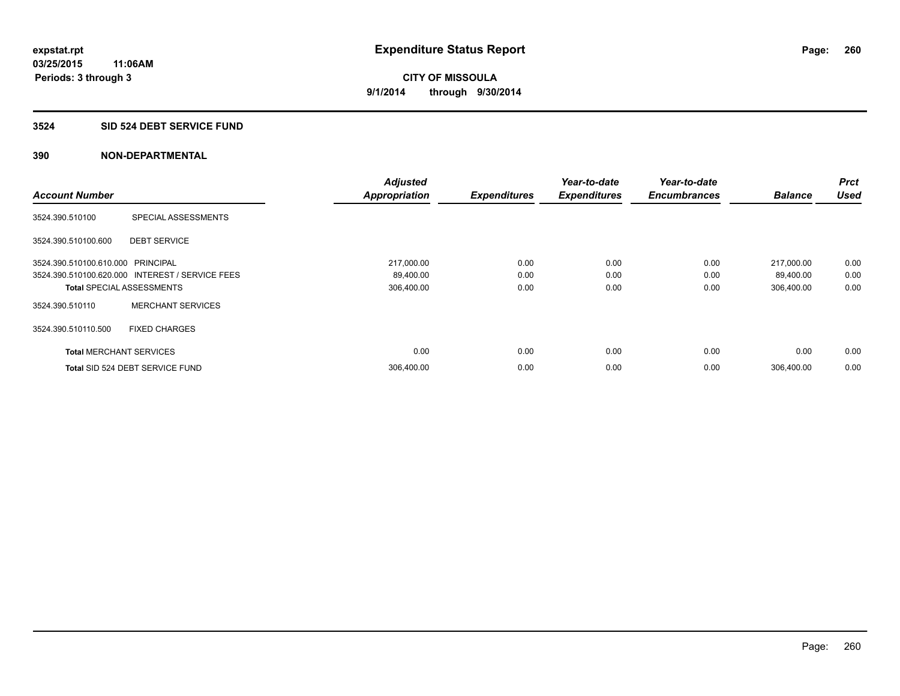**expstat.rpt**
**03/25/2015 11:06AM**
**Periods: 3 through 3**

# Expenditure Status Report

**CITY OF MISSOULA**
**9/1/2014 through 9/30/2014**

## 3524 SID 524 DEBT SERVICE FUND

### 390 NON-DEPARTMENTAL

| Account Number | | Adjusted Appropriation | Expenditures | Year-to-date Expenditures | Year-to-date Encumbrances | Balance | Prct Used |
|---|---|---|---|---|---|---|---|
| 3524.390.510100 | SPECIAL ASSESSMENTS | | | | | | |
| 3524.390.510100.600 | DEBT SERVICE | | | | | | |
| 3524.390.510100.610.000 | PRINCIPAL | 217,000.00 | 0.00 | 0.00 | 0.00 | 217,000.00 | 0.00 |
| 3524.390.510100.620.000 | INTEREST / SERVICE FEES | 89,400.00 | 0.00 | 0.00 | 0.00 | 89,400.00 | 0.00 |
| **Total** SPECIAL ASSESSMENTS | | 306,400.00 | 0.00 | 0.00 | 0.00 | 306,400.00 | 0.00 |
| 3524.390.510110 | MERCHANT SERVICES | | | | | | |
| 3524.390.510110.500 | FIXED CHARGES | | | | | | |
| **Total** MERCHANT SERVICES | | 0.00 | 0.00 | 0.00 | 0.00 | 0.00 | 0.00 |
| **Total** SID 524 DEBT SERVICE FUND | | 306,400.00 | 0.00 | 0.00 | 0.00 | 306,400.00 | 0.00 |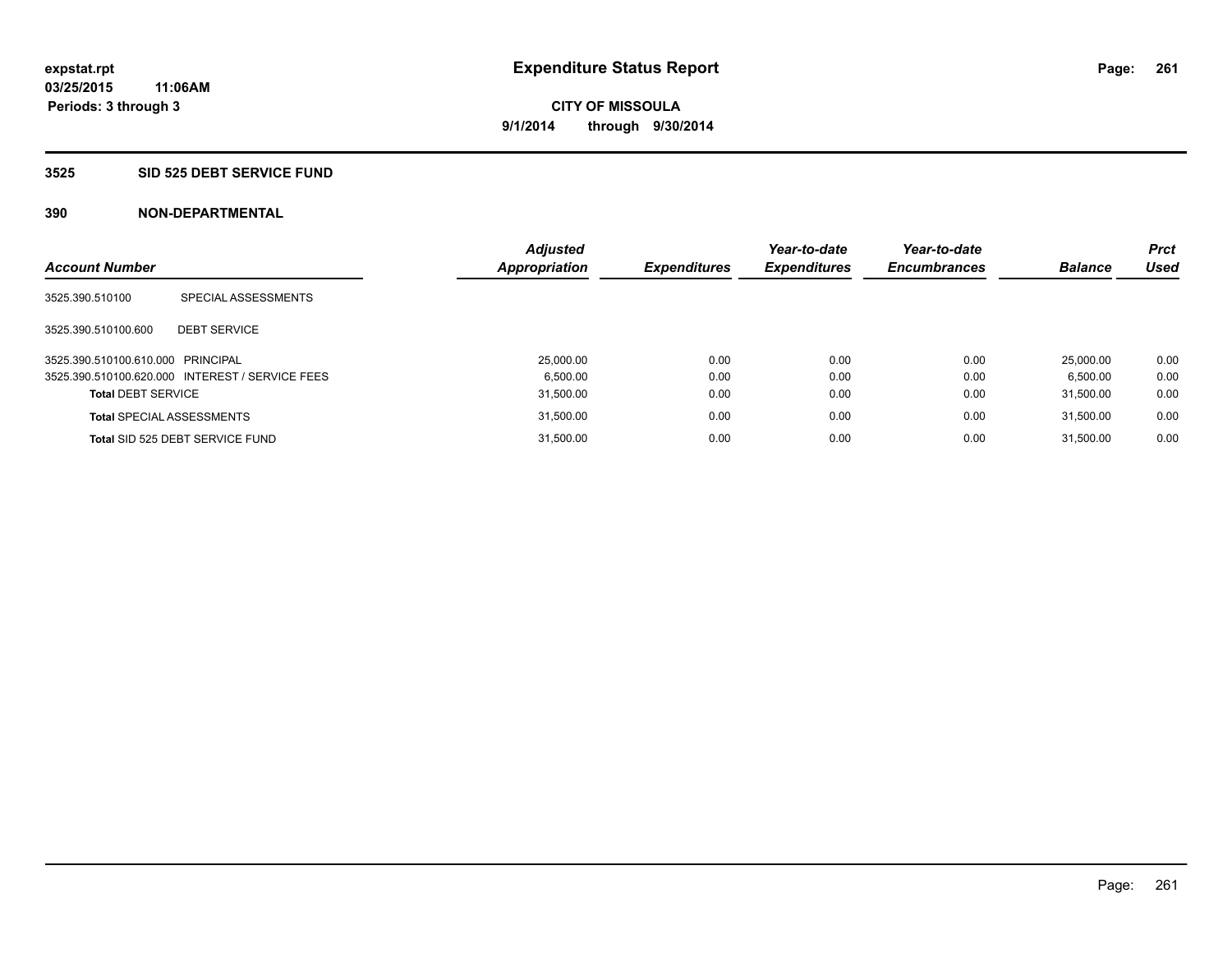**expstat.rpt**
**03/25/2015 11:06AM**
**Periods: 3 through 3**

# Expenditure Status Report

**CITY OF MISSOULA**
**9/1/2014 through 9/30/2014**

## 3525 SID 525 DEBT SERVICE FUND

### 390 NON-DEPARTMENTAL

| Account Number | | Adjusted Appropriation | Expenditures | Year-to-date Expenditures | Year-to-date Encumbrances | Balance | Prct Used |
|---|---|---|---|---|---|---|---|
| 3525.390.510100 | SPECIAL ASSESSMENTS | | | | | | |
| 3525.390.510100.600 | DEBT SERVICE | | | | | | |
| 3525.390.510100.610.000 | PRINCIPAL | 25,000.00 | 0.00 | 0.00 | 0.00 | 25,000.00 | 0.00 |
| 3525.390.510100.620.000 | INTEREST / SERVICE FEES | 6,500.00 | 0.00 | 0.00 | 0.00 | 6,500.00 | 0.00 |
| **Total** DEBT SERVICE | | 31,500.00 | 0.00 | 0.00 | 0.00 | 31,500.00 | 0.00 |
| **Total** SPECIAL ASSESSMENTS | | 31,500.00 | 0.00 | 0.00 | 0.00 | 31,500.00 | 0.00 |
| **Total** SID 525 DEBT SERVICE FUND | | 31,500.00 | 0.00 | 0.00 | 0.00 | 31,500.00 | 0.00 |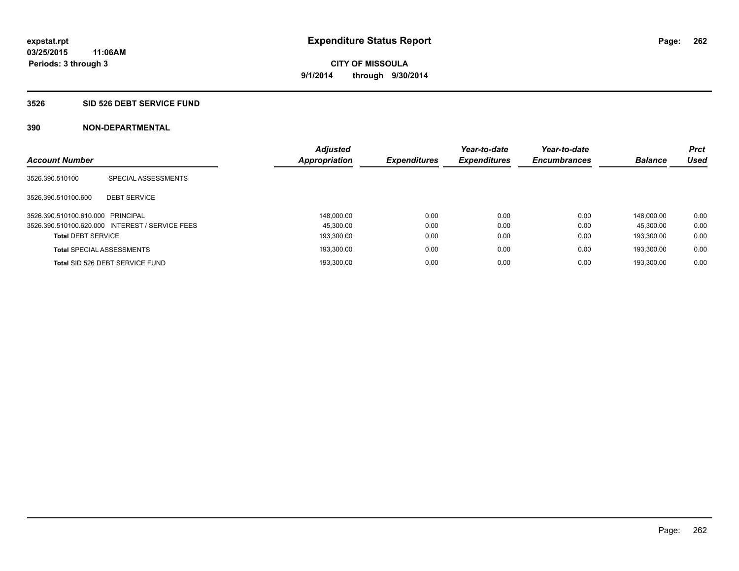# Expenditure Status Report

expstat.rpt
03/25/2015 11:06AM
Periods: 3 through 3

**CITY OF MISSOULA**
**9/1/2014 through 9/30/2014**

## 3526 SID 526 DEBT SERVICE FUND

### 390 NON-DEPARTMENTAL

| Account Number | | Adjusted Appropriation | Expenditures | Year-to-date Expenditures | Year-to-date Encumbrances | Balance | Prct Used |
|---|---|---|---|---|---|---|---|
| 3526.390.510100 | SPECIAL ASSESSMENTS | | | | | | |
| 3526.390.510100.600 | DEBT SERVICE | | | | | | |
| 3526.390.510100.610.000 | PRINCIPAL | 148,000.00 | 0.00 | 0.00 | 0.00 | 148,000.00 | 0.00 |
| 3526.390.510100.620.000 | INTEREST / SERVICE FEES | 45,300.00 | 0.00 | 0.00 | 0.00 | 45,300.00 | 0.00 |
| **Total** DEBT SERVICE | | 193,300.00 | 0.00 | 0.00 | 0.00 | 193,300.00 | 0.00 |
| **Total** SPECIAL ASSESSMENTS | | 193,300.00 | 0.00 | 0.00 | 0.00 | 193,300.00 | 0.00 |
| **Total** SID 526 DEBT SERVICE FUND | | 193,300.00 | 0.00 | 0.00 | 0.00 | 193,300.00 | 0.00 |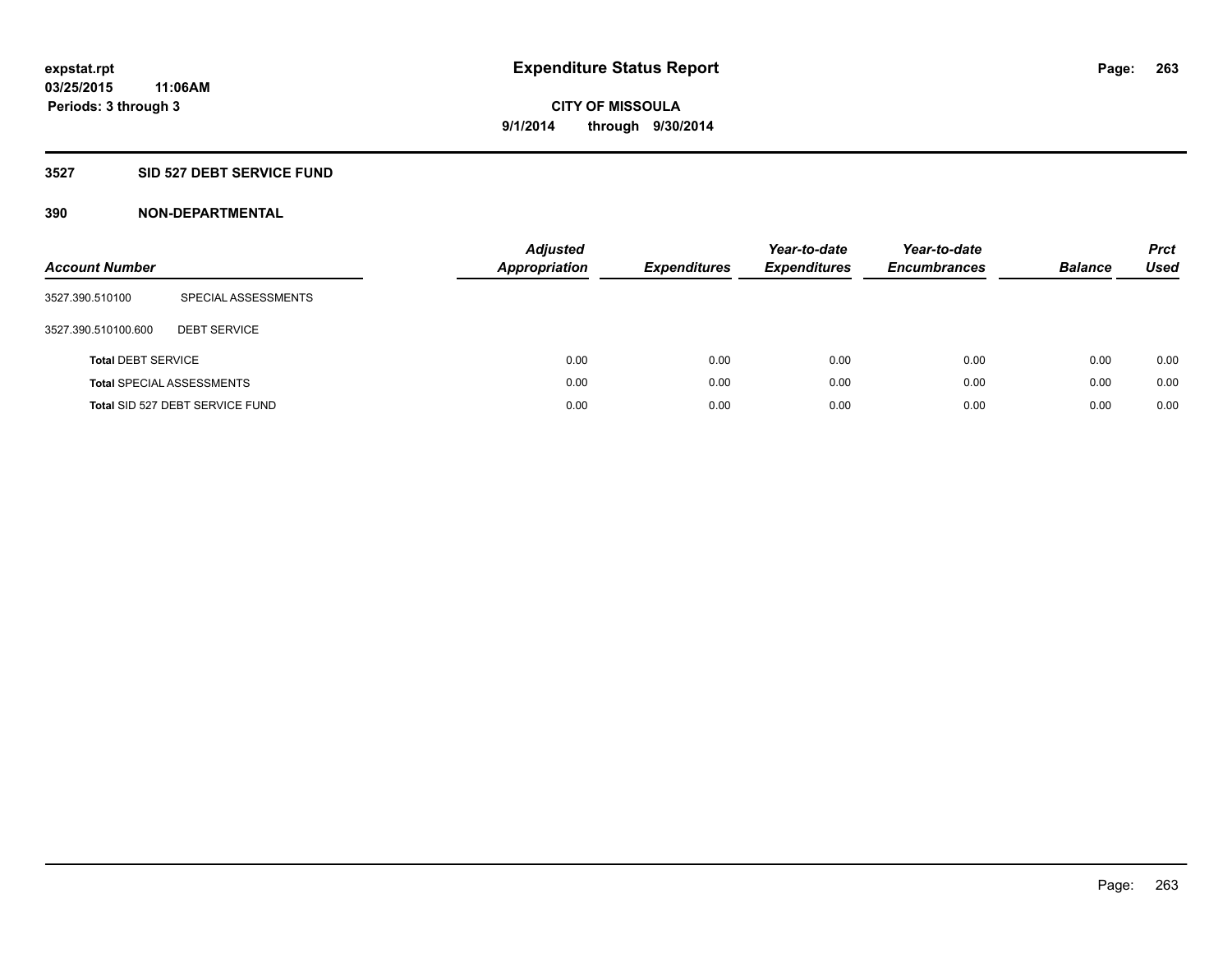# Expenditure Status Report

**expstat.rpt**
**03/25/2015 11:06AM**
**Periods: 3 through 3**

**CITY OF MISSOULA**
**9/1/2014 through 9/30/2014**

## 3527 SID 527 DEBT SERVICE FUND

### 390 NON-DEPARTMENTAL

| Account Number | | Adjusted Appropriation | Expenditures | Year-to-date Expenditures | Year-to-date Encumbrances | Balance | Prct Used |
|---|---|---|---|---|---|---|---|
| 3527.390.510100 | SPECIAL ASSESSMENTS | | | | | | |
| 3527.390.510100.600 | DEBT SERVICE | | | | | | |
| **Total** DEBT SERVICE | | 0.00 | 0.00 | 0.00 | 0.00 | 0.00 | 0.00 |
| **Total** SPECIAL ASSESSMENTS | | 0.00 | 0.00 | 0.00 | 0.00 | 0.00 | 0.00 |
| **Total** SID 527 DEBT SERVICE FUND | | 0.00 | 0.00 | 0.00 | 0.00 | 0.00 | 0.00 |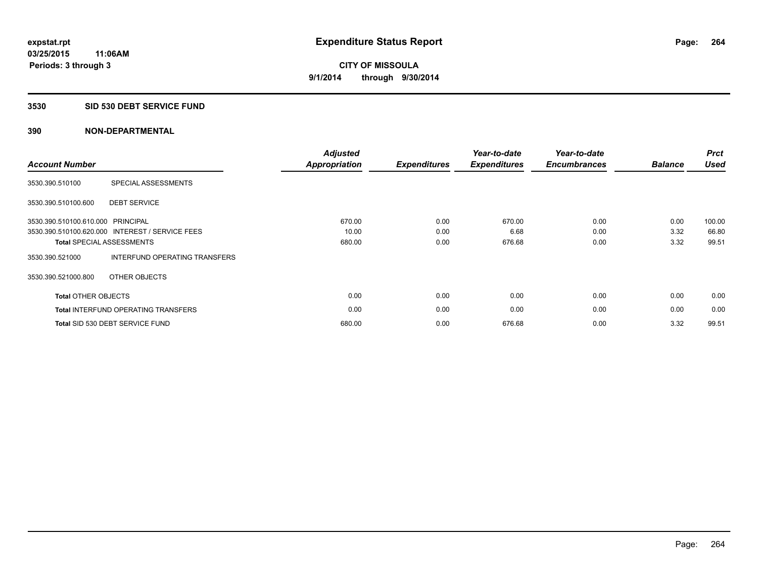**expstat.rpt**
**03/25/2015 11:06AM**
**Periods: 3 through 3**

# Expenditure Status Report

**CITY OF MISSOULA**
**9/1/2014 through 9/30/2014**

## 3530 SID 530 DEBT SERVICE FUND

## 390 NON-DEPARTMENTAL

| Account Number | | Adjusted Appropriation | Expenditures | Year-to-date Expenditures | Year-to-date Encumbrances | Balance | Prct Used |
|---|---|---|---|---|---|---|---|
| 3530.390.510100 | SPECIAL ASSESSMENTS | | | | | | |
| 3530.390.510100.600 | DEBT SERVICE | | | | | | |
| 3530.390.510100.610.000 | PRINCIPAL | 670.00 | 0.00 | 670.00 | 0.00 | 0.00 | 100.00 |
| 3530.390.510100.620.000 | INTEREST / SERVICE FEES | 10.00 | 0.00 | 6.68 | 0.00 | 3.32 | 66.80 |
| **Total** SPECIAL ASSESSMENTS | | 680.00 | 0.00 | 676.68 | 0.00 | 3.32 | 99.51 |
| 3530.390.521000 | INTERFUND OPERATING TRANSFERS | | | | | | |
| 3530.390.521000.800 | OTHER OBJECTS | | | | | | |
| **Total** OTHER OBJECTS | | 0.00 | 0.00 | 0.00 | 0.00 | 0.00 | 0.00 |
| **Total** INTERFUND OPERATING TRANSFERS | | 0.00 | 0.00 | 0.00 | 0.00 | 0.00 | 0.00 |
| **Total** SID 530 DEBT SERVICE FUND | | 680.00 | 0.00 | 676.68 | 0.00 | 3.32 | 99.51 |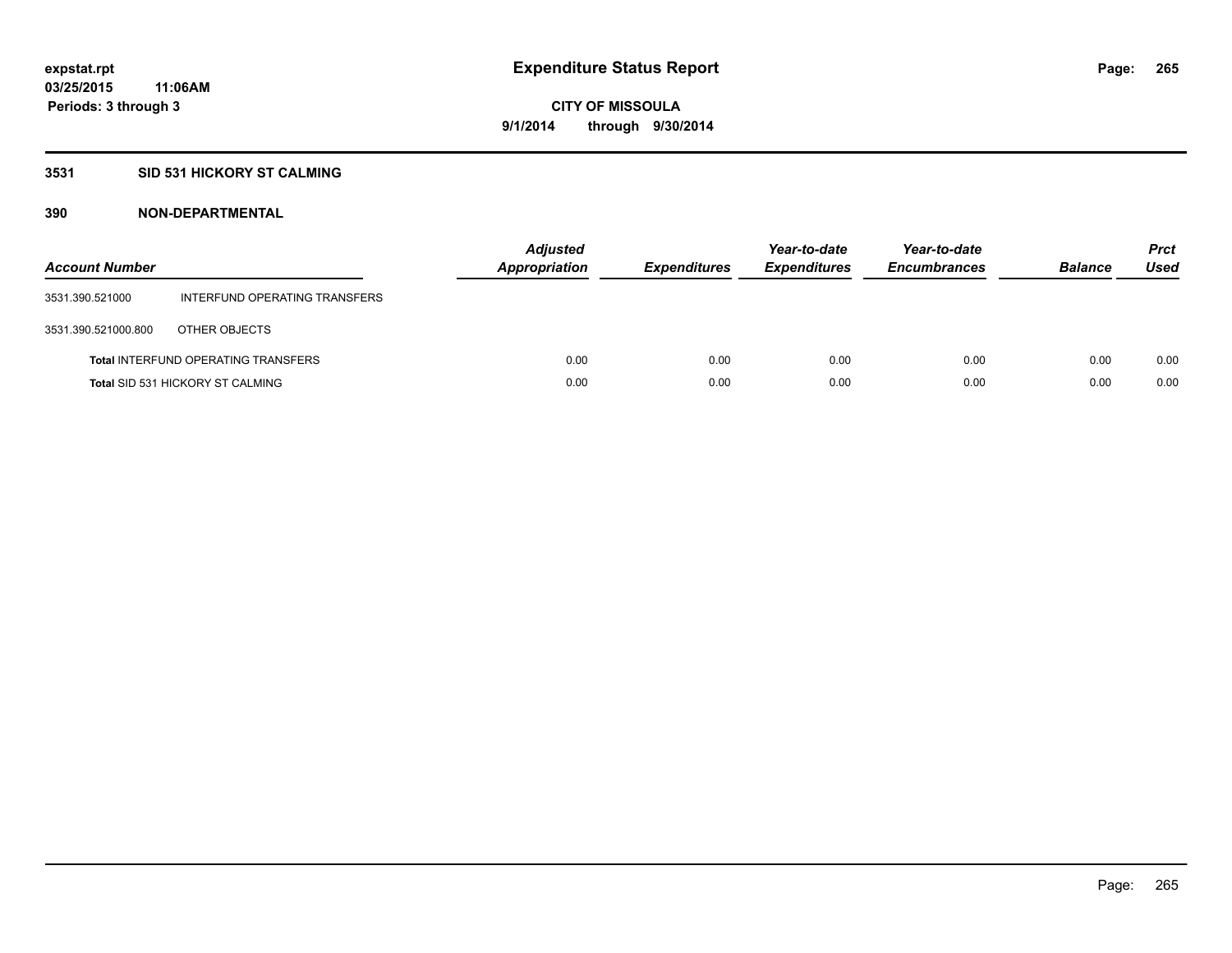# Expenditure Status Report

expstat.rpt
03/25/2015 11:06AM
Periods: 3 through 3

CITY OF MISSOULA
9/1/2014 through 9/30/2014

## 3531 SID 531 HICKORY ST CALMING

### 390 NON-DEPARTMENTAL

| Account Number | | Adjusted Appropriation | Expenditures | Year-to-date Expenditures | Year-to-date Encumbrances | Balance | Prct Used |
|---|---|---|---|---|---|---|---|
| 3531.390.521000 | INTERFUND OPERATING TRANSFERS | | | | | | |
| 3531.390.521000.800 | OTHER OBJECTS | | | | | | |
| **Total** INTERFUND OPERATING TRANSFERS | | 0.00 | 0.00 | 0.00 | 0.00 | 0.00 | 0.00 |
| **Total** SID 531 HICKORY ST CALMING | | 0.00 | 0.00 | 0.00 | 0.00 | 0.00 | 0.00 |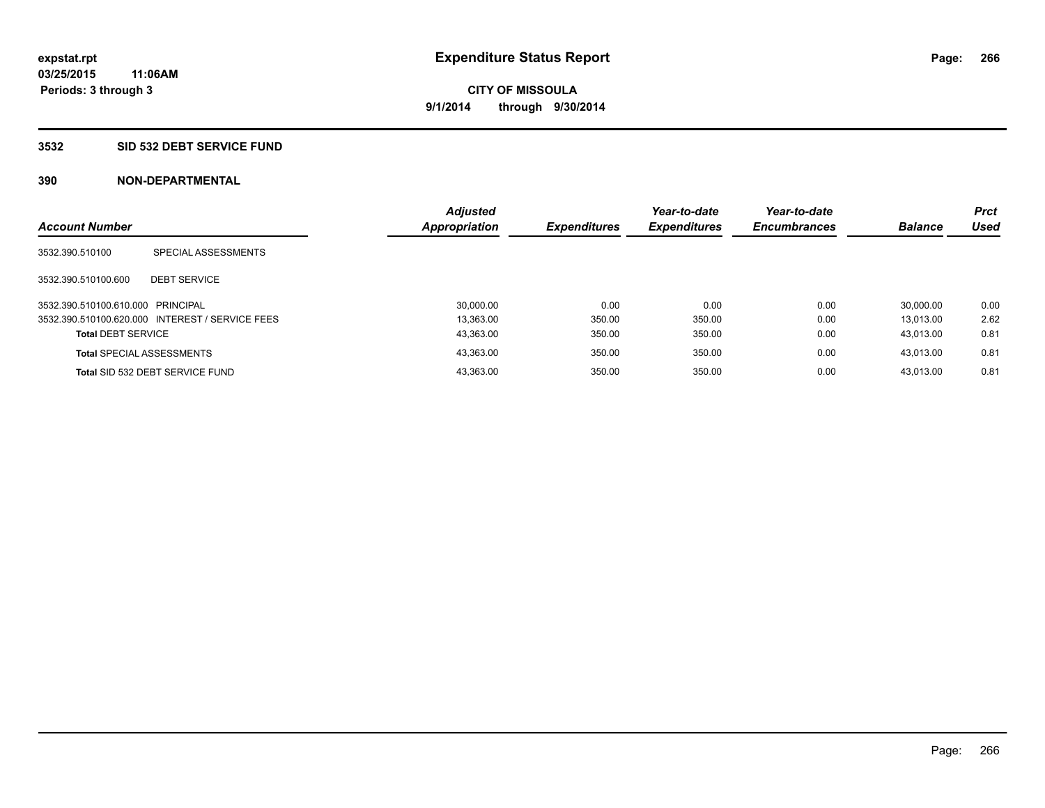**expstat.rpt**
**03/25/2015 11:06AM**
**Periods: 3 through 3**

# Expenditure Status Report

**CITY OF MISSOULA**
**9/1/2014 through 9/30/2014**

## 3532 SID 532 DEBT SERVICE FUND

### 390 NON-DEPARTMENTAL

| Account Number | | Adjusted Appropriation | Expenditures | Year-to-date Expenditures | Year-to-date Encumbrances | Balance | Prct Used |
|---|---|---|---|---|---|---|---|
| 3532.390.510100 | SPECIAL ASSESSMENTS | | | | | | |
| 3532.390.510100.600 | DEBT SERVICE | | | | | | |
| 3532.390.510100.610.000 | PRINCIPAL | 30,000.00 | 0.00 | 0.00 | 0.00 | 30,000.00 | 0.00 |
| 3532.390.510100.620.000 | INTEREST / SERVICE FEES | 13,363.00 | 350.00 | 350.00 | 0.00 | 13,013.00 | 2.62 |
| **Total** DEBT SERVICE | | 43,363.00 | 350.00 | 350.00 | 0.00 | 43,013.00 | 0.81 |
| **Total** SPECIAL ASSESSMENTS | | 43,363.00 | 350.00 | 350.00 | 0.00 | 43,013.00 | 0.81 |
| **Total** SID 532 DEBT SERVICE FUND | | 43,363.00 | 350.00 | 350.00 | 0.00 | 43,013.00 | 0.81 |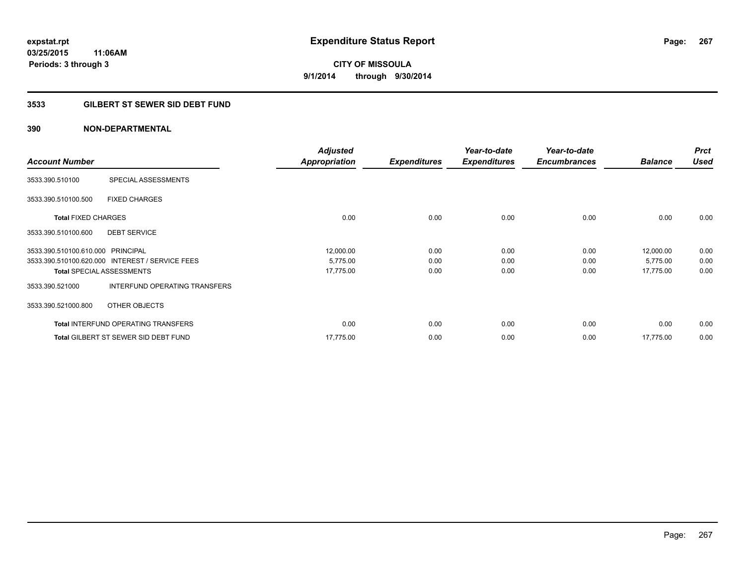**expstat.rpt**
**03/25/2015 11:06AM**
**Periods: 3 through 3**

# Expenditure Status Report

**CITY OF MISSOULA**
**9/1/2014 through 9/30/2014**

## 3533 GILBERT ST SEWER SID DEBT FUND

### 390 NON-DEPARTMENTAL

| Account Number | | Adjusted Appropriation | Expenditures | Year-to-date Expenditures | Year-to-date Encumbrances | Balance | Prct Used |
|---|---|---|---|---|---|---|---|
| 3533.390.510100 | SPECIAL ASSESSMENTS | | | | | | |
| 3533.390.510100.500 | FIXED CHARGES | | | | | | |
| **Total** FIXED CHARGES | | 0.00 | 0.00 | 0.00 | 0.00 | 0.00 | 0.00 |
| 3533.390.510100.600 | DEBT SERVICE | | | | | | |
| 3533.390.510100.610.000 | PRINCIPAL | 12,000.00 | 0.00 | 0.00 | 0.00 | 12,000.00 | 0.00 |
| 3533.390.510100.620.000 | INTEREST / SERVICE FEES | 5,775.00 | 0.00 | 0.00 | 0.00 | 5,775.00 | 0.00 |
| **Total** SPECIAL ASSESSMENTS | | 17,775.00 | 0.00 | 0.00 | 0.00 | 17,775.00 | 0.00 |
| 3533.390.521000 | INTERFUND OPERATING TRANSFERS | | | | | | |
| 3533.390.521000.800 | OTHER OBJECTS | | | | | | |
| **Total** INTERFUND OPERATING TRANSFERS | | 0.00 | 0.00 | 0.00 | 0.00 | 0.00 | 0.00 |
| **Total** GILBERT ST SEWER SID DEBT FUND | | 17,775.00 | 0.00 | 0.00 | 0.00 | 17,775.00 | 0.00 |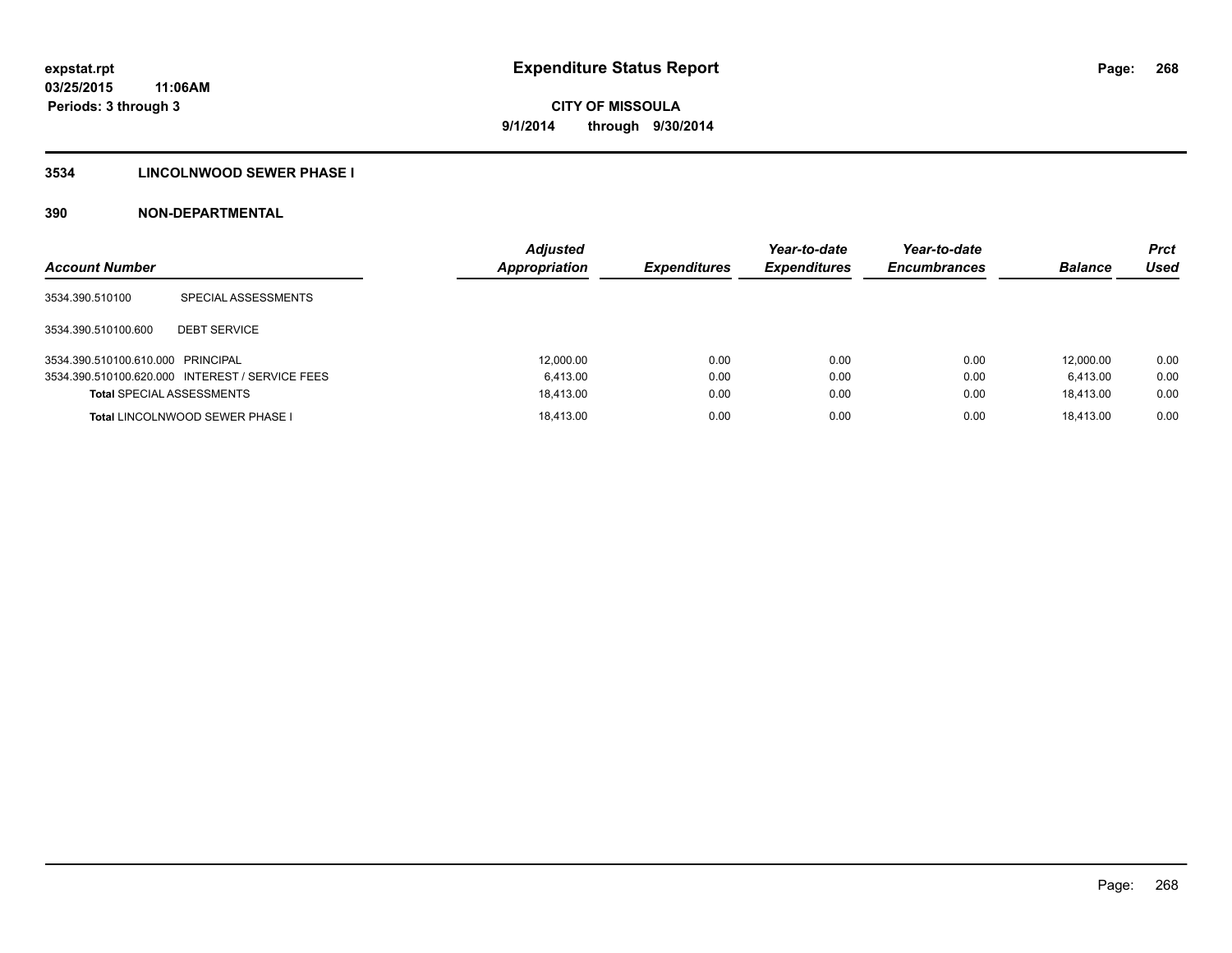# Expenditure Status Report

expstat.rpt
03/25/2015 11:06AM
Periods: 3 through 3

**CITY OF MISSOULA**
**9/1/2014 through 9/30/2014**

## 3534 LINCOLNWOOD SEWER PHASE I

### 390 NON-DEPARTMENTAL

| Account Number | | Adjusted Appropriation | Expenditures | Year-to-date Expenditures | Year-to-date Encumbrances | Balance | Prct Used |
|---|---|---|---|---|---|---|---|
| 3534.390.510100 | SPECIAL ASSESSMENTS | | | | | | |
| 3534.390.510100.600 | DEBT SERVICE | | | | | | |
| 3534.390.510100.610.000 | PRINCIPAL | 12,000.00 | 0.00 | 0.00 | 0.00 | 12,000.00 | 0.00 |
| 3534.390.510100.620.000 | INTEREST / SERVICE FEES | 6,413.00 | 0.00 | 0.00 | 0.00 | 6,413.00 | 0.00 |
| **Total** SPECIAL ASSESSMENTS | | 18,413.00 | 0.00 | 0.00 | 0.00 | 18,413.00 | 0.00 |
| **Total** LINCOLNWOOD SEWER PHASE I | | 18,413.00 | 0.00 | 0.00 | 0.00 | 18,413.00 | 0.00 |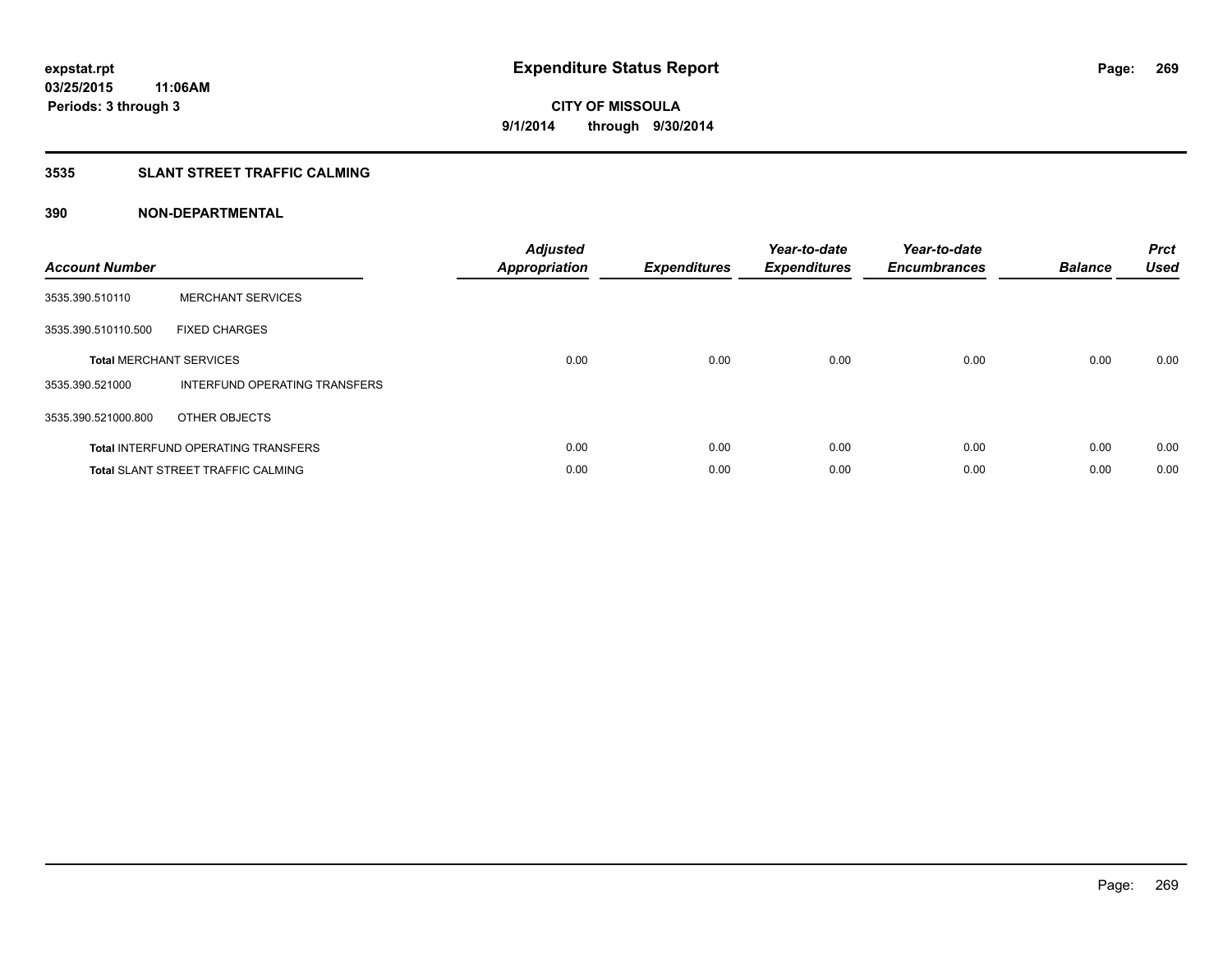# Expenditure Status Report

**CITY OF MISSOULA**

**9/1/2014 through 9/30/2014**

expstat.rpt
03/25/2015 11:06AM
Periods: 3 through 3

## 3535 SLANT STREET TRAFFIC CALMING

### 390 NON-DEPARTMENTAL

| Account Number | | Adjusted Appropriation | Expenditures | Year-to-date Expenditures | Year-to-date Encumbrances | Balance | Prct Used |
|---|---|---|---|---|---|---|---|
| 3535.390.510110 | MERCHANT SERVICES | | | | | | |
| 3535.390.510110.500 | FIXED CHARGES | | | | | | |
| **Total** MERCHANT SERVICES | | 0.00 | 0.00 | 0.00 | 0.00 | 0.00 | 0.00 |
| 3535.390.521000 | INTERFUND OPERATING TRANSFERS | | | | | | |
| 3535.390.521000.800 | OTHER OBJECTS | | | | | | |
| **Total** INTERFUND OPERATING TRANSFERS | | 0.00 | 0.00 | 0.00 | 0.00 | 0.00 | 0.00 |
| **Total** SLANT STREET TRAFFIC CALMING | | 0.00 | 0.00 | 0.00 | 0.00 | 0.00 | 0.00 |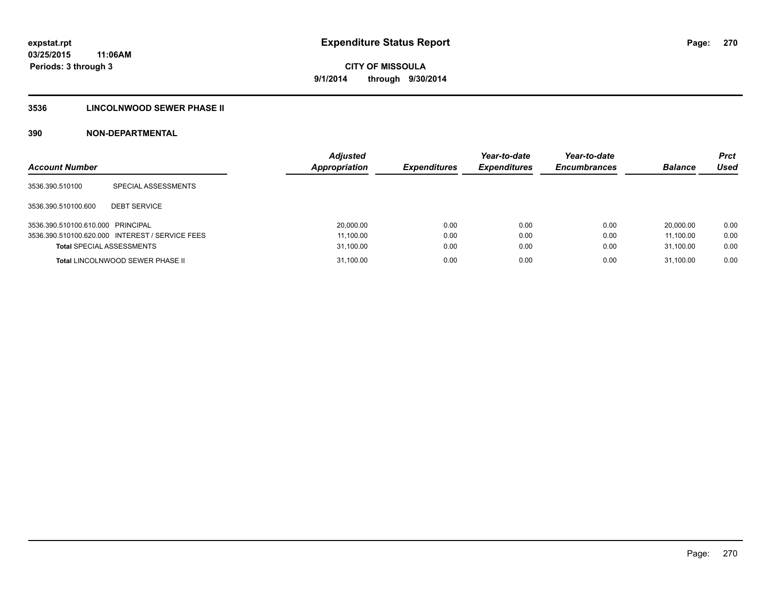**expstat.rpt**
**03/25/2015 11:06AM**
**Periods: 3 through 3**

# Expenditure Status Report

**CITY OF MISSOULA**
**9/1/2014 through 9/30/2014**

## 3536 LINCOLNWOOD SEWER PHASE II

## 390 NON-DEPARTMENTAL

| Account Number | | Adjusted Appropriation | Expenditures | Year-to-date Expenditures | Year-to-date Encumbrances | Balance | Prct Used |
|---|---|---|---|---|---|---|---|
| 3536.390.510100 | SPECIAL ASSESSMENTS | | | | | | |
| 3536.390.510100.600 | DEBT SERVICE | | | | | | |
| 3536.390.510100.610.000 | PRINCIPAL | 20,000.00 | 0.00 | 0.00 | 0.00 | 20,000.00 | 0.00 |
| 3536.390.510100.620.000 | INTEREST / SERVICE FEES | 11,100.00 | 0.00 | 0.00 | 0.00 | 11,100.00 | 0.00 |
| **Total** SPECIAL ASSESSMENTS | | 31,100.00 | 0.00 | 0.00 | 0.00 | 31,100.00 | 0.00 |
| **Total** LINCOLNWOOD SEWER PHASE II | | 31,100.00 | 0.00 | 0.00 | 0.00 | 31,100.00 | 0.00 |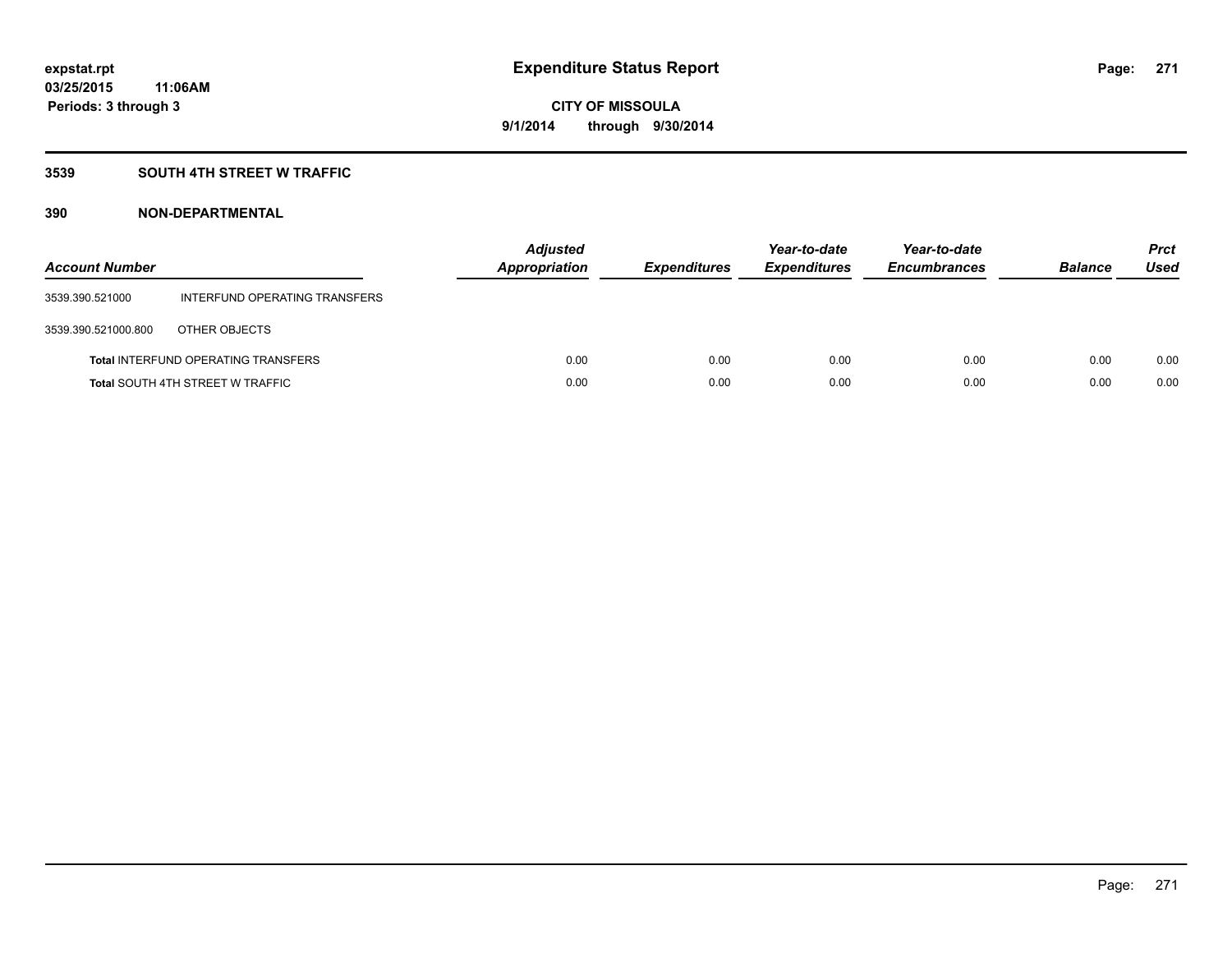**expstat.rpt**
**03/25/2015 11:06AM**
**Periods: 3 through 3**

# Expenditure Status Report

**CITY OF MISSOULA**
**9/1/2014 through 9/30/2014**

## 3539 SOUTH 4TH STREET W TRAFFIC

## 390 NON-DEPARTMENTAL

| Account Number | | Adjusted Appropriation | Expenditures | Year-to-date Expenditures | Year-to-date Encumbrances | Balance | Prct Used |
|---|---|---|---|---|---|---|---|
| 3539.390.521000 | INTERFUND OPERATING TRANSFERS | | | | | | |
| 3539.390.521000.800 | OTHER OBJECTS | | | | | | |
| **Total** INTERFUND OPERATING TRANSFERS | | 0.00 | 0.00 | 0.00 | 0.00 | 0.00 | 0.00 |
| **Total** SOUTH 4TH STREET W TRAFFIC | | 0.00 | 0.00 | 0.00 | 0.00 | 0.00 | 0.00 |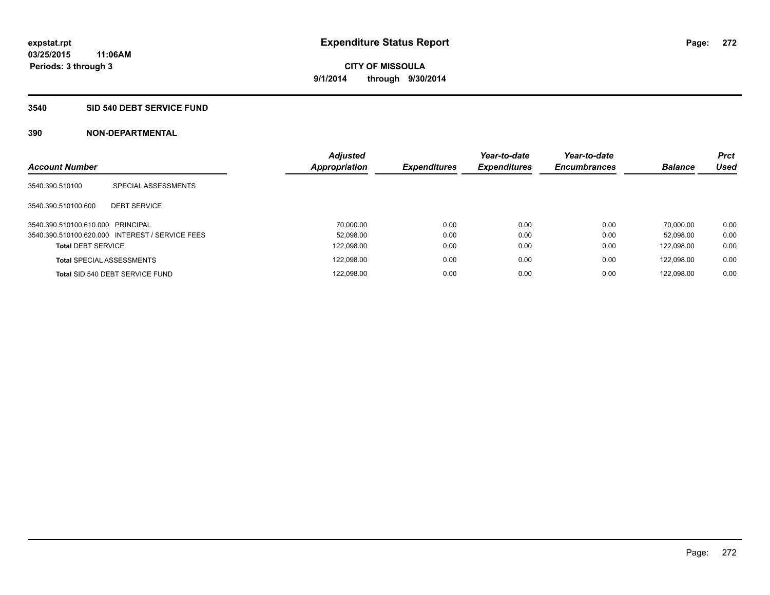expstat.rpt
03/25/2015 11:06AM
Periods: 3 through 3

# Expenditure Status Report

CITY OF MISSOULA
9/1/2014 through 9/30/2014

## 3540 SID 540 DEBT SERVICE FUND

## 390 NON-DEPARTMENTAL

| Account Number | | Adjusted Appropriation | Expenditures | Year-to-date Expenditures | Year-to-date Encumbrances | Balance | Prct Used |
|---|---|---|---|---|---|---|---|
| 3540.390.510100 | SPECIAL ASSESSMENTS | | | | | | |
| 3540.390.510100.600 | DEBT SERVICE | | | | | | |
| 3540.390.510100.610.000 | PRINCIPAL | 70,000.00 | 0.00 | 0.00 | 0.00 | 70,000.00 | 0.00 |
| 3540.390.510100.620.000 | INTEREST / SERVICE FEES | 52,098.00 | 0.00 | 0.00 | 0.00 | 52,098.00 | 0.00 |
| **Total** DEBT SERVICE | | 122,098.00 | 0.00 | 0.00 | 0.00 | 122,098.00 | 0.00 |
| **Total** SPECIAL ASSESSMENTS | | 122,098.00 | 0.00 | 0.00 | 0.00 | 122,098.00 | 0.00 |
| **Total** SID 540 DEBT SERVICE FUND | | 122,098.00 | 0.00 | 0.00 | 0.00 | 122,098.00 | 0.00 |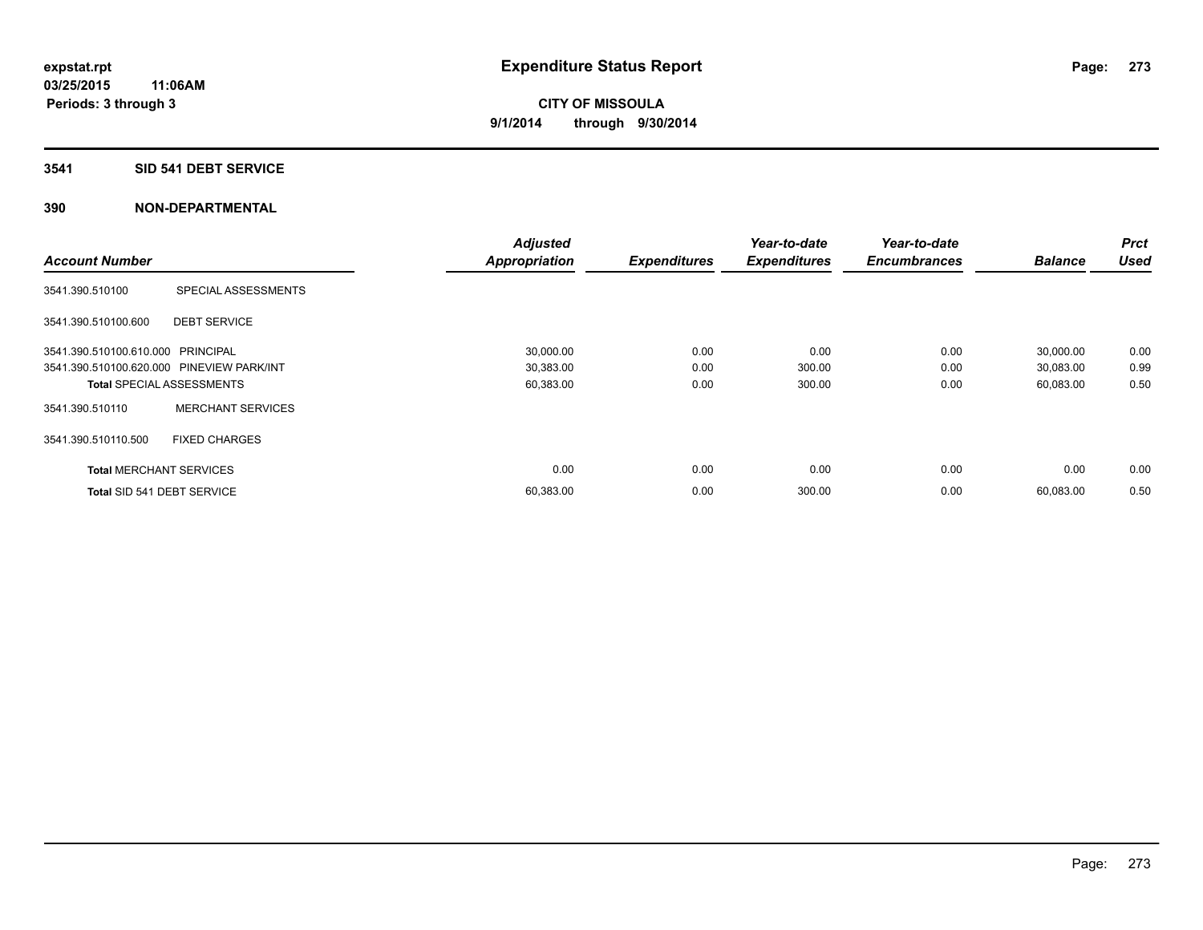# Expenditure Status Report

**CITY OF MISSOULA**

**9/1/2014 through 9/30/2014**

expstat.rpt
03/25/2015 11:06AM
Periods: 3 through 3

## 3541 SID 541 DEBT SERVICE

### 390 NON-DEPARTMENTAL

| Account Number | | Adjusted Appropriation | Expenditures | Year-to-date Expenditures | Year-to-date Encumbrances | Balance | Prct Used |
|---|---|---|---|---|---|---|---|
| 3541.390.510100 | SPECIAL ASSESSMENTS | | | | | | |
| 3541.390.510100.600 | DEBT SERVICE | | | | | | |
| 3541.390.510100.610.000 | PRINCIPAL | 30,000.00 | 0.00 | 0.00 | 0.00 | 30,000.00 | 0.00 |
| 3541.390.510100.620.000 | PINEVIEW PARK/INT | 30,383.00 | 0.00 | 300.00 | 0.00 | 30,083.00 | 0.99 |
| **Total** SPECIAL ASSESSMENTS | | 60,383.00 | 0.00 | 300.00 | 0.00 | 60,083.00 | 0.50 |
| 3541.390.510110 | MERCHANT SERVICES | | | | | | |
| 3541.390.510110.500 | FIXED CHARGES | | | | | | |
| **Total** MERCHANT SERVICES | | 0.00 | 0.00 | 0.00 | 0.00 | 0.00 | 0.00 |
| **Total** SID 541 DEBT SERVICE | | 60,383.00 | 0.00 | 300.00 | 0.00 | 60,083.00 | 0.50 |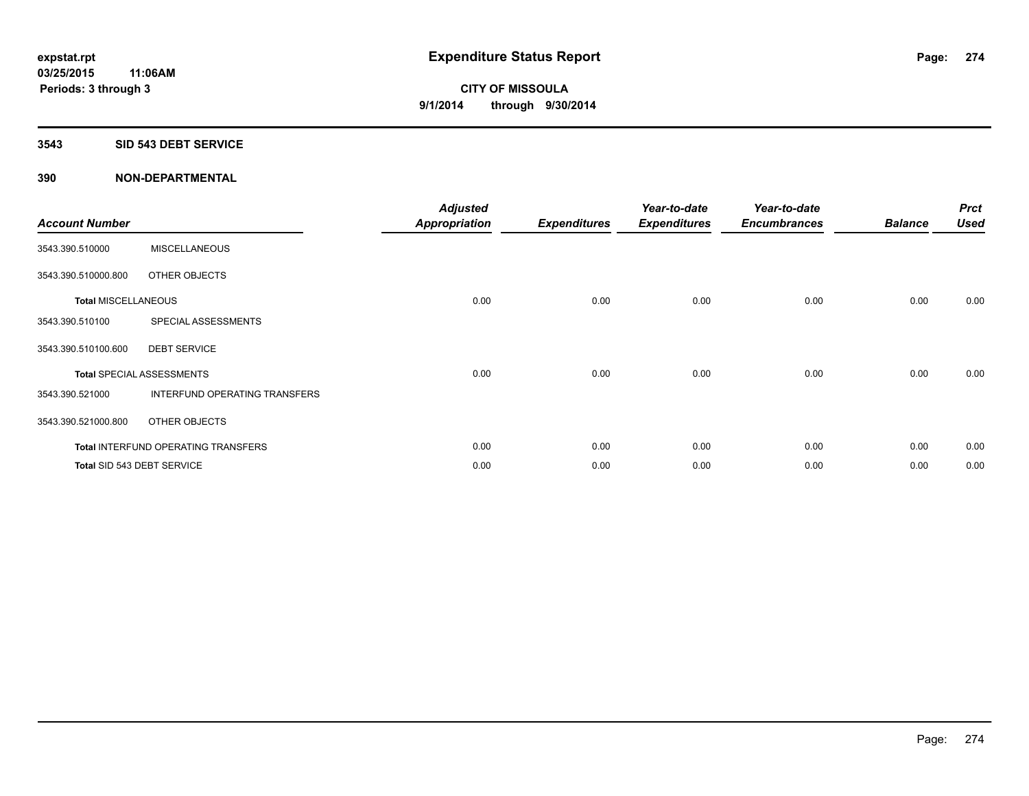**expstat.rpt**
**03/25/2015 11:06AM**
**Periods: 3 through 3**

# Expenditure Status Report

**CITY OF MISSOULA**
**9/1/2014 through 9/30/2014**

## 3543 SID 543 DEBT SERVICE

## 390 NON-DEPARTMENTAL

| Account Number | | Adjusted Appropriation | Expenditures | Year-to-date Expenditures | Year-to-date Encumbrances | Balance | Prct Used |
|---|---|---|---|---|---|---|---|
| 3543.390.510000 | MISCELLANEOUS | | | | | | |
| 3543.390.510000.800 | OTHER OBJECTS | | | | | | |
| **Total** MISCELLANEOUS | | 0.00 | 0.00 | 0.00 | 0.00 | 0.00 | 0.00 |
| 3543.390.510100 | SPECIAL ASSESSMENTS | | | | | | |
| 3543.390.510100.600 | DEBT SERVICE | | | | | | |
| **Total** SPECIAL ASSESSMENTS | | 0.00 | 0.00 | 0.00 | 0.00 | 0.00 | 0.00 |
| 3543.390.521000 | INTERFUND OPERATING TRANSFERS | | | | | | |
| 3543.390.521000.800 | OTHER OBJECTS | | | | | | |
| **Total** INTERFUND OPERATING TRANSFERS | | 0.00 | 0.00 | 0.00 | 0.00 | 0.00 | 0.00 |
| **Total** SID 543 DEBT SERVICE | | 0.00 | 0.00 | 0.00 | 0.00 | 0.00 | 0.00 |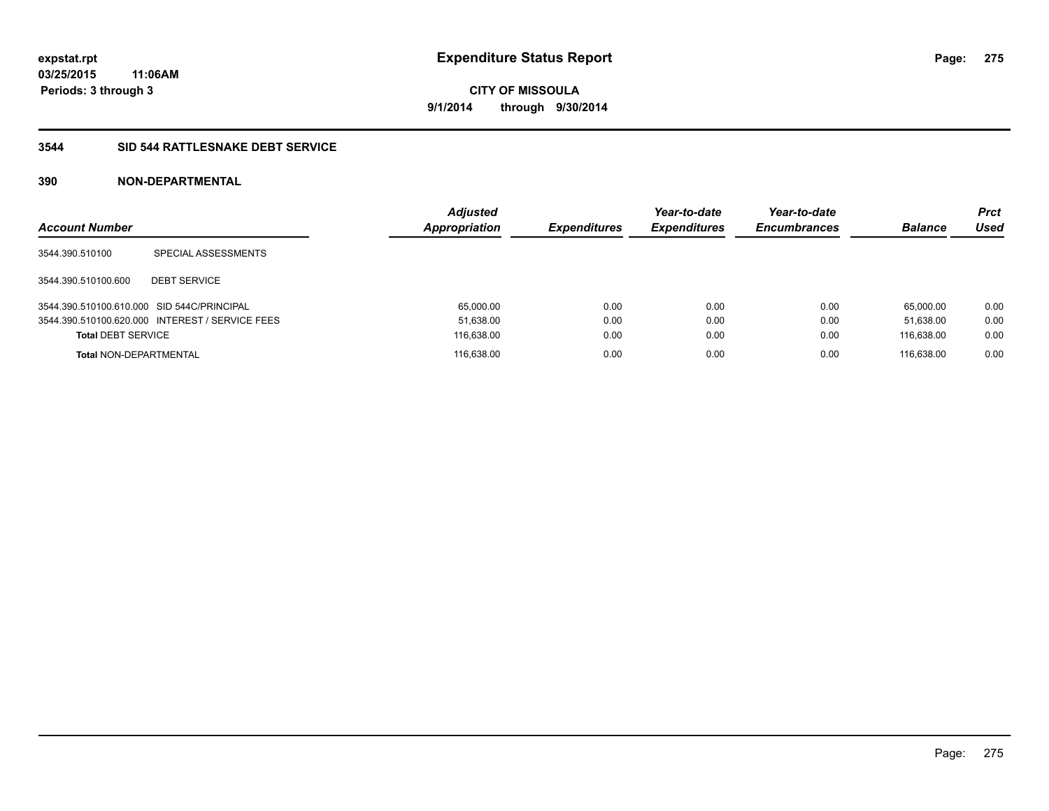expstat.rpt
03/25/2015 11:06AM
Periods: 3 through 3

# Expenditure Status Report

CITY OF MISSOULA
9/1/2014 through 9/30/2014

## 3544 SID 544 RATTLESNAKE DEBT SERVICE

## 390 NON-DEPARTMENTAL

| Account Number | | Adjusted Appropriation | Expenditures | Year-to-date Expenditures | Year-to-date Encumbrances | Balance | Prct Used |
|---|---|---|---|---|---|---|---|
| 3544.390.510100 | SPECIAL ASSESSMENTS | | | | | | |
| 3544.390.510100.600 | DEBT SERVICE | | | | | | |
| 3544.390.510100.610.000 | SID 544C/PRINCIPAL | 65,000.00 | 0.00 | 0.00 | 0.00 | 65,000.00 | 0.00 |
| 3544.390.510100.620.000 | INTEREST / SERVICE FEES | 51,638.00 | 0.00 | 0.00 | 0.00 | 51,638.00 | 0.00 |
| **Total** DEBT SERVICE | | 116,638.00 | 0.00 | 0.00 | 0.00 | 116,638.00 | 0.00 |
| **Total** NON-DEPARTMENTAL | | 116,638.00 | 0.00 | 0.00 | 0.00 | 116,638.00 | 0.00 |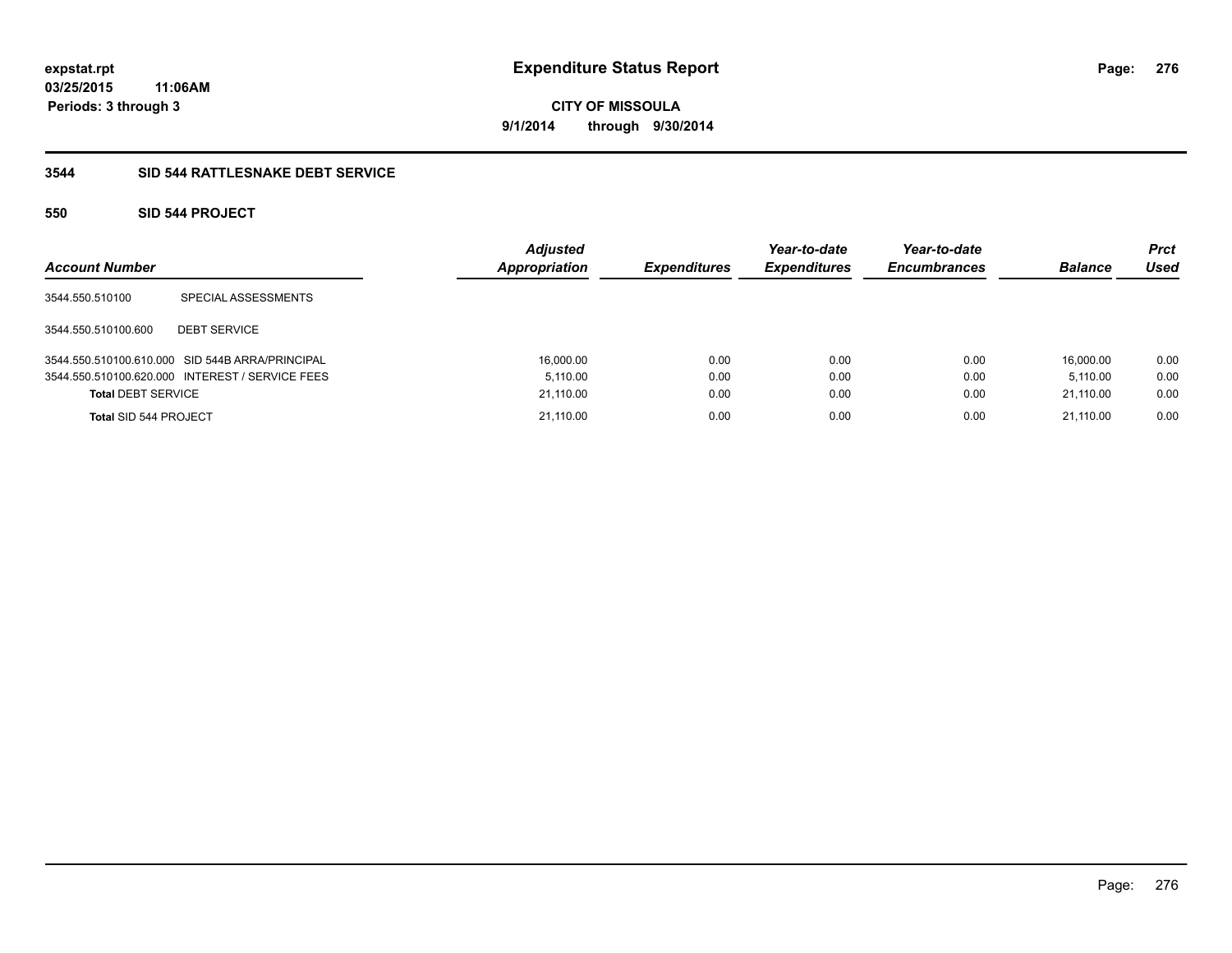# Expenditure Status Report

expstat.rpt
03/25/2015 11:06AM
Periods: 3 through 3

**CITY OF MISSOULA**
**9/1/2014 through 9/30/2014**

## 3544 SID 544 RATTLESNAKE DEBT SERVICE

### 550 SID 544 PROJECT

| Account Number | | Adjusted Appropriation | Expenditures | Year-to-date Expenditures | Year-to-date Encumbrances | Balance | Prct Used |
|---|---|---|---|---|---|---|---|
| 3544.550.510100 | SPECIAL ASSESSMENTS | | | | | | |
| 3544.550.510100.600 | DEBT SERVICE | | | | | | |
| 3544.550.510100.610.000 | SID 544B ARRA/PRINCIPAL | 16,000.00 | 0.00 | 0.00 | 0.00 | 16,000.00 | 0.00 |
| 3544.550.510100.620.000 | INTEREST / SERVICE FEES | 5,110.00 | 0.00 | 0.00 | 0.00 | 5,110.00 | 0.00 |
| **Total DEBT SERVICE** | | 21,110.00 | 0.00 | 0.00 | 0.00 | 21,110.00 | 0.00 |
| **Total SID 544 PROJECT** | | 21,110.00 | 0.00 | 0.00 | 0.00 | 21,110.00 | 0.00 |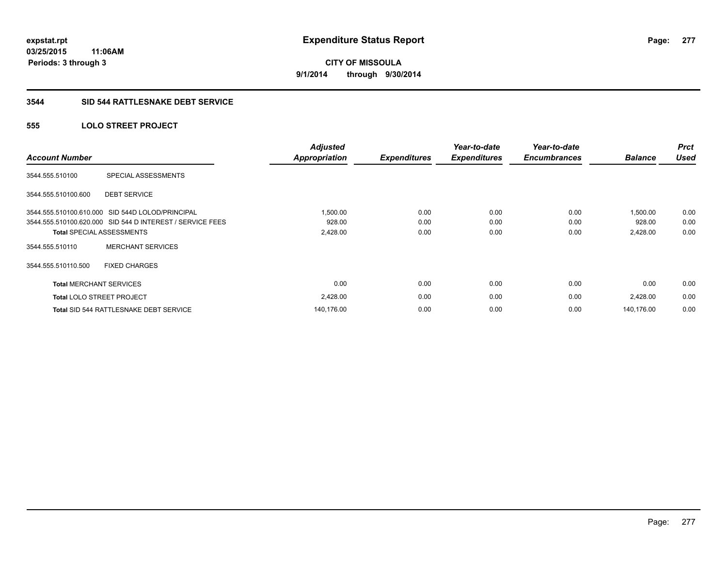**expstat.rpt**
**03/25/2015 11:06AM**
**Periods: 3 through 3**

# Expenditure Status Report

**CITY OF MISSOULA**
**9/1/2014 through 9/30/2014**

## 3544 SID 544 RATTLESNAKE DEBT SERVICE

### 555 LOLO STREET PROJECT

| Account Number | | Adjusted Appropriation | Expenditures | Year-to-date Expenditures | Year-to-date Encumbrances | Balance | Prct Used |
|---|---|---|---|---|---|---|---|
| 3544.555.510100 | SPECIAL ASSESSMENTS | | | | | | |
| 3544.555.510100.600 | DEBT SERVICE | | | | | | |
| 3544.555.510100.610.000 | SID 544D LOLOD/PRINCIPAL | 1,500.00 | 0.00 | 0.00 | 0.00 | 1,500.00 | 0.00 |
| 3544.555.510100.620.000 | SID 544 D INTEREST / SERVICE FEES | 928.00 | 0.00 | 0.00 | 0.00 | 928.00 | 0.00 |
| **Total** SPECIAL ASSESSMENTS | | 2,428.00 | 0.00 | 0.00 | 0.00 | 2,428.00 | 0.00 |
| 3544.555.510110 | MERCHANT SERVICES | | | | | | |
| 3544.555.510110.500 | FIXED CHARGES | | | | | | |
| **Total** MERCHANT SERVICES | | 0.00 | 0.00 | 0.00 | 0.00 | 0.00 | 0.00 |
| **Total** LOLO STREET PROJECT | | 2,428.00 | 0.00 | 0.00 | 0.00 | 2,428.00 | 0.00 |
| **Total** SID 544 RATTLESNAKE DEBT SERVICE | | 140,176.00 | 0.00 | 0.00 | 0.00 | 140,176.00 | 0.00 |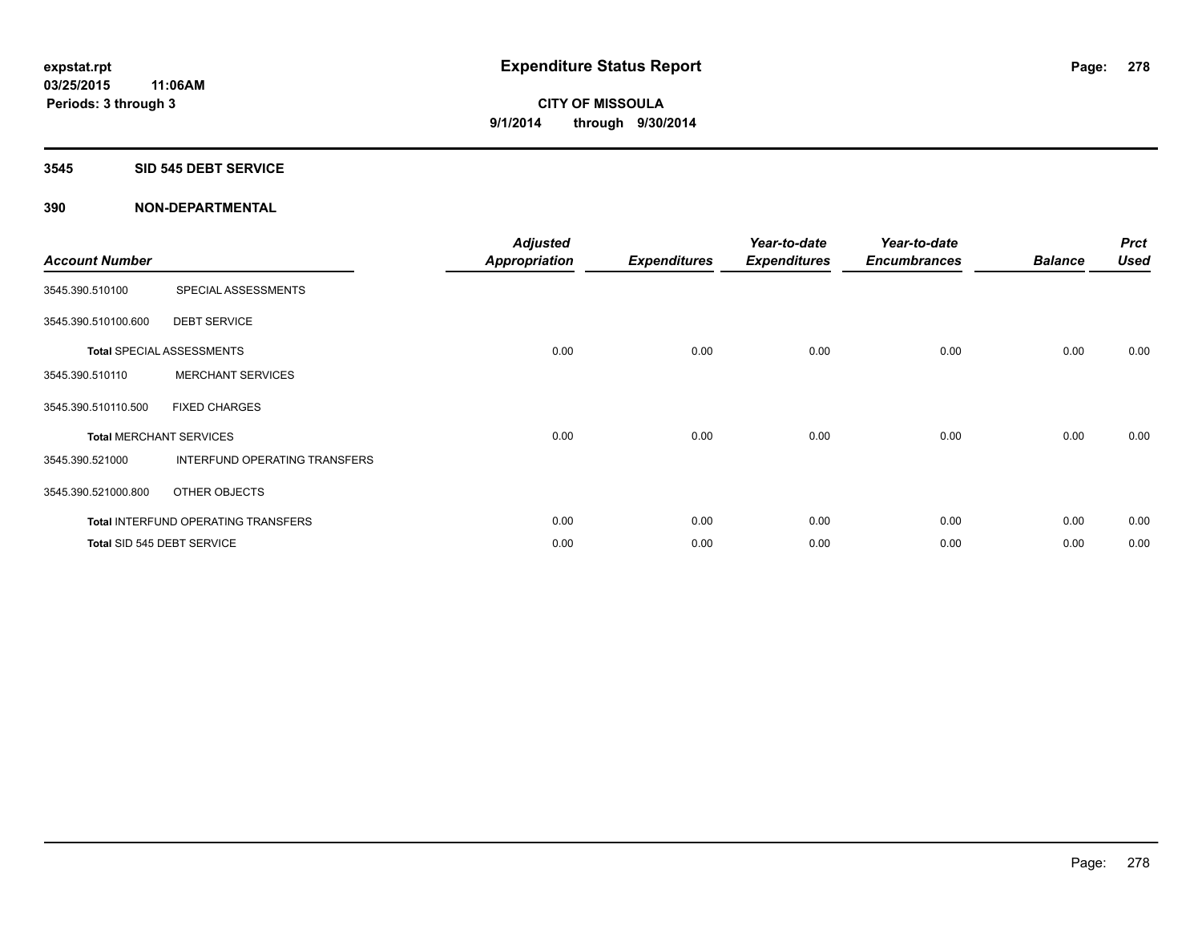expstat.rpt
03/25/2015 11:06AM
Periods: 3 through 3

# Expenditure Status Report

CITY OF MISSOULA
9/1/2014 through 9/30/2014

### 3545 SID 545 DEBT SERVICE

### 390 NON-DEPARTMENTAL

| Account Number | | Adjusted Appropriation | Expenditures | Year-to-date Expenditures | Year-to-date Encumbrances | Balance | Prct Used |
|---|---|---|---|---|---|---|---|
| 3545.390.510100 | SPECIAL ASSESSMENTS | | | | | | |
| 3545.390.510100.600 | DEBT SERVICE | | | | | | |
| **Total** SPECIAL ASSESSMENTS | | 0.00 | 0.00 | 0.00 | 0.00 | 0.00 | 0.00 |
| 3545.390.510110 | MERCHANT SERVICES | | | | | | |
| 3545.390.510110.500 | FIXED CHARGES | | | | | | |
| **Total** MERCHANT SERVICES | | 0.00 | 0.00 | 0.00 | 0.00 | 0.00 | 0.00 |
| 3545.390.521000 | INTERFUND OPERATING TRANSFERS | | | | | | |
| 3545.390.521000.800 | OTHER OBJECTS | | | | | | |
| **Total** INTERFUND OPERATING TRANSFERS | | 0.00 | 0.00 | 0.00 | 0.00 | 0.00 | 0.00 |
| **Total** SID 545 DEBT SERVICE | | 0.00 | 0.00 | 0.00 | 0.00 | 0.00 | 0.00 |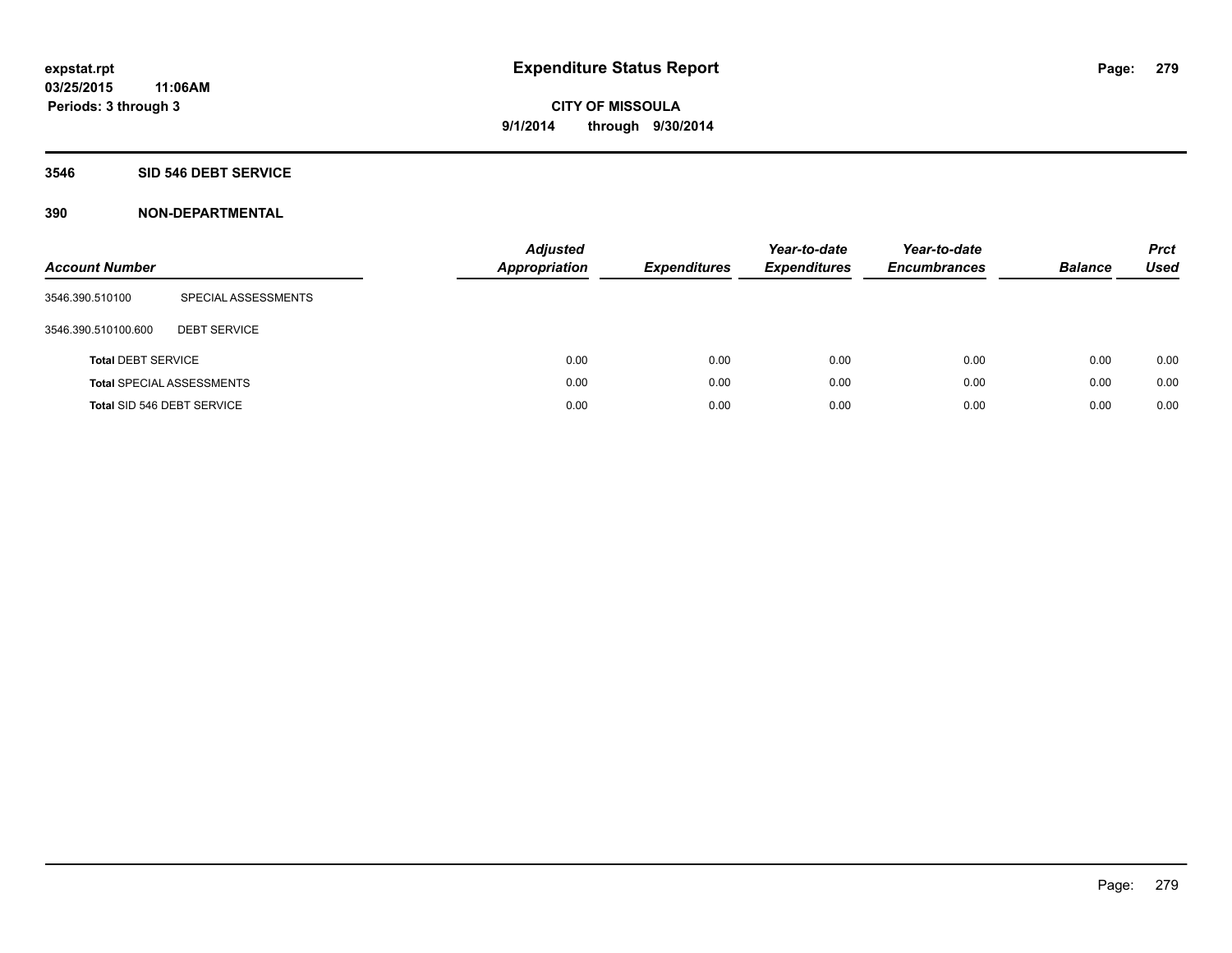# Expenditure Status Report

**CITY OF MISSOULA**

**9/1/2014 through 9/30/2014**

expstat.rpt
03/25/2015 11:06AM
Periods: 3 through 3

**3546 SID 546 DEBT SERVICE**

**390 NON-DEPARTMENTAL**

| Account Number | | Adjusted Appropriation | Expenditures | Year-to-date Expenditures | Year-to-date Encumbrances | Balance | Prct Used |
|---|---|---|---|---|---|---|---|
| 3546.390.510100 | SPECIAL ASSESSMENTS | | | | | | |
| 3546.390.510100.600 | DEBT SERVICE | | | | | | |
| **Total** DEBT SERVICE | | 0.00 | 0.00 | 0.00 | 0.00 | 0.00 | 0.00 |
| **Total** SPECIAL ASSESSMENTS | | 0.00 | 0.00 | 0.00 | 0.00 | 0.00 | 0.00 |
| **Total** SID 546 DEBT SERVICE | | 0.00 | 0.00 | 0.00 | 0.00 | 0.00 | 0.00 |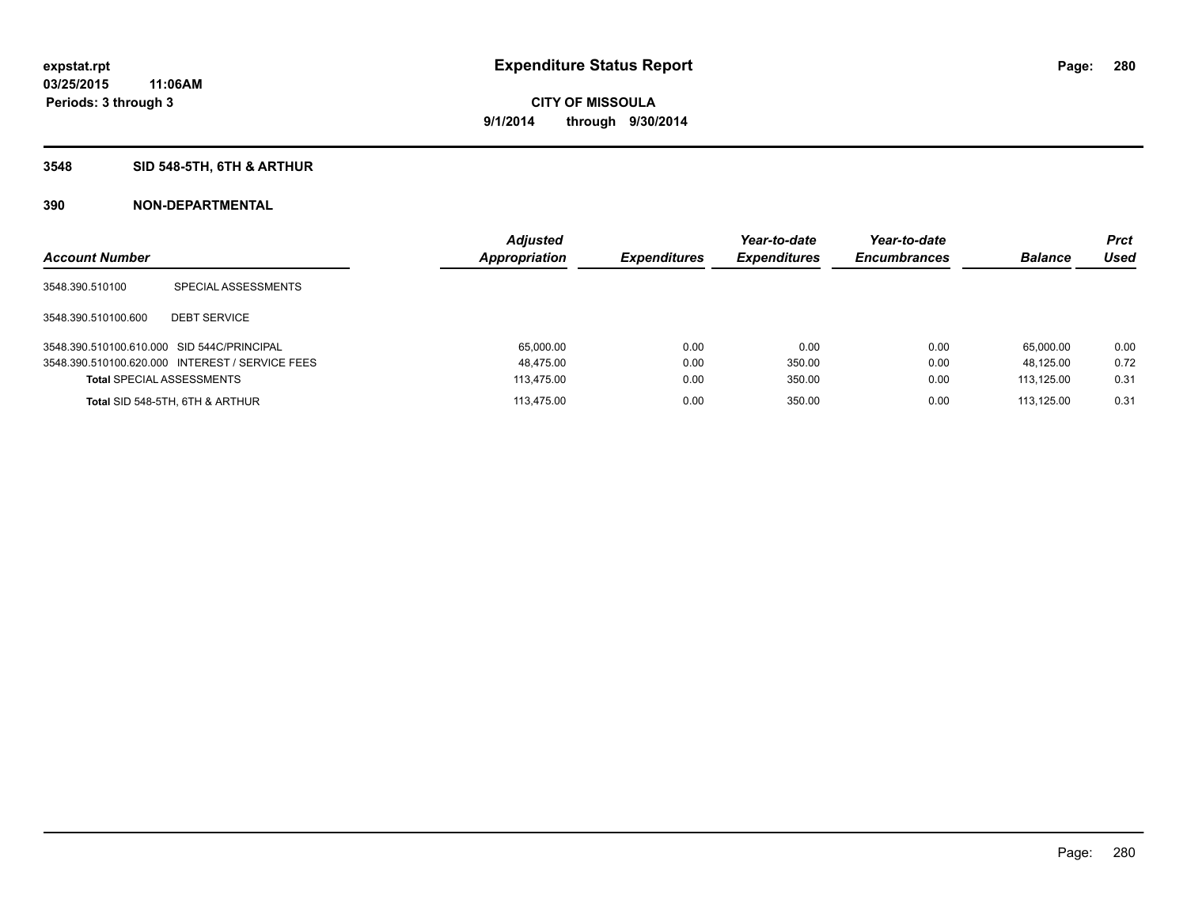**expstat.rpt**
**03/25/2015 11:06AM**
**Periods: 3 through 3**

# Expenditure Status Report

**CITY OF MISSOULA**
**9/1/2014 through 9/30/2014**

## 3548 SID 548-5TH, 6TH & ARTHUR

## 390 NON-DEPARTMENTAL

| Account Number | | Adjusted Appropriation | Expenditures | Year-to-date Expenditures | Year-to-date Encumbrances | Balance | Prct Used |
|---|---|---|---|---|---|---|---|
| 3548.390.510100 | SPECIAL ASSESSMENTS | | | | | | |
| 3548.390.510100.600 | DEBT SERVICE | | | | | | |
| 3548.390.510100.610.000 | SID 544C/PRINCIPAL | 65,000.00 | 0.00 | 0.00 | 0.00 | 65,000.00 | 0.00 |
| 3548.390.510100.620.000 | INTEREST / SERVICE FEES | 48,475.00 | 0.00 | 350.00 | 0.00 | 48,125.00 | 0.72 |
| **Total** SPECIAL ASSESSMENTS | | 113,475.00 | 0.00 | 350.00 | 0.00 | 113,125.00 | 0.31 |
| **Total** SID 548-5TH, 6TH & ARTHUR | | 113,475.00 | 0.00 | 350.00 | 0.00 | 113,125.00 | 0.31 |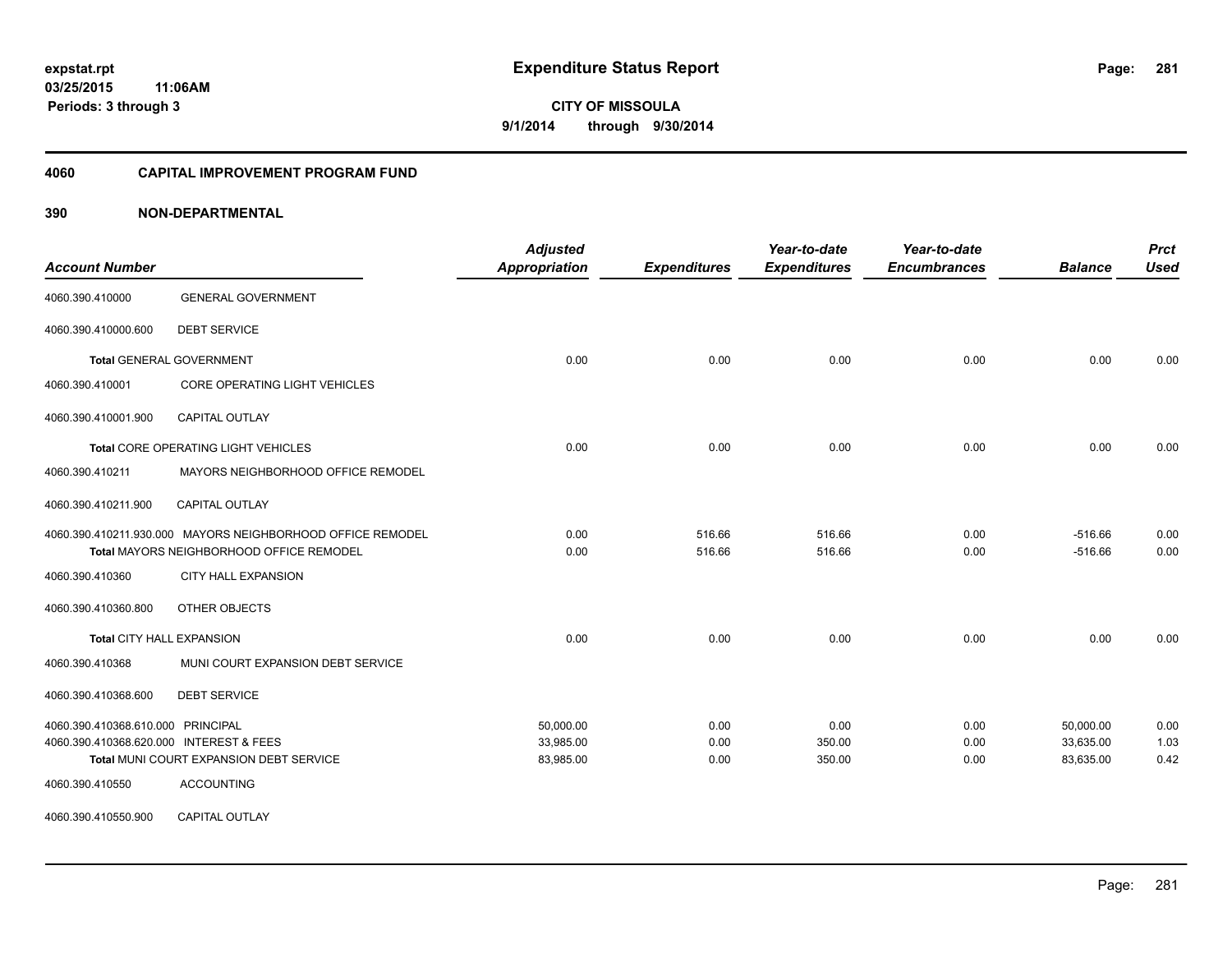expstat.rpt
03/25/2015 11:06AM
Periods: 3 through 3

# Expenditure Status Report

**CITY OF MISSOULA**
**9/1/2014 through 9/30/2014**

## 4060 CAPITAL IMPROVEMENT PROGRAM FUND

## 390 NON-DEPARTMENTAL

| Account Number | | Adjusted Appropriation | Expenditures | Year-to-date Expenditures | Year-to-date Encumbrances | Balance | Prct Used |
|---|---|---|---|---|---|---|---|
| 4060.390.410000 | GENERAL GOVERNMENT | | | | | | |
| 4060.390.410000.600 | DEBT SERVICE | | | | | | |
| **Total** GENERAL GOVERNMENT | | 0.00 | 0.00 | 0.00 | 0.00 | 0.00 | 0.00 |
| 4060.390.410001 | CORE OPERATING LIGHT VEHICLES | | | | | | |
| 4060.390.410001.900 | CAPITAL OUTLAY | | | | | | |
| **Total** CORE OPERATING LIGHT VEHICLES | | 0.00 | 0.00 | 0.00 | 0.00 | 0.00 | 0.00 |
| 4060.390.410211 | MAYORS NEIGHBORHOOD OFFICE REMODEL | | | | | | |
| 4060.390.410211.900 | CAPITAL OUTLAY | | | | | | |
| 4060.390.410211.930.000 | MAYORS NEIGHBORHOOD OFFICE REMODEL | 0.00 | 516.66 | 516.66 | 0.00 | -516.66 | 0.00 |
| **Total** MAYORS NEIGHBORHOOD OFFICE REMODEL | | 0.00 | 516.66 | 516.66 | 0.00 | -516.66 | 0.00 |
| 4060.390.410360 | CITY HALL EXPANSION | | | | | | |
| 4060.390.410360.800 | OTHER OBJECTS | | | | | | |
| **Total** CITY HALL EXPANSION | | 0.00 | 0.00 | 0.00 | 0.00 | 0.00 | 0.00 |
| 4060.390.410368 | MUNI COURT EXPANSION DEBT SERVICE | | | | | | |
| 4060.390.410368.600 | DEBT SERVICE | | | | | | |
| 4060.390.410368.610.000 | PRINCIPAL | 50,000.00 | 0.00 | 0.00 | 0.00 | 50,000.00 | 0.00 |
| 4060.390.410368.620.000 | INTEREST & FEES | 33,985.00 | 0.00 | 350.00 | 0.00 | 33,635.00 | 1.03 |
| **Total** MUNI COURT EXPANSION DEBT SERVICE | | 83,985.00 | 0.00 | 350.00 | 0.00 | 83,635.00 | 0.42 |
| 4060.390.410550 | ACCOUNTING | | | | | | |
| 4060.390.410550.900 | CAPITAL OUTLAY | | | | | | |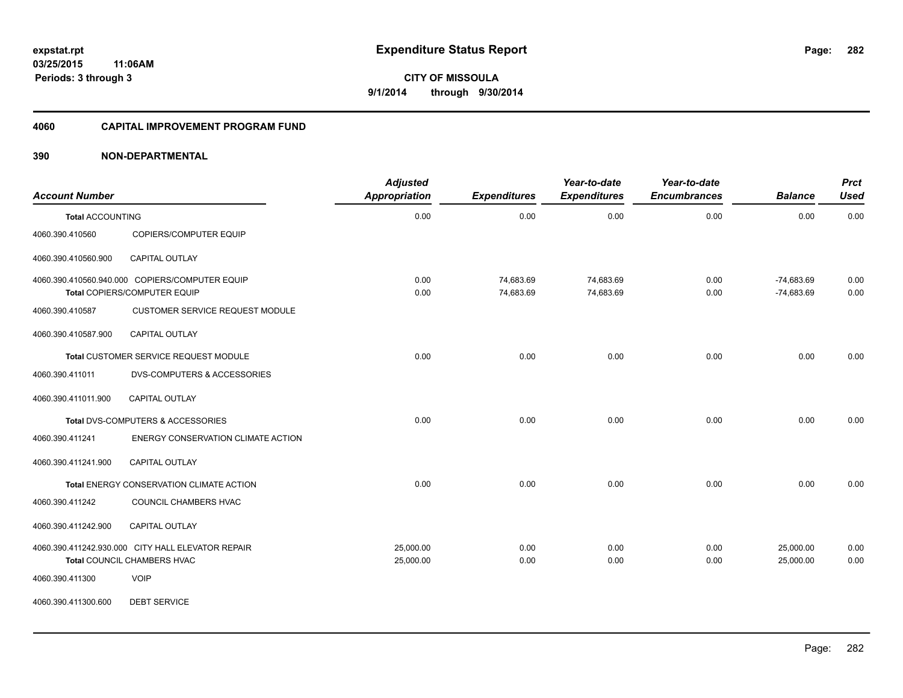**expstat.rpt**
**03/25/2015 11:06AM**
**Periods: 3 through 3**

# Expenditure Status Report

**CITY OF MISSOULA**
**9/1/2014 through 9/30/2014**

## 4060 CAPITAL IMPROVEMENT PROGRAM FUND

## 390 NON-DEPARTMENTAL

| Account Number | | Adjusted Appropriation | Expenditures | Year-to-date Expenditures | Year-to-date Encumbrances | Balance | Prct Used |
|---|---|---|---|---|---|---|---|
| **Total** ACCOUNTING | | 0.00 | 0.00 | 0.00 | 0.00 | 0.00 | 0.00 |
| 4060.390.410560 | COPIERS/COMPUTER EQUIP | | | | | | |
| 4060.390.410560.900 | CAPITAL OUTLAY | | | | | | |
| 4060.390.410560.940.000 | COPIERS/COMPUTER EQUIP | 0.00 | 74,683.69 | 74,683.69 | 0.00 | -74,683.69 | 0.00 |
| **Total** COPIERS/COMPUTER EQUIP | | 0.00 | 74,683.69 | 74,683.69 | 0.00 | -74,683.69 | 0.00 |
| 4060.390.410587 | CUSTOMER SERVICE REQUEST MODULE | | | | | | |
| 4060.390.410587.900 | CAPITAL OUTLAY | | | | | | |
| **Total** CUSTOMER SERVICE REQUEST MODULE | | 0.00 | 0.00 | 0.00 | 0.00 | 0.00 | 0.00 |
| 4060.390.411011 | DVS-COMPUTERS & ACCESSORIES | | | | | | |
| 4060.390.411011.900 | CAPITAL OUTLAY | | | | | | |
| **Total** DVS-COMPUTERS & ACCESSORIES | | 0.00 | 0.00 | 0.00 | 0.00 | 0.00 | 0.00 |
| 4060.390.411241 | ENERGY CONSERVATION CLIMATE ACTION | | | | | | |
| 4060.390.411241.900 | CAPITAL OUTLAY | | | | | | |
| **Total** ENERGY CONSERVATION CLIMATE ACTION | | 0.00 | 0.00 | 0.00 | 0.00 | 0.00 | 0.00 |
| 4060.390.411242 | COUNCIL CHAMBERS HVAC | | | | | | |
| 4060.390.411242.900 | CAPITAL OUTLAY | | | | | | |
| 4060.390.411242.930.000 | CITY HALL ELEVATOR REPAIR | 25,000.00 | 0.00 | 0.00 | 0.00 | 25,000.00 | 0.00 |
| **Total** COUNCIL CHAMBERS HVAC | | 25,000.00 | 0.00 | 0.00 | 0.00 | 25,000.00 | 0.00 |
| 4060.390.411300 | VOIP | | | | | | |
| 4060.390.411300.600 | DEBT SERVICE | | | | | | |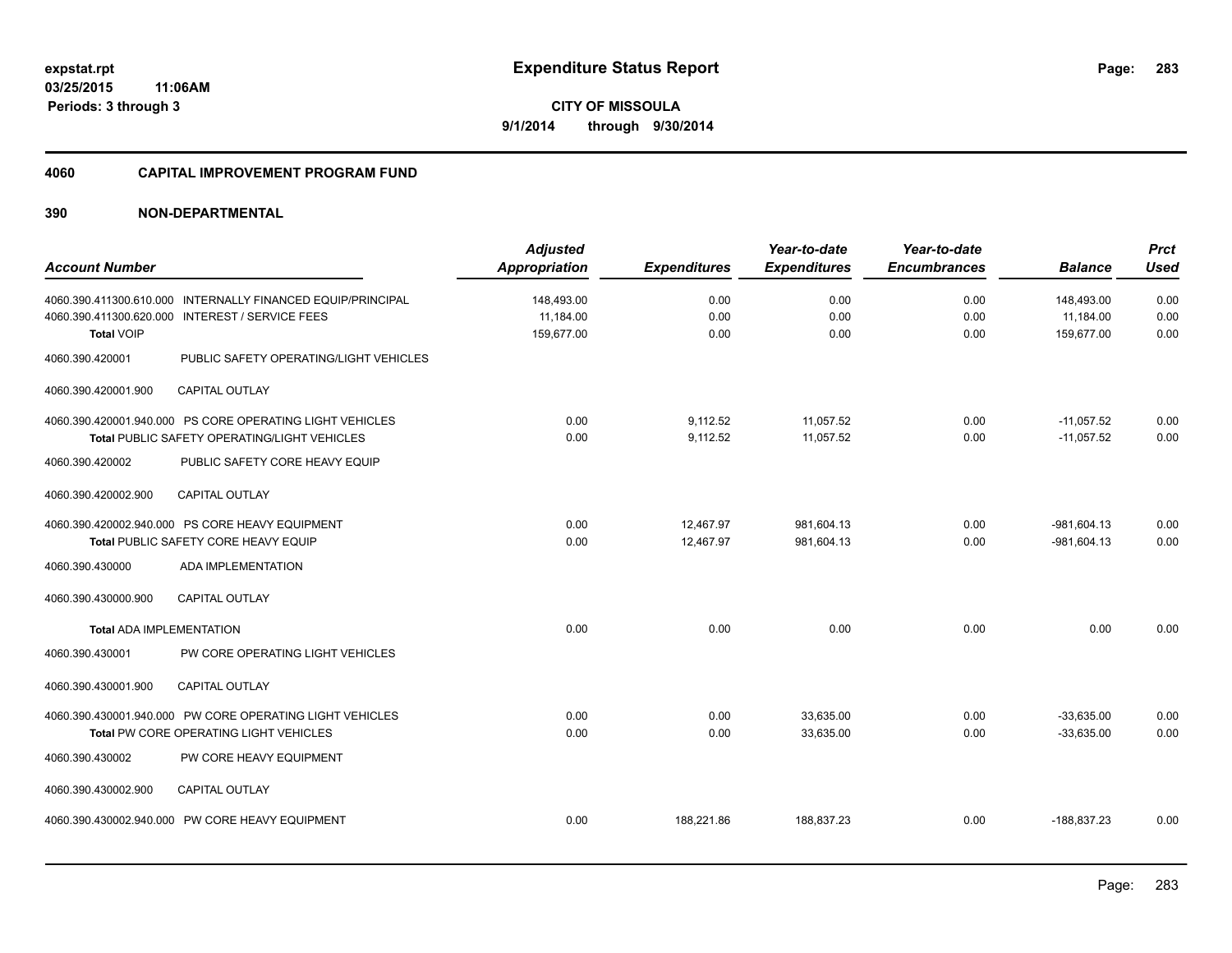**expstat.rpt**
**03/25/2015 11:06AM**
**Periods: 3 through 3**

# Expenditure Status Report

**CITY OF MISSOULA**
**9/1/2014 through 9/30/2014**

## 4060 CAPITAL IMPROVEMENT PROGRAM FUND

## 390 NON-DEPARTMENTAL

| Account Number | | Adjusted Appropriation | Expenditures | Year-to-date Expenditures | Year-to-date Encumbrances | Balance | Prct Used |
|---|---|---|---|---|---|---|---|
| 4060.390.411300.610.000 | INTERNALLY FINANCED EQUIP/PRINCIPAL | 148,493.00 | 0.00 | 0.00 | 0.00 | 148,493.00 | 0.00 |
| 4060.390.411300.620.000 | INTEREST / SERVICE FEES | 11,184.00 | 0.00 | 0.00 | 0.00 | 11,184.00 | 0.00 |
| **Total** VOIP | | 159,677.00 | 0.00 | 0.00 | 0.00 | 159,677.00 | 0.00 |
| 4060.390.420001 | PUBLIC SAFETY OPERATING/LIGHT VEHICLES | | | | | | |
| 4060.390.420001.900 | CAPITAL OUTLAY | | | | | | |
| 4060.390.420001.940.000 | PS CORE OPERATING LIGHT VEHICLES | 0.00 | 9,112.52 | 11,057.52 | 0.00 | -11,057.52 | 0.00 |
| **Total** PUBLIC SAFETY OPERATING/LIGHT VEHICLES | | 0.00 | 9,112.52 | 11,057.52 | 0.00 | -11,057.52 | 0.00 |
| 4060.390.420002 | PUBLIC SAFETY CORE HEAVY EQUIP | | | | | | |
| 4060.390.420002.900 | CAPITAL OUTLAY | | | | | | |
| 4060.390.420002.940.000 | PS CORE HEAVY EQUIPMENT | 0.00 | 12,467.97 | 981,604.13 | 0.00 | -981,604.13 | 0.00 |
| **Total** PUBLIC SAFETY CORE HEAVY EQUIP | | 0.00 | 12,467.97 | 981,604.13 | 0.00 | -981,604.13 | 0.00 |
| 4060.390.430000 | ADA IMPLEMENTATION | | | | | | |
| 4060.390.430000.900 | CAPITAL OUTLAY | | | | | | |
| **Total** ADA IMPLEMENTATION | | 0.00 | 0.00 | 0.00 | 0.00 | 0.00 | 0.00 |
| 4060.390.430001 | PW CORE OPERATING LIGHT VEHICLES | | | | | | |
| 4060.390.430001.900 | CAPITAL OUTLAY | | | | | | |
| 4060.390.430001.940.000 | PW CORE OPERATING LIGHT VEHICLES | 0.00 | 0.00 | 33,635.00 | 0.00 | -33,635.00 | 0.00 |
| **Total** PW CORE OPERATING LIGHT VEHICLES | | 0.00 | 0.00 | 33,635.00 | 0.00 | -33,635.00 | 0.00 |
| 4060.390.430002 | PW CORE HEAVY EQUIPMENT | | | | | | |
| 4060.390.430002.900 | CAPITAL OUTLAY | | | | | | |
| 4060.390.430002.940.000 | PW CORE HEAVY EQUIPMENT | 0.00 | 188,221.86 | 188,837.23 | 0.00 | -188,837.23 | 0.00 |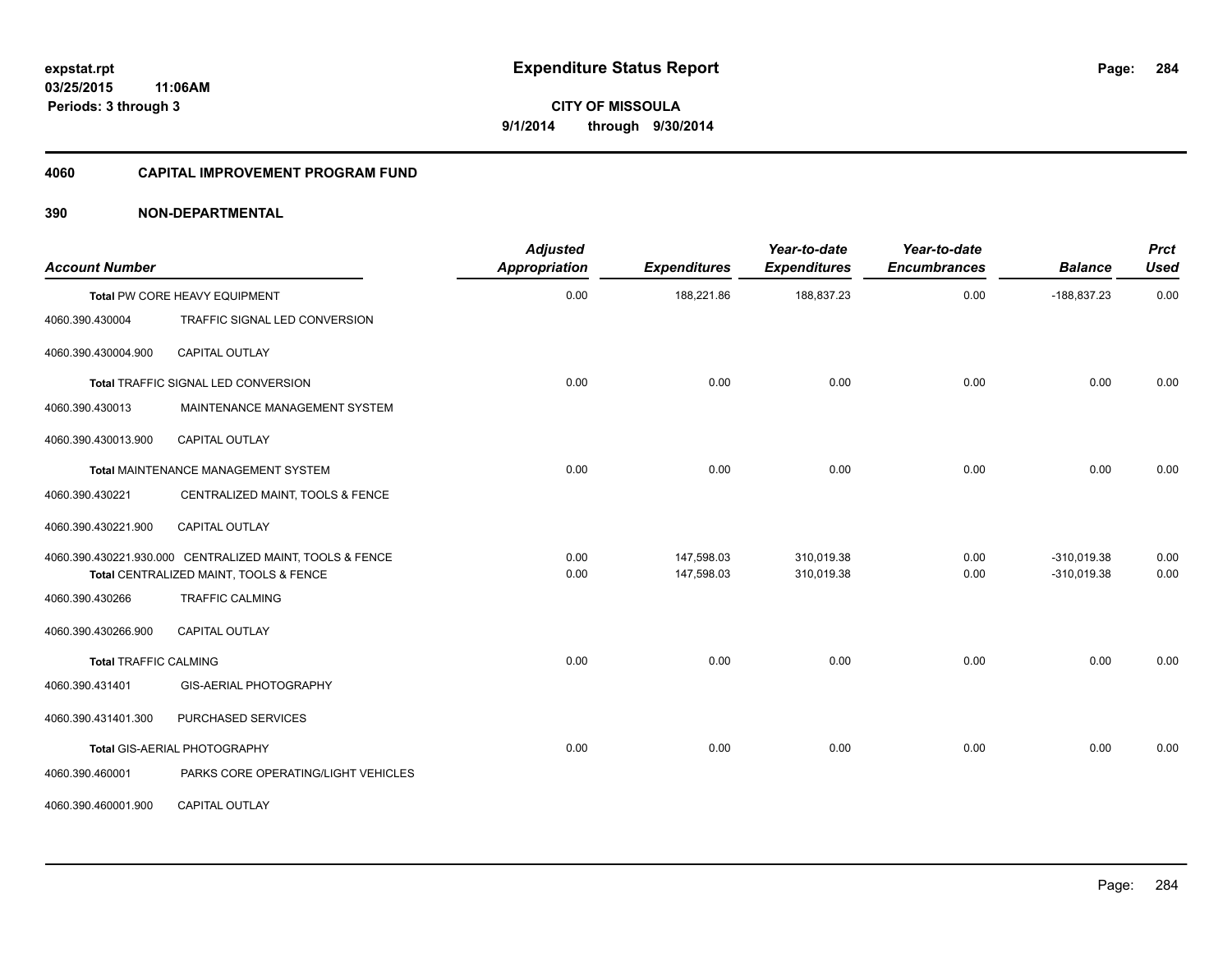# Expenditure Status Report

expstat.rpt
03/25/2015 11:06AM
Periods: 3 through 3

**CITY OF MISSOULA**
**9/1/2014 through 9/30/2014**

## 4060 CAPITAL IMPROVEMENT PROGRAM FUND

## 390 NON-DEPARTMENTAL

| Account Number | | Adjusted Appropriation | Expenditures | Year-to-date Expenditures | Year-to-date Encumbrances | Balance | Prct Used |
|---|---|---|---|---|---|---|---|
| **Total** PW CORE HEAVY EQUIPMENT | | 0.00 | 188,221.86 | 188,837.23 | 0.00 | -188,837.23 | 0.00 |
| 4060.390.430004 | TRAFFIC SIGNAL LED CONVERSION | | | | | | |
| 4060.390.430004.900 | CAPITAL OUTLAY | | | | | | |
| **Total** TRAFFIC SIGNAL LED CONVERSION | | 0.00 | 0.00 | 0.00 | 0.00 | 0.00 | 0.00 |
| 4060.390.430013 | MAINTENANCE MANAGEMENT SYSTEM | | | | | | |
| 4060.390.430013.900 | CAPITAL OUTLAY | | | | | | |
| **Total** MAINTENANCE MANAGEMENT SYSTEM | | 0.00 | 0.00 | 0.00 | 0.00 | 0.00 | 0.00 |
| 4060.390.430221 | CENTRALIZED MAINT, TOOLS & FENCE | | | | | | |
| 4060.390.430221.900 | CAPITAL OUTLAY | | | | | | |
| 4060.390.430221.930.000 | CENTRALIZED MAINT, TOOLS & FENCE | 0.00 | 147,598.03 | 310,019.38 | 0.00 | -310,019.38 | 0.00 |
| **Total** CENTRALIZED MAINT, TOOLS & FENCE | | 0.00 | 147,598.03 | 310,019.38 | 0.00 | -310,019.38 | 0.00 |
| 4060.390.430266 | TRAFFIC CALMING | | | | | | |
| 4060.390.430266.900 | CAPITAL OUTLAY | | | | | | |
| **Total** TRAFFIC CALMING | | 0.00 | 0.00 | 0.00 | 0.00 | 0.00 | 0.00 |
| 4060.390.431401 | GIS-AERIAL PHOTOGRAPHY | | | | | | |
| 4060.390.431401.300 | PURCHASED SERVICES | | | | | | |
| **Total** GIS-AERIAL PHOTOGRAPHY | | 0.00 | 0.00 | 0.00 | 0.00 | 0.00 | 0.00 |
| 4060.390.460001 | PARKS CORE OPERATING/LIGHT VEHICLES | | | | | | |
| 4060.390.460001.900 | CAPITAL OUTLAY | | | | | | |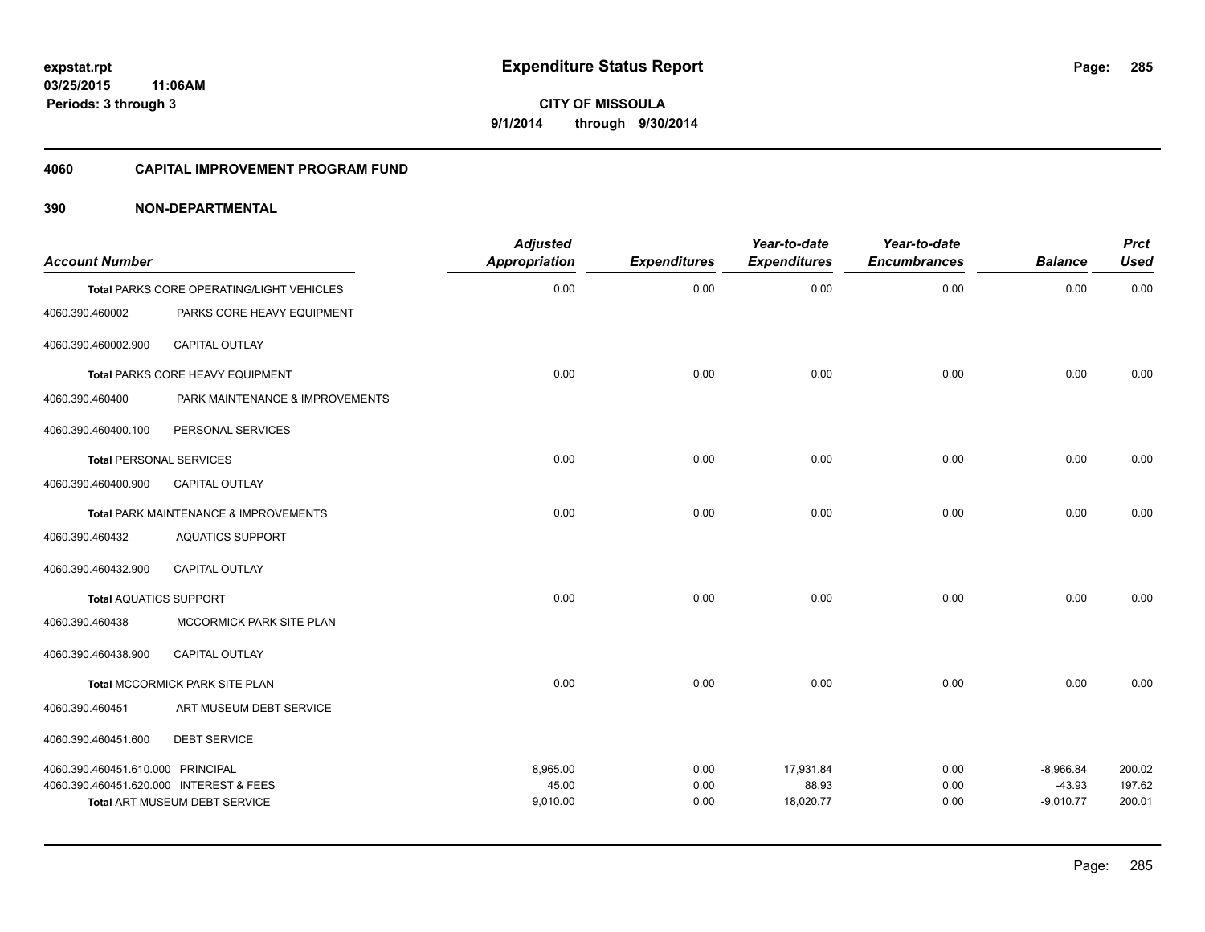**expstat.rpt**
**03/25/2015 11:06AM**
**Periods: 3 through 3**

# Expenditure Status Report

**CITY OF MISSOULA**
**9/1/2014 through 9/30/2014**

## 4060 CAPITAL IMPROVEMENT PROGRAM FUND

## 390 NON-DEPARTMENTAL

| Account Number | | Adjusted Appropriation | Expenditures | Year-to-date Expenditures | Year-to-date Encumbrances | Balance | Prct Used |
|---|---|---|---|---|---|---|---|
| Total PARKS CORE OPERATING/LIGHT VEHICLES | | 0.00 | 0.00 | 0.00 | 0.00 | 0.00 | 0.00 |
| 4060.390.460002 | PARKS CORE HEAVY EQUIPMENT | | | | | | |
| 4060.390.460002.900 | CAPITAL OUTLAY | | | | | | |
| Total PARKS CORE HEAVY EQUIPMENT | | 0.00 | 0.00 | 0.00 | 0.00 | 0.00 | 0.00 |
| 4060.390.460400 | PARK MAINTENANCE & IMPROVEMENTS | | | | | | |
| 4060.390.460400.100 | PERSONAL SERVICES | | | | | | |
| Total PERSONAL SERVICES | | 0.00 | 0.00 | 0.00 | 0.00 | 0.00 | 0.00 |
| 4060.390.460400.900 | CAPITAL OUTLAY | | | | | | |
| Total PARK MAINTENANCE & IMPROVEMENTS | | 0.00 | 0.00 | 0.00 | 0.00 | 0.00 | 0.00 |
| 4060.390.460432 | AQUATICS SUPPORT | | | | | | |
| 4060.390.460432.900 | CAPITAL OUTLAY | | | | | | |
| Total AQUATICS SUPPORT | | 0.00 | 0.00 | 0.00 | 0.00 | 0.00 | 0.00 |
| 4060.390.460438 | MCCORMICK PARK SITE PLAN | | | | | | |
| 4060.390.460438.900 | CAPITAL OUTLAY | | | | | | |
| Total MCCORMICK PARK SITE PLAN | | 0.00 | 0.00 | 0.00 | 0.00 | 0.00 | 0.00 |
| 4060.390.460451 | ART MUSEUM DEBT SERVICE | | | | | | |
| 4060.390.460451.600 | DEBT SERVICE | | | | | | |
| 4060.390.460451.610.000 | PRINCIPAL | 8,965.00 | 0.00 | 17,931.84 | 0.00 | -8,966.84 | 200.02 |
| 4060.390.460451.620.000 | INTEREST & FEES | 45.00 | 0.00 | 88.93 | 0.00 | -43.93 | 197.62 |
| Total ART MUSEUM DEBT SERVICE | | 9,010.00 | 0.00 | 18,020.77 | 0.00 | -9,010.77 | 200.01 |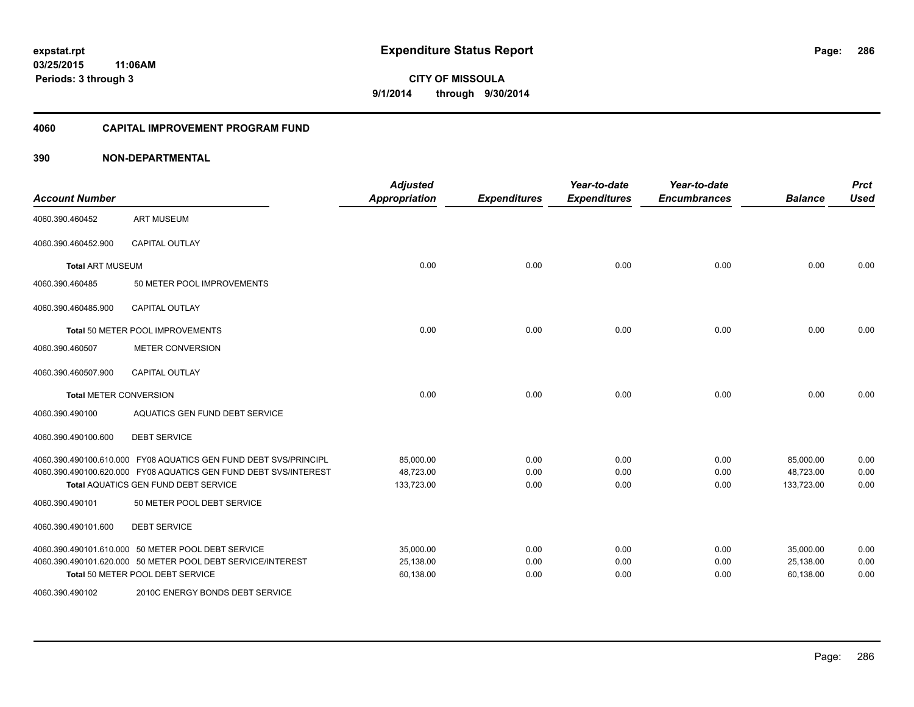**expstat.rpt**
**03/25/2015 11:06AM**
**Periods: 3 through 3**

# Expenditure Status Report

**CITY OF MISSOULA**
**9/1/2014 through 9/30/2014**

## 4060 CAPITAL IMPROVEMENT PROGRAM FUND

## 390 NON-DEPARTMENTAL

| Account Number | | Adjusted Appropriation | Expenditures | Year-to-date Expenditures | Year-to-date Encumbrances | Balance | Prct Used |
|---|---|---|---|---|---|---|---|
| 4060.390.460452 | ART MUSEUM | | | | | | |
| 4060.390.460452.900 | CAPITAL OUTLAY | | | | | | |
| **Total** ART MUSEUM | | 0.00 | 0.00 | 0.00 | 0.00 | 0.00 | 0.00 |
| 4060.390.460485 | 50 METER POOL IMPROVEMENTS | | | | | | |
| 4060.390.460485.900 | CAPITAL OUTLAY | | | | | | |
| **Total** 50 METER POOL IMPROVEMENTS | | 0.00 | 0.00 | 0.00 | 0.00 | 0.00 | 0.00 |
| 4060.390.460507 | METER CONVERSION | | | | | | |
| 4060.390.460507.900 | CAPITAL OUTLAY | | | | | | |
| **Total** METER CONVERSION | | 0.00 | 0.00 | 0.00 | 0.00 | 0.00 | 0.00 |
| 4060.390.490100 | AQUATICS GEN FUND DEBT SERVICE | | | | | | |
| 4060.390.490100.600 | DEBT SERVICE | | | | | | |
| 4060.390.490100.610.000 | FY08 AQUATICS GEN FUND DEBT SVS/PRINCIPL | 85,000.00 | 0.00 | 0.00 | 0.00 | 85,000.00 | 0.00 |
| 4060.390.490100.620.000 | FY08 AQUATICS GEN FUND DEBT SVS/INTEREST | 48,723.00 | 0.00 | 0.00 | 0.00 | 48,723.00 | 0.00 |
| **Total** AQUATICS GEN FUND DEBT SERVICE | | 133,723.00 | 0.00 | 0.00 | 0.00 | 133,723.00 | 0.00 |
| 4060.390.490101 | 50 METER POOL DEBT SERVICE | | | | | | |
| 4060.390.490101.600 | DEBT SERVICE | | | | | | |
| 4060.390.490101.610.000 | 50 METER POOL DEBT SERVICE | 35,000.00 | 0.00 | 0.00 | 0.00 | 35,000.00 | 0.00 |
| 4060.390.490101.620.000 | 50 METER POOL DEBT SERVICE/INTEREST | 25,138.00 | 0.00 | 0.00 | 0.00 | 25,138.00 | 0.00 |
| **Total** 50 METER POOL DEBT SERVICE | | 60,138.00 | 0.00 | 0.00 | 0.00 | 60,138.00 | 0.00 |
| 4060.390.490102 | 2010C ENERGY BONDS DEBT SERVICE | | | | | | |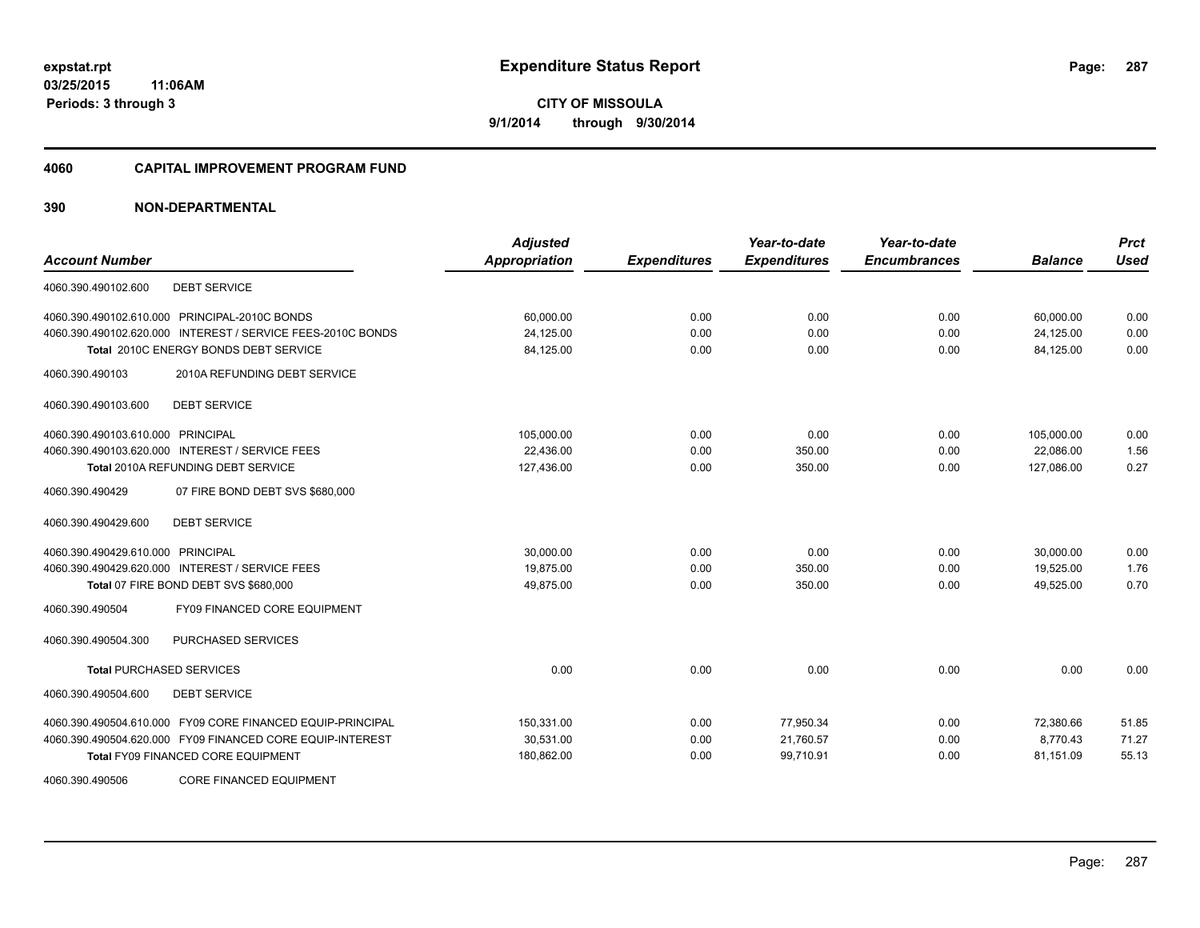# Expenditure Status Report

expstat.rpt
03/25/2015 11:06AM
Periods: 3 through 3

**CITY OF MISSOULA**
**9/1/2014 through 9/30/2014**

## 4060 CAPITAL IMPROVEMENT PROGRAM FUND

### 390 NON-DEPARTMENTAL

| Account Number | | Adjusted Appropriation | Expenditures | Year-to-date Expenditures | Year-to-date Encumbrances | Balance | Prct Used |
|---|---|---|---|---|---|---|---|
| 4060.390.490102.600 | DEBT SERVICE | | | | | | |
| 4060.390.490102.610.000 | PRINCIPAL-2010C BONDS | 60,000.00 | 0.00 | 0.00 | 0.00 | 60,000.00 | 0.00 |
| 4060.390.490102.620.000 | INTEREST / SERVICE FEES-2010C BONDS | 24,125.00 | 0.00 | 0.00 | 0.00 | 24,125.00 | 0.00 |
| Total 2010C ENERGY BONDS DEBT SERVICE | | 84,125.00 | 0.00 | 0.00 | 0.00 | 84,125.00 | 0.00 |
| 4060.390.490103 | 2010A REFUNDING DEBT SERVICE | | | | | | |
| 4060.390.490103.600 | DEBT SERVICE | | | | | | |
| 4060.390.490103.610.000 | PRINCIPAL | 105,000.00 | 0.00 | 0.00 | 0.00 | 105,000.00 | 0.00 |
| 4060.390.490103.620.000 | INTEREST / SERVICE FEES | 22,436.00 | 0.00 | 350.00 | 0.00 | 22,086.00 | 1.56 |
| Total 2010A REFUNDING DEBT SERVICE | | 127,436.00 | 0.00 | 350.00 | 0.00 | 127,086.00 | 0.27 |
| 4060.390.490429 | 07 FIRE BOND DEBT SVS $680,000 | | | | | | |
| 4060.390.490429.600 | DEBT SERVICE | | | | | | |
| 4060.390.490429.610.000 | PRINCIPAL | 30,000.00 | 0.00 | 0.00 | 0.00 | 30,000.00 | 0.00 |
| 4060.390.490429.620.000 | INTEREST / SERVICE FEES | 19,875.00 | 0.00 | 350.00 | 0.00 | 19,525.00 | 1.76 |
| Total 07 FIRE BOND DEBT SVS $680,000 | | 49,875.00 | 0.00 | 350.00 | 0.00 | 49,525.00 | 0.70 |
| 4060.390.490504 | FY09 FINANCED CORE EQUIPMENT | | | | | | |
| 4060.390.490504.300 | PURCHASED SERVICES | | | | | | |
| Total PURCHASED SERVICES | | 0.00 | 0.00 | 0.00 | 0.00 | 0.00 | 0.00 |
| 4060.390.490504.600 | DEBT SERVICE | | | | | | |
| 4060.390.490504.610.000 | FY09 CORE FINANCED EQUIP-PRINCIPAL | 150,331.00 | 0.00 | 77,950.34 | 0.00 | 72,380.66 | 51.85 |
| 4060.390.490504.620.000 | FY09 FINANCED CORE EQUIP-INTEREST | 30,531.00 | 0.00 | 21,760.57 | 0.00 | 8,770.43 | 71.27 |
| Total FY09 FINANCED CORE EQUIPMENT | | 180,862.00 | 0.00 | 99,710.91 | 0.00 | 81,151.09 | 55.13 |
| 4060.390.490506 | CORE FINANCED EQUIPMENT | | | | | | |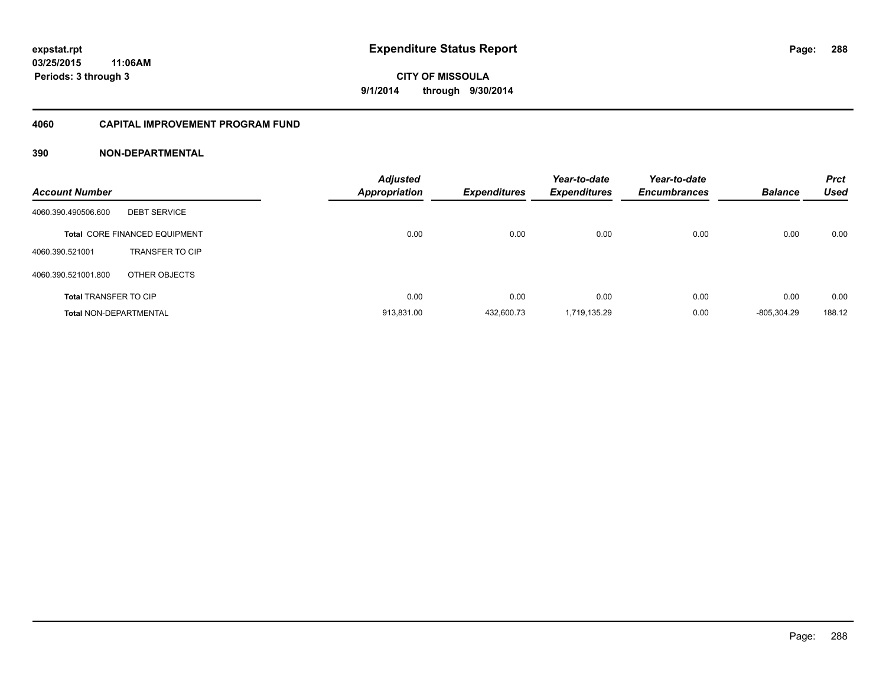**Expenditure Status Report**

**CITY OF MISSOULA**

**9/1/2014 through 9/30/2014**

expstat.rpt
03/25/2015 11:06AM
Periods: 3 through 3

## 4060 CAPITAL IMPROVEMENT PROGRAM FUND

## 390 NON-DEPARTMENTAL

| Account Number | | Adjusted Appropriation | Expenditures | Year-to-date Expenditures | Year-to-date Encumbrances | Balance | Prct Used |
|---|---|---|---|---|---|---|---|
| 4060.390.490506.600 | DEBT SERVICE | | | | | | |
| Total CORE FINANCED EQUIPMENT | | 0.00 | 0.00 | 0.00 | 0.00 | 0.00 | 0.00 |
| 4060.390.521001 | TRANSFER TO CIP | | | | | | |
| 4060.390.521001.800 | OTHER OBJECTS | | | | | | |
| Total TRANSFER TO CIP | | 0.00 | 0.00 | 0.00 | 0.00 | 0.00 | 0.00 |
| Total NON-DEPARTMENTAL | | 913,831.00 | 432,600.73 | 1,719,135.29 | 0.00 | -805,304.29 | 188.12 |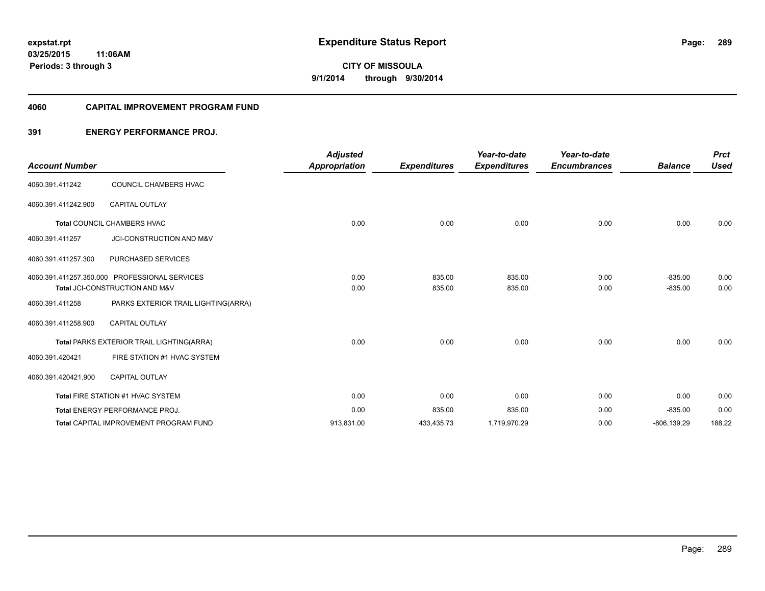expstat.rpt
03/25/2015 11:06AM
Periods: 3 through 3

# Expenditure Status Report

CITY OF MISSOULA
9/1/2014 through 9/30/2014

## 4060 CAPITAL IMPROVEMENT PROGRAM FUND

### 391 ENERGY PERFORMANCE PROJ.

| Account Number | | Adjusted Appropriation | Expenditures | Year-to-date Expenditures | Year-to-date Encumbrances | Balance | Prct Used |
|---|---|---|---|---|---|---|---|
| 4060.391.411242 | COUNCIL CHAMBERS HVAC | | | | | | |
| 4060.391.411242.900 | CAPITAL OUTLAY | | | | | | |
| **Total** COUNCIL CHAMBERS HVAC | | 0.00 | 0.00 | 0.00 | 0.00 | 0.00 | 0.00 |
| 4060.391.411257 | JCI-CONSTRUCTION AND M&V | | | | | | |
| 4060.391.411257.300 | PURCHASED SERVICES | | | | | | |
| 4060.391.411257.350.000 | PROFESSIONAL SERVICES | 0.00 | 835.00 | 835.00 | 0.00 | -835.00 | 0.00 |
| **Total** JCI-CONSTRUCTION AND M&V | | 0.00 | 835.00 | 835.00 | 0.00 | -835.00 | 0.00 |
| 4060.391.411258 | PARKS EXTERIOR TRAIL LIGHTING(ARRA) | | | | | | |
| 4060.391.411258.900 | CAPITAL OUTLAY | | | | | | |
| **Total** PARKS EXTERIOR TRAIL LIGHTING(ARRA) | | 0.00 | 0.00 | 0.00 | 0.00 | 0.00 | 0.00 |
| 4060.391.420421 | FIRE STATION #1 HVAC SYSTEM | | | | | | |
| 4060.391.420421.900 | CAPITAL OUTLAY | | | | | | |
| **Total** FIRE STATION #1 HVAC SYSTEM | | 0.00 | 0.00 | 0.00 | 0.00 | 0.00 | 0.00 |
| **Total** ENERGY PERFORMANCE PROJ. | | 0.00 | 835.00 | 835.00 | 0.00 | -835.00 | 0.00 |
| **Total** CAPITAL IMPROVEMENT PROGRAM FUND | | 913,831.00 | 433,435.73 | 1,719,970.29 | 0.00 | -806,139.29 | 188.22 |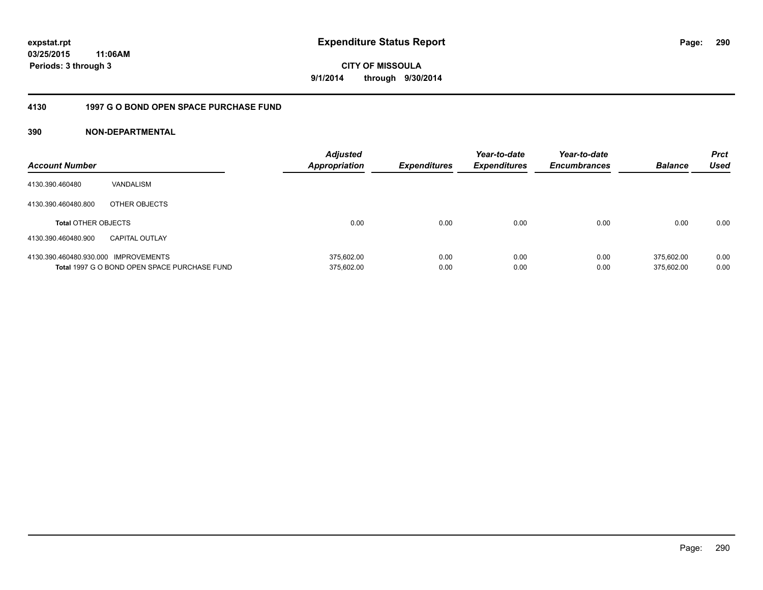# Expenditure Status Report

expstat.rpt
03/25/2015 11:06AM
Periods: 3 through 3

**CITY OF MISSOULA**
**9/1/2014 through 9/30/2014**

## 4130 1997 G O BOND OPEN SPACE PURCHASE FUND

### 390 NON-DEPARTMENTAL

| Account Number | | Adjusted Appropriation | Expenditures | Year-to-date Expenditures | Year-to-date Encumbrances | Balance | Prct Used |
|---|---|---|---|---|---|---|---|
| 4130.390.460480 | VANDALISM | | | | | | |
| 4130.390.460480.800 | OTHER OBJECTS | | | | | | |
| **Total** OTHER OBJECTS | | 0.00 | 0.00 | 0.00 | 0.00 | 0.00 | 0.00 |
| 4130.390.460480.900 | CAPITAL OUTLAY | | | | | | |
| 4130.390.460480.930.000 | IMPROVEMENTS | 375,602.00 | 0.00 | 0.00 | 0.00 | 375,602.00 | 0.00 |
| **Total** 1997 G O BOND OPEN SPACE PURCHASE FUND | | 375,602.00 | 0.00 | 0.00 | 0.00 | 375,602.00 | 0.00 |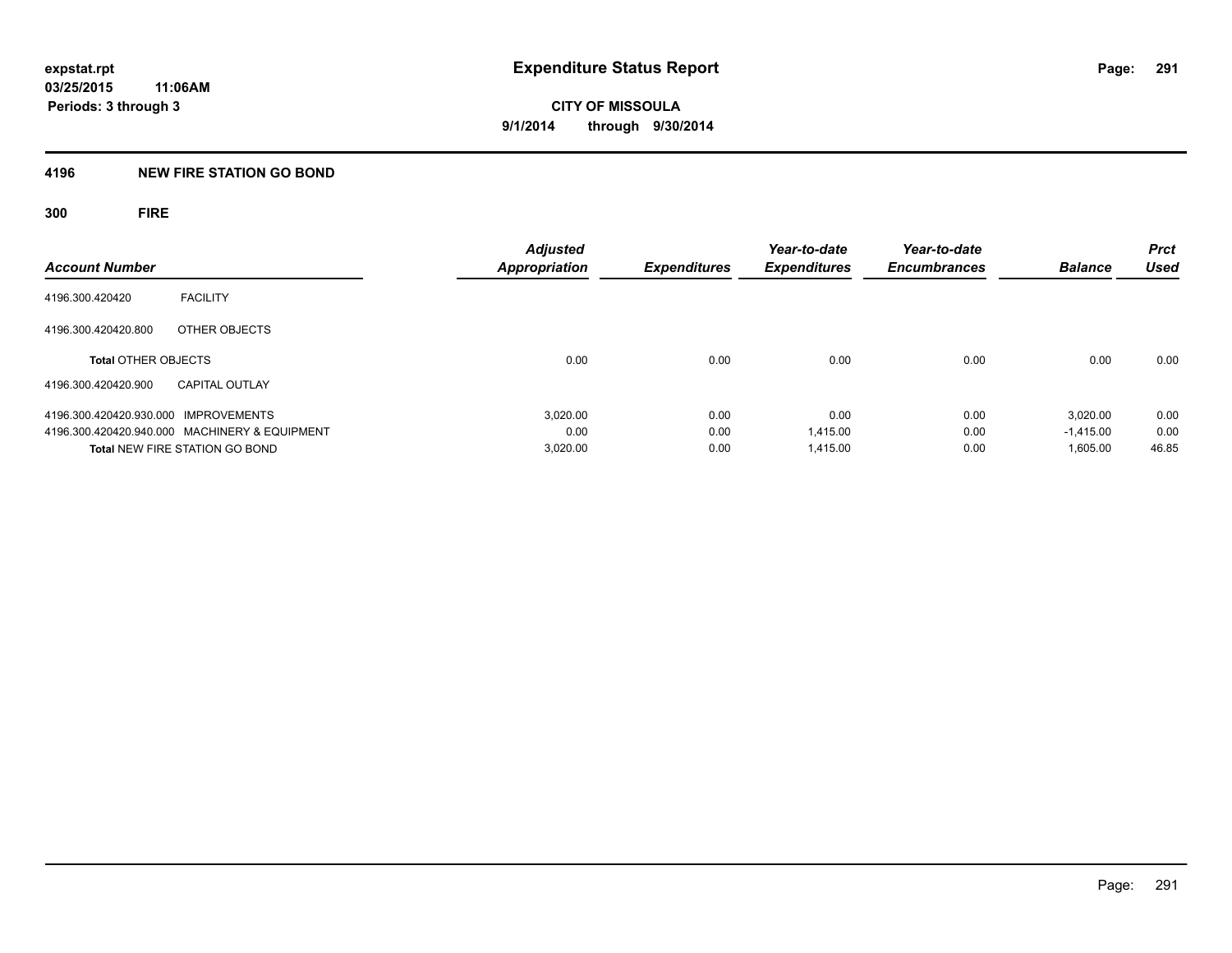expstat.rpt
03/25/2015 11:06AM
Periods: 3 through 3

# Expenditure Status Report

**CITY OF MISSOULA**
**9/1/2014 through 9/30/2014**

## 4196 NEW FIRE STATION GO BOND

### 300 FIRE

| Account Number | | Adjusted Appropriation | Expenditures | Year-to-date Expenditures | Year-to-date Encumbrances | Balance | Prct Used |
|---|---|---|---|---|---|---|---|
| 4196.300.420420 | FACILITY | | | | | | |
| 4196.300.420420.800 | OTHER OBJECTS | | | | | | |
| **Total** OTHER OBJECTS | | 0.00 | 0.00 | 0.00 | 0.00 | 0.00 | 0.00 |
| 4196.300.420420.900 | CAPITAL OUTLAY | | | | | | |
| 4196.300.420420.930.000 | IMPROVEMENTS | 3,020.00 | 0.00 | 0.00 | 0.00 | 3,020.00 | 0.00 |
| 4196.300.420420.940.000 | MACHINERY & EQUIPMENT | 0.00 | 0.00 | 1,415.00 | 0.00 | -1,415.00 | 0.00 |
| **Total** NEW FIRE STATION GO BOND | | 3,020.00 | 0.00 | 1,415.00 | 0.00 | 1,605.00 | 46.85 |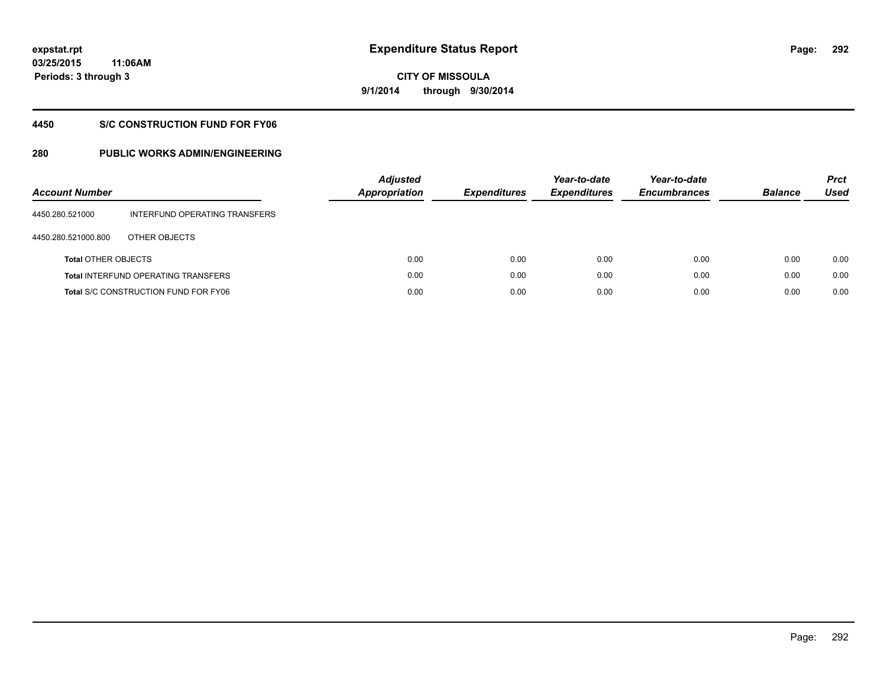# Expenditure Status Report

expstat.rpt
03/25/2015 11:06AM
Periods: 3 through 3

CITY OF MISSOULA
9/1/2014 through 9/30/2014

## 4450 S/C CONSTRUCTION FUND FOR FY06

### 280 PUBLIC WORKS ADMIN/ENGINEERING

| Account Number | | Adjusted Appropriation | Expenditures | Year-to-date Expenditures | Year-to-date Encumbrances | Balance | Prct Used |
|---|---|---|---|---|---|---|---|
| 4450.280.521000 | INTERFUND OPERATING TRANSFERS | | | | | | |
| 4450.280.521000.800 | OTHER OBJECTS | | | | | | |
| **Total** OTHER OBJECTS | | 0.00 | 0.00 | 0.00 | 0.00 | 0.00 | 0.00 |
| **Total** INTERFUND OPERATING TRANSFERS | | 0.00 | 0.00 | 0.00 | 0.00 | 0.00 | 0.00 |
| **Total** S/C CONSTRUCTION FUND FOR FY06 | | 0.00 | 0.00 | 0.00 | 0.00 | 0.00 | 0.00 |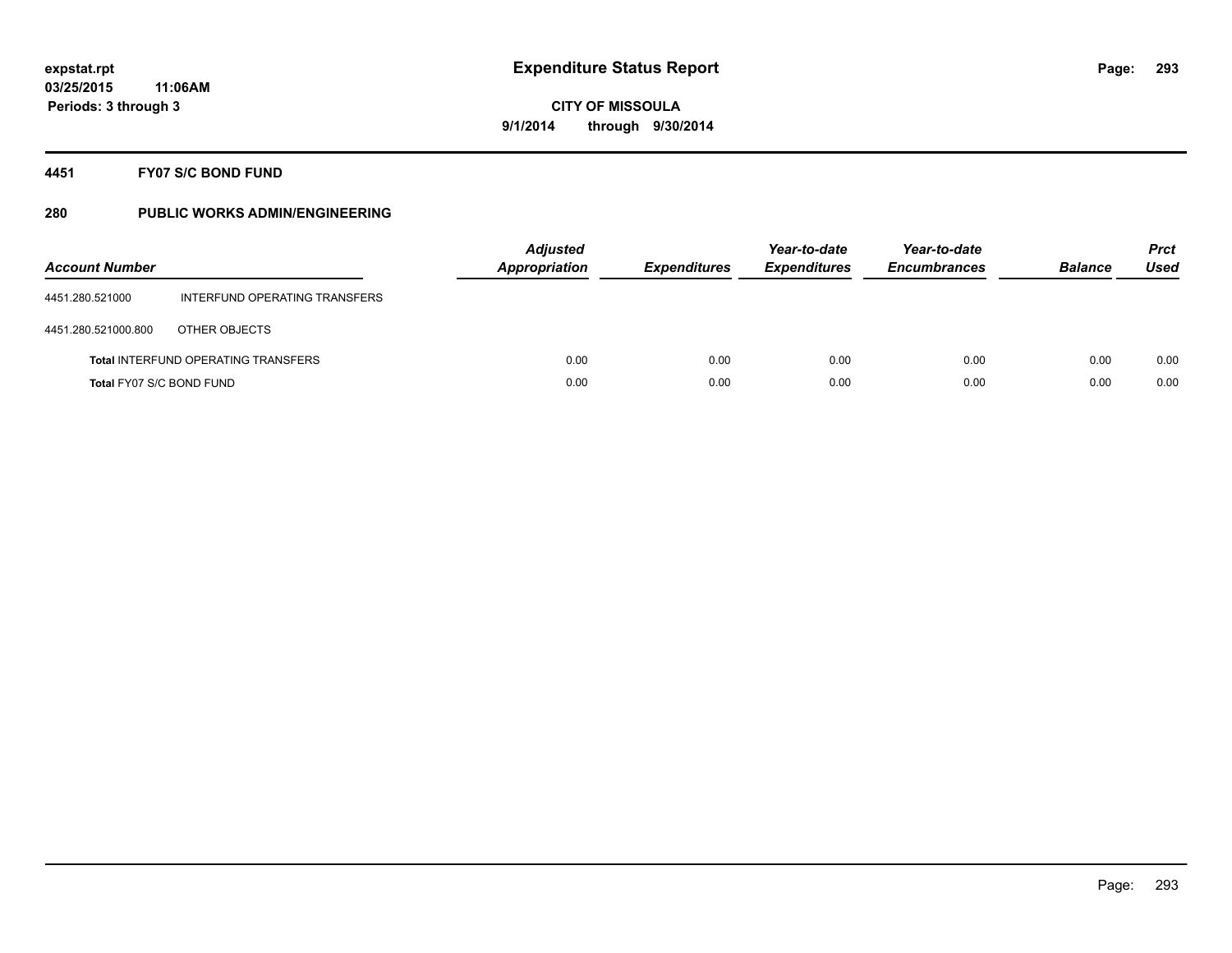**expstat.rpt**
**03/25/2015 11:06AM**
**Periods: 3 through 3**

# Expenditure Status Report

**CITY OF MISSOULA**
**9/1/2014 through 9/30/2014**

## 4451 FY07 S/C BOND FUND

## 280 PUBLIC WORKS ADMIN/ENGINEERING

| Account Number | | Adjusted Appropriation | Expenditures | Year-to-date Expenditures | Year-to-date Encumbrances | Balance | Prct Used |
|---|---|---|---|---|---|---|---|
| 4451.280.521000 | INTERFUND OPERATING TRANSFERS | | | | | | |
| 4451.280.521000.800 | OTHER OBJECTS | | | | | | |
| **Total** INTERFUND OPERATING TRANSFERS | | 0.00 | 0.00 | 0.00 | 0.00 | 0.00 | 0.00 |
| **Total** FY07 S/C BOND FUND | | 0.00 | 0.00 | 0.00 | 0.00 | 0.00 | 0.00 |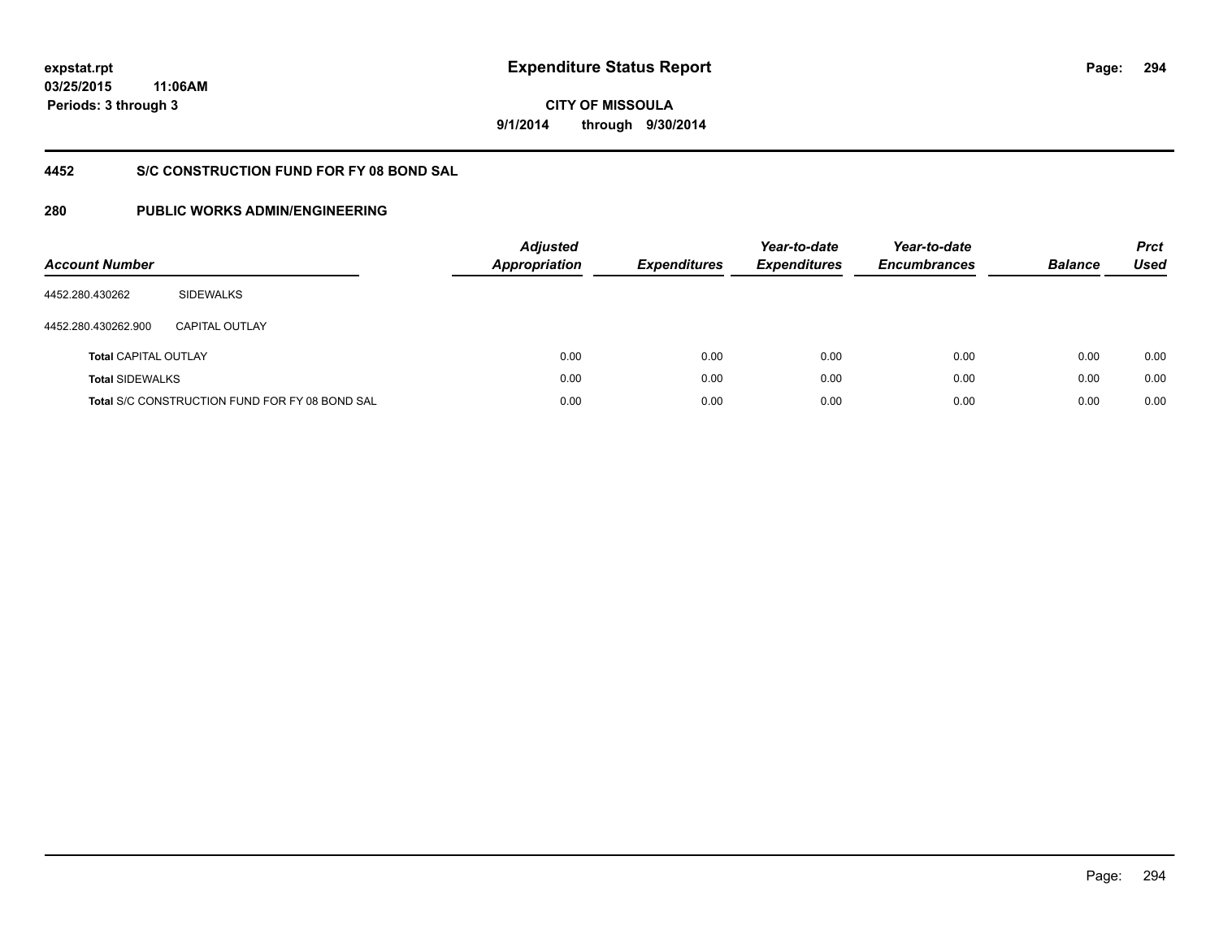expstat.rpt
03/25/2015 11:06AM
Periods: 3 through 3

# Expenditure Status Report

CITY OF MISSOULA
9/1/2014 through 9/30/2014

## 4452 S/C CONSTRUCTION FUND FOR FY 08 BOND SAL

## 280 PUBLIC WORKS ADMIN/ENGINEERING

| Account Number | | *Adjusted Appropriation* | *Expenditures* | *Year-to-date Expenditures* | *Year-to-date Encumbrances* | *Balance* | *Prct Used* |
|---|---|---|---|---|---|---|---|
| 4452.280.430262 | SIDEWALKS | | | | | | |
| 4452.280.430262.900 | CAPITAL OUTLAY | | | | | | |
| **Total** CAPITAL OUTLAY | | 0.00 | 0.00 | 0.00 | 0.00 | 0.00 | 0.00 |
| **Total** SIDEWALKS | | 0.00 | 0.00 | 0.00 | 0.00 | 0.00 | 0.00 |
| **Total** S/C CONSTRUCTION FUND FOR FY 08 BOND SAL | | 0.00 | 0.00 | 0.00 | 0.00 | 0.00 | 0.00 |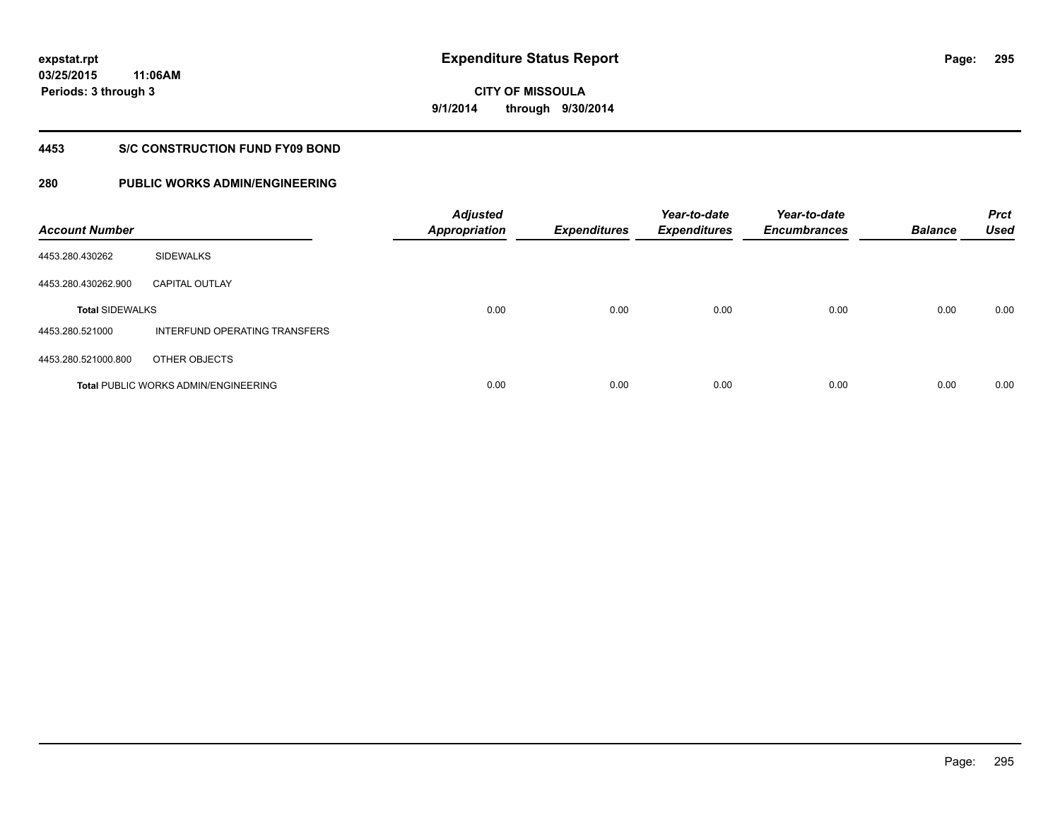**expstat.rpt**
**03/25/2015 11:06AM**
**Periods: 3 through 3**

# Expenditure Status Report

**CITY OF MISSOULA**
**9/1/2014 through 9/30/2014**

## 4453 S/C CONSTRUCTION FUND FY09 BOND

## 280 PUBLIC WORKS ADMIN/ENGINEERING

| Account Number | | Adjusted Appropriation | Expenditures | Year-to-date Expenditures | Year-to-date Encumbrances | Balance | Prct Used |
|---|---|---|---|---|---|---|---|
| 4453.280.430262 | SIDEWALKS | | | | | | |
| 4453.280.430262.900 | CAPITAL OUTLAY | | | | | | |
| **Total** SIDEWALKS | | 0.00 | 0.00 | 0.00 | 0.00 | 0.00 | 0.00 |
| 4453.280.521000 | INTERFUND OPERATING TRANSFERS | | | | | | |
| 4453.280.521000.800 | OTHER OBJECTS | | | | | | |
| **Total** PUBLIC WORKS ADMIN/ENGINEERING | | 0.00 | 0.00 | 0.00 | 0.00 | 0.00 | 0.00 |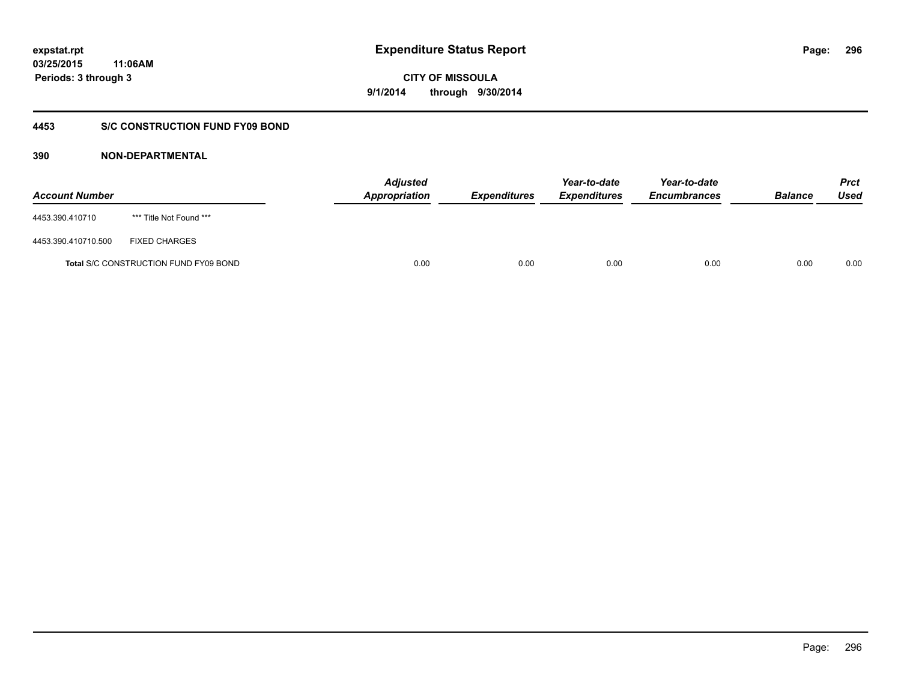# Expenditure Status Report

expstat.rpt
03/25/2015 11:06AM
Periods: 3 through 3

CITY OF MISSOULA
9/1/2014 through 9/30/2014

## 4453 S/C CONSTRUCTION FUND FY09 BOND

### 390 NON-DEPARTMENTAL

| Account Number | | Adjusted Appropriation | Expenditures | Year-to-date Expenditures | Year-to-date Encumbrances | Balance | Prct Used |
|---|---|---|---|---|---|---|---|
| 4453.390.410710 | *** Title Not Found *** | | | | | | |
| 4453.390.410710.500 | FIXED CHARGES | | | | | | |
| Total S/C CONSTRUCTION FUND FY09 BOND | | 0.00 | 0.00 | 0.00 | 0.00 | 0.00 | 0.00 |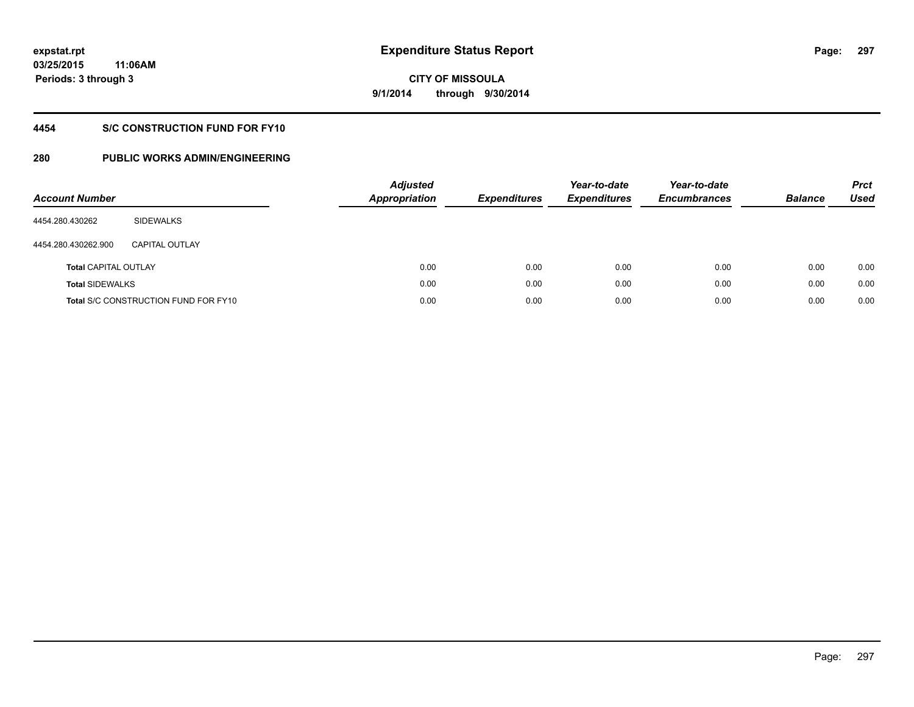expstat.rpt
03/25/2015 11:06AM
Periods: 3 through 3

# Expenditure Status Report

CITY OF MISSOULA
9/1/2014 through 9/30/2014

## 4454 S/C CONSTRUCTION FUND FOR FY10

## 280 PUBLIC WORKS ADMIN/ENGINEERING

| Account Number | | Adjusted Appropriation | Expenditures | Year-to-date Expenditures | Year-to-date Encumbrances | Balance | Prct Used |
|---|---|---|---|---|---|---|---|
| 4454.280.430262 | SIDEWALKS | | | | | | |
| 4454.280.430262.900 | CAPITAL OUTLAY | | | | | | |
| **Total** CAPITAL OUTLAY | | 0.00 | 0.00 | 0.00 | 0.00 | 0.00 | 0.00 |
| **Total** SIDEWALKS | | 0.00 | 0.00 | 0.00 | 0.00 | 0.00 | 0.00 |
| **Total** S/C CONSTRUCTION FUND FOR FY10 | | 0.00 | 0.00 | 0.00 | 0.00 | 0.00 | 0.00 |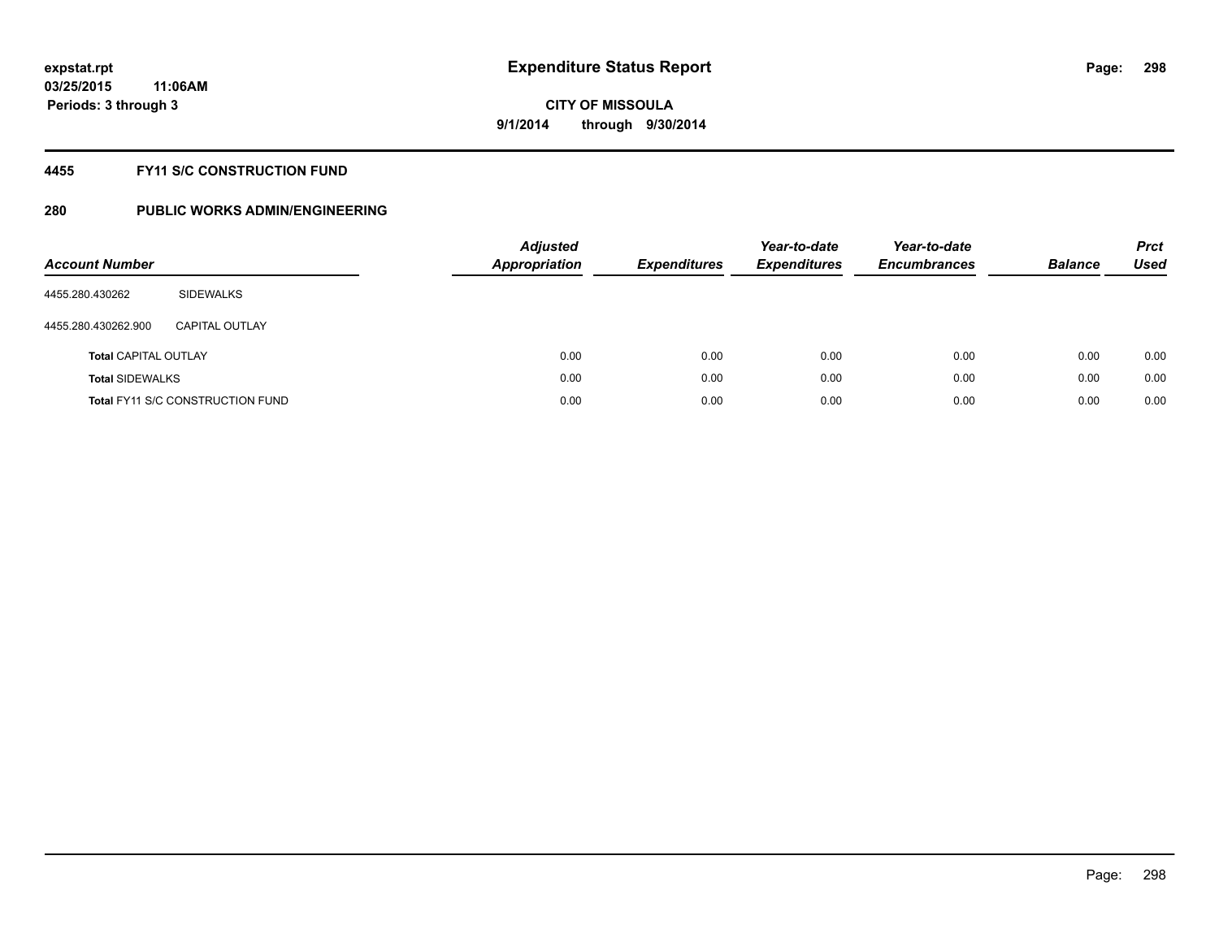# Expenditure Status Report

expstat.rpt
03/25/2015 11:06AM
Periods: 3 through 3

CITY OF MISSOULA
9/1/2014 through 9/30/2014

## 4455 FY11 S/C CONSTRUCTION FUND

### 280 PUBLIC WORKS ADMIN/ENGINEERING

| Account Number | | Adjusted Appropriation | Expenditures | Year-to-date Expenditures | Year-to-date Encumbrances | Balance | Prct Used |
|---|---|---|---|---|---|---|---|
| 4455.280.430262 | SIDEWALKS | | | | | | |
| 4455.280.430262.900 | CAPITAL OUTLAY | | | | | | |
| **Total** CAPITAL OUTLAY | | 0.00 | 0.00 | 0.00 | 0.00 | 0.00 | 0.00 |
| **Total** SIDEWALKS | | 0.00 | 0.00 | 0.00 | 0.00 | 0.00 | 0.00 |
| **Total** FY11 S/C CONSTRUCTION FUND | | 0.00 | 0.00 | 0.00 | 0.00 | 0.00 | 0.00 |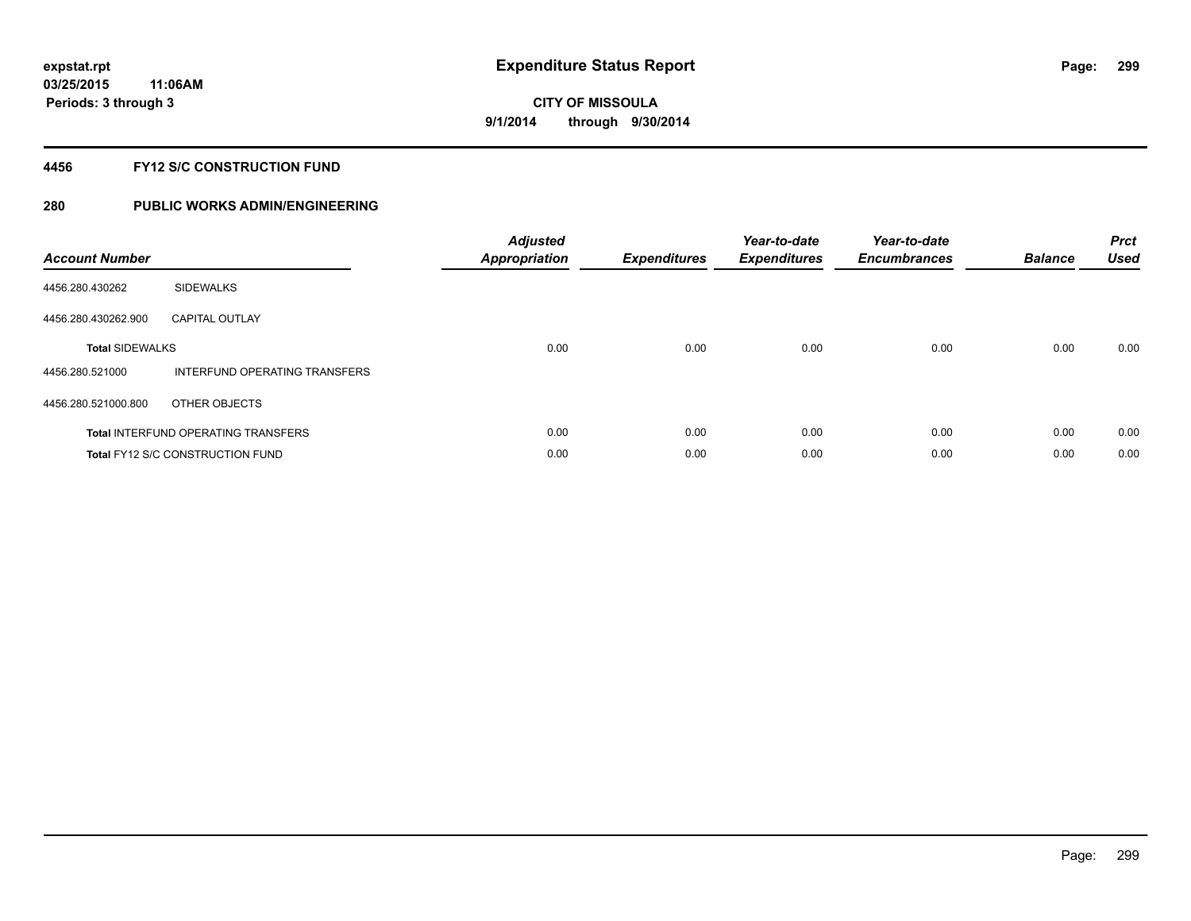# Expenditure Status Report

expstat.rpt
03/25/2015 11:06AM
Periods: 3 through 3

**CITY OF MISSOULA**
**9/1/2014 through 9/30/2014**

## 4456 FY12 S/C CONSTRUCTION FUND

## 280 PUBLIC WORKS ADMIN/ENGINEERING

| Account Number | | Adjusted Appropriation | Expenditures | Year-to-date Expenditures | Year-to-date Encumbrances | Balance | Prct Used |
|---|---|---|---|---|---|---|---|
| 4456.280.430262 | SIDEWALKS | | | | | | |
| 4456.280.430262.900 | CAPITAL OUTLAY | | | | | | |
| **Total** SIDEWALKS | | 0.00 | 0.00 | 0.00 | 0.00 | 0.00 | 0.00 |
| 4456.280.521000 | INTERFUND OPERATING TRANSFERS | | | | | | |
| 4456.280.521000.800 | OTHER OBJECTS | | | | | | |
| **Total** INTERFUND OPERATING TRANSFERS | | 0.00 | 0.00 | 0.00 | 0.00 | 0.00 | 0.00 |
| **Total** FY12 S/C CONSTRUCTION FUND | | 0.00 | 0.00 | 0.00 | 0.00 | 0.00 | 0.00 |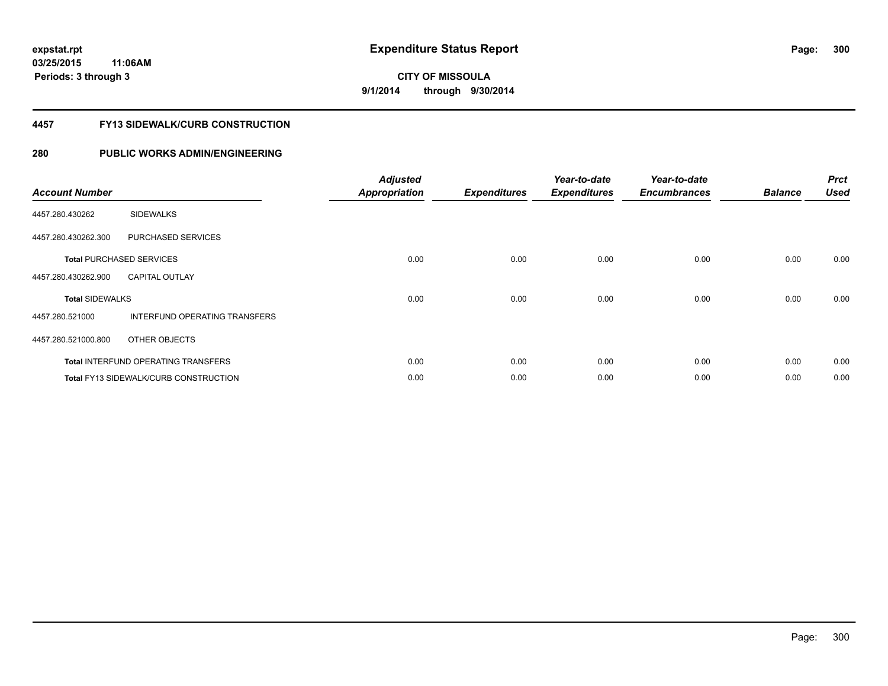expstat.rpt
03/25/2015 11:06AM
Periods: 3 through 3

# Expenditure Status Report

CITY OF MISSOULA
9/1/2014 through 9/30/2014

## 4457 FY13 SIDEWALK/CURB CONSTRUCTION

## 280 PUBLIC WORKS ADMIN/ENGINEERING

| Account Number | | Adjusted Appropriation | Expenditures | Year-to-date Expenditures | Year-to-date Encumbrances | Balance | Prct Used |
|---|---|---|---|---|---|---|---|
| 4457.280.430262 | SIDEWALKS | | | | | | |
| 4457.280.430262.300 | PURCHASED SERVICES | | | | | | |
| **Total** PURCHASED SERVICES | | 0.00 | 0.00 | 0.00 | 0.00 | 0.00 | 0.00 |
| 4457.280.430262.900 | CAPITAL OUTLAY | | | | | | |
| **Total** SIDEWALKS | | 0.00 | 0.00 | 0.00 | 0.00 | 0.00 | 0.00 |
| 4457.280.521000 | INTERFUND OPERATING TRANSFERS | | | | | | |
| 4457.280.521000.800 | OTHER OBJECTS | | | | | | |
| **Total** INTERFUND OPERATING TRANSFERS | | 0.00 | 0.00 | 0.00 | 0.00 | 0.00 | 0.00 |
| **Total** FY13 SIDEWALK/CURB CONSTRUCTION | | 0.00 | 0.00 | 0.00 | 0.00 | 0.00 | 0.00 |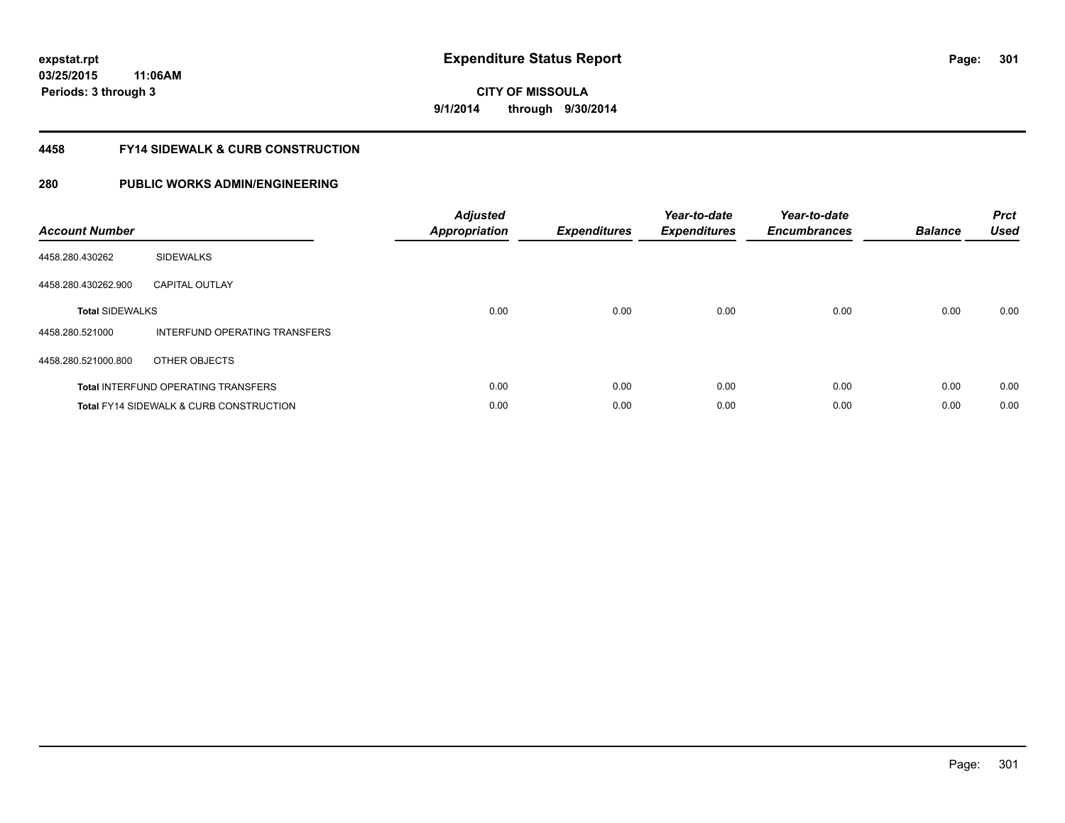# Expenditure Status Report

expstat.rpt
03/25/2015 11:06AM
Periods: 3 through 3

**CITY OF MISSOULA**
**9/1/2014 through 9/30/2014**

## 4458 FY14 SIDEWALK & CURB CONSTRUCTION

## 280 PUBLIC WORKS ADMIN/ENGINEERING

| Account Number | | Adjusted Appropriation | Expenditures | Year-to-date Expenditures | Year-to-date Encumbrances | Balance | Prct Used |
|---|---|---|---|---|---|---|---|
| 4458.280.430262 | SIDEWALKS | | | | | | |
| 4458.280.430262.900 | CAPITAL OUTLAY | | | | | | |
| **Total** SIDEWALKS | | 0.00 | 0.00 | 0.00 | 0.00 | 0.00 | 0.00 |
| 4458.280.521000 | INTERFUND OPERATING TRANSFERS | | | | | | |
| 4458.280.521000.800 | OTHER OBJECTS | | | | | | |
| **Total** INTERFUND OPERATING TRANSFERS | | 0.00 | 0.00 | 0.00 | 0.00 | 0.00 | 0.00 |
| **Total** FY14 SIDEWALK & CURB CONSTRUCTION | | 0.00 | 0.00 | 0.00 | 0.00 | 0.00 | 0.00 |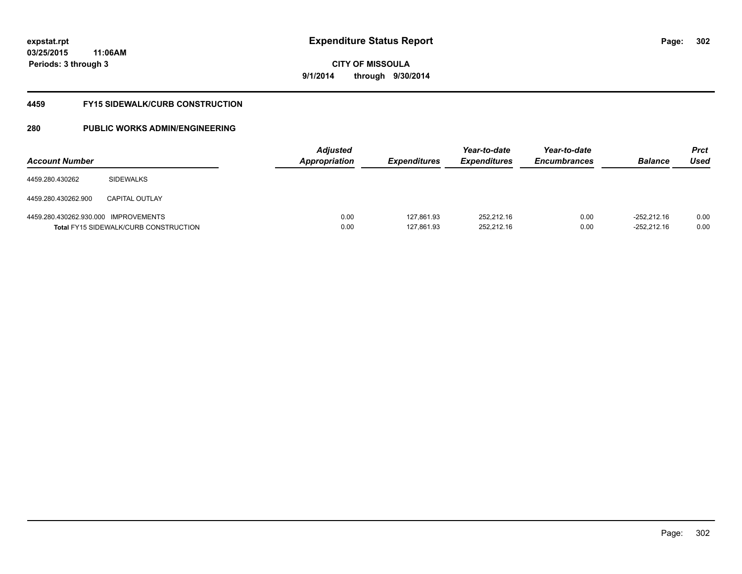expstat.rpt
03/25/2015 11:06AM
Periods: 3 through 3

# Expenditure Status Report

CITY OF MISSOULA
9/1/2014 through 9/30/2014

## 4459 FY15 SIDEWALK/CURB CONSTRUCTION

## 280 PUBLIC WORKS ADMIN/ENGINEERING

| Account Number | | Adjusted Appropriation | Expenditures | Year-to-date Expenditures | Year-to-date Encumbrances | Balance | Prct Used |
|---|---|---|---|---|---|---|---|
| 4459.280.430262 | SIDEWALKS | | | | | | |
| 4459.280.430262.900 | CAPITAL OUTLAY | | | | | | |
| 4459.280.430262.930.000 | IMPROVEMENTS | 0.00 | 127,861.93 | 252,212.16 | 0.00 | -252,212.16 | 0.00 |
| **Total** FY15 SIDEWALK/CURB CONSTRUCTION | | 0.00 | 127,861.93 | 252,212.16 | 0.00 | -252,212.16 | 0.00 |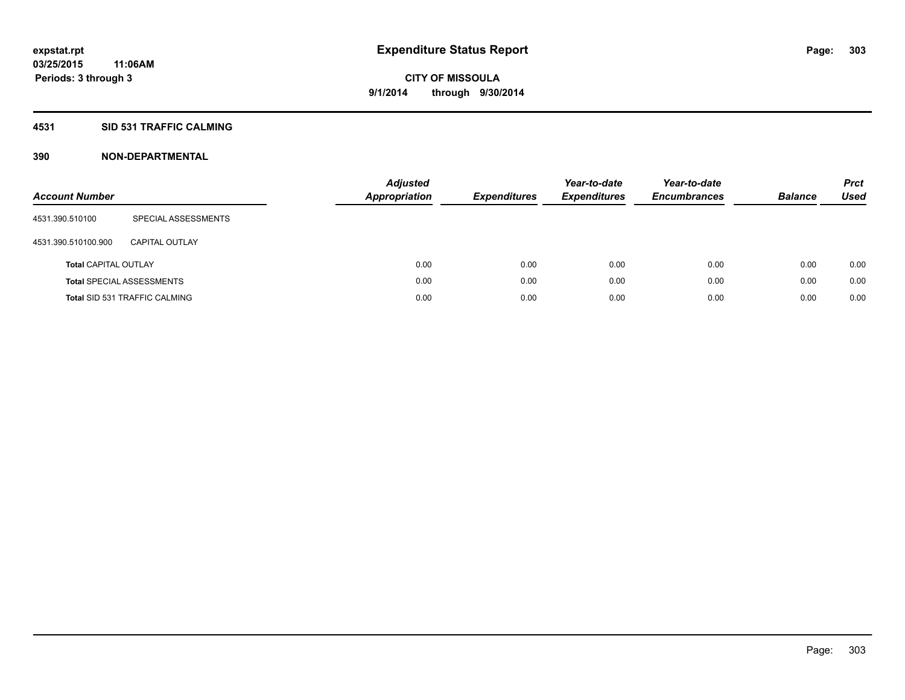**expstat.rpt**
**03/25/2015 11:06AM**
**Periods: 3 through 3**

# Expenditure Status Report

**CITY OF MISSOULA**
**9/1/2014 through 9/30/2014**

## 4531 SID 531 TRAFFIC CALMING

## 390 NON-DEPARTMENTAL

| Account Number | | Adjusted Appropriation | Expenditures | Year-to-date Expenditures | Year-to-date Encumbrances | Balance | Prct Used |
|---|---|---|---|---|---|---|---|
| 4531.390.510100 | SPECIAL ASSESSMENTS | | | | | | |
| 4531.390.510100.900 | CAPITAL OUTLAY | | | | | | |
| **Total** CAPITAL OUTLAY | | 0.00 | 0.00 | 0.00 | 0.00 | 0.00 | 0.00 |
| **Total** SPECIAL ASSESSMENTS | | 0.00 | 0.00 | 0.00 | 0.00 | 0.00 | 0.00 |
| **Total** SID 531 TRAFFIC CALMING | | 0.00 | 0.00 | 0.00 | 0.00 | 0.00 | 0.00 |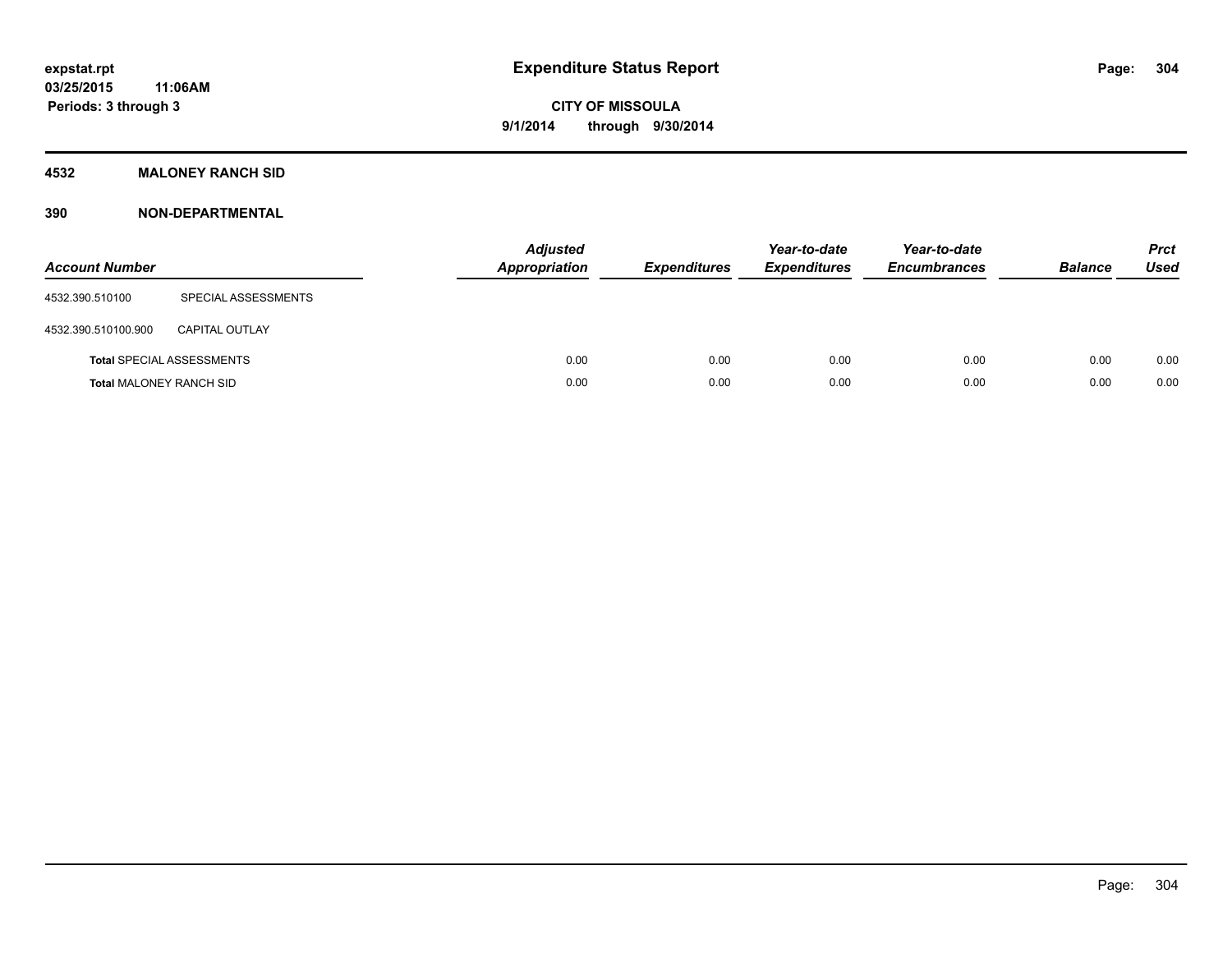expstat.rpt
03/25/2015 11:06AM
Periods: 3 through 3

# Expenditure Status Report

**CITY OF MISSOULA**
**9/1/2014 through 9/30/2014**

## 4532 MALONEY RANCH SID

## 390 NON-DEPARTMENTAL

| Account Number | | Adjusted Appropriation | Expenditures | Year-to-date Expenditures | Year-to-date Encumbrances | Balance | Prct Used |
|---|---|---|---|---|---|---|---|
| 4532.390.510100 | SPECIAL ASSESSMENTS | | | | | | |
| 4532.390.510100.900 | CAPITAL OUTLAY | | | | | | |
| **Total** SPECIAL ASSESSMENTS | | 0.00 | 0.00 | 0.00 | 0.00 | 0.00 | 0.00 |
| **Total** MALONEY RANCH SID | | 0.00 | 0.00 | 0.00 | 0.00 | 0.00 | 0.00 |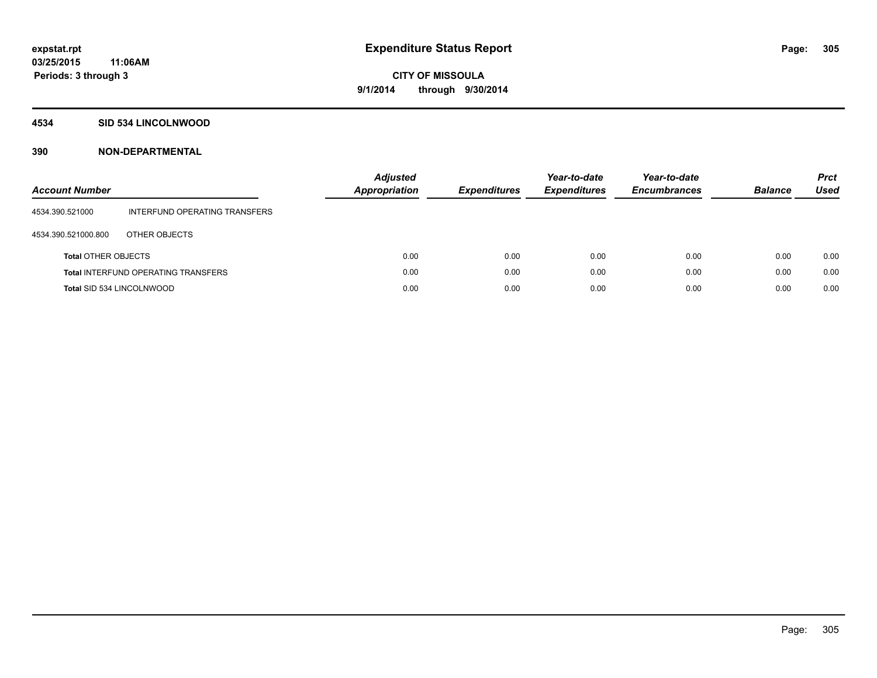**expstat.rpt**
**03/25/2015 11:06AM**
**Periods: 3 through 3**

# Expenditure Status Report

**CITY OF MISSOULA**
**9/1/2014 through 9/30/2014**

## 4534 SID 534 LINCOLNWOOD

## 390 NON-DEPARTMENTAL

| Account Number | | Adjusted Appropriation | Expenditures | Year-to-date Expenditures | Year-to-date Encumbrances | Balance | Prct Used |
|---|---|---|---|---|---|---|---|
| 4534.390.521000 | INTERFUND OPERATING TRANSFERS | | | | | | |
| 4534.390.521000.800 | OTHER OBJECTS | | | | | | |
| **Total** OTHER OBJECTS | | 0.00 | 0.00 | 0.00 | 0.00 | 0.00 | 0.00 |
| **Total** INTERFUND OPERATING TRANSFERS | | 0.00 | 0.00 | 0.00 | 0.00 | 0.00 | 0.00 |
| **Total** SID 534 LINCOLNWOOD | | 0.00 | 0.00 | 0.00 | 0.00 | 0.00 | 0.00 |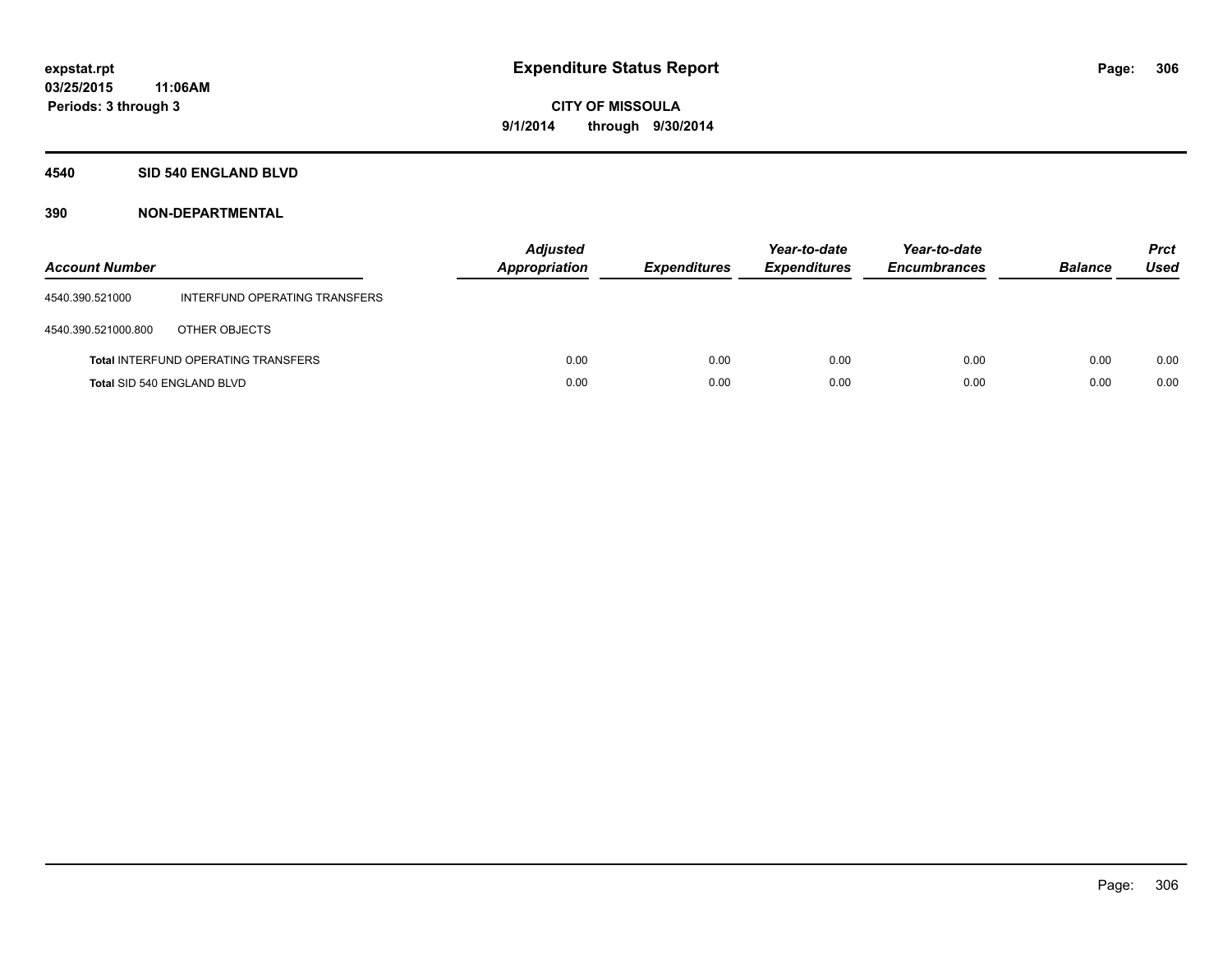# Expenditure Status Report

**expstat.rpt**
**03/25/2015 11:06AM**
**Periods: 3 through 3**

**CITY OF MISSOULA**
**9/1/2014 through 9/30/2014**

## 4540 SID 540 ENGLAND BLVD

### 390 NON-DEPARTMENTAL

| Account Number | | Adjusted Appropriation | Expenditures | Year-to-date Expenditures | Year-to-date Encumbrances | Balance | Prct Used |
|---|---|---|---|---|---|---|---|
| 4540.390.521000 | INTERFUND OPERATING TRANSFERS | | | | | | |
| 4540.390.521000.800 | OTHER OBJECTS | | | | | | |
| **Total** INTERFUND OPERATING TRANSFERS | | 0.00 | 0.00 | 0.00 | 0.00 | 0.00 | 0.00 |
| **Total** SID 540 ENGLAND BLVD | | 0.00 | 0.00 | 0.00 | 0.00 | 0.00 | 0.00 |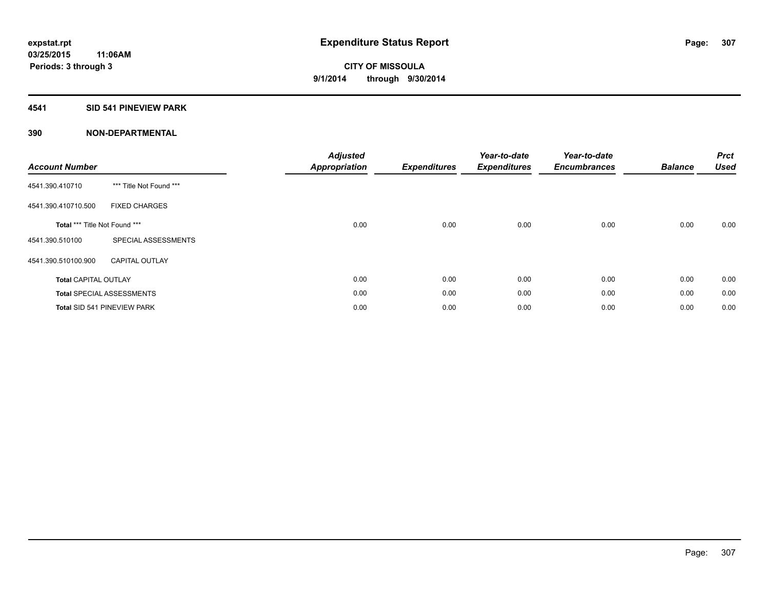**expstat.rpt**
**03/25/2015 11:06AM**
**Periods: 3 through 3**

# Expenditure Status Report

**CITY OF MISSOULA**
**9/1/2014 through 9/30/2014**

## 4541 SID 541 PINEVIEW PARK

## 390 NON-DEPARTMENTAL

| Account Number | | Adjusted Appropriation | Expenditures | Year-to-date Expenditures | Year-to-date Encumbrances | Balance | Prct Used |
|---|---|---|---|---|---|---|---|
| 4541.390.410710 | *** Title Not Found *** | | | | | | |
| 4541.390.410710.500 | FIXED CHARGES | | | | | | |
| **Total** *** Title Not Found *** | | 0.00 | 0.00 | 0.00 | 0.00 | 0.00 | 0.00 |
| 4541.390.510100 | SPECIAL ASSESSMENTS | | | | | | |
| 4541.390.510100.900 | CAPITAL OUTLAY | | | | | | |
| **Total** CAPITAL OUTLAY | | 0.00 | 0.00 | 0.00 | 0.00 | 0.00 | 0.00 |
| **Total** SPECIAL ASSESSMENTS | | 0.00 | 0.00 | 0.00 | 0.00 | 0.00 | 0.00 |
| **Total** SID 541 PINEVIEW PARK | | 0.00 | 0.00 | 0.00 | 0.00 | 0.00 | 0.00 |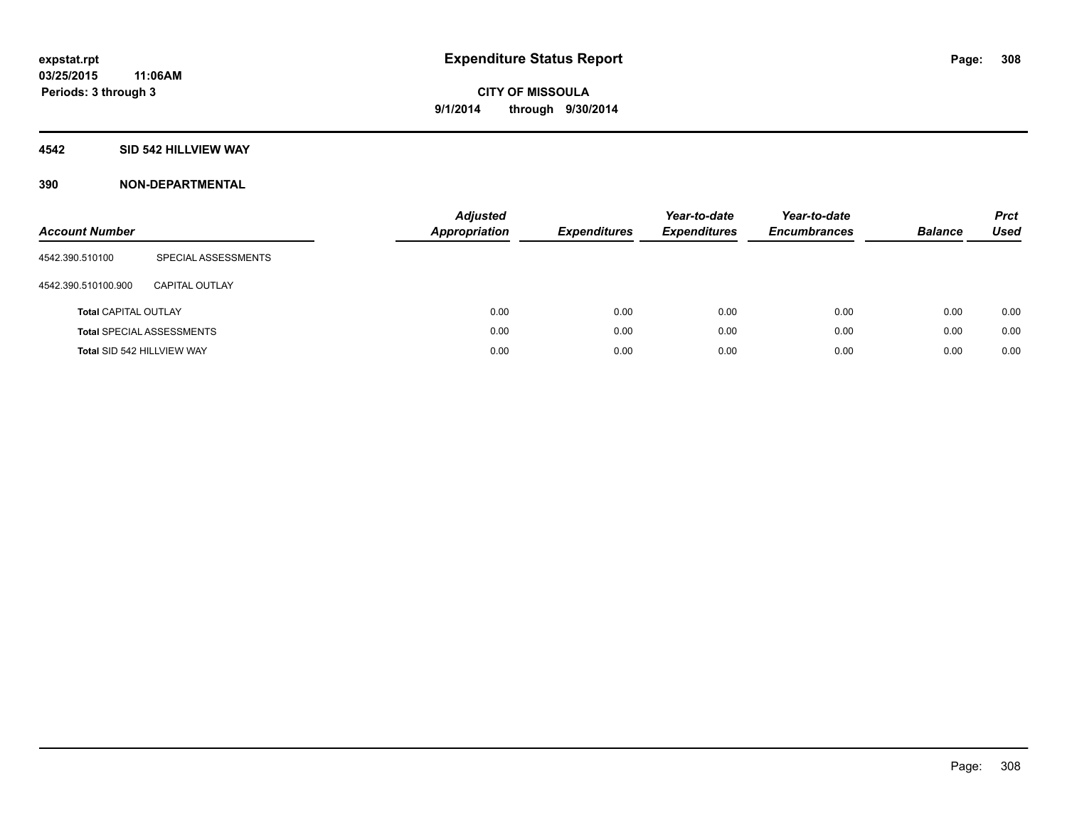expstat.rpt
03/25/2015 11:06AM
Periods: 3 through 3

# Expenditure Status Report

**CITY OF MISSOULA**
**9/1/2014 through 9/30/2014**

## 4542 SID 542 HILLVIEW WAY

### 390 NON-DEPARTMENTAL

| Account Number | | Adjusted Appropriation | Expenditures | Year-to-date Expenditures | Year-to-date Encumbrances | Balance | Prct Used |
|---|---|---|---|---|---|---|---|
| 4542.390.510100 | SPECIAL ASSESSMENTS | | | | | | |
| 4542.390.510100.900 | CAPITAL OUTLAY | | | | | | |
| **Total** CAPITAL OUTLAY | | 0.00 | 0.00 | 0.00 | 0.00 | 0.00 | 0.00 |
| **Total** SPECIAL ASSESSMENTS | | 0.00 | 0.00 | 0.00 | 0.00 | 0.00 | 0.00 |
| **Total** SID 542 HILLVIEW WAY | | 0.00 | 0.00 | 0.00 | 0.00 | 0.00 | 0.00 |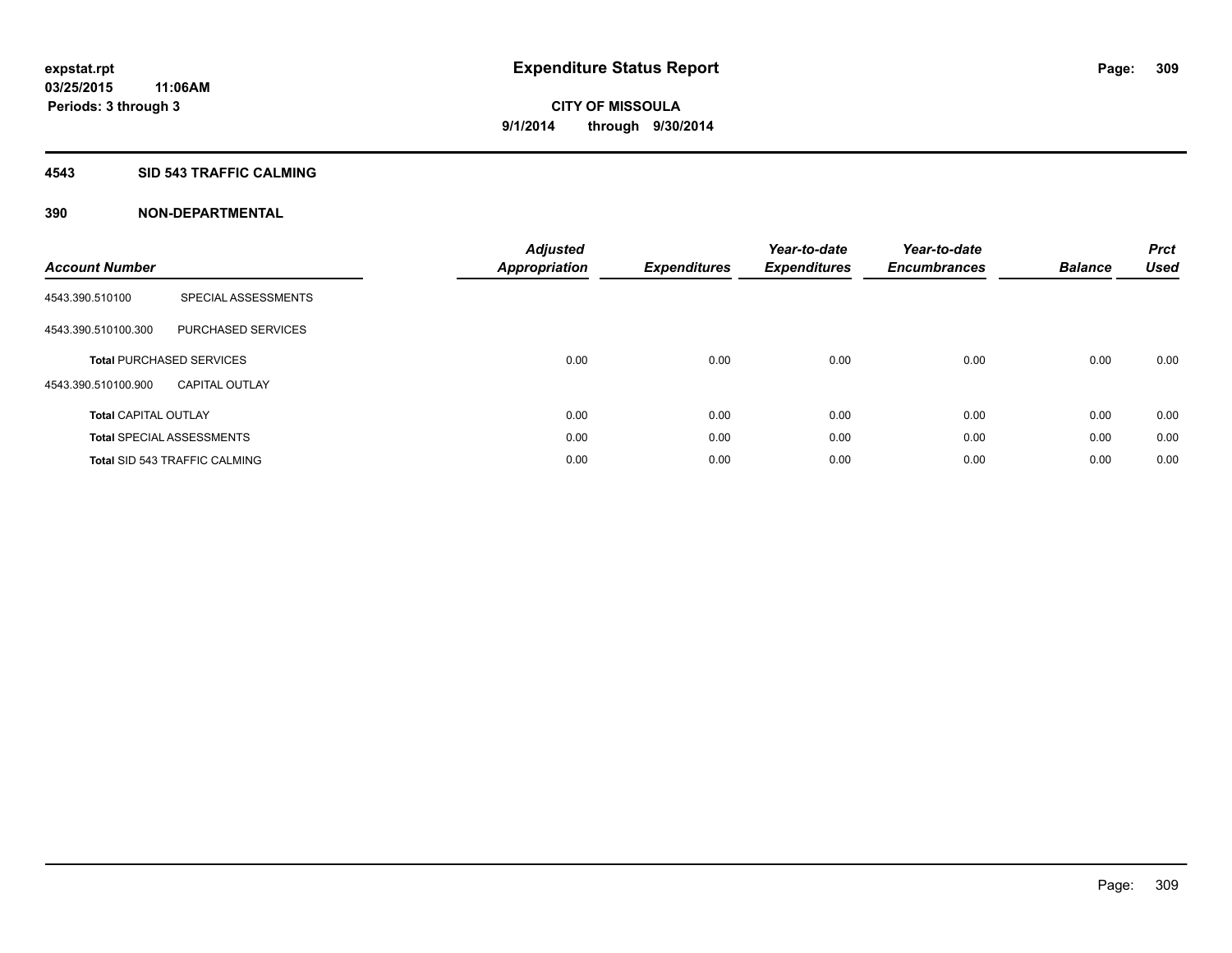# Expenditure Status Report

**expstat.rpt**
**03/25/2015 11:06AM**
**Periods: 3 through 3**

**CITY OF MISSOULA**
**9/1/2014 through 9/30/2014**

## 4543 SID 543 TRAFFIC CALMING

## 390 NON-DEPARTMENTAL

| Account Number | | Adjusted Appropriation | Expenditures | Year-to-date Expenditures | Year-to-date Encumbrances | Balance | Prct Used |
|---|---|---|---|---|---|---|---|
| 4543.390.510100 | SPECIAL ASSESSMENTS | | | | | | |
| 4543.390.510100.300 | PURCHASED SERVICES | | | | | | |
| **Total** PURCHASED SERVICES | | 0.00 | 0.00 | 0.00 | 0.00 | 0.00 | 0.00 |
| 4543.390.510100.900 | CAPITAL OUTLAY | | | | | | |
| **Total** CAPITAL OUTLAY | | 0.00 | 0.00 | 0.00 | 0.00 | 0.00 | 0.00 |
| **Total** SPECIAL ASSESSMENTS | | 0.00 | 0.00 | 0.00 | 0.00 | 0.00 | 0.00 |
| **Total** SID 543 TRAFFIC CALMING | | 0.00 | 0.00 | 0.00 | 0.00 | 0.00 | 0.00 |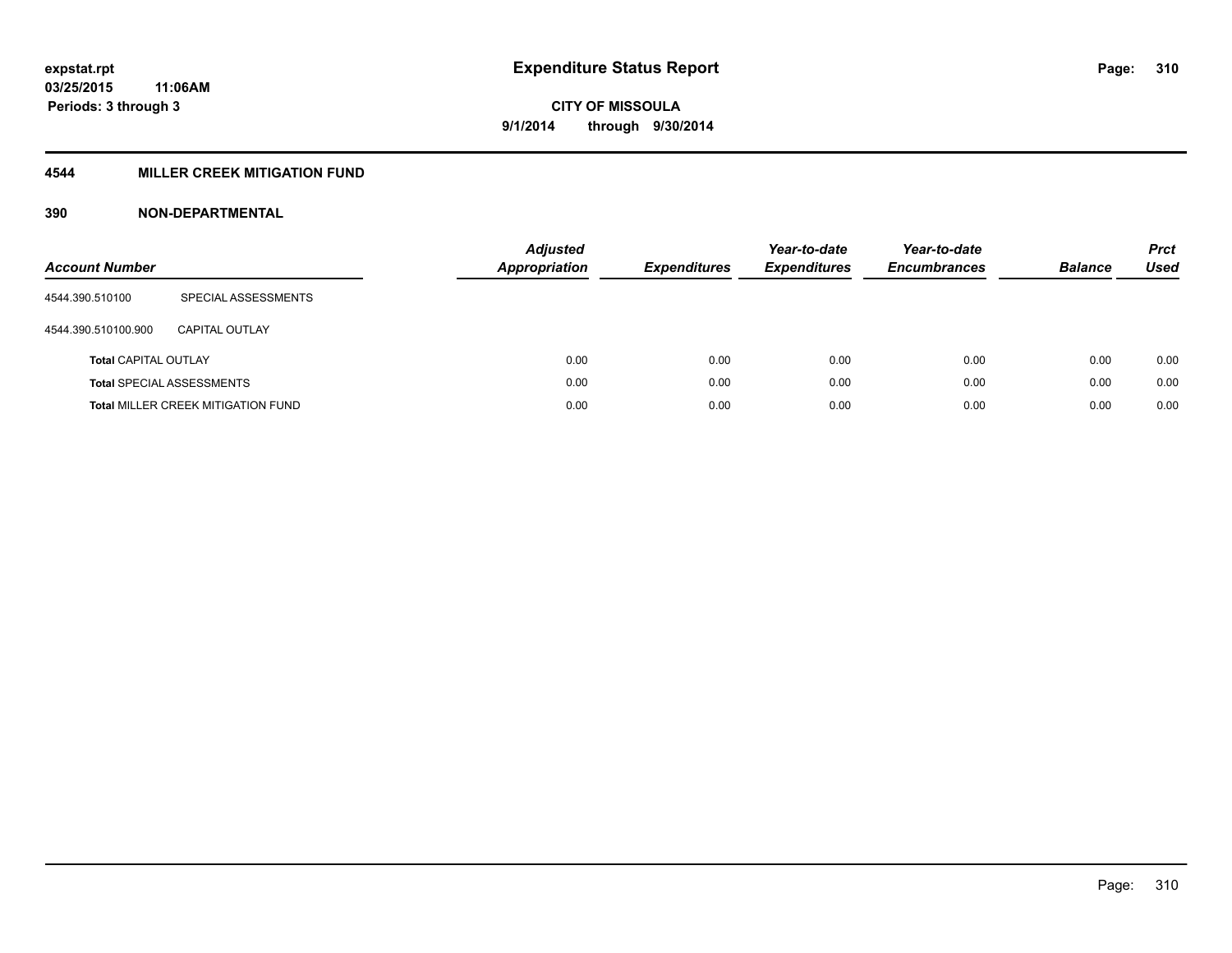# Expenditure Status Report

expstat.rpt
03/25/2015 11:06AM
Periods: 3 through 3

CITY OF MISSOULA
9/1/2014 through 9/30/2014

## 4544 MILLER CREEK MITIGATION FUND

### 390 NON-DEPARTMENTAL

| Account Number | | Adjusted Appropriation | Expenditures | Year-to-date Expenditures | Year-to-date Encumbrances | Balance | Prct Used |
|---|---|---|---|---|---|---|---|
| 4544.390.510100 | SPECIAL ASSESSMENTS | | | | | | |
| 4544.390.510100.900 | CAPITAL OUTLAY | | | | | | |
| **Total** CAPITAL OUTLAY | | 0.00 | 0.00 | 0.00 | 0.00 | 0.00 | 0.00 |
| **Total** SPECIAL ASSESSMENTS | | 0.00 | 0.00 | 0.00 | 0.00 | 0.00 | 0.00 |
| **Total** MILLER CREEK MITIGATION FUND | | 0.00 | 0.00 | 0.00 | 0.00 | 0.00 | 0.00 |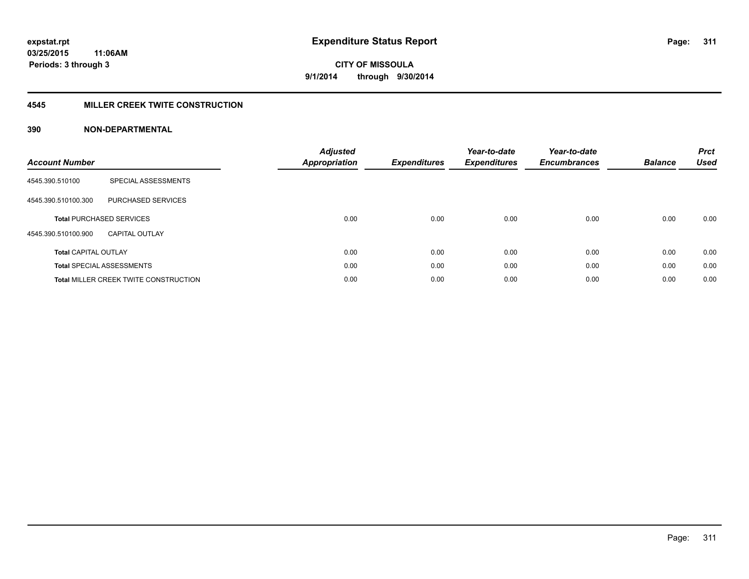expstat.rpt
03/25/2015 11:06AM
Periods: 3 through 3

# Expenditure Status Report

CITY OF MISSOULA
9/1/2014 through 9/30/2014

## 4545 MILLER CREEK TWITE CONSTRUCTION

## 390 NON-DEPARTMENTAL

| Account Number | | Adjusted Appropriation | Expenditures | Year-to-date Expenditures | Year-to-date Encumbrances | Balance | Prct Used |
|---|---|---|---|---|---|---|---|
| 4545.390.510100 | SPECIAL ASSESSMENTS | | | | | | |
| 4545.390.510100.300 | PURCHASED SERVICES | | | | | | |
| **Total** PURCHASED SERVICES | | 0.00 | 0.00 | 0.00 | 0.00 | 0.00 | 0.00 |
| 4545.390.510100.900 | CAPITAL OUTLAY | | | | | | |
| **Total** CAPITAL OUTLAY | | 0.00 | 0.00 | 0.00 | 0.00 | 0.00 | 0.00 |
| **Total** SPECIAL ASSESSMENTS | | 0.00 | 0.00 | 0.00 | 0.00 | 0.00 | 0.00 |
| **Total** MILLER CREEK TWITE CONSTRUCTION | | 0.00 | 0.00 | 0.00 | 0.00 | 0.00 | 0.00 |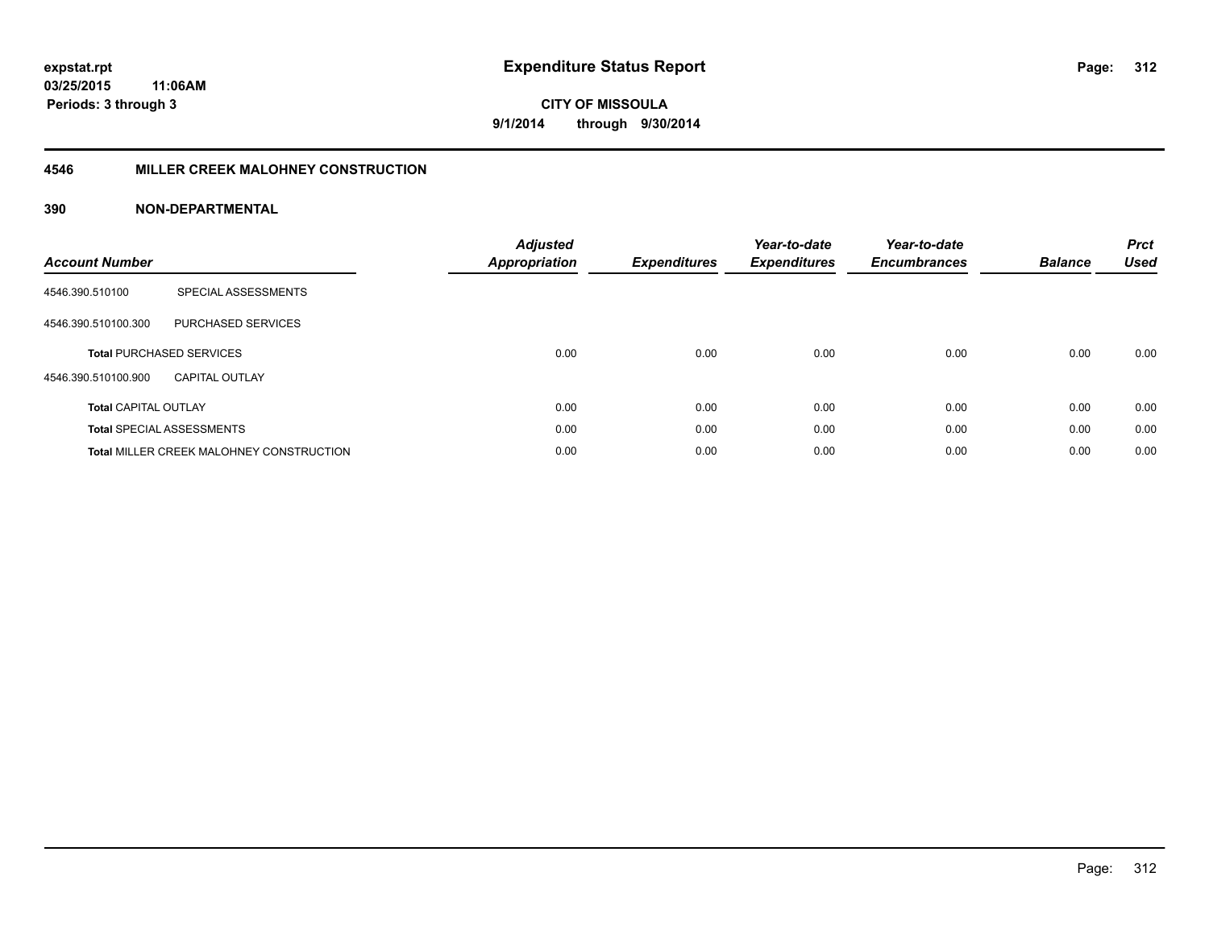# Expenditure Status Report

**CITY OF MISSOULA**

**9/1/2014 through 9/30/2014**

expstat.rpt
03/25/2015 11:06AM
Periods: 3 through 3

## 4546 MILLER CREEK MALOHNEY CONSTRUCTION

### 390 NON-DEPARTMENTAL

| Account Number | | Adjusted Appropriation | Expenditures | Year-to-date Expenditures | Year-to-date Encumbrances | Balance | Prct Used |
|---|---|---|---|---|---|---|---|
| 4546.390.510100 | SPECIAL ASSESSMENTS | | | | | | |
| 4546.390.510100.300 | PURCHASED SERVICES | | | | | | |
| **Total** PURCHASED SERVICES | | 0.00 | 0.00 | 0.00 | 0.00 | 0.00 | 0.00 |
| 4546.390.510100.900 | CAPITAL OUTLAY | | | | | | |
| **Total** CAPITAL OUTLAY | | 0.00 | 0.00 | 0.00 | 0.00 | 0.00 | 0.00 |
| **Total** SPECIAL ASSESSMENTS | | 0.00 | 0.00 | 0.00 | 0.00 | 0.00 | 0.00 |
| **Total** MILLER CREEK MALOHNEY CONSTRUCTION | | 0.00 | 0.00 | 0.00 | 0.00 | 0.00 | 0.00 |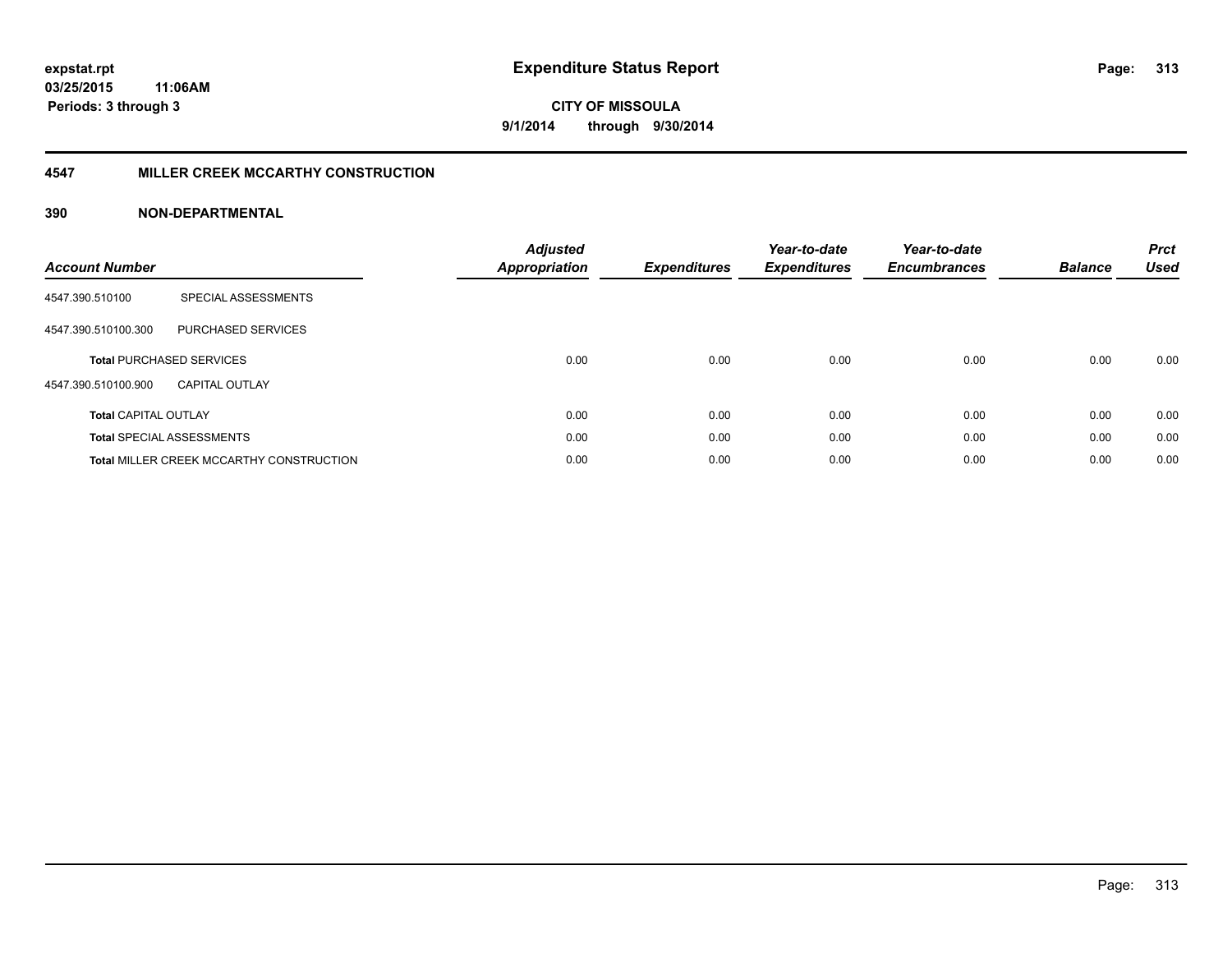expstat.rpt
03/25/2015 11:06AM
Periods: 3 through 3

# Expenditure Status Report

CITY OF MISSOULA
9/1/2014 through 9/30/2014

## 4547 MILLER CREEK MCCARTHY CONSTRUCTION

## 390 NON-DEPARTMENTAL

| Account Number | | Adjusted Appropriation | Expenditures | Year-to-date Expenditures | Year-to-date Encumbrances | Balance | Prct Used |
|---|---|---|---|---|---|---|---|
| 4547.390.510100 | SPECIAL ASSESSMENTS | | | | | | |
| 4547.390.510100.300 | PURCHASED SERVICES | | | | | | |
| **Total** PURCHASED SERVICES | | 0.00 | 0.00 | 0.00 | 0.00 | 0.00 | 0.00 |
| 4547.390.510100.900 | CAPITAL OUTLAY | | | | | | |
| **Total** CAPITAL OUTLAY | | 0.00 | 0.00 | 0.00 | 0.00 | 0.00 | 0.00 |
| **Total** SPECIAL ASSESSMENTS | | 0.00 | 0.00 | 0.00 | 0.00 | 0.00 | 0.00 |
| **Total** MILLER CREEK MCCARTHY CONSTRUCTION | | 0.00 | 0.00 | 0.00 | 0.00 | 0.00 | 0.00 |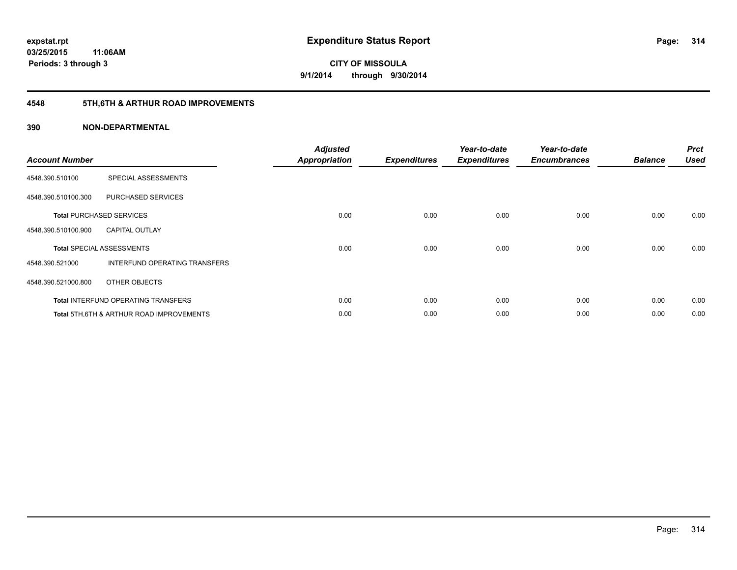expstat.rpt
03/25/2015 11:06AM
Periods: 3 through 3

# Expenditure Status Report

CITY OF MISSOULA
9/1/2014 through 9/30/2014

## 4548 5TH,6TH & ARTHUR ROAD IMPROVEMENTS

### 390 NON-DEPARTMENTAL

| Account Number | | Adjusted Appropriation | Expenditures | Year-to-date Expenditures | Year-to-date Encumbrances | Balance | Prct Used |
|---|---|---|---|---|---|---|---|
| 4548.390.510100 | SPECIAL ASSESSMENTS | | | | | | |
| 4548.390.510100.300 | PURCHASED SERVICES | | | | | | |
| **Total** PURCHASED SERVICES | | 0.00 | 0.00 | 0.00 | 0.00 | 0.00 | 0.00 |
| 4548.390.510100.900 | CAPITAL OUTLAY | | | | | | |
| **Total** SPECIAL ASSESSMENTS | | 0.00 | 0.00 | 0.00 | 0.00 | 0.00 | 0.00 |
| 4548.390.521000 | INTERFUND OPERATING TRANSFERS | | | | | | |
| 4548.390.521000.800 | OTHER OBJECTS | | | | | | |
| **Total** INTERFUND OPERATING TRANSFERS | | 0.00 | 0.00 | 0.00 | 0.00 | 0.00 | 0.00 |
| **Total** 5TH,6TH & ARTHUR ROAD IMPROVEMENTS | | 0.00 | 0.00 | 0.00 | 0.00 | 0.00 | 0.00 |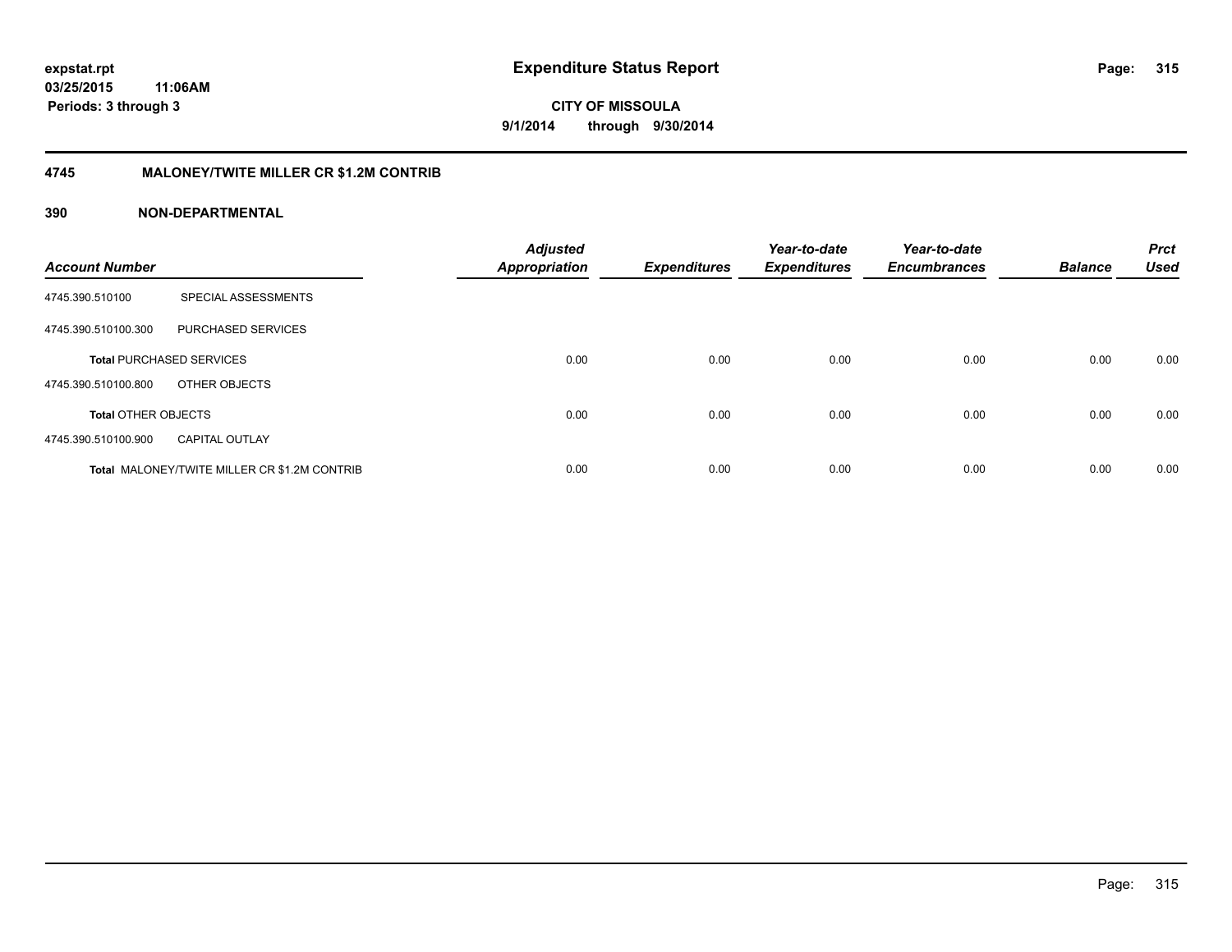**expstat.rpt**
**03/25/2015 11:06AM**
**Periods: 3 through 3**

# Expenditure Status Report

**CITY OF MISSOULA**
**9/1/2014 through 9/30/2014**

## 4745 MALONEY/TWITE MILLER CR $1.2M CONTRIB

## 390 NON-DEPARTMENTAL

| Account Number | | Adjusted Appropriation | Expenditures | Year-to-date Expenditures | Year-to-date Encumbrances | Balance | Prct Used |
|---|---|---|---|---|---|---|---|
| 4745.390.510100 | SPECIAL ASSESSMENTS | | | | | | |
| 4745.390.510100.300 | PURCHASED SERVICES | | | | | | |
| **Total** PURCHASED SERVICES | | 0.00 | 0.00 | 0.00 | 0.00 | 0.00 | 0.00 |
| 4745.390.510100.800 | OTHER OBJECTS | | | | | | |
| **Total** OTHER OBJECTS | | 0.00 | 0.00 | 0.00 | 0.00 | 0.00 | 0.00 |
| 4745.390.510100.900 | CAPITAL OUTLAY | | | | | | |
| **Total** MALONEY/TWITE MILLER CR $1.2M CONTRIB | | 0.00 | 0.00 | 0.00 | 0.00 | 0.00 | 0.00 |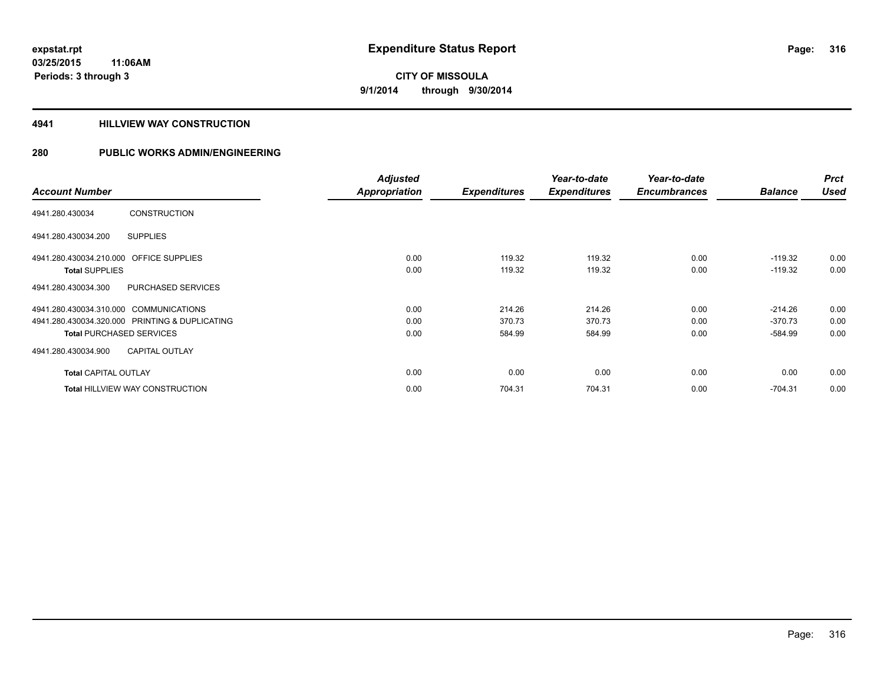**expstat.rpt**
**03/25/2015 11:06AM**
**Periods: 3 through 3**

# Expenditure Status Report

**CITY OF MISSOULA**
**9/1/2014 through 9/30/2014**

## 4941 HILLVIEW WAY CONSTRUCTION

## 280 PUBLIC WORKS ADMIN/ENGINEERING

| Account Number | | Adjusted Appropriation | Expenditures | Year-to-date Expenditures | Year-to-date Encumbrances | Balance | Prct Used |
|---|---|---|---|---|---|---|---|
| 4941.280.430034 | CONSTRUCTION | | | | | | |
| 4941.280.430034.200 | SUPPLIES | | | | | | |
| 4941.280.430034.210.000 | OFFICE SUPPLIES | 0.00 | 119.32 | 119.32 | 0.00 | -119.32 | 0.00 |
| **Total** SUPPLIES | | 0.00 | 119.32 | 119.32 | 0.00 | -119.32 | 0.00 |
| 4941.280.430034.300 | PURCHASED SERVICES | | | | | | |
| 4941.280.430034.310.000 | COMMUNICATIONS | 0.00 | 214.26 | 214.26 | 0.00 | -214.26 | 0.00 |
| 4941.280.430034.320.000 | PRINTING & DUPLICATING | 0.00 | 370.73 | 370.73 | 0.00 | -370.73 | 0.00 |
| **Total** PURCHASED SERVICES | | 0.00 | 584.99 | 584.99 | 0.00 | -584.99 | 0.00 |
| 4941.280.430034.900 | CAPITAL OUTLAY | | | | | | |
| **Total** CAPITAL OUTLAY | | 0.00 | 0.00 | 0.00 | 0.00 | 0.00 | 0.00 |
| **Total** HILLVIEW WAY CONSTRUCTION | | 0.00 | 704.31 | 704.31 | 0.00 | -704.31 | 0.00 |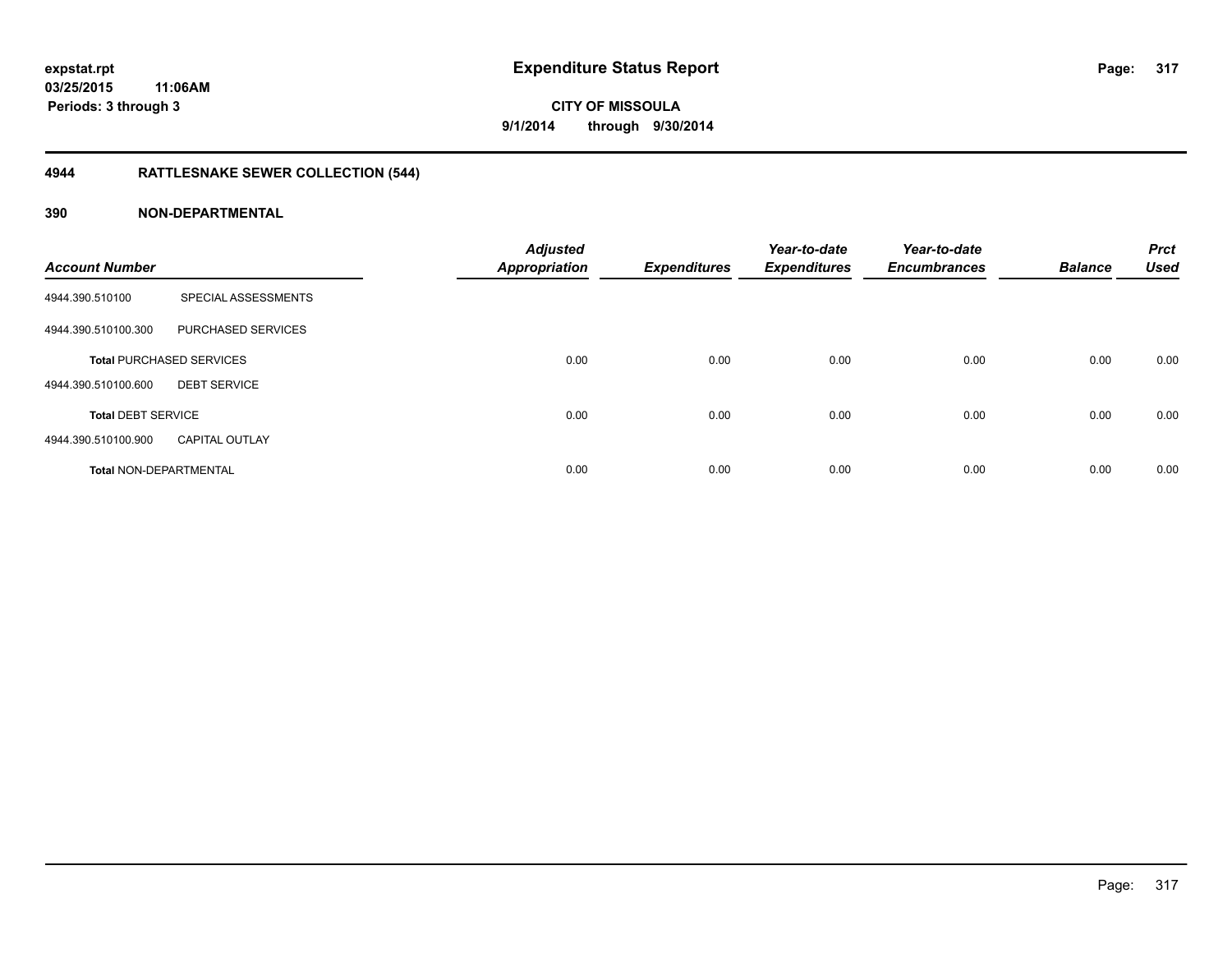expstat.rpt
03/25/2015 11:06AM
Periods: 3 through 3

# Expenditure Status Report

CITY OF MISSOULA
9/1/2014 through 9/30/2014

## 4944 RATTLESNAKE SEWER COLLECTION (544)

## 390 NON-DEPARTMENTAL

| Account Number | | Adjusted Appropriation | Expenditures | Year-to-date Expenditures | Year-to-date Encumbrances | Balance | Prct Used |
|---|---|---|---|---|---|---|---|
| 4944.390.510100 | SPECIAL ASSESSMENTS | | | | | | |
| 4944.390.510100.300 | PURCHASED SERVICES | | | | | | |
| **Total** PURCHASED SERVICES | | 0.00 | 0.00 | 0.00 | 0.00 | 0.00 | 0.00 |
| 4944.390.510100.600 | DEBT SERVICE | | | | | | |
| **Total** DEBT SERVICE | | 0.00 | 0.00 | 0.00 | 0.00 | 0.00 | 0.00 |
| 4944.390.510100.900 | CAPITAL OUTLAY | | | | | | |
| **Total** NON-DEPARTMENTAL | | 0.00 | 0.00 | 0.00 | 0.00 | 0.00 | 0.00 |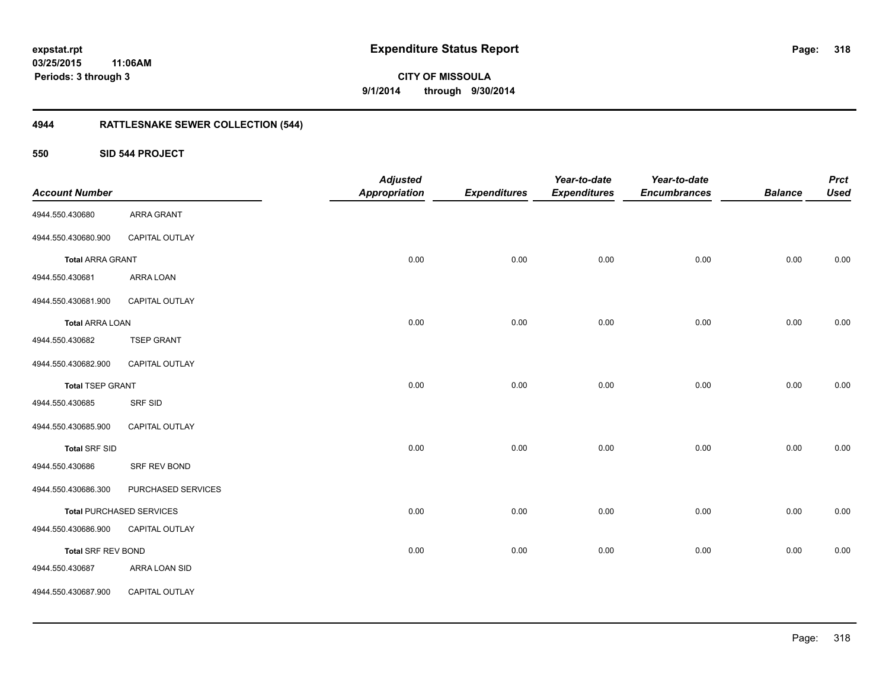expstat.rpt
03/25/2015 11:06AM
Periods: 3 through 3

# Expenditure Status Report

CITY OF MISSOULA
9/1/2014 through 9/30/2014

## 4944 RATTLESNAKE SEWER COLLECTION (544)

### 550 SID 544 PROJECT

| Account Number | | Adjusted Appropriation | Expenditures | Year-to-date Expenditures | Year-to-date Encumbrances | Balance | Prct Used |
|---|---|---|---|---|---|---|---|
| 4944.550.430680 | ARRA GRANT | | | | | | |
| 4944.550.430680.900 | CAPITAL OUTLAY | | | | | | |
| **Total** ARRA GRANT | | 0.00 | 0.00 | 0.00 | 0.00 | 0.00 | 0.00 |
| 4944.550.430681 | ARRA LOAN | | | | | | |
| 4944.550.430681.900 | CAPITAL OUTLAY | | | | | | |
| **Total** ARRA LOAN | | 0.00 | 0.00 | 0.00 | 0.00 | 0.00 | 0.00 |
| 4944.550.430682 | TSEP GRANT | | | | | | |
| 4944.550.430682.900 | CAPITAL OUTLAY | | | | | | |
| **Total** TSEP GRANT | | 0.00 | 0.00 | 0.00 | 0.00 | 0.00 | 0.00 |
| 4944.550.430685 | SRF SID | | | | | | |
| 4944.550.430685.900 | CAPITAL OUTLAY | | | | | | |
| **Total** SRF SID | | 0.00 | 0.00 | 0.00 | 0.00 | 0.00 | 0.00 |
| 4944.550.430686 | SRF REV BOND | | | | | | |
| 4944.550.430686.300 | PURCHASED SERVICES | | | | | | |
| **Total** PURCHASED SERVICES | | 0.00 | 0.00 | 0.00 | 0.00 | 0.00 | 0.00 |
| 4944.550.430686.900 | CAPITAL OUTLAY | | | | | | |
| **Total** SRF REV BOND | | 0.00 | 0.00 | 0.00 | 0.00 | 0.00 | 0.00 |
| 4944.550.430687 | ARRA LOAN SID | | | | | | |
| 4944.550.430687.900 | CAPITAL OUTLAY | | | | | | |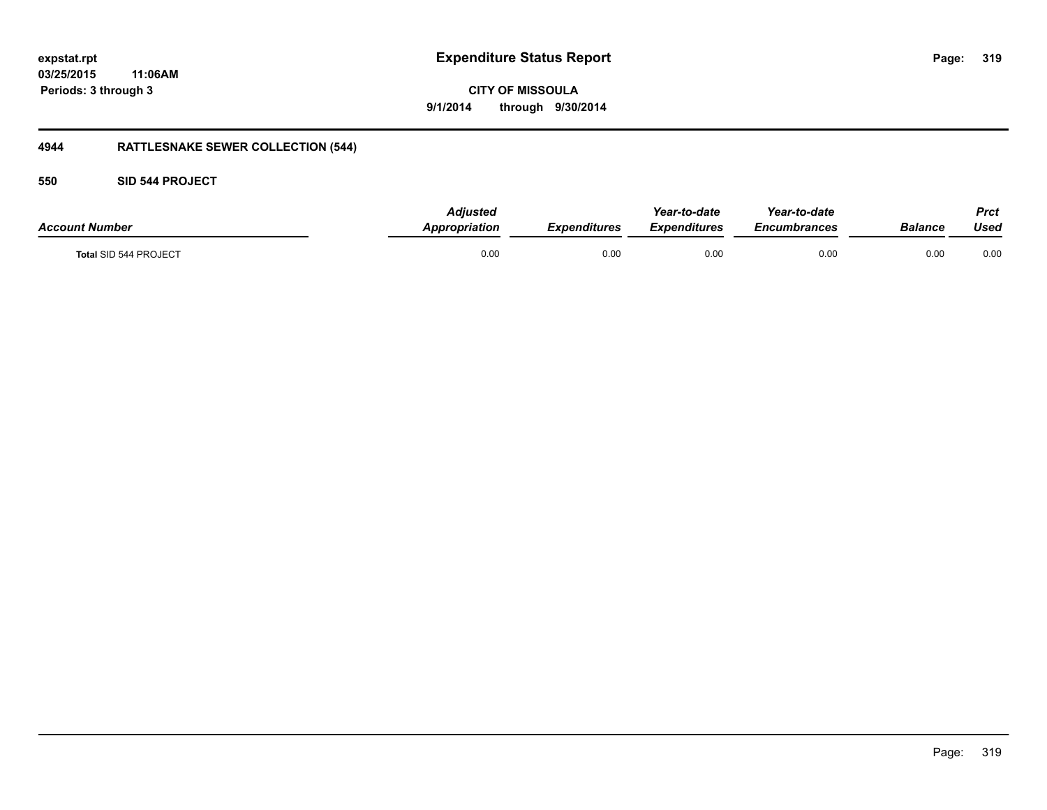expstat.rpt
03/25/2015 11:06AM
Periods: 3 through 3

# Expenditure Status Report

**CITY OF MISSOULA**
**9/1/2014 through 9/30/2014**

## 4944 RATTLESNAKE SEWER COLLECTION (544)

### 550 SID 544 PROJECT

| Account Number | Adjusted Appropriation | Expenditures | Year-to-date Expenditures | Year-to-date Encumbrances | Balance | Prct Used |
|---|---|---|---|---|---|---|
| Total SID 544 PROJECT | 0.00 | 0.00 | 0.00 | 0.00 | 0.00 | 0.00 |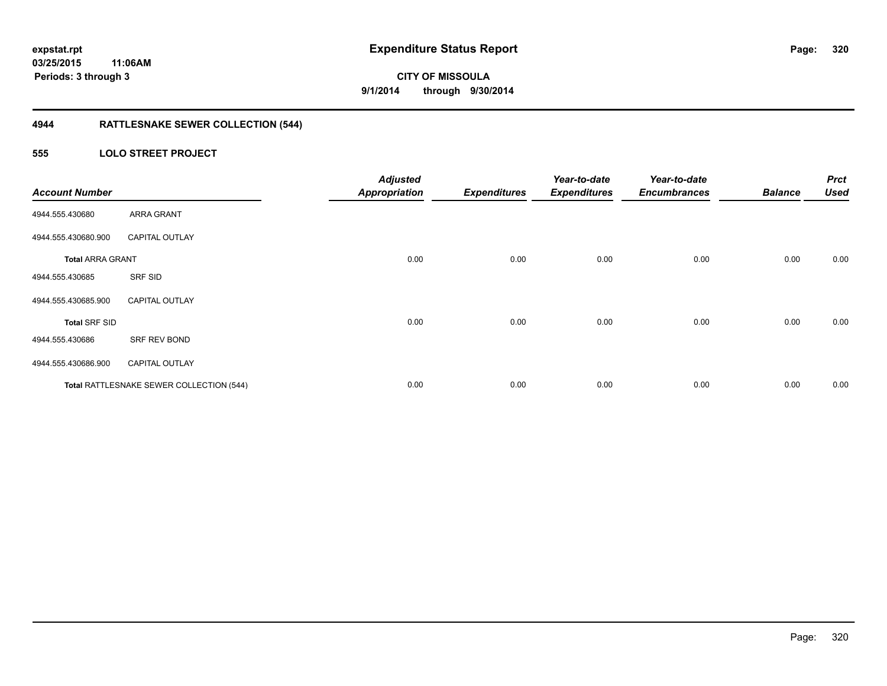# Expenditure Status Report

**CITY OF MISSOULA**
**9/1/2014 through 9/30/2014**

expstat.rpt
03/25/2015 11:06AM
Periods: 3 through 3

## 4944 RATTLESNAKE SEWER COLLECTION (544)

### 555 LOLO STREET PROJECT

| Account Number | | Adjusted Appropriation | Expenditures | Year-to-date Expenditures | Year-to-date Encumbrances | Balance | Prct Used |
|---|---|---|---|---|---|---|---|
| 4944.555.430680 | ARRA GRANT | | | | | | |
| 4944.555.430680.900 | CAPITAL OUTLAY | | | | | | |
| **Total** ARRA GRANT | | 0.00 | 0.00 | 0.00 | 0.00 | 0.00 | 0.00 |
| 4944.555.430685 | SRF SID | | | | | | |
| 4944.555.430685.900 | CAPITAL OUTLAY | | | | | | |
| **Total** SRF SID | | 0.00 | 0.00 | 0.00 | 0.00 | 0.00 | 0.00 |
| 4944.555.430686 | SRF REV BOND | | | | | | |
| 4944.555.430686.900 | CAPITAL OUTLAY | | | | | | |
| **Total** RATTLESNAKE SEWER COLLECTION (544) | | 0.00 | 0.00 | 0.00 | 0.00 | 0.00 | 0.00 |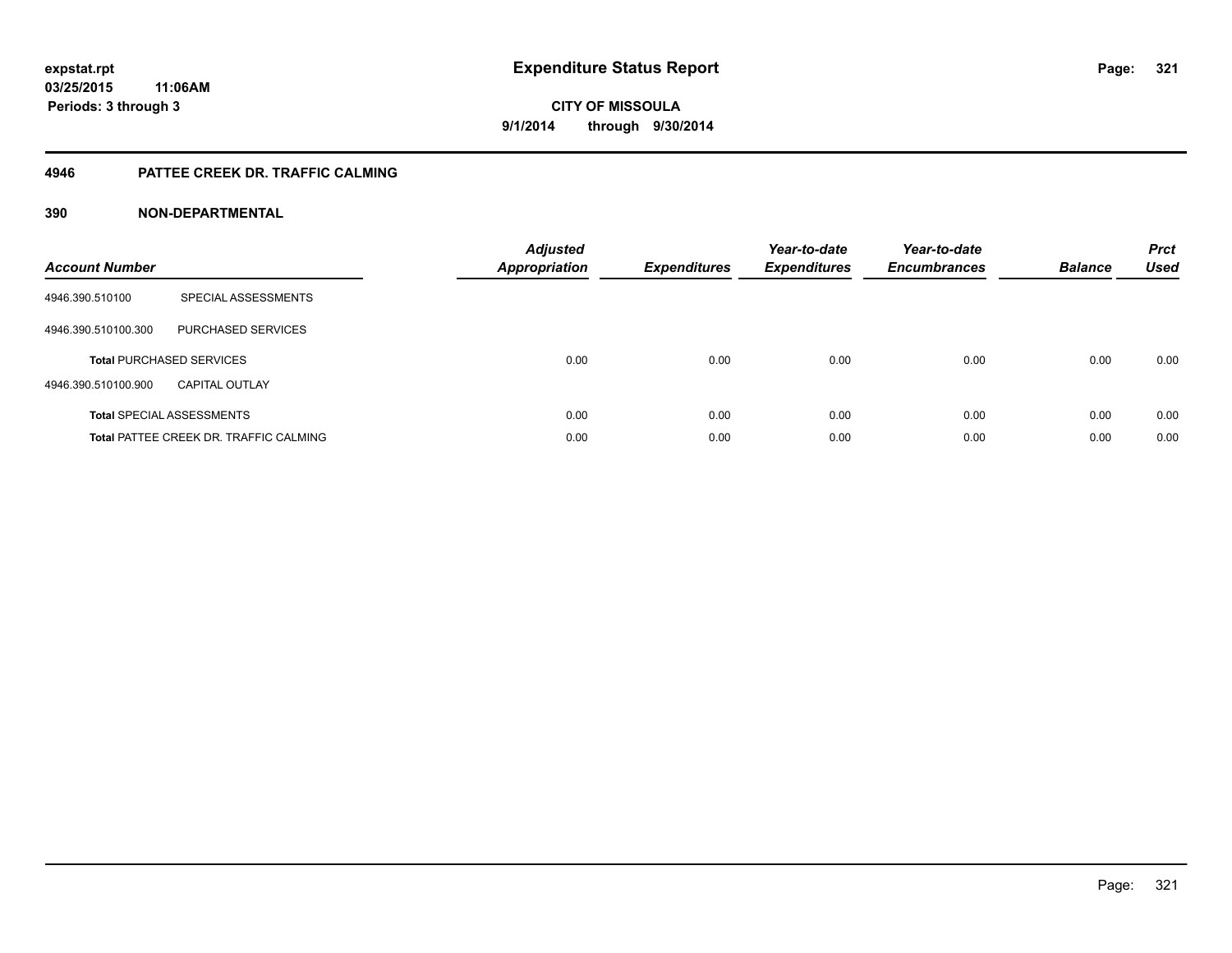**expstat.rpt**
**03/25/2015 11:06AM**
**Periods: 3 through 3**

# Expenditure Status Report

**CITY OF MISSOULA**
**9/1/2014 through 9/30/2014**

## 4946 PATTEE CREEK DR. TRAFFIC CALMING

### 390 NON-DEPARTMENTAL

| Account Number | | Adjusted Appropriation | Expenditures | Year-to-date Expenditures | Year-to-date Encumbrances | Balance | Prct Used |
|---|---|---|---|---|---|---|---|
| 4946.390.510100 | SPECIAL ASSESSMENTS | | | | | | |
| 4946.390.510100.300 | PURCHASED SERVICES | | | | | | |
| **Total** PURCHASED SERVICES | | 0.00 | 0.00 | 0.00 | 0.00 | 0.00 | 0.00 |
| 4946.390.510100.900 | CAPITAL OUTLAY | | | | | | |
| **Total** SPECIAL ASSESSMENTS | | 0.00 | 0.00 | 0.00 | 0.00 | 0.00 | 0.00 |
| **Total** PATTEE CREEK DR. TRAFFIC CALMING | | 0.00 | 0.00 | 0.00 | 0.00 | 0.00 | 0.00 |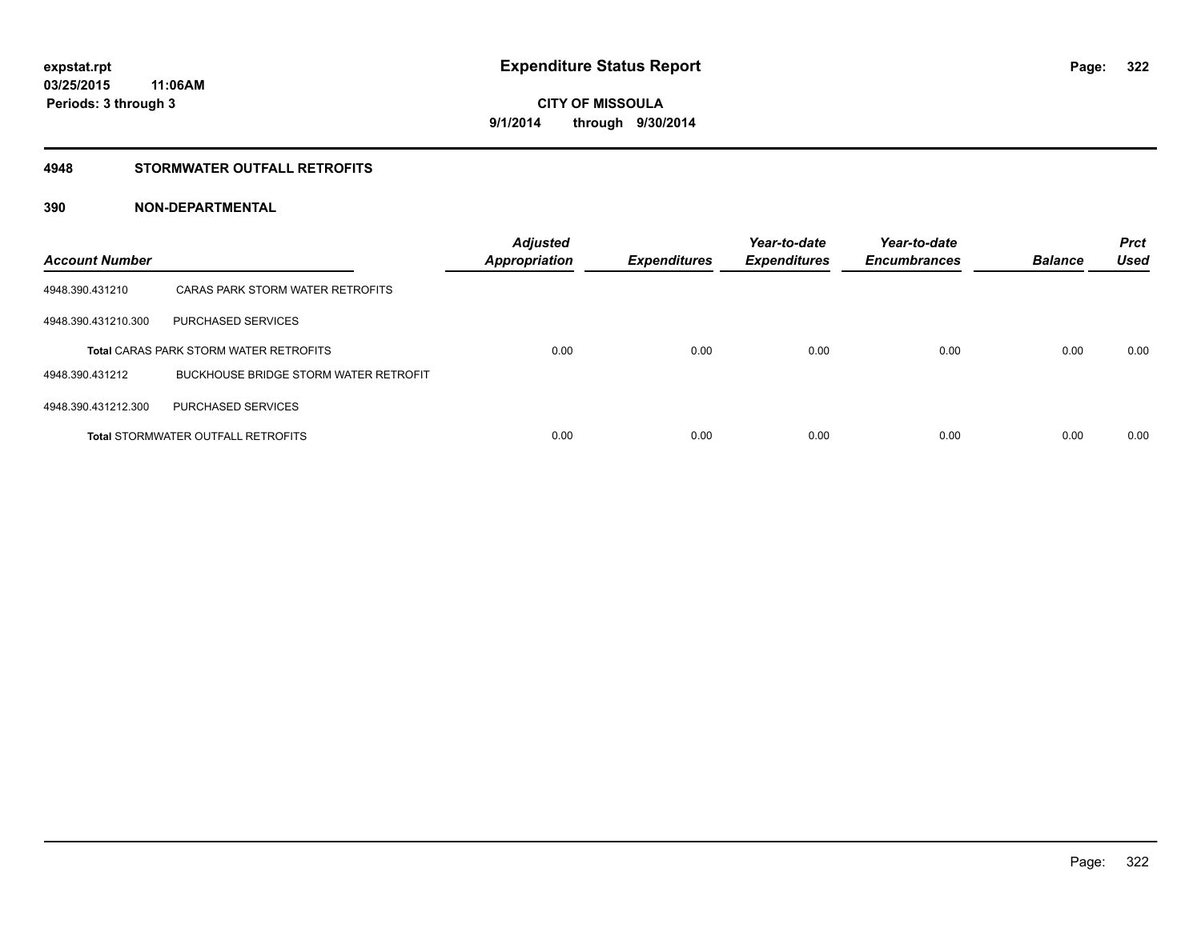# Expenditure Status Report

expstat.rpt
03/25/2015 11:06AM
Periods: 3 through 3

CITY OF MISSOULA
9/1/2014 through 9/30/2014

## 4948 STORMWATER OUTFALL RETROFITS

### 390 NON-DEPARTMENTAL

| Account Number | | Adjusted Appropriation | Expenditures | Year-to-date Expenditures | Year-to-date Encumbrances | Balance | Prct Used |
|---|---|---|---|---|---|---|---|
| 4948.390.431210 | CARAS PARK STORM WATER RETROFITS | | | | | | |
| 4948.390.431210.300 | PURCHASED SERVICES | | | | | | |
| **Total** CARAS PARK STORM WATER RETROFITS | | 0.00 | 0.00 | 0.00 | 0.00 | 0.00 | 0.00 |
| 4948.390.431212 | BUCKHOUSE BRIDGE STORM WATER RETROFIT | | | | | | |
| 4948.390.431212.300 | PURCHASED SERVICES | | | | | | |
| **Total** STORMWATER OUTFALL RETROFITS | | 0.00 | 0.00 | 0.00 | 0.00 | 0.00 | 0.00 |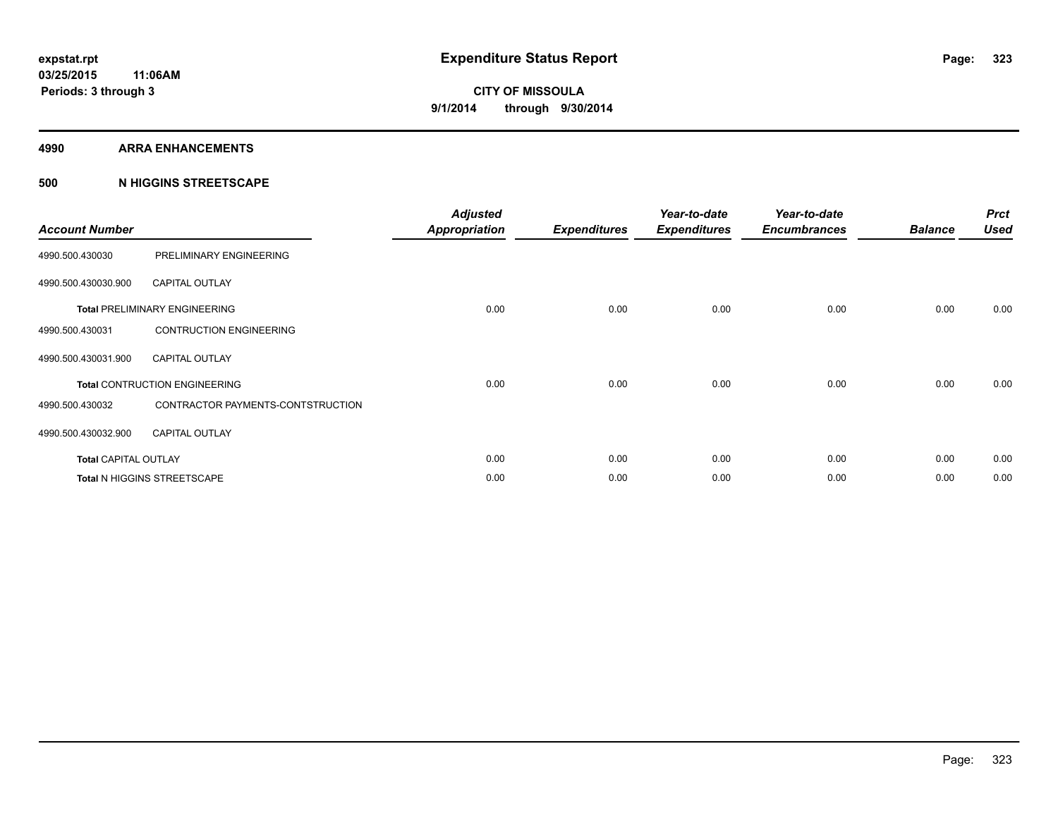**expstat.rpt**
**03/25/2015 11:06AM**
**Periods: 3 through 3**

# Expenditure Status Report

**CITY OF MISSOULA**
**9/1/2014 through 9/30/2014**

## 4990 ARRA ENHANCEMENTS

## 500 N HIGGINS STREETSCAPE

| Account Number | | Adjusted Appropriation | Expenditures | Year-to-date Expenditures | Year-to-date Encumbrances | Balance | Prct Used |
|---|---|---|---|---|---|---|---|
| 4990.500.430030 | PRELIMINARY ENGINEERING | | | | | | |
| 4990.500.430030.900 | CAPITAL OUTLAY | | | | | | |
| **Total** PRELIMINARY ENGINEERING | | 0.00 | 0.00 | 0.00 | 0.00 | 0.00 | 0.00 |
| 4990.500.430031 | CONTRUCTION ENGINEERING | | | | | | |
| 4990.500.430031.900 | CAPITAL OUTLAY | | | | | | |
| **Total** CONTRUCTION ENGINEERING | | 0.00 | 0.00 | 0.00 | 0.00 | 0.00 | 0.00 |
| 4990.500.430032 | CONTRACTOR PAYMENTS-CONTSTRUCTION | | | | | | |
| 4990.500.430032.900 | CAPITAL OUTLAY | | | | | | |
| **Total** CAPITAL OUTLAY | | 0.00 | 0.00 | 0.00 | 0.00 | 0.00 | 0.00 |
| **Total** N HIGGINS STREETSCAPE | | 0.00 | 0.00 | 0.00 | 0.00 | 0.00 | 0.00 |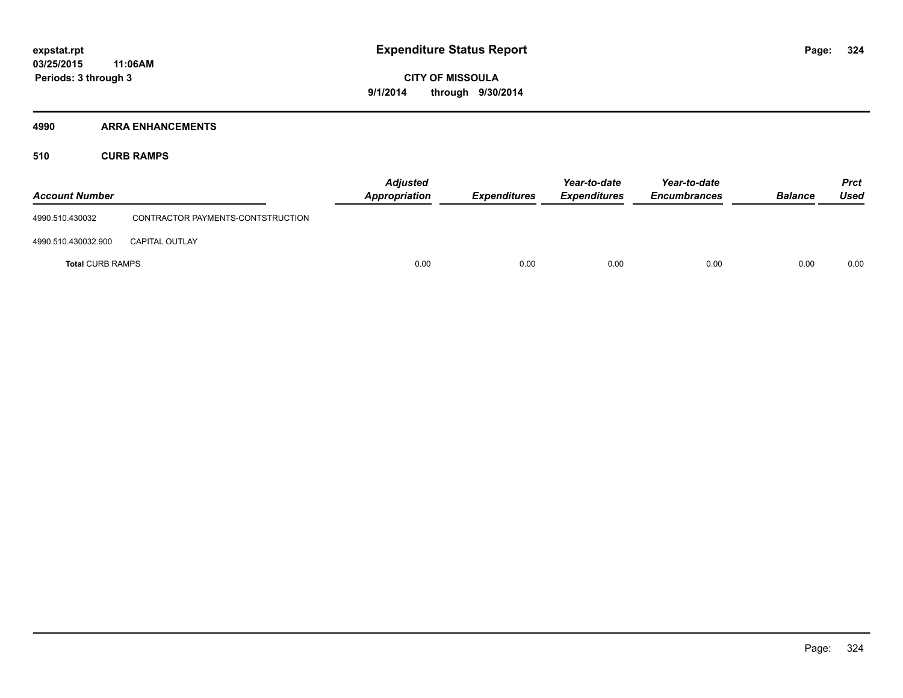# Expenditure Status Report

expstat.rpt
03/25/2015 11:06AM
Periods: 3 through 3

CITY OF MISSOULA
9/1/2014 through 9/30/2014

## 4990 ARRA ENHANCEMENTS

### 510 CURB RAMPS

| Account Number | | Adjusted Appropriation | Expenditures | Year-to-date Expenditures | Year-to-date Encumbrances | Balance | Prct Used |
|---|---|---|---|---|---|---|---|
| 4990.510.430032 | CONTRACTOR PAYMENTS-CONTSTRUCTION | | | | | | |
| 4990.510.430032.900 | CAPITAL OUTLAY | | | | | | |
| **Total** CURB RAMPS | | 0.00 | 0.00 | 0.00 | 0.00 | 0.00 | 0.00 |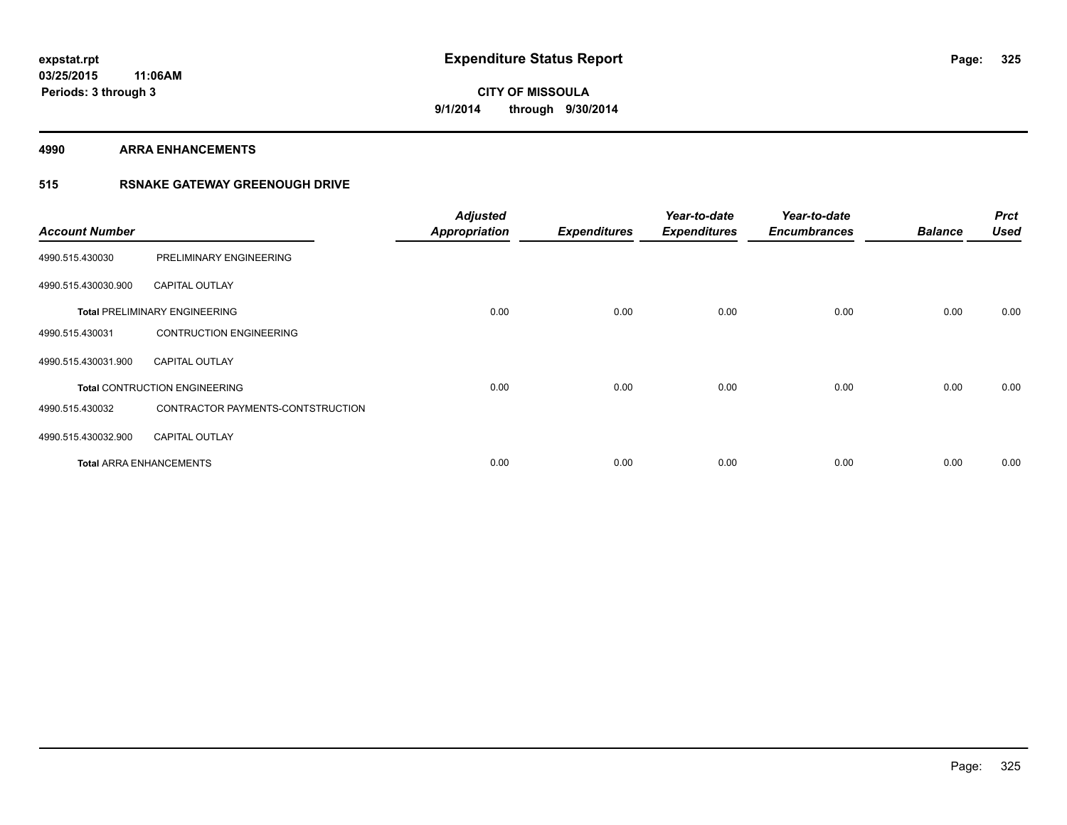# Expenditure Status Report

**expstat.rpt**
**03/25/2015 11:06AM**
**Periods: 3 through 3**

**CITY OF MISSOULA**
**9/1/2014 through 9/30/2014**

## 4990 ARRA ENHANCEMENTS

### 515 RSNAKE GATEWAY GREENOUGH DRIVE

| Account Number | | Adjusted Appropriation | Expenditures | Year-to-date Expenditures | Year-to-date Encumbrances | Balance | Prct Used |
|---|---|---|---|---|---|---|---|
| 4990.515.430030 | PRELIMINARY ENGINEERING | | | | | | |
| 4990.515.430030.900 | CAPITAL OUTLAY | | | | | | |
| **Total** PRELIMINARY ENGINEERING | | 0.00 | 0.00 | 0.00 | 0.00 | 0.00 | 0.00 |
| 4990.515.430031 | CONTRUCTION ENGINEERING | | | | | | |
| 4990.515.430031.900 | CAPITAL OUTLAY | | | | | | |
| **Total** CONTRUCTION ENGINEERING | | 0.00 | 0.00 | 0.00 | 0.00 | 0.00 | 0.00 |
| 4990.515.430032 | CONTRACTOR PAYMENTS-CONTSTRUCTION | | | | | | |
| 4990.515.430032.900 | CAPITAL OUTLAY | | | | | | |
| **Total** ARRA ENHANCEMENTS | | 0.00 | 0.00 | 0.00 | 0.00 | 0.00 | 0.00 |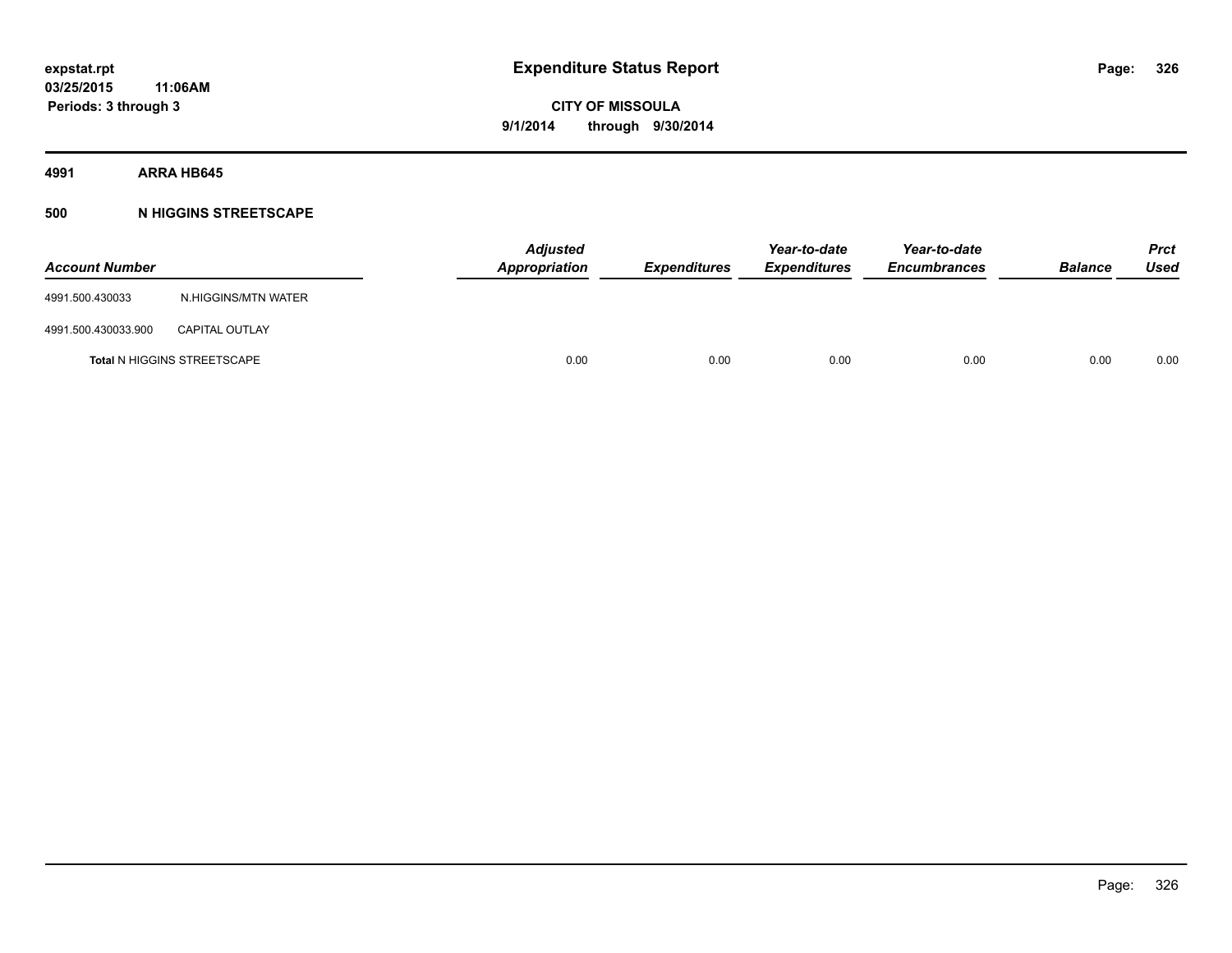# Expenditure Status Report

expstat.rpt
03/25/2015 11:06AM
Periods: 3 through 3

**CITY OF MISSOULA**
**9/1/2014 through 9/30/2014**

## 4991 ARRA HB645

### 500 N HIGGINS STREETSCAPE

| Account Number | | Adjusted Appropriation | Expenditures | Year-to-date Expenditures | Year-to-date Encumbrances | Balance | Prct Used |
|---|---|---|---|---|---|---|---|
| 4991.500.430033 | N.HIGGINS/MTN WATER | | | | | | |
| 4991.500.430033.900 | CAPITAL OUTLAY | | | | | | |
| **Total** N HIGGINS STREETSCAPE | | 0.00 | 0.00 | 0.00 | 0.00 | 0.00 | 0.00 |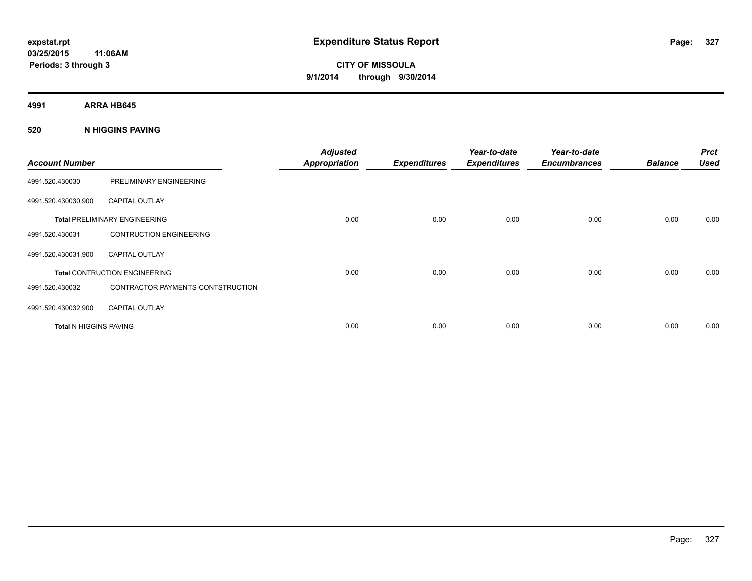**expstat.rpt**
**03/25/2015 11:06AM**
**Periods: 3 through 3**

# Expenditure Status Report

**CITY OF MISSOULA**
**9/1/2014 through 9/30/2014**

## 4991 ARRA HB645

## 520 N HIGGINS PAVING

| Account Number | | Adjusted Appropriation | Expenditures | Year-to-date Expenditures | Year-to-date Encumbrances | Balance | Prct Used |
|---|---|---|---|---|---|---|---|
| 4991.520.430030 | PRELIMINARY ENGINEERING | | | | | | |
| 4991.520.430030.900 | CAPITAL OUTLAY | | | | | | |
| **Total** PRELIMINARY ENGINEERING | | 0.00 | 0.00 | 0.00 | 0.00 | 0.00 | 0.00 |
| 4991.520.430031 | CONTRUCTION ENGINEERING | | | | | | |
| 4991.520.430031.900 | CAPITAL OUTLAY | | | | | | |
| **Total** CONTRUCTION ENGINEERING | | 0.00 | 0.00 | 0.00 | 0.00 | 0.00 | 0.00 |
| 4991.520.430032 | CONTRACTOR PAYMENTS-CONTSTRUCTION | | | | | | |
| 4991.520.430032.900 | CAPITAL OUTLAY | | | | | | |
| **Total** N HIGGINS PAVING | | 0.00 | 0.00 | 0.00 | 0.00 | 0.00 | 0.00 |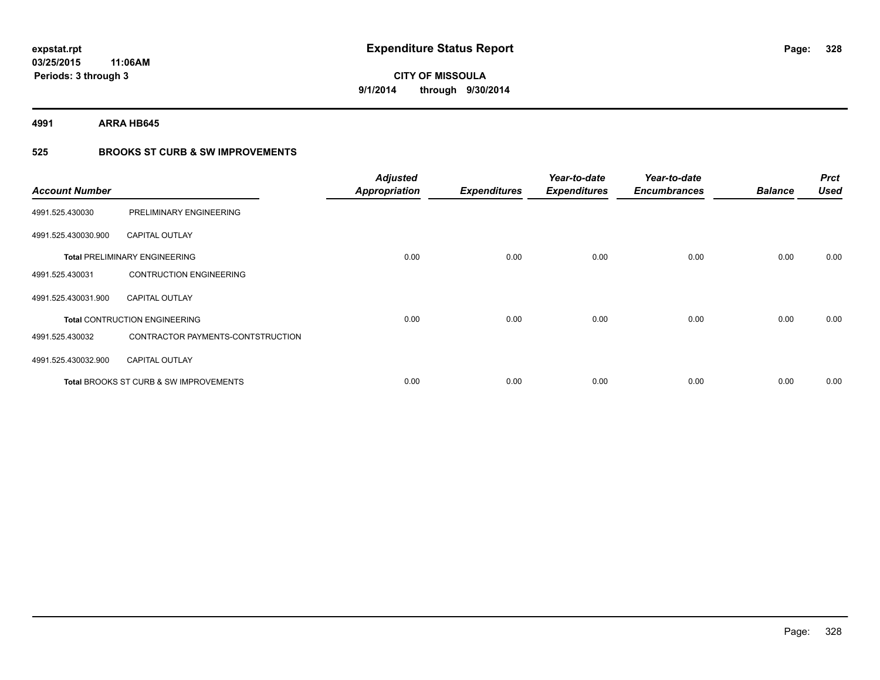**expstat.rpt**
**03/25/2015 11:06AM**
**Periods: 3 through 3**

# Expenditure Status Report

**CITY OF MISSOULA**
**9/1/2014 through 9/30/2014**

**4991 ARRA HB645**

**525 BROOKS ST CURB & SW IMPROVEMENTS**

| Account Number | | Adjusted Appropriation | Expenditures | Year-to-date Expenditures | Year-to-date Encumbrances | Balance | Prct Used |
|---|---|---|---|---|---|---|---|
| 4991.525.430030 | PRELIMINARY ENGINEERING | | | | | | |
| 4991.525.430030.900 | CAPITAL OUTLAY | | | | | | |
| **Total** PRELIMINARY ENGINEERING | | 0.00 | 0.00 | 0.00 | 0.00 | 0.00 | 0.00 |
| 4991.525.430031 | CONTRUCTION ENGINEERING | | | | | | |
| 4991.525.430031.900 | CAPITAL OUTLAY | | | | | | |
| **Total** CONTRUCTION ENGINEERING | | 0.00 | 0.00 | 0.00 | 0.00 | 0.00 | 0.00 |
| 4991.525.430032 | CONTRACTOR PAYMENTS-CONTSTRUCTION | | | | | | |
| 4991.525.430032.900 | CAPITAL OUTLAY | | | | | | |
| **Total** BROOKS ST CURB & SW IMPROVEMENTS | | 0.00 | 0.00 | 0.00 | 0.00 | 0.00 | 0.00 |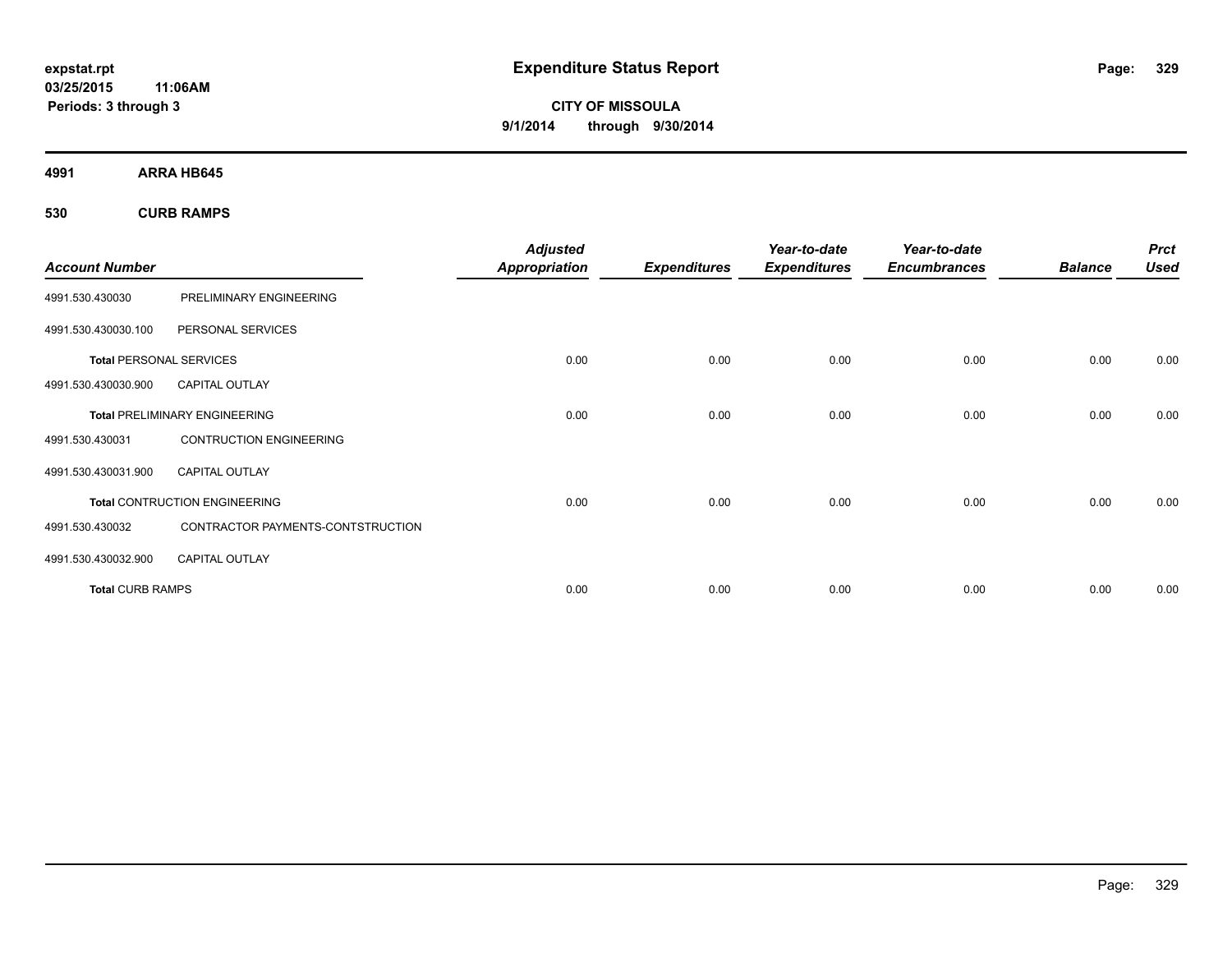expstat.rpt
03/25/2015 11:06AM
Periods: 3 through 3

# Expenditure Status Report

**CITY OF MISSOULA**
**9/1/2014 through 9/30/2014**

## 4991 ARRA HB645

### 530 CURB RAMPS

| Account Number | | Adjusted Appropriation | Expenditures | Year-to-date Expenditures | Year-to-date Encumbrances | Balance | Prct Used |
|---|---|---|---|---|---|---|---|
| 4991.530.430030 | PRELIMINARY ENGINEERING | | | | | | |
| 4991.530.430030.100 | PERSONAL SERVICES | | | | | | |
| **Total** PERSONAL SERVICES | | 0.00 | 0.00 | 0.00 | 0.00 | 0.00 | 0.00 |
| 4991.530.430030.900 | CAPITAL OUTLAY | | | | | | |
| **Total** PRELIMINARY ENGINEERING | | 0.00 | 0.00 | 0.00 | 0.00 | 0.00 | 0.00 |
| 4991.530.430031 | CONTRUCTION ENGINEERING | | | | | | |
| 4991.530.430031.900 | CAPITAL OUTLAY | | | | | | |
| **Total** CONTRUCTION ENGINEERING | | 0.00 | 0.00 | 0.00 | 0.00 | 0.00 | 0.00 |
| 4991.530.430032 | CONTRACTOR PAYMENTS-CONTSTRUCTION | | | | | | |
| 4991.530.430032.900 | CAPITAL OUTLAY | | | | | | |
| **Total** CURB RAMPS | | 0.00 | 0.00 | 0.00 | 0.00 | 0.00 | 0.00 |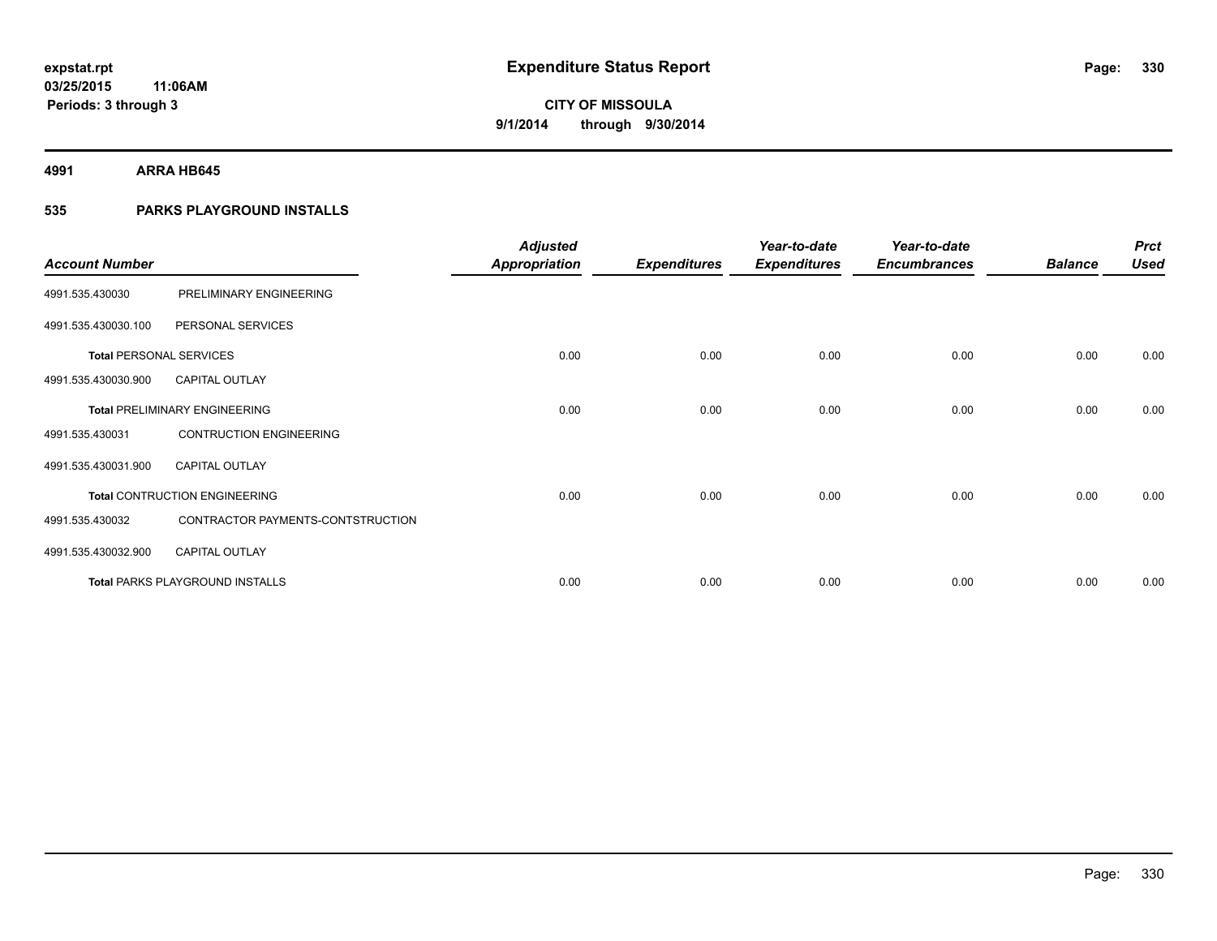**expstat.rpt**
**03/25/2015 11:06AM**
**Periods: 3 through 3**

# Expenditure Status Report

**CITY OF MISSOULA**
**9/1/2014 through 9/30/2014**

## 4991 ARRA HB645

## 535 PARKS PLAYGROUND INSTALLS

| Account Number | | Adjusted Appropriation | Expenditures | Year-to-date Expenditures | Year-to-date Encumbrances | Balance | Prct Used |
|---|---|---|---|---|---|---|---|
| 4991.535.430030 | PRELIMINARY ENGINEERING | | | | | | |
| 4991.535.430030.100 | PERSONAL SERVICES | | | | | | |
| **Total** PERSONAL SERVICES | | 0.00 | 0.00 | 0.00 | 0.00 | 0.00 | 0.00 |
| 4991.535.430030.900 | CAPITAL OUTLAY | | | | | | |
| **Total** PRELIMINARY ENGINEERING | | 0.00 | 0.00 | 0.00 | 0.00 | 0.00 | 0.00 |
| 4991.535.430031 | CONTRUCTION ENGINEERING | | | | | | |
| 4991.535.430031.900 | CAPITAL OUTLAY | | | | | | |
| **Total** CONTRUCTION ENGINEERING | | 0.00 | 0.00 | 0.00 | 0.00 | 0.00 | 0.00 |
| 4991.535.430032 | CONTRACTOR PAYMENTS-CONTSTRUCTION | | | | | | |
| 4991.535.430032.900 | CAPITAL OUTLAY | | | | | | |
| **Total** PARKS PLAYGROUND INSTALLS | | 0.00 | 0.00 | 0.00 | 0.00 | 0.00 | 0.00 |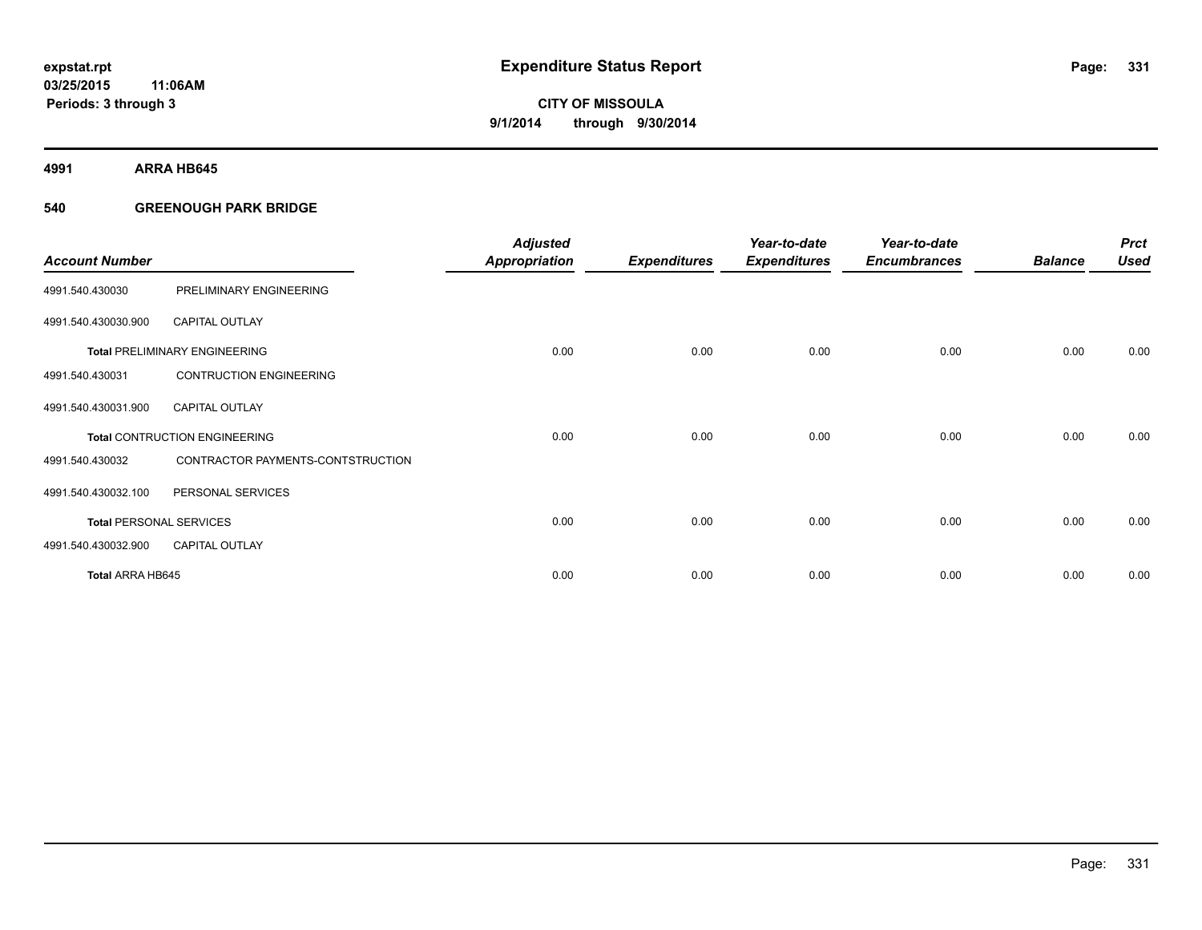**expstat.rpt**
**03/25/2015 11:06AM**
**Periods: 3 through 3**

# Expenditure Status Report

**CITY OF MISSOULA**
**9/1/2014 through 9/30/2014**

## 4991 ARRA HB645

## 540 GREENOUGH PARK BRIDGE

| Account Number | | Adjusted Appropriation | Expenditures | Year-to-date Expenditures | Year-to-date Encumbrances | Balance | Prct Used |
|---|---|---|---|---|---|---|---|
| 4991.540.430030 | PRELIMINARY ENGINEERING | | | | | | |
| 4991.540.430030.900 | CAPITAL OUTLAY | | | | | | |
| **Total** PRELIMINARY ENGINEERING | | 0.00 | 0.00 | 0.00 | 0.00 | 0.00 | 0.00 |
| 4991.540.430031 | CONTRUCTION ENGINEERING | | | | | | |
| 4991.540.430031.900 | CAPITAL OUTLAY | | | | | | |
| **Total** CONTRUCTION ENGINEERING | | 0.00 | 0.00 | 0.00 | 0.00 | 0.00 | 0.00 |
| 4991.540.430032 | CONTRACTOR PAYMENTS-CONTSTRUCTION | | | | | | |
| 4991.540.430032.100 | PERSONAL SERVICES | | | | | | |
| **Total** PERSONAL SERVICES | | 0.00 | 0.00 | 0.00 | 0.00 | 0.00 | 0.00 |
| 4991.540.430032.900 | CAPITAL OUTLAY | | | | | | |
| **Total** ARRA HB645 | | 0.00 | 0.00 | 0.00 | 0.00 | 0.00 | 0.00 |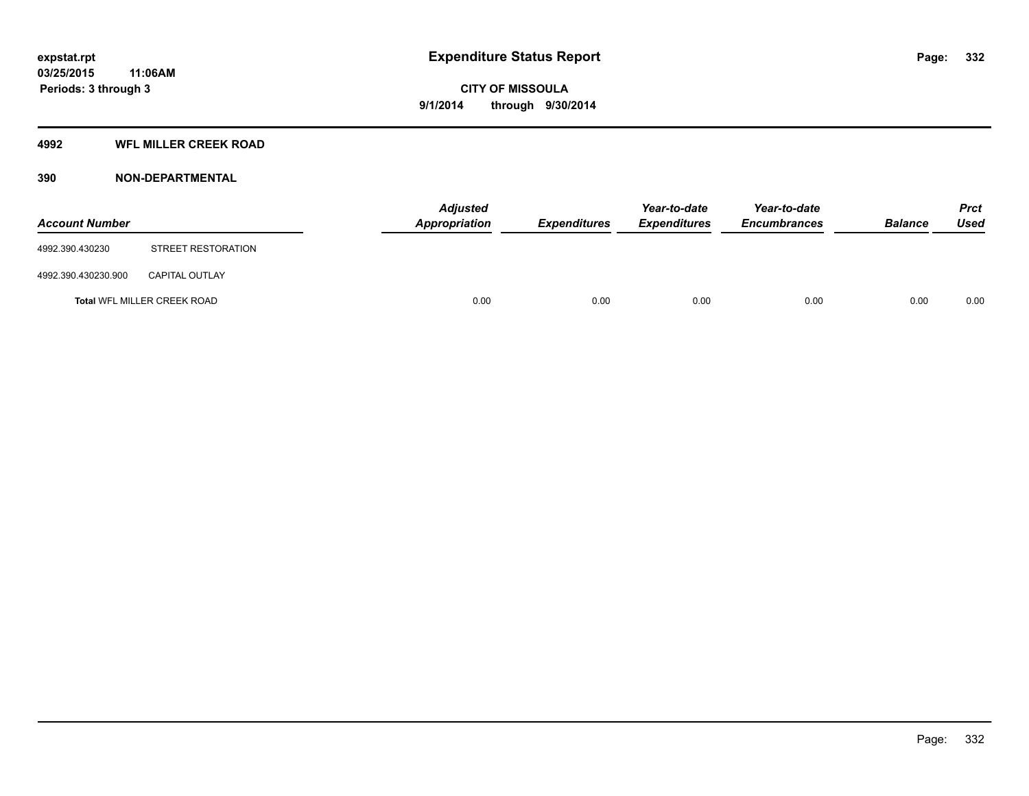# Expenditure Status Report

**CITY OF MISSOULA**

**9/1/2014 through 9/30/2014**

expstat.rpt
03/25/2015 11:06AM
Periods: 3 through 3

## 4992 WFL MILLER CREEK ROAD

### 390 NON-DEPARTMENTAL

| Account Number | | Adjusted Appropriation | Expenditures | Year-to-date Expenditures | Year-to-date Encumbrances | Balance | Prct Used |
|---|---|---|---|---|---|---|---|
| 4992.390.430230 | STREET RESTORATION | | | | | | |
| 4992.390.430230.900 | CAPITAL OUTLAY | | | | | | |
| **Total** WFL MILLER CREEK ROAD | | 0.00 | 0.00 | 0.00 | 0.00 | 0.00 | 0.00 |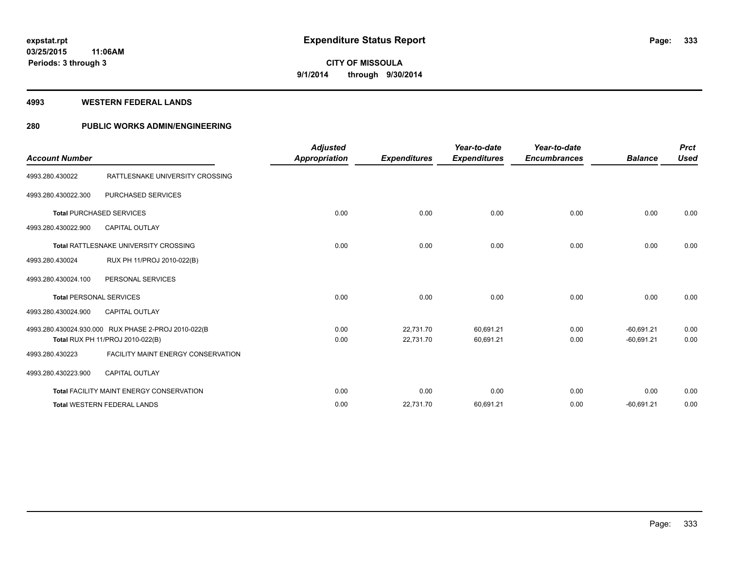# Expenditure Status Report

**expstat.rpt**
**03/25/2015 11:06AM**
**Periods: 3 through 3**

**CITY OF MISSOULA**
**9/1/2014 through 9/30/2014**

## 4993 WESTERN FEDERAL LANDS

## 280 PUBLIC WORKS ADMIN/ENGINEERING

| Account Number | | Adjusted Appropriation | Expenditures | Year-to-date Expenditures | Year-to-date Encumbrances | Balance | Prct Used |
|---|---|---|---|---|---|---|---|
| 4993.280.430022 | RATTLESNAKE UNIVERSITY CROSSING | | | | | | |
| 4993.280.430022.300 | PURCHASED SERVICES | | | | | | |
| **Total** PURCHASED SERVICES | | 0.00 | 0.00 | 0.00 | 0.00 | 0.00 | 0.00 |
| 4993.280.430022.900 | CAPITAL OUTLAY | | | | | | |
| **Total** RATTLESNAKE UNIVERSITY CROSSING | | 0.00 | 0.00 | 0.00 | 0.00 | 0.00 | 0.00 |
| 4993.280.430024 | RUX PH 11/PROJ 2010-022(B) | | | | | | |
| 4993.280.430024.100 | PERSONAL SERVICES | | | | | | |
| **Total** PERSONAL SERVICES | | 0.00 | 0.00 | 0.00 | 0.00 | 0.00 | 0.00 |
| 4993.280.430024.900 | CAPITAL OUTLAY | | | | | | |
| 4993.280.430024.930.000 | RUX PHASE 2-PROJ 2010-022(B | 0.00 | 22,731.70 | 60,691.21 | 0.00 | -60,691.21 | 0.00 |
| **Total** RUX PH 11/PROJ 2010-022(B) | | 0.00 | 22,731.70 | 60,691.21 | 0.00 | -60,691.21 | 0.00 |
| 4993.280.430223 | FACILITY MAINT ENERGY CONSERVATION | | | | | | |
| 4993.280.430223.900 | CAPITAL OUTLAY | | | | | | |
| **Total** FACILITY MAINT ENERGY CONSERVATION | | 0.00 | 0.00 | 0.00 | 0.00 | 0.00 | 0.00 |
| **Total** WESTERN FEDERAL LANDS | | 0.00 | 22,731.70 | 60,691.21 | 0.00 | -60,691.21 | 0.00 |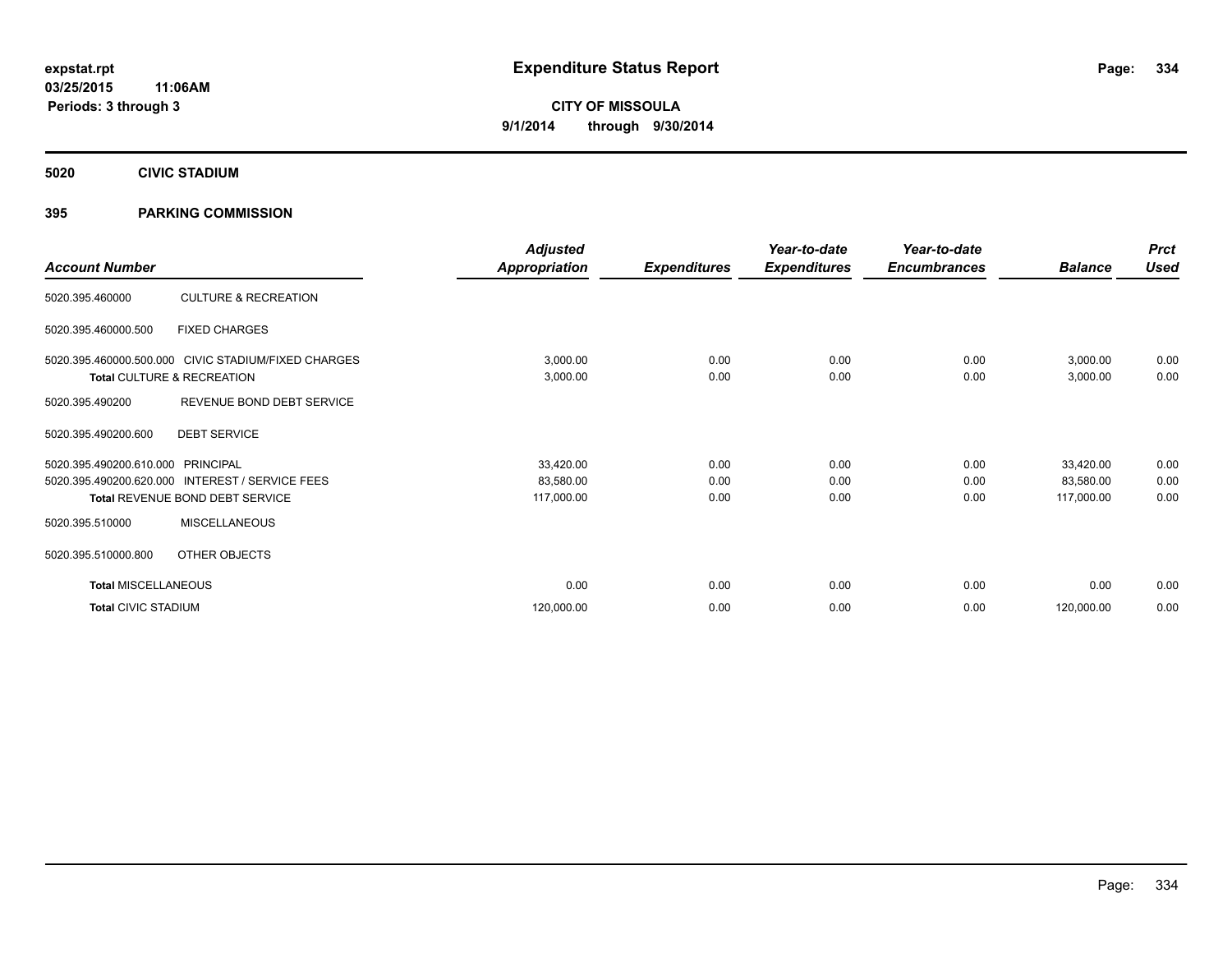# Expenditure Status Report

expstat.rpt
03/25/2015 11:06AM
Periods: 3 through 3

**CITY OF MISSOULA**
**9/1/2014 through 9/30/2014**

## 5020 CIVIC STADIUM

### 395 PARKING COMMISSION

| Account Number | | Adjusted Appropriation | Expenditures | Year-to-date Expenditures | Year-to-date Encumbrances | Balance | Prct Used |
|---|---|---|---|---|---|---|---|
| 5020.395.460000 | CULTURE & RECREATION | | | | | | |
| 5020.395.460000.500 | FIXED CHARGES | | | | | | |
| 5020.395.460000.500.000 | CIVIC STADIUM/FIXED CHARGES | 3,000.00 | 0.00 | 0.00 | 0.00 | 3,000.00 | 0.00 |
| **Total** CULTURE & RECREATION | | 3,000.00 | 0.00 | 0.00 | 0.00 | 3,000.00 | 0.00 |
| 5020.395.490200 | REVENUE BOND DEBT SERVICE | | | | | | |
| 5020.395.490200.600 | DEBT SERVICE | | | | | | |
| 5020.395.490200.610.000 | PRINCIPAL | 33,420.00 | 0.00 | 0.00 | 0.00 | 33,420.00 | 0.00 |
| 5020.395.490200.620.000 | INTEREST / SERVICE FEES | 83,580.00 | 0.00 | 0.00 | 0.00 | 83,580.00 | 0.00 |
| **Total** REVENUE BOND DEBT SERVICE | | 117,000.00 | 0.00 | 0.00 | 0.00 | 117,000.00 | 0.00 |
| 5020.395.510000 | MISCELLANEOUS | | | | | | |
| 5020.395.510000.800 | OTHER OBJECTS | | | | | | |
| **Total** MISCELLANEOUS | | 0.00 | 0.00 | 0.00 | 0.00 | 0.00 | 0.00 |
| **Total** CIVIC STADIUM | | 120,000.00 | 0.00 | 0.00 | 0.00 | 120,000.00 | 0.00 |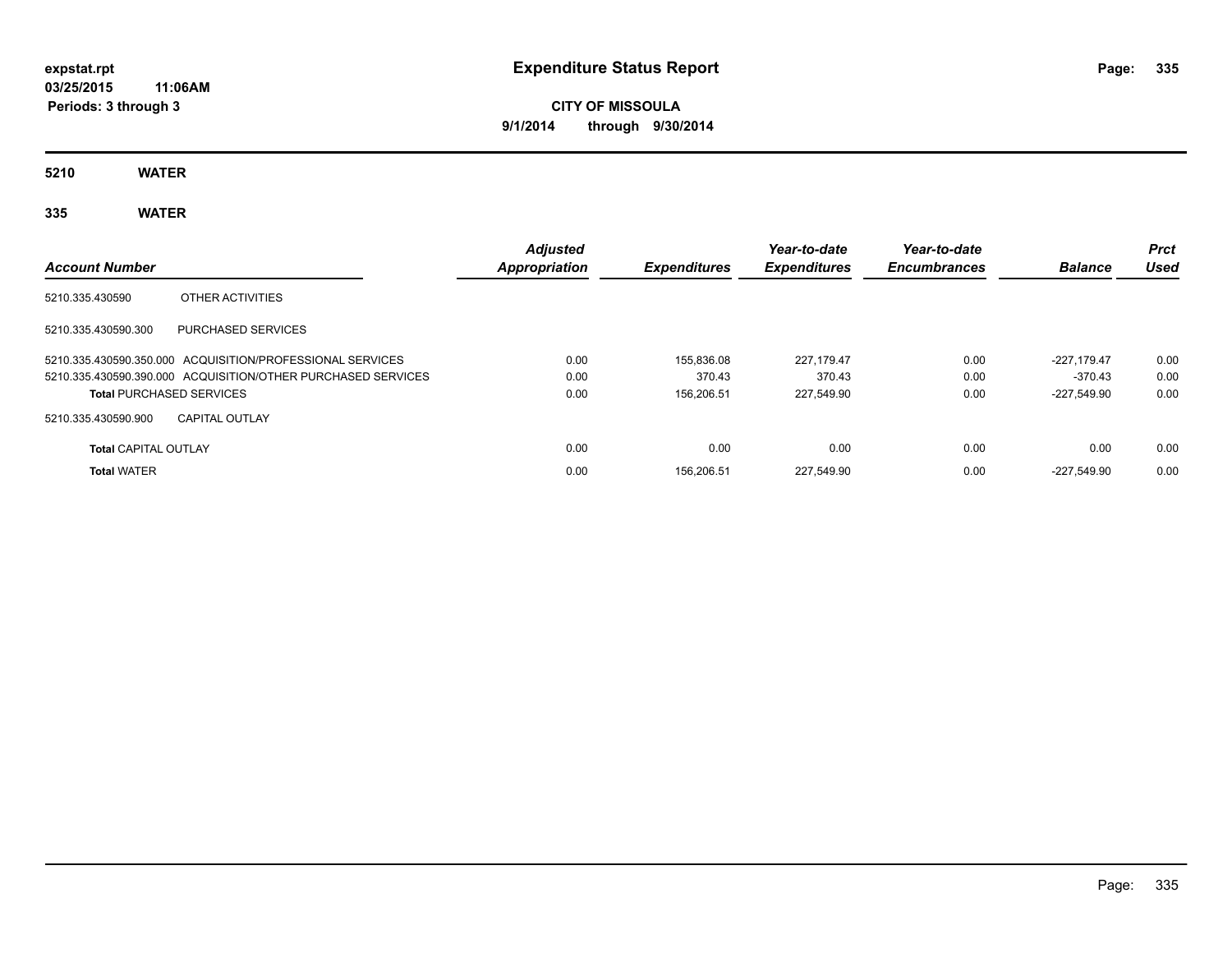**expstat.rpt**
**03/25/2015 11:06AM**
**Periods: 3 through 3**

# Expenditure Status Report

**CITY OF MISSOULA**
**9/1/2014 through 9/30/2014**

## 5210 WATER

## 335 WATER

| Account Number | | Adjusted Appropriation | Expenditures | Year-to-date Expenditures | Year-to-date Encumbrances | Balance | Prct Used |
|---|---|---|---|---|---|---|---|
| 5210.335.430590 | OTHER ACTIVITIES | | | | | | |
| 5210.335.430590.300 | PURCHASED SERVICES | | | | | | |
| 5210.335.430590.350.000 | ACQUISITION/PROFESSIONAL SERVICES | 0.00 | 155,836.08 | 227,179.47 | 0.00 | -227,179.47 | 0.00 |
| 5210.335.430590.390.000 | ACQUISITION/OTHER PURCHASED SERVICES | 0.00 | 370.43 | 370.43 | 0.00 | -370.43 | 0.00 |
| **Total** PURCHASED SERVICES | | 0.00 | 156,206.51 | 227,549.90 | 0.00 | -227,549.90 | 0.00 |
| 5210.335.430590.900 | CAPITAL OUTLAY | | | | | | |
| **Total** CAPITAL OUTLAY | | 0.00 | 0.00 | 0.00 | 0.00 | 0.00 | 0.00 |
| **Total** WATER | | 0.00 | 156,206.51 | 227,549.90 | 0.00 | -227,549.90 | 0.00 |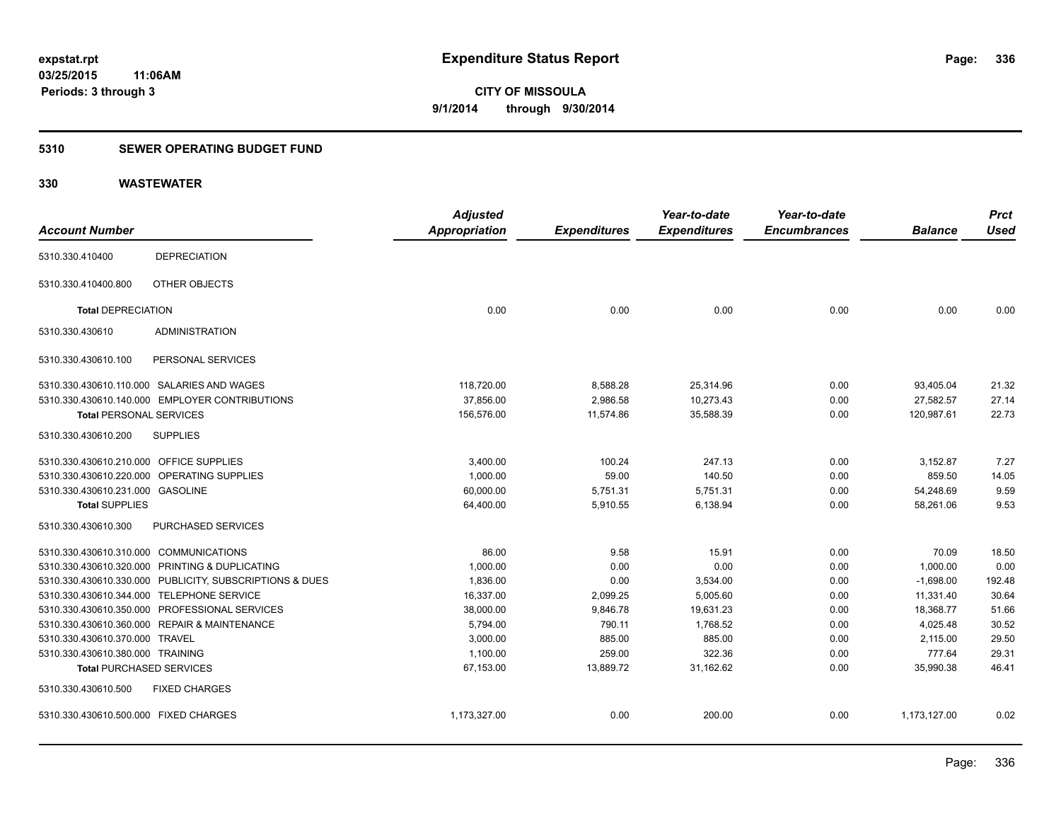**Expenditure Status Report**

**CITY OF MISSOULA**

**9/1/2014 through 9/30/2014**

expstat.rpt
03/25/2015 11:06AM
Periods: 3 through 3

## 5310 SEWER OPERATING BUDGET FUND

## 330 WASTEWATER

| Account Number | | Adjusted Appropriation | Expenditures | Year-to-date Expenditures | Year-to-date Encumbrances | Balance | Prct Used |
|---|---|---|---|---|---|---|---|
| 5310.330.410400 | DEPRECIATION | | | | | | |
| 5310.330.410400.800 | OTHER OBJECTS | | | | | | |
| **Total** DEPRECIATION | | 0.00 | 0.00 | 0.00 | 0.00 | 0.00 | 0.00 |
| 5310.330.430610 | ADMINISTRATION | | | | | | |
| 5310.330.430610.100 | PERSONAL SERVICES | | | | | | |
| 5310.330.430610.110.000 | SALARIES AND WAGES | 118,720.00 | 8,588.28 | 25,314.96 | 0.00 | 93,405.04 | 21.32 |
| 5310.330.430610.140.000 | EMPLOYER CONTRIBUTIONS | 37,856.00 | 2,986.58 | 10,273.43 | 0.00 | 27,582.57 | 27.14 |
| **Total** PERSONAL SERVICES | | 156,576.00 | 11,574.86 | 35,588.39 | 0.00 | 120,987.61 | 22.73 |
| 5310.330.430610.200 | SUPPLIES | | | | | | |
| 5310.330.430610.210.000 | OFFICE SUPPLIES | 3,400.00 | 100.24 | 247.13 | 0.00 | 3,152.87 | 7.27 |
| 5310.330.430610.220.000 | OPERATING SUPPLIES | 1,000.00 | 59.00 | 140.50 | 0.00 | 859.50 | 14.05 |
| 5310.330.430610.231.000 | GASOLINE | 60,000.00 | 5,751.31 | 5,751.31 | 0.00 | 54,248.69 | 9.59 |
| **Total** SUPPLIES | | 64,400.00 | 5,910.55 | 6,138.94 | 0.00 | 58,261.06 | 9.53 |
| 5310.330.430610.300 | PURCHASED SERVICES | | | | | | |
| 5310.330.430610.310.000 | COMMUNICATIONS | 86.00 | 9.58 | 15.91 | 0.00 | 70.09 | 18.50 |
| 5310.330.430610.320.000 | PRINTING & DUPLICATING | 1,000.00 | 0.00 | 0.00 | 0.00 | 1,000.00 | 0.00 |
| 5310.330.430610.330.000 | PUBLICITY, SUBSCRIPTIONS & DUES | 1,836.00 | 0.00 | 3,534.00 | 0.00 | -1,698.00 | 192.48 |
| 5310.330.430610.344.000 | TELEPHONE SERVICE | 16,337.00 | 2,099.25 | 5,005.60 | 0.00 | 11,331.40 | 30.64 |
| 5310.330.430610.350.000 | PROFESSIONAL SERVICES | 38,000.00 | 9,846.78 | 19,631.23 | 0.00 | 18,368.77 | 51.66 |
| 5310.330.430610.360.000 | REPAIR & MAINTENANCE | 5,794.00 | 790.11 | 1,768.52 | 0.00 | 4,025.48 | 30.52 |
| 5310.330.430610.370.000 | TRAVEL | 3,000.00 | 885.00 | 885.00 | 0.00 | 2,115.00 | 29.50 |
| 5310.330.430610.380.000 | TRAINING | 1,100.00 | 259.00 | 322.36 | 0.00 | 777.64 | 29.31 |
| **Total** PURCHASED SERVICES | | 67,153.00 | 13,889.72 | 31,162.62 | 0.00 | 35,990.38 | 46.41 |
| 5310.330.430610.500 | FIXED CHARGES | | | | | | |
| 5310.330.430610.500.000 | FIXED CHARGES | 1,173,327.00 | 0.00 | 200.00 | 0.00 | 1,173,127.00 | 0.02 |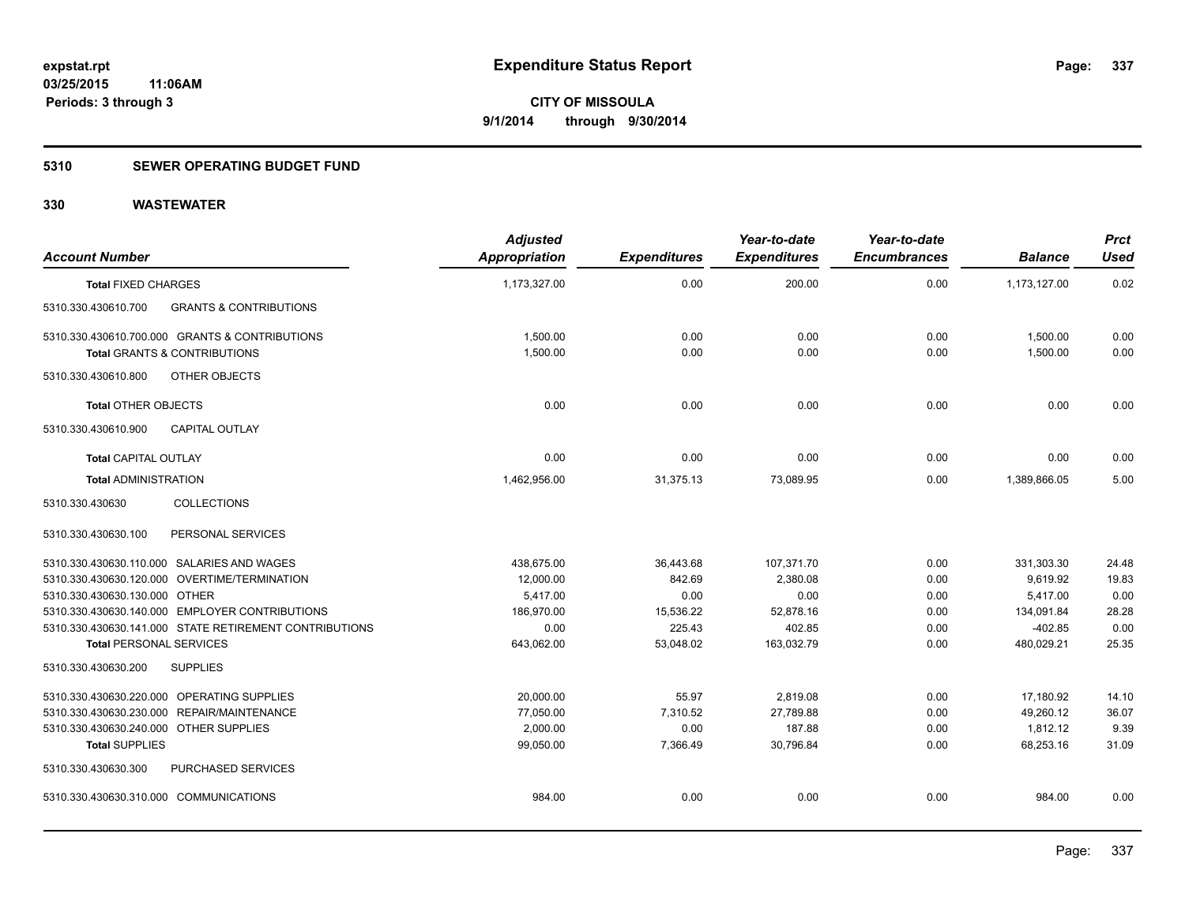# Expenditure Status Report

expstat.rpt
03/25/2015 11:06AM
Periods: 3 through 3

**CITY OF MISSOULA**
**9/1/2014 through 9/30/2014**

## 5310 SEWER OPERATING BUDGET FUND

### 330 WASTEWATER

| Account Number | Adjusted Appropriation | Expenditures | Year-to-date Expenditures | Year-to-date Encumbrances | Balance | Prct Used |
|---|---|---|---|---|---|---|
| **Total** FIXED CHARGES | 1,173,327.00 | 0.00 | 200.00 | 0.00 | 1,173,127.00 | 0.02 |
| 5310.330.430610.700 GRANTS & CONTRIBUTIONS | | | | | | |
| 5310.330.430610.700.000 GRANTS & CONTRIBUTIONS | 1,500.00 | 0.00 | 0.00 | 0.00 | 1,500.00 | 0.00 |
| **Total** GRANTS & CONTRIBUTIONS | 1,500.00 | 0.00 | 0.00 | 0.00 | 1,500.00 | 0.00 |
| 5310.330.430610.800 OTHER OBJECTS | | | | | | |
| **Total** OTHER OBJECTS | 0.00 | 0.00 | 0.00 | 0.00 | 0.00 | 0.00 |
| 5310.330.430610.900 CAPITAL OUTLAY | | | | | | |
| **Total** CAPITAL OUTLAY | 0.00 | 0.00 | 0.00 | 0.00 | 0.00 | 0.00 |
| **Total** ADMINISTRATION | 1,462,956.00 | 31,375.13 | 73,089.95 | 0.00 | 1,389,866.05 | 5.00 |
| 5310.330.430630 COLLECTIONS | | | | | | |
| 5310.330.430630.100 PERSONAL SERVICES | | | | | | |
| 5310.330.430630.110.000 SALARIES AND WAGES | 438,675.00 | 36,443.68 | 107,371.70 | 0.00 | 331,303.30 | 24.48 |
| 5310.330.430630.120.000 OVERTIME/TERMINATION | 12,000.00 | 842.69 | 2,380.08 | 0.00 | 9,619.92 | 19.83 |
| 5310.330.430630.130.000 OTHER | 5,417.00 | 0.00 | 0.00 | 0.00 | 5,417.00 | 0.00 |
| 5310.330.430630.140.000 EMPLOYER CONTRIBUTIONS | 186,970.00 | 15,536.22 | 52,878.16 | 0.00 | 134,091.84 | 28.28 |
| 5310.330.430630.141.000 STATE RETIREMENT CONTRIBUTIONS | 0.00 | 225.43 | 402.85 | 0.00 | -402.85 | 0.00 |
| **Total** PERSONAL SERVICES | 643,062.00 | 53,048.02 | 163,032.79 | 0.00 | 480,029.21 | 25.35 |
| 5310.330.430630.200 SUPPLIES | | | | | | |
| 5310.330.430630.220.000 OPERATING SUPPLIES | 20,000.00 | 55.97 | 2,819.08 | 0.00 | 17,180.92 | 14.10 |
| 5310.330.430630.230.000 REPAIR/MAINTENANCE | 77,050.00 | 7,310.52 | 27,789.88 | 0.00 | 49,260.12 | 36.07 |
| 5310.330.430630.240.000 OTHER SUPPLIES | 2,000.00 | 0.00 | 187.88 | 0.00 | 1,812.12 | 9.39 |
| **Total** SUPPLIES | 99,050.00 | 7,366.49 | 30,796.84 | 0.00 | 68,253.16 | 31.09 |
| 5310.330.430630.300 PURCHASED SERVICES | | | | | | |
| 5310.330.430630.310.000 COMMUNICATIONS | 984.00 | 0.00 | 0.00 | 0.00 | 984.00 | 0.00 |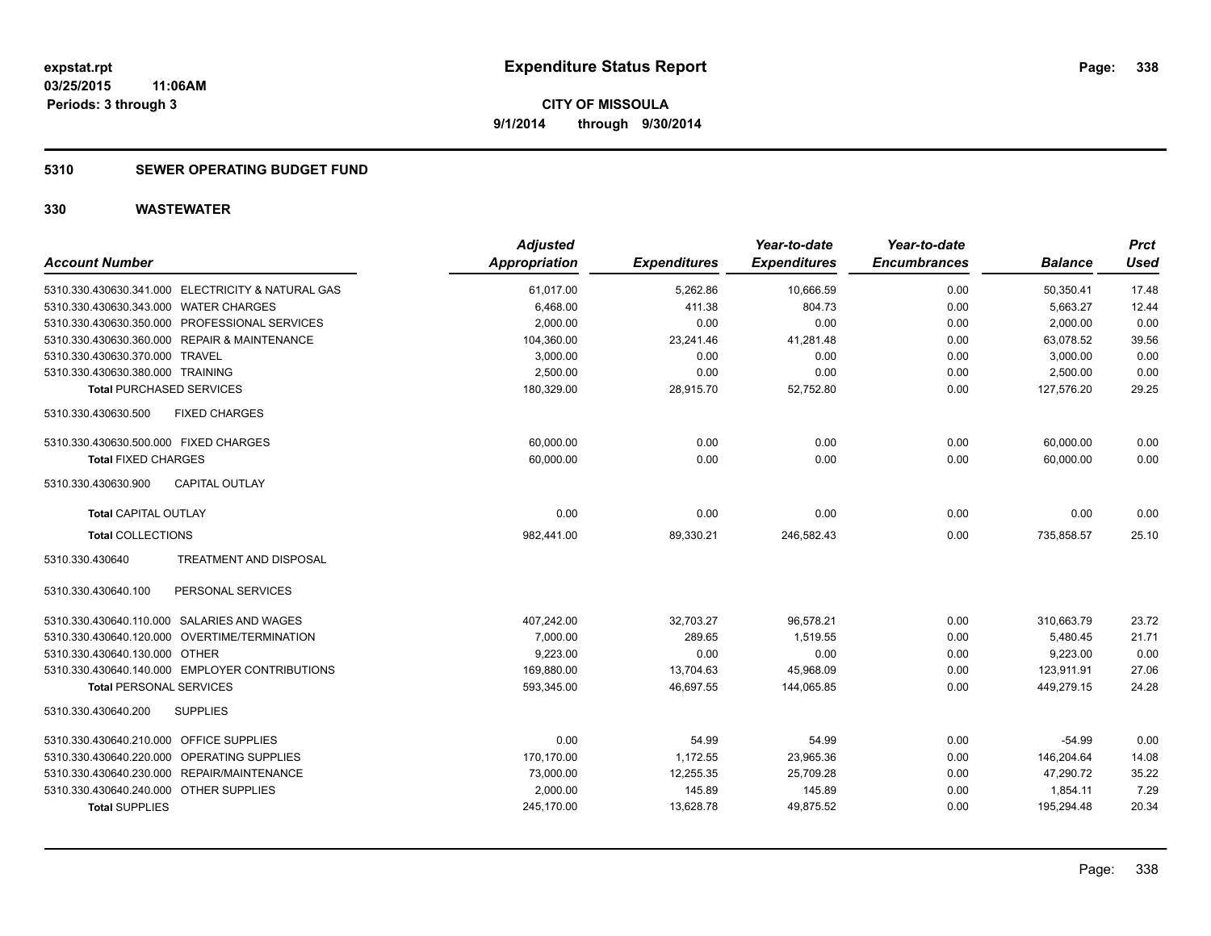expstat.rpt
03/25/2015 11:06AM
Periods: 3 through 3

# Expenditure Status Report

**CITY OF MISSOULA**
**9/1/2014 through 9/30/2014**

## 5310 SEWER OPERATING BUDGET FUND

## 330 WASTEWATER

| Account Number | Adjusted Appropriation | Expenditures | Year-to-date Expenditures | Year-to-date Encumbrances | Balance | Prct Used |
|---|---|---|---|---|---|---|
| 5310.330.430630.341.000 ELECTRICITY & NATURAL GAS | 61,017.00 | 5,262.86 | 10,666.59 | 0.00 | 50,350.41 | 17.48 |
| 5310.330.430630.343.000 WATER CHARGES | 6,468.00 | 411.38 | 804.73 | 0.00 | 5,663.27 | 12.44 |
| 5310.330.430630.350.000 PROFESSIONAL SERVICES | 2,000.00 | 0.00 | 0.00 | 0.00 | 2,000.00 | 0.00 |
| 5310.330.430630.360.000 REPAIR & MAINTENANCE | 104,360.00 | 23,241.46 | 41,281.48 | 0.00 | 63,078.52 | 39.56 |
| 5310.330.430630.370.000 TRAVEL | 3,000.00 | 0.00 | 0.00 | 0.00 | 3,000.00 | 0.00 |
| 5310.330.430630.380.000 TRAINING | 2,500.00 | 0.00 | 0.00 | 0.00 | 2,500.00 | 0.00 |
| **Total** PURCHASED SERVICES | 180,329.00 | 28,915.70 | 52,752.80 | 0.00 | 127,576.20 | 29.25 |
| 5310.330.430630.500 FIXED CHARGES | | | | | | |
| 5310.330.430630.500.000 FIXED CHARGES | 60,000.00 | 0.00 | 0.00 | 0.00 | 60,000.00 | 0.00 |
| **Total** FIXED CHARGES | 60,000.00 | 0.00 | 0.00 | 0.00 | 60,000.00 | 0.00 |
| 5310.330.430630.900 CAPITAL OUTLAY | | | | | | |
| **Total** CAPITAL OUTLAY | 0.00 | 0.00 | 0.00 | 0.00 | 0.00 | 0.00 |
| **Total** COLLECTIONS | 982,441.00 | 89,330.21 | 246,582.43 | 0.00 | 735,858.57 | 25.10 |
| 5310.330.430640 TREATMENT AND DISPOSAL | | | | | | |
| 5310.330.430640.100 PERSONAL SERVICES | | | | | | |
| 5310.330.430640.110.000 SALARIES AND WAGES | 407,242.00 | 32,703.27 | 96,578.21 | 0.00 | 310,663.79 | 23.72 |
| 5310.330.430640.120.000 OVERTIME/TERMINATION | 7,000.00 | 289.65 | 1,519.55 | 0.00 | 5,480.45 | 21.71 |
| 5310.330.430640.130.000 OTHER | 9,223.00 | 0.00 | 0.00 | 0.00 | 9,223.00 | 0.00 |
| 5310.330.430640.140.000 EMPLOYER CONTRIBUTIONS | 169,880.00 | 13,704.63 | 45,968.09 | 0.00 | 123,911.91 | 27.06 |
| **Total** PERSONAL SERVICES | 593,345.00 | 46,697.55 | 144,065.85 | 0.00 | 449,279.15 | 24.28 |
| 5310.330.430640.200 SUPPLIES | | | | | | |
| 5310.330.430640.210.000 OFFICE SUPPLIES | 0.00 | 54.99 | 54.99 | 0.00 | -54.99 | 0.00 |
| 5310.330.430640.220.000 OPERATING SUPPLIES | 170,170.00 | 1,172.55 | 23,965.36 | 0.00 | 146,204.64 | 14.08 |
| 5310.330.430640.230.000 REPAIR/MAINTENANCE | 73,000.00 | 12,255.35 | 25,709.28 | 0.00 | 47,290.72 | 35.22 |
| 5310.330.430640.240.000 OTHER SUPPLIES | 2,000.00 | 145.89 | 145.89 | 0.00 | 1,854.11 | 7.29 |
| **Total** SUPPLIES | 245,170.00 | 13,628.78 | 49,875.52 | 0.00 | 195,294.48 | 20.34 |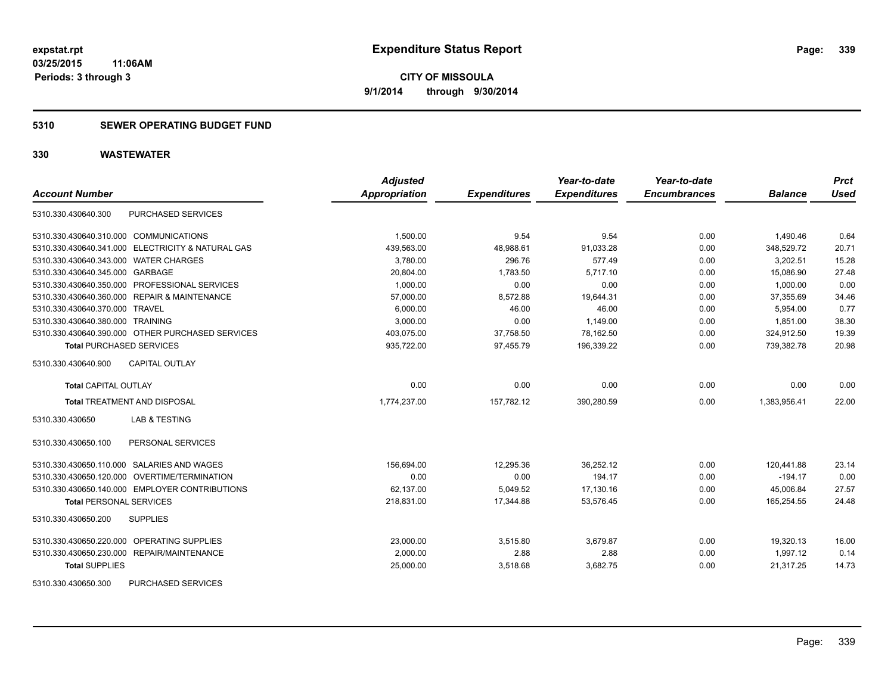expstat.rpt
03/25/2015 11:06AM
Periods: 3 through 3

# Expenditure Status Report

**CITY OF MISSOULA**
**9/1/2014 through 9/30/2014**

## 5310 SEWER OPERATING BUDGET FUND

## 330 WASTEWATER

| Account Number | | Adjusted Appropriation | Expenditures | Year-to-date Expenditures | Year-to-date Encumbrances | Balance | Prct Used |
|---|---|---|---|---|---|---|---|
| 5310.330.430640.300 | PURCHASED SERVICES | | | | | | |
| 5310.330.430640.310.000 | COMMUNICATIONS | 1,500.00 | 9.54 | 9.54 | 0.00 | 1,490.46 | 0.64 |
| 5310.330.430640.341.000 | ELECTRICITY & NATURAL GAS | 439,563.00 | 48,988.61 | 91,033.28 | 0.00 | 348,529.72 | 20.71 |
| 5310.330.430640.343.000 | WATER CHARGES | 3,780.00 | 296.76 | 577.49 | 0.00 | 3,202.51 | 15.28 |
| 5310.330.430640.345.000 | GARBAGE | 20,804.00 | 1,783.50 | 5,717.10 | 0.00 | 15,086.90 | 27.48 |
| 5310.330.430640.350.000 | PROFESSIONAL SERVICES | 1,000.00 | 0.00 | 0.00 | 0.00 | 1,000.00 | 0.00 |
| 5310.330.430640.360.000 | REPAIR & MAINTENANCE | 57,000.00 | 8,572.88 | 19,644.31 | 0.00 | 37,355.69 | 34.46 |
| 5310.330.430640.370.000 | TRAVEL | 6,000.00 | 46.00 | 46.00 | 0.00 | 5,954.00 | 0.77 |
| 5310.330.430640.380.000 | TRAINING | 3,000.00 | 0.00 | 1,149.00 | 0.00 | 1,851.00 | 38.30 |
| 5310.330.430640.390.000 | OTHER PURCHASED SERVICES | 403,075.00 | 37,758.50 | 78,162.50 | 0.00 | 324,912.50 | 19.39 |
| **Total** PURCHASED SERVICES | | 935,722.00 | 97,455.79 | 196,339.22 | 0.00 | 739,382.78 | 20.98 |
| 5310.330.430640.900 | CAPITAL OUTLAY | | | | | | |
| **Total** CAPITAL OUTLAY | | 0.00 | 0.00 | 0.00 | 0.00 | 0.00 | 0.00 |
| **Total** TREATMENT AND DISPOSAL | | 1,774,237.00 | 157,782.12 | 390,280.59 | 0.00 | 1,383,956.41 | 22.00 |
| 5310.330.430650 | LAB & TESTING | | | | | | |
| 5310.330.430650.100 | PERSONAL SERVICES | | | | | | |
| 5310.330.430650.110.000 | SALARIES AND WAGES | 156,694.00 | 12,295.36 | 36,252.12 | 0.00 | 120,441.88 | 23.14 |
| 5310.330.430650.120.000 | OVERTIME/TERMINATION | 0.00 | 0.00 | 194.17 | 0.00 | -194.17 | 0.00 |
| 5310.330.430650.140.000 | EMPLOYER CONTRIBUTIONS | 62,137.00 | 5,049.52 | 17,130.16 | 0.00 | 45,006.84 | 27.57 |
| **Total** PERSONAL SERVICES | | 218,831.00 | 17,344.88 | 53,576.45 | 0.00 | 165,254.55 | 24.48 |
| 5310.330.430650.200 | SUPPLIES | | | | | | |
| 5310.330.430650.220.000 | OPERATING SUPPLIES | 23,000.00 | 3,515.80 | 3,679.87 | 0.00 | 19,320.13 | 16.00 |
| 5310.330.430650.230.000 | REPAIR/MAINTENANCE | 2,000.00 | 2.88 | 2.88 | 0.00 | 1,997.12 | 0.14 |
| **Total** SUPPLIES | | 25,000.00 | 3,518.68 | 3,682.75 | 0.00 | 21,317.25 | 14.73 |
| 5310.330.430650.300 | PURCHASED SERVICES | | | | | | |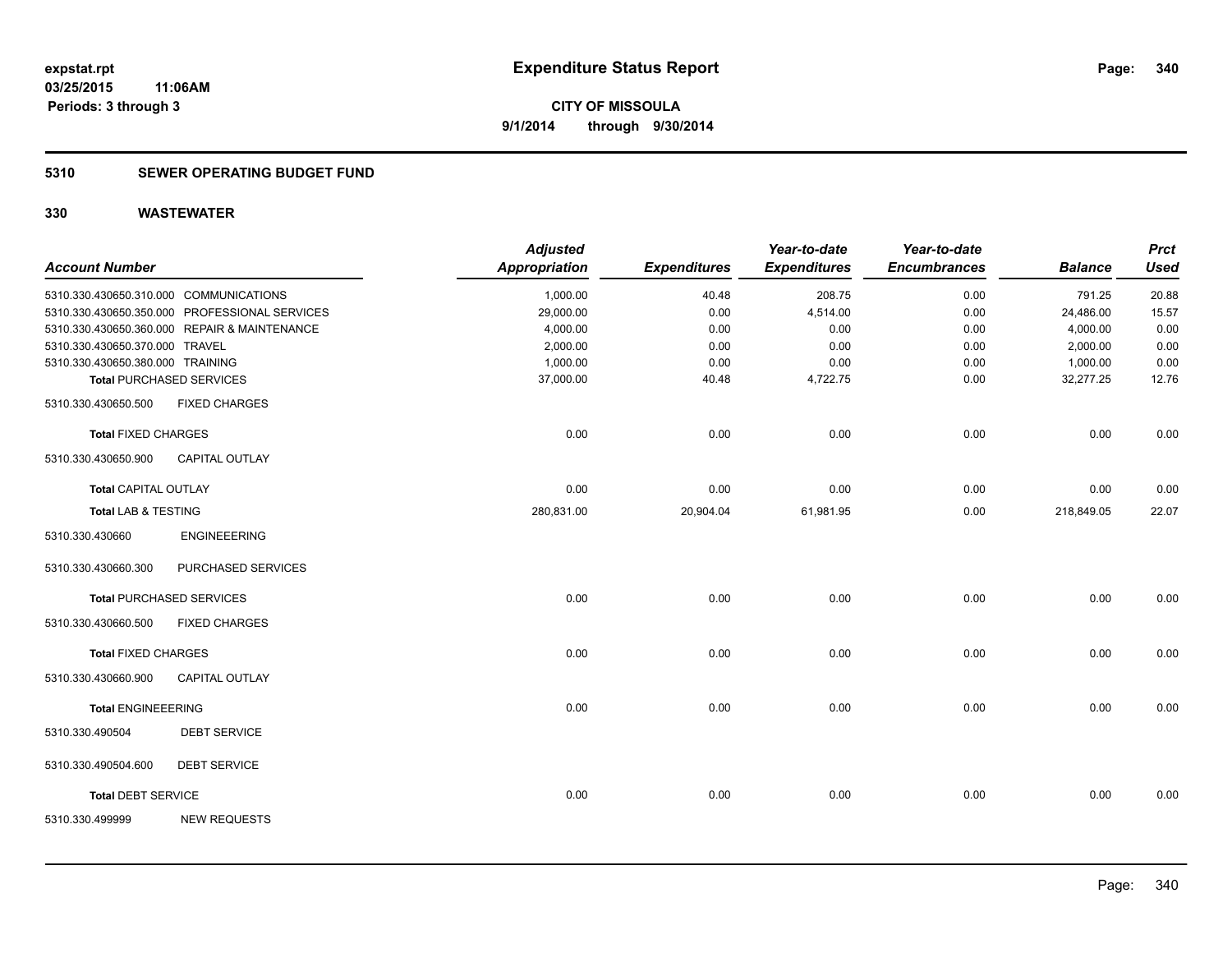**expstat.rpt**
**03/25/2015 11:06AM**
**Periods: 3 through 3**

# Expenditure Status Report

**CITY OF MISSOULA**
**9/1/2014 through 9/30/2014**

## 5310 SEWER OPERATING BUDGET FUND

## 330 WASTEWATER

| Account Number | Adjusted Appropriation | Expenditures | Year-to-date Expenditures | Year-to-date Encumbrances | Balance | Prct Used |
|---|---|---|---|---|---|---|
| 5310.330.430650.310.000 COMMUNICATIONS | 1,000.00 | 40.48 | 208.75 | 0.00 | 791.25 | 20.88 |
| 5310.330.430650.350.000 PROFESSIONAL SERVICES | 29,000.00 | 0.00 | 4,514.00 | 0.00 | 24,486.00 | 15.57 |
| 5310.330.430650.360.000 REPAIR & MAINTENANCE | 4,000.00 | 0.00 | 0.00 | 0.00 | 4,000.00 | 0.00 |
| 5310.330.430650.370.000 TRAVEL | 2,000.00 | 0.00 | 0.00 | 0.00 | 2,000.00 | 0.00 |
| 5310.330.430650.380.000 TRAINING | 1,000.00 | 0.00 | 0.00 | 0.00 | 1,000.00 | 0.00 |
| **Total** PURCHASED SERVICES | 37,000.00 | 40.48 | 4,722.75 | 0.00 | 32,277.25 | 12.76 |
| 5310.330.430650.500 FIXED CHARGES | | | | | | |
| **Total** FIXED CHARGES | 0.00 | 0.00 | 0.00 | 0.00 | 0.00 | 0.00 |
| 5310.330.430650.900 CAPITAL OUTLAY | | | | | | |
| **Total** CAPITAL OUTLAY | 0.00 | 0.00 | 0.00 | 0.00 | 0.00 | 0.00 |
| **Total** LAB & TESTING | 280,831.00 | 20,904.04 | 61,981.95 | 0.00 | 218,849.05 | 22.07 |
| 5310.330.430660 ENGINEEERING | | | | | | |
| 5310.330.430660.300 PURCHASED SERVICES | | | | | | |
| **Total** PURCHASED SERVICES | 0.00 | 0.00 | 0.00 | 0.00 | 0.00 | 0.00 |
| 5310.330.430660.500 FIXED CHARGES | | | | | | |
| **Total** FIXED CHARGES | 0.00 | 0.00 | 0.00 | 0.00 | 0.00 | 0.00 |
| 5310.330.430660.900 CAPITAL OUTLAY | | | | | | |
| **Total** ENGINEEERING | 0.00 | 0.00 | 0.00 | 0.00 | 0.00 | 0.00 |
| 5310.330.490504 DEBT SERVICE | | | | | | |
| 5310.330.490504.600 DEBT SERVICE | | | | | | |
| **Total** DEBT SERVICE | 0.00 | 0.00 | 0.00 | 0.00 | 0.00 | 0.00 |
| 5310.330.499999 NEW REQUESTS | | | | | | |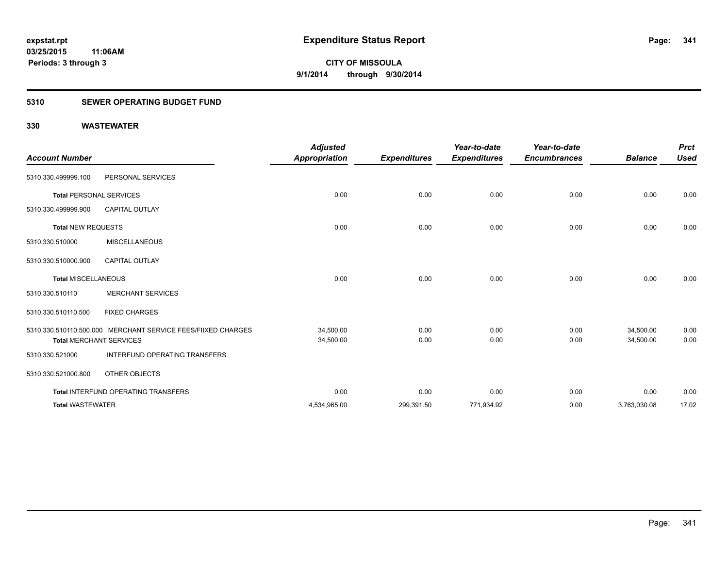**expstat.rpt**
**03/25/2015 11:06AM**
**Periods: 3 through 3**

# Expenditure Status Report

**CITY OF MISSOULA**
**9/1/2014 through 9/30/2014**

## 5310 SEWER OPERATING BUDGET FUND

## 330 WASTEWATER

| Account Number | | Adjusted Appropriation | Expenditures | Year-to-date Expenditures | Year-to-date Encumbrances | Balance | Prct Used |
|---|---|---|---|---|---|---|---|
| 5310.330.499999.100 | PERSONAL SERVICES | | | | | | |
| **Total** PERSONAL SERVICES | | 0.00 | 0.00 | 0.00 | 0.00 | 0.00 | 0.00 |
| 5310.330.499999.900 | CAPITAL OUTLAY | | | | | | |
| **Total** NEW REQUESTS | | 0.00 | 0.00 | 0.00 | 0.00 | 0.00 | 0.00 |
| 5310.330.510000 | MISCELLANEOUS | | | | | | |
| 5310.330.510000.900 | CAPITAL OUTLAY | | | | | | |
| **Total** MISCELLANEOUS | | 0.00 | 0.00 | 0.00 | 0.00 | 0.00 | 0.00 |
| 5310.330.510110 | MERCHANT SERVICES | | | | | | |
| 5310.330.510110.500 | FIXED CHARGES | | | | | | |
| 5310.330.510110.500.000 | MERCHANT SERVICE FEES/FIIXED CHARGES | 34,500.00 | 0.00 | 0.00 | 0.00 | 34,500.00 | 0.00 |
| **Total** MERCHANT SERVICES | | 34,500.00 | 0.00 | 0.00 | 0.00 | 34,500.00 | 0.00 |
| 5310.330.521000 | INTERFUND OPERATING TRANSFERS | | | | | | |
| 5310.330.521000.800 | OTHER OBJECTS | | | | | | |
| **Total** INTERFUND OPERATING TRANSFERS | | 0.00 | 0.00 | 0.00 | 0.00 | 0.00 | 0.00 |
| **Total** WASTEWATER | | 4,534,965.00 | 299,391.50 | 771,934.92 | 0.00 | 3,763,030.08 | 17.02 |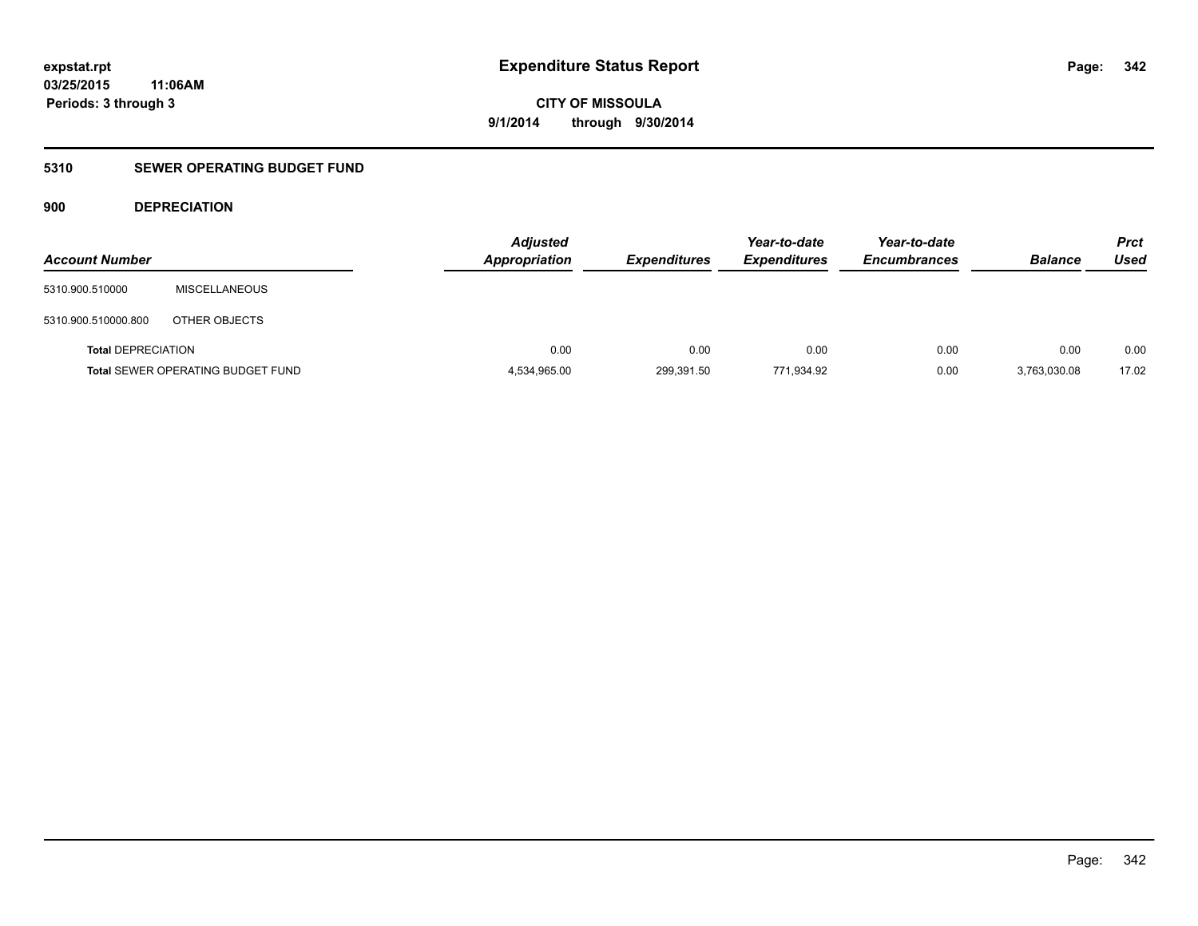# Expenditure Status Report

expstat.rpt
03/25/2015 11:06AM
Periods: 3 through 3

CITY OF MISSOULA
9/1/2014 through 9/30/2014

## 5310 SEWER OPERATING BUDGET FUND

### 900 DEPRECIATION

| Account Number | | Adjusted Appropriation | Expenditures | Year-to-date Expenditures | Year-to-date Encumbrances | Balance | Prct Used |
|---|---|---|---|---|---|---|---|
| 5310.900.510000 | MISCELLANEOUS | | | | | | |
| 5310.900.510000.800 | OTHER OBJECTS | | | | | | |
| **Total** DEPRECIATION | | 0.00 | 0.00 | 0.00 | 0.00 | 0.00 | 0.00 |
| **Total** SEWER OPERATING BUDGET FUND | | 4,534,965.00 | 299,391.50 | 771,934.92 | 0.00 | 3,763,030.08 | 17.02 |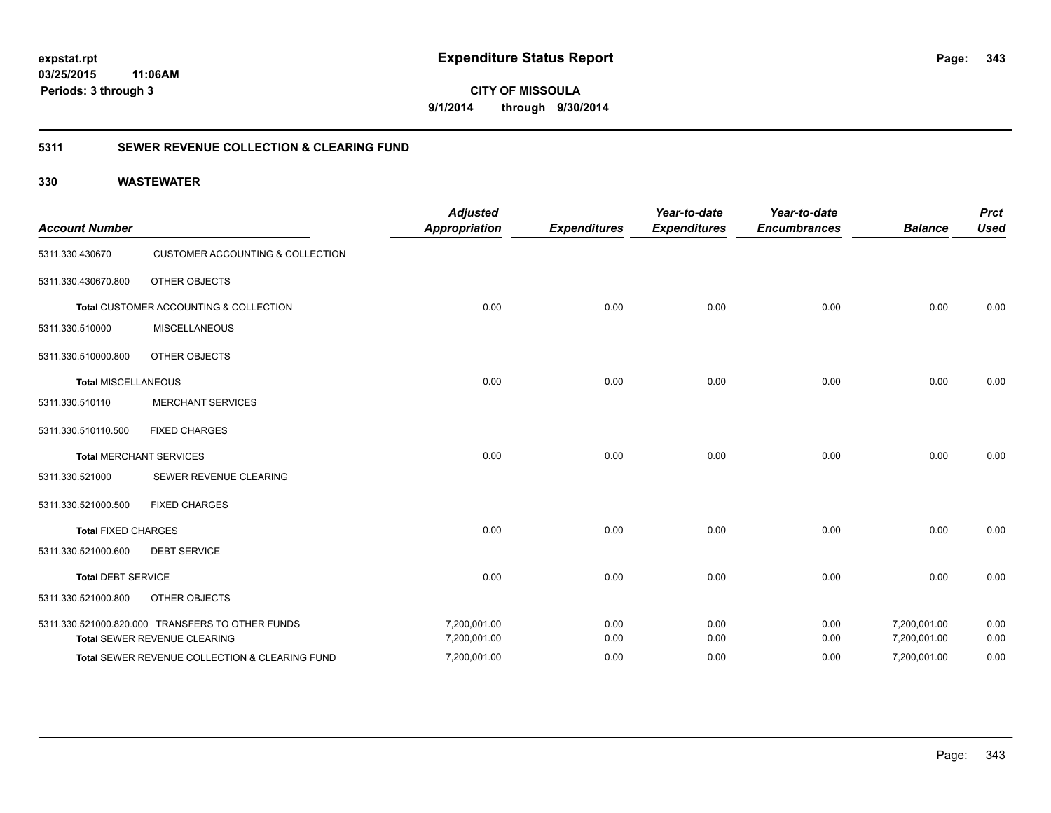# Expenditure Status Report

expstat.rpt
03/25/2015 11:06AM
Periods: 3 through 3

**CITY OF MISSOULA**
**9/1/2014 through 9/30/2014**

## 5311 SEWER REVENUE COLLECTION & CLEARING FUND

### 330 WASTEWATER

| Account Number | | Adjusted Appropriation | Expenditures | Year-to-date Expenditures | Year-to-date Encumbrances | Balance | Prct Used |
|---|---|---|---|---|---|---|---|
| 5311.330.430670 | CUSTOMER ACCOUNTING & COLLECTION | | | | | | |
| 5311.330.430670.800 | OTHER OBJECTS | | | | | | |
| **Total** CUSTOMER ACCOUNTING & COLLECTION | | 0.00 | 0.00 | 0.00 | 0.00 | 0.00 | 0.00 |
| 5311.330.510000 | MISCELLANEOUS | | | | | | |
| 5311.330.510000.800 | OTHER OBJECTS | | | | | | |
| **Total** MISCELLANEOUS | | 0.00 | 0.00 | 0.00 | 0.00 | 0.00 | 0.00 |
| 5311.330.510110 | MERCHANT SERVICES | | | | | | |
| 5311.330.510110.500 | FIXED CHARGES | | | | | | |
| **Total** MERCHANT SERVICES | | 0.00 | 0.00 | 0.00 | 0.00 | 0.00 | 0.00 |
| 5311.330.521000 | SEWER REVENUE CLEARING | | | | | | |
| 5311.330.521000.500 | FIXED CHARGES | | | | | | |
| **Total** FIXED CHARGES | | 0.00 | 0.00 | 0.00 | 0.00 | 0.00 | 0.00 |
| 5311.330.521000.600 | DEBT SERVICE | | | | | | |
| **Total** DEBT SERVICE | | 0.00 | 0.00 | 0.00 | 0.00 | 0.00 | 0.00 |
| 5311.330.521000.800 | OTHER OBJECTS | | | | | | |
| 5311.330.521000.820.000 | TRANSFERS TO OTHER FUNDS | 7,200,001.00 | 0.00 | 0.00 | 0.00 | 7,200,001.00 | 0.00 |
| **Total** SEWER REVENUE CLEARING | | 7,200,001.00 | 0.00 | 0.00 | 0.00 | 7,200,001.00 | 0.00 |
| **Total** SEWER REVENUE COLLECTION & CLEARING FUND | | 7,200,001.00 | 0.00 | 0.00 | 0.00 | 7,200,001.00 | 0.00 |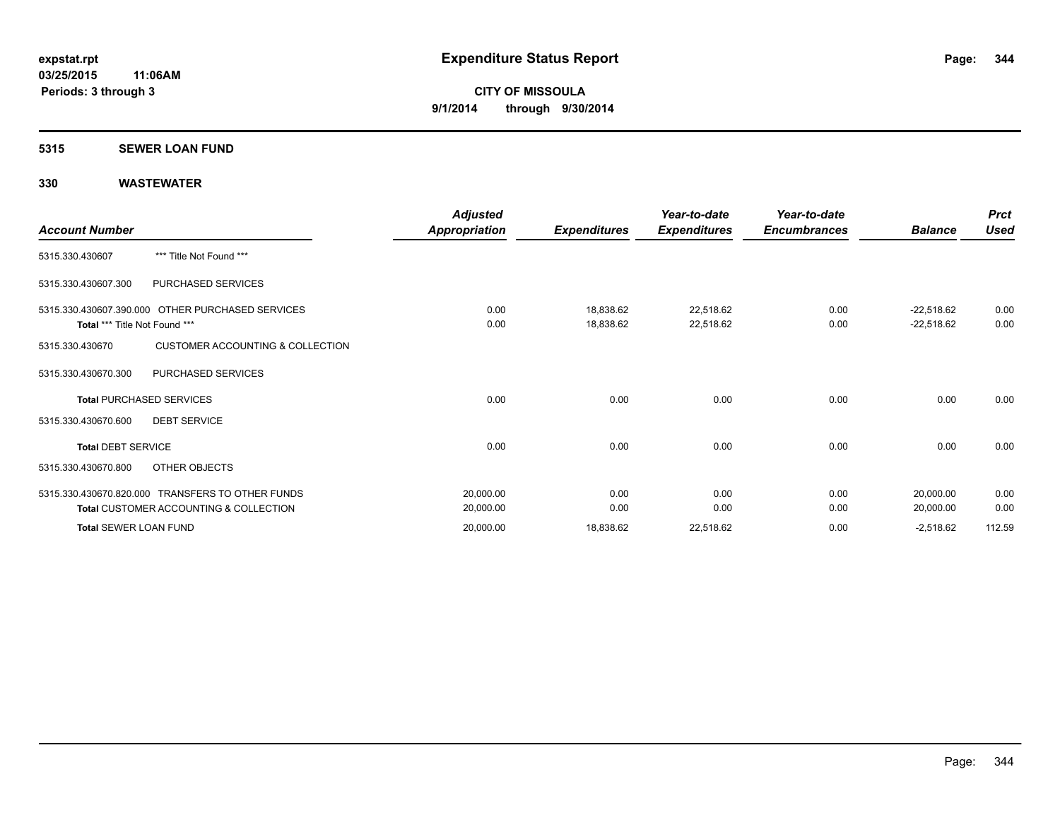**expstat.rpt**
**03/25/2015 11:06AM**
**Periods: 3 through 3**

# Expenditure Status Report

**CITY OF MISSOULA**
**9/1/2014 through 9/30/2014**

## 5315 SEWER LOAN FUND

## 330 WASTEWATER

| Account Number | | Adjusted Appropriation | Expenditures | Year-to-date Expenditures | Year-to-date Encumbrances | Balance | Prct Used |
|---|---|---|---|---|---|---|---|
| 5315.330.430607 | *** Title Not Found *** | | | | | | |
| 5315.330.430607.300 | PURCHASED SERVICES | | | | | | |
| 5315.330.430607.390.000 | OTHER PURCHASED SERVICES | 0.00 | 18,838.62 | 22,518.62 | 0.00 | -22,518.62 | 0.00 |
| **Total** *** Title Not Found *** | | 0.00 | 18,838.62 | 22,518.62 | 0.00 | -22,518.62 | 0.00 |
| 5315.330.430670 | CUSTOMER ACCOUNTING & COLLECTION | | | | | | |
| 5315.330.430670.300 | PURCHASED SERVICES | | | | | | |
| **Total** PURCHASED SERVICES | | 0.00 | 0.00 | 0.00 | 0.00 | 0.00 | 0.00 |
| 5315.330.430670.600 | DEBT SERVICE | | | | | | |
| **Total** DEBT SERVICE | | 0.00 | 0.00 | 0.00 | 0.00 | 0.00 | 0.00 |
| 5315.330.430670.800 | OTHER OBJECTS | | | | | | |
| 5315.330.430670.820.000 | TRANSFERS TO OTHER FUNDS | 20,000.00 | 0.00 | 0.00 | 0.00 | 20,000.00 | 0.00 |
| **Total** CUSTOMER ACCOUNTING & COLLECTION | | 20,000.00 | 0.00 | 0.00 | 0.00 | 20,000.00 | 0.00 |
| **Total** SEWER LOAN FUND | | 20,000.00 | 18,838.62 | 22,518.62 | 0.00 | -2,518.62 | 112.59 |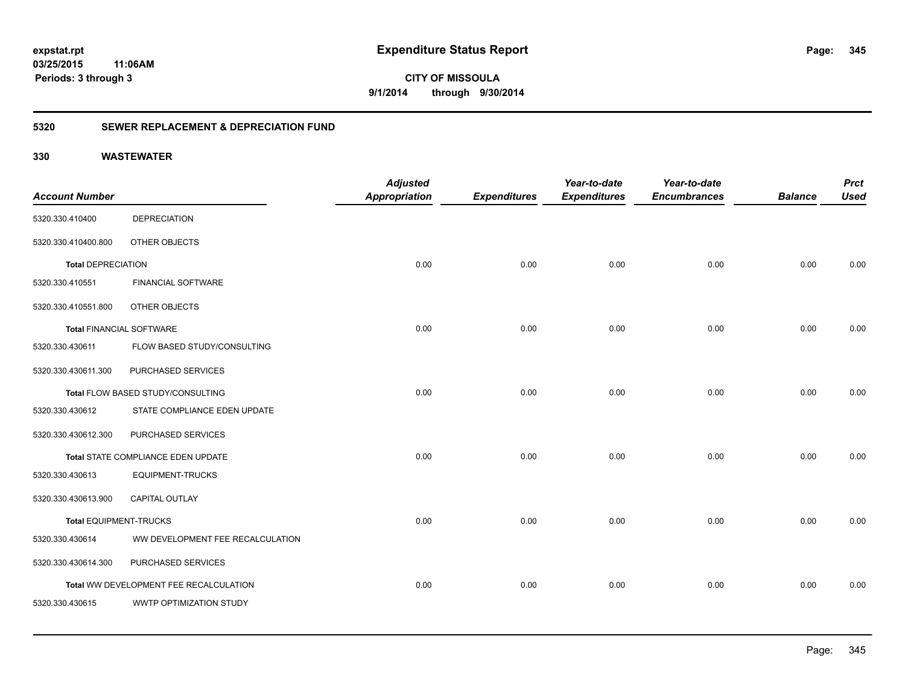**expstat.rpt**
**03/25/2015 11:06AM**
**Periods: 3 through 3**

# Expenditure Status Report

**CITY OF MISSOULA**
**9/1/2014 through 9/30/2014**

## 5320 SEWER REPLACEMENT & DEPRECIATION FUND

### 330 WASTEWATER

| Account Number | | Adjusted Appropriation | Expenditures | Year-to-date Expenditures | Year-to-date Encumbrances | Balance | Prct Used |
|---|---|---|---|---|---|---|---|
| 5320.330.410400 | DEPRECIATION | | | | | | |
| 5320.330.410400.800 | OTHER OBJECTS | | | | | | |
| **Total** DEPRECIATION | | 0.00 | 0.00 | 0.00 | 0.00 | 0.00 | 0.00 |
| 5320.330.410551 | FINANCIAL SOFTWARE | | | | | | |
| 5320.330.410551.800 | OTHER OBJECTS | | | | | | |
| **Total** FINANCIAL SOFTWARE | | 0.00 | 0.00 | 0.00 | 0.00 | 0.00 | 0.00 |
| 5320.330.430611 | FLOW BASED STUDY/CONSULTING | | | | | | |
| 5320.330.430611.300 | PURCHASED SERVICES | | | | | | |
| **Total** FLOW BASED STUDY/CONSULTING | | 0.00 | 0.00 | 0.00 | 0.00 | 0.00 | 0.00 |
| 5320.330.430612 | STATE COMPLIANCE EDEN UPDATE | | | | | | |
| 5320.330.430612.300 | PURCHASED SERVICES | | | | | | |
| **Total** STATE COMPLIANCE EDEN UPDATE | | 0.00 | 0.00 | 0.00 | 0.00 | 0.00 | 0.00 |
| 5320.330.430613 | EQUIPMENT-TRUCKS | | | | | | |
| 5320.330.430613.900 | CAPITAL OUTLAY | | | | | | |
| **Total** EQUIPMENT-TRUCKS | | 0.00 | 0.00 | 0.00 | 0.00 | 0.00 | 0.00 |
| 5320.330.430614 | WW DEVELOPMENT FEE RECALCULATION | | | | | | |
| 5320.330.430614.300 | PURCHASED SERVICES | | | | | | |
| **Total** WW DEVELOPMENT FEE RECALCULATION | | 0.00 | 0.00 | 0.00 | 0.00 | 0.00 | 0.00 |
| 5320.330.430615 | WWTP OPTIMIZATION STUDY | | | | | | |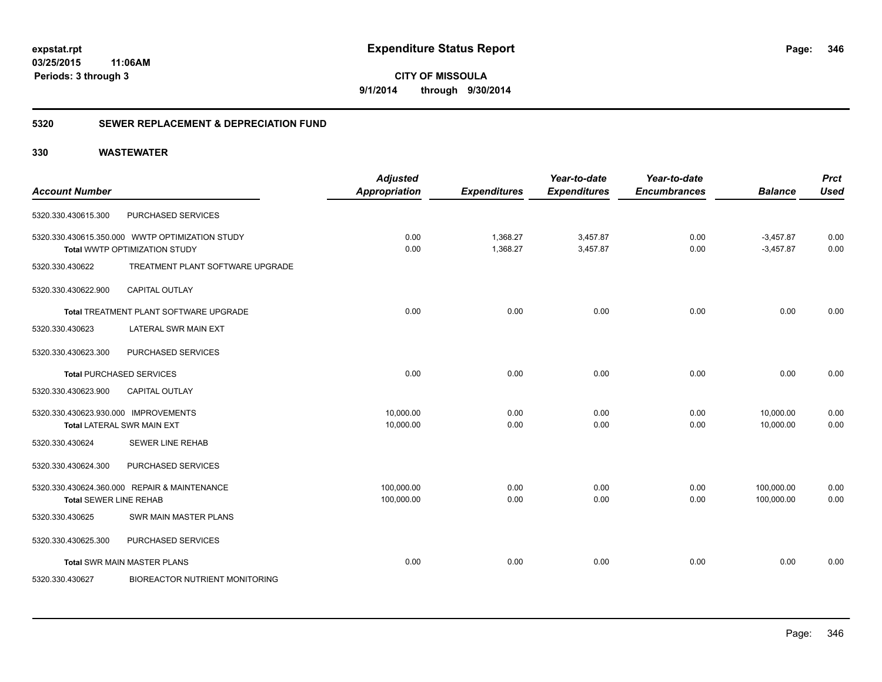expstat.rpt
03/25/2015 11:06AM
Periods: 3 through 3

# Expenditure Status Report

**CITY OF MISSOULA**
**9/1/2014 through 9/30/2014**

## 5320 SEWER REPLACEMENT & DEPRECIATION FUND

## 330 WASTEWATER

| Account Number | | Adjusted Appropriation | Expenditures | Year-to-date Expenditures | Year-to-date Encumbrances | Balance | Prct Used |
|---|---|---|---|---|---|---|---|
| 5320.330.430615.300 | PURCHASED SERVICES | | | | | | |
| 5320.330.430615.350.000 | WWTP OPTIMIZATION STUDY | 0.00 | 1,368.27 | 3,457.87 | 0.00 | -3,457.87 | 0.00 |
| **Total** WWTP OPTIMIZATION STUDY | | 0.00 | 1,368.27 | 3,457.87 | 0.00 | -3,457.87 | 0.00 |
| 5320.330.430622 | TREATMENT PLANT SOFTWARE UPGRADE | | | | | | |
| 5320.330.430622.900 | CAPITAL OUTLAY | | | | | | |
| **Total** TREATMENT PLANT SOFTWARE UPGRADE | | 0.00 | 0.00 | 0.00 | 0.00 | 0.00 | 0.00 |
| 5320.330.430623 | LATERAL SWR MAIN EXT | | | | | | |
| 5320.330.430623.300 | PURCHASED SERVICES | | | | | | |
| **Total** PURCHASED SERVICES | | 0.00 | 0.00 | 0.00 | 0.00 | 0.00 | 0.00 |
| 5320.330.430623.900 | CAPITAL OUTLAY | | | | | | |
| 5320.330.430623.930.000 | IMPROVEMENTS | 10,000.00 | 0.00 | 0.00 | 0.00 | 10,000.00 | 0.00 |
| **Total** LATERAL SWR MAIN EXT | | 10,000.00 | 0.00 | 0.00 | 0.00 | 10,000.00 | 0.00 |
| 5320.330.430624 | SEWER LINE REHAB | | | | | | |
| 5320.330.430624.300 | PURCHASED SERVICES | | | | | | |
| 5320.330.430624.360.000 | REPAIR & MAINTENANCE | 100,000.00 | 0.00 | 0.00 | 0.00 | 100,000.00 | 0.00 |
| **Total** SEWER LINE REHAB | | 100,000.00 | 0.00 | 0.00 | 0.00 | 100,000.00 | 0.00 |
| 5320.330.430625 | SWR MAIN MASTER PLANS | | | | | | |
| 5320.330.430625.300 | PURCHASED SERVICES | | | | | | |
| **Total** SWR MAIN MASTER PLANS | | 0.00 | 0.00 | 0.00 | 0.00 | 0.00 | 0.00 |
| 5320.330.430627 | BIOREACTOR NUTRIENT MONITORING | | | | | | |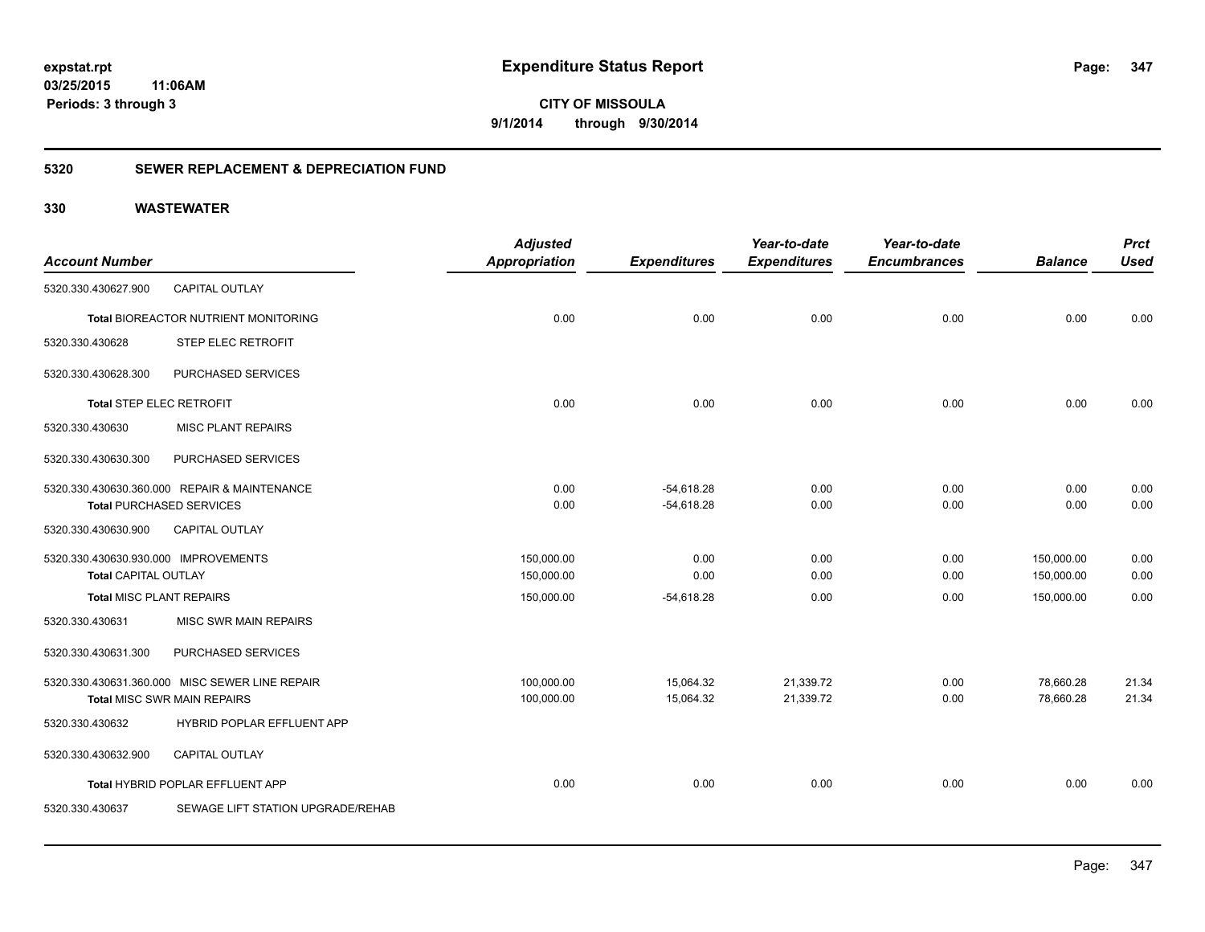**Expenditure Status Report**

**CITY OF MISSOULA**
**9/1/2014 through 9/30/2014**

**expstat.rpt**
**03/25/2015 11:06AM**
**Periods: 3 through 3**

## 5320 SEWER REPLACEMENT & DEPRECIATION FUND

## 330 WASTEWATER

| Account Number | | Adjusted Appropriation | Expenditures | Year-to-date Expenditures | Year-to-date Encumbrances | Balance | Prct Used |
|---|---|---|---|---|---|---|---|
| 5320.330.430627.900 | CAPITAL OUTLAY | | | | | | |
| **Total** BIOREACTOR NUTRIENT MONITORING | | 0.00 | 0.00 | 0.00 | 0.00 | 0.00 | 0.00 |
| 5320.330.430628 | STEP ELEC RETROFIT | | | | | | |
| 5320.330.430628.300 | PURCHASED SERVICES | | | | | | |
| **Total** STEP ELEC RETROFIT | | 0.00 | 0.00 | 0.00 | 0.00 | 0.00 | 0.00 |
| 5320.330.430630 | MISC PLANT REPAIRS | | | | | | |
| 5320.330.430630.300 | PURCHASED SERVICES | | | | | | |
| 5320.330.430630.360.000 | REPAIR & MAINTENANCE | 0.00 | -54,618.28 | 0.00 | 0.00 | 0.00 | 0.00 |
| **Total** PURCHASED SERVICES | | 0.00 | -54,618.28 | 0.00 | 0.00 | 0.00 | 0.00 |
| 5320.330.430630.900 | CAPITAL OUTLAY | | | | | | |
| 5320.330.430630.930.000 | IMPROVEMENTS | 150,000.00 | 0.00 | 0.00 | 0.00 | 150,000.00 | 0.00 |
| **Total** CAPITAL OUTLAY | | 150,000.00 | 0.00 | 0.00 | 0.00 | 150,000.00 | 0.00 |
| **Total** MISC PLANT REPAIRS | | 150,000.00 | -54,618.28 | 0.00 | 0.00 | 150,000.00 | 0.00 |
| 5320.330.430631 | MISC SWR MAIN REPAIRS | | | | | | |
| 5320.330.430631.300 | PURCHASED SERVICES | | | | | | |
| 5320.330.430631.360.000 | MISC SEWER LINE REPAIR | 100,000.00 | 15,064.32 | 21,339.72 | 0.00 | 78,660.28 | 21.34 |
| **Total** MISC SWR MAIN REPAIRS | | 100,000.00 | 15,064.32 | 21,339.72 | 0.00 | 78,660.28 | 21.34 |
| 5320.330.430632 | HYBRID POPLAR EFFLUENT APP | | | | | | |
| 5320.330.430632.900 | CAPITAL OUTLAY | | | | | | |
| **Total** HYBRID POPLAR EFFLUENT APP | | 0.00 | 0.00 | 0.00 | 0.00 | 0.00 | 0.00 |
| 5320.330.430637 | SEWAGE LIFT STATION UPGRADE/REHAB | | | | | | |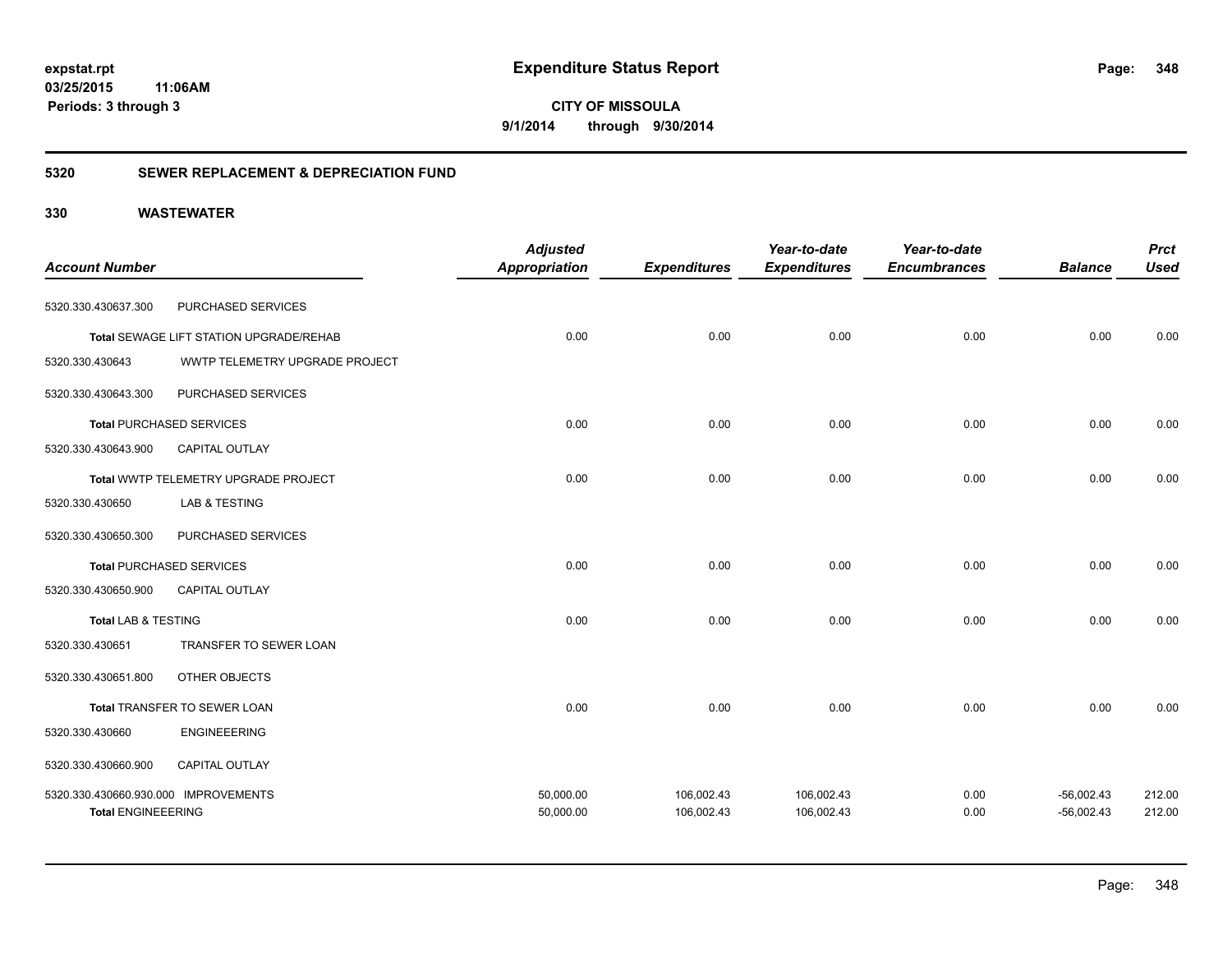**Expenditure Status Report**

**CITY OF MISSOULA**

**9/1/2014 through 9/30/2014**

expstat.rpt
03/25/2015 11:06AM
Periods: 3 through 3

## 5320 SEWER REPLACEMENT & DEPRECIATION FUND

## 330 WASTEWATER

| Account Number | | Adjusted Appropriation | Expenditures | Year-to-date Expenditures | Year-to-date Encumbrances | Balance | Prct Used |
|---|---|---|---|---|---|---|---|
| 5320.330.430637.300 | PURCHASED SERVICES | | | | | | |
| **Total** SEWAGE LIFT STATION UPGRADE/REHAB | | 0.00 | 0.00 | 0.00 | 0.00 | 0.00 | 0.00 |
| 5320.330.430643 | WWTP TELEMETRY UPGRADE PROJECT | | | | | | |
| 5320.330.430643.300 | PURCHASED SERVICES | | | | | | |
| **Total** PURCHASED SERVICES | | 0.00 | 0.00 | 0.00 | 0.00 | 0.00 | 0.00 |
| 5320.330.430643.900 | CAPITAL OUTLAY | | | | | | |
| **Total** WWTP TELEMETRY UPGRADE PROJECT | | 0.00 | 0.00 | 0.00 | 0.00 | 0.00 | 0.00 |
| 5320.330.430650 | LAB & TESTING | | | | | | |
| 5320.330.430650.300 | PURCHASED SERVICES | | | | | | |
| **Total** PURCHASED SERVICES | | 0.00 | 0.00 | 0.00 | 0.00 | 0.00 | 0.00 |
| 5320.330.430650.900 | CAPITAL OUTLAY | | | | | | |
| **Total** LAB & TESTING | | 0.00 | 0.00 | 0.00 | 0.00 | 0.00 | 0.00 |
| 5320.330.430651 | TRANSFER TO SEWER LOAN | | | | | | |
| 5320.330.430651.800 | OTHER OBJECTS | | | | | | |
| **Total** TRANSFER TO SEWER LOAN | | 0.00 | 0.00 | 0.00 | 0.00 | 0.00 | 0.00 |
| 5320.330.430660 | ENGINEEERING | | | | | | |
| 5320.330.430660.900 | CAPITAL OUTLAY | | | | | | |
| 5320.330.430660.930.000 | IMPROVEMENTS | 50,000.00 | 106,002.43 | 106,002.43 | 0.00 | -56,002.43 | 212.00 |
| **Total** ENGINEEERING | | 50,000.00 | 106,002.43 | 106,002.43 | 0.00 | -56,002.43 | 212.00 |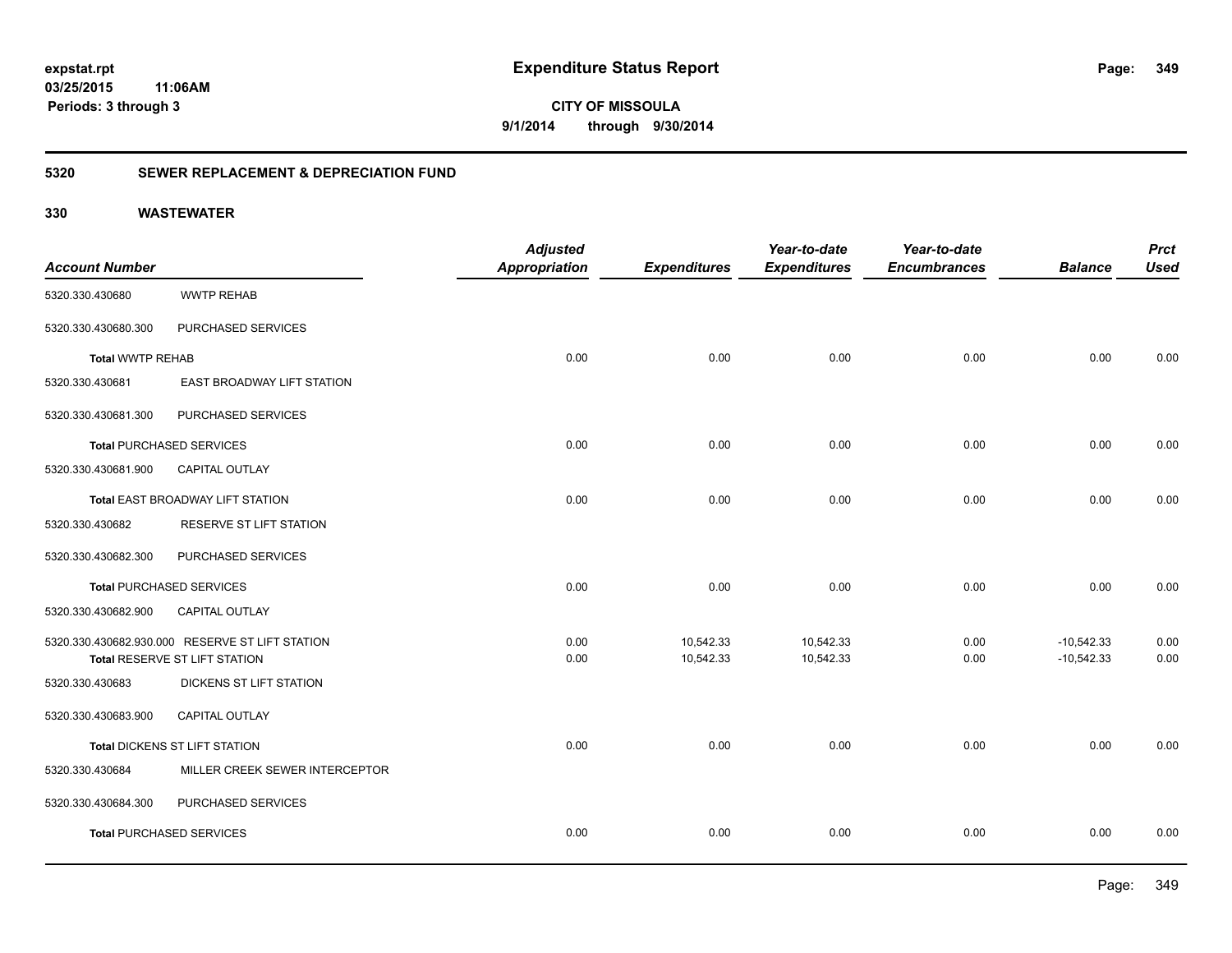**Expenditure Status Report**

**CITY OF MISSOULA**

**9/1/2014 through 9/30/2014**

expstat.rpt
03/25/2015 11:06AM
Periods: 3 through 3

## 5320 SEWER REPLACEMENT & DEPRECIATION FUND

## 330 WASTEWATER

| Account Number | | Adjusted Appropriation | Expenditures | Year-to-date Expenditures | Year-to-date Encumbrances | Balance | Prct Used |
|---|---|---|---|---|---|---|---|
| 5320.330.430680 | WWTP REHAB | | | | | | |
| 5320.330.430680.300 | PURCHASED SERVICES | | | | | | |
| **Total** WWTP REHAB | | 0.00 | 0.00 | 0.00 | 0.00 | 0.00 | 0.00 |
| 5320.330.430681 | EAST BROADWAY LIFT STATION | | | | | | |
| 5320.330.430681.300 | PURCHASED SERVICES | | | | | | |
| **Total** PURCHASED SERVICES | | 0.00 | 0.00 | 0.00 | 0.00 | 0.00 | 0.00 |
| 5320.330.430681.900 | CAPITAL OUTLAY | | | | | | |
| **Total** EAST BROADWAY LIFT STATION | | 0.00 | 0.00 | 0.00 | 0.00 | 0.00 | 0.00 |
| 5320.330.430682 | RESERVE ST LIFT STATION | | | | | | |
| 5320.330.430682.300 | PURCHASED SERVICES | | | | | | |
| **Total** PURCHASED SERVICES | | 0.00 | 0.00 | 0.00 | 0.00 | 0.00 | 0.00 |
| 5320.330.430682.900 | CAPITAL OUTLAY | | | | | | |
| 5320.330.430682.930.000 | RESERVE ST LIFT STATION | 0.00 | 10,542.33 | 10,542.33 | 0.00 | -10,542.33 | 0.00 |
| **Total** RESERVE ST LIFT STATION | | 0.00 | 10,542.33 | 10,542.33 | 0.00 | -10,542.33 | 0.00 |
| 5320.330.430683 | DICKENS ST LIFT STATION | | | | | | |
| 5320.330.430683.900 | CAPITAL OUTLAY | | | | | | |
| **Total** DICKENS ST LIFT STATION | | 0.00 | 0.00 | 0.00 | 0.00 | 0.00 | 0.00 |
| 5320.330.430684 | MILLER CREEK SEWER INTERCEPTOR | | | | | | |
| 5320.330.430684.300 | PURCHASED SERVICES | | | | | | |
| **Total** PURCHASED SERVICES | | 0.00 | 0.00 | 0.00 | 0.00 | 0.00 | 0.00 |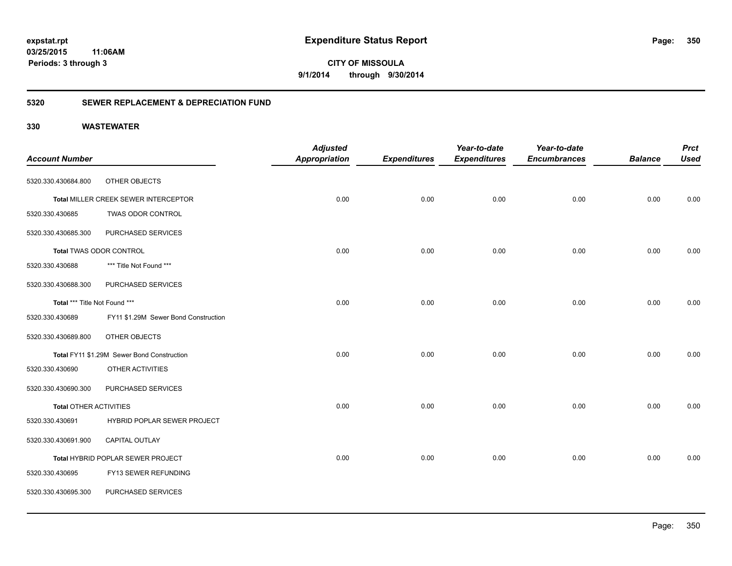# Expenditure Status Report

expstat.rpt
03/25/2015 11:06AM
Periods: 3 through 3

**CITY OF MISSOULA**
**9/1/2014 through 9/30/2014**

## 5320 SEWER REPLACEMENT & DEPRECIATION FUND

### 330 WASTEWATER

| Account Number | | Adjusted Appropriation | Expenditures | Year-to-date Expenditures | Year-to-date Encumbrances | Balance | Prct Used |
|---|---|---|---|---|---|---|---|
| 5320.330.430684.800 | OTHER OBJECTS | | | | | | |
| **Total** MILLER CREEK SEWER INTERCEPTOR | | 0.00 | 0.00 | 0.00 | 0.00 | 0.00 | 0.00 |
| 5320.330.430685 | TWAS ODOR CONTROL | | | | | | |
| 5320.330.430685.300 | PURCHASED SERVICES | | | | | | |
| **Total** TWAS ODOR CONTROL | | 0.00 | 0.00 | 0.00 | 0.00 | 0.00 | 0.00 |
| 5320.330.430688 | *** Title Not Found *** | | | | | | |
| 5320.330.430688.300 | PURCHASED SERVICES | | | | | | |
| **Total** *** Title Not Found *** | | 0.00 | 0.00 | 0.00 | 0.00 | 0.00 | 0.00 |
| 5320.330.430689 | FY11 $1.29M Sewer Bond Construction | | | | | | |
| 5320.330.430689.800 | OTHER OBJECTS | | | | | | |
| **Total** FY11 $1.29M Sewer Bond Construction | | 0.00 | 0.00 | 0.00 | 0.00 | 0.00 | 0.00 |
| 5320.330.430690 | OTHER ACTIVITIES | | | | | | |
| 5320.330.430690.300 | PURCHASED SERVICES | | | | | | |
| **Total** OTHER ACTIVITIES | | 0.00 | 0.00 | 0.00 | 0.00 | 0.00 | 0.00 |
| 5320.330.430691 | HYBRID POPLAR SEWER PROJECT | | | | | | |
| 5320.330.430691.900 | CAPITAL OUTLAY | | | | | | |
| **Total** HYBRID POPLAR SEWER PROJECT | | 0.00 | 0.00 | 0.00 | 0.00 | 0.00 | 0.00 |
| 5320.330.430695 | FY13 SEWER REFUNDING | | | | | | |
| 5320.330.430695.300 | PURCHASED SERVICES | | | | | | |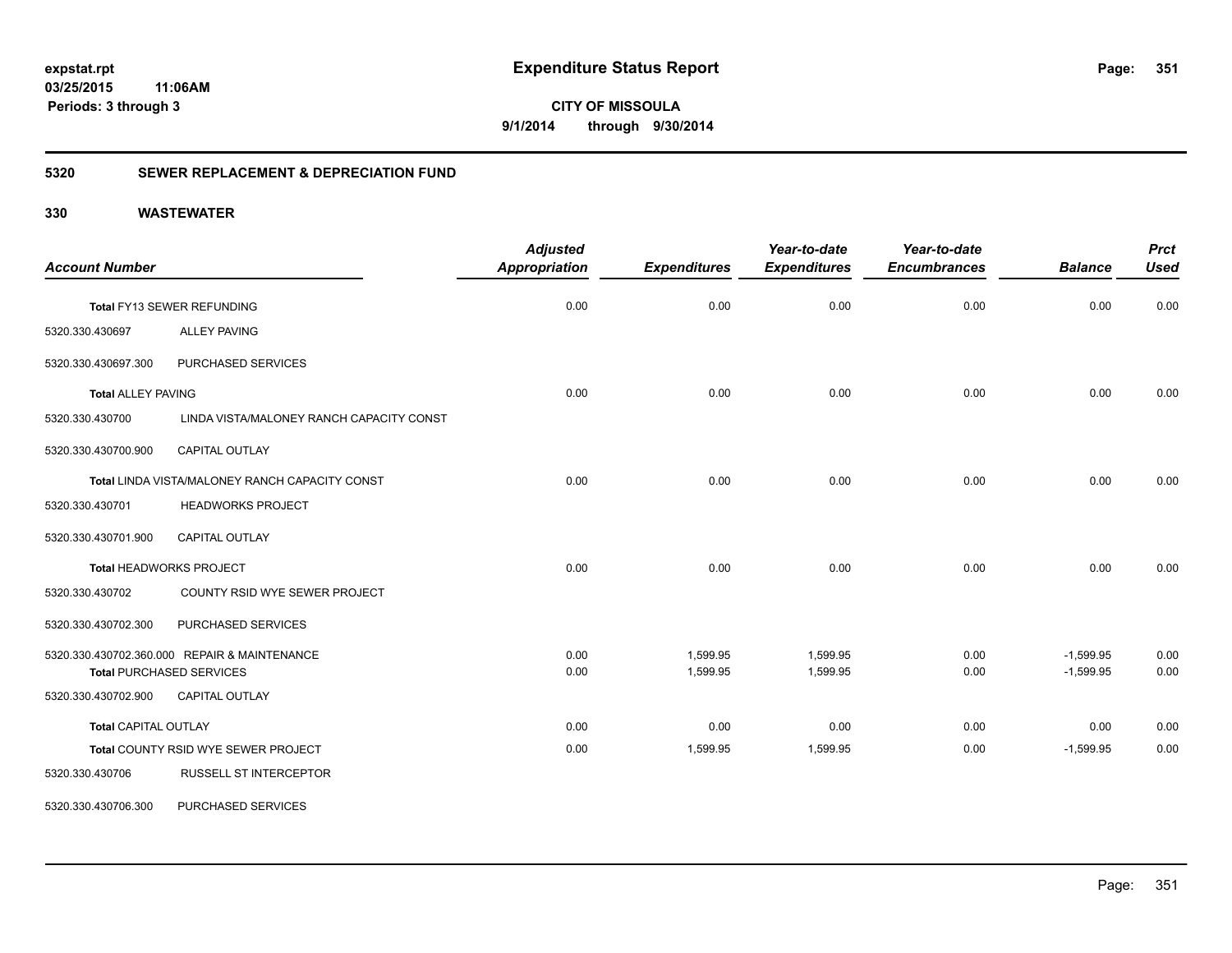# Expenditure Status Report

**CITY OF MISSOULA**

**9/1/2014 through 9/30/2014**

expstat.rpt
03/25/2015 11:06AM
Periods: 3 through 3

## 5320 SEWER REPLACEMENT & DEPRECIATION FUND

## 330 WASTEWATER

| Account Number | | Adjusted Appropriation | Expenditures | Year-to-date Expenditures | Year-to-date Encumbrances | Balance | Prct Used |
|---|---|---|---|---|---|---|---|
| **Total** FY13 SEWER REFUNDING | | 0.00 | 0.00 | 0.00 | 0.00 | 0.00 | 0.00 |
| 5320.330.430697 | ALLEY PAVING | | | | | | |
| 5320.330.430697.300 | PURCHASED SERVICES | | | | | | |
| **Total** ALLEY PAVING | | 0.00 | 0.00 | 0.00 | 0.00 | 0.00 | 0.00 |
| 5320.330.430700 | LINDA VISTA/MALONEY RANCH CAPACITY CONST | | | | | | |
| 5320.330.430700.900 | CAPITAL OUTLAY | | | | | | |
| **Total** LINDA VISTA/MALONEY RANCH CAPACITY CONST | | 0.00 | 0.00 | 0.00 | 0.00 | 0.00 | 0.00 |
| 5320.330.430701 | HEADWORKS PROJECT | | | | | | |
| 5320.330.430701.900 | CAPITAL OUTLAY | | | | | | |
| **Total** HEADWORKS PROJECT | | 0.00 | 0.00 | 0.00 | 0.00 | 0.00 | 0.00 |
| 5320.330.430702 | COUNTY RSID WYE SEWER PROJECT | | | | | | |
| 5320.330.430702.300 | PURCHASED SERVICES | | | | | | |
| 5320.330.430702.360.000 | REPAIR & MAINTENANCE | 0.00 | 1,599.95 | 1,599.95 | 0.00 | -1,599.95 | 0.00 |
| **Total** PURCHASED SERVICES | | 0.00 | 1,599.95 | 1,599.95 | 0.00 | -1,599.95 | 0.00 |
| 5320.330.430702.900 | CAPITAL OUTLAY | | | | | | |
| **Total** CAPITAL OUTLAY | | 0.00 | 0.00 | 0.00 | 0.00 | 0.00 | 0.00 |
| **Total** COUNTY RSID WYE SEWER PROJECT | | 0.00 | 1,599.95 | 1,599.95 | 0.00 | -1,599.95 | 0.00 |
| 5320.330.430706 | RUSSELL ST INTERCEPTOR | | | | | | |
| 5320.330.430706.300 | PURCHASED SERVICES | | | | | | |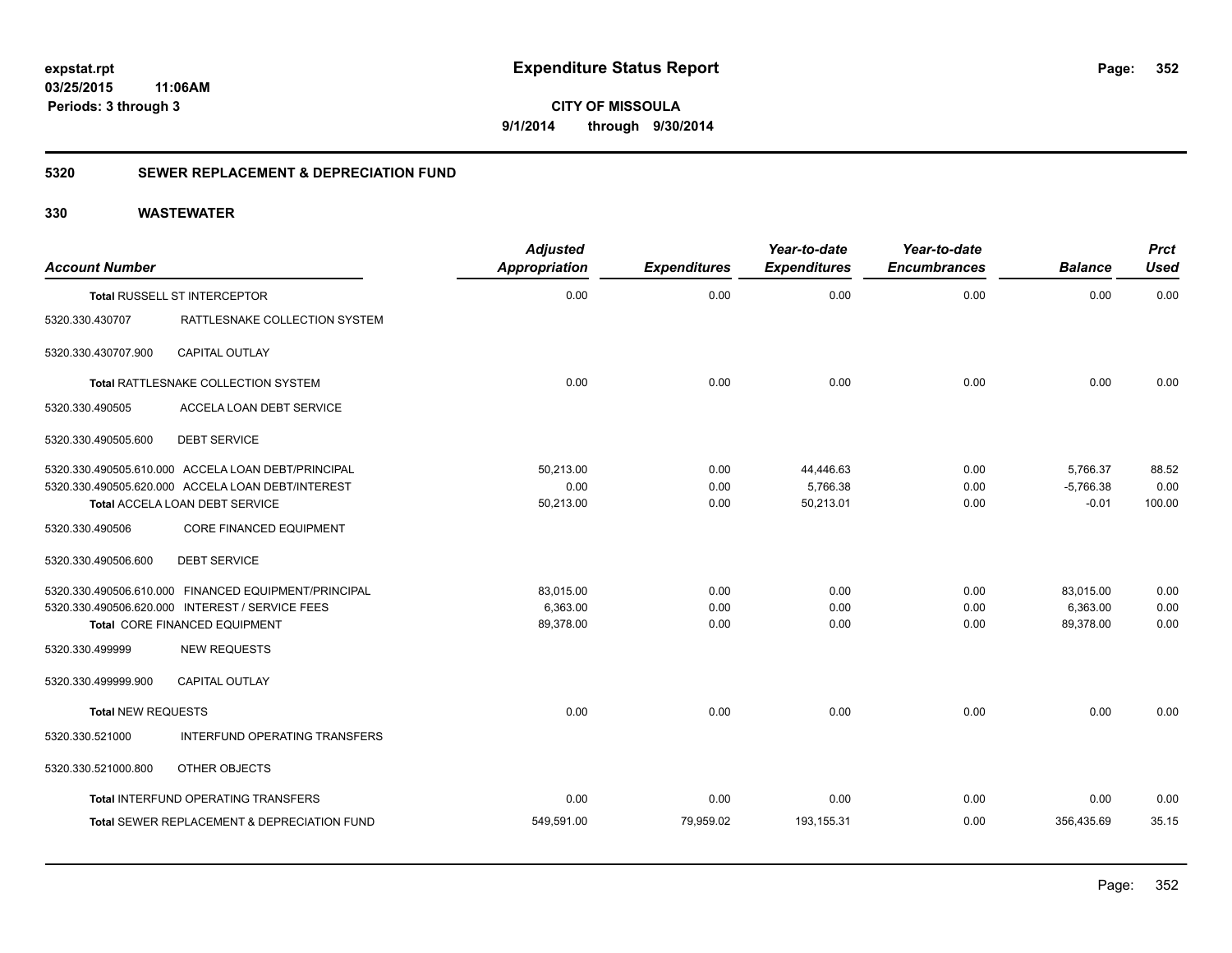# Expenditure Status Report

expstat.rpt
03/25/2015 11:06AM
Periods: 3 through 3

**CITY OF MISSOULA**
**9/1/2014 through 9/30/2014**

## 5320 SEWER REPLACEMENT & DEPRECIATION FUND

## 330 WASTEWATER

| Account Number | | Adjusted Appropriation | Expenditures | Year-to-date Expenditures | Year-to-date Encumbrances | Balance | Prct Used |
|---|---|---|---|---|---|---|---|
| **Total** RUSSELL ST INTERCEPTOR | | 0.00 | 0.00 | 0.00 | 0.00 | 0.00 | 0.00 |
| 5320.330.430707 | RATTLESNAKE COLLECTION SYSTEM | | | | | | |
| 5320.330.430707.900 | CAPITAL OUTLAY | | | | | | |
| **Total** RATTLESNAKE COLLECTION SYSTEM | | 0.00 | 0.00 | 0.00 | 0.00 | 0.00 | 0.00 |
| 5320.330.490505 | ACCELA LOAN DEBT SERVICE | | | | | | |
| 5320.330.490505.600 | DEBT SERVICE | | | | | | |
| 5320.330.490505.610.000 | ACCELA LOAN DEBT/PRINCIPAL | 50,213.00 | 0.00 | 44,446.63 | 0.00 | 5,766.37 | 88.52 |
| 5320.330.490505.620.000 | ACCELA LOAN DEBT/INTEREST | 0.00 | 0.00 | 5,766.38 | 0.00 | -5,766.38 | 0.00 |
| **Total** ACCELA LOAN DEBT SERVICE | | 50,213.00 | 0.00 | 50,213.01 | 0.00 | -0.01 | 100.00 |
| 5320.330.490506 | CORE FINANCED EQUIPMENT | | | | | | |
| 5320.330.490506.600 | DEBT SERVICE | | | | | | |
| 5320.330.490506.610.000 | FINANCED EQUIPMENT/PRINCIPAL | 83,015.00 | 0.00 | 0.00 | 0.00 | 83,015.00 | 0.00 |
| 5320.330.490506.620.000 | INTEREST / SERVICE FEES | 6,363.00 | 0.00 | 0.00 | 0.00 | 6,363.00 | 0.00 |
| **Total** CORE FINANCED EQUIPMENT | | 89,378.00 | 0.00 | 0.00 | 0.00 | 89,378.00 | 0.00 |
| 5320.330.499999 | NEW REQUESTS | | | | | | |
| 5320.330.499999.900 | CAPITAL OUTLAY | | | | | | |
| **Total** NEW REQUESTS | | 0.00 | 0.00 | 0.00 | 0.00 | 0.00 | 0.00 |
| 5320.330.521000 | INTERFUND OPERATING TRANSFERS | | | | | | |
| 5320.330.521000.800 | OTHER OBJECTS | | | | | | |
| **Total** INTERFUND OPERATING TRANSFERS | | 0.00 | 0.00 | 0.00 | 0.00 | 0.00 | 0.00 |
| **Total** SEWER REPLACEMENT & DEPRECIATION FUND | | 549,591.00 | 79,959.02 | 193,155.31 | 0.00 | 356,435.69 | 35.15 |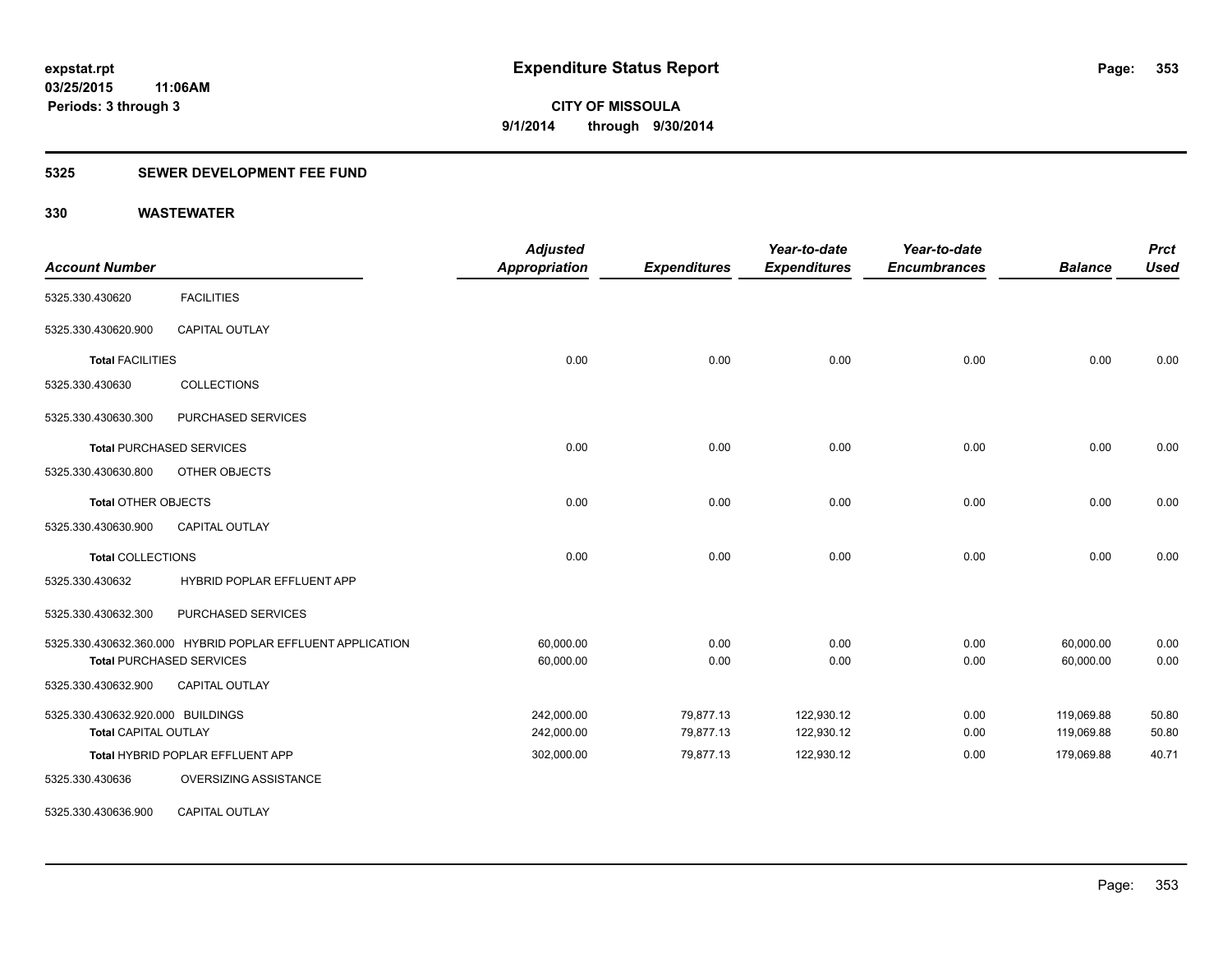# Expenditure Status Report

expstat.rpt
03/25/2015 11:06AM
Periods: 3 through 3

**CITY OF MISSOULA**
**9/1/2014 through 9/30/2014**

## 5325 SEWER DEVELOPMENT FEE FUND

## 330 WASTEWATER

| Account Number | | Adjusted Appropriation | Expenditures | Year-to-date Expenditures | Year-to-date Encumbrances | Balance | Prct Used |
|---|---|---|---|---|---|---|---|
| 5325.330.430620 | FACILITIES | | | | | | |
| 5325.330.430620.900 | CAPITAL OUTLAY | | | | | | |
| **Total** FACILITIES | | 0.00 | 0.00 | 0.00 | 0.00 | 0.00 | 0.00 |
| 5325.330.430630 | COLLECTIONS | | | | | | |
| 5325.330.430630.300 | PURCHASED SERVICES | | | | | | |
| **Total** PURCHASED SERVICES | | 0.00 | 0.00 | 0.00 | 0.00 | 0.00 | 0.00 |
| 5325.330.430630.800 | OTHER OBJECTS | | | | | | |
| **Total** OTHER OBJECTS | | 0.00 | 0.00 | 0.00 | 0.00 | 0.00 | 0.00 |
| 5325.330.430630.900 | CAPITAL OUTLAY | | | | | | |
| **Total** COLLECTIONS | | 0.00 | 0.00 | 0.00 | 0.00 | 0.00 | 0.00 |
| 5325.330.430632 | HYBRID POPLAR EFFLUENT APP | | | | | | |
| 5325.330.430632.300 | PURCHASED SERVICES | | | | | | |
| 5325.330.430632.360.000 | HYBRID POPLAR EFFLUENT APPLICATION | 60,000.00 | 0.00 | 0.00 | 0.00 | 60,000.00 | 0.00 |
| **Total** PURCHASED SERVICES | | 60,000.00 | 0.00 | 0.00 | 0.00 | 60,000.00 | 0.00 |
| 5325.330.430632.900 | CAPITAL OUTLAY | | | | | | |
| 5325.330.430632.920.000 | BUILDINGS | 242,000.00 | 79,877.13 | 122,930.12 | 0.00 | 119,069.88 | 50.80 |
| **Total** CAPITAL OUTLAY | | 242,000.00 | 79,877.13 | 122,930.12 | 0.00 | 119,069.88 | 50.80 |
| **Total** HYBRID POPLAR EFFLUENT APP | | 302,000.00 | 79,877.13 | 122,930.12 | 0.00 | 179,069.88 | 40.71 |
| 5325.330.430636 | OVERSIZING ASSISTANCE | | | | | | |
| 5325.330.430636.900 | CAPITAL OUTLAY | | | | | | |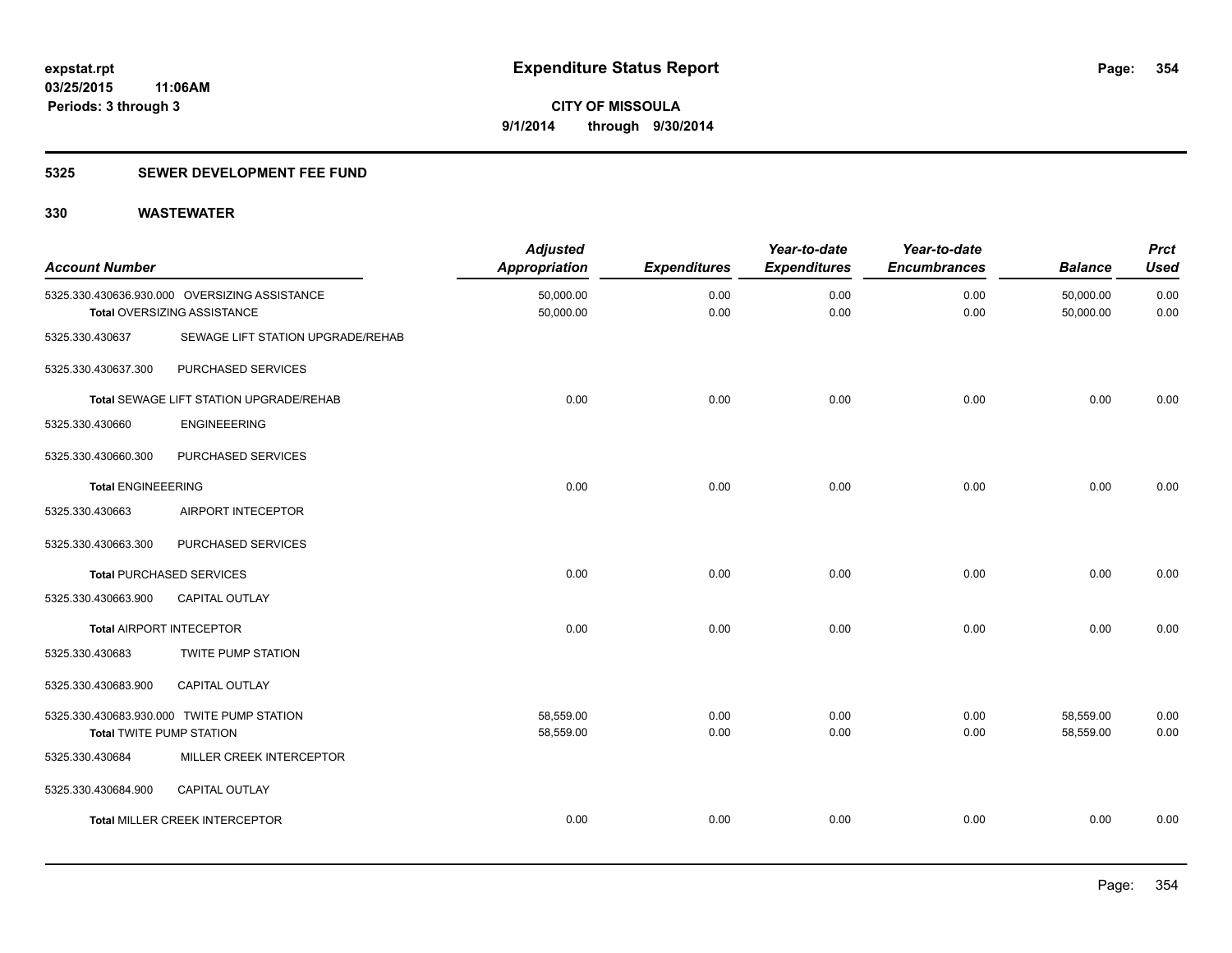**expstat.rpt**
**03/25/2015 11:06AM**
**Periods: 3 through 3**

# Expenditure Status Report

**CITY OF MISSOULA**
**9/1/2014 through 9/30/2014**

## 5325 SEWER DEVELOPMENT FEE FUND

## 330 WASTEWATER

| Account Number | | Adjusted Appropriation | Expenditures | Year-to-date Expenditures | Year-to-date Encumbrances | Balance | Prct Used |
|---|---|---|---|---|---|---|---|
| 5325.330.430636.930.000 | OVERSIZING ASSISTANCE | 50,000.00 | 0.00 | 0.00 | 0.00 | 50,000.00 | 0.00 |
| **Total** OVERSIZING ASSISTANCE | | 50,000.00 | 0.00 | 0.00 | 0.00 | 50,000.00 | 0.00 |
| 5325.330.430637 | SEWAGE LIFT STATION UPGRADE/REHAB | | | | | | |
| 5325.330.430637.300 | PURCHASED SERVICES | | | | | | |
| **Total** SEWAGE LIFT STATION UPGRADE/REHAB | | 0.00 | 0.00 | 0.00 | 0.00 | 0.00 | 0.00 |
| 5325.330.430660 | ENGINEEERING | | | | | | |
| 5325.330.430660.300 | PURCHASED SERVICES | | | | | | |
| **Total** ENGINEEERING | | 0.00 | 0.00 | 0.00 | 0.00 | 0.00 | 0.00 |
| 5325.330.430663 | AIRPORT INTECEPTOR | | | | | | |
| 5325.330.430663.300 | PURCHASED SERVICES | | | | | | |
| **Total** PURCHASED SERVICES | | 0.00 | 0.00 | 0.00 | 0.00 | 0.00 | 0.00 |
| 5325.330.430663.900 | CAPITAL OUTLAY | | | | | | |
| **Total** AIRPORT INTECEPTOR | | 0.00 | 0.00 | 0.00 | 0.00 | 0.00 | 0.00 |
| 5325.330.430683 | TWITE PUMP STATION | | | | | | |
| 5325.330.430683.900 | CAPITAL OUTLAY | | | | | | |
| 5325.330.430683.930.000 | TWITE PUMP STATION | 58,559.00 | 0.00 | 0.00 | 0.00 | 58,559.00 | 0.00 |
| **Total** TWITE PUMP STATION | | 58,559.00 | 0.00 | 0.00 | 0.00 | 58,559.00 | 0.00 |
| 5325.330.430684 | MILLER CREEK INTERCEPTOR | | | | | | |
| 5325.330.430684.900 | CAPITAL OUTLAY | | | | | | |
| **Total** MILLER CREEK INTERCEPTOR | | 0.00 | 0.00 | 0.00 | 0.00 | 0.00 | 0.00 |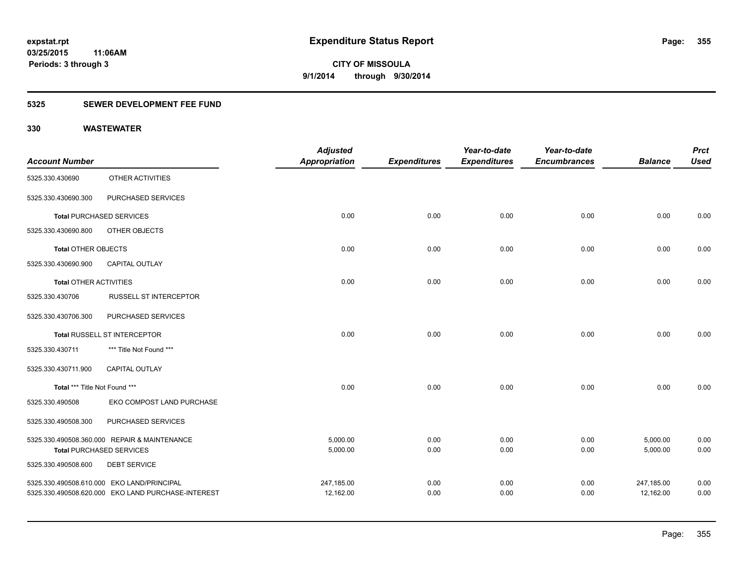**expstat.rpt**
**03/25/2015 11:06AM**
**Periods: 3 through 3**

# Expenditure Status Report

**CITY OF MISSOULA**
**9/1/2014 through 9/30/2014**

## 5325 SEWER DEVELOPMENT FEE FUND

## 330 WASTEWATER

| Account Number | | Adjusted Appropriation | Expenditures | Year-to-date Expenditures | Year-to-date Encumbrances | Balance | Prct Used |
|---|---|---|---|---|---|---|---|
| 5325.330.430690 | OTHER ACTIVITIES | | | | | | |
| 5325.330.430690.300 | PURCHASED SERVICES | | | | | | |
| **Total** PURCHASED SERVICES | | 0.00 | 0.00 | 0.00 | 0.00 | 0.00 | 0.00 |
| 5325.330.430690.800 | OTHER OBJECTS | | | | | | |
| **Total** OTHER OBJECTS | | 0.00 | 0.00 | 0.00 | 0.00 | 0.00 | 0.00 |
| 5325.330.430690.900 | CAPITAL OUTLAY | | | | | | |
| **Total** OTHER ACTIVITIES | | 0.00 | 0.00 | 0.00 | 0.00 | 0.00 | 0.00 |
| 5325.330.430706 | RUSSELL ST INTERCEPTOR | | | | | | |
| 5325.330.430706.300 | PURCHASED SERVICES | | | | | | |
| **Total** RUSSELL ST INTERCEPTOR | | 0.00 | 0.00 | 0.00 | 0.00 | 0.00 | 0.00 |
| 5325.330.430711 | *** Title Not Found *** | | | | | | |
| 5325.330.430711.900 | CAPITAL OUTLAY | | | | | | |
| **Total** *** Title Not Found *** | | 0.00 | 0.00 | 0.00 | 0.00 | 0.00 | 0.00 |
| 5325.330.490508 | EKO COMPOST LAND PURCHASE | | | | | | |
| 5325.330.490508.300 | PURCHASED SERVICES | | | | | | |
| 5325.330.490508.360.000 | REPAIR & MAINTENANCE | 5,000.00 | 0.00 | 0.00 | 0.00 | 5,000.00 | 0.00 |
| **Total** PURCHASED SERVICES | | 5,000.00 | 0.00 | 0.00 | 0.00 | 5,000.00 | 0.00 |
| 5325.330.490508.600 | DEBT SERVICE | | | | | | |
| 5325.330.490508.610.000 | EKO LAND/PRINCIPAL | 247,185.00 | 0.00 | 0.00 | 0.00 | 247,185.00 | 0.00 |
| 5325.330.490508.620.000 | EKO LAND PURCHASE-INTEREST | 12,162.00 | 0.00 | 0.00 | 0.00 | 12,162.00 | 0.00 |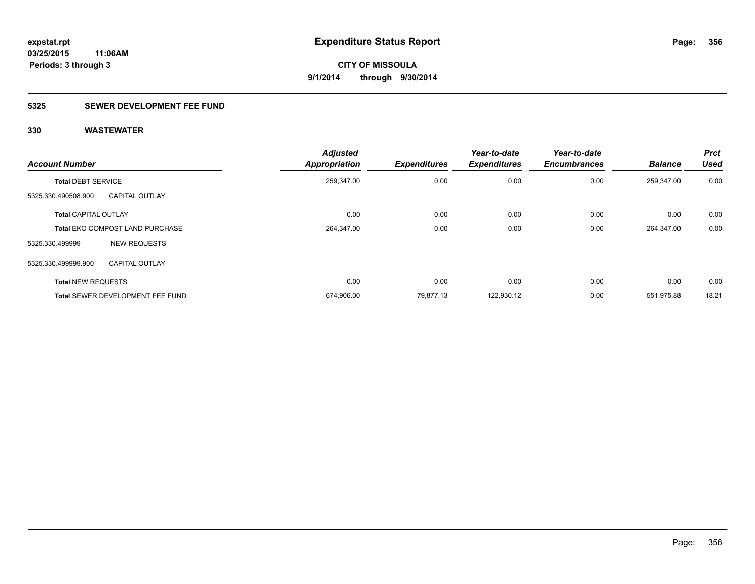# Expenditure Status Report

**CITY OF MISSOULA**

**9/1/2014 through 9/30/2014**

expstat.rpt
03/25/2015 11:06AM
Periods: 3 through 3

## 5325 SEWER DEVELOPMENT FEE FUND

### 330 WASTEWATER

| Account Number | | Adjusted Appropriation | Expenditures | Year-to-date Expenditures | Year-to-date Encumbrances | Balance | Prct Used |
|---|---|---|---|---|---|---|---|
| **Total** DEBT SERVICE | | 259,347.00 | 0.00 | 0.00 | 0.00 | 259,347.00 | 0.00 |
| 5325.330.490508.900 | CAPITAL OUTLAY | | | | | | |
| **Total** CAPITAL OUTLAY | | 0.00 | 0.00 | 0.00 | 0.00 | 0.00 | 0.00 |
| **Total** EKO COMPOST LAND PURCHASE | | 264,347.00 | 0.00 | 0.00 | 0.00 | 264,347.00 | 0.00 |
| 5325.330.499999 | NEW REQUESTS | | | | | | |
| 5325.330.499999.900 | CAPITAL OUTLAY | | | | | | |
| **Total** NEW REQUESTS | | 0.00 | 0.00 | 0.00 | 0.00 | 0.00 | 0.00 |
| **Total** SEWER DEVELOPMENT FEE FUND | | 674,906.00 | 79,877.13 | 122,930.12 | 0.00 | 551,975.88 | 18.21 |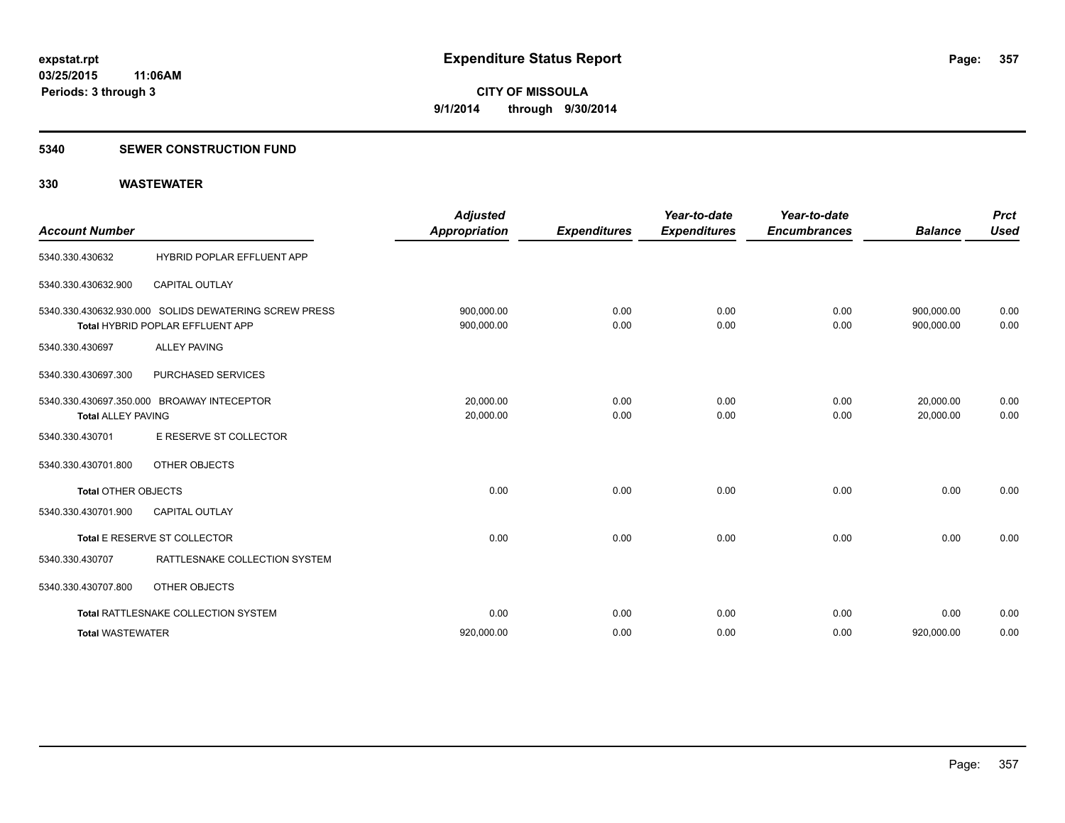# Expenditure Status Report

expstat.rpt
03/25/2015 11:06AM
Periods: 3 through 3

**CITY OF MISSOULA**
**9/1/2014 through 9/30/2014**

## 5340 SEWER CONSTRUCTION FUND

### 330 WASTEWATER

| Account Number | | Adjusted Appropriation | Expenditures | Year-to-date Expenditures | Year-to-date Encumbrances | Balance | Prct Used |
|---|---|---|---|---|---|---|---|
| 5340.330.430632 | HYBRID POPLAR EFFLUENT APP | | | | | | |
| 5340.330.430632.900 | CAPITAL OUTLAY | | | | | | |
| 5340.330.430632.930.000 | SOLIDS DEWATERING SCREW PRESS | 900,000.00 | 0.00 | 0.00 | 0.00 | 900,000.00 | 0.00 |
| **Total** HYBRID POPLAR EFFLUENT APP | | 900,000.00 | 0.00 | 0.00 | 0.00 | 900,000.00 | 0.00 |
| 5340.330.430697 | ALLEY PAVING | | | | | | |
| 5340.330.430697.300 | PURCHASED SERVICES | | | | | | |
| 5340.330.430697.350.000 | BROAWAY INTECEPTOR | 20,000.00 | 0.00 | 0.00 | 0.00 | 20,000.00 | 0.00 |
| **Total** ALLEY PAVING | | 20,000.00 | 0.00 | 0.00 | 0.00 | 20,000.00 | 0.00 |
| 5340.330.430701 | E RESERVE ST COLLECTOR | | | | | | |
| 5340.330.430701.800 | OTHER OBJECTS | | | | | | |
| **Total** OTHER OBJECTS | | 0.00 | 0.00 | 0.00 | 0.00 | 0.00 | 0.00 |
| 5340.330.430701.900 | CAPITAL OUTLAY | | | | | | |
| **Total** E RESERVE ST COLLECTOR | | 0.00 | 0.00 | 0.00 | 0.00 | 0.00 | 0.00 |
| 5340.330.430707 | RATTLESNAKE COLLECTION SYSTEM | | | | | | |
| 5340.330.430707.800 | OTHER OBJECTS | | | | | | |
| **Total** RATTLESNAKE COLLECTION SYSTEM | | 0.00 | 0.00 | 0.00 | 0.00 | 0.00 | 0.00 |
| **Total** WASTEWATER | | 920,000.00 | 0.00 | 0.00 | 0.00 | 920,000.00 | 0.00 |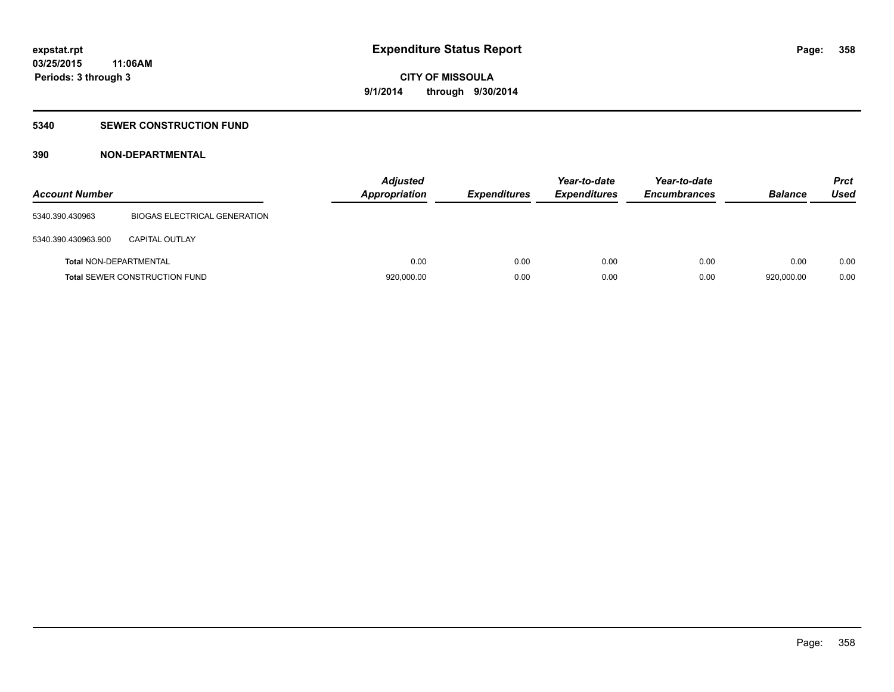**expstat.rpt**
**03/25/2015 11:06AM**
**Periods: 3 through 3**

# Expenditure Status Report

**CITY OF MISSOULA**
**9/1/2014 through 9/30/2014**

## 5340 SEWER CONSTRUCTION FUND

### 390 NON-DEPARTMENTAL

| Account Number | | Adjusted Appropriation | Expenditures | Year-to-date Expenditures | Year-to-date Encumbrances | Balance | Prct Used |
|---|---|---|---|---|---|---|---|
| 5340.390.430963 | BIOGAS ELECTRICAL GENERATION | | | | | | |
| 5340.390.430963.900 | CAPITAL OUTLAY | | | | | | |
| **Total** NON-DEPARTMENTAL | | 0.00 | 0.00 | 0.00 | 0.00 | 0.00 | 0.00 |
| **Total** SEWER CONSTRUCTION FUND | | 920,000.00 | 0.00 | 0.00 | 0.00 | 920,000.00 | 0.00 |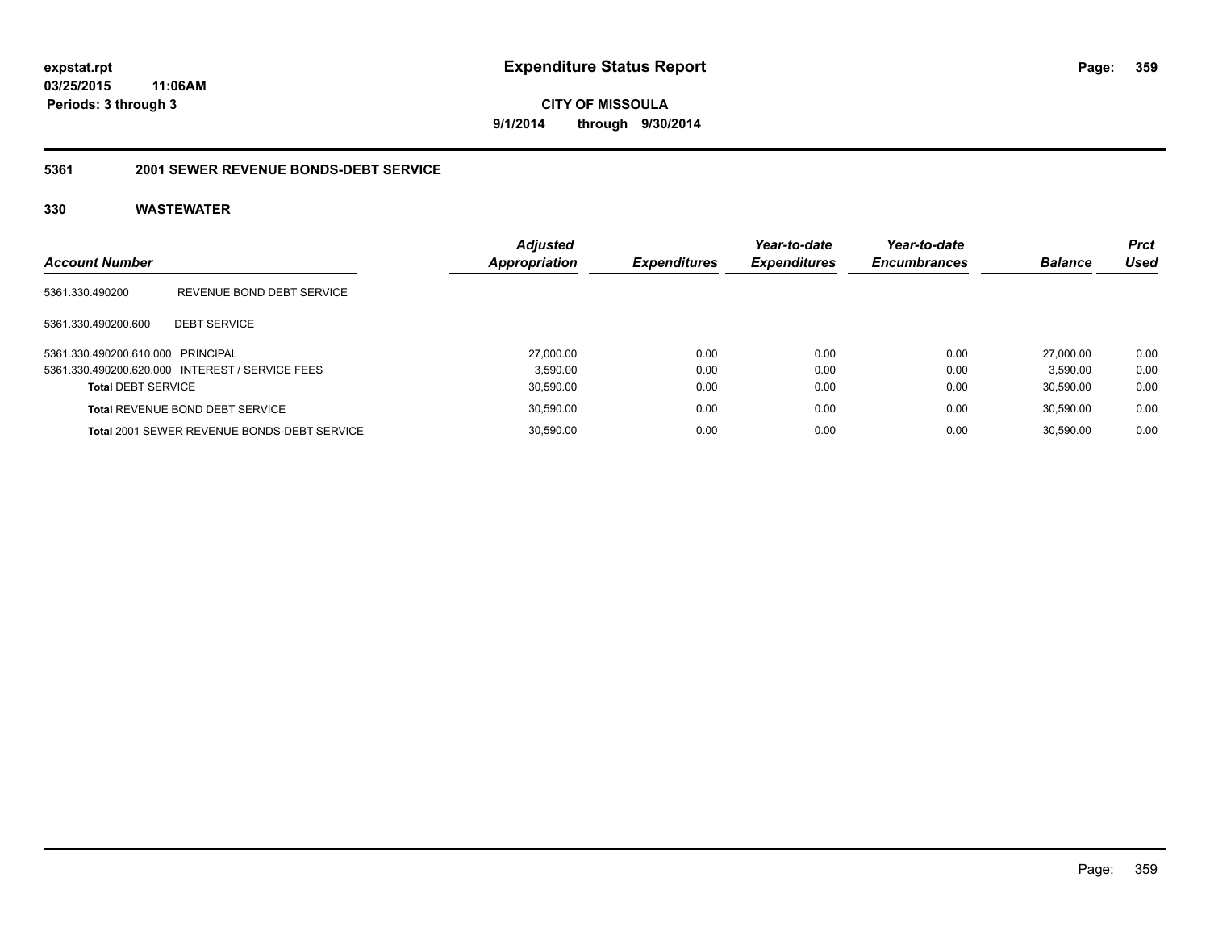# Expenditure Status Report

**expstat.rpt**
**03/25/2015 11:06AM**
**Periods: 3 through 3**

**CITY OF MISSOULA**
**9/1/2014 through 9/30/2014**

## 5361 2001 SEWER REVENUE BONDS-DEBT SERVICE

### 330 WASTEWATER

| Account Number | | Adjusted Appropriation | Expenditures | Year-to-date Expenditures | Year-to-date Encumbrances | Balance | Prct Used |
|---|---|---|---|---|---|---|---|
| 5361.330.490200 | REVENUE BOND DEBT SERVICE | | | | | | |
| 5361.330.490200.600 | DEBT SERVICE | | | | | | |
| 5361.330.490200.610.000 | PRINCIPAL | 27,000.00 | 0.00 | 0.00 | 0.00 | 27,000.00 | 0.00 |
| 5361.330.490200.620.000 | INTEREST / SERVICE FEES | 3,590.00 | 0.00 | 0.00 | 0.00 | 3,590.00 | 0.00 |
| **Total** DEBT SERVICE | | 30,590.00 | 0.00 | 0.00 | 0.00 | 30,590.00 | 0.00 |
| **Total** REVENUE BOND DEBT SERVICE | | 30,590.00 | 0.00 | 0.00 | 0.00 | 30,590.00 | 0.00 |
| **Total** 2001 SEWER REVENUE BONDS-DEBT SERVICE | | 30,590.00 | 0.00 | 0.00 | 0.00 | 30,590.00 | 0.00 |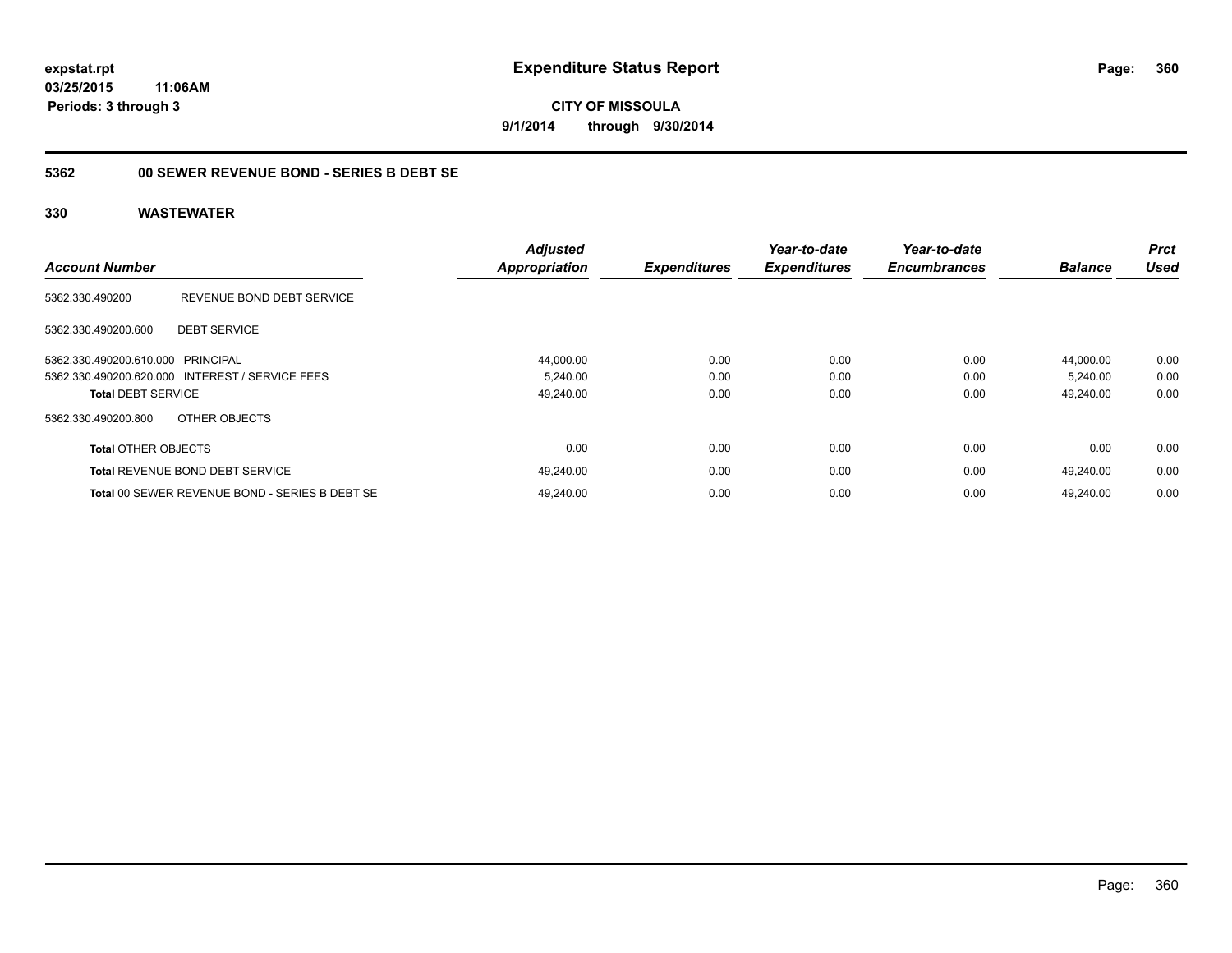**expstat.rpt**
**03/25/2015 11:06AM**
**Periods: 3 through 3**

# Expenditure Status Report

**CITY OF MISSOULA**
**9/1/2014 through 9/30/2014**

## 5362 00 SEWER REVENUE BOND - SERIES B DEBT SE

## 330 WASTEWATER

| Account Number | | Adjusted Appropriation | Expenditures | Year-to-date Expenditures | Year-to-date Encumbrances | Balance | Prct Used |
|---|---|---|---|---|---|---|---|
| 5362.330.490200 | REVENUE BOND DEBT SERVICE | | | | | | |
| 5362.330.490200.600 | DEBT SERVICE | | | | | | |
| 5362.330.490200.610.000 | PRINCIPAL | 44,000.00 | 0.00 | 0.00 | 0.00 | 44,000.00 | 0.00 |
| 5362.330.490200.620.000 | INTEREST / SERVICE FEES | 5,240.00 | 0.00 | 0.00 | 0.00 | 5,240.00 | 0.00 |
| **Total** DEBT SERVICE | | 49,240.00 | 0.00 | 0.00 | 0.00 | 49,240.00 | 0.00 |
| 5362.330.490200.800 | OTHER OBJECTS | | | | | | |
| **Total** OTHER OBJECTS | | 0.00 | 0.00 | 0.00 | 0.00 | 0.00 | 0.00 |
| **Total** REVENUE BOND DEBT SERVICE | | 49,240.00 | 0.00 | 0.00 | 0.00 | 49,240.00 | 0.00 |
| **Total** 00 SEWER REVENUE BOND - SERIES B DEBT SE | | 49,240.00 | 0.00 | 0.00 | 0.00 | 49,240.00 | 0.00 |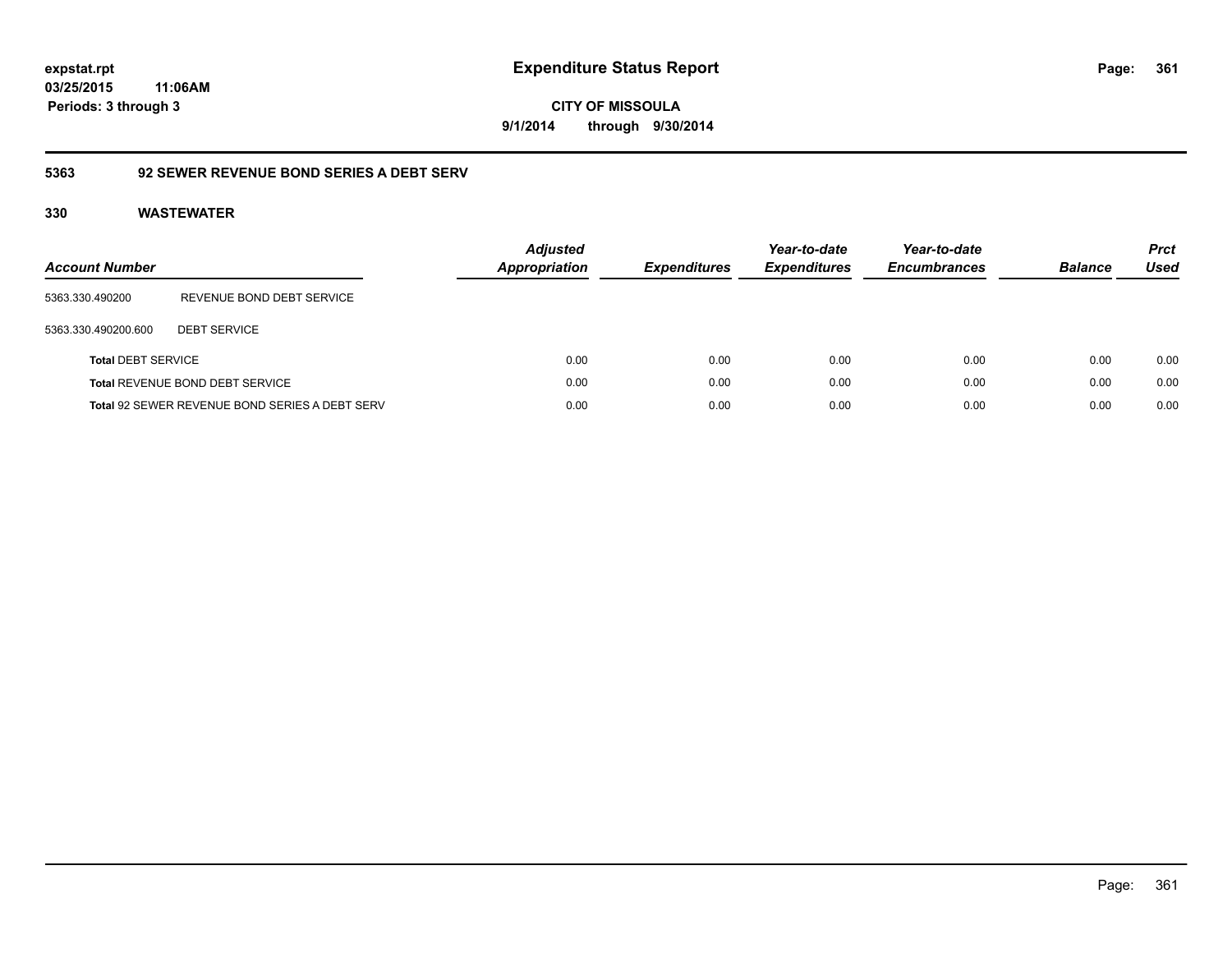# Expenditure Status Report

expstat.rpt
03/25/2015 11:06AM
Periods: 3 through 3

CITY OF MISSOULA
9/1/2014 through 9/30/2014

## 5363 92 SEWER REVENUE BOND SERIES A DEBT SERV

### 330 WASTEWATER

| Account Number | | Adjusted Appropriation | Expenditures | Year-to-date Expenditures | Year-to-date Encumbrances | Balance | Prct Used |
|---|---|---|---|---|---|---|---|
| 5363.330.490200 | REVENUE BOND DEBT SERVICE | | | | | | |
| 5363.330.490200.600 | DEBT SERVICE | | | | | | |
| **Total** DEBT SERVICE | | 0.00 | 0.00 | 0.00 | 0.00 | 0.00 | 0.00 |
| **Total** REVENUE BOND DEBT SERVICE | | 0.00 | 0.00 | 0.00 | 0.00 | 0.00 | 0.00 |
| **Total** 92 SEWER REVENUE BOND SERIES A DEBT SERV | | 0.00 | 0.00 | 0.00 | 0.00 | 0.00 | 0.00 |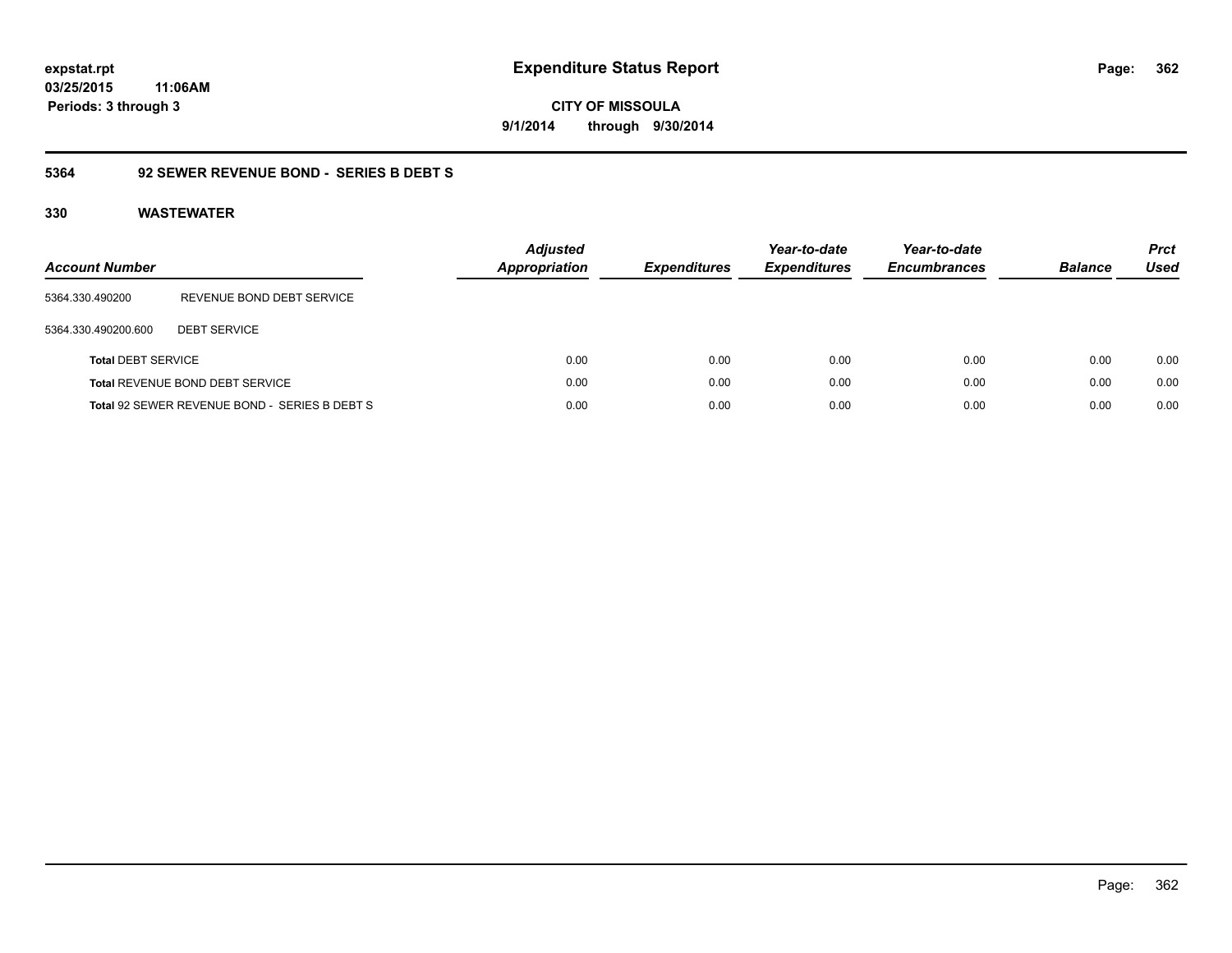expstat.rpt
03/25/2015 11:06AM
Periods: 3 through 3

# Expenditure Status Report

**CITY OF MISSOULA**
**9/1/2014 through 9/30/2014**

## 5364 92 SEWER REVENUE BOND - SERIES B DEBT S

### 330 WASTEWATER

| Account Number | | Adjusted Appropriation | Expenditures | Year-to-date Expenditures | Year-to-date Encumbrances | Balance | Prct Used |
|---|---|---|---|---|---|---|---|
| 5364.330.490200 | REVENUE BOND DEBT SERVICE | | | | | | |
| 5364.330.490200.600 | DEBT SERVICE | | | | | | |
| **Total** DEBT SERVICE | | 0.00 | 0.00 | 0.00 | 0.00 | 0.00 | 0.00 |
| **Total** REVENUE BOND DEBT SERVICE | | 0.00 | 0.00 | 0.00 | 0.00 | 0.00 | 0.00 |
| **Total** 92 SEWER REVENUE BOND - SERIES B DEBT S | | 0.00 | 0.00 | 0.00 | 0.00 | 0.00 | 0.00 |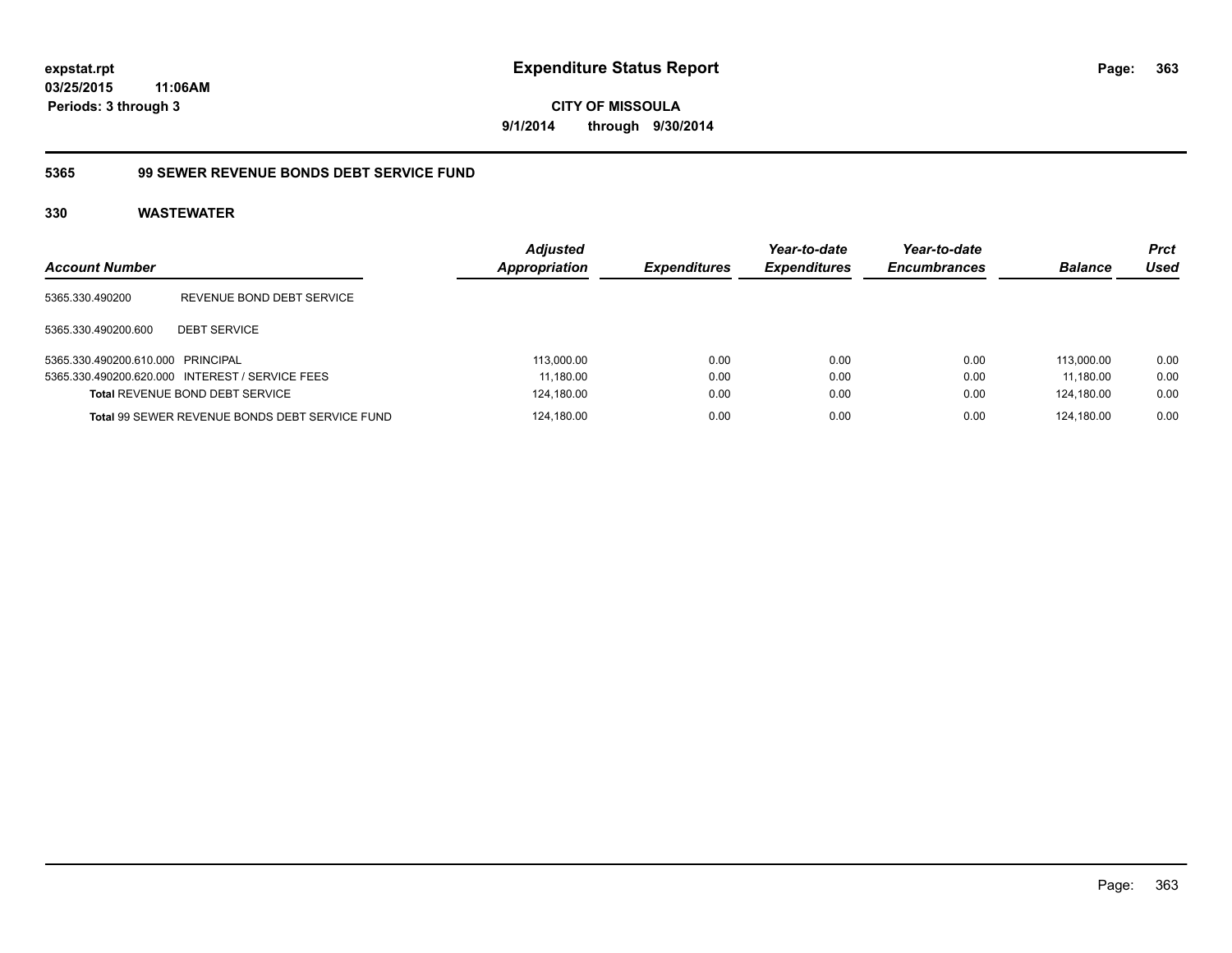**expstat.rpt**
**03/25/2015 11:06AM**
**Periods: 3 through 3**

# Expenditure Status Report

**CITY OF MISSOULA**
**9/1/2014 through 9/30/2014**

## 5365 99 SEWER REVENUE BONDS DEBT SERVICE FUND

### 330 WASTEWATER

| Account Number | | Adjusted Appropriation | Expenditures | Year-to-date Expenditures | Year-to-date Encumbrances | Balance | Prct Used |
|---|---|---|---|---|---|---|---|
| 5365.330.490200 | REVENUE BOND DEBT SERVICE | | | | | | |
| 5365.330.490200.600 | DEBT SERVICE | | | | | | |
| 5365.330.490200.610.000 | PRINCIPAL | 113,000.00 | 0.00 | 0.00 | 0.00 | 113,000.00 | 0.00 |
| 5365.330.490200.620.000 | INTEREST / SERVICE FEES | 11,180.00 | 0.00 | 0.00 | 0.00 | 11,180.00 | 0.00 |
| **Total** REVENUE BOND DEBT SERVICE | | 124,180.00 | 0.00 | 0.00 | 0.00 | 124,180.00 | 0.00 |
| **Total** 99 SEWER REVENUE BONDS DEBT SERVICE FUND | | 124,180.00 | 0.00 | 0.00 | 0.00 | 124,180.00 | 0.00 |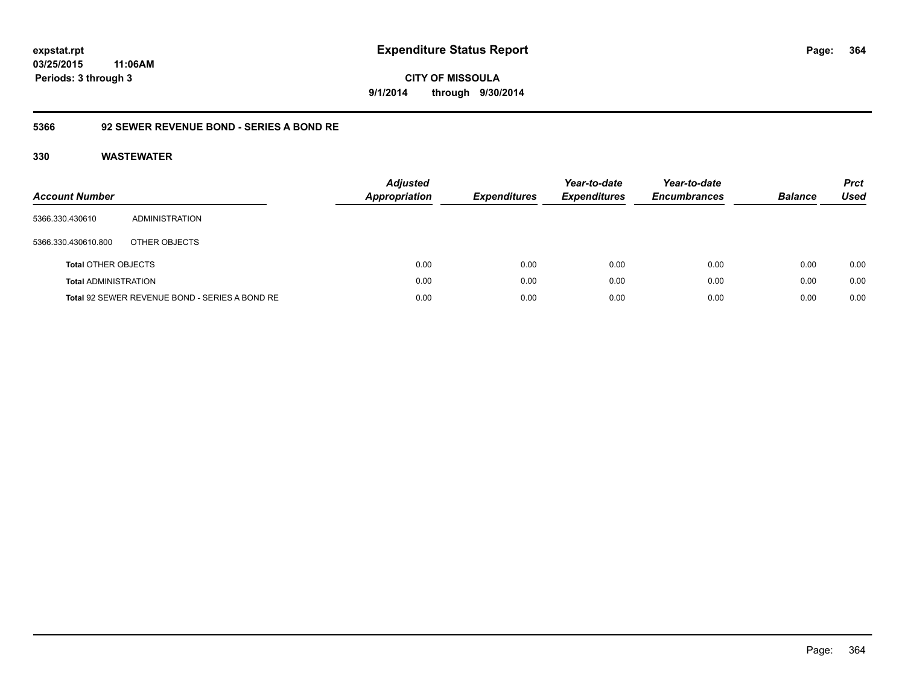**expstat.rpt**
**03/25/2015 11:06AM**
**Periods: 3 through 3**

# Expenditure Status Report

**CITY OF MISSOULA**
**9/1/2014 through 9/30/2014**

## 5366 92 SEWER REVENUE BOND - SERIES A BOND RE

### 330 WASTEWATER

| Account Number | | Adjusted Appropriation | Expenditures | Year-to-date Expenditures | Year-to-date Encumbrances | Balance | Prct Used |
|---|---|---|---|---|---|---|---|
| 5366.330.430610 | ADMINISTRATION | | | | | | |
| 5366.330.430610.800 | OTHER OBJECTS | | | | | | |
| **Total** OTHER OBJECTS | | 0.00 | 0.00 | 0.00 | 0.00 | 0.00 | 0.00 |
| **Total** ADMINISTRATION | | 0.00 | 0.00 | 0.00 | 0.00 | 0.00 | 0.00 |
| **Total** 92 SEWER REVENUE BOND - SERIES A BOND RE | | 0.00 | 0.00 | 0.00 | 0.00 | 0.00 | 0.00 |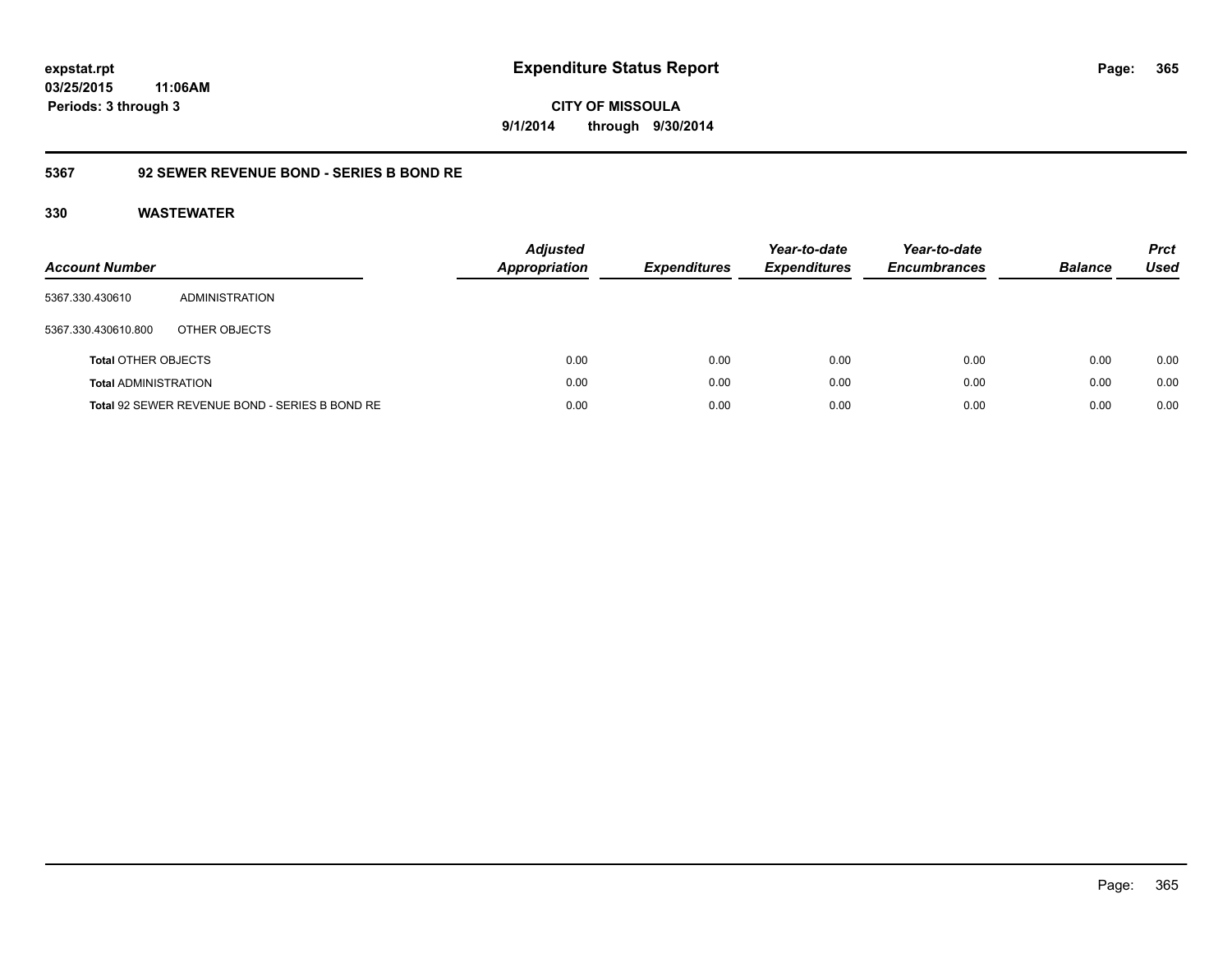**expstat.rpt**
**03/25/2015 11:06AM**
**Periods: 3 through 3**

# Expenditure Status Report

**CITY OF MISSOULA**
**9/1/2014 through 9/30/2014**

## 5367 92 SEWER REVENUE BOND - SERIES B BOND RE

### 330 WASTEWATER

| Account Number | | Adjusted Appropriation | Expenditures | Year-to-date Expenditures | Year-to-date Encumbrances | Balance | Prct Used |
|---|---|---|---|---|---|---|---|
| 5367.330.430610 | ADMINISTRATION | | | | | | |
| 5367.330.430610.800 | OTHER OBJECTS | | | | | | |
| **Total** OTHER OBJECTS | | 0.00 | 0.00 | 0.00 | 0.00 | 0.00 | 0.00 |
| **Total** ADMINISTRATION | | 0.00 | 0.00 | 0.00 | 0.00 | 0.00 | 0.00 |
| **Total** 92 SEWER REVENUE BOND - SERIES B BOND RE | | 0.00 | 0.00 | 0.00 | 0.00 | 0.00 | 0.00 |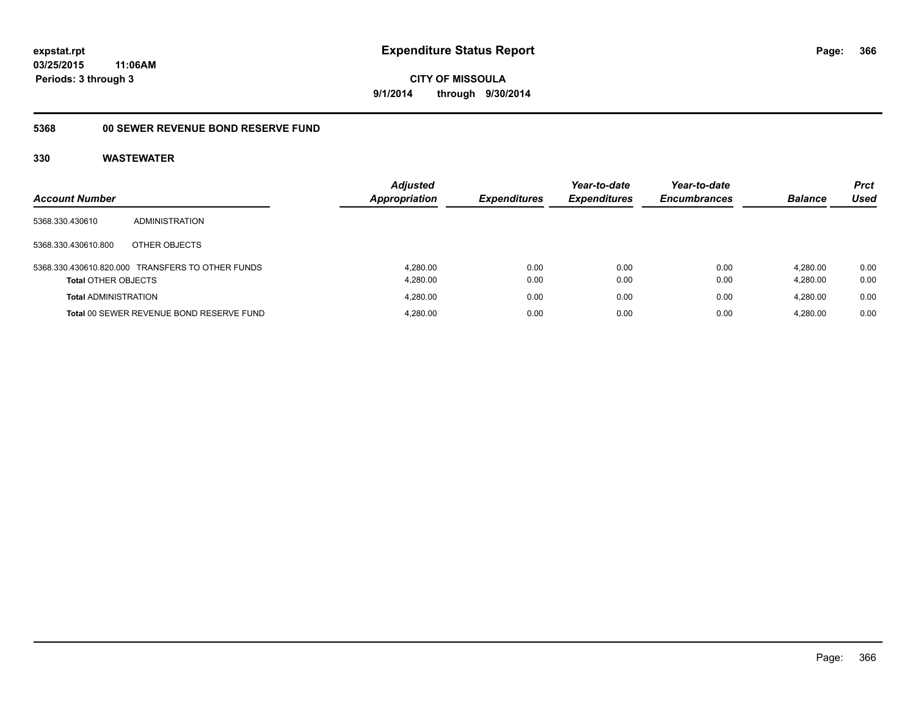**expstat.rpt**
**03/25/2015 11:06AM**
**Periods: 3 through 3**

# Expenditure Status Report

**CITY OF MISSOULA**
**9/1/2014 through 9/30/2014**

## 5368 00 SEWER REVENUE BOND RESERVE FUND

## 330 WASTEWATER

| Account Number | | Adjusted Appropriation | Expenditures | Year-to-date Expenditures | Year-to-date Encumbrances | Balance | Prct Used |
|---|---|---|---|---|---|---|---|
| 5368.330.430610 | ADMINISTRATION | | | | | | |
| 5368.330.430610.800 | OTHER OBJECTS | | | | | | |
| 5368.330.430610.820.000 | TRANSFERS TO OTHER FUNDS | 4,280.00 | 0.00 | 0.00 | 0.00 | 4,280.00 | 0.00 |
| **Total** OTHER OBJECTS | | 4,280.00 | 0.00 | 0.00 | 0.00 | 4,280.00 | 0.00 |
| **Total** ADMINISTRATION | | 4,280.00 | 0.00 | 0.00 | 0.00 | 4,280.00 | 0.00 |
| **Total** 00 SEWER REVENUE BOND RESERVE FUND | | 4,280.00 | 0.00 | 0.00 | 0.00 | 4,280.00 | 0.00 |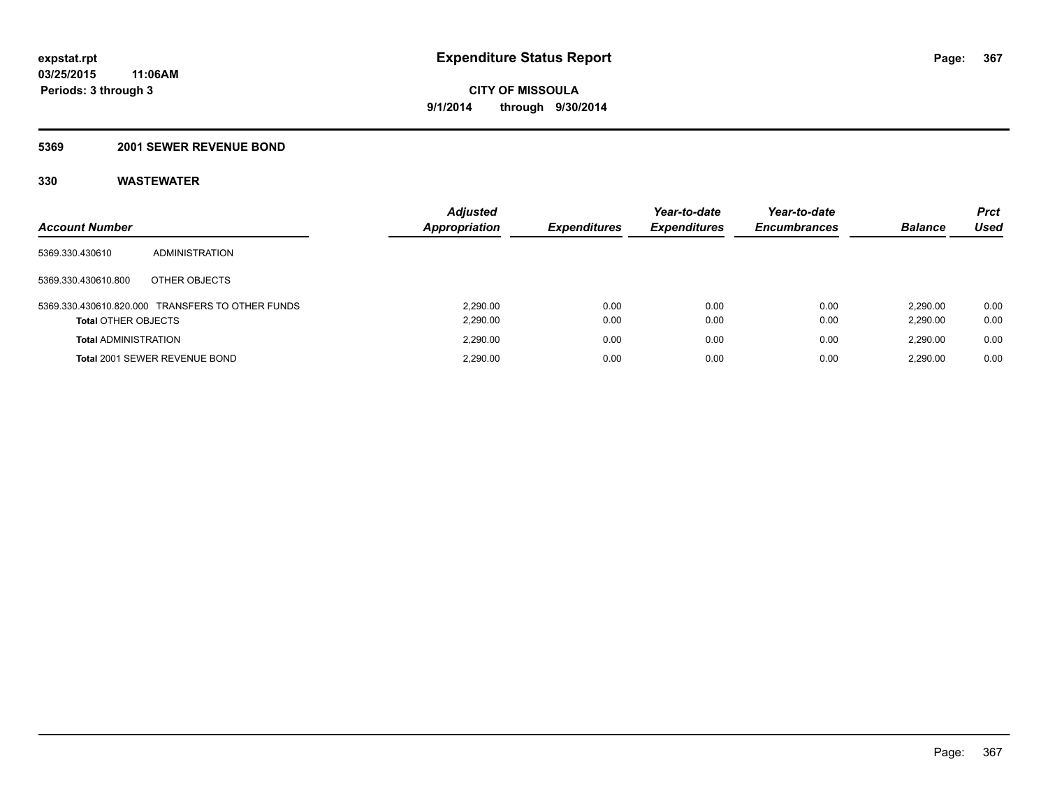# Expenditure Status Report

**expstat.rpt**
**03/25/2015 11:06AM**
**Periods: 3 through 3**

**CITY OF MISSOULA**
**9/1/2014 through 9/30/2014**

## 5369 2001 SEWER REVENUE BOND

## 330 WASTEWATER

| Account Number | | Adjusted Appropriation | Expenditures | Year-to-date Expenditures | Year-to-date Encumbrances | Balance | Prct Used |
|---|---|---|---|---|---|---|---|
| 5369.330.430610 | ADMINISTRATION | | | | | | |
| 5369.330.430610.800 | OTHER OBJECTS | | | | | | |
| 5369.330.430610.820.000 | TRANSFERS TO OTHER FUNDS | 2,290.00 | 0.00 | 0.00 | 0.00 | 2,290.00 | 0.00 |
| **Total** OTHER OBJECTS | | 2,290.00 | 0.00 | 0.00 | 0.00 | 2,290.00 | 0.00 |
| **Total** ADMINISTRATION | | 2,290.00 | 0.00 | 0.00 | 0.00 | 2,290.00 | 0.00 |
| **Total** 2001 SEWER REVENUE BOND | | 2,290.00 | 0.00 | 0.00 | 0.00 | 2,290.00 | 0.00 |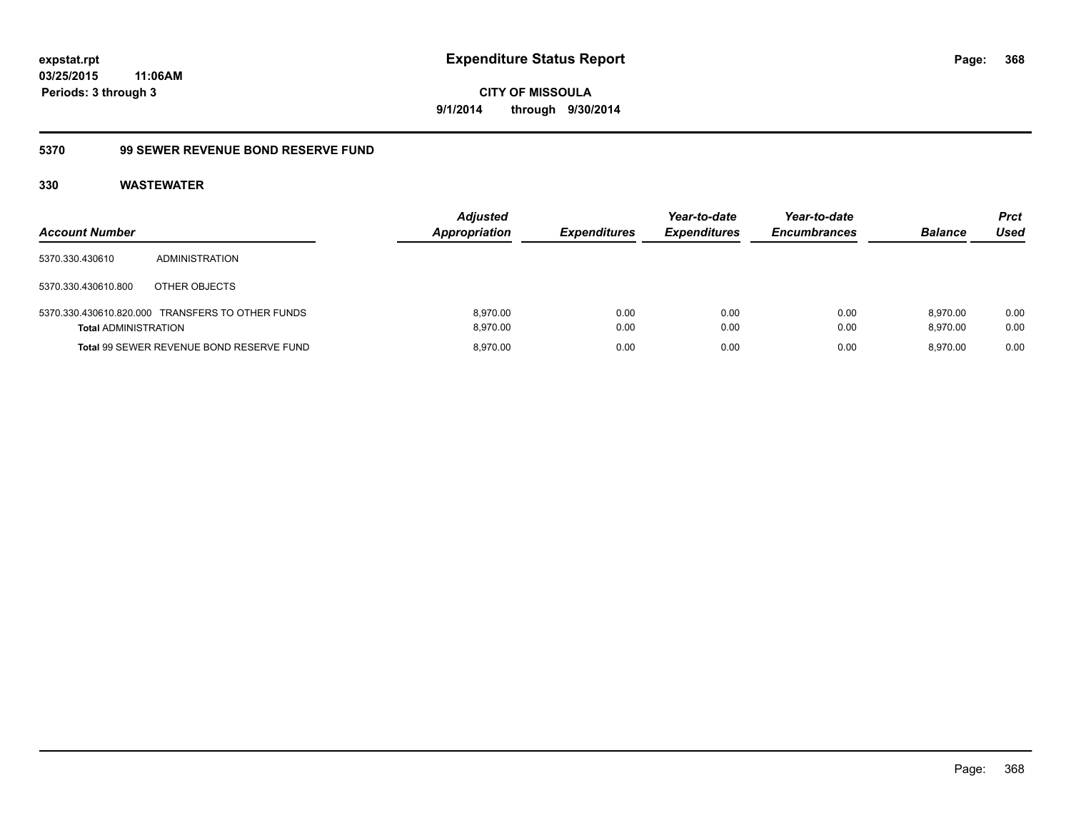**expstat.rpt**
**03/25/2015 11:06AM**
**Periods: 3 through 3**

# Expenditure Status Report

**CITY OF MISSOULA**
**9/1/2014 through 9/30/2014**

## 5370 99 SEWER REVENUE BOND RESERVE FUND

### 330 WASTEWATER

| Account Number | | Adjusted Appropriation | Expenditures | Year-to-date Expenditures | Year-to-date Encumbrances | Balance | Prct Used |
|---|---|---|---|---|---|---|---|
| 5370.330.430610 | ADMINISTRATION | | | | | | |
| 5370.330.430610.800 | OTHER OBJECTS | | | | | | |
| 5370.330.430610.820.000 | TRANSFERS TO OTHER FUNDS | 8,970.00 | 0.00 | 0.00 | 0.00 | 8,970.00 | 0.00 |
| **Total** ADMINISTRATION | | 8,970.00 | 0.00 | 0.00 | 0.00 | 8,970.00 | 0.00 |
| **Total** 99 SEWER REVENUE BOND RESERVE FUND | | 8,970.00 | 0.00 | 0.00 | 0.00 | 8,970.00 | 0.00 |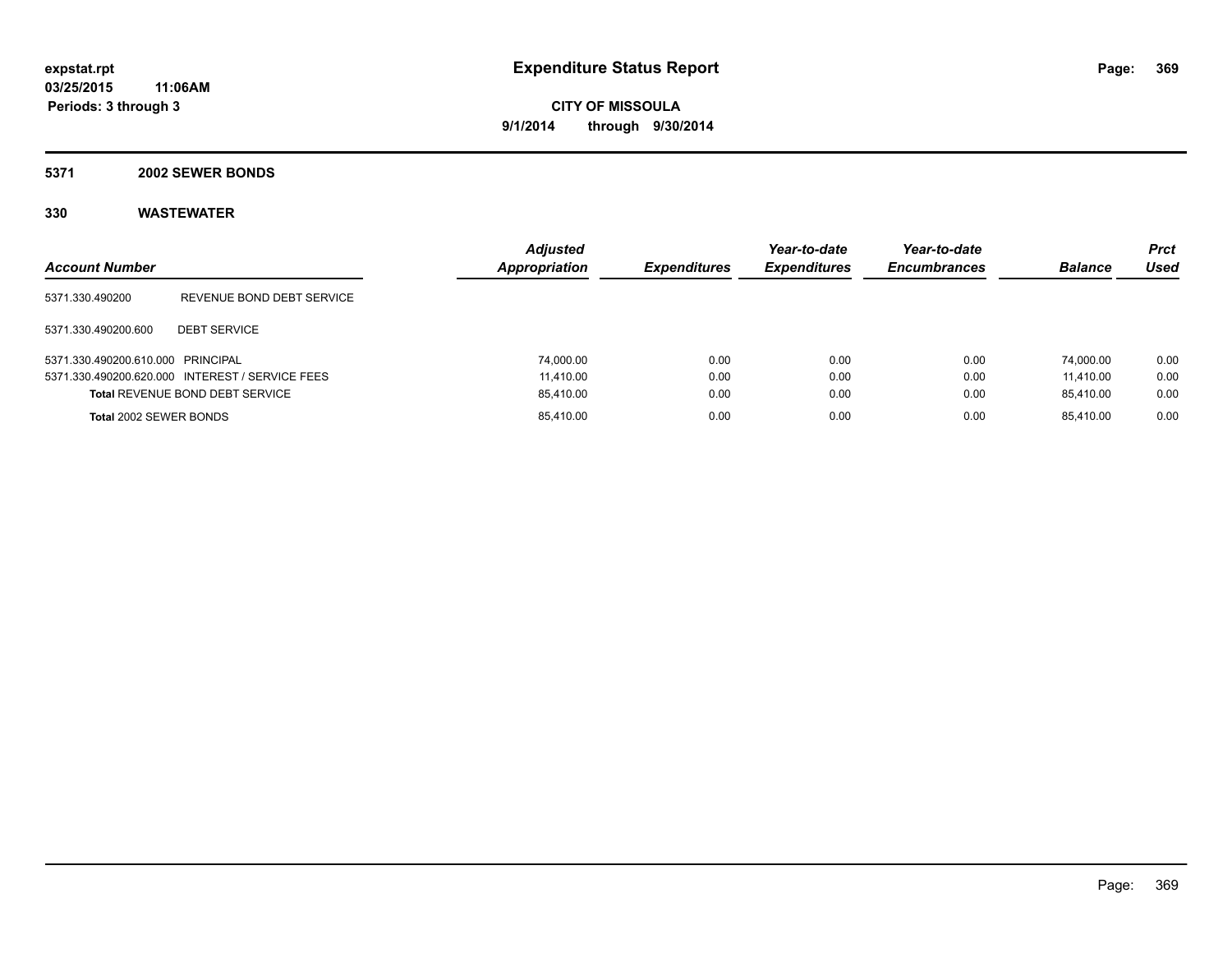expstat.rpt
03/25/2015 11:06AM
Periods: 3 through 3

# Expenditure Status Report

**CITY OF MISSOULA**
**9/1/2014 through 9/30/2014**

## 5371 2002 SEWER BONDS

## 330 WASTEWATER

| Account Number | | Adjusted Appropriation | Expenditures | Year-to-date Expenditures | Year-to-date Encumbrances | Balance | Prct Used |
|---|---|---|---|---|---|---|---|
| 5371.330.490200 | REVENUE BOND DEBT SERVICE | | | | | | |
| 5371.330.490200.600 | DEBT SERVICE | | | | | | |
| 5371.330.490200.610.000 | PRINCIPAL | 74,000.00 | 0.00 | 0.00 | 0.00 | 74,000.00 | 0.00 |
| 5371.330.490200.620.000 | INTEREST / SERVICE FEES | 11,410.00 | 0.00 | 0.00 | 0.00 | 11,410.00 | 0.00 |
| **Total** REVENUE BOND DEBT SERVICE | | 85,410.00 | 0.00 | 0.00 | 0.00 | 85,410.00 | 0.00 |
| **Total** 2002 SEWER BONDS | | 85,410.00 | 0.00 | 0.00 | 0.00 | 85,410.00 | 0.00 |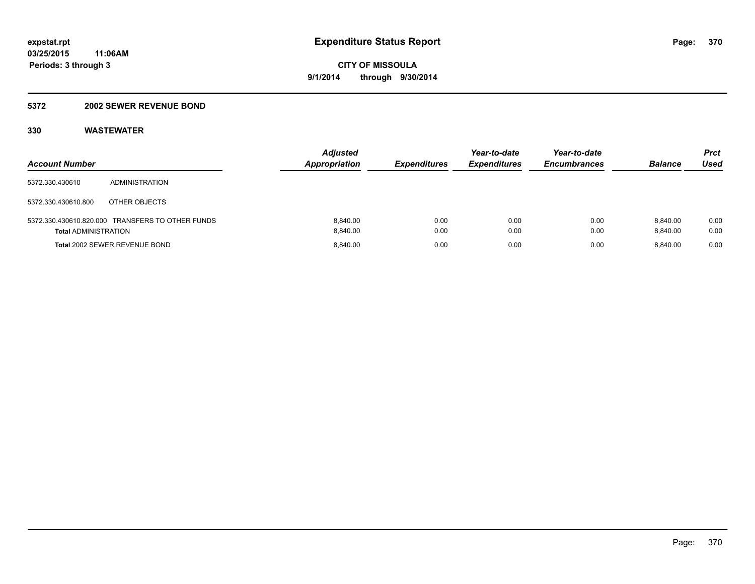# Expenditure Status Report

**CITY OF MISSOULA**

**9/1/2014 through 9/30/2014**

expstat.rpt
03/25/2015 11:06AM
Periods: 3 through 3

## 5372 2002 SEWER REVENUE BOND

## 330 WASTEWATER

| Account Number | | Adjusted Appropriation | Expenditures | Year-to-date Expenditures | Year-to-date Encumbrances | Balance | Prct Used |
|---|---|---|---|---|---|---|---|
| 5372.330.430610 | ADMINISTRATION | | | | | | |
| 5372.330.430610.800 | OTHER OBJECTS | | | | | | |
| 5372.330.430610.820.000 | TRANSFERS TO OTHER FUNDS | 8,840.00 | 0.00 | 0.00 | 0.00 | 8,840.00 | 0.00 |
| **Total** ADMINISTRATION | | 8,840.00 | 0.00 | 0.00 | 0.00 | 8,840.00 | 0.00 |
| **Total** 2002 SEWER REVENUE BOND | | 8,840.00 | 0.00 | 0.00 | 0.00 | 8,840.00 | 0.00 |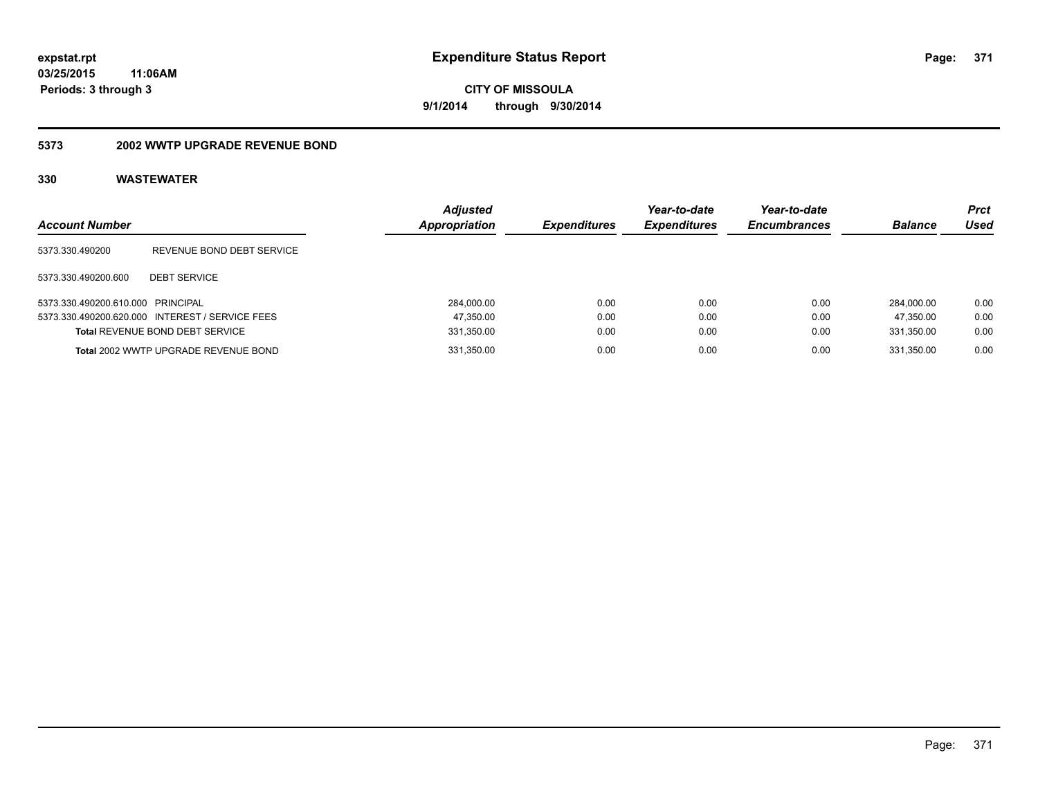**expstat.rpt**
**03/25/2015 11:06AM**
**Periods: 3 through 3**

# Expenditure Status Report

**CITY OF MISSOULA**
**9/1/2014 through 9/30/2014**

## 5373 2002 WWTP UPGRADE REVENUE BOND

### 330 WASTEWATER

| Account Number | | Adjusted Appropriation | Expenditures | Year-to-date Expenditures | Year-to-date Encumbrances | Balance | Prct Used |
|---|---|---|---|---|---|---|---|
| 5373.330.490200 | REVENUE BOND DEBT SERVICE | | | | | | |
| 5373.330.490200.600 | DEBT SERVICE | | | | | | |
| 5373.330.490200.610.000 | PRINCIPAL | 284,000.00 | 0.00 | 0.00 | 0.00 | 284,000.00 | 0.00 |
| 5373.330.490200.620.000 | INTEREST / SERVICE FEES | 47,350.00 | 0.00 | 0.00 | 0.00 | 47,350.00 | 0.00 |
| **Total** REVENUE BOND DEBT SERVICE | | 331,350.00 | 0.00 | 0.00 | 0.00 | 331,350.00 | 0.00 |
| **Total** 2002 WWTP UPGRADE REVENUE BOND | | 331,350.00 | 0.00 | 0.00 | 0.00 | 331,350.00 | 0.00 |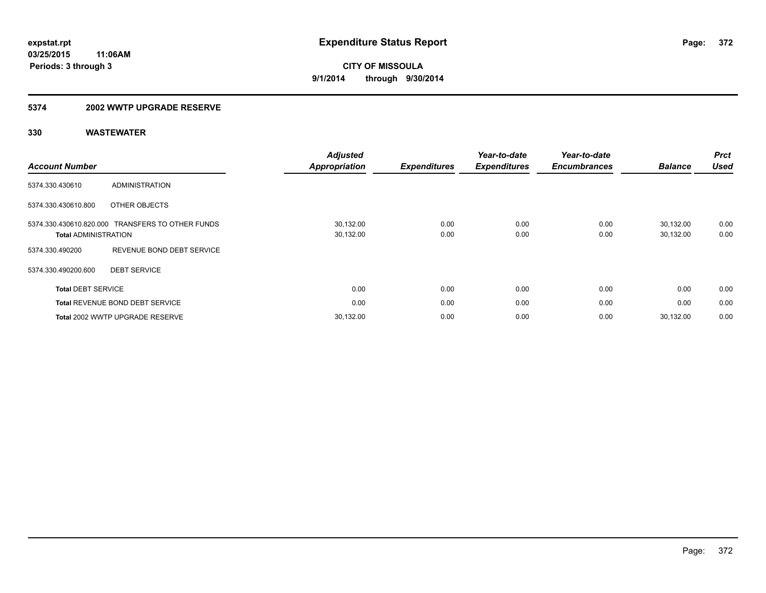**expstat.rpt**
**03/25/2015 11:06AM**
**Periods: 3 through 3**

# Expenditure Status Report

**CITY OF MISSOULA**
**9/1/2014 through 9/30/2014**

## 5374 2002 WWTP UPGRADE RESERVE

### 330 WASTEWATER

| Account Number | | Adjusted Appropriation | Expenditures | Year-to-date Expenditures | Year-to-date Encumbrances | Balance | Prct Used |
|---|---|---|---|---|---|---|---|
| 5374.330.430610 | ADMINISTRATION | | | | | | |
| 5374.330.430610.800 | OTHER OBJECTS | | | | | | |
| 5374.330.430610.820.000 | TRANSFERS TO OTHER FUNDS | 30,132.00 | 0.00 | 0.00 | 0.00 | 30,132.00 | 0.00 |
| **Total** ADMINISTRATION | | 30,132.00 | 0.00 | 0.00 | 0.00 | 30,132.00 | 0.00 |
| 5374.330.490200 | REVENUE BOND DEBT SERVICE | | | | | | |
| 5374.330.490200.600 | DEBT SERVICE | | | | | | |
| **Total** DEBT SERVICE | | 0.00 | 0.00 | 0.00 | 0.00 | 0.00 | 0.00 |
| **Total** REVENUE BOND DEBT SERVICE | | 0.00 | 0.00 | 0.00 | 0.00 | 0.00 | 0.00 |
| **Total** 2002 WWTP UPGRADE RESERVE | | 30,132.00 | 0.00 | 0.00 | 0.00 | 30,132.00 | 0.00 |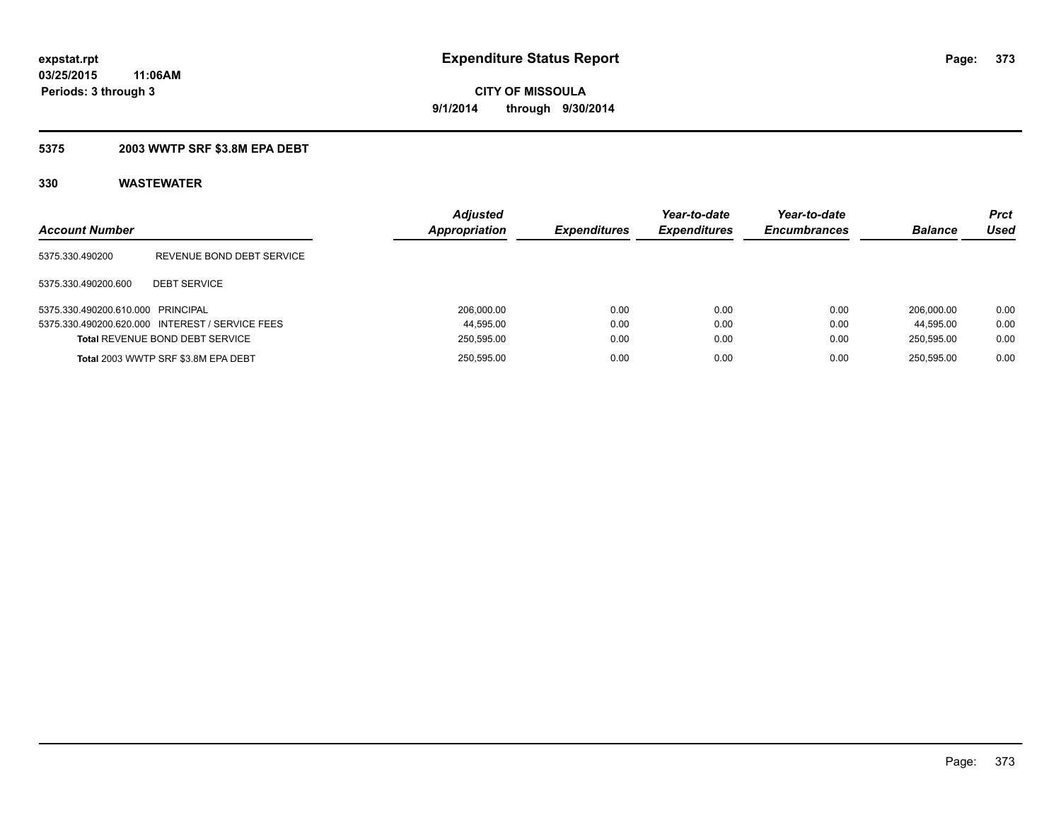**expstat.rpt**
**03/25/2015 11:06AM**
**Periods: 3 through 3**

# Expenditure Status Report

**CITY OF MISSOULA**
**9/1/2014 through 9/30/2014**

## 5375 2003 WWTP SRF $3.8M EPA DEBT

### 330 WASTEWATER

| Account Number | | Adjusted Appropriation | Expenditures | Year-to-date Expenditures | Year-to-date Encumbrances | Balance | Prct Used |
|---|---|---|---|---|---|---|---|
| 5375.330.490200 | REVENUE BOND DEBT SERVICE | | | | | | |
| 5375.330.490200.600 | DEBT SERVICE | | | | | | |
| 5375.330.490200.610.000 | PRINCIPAL | 206,000.00 | 0.00 | 0.00 | 0.00 | 206,000.00 | 0.00 |
| 5375.330.490200.620.000 | INTEREST / SERVICE FEES | 44,595.00 | 0.00 | 0.00 | 0.00 | 44,595.00 | 0.00 |
| **Total** REVENUE BOND DEBT SERVICE | | 250,595.00 | 0.00 | 0.00 | 0.00 | 250,595.00 | 0.00 |
| **Total** 2003 WWTP SRF $3.8M EPA DEBT | | 250,595.00 | 0.00 | 0.00 | 0.00 | 250,595.00 | 0.00 |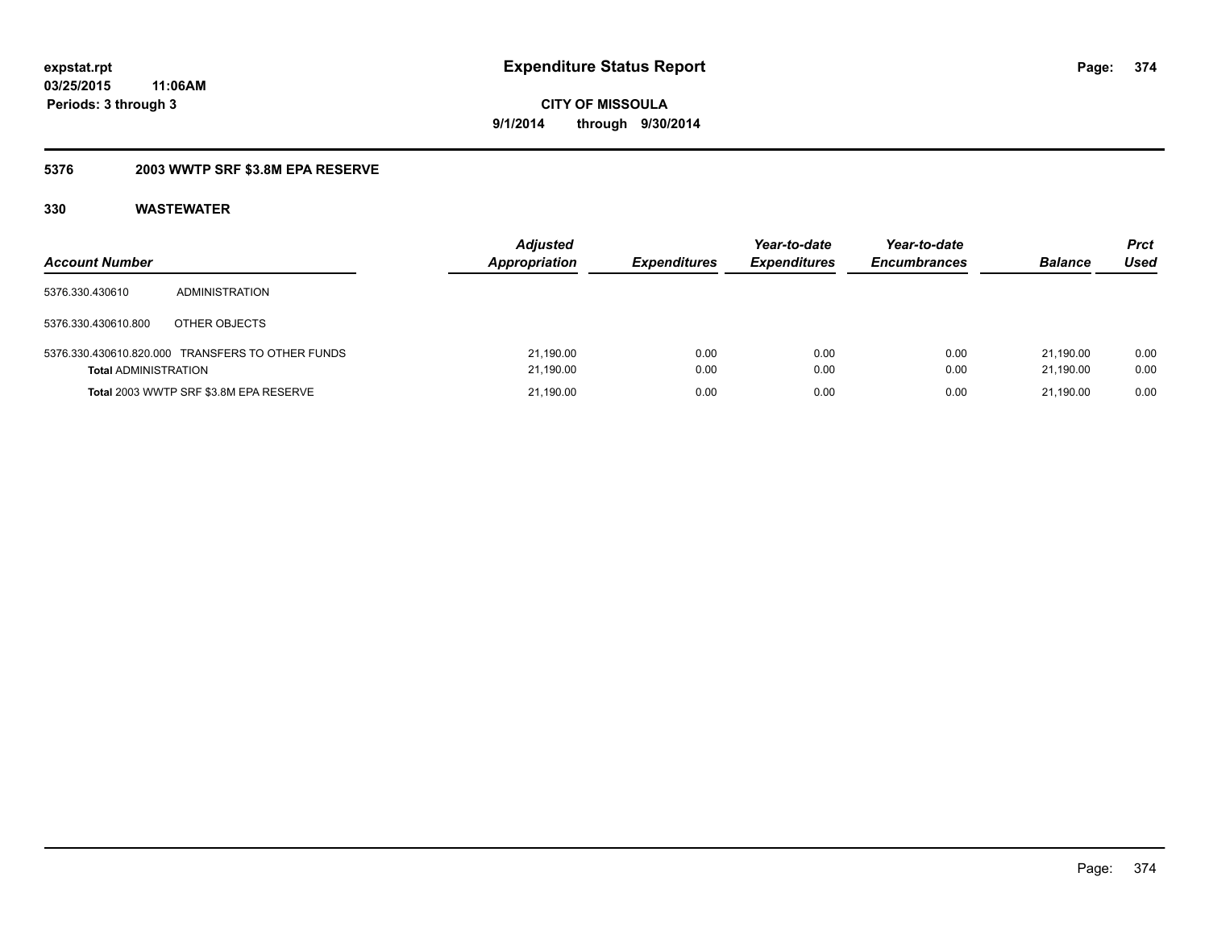**expstat.rpt**
**03/25/2015 11:06AM**
**Periods: 3 through 3**

# Expenditure Status Report

**CITY OF MISSOULA**
**9/1/2014 through 9/30/2014**

## 5376 2003 WWTP SRF $3.8M EPA RESERVE

### 330 WASTEWATER

| Account Number | | Adjusted Appropriation | Expenditures | Year-to-date Expenditures | Year-to-date Encumbrances | Balance | Prct Used |
|---|---|---|---|---|---|---|---|
| 5376.330.430610 | ADMINISTRATION | | | | | | |
| 5376.330.430610.800 | OTHER OBJECTS | | | | | | |
| 5376.330.430610.820.000 | TRANSFERS TO OTHER FUNDS | 21,190.00 | 0.00 | 0.00 | 0.00 | 21,190.00 | 0.00 |
| **Total** ADMINISTRATION | | 21,190.00 | 0.00 | 0.00 | 0.00 | 21,190.00 | 0.00 |
| **Total** 2003 WWTP SRF $3.8M EPA RESERVE | | 21,190.00 | 0.00 | 0.00 | 0.00 | 21,190.00 | 0.00 |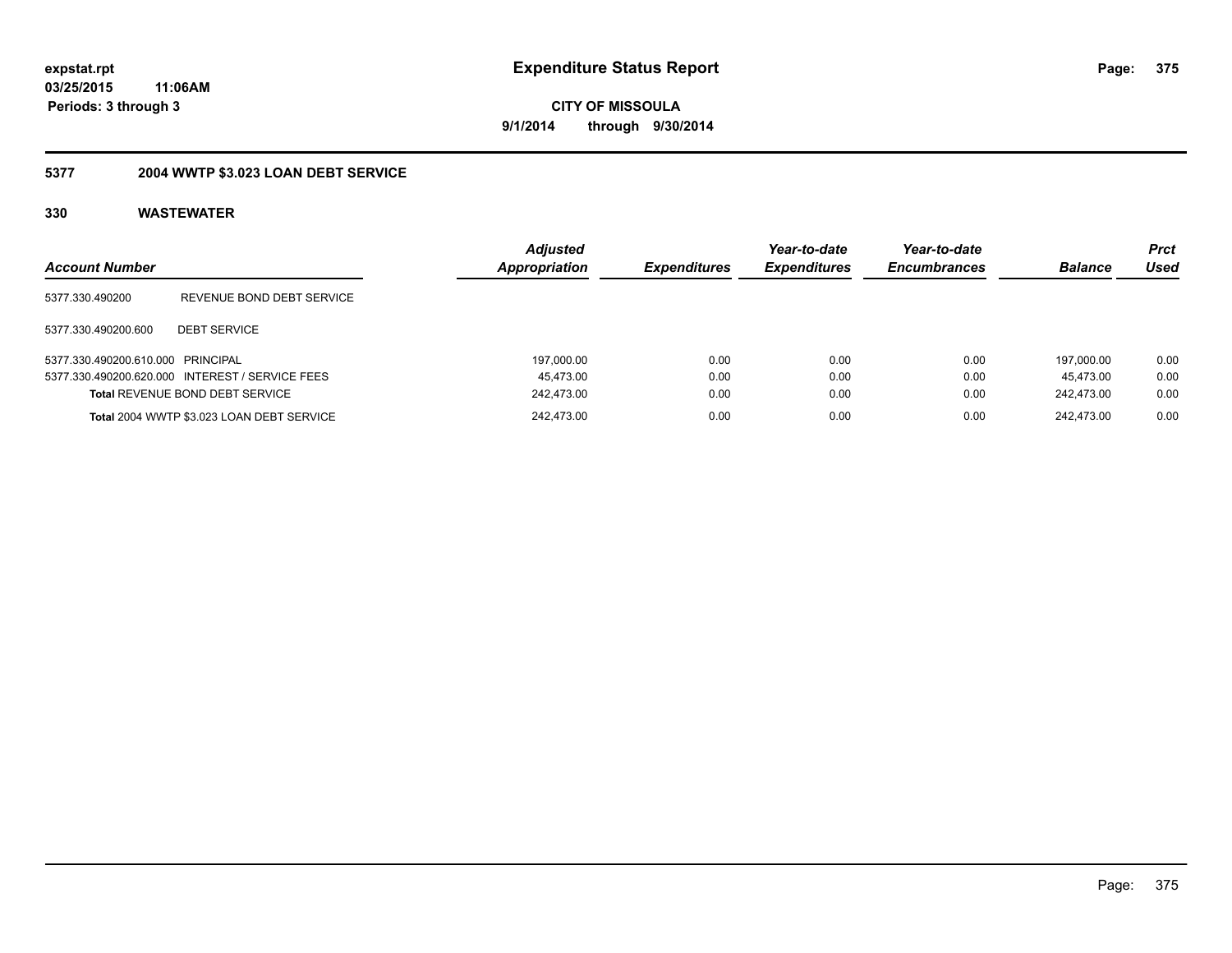**expstat.rpt**
**03/25/2015 11:06AM**
**Periods: 3 through 3**

# Expenditure Status Report

**CITY OF MISSOULA**
**9/1/2014 through 9/30/2014**

## 5377 2004 WWTP $3.023 LOAN DEBT SERVICE

### 330 WASTEWATER

| Account Number | | Adjusted Appropriation | Expenditures | Year-to-date Expenditures | Year-to-date Encumbrances | Balance | Prct Used |
|---|---|---|---|---|---|---|---|
| 5377.330.490200 | REVENUE BOND DEBT SERVICE | | | | | | |
| 5377.330.490200.600 | DEBT SERVICE | | | | | | |
| 5377.330.490200.610.000 | PRINCIPAL | 197,000.00 | 0.00 | 0.00 | 0.00 | 197,000.00 | 0.00 |
| 5377.330.490200.620.000 | INTEREST / SERVICE FEES | 45,473.00 | 0.00 | 0.00 | 0.00 | 45,473.00 | 0.00 |
| **Total** REVENUE BOND DEBT SERVICE | | 242,473.00 | 0.00 | 0.00 | 0.00 | 242,473.00 | 0.00 |
| **Total** 2004 WWTP $3.023 LOAN DEBT SERVICE | | 242,473.00 | 0.00 | 0.00 | 0.00 | 242,473.00 | 0.00 |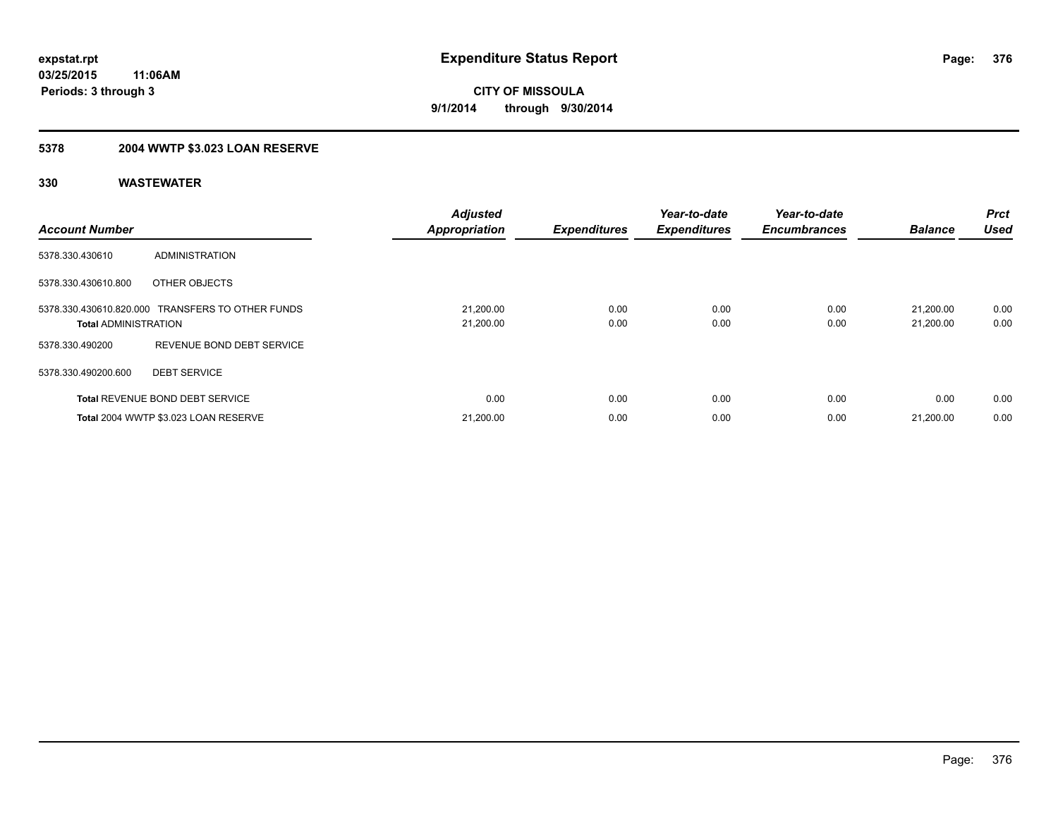# Expenditure Status Report

**expstat.rpt**
**03/25/2015 11:06AM**
**Periods: 3 through 3**

**CITY OF MISSOULA**
**9/1/2014 through 9/30/2014**

## 5378 2004 WWTP $3.023 LOAN RESERVE

## 330 WASTEWATER

| Account Number | | Adjusted Appropriation | Expenditures | Year-to-date Expenditures | Year-to-date Encumbrances | Balance | Prct Used |
|---|---|---|---|---|---|---|---|
| 5378.330.430610 | ADMINISTRATION | | | | | | |
| 5378.330.430610.800 | OTHER OBJECTS | | | | | | |
| 5378.330.430610.820.000 | TRANSFERS TO OTHER FUNDS | 21,200.00 | 0.00 | 0.00 | 0.00 | 21,200.00 | 0.00 |
| **Total** ADMINISTRATION | | 21,200.00 | 0.00 | 0.00 | 0.00 | 21,200.00 | 0.00 |
| 5378.330.490200 | REVENUE BOND DEBT SERVICE | | | | | | |
| 5378.330.490200.600 | DEBT SERVICE | | | | | | |
| **Total** REVENUE BOND DEBT SERVICE | | 0.00 | 0.00 | 0.00 | 0.00 | 0.00 | 0.00 |
| **Total** 2004 WWTP $3.023 LOAN RESERVE | | 21,200.00 | 0.00 | 0.00 | 0.00 | 21,200.00 | 0.00 |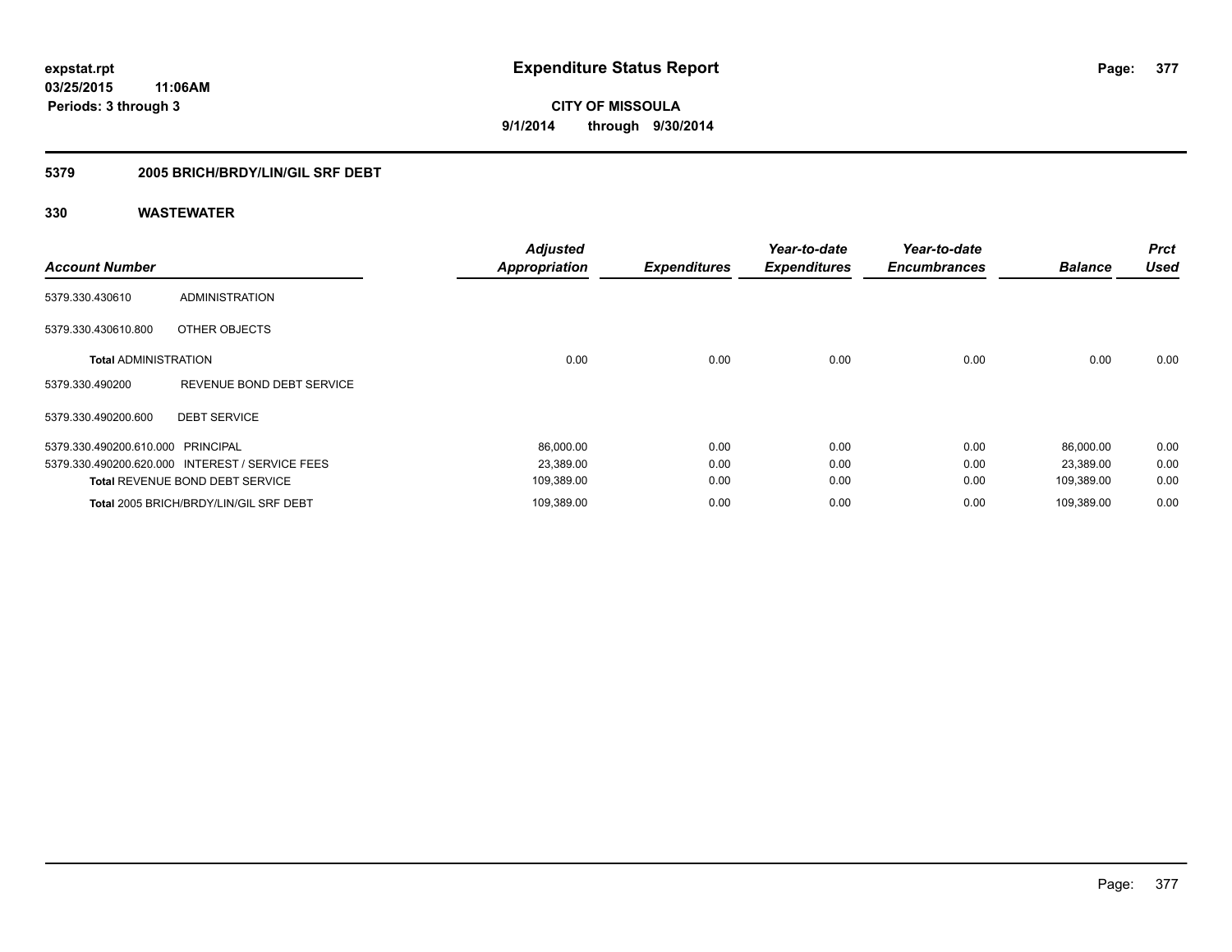# Expenditure Status Report

**CITY OF MISSOULA**
**9/1/2014 through 9/30/2014**

expstat.rpt
03/25/2015 11:06AM
Periods: 3 through 3

## 5379 2005 BRICH/BRDY/LIN/GIL SRF DEBT

## 330 WASTEWATER

| Account Number | | Adjusted Appropriation | Expenditures | Year-to-date Expenditures | Year-to-date Encumbrances | Balance | Prct Used |
|---|---|---|---|---|---|---|---|
| 5379.330.430610 | ADMINISTRATION | | | | | | |
| 5379.330.430610.800 | OTHER OBJECTS | | | | | | |
| **Total** ADMINISTRATION | | 0.00 | 0.00 | 0.00 | 0.00 | 0.00 | 0.00 |
| 5379.330.490200 | REVENUE BOND DEBT SERVICE | | | | | | |
| 5379.330.490200.600 | DEBT SERVICE | | | | | | |
| 5379.330.490200.610.000 | PRINCIPAL | 86,000.00 | 0.00 | 0.00 | 0.00 | 86,000.00 | 0.00 |
| 5379.330.490200.620.000 | INTEREST / SERVICE FEES | 23,389.00 | 0.00 | 0.00 | 0.00 | 23,389.00 | 0.00 |
| **Total** REVENUE BOND DEBT SERVICE | | 109,389.00 | 0.00 | 0.00 | 0.00 | 109,389.00 | 0.00 |
| **Total** 2005 BRICH/BRDY/LIN/GIL SRF DEBT | | 109,389.00 | 0.00 | 0.00 | 0.00 | 109,389.00 | 0.00 |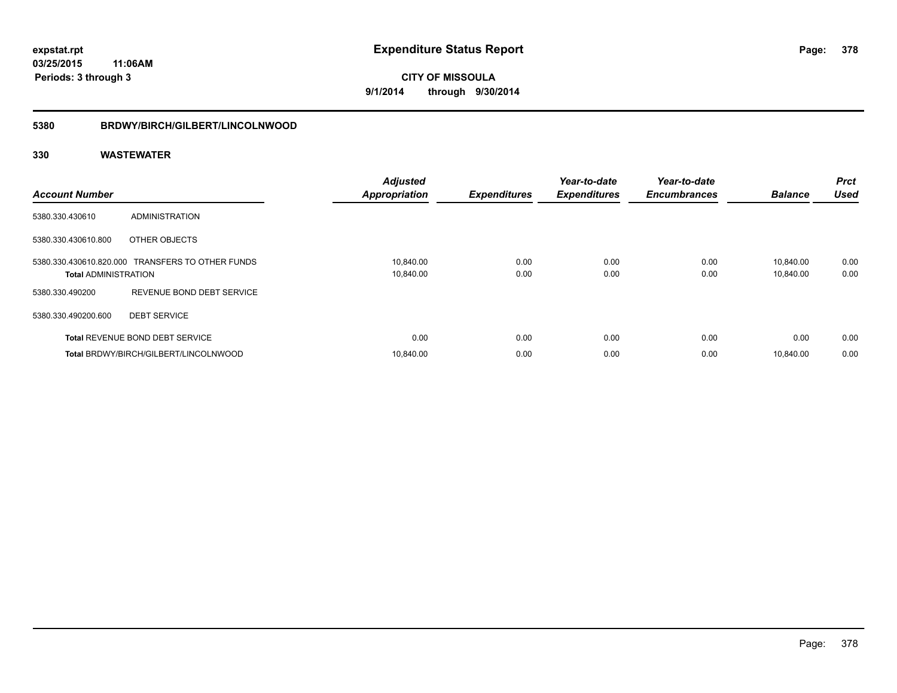**expstat.rpt**
**03/25/2015 11:06AM**
**Periods: 3 through 3**

# Expenditure Status Report

**CITY OF MISSOULA**
**9/1/2014 through 9/30/2014**

## 5380 BRDWY/BIRCH/GILBERT/LINCOLNWOOD

## 330 WASTEWATER

| Account Number | | Adjusted Appropriation | Expenditures | Year-to-date Expenditures | Year-to-date Encumbrances | Balance | Prct Used |
|---|---|---|---|---|---|---|---|
| 5380.330.430610 | ADMINISTRATION | | | | | | |
| 5380.330.430610.800 | OTHER OBJECTS | | | | | | |
| 5380.330.430610.820.000 | TRANSFERS TO OTHER FUNDS | 10,840.00 | 0.00 | 0.00 | 0.00 | 10,840.00 | 0.00 |
| **Total** ADMINISTRATION | | 10,840.00 | 0.00 | 0.00 | 0.00 | 10,840.00 | 0.00 |
| 5380.330.490200 | REVENUE BOND DEBT SERVICE | | | | | | |
| 5380.330.490200.600 | DEBT SERVICE | | | | | | |
| **Total** REVENUE BOND DEBT SERVICE | | 0.00 | 0.00 | 0.00 | 0.00 | 0.00 | 0.00 |
| **Total** BRDWY/BIRCH/GILBERT/LINCOLNWOOD | | 10,840.00 | 0.00 | 0.00 | 0.00 | 10,840.00 | 0.00 |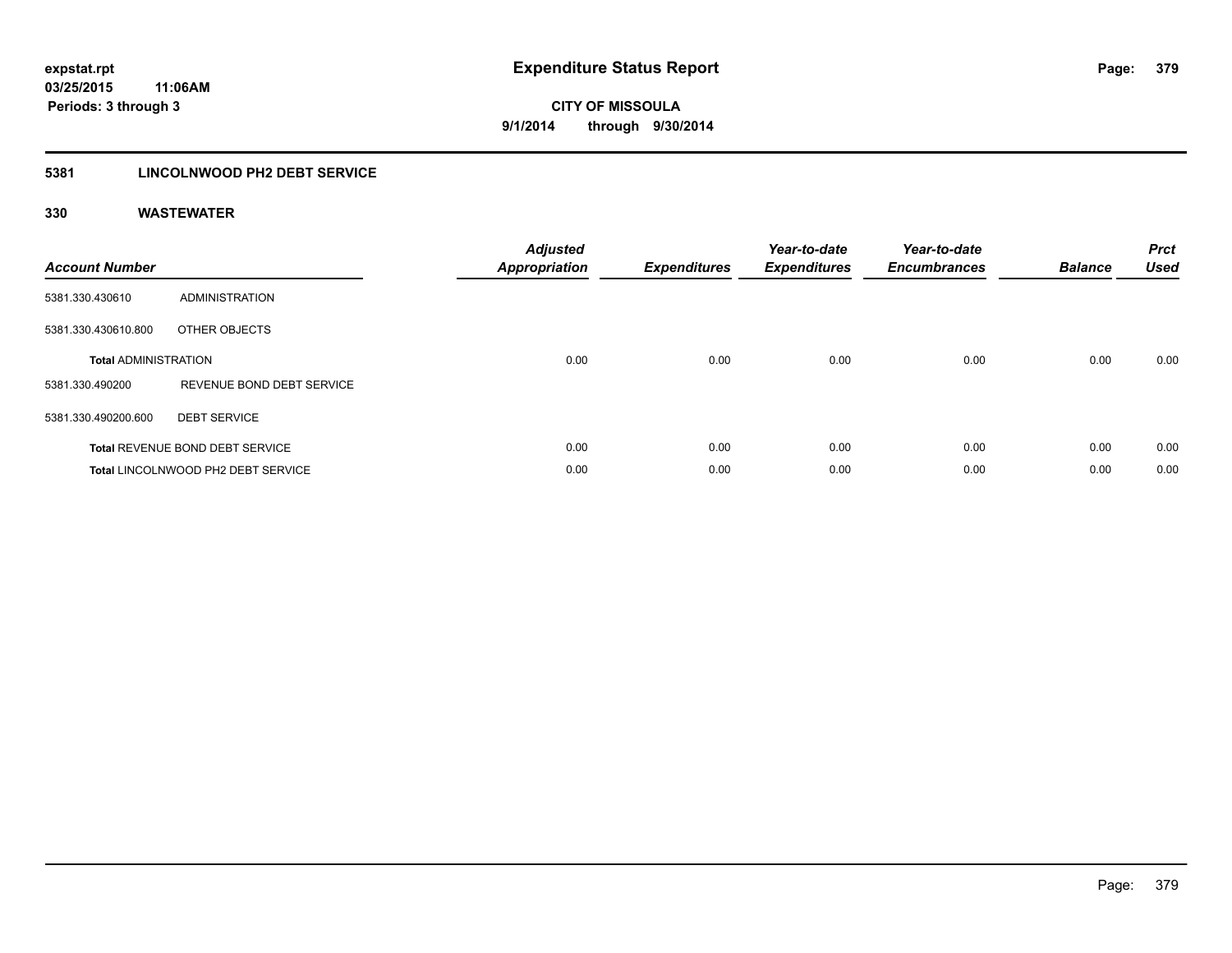**expstat.rpt**
**03/25/2015 11:06AM**
**Periods: 3 through 3**

# Expenditure Status Report

**CITY OF MISSOULA**
**9/1/2014 through 9/30/2014**

## 5381 LINCOLNWOOD PH2 DEBT SERVICE

### 330 WASTEWATER

| Account Number | | Adjusted Appropriation | Expenditures | Year-to-date Expenditures | Year-to-date Encumbrances | Balance | Prct Used |
|---|---|---|---|---|---|---|---|
| 5381.330.430610 | ADMINISTRATION | | | | | | |
| 5381.330.430610.800 | OTHER OBJECTS | | | | | | |
| **Total** ADMINISTRATION | | 0.00 | 0.00 | 0.00 | 0.00 | 0.00 | 0.00 |
| 5381.330.490200 | REVENUE BOND DEBT SERVICE | | | | | | |
| 5381.330.490200.600 | DEBT SERVICE | | | | | | |
| **Total** REVENUE BOND DEBT SERVICE | | 0.00 | 0.00 | 0.00 | 0.00 | 0.00 | 0.00 |
| **Total** LINCOLNWOOD PH2 DEBT SERVICE | | 0.00 | 0.00 | 0.00 | 0.00 | 0.00 | 0.00 |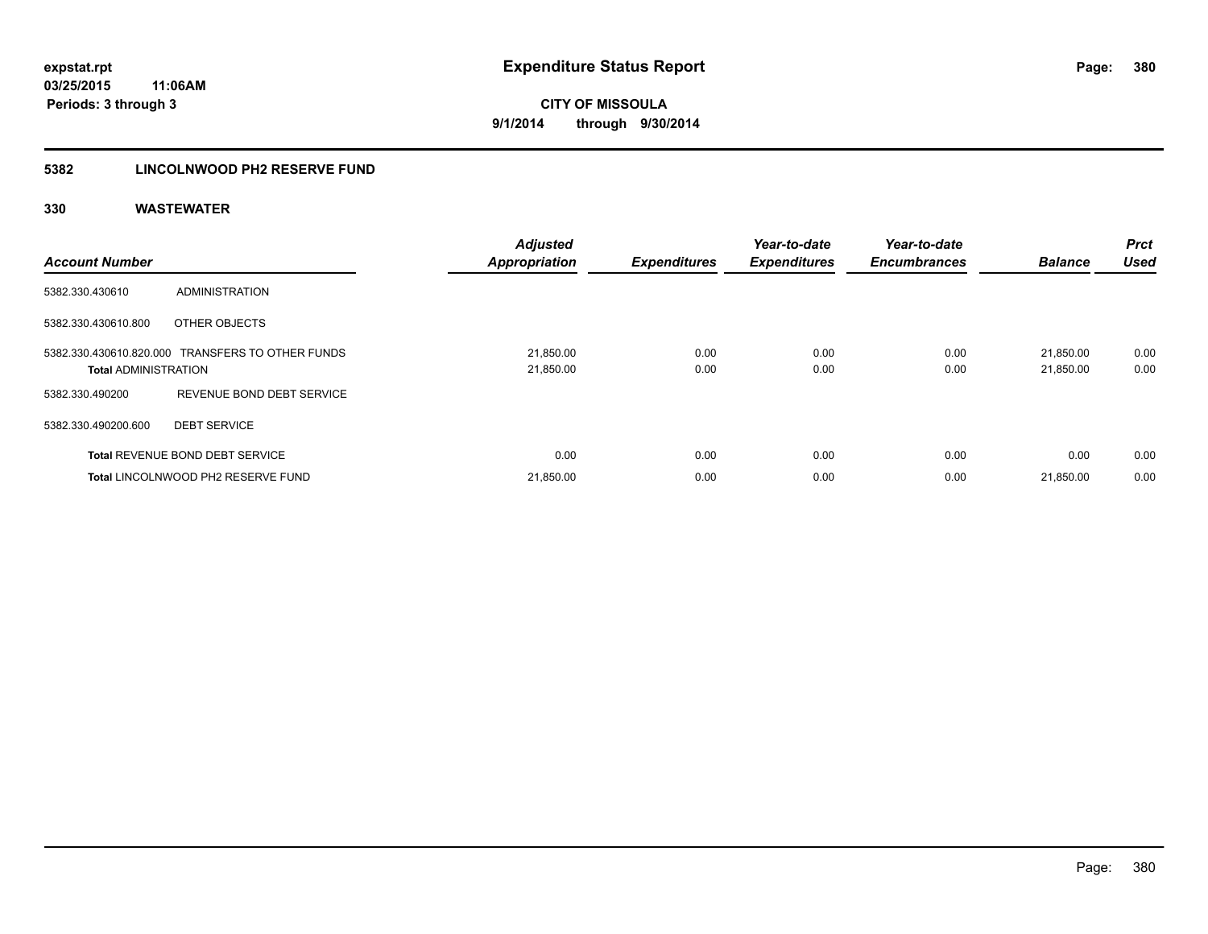# Expenditure Status Report

expstat.rpt
03/25/2015 11:06AM
Periods: 3 through 3

**CITY OF MISSOULA**
**9/1/2014 through 9/30/2014**

## 5382 LINCOLNWOOD PH2 RESERVE FUND

### 330 WASTEWATER

| Account Number | | Adjusted Appropriation | Expenditures | Year-to-date Expenditures | Year-to-date Encumbrances | Balance | Prct Used |
|---|---|---|---|---|---|---|---|
| 5382.330.430610 | ADMINISTRATION | | | | | | |
| 5382.330.430610.800 | OTHER OBJECTS | | | | | | |
| 5382.330.430610.820.000 | TRANSFERS TO OTHER FUNDS | 21,850.00 | 0.00 | 0.00 | 0.00 | 21,850.00 | 0.00 |
| **Total** ADMINISTRATION | | 21,850.00 | 0.00 | 0.00 | 0.00 | 21,850.00 | 0.00 |
| 5382.330.490200 | REVENUE BOND DEBT SERVICE | | | | | | |
| 5382.330.490200.600 | DEBT SERVICE | | | | | | |
| **Total** REVENUE BOND DEBT SERVICE | | 0.00 | 0.00 | 0.00 | 0.00 | 0.00 | 0.00 |
| **Total** LINCOLNWOOD PH2 RESERVE FUND | | 21,850.00 | 0.00 | 0.00 | 0.00 | 21,850.00 | 0.00 |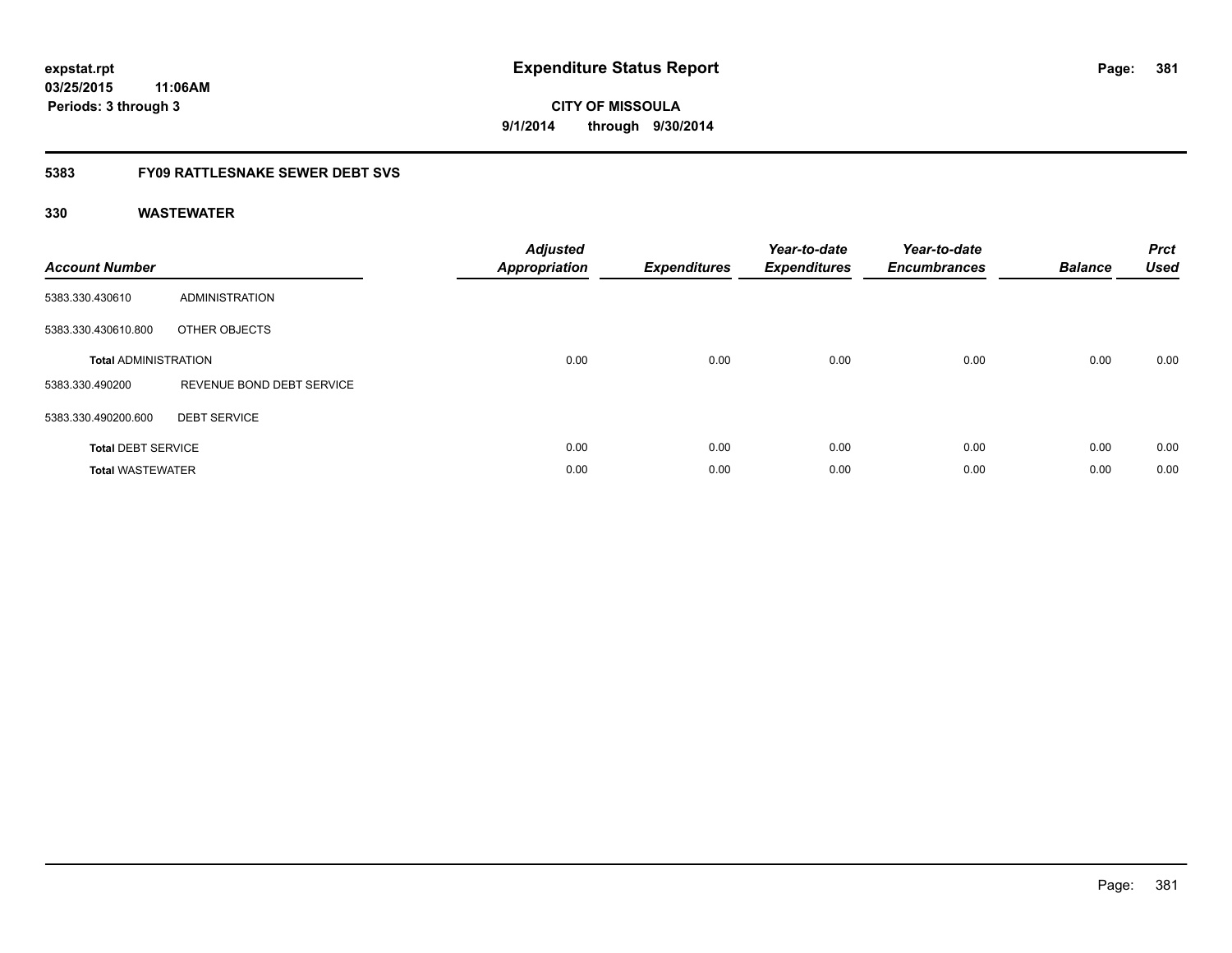expstat.rpt
03/25/2015 11:06AM
Periods: 3 through 3

# Expenditure Status Report

CITY OF MISSOULA
9/1/2014 through 9/30/2014

## 5383 FY09 RATTLESNAKE SEWER DEBT SVS

## 330 WASTEWATER

| Account Number | | Adjusted Appropriation | Expenditures | Year-to-date Expenditures | Year-to-date Encumbrances | Balance | Prct Used |
|---|---|---|---|---|---|---|---|
| 5383.330.430610 | ADMINISTRATION | | | | | | |
| 5383.330.430610.800 | OTHER OBJECTS | | | | | | |
| **Total** ADMINISTRATION | | 0.00 | 0.00 | 0.00 | 0.00 | 0.00 | 0.00 |
| 5383.330.490200 | REVENUE BOND DEBT SERVICE | | | | | | |
| 5383.330.490200.600 | DEBT SERVICE | | | | | | |
| **Total** DEBT SERVICE | | 0.00 | 0.00 | 0.00 | 0.00 | 0.00 | 0.00 |
| **Total** WASTEWATER | | 0.00 | 0.00 | 0.00 | 0.00 | 0.00 | 0.00 |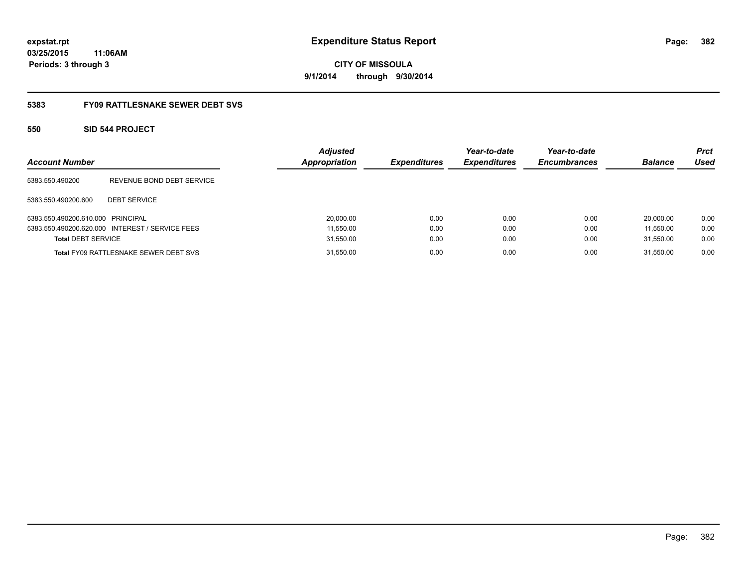# Expenditure Status Report

expstat.rpt
03/25/2015 11:06AM
Periods: 3 through 3

CITY OF MISSOULA
9/1/2014 through 9/30/2014

## 5383 FY09 RATTLESNAKE SEWER DEBT SVS

### 550 SID 544 PROJECT

| Account Number | | Adjusted Appropriation | Expenditures | Year-to-date Expenditures | Year-to-date Encumbrances | Balance | Prct Used |
|---|---|---|---|---|---|---|---|
| 5383.550.490200 | REVENUE BOND DEBT SERVICE | | | | | | |
| 5383.550.490200.600 | DEBT SERVICE | | | | | | |
| 5383.550.490200.610.000 | PRINCIPAL | 20,000.00 | 0.00 | 0.00 | 0.00 | 20,000.00 | 0.00 |
| 5383.550.490200.620.000 | INTEREST / SERVICE FEES | 11,550.00 | 0.00 | 0.00 | 0.00 | 11,550.00 | 0.00 |
| **Total** DEBT SERVICE | | 31,550.00 | 0.00 | 0.00 | 0.00 | 31,550.00 | 0.00 |
| **Total** FY09 RATTLESNAKE SEWER DEBT SVS | | 31,550.00 | 0.00 | 0.00 | 0.00 | 31,550.00 | 0.00 |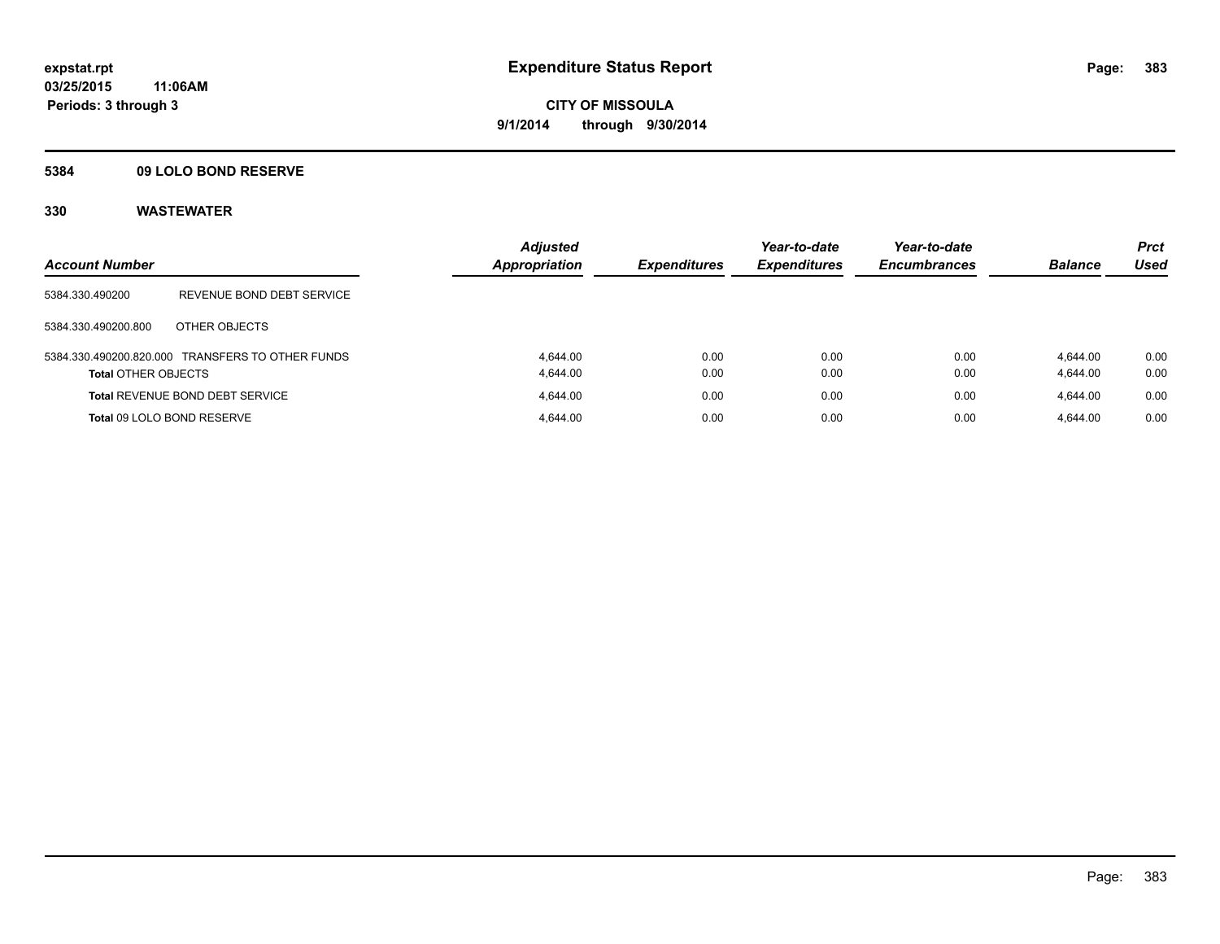# Expenditure Status Report

expstat.rpt
03/25/2015 11:06AM
Periods: 3 through 3

CITY OF MISSOULA
9/1/2014 through 9/30/2014

## 5384 09 LOLO BOND RESERVE

### 330 WASTEWATER

| Account Number | | Adjusted Appropriation | Expenditures | Year-to-date Expenditures | Year-to-date Encumbrances | Balance | Prct Used |
|---|---|---|---|---|---|---|---|
| 5384.330.490200 | REVENUE BOND DEBT SERVICE | | | | | | |
| 5384.330.490200.800 | OTHER OBJECTS | | | | | | |
| 5384.330.490200.820.000 | TRANSFERS TO OTHER FUNDS | 4,644.00 | 0.00 | 0.00 | 0.00 | 4,644.00 | 0.00 |
| **Total** OTHER OBJECTS | | 4,644.00 | 0.00 | 0.00 | 0.00 | 4,644.00 | 0.00 |
| **Total** REVENUE BOND DEBT SERVICE | | 4,644.00 | 0.00 | 0.00 | 0.00 | 4,644.00 | 0.00 |
| **Total** 09 LOLO BOND RESERVE | | 4,644.00 | 0.00 | 0.00 | 0.00 | 4,644.00 | 0.00 |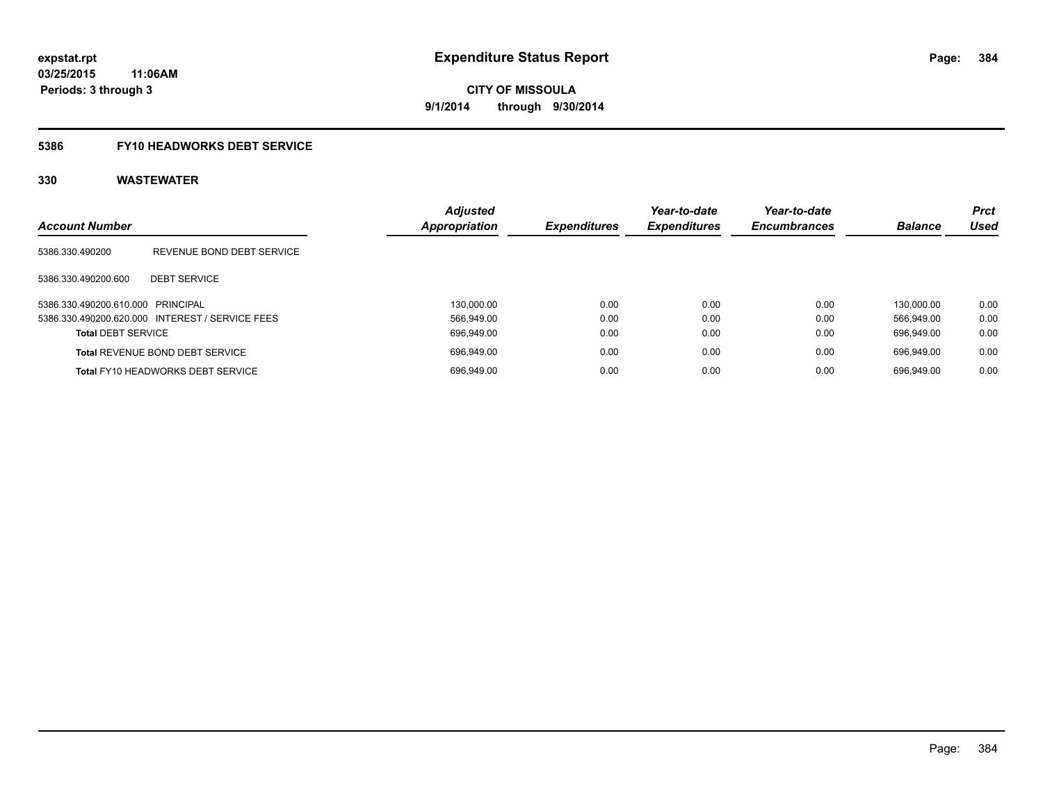expstat.rpt
03/25/2015 11:06AM
Periods: 3 through 3

# Expenditure Status Report

**CITY OF MISSOULA**
**9/1/2014 through 9/30/2014**

## 5386 FY10 HEADWORKS DEBT SERVICE

### 330 WASTEWATER

| Account Number | | Adjusted Appropriation | Expenditures | Year-to-date Expenditures | Year-to-date Encumbrances | Balance | Prct Used |
|---|---|---|---|---|---|---|---|
| 5386.330.490200 | REVENUE BOND DEBT SERVICE | | | | | | |
| 5386.330.490200.600 | DEBT SERVICE | | | | | | |
| 5386.330.490200.610.000 | PRINCIPAL | 130,000.00 | 0.00 | 0.00 | 0.00 | 130,000.00 | 0.00 |
| 5386.330.490200.620.000 | INTEREST / SERVICE FEES | 566,949.00 | 0.00 | 0.00 | 0.00 | 566,949.00 | 0.00 |
| **Total** DEBT SERVICE | | 696,949.00 | 0.00 | 0.00 | 0.00 | 696,949.00 | 0.00 |
| **Total** REVENUE BOND DEBT SERVICE | | 696,949.00 | 0.00 | 0.00 | 0.00 | 696,949.00 | 0.00 |
| **Total** FY10 HEADWORKS DEBT SERVICE | | 696,949.00 | 0.00 | 0.00 | 0.00 | 696,949.00 | 0.00 |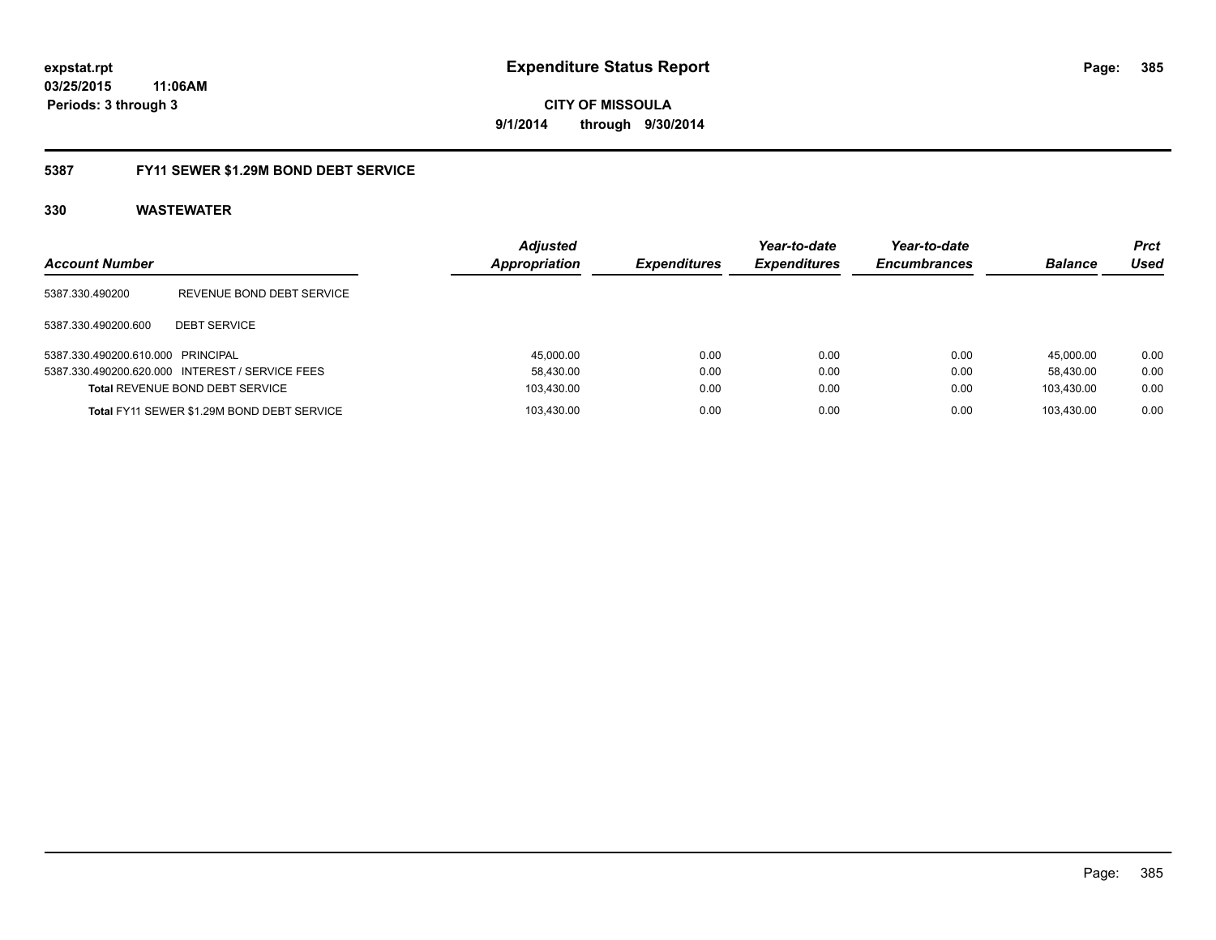# Expenditure Status Report

expstat.rpt
03/25/2015 11:06AM
Periods: 3 through 3

CITY OF MISSOULA
9/1/2014 through 9/30/2014

## 5387 FY11 SEWER $1.29M BOND DEBT SERVICE

### 330 WASTEWATER

| Account Number | | Adjusted Appropriation | Expenditures | Year-to-date Expenditures | Year-to-date Encumbrances | Balance | Prct Used |
|---|---|---|---|---|---|---|---|
| 5387.330.490200 | REVENUE BOND DEBT SERVICE | | | | | | |
| 5387.330.490200.600 | DEBT SERVICE | | | | | | |
| 5387.330.490200.610.000 | PRINCIPAL | 45,000.00 | 0.00 | 0.00 | 0.00 | 45,000.00 | 0.00 |
| 5387.330.490200.620.000 | INTEREST / SERVICE FEES | 58,430.00 | 0.00 | 0.00 | 0.00 | 58,430.00 | 0.00 |
| **Total** REVENUE BOND DEBT SERVICE | | 103,430.00 | 0.00 | 0.00 | 0.00 | 103,430.00 | 0.00 |
| **Total** FY11 SEWER $1.29M BOND DEBT SERVICE | | 103,430.00 | 0.00 | 0.00 | 0.00 | 103,430.00 | 0.00 |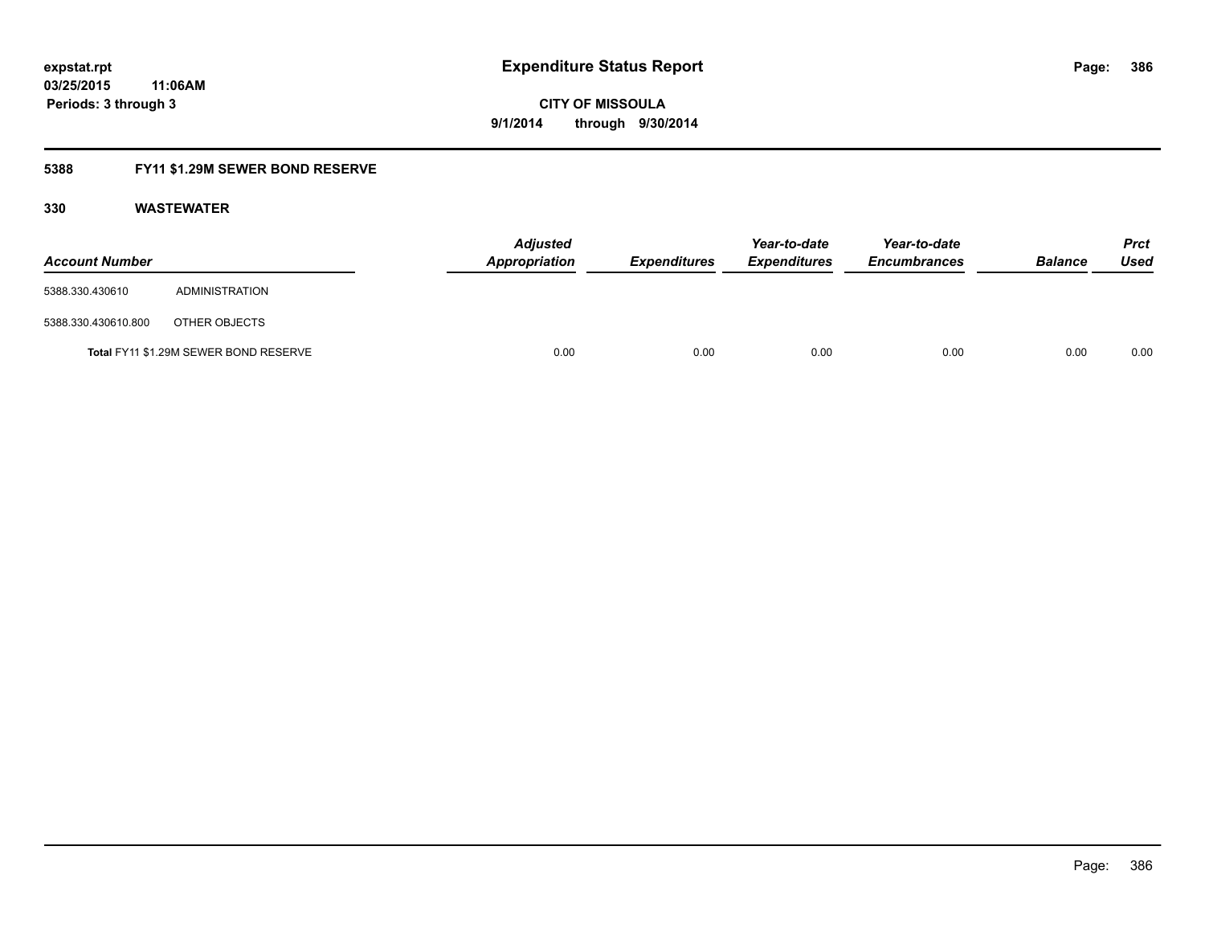# Expenditure Status Report

expstat.rpt
03/25/2015 11:06AM
Periods: 3 through 3

**CITY OF MISSOULA**
**9/1/2014 through 9/30/2014**

## 5388 FY11 $1.29M SEWER BOND RESERVE

### 330 WASTEWATER

| Account Number | | Adjusted Appropriation | Expenditures | Year-to-date Expenditures | Year-to-date Encumbrances | Balance | Prct Used |
|---|---|---|---|---|---|---|---|
| 5388.330.430610 | ADMINISTRATION | | | | | | |
| 5388.330.430610.800 | OTHER OBJECTS | | | | | | |
| Total FY11 $1.29M SEWER BOND RESERVE | | 0.00 | 0.00 | 0.00 | 0.00 | 0.00 | 0.00 |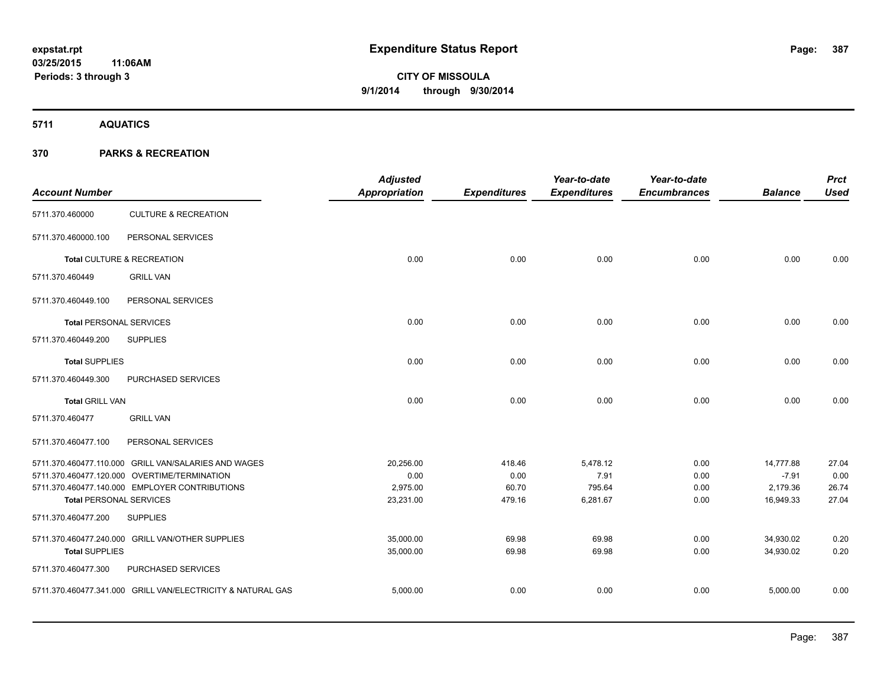expstat.rpt
03/25/2015 11:06AM
Periods: 3 through 3

# Expenditure Status Report

**CITY OF MISSOULA**
**9/1/2014 through 9/30/2014**

## 5711 AQUATICS

## 370 PARKS & RECREATION

| Account Number | | Adjusted Appropriation | Expenditures | Year-to-date Expenditures | Year-to-date Encumbrances | Balance | Prct Used |
|---|---|---|---|---|---|---|---|
| 5711.370.460000 | CULTURE & RECREATION | | | | | | |
| 5711.370.460000.100 | PERSONAL SERVICES | | | | | | |
| **Total** CULTURE & RECREATION | | 0.00 | 0.00 | 0.00 | 0.00 | 0.00 | 0.00 |
| 5711.370.460449 | GRILL VAN | | | | | | |
| 5711.370.460449.100 | PERSONAL SERVICES | | | | | | |
| **Total** PERSONAL SERVICES | | 0.00 | 0.00 | 0.00 | 0.00 | 0.00 | 0.00 |
| 5711.370.460449.200 | SUPPLIES | | | | | | |
| **Total** SUPPLIES | | 0.00 | 0.00 | 0.00 | 0.00 | 0.00 | 0.00 |
| 5711.370.460449.300 | PURCHASED SERVICES | | | | | | |
| **Total** GRILL VAN | | 0.00 | 0.00 | 0.00 | 0.00 | 0.00 | 0.00 |
| 5711.370.460477 | GRILL VAN | | | | | | |
| 5711.370.460477.100 | PERSONAL SERVICES | | | | | | |
| 5711.370.460477.110.000 | GRILL VAN/SALARIES AND WAGES | 20,256.00 | 418.46 | 5,478.12 | 0.00 | 14,777.88 | 27.04 |
| 5711.370.460477.120.000 | OVERTIME/TERMINATION | 0.00 | 0.00 | 7.91 | 0.00 | -7.91 | 0.00 |
| 5711.370.460477.140.000 | EMPLOYER CONTRIBUTIONS | 2,975.00 | 60.70 | 795.64 | 0.00 | 2,179.36 | 26.74 |
| **Total** PERSONAL SERVICES | | 23,231.00 | 479.16 | 6,281.67 | 0.00 | 16,949.33 | 27.04 |
| 5711.370.460477.200 | SUPPLIES | | | | | | |
| 5711.370.460477.240.000 | GRILL VAN/OTHER SUPPLIES | 35,000.00 | 69.98 | 69.98 | 0.00 | 34,930.02 | 0.20 |
| **Total** SUPPLIES | | 35,000.00 | 69.98 | 69.98 | 0.00 | 34,930.02 | 0.20 |
| 5711.370.460477.300 | PURCHASED SERVICES | | | | | | |
| 5711.370.460477.341.000 | GRILL VAN/ELECTRICITY & NATURAL GAS | 5,000.00 | 0.00 | 0.00 | 0.00 | 5,000.00 | 0.00 |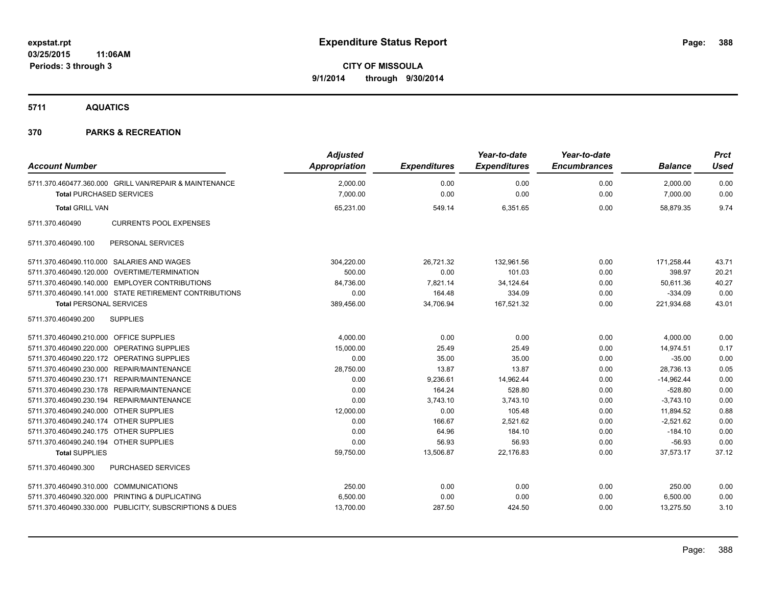**expstat.rpt**
**03/25/2015 11:06AM**
**Periods: 3 through 3**

# Expenditure Status Report

**CITY OF MISSOULA**
**9/1/2014 through 9/30/2014**

## 5711 AQUATICS

## 370 PARKS & RECREATION

| Account Number | Adjusted Appropriation | Expenditures | Year-to-date Expenditures | Year-to-date Encumbrances | Balance | Prct Used |
|---|---|---|---|---|---|---|
| 5711.370.460477.360.000 GRILL VAN/REPAIR & MAINTENANCE | 2,000.00 | 0.00 | 0.00 | 0.00 | 2,000.00 | 0.00 |
| **Total** PURCHASED SERVICES | 7,000.00 | 0.00 | 0.00 | 0.00 | 7,000.00 | 0.00 |
| **Total** GRILL VAN | 65,231.00 | 549.14 | 6,351.65 | 0.00 | 58,879.35 | 9.74 |
| 5711.370.460490 CURRENTS POOL EXPENSES | | | | | | |
| 5711.370.460490.100 PERSONAL SERVICES | | | | | | |
| 5711.370.460490.110.000 SALARIES AND WAGES | 304,220.00 | 26,721.32 | 132,961.56 | 0.00 | 171,258.44 | 43.71 |
| 5711.370.460490.120.000 OVERTIME/TERMINATION | 500.00 | 0.00 | 101.03 | 0.00 | 398.97 | 20.21 |
| 5711.370.460490.140.000 EMPLOYER CONTRIBUTIONS | 84,736.00 | 7,821.14 | 34,124.64 | 0.00 | 50,611.36 | 40.27 |
| 5711.370.460490.141.000 STATE RETIREMENT CONTRIBUTIONS | 0.00 | 164.48 | 334.09 | 0.00 | -334.09 | 0.00 |
| **Total** PERSONAL SERVICES | 389,456.00 | 34,706.94 | 167,521.32 | 0.00 | 221,934.68 | 43.01 |
| 5711.370.460490.200 SUPPLIES | | | | | | |
| 5711.370.460490.210.000 OFFICE SUPPLIES | 4,000.00 | 0.00 | 0.00 | 0.00 | 4,000.00 | 0.00 |
| 5711.370.460490.220.000 OPERATING SUPPLIES | 15,000.00 | 25.49 | 25.49 | 0.00 | 14,974.51 | 0.17 |
| 5711.370.460490.220.172 OPERATING SUPPLIES | 0.00 | 35.00 | 35.00 | 0.00 | -35.00 | 0.00 |
| 5711.370.460490.230.000 REPAIR/MAINTENANCE | 28,750.00 | 13.87 | 13.87 | 0.00 | 28,736.13 | 0.05 |
| 5711.370.460490.230.171 REPAIR/MAINTENANCE | 0.00 | 9,236.61 | 14,962.44 | 0.00 | -14,962.44 | 0.00 |
| 5711.370.460490.230.178 REPAIR/MAINTENANCE | 0.00 | 164.24 | 528.80 | 0.00 | -528.80 | 0.00 |
| 5711.370.460490.230.194 REPAIR/MAINTENANCE | 0.00 | 3,743.10 | 3,743.10 | 0.00 | -3,743.10 | 0.00 |
| 5711.370.460490.240.000 OTHER SUPPLIES | 12,000.00 | 0.00 | 105.48 | 0.00 | 11,894.52 | 0.88 |
| 5711.370.460490.240.174 OTHER SUPPLIES | 0.00 | 166.67 | 2,521.62 | 0.00 | -2,521.62 | 0.00 |
| 5711.370.460490.240.175 OTHER SUPPLIES | 0.00 | 64.96 | 184.10 | 0.00 | -184.10 | 0.00 |
| 5711.370.460490.240.194 OTHER SUPPLIES | 0.00 | 56.93 | 56.93 | 0.00 | -56.93 | 0.00 |
| **Total** SUPPLIES | 59,750.00 | 13,506.87 | 22,176.83 | 0.00 | 37,573.17 | 37.12 |
| 5711.370.460490.300 PURCHASED SERVICES | | | | | | |
| 5711.370.460490.310.000 COMMUNICATIONS | 250.00 | 0.00 | 0.00 | 0.00 | 250.00 | 0.00 |
| 5711.370.460490.320.000 PRINTING & DUPLICATING | 6,500.00 | 0.00 | 0.00 | 0.00 | 6,500.00 | 0.00 |
| 5711.370.460490.330.000 PUBLICITY, SUBSCRIPTIONS & DUES | 13,700.00 | 287.50 | 424.50 | 0.00 | 13,275.50 | 3.10 |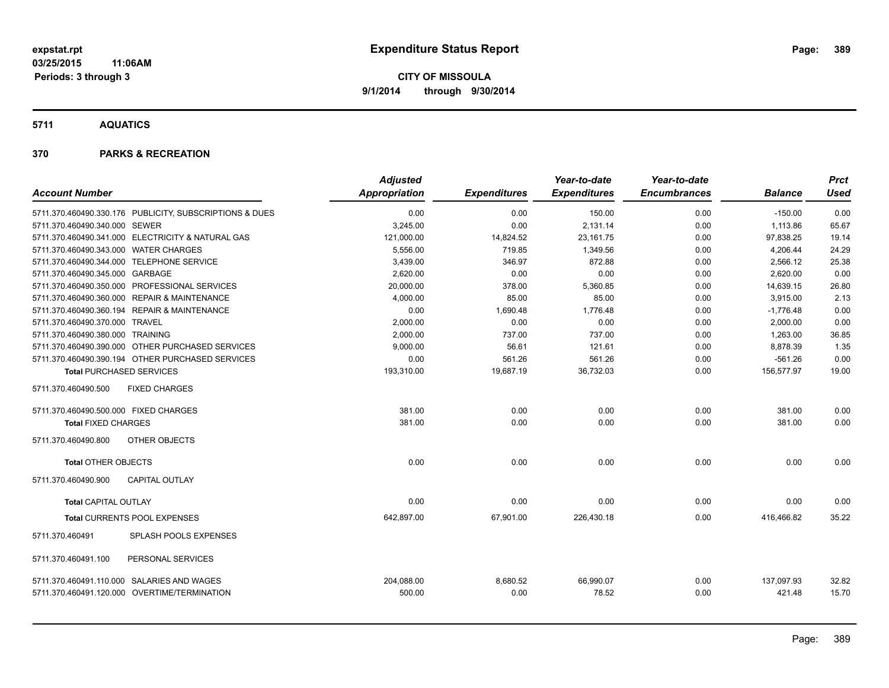**expstat.rpt**
**03/25/2015 11:06AM**
**Periods: 3 through 3**

# Expenditure Status Report

**CITY OF MISSOULA**
**9/1/2014 through 9/30/2014**

## 5711 AQUATICS

## 370 PARKS & RECREATION

| Account Number | Adjusted Appropriation | Expenditures | Year-to-date Expenditures | Year-to-date Encumbrances | Balance | Prct Used |
|---|---|---|---|---|---|---|
| 5711.370.460490.330.176 PUBLICITY, SUBSCRIPTIONS & DUES | 0.00 | 0.00 | 150.00 | 0.00 | -150.00 | 0.00 |
| 5711.370.460490.340.000 SEWER | 3,245.00 | 0.00 | 2,131.14 | 0.00 | 1,113.86 | 65.67 |
| 5711.370.460490.341.000 ELECTRICITY & NATURAL GAS | 121,000.00 | 14,824.52 | 23,161.75 | 0.00 | 97,838.25 | 19.14 |
| 5711.370.460490.343.000 WATER CHARGES | 5,556.00 | 719.85 | 1,349.56 | 0.00 | 4,206.44 | 24.29 |
| 5711.370.460490.344.000 TELEPHONE SERVICE | 3,439.00 | 346.97 | 872.88 | 0.00 | 2,566.12 | 25.38 |
| 5711.370.460490.345.000 GARBAGE | 2,620.00 | 0.00 | 0.00 | 0.00 | 2,620.00 | 0.00 |
| 5711.370.460490.350.000 PROFESSIONAL SERVICES | 20,000.00 | 378.00 | 5,360.85 | 0.00 | 14,639.15 | 26.80 |
| 5711.370.460490.360.000 REPAIR & MAINTENANCE | 4,000.00 | 85.00 | 85.00 | 0.00 | 3,915.00 | 2.13 |
| 5711.370.460490.360.194 REPAIR & MAINTENANCE | 0.00 | 1,690.48 | 1,776.48 | 0.00 | -1,776.48 | 0.00 |
| 5711.370.460490.370.000 TRAVEL | 2,000.00 | 0.00 | 0.00 | 0.00 | 2,000.00 | 0.00 |
| 5711.370.460490.380.000 TRAINING | 2,000.00 | 737.00 | 737.00 | 0.00 | 1,263.00 | 36.85 |
| 5711.370.460490.390.000 OTHER PURCHASED SERVICES | 9,000.00 | 56.61 | 121.61 | 0.00 | 8,878.39 | 1.35 |
| 5711.370.460490.390.194 OTHER PURCHASED SERVICES | 0.00 | 561.26 | 561.26 | 0.00 | -561.26 | 0.00 |
| **Total** PURCHASED SERVICES | 193,310.00 | 19,687.19 | 36,732.03 | 0.00 | 156,577.97 | 19.00 |
| 5711.370.460490.500 FIXED CHARGES | | | | | | |
| 5711.370.460490.500.000 FIXED CHARGES | 381.00 | 0.00 | 0.00 | 0.00 | 381.00 | 0.00 |
| **Total** FIXED CHARGES | 381.00 | 0.00 | 0.00 | 0.00 | 381.00 | 0.00 |
| 5711.370.460490.800 OTHER OBJECTS | | | | | | |
| **Total** OTHER OBJECTS | 0.00 | 0.00 | 0.00 | 0.00 | 0.00 | 0.00 |
| 5711.370.460490.900 CAPITAL OUTLAY | | | | | | |
| **Total** CAPITAL OUTLAY | 0.00 | 0.00 | 0.00 | 0.00 | 0.00 | 0.00 |
| **Total** CURRENTS POOL EXPENSES | 642,897.00 | 67,901.00 | 226,430.18 | 0.00 | 416,466.82 | 35.22 |
| 5711.370.460491 SPLASH POOLS EXPENSES | | | | | | |
| 5711.370.460491.100 PERSONAL SERVICES | | | | | | |
| 5711.370.460491.110.000 SALARIES AND WAGES | 204,088.00 | 8,680.52 | 66,990.07 | 0.00 | 137,097.93 | 32.82 |
| 5711.370.460491.120.000 OVERTIME/TERMINATION | 500.00 | 0.00 | 78.52 | 0.00 | 421.48 | 15.70 |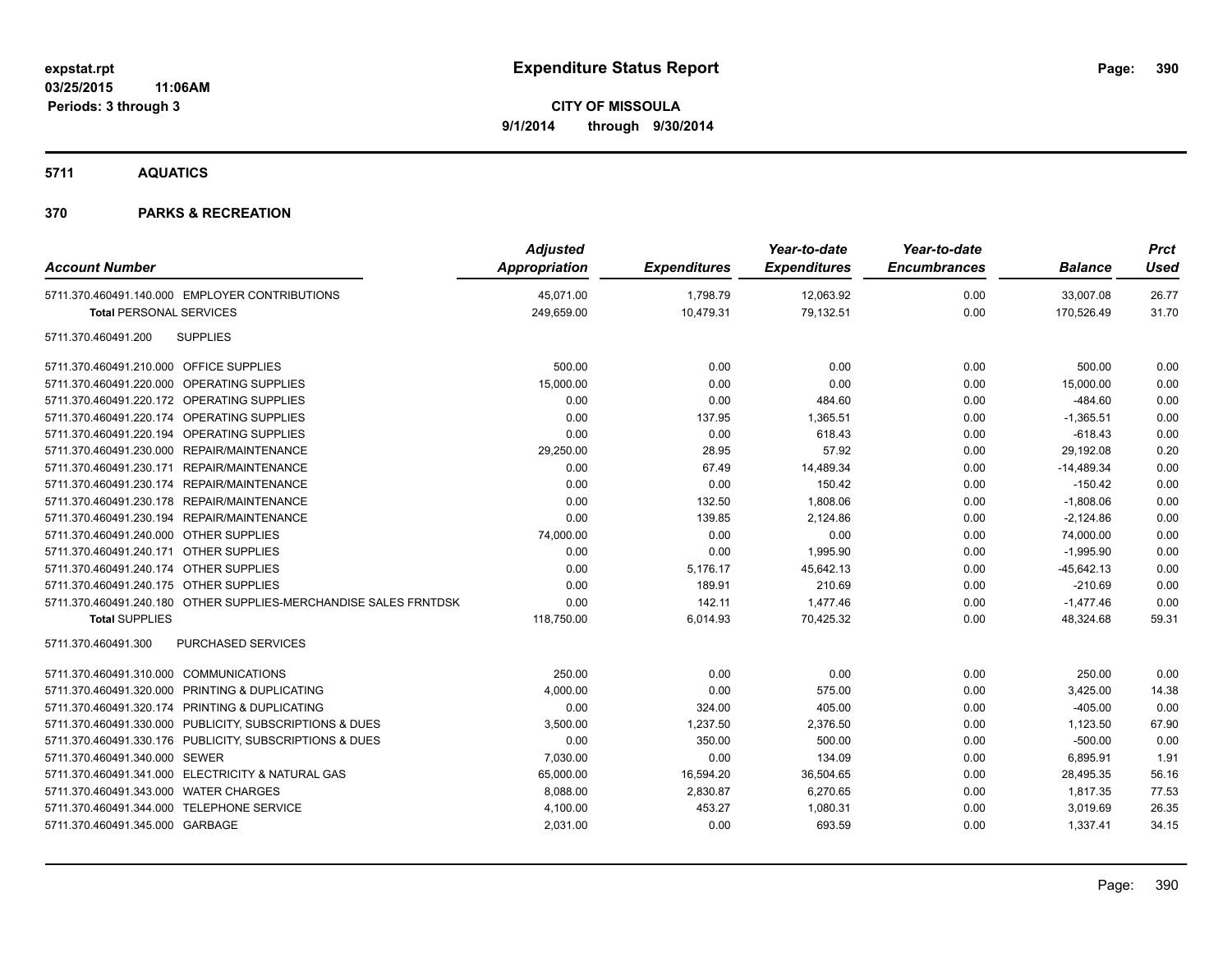# Expenditure Status Report

**CITY OF MISSOULA**
**9/1/2014 through 9/30/2014**

expstat.rpt
03/25/2015 11:06AM
Periods: 3 through 3

## 5711 AQUATICS

## 370 PARKS & RECREATION

| Account Number | | Adjusted Appropriation | Expenditures | Year-to-date Expenditures | Year-to-date Encumbrances | Balance | Prct Used |
|---|---|---|---|---|---|---|---|
| 5711.370.460491.140.000 | EMPLOYER CONTRIBUTIONS | 45,071.00 | 1,798.79 | 12,063.92 | 0.00 | 33,007.08 | 26.77 |
| **Total PERSONAL SERVICES** | | 249,659.00 | 10,479.31 | 79,132.51 | 0.00 | 170,526.49 | 31.70 |
| 5711.370.460491.200 | SUPPLIES | | | | | | |
| 5711.370.460491.210.000 | OFFICE SUPPLIES | 500.00 | 0.00 | 0.00 | 0.00 | 500.00 | 0.00 |
| 5711.370.460491.220.000 | OPERATING SUPPLIES | 15,000.00 | 0.00 | 0.00 | 0.00 | 15,000.00 | 0.00 |
| 5711.370.460491.220.172 | OPERATING SUPPLIES | 0.00 | 0.00 | 484.60 | 0.00 | -484.60 | 0.00 |
| 5711.370.460491.220.174 | OPERATING SUPPLIES | 0.00 | 137.95 | 1,365.51 | 0.00 | -1,365.51 | 0.00 |
| 5711.370.460491.220.194 | OPERATING SUPPLIES | 0.00 | 0.00 | 618.43 | 0.00 | -618.43 | 0.00 |
| 5711.370.460491.230.000 | REPAIR/MAINTENANCE | 29,250.00 | 28.95 | 57.92 | 0.00 | 29,192.08 | 0.20 |
| 5711.370.460491.230.171 | REPAIR/MAINTENANCE | 0.00 | 67.49 | 14,489.34 | 0.00 | -14,489.34 | 0.00 |
| 5711.370.460491.230.174 | REPAIR/MAINTENANCE | 0.00 | 0.00 | 150.42 | 0.00 | -150.42 | 0.00 |
| 5711.370.460491.230.178 | REPAIR/MAINTENANCE | 0.00 | 132.50 | 1,808.06 | 0.00 | -1,808.06 | 0.00 |
| 5711.370.460491.230.194 | REPAIR/MAINTENANCE | 0.00 | 139.85 | 2,124.86 | 0.00 | -2,124.86 | 0.00 |
| 5711.370.460491.240.000 | OTHER SUPPLIES | 74,000.00 | 0.00 | 0.00 | 0.00 | 74,000.00 | 0.00 |
| 5711.370.460491.240.171 | OTHER SUPPLIES | 0.00 | 0.00 | 1,995.90 | 0.00 | -1,995.90 | 0.00 |
| 5711.370.460491.240.174 | OTHER SUPPLIES | 0.00 | 5,176.17 | 45,642.13 | 0.00 | -45,642.13 | 0.00 |
| 5711.370.460491.240.175 | OTHER SUPPLIES | 0.00 | 189.91 | 210.69 | 0.00 | -210.69 | 0.00 |
| 5711.370.460491.240.180 | OTHER SUPPLIES-MERCHANDISE SALES FRNTDSK | 0.00 | 142.11 | 1,477.46 | 0.00 | -1,477.46 | 0.00 |
| **Total SUPPLIES** | | 118,750.00 | 6,014.93 | 70,425.32 | 0.00 | 48,324.68 | 59.31 |
| 5711.370.460491.300 | PURCHASED SERVICES | | | | | | |
| 5711.370.460491.310.000 | COMMUNICATIONS | 250.00 | 0.00 | 0.00 | 0.00 | 250.00 | 0.00 |
| 5711.370.460491.320.000 | PRINTING & DUPLICATING | 4,000.00 | 0.00 | 575.00 | 0.00 | 3,425.00 | 14.38 |
| 5711.370.460491.320.174 | PRINTING & DUPLICATING | 0.00 | 324.00 | 405.00 | 0.00 | -405.00 | 0.00 |
| 5711.370.460491.330.000 | PUBLICITY, SUBSCRIPTIONS & DUES | 3,500.00 | 1,237.50 | 2,376.50 | 0.00 | 1,123.50 | 67.90 |
| 5711.370.460491.330.176 | PUBLICITY, SUBSCRIPTIONS & DUES | 0.00 | 350.00 | 500.00 | 0.00 | -500.00 | 0.00 |
| 5711.370.460491.340.000 | SEWER | 7,030.00 | 0.00 | 134.09 | 0.00 | 6,895.91 | 1.91 |
| 5711.370.460491.341.000 | ELECTRICITY & NATURAL GAS | 65,000.00 | 16,594.20 | 36,504.65 | 0.00 | 28,495.35 | 56.16 |
| 5711.370.460491.343.000 | WATER CHARGES | 8,088.00 | 2,830.87 | 6,270.65 | 0.00 | 1,817.35 | 77.53 |
| 5711.370.460491.344.000 | TELEPHONE SERVICE | 4,100.00 | 453.27 | 1,080.31 | 0.00 | 3,019.69 | 26.35 |
| 5711.370.460491.345.000 | GARBAGE | 2,031.00 | 0.00 | 693.59 | 0.00 | 1,337.41 | 34.15 |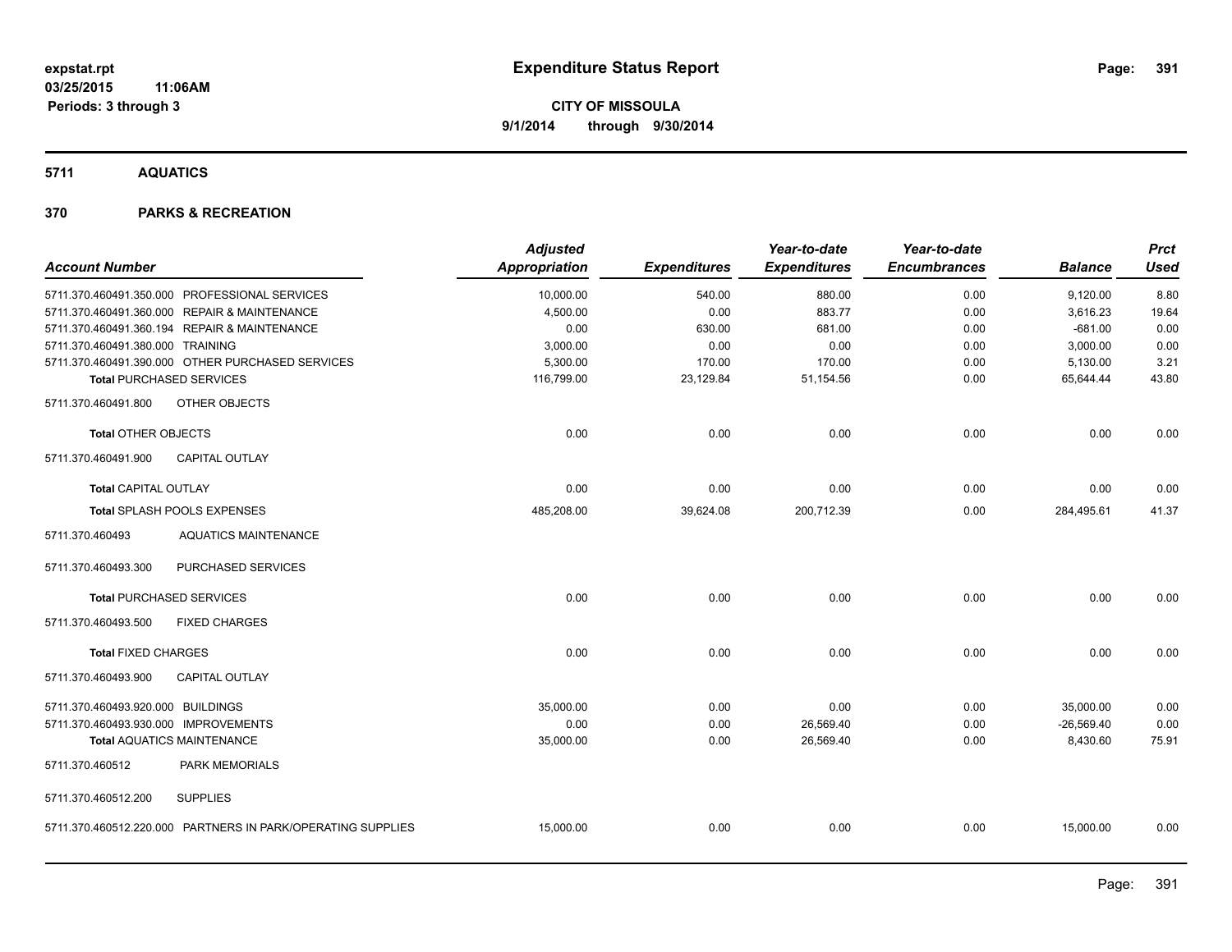**expstat.rpt**
**03/25/2015 11:06AM**
**Periods: 3 through 3**

# Expenditure Status Report

**CITY OF MISSOULA**
**9/1/2014 through 9/30/2014**

## 5711 AQUATICS

## 370 PARKS & RECREATION

| Account Number | Adjusted Appropriation | Expenditures | Year-to-date Expenditures | Year-to-date Encumbrances | Balance | Prct Used |
|---|---|---|---|---|---|---|
| 5711.370.460491.350.000 PROFESSIONAL SERVICES | 10,000.00 | 540.00 | 880.00 | 0.00 | 9,120.00 | 8.80 |
| 5711.370.460491.360.000 REPAIR & MAINTENANCE | 4,500.00 | 0.00 | 883.77 | 0.00 | 3,616.23 | 19.64 |
| 5711.370.460491.360.194 REPAIR & MAINTENANCE | 0.00 | 630.00 | 681.00 | 0.00 | -681.00 | 0.00 |
| 5711.370.460491.380.000 TRAINING | 3,000.00 | 0.00 | 0.00 | 0.00 | 3,000.00 | 0.00 |
| 5711.370.460491.390.000 OTHER PURCHASED SERVICES | 5,300.00 | 170.00 | 170.00 | 0.00 | 5,130.00 | 3.21 |
| **Total** PURCHASED SERVICES | 116,799.00 | 23,129.84 | 51,154.56 | 0.00 | 65,644.44 | 43.80 |
| 5711.370.460491.800 OTHER OBJECTS | | | | | | |
| **Total** OTHER OBJECTS | 0.00 | 0.00 | 0.00 | 0.00 | 0.00 | 0.00 |
| 5711.370.460491.900 CAPITAL OUTLAY | | | | | | |
| **Total** CAPITAL OUTLAY | 0.00 | 0.00 | 0.00 | 0.00 | 0.00 | 0.00 |
| **Total** SPLASH POOLS EXPENSES | 485,208.00 | 39,624.08 | 200,712.39 | 0.00 | 284,495.61 | 41.37 |
| 5711.370.460493 AQUATICS MAINTENANCE | | | | | | |
| 5711.370.460493.300 PURCHASED SERVICES | | | | | | |
| **Total** PURCHASED SERVICES | 0.00 | 0.00 | 0.00 | 0.00 | 0.00 | 0.00 |
| 5711.370.460493.500 FIXED CHARGES | | | | | | |
| **Total** FIXED CHARGES | 0.00 | 0.00 | 0.00 | 0.00 | 0.00 | 0.00 |
| 5711.370.460493.900 CAPITAL OUTLAY | | | | | | |
| 5711.370.460493.920.000 BUILDINGS | 35,000.00 | 0.00 | 0.00 | 0.00 | 35,000.00 | 0.00 |
| 5711.370.460493.930.000 IMPROVEMENTS | 0.00 | 0.00 | 26,569.40 | 0.00 | -26,569.40 | 0.00 |
| **Total** AQUATICS MAINTENANCE | 35,000.00 | 0.00 | 26,569.40 | 0.00 | 8,430.60 | 75.91 |
| 5711.370.460512 PARK MEMORIALS | | | | | | |
| 5711.370.460512.200 SUPPLIES | | | | | | |
| 5711.370.460512.220.000 PARTNERS IN PARK/OPERATING SUPPLIES | 15,000.00 | 0.00 | 0.00 | 0.00 | 15,000.00 | 0.00 |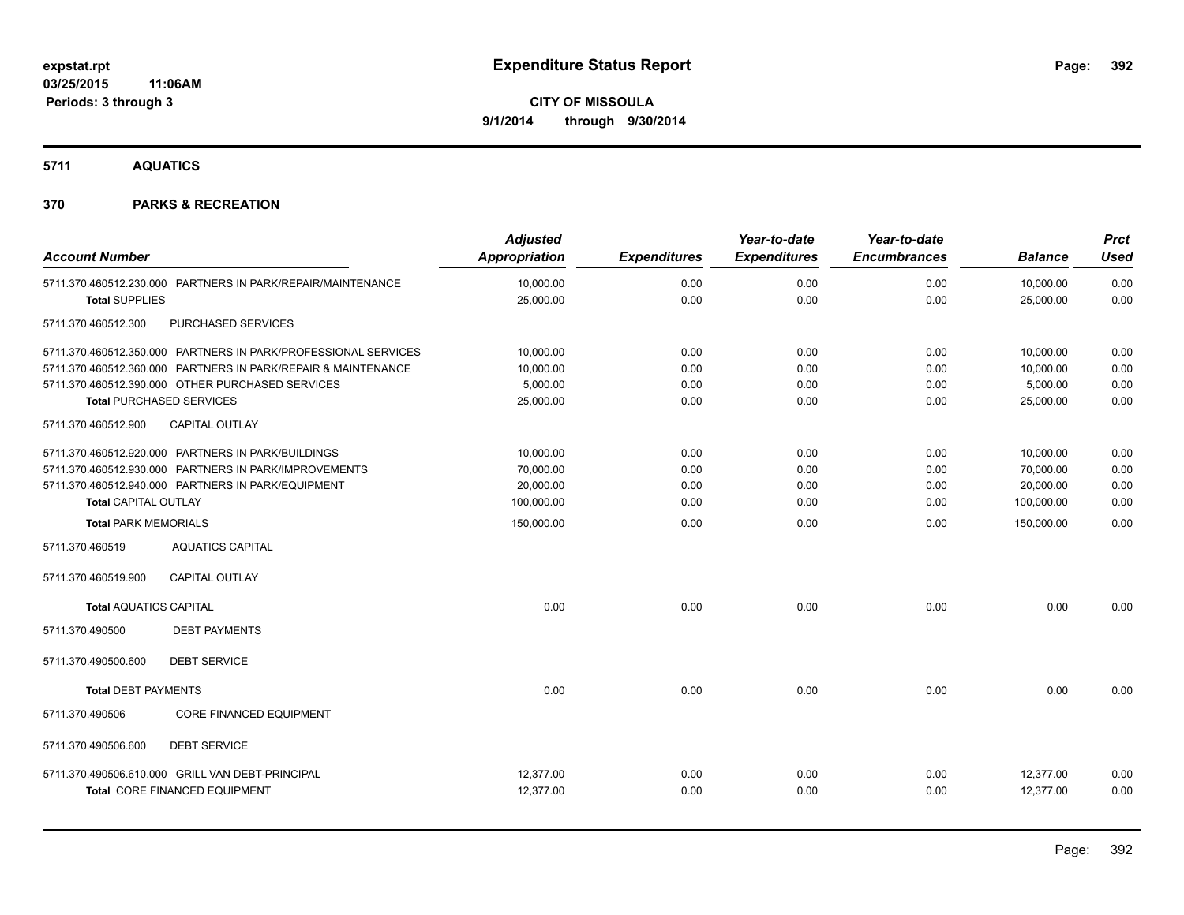# Expenditure Status Report

**CITY OF MISSOULA**

**9/1/2014 through 9/30/2014**

expstat.rpt
03/25/2015 11:06AM
Periods: 3 through 3

## 5711 AQUATICS

## 370 PARKS & RECREATION

| Account Number | Adjusted Appropriation | Expenditures | Year-to-date Expenditures | Year-to-date Encumbrances | Balance | Prct Used |
|---|---|---|---|---|---|---|
| 5711.370.460512.230.000 PARTNERS IN PARK/REPAIR/MAINTENANCE | 10,000.00 | 0.00 | 0.00 | 0.00 | 10,000.00 | 0.00 |
| **Total** SUPPLIES | 25,000.00 | 0.00 | 0.00 | 0.00 | 25,000.00 | 0.00 |
| 5711.370.460512.300 PURCHASED SERVICES | | | | | | |
| 5711.370.460512.350.000 PARTNERS IN PARK/PROFESSIONAL SERVICES | 10,000.00 | 0.00 | 0.00 | 0.00 | 10,000.00 | 0.00 |
| 5711.370.460512.360.000 PARTNERS IN PARK/REPAIR & MAINTENANCE | 10,000.00 | 0.00 | 0.00 | 0.00 | 10,000.00 | 0.00 |
| 5711.370.460512.390.000 OTHER PURCHASED SERVICES | 5,000.00 | 0.00 | 0.00 | 0.00 | 5,000.00 | 0.00 |
| **Total** PURCHASED SERVICES | 25,000.00 | 0.00 | 0.00 | 0.00 | 25,000.00 | 0.00 |
| 5711.370.460512.900 CAPITAL OUTLAY | | | | | | |
| 5711.370.460512.920.000 PARTNERS IN PARK/BUILDINGS | 10,000.00 | 0.00 | 0.00 | 0.00 | 10,000.00 | 0.00 |
| 5711.370.460512.930.000 PARTNERS IN PARK/IMPROVEMENTS | 70,000.00 | 0.00 | 0.00 | 0.00 | 70,000.00 | 0.00 |
| 5711.370.460512.940.000 PARTNERS IN PARK/EQUIPMENT | 20,000.00 | 0.00 | 0.00 | 0.00 | 20,000.00 | 0.00 |
| **Total** CAPITAL OUTLAY | 100,000.00 | 0.00 | 0.00 | 0.00 | 100,000.00 | 0.00 |
| **Total** PARK MEMORIALS | 150,000.00 | 0.00 | 0.00 | 0.00 | 150,000.00 | 0.00 |
| 5711.370.460519 AQUATICS CAPITAL | | | | | | |
| 5711.370.460519.900 CAPITAL OUTLAY | | | | | | |
| **Total** AQUATICS CAPITAL | 0.00 | 0.00 | 0.00 | 0.00 | 0.00 | 0.00 |
| 5711.370.490500 DEBT PAYMENTS | | | | | | |
| 5711.370.490500.600 DEBT SERVICE | | | | | | |
| **Total** DEBT PAYMENTS | 0.00 | 0.00 | 0.00 | 0.00 | 0.00 | 0.00 |
| 5711.370.490506 CORE FINANCED EQUIPMENT | | | | | | |
| 5711.370.490506.600 DEBT SERVICE | | | | | | |
| 5711.370.490506.610.000 GRILL VAN DEBT-PRINCIPAL | 12,377.00 | 0.00 | 0.00 | 0.00 | 12,377.00 | 0.00 |
| **Total** CORE FINANCED EQUIPMENT | 12,377.00 | 0.00 | 0.00 | 0.00 | 12,377.00 | 0.00 |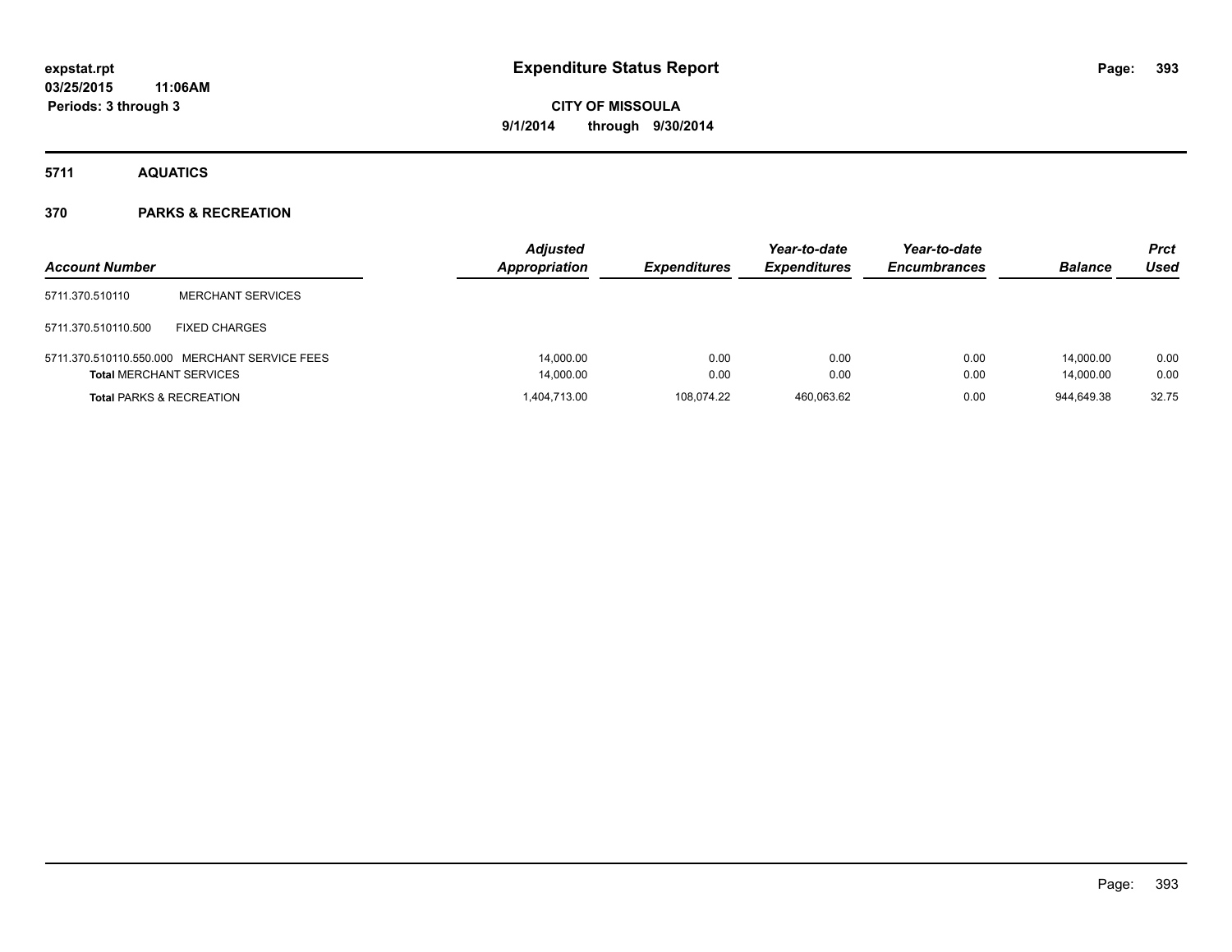**Expenditure Status Report**

**CITY OF MISSOULA**

**9/1/2014 through 9/30/2014**

expstat.rpt
03/25/2015 11:06AM
Periods: 3 through 3

## 5711 AQUATICS

## 370 PARKS & RECREATION

| Account Number | | Adjusted Appropriation | Expenditures | Year-to-date Expenditures | Year-to-date Encumbrances | Balance | Prct Used |
|---|---|---|---|---|---|---|---|
| 5711.370.510110 | MERCHANT SERVICES | | | | | | |
| 5711.370.510110.500 | FIXED CHARGES | | | | | | |
| 5711.370.510110.550.000 | MERCHANT SERVICE FEES | 14,000.00 | 0.00 | 0.00 | 0.00 | 14,000.00 | 0.00 |
| **Total** MERCHANT SERVICES | | 14,000.00 | 0.00 | 0.00 | 0.00 | 14,000.00 | 0.00 |
| **Total** PARKS & RECREATION | | 1,404,713.00 | 108,074.22 | 460,063.62 | 0.00 | 944,649.38 | 32.75 |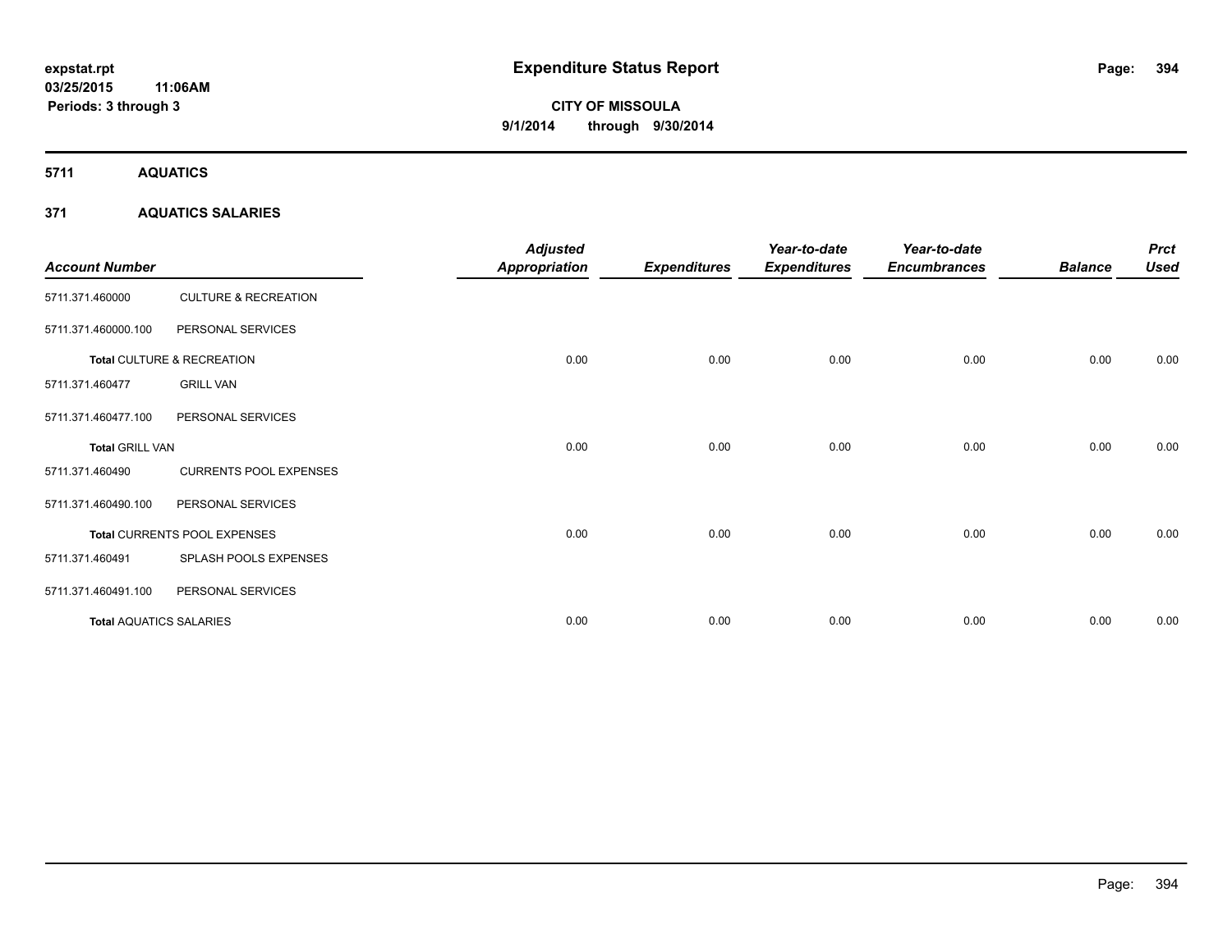expstat.rpt
03/25/2015 11:06AM
Periods: 3 through 3

# Expenditure Status Report

**CITY OF MISSOULA**
**9/1/2014 through 9/30/2014**

## 5711 AQUATICS

### 371 AQUATICS SALARIES

| Account Number | | Adjusted Appropriation | Expenditures | Year-to-date Expenditures | Year-to-date Encumbrances | Balance | Prct Used |
|---|---|---|---|---|---|---|---|
| 5711.371.460000 | CULTURE & RECREATION | | | | | | |
| 5711.371.460000.100 | PERSONAL SERVICES | | | | | | |
| **Total** CULTURE & RECREATION | | 0.00 | 0.00 | 0.00 | 0.00 | 0.00 | 0.00 |
| 5711.371.460477 | GRILL VAN | | | | | | |
| 5711.371.460477.100 | PERSONAL SERVICES | | | | | | |
| **Total** GRILL VAN | | 0.00 | 0.00 | 0.00 | 0.00 | 0.00 | 0.00 |
| 5711.371.460490 | CURRENTS POOL EXPENSES | | | | | | |
| 5711.371.460490.100 | PERSONAL SERVICES | | | | | | |
| **Total** CURRENTS POOL EXPENSES | | 0.00 | 0.00 | 0.00 | 0.00 | 0.00 | 0.00 |
| 5711.371.460491 | SPLASH POOLS EXPENSES | | | | | | |
| 5711.371.460491.100 | PERSONAL SERVICES | | | | | | |
| **Total** AQUATICS SALARIES | | 0.00 | 0.00 | 0.00 | 0.00 | 0.00 | 0.00 |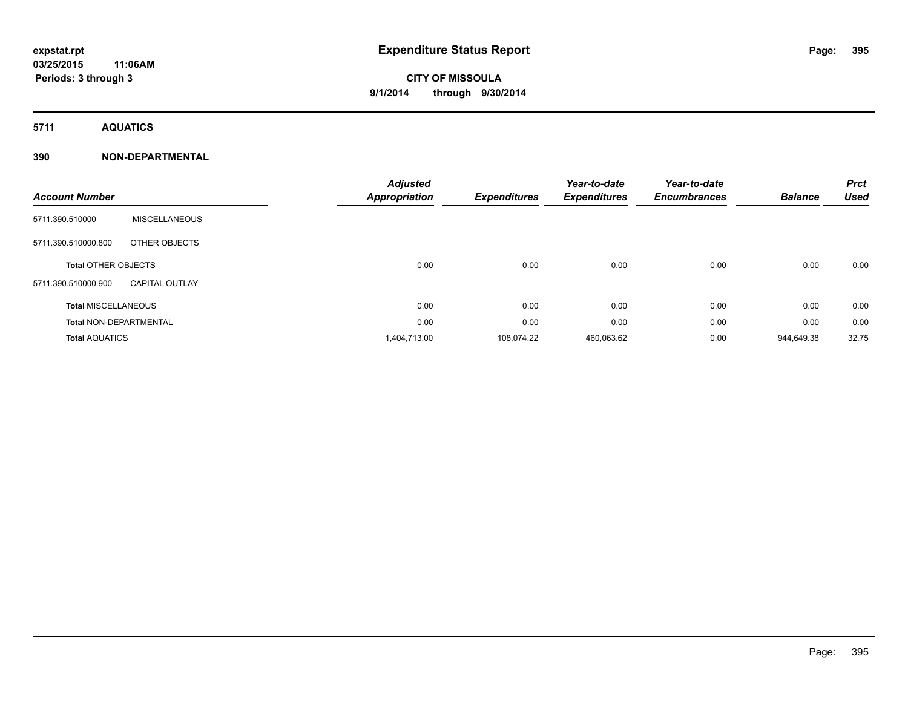# Expenditure Status Report

**CITY OF MISSOULA**
**9/1/2014 through 9/30/2014**

expstat.rpt
03/25/2015 11:06AM
Periods: 3 through 3

## 5711 AQUATICS

### 390 NON-DEPARTMENTAL

| Account Number | | Adjusted Appropriation | Expenditures | Year-to-date Expenditures | Year-to-date Encumbrances | Balance | Prct Used |
|---|---|---|---|---|---|---|---|
| 5711.390.510000 | MISCELLANEOUS | | | | | | |
| 5711.390.510000.800 | OTHER OBJECTS | | | | | | |
| **Total** OTHER OBJECTS | | 0.00 | 0.00 | 0.00 | 0.00 | 0.00 | 0.00 |
| 5711.390.510000.900 | CAPITAL OUTLAY | | | | | | |
| **Total** MISCELLANEOUS | | 0.00 | 0.00 | 0.00 | 0.00 | 0.00 | 0.00 |
| **Total** NON-DEPARTMENTAL | | 0.00 | 0.00 | 0.00 | 0.00 | 0.00 | 0.00 |
| **Total** AQUATICS | | 1,404,713.00 | 108,074.22 | 460,063.62 | 0.00 | 944,649.38 | 32.75 |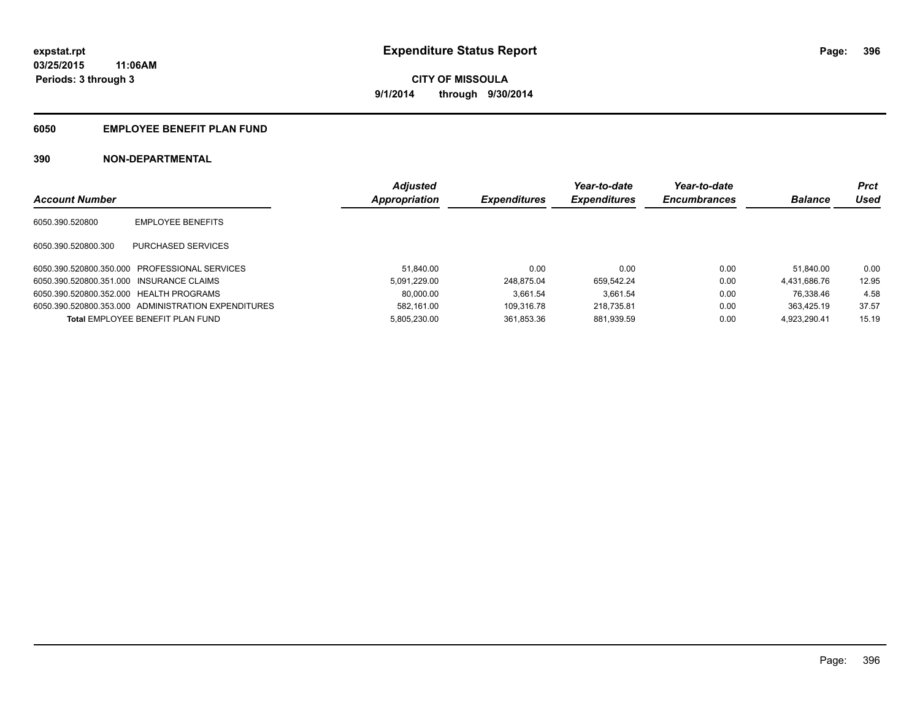# Expenditure Status Report

expstat.rpt
03/25/2015 11:06AM
Periods: 3 through 3

**CITY OF MISSOULA**
**9/1/2014 through 9/30/2014**

## 6050 EMPLOYEE BENEFIT PLAN FUND

## 390 NON-DEPARTMENTAL

| Account Number | | Adjusted Appropriation | Expenditures | Year-to-date Expenditures | Year-to-date Encumbrances | Balance | Prct Used |
|---|---|---|---|---|---|---|---|
| 6050.390.520800 | EMPLOYEE BENEFITS | | | | | | |
| 6050.390.520800.300 | PURCHASED SERVICES | | | | | | |
| 6050.390.520800.350.000 | PROFESSIONAL SERVICES | 51,840.00 | 0.00 | 0.00 | 0.00 | 51,840.00 | 0.00 |
| 6050.390.520800.351.000 | INSURANCE CLAIMS | 5,091,229.00 | 248,875.04 | 659,542.24 | 0.00 | 4,431,686.76 | 12.95 |
| 6050.390.520800.352.000 | HEALTH PROGRAMS | 80,000.00 | 3,661.54 | 3,661.54 | 0.00 | 76,338.46 | 4.58 |
| 6050.390.520800.353.000 | ADMINISTRATION EXPENDITURES | 582,161.00 | 109,316.78 | 218,735.81 | 0.00 | 363,425.19 | 37.57 |
| **Total** EMPLOYEE BENEFIT PLAN FUND | | 5,805,230.00 | 361,853.36 | 881,939.59 | 0.00 | 4,923,290.41 | 15.19 |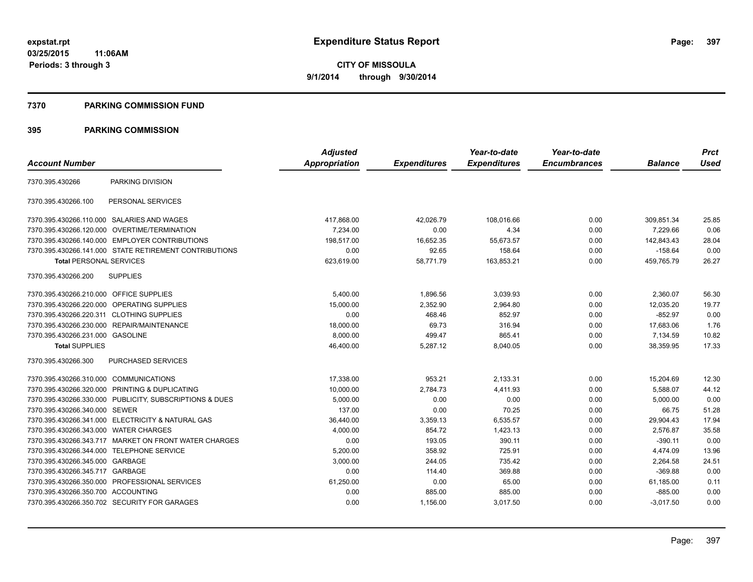# Expenditure Status Report

expstat.rpt
03/25/2015 11:06AM
Periods: 3 through 3

**CITY OF MISSOULA**
**9/1/2014 through 9/30/2014**

## 7370 PARKING COMMISSION FUND

## 395 PARKING COMMISSION

| Account Number | | Adjusted Appropriation | Expenditures | Year-to-date Expenditures | Year-to-date Encumbrances | Balance | Prct Used |
|---|---|---|---|---|---|---|---|
| 7370.395.430266 | PARKING DIVISION | | | | | | |
| 7370.395.430266.100 | PERSONAL SERVICES | | | | | | |
| 7370.395.430266.110.000 | SALARIES AND WAGES | 417,868.00 | 42,026.79 | 108,016.66 | 0.00 | 309,851.34 | 25.85 |
| 7370.395.430266.120.000 | OVERTIME/TERMINATION | 7,234.00 | 0.00 | 4.34 | 0.00 | 7,229.66 | 0.06 |
| 7370.395.430266.140.000 | EMPLOYER CONTRIBUTIONS | 198,517.00 | 16,652.35 | 55,673.57 | 0.00 | 142,843.43 | 28.04 |
| 7370.395.430266.141.000 | STATE RETIREMENT CONTRIBUTIONS | 0.00 | 92.65 | 158.64 | 0.00 | -158.64 | 0.00 |
| **Total** PERSONAL SERVICES | | 623,619.00 | 58,771.79 | 163,853.21 | 0.00 | 459,765.79 | 26.27 |
| 7370.395.430266.200 | SUPPLIES | | | | | | |
| 7370.395.430266.210.000 | OFFICE SUPPLIES | 5,400.00 | 1,896.56 | 3,039.93 | 0.00 | 2,360.07 | 56.30 |
| 7370.395.430266.220.000 | OPERATING SUPPLIES | 15,000.00 | 2,352.90 | 2,964.80 | 0.00 | 12,035.20 | 19.77 |
| 7370.395.430266.220.311 | CLOTHING SUPPLIES | 0.00 | 468.46 | 852.97 | 0.00 | -852.97 | 0.00 |
| 7370.395.430266.230.000 | REPAIR/MAINTENANCE | 18,000.00 | 69.73 | 316.94 | 0.00 | 17,683.06 | 1.76 |
| 7370.395.430266.231.000 | GASOLINE | 8,000.00 | 499.47 | 865.41 | 0.00 | 7,134.59 | 10.82 |
| **Total** SUPPLIES | | 46,400.00 | 5,287.12 | 8,040.05 | 0.00 | 38,359.95 | 17.33 |
| 7370.395.430266.300 | PURCHASED SERVICES | | | | | | |
| 7370.395.430266.310.000 | COMMUNICATIONS | 17,338.00 | 953.21 | 2,133.31 | 0.00 | 15,204.69 | 12.30 |
| 7370.395.430266.320.000 | PRINTING & DUPLICATING | 10,000.00 | 2,784.73 | 4,411.93 | 0.00 | 5,588.07 | 44.12 |
| 7370.395.430266.330.000 | PUBLICITY, SUBSCRIPTIONS & DUES | 5,000.00 | 0.00 | 0.00 | 0.00 | 5,000.00 | 0.00 |
| 7370.395.430266.340.000 | SEWER | 137.00 | 0.00 | 70.25 | 0.00 | 66.75 | 51.28 |
| 7370.395.430266.341.000 | ELECTRICITY & NATURAL GAS | 36,440.00 | 3,359.13 | 6,535.57 | 0.00 | 29,904.43 | 17.94 |
| 7370.395.430266.343.000 | WATER CHARGES | 4,000.00 | 854.72 | 1,423.13 | 0.00 | 2,576.87 | 35.58 |
| 7370.395.430266.343.717 | MARKET ON FRONT WATER CHARGES | 0.00 | 193.05 | 390.11 | 0.00 | -390.11 | 0.00 |
| 7370.395.430266.344.000 | TELEPHONE SERVICE | 5,200.00 | 358.92 | 725.91 | 0.00 | 4,474.09 | 13.96 |
| 7370.395.430266.345.000 | GARBAGE | 3,000.00 | 244.05 | 735.42 | 0.00 | 2,264.58 | 24.51 |
| 7370.395.430266.345.717 | GARBAGE | 0.00 | 114.40 | 369.88 | 0.00 | -369.88 | 0.00 |
| 7370.395.430266.350.000 | PROFESSIONAL SERVICES | 61,250.00 | 0.00 | 65.00 | 0.00 | 61,185.00 | 0.11 |
| 7370.395.430266.350.700 | ACCOUNTING | 0.00 | 885.00 | 885.00 | 0.00 | -885.00 | 0.00 |
| 7370.395.430266.350.702 | SECURITY FOR GARAGES | 0.00 | 1,156.00 | 3,017.50 | 0.00 | -3,017.50 | 0.00 |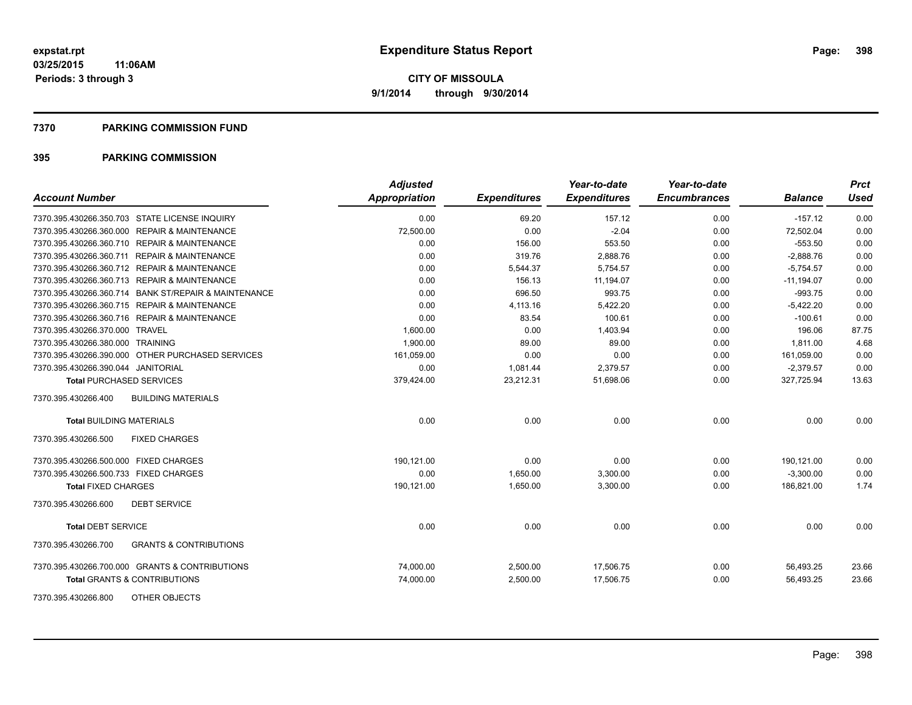**expstat.rpt**
**03/25/2015 11:06AM**
**Periods: 3 through 3**

# Expenditure Status Report

**CITY OF MISSOULA**
**9/1/2014 through 9/30/2014**

## 7370 PARKING COMMISSION FUND

## 395 PARKING COMMISSION

| Account Number | Adjusted Appropriation | Expenditures | Year-to-date Expenditures | Year-to-date Encumbrances | Balance | Prct Used |
|---|---|---|---|---|---|---|
| 7370.395.430266.350.703 STATE LICENSE INQUIRY | 0.00 | 69.20 | 157.12 | 0.00 | -157.12 | 0.00 |
| 7370.395.430266.360.000 REPAIR & MAINTENANCE | 72,500.00 | 0.00 | -2.04 | 0.00 | 72,502.04 | 0.00 |
| 7370.395.430266.360.710 REPAIR & MAINTENANCE | 0.00 | 156.00 | 553.50 | 0.00 | -553.50 | 0.00 |
| 7370.395.430266.360.711 REPAIR & MAINTENANCE | 0.00 | 319.76 | 2,888.76 | 0.00 | -2,888.76 | 0.00 |
| 7370.395.430266.360.712 REPAIR & MAINTENANCE | 0.00 | 5,544.37 | 5,754.57 | 0.00 | -5,754.57 | 0.00 |
| 7370.395.430266.360.713 REPAIR & MAINTENANCE | 0.00 | 156.13 | 11,194.07 | 0.00 | -11,194.07 | 0.00 |
| 7370.395.430266.360.714 BANK ST/REPAIR & MAINTENANCE | 0.00 | 696.50 | 993.75 | 0.00 | -993.75 | 0.00 |
| 7370.395.430266.360.715 REPAIR & MAINTENANCE | 0.00 | 4,113.16 | 5,422.20 | 0.00 | -5,422.20 | 0.00 |
| 7370.395.430266.360.716 REPAIR & MAINTENANCE | 0.00 | 83.54 | 100.61 | 0.00 | -100.61 | 0.00 |
| 7370.395.430266.370.000 TRAVEL | 1,600.00 | 0.00 | 1,403.94 | 0.00 | 196.06 | 87.75 |
| 7370.395.430266.380.000 TRAINING | 1,900.00 | 89.00 | 89.00 | 0.00 | 1,811.00 | 4.68 |
| 7370.395.430266.390.000 OTHER PURCHASED SERVICES | 161,059.00 | 0.00 | 0.00 | 0.00 | 161,059.00 | 0.00 |
| 7370.395.430266.390.044 JANITORIAL | 0.00 | 1,081.44 | 2,379.57 | 0.00 | -2,379.57 | 0.00 |
| **Total** PURCHASED SERVICES | 379,424.00 | 23,212.31 | 51,698.06 | 0.00 | 327,725.94 | 13.63 |
| 7370.395.430266.400 BUILDING MATERIALS | | | | | | |
| **Total** BUILDING MATERIALS | 0.00 | 0.00 | 0.00 | 0.00 | 0.00 | 0.00 |
| 7370.395.430266.500 FIXED CHARGES | | | | | | |
| 7370.395.430266.500.000 FIXED CHARGES | 190,121.00 | 0.00 | 0.00 | 0.00 | 190,121.00 | 0.00 |
| 7370.395.430266.500.733 FIXED CHARGES | 0.00 | 1,650.00 | 3,300.00 | 0.00 | -3,300.00 | 0.00 |
| **Total** FIXED CHARGES | 190,121.00 | 1,650.00 | 3,300.00 | 0.00 | 186,821.00 | 1.74 |
| 7370.395.430266.600 DEBT SERVICE | | | | | | |
| **Total** DEBT SERVICE | 0.00 | 0.00 | 0.00 | 0.00 | 0.00 | 0.00 |
| 7370.395.430266.700 GRANTS & CONTRIBUTIONS | | | | | | |
| 7370.395.430266.700.000 GRANTS & CONTRIBUTIONS | 74,000.00 | 2,500.00 | 17,506.75 | 0.00 | 56,493.25 | 23.66 |
| **Total** GRANTS & CONTRIBUTIONS | 74,000.00 | 2,500.00 | 17,506.75 | 0.00 | 56,493.25 | 23.66 |
| 7370.395.430266.800 OTHER OBJECTS | | | | | | |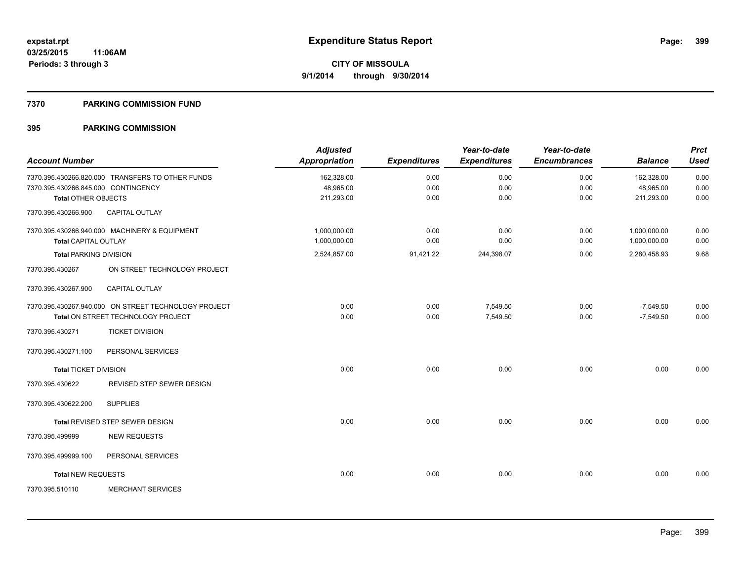**expstat.rpt**
**03/25/2015 11:06AM**
**Periods: 3 through 3**

# Expenditure Status Report

**CITY OF MISSOULA**
**9/1/2014 through 9/30/2014**

## 7370 PARKING COMMISSION FUND

## 395 PARKING COMMISSION

| Account Number | Adjusted Appropriation | Expenditures | Year-to-date Expenditures | Year-to-date Encumbrances | Balance | Prct Used |
|---|---|---|---|---|---|---|
| 7370.395.430266.820.000 TRANSFERS TO OTHER FUNDS | 162,328.00 | 0.00 | 0.00 | 0.00 | 162,328.00 | 0.00 |
| 7370.395.430266.845.000 CONTINGENCY | 48,965.00 | 0.00 | 0.00 | 0.00 | 48,965.00 | 0.00 |
| **Total** OTHER OBJECTS | 211,293.00 | 0.00 | 0.00 | 0.00 | 211,293.00 | 0.00 |
| 7370.395.430266.900 CAPITAL OUTLAY | | | | | | |
| 7370.395.430266.940.000 MACHINERY & EQUIPMENT | 1,000,000.00 | 0.00 | 0.00 | 0.00 | 1,000,000.00 | 0.00 |
| **Total** CAPITAL OUTLAY | 1,000,000.00 | 0.00 | 0.00 | 0.00 | 1,000,000.00 | 0.00 |
| **Total** PARKING DIVISION | 2,524,857.00 | 91,421.22 | 244,398.07 | 0.00 | 2,280,458.93 | 9.68 |
| 7370.395.430267 ON STREET TECHNOLOGY PROJECT | | | | | | |
| 7370.395.430267.900 CAPITAL OUTLAY | | | | | | |
| 7370.395.430267.940.000 ON STREET TECHNOLOGY PROJECT | 0.00 | 0.00 | 7,549.50 | 0.00 | -7,549.50 | 0.00 |
| **Total** ON STREET TECHNOLOGY PROJECT | 0.00 | 0.00 | 7,549.50 | 0.00 | -7,549.50 | 0.00 |
| 7370.395.430271 TICKET DIVISION | | | | | | |
| 7370.395.430271.100 PERSONAL SERVICES | | | | | | |
| **Total** TICKET DIVISION | 0.00 | 0.00 | 0.00 | 0.00 | 0.00 | 0.00 |
| 7370.395.430622 REVISED STEP SEWER DESIGN | | | | | | |
| 7370.395.430622.200 SUPPLIES | | | | | | |
| **Total** REVISED STEP SEWER DESIGN | 0.00 | 0.00 | 0.00 | 0.00 | 0.00 | 0.00 |
| 7370.395.499999 NEW REQUESTS | | | | | | |
| 7370.395.499999.100 PERSONAL SERVICES | | | | | | |
| **Total** NEW REQUESTS | 0.00 | 0.00 | 0.00 | 0.00 | 0.00 | 0.00 |
| 7370.395.510110 MERCHANT SERVICES | | | | | | |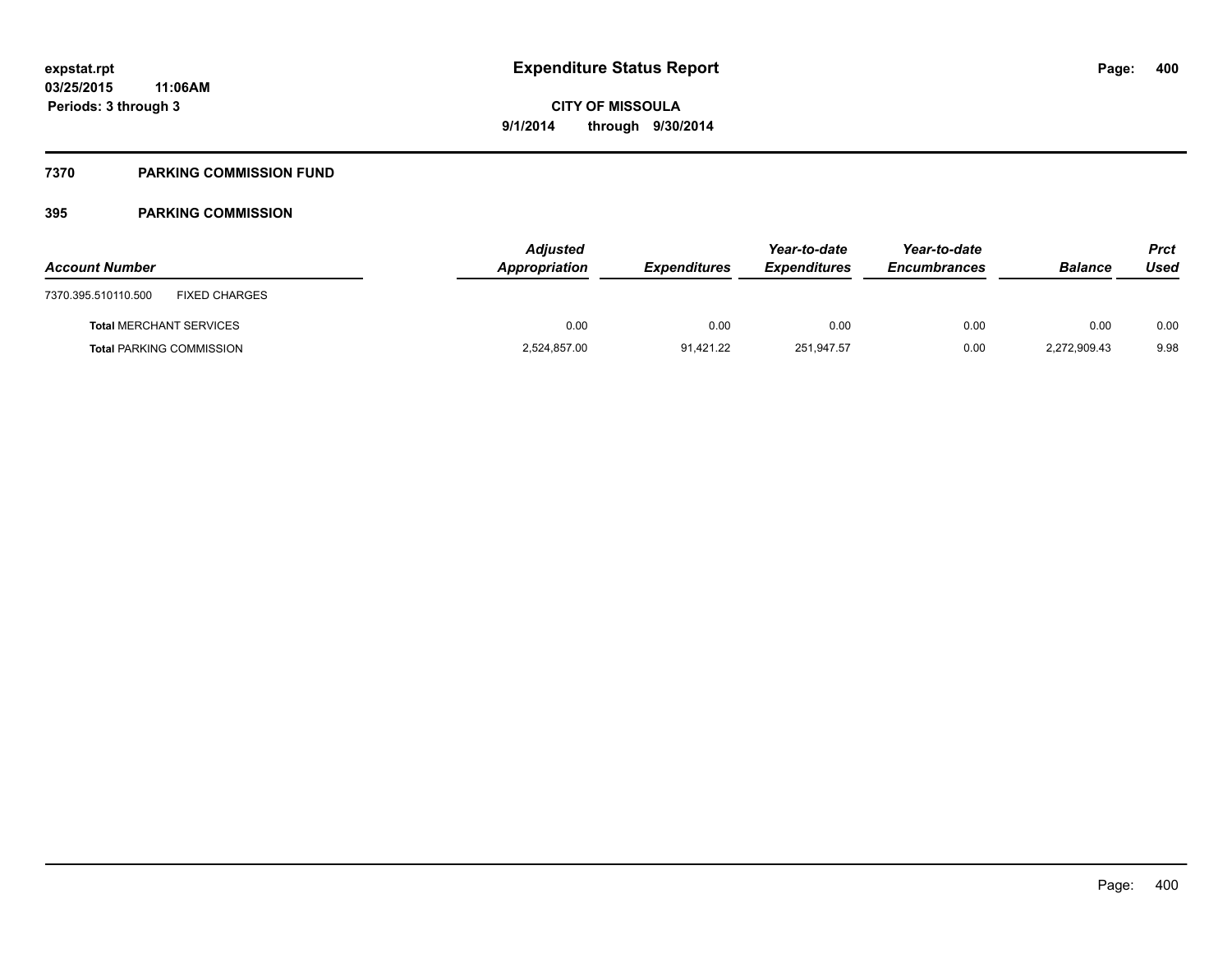**expstat.rpt**
**03/25/2015 11:06AM**
**Periods: 3 through 3**

# Expenditure Status Report

**CITY OF MISSOULA**
**9/1/2014 through 9/30/2014**

## 7370 PARKING COMMISSION FUND

### 395 PARKING COMMISSION

| Account Number | | Adjusted Appropriation | Expenditures | Year-to-date Expenditures | Year-to-date Encumbrances | Balance | Prct Used |
|---|---|---|---|---|---|---|---|
| 7370.395.510110.500 | FIXED CHARGES | | | | | | |
| **Total** MERCHANT SERVICES | | 0.00 | 0.00 | 0.00 | 0.00 | 0.00 | 0.00 |
| **Total** PARKING COMMISSION | | 2,524,857.00 | 91,421.22 | 251,947.57 | 0.00 | 2,272,909.43 | 9.98 |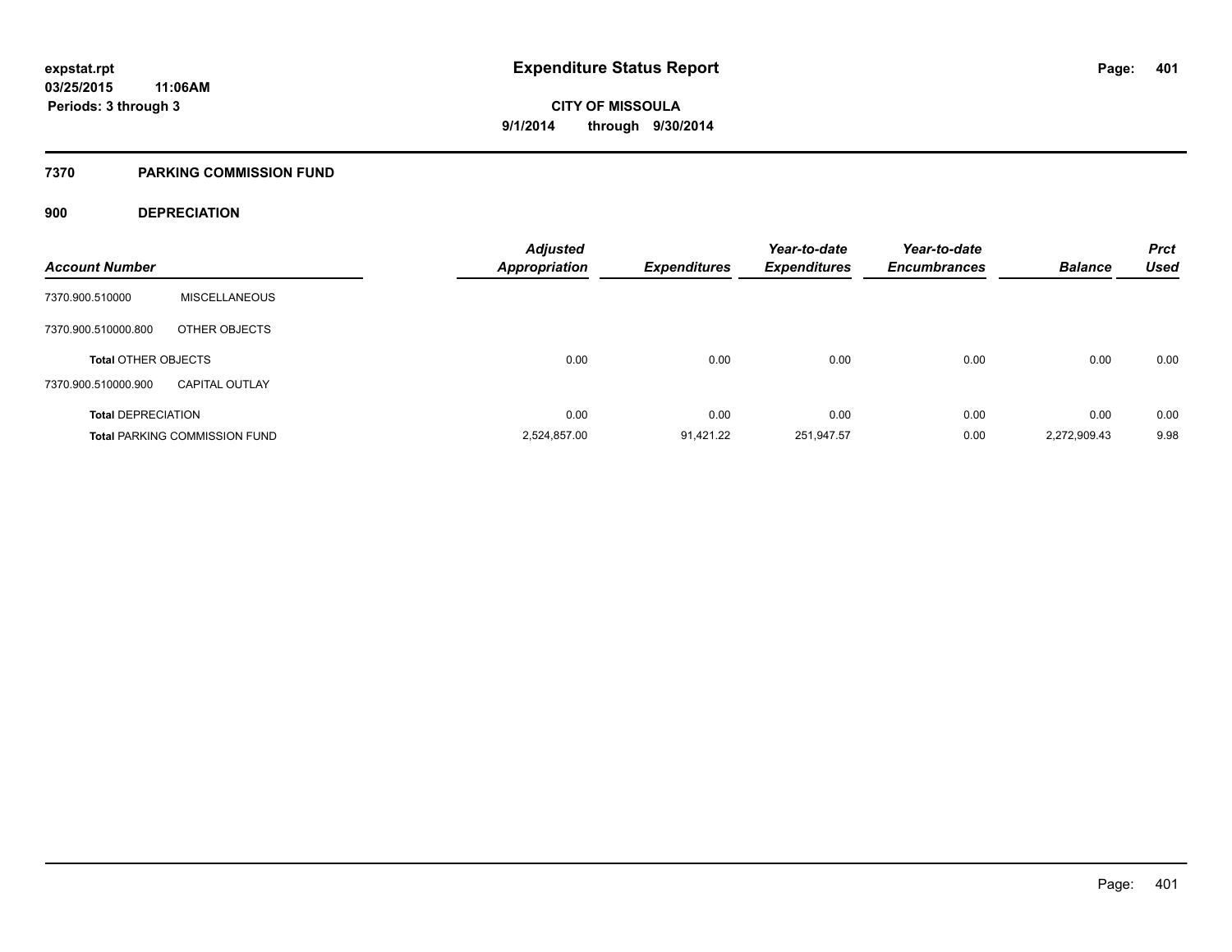# Expenditure Status Report

expstat.rpt
03/25/2015 11:06AM
Periods: 3 through 3

CITY OF MISSOULA
9/1/2014 through 9/30/2014

## 7370 PARKING COMMISSION FUND

### 900 DEPRECIATION

| Account Number | | Adjusted Appropriation | Expenditures | Year-to-date Expenditures | Year-to-date Encumbrances | Balance | Prct Used |
|---|---|---|---|---|---|---|---|
| 7370.900.510000 | MISCELLANEOUS | | | | | | |
| 7370.900.510000.800 | OTHER OBJECTS | | | | | | |
| **Total** OTHER OBJECTS | | 0.00 | 0.00 | 0.00 | 0.00 | 0.00 | 0.00 |
| 7370.900.510000.900 | CAPITAL OUTLAY | | | | | | |
| **Total** DEPRECIATION | | 0.00 | 0.00 | 0.00 | 0.00 | 0.00 | 0.00 |
| **Total** PARKING COMMISSION FUND | | 2,524,857.00 | 91,421.22 | 251,947.57 | 0.00 | 2,272,909.43 | 9.98 |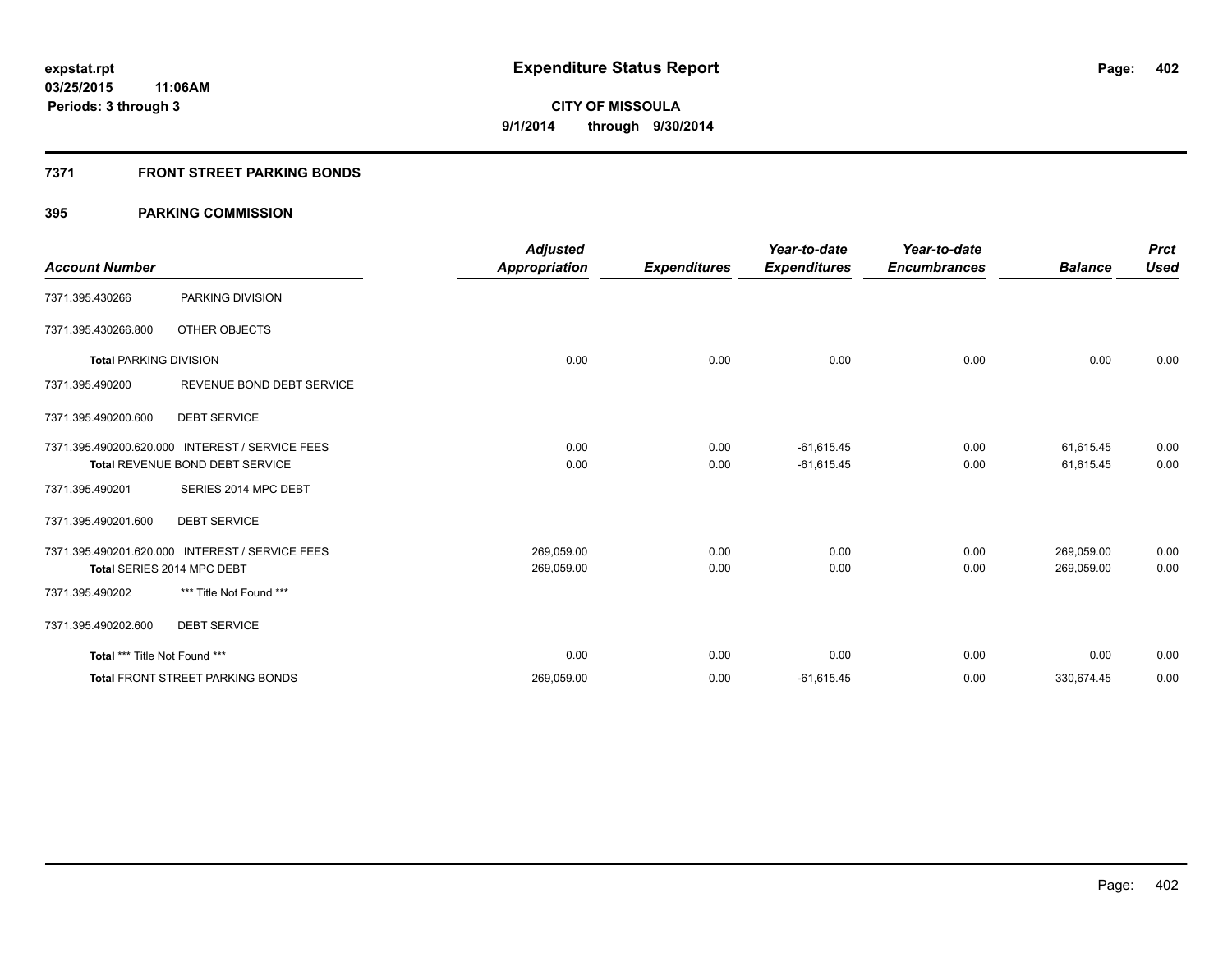**expstat.rpt**
**03/25/2015 11:06AM**
**Periods: 3 through 3**

# Expenditure Status Report

**CITY OF MISSOULA**
**9/1/2014 through 9/30/2014**

## 7371 FRONT STREET PARKING BONDS

## 395 PARKING COMMISSION

| Account Number | | Adjusted Appropriation | Expenditures | Year-to-date Expenditures | Year-to-date Encumbrances | Balance | Prct Used |
|---|---|---|---|---|---|---|---|
| 7371.395.430266 | PARKING DIVISION | | | | | | |
| 7371.395.430266.800 | OTHER OBJECTS | | | | | | |
| **Total** PARKING DIVISION | | 0.00 | 0.00 | 0.00 | 0.00 | 0.00 | 0.00 |
| 7371.395.490200 | REVENUE BOND DEBT SERVICE | | | | | | |
| 7371.395.490200.600 | DEBT SERVICE | | | | | | |
| 7371.395.490200.620.000 | INTEREST / SERVICE FEES | 0.00 | 0.00 | -61,615.45 | 0.00 | 61,615.45 | 0.00 |
| **Total** REVENUE BOND DEBT SERVICE | | 0.00 | 0.00 | -61,615.45 | 0.00 | 61,615.45 | 0.00 |
| 7371.395.490201 | SERIES 2014 MPC DEBT | | | | | | |
| 7371.395.490201.600 | DEBT SERVICE | | | | | | |
| 7371.395.490201.620.000 | INTEREST / SERVICE FEES | 269,059.00 | 0.00 | 0.00 | 0.00 | 269,059.00 | 0.00 |
| **Total** SERIES 2014 MPC DEBT | | 269,059.00 | 0.00 | 0.00 | 0.00 | 269,059.00 | 0.00 |
| 7371.395.490202 | *** Title Not Found *** | | | | | | |
| 7371.395.490202.600 | DEBT SERVICE | | | | | | |
| **Total** *** Title Not Found *** | | 0.00 | 0.00 | 0.00 | 0.00 | 0.00 | 0.00 |
| **Total** FRONT STREET PARKING BONDS | | 269,059.00 | 0.00 | -61,615.45 | 0.00 | 330,674.45 | 0.00 |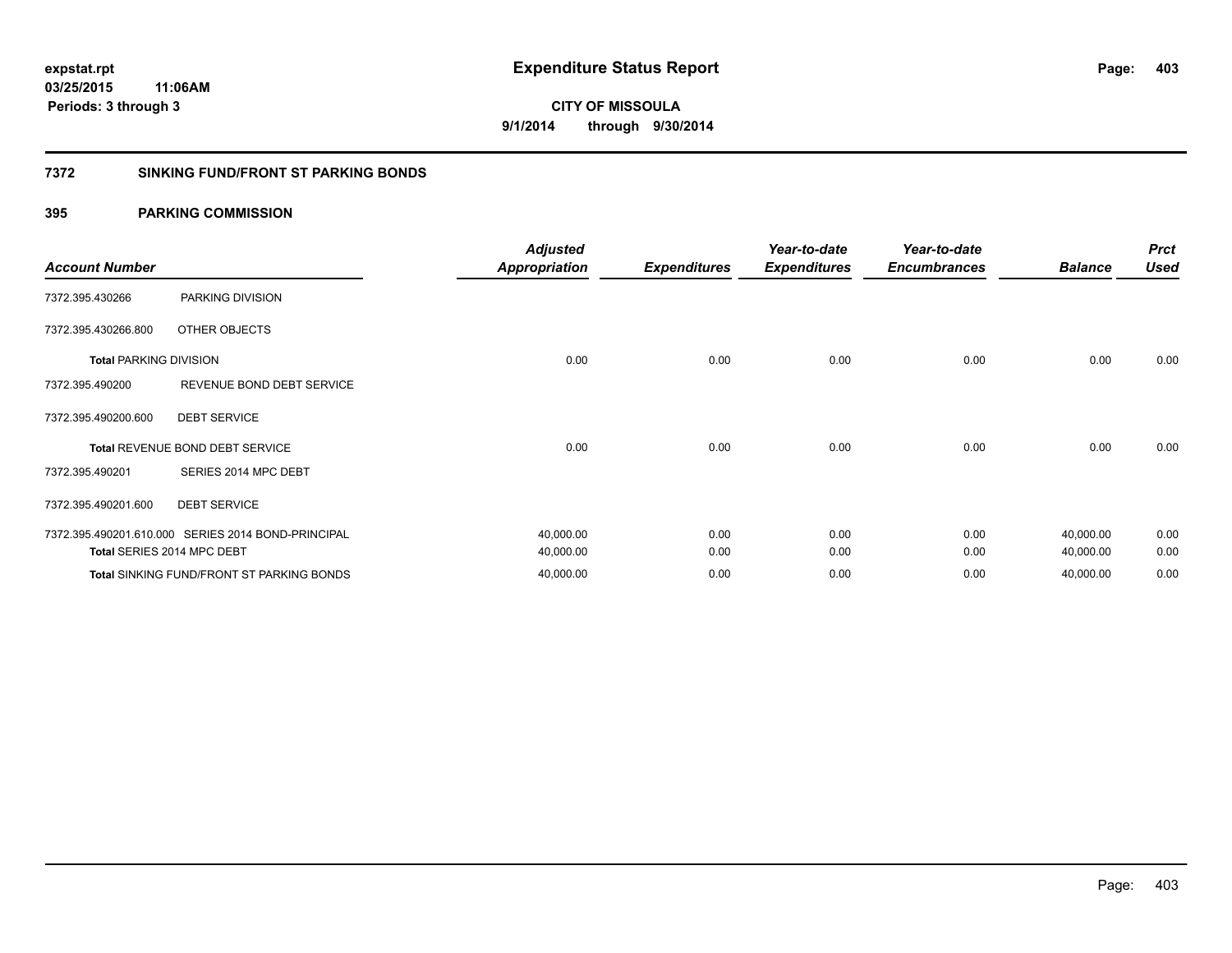# Expenditure Status Report

expstat.rpt
03/25/2015 11:06AM
Periods: 3 through 3

**CITY OF MISSOULA**
**9/1/2014 through 9/30/2014**

## 7372 SINKING FUND/FRONT ST PARKING BONDS

### 395 PARKING COMMISSION

| Account Number | | Adjusted Appropriation | Expenditures | Year-to-date Expenditures | Year-to-date Encumbrances | Balance | Prct Used |
|---|---|---|---|---|---|---|---|
| 7372.395.430266 | PARKING DIVISION | | | | | | |
| 7372.395.430266.800 | OTHER OBJECTS | | | | | | |
| **Total** PARKING DIVISION | | 0.00 | 0.00 | 0.00 | 0.00 | 0.00 | 0.00 |
| 7372.395.490200 | REVENUE BOND DEBT SERVICE | | | | | | |
| 7372.395.490200.600 | DEBT SERVICE | | | | | | |
| **Total** REVENUE BOND DEBT SERVICE | | 0.00 | 0.00 | 0.00 | 0.00 | 0.00 | 0.00 |
| 7372.395.490201 | SERIES 2014 MPC DEBT | | | | | | |
| 7372.395.490201.600 | DEBT SERVICE | | | | | | |
| 7372.395.490201.610.000 | SERIES 2014 BOND-PRINCIPAL | 40,000.00 | 0.00 | 0.00 | 0.00 | 40,000.00 | 0.00 |
| **Total** SERIES 2014 MPC DEBT | | 40,000.00 | 0.00 | 0.00 | 0.00 | 40,000.00 | 0.00 |
| **Total** SINKING FUND/FRONT ST PARKING BONDS | | 40,000.00 | 0.00 | 0.00 | 0.00 | 40,000.00 | 0.00 |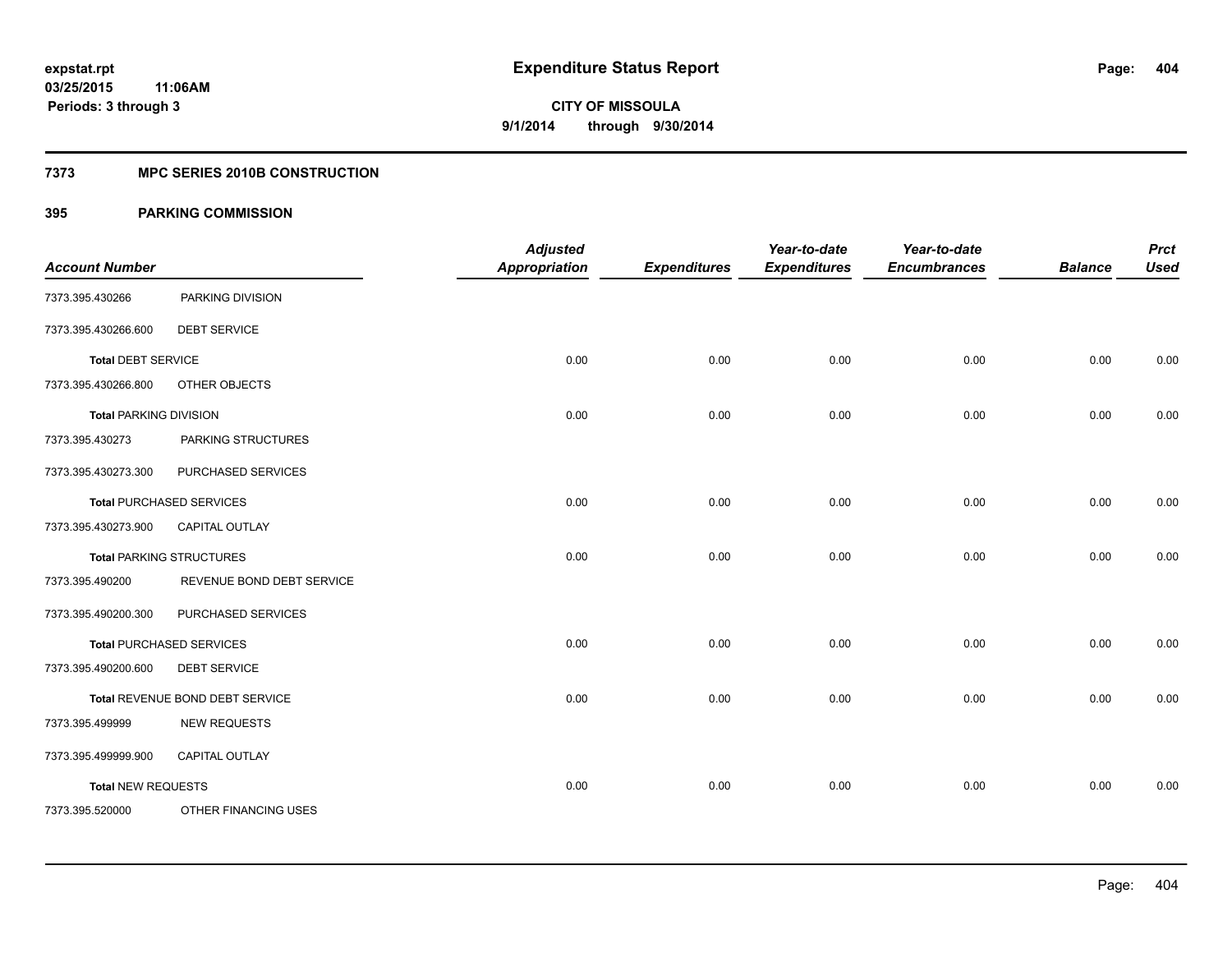# Expenditure Status Report

**CITY OF MISSOULA**
**9/1/2014 through 9/30/2014**

expstat.rpt
03/25/2015 11:06AM
Periods: 3 through 3

## 7373 MPC SERIES 2010B CONSTRUCTION

### 395 PARKING COMMISSION

| Account Number | | Adjusted Appropriation | Expenditures | Year-to-date Expenditures | Year-to-date Encumbrances | Balance | Prct Used |
|---|---|---|---|---|---|---|---|
| 7373.395.430266 | PARKING DIVISION | | | | | | |
| 7373.395.430266.600 | DEBT SERVICE | | | | | | |
| **Total** DEBT SERVICE | | 0.00 | 0.00 | 0.00 | 0.00 | 0.00 | 0.00 |
| 7373.395.430266.800 | OTHER OBJECTS | | | | | | |
| **Total** PARKING DIVISION | | 0.00 | 0.00 | 0.00 | 0.00 | 0.00 | 0.00 |
| 7373.395.430273 | PARKING STRUCTURES | | | | | | |
| 7373.395.430273.300 | PURCHASED SERVICES | | | | | | |
| **Total** PURCHASED SERVICES | | 0.00 | 0.00 | 0.00 | 0.00 | 0.00 | 0.00 |
| 7373.395.430273.900 | CAPITAL OUTLAY | | | | | | |
| **Total** PARKING STRUCTURES | | 0.00 | 0.00 | 0.00 | 0.00 | 0.00 | 0.00 |
| 7373.395.490200 | REVENUE BOND DEBT SERVICE | | | | | | |
| 7373.395.490200.300 | PURCHASED SERVICES | | | | | | |
| **Total** PURCHASED SERVICES | | 0.00 | 0.00 | 0.00 | 0.00 | 0.00 | 0.00 |
| 7373.395.490200.600 | DEBT SERVICE | | | | | | |
| **Total** REVENUE BOND DEBT SERVICE | | 0.00 | 0.00 | 0.00 | 0.00 | 0.00 | 0.00 |
| 7373.395.499999 | NEW REQUESTS | | | | | | |
| 7373.395.499999.900 | CAPITAL OUTLAY | | | | | | |
| **Total** NEW REQUESTS | | 0.00 | 0.00 | 0.00 | 0.00 | 0.00 | 0.00 |
| 7373.395.520000 | OTHER FINANCING USES | | | | | | |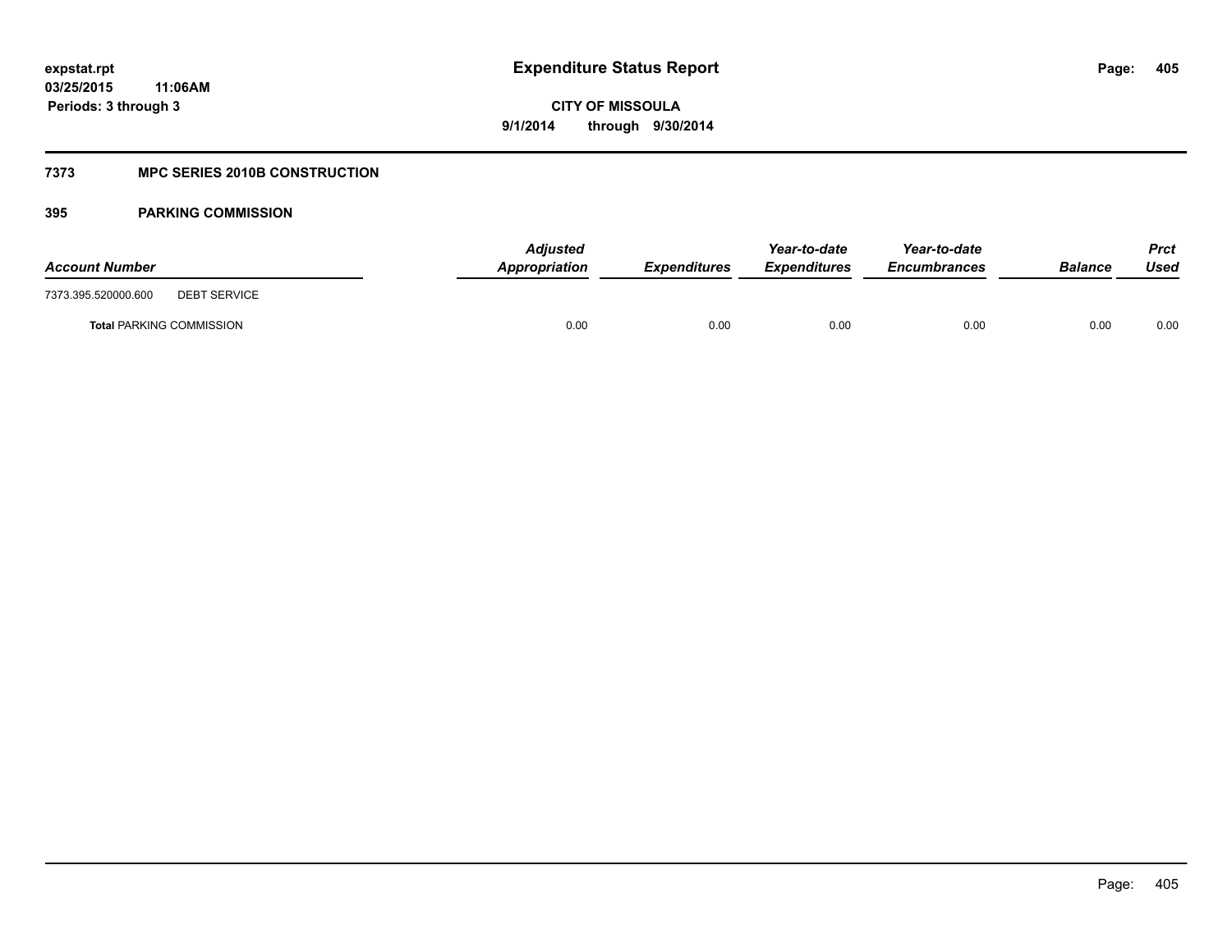**expstat.rpt**
**03/25/2015 11:06AM**
**Periods: 3 through 3**

# Expenditure Status Report

**CITY OF MISSOULA**
**9/1/2014 through 9/30/2014**

## 7373 MPC SERIES 2010B CONSTRUCTION

### 395 PARKING COMMISSION

| Account Number | | Adjusted Appropriation | Expenditures | Year-to-date Expenditures | Year-to-date Encumbrances | Balance | Prct Used |
|---|---|---|---|---|---|---|---|
| 7373.395.520000.600 | DEBT SERVICE | | | | | | |
| **Total** PARKING COMMISSION | | 0.00 | 0.00 | 0.00 | 0.00 | 0.00 | 0.00 |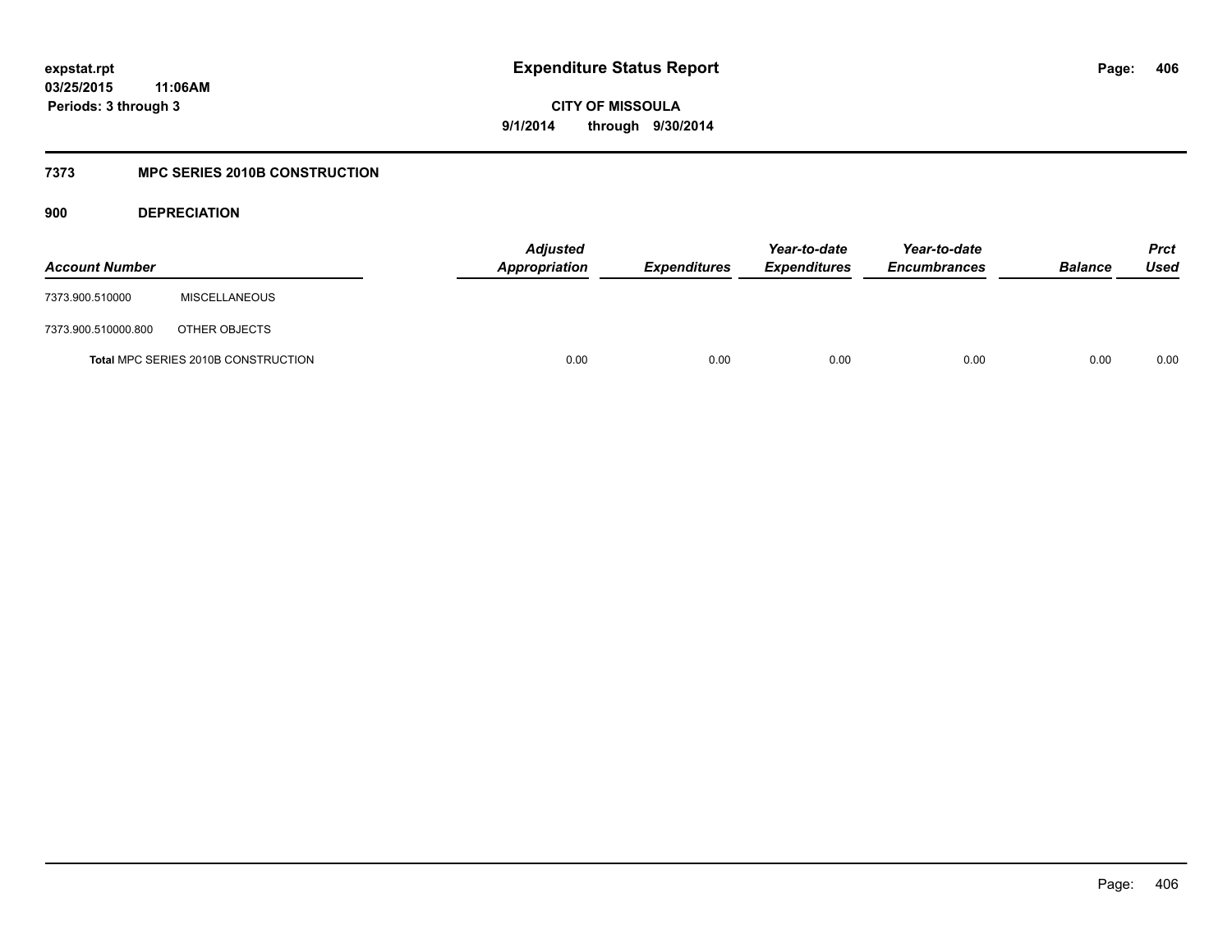# Expenditure Status Report

expstat.rpt
03/25/2015 11:06AM
Periods: 3 through 3

**CITY OF MISSOULA**
**9/1/2014 through 9/30/2014**

## 7373 MPC SERIES 2010B CONSTRUCTION

### 900 DEPRECIATION

| Account Number | | Adjusted Appropriation | Expenditures | Year-to-date Expenditures | Year-to-date Encumbrances | Balance | Prct Used |
|---|---|---|---|---|---|---|---|
| 7373.900.510000 | MISCELLANEOUS | | | | | | |
| 7373.900.510000.800 | OTHER OBJECTS | | | | | | |
| **Total** MPC SERIES 2010B CONSTRUCTION | | 0.00 | 0.00 | 0.00 | 0.00 | 0.00 | 0.00 |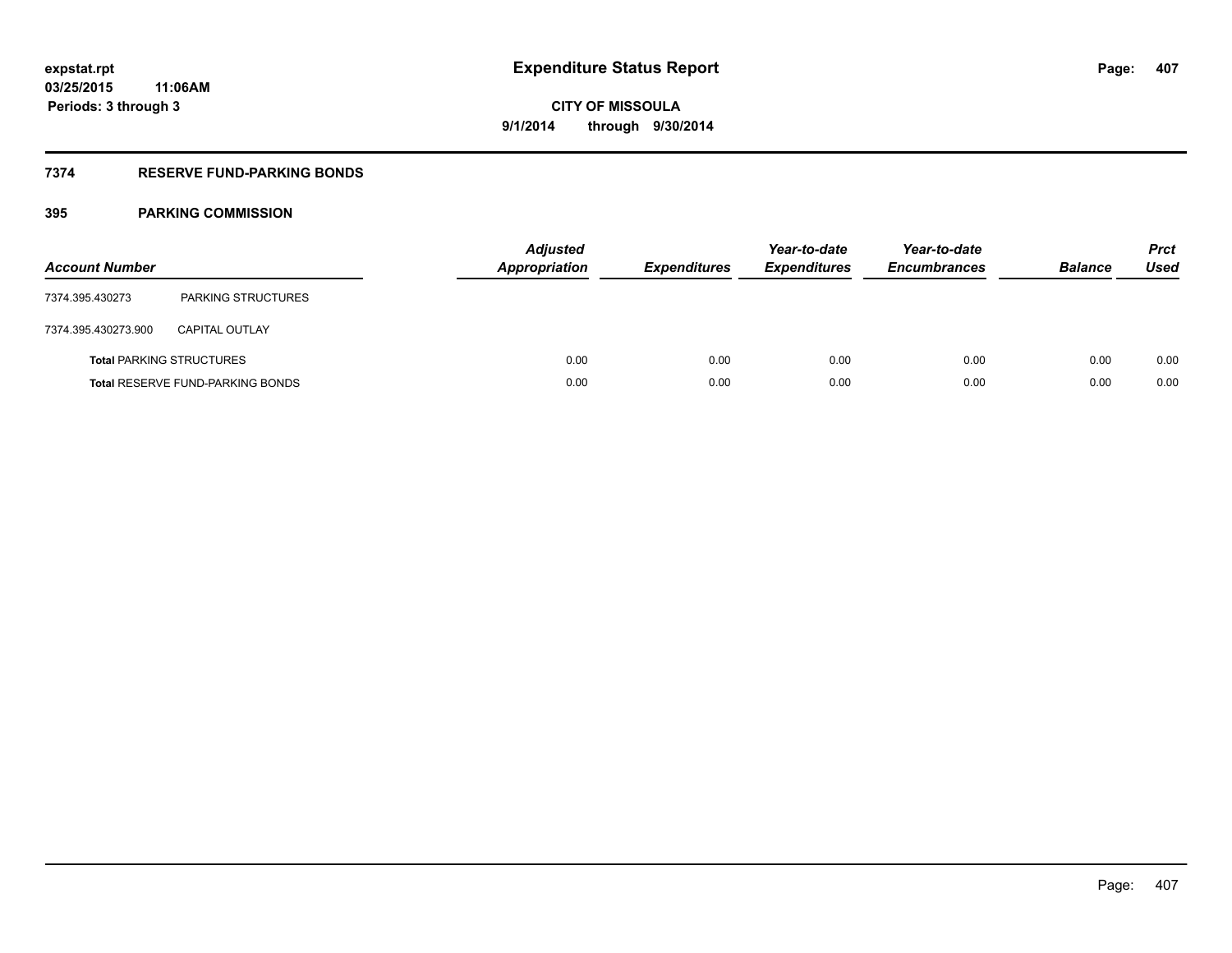**expstat.rpt**
**03/25/2015 11:06AM**
**Periods: 3 through 3**

# Expenditure Status Report

**CITY OF MISSOULA**
**9/1/2014 through 9/30/2014**

## 7374 RESERVE FUND-PARKING BONDS

### 395 PARKING COMMISSION

| Account Number | | Adjusted Appropriation | Expenditures | Year-to-date Expenditures | Year-to-date Encumbrances | Balance | Prct Used |
|---|---|---|---|---|---|---|---|
| 7374.395.430273 | PARKING STRUCTURES | | | | | | |
| 7374.395.430273.900 | CAPITAL OUTLAY | | | | | | |
| **Total** PARKING STRUCTURES | | 0.00 | 0.00 | 0.00 | 0.00 | 0.00 | 0.00 |
| **Total** RESERVE FUND-PARKING BONDS | | 0.00 | 0.00 | 0.00 | 0.00 | 0.00 | 0.00 |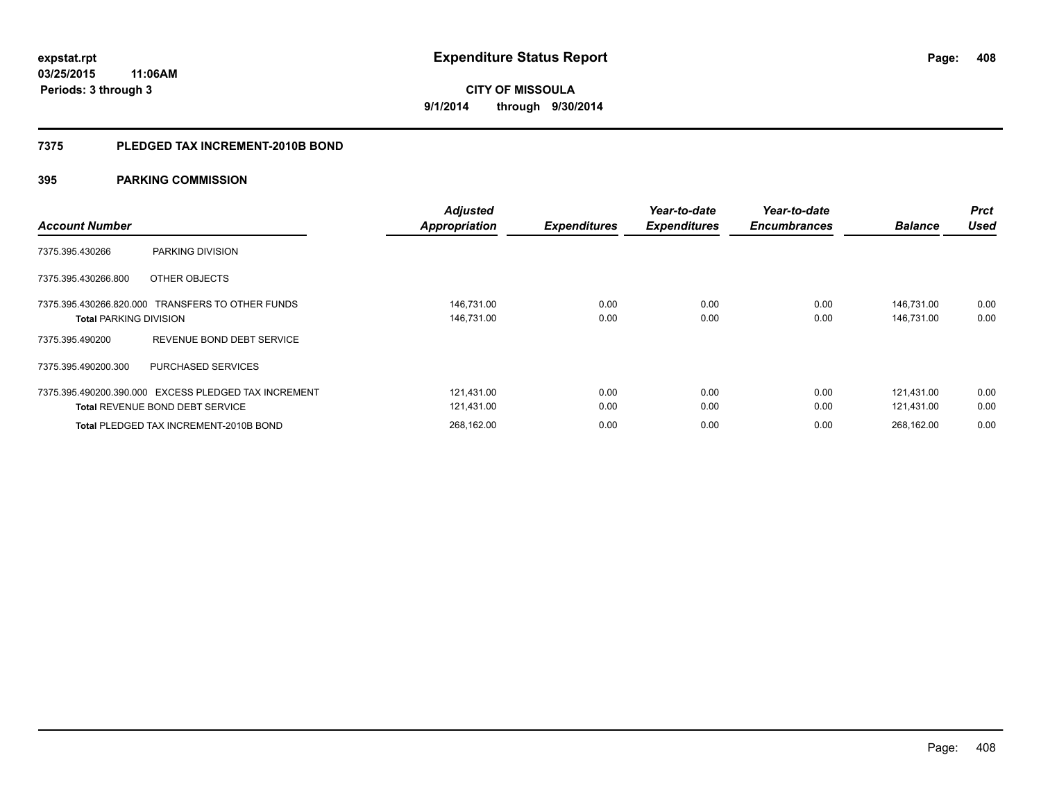# Expenditure Status Report

expstat.rpt
03/25/2015 11:06AM
Periods: 3 through 3

**CITY OF MISSOULA**
**9/1/2014 through 9/30/2014**

## 7375 PLEDGED TAX INCREMENT-2010B BOND

### 395 PARKING COMMISSION

| Account Number | | Adjusted Appropriation | Expenditures | Year-to-date Expenditures | Year-to-date Encumbrances | Balance | Prct Used |
|---|---|---|---|---|---|---|---|
| 7375.395.430266 | PARKING DIVISION | | | | | | |
| 7375.395.430266.800 | OTHER OBJECTS | | | | | | |
| 7375.395.430266.820.000 | TRANSFERS TO OTHER FUNDS | 146,731.00 | 0.00 | 0.00 | 0.00 | 146,731.00 | 0.00 |
| **Total** PARKING DIVISION | | 146,731.00 | 0.00 | 0.00 | 0.00 | 146,731.00 | 0.00 |
| 7375.395.490200 | REVENUE BOND DEBT SERVICE | | | | | | |
| 7375.395.490200.300 | PURCHASED SERVICES | | | | | | |
| 7375.395.490200.390.000 | EXCESS PLEDGED TAX INCREMENT | 121,431.00 | 0.00 | 0.00 | 0.00 | 121,431.00 | 0.00 |
| **Total** REVENUE BOND DEBT SERVICE | | 121,431.00 | 0.00 | 0.00 | 0.00 | 121,431.00 | 0.00 |
| **Total** PLEDGED TAX INCREMENT-2010B BOND | | 268,162.00 | 0.00 | 0.00 | 0.00 | 268,162.00 | 0.00 |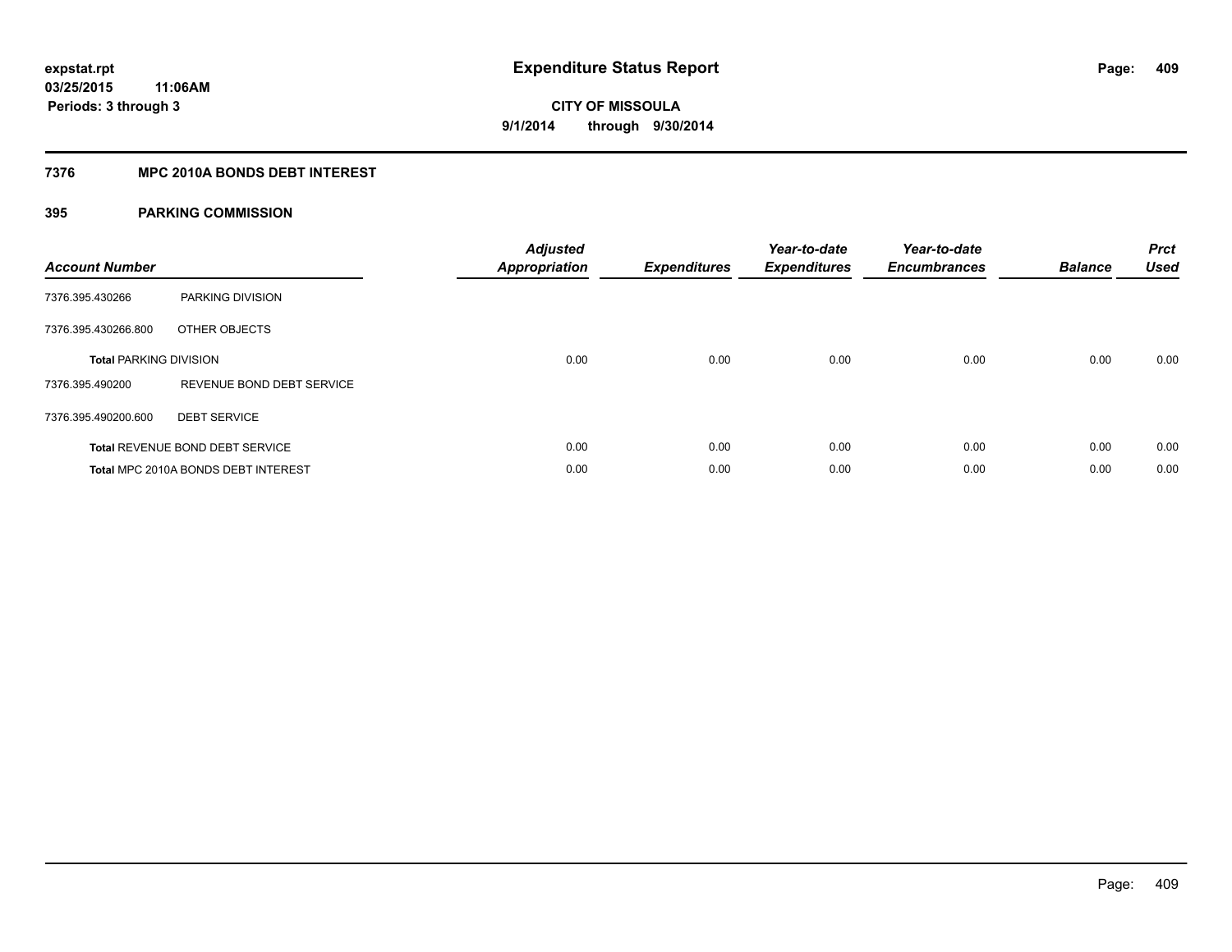# Expenditure Status Report

**expstat.rpt**
**03/25/2015 11:06AM**
**Periods: 3 through 3**

**CITY OF MISSOULA**
**9/1/2014 through 9/30/2014**

## 7376 MPC 2010A BONDS DEBT INTEREST

### 395 PARKING COMMISSION

| Account Number | | Adjusted Appropriation | Expenditures | Year-to-date Expenditures | Year-to-date Encumbrances | Balance | Prct Used |
|---|---|---|---|---|---|---|---|
| 7376.395.430266 | PARKING DIVISION | | | | | | |
| 7376.395.430266.800 | OTHER OBJECTS | | | | | | |
| **Total** PARKING DIVISION | | 0.00 | 0.00 | 0.00 | 0.00 | 0.00 | 0.00 |
| 7376.395.490200 | REVENUE BOND DEBT SERVICE | | | | | | |
| 7376.395.490200.600 | DEBT SERVICE | | | | | | |
| **Total** REVENUE BOND DEBT SERVICE | | 0.00 | 0.00 | 0.00 | 0.00 | 0.00 | 0.00 |
| **Total** MPC 2010A BONDS DEBT INTEREST | | 0.00 | 0.00 | 0.00 | 0.00 | 0.00 | 0.00 |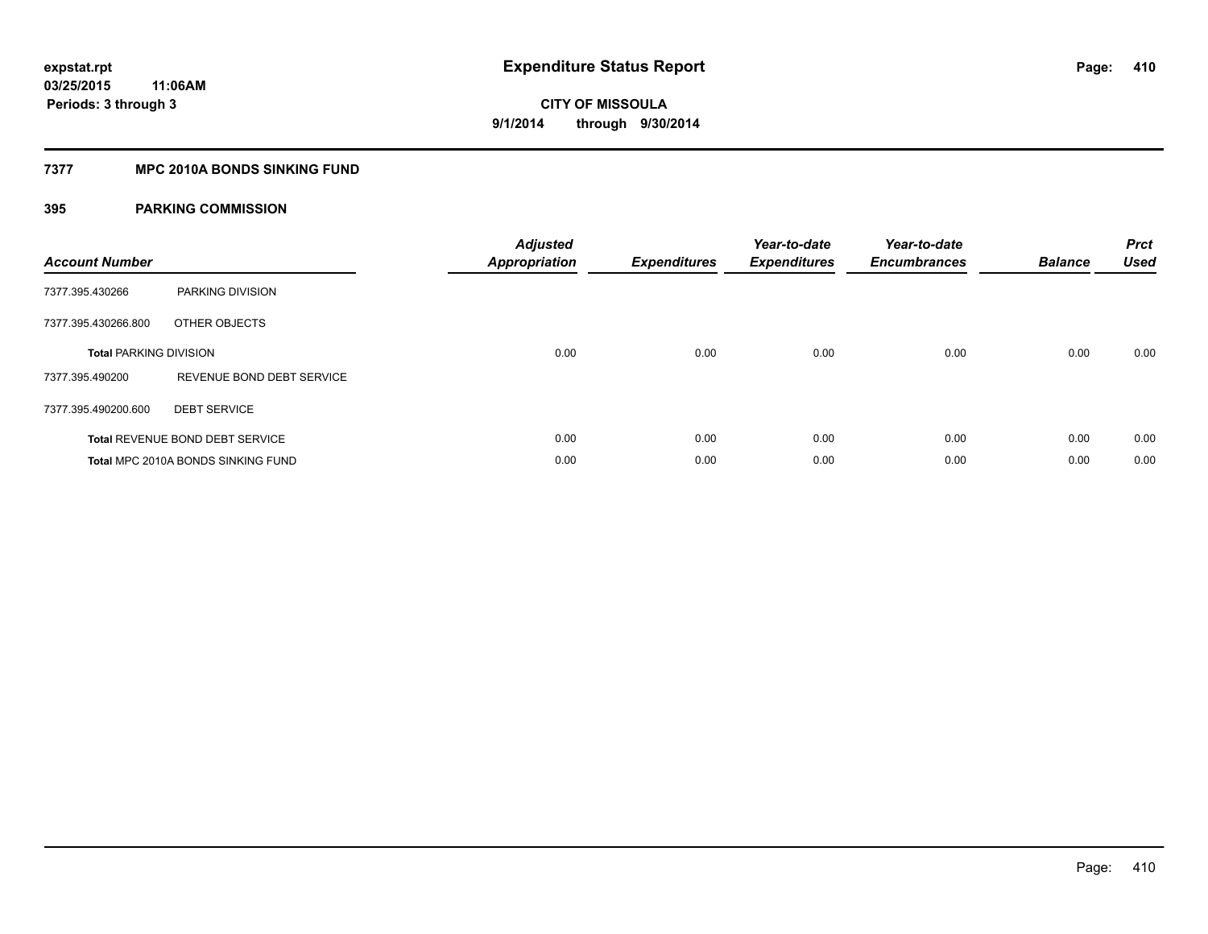# Expenditure Status Report

expstat.rpt
03/25/2015 11:06AM
Periods: 3 through 3

**CITY OF MISSOULA**
**9/1/2014 through 9/30/2014**

## 7377 MPC 2010A BONDS SINKING FUND

### 395 PARKING COMMISSION

| Account Number | | Adjusted Appropriation | Expenditures | Year-to-date Expenditures | Year-to-date Encumbrances | Balance | Prct Used |
|---|---|---|---|---|---|---|---|
| 7377.395.430266 | PARKING DIVISION | | | | | | |
| 7377.395.430266.800 | OTHER OBJECTS | | | | | | |
| **Total** PARKING DIVISION | | 0.00 | 0.00 | 0.00 | 0.00 | 0.00 | 0.00 |
| 7377.395.490200 | REVENUE BOND DEBT SERVICE | | | | | | |
| 7377.395.490200.600 | DEBT SERVICE | | | | | | |
| **Total** REVENUE BOND DEBT SERVICE | | 0.00 | 0.00 | 0.00 | 0.00 | 0.00 | 0.00 |
| **Total** MPC 2010A BONDS SINKING FUND | | 0.00 | 0.00 | 0.00 | 0.00 | 0.00 | 0.00 |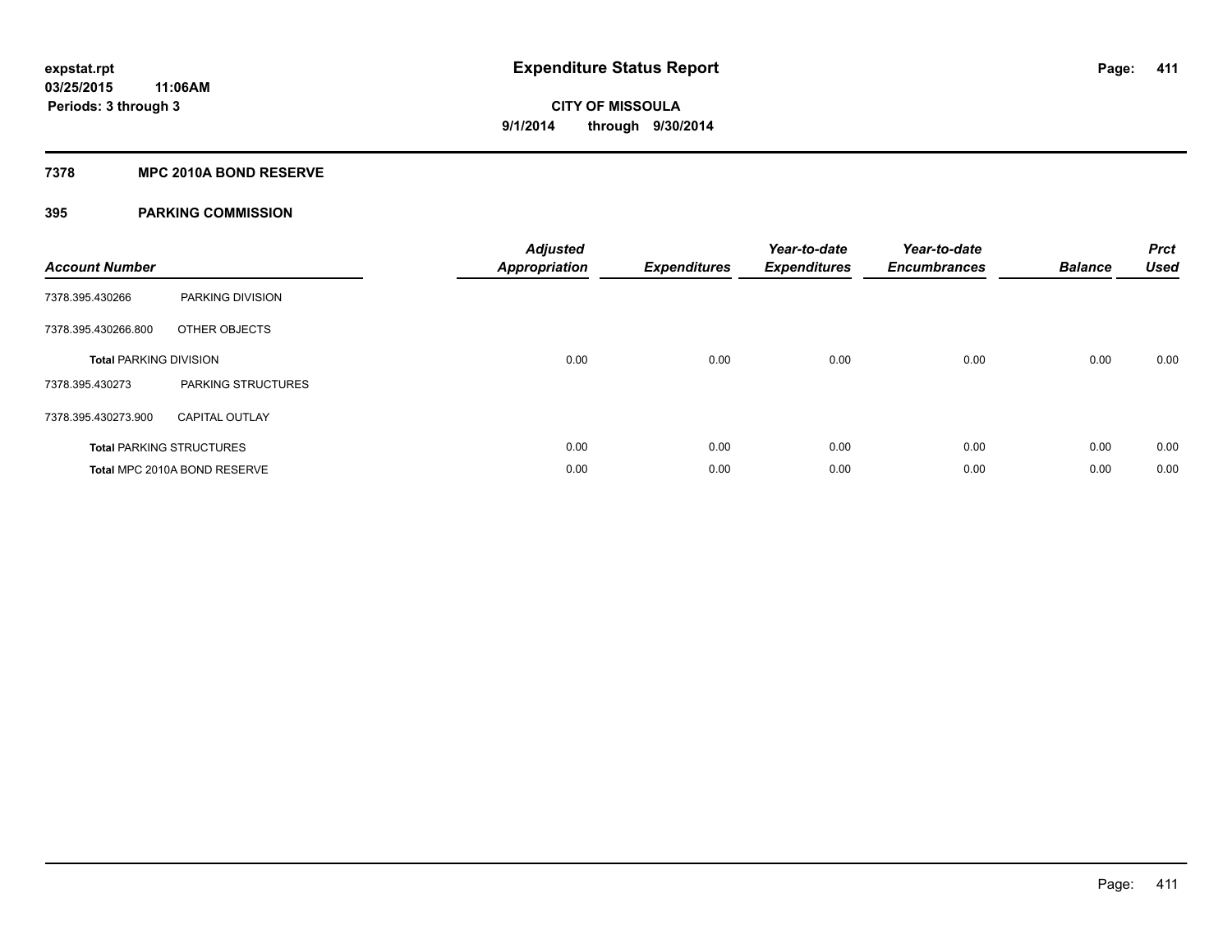**expstat.rpt**
**03/25/2015 11:06AM**
**Periods: 3 through 3**

# Expenditure Status Report

**CITY OF MISSOULA**
**9/1/2014 through 9/30/2014**

## 7378 MPC 2010A BOND RESERVE

## 395 PARKING COMMISSION

| Account Number | | Adjusted Appropriation | Expenditures | Year-to-date Expenditures | Year-to-date Encumbrances | Balance | Prct Used |
|---|---|---|---|---|---|---|---|
| 7378.395.430266 | PARKING DIVISION | | | | | | |
| 7378.395.430266.800 | OTHER OBJECTS | | | | | | |
| **Total** PARKING DIVISION | | 0.00 | 0.00 | 0.00 | 0.00 | 0.00 | 0.00 |
| 7378.395.430273 | PARKING STRUCTURES | | | | | | |
| 7378.395.430273.900 | CAPITAL OUTLAY | | | | | | |
| **Total** PARKING STRUCTURES | | 0.00 | 0.00 | 0.00 | 0.00 | 0.00 | 0.00 |
| **Total** MPC 2010A BOND RESERVE | | 0.00 | 0.00 | 0.00 | 0.00 | 0.00 | 0.00 |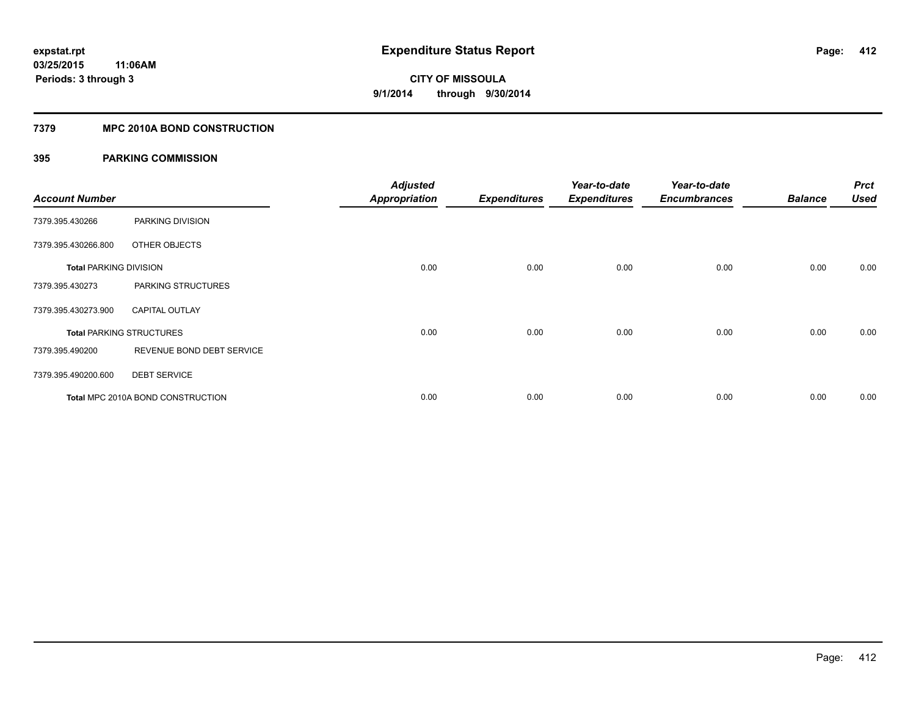# Expenditure Status Report

**CITY OF MISSOULA**
**9/1/2014 through 9/30/2014**

expstat.rpt
03/25/2015 11:06AM
Periods: 3 through 3

## 7379 MPC 2010A BOND CONSTRUCTION

### 395 PARKING COMMISSION

| Account Number | | Adjusted Appropriation | Expenditures | Year-to-date Expenditures | Year-to-date Encumbrances | Balance | Prct Used |
|---|---|---|---|---|---|---|---|
| 7379.395.430266 | PARKING DIVISION | | | | | | |
| 7379.395.430266.800 | OTHER OBJECTS | | | | | | |
| Total PARKING DIVISION | | 0.00 | 0.00 | 0.00 | 0.00 | 0.00 | 0.00 |
| 7379.395.430273 | PARKING STRUCTURES | | | | | | |
| 7379.395.430273.900 | CAPITAL OUTLAY | | | | | | |
| Total PARKING STRUCTURES | | 0.00 | 0.00 | 0.00 | 0.00 | 0.00 | 0.00 |
| 7379.395.490200 | REVENUE BOND DEBT SERVICE | | | | | | |
| 7379.395.490200.600 | DEBT SERVICE | | | | | | |
| Total MPC 2010A BOND CONSTRUCTION | | 0.00 | 0.00 | 0.00 | 0.00 | 0.00 | 0.00 |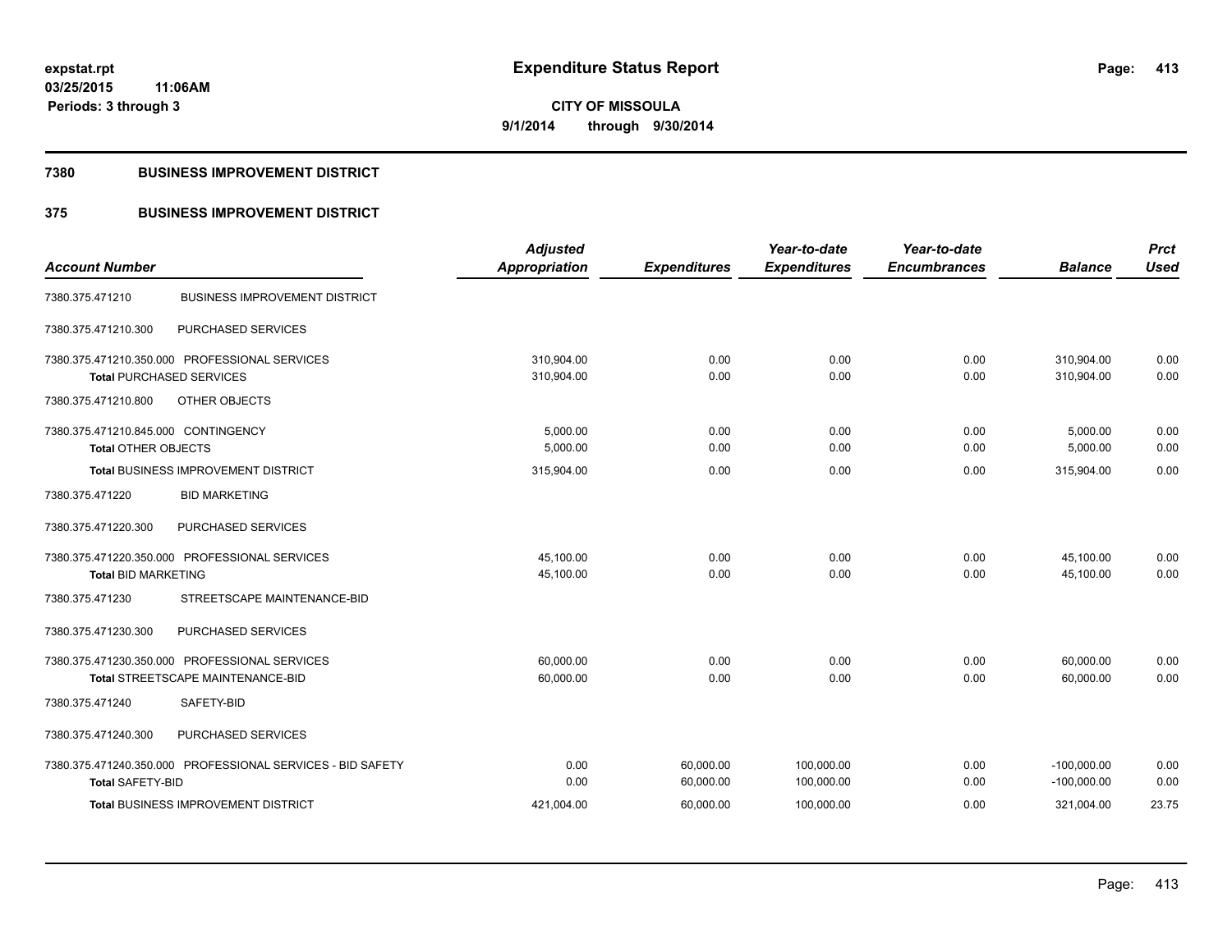**Expenditure Status Report**

**CITY OF MISSOULA**
**9/1/2014 through 9/30/2014**

expstat.rpt
03/25/2015 11:06AM
Periods: 3 through 3

## 7380 BUSINESS IMPROVEMENT DISTRICT

## 375 BUSINESS IMPROVEMENT DISTRICT

| Account Number | | Adjusted Appropriation | Expenditures | Year-to-date Expenditures | Year-to-date Encumbrances | Balance | Prct Used |
|---|---|---|---|---|---|---|---|
| 7380.375.471210 | BUSINESS IMPROVEMENT DISTRICT | | | | | | |
| 7380.375.471210.300 | PURCHASED SERVICES | | | | | | |
| 7380.375.471210.350.000 | PROFESSIONAL SERVICES | 310,904.00 | 0.00 | 0.00 | 0.00 | 310,904.00 | 0.00 |
| **Total** PURCHASED SERVICES | | 310,904.00 | 0.00 | 0.00 | 0.00 | 310,904.00 | 0.00 |
| 7380.375.471210.800 | OTHER OBJECTS | | | | | | |
| 7380.375.471210.845.000 | CONTINGENCY | 5,000.00 | 0.00 | 0.00 | 0.00 | 5,000.00 | 0.00 |
| **Total** OTHER OBJECTS | | 5,000.00 | 0.00 | 0.00 | 0.00 | 5,000.00 | 0.00 |
| **Total** BUSINESS IMPROVEMENT DISTRICT | | 315,904.00 | 0.00 | 0.00 | 0.00 | 315,904.00 | 0.00 |
| 7380.375.471220 | BID MARKETING | | | | | | |
| 7380.375.471220.300 | PURCHASED SERVICES | | | | | | |
| 7380.375.471220.350.000 | PROFESSIONAL SERVICES | 45,100.00 | 0.00 | 0.00 | 0.00 | 45,100.00 | 0.00 |
| **Total** BID MARKETING | | 45,100.00 | 0.00 | 0.00 | 0.00 | 45,100.00 | 0.00 |
| 7380.375.471230 | STREETSCAPE MAINTENANCE-BID | | | | | | |
| 7380.375.471230.300 | PURCHASED SERVICES | | | | | | |
| 7380.375.471230.350.000 | PROFESSIONAL SERVICES | 60,000.00 | 0.00 | 0.00 | 0.00 | 60,000.00 | 0.00 |
| **Total** STREETSCAPE MAINTENANCE-BID | | 60,000.00 | 0.00 | 0.00 | 0.00 | 60,000.00 | 0.00 |
| 7380.375.471240 | SAFETY-BID | | | | | | |
| 7380.375.471240.300 | PURCHASED SERVICES | | | | | | |
| 7380.375.471240.350.000 | PROFESSIONAL SERVICES - BID SAFETY | 0.00 | 60,000.00 | 100,000.00 | 0.00 | -100,000.00 | 0.00 |
| **Total** SAFETY-BID | | 0.00 | 60,000.00 | 100,000.00 | 0.00 | -100,000.00 | 0.00 |
| **Total** BUSINESS IMPROVEMENT DISTRICT | | 421,004.00 | 60,000.00 | 100,000.00 | 0.00 | 321,004.00 | 23.75 |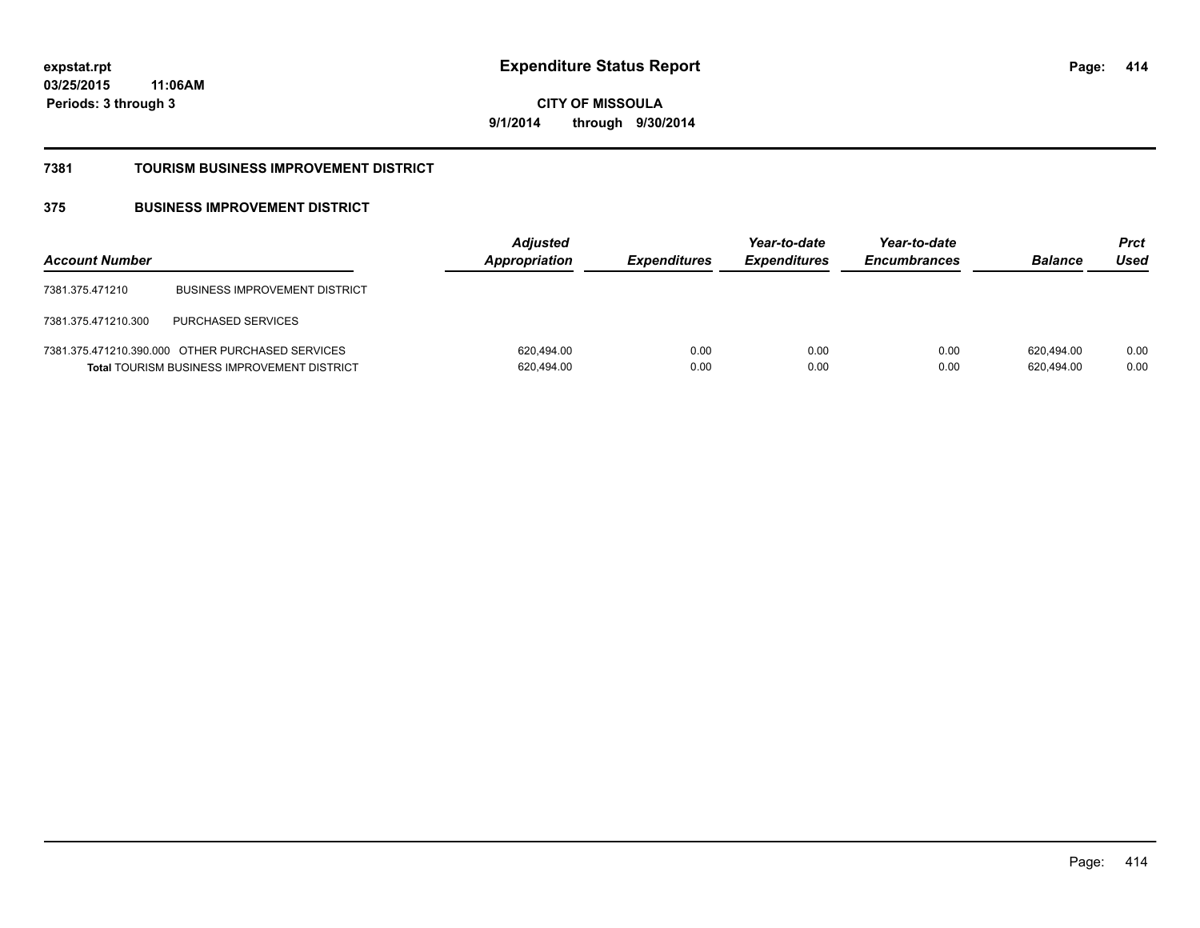# Expenditure Status Report

expstat.rpt
03/25/2015 11:06AM
Periods: 3 through 3

**CITY OF MISSOULA**
**9/1/2014 through 9/30/2014**

## 7381 TOURISM BUSINESS IMPROVEMENT DISTRICT

## 375 BUSINESS IMPROVEMENT DISTRICT

| Account Number | | Adjusted Appropriation | Expenditures | Year-to-date Expenditures | Year-to-date Encumbrances | Balance | Prct Used |
|---|---|---|---|---|---|---|---|
| 7381.375.471210 | BUSINESS IMPROVEMENT DISTRICT | | | | | | |
| 7381.375.471210.300 | PURCHASED SERVICES | | | | | | |
| 7381.375.471210.390.000 | OTHER PURCHASED SERVICES | 620,494.00 | 0.00 | 0.00 | 0.00 | 620,494.00 | 0.00 |
| **Total** TOURISM BUSINESS IMPROVEMENT DISTRICT | | 620,494.00 | 0.00 | 0.00 | 0.00 | 620,494.00 | 0.00 |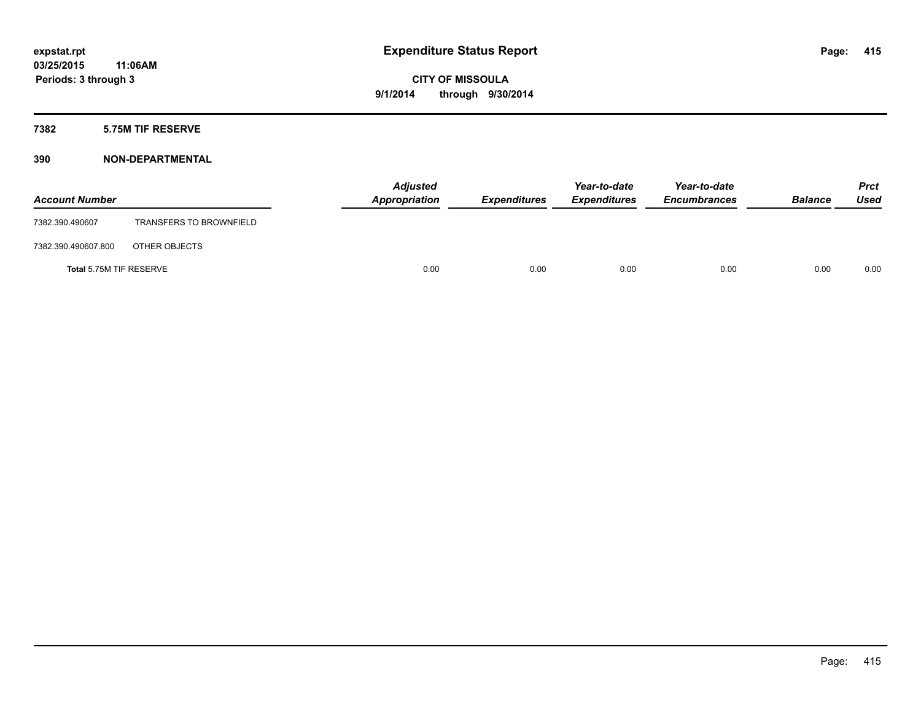**expstat.rpt**
**03/25/2015 11:06AM**
**Periods: 3 through 3**

# Expenditure Status Report

**CITY OF MISSOULA**
**9/1/2014 through 9/30/2014**

## 7382 5.75M TIF RESERVE

## 390 NON-DEPARTMENTAL

| Account Number | | Adjusted Appropriation | Expenditures | Year-to-date Expenditures | Year-to-date Encumbrances | Balance | Prct Used |
|---|---|---|---|---|---|---|---|
| 7382.390.490607 | TRANSFERS TO BROWNFIELD | | | | | | |
| 7382.390.490607.800 | OTHER OBJECTS | | | | | | |
| **Total** 5.75M TIF RESERVE | | 0.00 | 0.00 | 0.00 | 0.00 | 0.00 | 0.00 |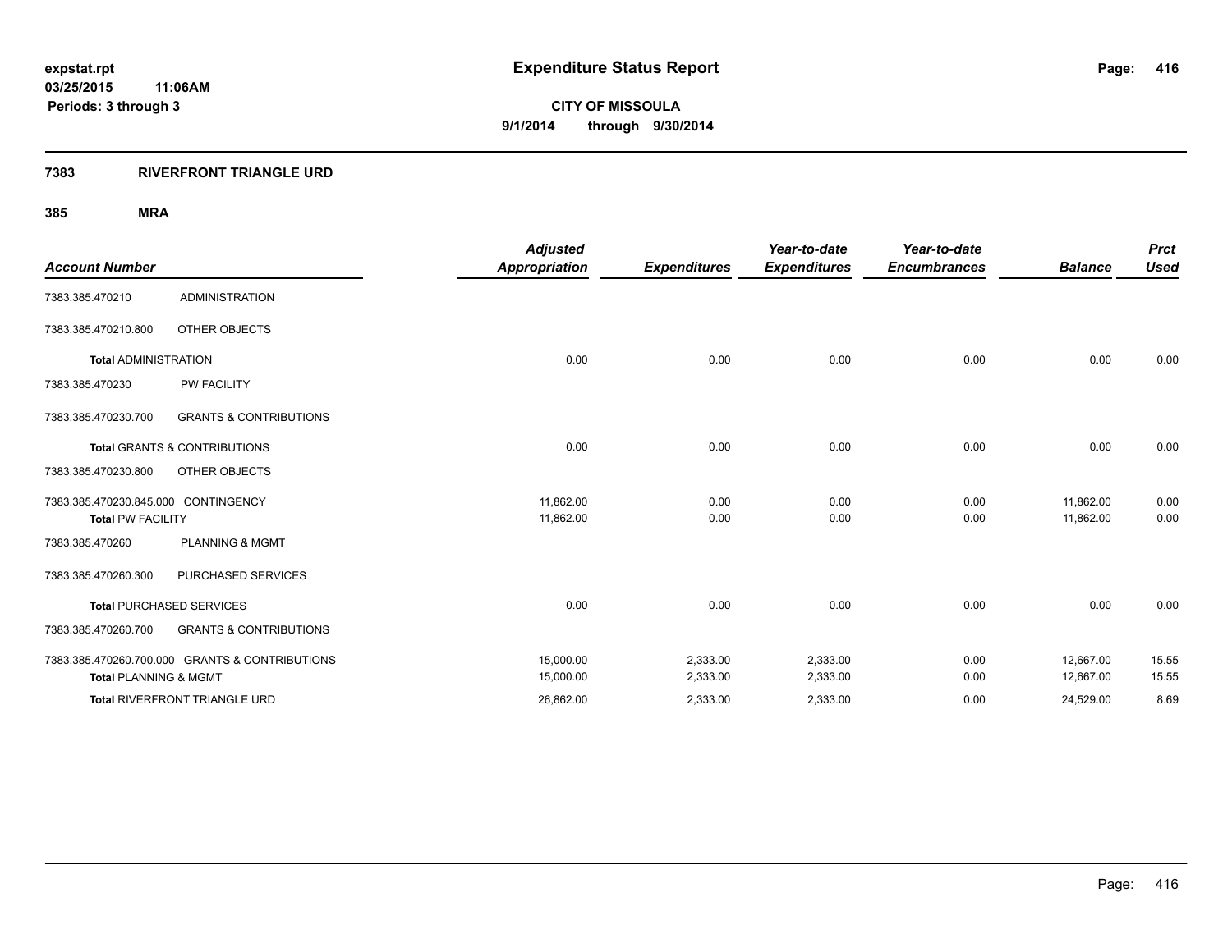# Expenditure Status Report

**CITY OF MISSOULA**

**9/1/2014 through 9/30/2014**

expstat.rpt
03/25/2015 11:06AM
Periods: 3 through 3

## 7383 RIVERFRONT TRIANGLE URD

### 385 MRA

| Account Number | | Adjusted Appropriation | Expenditures | Year-to-date Expenditures | Year-to-date Encumbrances | Balance | Prct Used |
|---|---|---|---|---|---|---|---|
| 7383.385.470210 | ADMINISTRATION | | | | | | |
| 7383.385.470210.800 | OTHER OBJECTS | | | | | | |
| **Total** ADMINISTRATION | | 0.00 | 0.00 | 0.00 | 0.00 | 0.00 | 0.00 |
| 7383.385.470230 | PW FACILITY | | | | | | |
| 7383.385.470230.700 | GRANTS & CONTRIBUTIONS | | | | | | |
| **Total** GRANTS & CONTRIBUTIONS | | 0.00 | 0.00 | 0.00 | 0.00 | 0.00 | 0.00 |
| 7383.385.470230.800 | OTHER OBJECTS | | | | | | |
| 7383.385.470230.845.000 | CONTINGENCY | 11,862.00 | 0.00 | 0.00 | 0.00 | 11,862.00 | 0.00 |
| **Total** PW FACILITY | | 11,862.00 | 0.00 | 0.00 | 0.00 | 11,862.00 | 0.00 |
| 7383.385.470260 | PLANNING & MGMT | | | | | | |
| 7383.385.470260.300 | PURCHASED SERVICES | | | | | | |
| **Total** PURCHASED SERVICES | | 0.00 | 0.00 | 0.00 | 0.00 | 0.00 | 0.00 |
| 7383.385.470260.700 | GRANTS & CONTRIBUTIONS | | | | | | |
| 7383.385.470260.700.000 | GRANTS & CONTRIBUTIONS | 15,000.00 | 2,333.00 | 2,333.00 | 0.00 | 12,667.00 | 15.55 |
| **Total** PLANNING & MGMT | | 15,000.00 | 2,333.00 | 2,333.00 | 0.00 | 12,667.00 | 15.55 |
| **Total** RIVERFRONT TRIANGLE URD | | 26,862.00 | 2,333.00 | 2,333.00 | 0.00 | 24,529.00 | 8.69 |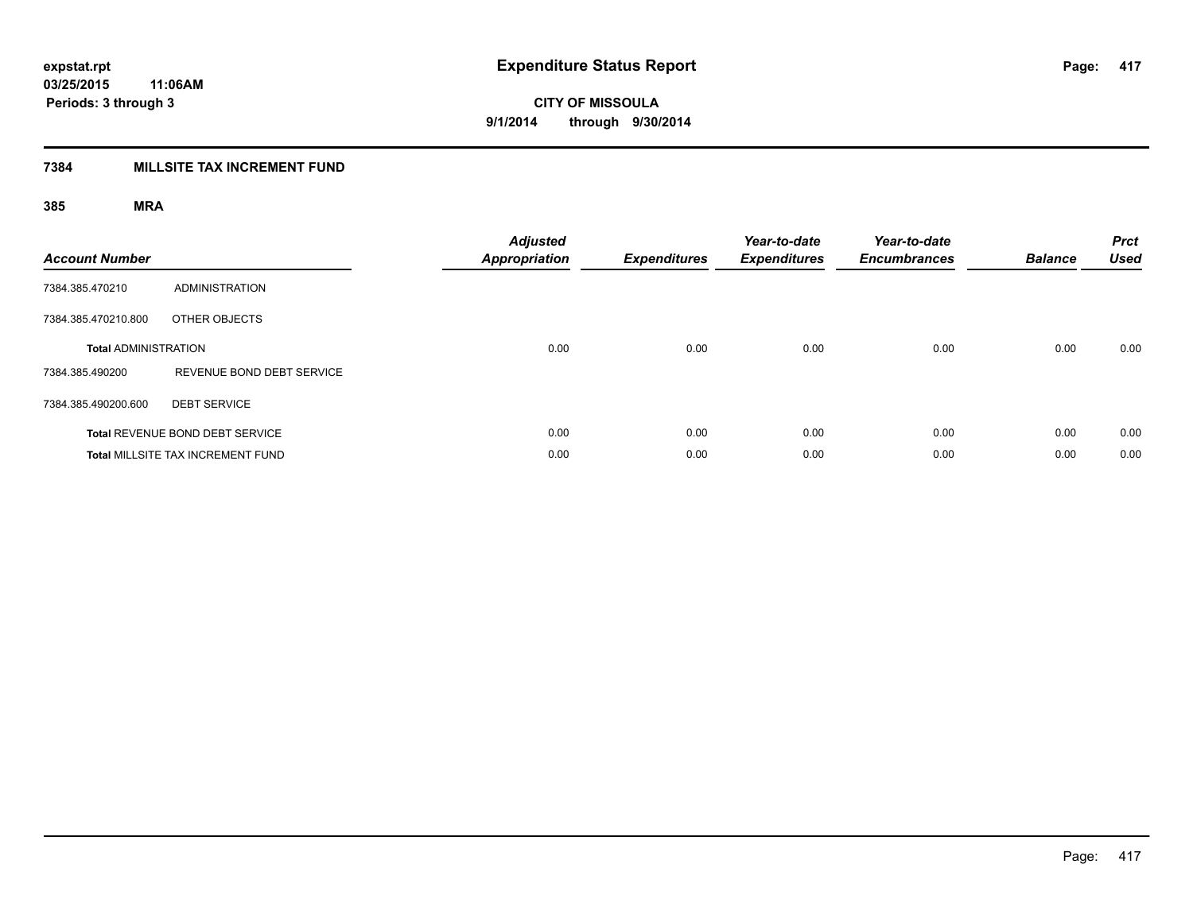**expstat.rpt**
**03/25/2015 11:06AM**
**Periods: 3 through 3**

# Expenditure Status Report

**CITY OF MISSOULA**
**9/1/2014 through 9/30/2014**

## 7384 MILLSITE TAX INCREMENT FUND

### 385 MRA

| Account Number | | Adjusted Appropriation | Expenditures | Year-to-date Expenditures | Year-to-date Encumbrances | Balance | Prct Used |
|---|---|---|---|---|---|---|---|
| 7384.385.470210 | ADMINISTRATION | | | | | | |
| 7384.385.470210.800 | OTHER OBJECTS | | | | | | |
| **Total** ADMINISTRATION | | 0.00 | 0.00 | 0.00 | 0.00 | 0.00 | 0.00 |
| 7384.385.490200 | REVENUE BOND DEBT SERVICE | | | | | | |
| 7384.385.490200.600 | DEBT SERVICE | | | | | | |
| **Total** REVENUE BOND DEBT SERVICE | | 0.00 | 0.00 | 0.00 | 0.00 | 0.00 | 0.00 |
| **Total** MILLSITE TAX INCREMENT FUND | | 0.00 | 0.00 | 0.00 | 0.00 | 0.00 | 0.00 |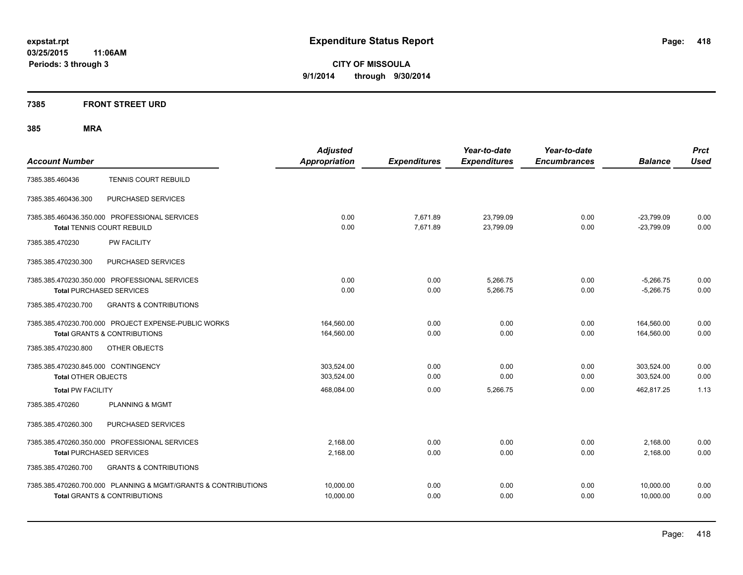**expstat.rpt**
**03/25/2015 11:06AM**
**Periods: 3 through 3**

# Expenditure Status Report

**CITY OF MISSOULA**
**9/1/2014 through 9/30/2014**

## 7385 FRONT STREET URD

## 385 MRA

| Account Number | | Adjusted Appropriation | Expenditures | Year-to-date Expenditures | Year-to-date Encumbrances | Balance | Prct Used |
|---|---|---|---|---|---|---|---|
| 7385.385.460436 | TENNIS COURT REBUILD | | | | | | |
| 7385.385.460436.300 | PURCHASED SERVICES | | | | | | |
| 7385.385.460436.350.000 | PROFESSIONAL SERVICES | 0.00 | 7,671.89 | 23,799.09 | 0.00 | -23,799.09 | 0.00 |
| **Total** TENNIS COURT REBUILD | | 0.00 | 7,671.89 | 23,799.09 | 0.00 | -23,799.09 | 0.00 |
| 7385.385.470230 | PW FACILITY | | | | | | |
| 7385.385.470230.300 | PURCHASED SERVICES | | | | | | |
| 7385.385.470230.350.000 | PROFESSIONAL SERVICES | 0.00 | 0.00 | 5,266.75 | 0.00 | -5,266.75 | 0.00 |
| **Total** PURCHASED SERVICES | | 0.00 | 0.00 | 5,266.75 | 0.00 | -5,266.75 | 0.00 |
| 7385.385.470230.700 | GRANTS & CONTRIBUTIONS | | | | | | |
| 7385.385.470230.700.000 | PROJECT EXPENSE-PUBLIC WORKS | 164,560.00 | 0.00 | 0.00 | 0.00 | 164,560.00 | 0.00 |
| **Total** GRANTS & CONTRIBUTIONS | | 164,560.00 | 0.00 | 0.00 | 0.00 | 164,560.00 | 0.00 |
| 7385.385.470230.800 | OTHER OBJECTS | | | | | | |
| 7385.385.470230.845.000 | CONTINGENCY | 303,524.00 | 0.00 | 0.00 | 0.00 | 303,524.00 | 0.00 |
| **Total** OTHER OBJECTS | | 303,524.00 | 0.00 | 0.00 | 0.00 | 303,524.00 | 0.00 |
| **Total** PW FACILITY | | 468,084.00 | 0.00 | 5,266.75 | 0.00 | 462,817.25 | 1.13 |
| 7385.385.470260 | PLANNING & MGMT | | | | | | |
| 7385.385.470260.300 | PURCHASED SERVICES | | | | | | |
| 7385.385.470260.350.000 | PROFESSIONAL SERVICES | 2,168.00 | 0.00 | 0.00 | 0.00 | 2,168.00 | 0.00 |
| **Total** PURCHASED SERVICES | | 2,168.00 | 0.00 | 0.00 | 0.00 | 2,168.00 | 0.00 |
| 7385.385.470260.700 | GRANTS & CONTRIBUTIONS | | | | | | |
| 7385.385.470260.700.000 | PLANNING & MGMT/GRANTS & CONTRIBUTIONS | 10,000.00 | 0.00 | 0.00 | 0.00 | 10,000.00 | 0.00 |
| **Total** GRANTS & CONTRIBUTIONS | | 10,000.00 | 0.00 | 0.00 | 0.00 | 10,000.00 | 0.00 |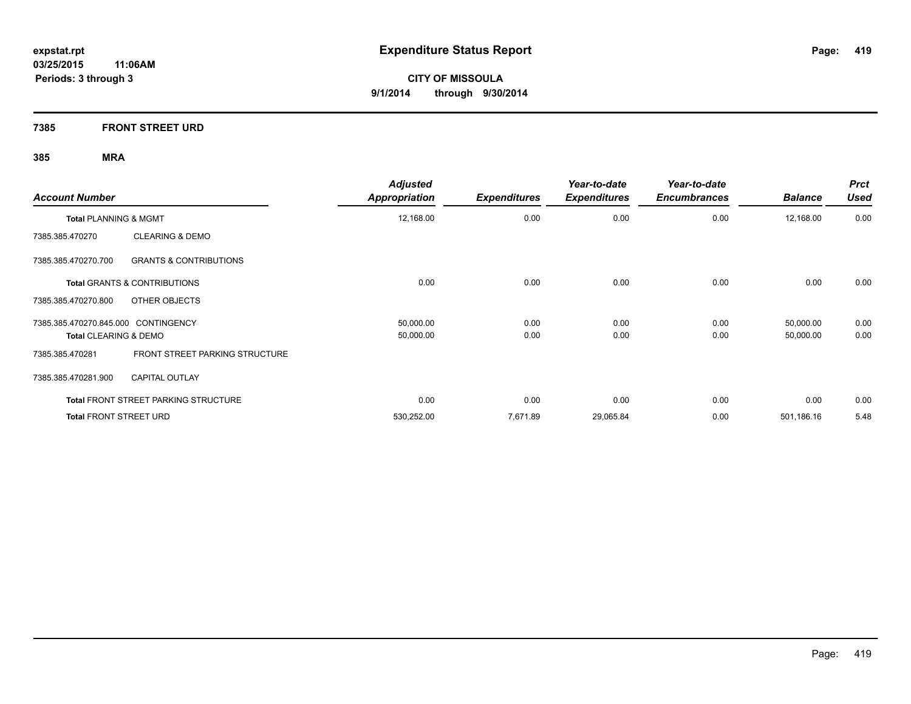**Expenditure Status Report**

**CITY OF MISSOULA**

**9/1/2014 through 9/30/2014**

expstat.rpt
03/25/2015 11:06AM
Periods: 3 through 3

## 7385 FRONT STREET URD

### 385 MRA

| Account Number | | Adjusted Appropriation | Expenditures | Year-to-date Expenditures | Year-to-date Encumbrances | Balance | Prct Used |
|---|---|---|---|---|---|---|---|
| **Total** PLANNING & MGMT | | 12,168.00 | 0.00 | 0.00 | 0.00 | 12,168.00 | 0.00 |
| 7385.385.470270 | CLEARING & DEMO | | | | | | |
| 7385.385.470270.700 | GRANTS & CONTRIBUTIONS | | | | | | |
| **Total** GRANTS & CONTRIBUTIONS | | 0.00 | 0.00 | 0.00 | 0.00 | 0.00 | 0.00 |
| 7385.385.470270.800 | OTHER OBJECTS | | | | | | |
| 7385.385.470270.845.000 | CONTINGENCY | 50,000.00 | 0.00 | 0.00 | 0.00 | 50,000.00 | 0.00 |
| **Total** CLEARING & DEMO | | 50,000.00 | 0.00 | 0.00 | 0.00 | 50,000.00 | 0.00 |
| 7385.385.470281 | FRONT STREET PARKING STRUCTURE | | | | | | |
| 7385.385.470281.900 | CAPITAL OUTLAY | | | | | | |
| **Total** FRONT STREET PARKING STRUCTURE | | 0.00 | 0.00 | 0.00 | 0.00 | 0.00 | 0.00 |
| **Total** FRONT STREET URD | | 530,252.00 | 7,671.89 | 29,065.84 | 0.00 | 501,186.16 | 5.48 |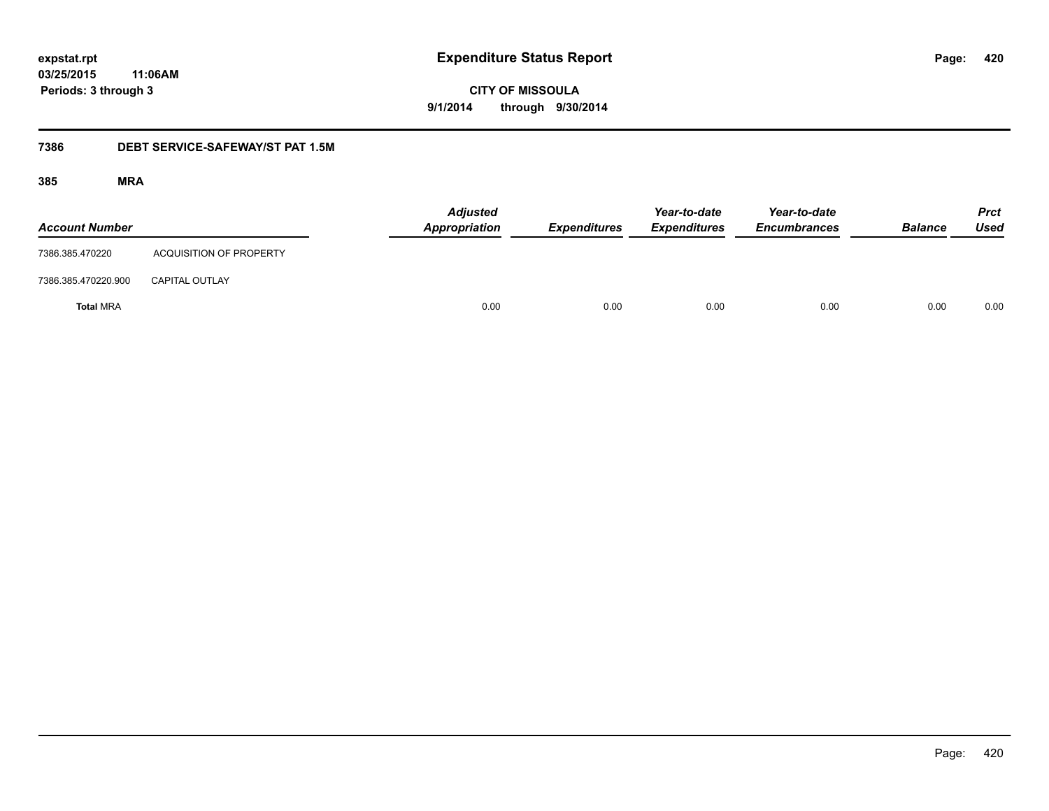# Expenditure Status Report

expstat.rpt
03/25/2015 11:06AM
Periods: 3 through 3

**CITY OF MISSOULA**
**9/1/2014 through 9/30/2014**

## 7386 DEBT SERVICE-SAFEWAY/ST PAT 1.5M

### 385 MRA

| Account Number | | Adjusted Appropriation | Expenditures | Year-to-date Expenditures | Year-to-date Encumbrances | Balance | Prct Used |
|---|---|---|---|---|---|---|---|
| 7386.385.470220 | ACQUISITION OF PROPERTY | | | | | | |
| 7386.385.470220.900 | CAPITAL OUTLAY | | | | | | |
| **Total** MRA | | 0.00 | 0.00 | 0.00 | 0.00 | 0.00 | 0.00 |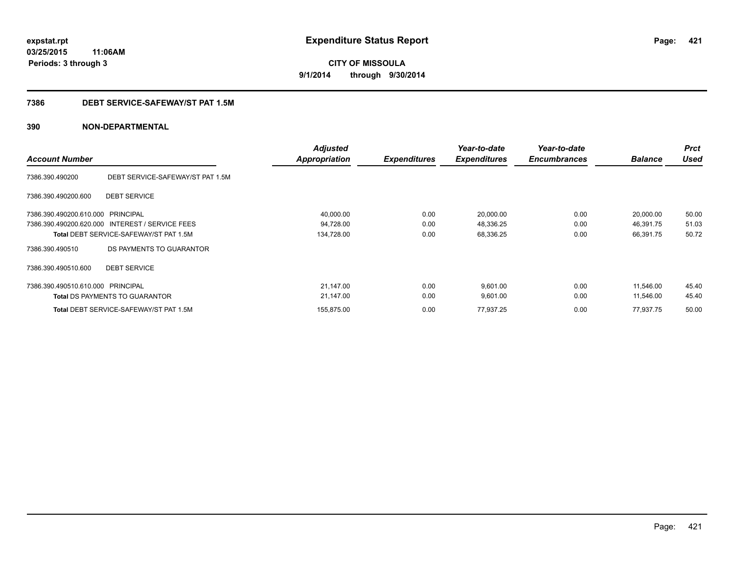**expstat.rpt**
**03/25/2015 11:06AM**
**Periods: 3 through 3**

# Expenditure Status Report

**CITY OF MISSOULA**
**9/1/2014 through 9/30/2014**

## 7386 DEBT SERVICE-SAFEWAY/ST PAT 1.5M

### 390 NON-DEPARTMENTAL

| Account Number | | Adjusted Appropriation | Expenditures | Year-to-date Expenditures | Year-to-date Encumbrances | Balance | Prct Used |
|---|---|---|---|---|---|---|---|
| 7386.390.490200 | DEBT SERVICE-SAFEWAY/ST PAT 1.5M | | | | | | |
| 7386.390.490200.600 | DEBT SERVICE | | | | | | |
| 7386.390.490200.610.000 | PRINCIPAL | 40,000.00 | 0.00 | 20,000.00 | 0.00 | 20,000.00 | 50.00 |
| 7386.390.490200.620.000 | INTEREST / SERVICE FEES | 94,728.00 | 0.00 | 48,336.25 | 0.00 | 46,391.75 | 51.03 |
| **Total** DEBT SERVICE-SAFEWAY/ST PAT 1.5M | | 134,728.00 | 0.00 | 68,336.25 | 0.00 | 66,391.75 | 50.72 |
| 7386.390.490510 | DS PAYMENTS TO GUARANTOR | | | | | | |
| 7386.390.490510.600 | DEBT SERVICE | | | | | | |
| 7386.390.490510.610.000 | PRINCIPAL | 21,147.00 | 0.00 | 9,601.00 | 0.00 | 11,546.00 | 45.40 |
| **Total** DS PAYMENTS TO GUARANTOR | | 21,147.00 | 0.00 | 9,601.00 | 0.00 | 11,546.00 | 45.40 |
| **Total** DEBT SERVICE-SAFEWAY/ST PAT 1.5M | | 155,875.00 | 0.00 | 77,937.25 | 0.00 | 77,937.75 | 50.00 |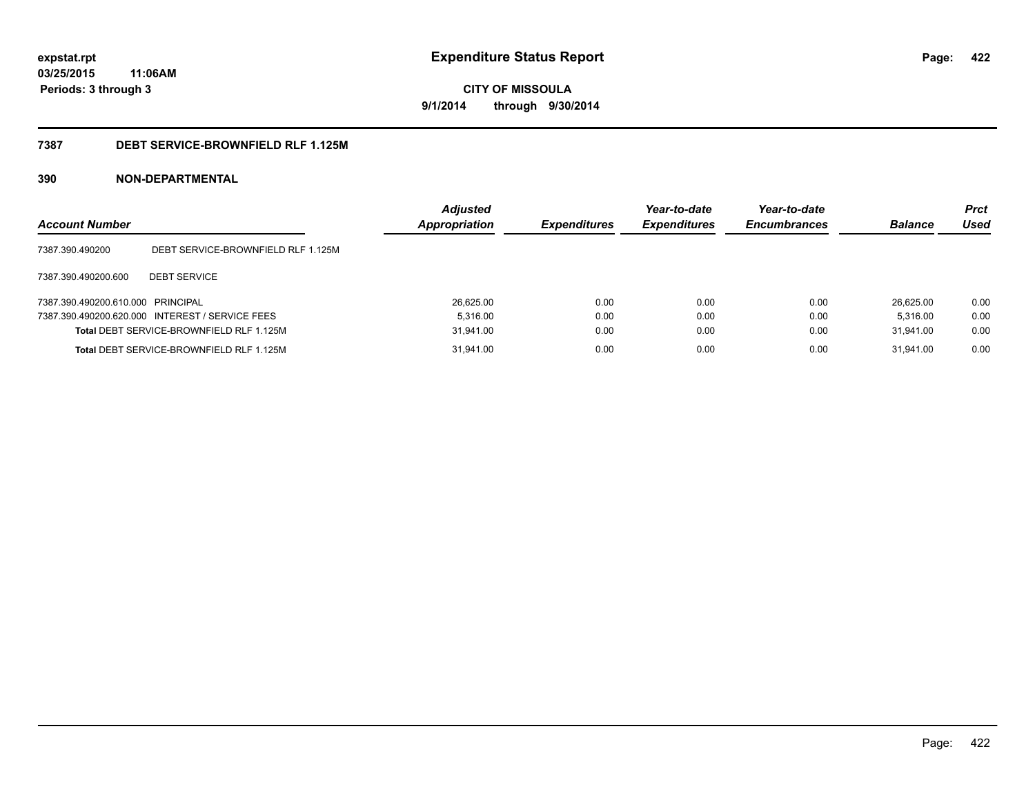**expstat.rpt**
**03/25/2015 11:06AM**
**Periods: 3 through 3**

# Expenditure Status Report

**CITY OF MISSOULA**
**9/1/2014 through 9/30/2014**

## 7387 DEBT SERVICE-BROWNFIELD RLF 1.125M

### 390 NON-DEPARTMENTAL

| Account Number | | Adjusted Appropriation | Expenditures | Year-to-date Expenditures | Year-to-date Encumbrances | Balance | Prct Used |
|---|---|---|---|---|---|---|---|
| 7387.390.490200 | DEBT SERVICE-BROWNFIELD RLF 1.125M | | | | | | |
| 7387.390.490200.600 | DEBT SERVICE | | | | | | |
| 7387.390.490200.610.000 | PRINCIPAL | 26,625.00 | 0.00 | 0.00 | 0.00 | 26,625.00 | 0.00 |
| 7387.390.490200.620.000 | INTEREST / SERVICE FEES | 5,316.00 | 0.00 | 0.00 | 0.00 | 5,316.00 | 0.00 |
| **Total** DEBT SERVICE-BROWNFIELD RLF 1.125M | | 31,941.00 | 0.00 | 0.00 | 0.00 | 31,941.00 | 0.00 |
| **Total** DEBT SERVICE-BROWNFIELD RLF 1.125M | | 31,941.00 | 0.00 | 0.00 | 0.00 | 31,941.00 | 0.00 |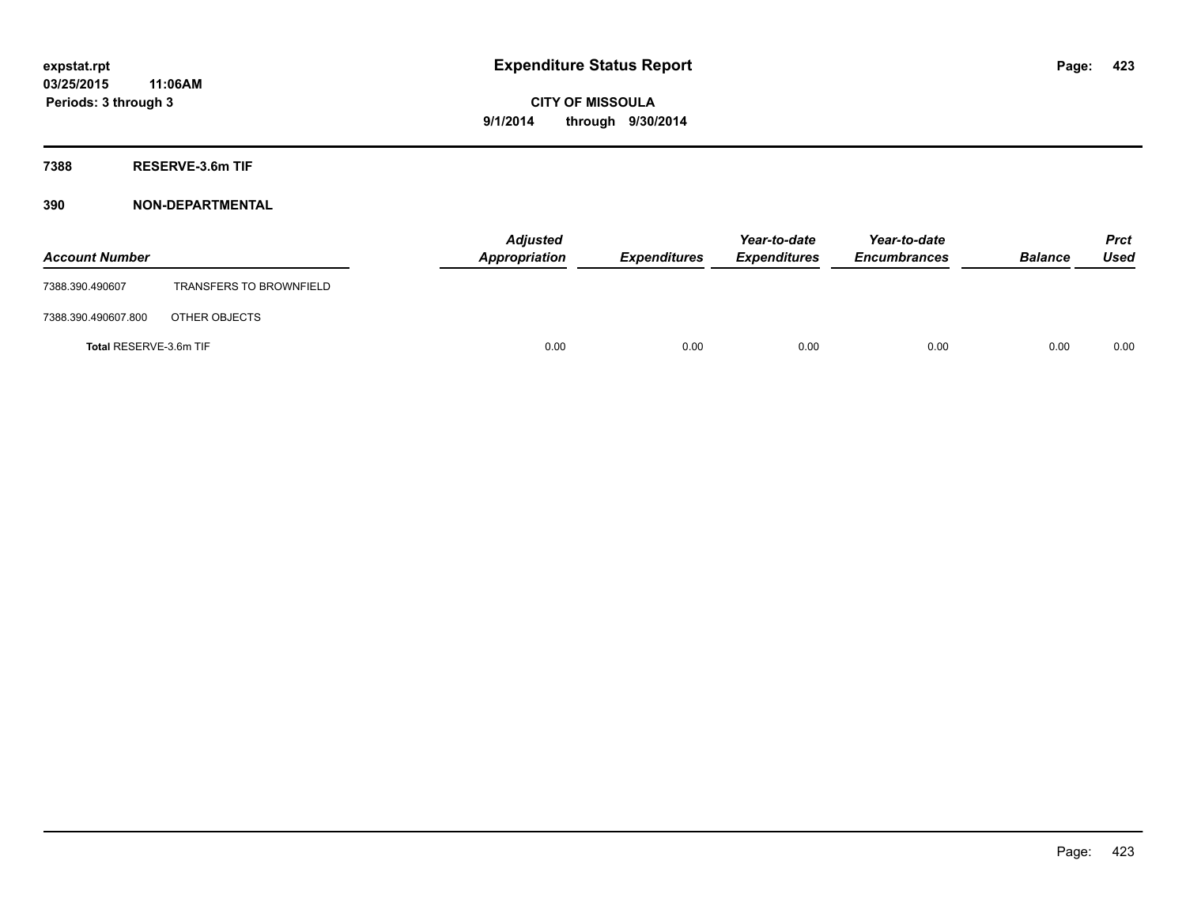# Expenditure Status Report

expstat.rpt
03/25/2015 11:06AM
Periods: 3 through 3

**CITY OF MISSOULA**
**9/1/2014 through 9/30/2014**

## 7388 RESERVE-3.6m TIF

### 390 NON-DEPARTMENTAL

| Account Number | | Adjusted Appropriation | Expenditures | Year-to-date Expenditures | Year-to-date Encumbrances | Balance | Prct Used |
|---|---|---|---|---|---|---|---|
| 7388.390.490607 | TRANSFERS TO BROWNFIELD | | | | | | |
| 7388.390.490607.800 | OTHER OBJECTS | | | | | | |
| **Total** RESERVE-3.6m TIF | | 0.00 | 0.00 | 0.00 | 0.00 | 0.00 | 0.00 |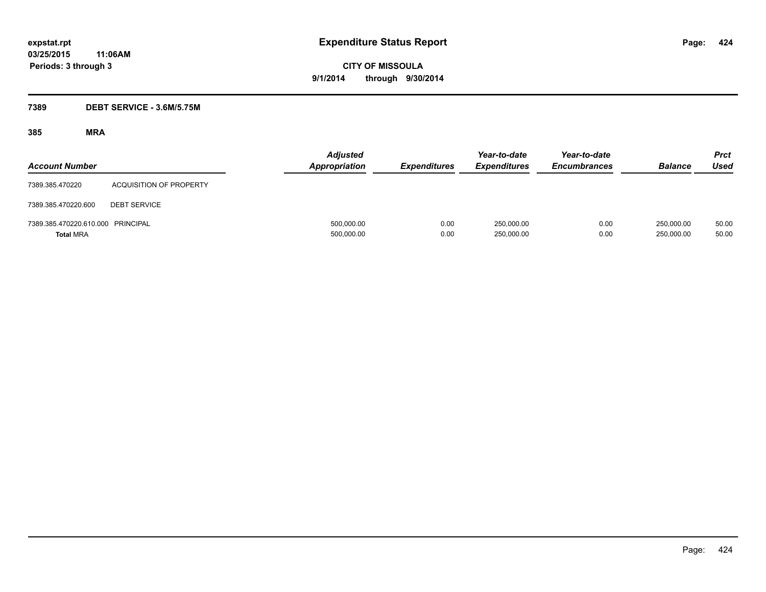# Expenditure Status Report

expstat.rpt
03/25/2015 11:06AM
Periods: 3 through 3

**CITY OF MISSOULA**
**9/1/2014 through 9/30/2014**

## 7389 DEBT SERVICE - 3.6M/5.75M

### 385 MRA

| Account Number | | Adjusted Appropriation | Expenditures | Year-to-date Expenditures | Year-to-date Encumbrances | Balance | Prct Used |
|---|---|---|---|---|---|---|---|
| 7389.385.470220 | ACQUISITION OF PROPERTY | | | | | | |
| 7389.385.470220.600 | DEBT SERVICE | | | | | | |
| 7389.385.470220.610.000 | PRINCIPAL | 500,000.00 | 0.00 | 250,000.00 | 0.00 | 250,000.00 | 50.00 |
| **Total** MRA | | 500,000.00 | 0.00 | 250,000.00 | 0.00 | 250,000.00 | 50.00 |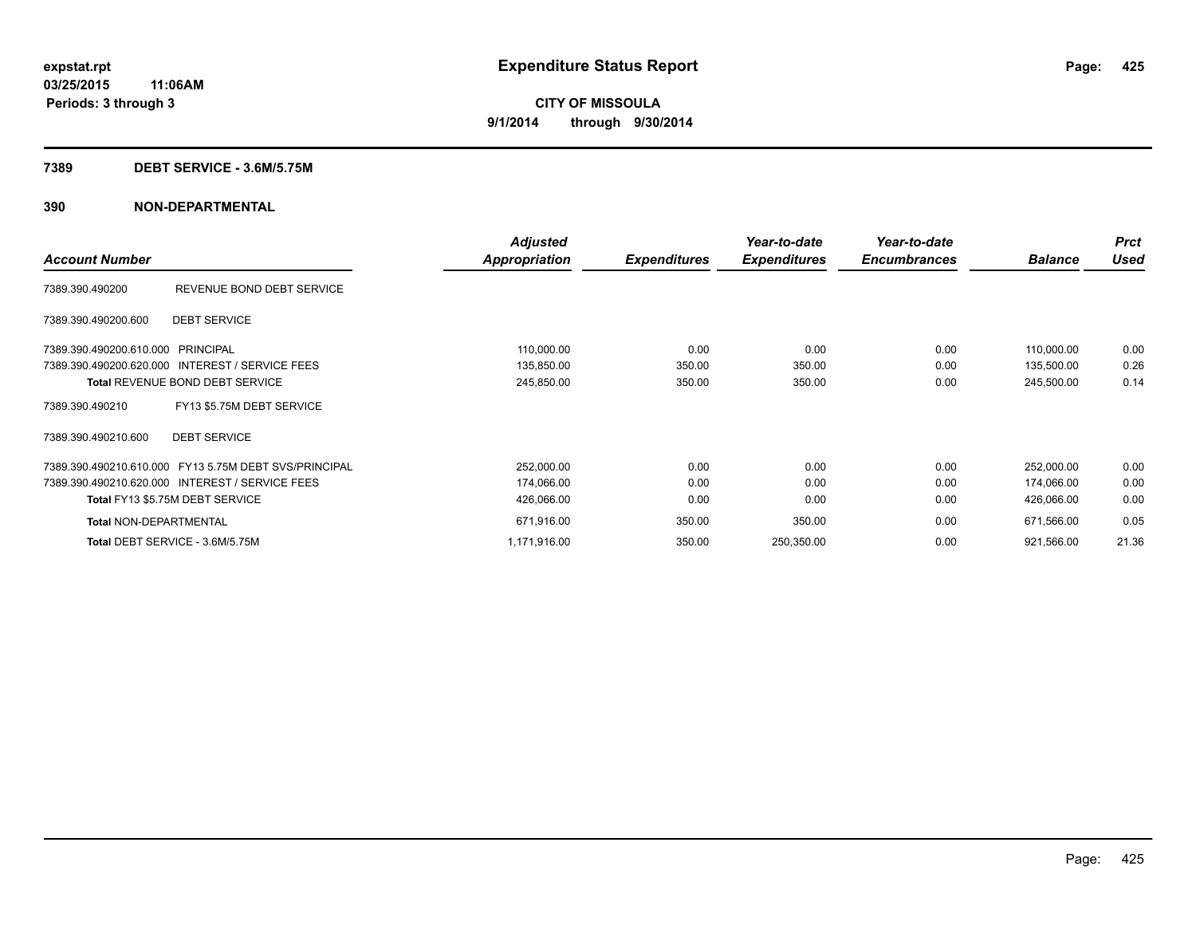**expstat.rpt**
**03/25/2015 11:06AM**
**Periods: 3 through 3**

# Expenditure Status Report

**CITY OF MISSOULA**
**9/1/2014 through 9/30/2014**

## 7389 DEBT SERVICE - 3.6M/5.75M

## 390 NON-DEPARTMENTAL

| Account Number | | Adjusted Appropriation | Expenditures | Year-to-date Expenditures | Year-to-date Encumbrances | Balance | Prct Used |
|---|---|---|---|---|---|---|---|
| 7389.390.490200 | REVENUE BOND DEBT SERVICE | | | | | | |
| 7389.390.490200.600 | DEBT SERVICE | | | | | | |
| 7389.390.490200.610.000 | PRINCIPAL | 110,000.00 | 0.00 | 0.00 | 0.00 | 110,000.00 | 0.00 |
| 7389.390.490200.620.000 | INTEREST / SERVICE FEES | 135,850.00 | 350.00 | 350.00 | 0.00 | 135,500.00 | 0.26 |
| **Total** REVENUE BOND DEBT SERVICE | | 245,850.00 | 350.00 | 350.00 | 0.00 | 245,500.00 | 0.14 |
| 7389.390.490210 | FY13 $5.75M DEBT SERVICE | | | | | | |
| 7389.390.490210.600 | DEBT SERVICE | | | | | | |
| 7389.390.490210.610.000 | FY13 5.75M DEBT SVS/PRINCIPAL | 252,000.00 | 0.00 | 0.00 | 0.00 | 252,000.00 | 0.00 |
| 7389.390.490210.620.000 | INTEREST / SERVICE FEES | 174,066.00 | 0.00 | 0.00 | 0.00 | 174,066.00 | 0.00 |
| **Total** FY13 $5.75M DEBT SERVICE | | 426,066.00 | 0.00 | 0.00 | 0.00 | 426,066.00 | 0.00 |
| **Total** NON-DEPARTMENTAL | | 671,916.00 | 350.00 | 350.00 | 0.00 | 671,566.00 | 0.05 |
| **Total** DEBT SERVICE - 3.6M/5.75M | | 1,171,916.00 | 350.00 | 250,350.00 | 0.00 | 921,566.00 | 21.36 |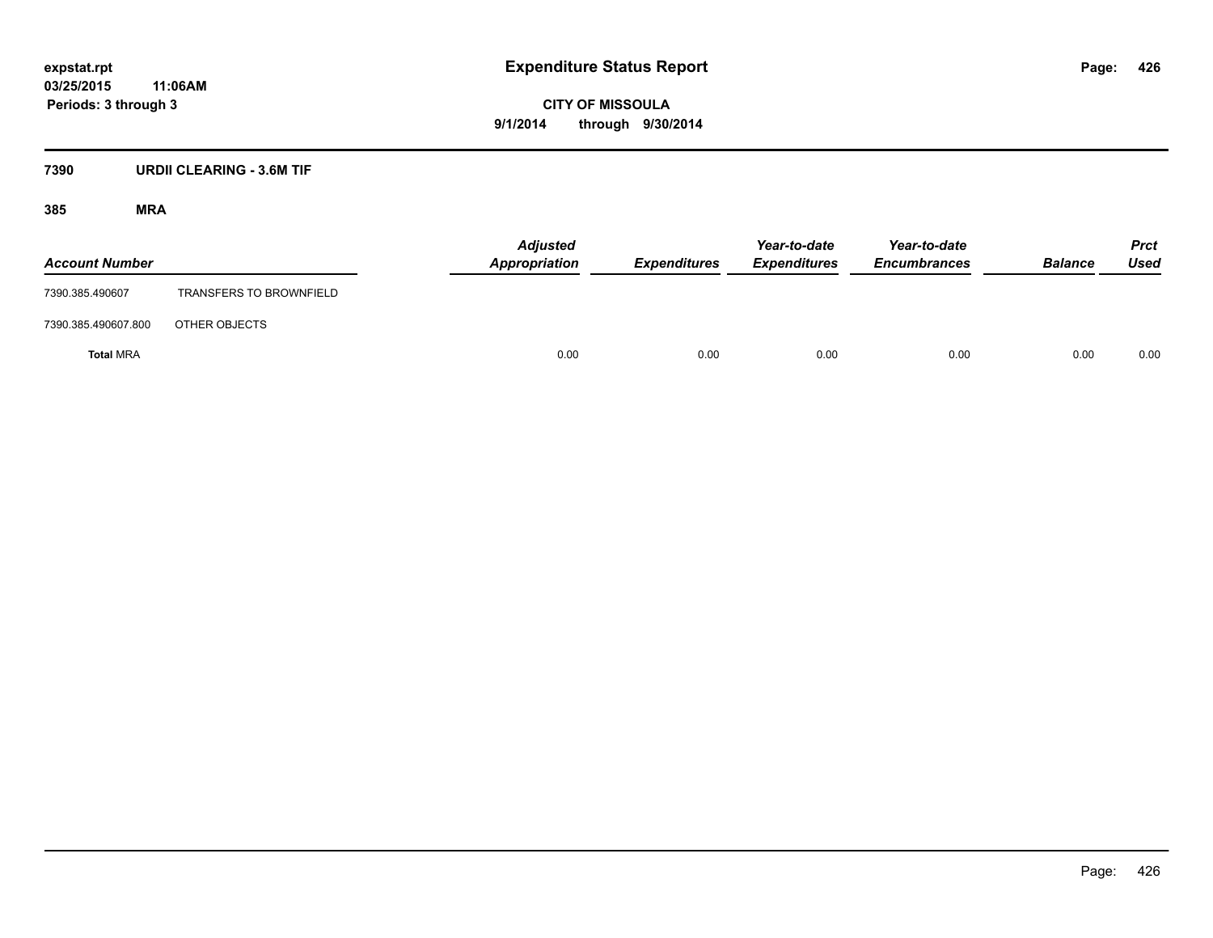expstat.rpt
03/25/2015 11:06AM
Periods: 3 through 3

# Expenditure Status Report

CITY OF MISSOULA
9/1/2014 through 9/30/2014

## 7390 URDII CLEARING - 3.6M TIF

### 385 MRA

| Account Number | | Adjusted Appropriation | Expenditures | Year-to-date Expenditures | Year-to-date Encumbrances | Balance | Prct Used |
|---|---|---|---|---|---|---|---|
| 7390.385.490607 | TRANSFERS TO BROWNFIELD | | | | | | |
| 7390.385.490607.800 | OTHER OBJECTS | | | | | | |
| **Total** MRA | | 0.00 | 0.00 | 0.00 | 0.00 | 0.00 | 0.00 |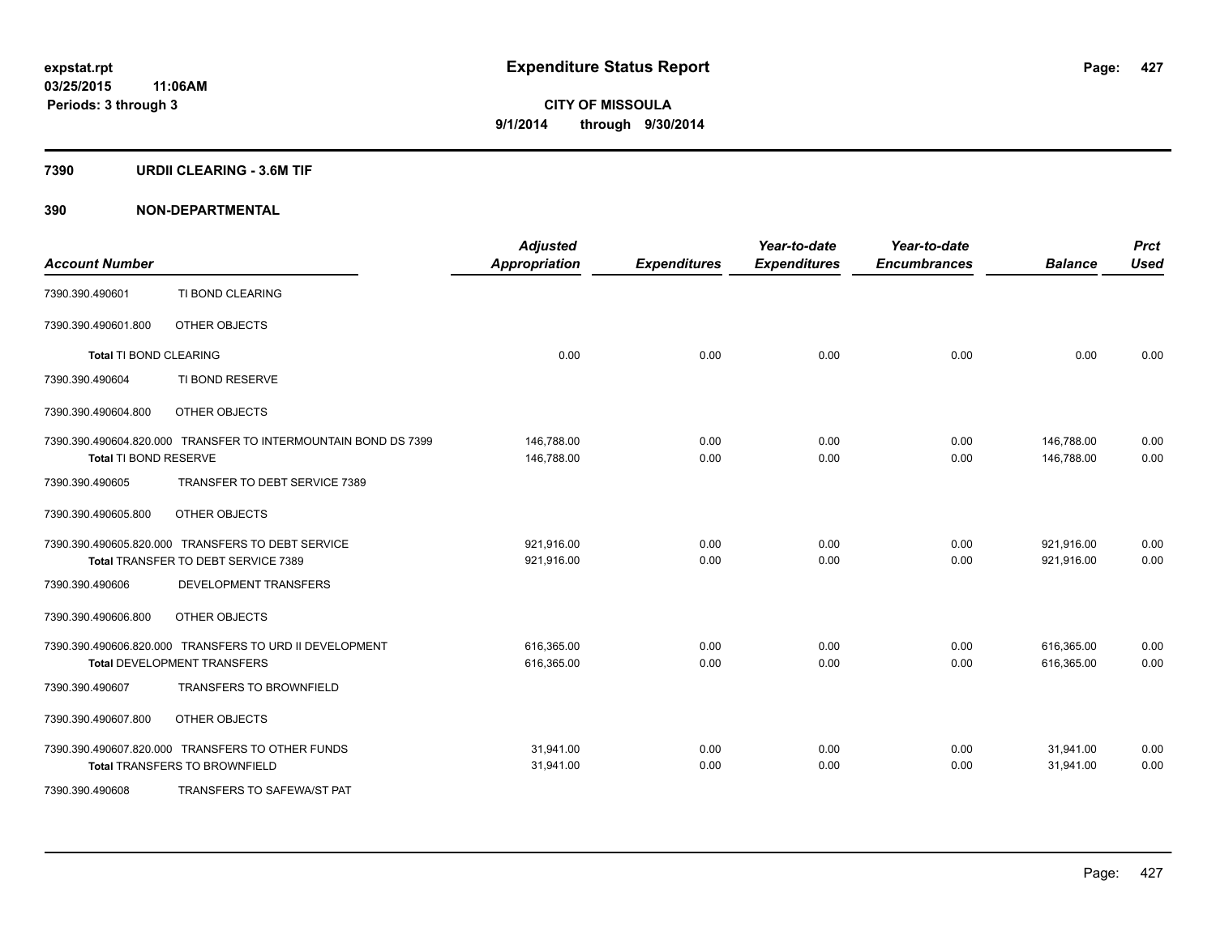**expstat.rpt**
**03/25/2015 11:06AM**
**Periods: 3 through 3**

# Expenditure Status Report

**CITY OF MISSOULA**
**9/1/2014 through 9/30/2014**

## 7390 URDII CLEARING - 3.6M TIF

## 390 NON-DEPARTMENTAL

| Account Number | | Adjusted Appropriation | Expenditures | Year-to-date Expenditures | Year-to-date Encumbrances | Balance | Prct Used |
|---|---|---|---|---|---|---|---|
| 7390.390.490601 | TI BOND CLEARING | | | | | | |
| 7390.390.490601.800 | OTHER OBJECTS | | | | | | |
| **Total** TI BOND CLEARING | | 0.00 | 0.00 | 0.00 | 0.00 | 0.00 | 0.00 |
| 7390.390.490604 | TI BOND RESERVE | | | | | | |
| 7390.390.490604.800 | OTHER OBJECTS | | | | | | |
| 7390.390.490604.820.000 | TRANSFER TO INTERMOUNTAIN BOND DS 7399 | 146,788.00 | 0.00 | 0.00 | 0.00 | 146,788.00 | 0.00 |
| **Total** TI BOND RESERVE | | 146,788.00 | 0.00 | 0.00 | 0.00 | 146,788.00 | 0.00 |
| 7390.390.490605 | TRANSFER TO DEBT SERVICE 7389 | | | | | | |
| 7390.390.490605.800 | OTHER OBJECTS | | | | | | |
| 7390.390.490605.820.000 | TRANSFERS TO DEBT SERVICE | 921,916.00 | 0.00 | 0.00 | 0.00 | 921,916.00 | 0.00 |
| **Total** TRANSFER TO DEBT SERVICE 7389 | | 921,916.00 | 0.00 | 0.00 | 0.00 | 921,916.00 | 0.00 |
| 7390.390.490606 | DEVELOPMENT TRANSFERS | | | | | | |
| 7390.390.490606.800 | OTHER OBJECTS | | | | | | |
| 7390.390.490606.820.000 | TRANSFERS TO URD II DEVELOPMENT | 616,365.00 | 0.00 | 0.00 | 0.00 | 616,365.00 | 0.00 |
| **Total** DEVELOPMENT TRANSFERS | | 616,365.00 | 0.00 | 0.00 | 0.00 | 616,365.00 | 0.00 |
| 7390.390.490607 | TRANSFERS TO BROWNFIELD | | | | | | |
| 7390.390.490607.800 | OTHER OBJECTS | | | | | | |
| 7390.390.490607.820.000 | TRANSFERS TO OTHER FUNDS | 31,941.00 | 0.00 | 0.00 | 0.00 | 31,941.00 | 0.00 |
| **Total** TRANSFERS TO BROWNFIELD | | 31,941.00 | 0.00 | 0.00 | 0.00 | 31,941.00 | 0.00 |
| 7390.390.490608 | TRANSFERS TO SAFEWA/ST PAT | | | | | | |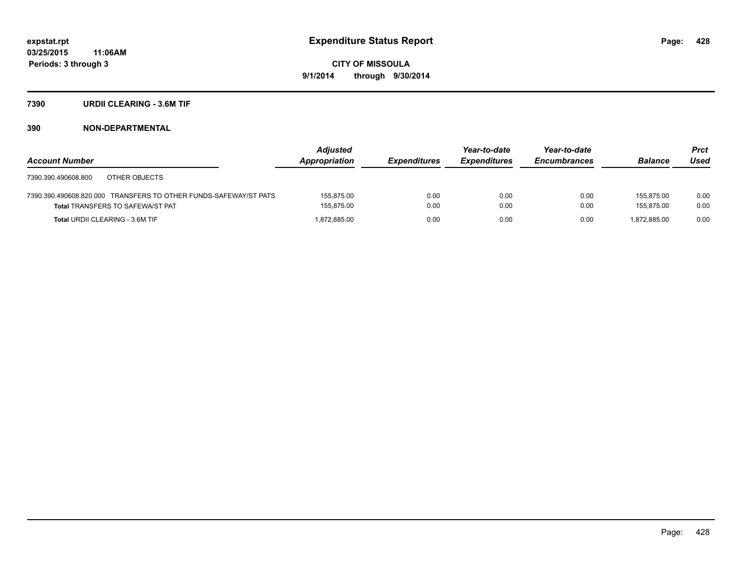# Expenditure Status Report

**CITY OF MISSOULA**

**9/1/2014 through 9/30/2014**

**expstat.rpt**
**03/25/2015 11:06AM**
**Periods: 3 through 3**

## 7390 URDII CLEARING - 3.6M TIF

## 390 NON-DEPARTMENTAL

| Account Number | Adjusted Appropriation | Expenditures | Year-to-date Expenditures | Year-to-date Encumbrances | Balance | Prct Used |
|---|---|---|---|---|---|---|
| 7390.390.490608.800 OTHER OBJECTS | | | | | | |
| 7390.390.490608.820.000 TRANSFERS TO OTHER FUNDS-SAFEWAY/ST PATS | 155,875.00 | 0.00 | 0.00 | 0.00 | 155,875.00 | 0.00 |
| **Total** TRANSFERS TO SAFEWA/ST PAT | 155,875.00 | 0.00 | 0.00 | 0.00 | 155,875.00 | 0.00 |
| **Total** URDII CLEARING - 3.6M TIF | 1,872,885.00 | 0.00 | 0.00 | 0.00 | 1,872,885.00 | 0.00 |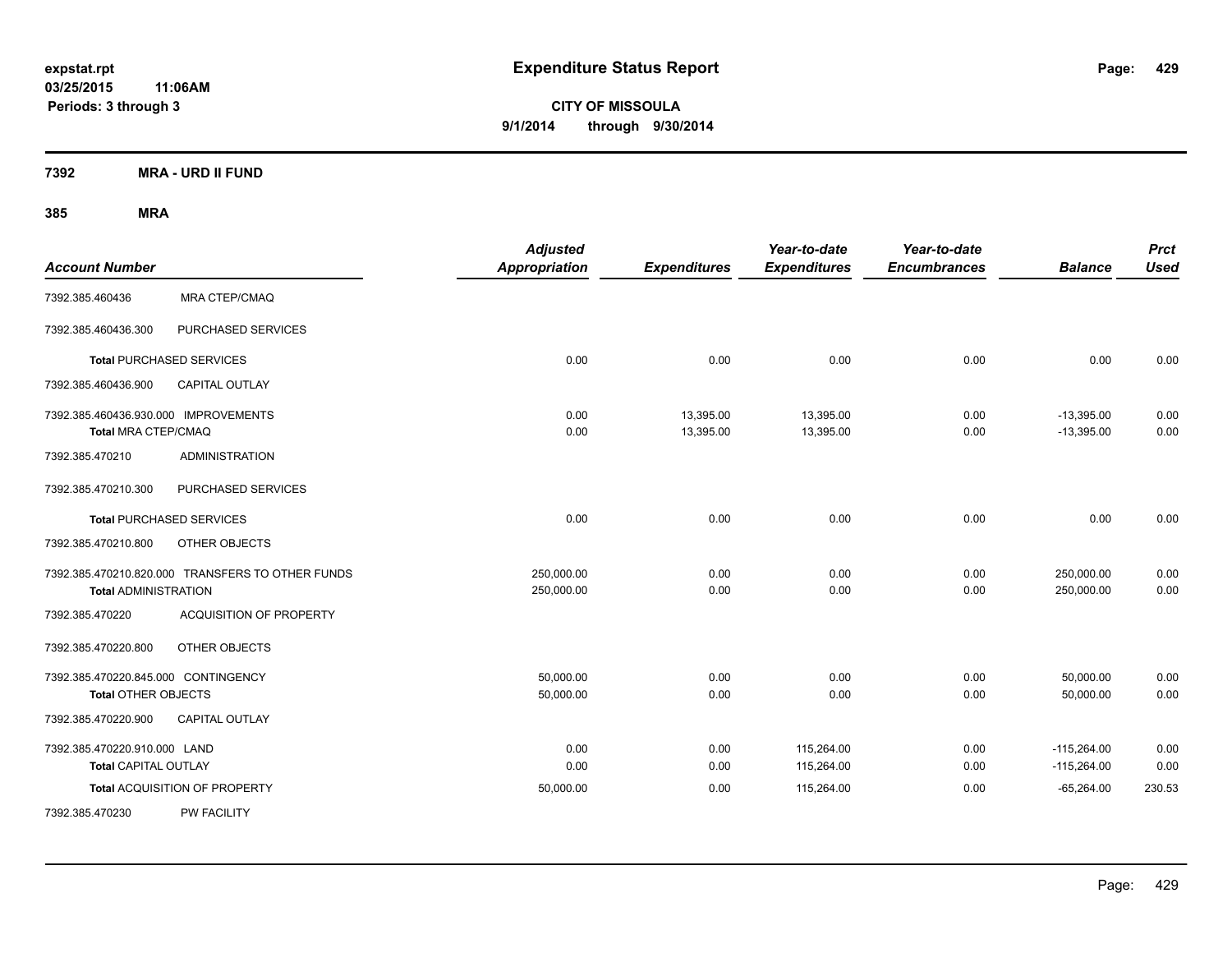**expstat.rpt**
**03/25/2015 11:06AM**
**Periods: 3 through 3**

# Expenditure Status Report

**CITY OF MISSOULA**
**9/1/2014 through 9/30/2014**

## 7392 MRA - URD II FUND

### 385 MRA

| Account Number | | Adjusted Appropriation | Expenditures | Year-to-date Expenditures | Year-to-date Encumbrances | Balance | Prct Used |
|---|---|---|---|---|---|---|---|
| 7392.385.460436 | MRA CTEP/CMAQ | | | | | | |
| 7392.385.460436.300 | PURCHASED SERVICES | | | | | | |
| **Total** PURCHASED SERVICES | | 0.00 | 0.00 | 0.00 | 0.00 | 0.00 | 0.00 |
| 7392.385.460436.900 | CAPITAL OUTLAY | | | | | | |
| 7392.385.460436.930.000 IMPROVEMENTS | | 0.00 | 13,395.00 | 13,395.00 | 0.00 | -13,395.00 | 0.00 |
| **Total** MRA CTEP/CMAQ | | 0.00 | 13,395.00 | 13,395.00 | 0.00 | -13,395.00 | 0.00 |
| 7392.385.470210 | ADMINISTRATION | | | | | | |
| 7392.385.470210.300 | PURCHASED SERVICES | | | | | | |
| **Total** PURCHASED SERVICES | | 0.00 | 0.00 | 0.00 | 0.00 | 0.00 | 0.00 |
| 7392.385.470210.800 | OTHER OBJECTS | | | | | | |
| 7392.385.470210.820.000 TRANSFERS TO OTHER FUNDS | | 250,000.00 | 0.00 | 0.00 | 0.00 | 250,000.00 | 0.00 |
| **Total** ADMINISTRATION | | 250,000.00 | 0.00 | 0.00 | 0.00 | 250,000.00 | 0.00 |
| 7392.385.470220 | ACQUISITION OF PROPERTY | | | | | | |
| 7392.385.470220.800 | OTHER OBJECTS | | | | | | |
| 7392.385.470220.845.000 CONTINGENCY | | 50,000.00 | 0.00 | 0.00 | 0.00 | 50,000.00 | 0.00 |
| **Total** OTHER OBJECTS | | 50,000.00 | 0.00 | 0.00 | 0.00 | 50,000.00 | 0.00 |
| 7392.385.470220.900 | CAPITAL OUTLAY | | | | | | |
| 7392.385.470220.910.000 LAND | | 0.00 | 0.00 | 115,264.00 | 0.00 | -115,264.00 | 0.00 |
| **Total** CAPITAL OUTLAY | | 0.00 | 0.00 | 115,264.00 | 0.00 | -115,264.00 | 0.00 |
| **Total** ACQUISITION OF PROPERTY | | 50,000.00 | 0.00 | 115,264.00 | 0.00 | -65,264.00 | 230.53 |
| 7392.385.470230 | PW FACILITY | | | | | | |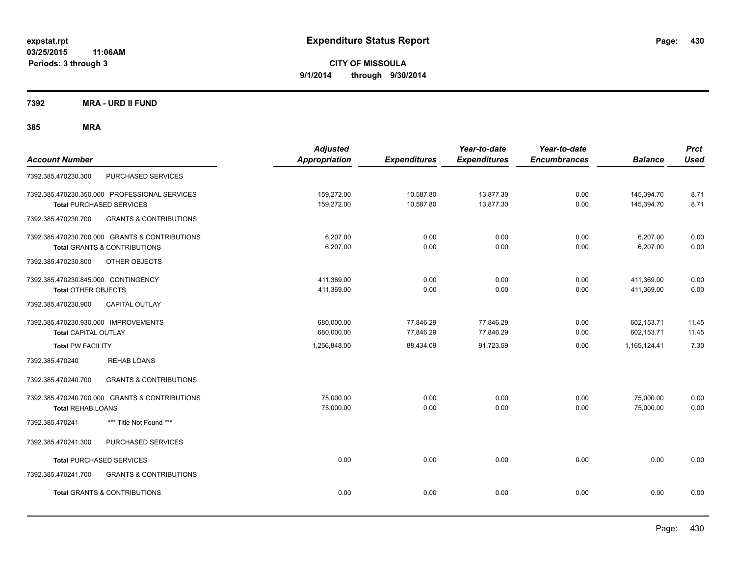# Expenditure Status Report

**CITY OF MISSOULA**

**9/1/2014 through 9/30/2014**

expstat.rpt
03/25/2015 11:06AM
Periods: 3 through 3

**7392 MRA - URD II FUND**

**385 MRA**

| Account Number | | Adjusted Appropriation | Expenditures | Year-to-date Expenditures | Year-to-date Encumbrances | Balance | Prct Used |
|---|---|---|---|---|---|---|---|
| 7392.385.470230.300 | PURCHASED SERVICES | | | | | | |
| 7392.385.470230.350.000 PROFESSIONAL SERVICES | | 159,272.00 | 10,587.80 | 13,877.30 | 0.00 | 145,394.70 | 8.71 |
| Total PURCHASED SERVICES | | 159,272.00 | 10,587.80 | 13,877.30 | 0.00 | 145,394.70 | 8.71 |
| 7392.385.470230.700 | GRANTS & CONTRIBUTIONS | | | | | | |
| 7392.385.470230.700.000 GRANTS & CONTRIBUTIONS | | 6,207.00 | 0.00 | 0.00 | 0.00 | 6,207.00 | 0.00 |
| Total GRANTS & CONTRIBUTIONS | | 6,207.00 | 0.00 | 0.00 | 0.00 | 6,207.00 | 0.00 |
| 7392.385.470230.800 | OTHER OBJECTS | | | | | | |
| 7392.385.470230.845.000 CONTINGENCY | | 411,369.00 | 0.00 | 0.00 | 0.00 | 411,369.00 | 0.00 |
| Total OTHER OBJECTS | | 411,369.00 | 0.00 | 0.00 | 0.00 | 411,369.00 | 0.00 |
| 7392.385.470230.900 | CAPITAL OUTLAY | | | | | | |
| 7392.385.470230.930.000 IMPROVEMENTS | | 680,000.00 | 77,846.29 | 77,846.29 | 0.00 | 602,153.71 | 11.45 |
| Total CAPITAL OUTLAY | | 680,000.00 | 77,846.29 | 77,846.29 | 0.00 | 602,153.71 | 11.45 |
| Total PW FACILITY | | 1,256,848.00 | 88,434.09 | 91,723.59 | 0.00 | 1,165,124.41 | 7.30 |
| 7392.385.470240 | REHAB LOANS | | | | | | |
| 7392.385.470240.700 | GRANTS & CONTRIBUTIONS | | | | | | |
| 7392.385.470240.700.000 GRANTS & CONTRIBUTIONS | | 75,000.00 | 0.00 | 0.00 | 0.00 | 75,000.00 | 0.00 |
| Total REHAB LOANS | | 75,000.00 | 0.00 | 0.00 | 0.00 | 75,000.00 | 0.00 |
| 7392.385.470241 | *** Title Not Found *** | | | | | | |
| 7392.385.470241.300 | PURCHASED SERVICES | | | | | | |
| Total PURCHASED SERVICES | | 0.00 | 0.00 | 0.00 | 0.00 | 0.00 | 0.00 |
| 7392.385.470241.700 | GRANTS & CONTRIBUTIONS | | | | | | |
| Total GRANTS & CONTRIBUTIONS | | 0.00 | 0.00 | 0.00 | 0.00 | 0.00 | 0.00 |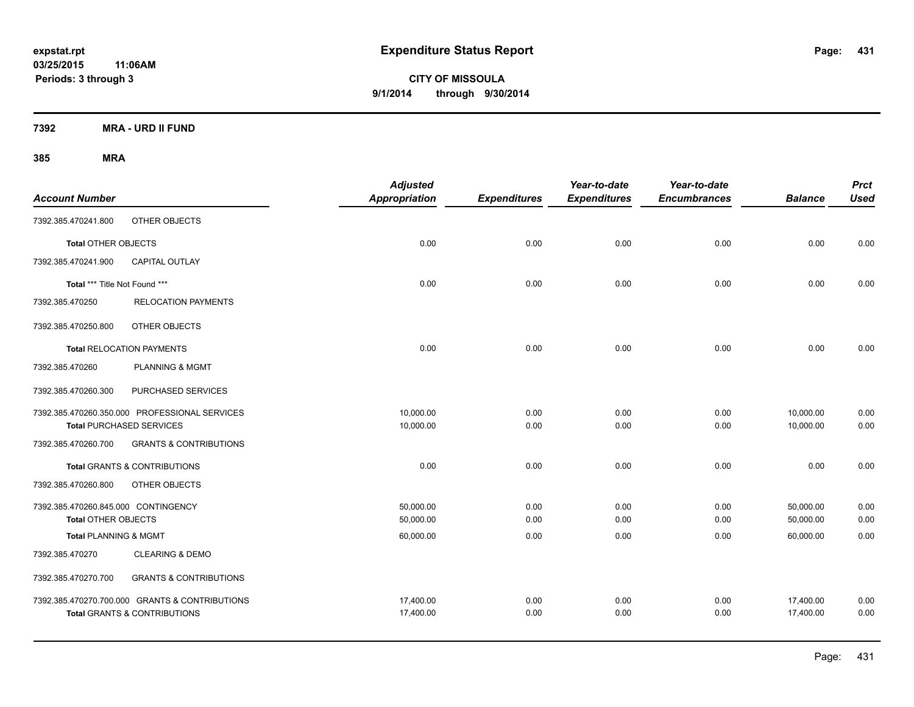**expstat.rpt**
**03/25/2015 11:06AM**
**Periods: 3 through 3**

# Expenditure Status Report

**CITY OF MISSOULA**
**9/1/2014 through 9/30/2014**

## 7392 MRA - URD II FUND

### 385 MRA

| Account Number | | Adjusted Appropriation | Expenditures | Year-to-date Expenditures | Year-to-date Encumbrances | Balance | Prct Used |
|---|---|---|---|---|---|---|---|
| 7392.385.470241.800 | OTHER OBJECTS | | | | | | |
| **Total** OTHER OBJECTS | | 0.00 | 0.00 | 0.00 | 0.00 | 0.00 | 0.00 |
| 7392.385.470241.900 | CAPITAL OUTLAY | | | | | | |
| **Total** *** Title Not Found *** | | 0.00 | 0.00 | 0.00 | 0.00 | 0.00 | 0.00 |
| 7392.385.470250 | RELOCATION PAYMENTS | | | | | | |
| 7392.385.470250.800 | OTHER OBJECTS | | | | | | |
| **Total** RELOCATION PAYMENTS | | 0.00 | 0.00 | 0.00 | 0.00 | 0.00 | 0.00 |
| 7392.385.470260 | PLANNING & MGMT | | | | | | |
| 7392.385.470260.300 | PURCHASED SERVICES | | | | | | |
| 7392.385.470260.350.000 | PROFESSIONAL SERVICES | 10,000.00 | 0.00 | 0.00 | 0.00 | 10,000.00 | 0.00 |
| **Total** PURCHASED SERVICES | | 10,000.00 | 0.00 | 0.00 | 0.00 | 10,000.00 | 0.00 |
| 7392.385.470260.700 | GRANTS & CONTRIBUTIONS | | | | | | |
| **Total** GRANTS & CONTRIBUTIONS | | 0.00 | 0.00 | 0.00 | 0.00 | 0.00 | 0.00 |
| 7392.385.470260.800 | OTHER OBJECTS | | | | | | |
| 7392.385.470260.845.000 | CONTINGENCY | 50,000.00 | 0.00 | 0.00 | 0.00 | 50,000.00 | 0.00 |
| **Total** OTHER OBJECTS | | 50,000.00 | 0.00 | 0.00 | 0.00 | 50,000.00 | 0.00 |
| **Total** PLANNING & MGMT | | 60,000.00 | 0.00 | 0.00 | 0.00 | 60,000.00 | 0.00 |
| 7392.385.470270 | CLEARING & DEMO | | | | | | |
| 7392.385.470270.700 | GRANTS & CONTRIBUTIONS | | | | | | |
| 7392.385.470270.700.000 | GRANTS & CONTRIBUTIONS | 17,400.00 | 0.00 | 0.00 | 0.00 | 17,400.00 | 0.00 |
| **Total** GRANTS & CONTRIBUTIONS | | 17,400.00 | 0.00 | 0.00 | 0.00 | 17,400.00 | 0.00 |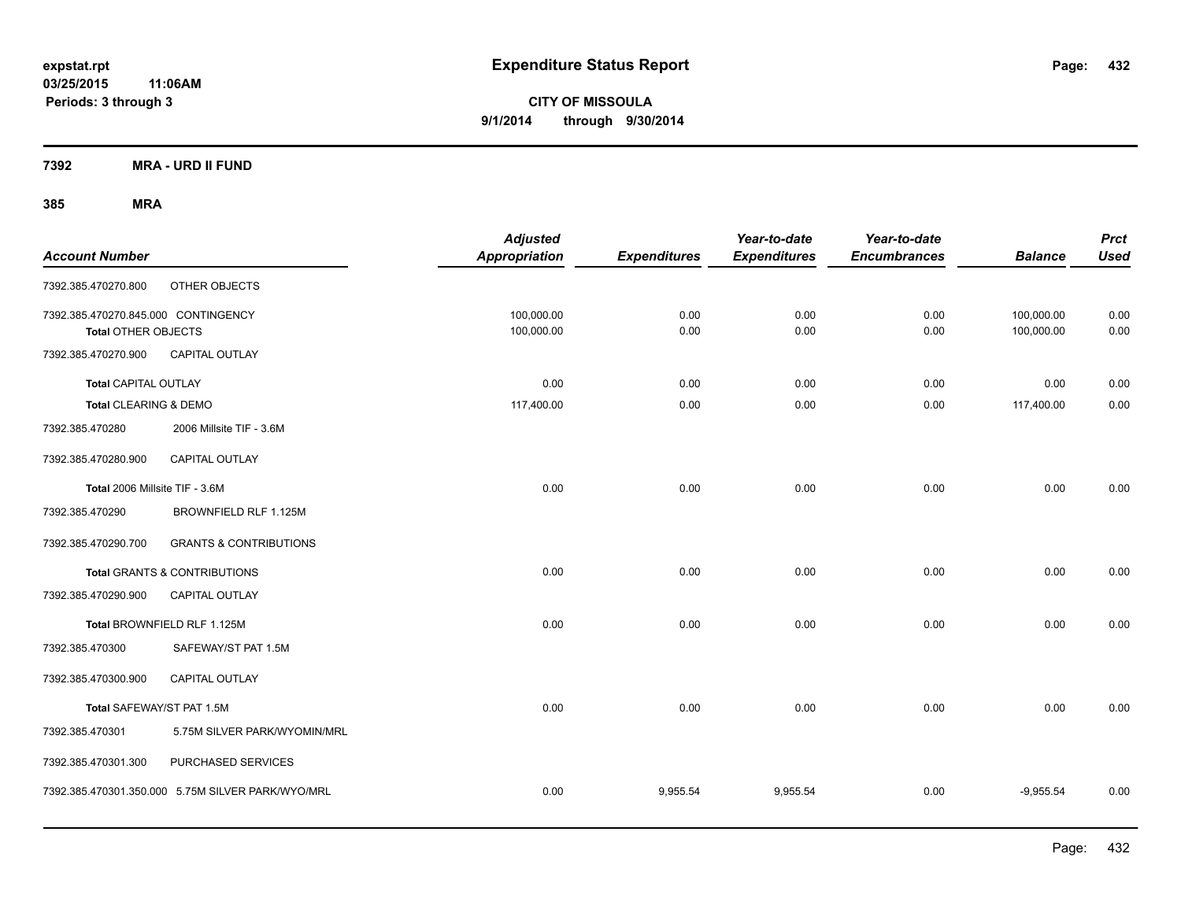**expstat.rpt**
**03/25/2015 11:06AM**
**Periods: 3 through 3**

# Expenditure Status Report

**CITY OF MISSOULA**
**9/1/2014 through 9/30/2014**

## 7392 MRA - URD II FUND

### 385 MRA

| Account Number | | Adjusted Appropriation | Expenditures | Year-to-date Expenditures | Year-to-date Encumbrances | Balance | Prct Used |
|---|---|---|---|---|---|---|---|
| 7392.385.470270.800 | OTHER OBJECTS | | | | | | |
| 7392.385.470270.845.000 CONTINGENCY | | 100,000.00 | 0.00 | 0.00 | 0.00 | 100,000.00 | 0.00 |
| Total OTHER OBJECTS | | 100,000.00 | 0.00 | 0.00 | 0.00 | 100,000.00 | 0.00 |
| 7392.385.470270.900 | CAPITAL OUTLAY | | | | | | |
| Total CAPITAL OUTLAY | | 0.00 | 0.00 | 0.00 | 0.00 | 0.00 | 0.00 |
| Total CLEARING & DEMO | | 117,400.00 | 0.00 | 0.00 | 0.00 | 117,400.00 | 0.00 |
| 7392.385.470280 | 2006 Millsite TIF - 3.6M | | | | | | |
| 7392.385.470280.900 | CAPITAL OUTLAY | | | | | | |
| Total 2006 Millsite TIF - 3.6M | | 0.00 | 0.00 | 0.00 | 0.00 | 0.00 | 0.00 |
| 7392.385.470290 | BROWNFIELD RLF 1.125M | | | | | | |
| 7392.385.470290.700 | GRANTS & CONTRIBUTIONS | | | | | | |
| Total GRANTS & CONTRIBUTIONS | | 0.00 | 0.00 | 0.00 | 0.00 | 0.00 | 0.00 |
| 7392.385.470290.900 | CAPITAL OUTLAY | | | | | | |
| Total BROWNFIELD RLF 1.125M | | 0.00 | 0.00 | 0.00 | 0.00 | 0.00 | 0.00 |
| 7392.385.470300 | SAFEWAY/ST PAT 1.5M | | | | | | |
| 7392.385.470300.900 | CAPITAL OUTLAY | | | | | | |
| Total SAFEWAY/ST PAT 1.5M | | 0.00 | 0.00 | 0.00 | 0.00 | 0.00 | 0.00 |
| 7392.385.470301 | 5.75M SILVER PARK/WYOMIN/MRL | | | | | | |
| 7392.385.470301.300 | PURCHASED SERVICES | | | | | | |
| 7392.385.470301.350.000 5.75M SILVER PARK/WYO/MRL | | 0.00 | 9,955.54 | 9,955.54 | 0.00 | -9,955.54 | 0.00 |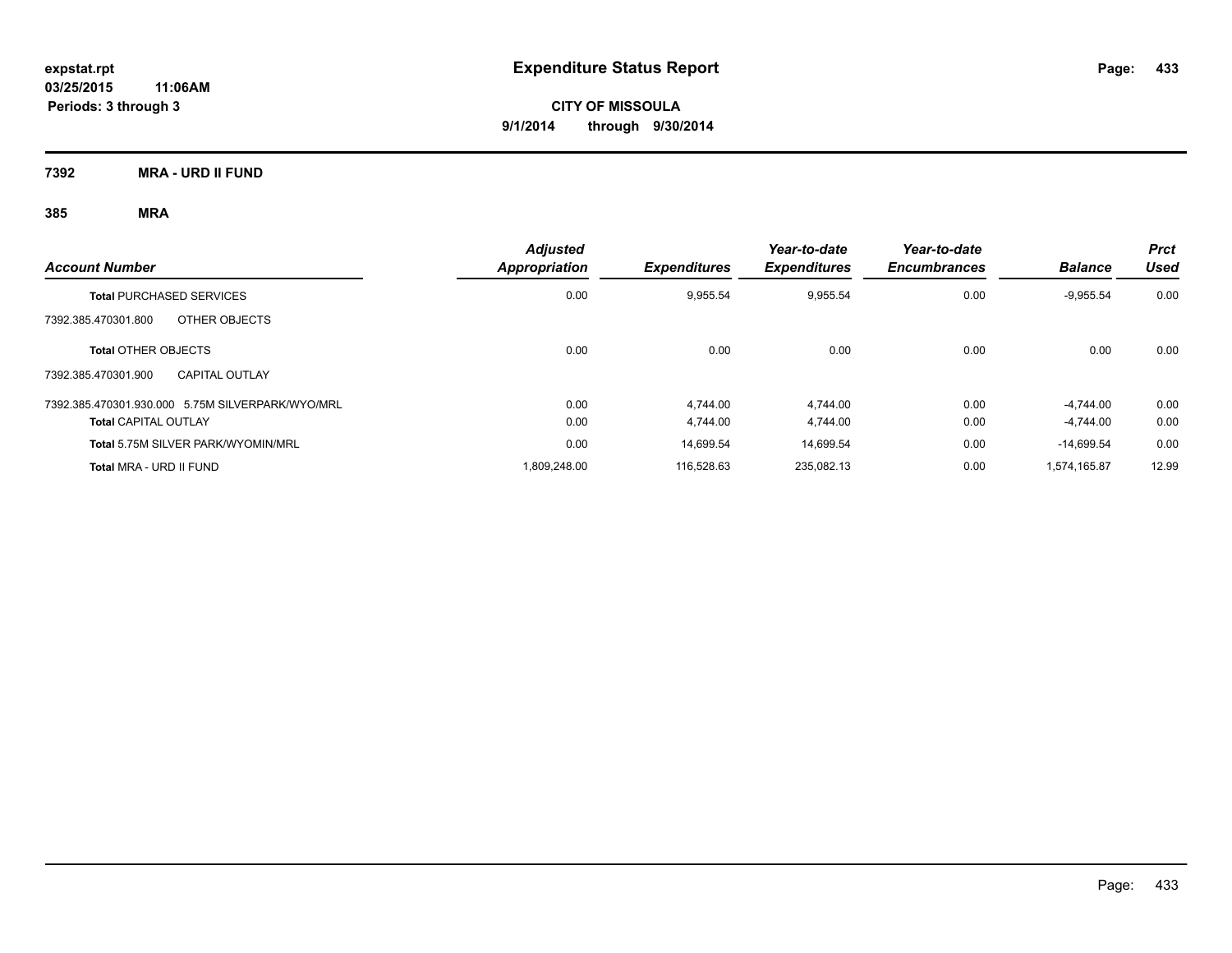**expstat.rpt**
**03/25/2015 11:06AM**
**Periods: 3 through 3**

# Expenditure Status Report

**CITY OF MISSOULA**
**9/1/2014 through 9/30/2014**

## 7392 MRA - URD II FUND

### 385 MRA

| Account Number | | Adjusted Appropriation | Expenditures | Year-to-date Expenditures | Year-to-date Encumbrances | Balance | Prct Used |
|---|---|---|---|---|---|---|---|
| **Total** PURCHASED SERVICES | | 0.00 | 9,955.54 | 9,955.54 | 0.00 | -9,955.54 | 0.00 |
| 7392.385.470301.800 | OTHER OBJECTS | | | | | | |
| **Total** OTHER OBJECTS | | 0.00 | 0.00 | 0.00 | 0.00 | 0.00 | 0.00 |
| 7392.385.470301.900 | CAPITAL OUTLAY | | | | | | |
| 7392.385.470301.930.000 | 5.75M SILVERPARK/WYO/MRL | 0.00 | 4,744.00 | 4,744.00 | 0.00 | -4,744.00 | 0.00 |
| **Total** CAPITAL OUTLAY | | 0.00 | 4,744.00 | 4,744.00 | 0.00 | -4,744.00 | 0.00 |
| **Total** 5.75M SILVER PARK/WYOMIN/MRL | | 0.00 | 14,699.54 | 14,699.54 | 0.00 | -14,699.54 | 0.00 |
| **Total** MRA - URD II FUND | | 1,809,248.00 | 116,528.63 | 235,082.13 | 0.00 | 1,574,165.87 | 12.99 |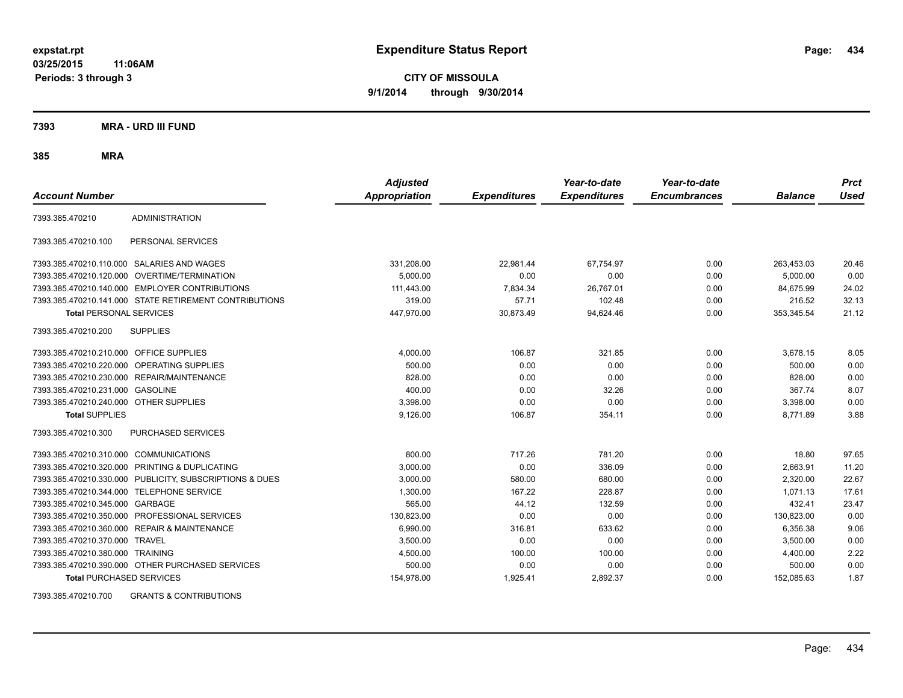**expstat.rpt**
**03/25/2015 11:06AM**
**Periods: 3 through 3**

# Expenditure Status Report

**CITY OF MISSOULA**
**9/1/2014 through 9/30/2014**

## 7393 MRA - URD III FUND

### 385 MRA

| Account Number | | Adjusted Appropriation | Expenditures | Year-to-date Expenditures | Year-to-date Encumbrances | Balance | Prct Used |
|---|---|---|---|---|---|---|---|
| 7393.385.470210 | ADMINISTRATION | | | | | | |
| 7393.385.470210.100 | PERSONAL SERVICES | | | | | | |
| 7393.385.470210.110.000 | SALARIES AND WAGES | 331,208.00 | 22,981.44 | 67,754.97 | 0.00 | 263,453.03 | 20.46 |
| 7393.385.470210.120.000 | OVERTIME/TERMINATION | 5,000.00 | 0.00 | 0.00 | 0.00 | 5,000.00 | 0.00 |
| 7393.385.470210.140.000 | EMPLOYER CONTRIBUTIONS | 111,443.00 | 7,834.34 | 26,767.01 | 0.00 | 84,675.99 | 24.02 |
| 7393.385.470210.141.000 | STATE RETIREMENT CONTRIBUTIONS | 319.00 | 57.71 | 102.48 | 0.00 | 216.52 | 32.13 |
| **Total** PERSONAL SERVICES | | 447,970.00 | 30,873.49 | 94,624.46 | 0.00 | 353,345.54 | 21.12 |
| 7393.385.470210.200 | SUPPLIES | | | | | | |
| 7393.385.470210.210.000 | OFFICE SUPPLIES | 4,000.00 | 106.87 | 321.85 | 0.00 | 3,678.15 | 8.05 |
| 7393.385.470210.220.000 | OPERATING SUPPLIES | 500.00 | 0.00 | 0.00 | 0.00 | 500.00 | 0.00 |
| 7393.385.470210.230.000 | REPAIR/MAINTENANCE | 828.00 | 0.00 | 0.00 | 0.00 | 828.00 | 0.00 |
| 7393.385.470210.231.000 | GASOLINE | 400.00 | 0.00 | 32.26 | 0.00 | 367.74 | 8.07 |
| 7393.385.470210.240.000 | OTHER SUPPLIES | 3,398.00 | 0.00 | 0.00 | 0.00 | 3,398.00 | 0.00 |
| **Total** SUPPLIES | | 9,126.00 | 106.87 | 354.11 | 0.00 | 8,771.89 | 3.88 |
| 7393.385.470210.300 | PURCHASED SERVICES | | | | | | |
| 7393.385.470210.310.000 | COMMUNICATIONS | 800.00 | 717.26 | 781.20 | 0.00 | 18.80 | 97.65 |
| 7393.385.470210.320.000 | PRINTING & DUPLICATING | 3,000.00 | 0.00 | 336.09 | 0.00 | 2,663.91 | 11.20 |
| 7393.385.470210.330.000 | PUBLICITY, SUBSCRIPTIONS & DUES | 3,000.00 | 580.00 | 680.00 | 0.00 | 2,320.00 | 22.67 |
| 7393.385.470210.344.000 | TELEPHONE SERVICE | 1,300.00 | 167.22 | 228.87 | 0.00 | 1,071.13 | 17.61 |
| 7393.385.470210.345.000 | GARBAGE | 565.00 | 44.12 | 132.59 | 0.00 | 432.41 | 23.47 |
| 7393.385.470210.350.000 | PROFESSIONAL SERVICES | 130,823.00 | 0.00 | 0.00 | 0.00 | 130,823.00 | 0.00 |
| 7393.385.470210.360.000 | REPAIR & MAINTENANCE | 6,990.00 | 316.81 | 633.62 | 0.00 | 6,356.38 | 9.06 |
| 7393.385.470210.370.000 | TRAVEL | 3,500.00 | 0.00 | 0.00 | 0.00 | 3,500.00 | 0.00 |
| 7393.385.470210.380.000 | TRAINING | 4,500.00 | 100.00 | 100.00 | 0.00 | 4,400.00 | 2.22 |
| 7393.385.470210.390.000 | OTHER PURCHASED SERVICES | 500.00 | 0.00 | 0.00 | 0.00 | 500.00 | 0.00 |
| **Total** PURCHASED SERVICES | | 154,978.00 | 1,925.41 | 2,892.37 | 0.00 | 152,085.63 | 1.87 |
| 7393.385.470210.700 | GRANTS & CONTRIBUTIONS | | | | | | |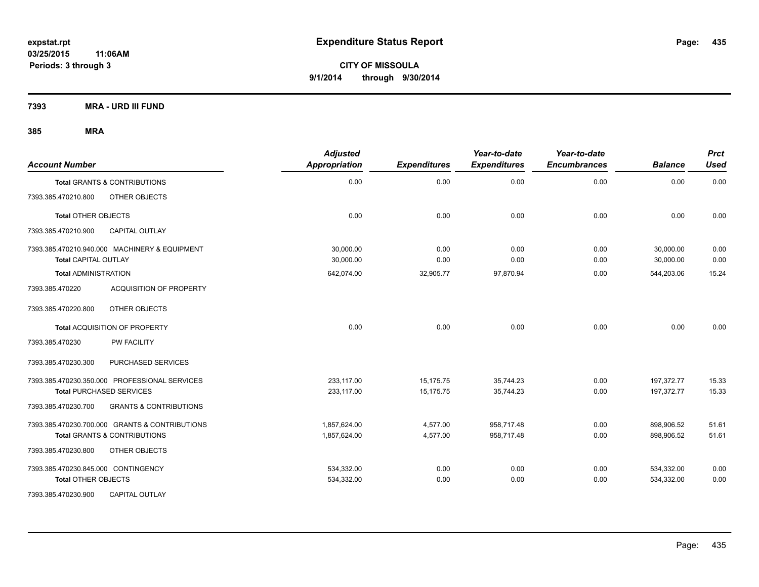**expstat.rpt**
**03/25/2015 11:06AM**
**Periods: 3 through 3**

# Expenditure Status Report

**CITY OF MISSOULA**
**9/1/2014 through 9/30/2014**

**7393 MRA - URD III FUND**

**385 MRA**

| Account Number | | Adjusted Appropriation | Expenditures | Year-to-date Expenditures | Year-to-date Encumbrances | Balance | Prct Used |
|---|---|---|---|---|---|---|---|
| **Total** GRANTS & CONTRIBUTIONS | | 0.00 | 0.00 | 0.00 | 0.00 | 0.00 | 0.00 |
| 7393.385.470210.800 | OTHER OBJECTS | | | | | | |
| **Total** OTHER OBJECTS | | 0.00 | 0.00 | 0.00 | 0.00 | 0.00 | 0.00 |
| 7393.385.470210.900 | CAPITAL OUTLAY | | | | | | |
| 7393.385.470210.940.000 | MACHINERY & EQUIPMENT | 30,000.00 | 0.00 | 0.00 | 0.00 | 30,000.00 | 0.00 |
| **Total** CAPITAL OUTLAY | | 30,000.00 | 0.00 | 0.00 | 0.00 | 30,000.00 | 0.00 |
| **Total** ADMINISTRATION | | 642,074.00 | 32,905.77 | 97,870.94 | 0.00 | 544,203.06 | 15.24 |
| 7393.385.470220 | ACQUISITION OF PROPERTY | | | | | | |
| 7393.385.470220.800 | OTHER OBJECTS | | | | | | |
| **Total** ACQUISITION OF PROPERTY | | 0.00 | 0.00 | 0.00 | 0.00 | 0.00 | 0.00 |
| 7393.385.470230 | PW FACILITY | | | | | | |
| 7393.385.470230.300 | PURCHASED SERVICES | | | | | | |
| 7393.385.470230.350.000 | PROFESSIONAL SERVICES | 233,117.00 | 15,175.75 | 35,744.23 | 0.00 | 197,372.77 | 15.33 |
| **Total** PURCHASED SERVICES | | 233,117.00 | 15,175.75 | 35,744.23 | 0.00 | 197,372.77 | 15.33 |
| 7393.385.470230.700 | GRANTS & CONTRIBUTIONS | | | | | | |
| 7393.385.470230.700.000 | GRANTS & CONTRIBUTIONS | 1,857,624.00 | 4,577.00 | 958,717.48 | 0.00 | 898,906.52 | 51.61 |
| **Total** GRANTS & CONTRIBUTIONS | | 1,857,624.00 | 4,577.00 | 958,717.48 | 0.00 | 898,906.52 | 51.61 |
| 7393.385.470230.800 | OTHER OBJECTS | | | | | | |
| 7393.385.470230.845.000 | CONTINGENCY | 534,332.00 | 0.00 | 0.00 | 0.00 | 534,332.00 | 0.00 |
| **Total** OTHER OBJECTS | | 534,332.00 | 0.00 | 0.00 | 0.00 | 534,332.00 | 0.00 |
| 7393.385.470230.900 | CAPITAL OUTLAY | | | | | | |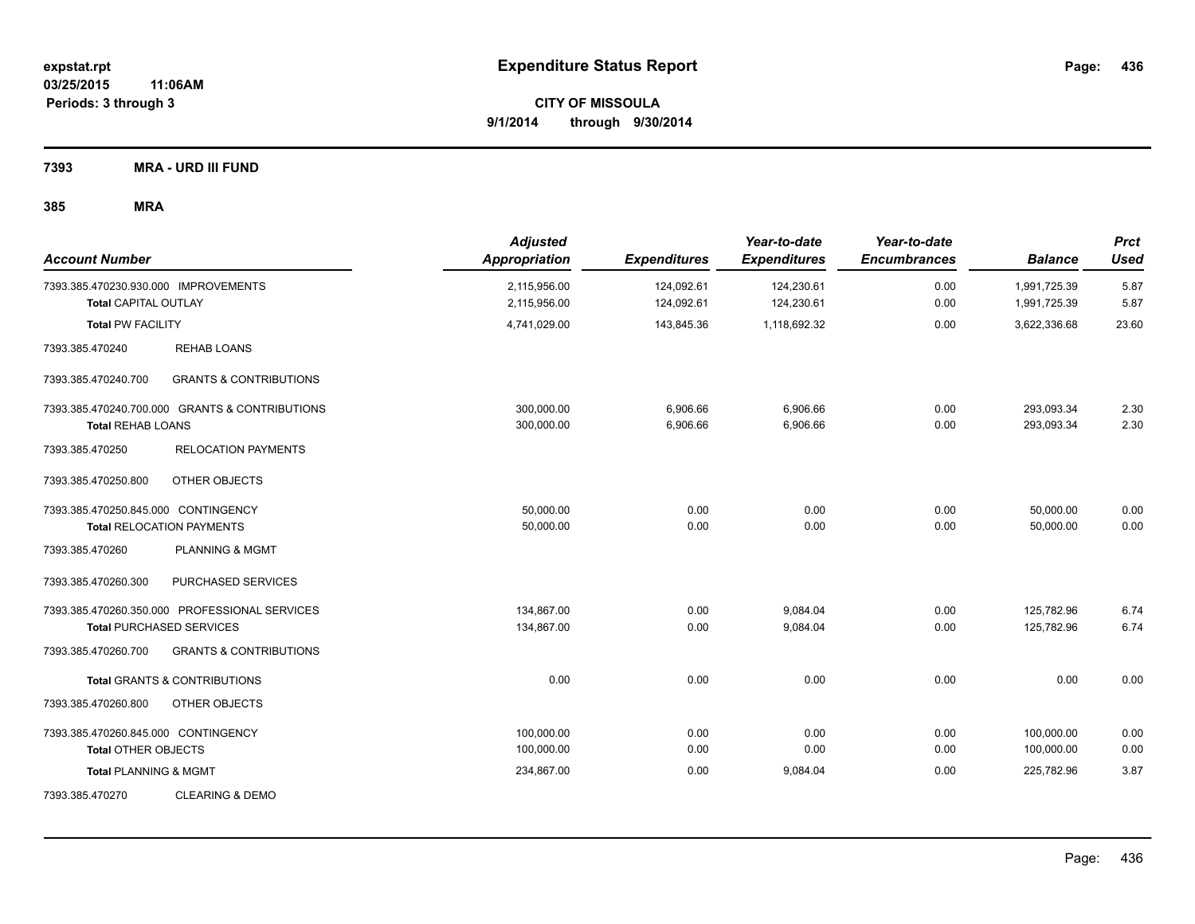# Expenditure Status Report

expstat.rpt
03/25/2015 11:06AM
Periods: 3 through 3

**CITY OF MISSOULA**
**9/1/2014 through 9/30/2014**

**7393 MRA - URD III FUND**

**385 MRA**

| Account Number | | Adjusted Appropriation | Expenditures | Year-to-date Expenditures | Year-to-date Encumbrances | Balance | Prct Used |
|---|---|---|---|---|---|---|---|
| 7393.385.470230.930.000 | IMPROVEMENTS | 2,115,956.00 | 124,092.61 | 124,230.61 | 0.00 | 1,991,725.39 | 5.87 |
| **Total** CAPITAL OUTLAY | | 2,115,956.00 | 124,092.61 | 124,230.61 | 0.00 | 1,991,725.39 | 5.87 |
| **Total** PW FACILITY | | 4,741,029.00 | 143,845.36 | 1,118,692.32 | 0.00 | 3,622,336.68 | 23.60 |
| 7393.385.470240 | REHAB LOANS | | | | | | |
| 7393.385.470240.700 | GRANTS & CONTRIBUTIONS | | | | | | |
| 7393.385.470240.700.000 | GRANTS & CONTRIBUTIONS | 300,000.00 | 6,906.66 | 6,906.66 | 0.00 | 293,093.34 | 2.30 |
| **Total** REHAB LOANS | | 300,000.00 | 6,906.66 | 6,906.66 | 0.00 | 293,093.34 | 2.30 |
| 7393.385.470250 | RELOCATION PAYMENTS | | | | | | |
| 7393.385.470250.800 | OTHER OBJECTS | | | | | | |
| 7393.385.470250.845.000 | CONTINGENCY | 50,000.00 | 0.00 | 0.00 | 0.00 | 50,000.00 | 0.00 |
| **Total** RELOCATION PAYMENTS | | 50,000.00 | 0.00 | 0.00 | 0.00 | 50,000.00 | 0.00 |
| 7393.385.470260 | PLANNING & MGMT | | | | | | |
| 7393.385.470260.300 | PURCHASED SERVICES | | | | | | |
| 7393.385.470260.350.000 | PROFESSIONAL SERVICES | 134,867.00 | 0.00 | 9,084.04 | 0.00 | 125,782.96 | 6.74 |
| **Total** PURCHASED SERVICES | | 134,867.00 | 0.00 | 9,084.04 | 0.00 | 125,782.96 | 6.74 |
| 7393.385.470260.700 | GRANTS & CONTRIBUTIONS | | | | | | |
| **Total** GRANTS & CONTRIBUTIONS | | 0.00 | 0.00 | 0.00 | 0.00 | 0.00 | 0.00 |
| 7393.385.470260.800 | OTHER OBJECTS | | | | | | |
| 7393.385.470260.845.000 | CONTINGENCY | 100,000.00 | 0.00 | 0.00 | 0.00 | 100,000.00 | 0.00 |
| **Total** OTHER OBJECTS | | 100,000.00 | 0.00 | 0.00 | 0.00 | 100,000.00 | 0.00 |
| **Total** PLANNING & MGMT | | 234,867.00 | 0.00 | 9,084.04 | 0.00 | 225,782.96 | 3.87 |
| 7393.385.470270 | CLEARING & DEMO | | | | | | |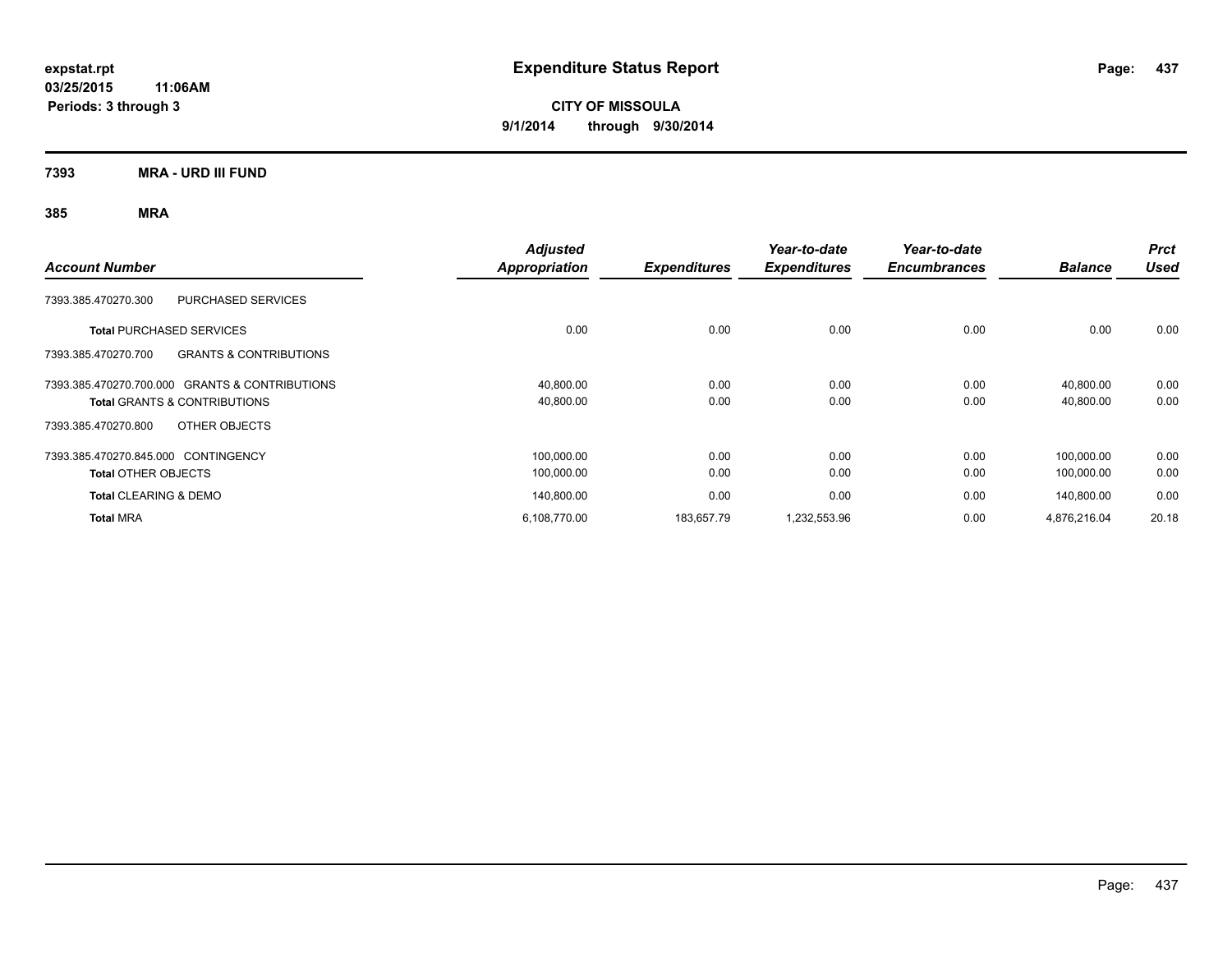expstat.rpt
03/25/2015 11:06AM
Periods: 3 through 3

# Expenditure Status Report

**CITY OF MISSOULA**
**9/1/2014 through 9/30/2014**

**7393 MRA - URD III FUND**

**385 MRA**

| Account Number | Adjusted Appropriation | Expenditures | Year-to-date Expenditures | Year-to-date Encumbrances | Balance | Prct Used |
|---|---|---|---|---|---|---|
| 7393.385.470270.300 PURCHASED SERVICES | | | | | | |
| **Total** PURCHASED SERVICES | 0.00 | 0.00 | 0.00 | 0.00 | 0.00 | 0.00 |
| 7393.385.470270.700 GRANTS & CONTRIBUTIONS | | | | | | |
| 7393.385.470270.700.000 GRANTS & CONTRIBUTIONS | 40,800.00 | 0.00 | 0.00 | 0.00 | 40,800.00 | 0.00 |
| **Total** GRANTS & CONTRIBUTIONS | 40,800.00 | 0.00 | 0.00 | 0.00 | 40,800.00 | 0.00 |
| 7393.385.470270.800 OTHER OBJECTS | | | | | | |
| 7393.385.470270.845.000 CONTINGENCY | 100,000.00 | 0.00 | 0.00 | 0.00 | 100,000.00 | 0.00 |
| **Total** OTHER OBJECTS | 100,000.00 | 0.00 | 0.00 | 0.00 | 100,000.00 | 0.00 |
| **Total** CLEARING & DEMO | 140,800.00 | 0.00 | 0.00 | 0.00 | 140,800.00 | 0.00 |
| **Total** MRA | 6,108,770.00 | 183,657.79 | 1,232,553.96 | 0.00 | 4,876,216.04 | 20.18 |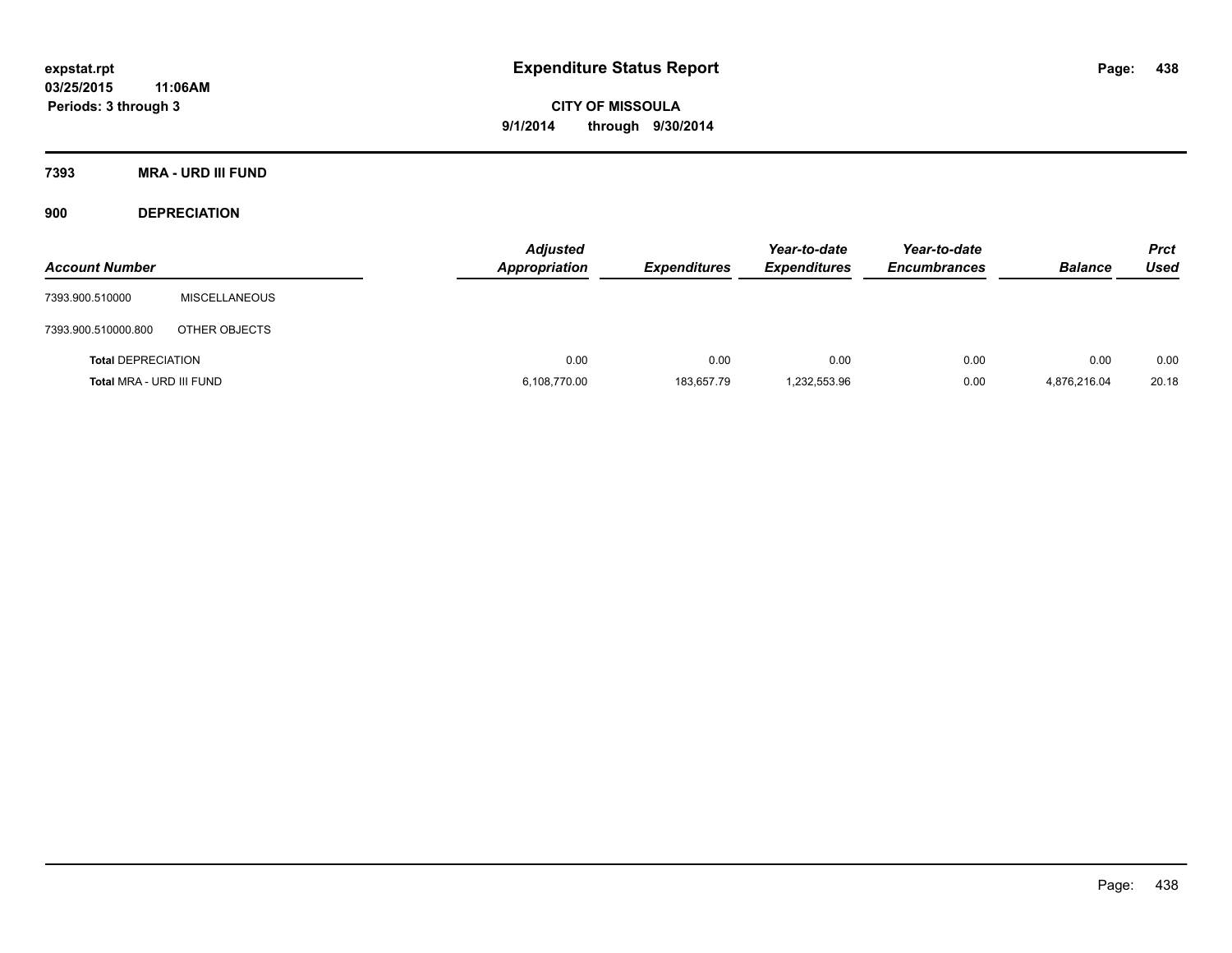# Expenditure Status Report

**expstat.rpt**
**03/25/2015 11:06AM**
**Periods: 3 through 3**

**CITY OF MISSOULA**
**9/1/2014 through 9/30/2014**

## 7393 MRA - URD III FUND

### 900 DEPRECIATION

| Account Number | | Adjusted Appropriation | Expenditures | Year-to-date Expenditures | Year-to-date Encumbrances | Balance | Prct Used |
|---|---|---|---|---|---|---|---|
| 7393.900.510000 | MISCELLANEOUS | | | | | | |
| 7393.900.510000.800 | OTHER OBJECTS | | | | | | |
| **Total** DEPRECIATION | | 0.00 | 0.00 | 0.00 | 0.00 | 0.00 | 0.00 |
| **Total** MRA - URD III FUND | | 6,108,770.00 | 183,657.79 | 1,232,553.96 | 0.00 | 4,876,216.04 | 20.18 |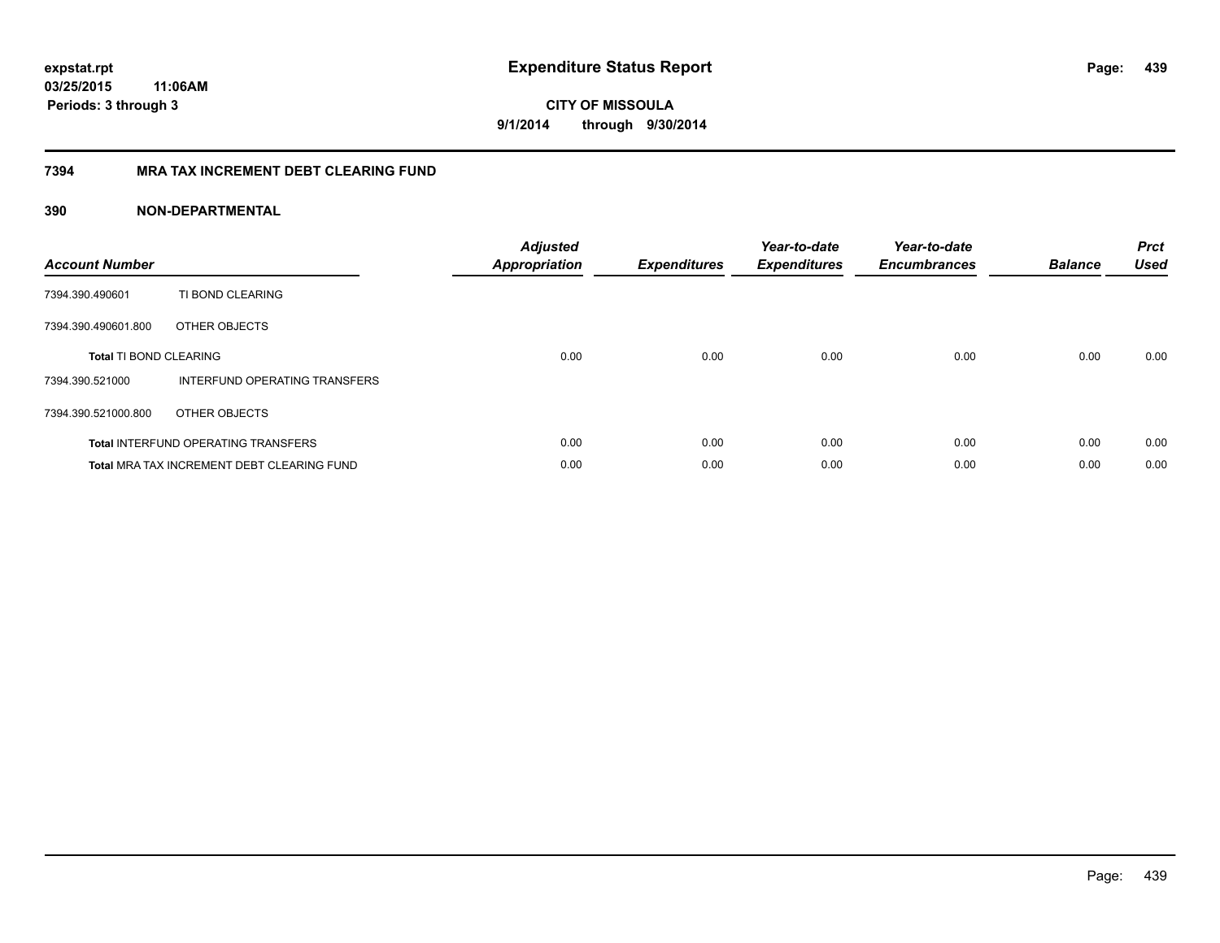expstat.rpt
03/25/2015 11:06AM
Periods: 3 through 3

# Expenditure Status Report

CITY OF MISSOULA
9/1/2014 through 9/30/2014

## 7394 MRA TAX INCREMENT DEBT CLEARING FUND

## 390 NON-DEPARTMENTAL

| Account Number | | Adjusted Appropriation | Expenditures | Year-to-date Expenditures | Year-to-date Encumbrances | Balance | Prct Used |
|---|---|---|---|---|---|---|---|
| 7394.390.490601 | TI BOND CLEARING | | | | | | |
| 7394.390.490601.800 | OTHER OBJECTS | | | | | | |
| **Total** TI BOND CLEARING | | 0.00 | 0.00 | 0.00 | 0.00 | 0.00 | 0.00 |
| 7394.390.521000 | INTERFUND OPERATING TRANSFERS | | | | | | |
| 7394.390.521000.800 | OTHER OBJECTS | | | | | | |
| **Total** INTERFUND OPERATING TRANSFERS | | 0.00 | 0.00 | 0.00 | 0.00 | 0.00 | 0.00 |
| **Total** MRA TAX INCREMENT DEBT CLEARING FUND | | 0.00 | 0.00 | 0.00 | 0.00 | 0.00 | 0.00 |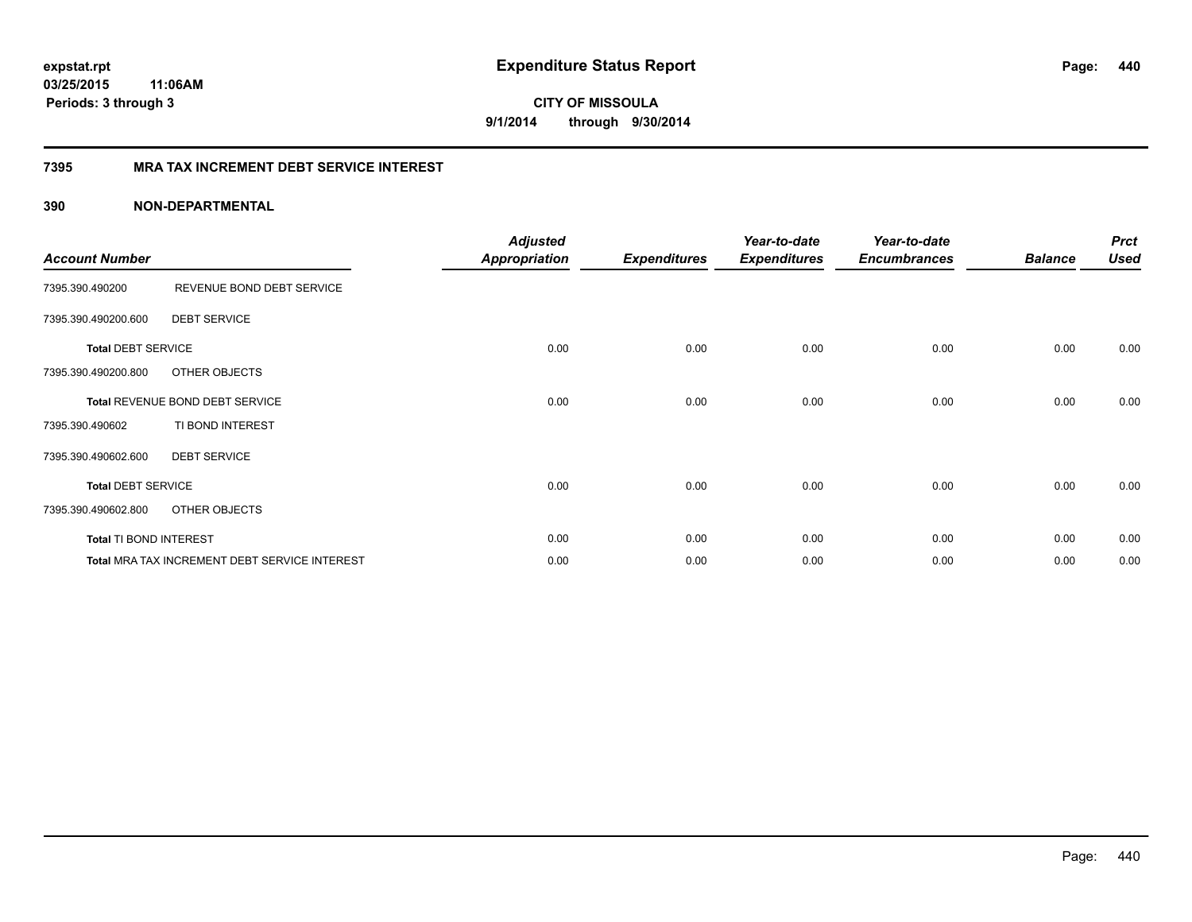**expstat.rpt**
**03/25/2015 11:06AM**
**Periods: 3 through 3**

# Expenditure Status Report

**CITY OF MISSOULA**
**9/1/2014 through 9/30/2014**

## 7395 MRA TAX INCREMENT DEBT SERVICE INTEREST

### 390 NON-DEPARTMENTAL

| Account Number | | Adjusted Appropriation | Expenditures | Year-to-date Expenditures | Year-to-date Encumbrances | Balance | Prct Used |
|---|---|---|---|---|---|---|---|
| 7395.390.490200 | REVENUE BOND DEBT SERVICE | | | | | | |
| 7395.390.490200.600 | DEBT SERVICE | | | | | | |
| **Total** DEBT SERVICE | | 0.00 | 0.00 | 0.00 | 0.00 | 0.00 | 0.00 |
| 7395.390.490200.800 | OTHER OBJECTS | | | | | | |
| **Total** REVENUE BOND DEBT SERVICE | | 0.00 | 0.00 | 0.00 | 0.00 | 0.00 | 0.00 |
| 7395.390.490602 | TI BOND INTEREST | | | | | | |
| 7395.390.490602.600 | DEBT SERVICE | | | | | | |
| **Total** DEBT SERVICE | | 0.00 | 0.00 | 0.00 | 0.00 | 0.00 | 0.00 |
| 7395.390.490602.800 | OTHER OBJECTS | | | | | | |
| **Total** TI BOND INTEREST | | 0.00 | 0.00 | 0.00 | 0.00 | 0.00 | 0.00 |
| **Total** MRA TAX INCREMENT DEBT SERVICE INTEREST | | 0.00 | 0.00 | 0.00 | 0.00 | 0.00 | 0.00 |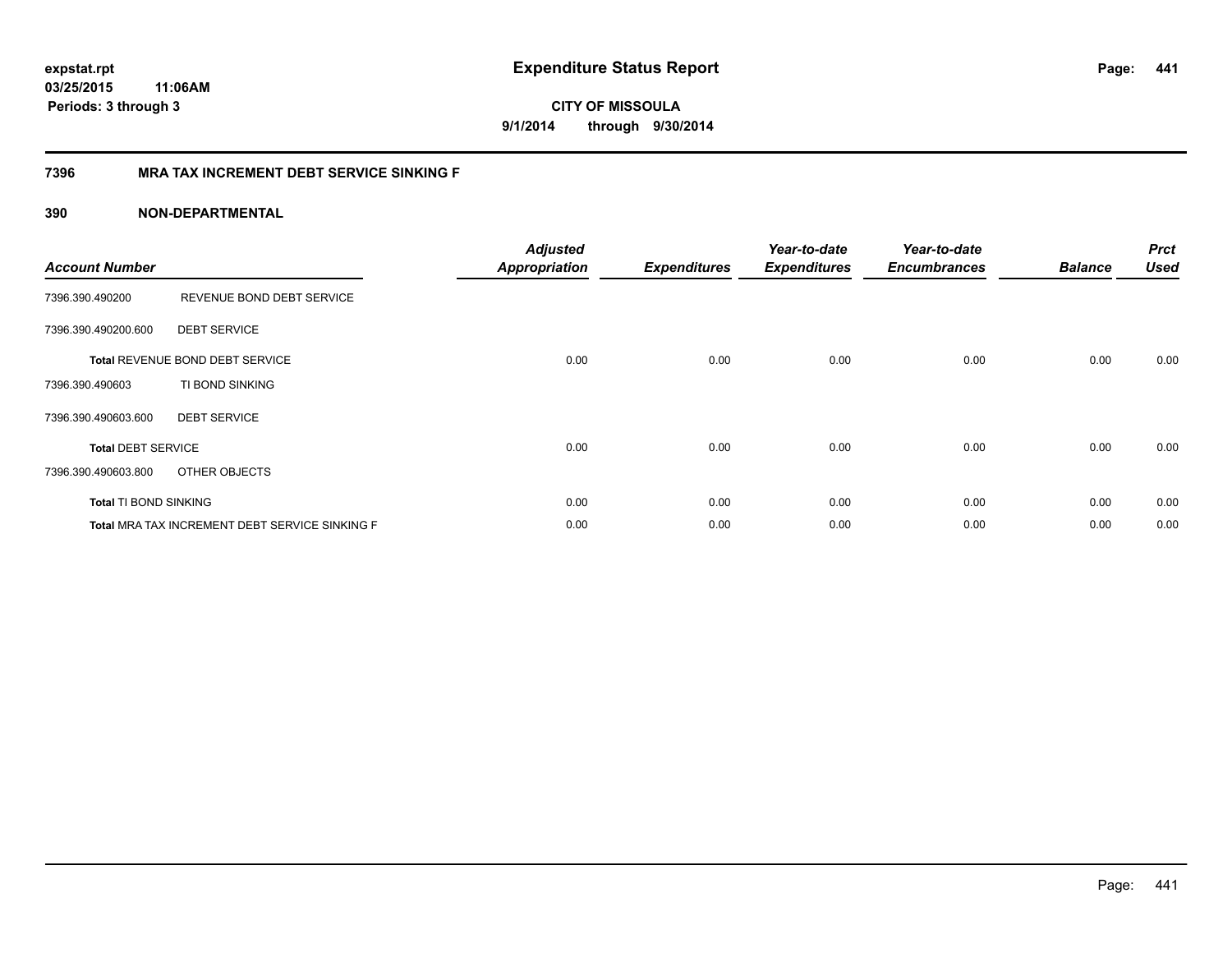expstat.rpt
03/25/2015 11:06AM
Periods: 3 through 3

# Expenditure Status Report

CITY OF MISSOULA
9/1/2014 through 9/30/2014

## 7396 MRA TAX INCREMENT DEBT SERVICE SINKING F

### 390 NON-DEPARTMENTAL

| Account Number | | Adjusted Appropriation | Expenditures | Year-to-date Expenditures | Year-to-date Encumbrances | Balance | Prct Used |
|---|---|---|---|---|---|---|---|
| 7396.390.490200 | REVENUE BOND DEBT SERVICE | | | | | | |
| 7396.390.490200.600 | DEBT SERVICE | | | | | | |
| **Total** REVENUE BOND DEBT SERVICE | | 0.00 | 0.00 | 0.00 | 0.00 | 0.00 | 0.00 |
| 7396.390.490603 | TI BOND SINKING | | | | | | |
| 7396.390.490603.600 | DEBT SERVICE | | | | | | |
| **Total** DEBT SERVICE | | 0.00 | 0.00 | 0.00 | 0.00 | 0.00 | 0.00 |
| 7396.390.490603.800 | OTHER OBJECTS | | | | | | |
| **Total** TI BOND SINKING | | 0.00 | 0.00 | 0.00 | 0.00 | 0.00 | 0.00 |
| **Total** MRA TAX INCREMENT DEBT SERVICE SINKING F | | 0.00 | 0.00 | 0.00 | 0.00 | 0.00 | 0.00 |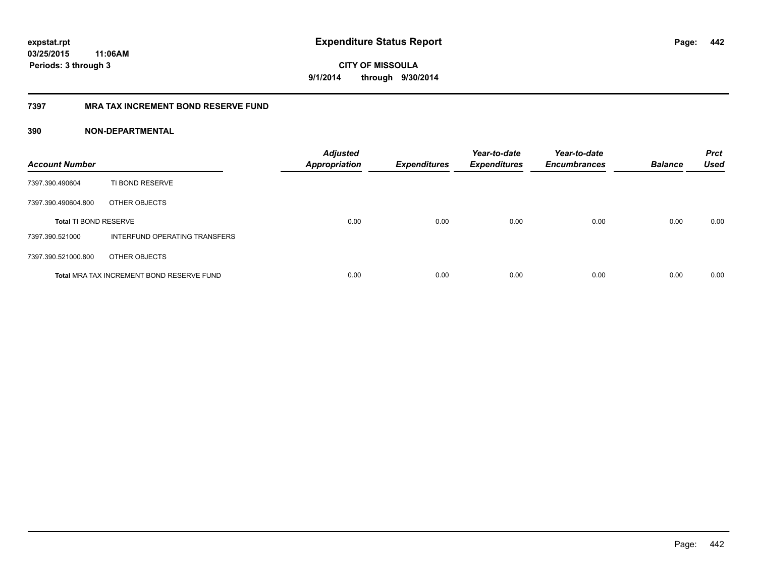# Expenditure Status Report

expstat.rpt
03/25/2015 11:06AM
Periods: 3 through 3

CITY OF MISSOULA
9/1/2014 through 9/30/2014

## 7397 MRA TAX INCREMENT BOND RESERVE FUND

### 390 NON-DEPARTMENTAL

| Account Number | | Adjusted Appropriation | Expenditures | Year-to-date Expenditures | Year-to-date Encumbrances | Balance | Prct Used |
|---|---|---|---|---|---|---|---|
| 7397.390.490604 | TI BOND RESERVE | | | | | | |
| 7397.390.490604.800 | OTHER OBJECTS | | | | | | |
| **Total** TI BOND RESERVE | | 0.00 | 0.00 | 0.00 | 0.00 | 0.00 | 0.00 |
| 7397.390.521000 | INTERFUND OPERATING TRANSFERS | | | | | | |
| 7397.390.521000.800 | OTHER OBJECTS | | | | | | |
| **Total** MRA TAX INCREMENT BOND RESERVE FUND | | 0.00 | 0.00 | 0.00 | 0.00 | 0.00 | 0.00 |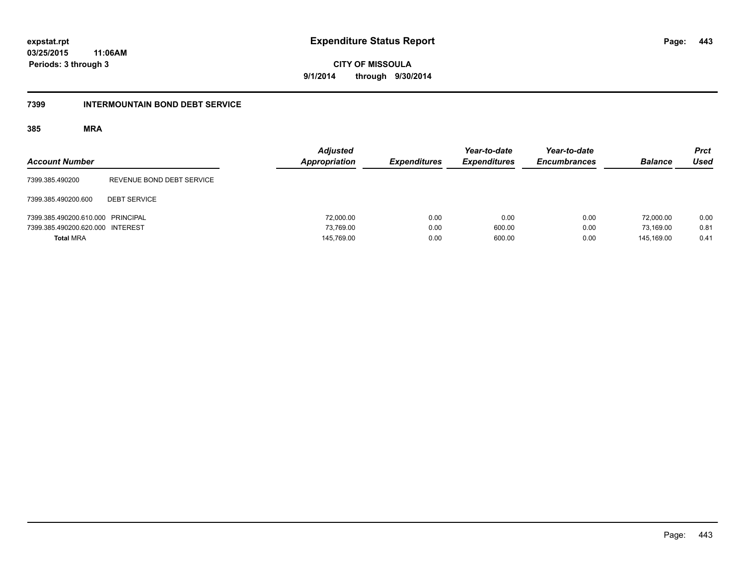expstat.rpt
03/25/2015 11:06AM
Periods: 3 through 3

# Expenditure Status Report

CITY OF MISSOULA
9/1/2014 through 9/30/2014

## 7399 INTERMOUNTAIN BOND DEBT SERVICE

### 385 MRA

| Account Number | | Adjusted Appropriation | Expenditures | Year-to-date Expenditures | Year-to-date Encumbrances | Balance | Prct Used |
|---|---|---|---|---|---|---|---|
| 7399.385.490200 | REVENUE BOND DEBT SERVICE | | | | | | |
| 7399.385.490200.600 | DEBT SERVICE | | | | | | |
| 7399.385.490200.610.000 | PRINCIPAL | 72,000.00 | 0.00 | 0.00 | 0.00 | 72,000.00 | 0.00 |
| 7399.385.490200.620.000 | INTEREST | 73,769.00 | 0.00 | 600.00 | 0.00 | 73,169.00 | 0.81 |
| **Total** MRA | | 145,769.00 | 0.00 | 600.00 | 0.00 | 145,169.00 | 0.41 |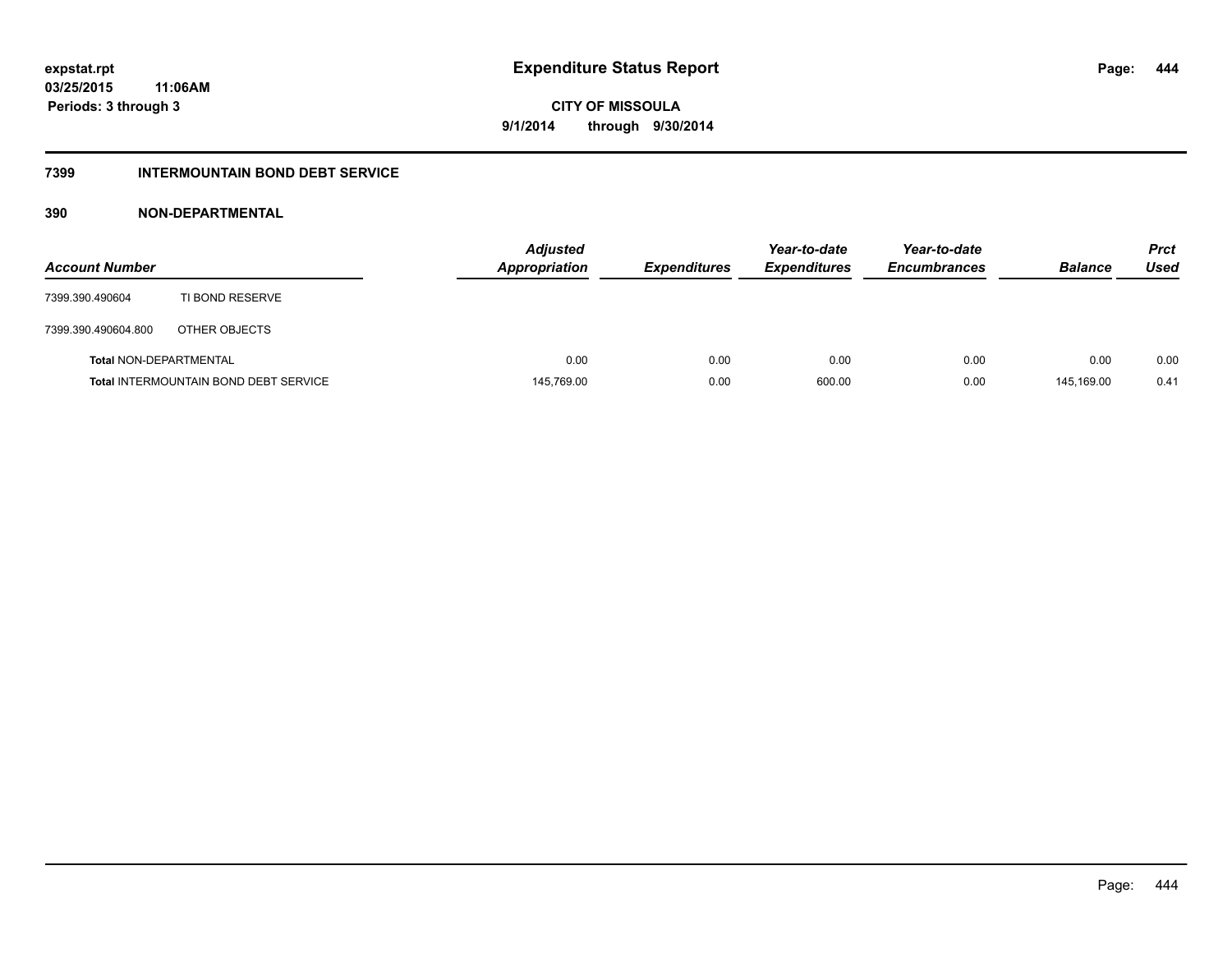**expstat.rpt**
**03/25/2015 11:06AM**
**Periods: 3 through 3**

# Expenditure Status Report

**CITY OF MISSOULA**
**9/1/2014 through 9/30/2014**

## 7399 INTERMOUNTAIN BOND DEBT SERVICE

### 390 NON-DEPARTMENTAL

| Account Number | | Adjusted Appropriation | Expenditures | Year-to-date Expenditures | Year-to-date Encumbrances | Balance | Prct Used |
|---|---|---|---|---|---|---|---|
| 7399.390.490604 | TI BOND RESERVE | | | | | | |
| 7399.390.490604.800 | OTHER OBJECTS | | | | | | |
| **Total** NON-DEPARTMENTAL | | 0.00 | 0.00 | 0.00 | 0.00 | 0.00 | 0.00 |
| **Total** INTERMOUNTAIN BOND DEBT SERVICE | | 145,769.00 | 0.00 | 600.00 | 0.00 | 145,169.00 | 0.41 |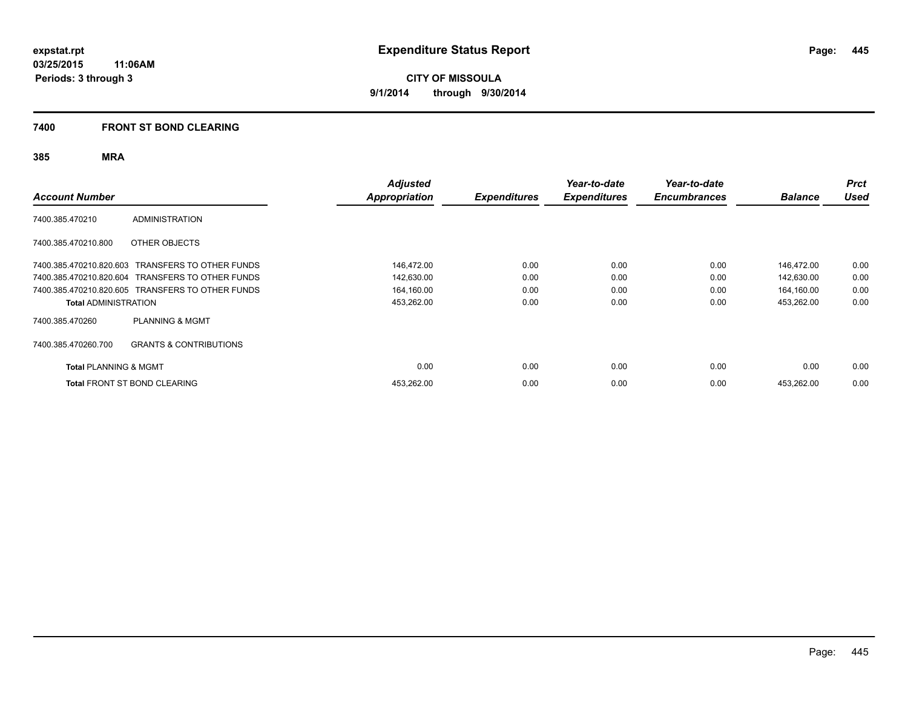**expstat.rpt**
**03/25/2015 11:06AM**
**Periods: 3 through 3**

# Expenditure Status Report

**CITY OF MISSOULA**
**9/1/2014 through 9/30/2014**

## 7400 FRONT ST BOND CLEARING

### 385 MRA

| Account Number | | Adjusted Appropriation | Expenditures | Year-to-date Expenditures | Year-to-date Encumbrances | Balance | Prct Used |
|---|---|---|---|---|---|---|---|
| 7400.385.470210 | ADMINISTRATION | | | | | | |
| 7400.385.470210.800 | OTHER OBJECTS | | | | | | |
| 7400.385.470210.820.603 | TRANSFERS TO OTHER FUNDS | 146,472.00 | 0.00 | 0.00 | 0.00 | 146,472.00 | 0.00 |
| 7400.385.470210.820.604 | TRANSFERS TO OTHER FUNDS | 142,630.00 | 0.00 | 0.00 | 0.00 | 142,630.00 | 0.00 |
| 7400.385.470210.820.605 | TRANSFERS TO OTHER FUNDS | 164,160.00 | 0.00 | 0.00 | 0.00 | 164,160.00 | 0.00 |
| **Total** ADMINISTRATION | | 453,262.00 | 0.00 | 0.00 | 0.00 | 453,262.00 | 0.00 |
| 7400.385.470260 | PLANNING & MGMT | | | | | | |
| 7400.385.470260.700 | GRANTS & CONTRIBUTIONS | | | | | | |
| **Total** PLANNING & MGMT | | 0.00 | 0.00 | 0.00 | 0.00 | 0.00 | 0.00 |
| **Total** FRONT ST BOND CLEARING | | 453,262.00 | 0.00 | 0.00 | 0.00 | 453,262.00 | 0.00 |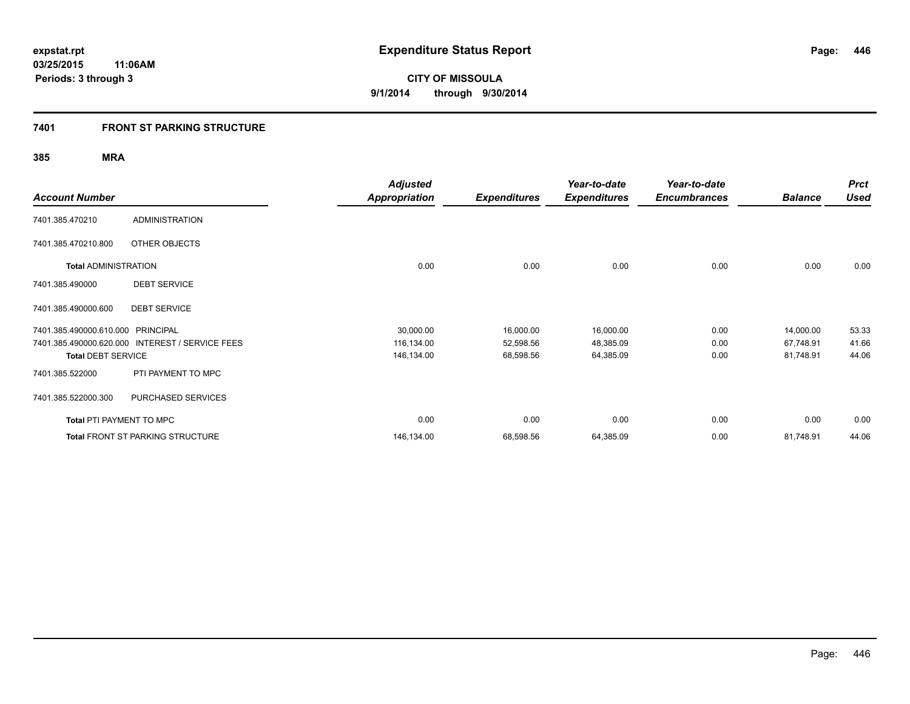# Expenditure Status Report

expstat.rpt
03/25/2015 11:06AM
Periods: 3 through 3

**CITY OF MISSOULA**
**9/1/2014 through 9/30/2014**

## 7401 FRONT ST PARKING STRUCTURE

### 385 MRA

| Account Number | | Adjusted Appropriation | Expenditures | Year-to-date Expenditures | Year-to-date Encumbrances | Balance | Prct Used |
|---|---|---|---|---|---|---|---|
| 7401.385.470210 | ADMINISTRATION | | | | | | |
| 7401.385.470210.800 | OTHER OBJECTS | | | | | | |
| **Total** ADMINISTRATION | | 0.00 | 0.00 | 0.00 | 0.00 | 0.00 | 0.00 |
| 7401.385.490000 | DEBT SERVICE | | | | | | |
| 7401.385.490000.600 | DEBT SERVICE | | | | | | |
| 7401.385.490000.610.000 | PRINCIPAL | 30,000.00 | 16,000.00 | 16,000.00 | 0.00 | 14,000.00 | 53.33 |
| 7401.385.490000.620.000 | INTEREST / SERVICE FEES | 116,134.00 | 52,598.56 | 48,385.09 | 0.00 | 67,748.91 | 41.66 |
| **Total** DEBT SERVICE | | 146,134.00 | 68,598.56 | 64,385.09 | 0.00 | 81,748.91 | 44.06 |
| 7401.385.522000 | PTI PAYMENT TO MPC | | | | | | |
| 7401.385.522000.300 | PURCHASED SERVICES | | | | | | |
| **Total** PTI PAYMENT TO MPC | | 0.00 | 0.00 | 0.00 | 0.00 | 0.00 | 0.00 |
| **Total** FRONT ST PARKING STRUCTURE | | 146,134.00 | 68,598.56 | 64,385.09 | 0.00 | 81,748.91 | 44.06 |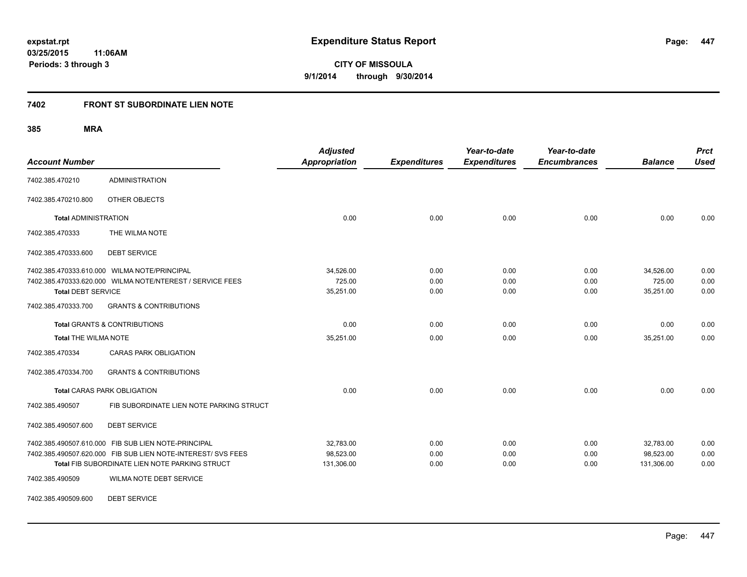**expstat.rpt**
**03/25/2015 11:06AM**
**Periods: 3 through 3**

# Expenditure Status Report

**CITY OF MISSOULA**
**9/1/2014 through 9/30/2014**

## 7402 FRONT ST SUBORDINATE LIEN NOTE

### 385 MRA

| Account Number | | Adjusted Appropriation | Expenditures | Year-to-date Expenditures | Year-to-date Encumbrances | Balance | Prct Used |
|---|---|---|---|---|---|---|---|
| 7402.385.470210 | ADMINISTRATION | | | | | | |
| 7402.385.470210.800 | OTHER OBJECTS | | | | | | |
| **Total** ADMINISTRATION | | 0.00 | 0.00 | 0.00 | 0.00 | 0.00 | 0.00 |
| 7402.385.470333 | THE WILMA NOTE | | | | | | |
| 7402.385.470333.600 | DEBT SERVICE | | | | | | |
| 7402.385.470333.610.000 | WILMA NOTE/PRINCIPAL | 34,526.00 | 0.00 | 0.00 | 0.00 | 34,526.00 | 0.00 |
| 7402.385.470333.620.000 | WILMA NOTE/NTEREST / SERVICE FEES | 725.00 | 0.00 | 0.00 | 0.00 | 725.00 | 0.00 |
| **Total** DEBT SERVICE | | 35,251.00 | 0.00 | 0.00 | 0.00 | 35,251.00 | 0.00 |
| 7402.385.470333.700 | GRANTS & CONTRIBUTIONS | | | | | | |
| **Total** GRANTS & CONTRIBUTIONS | | 0.00 | 0.00 | 0.00 | 0.00 | 0.00 | 0.00 |
| **Total** THE WILMA NOTE | | 35,251.00 | 0.00 | 0.00 | 0.00 | 35,251.00 | 0.00 |
| 7402.385.470334 | CARAS PARK OBLIGATION | | | | | | |
| 7402.385.470334.700 | GRANTS & CONTRIBUTIONS | | | | | | |
| **Total** CARAS PARK OBLIGATION | | 0.00 | 0.00 | 0.00 | 0.00 | 0.00 | 0.00 |
| 7402.385.490507 | FIB SUBORDINATE LIEN NOTE PARKING STRUCT | | | | | | |
| 7402.385.490507.600 | DEBT SERVICE | | | | | | |
| 7402.385.490507.610.000 | FIB SUB LIEN NOTE-PRINCIPAL | 32,783.00 | 0.00 | 0.00 | 0.00 | 32,783.00 | 0.00 |
| 7402.385.490507.620.000 | FIB SUB LIEN NOTE-INTEREST/ SVS FEES | 98,523.00 | 0.00 | 0.00 | 0.00 | 98,523.00 | 0.00 |
| **Total** FIB SUBORDINATE LIEN NOTE PARKING STRUCT | | 131,306.00 | 0.00 | 0.00 | 0.00 | 131,306.00 | 0.00 |
| 7402.385.490509 | WILMA NOTE DEBT SERVICE | | | | | | |
| 7402.385.490509.600 | DEBT SERVICE | | | | | | |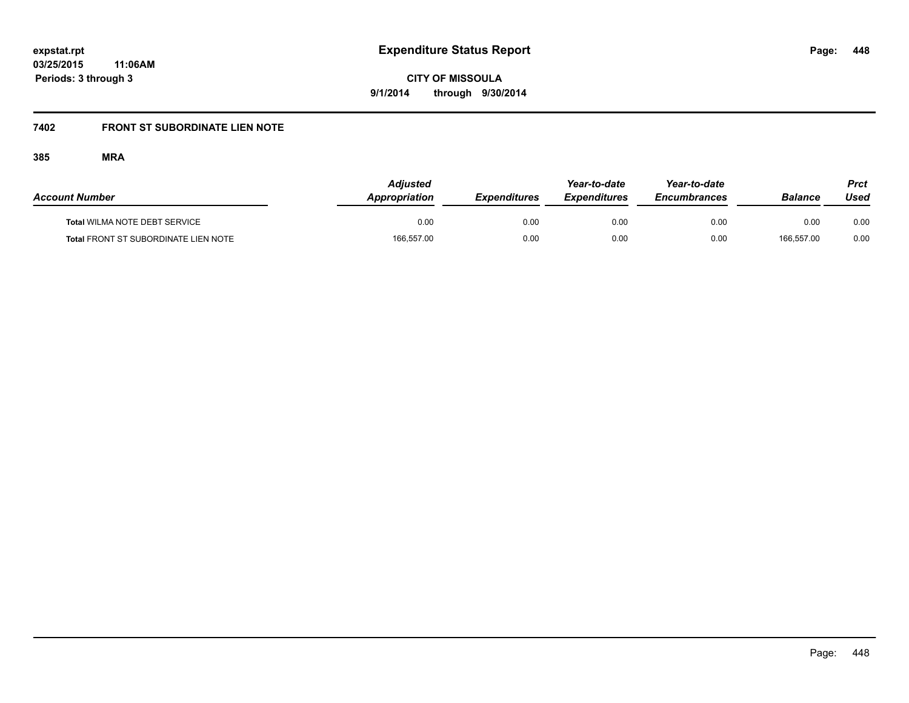# Expenditure Status Report

**CITY OF MISSOULA**

**9/1/2014 through 9/30/2014**

expstat.rpt
03/25/2015 11:06AM
Periods: 3 through 3

## 7402 FRONT ST SUBORDINATE LIEN NOTE

### 385 MRA

| Account Number | Adjusted Appropriation | Expenditures | Year-to-date Expenditures | Year-to-date Encumbrances | Balance | Prct Used |
|---|---|---|---|---|---|---|
| **Total** WILMA NOTE DEBT SERVICE | 0.00 | 0.00 | 0.00 | 0.00 | 0.00 | 0.00 |
| **Total** FRONT ST SUBORDINATE LIEN NOTE | 166,557.00 | 0.00 | 0.00 | 0.00 | 166,557.00 | 0.00 |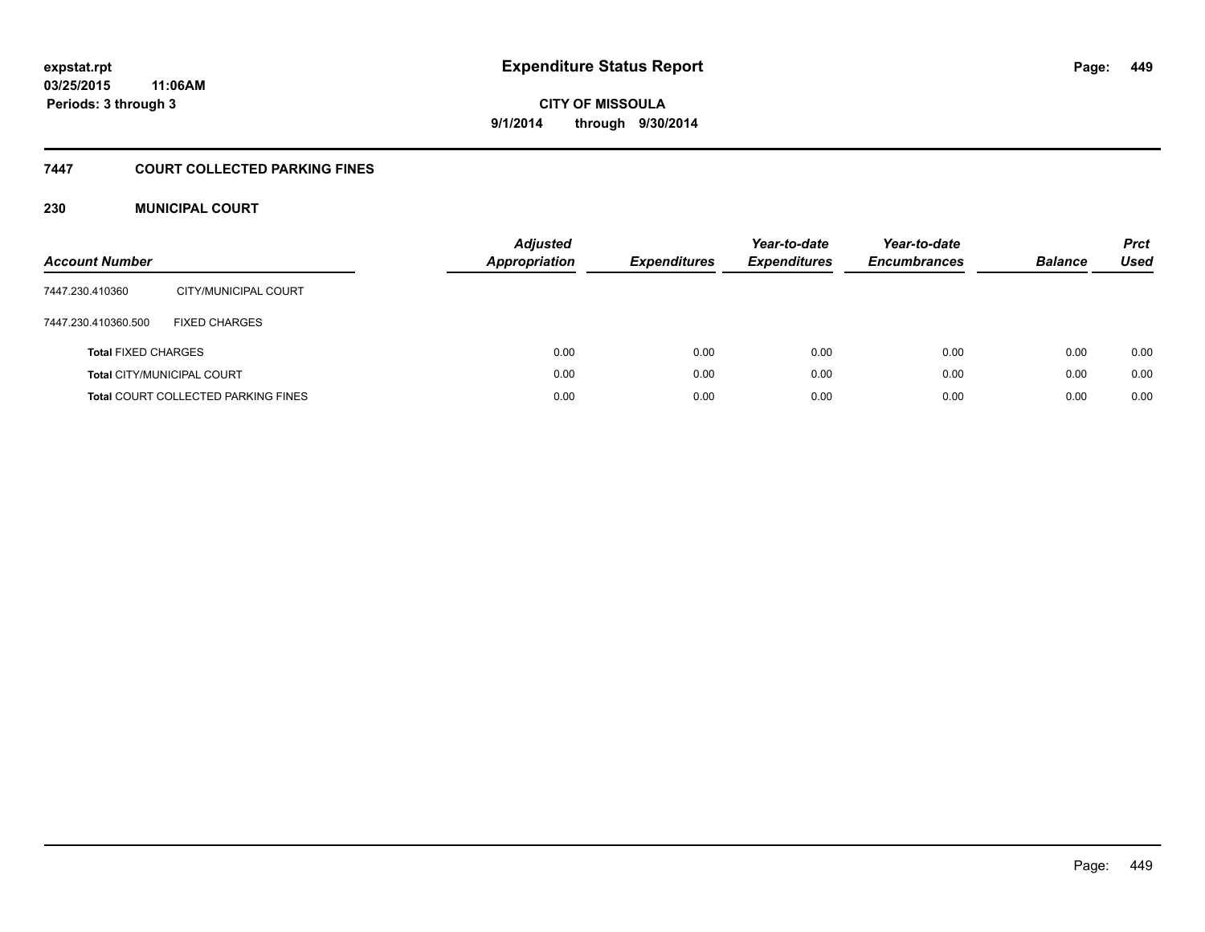# Expenditure Status Report

expstat.rpt
03/25/2015 11:06AM
Periods: 3 through 3

CITY OF MISSOULA
9/1/2014 through 9/30/2014

## 7447 COURT COLLECTED PARKING FINES

### 230 MUNICIPAL COURT

| Account Number | | Adjusted Appropriation | Expenditures | Year-to-date Expenditures | Year-to-date Encumbrances | Balance | Prct Used |
|---|---|---|---|---|---|---|---|
| 7447.230.410360 | CITY/MUNICIPAL COURT | | | | | | |
| 7447.230.410360.500 | FIXED CHARGES | | | | | | |
| **Total** FIXED CHARGES | | 0.00 | 0.00 | 0.00 | 0.00 | 0.00 | 0.00 |
| **Total** CITY/MUNICIPAL COURT | | 0.00 | 0.00 | 0.00 | 0.00 | 0.00 | 0.00 |
| **Total** COURT COLLECTED PARKING FINES | | 0.00 | 0.00 | 0.00 | 0.00 | 0.00 | 0.00 |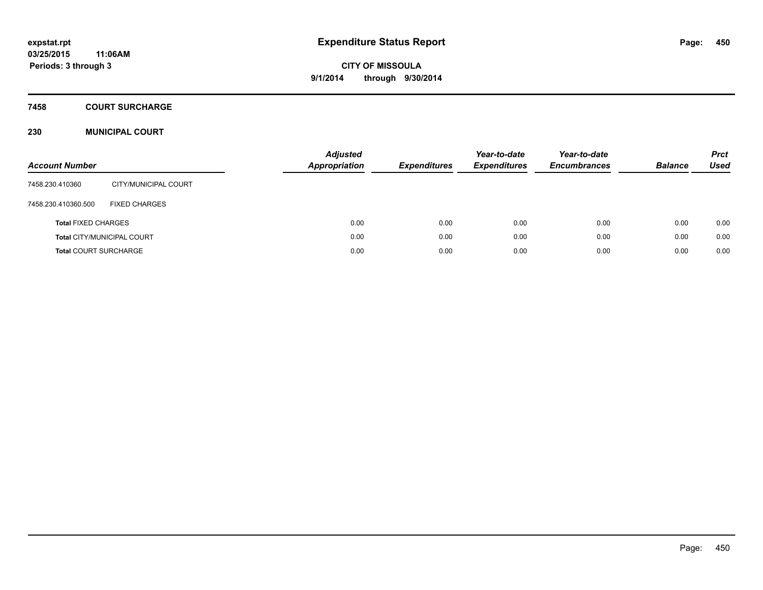# Expenditure Status Report

expstat.rpt
03/25/2015 11:06AM
Periods: 3 through 3

**CITY OF MISSOULA**
**9/1/2014 through 9/30/2014**

## 7458 COURT SURCHARGE

## 230 MUNICIPAL COURT

| Account Number | | Adjusted Appropriation | Expenditures | Year-to-date Expenditures | Year-to-date Encumbrances | Balance | Prct Used |
|---|---|---|---|---|---|---|---|
| 7458.230.410360 | CITY/MUNICIPAL COURT | | | | | | |
| 7458.230.410360.500 | FIXED CHARGES | | | | | | |
| **Total** FIXED CHARGES | | 0.00 | 0.00 | 0.00 | 0.00 | 0.00 | 0.00 |
| **Total** CITY/MUNICIPAL COURT | | 0.00 | 0.00 | 0.00 | 0.00 | 0.00 | 0.00 |
| **Total** COURT SURCHARGE | | 0.00 | 0.00 | 0.00 | 0.00 | 0.00 | 0.00 |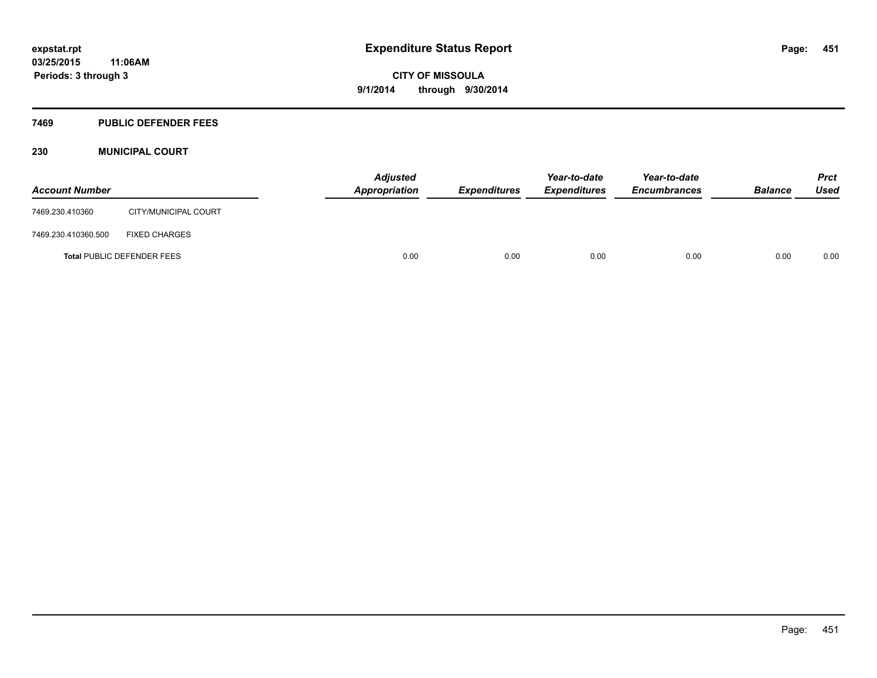expstat.rpt
03/25/2015 11:06AM
Periods: 3 through 3

# Expenditure Status Report

**CITY OF MISSOULA**
**9/1/2014 through 9/30/2014**

## 7469 PUBLIC DEFENDER FEES

### 230 MUNICIPAL COURT

| Account Number | | Adjusted Appropriation | Expenditures | Year-to-date Expenditures | Year-to-date Encumbrances | Balance | Prct Used |
|---|---|---|---|---|---|---|---|
| 7469.230.410360 | CITY/MUNICIPAL COURT | | | | | | |
| 7469.230.410360.500 | FIXED CHARGES | | | | | | |
| **Total** PUBLIC DEFENDER FEES | | 0.00 | 0.00 | 0.00 | 0.00 | 0.00 | 0.00 |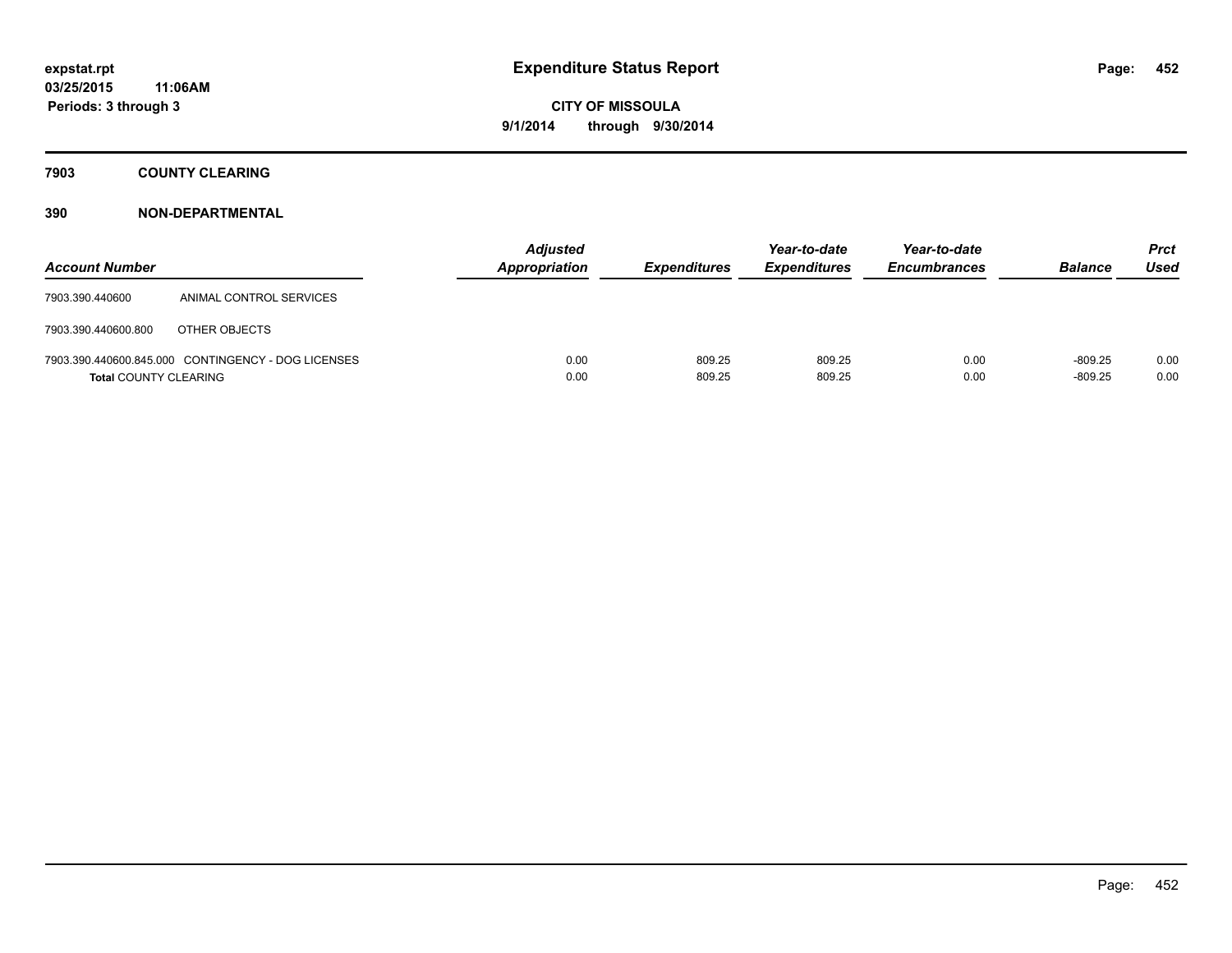**expstat.rpt**
**03/25/2015 11:06AM**
**Periods: 3 through 3**

# Expenditure Status Report

**CITY OF MISSOULA**
**9/1/2014 through 9/30/2014**

## 7903 COUNTY CLEARING

## 390 NON-DEPARTMENTAL

| Account Number | | Adjusted Appropriation | Expenditures | Year-to-date Expenditures | Year-to-date Encumbrances | Balance | Prct Used |
|---|---|---|---|---|---|---|---|
| 7903.390.440600 | ANIMAL CONTROL SERVICES | | | | | | |
| 7903.390.440600.800 | OTHER OBJECTS | | | | | | |
| 7903.390.440600.845.000 | CONTINGENCY - DOG LICENSES | 0.00 | 809.25 | 809.25 | 0.00 | -809.25 | 0.00 |
| **Total** COUNTY CLEARING | | 0.00 | 809.25 | 809.25 | 0.00 | -809.25 | 0.00 |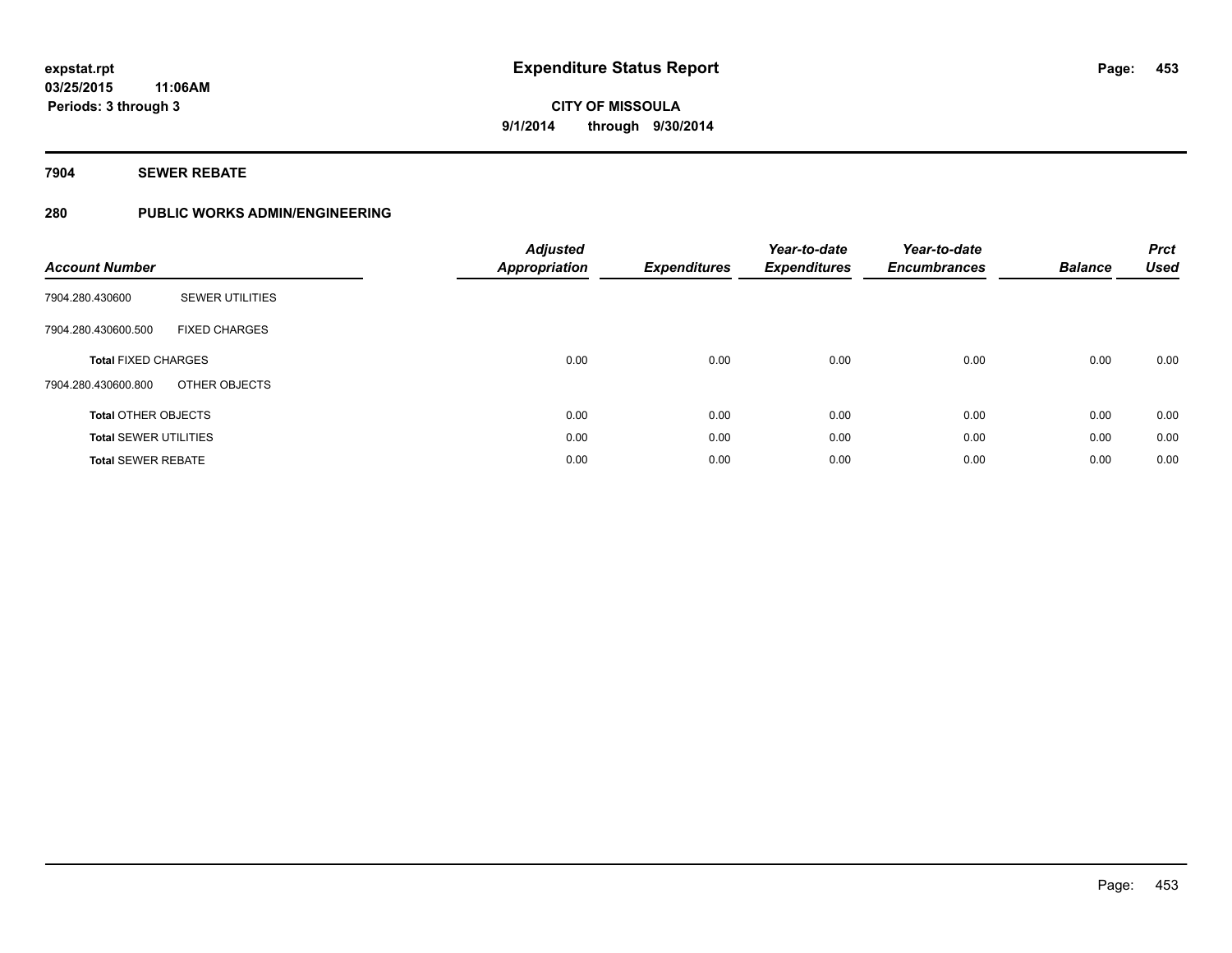# Expenditure Status Report

expstat.rpt
03/25/2015 11:06AM
Periods: 3 through 3

**CITY OF MISSOULA**
**9/1/2014 through 9/30/2014**

## 7904 SEWER REBATE

### 280 PUBLIC WORKS ADMIN/ENGINEERING

| Account Number | | Adjusted Appropriation | Expenditures | Year-to-date Expenditures | Year-to-date Encumbrances | Balance | Prct Used |
|---|---|---|---|---|---|---|---|
| 7904.280.430600 | SEWER UTILITIES | | | | | | |
| 7904.280.430600.500 | FIXED CHARGES | | | | | | |
| **Total** FIXED CHARGES | | 0.00 | 0.00 | 0.00 | 0.00 | 0.00 | 0.00 |
| 7904.280.430600.800 | OTHER OBJECTS | | | | | | |
| **Total** OTHER OBJECTS | | 0.00 | 0.00 | 0.00 | 0.00 | 0.00 | 0.00 |
| **Total** SEWER UTILITIES | | 0.00 | 0.00 | 0.00 | 0.00 | 0.00 | 0.00 |
| **Total** SEWER REBATE | | 0.00 | 0.00 | 0.00 | 0.00 | 0.00 | 0.00 |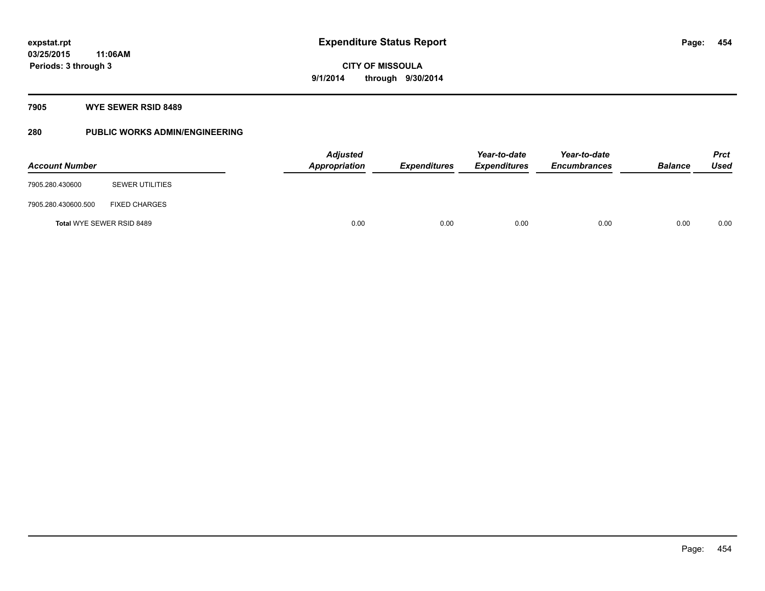**expstat.rpt**
**03/25/2015 11:06AM**
**Periods: 3 through 3**

# Expenditure Status Report

**CITY OF MISSOULA**
**9/1/2014 through 9/30/2014**

## 7905 WYE SEWER RSID 8489

## 280 PUBLIC WORKS ADMIN/ENGINEERING

| Account Number | | Adjusted Appropriation | Expenditures | Year-to-date Expenditures | Year-to-date Encumbrances | Balance | Prct Used |
|---|---|---|---|---|---|---|---|
| 7905.280.430600 | SEWER UTILITIES | | | | | | |
| 7905.280.430600.500 | FIXED CHARGES | | | | | | |
| **Total** WYE SEWER RSID 8489 | | 0.00 | 0.00 | 0.00 | 0.00 | 0.00 | 0.00 |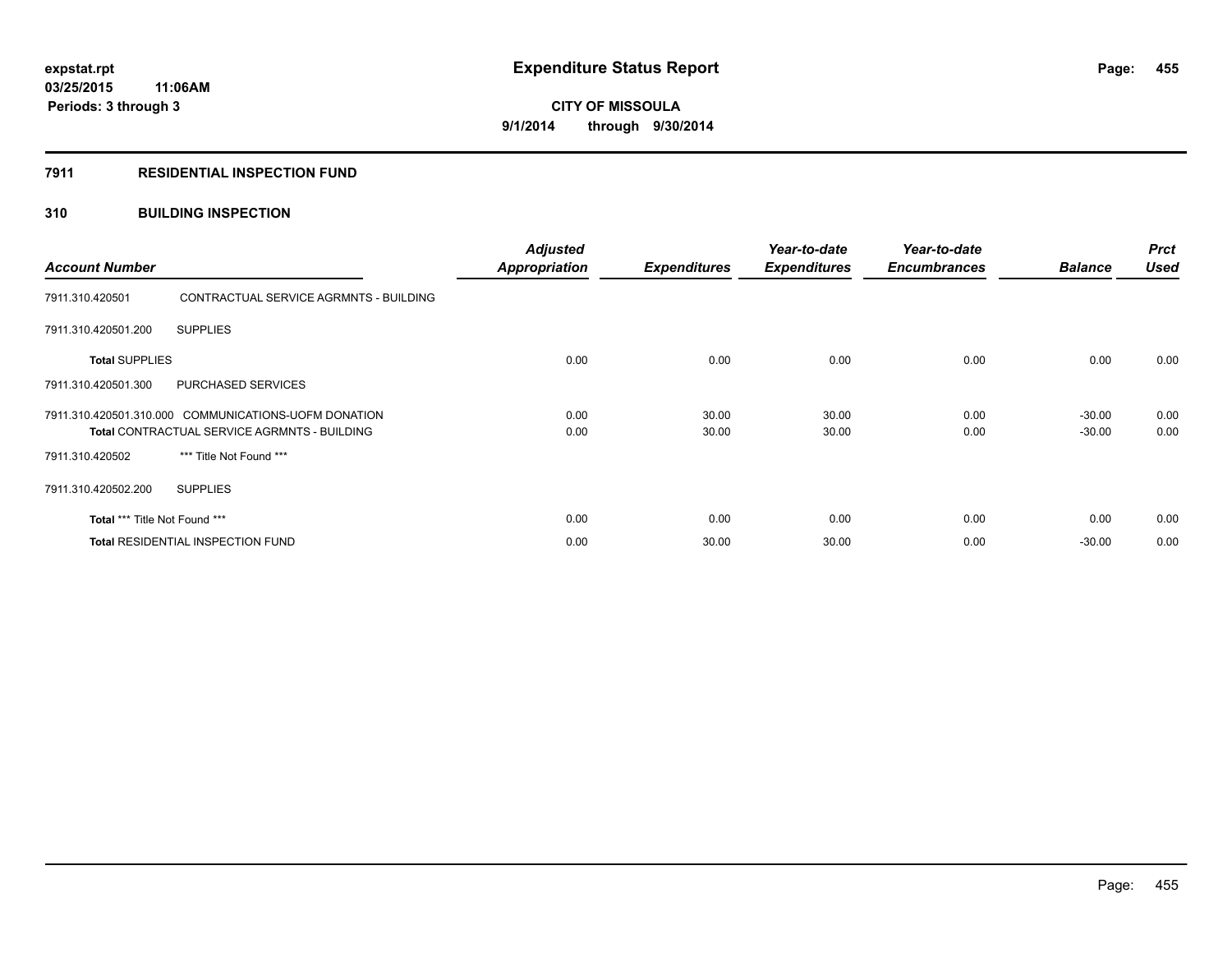**expstat.rpt**
**03/25/2015 11:06AM**
**Periods: 3 through 3**

# Expenditure Status Report

**CITY OF MISSOULA**
**9/1/2014 through 9/30/2014**

## 7911 RESIDENTIAL INSPECTION FUND

### 310 BUILDING INSPECTION

| Account Number | | Adjusted Appropriation | Expenditures | Year-to-date Expenditures | Year-to-date Encumbrances | Balance | Prct Used |
|---|---|---|---|---|---|---|---|
| 7911.310.420501 | CONTRACTUAL SERVICE AGRMNTS - BUILDING | | | | | | |
| 7911.310.420501.200 | SUPPLIES | | | | | | |
| **Total** SUPPLIES | | 0.00 | 0.00 | 0.00 | 0.00 | 0.00 | 0.00 |
| 7911.310.420501.300 | PURCHASED SERVICES | | | | | | |
| 7911.310.420501.310.000 | COMMUNICATIONS-UOFM DONATION | 0.00 | 30.00 | 30.00 | 0.00 | -30.00 | 0.00 |
| **Total** CONTRACTUAL SERVICE AGRMNTS - BUILDING | | 0.00 | 30.00 | 30.00 | 0.00 | -30.00 | 0.00 |
| 7911.310.420502 | *** Title Not Found *** | | | | | | |
| 7911.310.420502.200 | SUPPLIES | | | | | | |
| **Total** *** Title Not Found *** | | 0.00 | 0.00 | 0.00 | 0.00 | 0.00 | 0.00 |
| **Total** RESIDENTIAL INSPECTION FUND | | 0.00 | 30.00 | 30.00 | 0.00 | -30.00 | 0.00 |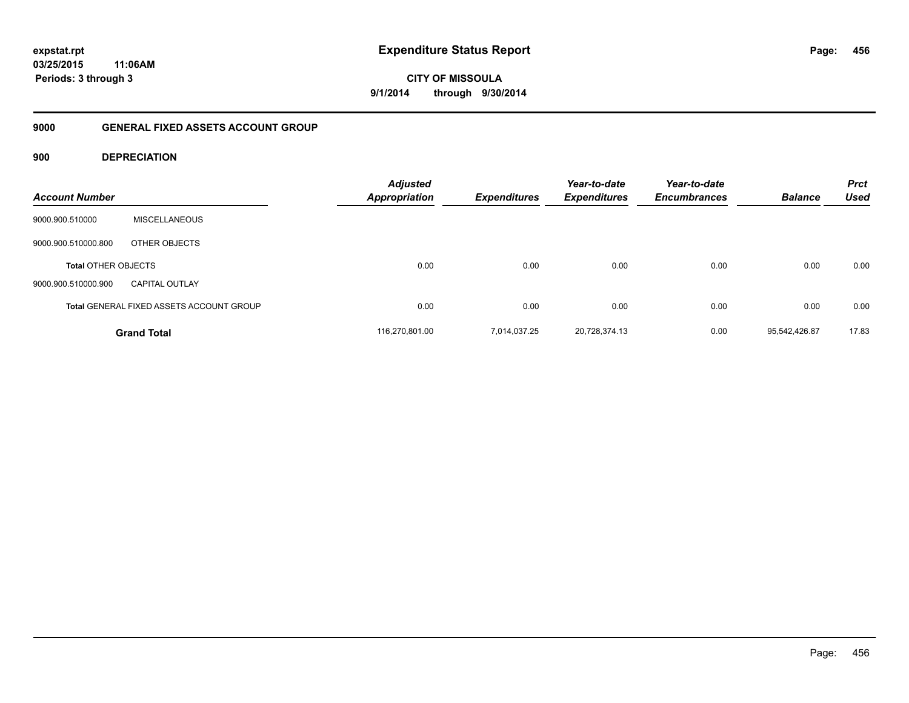# Expenditure Status Report

expstat.rpt
03/25/2015 11:06AM
Periods: 3 through 3

CITY OF MISSOULA
9/1/2014 through 9/30/2014

## 9000 GENERAL FIXED ASSETS ACCOUNT GROUP

### 900 DEPRECIATION

| Account Number | | Adjusted Appropriation | Expenditures | Year-to-date Expenditures | Year-to-date Encumbrances | Balance | Prct Used |
|---|---|---|---|---|---|---|---|
| 9000.900.510000 | MISCELLANEOUS | | | | | | |
| 9000.900.510000.800 | OTHER OBJECTS | | | | | | |
| **Total** OTHER OBJECTS | | 0.00 | 0.00 | 0.00 | 0.00 | 0.00 | 0.00 |
| 9000.900.510000.900 | CAPITAL OUTLAY | | | | | | |
| **Total** GENERAL FIXED ASSETS ACCOUNT GROUP | | 0.00 | 0.00 | 0.00 | 0.00 | 0.00 | 0.00 |
| **Grand Total** | | 116,270,801.00 | 7,014,037.25 | 20,728,374.13 | 0.00 | 95,542,426.87 | 17.83 |